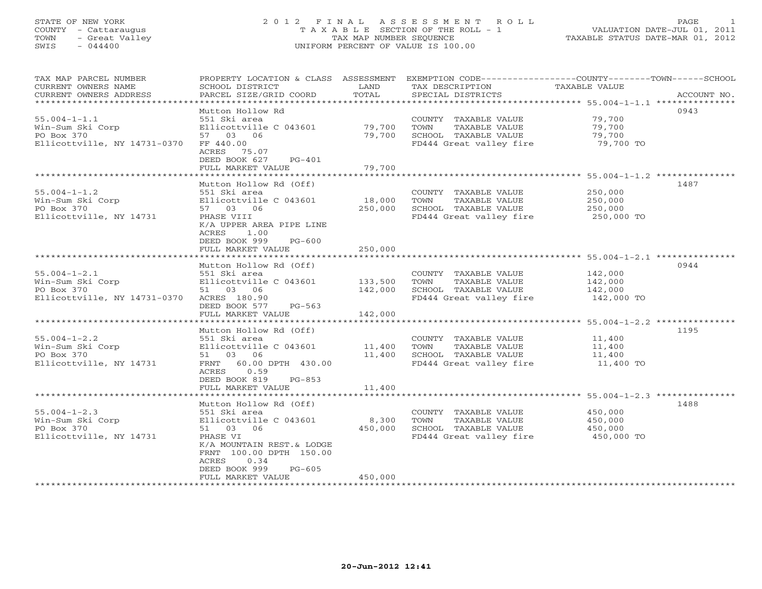STATE OF NEW YORK
COUNTY - Cattaraugus
TOWN - Great Valley
SWIS - 044400

# 2012 FINAL ASSESSMENT ROLL

TAXABLE SECTION OF THE ROLL - 1
TAX MAP NUMBER SEQUENCE
UNIFORM PERCENT OF VALUE IS 100.00

VALUATION DATE-JUL 01, 2011
TAXABLE STATUS DATE-MAR 01, 2012

| TAX MAP PARCEL NUMBER / CURRENT OWNERS NAME / CURRENT OWNERS ADDRESS | PROPERTY LOCATION & CLASS / SCHOOL DISTRICT / PARCEL SIZE/GRID COORD | ASSESSMENT LAND / TOTAL | EXEMPTION CODE / TAX DESCRIPTION / SPECIAL DISTRICTS | TAXABLE VALUE (COUNTY / TOWN / SCHOOL) | ACCOUNT NO. |
|---|---|---|---|---|---|
| 55.004-1-1.1 | Mutton Hollow Rd | | | | 0943 |
| Win-Sum Ski Corp | 551 Ski area | | COUNTY TAXABLE VALUE | 79,700 | |
| PO Box 370 | Ellicottville C 043601 | 79,700 | TOWN TAXABLE VALUE | 79,700 | |
| Ellicottville, NY 14731-0370 | 57 03 06 | 79,700 | SCHOOL TAXABLE VALUE | 79,700 | |
| | FF 440.00 | | FD444 Great valley fire | 79,700 TO | |
| | ACRES 75.07 | | | | |
| | DEED BOOK 627 PG-401 | | | | |
| | FULL MARKET VALUE | 79,700 | | | |
| 55.004-1-1.2 | Mutton Hollow Rd (Off) | | | | 1487 |
| Win-Sum Ski Corp | 551 Ski area | | COUNTY TAXABLE VALUE | 250,000 | |
| PO Box 370 | Ellicottville C 043601 | 18,000 | TOWN TAXABLE VALUE | 250,000 | |
| Ellicottville, NY 14731 | 57 03 06 | 250,000 | SCHOOL TAXABLE VALUE | 250,000 | |
| | PHASE VIII | | FD444 Great valley fire | 250,000 TO | |
| | K/A UPPER AREA PIPE LINE | | | | |
| | ACRES 1.00 | | | | |
| | DEED BOOK 999 PG-600 | | | | |
| | FULL MARKET VALUE | 250,000 | | | |
| 55.004-1-2.1 | Mutton Hollow Rd (Off) | | | | 0944 |
| Win-Sum Ski Corp | 551 Ski area | | COUNTY TAXABLE VALUE | 142,000 | |
| PO Box 370 | Ellicottville C 043601 | 133,500 | TOWN TAXABLE VALUE | 142,000 | |
| Ellicottville, NY 14731-0370 | 51 03 06 | 142,000 | SCHOOL TAXABLE VALUE | 142,000 | |
| | ACRES 180.90 | | FD444 Great valley fire | 142,000 TO | |
| | DEED BOOK 577 PG-563 | | | | |
| | FULL MARKET VALUE | 142,000 | | | |
| 55.004-1-2.2 | Mutton Hollow Rd (Off) | | | | 1195 |
| Win-Sum Ski Corp | 551 Ski area | | COUNTY TAXABLE VALUE | 11,400 | |
| PO Box 370 | Ellicottville C 043601 | 11,400 | TOWN TAXABLE VALUE | 11,400 | |
| Ellicottville, NY 14731 | 51 03 06 | 11,400 | SCHOOL TAXABLE VALUE | 11,400 | |
| | FRNT 60.00 DPTH 430.00 | | FD444 Great valley fire | 11,400 TO | |
| | ACRES 0.59 | | | | |
| | DEED BOOK 819 PG-853 | | | | |
| | FULL MARKET VALUE | 11,400 | | | |
| 55.004-1-2.3 | Mutton Hollow Rd (Off) | | | | 1488 |
| Win-Sum Ski Corp | 551 Ski area | | COUNTY TAXABLE VALUE | 450,000 | |
| PO Box 370 | Ellicottville C 043601 | 8,300 | TOWN TAXABLE VALUE | 450,000 | |
| Ellicottville, NY 14731 | 51 03 06 | 450,000 | SCHOOL TAXABLE VALUE | 450,000 | |
| | PHASE VI | | FD444 Great valley fire | 450,000 TO | |
| | K/A MOUNTAIN REST.& LODGE | | | | |
| | FRNT 100.00 DPTH 150.00 | | | | |
| | ACRES 0.34 | | | | |
| | DEED BOOK 999 PG-605 | | | | |
| | FULL MARKET VALUE | 450,000 | | | |

20-Jun-2012 12:41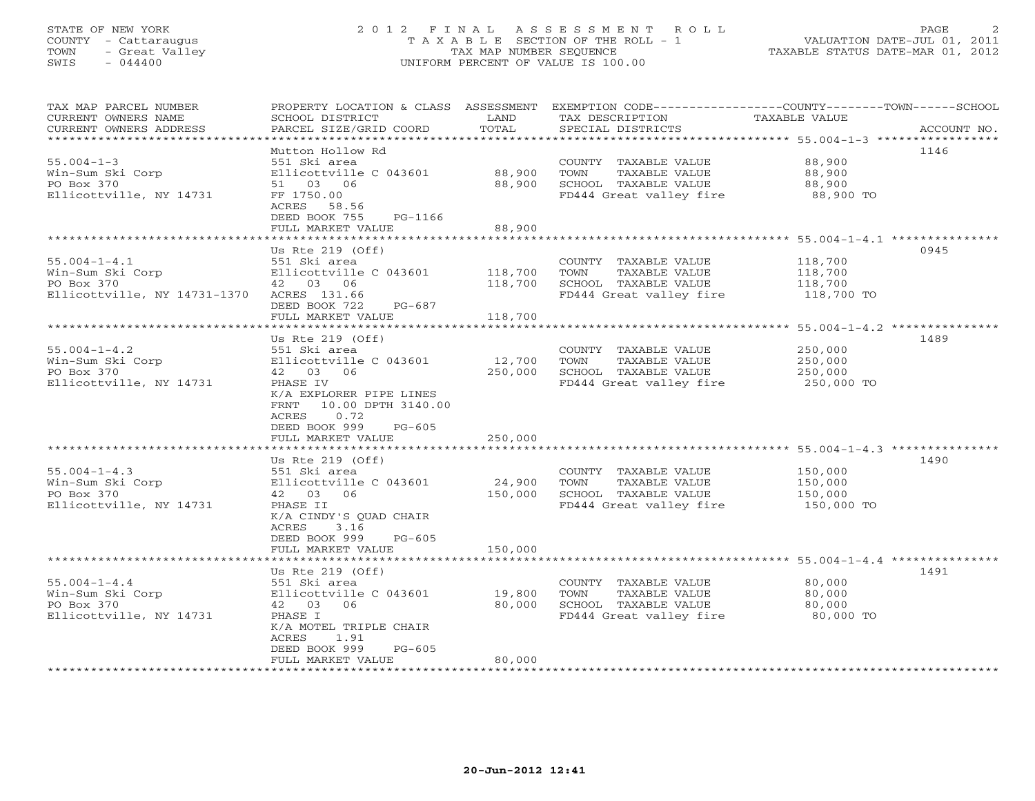STATE OF NEW YORK
COUNTY - Cattaraugus
TOWN - Great Valley
SWIS - 044400

2012 FINAL ASSESSMENT ROLL
TAXABLE SECTION OF THE ROLL - 1
TAX MAP NUMBER SEQUENCE
UNIFORM PERCENT OF VALUE IS 100.00

VALUATION DATE-JUL 01, 2011
TAXABLE STATUS DATE-MAR 01, 2012

| TAX MAP PARCEL NUMBER / CURRENT OWNERS NAME / CURRENT OWNERS ADDRESS | PROPERTY LOCATION & CLASS / SCHOOL DISTRICT / PARCEL SIZE/GRID COORD | ASSESSMENT LAND | TOTAL | EXEMPTION CODE / TAX DESCRIPTION / SPECIAL DISTRICTS | TAXABLE VALUE (COUNTY / TOWN / SCHOOL) | ACCOUNT NO. |
|---|---|---|---|---|---|---|
| 55.004-1-3 | Mutton Hollow Rd | | | | | 1146 |
| | 551 Ski area | | | COUNTY TAXABLE VALUE | 88,900 | |
| Win-Sum Ski Corp | Ellicottville C 043601 | 88,900 | | TOWN TAXABLE VALUE | 88,900 | |
| PO Box 370 | 51 03 06 | | 88,900 | SCHOOL TAXABLE VALUE | 88,900 | |
| Ellicottville, NY 14731 | FF 1750.00 | | | FD444 Great valley fire | 88,900 TO | |
| | ACRES 58.56 | | | | | |
| | DEED BOOK 755 PG-1166 | | | | | |
| | FULL MARKET VALUE | | 88,900 | | | |
| 55.004-1-4.1 | Us Rte 219 (Off) | | | | | 0945 |
| | 551 Ski area | | | COUNTY TAXABLE VALUE | 118,700 | |
| Win-Sum Ski Corp | Ellicottville C 043601 | 118,700 | | TOWN TAXABLE VALUE | 118,700 | |
| PO Box 370 | 42 03 06 | | 118,700 | SCHOOL TAXABLE VALUE | 118,700 | |
| Ellicottville, NY 14731-1370 | ACRES 131.66 | | | FD444 Great valley fire | 118,700 TO | |
| | DEED BOOK 722 PG-687 | | | | | |
| | FULL MARKET VALUE | | 118,700 | | | |
| 55.004-1-4.2 | Us Rte 219 (Off) | | | | | 1489 |
| | 551 Ski area | | | COUNTY TAXABLE VALUE | 250,000 | |
| Win-Sum Ski Corp | Ellicottville C 043601 | 12,700 | | TOWN TAXABLE VALUE | 250,000 | |
| PO Box 370 | 42 03 06 | | 250,000 | SCHOOL TAXABLE VALUE | 250,000 | |
| Ellicottville, NY 14731 | PHASE IV | | | FD444 Great valley fire | 250,000 TO | |
| | K/A EXPLORER PIPE LINES | | | | | |
| | FRNT 10.00 DPTH 3140.00 | | | | | |
| | ACRES 0.72 | | | | | |
| | DEED BOOK 999 PG-605 | | | | | |
| | FULL MARKET VALUE | | 250,000 | | | |
| 55.004-1-4.3 | Us Rte 219 (Off) | | | | | 1490 |
| | 551 Ski area | | | COUNTY TAXABLE VALUE | 150,000 | |
| Win-Sum Ski Corp | Ellicottville C 043601 | 24,900 | | TOWN TAXABLE VALUE | 150,000 | |
| PO Box 370 | 42 03 06 | | 150,000 | SCHOOL TAXABLE VALUE | 150,000 | |
| Ellicottville, NY 14731 | PHASE II | | | FD444 Great valley fire | 150,000 TO | |
| | K/A CINDY'S QUAD CHAIR | | | | | |
| | ACRES 3.16 | | | | | |
| | DEED BOOK 999 PG-605 | | | | | |
| | FULL MARKET VALUE | | 150,000 | | | |
| 55.004-1-4.4 | Us Rte 219 (Off) | | | | | 1491 |
| | 551 Ski area | | | COUNTY TAXABLE VALUE | 80,000 | |
| Win-Sum Ski Corp | Ellicottville C 043601 | 19,800 | | TOWN TAXABLE VALUE | 80,000 | |
| PO Box 370 | 42 03 06 | | 80,000 | SCHOOL TAXABLE VALUE | 80,000 | |
| Ellicottville, NY 14731 | PHASE I | | | FD444 Great valley fire | 80,000 TO | |
| | K/A MOTEL TRIPLE CHAIR | | | | | |
| | ACRES 1.91 | | | | | |
| | DEED BOOK 999 PG-605 | | | | | |
| | FULL MARKET VALUE | | 80,000 | | | |

20-Jun-2012 12:41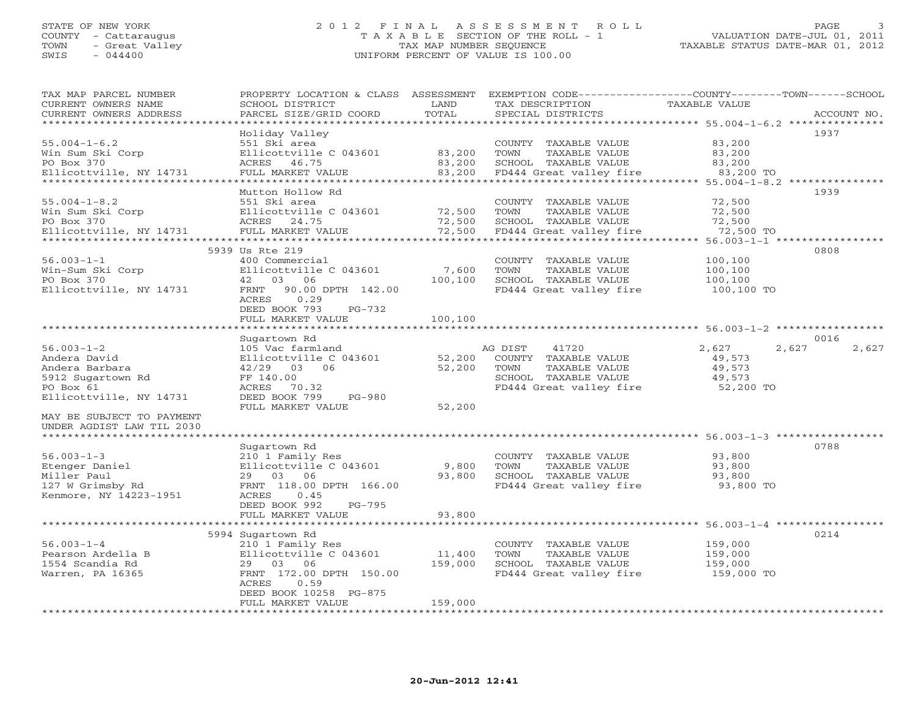STATE OF NEW YORK
COUNTY - Cattaraugus
TOWN - Great Valley
SWIS - 044400

# 2012 FINAL ASSESSMENT ROLL
TAXABLE SECTION OF THE ROLL - 1
TAX MAP NUMBER SEQUENCE
UNIFORM PERCENT OF VALUE IS 100.00

VALUATION DATE-JUL 01, 2011
TAXABLE STATUS DATE-MAR 01, 2012

| TAX MAP PARCEL NUMBER / CURRENT OWNERS NAME / CURRENT OWNERS ADDRESS | PROPERTY LOCATION & CLASS / SCHOOL DISTRICT / PARCEL SIZE/GRID COORD | ASSESSMENT LAND / TOTAL | EXEMPTION CODE / TAX DESCRIPTION / SPECIAL DISTRICTS | COUNTY TAXABLE VALUE | TOWN | SCHOOL | ACCOUNT NO. |
|---|---|---|---|---|---|---|---|
| 55.004-1-6.2 | Holiday Valley | | | | | | 1937 |
| Win Sum Ski Corp | 551 Ski area | | COUNTY TAXABLE VALUE | 83,200 | | | |
| PO Box 370 | Ellicottville C 043601 | 83,200 | TOWN TAXABLE VALUE | 83,200 | | | |
| Ellicottville, NY 14731 | ACRES 46.75 | 83,200 | SCHOOL TAXABLE VALUE | 83,200 | | | |
| | FULL MARKET VALUE | 83,200 | FD444 Great valley fire | 83,200 TO | | | |
| 55.004-1-8.2 | Mutton Hollow Rd | | | | | | 1939 |
| Win Sum Ski Corp | 551 Ski area | | COUNTY TAXABLE VALUE | 72,500 | | | |
| PO Box 370 | Ellicottville C 043601 | 72,500 | TOWN TAXABLE VALUE | 72,500 | | | |
| Ellicottville, NY 14731 | ACRES 24.75 | 72,500 | SCHOOL TAXABLE VALUE | 72,500 | | | |
| | FULL MARKET VALUE | 72,500 | FD444 Great valley fire | 72,500 TO | | | |
| 56.003-1-1 | 5939 Us Rte 219 | | | | | | 0808 |
| Win-Sum Ski Corp | 400 Commercial | | COUNTY TAXABLE VALUE | 100,100 | | | |
| PO Box 370 | Ellicottville C 043601 | 7,600 | TOWN TAXABLE VALUE | 100,100 | | | |
| Ellicottville, NY 14731 | 42 03 06 | 100,100 | SCHOOL TAXABLE VALUE | 100,100 | | | |
| | FRNT 90.00 DPTH 142.00 | | FD444 Great valley fire | 100,100 TO | | | |
| | ACRES 0.29 | | | | | | |
| | DEED BOOK 793 PG-732 | | | | | | |
| | FULL MARKET VALUE | 100,100 | | | | | |
| 56.003-1-2 | Sugartown Rd | | | | | | 0016 |
| Andera David | 105 Vac farmland | | AG DIST 41720 | 2,627 | 2,627 | 2,627 | |
| Andera Barbara | Ellicottville C 043601 | 52,200 | COUNTY TAXABLE VALUE | 49,573 | | | |
| 5912 Sugartown Rd | 42/29 03 06 | 52,200 | TOWN TAXABLE VALUE | 49,573 | | | |
| PO Box 61 | FF 140.00 | | SCHOOL TAXABLE VALUE | 49,573 | | | |
| Ellicottville, NY 14731 | ACRES 70.32 | | FD444 Great valley fire | 52,200 TO | | | |
| | DEED BOOK 799 PG-980 | | | | | | |
| | FULL MARKET VALUE | 52,200 | | | | | |
| MAY BE SUBJECT TO PAYMENT UNDER AGDIST LAW TIL 2030 | | | | | | | |
| 56.003-1-3 | Sugartown Rd | | | | | | 0788 |
| Etenger Daniel | 210 1 Family Res | | COUNTY TAXABLE VALUE | 93,800 | | | |
| Miller Paul | Ellicottville C 043601 | 9,800 | TOWN TAXABLE VALUE | 93,800 | | | |
| 127 W Grimsby Rd | 29 03 06 | 93,800 | SCHOOL TAXABLE VALUE | 93,800 | | | |
| Kenmore, NY 14223-1951 | FRNT 118.00 DPTH 166.00 | | FD444 Great valley fire | 93,800 TO | | | |
| | ACRES 0.45 | | | | | | |
| | DEED BOOK 992 PG-795 | | | | | | |
| | FULL MARKET VALUE | 93,800 | | | | | |
| 56.003-1-4 | 5994 Sugartown Rd | | | | | | 0214 |
| Pearson Ardella B | 210 1 Family Res | | COUNTY TAXABLE VALUE | 159,000 | | | |
| 1554 Scandia Rd | Ellicottville C 043601 | 11,400 | TOWN TAXABLE VALUE | 159,000 | | | |
| Warren, PA 16365 | 29 03 06 | 159,000 | SCHOOL TAXABLE VALUE | 159,000 | | | |
| | FRNT 172.00 DPTH 150.00 | | FD444 Great valley fire | 159,000 TO | | | |
| | ACRES 0.59 | | | | | | |
| | DEED BOOK 10258 PG-875 | | | | | | |
| | FULL MARKET VALUE | 159,000 | | | | | |

20-Jun-2012 12:41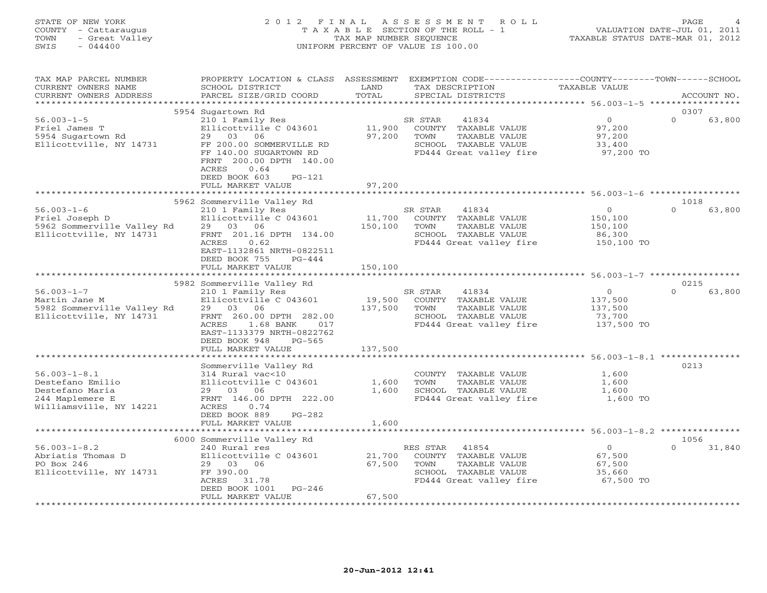STATE OF NEW YORK
COUNTY - Cattaraugus
TOWN - Great Valley
SWIS - 044400

# 2012 FINAL ASSESSMENT ROLL
TAXABLE SECTION OF THE ROLL - 1
TAX MAP NUMBER SEQUENCE
UNIFORM PERCENT OF VALUE IS 100.00

VALUATION DATE-JUL 01, 2011
TAXABLE STATUS DATE-MAR 01, 2012

| TAX MAP PARCEL NUMBER / CURRENT OWNERS NAME / CURRENT OWNERS ADDRESS | PROPERTY LOCATION & CLASS / SCHOOL DISTRICT / PARCEL SIZE/GRID COORD | ASSESSMENT LAND / TOTAL | EXEMPTION CODE / TAX DESCRIPTION / SPECIAL DISTRICTS | COUNTY TAXABLE VALUE | TOWN | SCHOOL / ACCOUNT NO. |
|---|---|---|---|---|---|---|
| | 5954 Sugartown Rd | | | | | 0307 |
| 56.003-1-5 | 210 1 Family Res | | SR STAR 41834 | 0 | 0 | 63,800 |
| Friel James T | Ellicottville C 043601 | 11,900 | COUNTY TAXABLE VALUE | 97,200 | | |
| 5954 Sugartown Rd | 29 03 06 | 97,200 | TOWN TAXABLE VALUE | 97,200 | | |
| Ellicottville, NY 14731 | FF 200.00 SOMMERVILLE RD | | SCHOOL TAXABLE VALUE | 33,400 | | |
| | FF 140.00 SUGARTOWN RD | | FD444 Great valley fire | 97,200 TO | | |
| | FRNT 200.00 DPTH 140.00 | | | | | |
| | ACRES 0.64 | | | | | |
| | DEED BOOK 603 PG-121 | | | | | |
| | FULL MARKET VALUE | 97,200 | | | | |
| | 5962 Sommerville Valley Rd | | | | | 1018 |
| 56.003-1-6 | 210 1 Family Res | | SR STAR 41834 | 0 | 0 | 63,800 |
| Friel Joseph D | Ellicottville C 043601 | 11,700 | COUNTY TAXABLE VALUE | 150,100 | | |
| 5962 Sommerville Valley Rd | 29 03 06 | 150,100 | TOWN TAXABLE VALUE | 150,100 | | |
| Ellicottville, NY 14731 | FRNT 201.16 DPTH 134.00 | | SCHOOL TAXABLE VALUE | 86,300 | | |
| | ACRES 0.62 | | FD444 Great valley fire | 150,100 TO | | |
| | EAST-1132861 NRTH-0822511 | | | | | |
| | DEED BOOK 755 PG-444 | | | | | |
| | FULL MARKET VALUE | 150,100 | | | | |
| | 5982 Sommerville Valley Rd | | | | | 0215 |
| 56.003-1-7 | 210 1 Family Res | | SR STAR 41834 | 0 | 0 | 63,800 |
| Martin Jane M | Ellicottville C 043601 | 19,500 | COUNTY TAXABLE VALUE | 137,500 | | |
| 5982 Sommerville Valley Rd | 29 03 06 | 137,500 | TOWN TAXABLE VALUE | 137,500 | | |
| Ellicottville, NY 14731 | FRNT 260.00 DPTH 282.00 | | SCHOOL TAXABLE VALUE | 73,700 | | |
| | ACRES 1.68 BANK 017 | | FD444 Great valley fire | 137,500 TO | | |
| | EAST-1133379 NRTH-0822762 | | | | | |
| | DEED BOOK 948 PG-565 | | | | | |
| | FULL MARKET VALUE | 137,500 | | | | |
| | Sommerville Valley Rd | | | | | 0213 |
| 56.003-1-8.1 | 314 Rural vac<10 | | COUNTY TAXABLE VALUE | 1,600 | | |
| Destefano Emilio | Ellicottville C 043601 | 1,600 | TOWN TAXABLE VALUE | 1,600 | | |
| Destefano Maria | 29 03 06 | 1,600 | SCHOOL TAXABLE VALUE | 1,600 | | |
| 244 Maplemere E | FRNT 146.00 DPTH 222.00 | | FD444 Great valley fire | 1,600 TO | | |
| Williamsville, NY 14221 | ACRES 0.74 | | | | | |
| | DEED BOOK 889 PG-282 | | | | | |
| | FULL MARKET VALUE | 1,600 | | | | |
| | 6000 Sommerville Valley Rd | | | | | 1056 |
| 56.003-1-8.2 | 240 Rural res | | RES STAR 41854 | 0 | 0 | 31,840 |
| Abriatis Thomas D | Ellicottville C 043601 | 21,700 | COUNTY TAXABLE VALUE | 67,500 | | |
| PO Box 246 | 29 03 06 | 67,500 | TOWN TAXABLE VALUE | 67,500 | | |
| Ellicottville, NY 14731 | FF 390.00 | | SCHOOL TAXABLE VALUE | 35,660 | | |
| | ACRES 31.78 | | FD444 Great valley fire | 67,500 TO | | |
| | DEED BOOK 1001 PG-246 | | | | | |
| | FULL MARKET VALUE | 67,500 | | | | |

20-Jun-2012 12:41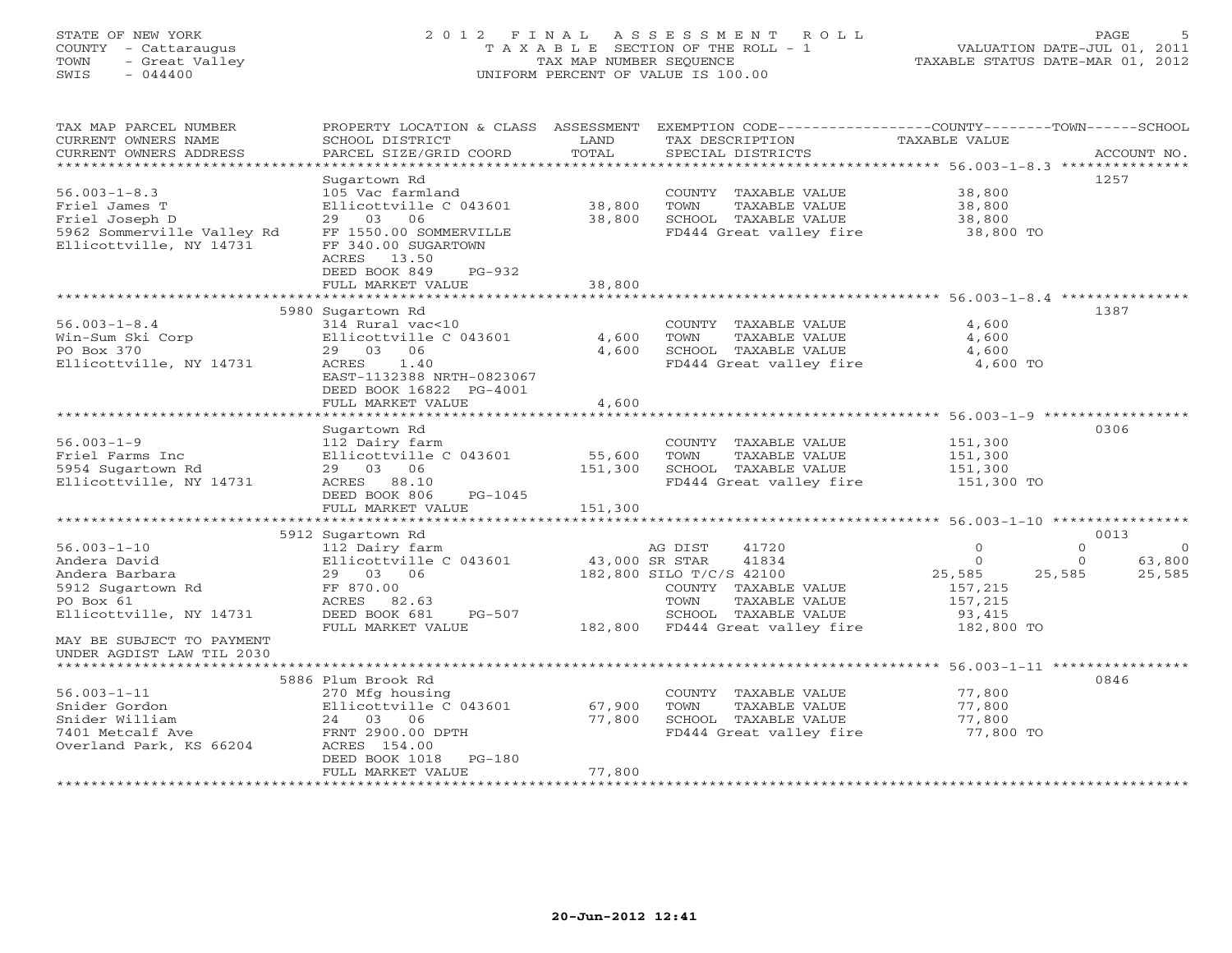STATE OF NEW YORK
COUNTY - Cattaraugus
TOWN - Great Valley
SWIS - 044400

2012 FINAL ASSESSMENT ROLL
TAXABLE SECTION OF THE ROLL - 1
TAX MAP NUMBER SEQUENCE
UNIFORM PERCENT OF VALUE IS 100.00

VALUATION DATE-JUL 01, 2011
TAXABLE STATUS DATE-MAR 01, 2012

| TAX MAP PARCEL NUMBER / CURRENT OWNERS NAME / CURRENT OWNERS ADDRESS | PROPERTY LOCATION & CLASS / SCHOOL DISTRICT / PARCEL SIZE/GRID COORD | ASSESSMENT LAND / TOTAL | EXEMPTION CODE / TAX DESCRIPTION / SPECIAL DISTRICTS | COUNTY | TOWN | SCHOOL | ACCOUNT NO. |
|---|---|---|---|---|---|---|---|
| 56.003-1-8.3 | Sugartown Rd | | | | | | 1257 |
| | 105 Vac farmland | | COUNTY TAXABLE VALUE | 38,800 | | | |
| Friel James T | Ellicottville C 043601 | 38,800 | TOWN TAXABLE VALUE | | 38,800 | | |
| Friel Joseph D | 29 03 06 | 38,800 | SCHOOL TAXABLE VALUE | | | 38,800 | |
| 5962 Sommerville Valley Rd | FF 1550.00 SOMMERVILLE | | FD444 Great valley fire | 38,800 TO | | | |
| Ellicottville, NY 14731 | FF 340.00 SUGARTOWN | | | | | | |
| | ACRES 13.50 | | | | | | |
| | DEED BOOK 849 PG-932 | | | | | | |
| | FULL MARKET VALUE | 38,800 | | | | | |
| 56.003-1-8.4 | 5980 Sugartown Rd | | | | | | 1387 |
| | 314 Rural vac<10 | | COUNTY TAXABLE VALUE | 4,600 | | | |
| Win-Sum Ski Corp | Ellicottville C 043601 | 4,600 | TOWN TAXABLE VALUE | | 4,600 | | |
| PO Box 370 | 29 03 06 | 4,600 | SCHOOL TAXABLE VALUE | | | 4,600 | |
| Ellicottville, NY 14731 | ACRES 1.40 | | FD444 Great valley fire | 4,600 TO | | | |
| | EAST-1132388 NRTH-0823067 | | | | | | |
| | DEED BOOK 16822 PG-4001 | | | | | | |
| | FULL MARKET VALUE | 4,600 | | | | | |
| 56.003-1-9 | Sugartown Rd | | | | | | 0306 |
| | 112 Dairy farm | | COUNTY TAXABLE VALUE | 151,300 | | | |
| Friel Farms Inc | Ellicottville C 043601 | 55,600 | TOWN TAXABLE VALUE | | 151,300 | | |
| 5954 Sugartown Rd | 29 03 06 | 151,300 | SCHOOL TAXABLE VALUE | | | 151,300 | |
| Ellicottville, NY 14731 | ACRES 88.10 | | FD444 Great valley fire | 151,300 TO | | | |
| | DEED BOOK 806 PG-1045 | | | | | | |
| | FULL MARKET VALUE | 151,300 | | | | | |
| 56.003-1-10 | 5912 Sugartown Rd | | | | | | 0013 |
| | 112 Dairy farm | | AG DIST 41720 | 0 | 0 | 0 | |
| Andera David | Ellicottville C 043601 | 43,000 | SR STAR 41834 | 0 | 0 | 63,800 | |
| Andera Barbara | 29 03 06 | 182,800 | SILO T/C/S 42100 | 25,585 | 25,585 | 25,585 | |
| 5912 Sugartown Rd | FF 870.00 | | COUNTY TAXABLE VALUE | 157,215 | | | |
| PO Box 61 | ACRES 82.63 | | TOWN TAXABLE VALUE | | 157,215 | | |
| Ellicottville, NY 14731 | DEED BOOK 681 PG-507 | | SCHOOL TAXABLE VALUE | | | 93,415 | |
| | FULL MARKET VALUE | 182,800 | FD444 Great valley fire | 182,800 TO | | | |
| MAY BE SUBJECT TO PAYMENT UNDER AGDIST LAW TIL 2030 | | | | | | | |
| 56.003-1-11 | 5886 Plum Brook Rd | | | | | | 0846 |
| | 270 Mfg housing | | COUNTY TAXABLE VALUE | 77,800 | | | |
| Snider Gordon | Ellicottville C 043601 | 67,900 | TOWN TAXABLE VALUE | | 77,800 | | |
| Snider William | 24 03 06 | 77,800 | SCHOOL TAXABLE VALUE | | | 77,800 | |
| 7401 Metcalf Ave | FRNT 2900.00 DPTH | | FD444 Great valley fire | 77,800 TO | | | |
| Overland Park, KS 66204 | ACRES 154.00 | | | | | | |
| | DEED BOOK 1018 PG-180 | | | | | | |
| | FULL MARKET VALUE | 77,800 | | | | | |

20-Jun-2012 12:41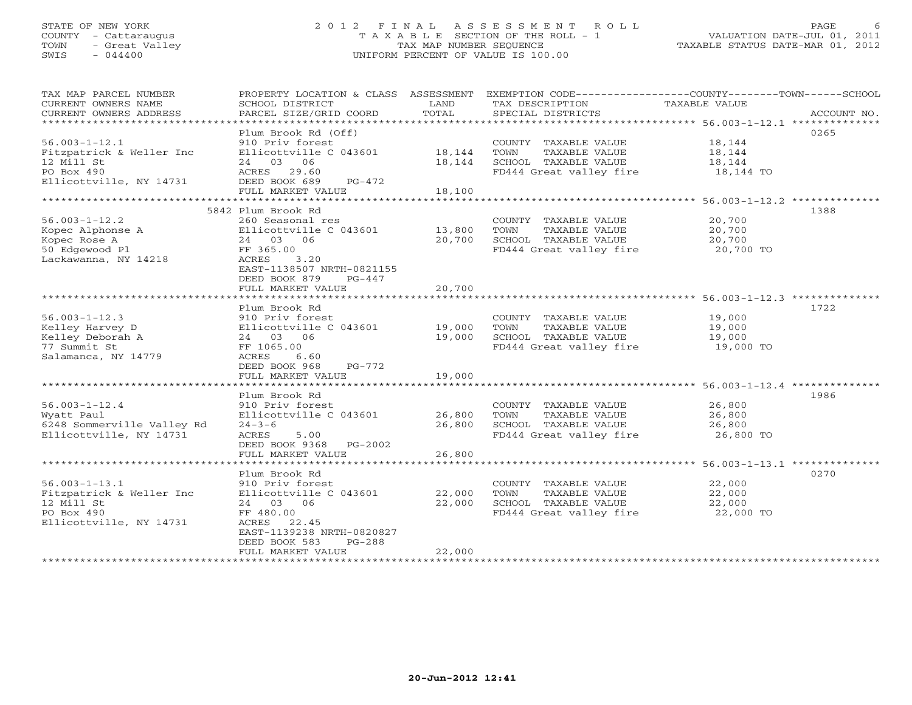STATE OF NEW YORK
COUNTY - Cattaraugus
TOWN - Great Valley
SWIS - 044400

2012 FINAL ASSESSMENT ROLL
TAXABLE SECTION OF THE ROLL - 1
TAX MAP NUMBER SEQUENCE
UNIFORM PERCENT OF VALUE IS 100.00

VALUATION DATE-JUL 01, 2011
TAXABLE STATUS DATE-MAR 01, 2012

| TAX MAP PARCEL NUMBER / CURRENT OWNERS NAME / CURRENT OWNERS ADDRESS | PROPERTY LOCATION & CLASS / SCHOOL DISTRICT / PARCEL SIZE/GRID COORD | ASSESSMENT LAND / TOTAL | EXEMPTION CODE / TAX DESCRIPTION / SPECIAL DISTRICTS | COUNTY--------TOWN------SCHOOL TAXABLE VALUE | ACCOUNT NO. |
|---|---|---|---|---|---|
| | Plum Brook Rd (Off) | | | | 0265 |
| 56.003-1-12.1 | 910 Priv forest | | COUNTY TAXABLE VALUE | 18,144 | |
| Fitzpatrick & Weller Inc | Ellicottville C 043601 | 18,144 | TOWN TAXABLE VALUE | 18,144 | |
| 12 Mill St | 24 03 06 | 18,144 | SCHOOL TAXABLE VALUE | 18,144 | |
| PO Box 490 | ACRES 29.60 | | FD444 Great valley fire | 18,144 TO | |
| Ellicottville, NY 14731 | DEED BOOK 689 PG-472 | | | | |
| | FULL MARKET VALUE | 18,100 | | | |
| | 5842 Plum Brook Rd | | | | 1388 |
| 56.003-1-12.2 | 260 Seasonal res | | COUNTY TAXABLE VALUE | 20,700 | |
| Kopec Alphonse A | Ellicottville C 043601 | 13,800 | TOWN TAXABLE VALUE | 20,700 | |
| Kopec Rose A | 24 03 06 | 20,700 | SCHOOL TAXABLE VALUE | 20,700 | |
| 50 Edgewood Pl | FF 365.00 | | FD444 Great valley fire | 20,700 TO | |
| Lackawanna, NY 14218 | ACRES 3.20 | | | | |
| | EAST-1138507 NRTH-0821155 | | | | |
| | DEED BOOK 879 PG-447 | | | | |
| | FULL MARKET VALUE | 20,700 | | | |
| | Plum Brook Rd | | | | 1722 |
| 56.003-1-12.3 | 910 Priv forest | | COUNTY TAXABLE VALUE | 19,000 | |
| Kelley Harvey D | Ellicottville C 043601 | 19,000 | TOWN TAXABLE VALUE | 19,000 | |
| Kelley Deborah A | 24 03 06 | 19,000 | SCHOOL TAXABLE VALUE | 19,000 | |
| 77 Summit St | FF 1065.00 | | FD444 Great valley fire | 19,000 TO | |
| Salamanca, NY 14779 | ACRES 6.60 | | | | |
| | DEED BOOK 968 PG-772 | | | | |
| | FULL MARKET VALUE | 19,000 | | | |
| | Plum Brook Rd | | | | 1986 |
| 56.003-1-12.4 | 910 Priv forest | | COUNTY TAXABLE VALUE | 26,800 | |
| Wyatt Paul | Ellicottville C 043601 | 26,800 | TOWN TAXABLE VALUE | 26,800 | |
| 6248 Sommerville Valley Rd | 24-3-6 | 26,800 | SCHOOL TAXABLE VALUE | 26,800 | |
| Ellicottville, NY 14731 | ACRES 5.00 | | FD444 Great valley fire | 26,800 TO | |
| | DEED BOOK 9368 PG-2002 | | | | |
| | FULL MARKET VALUE | 26,800 | | | |
| | Plum Brook Rd | | | | 0270 |
| 56.003-1-13.1 | 910 Priv forest | | COUNTY TAXABLE VALUE | 22,000 | |
| Fitzpatrick & Weller Inc | Ellicottville C 043601 | 22,000 | TOWN TAXABLE VALUE | 22,000 | |
| 12 Mill St | 24 03 06 | 22,000 | SCHOOL TAXABLE VALUE | 22,000 | |
| PO Box 490 | FF 480.00 | | FD444 Great valley fire | 22,000 TO | |
| Ellicottville, NY 14731 | ACRES 22.45 | | | | |
| | EAST-1139238 NRTH-0820827 | | | | |
| | DEED BOOK 583 PG-288 | | | | |
| | FULL MARKET VALUE | 22,000 | | | |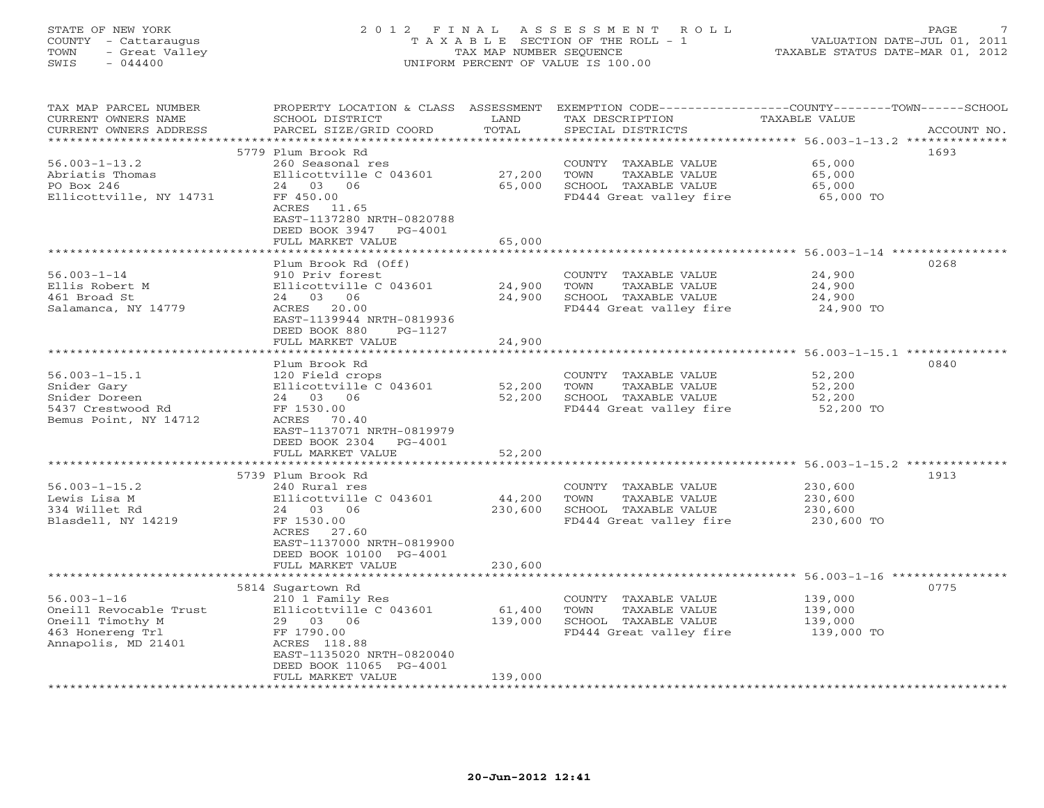STATE OF NEW YORK
COUNTY - Cattaraugus
TOWN - Great Valley
SWIS - 044400

# 2012 FINAL ASSESSMENT ROLL

TAXABLE SECTION OF THE ROLL - 1
TAX MAP NUMBER SEQUENCE
UNIFORM PERCENT OF VALUE IS 100.00

VALUATION DATE-JUL 01, 2011
TAXABLE STATUS DATE-MAR 01, 2012

| TAX MAP PARCEL NUMBER / CURRENT OWNERS NAME / CURRENT OWNERS ADDRESS | PROPERTY LOCATION & CLASS / SCHOOL DISTRICT / PARCEL SIZE/GRID COORD | ASSESSMENT LAND | TOTAL | EXEMPTION CODE / TAX DESCRIPTION / SPECIAL DISTRICTS | TAXABLE VALUE (COUNTY/TOWN/SCHOOL) | ACCOUNT NO. |
|---|---|---|---|---|---|---|
| 56.003-1-13.2 | 5779 Plum Brook Rd | | | | | 1693 |
| Abriatis Thomas | 260 Seasonal res | | | COUNTY TAXABLE VALUE | 65,000 | |
| PO Box 246 | Ellicottville C 043601 | 27,200 | | TOWN TAXABLE VALUE | 65,000 | |
| Ellicottville, NY 14731 | 24 03 06 | | 65,000 | SCHOOL TAXABLE VALUE | 65,000 | |
| | FF 450.00 | | | FD444 Great valley fire | 65,000 TO | |
| | ACRES 11.65 | | | | | |
| | EAST-1137280 NRTH-0820788 | | | | | |
| | DEED BOOK 3947 PG-4001 | | | | | |
| | FULL MARKET VALUE | | 65,000 | | | |
| 56.003-1-14 | Plum Brook Rd (Off) | | | | | 0268 |
| Ellis Robert M | 910 Priv forest | | | COUNTY TAXABLE VALUE | 24,900 | |
| 461 Broad St | Ellicottville C 043601 | 24,900 | | TOWN TAXABLE VALUE | 24,900 | |
| Salamanca, NY 14779 | 24 03 06 | | 24,900 | SCHOOL TAXABLE VALUE | 24,900 | |
| | ACRES 20.00 | | | FD444 Great valley fire | 24,900 TO | |
| | EAST-1139944 NRTH-0819936 | | | | | |
| | DEED BOOK 880 PG-1127 | | | | | |
| | FULL MARKET VALUE | | 24,900 | | | |
| 56.003-1-15.1 | Plum Brook Rd | | | | | 0840 |
| Snider Gary | 120 Field crops | | | COUNTY TAXABLE VALUE | 52,200 | |
| Snider Doreen | Ellicottville C 043601 | 52,200 | | TOWN TAXABLE VALUE | 52,200 | |
| 5437 Crestwood Rd | 24 03 06 | | 52,200 | SCHOOL TAXABLE VALUE | 52,200 | |
| Bemus Point, NY 14712 | FF 1530.00 | | | FD444 Great valley fire | 52,200 TO | |
| | ACRES 70.40 | | | | | |
| | EAST-1137071 NRTH-0819979 | | | | | |
| | DEED BOOK 2304 PG-4001 | | | | | |
| | FULL MARKET VALUE | | 52,200 | | | |
| 56.003-1-15.2 | 5739 Plum Brook Rd | | | | | 1913 |
| Lewis Lisa M | 240 Rural res | | | COUNTY TAXABLE VALUE | 230,600 | |
| 334 Willet Rd | Ellicottville C 043601 | 44,200 | | TOWN TAXABLE VALUE | 230,600 | |
| Blasdell, NY 14219 | 24 03 06 | | 230,600 | SCHOOL TAXABLE VALUE | 230,600 | |
| | FF 1530.00 | | | FD444 Great valley fire | 230,600 TO | |
| | ACRES 27.60 | | | | | |
| | EAST-1137000 NRTH-0819900 | | | | | |
| | DEED BOOK 10100 PG-4001 | | | | | |
| | FULL MARKET VALUE | | 230,600 | | | |
| 56.003-1-16 | 5814 Sugartown Rd | | | | | 0775 |
| Oneill Revocable Trust | 210 1 Family Res | | | COUNTY TAXABLE VALUE | 139,000 | |
| Oneill Timothy M | Ellicottville C 043601 | 61,400 | | TOWN TAXABLE VALUE | 139,000 | |
| 463 Honereng Trl | 29 03 06 | | 139,000 | SCHOOL TAXABLE VALUE | 139,000 | |
| Annapolis, MD 21401 | FF 1790.00 | | | FD444 Great valley fire | 139,000 TO | |
| | ACRES 118.88 | | | | | |
| | EAST-1135020 NRTH-0820040 | | | | | |
| | DEED BOOK 11065 PG-4001 | | | | | |
| | FULL MARKET VALUE | | 139,000 | | | |

20-Jun-2012 12:41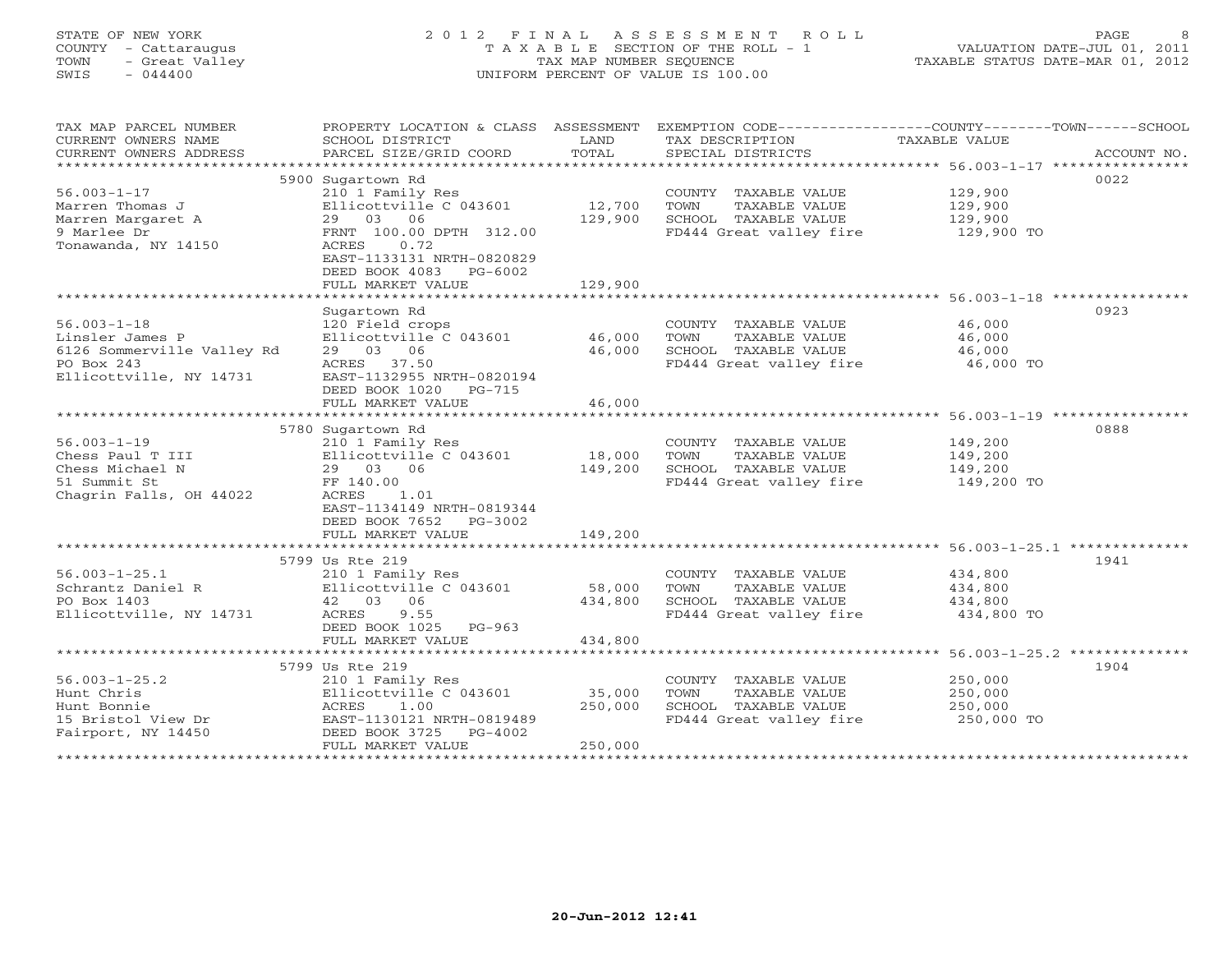STATE OF NEW YORK
COUNTY - Cattaraugus
TOWN - Great Valley
SWIS - 044400

2012 FINAL ASSESSMENT ROLL
TAXABLE SECTION OF THE ROLL - 1
TAX MAP NUMBER SEQUENCE
UNIFORM PERCENT OF VALUE IS 100.00

VALUATION DATE-JUL 01, 2011
TAXABLE STATUS DATE-MAR 01, 2012

| TAX MAP PARCEL NUMBER / CURRENT OWNERS NAME / CURRENT OWNERS ADDRESS | PROPERTY LOCATION & CLASS / SCHOOL DISTRICT / PARCEL SIZE/GRID COORD | ASSESSMENT LAND | TOTAL | EXEMPTION CODE / TAX DESCRIPTION / SPECIAL DISTRICTS | TAXABLE VALUE (COUNTY--TOWN--SCHOOL) | ACCOUNT NO. |
|---|---|---|---|---|---|---|
| 56.003-1-17 | 5900 Sugartown Rd | | | | | 0022 |
| 56.003-1-17 | 210 1 Family Res | | | COUNTY TAXABLE VALUE | 129,900 | |
| Marren Thomas J | Ellicottville C 043601 | 12,700 | | TOWN TAXABLE VALUE | 129,900 | |
| Marren Margaret A | 29 03 06 | | 129,900 | SCHOOL TAXABLE VALUE | 129,900 | |
| 9 Marlee Dr | FRNT 100.00 DPTH 312.00 | | | FD444 Great valley fire | 129,900 TO | |
| Tonawanda, NY 14150 | ACRES 0.72 | | | | | |
| | EAST-1133131 NRTH-0820829 | | | | | |
| | DEED BOOK 4083 PG-6002 | | | | | |
| | FULL MARKET VALUE | | 129,900 | | | |
| 56.003-1-18 | Sugartown Rd | | | | | 0923 |
| 56.003-1-18 | 120 Field crops | | | COUNTY TAXABLE VALUE | 46,000 | |
| Linsler James P | Ellicottville C 043601 | 46,000 | | TOWN TAXABLE VALUE | 46,000 | |
| 6126 Sommerville Valley Rd | 29 03 06 | | 46,000 | SCHOOL TAXABLE VALUE | 46,000 | |
| PO Box 243 | ACRES 37.50 | | | FD444 Great valley fire | 46,000 TO | |
| Ellicottville, NY 14731 | EAST-1132955 NRTH-0820194 | | | | | |
| | DEED BOOK 1020 PG-715 | | | | | |
| | FULL MARKET VALUE | | 46,000 | | | |
| 56.003-1-19 | 5780 Sugartown Rd | | | | | 0888 |
| 56.003-1-19 | 210 1 Family Res | | | COUNTY TAXABLE VALUE | 149,200 | |
| Chess Paul T III | Ellicottville C 043601 | 18,000 | | TOWN TAXABLE VALUE | 149,200 | |
| Chess Michael N | 29 03 06 | | 149,200 | SCHOOL TAXABLE VALUE | 149,200 | |
| 51 Summit St | FF 140.00 | | | FD444 Great valley fire | 149,200 TO | |
| Chagrin Falls, OH 44022 | ACRES 1.01 | | | | | |
| | EAST-1134149 NRTH-0819344 | | | | | |
| | DEED BOOK 7652 PG-3002 | | | | | |
| | FULL MARKET VALUE | | 149,200 | | | |
| 56.003-1-25.1 | 5799 Us Rte 219 | | | | | 1941 |
| 56.003-1-25.1 | 210 1 Family Res | | | COUNTY TAXABLE VALUE | 434,800 | |
| Schrantz Daniel R | Ellicottville C 043601 | 58,000 | | TOWN TAXABLE VALUE | 434,800 | |
| PO Box 1403 | 42 03 06 | | 434,800 | SCHOOL TAXABLE VALUE | 434,800 | |
| Ellicottville, NY 14731 | ACRES 9.55 | | | FD444 Great valley fire | 434,800 TO | |
| | DEED BOOK 1025 PG-963 | | | | | |
| | FULL MARKET VALUE | | 434,800 | | | |
| 56.003-1-25.2 | 5799 Us Rte 219 | | | | | 1904 |
| 56.003-1-25.2 | 210 1 Family Res | | | COUNTY TAXABLE VALUE | 250,000 | |
| Hunt Chris | Ellicottville C 043601 | 35,000 | | TOWN TAXABLE VALUE | 250,000 | |
| Hunt Bonnie | ACRES 1.00 | | 250,000 | SCHOOL TAXABLE VALUE | 250,000 | |
| 15 Bristol View Dr | EAST-1130121 NRTH-0819489 | | | FD444 Great valley fire | 250,000 TO | |
| Fairport, NY 14450 | DEED BOOK 3725 PG-4002 | | | | | |
| | FULL MARKET VALUE | | 250,000 | | | |

20-Jun-2012 12:41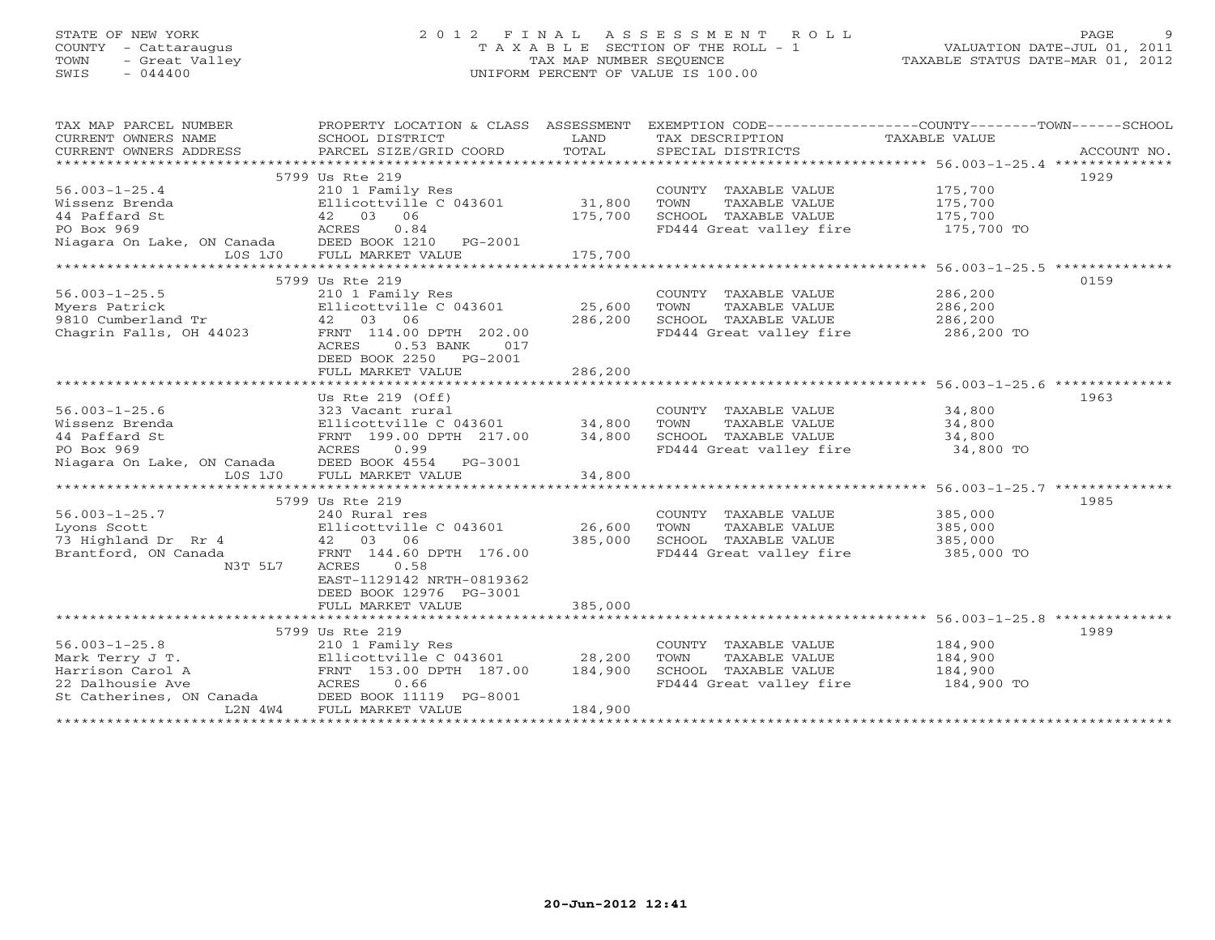STATE OF NEW YORK
COUNTY - Cattaraugus
TOWN - Great Valley
SWIS - 044400

# 2012 FINAL ASSESSMENT ROLL
TAXABLE SECTION OF THE ROLL - 1
TAX MAP NUMBER SEQUENCE
UNIFORM PERCENT OF VALUE IS 100.00

VALUATION DATE-JUL 01, 2011
TAXABLE STATUS DATE-MAR 01, 2012

| TAX MAP PARCEL NUMBER / CURRENT OWNERS NAME / CURRENT OWNERS ADDRESS | PROPERTY LOCATION & CLASS / SCHOOL DISTRICT / PARCEL SIZE/GRID COORD | ASSESSMENT LAND / TOTAL | EXEMPTION CODE / TAX DESCRIPTION / SPECIAL DISTRICTS | TAXABLE VALUE (COUNTY--TOWN--SCHOOL) | ACCOUNT NO. |
|---|---|---|---|---|---|
| 56.003-1-25.4 | 5799 Us Rte 219 | | | | 1929 |
| 56.003-1-25.4 | 210 1 Family Res | | COUNTY TAXABLE VALUE | 175,700 | |
| Wissenz Brenda | Ellicottville C 043601 | 31,800 | TOWN TAXABLE VALUE | 175,700 | |
| 44 Paffard St | 42 03 06 | 175,700 | SCHOOL TAXABLE VALUE | 175,700 | |
| PO Box 969 | ACRES 0.84 | | FD444 Great valley fire | 175,700 TO | |
| Niagara On Lake, ON Canada | DEED BOOK 1210 PG-2001 | | | | |
| L0S 1J0 | FULL MARKET VALUE | 175,700 | | | |
| 56.003-1-25.5 | 5799 Us Rte 219 | | | | 0159 |
| 56.003-1-25.5 | 210 1 Family Res | | COUNTY TAXABLE VALUE | 286,200 | |
| Myers Patrick | Ellicottville C 043601 | 25,600 | TOWN TAXABLE VALUE | 286,200 | |
| 9810 Cumberland Tr | 42 03 06 | 286,200 | SCHOOL TAXABLE VALUE | 286,200 | |
| Chagrin Falls, OH 44023 | FRNT 114.00 DPTH 202.00 | | FD444 Great valley fire | 286,200 TO | |
| | ACRES 0.53 BANK 017 | | | | |
| | DEED BOOK 2250 PG-2001 | | | | |
| | FULL MARKET VALUE | 286,200 | | | |
| 56.003-1-25.6 | Us Rte 219 (Off) | | | | 1963 |
| 56.003-1-25.6 | 323 Vacant rural | | COUNTY TAXABLE VALUE | 34,800 | |
| Wissenz Brenda | Ellicottville C 043601 | 34,800 | TOWN TAXABLE VALUE | 34,800 | |
| 44 Paffard St | FRNT 199.00 DPTH 217.00 | 34,800 | SCHOOL TAXABLE VALUE | 34,800 | |
| PO Box 969 | ACRES 0.99 | | FD444 Great valley fire | 34,800 TO | |
| Niagara On Lake, ON Canada | DEED BOOK 4554 PG-3001 | | | | |
| L0S 1J0 | FULL MARKET VALUE | 34,800 | | | |
| 56.003-1-25.7 | 5799 Us Rte 219 | | | | 1985 |
| 56.003-1-25.7 | 240 Rural res | | COUNTY TAXABLE VALUE | 385,000 | |
| Lyons Scott | Ellicottville C 043601 | 26,600 | TOWN TAXABLE VALUE | 385,000 | |
| 73 Highland Dr Rr 4 | 42 03 06 | 385,000 | SCHOOL TAXABLE VALUE | 385,000 | |
| Brantford, ON Canada | FRNT 144.60 DPTH 176.00 | | FD444 Great valley fire | 385,000 TO | |
| N3T 5L7 | ACRES 0.58 | | | | |
| | EAST-1129142 NRTH-0819362 | | | | |
| | DEED BOOK 12976 PG-3001 | | | | |
| | FULL MARKET VALUE | 385,000 | | | |
| 56.003-1-25.8 | 5799 Us Rte 219 | | | | 1989 |
| 56.003-1-25.8 | 210 1 Family Res | | COUNTY TAXABLE VALUE | 184,900 | |
| Mark Terry J T. | Ellicottville C 043601 | 28,200 | TOWN TAXABLE VALUE | 184,900 | |
| Harrison Carol A | FRNT 153.00 DPTH 187.00 | 184,900 | SCHOOL TAXABLE VALUE | 184,900 | |
| 22 Dalhousie Ave | ACRES 0.66 | | FD444 Great valley fire | 184,900 TO | |
| St Catherines, ON Canada | DEED BOOK 11119 PG-8001 | | | | |
| L2N 4W4 | FULL MARKET VALUE | 184,900 | | | |

20-Jun-2012 12:41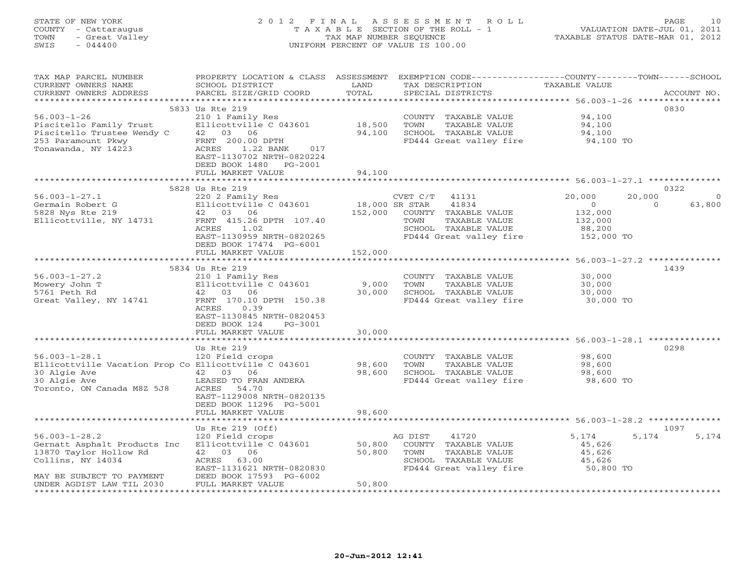STATE OF NEW YORK
COUNTY - Cattaraugus
TOWN - Great Valley
SWIS - 044400

# 2012 FINAL ASSESSMENT ROLL
TAXABLE SECTION OF THE ROLL - 1
TAX MAP NUMBER SEQUENCE
UNIFORM PERCENT OF VALUE IS 100.00

VALUATION DATE-JUL 01, 2011
TAXABLE STATUS DATE-MAR 01, 2012

| TAX MAP PARCEL NUMBER / CURRENT OWNERS NAME / CURRENT OWNERS ADDRESS | PROPERTY LOCATION & CLASS / SCHOOL DISTRICT / PARCEL SIZE/GRID COORD | ASSESSMENT LAND | TOTAL | EXEMPTION CODE / TAX DESCRIPTION / SPECIAL DISTRICTS | COUNTY TAXABLE VALUE | TOWN | SCHOOL | ACCOUNT NO. |
|---|---|---|---|---|---|---|---|---|
| 56.003-1-26 | 5833 Us Rte 219 | | | | | | | 0830 |
| Piscitello Family Trust | 210 1 Family Res | | | COUNTY TAXABLE VALUE | 94,100 | | | |
| Piscitello Trustee Wendy C | Ellicottville C 043601 | 18,500 | | TOWN TAXABLE VALUE | 94,100 | | | |
| 253 Paramount Pkwy | 42 03 06 | | 94,100 | SCHOOL TAXABLE VALUE | 94,100 | | | |
| Tonawanda, NY 14223 | FRNT 200.00 DPTH | | | FD444 Great valley fire | 94,100 TO | | | |
| | ACRES 1.22 BANK 017 | | | | | | | |
| | EAST-1130702 NRTH-0820224 | | | | | | | |
| | DEED BOOK 1480 PG-2001 | | | | | | | |
| | FULL MARKET VALUE | | 94,100 | | | | | |
| 56.003-1-27.1 | 5828 Us Rte 219 | | | | | | | 0322 |
| Germain Robert G | 220 2 Family Res | | | CVET C/T 41131 | 20,000 | 20,000 | 0 | |
| 5828 Nys Rte 219 | Ellicottville C 043601 | 18,000 | | SR STAR 41834 | 0 | 0 | 63,800 | |
| Ellicottville, NY 14731 | 42 03 06 | | 152,000 | COUNTY TAXABLE VALUE | 132,000 | | | |
| | FRNT 415.26 DPTH 107.40 | | | TOWN TAXABLE VALUE | 132,000 | | | |
| | ACRES 1.02 | | | SCHOOL TAXABLE VALUE | 88,200 | | | |
| | EAST-1130959 NRTH-0820265 | | | FD444 Great valley fire | 152,000 TO | | | |
| | DEED BOOK 17474 PG-6001 | | | | | | | |
| | FULL MARKET VALUE | | 152,000 | | | | | |
| 56.003-1-27.2 | 5834 Us Rte 219 | | | | | | | 1439 |
| Mowery John T | 210 1 Family Res | | | COUNTY TAXABLE VALUE | 30,000 | | | |
| 5761 Peth Rd | Ellicottville C 043601 | 9,000 | | TOWN TAXABLE VALUE | 30,000 | | | |
| Great Valley, NY 14741 | 42 03 06 | | 30,000 | SCHOOL TAXABLE VALUE | 30,000 | | | |
| | FRNT 170.10 DPTH 150.38 | | | FD444 Great valley fire | 30,000 TO | | | |
| | ACRES 0.39 | | | | | | | |
| | EAST-1130845 NRTH-0820453 | | | | | | | |
| | DEED BOOK 124 PG-3001 | | | | | | | |
| | FULL MARKET VALUE | | 30,000 | | | | | |
| 56.003-1-28.1 | Us Rte 219 | | | | | | | 0298 |
| Ellicottville Vacation Prop Co | 120 Field crops | | | COUNTY TAXABLE VALUE | 98,600 | | | |
| 30 Algie Ave | Ellicottville C 043601 | 98,600 | | TOWN TAXABLE VALUE | 98,600 | | | |
| 30 Algie Ave | 42 03 06 | | 98,600 | SCHOOL TAXABLE VALUE | 98,600 | | | |
| Toronto, ON Canada M8Z 5J8 | LEASED TO FRAN ANDERA | | | FD444 Great valley fire | 98,600 TO | | | |
| | ACRES 54.70 | | | | | | | |
| | EAST-1129008 NRTH-0820135 | | | | | | | |
| | DEED BOOK 11296 PG-5001 | | | | | | | |
| | FULL MARKET VALUE | | 98,600 | | | | | |
| 56.003-1-28.2 | Us Rte 219 (Off) | | | | | | | 1097 |
| Gernatt Asphalt Products Inc | 120 Field crops | | | AG DIST 41720 | 5,174 | 5,174 | 5,174 | |
| 13870 Taylor Hollow Rd | Ellicottville C 043601 | 50,800 | | COUNTY TAXABLE VALUE | 45,626 | | | |
| Collins, NY 14034 | 42 03 06 | | 50,800 | TOWN TAXABLE VALUE | 45,626 | | | |
| | ACRES 63.00 | | | SCHOOL TAXABLE VALUE | 45,626 | | | |
| | EAST-1131621 NRTH-0820830 | | | FD444 Great valley fire | 50,800 TO | | | |
| MAY BE SUBJECT TO PAYMENT | DEED BOOK 17593 PG-6002 | | | | | | | |
| UNDER AGDIST LAW TIL 2030 | FULL MARKET VALUE | | 50,800 | | | | | |

20-Jun-2012 12:41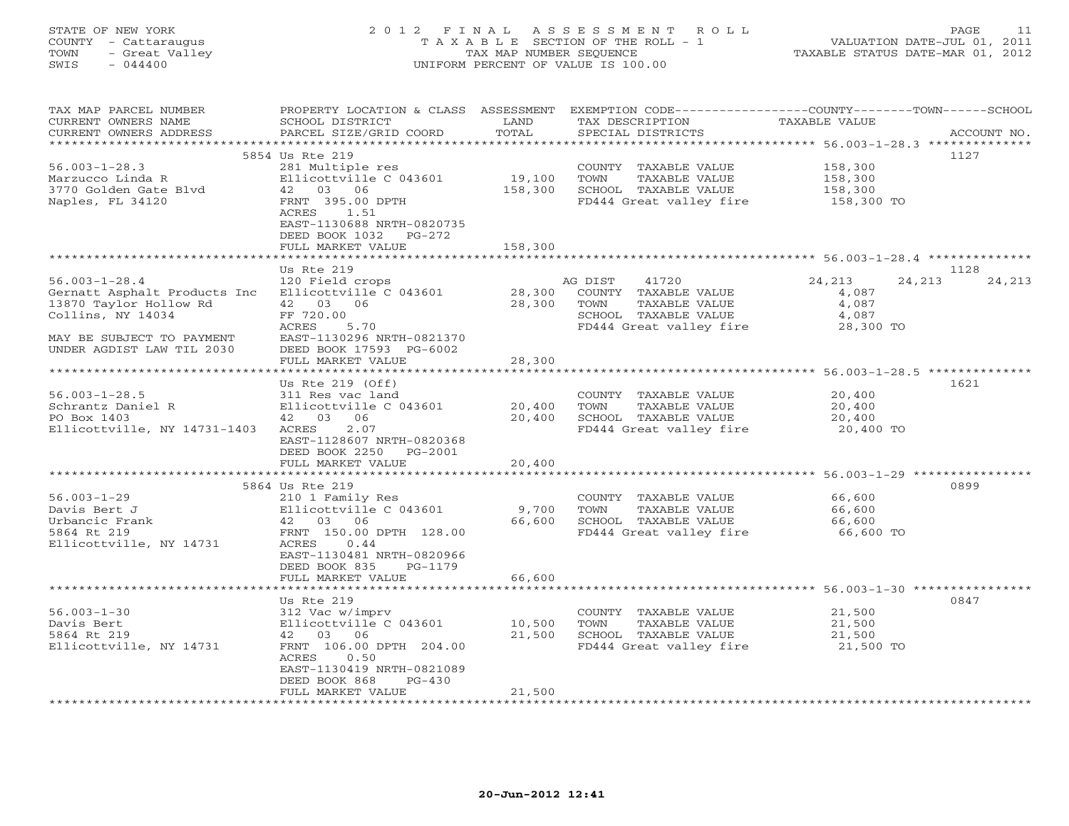STATE OF NEW YORK — COUNTY - Cattaraugus — TOWN - Great Valley — SWIS - 044400

# 2012 FINAL ASSESSMENT ROLL
TAXABLE SECTION OF THE ROLL - 1
TAX MAP NUMBER SEQUENCE
UNIFORM PERCENT OF VALUE IS 100.00

VALUATION DATE-JUL 01, 2011
TAXABLE STATUS DATE-MAR 01, 2012

| TAX MAP PARCEL NUMBER / CURRENT OWNERS NAME / CURRENT OWNERS ADDRESS | PROPERTY LOCATION & CLASS / SCHOOL DISTRICT / PARCEL SIZE/GRID COORD | ASSESSMENT LAND / TOTAL | EXEMPTION CODE / TAX DESCRIPTION / SPECIAL DISTRICTS | COUNTY | TOWN | SCHOOL | ACCOUNT NO. |
|---|---|---|---|---|---|---|---|
| 56.003-1-28.3 | 5854 Us Rte 219 | | | | | | 1127 |
| Marzucco Linda R | 281 Multiple res | | COUNTY TAXABLE VALUE | 158,300 | | | |
| 3770 Golden Gate Blvd | Ellicottville C 043601 | 19,100 | TOWN TAXABLE VALUE | | 158,300 | | |
| Naples, FL 34120 | 42 03 06 | 158,300 | SCHOOL TAXABLE VALUE | | | 158,300 | |
| | FRNT 395.00 DPTH | | FD444 Great valley fire | 158,300 TO | | | |
| | ACRES 1.51 | | | | | | |
| | EAST-1130688 NRTH-0820735 | | | | | | |
| | DEED BOOK 1032 PG-272 | | | | | | |
| | FULL MARKET VALUE | 158,300 | | | | | |
| 56.003-1-28.4 | Us Rte 219 | | | | | | 1128 |
| Gernatt Asphalt Products Inc | 120 Field crops | | AG DIST 41720 | 24,213 | 24,213 | 24,213 | |
| 13870 Taylor Hollow Rd | Ellicottville C 043601 | 28,300 | COUNTY TAXABLE VALUE | 4,087 | | | |
| Collins, NY 14034 | 42 03 06 | 28,300 | TOWN TAXABLE VALUE | | 4,087 | | |
| | FF 720.00 | | SCHOOL TAXABLE VALUE | | | 4,087 | |
| | ACRES 5.70 | | FD444 Great valley fire | 28,300 TO | | | |
| MAY BE SUBJECT TO PAYMENT | EAST-1130296 NRTH-0821370 | | | | | | |
| UNDER AGDIST LAW TIL 2030 | DEED BOOK 17593 PG-6002 | | | | | | |
| | FULL MARKET VALUE | 28,300 | | | | | |
| 56.003-1-28.5 | Us Rte 219 (Off) | | | | | | 1621 |
| Schrantz Daniel R | 311 Res vac land | | COUNTY TAXABLE VALUE | 20,400 | | | |
| PO Box 1403 | Ellicottville C 043601 | 20,400 | TOWN TAXABLE VALUE | | 20,400 | | |
| Ellicottville, NY 14731-1403 | 42 03 06 | 20,400 | SCHOOL TAXABLE VALUE | | | 20,400 | |
| | ACRES 2.07 | | FD444 Great valley fire | 20,400 TO | | | |
| | EAST-1128607 NRTH-0820368 | | | | | | |
| | DEED BOOK 2250 PG-2001 | | | | | | |
| | FULL MARKET VALUE | 20,400 | | | | | |
| 56.003-1-29 | 5864 Us Rte 219 | | | | | | 0899 |
| Davis Bert J | 210 1 Family Res | | COUNTY TAXABLE VALUE | 66,600 | | | |
| Urbancic Frank | Ellicottville C 043601 | 9,700 | TOWN TAXABLE VALUE | | 66,600 | | |
| 5864 Rt 219 | 42 03 06 | 66,600 | SCHOOL TAXABLE VALUE | | | 66,600 | |
| Ellicottville, NY 14731 | FRNT 150.00 DPTH 128.00 | | FD444 Great valley fire | 66,600 TO | | | |
| | ACRES 0.44 | | | | | | |
| | EAST-1130481 NRTH-0820966 | | | | | | |
| | DEED BOOK 835 PG-1179 | | | | | | |
| | FULL MARKET VALUE | 66,600 | | | | | |
| 56.003-1-30 | Us Rte 219 | | | | | | 0847 |
| Davis Bert | 312 Vac w/imprv | | COUNTY TAXABLE VALUE | 21,500 | | | |
| 5864 Rt 219 | Ellicottville C 043601 | 10,500 | TOWN TAXABLE VALUE | | 21,500 | | |
| Ellicottville, NY 14731 | 42 03 06 | 21,500 | SCHOOL TAXABLE VALUE | | | 21,500 | |
| | FRNT 106.00 DPTH 204.00 | | FD444 Great valley fire | 21,500 TO | | | |
| | ACRES 0.50 | | | | | | |
| | EAST-1130419 NRTH-0821089 | | | | | | |
| | DEED BOOK 868 PG-430 | | | | | | |
| | FULL MARKET VALUE | 21,500 | | | | | |

20-Jun-2012 12:41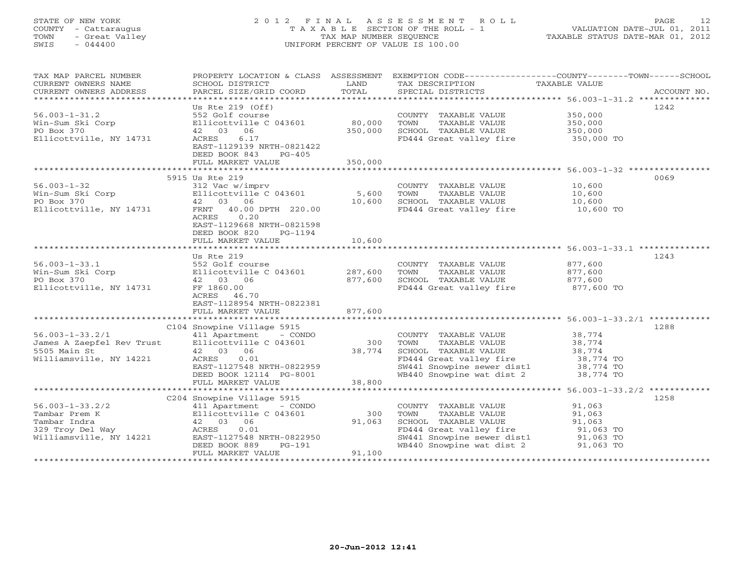STATE OF NEW YORK
COUNTY - Cattaraugus
TOWN - Great Valley
SWIS - 044400

2 0 1 2 F I N A L A S S E S S M E N T R O L L
T A X A B L E SECTION OF THE ROLL - 1
TAX MAP NUMBER SEQUENCE
UNIFORM PERCENT OF VALUE IS 100.00

VALUATION DATE-JUL 01, 2011
TAXABLE STATUS DATE-MAR 01, 2012

| TAX MAP PARCEL NUMBER / CURRENT OWNERS NAME / CURRENT OWNERS ADDRESS | PROPERTY LOCATION & CLASS / SCHOOL DISTRICT / PARCEL SIZE/GRID COORD | ASSESSMENT LAND / TOTAL | EXEMPTION CODE / TAX DESCRIPTION / SPECIAL DISTRICTS | TAXABLE VALUE (COUNTY / TOWN / SCHOOL) | ACCOUNT NO. |
|---|---|---|---|---|---|
| **56.003-1-31.2** | Us Rte 219 (Off) | | | | 1242 |
| 56.003-1-31.2 | 552 Golf course | | COUNTY TAXABLE VALUE | 350,000 | |
| Win-Sum Ski Corp | Ellicottville C 043601 | 80,000 | TOWN TAXABLE VALUE | 350,000 | |
| PO Box 370 | 42 03 06 | 350,000 | SCHOOL TAXABLE VALUE | 350,000 | |
| Ellicottville, NY 14731 | ACRES 6.17 | | FD444 Great valley fire | 350,000 TO | |
| | EAST-1129139 NRTH-0821422 | | | | |
| | DEED BOOK 843 PG-405 | | | | |
| | FULL MARKET VALUE | 350,000 | | | |
| **56.003-1-32** | 5915 Us Rte 219 | | | | 0069 |
| 56.003-1-32 | 312 Vac w/imprv | | COUNTY TAXABLE VALUE | 10,600 | |
| Win-Sum Ski Corp | Ellicottville C 043601 | 5,600 | TOWN TAXABLE VALUE | 10,600 | |
| PO Box 370 | 42 03 06 | 10,600 | SCHOOL TAXABLE VALUE | 10,600 | |
| Ellicottville, NY 14731 | FRNT 40.00 DPTH 220.00 | | FD444 Great valley fire | 10,600 TO | |
| | ACRES 0.20 | | | | |
| | EAST-1129668 NRTH-0821598 | | | | |
| | DEED BOOK 820 PG-1194 | | | | |
| | FULL MARKET VALUE | 10,600 | | | |
| **56.003-1-33.1** | Us Rte 219 | | | | 1243 |
| 56.003-1-33.1 | 552 Golf course | | COUNTY TAXABLE VALUE | 877,600 | |
| Win-Sum Ski Corp | Ellicottville C 043601 | 287,600 | TOWN TAXABLE VALUE | 877,600 | |
| PO Box 370 | 42 03 06 | 877,600 | SCHOOL TAXABLE VALUE | 877,600 | |
| Ellicottville, NY 14731 | FF 1860.00 | | FD444 Great valley fire | 877,600 TO | |
| | ACRES 46.70 | | | | |
| | EAST-1128954 NRTH-0822381 | | | | |
| | FULL MARKET VALUE | 877,600 | | | |
| **56.003-1-33.2/1** | C104 Snowpine Village 5915 | | | | 1288 |
| 56.003-1-33.2/1 | 411 Apartment - CONDO | | COUNTY TAXABLE VALUE | 38,774 | |
| James A Zaepfel Rev Trust | Ellicottville C 043601 | 300 | TOWN TAXABLE VALUE | 38,774 | |
| 5505 Main St | 42 03 06 | 38,774 | SCHOOL TAXABLE VALUE | 38,774 | |
| Williamsville, NY 14221 | ACRES 0.01 | | FD444 Great valley fire | 38,774 TO | |
| | EAST-1127548 NRTH-0822959 | | SW441 Snowpine sewer dist1 | 38,774 TO | |
| | DEED BOOK 12114 PG-8001 | | WB440 Snowpine wat dist 2 | 38,774 TO | |
| | FULL MARKET VALUE | 38,800 | | | |
| **56.003-1-33.2/2** | C204 Snowpine Village 5915 | | | | 1258 |
| 56.003-1-33.2/2 | 411 Apartment - CONDO | | COUNTY TAXABLE VALUE | 91,063 | |
| Tambar Prem K | Ellicottville C 043601 | 300 | TOWN TAXABLE VALUE | 91,063 | |
| Tambar Indra | 42 03 06 | 91,063 | SCHOOL TAXABLE VALUE | 91,063 | |
| 329 Troy Del Way | ACRES 0.01 | | FD444 Great valley fire | 91,063 TO | |
| Williamsville, NY 14221 | EAST-1127548 NRTH-0822950 | | SW441 Snowpine sewer dist1 | 91,063 TO | |
| | DEED BOOK 889 PG-191 | | WB440 Snowpine wat dist 2 | 91,063 TO | |
| | FULL MARKET VALUE | 91,100 | | | |

20-Jun-2012 12:41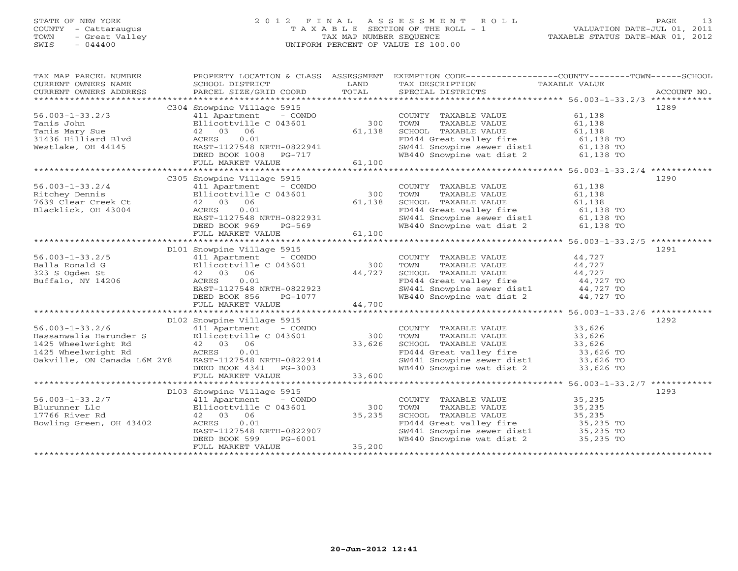STATE OF NEW YORK
COUNTY - Cattaraugus
TOWN - Great Valley
SWIS - 044400

# 2012 FINAL ASSESSMENT ROLL

TAXABLE SECTION OF THE ROLL - 1
TAX MAP NUMBER SEQUENCE
UNIFORM PERCENT OF VALUE IS 100.00

VALUATION DATE-JUL 01, 2011
TAXABLE STATUS DATE-MAR 01, 2012

| TAX MAP PARCEL NUMBER / CURRENT OWNERS NAME / CURRENT OWNERS ADDRESS | PROPERTY LOCATION & CLASS / SCHOOL DISTRICT / PARCEL SIZE/GRID COORD | ASSESSMENT LAND / TOTAL | EXEMPTION CODE / TAX DESCRIPTION / SPECIAL DISTRICTS | TAXABLE VALUE | ACCOUNT NO. |
|---|---|---|---|---|---|
| **56.003-1-33.2/3** | C304 Snowpine Village 5915 | | | | 1289 |
| 56.003-1-33.2/3 | 411 Apartment - CONDO | | COUNTY TAXABLE VALUE | 61,138 | |
| Tanis John | Ellicottville C 043601 | 300 | TOWN TAXABLE VALUE | 61,138 | |
| Tanis Mary Sue | 42 03 06 | 61,138 | SCHOOL TAXABLE VALUE | 61,138 | |
| 31436 Hilliard Blvd | ACRES 0.01 | | FD444 Great valley fire | 61,138 TO | |
| Westlake, OH 44145 | EAST-1127548 NRTH-0822941 | | SW441 Snowpine sewer dist1 | 61,138 TO | |
| | DEED BOOK 1008 PG-717 | | WB440 Snowpine wat dist 2 | 61,138 TO | |
| | FULL MARKET VALUE | 61,100 | | | |
| **56.003-1-33.2/4** | C305 Snowpine Village 5915 | | | | 1290 |
| 56.003-1-33.2/4 | 411 Apartment - CONDO | | COUNTY TAXABLE VALUE | 61,138 | |
| Ritchey Dennis | Ellicottville C 043601 | 300 | TOWN TAXABLE VALUE | 61,138 | |
| 7639 Clear Creek Ct | 42 03 06 | 61,138 | SCHOOL TAXABLE VALUE | 61,138 | |
| Blacklick, OH 43004 | ACRES 0.01 | | FD444 Great valley fire | 61,138 TO | |
| | EAST-1127548 NRTH-0822931 | | SW441 Snowpine sewer dist1 | 61,138 TO | |
| | DEED BOOK 969 PG-569 | | WB440 Snowpine wat dist 2 | 61,138 TO | |
| | FULL MARKET VALUE | 61,100 | | | |
| **56.003-1-33.2/5** | D101 Snowpine Village 5915 | | | | 1291 |
| 56.003-1-33.2/5 | 411 Apartment - CONDO | | COUNTY TAXABLE VALUE | 44,727 | |
| Balla Ronald G | Ellicottville C 043601 | 300 | TOWN TAXABLE VALUE | 44,727 | |
| 323 S Ogden St | 42 03 06 | 44,727 | SCHOOL TAXABLE VALUE | 44,727 | |
| Buffalo, NY 14206 | ACRES 0.01 | | FD444 Great valley fire | 44,727 TO | |
| | EAST-1127548 NRTH-0822923 | | SW441 Snowpine sewer dist1 | 44,727 TO | |
| | DEED BOOK 856 PG-1077 | | WB440 Snowpine wat dist 2 | 44,727 TO | |
| | FULL MARKET VALUE | 44,700 | | | |
| **56.003-1-33.2/6** | D102 Snowpine Village 5915 | | | | 1292 |
| 56.003-1-33.2/6 | 411 Apartment - CONDO | | COUNTY TAXABLE VALUE | 33,626 | |
| Hassanwalia Harunder S | Ellicottville C 043601 | 300 | TOWN TAXABLE VALUE | 33,626 | |
| 1425 Wheelwright Rd | 42 03 06 | 33,626 | SCHOOL TAXABLE VALUE | 33,626 | |
| 1425 Wheelwright Rd | ACRES 0.01 | | FD444 Great valley fire | 33,626 TO | |
| Oakville, ON Canada L6M 2Y8 | EAST-1127548 NRTH-0822914 | | SW441 Snowpine sewer dist1 | 33,626 TO | |
| | DEED BOOK 4341 PG-3003 | | WB440 Snowpine wat dist 2 | 33,626 TO | |
| | FULL MARKET VALUE | 33,600 | | | |
| **56.003-1-33.2/7** | D103 Snowpine Village 5915 | | | | 1293 |
| 56.003-1-33.2/7 | 411 Apartment - CONDO | | COUNTY TAXABLE VALUE | 35,235 | |
| Blurunner Llc | Ellicottville C 043601 | 300 | TOWN TAXABLE VALUE | 35,235 | |
| 17766 River Rd | 42 03 06 | 35,235 | SCHOOL TAXABLE VALUE | 35,235 | |
| Bowling Green, OH 43402 | ACRES 0.01 | | FD444 Great valley fire | 35,235 TO | |
| | EAST-1127548 NRTH-0822907 | | SW441 Snowpine sewer dist1 | 35,235 TO | |
| | DEED BOOK 599 PG-6001 | | WB440 Snowpine wat dist 2 | 35,235 TO | |
| | FULL MARKET VALUE | 35,200 | | | |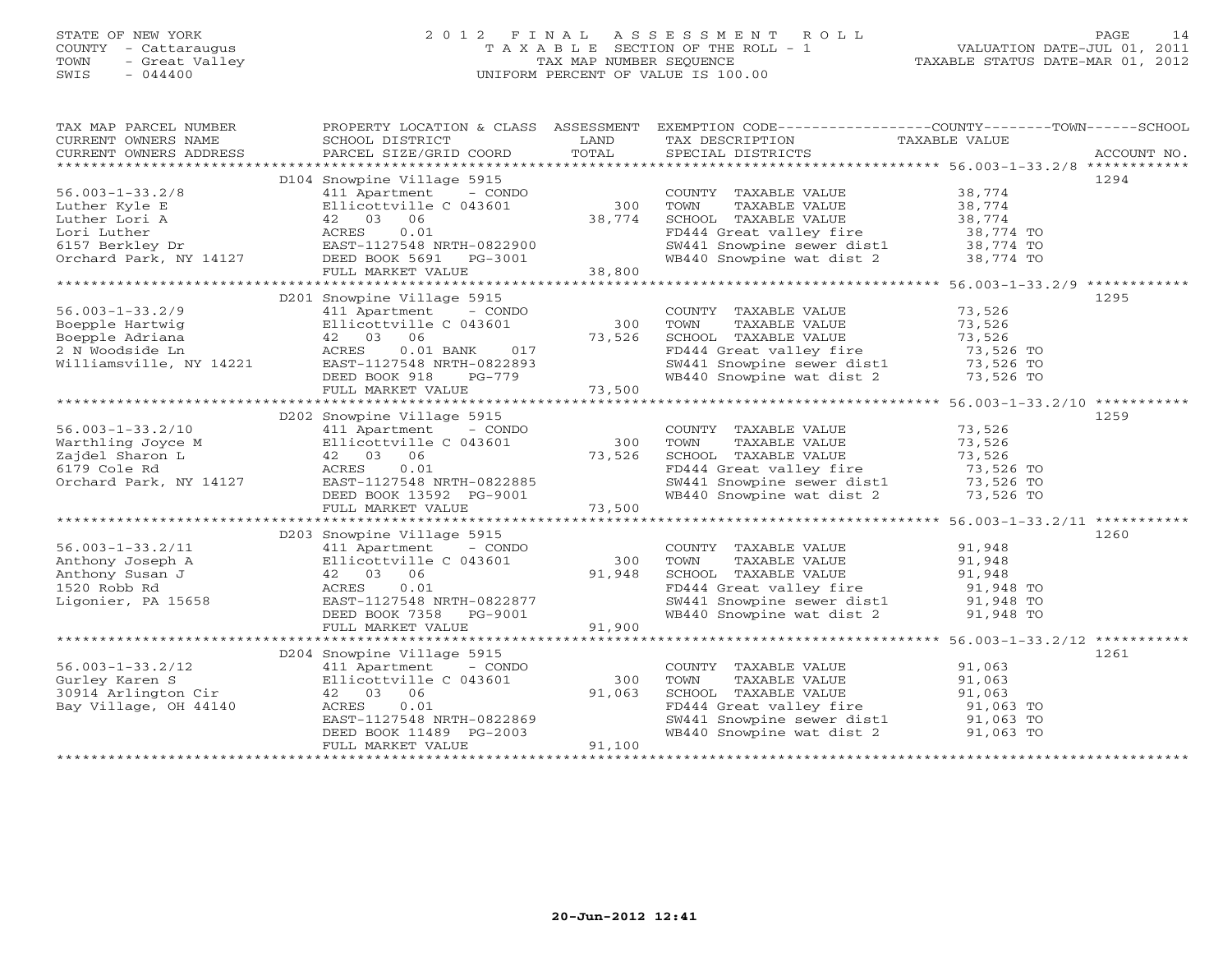STATE OF NEW YORK
COUNTY - Cattaraugus
TOWN - Great Valley
SWIS - 044400

# 2012 FINAL ASSESSMENT ROLL
TAXABLE SECTION OF THE ROLL - 1
TAX MAP NUMBER SEQUENCE
UNIFORM PERCENT OF VALUE IS 100.00

VALUATION DATE-JUL 01, 2011
TAXABLE STATUS DATE-MAR 01, 2012

| TAX MAP PARCEL NUMBER / CURRENT OWNERS NAME / CURRENT OWNERS ADDRESS | PROPERTY LOCATION & CLASS / SCHOOL DISTRICT / PARCEL SIZE/GRID COORD | ASSESSMENT LAND / TOTAL | EXEMPTION CODE / TAX DESCRIPTION / SPECIAL DISTRICTS | TAXABLE VALUE | ACCOUNT NO. |
|---|---|---|---|---|---|
| 56.003-1-33.2/8 | D104 Snowpine Village 5915 | | | | 1294 |
| | 411 Apartment - CONDO | | COUNTY TAXABLE VALUE | 38,774 | |
| Luther Kyle E | Ellicottville C 043601 | 300 | TOWN TAXABLE VALUE | 38,774 | |
| Luther Lori A | 42 03 06 | 38,774 | SCHOOL TAXABLE VALUE | 38,774 | |
| Lori Luther | ACRES 0.01 | | FD444 Great valley fire | 38,774 TO | |
| 6157 Berkley Dr | EAST-1127548 NRTH-0822900 | | SW441 Snowpine sewer dist1 | 38,774 TO | |
| Orchard Park, NY 14127 | DEED BOOK 5691 PG-3001 | | WB440 Snowpine wat dist 2 | 38,774 TO | |
| | FULL MARKET VALUE | 38,800 | | | |
| 56.003-1-33.2/9 | D201 Snowpine Village 5915 | | | | 1295 |
| | 411 Apartment - CONDO | | COUNTY TAXABLE VALUE | 73,526 | |
| Boepple Hartwig | Ellicottville C 043601 | 300 | TOWN TAXABLE VALUE | 73,526 | |
| Boepple Adriana | 42 03 06 | 73,526 | SCHOOL TAXABLE VALUE | 73,526 | |
| 2 N Woodside Ln | ACRES 0.01 BANK 017 | | FD444 Great valley fire | 73,526 TO | |
| Williamsville, NY 14221 | EAST-1127548 NRTH-0822893 | | SW441 Snowpine sewer dist1 | 73,526 TO | |
| | DEED BOOK 918 PG-779 | | WB440 Snowpine wat dist 2 | 73,526 TO | |
| | FULL MARKET VALUE | 73,500 | | | |
| 56.003-1-33.2/10 | D202 Snowpine Village 5915 | | | | 1259 |
| | 411 Apartment - CONDO | | COUNTY TAXABLE VALUE | 73,526 | |
| Warthling Joyce M | Ellicottville C 043601 | 300 | TOWN TAXABLE VALUE | 73,526 | |
| Zajdel Sharon L | 42 03 06 | 73,526 | SCHOOL TAXABLE VALUE | 73,526 | |
| 6179 Cole Rd | ACRES 0.01 | | FD444 Great valley fire | 73,526 TO | |
| Orchard Park, NY 14127 | EAST-1127548 NRTH-0822885 | | SW441 Snowpine sewer dist1 | 73,526 TO | |
| | DEED BOOK 13592 PG-9001 | | WB440 Snowpine wat dist 2 | 73,526 TO | |
| | FULL MARKET VALUE | 73,500 | | | |
| 56.003-1-33.2/11 | D203 Snowpine Village 5915 | | | | 1260 |
| | 411 Apartment - CONDO | | COUNTY TAXABLE VALUE | 91,948 | |
| Anthony Joseph A | Ellicottville C 043601 | 300 | TOWN TAXABLE VALUE | 91,948 | |
| Anthony Susan J | 42 03 06 | 91,948 | SCHOOL TAXABLE VALUE | 91,948 | |
| 1520 Robb Rd | ACRES 0.01 | | FD444 Great valley fire | 91,948 TO | |
| Ligonier, PA 15658 | EAST-1127548 NRTH-0822877 | | SW441 Snowpine sewer dist1 | 91,948 TO | |
| | DEED BOOK 7358 PG-9001 | | WB440 Snowpine wat dist 2 | 91,948 TO | |
| | FULL MARKET VALUE | 91,900 | | | |
| 56.003-1-33.2/12 | D204 Snowpine Village 5915 | | | | 1261 |
| | 411 Apartment - CONDO | | COUNTY TAXABLE VALUE | 91,063 | |
| Gurley Karen S | Ellicottville C 043601 | 300 | TOWN TAXABLE VALUE | 91,063 | |
| 30914 Arlington Cir | 42 03 06 | 91,063 | SCHOOL TAXABLE VALUE | 91,063 | |
| Bay Village, OH 44140 | ACRES 0.01 | | FD444 Great valley fire | 91,063 TO | |
| | EAST-1127548 NRTH-0822869 | | SW441 Snowpine sewer dist1 | 91,063 TO | |
| | DEED BOOK 11489 PG-2003 | | WB440 Snowpine wat dist 2 | 91,063 TO | |
| | FULL MARKET VALUE | 91,100 | | | |

20-Jun-2012 12:41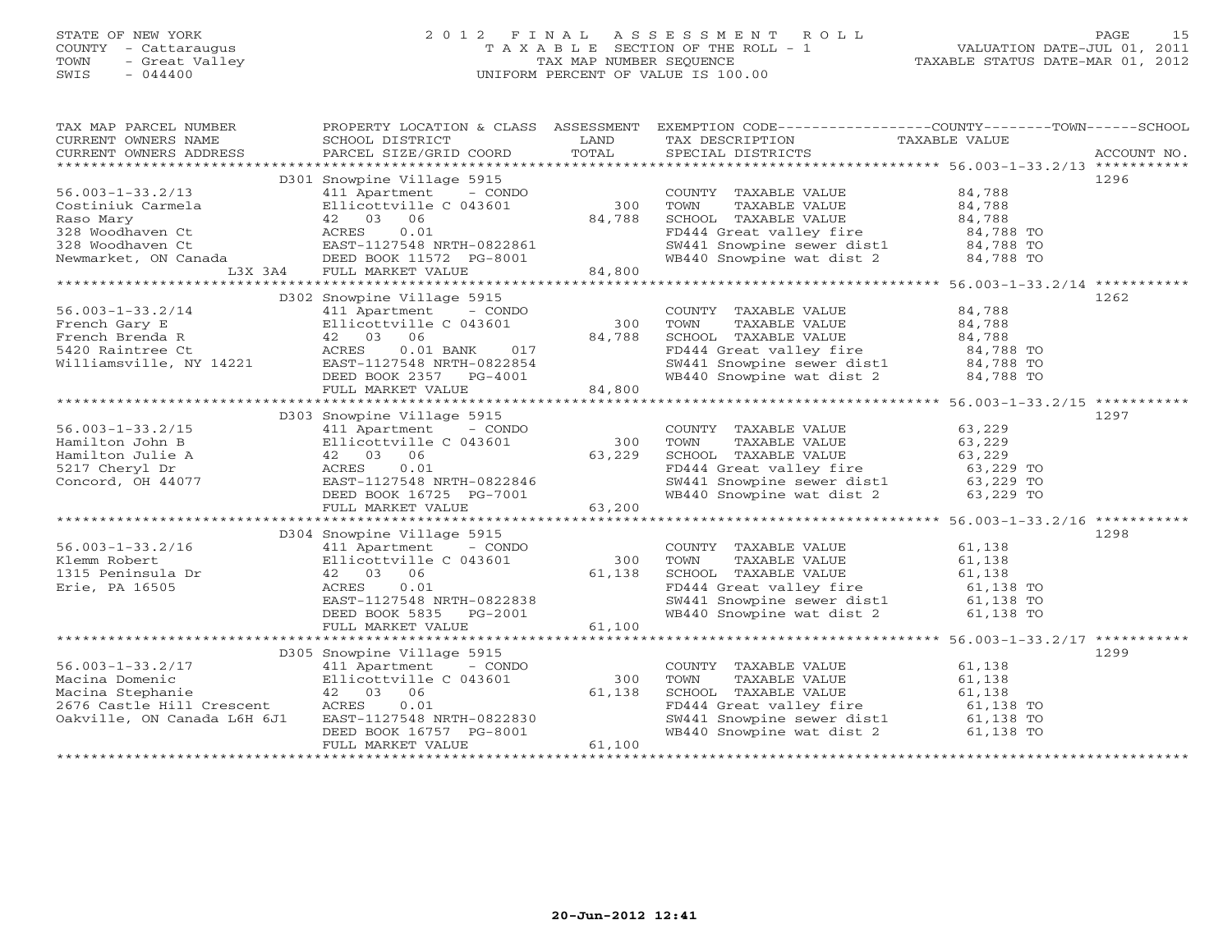STATE OF NEW YORK
COUNTY - Cattaraugus
TOWN - Great Valley
SWIS - 044400

# 2012 FINAL ASSESSMENT ROLL

TAXABLE SECTION OF THE ROLL - 1
TAX MAP NUMBER SEQUENCE
UNIFORM PERCENT OF VALUE IS 100.00

VALUATION DATE-JUL 01, 2011
TAXABLE STATUS DATE-MAR 01, 2012

| TAX MAP PARCEL NUMBER / CURRENT OWNERS NAME / CURRENT OWNERS ADDRESS | PROPERTY LOCATION & CLASS / SCHOOL DISTRICT / PARCEL SIZE/GRID COORD | ASSESSMENT LAND / TOTAL | EXEMPTION CODE / TAX DESCRIPTION / SPECIAL DISTRICTS | COUNTY--------TOWN------SCHOOL TAXABLE VALUE | ACCOUNT NO. |
|---|---|---|---|---|---|
| 56.003-1-33.2/13 | D301 Snowpine Village 5915 | | | | 1296 |
| | 411 Apartment - CONDO | | COUNTY TAXABLE VALUE | 84,788 | |
| Costiniuk Carmela | Ellicottville C 043601 | 300 | TOWN TAXABLE VALUE | 84,788 | |
| Raso Mary | 42 03 06 | 84,788 | SCHOOL TAXABLE VALUE | 84,788 | |
| 328 Woodhaven Ct | ACRES 0.01 | | FD444 Great valley fire | 84,788 TO | |
| 328 Woodhaven Ct | EAST-1127548 NRTH-0822861 | | SW441 Snowpine sewer dist1 | 84,788 TO | |
| Newmarket, ON Canada | DEED BOOK 11572 PG-8001 | | WB440 Snowpine wat dist 2 | 84,788 TO | |
| L3X 3A4 | FULL MARKET VALUE | 84,800 | | | |
| 56.003-1-33.2/14 | D302 Snowpine Village 5915 | | | | 1262 |
| | 411 Apartment - CONDO | | COUNTY TAXABLE VALUE | 84,788 | |
| French Gary E | Ellicottville C 043601 | 300 | TOWN TAXABLE VALUE | 84,788 | |
| French Brenda R | 42 03 06 | 84,788 | SCHOOL TAXABLE VALUE | 84,788 | |
| 5420 Raintree Ct | ACRES 0.01 BANK 017 | | FD444 Great valley fire | 84,788 TO | |
| Williamsville, NY 14221 | EAST-1127548 NRTH-0822854 | | SW441 Snowpine sewer dist1 | 84,788 TO | |
| | DEED BOOK 2357 PG-4001 | | WB440 Snowpine wat dist 2 | 84,788 TO | |
| | FULL MARKET VALUE | 84,800 | | | |
| 56.003-1-33.2/15 | D303 Snowpine Village 5915 | | | | 1297 |
| | 411 Apartment - CONDO | | COUNTY TAXABLE VALUE | 63,229 | |
| Hamilton John B | Ellicottville C 043601 | 300 | TOWN TAXABLE VALUE | 63,229 | |
| Hamilton Julie A | 42 03 06 | 63,229 | SCHOOL TAXABLE VALUE | 63,229 | |
| 5217 Cheryl Dr | ACRES 0.01 | | FD444 Great valley fire | 63,229 TO | |
| Concord, OH 44077 | EAST-1127548 NRTH-0822846 | | SW441 Snowpine sewer dist1 | 63,229 TO | |
| | DEED BOOK 16725 PG-7001 | | WB440 Snowpine wat dist 2 | 63,229 TO | |
| | FULL MARKET VALUE | 63,200 | | | |
| 56.003-1-33.2/16 | D304 Snowpine Village 5915 | | | | 1298 |
| | 411 Apartment - CONDO | | COUNTY TAXABLE VALUE | 61,138 | |
| Klemm Robert | Ellicottville C 043601 | 300 | TOWN TAXABLE VALUE | 61,138 | |
| 1315 Peninsula Dr | 42 03 06 | 61,138 | SCHOOL TAXABLE VALUE | 61,138 | |
| Erie, PA 16505 | ACRES 0.01 | | FD444 Great valley fire | 61,138 TO | |
| | EAST-1127548 NRTH-0822838 | | SW441 Snowpine sewer dist1 | 61,138 TO | |
| | DEED BOOK 5835 PG-2001 | | WB440 Snowpine wat dist 2 | 61,138 TO | |
| | FULL MARKET VALUE | 61,100 | | | |
| 56.003-1-33.2/17 | D305 Snowpine Village 5915 | | | | 1299 |
| | 411 Apartment - CONDO | | COUNTY TAXABLE VALUE | 61,138 | |
| Macina Domenic | Ellicottville C 043601 | 300 | TOWN TAXABLE VALUE | 61,138 | |
| Macina Stephanie | 42 03 06 | 61,138 | SCHOOL TAXABLE VALUE | 61,138 | |
| 2676 Castle Hill Crescent | ACRES 0.01 | | FD444 Great valley fire | 61,138 TO | |
| Oakville, ON Canada L6H 6J1 | EAST-1127548 NRTH-0822830 | | SW441 Snowpine sewer dist1 | 61,138 TO | |
| | DEED BOOK 16757 PG-8001 | | WB440 Snowpine wat dist 2 | 61,138 TO | |
| | FULL MARKET VALUE | 61,100 | | | |

20-Jun-2012 12:41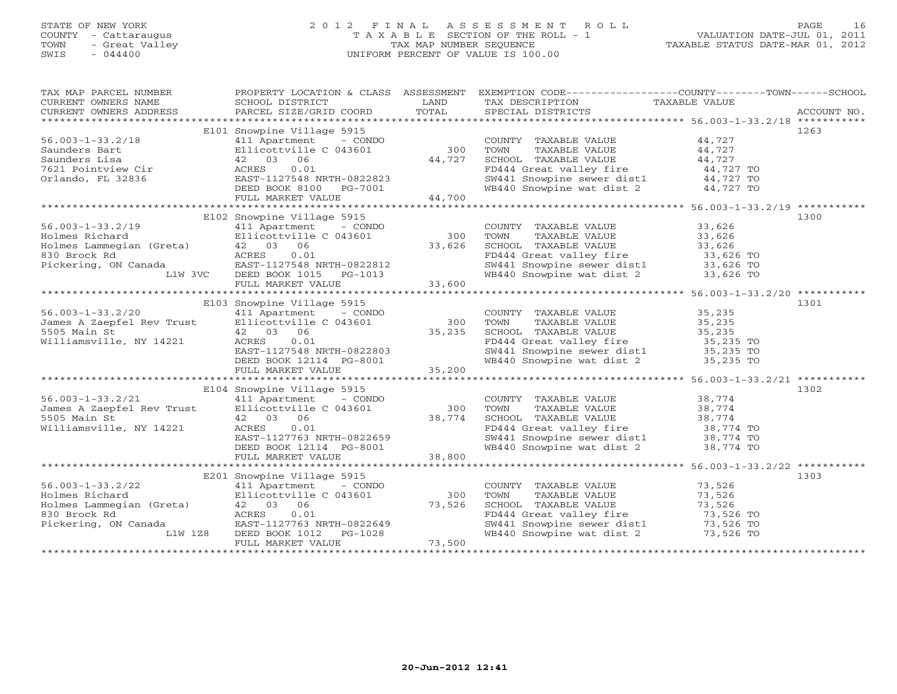STATE OF NEW YORK
COUNTY - Cattaraugus
TOWN - Great Valley
SWIS - 044400

# 2012 FINAL ASSESSMENT ROLL
TAXABLE SECTION OF THE ROLL - 1
TAX MAP NUMBER SEQUENCE
UNIFORM PERCENT OF VALUE IS 100.00

VALUATION DATE-JUL 01, 2011
TAXABLE STATUS DATE-MAR 01, 2012

| TAX MAP PARCEL NUMBER / CURRENT OWNERS NAME / CURRENT OWNERS ADDRESS | PROPERTY LOCATION & CLASS / SCHOOL DISTRICT / PARCEL SIZE/GRID COORD | ASSESSMENT LAND / TOTAL | EXEMPTION CODE / TAX DESCRIPTION / SPECIAL DISTRICTS | TAXABLE VALUE | ACCOUNT NO. |
|---|---|---|---|---|---|
| 56.003-1-33.2/18 | E101 Snowpine Village 5915 | | | | 1263 |
| 56.003-1-33.2/18 | 411 Apartment - CONDO | | COUNTY TAXABLE VALUE | 44,727 | |
| Saunders Bart | Ellicottville C 043601 | 300 | TOWN TAXABLE VALUE | 44,727 | |
| Saunders Lisa | 42 03 06 | 44,727 | SCHOOL TAXABLE VALUE | 44,727 | |
| 7621 Pointview Cir | ACRES 0.01 | | FD444 Great valley fire | 44,727 TO | |
| Orlando, FL 32836 | EAST-1127548 NRTH-0822823 | | SW441 Snowpine sewer dist1 | 44,727 TO | |
| | DEED BOOK 8100 PG-7001 | | WB440 Snowpine wat dist 2 | 44,727 TO | |
| | FULL MARKET VALUE | 44,700 | | | |
| 56.003-1-33.2/19 | E102 Snowpine Village 5915 | | | | 1300 |
| 56.003-1-33.2/19 | 411 Apartment - CONDO | | COUNTY TAXABLE VALUE | 33,626 | |
| Holmes Richard | Ellicottville C 043601 | 300 | TOWN TAXABLE VALUE | 33,626 | |
| Holmes Lammegian (Greta) | 42 03 06 | 33,626 | SCHOOL TAXABLE VALUE | 33,626 | |
| 830 Brock Rd | ACRES 0.01 | | FD444 Great valley fire | 33,626 TO | |
| Pickering, ON Canada | EAST-1127548 NRTH-0822812 | | SW441 Snowpine sewer dist1 | 33,626 TO | |
| L1W 3VC | DEED BOOK 1015 PG-1013 | | WB440 Snowpine wat dist 2 | 33,626 TO | |
| | FULL MARKET VALUE | 33,600 | | | |
| 56.003-1-33.2/20 | E103 Snowpine Village 5915 | | | | 1301 |
| 56.003-1-33.2/20 | 411 Apartment - CONDO | | COUNTY TAXABLE VALUE | 35,235 | |
| James A Zaepfel Rev Trust | Ellicottville C 043601 | 300 | TOWN TAXABLE VALUE | 35,235 | |
| 5505 Main St | 42 03 06 | 35,235 | SCHOOL TAXABLE VALUE | 35,235 | |
| Williamsville, NY 14221 | ACRES 0.01 | | FD444 Great valley fire | 35,235 TO | |
| | EAST-1127548 NRTH-0822803 | | SW441 Snowpine sewer dist1 | 35,235 TO | |
| | DEED BOOK 12114 PG-8001 | | WB440 Snowpine wat dist 2 | 35,235 TO | |
| | FULL MARKET VALUE | 35,200 | | | |
| 56.003-1-33.2/21 | E104 Snowpine Village 5915 | | | | 1302 |
| 56.003-1-33.2/21 | 411 Apartment - CONDO | | COUNTY TAXABLE VALUE | 38,774 | |
| James A Zaepfel Rev Trust | Ellicottville C 043601 | 300 | TOWN TAXABLE VALUE | 38,774 | |
| 5505 Main St | 42 03 06 | 38,774 | SCHOOL TAXABLE VALUE | 38,774 | |
| Williamsville, NY 14221 | ACRES 0.01 | | FD444 Great valley fire | 38,774 TO | |
| | EAST-1127763 NRTH-0822659 | | SW441 Snowpine sewer dist1 | 38,774 TO | |
| | DEED BOOK 12114 PG-8001 | | WB440 Snowpine wat dist 2 | 38,774 TO | |
| | FULL MARKET VALUE | 38,800 | | | |
| 56.003-1-33.2/22 | E201 Snowpine Village 5915 | | | | 1303 |
| 56.003-1-33.2/22 | 411 Apartment - CONDO | | COUNTY TAXABLE VALUE | 73,526 | |
| Holmes Richard | Ellicottville C 043601 | 300 | TOWN TAXABLE VALUE | 73,526 | |
| Holmes Lammegian (Greta) | 42 03 06 | 73,526 | SCHOOL TAXABLE VALUE | 73,526 | |
| 830 Brock Rd | ACRES 0.01 | | FD444 Great valley fire | 73,526 TO | |
| Pickering, ON Canada | EAST-1127763 NRTH-0822649 | | SW441 Snowpine sewer dist1 | 73,526 TO | |
| L1W 1Z8 | DEED BOOK 1012 PG-1028 | | WB440 Snowpine wat dist 2 | 73,526 TO | |
| | FULL MARKET VALUE | 73,500 | | | |

20-Jun-2012 12:41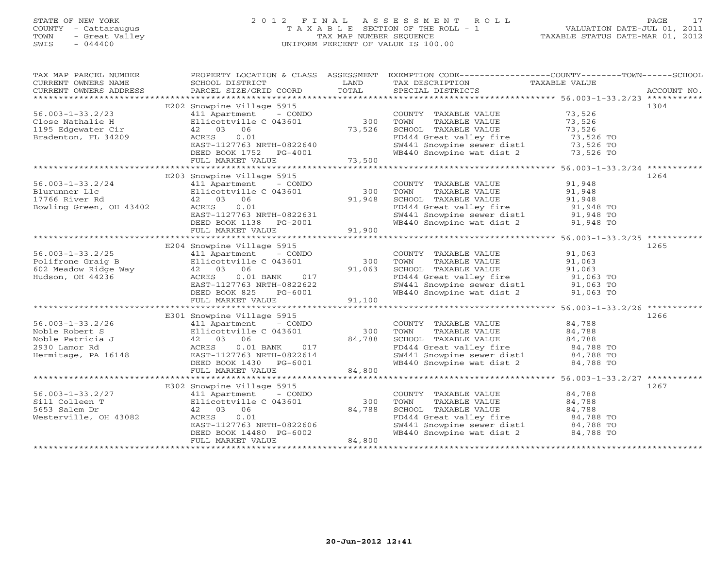STATE OF NEW YORK
COUNTY - Cattaraugus
TOWN - Great Valley
SWIS - 044400

# 2012 FINAL ASSESSMENT ROLL
TAXABLE SECTION OF THE ROLL - 1
TAX MAP NUMBER SEQUENCE
UNIFORM PERCENT OF VALUE IS 100.00

VALUATION DATE-JUL 01, 2011
TAXABLE STATUS DATE-MAR 01, 2012

| TAX MAP PARCEL NUMBER / CURRENT OWNERS NAME / CURRENT OWNERS ADDRESS | PROPERTY LOCATION & CLASS / SCHOOL DISTRICT / PARCEL SIZE/GRID COORD | ASSESSMENT LAND | TOTAL | EXEMPTION CODE / TAX DESCRIPTION / SPECIAL DISTRICTS | TAXABLE VALUE | ACCOUNT NO. |
|---|---|---|---|---|---|---|
| 56.003-1-33.2/23 | E202 Snowpine Village 5915 | | | | | 1304 |
| | 411 Apartment - CONDO | | | COUNTY TAXABLE VALUE | 73,526 | |
| Close Nathalie H | Ellicottville C 043601 | 300 | | TOWN TAXABLE VALUE | 73,526 | |
| 1195 Edgewater Cir | 42 03 06 | | 73,526 | SCHOOL TAXABLE VALUE | 73,526 | |
| Bradenton, FL 34209 | ACRES 0.01 | | | FD444 Great valley fire | 73,526 TO | |
| | EAST-1127763 NRTH-0822640 | | | SW441 Snowpine sewer dist1 | 73,526 TO | |
| | DEED BOOK 1752 PG-4001 | | | WB440 Snowpine wat dist 2 | 73,526 TO | |
| | FULL MARKET VALUE | | 73,500 | | | |
| 56.003-1-33.2/24 | E203 Snowpine Village 5915 | | | | | 1264 |
| | 411 Apartment - CONDO | | | COUNTY TAXABLE VALUE | 91,948 | |
| Blurunner Llc | Ellicottville C 043601 | 300 | | TOWN TAXABLE VALUE | 91,948 | |
| 17766 River Rd | 42 03 06 | | 91,948 | SCHOOL TAXABLE VALUE | 91,948 | |
| Bowling Green, OH 43402 | ACRES 0.01 | | | FD444 Great valley fire | 91,948 TO | |
| | EAST-1127763 NRTH-0822631 | | | SW441 Snowpine sewer dist1 | 91,948 TO | |
| | DEED BOOK 1138 PG-2001 | | | WB440 Snowpine wat dist 2 | 91,948 TO | |
| | FULL MARKET VALUE | | 91,900 | | | |
| 56.003-1-33.2/25 | E204 Snowpine Village 5915 | | | | | 1265 |
| | 411 Apartment - CONDO | | | COUNTY TAXABLE VALUE | 91,063 | |
| Polifrone Graig B | Ellicottville C 043601 | 300 | | TOWN TAXABLE VALUE | 91,063 | |
| 602 Meadow Ridge Way | 42 03 06 | | 91,063 | SCHOOL TAXABLE VALUE | 91,063 | |
| Hudson, OH 44236 | ACRES 0.01 BANK 017 | | | FD444 Great valley fire | 91,063 TO | |
| | EAST-1127763 NRTH-0822622 | | | SW441 Snowpine sewer dist1 | 91,063 TO | |
| | DEED BOOK 825 PG-6001 | | | WB440 Snowpine wat dist 2 | 91,063 TO | |
| | FULL MARKET VALUE | | 91,100 | | | |
| 56.003-1-33.2/26 | E301 Snowpine Village 5915 | | | | | 1266 |
| | 411 Apartment - CONDO | | | COUNTY TAXABLE VALUE | 84,788 | |
| Noble Robert S | Ellicottville C 043601 | 300 | | TOWN TAXABLE VALUE | 84,788 | |
| Noble Patricia J | 42 03 06 | | 84,788 | SCHOOL TAXABLE VALUE | 84,788 | |
| 2930 Lamor Rd | ACRES 0.01 BANK 017 | | | FD444 Great valley fire | 84,788 TO | |
| Hermitage, PA 16148 | EAST-1127763 NRTH-0822614 | | | SW441 Snowpine sewer dist1 | 84,788 TO | |
| | DEED BOOK 1430 PG-6001 | | | WB440 Snowpine wat dist 2 | 84,788 TO | |
| | FULL MARKET VALUE | | 84,800 | | | |
| 56.003-1-33.2/27 | E302 Snowpine Village 5915 | | | | | 1267 |
| | 411 Apartment - CONDO | | | COUNTY TAXABLE VALUE | 84,788 | |
| Sill Colleen T | Ellicottville C 043601 | 300 | | TOWN TAXABLE VALUE | 84,788 | |
| 5653 Salem Dr | 42 03 06 | | 84,788 | SCHOOL TAXABLE VALUE | 84,788 | |
| Westerville, OH 43082 | ACRES 0.01 | | | FD444 Great valley fire | 84,788 TO | |
| | EAST-1127763 NRTH-0822606 | | | SW441 Snowpine sewer dist1 | 84,788 TO | |
| | DEED BOOK 14480 PG-6002 | | | WB440 Snowpine wat dist 2 | 84,788 TO | |
| | FULL MARKET VALUE | | 84,800 | | | |

20-Jun-2012 12:41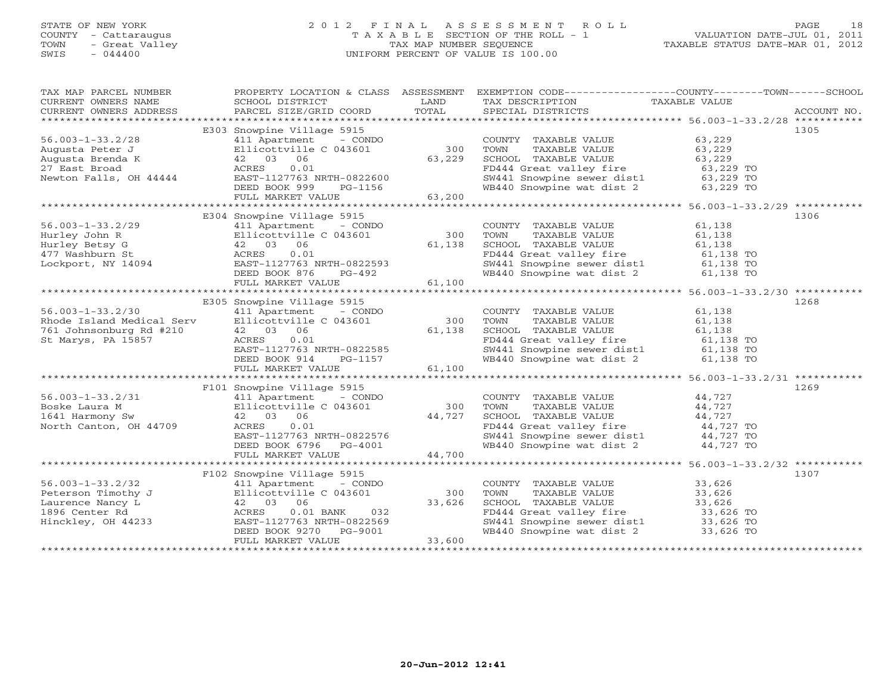STATE OF NEW YORK
COUNTY - Cattaraugus
TOWN - Great Valley
SWIS - 044400

# 2012 FINAL ASSESSMENT ROLL
TAXABLE SECTION OF THE ROLL - 1
TAX MAP NUMBER SEQUENCE
UNIFORM PERCENT OF VALUE IS 100.00

VALUATION DATE-JUL 01, 2011
TAXABLE STATUS DATE-MAR 01, 2012

| TAX MAP PARCEL NUMBER / CURRENT OWNERS NAME / CURRENT OWNERS ADDRESS | PROPERTY LOCATION & CLASS / SCHOOL DISTRICT / PARCEL SIZE/GRID COORD | ASSESSMENT LAND / TOTAL | EXEMPTION CODE / TAX DESCRIPTION / SPECIAL DISTRICTS | TAXABLE VALUE | ACCOUNT NO. |
|---|---|---|---|---|---|
| 56.003-1-33.2/28 | E303 Snowpine Village 5915 | | | | 1305 |
| | 411 Apartment - CONDO | | COUNTY TAXABLE VALUE | 63,229 | |
| Augusta Peter J | Ellicottville C 043601 | 300 | TOWN TAXABLE VALUE | 63,229 | |
| Augusta Brenda K | 42 03 06 | 63,229 | SCHOOL TAXABLE VALUE | 63,229 | |
| 27 East Broad | ACRES 0.01 | | FD444 Great valley fire | 63,229 TO | |
| Newton Falls, OH 44444 | EAST-1127763 NRTH-0822600 | | SW441 Snowpine sewer dist1 | 63,229 TO | |
| | DEED BOOK 999 PG-1156 | | WB440 Snowpine wat dist 2 | 63,229 TO | |
| | FULL MARKET VALUE | 63,200 | | | |
| 56.003-1-33.2/29 | E304 Snowpine Village 5915 | | | | 1306 |
| | 411 Apartment - CONDO | | COUNTY TAXABLE VALUE | 61,138 | |
| Hurley John R | Ellicottville C 043601 | 300 | TOWN TAXABLE VALUE | 61,138 | |
| Hurley Betsy G | 42 03 06 | 61,138 | SCHOOL TAXABLE VALUE | 61,138 | |
| 477 Washburn St | ACRES 0.01 | | FD444 Great valley fire | 61,138 TO | |
| Lockport, NY 14094 | EAST-1127763 NRTH-0822593 | | SW441 Snowpine sewer dist1 | 61,138 TO | |
| | DEED BOOK 876 PG-492 | | WB440 Snowpine wat dist 2 | 61,138 TO | |
| | FULL MARKET VALUE | 61,100 | | | |
| 56.003-1-33.2/30 | E305 Snowpine Village 5915 | | | | 1268 |
| | 411 Apartment - CONDO | | COUNTY TAXABLE VALUE | 61,138 | |
| Rhode Island Medical Serv | Ellicottville C 043601 | 300 | TOWN TAXABLE VALUE | 61,138 | |
| 761 Johnsonburg Rd #210 | 42 03 06 | 61,138 | SCHOOL TAXABLE VALUE | 61,138 | |
| St Marys, PA 15857 | ACRES 0.01 | | FD444 Great valley fire | 61,138 TO | |
| | EAST-1127763 NRTH-0822585 | | SW441 Snowpine sewer dist1 | 61,138 TO | |
| | DEED BOOK 914 PG-1157 | | WB440 Snowpine wat dist 2 | 61,138 TO | |
| | FULL MARKET VALUE | 61,100 | | | |
| 56.003-1-33.2/31 | F101 Snowpine Village 5915 | | | | 1269 |
| | 411 Apartment - CONDO | | COUNTY TAXABLE VALUE | 44,727 | |
| Boske Laura M | Ellicottville C 043601 | 300 | TOWN TAXABLE VALUE | 44,727 | |
| 1641 Harmony Sw | 42 03 06 | 44,727 | SCHOOL TAXABLE VALUE | 44,727 | |
| North Canton, OH 44709 | ACRES 0.01 | | FD444 Great valley fire | 44,727 TO | |
| | EAST-1127763 NRTH-0822576 | | SW441 Snowpine sewer dist1 | 44,727 TO | |
| | DEED BOOK 6796 PG-4001 | | WB440 Snowpine wat dist 2 | 44,727 TO | |
| | FULL MARKET VALUE | 44,700 | | | |
| 56.003-1-33.2/32 | F102 Snowpine Village 5915 | | | | 1307 |
| | 411 Apartment - CONDO | | COUNTY TAXABLE VALUE | 33,626 | |
| Peterson Timothy J | Ellicottville C 043601 | 300 | TOWN TAXABLE VALUE | 33,626 | |
| Laurence Nancy L | 42 03 06 | 33,626 | SCHOOL TAXABLE VALUE | 33,626 | |
| 1896 Center Rd | ACRES 0.01 BANK 032 | | FD444 Great valley fire | 33,626 TO | |
| Hinckley, OH 44233 | EAST-1127763 NRTH-0822569 | | SW441 Snowpine sewer dist1 | 33,626 TO | |
| | DEED BOOK 9270 PG-9001 | | WB440 Snowpine wat dist 2 | 33,626 TO | |
| | FULL MARKET VALUE | 33,600 | | | |

20-Jun-2012 12:41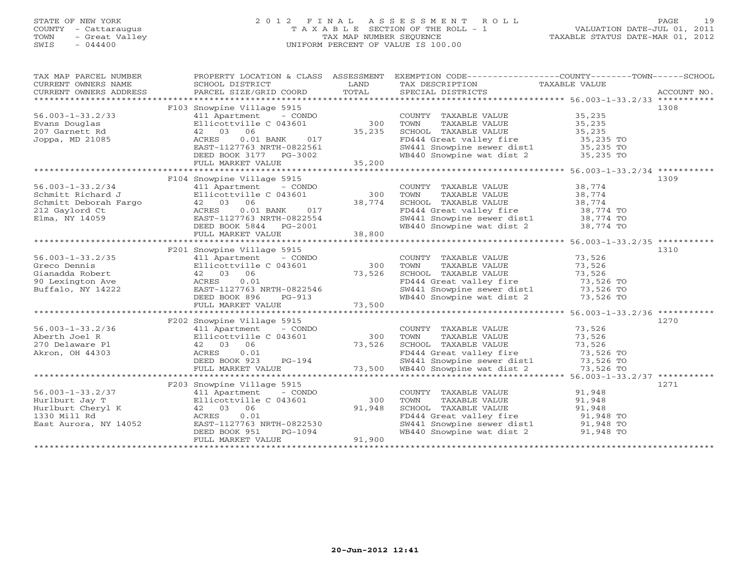STATE OF NEW YORK
COUNTY - Cattaraugus
TOWN - Great Valley
SWIS - 044400

# 2012 FINAL ASSESSMENT ROLL
TAXABLE SECTION OF THE ROLL - 1
TAX MAP NUMBER SEQUENCE
UNIFORM PERCENT OF VALUE IS 100.00

VALUATION DATE-JUL 01, 2011
TAXABLE STATUS DATE-MAR 01, 2012

| TAX MAP PARCEL NUMBER / CURRENT OWNERS NAME / CURRENT OWNERS ADDRESS | PROPERTY LOCATION & CLASS / SCHOOL DISTRICT / PARCEL SIZE/GRID COORD | ASSESSMENT LAND / TOTAL | EXEMPTION CODE / TAX DESCRIPTION / SPECIAL DISTRICTS | TAXABLE VALUE (COUNTY / TOWN / SCHOOL) | ACCOUNT NO. |
|---|---|---|---|---|---|
| 56.003-1-33.2/33 | F103 Snowpine Village 5915 | | | | 1308 |
| Evans Douglas | 411 Apartment - CONDO | | COUNTY TAXABLE VALUE | 35,235 | |
| 207 Garnett Rd | Ellicottville C 043601 | 300 | TOWN TAXABLE VALUE | 35,235 | |
| Joppa, MD 21085 | 42 03 06 | 35,235 | SCHOOL TAXABLE VALUE | 35,235 | |
| | ACRES 0.01 BANK 017 | | FD444 Great valley fire | 35,235 TO | |
| | EAST-1127763 NRTH-0822561 | | SW441 Snowpine sewer dist1 | 35,235 TO | |
| | DEED BOOK 3177 PG-3002 | | WB440 Snowpine wat dist 2 | 35,235 TO | |
| | FULL MARKET VALUE | 35,200 | | | |
| 56.003-1-33.2/34 | F104 Snowpine Village 5915 | | | | 1309 |
| Schmitt Richard J | 411 Apartment - CONDO | | COUNTY TAXABLE VALUE | 38,774 | |
| Schmitt Deborah Fargo | Ellicottville C 043601 | 300 | TOWN TAXABLE VALUE | 38,774 | |
| 212 Gaylord Ct | 42 03 06 | 38,774 | SCHOOL TAXABLE VALUE | 38,774 | |
| Elma, NY 14059 | ACRES 0.01 BANK 017 | | FD444 Great valley fire | 38,774 TO | |
| | EAST-1127763 NRTH-0822554 | | SW441 Snowpine sewer dist1 | 38,774 TO | |
| | DEED BOOK 5844 PG-2001 | | WB440 Snowpine wat dist 2 | 38,774 TO | |
| | FULL MARKET VALUE | 38,800 | | | |
| 56.003-1-33.2/35 | F201 Snowpine Village 5915 | | | | 1310 |
| Greco Dennis | 411 Apartment - CONDO | | COUNTY TAXABLE VALUE | 73,526 | |
| Gianadda Robert | Ellicottville C 043601 | 300 | TOWN TAXABLE VALUE | 73,526 | |
| 90 Lexington Ave | 42 03 06 | 73,526 | SCHOOL TAXABLE VALUE | 73,526 | |
| Buffalo, NY 14222 | ACRES 0.01 | | FD444 Great valley fire | 73,526 TO | |
| | EAST-1127763 NRTH-0822546 | | SW441 Snowpine sewer dist1 | 73,526 TO | |
| | DEED BOOK 896 PG-913 | | WB440 Snowpine wat dist 2 | 73,526 TO | |
| | FULL MARKET VALUE | 73,500 | | | |
| 56.003-1-33.2/36 | F202 Snowpine Village 5915 | | | | 1270 |
| Aberth Joel R | 411 Apartment - CONDO | | COUNTY TAXABLE VALUE | 73,526 | |
| 270 Delaware Pl | Ellicottville C 043601 | 300 | TOWN TAXABLE VALUE | 73,526 | |
| Akron, OH 44303 | 42 03 06 | 73,526 | SCHOOL TAXABLE VALUE | 73,526 | |
| | ACRES 0.01 | | FD444 Great valley fire | 73,526 TO | |
| | DEED BOOK 923 PG-194 | | SW441 Snowpine sewer dist1 | 73,526 TO | |
| | FULL MARKET VALUE | 73,500 | WB440 Snowpine wat dist 2 | 73,526 TO | |
| 56.003-1-33.2/37 | F203 Snowpine Village 5915 | | | | 1271 |
| Hurlburt Jay T | 411 Apartment - CONDO | | COUNTY TAXABLE VALUE | 91,948 | |
| Hurlburt Cheryl K | Ellicottville C 043601 | 300 | TOWN TAXABLE VALUE | 91,948 | |
| 1330 Mill Rd | 42 03 06 | 91,948 | SCHOOL TAXABLE VALUE | 91,948 | |
| East Aurora, NY 14052 | ACRES 0.01 | | FD444 Great valley fire | 91,948 TO | |
| | EAST-1127763 NRTH-0822530 | | SW441 Snowpine sewer dist1 | 91,948 TO | |
| | DEED BOOK 951 PG-1094 | | WB440 Snowpine wat dist 2 | 91,948 TO | |
| | FULL MARKET VALUE | 91,900 | | | |

20-Jun-2012 12:41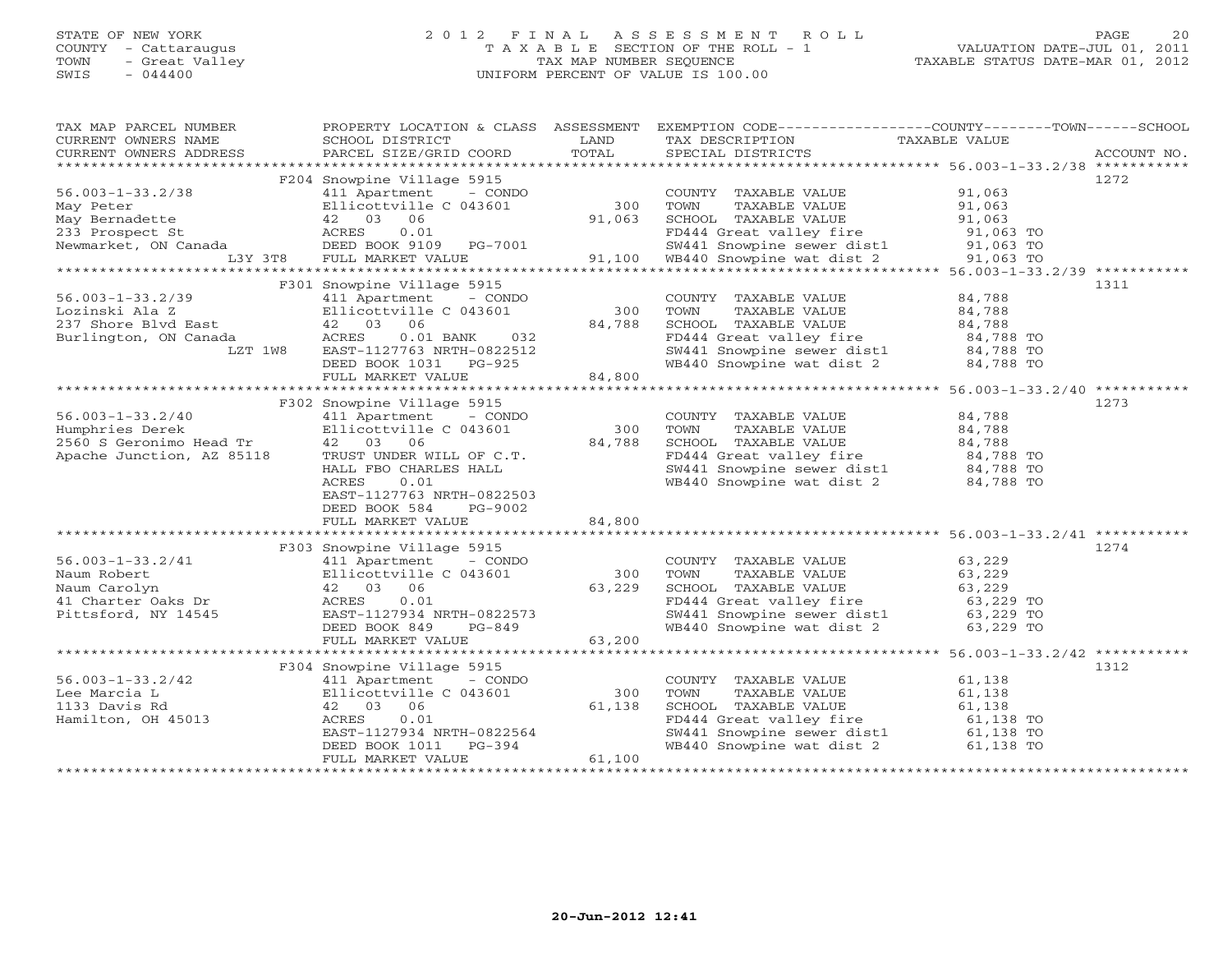STATE OF NEW YORK
COUNTY - Cattaraugus
TOWN - Great Valley
SWIS - 044400

# 2012 FINAL ASSESSMENT ROLL
TAXABLE SECTION OF THE ROLL - 1
TAX MAP NUMBER SEQUENCE
UNIFORM PERCENT OF VALUE IS 100.00

VALUATION DATE-JUL 01, 2011
TAXABLE STATUS DATE-MAR 01, 2012

| TAX MAP PARCEL NUMBER / CURRENT OWNERS NAME / CURRENT OWNERS ADDRESS | PROPERTY LOCATION & CLASS / SCHOOL DISTRICT / PARCEL SIZE/GRID COORD | ASSESSMENT LAND / TOTAL | EXEMPTION CODE / TAX DESCRIPTION / SPECIAL DISTRICTS | TAXABLE VALUE (COUNTY / TOWN / SCHOOL) | ACCOUNT NO. |
|---|---|---|---|---|---|
| | F204 Snowpine Village 5915 | | | | 1272 |
| 56.003-1-33.2/38 | 411 Apartment - CONDO | | COUNTY TAXABLE VALUE | 91,063 | |
| May Peter | Ellicottville C 043601 | 300 | TOWN TAXABLE VALUE | 91,063 | |
| May Bernadette | 42 03 06 | 91,063 | SCHOOL TAXABLE VALUE | 91,063 | |
| 233 Prospect St | ACRES 0.01 | | FD444 Great valley fire | 91,063 TO | |
| Newmarket, ON Canada | DEED BOOK 9109 PG-7001 | | SW441 Snowpine sewer dist1 | 91,063 TO | |
| L3Y 3T8 | FULL MARKET VALUE | 91,100 | WB440 Snowpine wat dist 2 | 91,063 TO | |
| | F301 Snowpine Village 5915 | | | | 1311 |
| 56.003-1-33.2/39 | 411 Apartment - CONDO | | COUNTY TAXABLE VALUE | 84,788 | |
| Lozinski Ala Z | Ellicottville C 043601 | 300 | TOWN TAXABLE VALUE | 84,788 | |
| 237 Shore Blvd East | 42 03 06 | 84,788 | SCHOOL TAXABLE VALUE | 84,788 | |
| Burlington, ON Canada | ACRES 0.01 BANK 032 | | FD444 Great valley fire | 84,788 TO | |
| LZT 1W8 | EAST-1127763 NRTH-0822512 | | SW441 Snowpine sewer dist1 | 84,788 TO | |
| | DEED BOOK 1031 PG-925 | | WB440 Snowpine wat dist 2 | 84,788 TO | |
| | FULL MARKET VALUE | 84,800 | | | |
| | F302 Snowpine Village 5915 | | | | 1273 |
| 56.003-1-33.2/40 | 411 Apartment - CONDO | | COUNTY TAXABLE VALUE | 84,788 | |
| Humphries Derek | Ellicottville C 043601 | 300 | TOWN TAXABLE VALUE | 84,788 | |
| 2560 S Geronimo Head Tr | 42 03 06 | 84,788 | SCHOOL TAXABLE VALUE | 84,788 | |
| Apache Junction, AZ 85118 | TRUST UNDER WILL OF C.T. | | FD444 Great valley fire | 84,788 TO | |
| | HALL FBO CHARLES HALL | | SW441 Snowpine sewer dist1 | 84,788 TO | |
| | ACRES 0.01 | | WB440 Snowpine wat dist 2 | 84,788 TO | |
| | EAST-1127763 NRTH-0822503 | | | | |
| | DEED BOOK 584 PG-9002 | | | | |
| | FULL MARKET VALUE | 84,800 | | | |
| | F303 Snowpine Village 5915 | | | | 1274 |
| 56.003-1-33.2/41 | 411 Apartment - CONDO | | COUNTY TAXABLE VALUE | 63,229 | |
| Naum Robert | Ellicottville C 043601 | 300 | TOWN TAXABLE VALUE | 63,229 | |
| Naum Carolyn | 42 03 06 | 63,229 | SCHOOL TAXABLE VALUE | 63,229 | |
| 41 Charter Oaks Dr | ACRES 0.01 | | FD444 Great valley fire | 63,229 TO | |
| Pittsford, NY 14545 | EAST-1127934 NRTH-0822573 | | SW441 Snowpine sewer dist1 | 63,229 TO | |
| | DEED BOOK 849 PG-849 | | WB440 Snowpine wat dist 2 | 63,229 TO | |
| | FULL MARKET VALUE | 63,200 | | | |
| | F304 Snowpine Village 5915 | | | | 1312 |
| 56.003-1-33.2/42 | 411 Apartment - CONDO | | COUNTY TAXABLE VALUE | 61,138 | |
| Lee Marcia L | Ellicottville C 043601 | 300 | TOWN TAXABLE VALUE | 61,138 | |
| 1133 Davis Rd | 42 03 06 | 61,138 | SCHOOL TAXABLE VALUE | 61,138 | |
| Hamilton, OH 45013 | ACRES 0.01 | | FD444 Great valley fire | 61,138 TO | |
| | EAST-1127934 NRTH-0822564 | | SW441 Snowpine sewer dist1 | 61,138 TO | |
| | DEED BOOK 1011 PG-394 | | WB440 Snowpine wat dist 2 | 61,138 TO | |
| | FULL MARKET VALUE | 61,100 | | | |

20-Jun-2012 12:41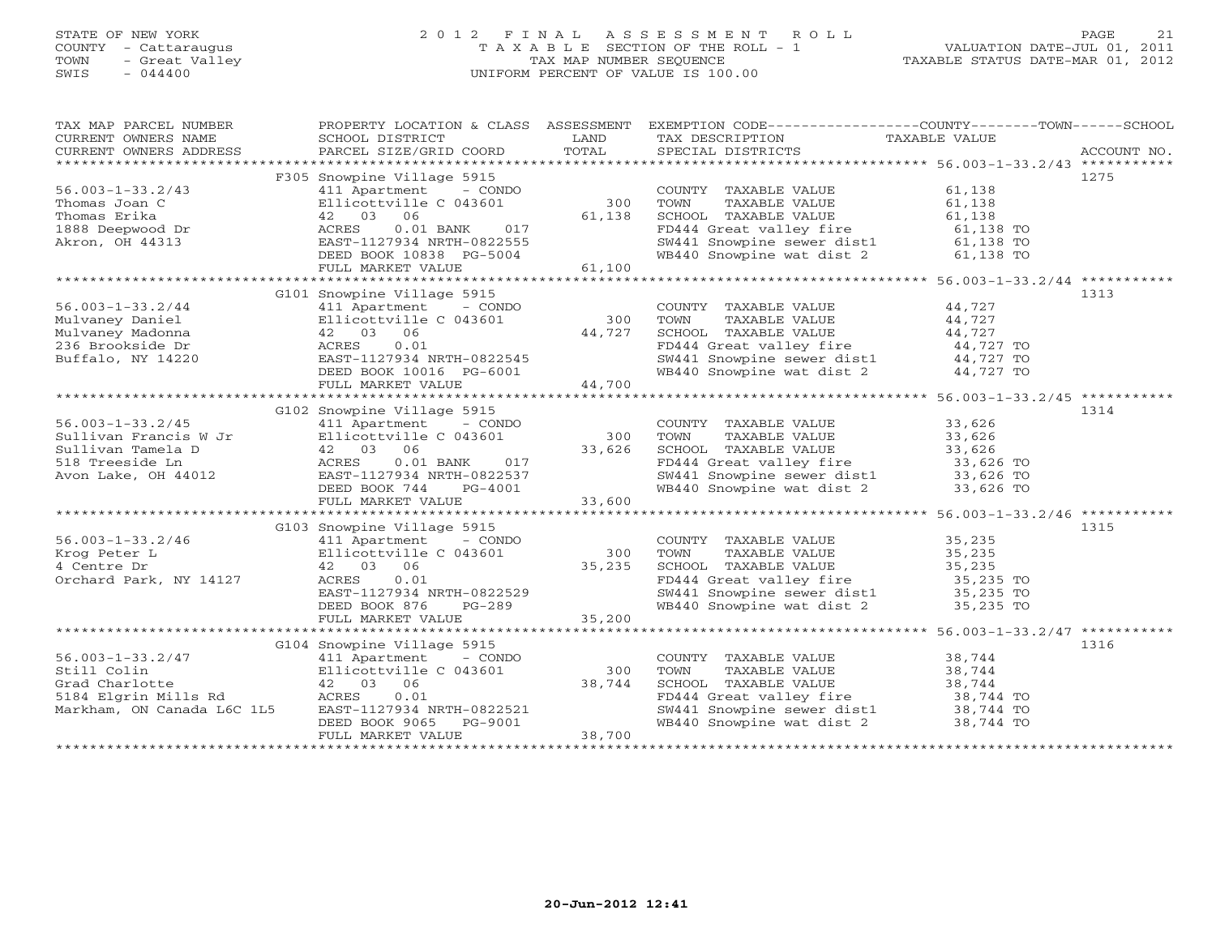STATE OF NEW YORK
COUNTY - Cattaraugus
TOWN - Great Valley
SWIS - 044400

# 2012 FINAL ASSESSMENT ROLL

TAXABLE SECTION OF THE ROLL - 1
TAX MAP NUMBER SEQUENCE
UNIFORM PERCENT OF VALUE IS 100.00

VALUATION DATE-JUL 01, 2011
TAXABLE STATUS DATE-MAR 01, 2012

| TAX MAP PARCEL NUMBER / CURRENT OWNERS NAME / CURRENT OWNERS ADDRESS | PROPERTY LOCATION & CLASS / SCHOOL DISTRICT / PARCEL SIZE/GRID COORD | ASSESSMENT LAND / TOTAL | EXEMPTION CODE / TAX DESCRIPTION / SPECIAL DISTRICTS | COUNTY / TOWN / SCHOOL TAXABLE VALUE | ACCOUNT NO. |
|---|---|---|---|---|---|
| **56.003-1-33.2/43** | F305 Snowpine Village 5915 | | | | 1275 |
| | 411 Apartment - CONDO | | COUNTY TAXABLE VALUE | 61,138 | |
| Thomas Joan C | Ellicottville C 043601 | 300 | TOWN TAXABLE VALUE | 61,138 | |
| Thomas Erika | 42 03 06 | 61,138 | SCHOOL TAXABLE VALUE | 61,138 | |
| 1888 Deepwood Dr | ACRES 0.01 BANK 017 | | FD444 Great valley fire | 61,138 TO | |
| Akron, OH 44313 | EAST-1127934 NRTH-0822555 | | SW441 Snowpine sewer dist1 | 61,138 TO | |
| | DEED BOOK 10838 PG-5004 | | WB440 Snowpine wat dist 2 | 61,138 TO | |
| | FULL MARKET VALUE | 61,100 | | | |
| **56.003-1-33.2/44** | G101 Snowpine Village 5915 | | | | 1313 |
| | 411 Apartment - CONDO | | COUNTY TAXABLE VALUE | 44,727 | |
| Mulvaney Daniel | Ellicottville C 043601 | 300 | TOWN TAXABLE VALUE | 44,727 | |
| Mulvaney Madonna | 42 03 06 | 44,727 | SCHOOL TAXABLE VALUE | 44,727 | |
| 236 Brookside Dr | ACRES 0.01 | | FD444 Great valley fire | 44,727 TO | |
| Buffalo, NY 14220 | EAST-1127934 NRTH-0822545 | | SW441 Snowpine sewer dist1 | 44,727 TO | |
| | DEED BOOK 10016 PG-6001 | | WB440 Snowpine wat dist 2 | 44,727 TO | |
| | FULL MARKET VALUE | 44,700 | | | |
| **56.003-1-33.2/45** | G102 Snowpine Village 5915 | | | | 1314 |
| | 411 Apartment - CONDO | | COUNTY TAXABLE VALUE | 33,626 | |
| Sullivan Francis W Jr | Ellicottville C 043601 | 300 | TOWN TAXABLE VALUE | 33,626 | |
| Sullivan Tamela D | 42 03 06 | 33,626 | SCHOOL TAXABLE VALUE | 33,626 | |
| 518 Treeside Ln | ACRES 0.01 BANK 017 | | FD444 Great valley fire | 33,626 TO | |
| Avon Lake, OH 44012 | EAST-1127934 NRTH-0822537 | | SW441 Snowpine sewer dist1 | 33,626 TO | |
| | DEED BOOK 744 PG-4001 | | WB440 Snowpine wat dist 2 | 33,626 TO | |
| | FULL MARKET VALUE | 33,600 | | | |
| **56.003-1-33.2/46** | G103 Snowpine Village 5915 | | | | 1315 |
| | 411 Apartment - CONDO | | COUNTY TAXABLE VALUE | 35,235 | |
| Krog Peter L | Ellicottville C 043601 | 300 | TOWN TAXABLE VALUE | 35,235 | |
| 4 Centre Dr | 42 03 06 | 35,235 | SCHOOL TAXABLE VALUE | 35,235 | |
| Orchard Park, NY 14127 | ACRES 0.01 | | FD444 Great valley fire | 35,235 TO | |
| | EAST-1127934 NRTH-0822529 | | SW441 Snowpine sewer dist1 | 35,235 TO | |
| | DEED BOOK 876 PG-289 | | WB440 Snowpine wat dist 2 | 35,235 TO | |
| | FULL MARKET VALUE | 35,200 | | | |
| **56.003-1-33.2/47** | G104 Snowpine Village 5915 | | | | 1316 |
| | 411 Apartment - CONDO | | COUNTY TAXABLE VALUE | 38,744 | |
| Still Colin | Ellicottville C 043601 | 300 | TOWN TAXABLE VALUE | 38,744 | |
| Grad Charlotte | 42 03 06 | 38,744 | SCHOOL TAXABLE VALUE | 38,744 | |
| 5184 Elgrin Mills Rd | ACRES 0.01 | | FD444 Great valley fire | 38,744 TO | |
| Markham, ON Canada L6C 1L5 | EAST-1127934 NRTH-0822521 | | SW441 Snowpine sewer dist1 | 38,744 TO | |
| | DEED BOOK 9065 PG-9001 | | WB440 Snowpine wat dist 2 | 38,744 TO | |
| | FULL MARKET VALUE | 38,700 | | | |

20-Jun-2012 12:41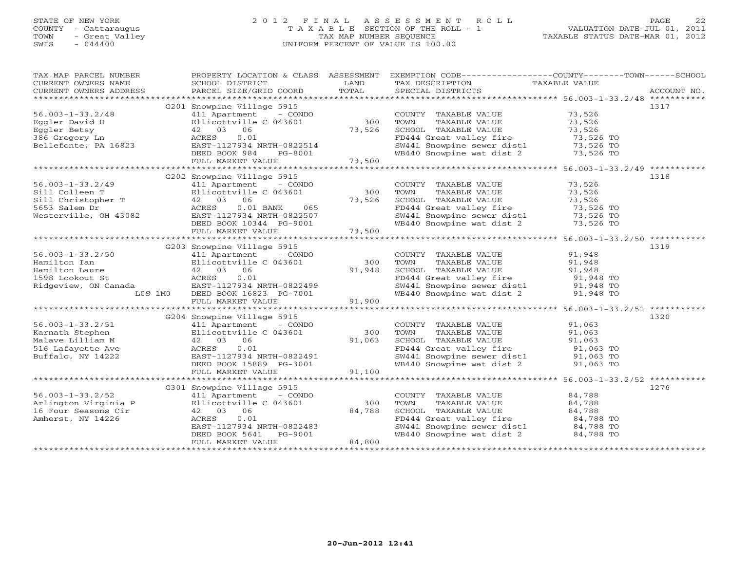STATE OF NEW YORK
COUNTY - Cattaraugus
TOWN - Great Valley
SWIS - 044400

# 2012 FINAL ASSESSMENT ROLL
TAXABLE SECTION OF THE ROLL - 1
TAX MAP NUMBER SEQUENCE
UNIFORM PERCENT OF VALUE IS 100.00

VALUATION DATE-JUL 01, 2011
TAXABLE STATUS DATE-MAR 01, 2012

| TAX MAP PARCEL NUMBER / CURRENT OWNERS NAME / CURRENT OWNERS ADDRESS | PROPERTY LOCATION & CLASS / SCHOOL DISTRICT / PARCEL SIZE/GRID COORD | ASSESSMENT LAND / TOTAL | EXEMPTION CODE / TAX DESCRIPTION / SPECIAL DISTRICTS | TAXABLE VALUE (COUNTY / TOWN / SCHOOL) | ACCOUNT NO. |
|---|---|---|---|---|---|
| 56.003-1-33.2/48 | G201 Snowpine Village 5915 | | | | 1317 |
| | 411 Apartment - CONDO | | COUNTY TAXABLE VALUE | 73,526 | |
| Eggler David H | Ellicottville C 043601 | 300 | TOWN TAXABLE VALUE | 73,526 | |
| Eggler Betsy | 42 03 06 | 73,526 | SCHOOL TAXABLE VALUE | 73,526 | |
| 386 Gregory Ln | ACRES 0.01 | | FD444 Great valley fire | 73,526 TO | |
| Bellefonte, PA 16823 | EAST-1127934 NRTH-0822514 | | SW441 Snowpine sewer dist1 | 73,526 TO | |
| | DEED BOOK 984 PG-8001 | | WB440 Snowpine wat dist 2 | 73,526 TO | |
| | FULL MARKET VALUE | 73,500 | | | |
| 56.003-1-33.2/49 | G202 Snowpine Village 5915 | | | | 1318 |
| | 411 Apartment - CONDO | | COUNTY TAXABLE VALUE | 73,526 | |
| Sill Colleen T | Ellicottville C 043601 | 300 | TOWN TAXABLE VALUE | 73,526 | |
| Sill Christopher T | 42 03 06 | 73,526 | SCHOOL TAXABLE VALUE | 73,526 | |
| 5653 Salem Dr | ACRES 0.01 BANK 065 | | FD444 Great valley fire | 73,526 TO | |
| Westerville, OH 43082 | EAST-1127934 NRTH-0822507 | | SW441 Snowpine sewer dist1 | 73,526 TO | |
| | DEED BOOK 10344 PG-9001 | | WB440 Snowpine wat dist 2 | 73,526 TO | |
| | FULL MARKET VALUE | 73,500 | | | |
| 56.003-1-33.2/50 | G203 Snowpine Village 5915 | | | | 1319 |
| | 411 Apartment - CONDO | | COUNTY TAXABLE VALUE | 91,948 | |
| Hamilton Ian | Ellicottville C 043601 | 300 | TOWN TAXABLE VALUE | 91,948 | |
| Hamilton Laure | 42 03 06 | 91,948 | SCHOOL TAXABLE VALUE | 91,948 | |
| 1598 Lookout St | ACRES 0.01 | | FD444 Great valley fire | 91,948 TO | |
| Ridgeview, ON Canada | EAST-1127934 NRTH-0822499 | | SW441 Snowpine sewer dist1 | 91,948 TO | |
| L0S 1M0 | DEED BOOK 16823 PG-7001 | | WB440 Snowpine wat dist 2 | 91,948 TO | |
| | FULL MARKET VALUE | 91,900 | | | |
| 56.003-1-33.2/51 | G204 Snowpine Village 5915 | | | | 1320 |
| | 411 Apartment - CONDO | | COUNTY TAXABLE VALUE | 91,063 | |
| Karnath Stephen | Ellicottville C 043601 | 300 | TOWN TAXABLE VALUE | 91,063 | |
| Malave Lilliam M | 42 03 06 | 91,063 | SCHOOL TAXABLE VALUE | 91,063 | |
| 516 Lafayette Ave | ACRES 0.01 | | FD444 Great valley fire | 91,063 TO | |
| Buffalo, NY 14222 | EAST-1127934 NRTH-0822491 | | SW441 Snowpine sewer dist1 | 91,063 TO | |
| | DEED BOOK 15889 PG-3001 | | WB440 Snowpine wat dist 2 | 91,063 TO | |
| | FULL MARKET VALUE | 91,100 | | | |
| 56.003-1-33.2/52 | G301 Snowpine Village 5915 | | | | 1276 |
| | 411 Apartment - CONDO | | COUNTY TAXABLE VALUE | 84,788 | |
| Arlington Virginia P | Ellicottville C 043601 | 300 | TOWN TAXABLE VALUE | 84,788 | |
| 16 Four Seasons Cir | 42 03 06 | 84,788 | SCHOOL TAXABLE VALUE | 84,788 | |
| Amherst, NY 14226 | ACRES 0.01 | | FD444 Great valley fire | 84,788 TO | |
| | EAST-1127934 NRTH-0822483 | | SW441 Snowpine sewer dist1 | 84,788 TO | |
| | DEED BOOK 5641 PG-9001 | | WB440 Snowpine wat dist 2 | 84,788 TO | |
| | FULL MARKET VALUE | 84,800 | | | |

20-Jun-2012 12:41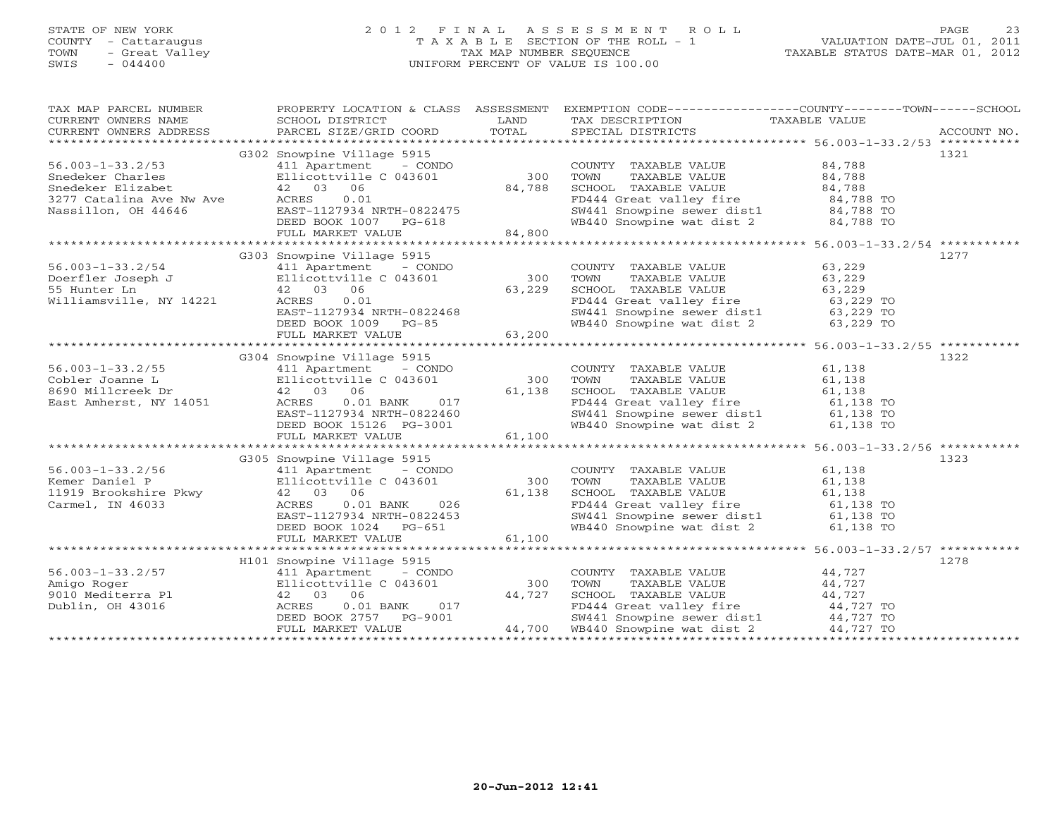STATE OF NEW YORK
COUNTY - Cattaraugus
TOWN - Great Valley
SWIS - 044400

# 2012 FINAL ASSESSMENT ROLL

TAXABLE SECTION OF THE ROLL - 1
TAX MAP NUMBER SEQUENCE
UNIFORM PERCENT OF VALUE IS 100.00

VALUATION DATE-JUL 01, 2011
TAXABLE STATUS DATE-MAR 01, 2012

| TAX MAP PARCEL NUMBER / CURRENT OWNERS NAME / CURRENT OWNERS ADDRESS | PROPERTY LOCATION & CLASS / SCHOOL DISTRICT / PARCEL SIZE/GRID COORD | ASSESSMENT LAND / TOTAL | EXEMPTION CODE / TAX DESCRIPTION / SPECIAL DISTRICTS | TAXABLE VALUE (COUNTY / TOWN / SCHOOL) | ACCOUNT NO. |
|---|---|---|---|---|---|
| 56.003-1-33.2/53 | G302 Snowpine Village 5915 | | | | 1321 |
| | 411 Apartment - CONDO | | COUNTY TAXABLE VALUE | 84,788 | |
| Snedeker Charles | Ellicottville C 043601 | 300 | TOWN TAXABLE VALUE | 84,788 | |
| Snedeker Elizabet | 42 03 06 | 84,788 | SCHOOL TAXABLE VALUE | 84,788 | |
| 3277 Catalina Ave Nw Ave | ACRES 0.01 | | FD444 Great valley fire | 84,788 TO | |
| Nassillon, OH 44646 | EAST-1127934 NRTH-0822475 | | SW441 Snowpine sewer dist1 | 84,788 TO | |
| | DEED BOOK 1007 PG-618 | | WB440 Snowpine wat dist 2 | 84,788 TO | |
| | FULL MARKET VALUE | 84,800 | | | |
| 56.003-1-33.2/54 | G303 Snowpine Village 5915 | | | | 1277 |
| | 411 Apartment - CONDO | | COUNTY TAXABLE VALUE | 63,229 | |
| Doerfler Joseph J | Ellicottville C 043601 | 300 | TOWN TAXABLE VALUE | 63,229 | |
| 55 Hunter Ln | 42 03 06 | 63,229 | SCHOOL TAXABLE VALUE | 63,229 | |
| Williamsville, NY 14221 | ACRES 0.01 | | FD444 Great valley fire | 63,229 TO | |
| | EAST-1127934 NRTH-0822468 | | SW441 Snowpine sewer dist1 | 63,229 TO | |
| | DEED BOOK 1009 PG-85 | | WB440 Snowpine wat dist 2 | 63,229 TO | |
| | FULL MARKET VALUE | 63,200 | | | |
| 56.003-1-33.2/55 | G304 Snowpine Village 5915 | | | | 1322 |
| | 411 Apartment - CONDO | | COUNTY TAXABLE VALUE | 61,138 | |
| Cobler Joanne L | Ellicottville C 043601 | 300 | TOWN TAXABLE VALUE | 61,138 | |
| 8690 Millcreek Dr | 42 03 06 | 61,138 | SCHOOL TAXABLE VALUE | 61,138 | |
| East Amherst, NY 14051 | ACRES 0.01 BANK 017 | | FD444 Great valley fire | 61,138 TO | |
| | EAST-1127934 NRTH-0822460 | | SW441 Snowpine sewer dist1 | 61,138 TO | |
| | DEED BOOK 15126 PG-3001 | | WB440 Snowpine wat dist 2 | 61,138 TO | |
| | FULL MARKET VALUE | 61,100 | | | |
| 56.003-1-33.2/56 | G305 Snowpine Village 5915 | | | | 1323 |
| | 411 Apartment - CONDO | | COUNTY TAXABLE VALUE | 61,138 | |
| Kemer Daniel P | Ellicottville C 043601 | 300 | TOWN TAXABLE VALUE | 61,138 | |
| 11919 Brookshire Pkwy | 42 03 06 | 61,138 | SCHOOL TAXABLE VALUE | 61,138 | |
| Carmel, IN 46033 | ACRES 0.01 BANK 026 | | FD444 Great valley fire | 61,138 TO | |
| | EAST-1127934 NRTH-0822453 | | SW441 Snowpine sewer dist1 | 61,138 TO | |
| | DEED BOOK 1024 PG-651 | | WB440 Snowpine wat dist 2 | 61,138 TO | |
| | FULL MARKET VALUE | 61,100 | | | |
| 56.003-1-33.2/57 | H101 Snowpine Village 5915 | | | | 1278 |
| | 411 Apartment - CONDO | | COUNTY TAXABLE VALUE | 44,727 | |
| Amigo Roger | Ellicottville C 043601 | 300 | TOWN TAXABLE VALUE | 44,727 | |
| 9010 Mediterra Pl | 42 03 06 | 44,727 | SCHOOL TAXABLE VALUE | 44,727 | |
| Dublin, OH 43016 | ACRES 0.01 BANK 017 | | FD444 Great valley fire | 44,727 TO | |
| | DEED BOOK 2757 PG-9001 | | SW441 Snowpine sewer dist1 | 44,727 TO | |
| | FULL MARKET VALUE | 44,700 | WB440 Snowpine wat dist 2 | 44,727 TO | |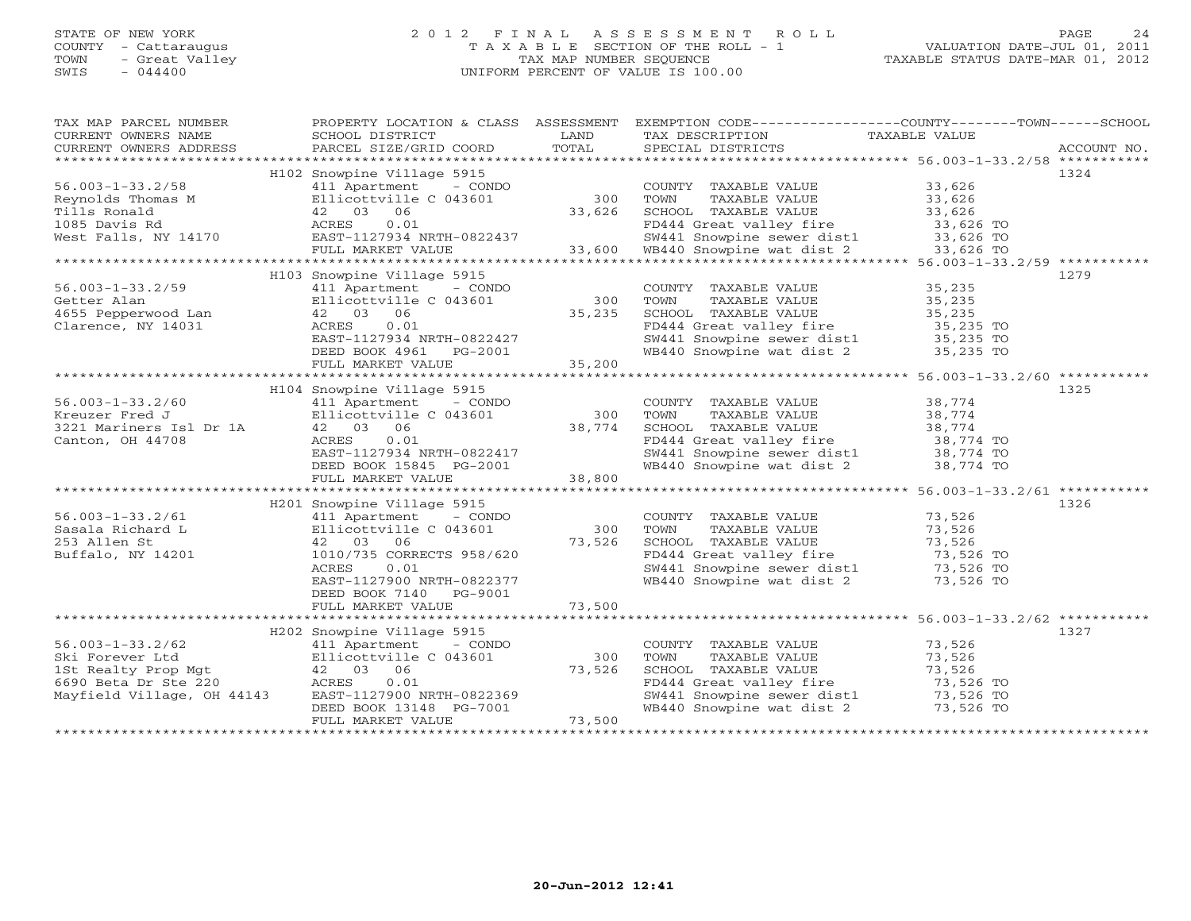STATE OF NEW YORK
COUNTY - Cattaraugus
TOWN - Great Valley
SWIS - 044400

2 0 1 2 F I N A L A S S E S S M E N T R O L L
T A X A B L E SECTION OF THE ROLL - 1
TAX MAP NUMBER SEQUENCE
UNIFORM PERCENT OF VALUE IS 100.00

VALUATION DATE-JUL 01, 2011
TAXABLE STATUS DATE-MAR 01, 2012

| TAX MAP PARCEL NUMBER / CURRENT OWNERS NAME / CURRENT OWNERS ADDRESS | PROPERTY LOCATION & CLASS / SCHOOL DISTRICT / PARCEL SIZE/GRID COORD | ASSESSMENT LAND / TOTAL | EXEMPTION CODE / TAX DESCRIPTION / SPECIAL DISTRICTS | TAXABLE VALUE (COUNTY / TOWN / SCHOOL) | ACCOUNT NO. |
|---|---|---|---|---|---|
| 56.003-1-33.2/58 | H102 Snowpine Village 5915 | | | | 1324 |
| 56.003-1-33.2/58 | 411 Apartment - CONDO | | COUNTY TAXABLE VALUE | 33,626 | |
| Reynolds Thomas M | Ellicottville C 043601 | 300 | TOWN TAXABLE VALUE | 33,626 | |
| Tills Ronald | 42 03 06 | 33,626 | SCHOOL TAXABLE VALUE | 33,626 | |
| 1085 Davis Rd | ACRES 0.01 | | FD444 Great valley fire | 33,626 TO | |
| West Falls, NY 14170 | EAST-1127934 NRTH-0822437 | | SW441 Snowpine sewer dist1 | 33,626 TO | |
| | FULL MARKET VALUE | 33,600 | WB440 Snowpine wat dist 2 | 33,626 TO | |
| 56.003-1-33.2/59 | H103 Snowpine Village 5915 | | | | 1279 |
| 56.003-1-33.2/59 | 411 Apartment - CONDO | | COUNTY TAXABLE VALUE | 35,235 | |
| Getter Alan | Ellicottville C 043601 | 300 | TOWN TAXABLE VALUE | 35,235 | |
| 4655 Pepperwood Lan | 42 03 06 | 35,235 | SCHOOL TAXABLE VALUE | 35,235 | |
| Clarence, NY 14031 | ACRES 0.01 | | FD444 Great valley fire | 35,235 TO | |
| | EAST-1127934 NRTH-0822427 | | SW441 Snowpine sewer dist1 | 35,235 TO | |
| | DEED BOOK 4961 PG-2001 | | WB440 Snowpine wat dist 2 | 35,235 TO | |
| | FULL MARKET VALUE | 35,200 | | | |
| 56.003-1-33.2/60 | H104 Snowpine Village 5915 | | | | 1325 |
| 56.003-1-33.2/60 | 411 Apartment - CONDO | | COUNTY TAXABLE VALUE | 38,774 | |
| Kreuzer Fred J | Ellicottville C 043601 | 300 | TOWN TAXABLE VALUE | 38,774 | |
| 3221 Mariners Isl Dr 1A | 42 03 06 | 38,774 | SCHOOL TAXABLE VALUE | 38,774 | |
| Canton, OH 44708 | ACRES 0.01 | | FD444 Great valley fire | 38,774 TO | |
| | EAST-1127934 NRTH-0822417 | | SW441 Snowpine sewer dist1 | 38,774 TO | |
| | DEED BOOK 15845 PG-2001 | | WB440 Snowpine wat dist 2 | 38,774 TO | |
| | FULL MARKET VALUE | 38,800 | | | |
| 56.003-1-33.2/61 | H201 Snowpine Village 5915 | | | | 1326 |
| 56.003-1-33.2/61 | 411 Apartment - CONDO | | COUNTY TAXABLE VALUE | 73,526 | |
| Sasala Richard L | Ellicottville C 043601 | 300 | TOWN TAXABLE VALUE | 73,526 | |
| 253 Allen St | 42 03 06 | 73,526 | SCHOOL TAXABLE VALUE | 73,526 | |
| Buffalo, NY 14201 | 1010/735 CORRECTS 958/620 | | FD444 Great valley fire | 73,526 TO | |
| | ACRES 0.01 | | SW441 Snowpine sewer dist1 | 73,526 TO | |
| | EAST-1127900 NRTH-0822377 | | WB440 Snowpine wat dist 2 | 73,526 TO | |
| | DEED BOOK 7140 PG-9001 | | | | |
| | FULL MARKET VALUE | 73,500 | | | |
| 56.003-1-33.2/62 | H202 Snowpine Village 5915 | | | | 1327 |
| 56.003-1-33.2/62 | 411 Apartment - CONDO | | COUNTY TAXABLE VALUE | 73,526 | |
| Ski Forever Ltd | Ellicottville C 043601 | 300 | TOWN TAXABLE VALUE | 73,526 | |
| 1St Realty Prop Mgt | 42 03 06 | 73,526 | SCHOOL TAXABLE VALUE | 73,526 | |
| 6690 Beta Dr Ste 220 | ACRES 0.01 | | FD444 Great valley fire | 73,526 TO | |
| Mayfield Village, OH 44143 | EAST-1127900 NRTH-0822369 | | SW441 Snowpine sewer dist1 | 73,526 TO | |
| | DEED BOOK 13148 PG-7001 | | WB440 Snowpine wat dist 2 | 73,526 TO | |
| | FULL MARKET VALUE | 73,500 | | | |

20-Jun-2012 12:41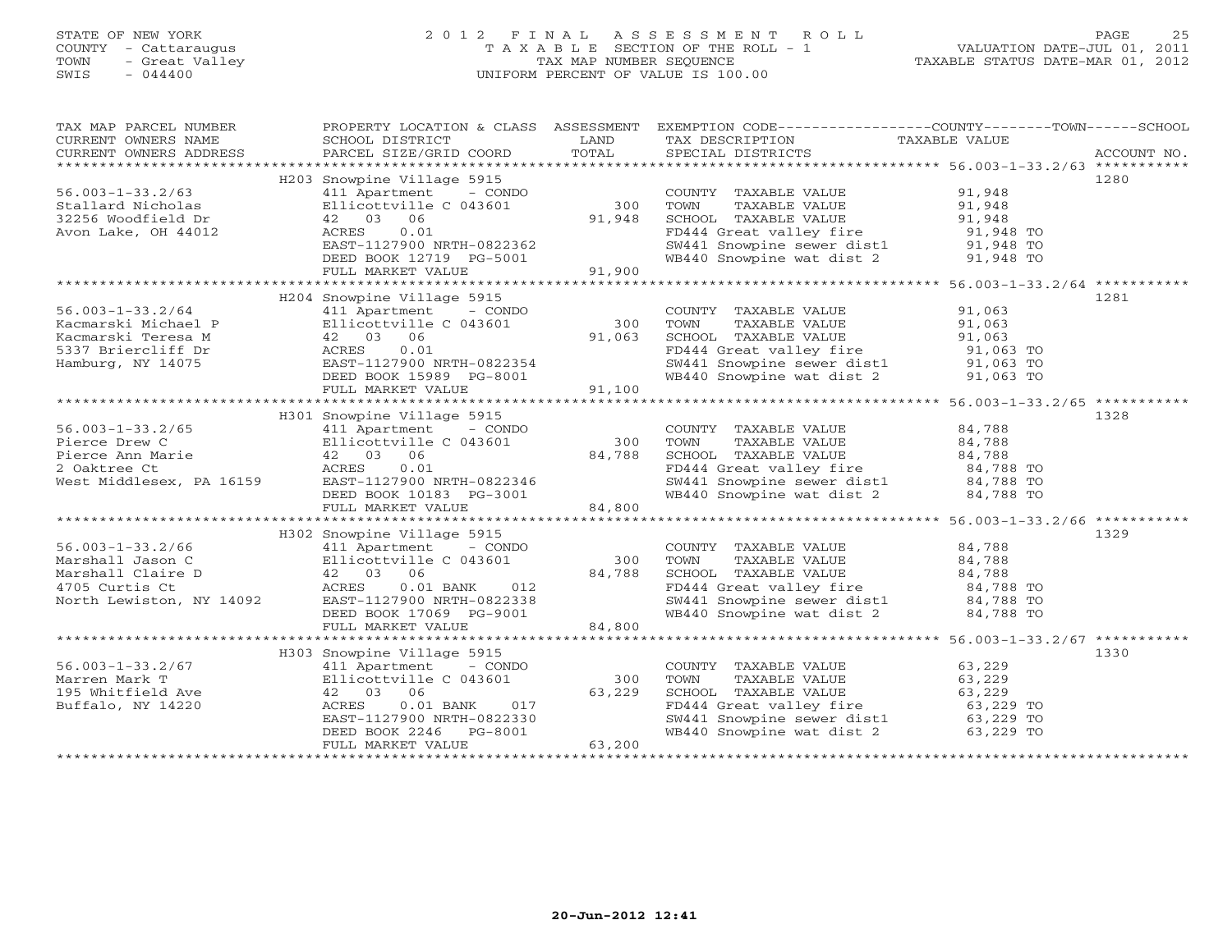STATE OF NEW YORK
COUNTY - Cattaraugus
TOWN - Great Valley
SWIS - 044400

# 2012 FINAL ASSESSMENT ROLL
TAXABLE SECTION OF THE ROLL - 1
TAX MAP NUMBER SEQUENCE
UNIFORM PERCENT OF VALUE IS 100.00

VALUATION DATE-JUL 01, 2011
TAXABLE STATUS DATE-MAR 01, 2012

| TAX MAP PARCEL NUMBER / CURRENT OWNERS NAME / CURRENT OWNERS ADDRESS | PROPERTY LOCATION & CLASS / SCHOOL DISTRICT / PARCEL SIZE/GRID COORD | ASSESSMENT LAND | TOTAL | EXEMPTION CODE / TAX DESCRIPTION / SPECIAL DISTRICTS | TAXABLE VALUE (COUNTY--TOWN--SCHOOL) | ACCOUNT NO. |
|---|---|---|---|---|---|---|
| **56.003-1-33.2/63** | H203 Snowpine Village 5915 | | | | | 1280 |
| 56.003-1-33.2/63 | 411 Apartment - CONDO | | | COUNTY TAXABLE VALUE | 91,948 | |
| Stallard Nicholas | Ellicottville C 043601 | 300 | | TOWN TAXABLE VALUE | 91,948 | |
| 32256 Woodfield Dr | 42 03 06 | | 91,948 | SCHOOL TAXABLE VALUE | 91,948 | |
| Avon Lake, OH 44012 | ACRES 0.01 | | | FD444 Great valley fire | 91,948 TO | |
| | EAST-1127900 NRTH-0822362 | | | SW441 Snowpine sewer dist1 | 91,948 TO | |
| | DEED BOOK 12719 PG-5001 | | | WB440 Snowpine wat dist 2 | 91,948 TO | |
| | FULL MARKET VALUE | | 91,900 | | | |
| **56.003-1-33.2/64** | H204 Snowpine Village 5915 | | | | | 1281 |
| 56.003-1-33.2/64 | 411 Apartment - CONDO | | | COUNTY TAXABLE VALUE | 91,063 | |
| Kacmarski Michael P | Ellicottville C 043601 | 300 | | TOWN TAXABLE VALUE | 91,063 | |
| Kacmarski Teresa M | 42 03 06 | | 91,063 | SCHOOL TAXABLE VALUE | 91,063 | |
| 5337 Briercliff Dr | ACRES 0.01 | | | FD444 Great valley fire | 91,063 TO | |
| Hamburg, NY 14075 | EAST-1127900 NRTH-0822354 | | | SW441 Snowpine sewer dist1 | 91,063 TO | |
| | DEED BOOK 15989 PG-8001 | | | WB440 Snowpine wat dist 2 | 91,063 TO | |
| | FULL MARKET VALUE | | 91,100 | | | |
| **56.003-1-33.2/65** | H301 Snowpine Village 5915 | | | | | 1328 |
| 56.003-1-33.2/65 | 411 Apartment - CONDO | | | COUNTY TAXABLE VALUE | 84,788 | |
| Pierce Drew C | Ellicottville C 043601 | 300 | | TOWN TAXABLE VALUE | 84,788 | |
| Pierce Ann Marie | 42 03 06 | | 84,788 | SCHOOL TAXABLE VALUE | 84,788 | |
| 2 Oaktree Ct | ACRES 0.01 | | | FD444 Great valley fire | 84,788 TO | |
| West Middlesex, PA 16159 | EAST-1127900 NRTH-0822346 | | | SW441 Snowpine sewer dist1 | 84,788 TO | |
| | DEED BOOK 10183 PG-3001 | | | WB440 Snowpine wat dist 2 | 84,788 TO | |
| | FULL MARKET VALUE | | 84,800 | | | |
| **56.003-1-33.2/66** | H302 Snowpine Village 5915 | | | | | 1329 |
| 56.003-1-33.2/66 | 411 Apartment - CONDO | | | COUNTY TAXABLE VALUE | 84,788 | |
| Marshall Jason C | Ellicottville C 043601 | 300 | | TOWN TAXABLE VALUE | 84,788 | |
| Marshall Claire D | 42 03 06 | | 84,788 | SCHOOL TAXABLE VALUE | 84,788 | |
| 4705 Curtis Ct | ACRES 0.01 BANK 012 | | | FD444 Great valley fire | 84,788 TO | |
| North Lewiston, NY 14092 | EAST-1127900 NRTH-0822338 | | | SW441 Snowpine sewer dist1 | 84,788 TO | |
| | DEED BOOK 17069 PG-9001 | | | WB440 Snowpine wat dist 2 | 84,788 TO | |
| | FULL MARKET VALUE | | 84,800 | | | |
| **56.003-1-33.2/67** | H303 Snowpine Village 5915 | | | | | 1330 |
| 56.003-1-33.2/67 | 411 Apartment - CONDO | | | COUNTY TAXABLE VALUE | 63,229 | |
| Marren Mark T | Ellicottville C 043601 | 300 | | TOWN TAXABLE VALUE | 63,229 | |
| 195 Whitfield Ave | 42 03 06 | | 63,229 | SCHOOL TAXABLE VALUE | 63,229 | |
| Buffalo, NY 14220 | ACRES 0.01 BANK 017 | | | FD444 Great valley fire | 63,229 TO | |
| | EAST-1127900 NRTH-0822330 | | | SW441 Snowpine sewer dist1 | 63,229 TO | |
| | DEED BOOK 2246 PG-8001 | | | WB440 Snowpine wat dist 2 | 63,229 TO | |
| | FULL MARKET VALUE | | 63,200 | | | |

20-Jun-2012 12:41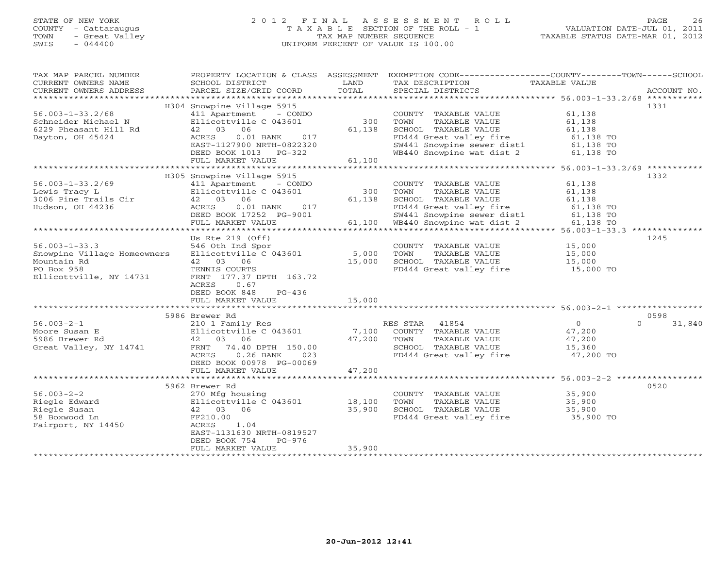STATE OF NEW YORK
COUNTY - Cattaraugus
TOWN - Great Valley
SWIS - 044400

# 2012 FINAL ASSESSMENT ROLL
TAXABLE SECTION OF THE ROLL - 1
TAX MAP NUMBER SEQUENCE
UNIFORM PERCENT OF VALUE IS 100.00

VALUATION DATE-JUL 01, 2011
TAXABLE STATUS DATE-MAR 01, 2012

| TAX MAP PARCEL NUMBER / CURRENT OWNERS NAME / CURRENT OWNERS ADDRESS | PROPERTY LOCATION & CLASS / SCHOOL DISTRICT / PARCEL SIZE/GRID COORD | ASSESSMENT LAND / TOTAL | EXEMPTION CODE / TAX DESCRIPTION / SPECIAL DISTRICTS | COUNTY / TOWN / SCHOOL TAXABLE VALUE | ACCOUNT NO. |
|---|---|---|---|---|---|
| 56.003-1-33.2/68 | H304 Snowpine Village 5915 | | | | 1331 |
| 56.003-1-33.2/68 | 411 Apartment - CONDO | | COUNTY TAXABLE VALUE | 61,138 | |
| Schneider Michael N | Ellicottville C 043601 | 300 | TOWN TAXABLE VALUE | 61,138 | |
| 6229 Pheasant Hill Rd | 42 03 06 | 61,138 | SCHOOL TAXABLE VALUE | 61,138 | |
| Dayton, OH 45424 | ACRES 0.01 BANK 017 | | FD444 Great valley fire | 61,138 TO | |
| | EAST-1127900 NRTH-0822320 | | SW441 Snowpine sewer dist1 | 61,138 TO | |
| | DEED BOOK 1013 PG-322 | | WB440 Snowpine wat dist 2 | 61,138 TO | |
| | FULL MARKET VALUE | 61,100 | | | |
| 56.003-1-33.2/69 | H305 Snowpine Village 5915 | | | | 1332 |
| 56.003-1-33.2/69 | 411 Apartment - CONDO | | COUNTY TAXABLE VALUE | 61,138 | |
| Lewis Tracy L | Ellicottville C 043601 | 300 | TOWN TAXABLE VALUE | 61,138 | |
| 3006 Pine Trails Cir | 42 03 06 | 61,138 | SCHOOL TAXABLE VALUE | 61,138 | |
| Hudson, OH 44236 | ACRES 0.01 BANK 017 | | FD444 Great valley fire | 61,138 TO | |
| | DEED BOOK 17252 PG-9001 | | SW441 Snowpine sewer dist1 | 61,138 TO | |
| | FULL MARKET VALUE | 61,100 | WB440 Snowpine wat dist 2 | 61,138 TO | |
| 56.003-1-33.3 | Us Rte 219 (Off) | | | | 1245 |
| 56.003-1-33.3 | 546 Oth Ind Spor | | COUNTY TAXABLE VALUE | 15,000 | |
| Snowpine Village Homeowners | Ellicottville C 043601 | 5,000 | TOWN TAXABLE VALUE | 15,000 | |
| Mountain Rd | 42 03 06 | 15,000 | SCHOOL TAXABLE VALUE | 15,000 | |
| PO Box 958 | TENNIS COURTS | | FD444 Great valley fire | 15,000 TO | |
| Ellicottville, NY 14731 | FRNT 177.37 DPTH 163.72 | | | | |
| | ACRES 0.67 | | | | |
| | DEED BOOK 848 PG-436 | | | | |
| | FULL MARKET VALUE | 15,000 | | | |
| 56.003-2-1 | 5986 Brewer Rd | | | | 0598 |
| 56.003-2-1 | 210 1 Family Res | | RES STAR 41854 | 0 / 0 / 31,840 | |
| Moore Susan E | Ellicottville C 043601 | 7,100 | COUNTY TAXABLE VALUE | 47,200 | |
| 5986 Brewer Rd | 42 03 06 | 47,200 | TOWN TAXABLE VALUE | 47,200 | |
| Great Valley, NY 14741 | FRNT 74.40 DPTH 150.00 | | SCHOOL TAXABLE VALUE | 15,360 | |
| | ACRES 0.26 BANK 023 | | FD444 Great valley fire | 47,200 TO | |
| | DEED BOOK 00978 PG-00069 | | | | |
| | FULL MARKET VALUE | 47,200 | | | |
| 56.003-2-2 | 5962 Brewer Rd | | | | 0520 |
| 56.003-2-2 | 270 Mfg housing | | COUNTY TAXABLE VALUE | 35,900 | |
| Riegle Edward | Ellicottville C 043601 | 18,100 | TOWN TAXABLE VALUE | 35,900 | |
| Riegle Susan | 42 03 06 | 35,900 | SCHOOL TAXABLE VALUE | 35,900 | |
| 58 Boxwood Ln | FF210.00 | | FD444 Great valley fire | 35,900 TO | |
| Fairport, NY 14450 | ACRES 1.04 | | | | |
| | EAST-1131630 NRTH-0819527 | | | | |
| | DEED BOOK 754 PG-976 | | | | |
| | FULL MARKET VALUE | 35,900 | | | |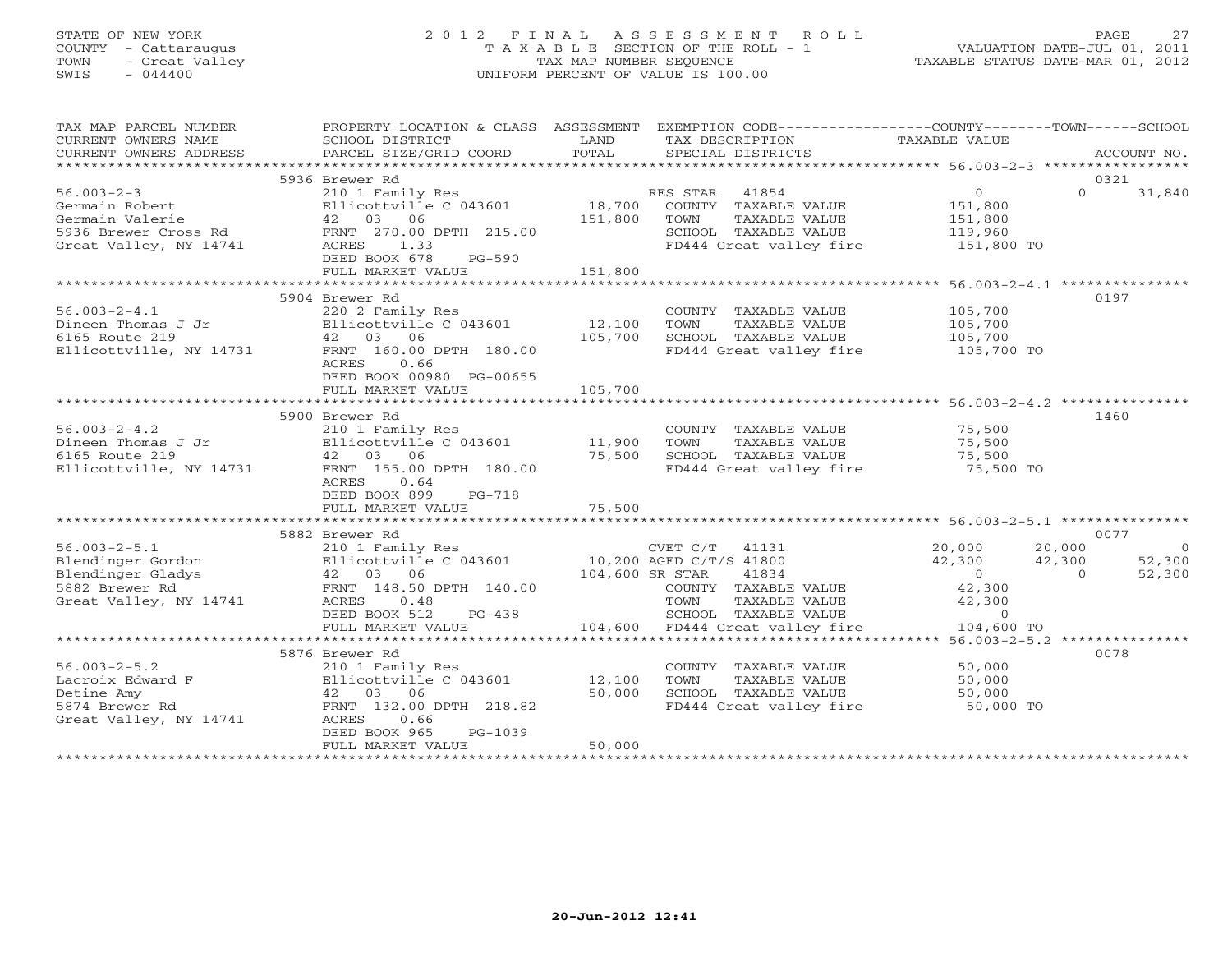STATE OF NEW YORK
COUNTY - Cattaraugus
TOWN - Great Valley
SWIS - 044400

# 2012 FINAL ASSESSMENT ROLL

TAXABLE SECTION OF THE ROLL - 1
TAX MAP NUMBER SEQUENCE
UNIFORM PERCENT OF VALUE IS 100.00

VALUATION DATE-JUL 01, 2011
TAXABLE STATUS DATE-MAR 01, 2012

| TAX MAP PARCEL NUMBER / CURRENT OWNERS NAME / CURRENT OWNERS ADDRESS | PROPERTY LOCATION & CLASS / SCHOOL DISTRICT / PARCEL SIZE/GRID COORD | ASSESSMENT LAND | TOTAL | EXEMPTION CODE / TAX DESCRIPTION / SPECIAL DISTRICTS | COUNTY TAXABLE VALUE | TOWN | SCHOOL | ACCOUNT NO. |
|---|---|---|---|---|---|---|---|---|
| 56.003-2-3 | 5936 Brewer Rd | | | | | | | 0321 |
| Germain Robert | 210 1 Family Res | | | RES STAR 41854 | 0 | 0 | 31,840 | |
| Germain Valerie | Ellicottville C 043601 | 18,700 | | COUNTY TAXABLE VALUE | 151,800 | | | |
| 5936 Brewer Cross Rd | 42 03 06 | | 151,800 | TOWN TAXABLE VALUE | 151,800 | | | |
| Great Valley, NY 14741 | FRNT 270.00 DPTH 215.00 | | | SCHOOL TAXABLE VALUE | 119,960 | | | |
| | ACRES 1.33 | | | FD444 Great valley fire | 151,800 TO | | | |
| | DEED BOOK 678 PG-590 | | | | | | | |
| | FULL MARKET VALUE | | 151,800 | | | | | |
| 56.003-2-4.1 | 5904 Brewer Rd | | | | | | | 0197 |
| Dineen Thomas J Jr | 220 2 Family Res | | | COUNTY TAXABLE VALUE | 105,700 | | | |
| 6165 Route 219 | Ellicottville C 043601 | 12,100 | | TOWN TAXABLE VALUE | 105,700 | | | |
| Ellicottville, NY 14731 | 42 03 06 | | 105,700 | SCHOOL TAXABLE VALUE | 105,700 | | | |
| | FRNT 160.00 DPTH 180.00 | | | FD444 Great valley fire | 105,700 TO | | | |
| | ACRES 0.66 | | | | | | | |
| | DEED BOOK 00980 PG-00655 | | | | | | | |
| | FULL MARKET VALUE | | 105,700 | | | | | |
| 56.003-2-4.2 | 5900 Brewer Rd | | | | | | | 1460 |
| Dineen Thomas J Jr | 210 1 Family Res | | | COUNTY TAXABLE VALUE | 75,500 | | | |
| 6165 Route 219 | Ellicottville C 043601 | 11,900 | | TOWN TAXABLE VALUE | 75,500 | | | |
| Ellicottville, NY 14731 | 42 03 06 | | 75,500 | SCHOOL TAXABLE VALUE | 75,500 | | | |
| | FRNT 155.00 DPTH 180.00 | | | FD444 Great valley fire | 75,500 TO | | | |
| | ACRES 0.64 | | | | | | | |
| | DEED BOOK 899 PG-718 | | | | | | | |
| | FULL MARKET VALUE | | 75,500 | | | | | |
| 56.003-2-5.1 | 5882 Brewer Rd | | | | | | | 0077 |
| Blendinger Gordon | 210 1 Family Res | | | CVET C/T 41131 | 20,000 | 20,000 | 0 | |
| Blendinger Gladys | Ellicottville C 043601 | 10,200 | | AGED C/T/S 41800 | 42,300 | 42,300 | 52,300 | |
| 5882 Brewer Rd | 42 03 06 | | 104,600 | SR STAR 41834 | 0 | 0 | 52,300 | |
| Great Valley, NY 14741 | FRNT 148.50 DPTH 140.00 | | | COUNTY TAXABLE VALUE | 42,300 | | | |
| | ACRES 0.48 | | | TOWN TAXABLE VALUE | 42,300 | | | |
| | DEED BOOK 512 PG-438 | | | SCHOOL TAXABLE VALUE | 0 | | | |
| | FULL MARKET VALUE | | 104,600 | FD444 Great valley fire | 104,600 TO | | | |
| 56.003-2-5.2 | 5876 Brewer Rd | | | | | | | 0078 |
| Lacroix Edward F | 210 1 Family Res | | | COUNTY TAXABLE VALUE | 50,000 | | | |
| Detine Amy | Ellicottville C 043601 | 12,100 | | TOWN TAXABLE VALUE | 50,000 | | | |
| 5874 Brewer Rd | 42 03 06 | | 50,000 | SCHOOL TAXABLE VALUE | 50,000 | | | |
| Great Valley, NY 14741 | FRNT 132.00 DPTH 218.82 | | | FD444 Great valley fire | 50,000 TO | | | |
| | ACRES 0.66 | | | | | | | |
| | DEED BOOK 965 PG-1039 | | | | | | | |
| | FULL MARKET VALUE | | 50,000 | | | | | |

20-Jun-2012 12:41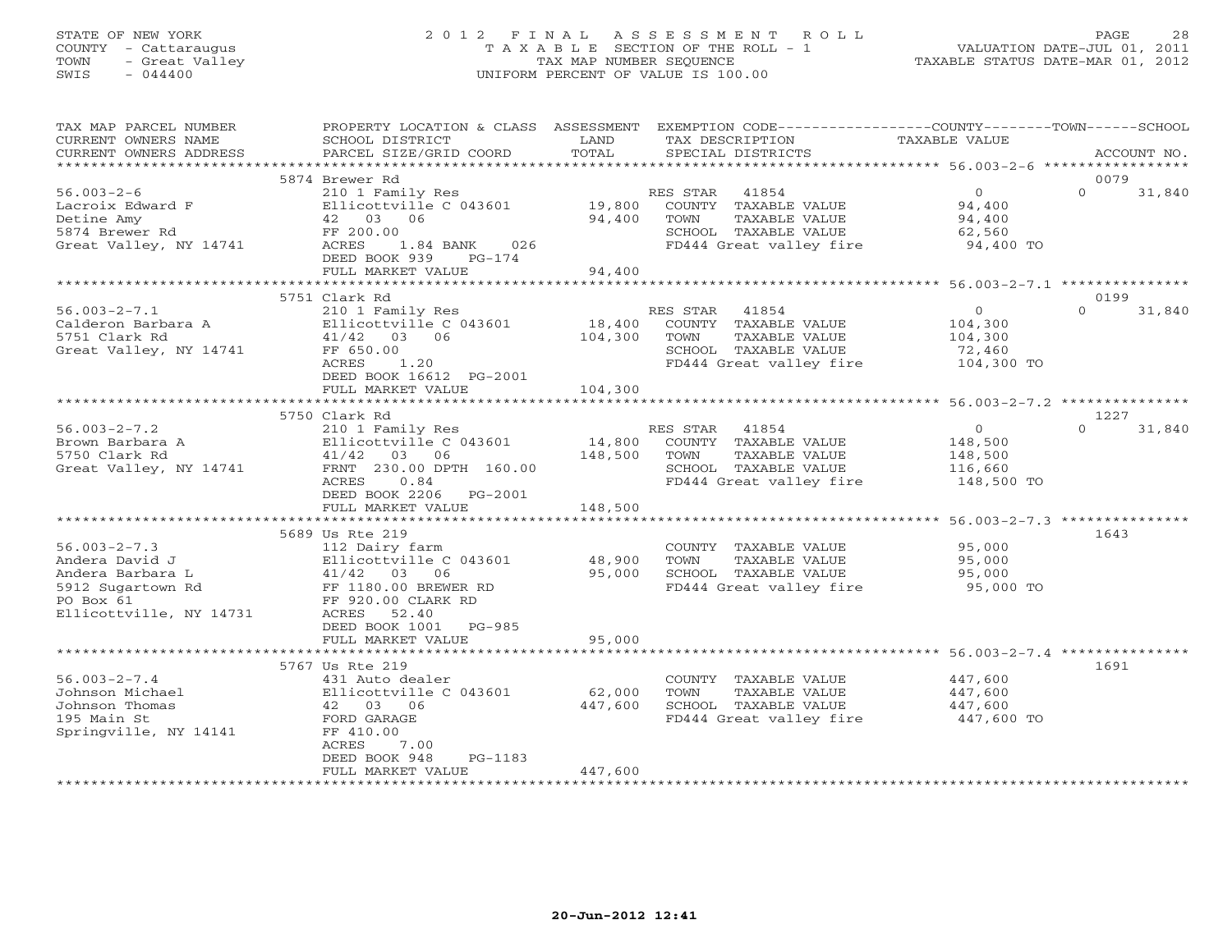STATE OF NEW YORK
COUNTY - Cattaraugus
TOWN - Great Valley
SWIS - 044400

2 0 1 2 F I N A L A S S E S S M E N T R O L L
T A X A B L E SECTION OF THE ROLL - 1
TAX MAP NUMBER SEQUENCE
UNIFORM PERCENT OF VALUE IS 100.00

VALUATION DATE-JUL 01, 2011
TAXABLE STATUS DATE-MAR 01, 2012

| TAX MAP PARCEL NUMBER / CURRENT OWNERS NAME / CURRENT OWNERS ADDRESS | PROPERTY LOCATION & CLASS / SCHOOL DISTRICT / PARCEL SIZE/GRID COORD | ASSESSMENT LAND / TOTAL | EXEMPTION CODE / TAX DESCRIPTION / SPECIAL DISTRICTS | COUNTY TAXABLE VALUE | TOWN | SCHOOL / ACCOUNT NO. |
|---|---|---|---|---|---|---|
| **56.003-2-6** | 5874 Brewer Rd | | | | | 0079 |
| Lacroix Edward F | 210 1 Family Res | | RES STAR 41854 | 0 | 0 | 31,840 |
| Detine Amy | Ellicottville C 043601 | 19,800 | COUNTY TAXABLE VALUE | 94,400 | | |
| 5874 Brewer Rd | 42 03 06 | 94,400 | TOWN TAXABLE VALUE | 94,400 | | |
| Great Valley, NY 14741 | FF 200.00 | | SCHOOL TAXABLE VALUE | 62,560 | | |
| | ACRES 1.84 BANK 026 | | FD444 Great valley fire | 94,400 TO | | |
| | DEED BOOK 939 PG-174 | | | | | |
| | FULL MARKET VALUE | 94,400 | | | | |
| **56.003-2-7.1** | 5751 Clark Rd | | | | | 0199 |
| Calderon Barbara A | 210 1 Family Res | | RES STAR 41854 | 0 | 0 | 31,840 |
| 5751 Clark Rd | Ellicottville C 043601 | 18,400 | COUNTY TAXABLE VALUE | 104,300 | | |
| Great Valley, NY 14741 | 41/42 03 06 | 104,300 | TOWN TAXABLE VALUE | 104,300 | | |
| | FF 650.00 | | SCHOOL TAXABLE VALUE | 72,460 | | |
| | ACRES 1.20 | | FD444 Great valley fire | 104,300 TO | | |
| | DEED BOOK 16612 PG-2001 | | | | | |
| | FULL MARKET VALUE | 104,300 | | | | |
| **56.003-2-7.2** | 5750 Clark Rd | | | | | 1227 |
| Brown Barbara A | 210 1 Family Res | | RES STAR 41854 | 0 | 0 | 31,840 |
| 5750 Clark Rd | Ellicottville C 043601 | 14,800 | COUNTY TAXABLE VALUE | 148,500 | | |
| Great Valley, NY 14741 | 41/42 03 06 | 148,500 | TOWN TAXABLE VALUE | 148,500 | | |
| | FRNT 230.00 DPTH 160.00 | | SCHOOL TAXABLE VALUE | 116,660 | | |
| | ACRES 0.84 | | FD444 Great valley fire | 148,500 TO | | |
| | DEED BOOK 2206 PG-2001 | | | | | |
| | FULL MARKET VALUE | 148,500 | | | | |
| **56.003-2-7.3** | 5689 Us Rte 219 | | | | | 1643 |
| Andera David J | 112 Dairy farm | | COUNTY TAXABLE VALUE | 95,000 | | |
| Andera Barbara L | Ellicottville C 043601 | 48,900 | TOWN TAXABLE VALUE | 95,000 | | |
| 5912 Sugartown Rd | 41/42 03 06 | 95,000 | SCHOOL TAXABLE VALUE | 95,000 | | |
| PO Box 61 | FF 1180.00 BREWER RD | | FD444 Great valley fire | 95,000 TO | | |
| Ellicottville, NY 14731 | FF 920.00 CLARK RD | | | | | |
| | ACRES 52.40 | | | | | |
| | DEED BOOK 1001 PG-985 | | | | | |
| | FULL MARKET VALUE | 95,000 | | | | |
| **56.003-2-7.4** | 5767 Us Rte 219 | | | | | 1691 |
| Johnson Michael | 431 Auto dealer | | COUNTY TAXABLE VALUE | 447,600 | | |
| Johnson Thomas | Ellicottville C 043601 | 62,000 | TOWN TAXABLE VALUE | 447,600 | | |
| 195 Main St | 42 03 06 | 447,600 | SCHOOL TAXABLE VALUE | 447,600 | | |
| Springville, NY 14141 | FORD GARAGE | | FD444 Great valley fire | 447,600 TO | | |
| | FF 410.00 | | | | | |
| | ACRES 7.00 | | | | | |
| | DEED BOOK 948 PG-1183 | | | | | |
| | FULL MARKET VALUE | 447,600 | | | | |

20-Jun-2012 12:41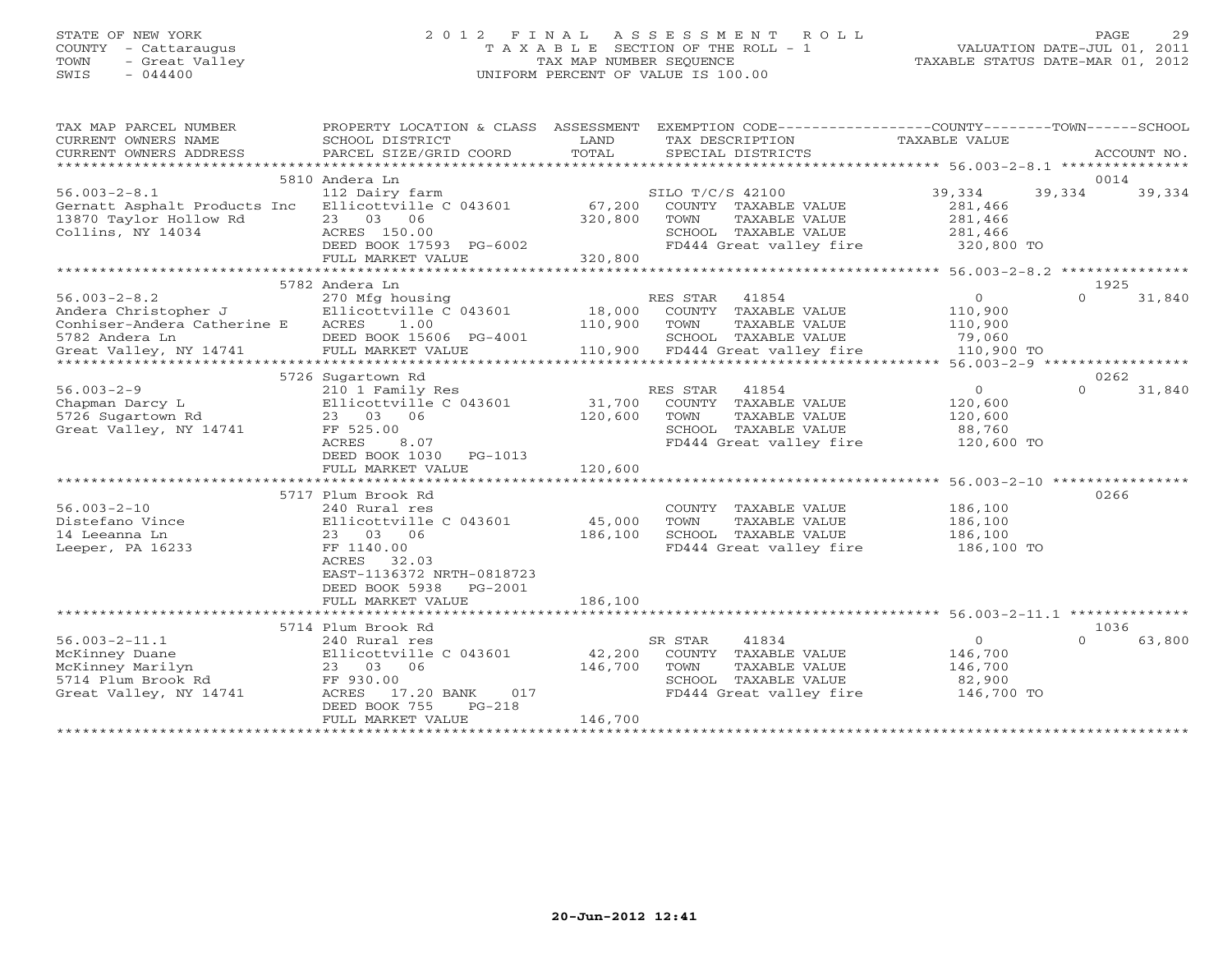STATE OF NEW YORK
COUNTY - Cattaraugus
TOWN - Great Valley
SWIS - 044400

2012 FINAL ASSESSMENT ROLL
TAXABLE SECTION OF THE ROLL - 1
TAX MAP NUMBER SEQUENCE
UNIFORM PERCENT OF VALUE IS 100.00

VALUATION DATE-JUL 01, 2011
TAXABLE STATUS DATE-MAR 01, 2012

| TAX MAP PARCEL NUMBER / CURRENT OWNERS NAME / CURRENT OWNERS ADDRESS | PROPERTY LOCATION & CLASS / SCHOOL DISTRICT / PARCEL SIZE/GRID COORD | ASSESSMENT LAND | TOTAL | EXEMPTION CODE / TAX DESCRIPTION / SPECIAL DISTRICTS | COUNTY TAXABLE VALUE | TOWN | SCHOOL | ACCOUNT NO. |
|---|---|---|---|---|---|---|---|---|
| 56.003-2-8.1 | 5810 Andera Ln | | | | | | | 0014 |
| Gernatt Asphalt Products Inc | 112 Dairy farm | | | SILO T/C/S 42100 | 39,334 | 39,334 | 39,334 | |
| 13870 Taylor Hollow Rd | Ellicottville C 043601 | 67,200 | | COUNTY TAXABLE VALUE | 281,466 | | | |
| Collins, NY 14034 | 23 03 06 | | 320,800 | TOWN TAXABLE VALUE | 281,466 | | | |
| | ACRES 150.00 | | | SCHOOL TAXABLE VALUE | 281,466 | | | |
| | DEED BOOK 17593 PG-6002 | | | FD444 Great valley fire | 320,800 TO | | | |
| | FULL MARKET VALUE | | 320,800 | | | | | |
| 56.003-2-8.2 | 5782 Andera Ln | | | | | | | 1925 |
| Andera Christopher J | 270 Mfg housing | | | RES STAR 41854 | 0 | 0 | 31,840 | |
| Conhiser-Andera Catherine E | Ellicottville C 043601 | 18,000 | | COUNTY TAXABLE VALUE | 110,900 | | | |
| 5782 Andera Ln | ACRES 1.00 | | 110,900 | TOWN TAXABLE VALUE | 110,900 | | | |
| Great Valley, NY 14741 | DEED BOOK 15606 PG-4001 | | | SCHOOL TAXABLE VALUE | 79,060 | | | |
| | FULL MARKET VALUE | | 110,900 | FD444 Great valley fire | 110,900 TO | | | |
| 56.003-2-9 | 5726 Sugartown Rd | | | | | | | 0262 |
| Chapman Darcy L | 210 1 Family Res | | | RES STAR 41854 | 0 | 0 | 31,840 | |
| 5726 Sugartown Rd | Ellicottville C 043601 | 31,700 | | COUNTY TAXABLE VALUE | 120,600 | | | |
| Great Valley, NY 14741 | 23 03 06 | | 120,600 | TOWN TAXABLE VALUE | 120,600 | | | |
| | FF 525.00 | | | SCHOOL TAXABLE VALUE | 88,760 | | | |
| | ACRES 8.07 | | | FD444 Great valley fire | 120,600 TO | | | |
| | DEED BOOK 1030 PG-1013 | | | | | | | |
| | FULL MARKET VALUE | | 120,600 | | | | | |
| 56.003-2-10 | 5717 Plum Brook Rd | | | | | | | 0266 |
| Distefano Vince | 240 Rural res | | | COUNTY TAXABLE VALUE | 186,100 | | | |
| 14 Leeanna Ln | Ellicottville C 043601 | 45,000 | | TOWN TAXABLE VALUE | 186,100 | | | |
| Leeper, PA 16233 | 23 03 06 | | 186,100 | SCHOOL TAXABLE VALUE | 186,100 | | | |
| | FF 1140.00 | | | FD444 Great valley fire | 186,100 TO | | | |
| | ACRES 32.03 | | | | | | | |
| | EAST-1136372 NRTH-0818723 | | | | | | | |
| | DEED BOOK 5938 PG-2001 | | | | | | | |
| | FULL MARKET VALUE | | 186,100 | | | | | |
| 56.003-2-11.1 | 5714 Plum Brook Rd | | | | | | | 1036 |
| McKinney Duane | 240 Rural res | | | SR STAR 41834 | 0 | 0 | 63,800 | |
| McKinney Marilyn | Ellicottville C 043601 | 42,200 | | COUNTY TAXABLE VALUE | 146,700 | | | |
| 5714 Plum Brook Rd | 23 03 06 | | 146,700 | TOWN TAXABLE VALUE | 146,700 | | | |
| Great Valley, NY 14741 | FF 930.00 | | | SCHOOL TAXABLE VALUE | 82,900 | | | |
| | ACRES 17.20 BANK 017 | | | FD444 Great valley fire | 146,700 TO | | | |
| | DEED BOOK 755 PG-218 | | | | | | | |
| | FULL MARKET VALUE | | 146,700 | | | | | |

20-Jun-2012 12:41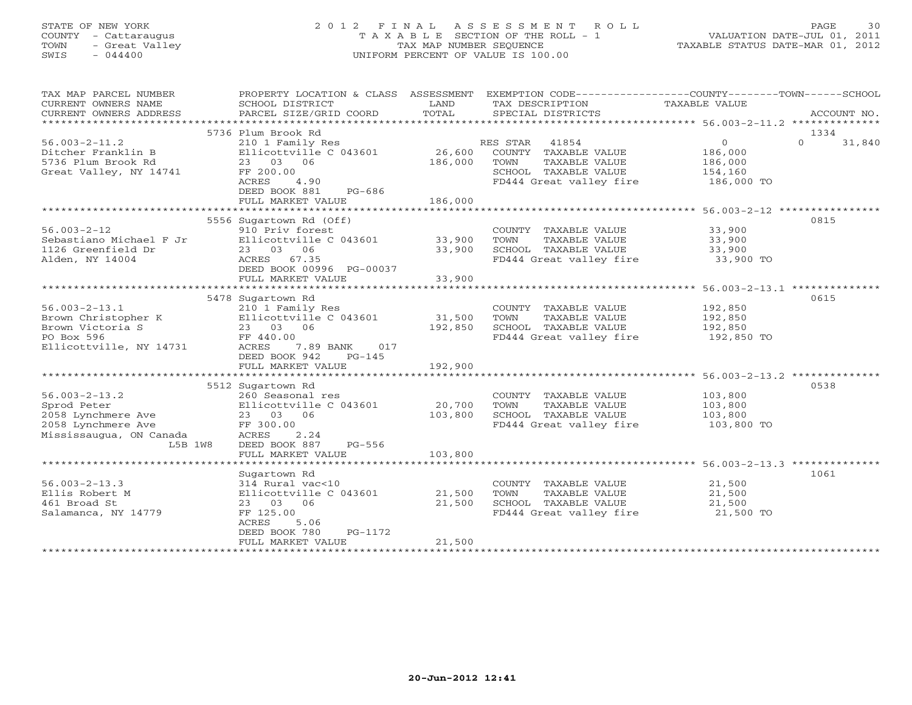STATE OF NEW YORK
COUNTY - Cattaraugus
TOWN - Great Valley
SWIS - 044400

2012 FINAL ASSESSMENT ROLL
TAXABLE SECTION OF THE ROLL - 1
TAX MAP NUMBER SEQUENCE
UNIFORM PERCENT OF VALUE IS 100.00

VALUATION DATE-JUL 01, 2011
TAXABLE STATUS DATE-MAR 01, 2012

| TAX MAP PARCEL NUMBER / CURRENT OWNERS NAME / CURRENT OWNERS ADDRESS | PROPERTY LOCATION & CLASS / SCHOOL DISTRICT / PARCEL SIZE/GRID COORD | ASSESSMENT LAND | TOTAL | EXEMPTION CODE / TAX DESCRIPTION / SPECIAL DISTRICTS | COUNTY TAXABLE VALUE | TOWN | SCHOOL | ACCOUNT NO. |
|---|---|---|---|---|---|---|---|---|
| 56.003-2-11.2 | 5736 Plum Brook Rd | | | | | | | 1334 |
| 56.003-2-11.2 | 210 1 Family Res | | | RES STAR 41854 | 0 | 0 | 31,840 | |
| Ditcher Franklin B | Ellicottville C 043601 | 26,600 | | COUNTY TAXABLE VALUE | 186,000 | | | |
| 5736 Plum Brook Rd | 23 03 06 | | 186,000 | TOWN TAXABLE VALUE | 186,000 | | | |
| Great Valley, NY 14741 | FF 200.00 | | | SCHOOL TAXABLE VALUE | 154,160 | | | |
| | ACRES 4.90 | | | FD444 Great valley fire | 186,000 TO | | | |
| | DEED BOOK 881 PG-686 | | | | | | | |
| | FULL MARKET VALUE | | 186,000 | | | | | |
| 56.003-2-12 | 5556 Sugartown Rd (Off) | | | | | | | 0815 |
| 56.003-2-12 | 910 Priv forest | | | COUNTY TAXABLE VALUE | 33,900 | | | |
| Sebastiano Michael F Jr | Ellicottville C 043601 | 33,900 | | TOWN TAXABLE VALUE | 33,900 | | | |
| 1126 Greenfield Dr | 23 03 06 | | 33,900 | SCHOOL TAXABLE VALUE | 33,900 | | | |
| Alden, NY 14004 | ACRES 67.35 | | | FD444 Great valley fire | 33,900 TO | | | |
| | DEED BOOK 00996 PG-00037 | | | | | | | |
| | FULL MARKET VALUE | | 33,900 | | | | | |
| 56.003-2-13.1 | 5478 Sugartown Rd | | | | | | | 0615 |
| 56.003-2-13.1 | 210 1 Family Res | | | COUNTY TAXABLE VALUE | 192,850 | | | |
| Brown Christopher K | Ellicottville C 043601 | 31,500 | | TOWN TAXABLE VALUE | 192,850 | | | |
| Brown Victoria S | 23 03 06 | | 192,850 | SCHOOL TAXABLE VALUE | 192,850 | | | |
| PO Box 596 | FF 440.00 | | | FD444 Great valley fire | 192,850 TO | | | |
| Ellicottville, NY 14731 | ACRES 7.89 BANK 017 | | | | | | | |
| | DEED BOOK 942 PG-145 | | | | | | | |
| | FULL MARKET VALUE | | 192,900 | | | | | |
| 56.003-2-13.2 | 5512 Sugartown Rd | | | | | | | 0538 |
| 56.003-2-13.2 | 260 Seasonal res | | | COUNTY TAXABLE VALUE | 103,800 | | | |
| Sprod Peter | Ellicottville C 043601 | 20,700 | | TOWN TAXABLE VALUE | 103,800 | | | |
| 2058 Lynchmere Ave | 23 03 06 | | 103,800 | SCHOOL TAXABLE VALUE | 103,800 | | | |
| 2058 Lynchmere Ave | FF 300.00 | | | FD444 Great valley fire | 103,800 TO | | | |
| Mississaugua, ON Canada | ACRES 2.24 | | | | | | | |
| L5B 1W8 | DEED BOOK 887 PG-556 | | | | | | | |
| | FULL MARKET VALUE | | 103,800 | | | | | |
| 56.003-2-13.3 | Sugartown Rd | | | | | | | 1061 |
| 56.003-2-13.3 | 314 Rural vac<10 | | | COUNTY TAXABLE VALUE | 21,500 | | | |
| Ellis Robert M | Ellicottville C 043601 | 21,500 | | TOWN TAXABLE VALUE | 21,500 | | | |
| 461 Broad St | 23 03 06 | | 21,500 | SCHOOL TAXABLE VALUE | 21,500 | | | |
| Salamanca, NY 14779 | FF 125.00 | | | FD444 Great valley fire | 21,500 TO | | | |
| | ACRES 5.06 | | | | | | | |
| | DEED BOOK 780 PG-1172 | | | | | | | |
| | FULL MARKET VALUE | | 21,500 | | | | | |

20-Jun-2012 12:41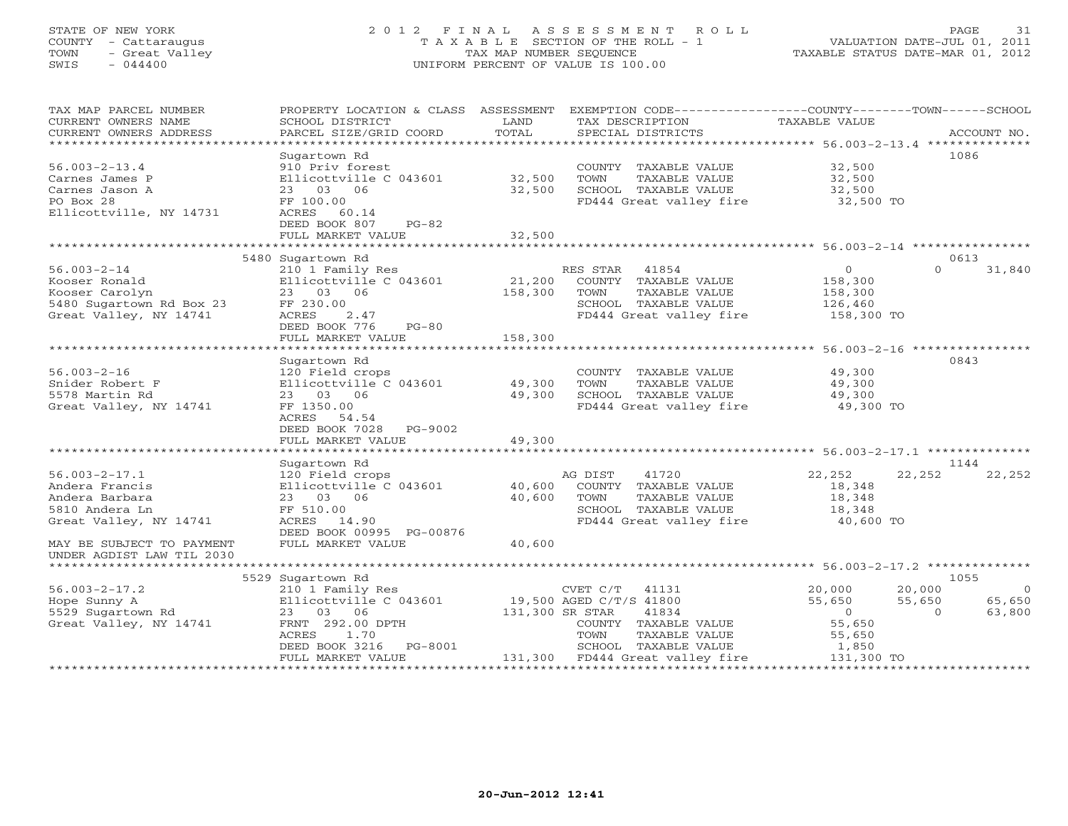STATE OF NEW YORK
COUNTY - Cattaraugus
TOWN - Great Valley
SWIS - 044400

# 2012 FINAL ASSESSMENT ROLL
TAXABLE SECTION OF THE ROLL - 1
TAX MAP NUMBER SEQUENCE
UNIFORM PERCENT OF VALUE IS 100.00

VALUATION DATE-JUL 01, 2011
TAXABLE STATUS DATE-MAR 01, 2012

| TAX MAP PARCEL NUMBER / CURRENT OWNERS NAME / CURRENT OWNERS ADDRESS | PROPERTY LOCATION & CLASS / SCHOOL DISTRICT / PARCEL SIZE/GRID COORD | ASSESSMENT LAND | TOTAL | EXEMPTION CODE / TAX DESCRIPTION / SPECIAL DISTRICTS | COUNTY TAXABLE VALUE | TOWN | SCHOOL | ACCOUNT NO. |
|---|---|---|---|---|---|---|---|---|
| 56.003-2-13.4 | Sugartown Rd | | | | | | | 1086 |
| | 910 Priv forest | | | COUNTY TAXABLE VALUE | 32,500 | | | |
| Carnes James P | Ellicottville C 043601 | 32,500 | | TOWN TAXABLE VALUE | 32,500 | | | |
| Carnes Jason A | 23 03 06 | | 32,500 | SCHOOL TAXABLE VALUE | 32,500 | | | |
| PO Box 28 | FF 100.00 | | | FD444 Great valley fire | 32,500 TO | | | |
| Ellicottville, NY 14731 | ACRES 60.14 | | | | | | | |
| | DEED BOOK 807 PG-82 | | | | | | | |
| | FULL MARKET VALUE | | 32,500 | | | | | |
| 56.003-2-14 | 5480 Sugartown Rd | | | | | | | 0613 |
| | 210 1 Family Res | | | RES STAR 41854 | 0 | 0 | 31,840 | |
| Kooser Ronald | Ellicottville C 043601 | 21,200 | | COUNTY TAXABLE VALUE | 158,300 | | | |
| Kooser Carolyn | 23 03 06 | | 158,300 | TOWN TAXABLE VALUE | 158,300 | | | |
| 5480 Sugartown Rd Box 23 | FF 230.00 | | | SCHOOL TAXABLE VALUE | 126,460 | | | |
| Great Valley, NY 14741 | ACRES 2.47 | | | FD444 Great valley fire | 158,300 TO | | | |
| | DEED BOOK 776 PG-80 | | | | | | | |
| | FULL MARKET VALUE | | 158,300 | | | | | |
| 56.003-2-16 | Sugartown Rd | | | | | | | 0843 |
| | 120 Field crops | | | COUNTY TAXABLE VALUE | 49,300 | | | |
| Snider Robert F | Ellicottville C 043601 | 49,300 | | TOWN TAXABLE VALUE | 49,300 | | | |
| 5578 Martin Rd | 23 03 06 | | 49,300 | SCHOOL TAXABLE VALUE | 49,300 | | | |
| Great Valley, NY 14741 | FF 1350.00 | | | FD444 Great valley fire | 49,300 TO | | | |
| | ACRES 54.54 | | | | | | | |
| | DEED BOOK 7028 PG-9002 | | | | | | | |
| | FULL MARKET VALUE | | 49,300 | | | | | |
| 56.003-2-17.1 | Sugartown Rd | | | | | | | 1144 |
| | 120 Field crops | | | AG DIST 41720 | 22,252 | 22,252 | 22,252 | |
| Andera Francis | Ellicottville C 043601 | 40,600 | | COUNTY TAXABLE VALUE | 18,348 | | | |
| Andera Barbara | 23 03 06 | | 40,600 | TOWN TAXABLE VALUE | 18,348 | | | |
| 5810 Andera Ln | FF 510.00 | | | SCHOOL TAXABLE VALUE | 18,348 | | | |
| Great Valley, NY 14741 | ACRES 14.90 | | | FD444 Great valley fire | 40,600 TO | | | |
| | DEED BOOK 00995 PG-00876 | | | | | | | |
| MAY BE SUBJECT TO PAYMENT | FULL MARKET VALUE | | 40,600 | | | | | |
| UNDER AGDIST LAW TIL 2030 | | | | | | | | |
| 56.003-2-17.2 | 5529 Sugartown Rd | | | | | | | 1055 |
| | 210 1 Family Res | | | CVET C/T 41131 | 20,000 | 20,000 | 0 | |
| Hope Sunny A | Ellicottville C 043601 | 19,500 | | AGED C/T/S 41800 | 55,650 | 55,650 | 65,650 | |
| 5529 Sugartown Rd | 23 03 06 | | 131,300 | SR STAR 41834 | 0 | 0 | 63,800 | |
| Great Valley, NY 14741 | FRNT 292.00 DPTH | | | COUNTY TAXABLE VALUE | 55,650 | | | |
| | ACRES 1.70 | | | TOWN TAXABLE VALUE | 55,650 | | | |
| | DEED BOOK 3216 PG-8001 | | | SCHOOL TAXABLE VALUE | 1,850 | | | |
| | FULL MARKET VALUE | | 131,300 | FD444 Great valley fire | 131,300 TO | | | |

20-Jun-2012 12:41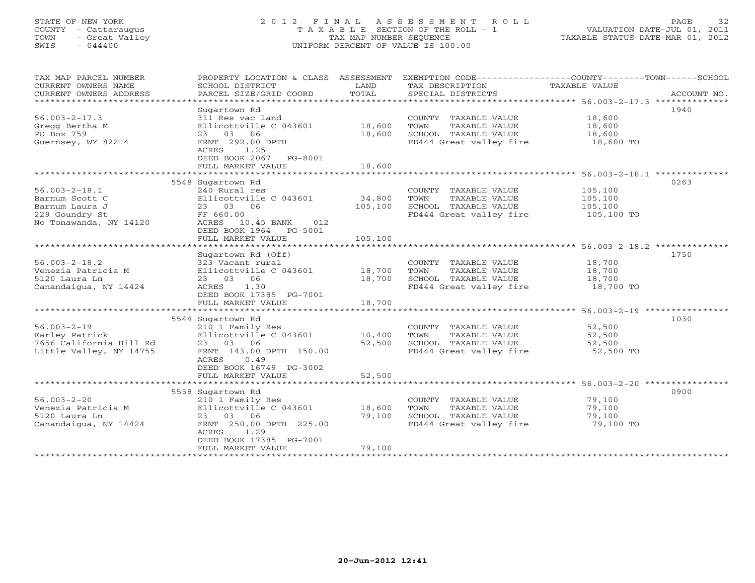STATE OF NEW YORK
COUNTY - Cattaraugus
TOWN - Great Valley
SWIS - 044400

2012 FINAL ASSESSMENT ROLL
TAXABLE SECTION OF THE ROLL - 1
TAX MAP NUMBER SEQUENCE
UNIFORM PERCENT OF VALUE IS 100.00

VALUATION DATE-JUL 01, 2011
TAXABLE STATUS DATE-MAR 01, 2012

| TAX MAP PARCEL NUMBER / CURRENT OWNERS NAME / CURRENT OWNERS ADDRESS | PROPERTY LOCATION & CLASS / SCHOOL DISTRICT / PARCEL SIZE/GRID COORD | ASSESSMENT LAND / TOTAL | EXEMPTION CODE / TAX DESCRIPTION / SPECIAL DISTRICTS | TAXABLE VALUE | ACCOUNT NO. |
|---|---|---|---|---|---|
| 56.003-2-17.3 | Sugartown Rd | | | | 1940 |
| Gregg Bertha M | 311 Res vac land | | COUNTY TAXABLE VALUE | 18,600 | |
| PO Box 759 | Ellicottville C 043601 | 18,600 | TOWN TAXABLE VALUE | 18,600 | |
| Guernsey, WY 82214 | 23 03 06 | 18,600 | SCHOOL TAXABLE VALUE | 18,600 | |
| | FRNT 292.00 DPTH | | FD444 Great valley fire | 18,600 TO | |
| | ACRES 1.25 | | | | |
| | DEED BOOK 2067 PG-8001 | | | | |
| | FULL MARKET VALUE | 18,600 | | | |
| 56.003-2-18.1 | 5548 Sugartown Rd | | | | 0263 |
| Barnum Scott C | 240 Rural res | | COUNTY TAXABLE VALUE | 105,100 | |
| Barnum Laura J | Ellicottville C 043601 | 34,800 | TOWN TAXABLE VALUE | 105,100 | |
| 229 Goundry St | 23 03 06 | 105,100 | SCHOOL TAXABLE VALUE | 105,100 | |
| No Tonawanda, NY 14120 | FF 660.00 | | FD444 Great valley fire | 105,100 TO | |
| | ACRES 10.45 BANK 012 | | | | |
| | DEED BOOK 1964 PG-5001 | | | | |
| | FULL MARKET VALUE | 105,100 | | | |
| 56.003-2-18.2 | Sugartown Rd (Off) | | | | 1750 |
| Venezia Patricia M | 323 Vacant rural | | COUNTY TAXABLE VALUE | 18,700 | |
| 5120 Laura Ln | Ellicottville C 043601 | 18,700 | TOWN TAXABLE VALUE | 18,700 | |
| Canandaigua, NY 14424 | 23 03 06 | 18,700 | SCHOOL TAXABLE VALUE | 18,700 | |
| | ACRES 1.30 | | FD444 Great valley fire | 18,700 TO | |
| | DEED BOOK 17385 PG-7001 | | | | |
| | FULL MARKET VALUE | 18,700 | | | |
| 56.003-2-19 | 5544 Sugartown Rd | | | | 1030 |
| Earley Patrick | 210 1 Family Res | | COUNTY TAXABLE VALUE | 52,500 | |
| 7656 California Hill Rd | Ellicottville C 043601 | 10,400 | TOWN TAXABLE VALUE | 52,500 | |
| Little Valley, NY 14755 | 23 03 06 | 52,500 | SCHOOL TAXABLE VALUE | 52,500 | |
| | FRNT 143.00 DPTH 150.00 | | FD444 Great valley fire | 52,500 TO | |
| | ACRES 0.49 | | | | |
| | DEED BOOK 16749 PG-3002 | | | | |
| | FULL MARKET VALUE | 52,500 | | | |
| 56.003-2-20 | 5558 Sugartown Rd | | | | 0900 |
| Venezia Patricia M | 210 1 Family Res | | COUNTY TAXABLE VALUE | 79,100 | |
| 5120 Laura Ln | Ellicottville C 043601 | 18,600 | TOWN TAXABLE VALUE | 79,100 | |
| Canandaigua, NY 14424 | 23 03 06 | 79,100 | SCHOOL TAXABLE VALUE | 79,100 | |
| | FRNT 250.00 DPTH 225.00 | | FD444 Great valley fire | 79,100 TO | |
| | ACRES 1.29 | | | | |
| | DEED BOOK 17385 PG-7001 | | | | |
| | FULL MARKET VALUE | 79,100 | | | |

20-Jun-2012 12:41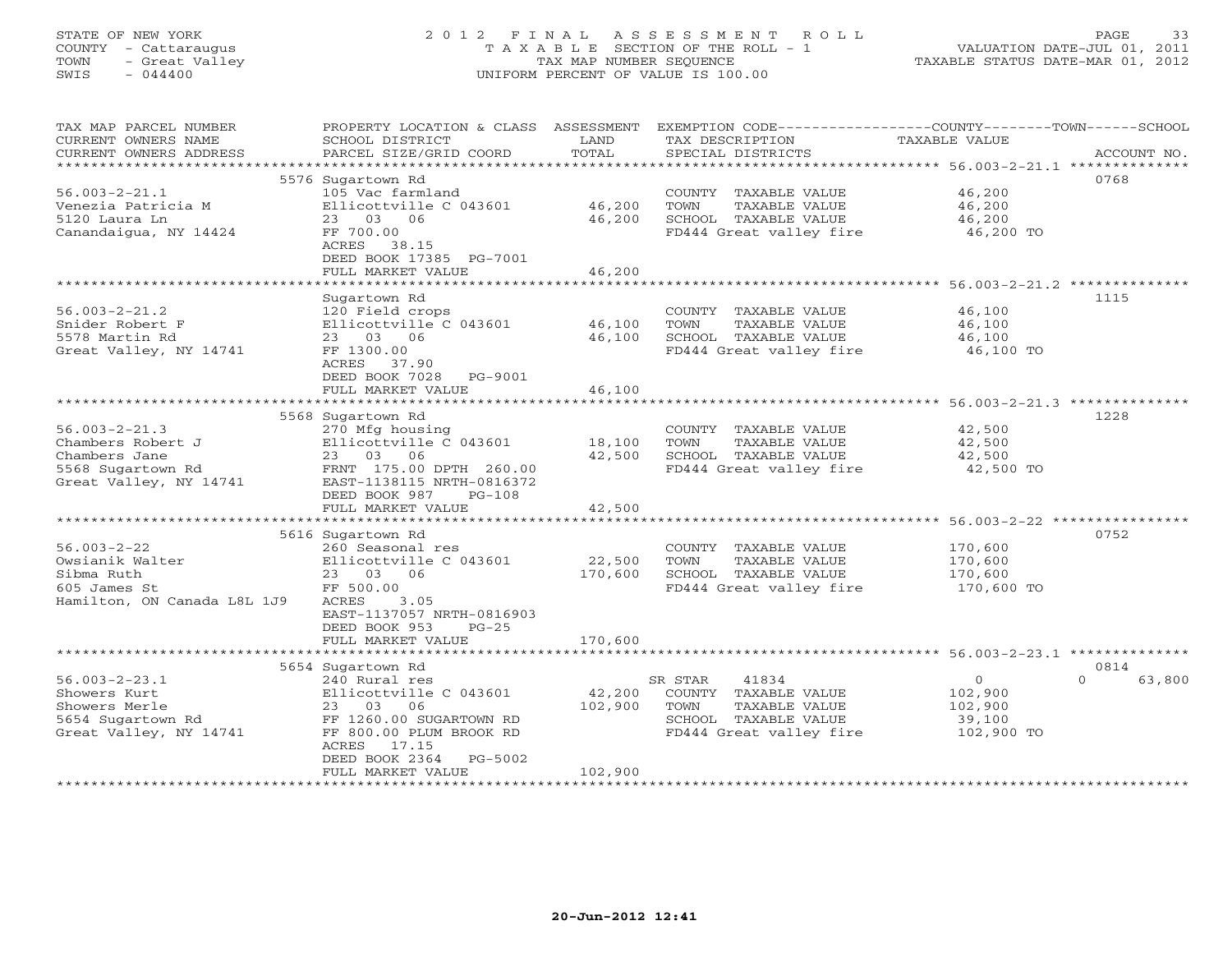STATE OF NEW YORK
COUNTY - Cattaraugus
TOWN - Great Valley
SWIS - 044400

2 0 1 2 F I N A L A S S E S S M E N T R O L L
T A X A B L E SECTION OF THE ROLL - 1
TAX MAP NUMBER SEQUENCE
UNIFORM PERCENT OF VALUE IS 100.00

VALUATION DATE-JUL 01, 2011
TAXABLE STATUS DATE-MAR 01, 2012

| TAX MAP PARCEL NUMBER / CURRENT OWNERS NAME / CURRENT OWNERS ADDRESS | PROPERTY LOCATION & CLASS / SCHOOL DISTRICT / PARCEL SIZE/GRID COORD | ASSESSMENT LAND / TOTAL | EXEMPTION CODE / TAX DESCRIPTION / SPECIAL DISTRICTS | COUNTY / TOWN / SCHOOL TAXABLE VALUE | ACCOUNT NO. |
|---|---|---|---|---|---|
| 56.003-2-21.1 | 5576 Sugartown Rd | | | | 0768 |
| Venezia Patricia M | 105 Vac farmland | | COUNTY TAXABLE VALUE | 46,200 | |
| 5120 Laura Ln | Ellicottville C 043601 | 46,200 | TOWN TAXABLE VALUE | 46,200 | |
| Canandaigua, NY 14424 | 23 03 06 | 46,200 | SCHOOL TAXABLE VALUE | 46,200 | |
| | FF 700.00 | | FD444 Great valley fire | 46,200 TO | |
| | ACRES 38.15 | | | | |
| | DEED BOOK 17385 PG-7001 | | | | |
| | FULL MARKET VALUE | 46,200 | | | |
| 56.003-2-21.2 | Sugartown Rd | | | | 1115 |
| Snider Robert F | 120 Field crops | | COUNTY TAXABLE VALUE | 46,100 | |
| 5578 Martin Rd | Ellicottville C 043601 | 46,100 | TOWN TAXABLE VALUE | 46,100 | |
| Great Valley, NY 14741 | 23 03 06 | 46,100 | SCHOOL TAXABLE VALUE | 46,100 | |
| | FF 1300.00 | | FD444 Great valley fire | 46,100 TO | |
| | ACRES 37.90 | | | | |
| | DEED BOOK 7028 PG-9001 | | | | |
| | FULL MARKET VALUE | 46,100 | | | |
| 56.003-2-21.3 | 5568 Sugartown Rd | | | | 1228 |
| Chambers Robert J | 270 Mfg housing | | COUNTY TAXABLE VALUE | 42,500 | |
| Chambers Jane | Ellicottville C 043601 | 18,100 | TOWN TAXABLE VALUE | 42,500 | |
| 5568 Sugartown Rd | 23 03 06 | 42,500 | SCHOOL TAXABLE VALUE | 42,500 | |
| Great Valley, NY 14741 | FRNT 175.00 DPTH 260.00 | | FD444 Great valley fire | 42,500 TO | |
| | EAST-1138115 NRTH-0816372 | | | | |
| | DEED BOOK 987 PG-108 | | | | |
| | FULL MARKET VALUE | 42,500 | | | |
| 56.003-2-22 | 5616 Sugartown Rd | | | | 0752 |
| Owsianik Walter | 260 Seasonal res | | COUNTY TAXABLE VALUE | 170,600 | |
| Sibma Ruth | Ellicottville C 043601 | 22,500 | TOWN TAXABLE VALUE | 170,600 | |
| 605 James St | 23 03 06 | 170,600 | SCHOOL TAXABLE VALUE | 170,600 | |
| Hamilton, ON Canada L8L 1J9 | FF 500.00 | | FD444 Great valley fire | 170,600 TO | |
| | ACRES 3.05 | | | | |
| | EAST-1137057 NRTH-0816903 | | | | |
| | DEED BOOK 953 PG-25 | | | | |
| | FULL MARKET VALUE | 170,600 | | | |
| 56.003-2-23.1 | 5654 Sugartown Rd | | | | 0814 |
| Showers Kurt | 240 Rural res | | SR STAR 41834 | 0 0 63,800 | |
| Showers Merle | Ellicottville C 043601 | 42,200 | COUNTY TAXABLE VALUE | 102,900 | |
| 5654 Sugartown Rd | 23 03 06 | 102,900 | TOWN TAXABLE VALUE | 102,900 | |
| Great Valley, NY 14741 | FF 1260.00 SUGARTOWN RD | | SCHOOL TAXABLE VALUE | 39,100 | |
| | FF 800.00 PLUM BROOK RD | | FD444 Great valley fire | 102,900 TO | |
| | ACRES 17.15 | | | | |
| | DEED BOOK 2364 PG-5002 | | | | |
| | FULL MARKET VALUE | 102,900 | | | |

20-Jun-2012 12:41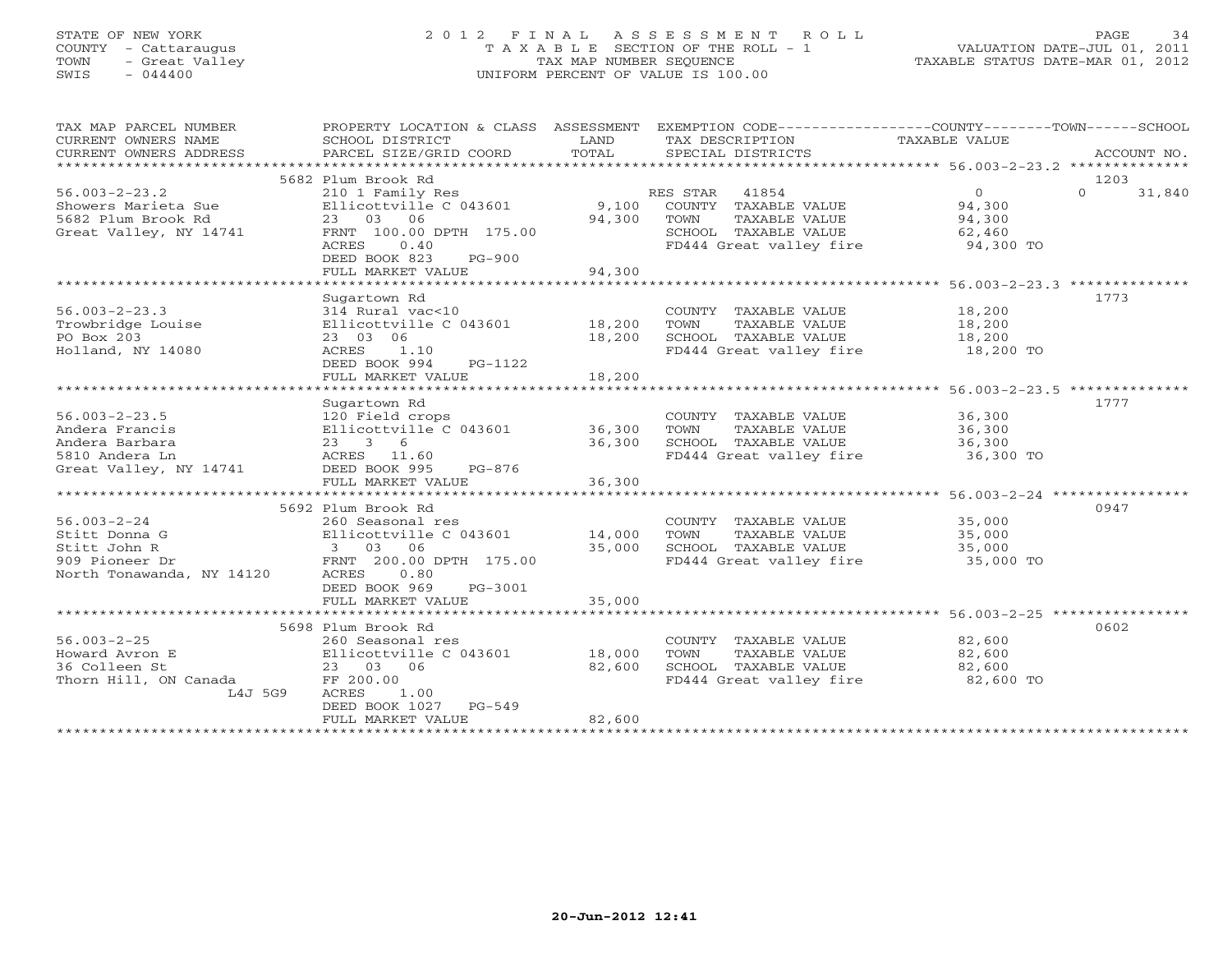STATE OF NEW YORK
COUNTY - Cattaraugus
TOWN - Great Valley
SWIS - 044400

2 0 1 2 F I N A L A S S E S S M E N T R O L L
T A X A B L E SECTION OF THE ROLL - 1
TAX MAP NUMBER SEQUENCE
UNIFORM PERCENT OF VALUE IS 100.00

VALUATION DATE-JUL 01, 2011
TAXABLE STATUS DATE-MAR 01, 2012

| TAX MAP PARCEL NUMBER / CURRENT OWNERS NAME / CURRENT OWNERS ADDRESS | PROPERTY LOCATION & CLASS / SCHOOL DISTRICT / PARCEL SIZE/GRID COORD | ASSESSMENT LAND / TOTAL | EXEMPTION CODE / TAX DESCRIPTION / SPECIAL DISTRICTS | COUNTY TAXABLE VALUE | TOWN | SCHOOL | ACCOUNT NO. |
|---|---|---|---|---|---|---|---|
| 56.003-2-23.2 | 5682 Plum Brook Rd | | | | | | 1203 |
| Showers Marieta Sue | 210 1 Family Res | | RES STAR 41854 | 0 | 0 | 31,840 | |
| 5682 Plum Brook Rd | Ellicottville C 043601 | 9,100 | COUNTY TAXABLE VALUE | 94,300 | | | |
| Great Valley, NY 14741 | 23 03 06 | 94,300 | TOWN TAXABLE VALUE | 94,300 | | | |
| | FRNT 100.00 DPTH 175.00 | | SCHOOL TAXABLE VALUE | 62,460 | | | |
| | ACRES 0.40 | | FD444 Great valley fire | 94,300 TO | | | |
| | DEED BOOK 823 PG-900 | | | | | | |
| | FULL MARKET VALUE | 94,300 | | | | | |
| 56.003-2-23.3 | Sugartown Rd | | | | | | 1773 |
| Trowbridge Louise | 314 Rural vac<10 | | COUNTY TAXABLE VALUE | 18,200 | | | |
| PO Box 203 | Ellicottville C 043601 | 18,200 | TOWN TAXABLE VALUE | 18,200 | | | |
| Holland, NY 14080 | 23 03 06 | 18,200 | SCHOOL TAXABLE VALUE | 18,200 | | | |
| | ACRES 1.10 | | FD444 Great valley fire | 18,200 TO | | | |
| | DEED BOOK 994 PG-1122 | | | | | | |
| | FULL MARKET VALUE | 18,200 | | | | | |
| 56.003-2-23.5 | Sugartown Rd | | | | | | 1777 |
| Andera Francis | 120 Field crops | | COUNTY TAXABLE VALUE | 36,300 | | | |
| Andera Barbara | Ellicottville C 043601 | 36,300 | TOWN TAXABLE VALUE | 36,300 | | | |
| 5810 Andera Ln | 23 3 6 | 36,300 | SCHOOL TAXABLE VALUE | 36,300 | | | |
| Great Valley, NY 14741 | ACRES 11.60 | | FD444 Great valley fire | 36,300 TO | | | |
| | DEED BOOK 995 PG-876 | | | | | | |
| | FULL MARKET VALUE | 36,300 | | | | | |
| 56.003-2-24 | 5692 Plum Brook Rd | | | | | | 0947 |
| Stitt Donna G | 260 Seasonal res | | COUNTY TAXABLE VALUE | 35,000 | | | |
| Stitt John R | Ellicottville C 043601 | 14,000 | TOWN TAXABLE VALUE | 35,000 | | | |
| 909 Pioneer Dr | 3 03 06 | 35,000 | SCHOOL TAXABLE VALUE | 35,000 | | | |
| North Tonawanda, NY 14120 | FRNT 200.00 DPTH 175.00 | | FD444 Great valley fire | 35,000 TO | | | |
| | ACRES 0.80 | | | | | | |
| | DEED BOOK 969 PG-3001 | | | | | | |
| | FULL MARKET VALUE | 35,000 | | | | | |
| 56.003-2-25 | 5698 Plum Brook Rd | | | | | | 0602 |
| Howard Avron E | 260 Seasonal res | | COUNTY TAXABLE VALUE | 82,600 | | | |
| 36 Colleen St | Ellicottville C 043601 | 18,000 | TOWN TAXABLE VALUE | 82,600 | | | |
| Thorn Hill, ON Canada | 23 03 06 | 82,600 | SCHOOL TAXABLE VALUE | 82,600 | | | |
| L4J 5G9 | FF 200.00 | | FD444 Great valley fire | 82,600 TO | | | |
| | ACRES 1.00 | | | | | | |
| | DEED BOOK 1027 PG-549 | | | | | | |
| | FULL MARKET VALUE | 82,600 | | | | | |

20-Jun-2012 12:41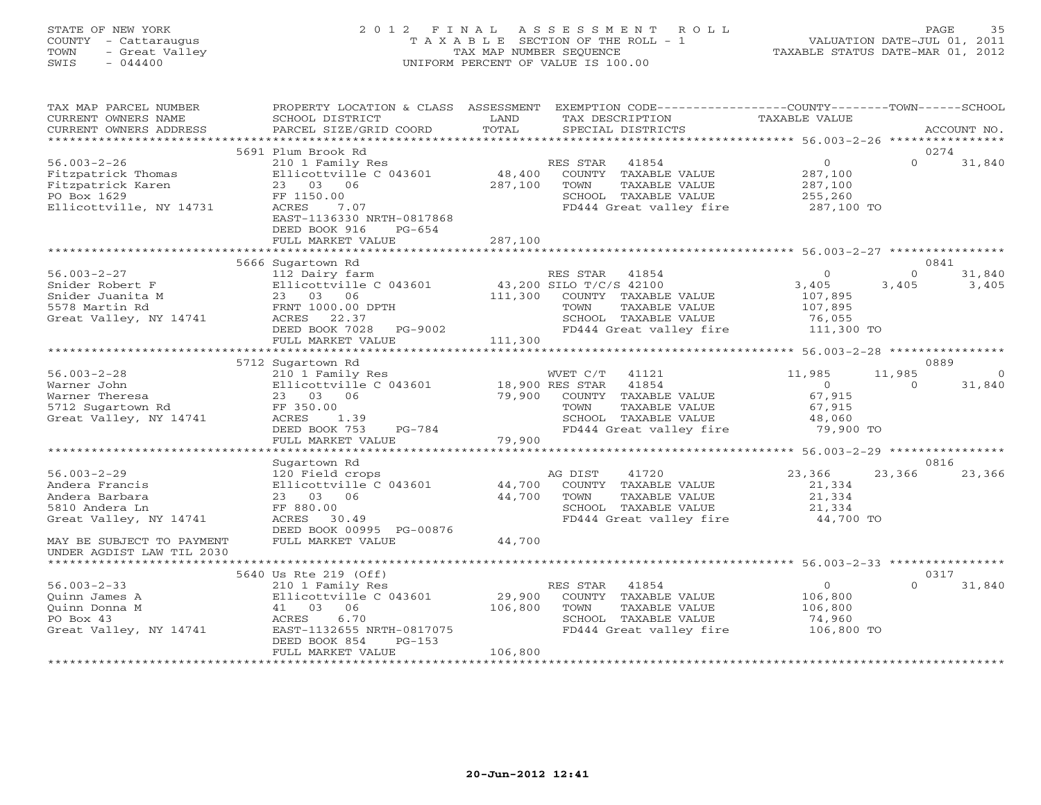STATE OF NEW YORK
COUNTY - Cattaraugus
TOWN - Great Valley
SWIS - 044400

2012 FINAL ASSESSMENT ROLL
TAXABLE SECTION OF THE ROLL - 1
TAX MAP NUMBER SEQUENCE
UNIFORM PERCENT OF VALUE IS 100.00

VALUATION DATE-JUL 01, 2011
TAXABLE STATUS DATE-MAR 01, 2012

| TAX MAP PARCEL NUMBER / CURRENT OWNERS NAME / CURRENT OWNERS ADDRESS | PROPERTY LOCATION & CLASS / SCHOOL DISTRICT / PARCEL SIZE/GRID COORD | ASSESSMENT LAND / TOTAL | EXEMPTION CODE / TAX DESCRIPTION / SPECIAL DISTRICTS | COUNTY | TOWN | SCHOOL | ACCOUNT NO. |
|---|---|---|---|---|---|---|---|
| 56.003-2-26 | 5691 Plum Brook Rd | | | | | | 0274 |
| | 210 1 Family Res | | RES STAR 41854 | 0 | 0 | 31,840 | |
| Fitzpatrick Thomas | Ellicottville C 043601 | 48,400 | COUNTY TAXABLE VALUE | 287,100 | | | |
| Fitzpatrick Karen | 23 03 06 | 287,100 | TOWN TAXABLE VALUE | | 287,100 | | |
| PO Box 1629 | FF 1150.00 | | SCHOOL TAXABLE VALUE | | | 255,260 | |
| Ellicottville, NY 14731 | ACRES 7.07 | | FD444 Great valley fire | 287,100 TO | | | |
| | EAST-1136330 NRTH-0817868 | | | | | | |
| | DEED BOOK 916 PG-654 | | | | | | |
| | FULL MARKET VALUE | 287,100 | | | | | |
| 56.003-2-27 | 5666 Sugartown Rd | | | | | | 0841 |
| | 112 Dairy farm | | RES STAR 41854 | 0 | 0 | 31,840 | |
| Snider Robert F | Ellicottville C 043601 | 43,200 | SILO T/C/S 42100 | 3,405 | 3,405 | 3,405 | |
| Snider Juanita M | 23 03 06 | 111,300 | COUNTY TAXABLE VALUE | 107,895 | | | |
| 5578 Martin Rd | FRNT 1000.00 DPTH | | TOWN TAXABLE VALUE | | 107,895 | | |
| Great Valley, NY 14741 | ACRES 22.37 | | SCHOOL TAXABLE VALUE | | | 76,055 | |
| | DEED BOOK 7028 PG-9002 | | FD444 Great valley fire | 111,300 TO | | | |
| | FULL MARKET VALUE | 111,300 | | | | | |
| 56.003-2-28 | 5712 Sugartown Rd | | | | | | 0889 |
| | 210 1 Family Res | | WVET C/T 41121 | 11,985 | 11,985 | 0 | |
| Warner John | Ellicottville C 043601 | 18,900 | RES STAR 41854 | 0 | 0 | 31,840 | |
| Warner Theresa | 23 03 06 | 79,900 | COUNTY TAXABLE VALUE | 67,915 | | | |
| 5712 Sugartown Rd | FF 350.00 | | TOWN TAXABLE VALUE | | 67,915 | | |
| Great Valley, NY 14741 | ACRES 1.39 | | SCHOOL TAXABLE VALUE | | | 48,060 | |
| | DEED BOOK 753 PG-784 | | FD444 Great valley fire | 79,900 TO | | | |
| | FULL MARKET VALUE | 79,900 | | | | | |
| 56.003-2-29 | Sugartown Rd | | | | | | 0816 |
| | 120 Field crops | | AG DIST 41720 | 23,366 | 23,366 | 23,366 | |
| Andera Francis | Ellicottville C 043601 | 44,700 | COUNTY TAXABLE VALUE | 21,334 | | | |
| Andera Barbara | 23 03 06 | 44,700 | TOWN TAXABLE VALUE | | 21,334 | | |
| 5810 Andera Ln | FF 880.00 | | SCHOOL TAXABLE VALUE | | | 21,334 | |
| Great Valley, NY 14741 | ACRES 30.49 | | FD444 Great valley fire | 44,700 TO | | | |
| | DEED BOOK 00995 PG-00876 | | | | | | |
| MAY BE SUBJECT TO PAYMENT UNDER AGDIST LAW TIL 2030 | FULL MARKET VALUE | 44,700 | | | | | |
| 56.003-2-33 | 5640 Us Rte 219 (Off) | | | | | | 0317 |
| | 210 1 Family Res | | RES STAR 41854 | 0 | 0 | 31,840 | |
| Quinn James A | Ellicottville C 043601 | 29,900 | COUNTY TAXABLE VALUE | 106,800 | | | |
| Quinn Donna M | 41 03 06 | 106,800 | TOWN TAXABLE VALUE | | 106,800 | | |
| PO Box 43 | ACRES 6.70 | | SCHOOL TAXABLE VALUE | | | 74,960 | |
| Great Valley, NY 14741 | EAST-1132655 NRTH-0817075 | | FD444 Great valley fire | 106,800 TO | | | |
| | DEED BOOK 854 PG-153 | | | | | | |
| | FULL MARKET VALUE | 106,800 | | | | | |

20-Jun-2012 12:41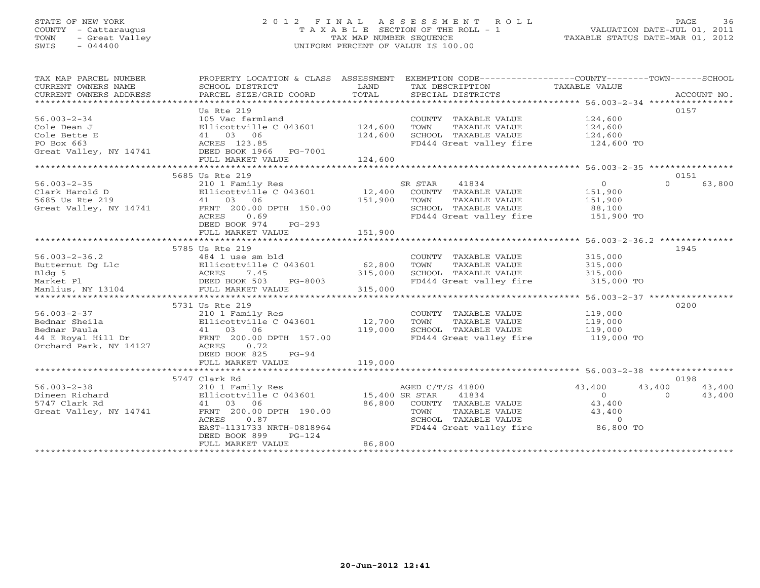STATE OF NEW YORK
COUNTY - Cattaraugus
TOWN - Great Valley
SWIS - 044400

# 2012 FINAL ASSESSMENT ROLL

TAXABLE SECTION OF THE ROLL - 1
TAX MAP NUMBER SEQUENCE
UNIFORM PERCENT OF VALUE IS 100.00

VALUATION DATE-JUL 01, 2011
TAXABLE STATUS DATE-MAR 01, 2012

| TAX MAP PARCEL NUMBER / CURRENT OWNERS NAME / CURRENT OWNERS ADDRESS | PROPERTY LOCATION & CLASS / SCHOOL DISTRICT / PARCEL SIZE/GRID COORD | ASSESSMENT LAND / TOTAL | EXEMPTION CODE / TAX DESCRIPTION / SPECIAL DISTRICTS | COUNTY | TOWN | SCHOOL | ACCOUNT NO. |
|---|---|---|---|---|---|---|---|
| | Us Rte 219 | | | | | | 0157 |
| 56.003-2-34 | 105 Vac farmland | | COUNTY TAXABLE VALUE | 124,600 | | | |
| Cole Dean J | Ellicottville C 043601 | 124,600 | TOWN TAXABLE VALUE | | 124,600 | | |
| Cole Bette E | 41 03 06 | 124,600 | SCHOOL TAXABLE VALUE | | | 124,600 | |
| PO Box 663 | ACRES 123.85 | | FD444 Great valley fire | 124,600 TO | | | |
| Great Valley, NY 14741 | DEED BOOK 1966 PG-7001 | | | | | | |
| | FULL MARKET VALUE | 124,600 | | | | | |
| | 5685 Us Rte 219 | | | | | | 0151 |
| 56.003-2-35 | 210 1 Family Res | | SR STAR 41834 | 0 | 0 | 63,800 | |
| Clark Harold D | Ellicottville C 043601 | 12,400 | COUNTY TAXABLE VALUE | 151,900 | | | |
| 5685 Us Rte 219 | 41 03 06 | 151,900 | TOWN TAXABLE VALUE | | 151,900 | | |
| Great Valley, NY 14741 | FRNT 200.00 DPTH 150.00 | | SCHOOL TAXABLE VALUE | | | 88,100 | |
| | ACRES 0.69 | | FD444 Great valley fire | 151,900 TO | | | |
| | DEED BOOK 974 PG-293 | | | | | | |
| | FULL MARKET VALUE | 151,900 | | | | | |
| | 5785 Us Rte 219 | | | | | | 1945 |
| 56.003-2-36.2 | 484 1 use sm bld | | COUNTY TAXABLE VALUE | 315,000 | | | |
| Butternut Dg Llc | Ellicottville C 043601 | 62,800 | TOWN TAXABLE VALUE | | 315,000 | | |
| Bldg 5 | ACRES 7.45 | 315,000 | SCHOOL TAXABLE VALUE | | | 315,000 | |
| Market Pl | DEED BOOK 503 PG-8003 | | FD444 Great valley fire | 315,000 TO | | | |
| Manlius, NY 13104 | FULL MARKET VALUE | 315,000 | | | | | |
| | 5731 Us Rte 219 | | | | | | 0200 |
| 56.003-2-37 | 210 1 Family Res | | COUNTY TAXABLE VALUE | 119,000 | | | |
| Bednar Sheila | Ellicottville C 043601 | 12,700 | TOWN TAXABLE VALUE | | 119,000 | | |
| Bednar Paula | 41 03 06 | 119,000 | SCHOOL TAXABLE VALUE | | | 119,000 | |
| 44 E Royal Hill Dr | FRNT 200.00 DPTH 157.00 | | FD444 Great valley fire | 119,000 TO | | | |
| Orchard Park, NY 14127 | ACRES 0.72 | | | | | | |
| | DEED BOOK 825 PG-94 | | | | | | |
| | FULL MARKET VALUE | 119,000 | | | | | |
| | 5747 Clark Rd | | | | | | 0198 |
| 56.003-2-38 | 210 1 Family Res | | AGED C/T/S 41800 | 43,400 | 43,400 | 43,400 | |
| Dineen Richard | Ellicottville C 043601 | 15,400 | SR STAR 41834 | 0 | 0 | 43,400 | |
| 5747 Clark Rd | 41 03 06 | 86,800 | COUNTY TAXABLE VALUE | 43,400 | | | |
| Great Valley, NY 14741 | FRNT 200.00 DPTH 190.00 | | TOWN TAXABLE VALUE | | 43,400 | | |
| | ACRES 0.87 | | SCHOOL TAXABLE VALUE | | | 0 | |
| | EAST-1131733 NRTH-0818964 | | FD444 Great valley fire | 86,800 TO | | | |
| | DEED BOOK 899 PG-124 | | | | | | |
| | FULL MARKET VALUE | 86,800 | | | | | |

20-Jun-2012 12:41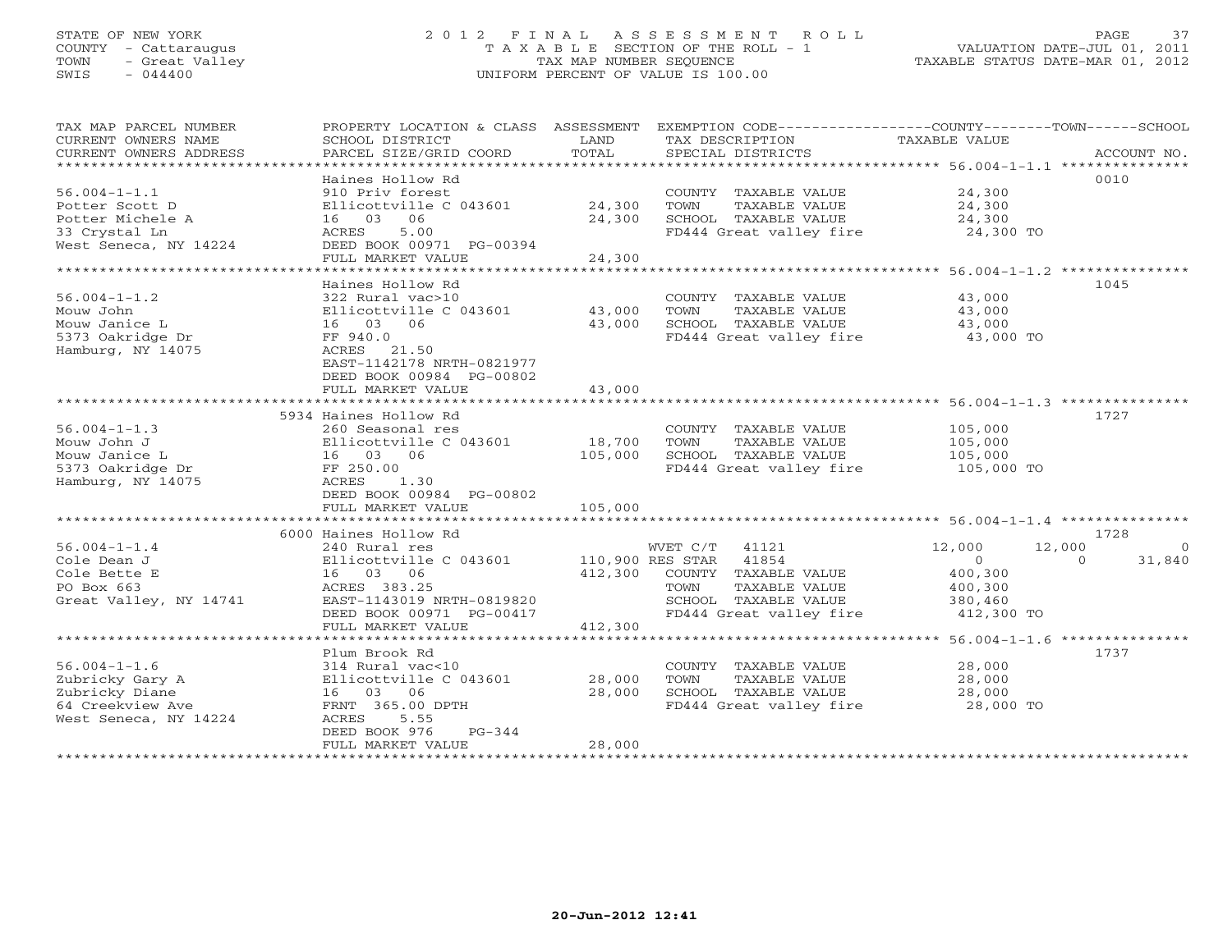STATE OF NEW YORK
COUNTY - Cattaraugus
TOWN - Great Valley
SWIS - 044400

# 2012 FINAL ASSESSMENT ROLL

TAXABLE SECTION OF THE ROLL - 1
TAX MAP NUMBER SEQUENCE
UNIFORM PERCENT OF VALUE IS 100.00

VALUATION DATE-JUL 01, 2011
TAXABLE STATUS DATE-MAR 01, 2012

| TAX MAP PARCEL NUMBER / CURRENT OWNERS NAME / CURRENT OWNERS ADDRESS | PROPERTY LOCATION & CLASS / SCHOOL DISTRICT / PARCEL SIZE/GRID COORD | ASSESSMENT LAND / TOTAL | EXEMPTION CODE / TAX DESCRIPTION / SPECIAL DISTRICTS | COUNTY | TOWN | SCHOOL | ACCOUNT NO. |
|---|---|---|---|---|---|---|---|
| **56.004-1-1.1** | Haines Hollow Rd | | | | | | 0010 |
| 56.004-1-1.1 | 910 Priv forest | | COUNTY TAXABLE VALUE | 24,300 | | | |
| Potter Scott D | Ellicottville C 043601 | 24,300 | TOWN TAXABLE VALUE | | 24,300 | | |
| Potter Michele A | 16 03 06 | 24,300 | SCHOOL TAXABLE VALUE | | | 24,300 | |
| 33 Crystal Ln | ACRES 5.00 | | FD444 Great valley fire | 24,300 TO | | | |
| West Seneca, NY 14224 | DEED BOOK 00971 PG-00394 | | | | | | |
| | FULL MARKET VALUE | 24,300 | | | | | |
| **56.004-1-1.2** | Haines Hollow Rd | | | | | | 1045 |
| 56.004-1-1.2 | 322 Rural vac>10 | | COUNTY TAXABLE VALUE | 43,000 | | | |
| Mouw John | Ellicottville C 043601 | 43,000 | TOWN TAXABLE VALUE | | 43,000 | | |
| Mouw Janice L | 16 03 06 | 43,000 | SCHOOL TAXABLE VALUE | | | 43,000 | |
| 5373 Oakridge Dr | FF 940.0 | | FD444 Great valley fire | 43,000 TO | | | |
| Hamburg, NY 14075 | ACRES 21.50 | | | | | | |
| | EAST-1142178 NRTH-0821977 | | | | | | |
| | DEED BOOK 00984 PG-00802 | | | | | | |
| | FULL MARKET VALUE | 43,000 | | | | | |
| **56.004-1-1.3** | 5934 Haines Hollow Rd | | | | | | 1727 |
| 56.004-1-1.3 | 260 Seasonal res | | COUNTY TAXABLE VALUE | 105,000 | | | |
| Mouw John J | Ellicottville C 043601 | 18,700 | TOWN TAXABLE VALUE | | 105,000 | | |
| Mouw Janice L | 16 03 06 | 105,000 | SCHOOL TAXABLE VALUE | | | 105,000 | |
| 5373 Oakridge Dr | FF 250.00 | | FD444 Great valley fire | 105,000 TO | | | |
| Hamburg, NY 14075 | ACRES 1.30 | | | | | | |
| | DEED BOOK 00984 PG-00802 | | | | | | |
| | FULL MARKET VALUE | 105,000 | | | | | |
| **56.004-1-1.4** | 6000 Haines Hollow Rd | | | | | | 1728 |
| 56.004-1-1.4 | 240 Rural res | | WVET C/T 41121 | 12,000 | 12,000 | 0 | |
| Cole Dean J | Ellicottville C 043601 | 110,900 | RES STAR 41854 | 0 | 0 | 31,840 | |
| Cole Bette E | 16 03 06 | 412,300 | COUNTY TAXABLE VALUE | 400,300 | | | |
| PO Box 663 | ACRES 383.25 | | TOWN TAXABLE VALUE | | 400,300 | | |
| Great Valley, NY 14741 | EAST-1143019 NRTH-0819820 | | SCHOOL TAXABLE VALUE | | | 380,460 | |
| | DEED BOOK 00971 PG-00417 | | FD444 Great valley fire | 412,300 TO | | | |
| | FULL MARKET VALUE | 412,300 | | | | | |
| **56.004-1-1.6** | Plum Brook Rd | | | | | | 1737 |
| 56.004-1-1.6 | 314 Rural vac<10 | | COUNTY TAXABLE VALUE | 28,000 | | | |
| Zubricky Gary A | Ellicottville C 043601 | 28,000 | TOWN TAXABLE VALUE | | 28,000 | | |
| Zubricky Diane | 16 03 06 | 28,000 | SCHOOL TAXABLE VALUE | | | 28,000 | |
| 64 Creekview Ave | FRNT 365.00 DPTH | | FD444 Great valley fire | 28,000 TO | | | |
| West Seneca, NY 14224 | ACRES 5.55 | | | | | | |
| | DEED BOOK 976 PG-344 | | | | | | |
| | FULL MARKET VALUE | 28,000 | | | | | |

20-Jun-2012 12:41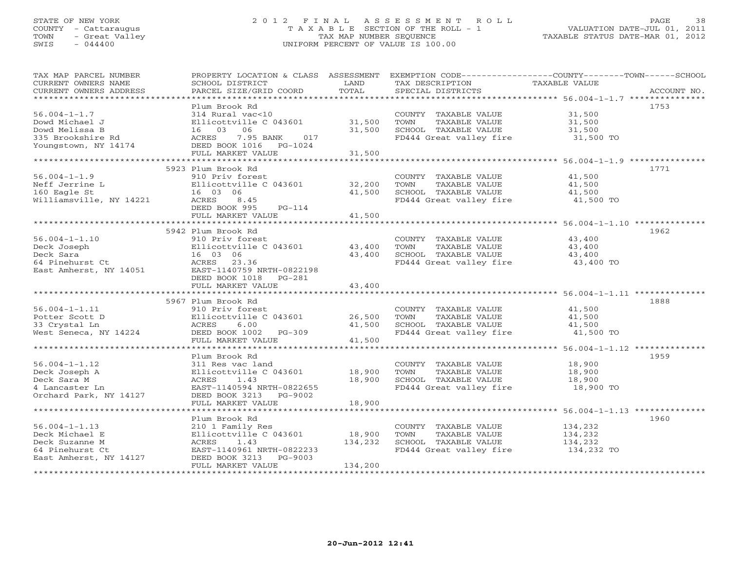STATE OF NEW YORK
COUNTY - Cattaraugus
TOWN - Great Valley
SWIS - 044400

# 2012 FINAL ASSESSMENT ROLL
TAXABLE SECTION OF THE ROLL - 1
TAX MAP NUMBER SEQUENCE
UNIFORM PERCENT OF VALUE IS 100.00

VALUATION DATE-JUL 01, 2011
TAXABLE STATUS DATE-MAR 01, 2012

| TAX MAP PARCEL NUMBER / CURRENT OWNERS NAME / CURRENT OWNERS ADDRESS | PROPERTY LOCATION & CLASS / SCHOOL DISTRICT / PARCEL SIZE/GRID COORD | ASSESSMENT LAND | TOTAL | EXEMPTION CODE / TAX DESCRIPTION / SPECIAL DISTRICTS | TAXABLE VALUE (COUNTY / TOWN / SCHOOL) | ACCOUNT NO. |
|---|---|---|---|---|---|---|
| 56.004-1-1.7 | Plum Brook Rd | | | | | 1753 |
| | 314 Rural vac<10 | | | COUNTY TAXABLE VALUE | 31,500 | |
| Dowd Michael J | Ellicottville C 043601 | 31,500 | | TOWN TAXABLE VALUE | 31,500 | |
| Dowd Melissa B | 16 03 06 | | 31,500 | SCHOOL TAXABLE VALUE | 31,500 | |
| 335 Brookshire Rd | ACRES 7.95 BANK 017 | | | FD444 Great valley fire | 31,500 TO | |
| Youngstown, NY 14174 | DEED BOOK 1016 PG-1024 | | | | | |
| | FULL MARKET VALUE | | 31,500 | | | |
| 56.004-1-1.9 | 5923 Plum Brook Rd | | | | | 1771 |
| | 910 Priv forest | | | COUNTY TAXABLE VALUE | 41,500 | |
| Neff Jerrine L | Ellicottville C 043601 | 32,200 | | TOWN TAXABLE VALUE | 41,500 | |
| 160 Eagle St | 16 03 06 | | 41,500 | SCHOOL TAXABLE VALUE | 41,500 | |
| Williamsville, NY 14221 | ACRES 8.45 | | | FD444 Great valley fire | 41,500 TO | |
| | DEED BOOK 995 PG-114 | | | | | |
| | FULL MARKET VALUE | | 41,500 | | | |
| 56.004-1-1.10 | 5942 Plum Brook Rd | | | | | 1962 |
| | 910 Priv forest | | | COUNTY TAXABLE VALUE | 43,400 | |
| Deck Joseph | Ellicottville C 043601 | 43,400 | | TOWN TAXABLE VALUE | 43,400 | |
| Deck Sara | 16 03 06 | | 43,400 | SCHOOL TAXABLE VALUE | 43,400 | |
| 64 Pinehurst Ct | ACRES 23.36 | | | FD444 Great valley fire | 43,400 TO | |
| East Amherst, NY 14051 | EAST-1140759 NRTH-0822198 | | | | | |
| | DEED BOOK 1018 PG-281 | | | | | |
| | FULL MARKET VALUE | | 43,400 | | | |
| 56.004-1-1.11 | 5967 Plum Brook Rd | | | | | 1888 |
| | 910 Priv forest | | | COUNTY TAXABLE VALUE | 41,500 | |
| Potter Scott D | Ellicottville C 043601 | 26,500 | | TOWN TAXABLE VALUE | 41,500 | |
| 33 Crystal Ln | ACRES 6.00 | | 41,500 | SCHOOL TAXABLE VALUE | 41,500 | |
| West Seneca, NY 14224 | DEED BOOK 1002 PG-309 | | | FD444 Great valley fire | 41,500 TO | |
| | FULL MARKET VALUE | | 41,500 | | | |
| 56.004-1-1.12 | Plum Brook Rd | | | | | 1959 |
| | 311 Res vac land | | | COUNTY TAXABLE VALUE | 18,900 | |
| Deck Joseph A | Ellicottville C 043601 | 18,900 | | TOWN TAXABLE VALUE | 18,900 | |
| Deck Sara M | ACRES 1.43 | | 18,900 | SCHOOL TAXABLE VALUE | 18,900 | |
| 4 Lancaster Ln | EAST-1140594 NRTH-0822655 | | | FD444 Great valley fire | 18,900 TO | |
| Orchard Park, NY 14127 | DEED BOOK 3213 PG-9002 | | | | | |
| | FULL MARKET VALUE | | 18,900 | | | |
| 56.004-1-1.13 | Plum Brook Rd | | | | | 1960 |
| | 210 1 Family Res | | | COUNTY TAXABLE VALUE | 134,232 | |
| Deck Michael E | Ellicottville C 043601 | 18,900 | | TOWN TAXABLE VALUE | 134,232 | |
| Deck Suzanne M | ACRES 1.43 | | 134,232 | SCHOOL TAXABLE VALUE | 134,232 | |
| 64 Pinehurst Ct | EAST-1140961 NRTH-0822233 | | | FD444 Great valley fire | 134,232 TO | |
| East Amherst, NY 14127 | DEED BOOK 3213 PG-9003 | | | | | |
| | FULL MARKET VALUE | | 134,200 | | | |

20-Jun-2012 12:41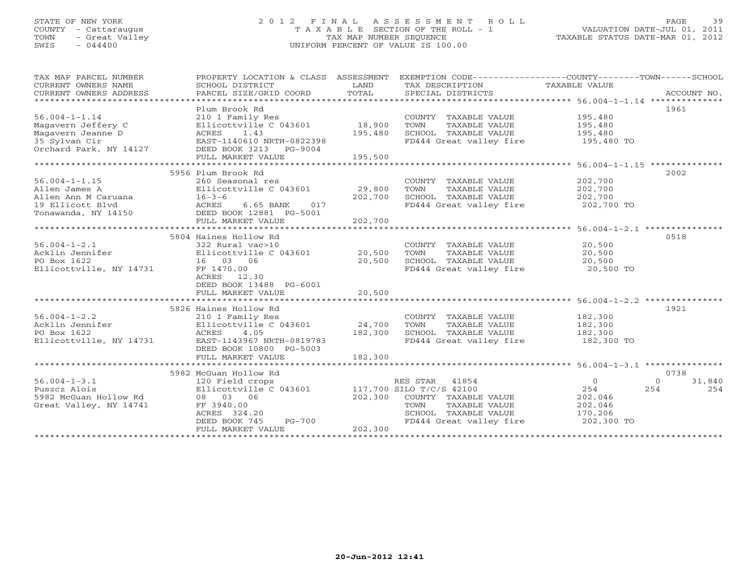STATE OF NEW YORK
COUNTY - Cattaraugus
TOWN - Great Valley
SWIS - 044400

# 2012 FINAL ASSESSMENT ROLL
TAXABLE SECTION OF THE ROLL - 1
TAX MAP NUMBER SEQUENCE
UNIFORM PERCENT OF VALUE IS 100.00

VALUATION DATE-JUL 01, 2011
TAXABLE STATUS DATE-MAR 01, 2012

| TAX MAP PARCEL NUMBER / CURRENT OWNERS NAME / CURRENT OWNERS ADDRESS | PROPERTY LOCATION & CLASS / SCHOOL DISTRICT / PARCEL SIZE/GRID COORD | ASSESSMENT LAND / TOTAL | EXEMPTION CODE / TAX DESCRIPTION / SPECIAL DISTRICTS | COUNTY / TOWN / SCHOOL TAXABLE VALUE | ACCOUNT NO. |
|---|---|---|---|---|---|
| **56.004-1-1.14** | Plum Brook Rd | | | | 1961 |
| Magavern Jeffery C | 210 1 Family Res | | COUNTY TAXABLE VALUE | 195,480 | |
| Magavern Jeanne D | Ellicottville C 043601 | 18,900 | TOWN TAXABLE VALUE | 195,480 | |
| 35 Sylvan Cir | ACRES 1.43 | 195,480 | SCHOOL TAXABLE VALUE | 195,480 | |
| Orchard Park, NY 14127 | EAST-1140610 NRTH-0822398 | | FD444 Great valley fire | 195,480 TO | |
| | DEED BOOK 3213 PG-9004 | | | | |
| | FULL MARKET VALUE | 195,500 | | | |
| **56.004-1-1.15** | 5956 Plum Brook Rd | | | | 2002 |
| Allen James A | 260 Seasonal res | | COUNTY TAXABLE VALUE | 202,700 | |
| Allen Ann M Caruana | Ellicottville C 043601 | 29,800 | TOWN TAXABLE VALUE | 202,700 | |
| 19 Ellicott Blvd | 16-3-6 | 202,700 | SCHOOL TAXABLE VALUE | 202,700 | |
| Tonawanda, NY 14150 | ACRES 6.65 BANK 017 | | FD444 Great valley fire | 202,700 TO | |
| | DEED BOOK 12881 PG-5001 | | | | |
| | FULL MARKET VALUE | 202,700 | | | |
| **56.004-1-2.1** | 5804 Haines Hollow Rd | | | | 0518 |
| Acklin Jennifer | 322 Rural vac>10 | | COUNTY TAXABLE VALUE | 20,500 | |
| PO Box 1622 | Ellicottville C 043601 | 20,500 | TOWN TAXABLE VALUE | 20,500 | |
| Ellicottville, NY 14731 | 16 03 06 | 20,500 | SCHOOL TAXABLE VALUE | 20,500 | |
| | FF 1470.00 | | FD444 Great valley fire | 20,500 TO | |
| | ACRES 12.30 | | | | |
| | DEED BOOK 13488 PG-6001 | | | | |
| | FULL MARKET VALUE | 20,500 | | | |
| **56.004-1-2.2** | 5826 Haines Hollow Rd | | | | 1921 |
| Acklin Jennifer | 210 1 Family Res | | COUNTY TAXABLE VALUE | 182,300 | |
| PO Box 1622 | Ellicottville C 043601 | 24,700 | TOWN TAXABLE VALUE | 182,300 | |
| Ellicottville, NY 14731 | ACRES 4.05 | 182,300 | SCHOOL TAXABLE VALUE | 182,300 | |
| | EAST-1143967 NRTH-0819783 | | FD444 Great valley fire | 182,300 TO | |
| | DEED BOOK 10800 PG-5003 | | | | |
| | FULL MARKET VALUE | 182,300 | | | |
| **56.004-1-3.1** | 5982 McGuan Hollow Rd | | | | 0738 |
| Puszcz Alois | 120 Field crops | | RES STAR 41854 | 0 / 0 / 31,840 | |
| 5982 McGuan Hollow Rd | Ellicottville C 043601 | 117,700 | SILO T/C/S 42100 | 254 / 254 / 254 | |
| Great Valley, NY 14741 | 08 03 06 | 202,300 | COUNTY TAXABLE VALUE | 202,046 | |
| | FF 3940.00 | | TOWN TAXABLE VALUE | 202,046 | |
| | ACRES 324.20 | | SCHOOL TAXABLE VALUE | 170,206 | |
| | DEED BOOK 745 PG-700 | | FD444 Great valley fire | 202,300 TO | |
| | FULL MARKET VALUE | 202,300 | | | |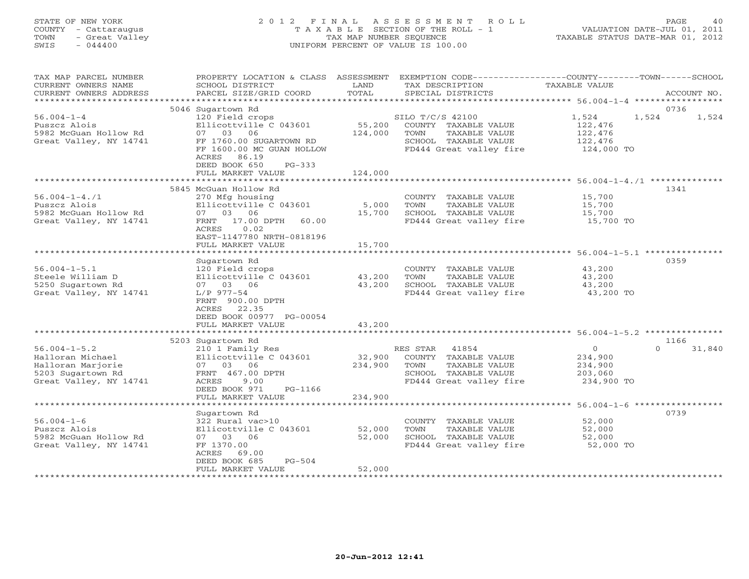STATE OF NEW YORK
COUNTY - Cattaraugus
TOWN - Great Valley
SWIS - 044400

# 2012 FINAL ASSESSMENT ROLL
TAXABLE SECTION OF THE ROLL - 1
TAX MAP NUMBER SEQUENCE
UNIFORM PERCENT OF VALUE IS 100.00

VALUATION DATE-JUL 01, 2011
TAXABLE STATUS DATE-MAR 01, 2012

| TAX MAP PARCEL NUMBER / CURRENT OWNERS NAME / CURRENT OWNERS ADDRESS | PROPERTY LOCATION & CLASS / SCHOOL DISTRICT / PARCEL SIZE/GRID COORD | ASSESSMENT LAND | TOTAL | EXEMPTION CODE / TAX DESCRIPTION / SPECIAL DISTRICTS | COUNTY TAXABLE VALUE | TOWN | SCHOOL | ACCOUNT NO. |
|---|---|---|---|---|---|---|---|---|
| 56.004-1-4 | 5046 Sugartown Rd | | | | | | | 0736 |
| 56.004-1-4 | 120 Field crops | | | SILO T/C/S 42100 | 1,524 | 1,524 | 1,524 | |
| Puszcz Alois | Ellicottville C 043601 | 55,200 | | COUNTY TAXABLE VALUE | 122,476 | | | |
| 5982 McGuan Hollow Rd | 07 03 06 | | 124,000 | TOWN TAXABLE VALUE | 122,476 | | | |
| Great Valley, NY 14741 | FF 1760.00 SUGARTOWN RD | | | SCHOOL TAXABLE VALUE | 122,476 | | | |
| | FF 1600.00 MC GUAN HOLLOW | | | FD444 Great valley fire | 124,000 TO | | | |
| | ACRES 86.19 | | | | | | | |
| | DEED BOOK 650 PG-333 | | | | | | | |
| | FULL MARKET VALUE | | 124,000 | | | | | |
| 56.004-1-4./1 | 5845 McGuan Hollow Rd | | | | | | | 1341 |
| 56.004-1-4./1 | 270 Mfg housing | | | COUNTY TAXABLE VALUE | 15,700 | | | |
| Puszcz Alois | Ellicottville C 043601 | 5,000 | | TOWN TAXABLE VALUE | 15,700 | | | |
| 5982 McGuan Hollow Rd | 07 03 06 | | 15,700 | SCHOOL TAXABLE VALUE | 15,700 | | | |
| Great Valley, NY 14741 | FRNT 17.00 DPTH 60.00 | | | FD444 Great valley fire | 15,700 TO | | | |
| | ACRES 0.02 | | | | | | | |
| | EAST-1147780 NRTH-0818196 | | | | | | | |
| | FULL MARKET VALUE | | 15,700 | | | | | |
| 56.004-1-5.1 | Sugartown Rd | | | | | | | 0359 |
| 56.004-1-5.1 | 120 Field crops | | | COUNTY TAXABLE VALUE | 43,200 | | | |
| Steele William D | Ellicottville C 043601 | 43,200 | | TOWN TAXABLE VALUE | 43,200 | | | |
| 5250 Sugartown Rd | 07 03 06 | | 43,200 | SCHOOL TAXABLE VALUE | 43,200 | | | |
| Great Valley, NY 14741 | L/P 977-54 | | | FD444 Great valley fire | 43,200 TO | | | |
| | FRNT 900.00 DPTH | | | | | | | |
| | ACRES 22.35 | | | | | | | |
| | DEED BOOK 00977 PG-00054 | | | | | | | |
| | FULL MARKET VALUE | | 43,200 | | | | | |
| 56.004-1-5.2 | 5203 Sugartown Rd | | | | | | | 1166 |
| 56.004-1-5.2 | 210 1 Family Res | | | RES STAR 41854 | 0 | 0 | 31,840 | |
| Halloran Michael | Ellicottville C 043601 | 32,900 | | COUNTY TAXABLE VALUE | 234,900 | | | |
| Halloran Marjorie | 07 03 06 | | 234,900 | TOWN TAXABLE VALUE | 234,900 | | | |
| 5203 Sugartown Rd | FRNT 467.00 DPTH | | | SCHOOL TAXABLE VALUE | 203,060 | | | |
| Great Valley, NY 14741 | ACRES 9.00 | | | FD444 Great valley fire | 234,900 TO | | | |
| | DEED BOOK 971 PG-1166 | | | | | | | |
| | FULL MARKET VALUE | | 234,900 | | | | | |
| 56.004-1-6 | Sugartown Rd | | | | | | | 0739 |
| 56.004-1-6 | 322 Rural vac>10 | | | COUNTY TAXABLE VALUE | 52,000 | | | |
| Puszcz Alois | Ellicottville C 043601 | 52,000 | | TOWN TAXABLE VALUE | 52,000 | | | |
| 5982 McGuan Hollow Rd | 07 03 06 | | 52,000 | SCHOOL TAXABLE VALUE | 52,000 | | | |
| Great Valley, NY 14741 | FF 1370.00 | | | FD444 Great valley fire | 52,000 TO | | | |
| | ACRES 69.00 | | | | | | | |
| | DEED BOOK 685 PG-504 | | | | | | | |
| | FULL MARKET VALUE | | 52,000 | | | | | |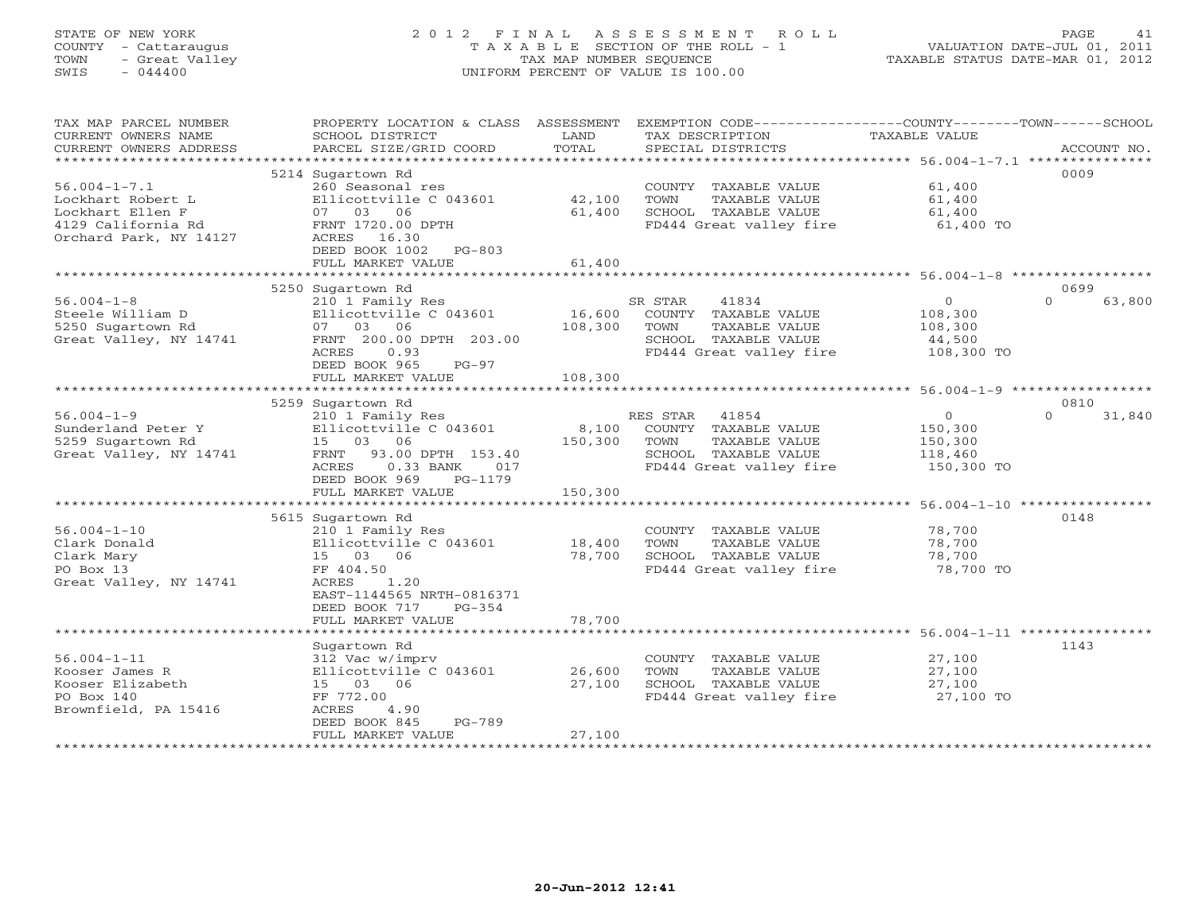STATE OF NEW YORK
COUNTY - Cattaraugus
TOWN - Great Valley
SWIS - 044400

# 2012 FINAL ASSESSMENT ROLL
TAXABLE SECTION OF THE ROLL - 1
TAX MAP NUMBER SEQUENCE
UNIFORM PERCENT OF VALUE IS 100.00

VALUATION DATE-JUL 01, 2011
TAXABLE STATUS DATE-MAR 01, 2012

| TAX MAP PARCEL NUMBER / CURRENT OWNERS NAME / CURRENT OWNERS ADDRESS | PROPERTY LOCATION & CLASS / SCHOOL DISTRICT / PARCEL SIZE/GRID COORD | ASSESSMENT LAND | TOTAL | EXEMPTION CODE / TAX DESCRIPTION / SPECIAL DISTRICTS | COUNTY TAXABLE VALUE | TOWN | SCHOOL | ACCOUNT NO. |
|---|---|---|---|---|---|---|---|---|
| 56.004-1-7.1 | 5214 Sugartown Rd | | | | | | | 0009 |
| Lockhart Robert L | 260 Seasonal res | | | COUNTY TAXABLE VALUE | 61,400 | | | |
| Lockhart Ellen F | Ellicottville C 043601 | 42,100 | | TOWN TAXABLE VALUE | 61,400 | | | |
| 4129 California Rd | 07 03 06 | | 61,400 | SCHOOL TAXABLE VALUE | 61,400 | | | |
| Orchard Park, NY 14127 | FRNT 1720.00 DPTH | | | FD444 Great valley fire | 61,400 TO | | | |
| | ACRES 16.30 | | | | | | | |
| | DEED BOOK 1002 PG-803 | | | | | | | |
| | FULL MARKET VALUE | | 61,400 | | | | | |
| 56.004-1-8 | 5250 Sugartown Rd | | | | | | | 0699 |
| Steele William D | 210 1 Family Res | | | SR STAR 41834 | 0 | 0 | 63,800 | |
| 5250 Sugartown Rd | Ellicottville C 043601 | 16,600 | | COUNTY TAXABLE VALUE | 108,300 | | | |
| Great Valley, NY 14741 | 07 03 06 | | 108,300 | TOWN TAXABLE VALUE | 108,300 | | | |
| | FRNT 200.00 DPTH 203.00 | | | SCHOOL TAXABLE VALUE | 44,500 | | | |
| | ACRES 0.93 | | | FD444 Great valley fire | 108,300 TO | | | |
| | DEED BOOK 965 PG-97 | | | | | | | |
| | FULL MARKET VALUE | | 108,300 | | | | | |
| 56.004-1-9 | 5259 Sugartown Rd | | | | | | | 0810 |
| Sunderland Peter Y | 210 1 Family Res | | | RES STAR 41854 | 0 | 0 | 31,840 | |
| 5259 Sugartown Rd | Ellicottville C 043601 | 8,100 | | COUNTY TAXABLE VALUE | 150,300 | | | |
| Great Valley, NY 14741 | 15 03 06 | | 150,300 | TOWN TAXABLE VALUE | 150,300 | | | |
| | FRNT 93.00 DPTH 153.40 | | | SCHOOL TAXABLE VALUE | 118,460 | | | |
| | ACRES 0.33 BANK 017 | | | FD444 Great valley fire | 150,300 TO | | | |
| | DEED BOOK 969 PG-1179 | | | | | | | |
| | FULL MARKET VALUE | | 150,300 | | | | | |
| 56.004-1-10 | 5615 Sugartown Rd | | | | | | | 0148 |
| Clark Donald | 210 1 Family Res | | | COUNTY TAXABLE VALUE | 78,700 | | | |
| Clark Mary | Ellicottville C 043601 | 18,400 | | TOWN TAXABLE VALUE | 78,700 | | | |
| PO Box 13 | 15 03 06 | | 78,700 | SCHOOL TAXABLE VALUE | 78,700 | | | |
| Great Valley, NY 14741 | FF 404.50 | | | FD444 Great valley fire | 78,700 TO | | | |
| | ACRES 1.20 | | | | | | | |
| | EAST-1144565 NRTH-0816371 | | | | | | | |
| | DEED BOOK 717 PG-354 | | | | | | | |
| | FULL MARKET VALUE | | 78,700 | | | | | |
| 56.004-1-11 | Sugartown Rd | | | | | | | 1143 |
| Kooser James R | 312 Vac w/imprv | | | COUNTY TAXABLE VALUE | 27,100 | | | |
| Kooser Elizabeth | Ellicottville C 043601 | 26,600 | | TOWN TAXABLE VALUE | 27,100 | | | |
| PO Box 140 | 15 03 06 | | 27,100 | SCHOOL TAXABLE VALUE | 27,100 | | | |
| Brownfield, PA 15416 | FF 772.00 | | | FD444 Great valley fire | 27,100 TO | | | |
| | ACRES 4.90 | | | | | | | |
| | DEED BOOK 845 PG-789 | | | | | | | |
| | FULL MARKET VALUE | | 27,100 | | | | | |

20-Jun-2012 12:41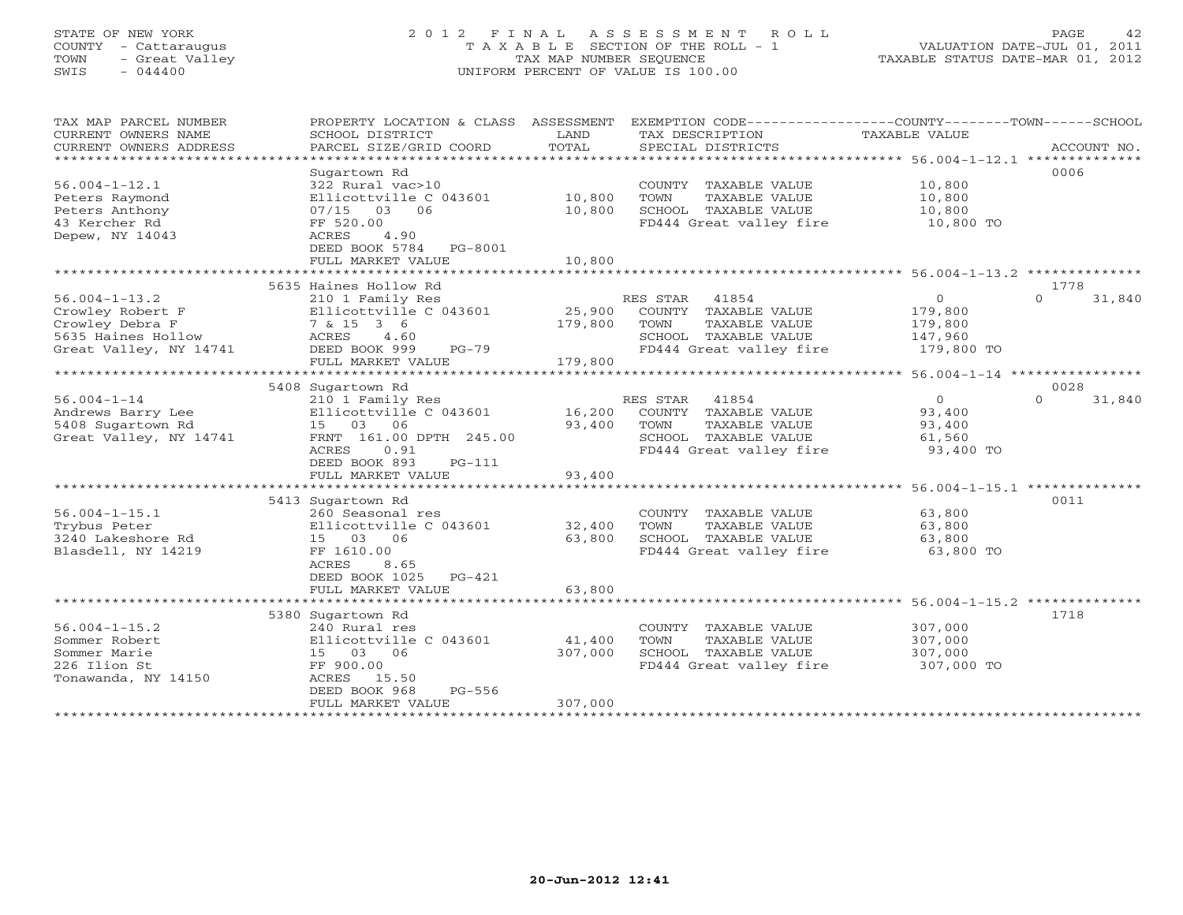STATE OF NEW YORK
COUNTY - Cattaraugus
TOWN - Great Valley
SWIS - 044400

# 2012 FINAL ASSESSMENT ROLL
TAXABLE SECTION OF THE ROLL - 1
TAX MAP NUMBER SEQUENCE
UNIFORM PERCENT OF VALUE IS 100.00

VALUATION DATE-JUL 01, 2011
TAXABLE STATUS DATE-MAR 01, 2012

| TAX MAP PARCEL NUMBER / CURRENT OWNERS NAME / CURRENT OWNERS ADDRESS | PROPERTY LOCATION & CLASS / SCHOOL DISTRICT / PARCEL SIZE/GRID COORD | ASSESSMENT LAND / TOTAL | EXEMPTION CODE / TAX DESCRIPTION / SPECIAL DISTRICTS | COUNTY TAXABLE VALUE | TOWN | SCHOOL | ACCOUNT NO. |
|---|---|---|---|---|---|---|---|
| 56.004-1-12.1 | Sugartown Rd | | | | | | 0006 |
| | 322 Rural vac>10 | | COUNTY TAXABLE VALUE | 10,800 | | | |
| Peters Raymond | Ellicottville C 043601 | 10,800 | TOWN TAXABLE VALUE | 10,800 | | | |
| Peters Anthony | 07/15 03 06 | 10,800 | SCHOOL TAXABLE VALUE | 10,800 | | | |
| 43 Kercher Rd | FF 520.00 | | FD444 Great valley fire | 10,800 TO | | | |
| Depew, NY 14043 | ACRES 4.90 | | | | | | |
| | DEED BOOK 5784 PG-8001 | | | | | | |
| | FULL MARKET VALUE | 10,800 | | | | | |
| 56.004-1-13.2 | 5635 Haines Hollow Rd | | | | | | 1778 |
| | 210 1 Family Res | | RES STAR 41854 | 0 | 0 | 31,840 | |
| Crowley Robert F | Ellicottville C 043601 | 25,900 | COUNTY TAXABLE VALUE | 179,800 | | | |
| Crowley Debra F | 7 & 15 3 6 | 179,800 | TOWN TAXABLE VALUE | 179,800 | | | |
| 5635 Haines Hollow | ACRES 4.60 | | SCHOOL TAXABLE VALUE | 147,960 | | | |
| Great Valley, NY 14741 | DEED BOOK 999 PG-79 | | FD444 Great valley fire | 179,800 TO | | | |
| | FULL MARKET VALUE | 179,800 | | | | | |
| 56.004-1-14 | 5408 Sugartown Rd | | | | | | 0028 |
| | 210 1 Family Res | | RES STAR 41854 | 0 | 0 | 31,840 | |
| Andrews Barry Lee | Ellicottville C 043601 | 16,200 | COUNTY TAXABLE VALUE | 93,400 | | | |
| 5408 Sugartown Rd | 15 03 06 | 93,400 | TOWN TAXABLE VALUE | 93,400 | | | |
| Great Valley, NY 14741 | FRNT 161.00 DPTH 245.00 | | SCHOOL TAXABLE VALUE | 61,560 | | | |
| | ACRES 0.91 | | FD444 Great valley fire | 93,400 TO | | | |
| | DEED BOOK 893 PG-111 | | | | | | |
| | FULL MARKET VALUE | 93,400 | | | | | |
| 56.004-1-15.1 | 5413 Sugartown Rd | | | | | | 0011 |
| | 260 Seasonal res | | COUNTY TAXABLE VALUE | 63,800 | | | |
| Trybus Peter | Ellicottville C 043601 | 32,400 | TOWN TAXABLE VALUE | 63,800 | | | |
| 3240 Lakeshore Rd | 15 03 06 | 63,800 | SCHOOL TAXABLE VALUE | 63,800 | | | |
| Blasdell, NY 14219 | FF 1610.00 | | FD444 Great valley fire | 63,800 TO | | | |
| | ACRES 8.65 | | | | | | |
| | DEED BOOK 1025 PG-421 | | | | | | |
| | FULL MARKET VALUE | 63,800 | | | | | |
| 56.004-1-15.2 | 5380 Sugartown Rd | | | | | | 1718 |
| | 240 Rural res | | COUNTY TAXABLE VALUE | 307,000 | | | |
| Sommer Robert | Ellicottville C 043601 | 41,400 | TOWN TAXABLE VALUE | 307,000 | | | |
| Sommer Marie | 15 03 06 | 307,000 | SCHOOL TAXABLE VALUE | 307,000 | | | |
| 226 Ilion St | FF 900.00 | | FD444 Great valley fire | 307,000 TO | | | |
| Tonawanda, NY 14150 | ACRES 15.50 | | | | | | |
| | DEED BOOK 968 PG-556 | | | | | | |
| | FULL MARKET VALUE | 307,000 | | | | | |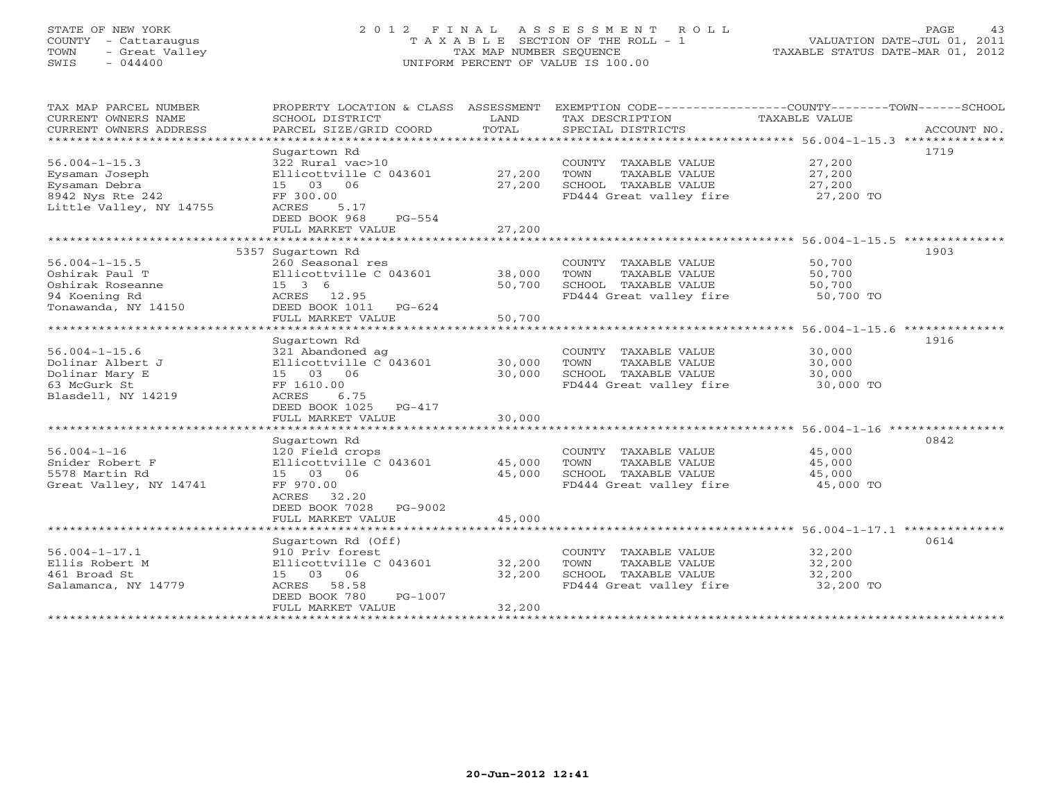STATE OF NEW YORK
COUNTY - Cattaraugus
TOWN - Great Valley
SWIS - 044400

# 2012 FINAL ASSESSMENT ROLL

TAXABLE SECTION OF THE ROLL - 1
TAX MAP NUMBER SEQUENCE
UNIFORM PERCENT OF VALUE IS 100.00

VALUATION DATE-JUL 01, 2011
TAXABLE STATUS DATE-MAR 01, 2012

| TAX MAP PARCEL NUMBER / CURRENT OWNERS NAME / CURRENT OWNERS ADDRESS | PROPERTY LOCATION & CLASS / SCHOOL DISTRICT / PARCEL SIZE/GRID COORD | ASSESSMENT LAND | TOTAL | EXEMPTION CODE / TAX DESCRIPTION / SPECIAL DISTRICTS | TAXABLE VALUE (COUNTY / TOWN / SCHOOL) | ACCOUNT NO. |
|---|---|---|---|---|---|---|
| 56.004-1-15.3 | Sugartown Rd | | | | | 1719 |
| 56.004-1-15.3 | 322 Rural vac>10 | | | COUNTY TAXABLE VALUE | 27,200 | |
| Eysaman Joseph | Ellicottville C 043601 | 27,200 | | TOWN TAXABLE VALUE | 27,200 | |
| Eysaman Debra | 15 03 06 | | 27,200 | SCHOOL TAXABLE VALUE | 27,200 | |
| 8942 Nys Rte 242 | FF 300.00 | | | FD444 Great valley fire | 27,200 TO | |
| Little Valley, NY 14755 | ACRES 5.17 | | | | | |
| | DEED BOOK 968 PG-554 | | | | | |
| | FULL MARKET VALUE | | 27,200 | | | |
| 56.004-1-15.5 | 5357 Sugartown Rd | | | | | 1903 |
| 56.004-1-15.5 | 260 Seasonal res | | | COUNTY TAXABLE VALUE | 50,700 | |
| Oshirak Paul T | Ellicottville C 043601 | 38,000 | | TOWN TAXABLE VALUE | 50,700 | |
| Oshirak Roseanne | 15 3 6 | | 50,700 | SCHOOL TAXABLE VALUE | 50,700 | |
| 94 Koening Rd | ACRES 12.95 | | | FD444 Great valley fire | 50,700 TO | |
| Tonawanda, NY 14150 | DEED BOOK 1011 PG-624 | | | | | |
| | FULL MARKET VALUE | | 50,700 | | | |
| 56.004-1-15.6 | Sugartown Rd | | | | | 1916 |
| 56.004-1-15.6 | 321 Abandoned ag | | | COUNTY TAXABLE VALUE | 30,000 | |
| Dolinar Albert J | Ellicottville C 043601 | 30,000 | | TOWN TAXABLE VALUE | 30,000 | |
| Dolinar Mary E | 15 03 06 | | 30,000 | SCHOOL TAXABLE VALUE | 30,000 | |
| 63 McGurk St | FF 1610.00 | | | FD444 Great valley fire | 30,000 TO | |
| Blasdell, NY 14219 | ACRES 6.75 | | | | | |
| | DEED BOOK 1025 PG-417 | | | | | |
| | FULL MARKET VALUE | | 30,000 | | | |
| 56.004-1-16 | Sugartown Rd | | | | | 0842 |
| 56.004-1-16 | 120 Field crops | | | COUNTY TAXABLE VALUE | 45,000 | |
| Snider Robert F | Ellicottville C 043601 | 45,000 | | TOWN TAXABLE VALUE | 45,000 | |
| 5578 Martin Rd | 15 03 06 | | 45,000 | SCHOOL TAXABLE VALUE | 45,000 | |
| Great Valley, NY 14741 | FF 970.00 | | | FD444 Great valley fire | 45,000 TO | |
| | ACRES 32.20 | | | | | |
| | DEED BOOK 7028 PG-9002 | | | | | |
| | FULL MARKET VALUE | | 45,000 | | | |
| 56.004-1-17.1 | Sugartown Rd (Off) | | | | | 0614 |
| 56.004-1-17.1 | 910 Priv forest | | | COUNTY TAXABLE VALUE | 32,200 | |
| Ellis Robert M | Ellicottville C 043601 | 32,200 | | TOWN TAXABLE VALUE | 32,200 | |
| 461 Broad St | 15 03 06 | | 32,200 | SCHOOL TAXABLE VALUE | 32,200 | |
| Salamanca, NY 14779 | ACRES 58.58 | | | FD444 Great valley fire | 32,200 TO | |
| | DEED BOOK 780 PG-1007 | | | | | |
| | FULL MARKET VALUE | | 32,200 | | | |

20-Jun-2012 12:41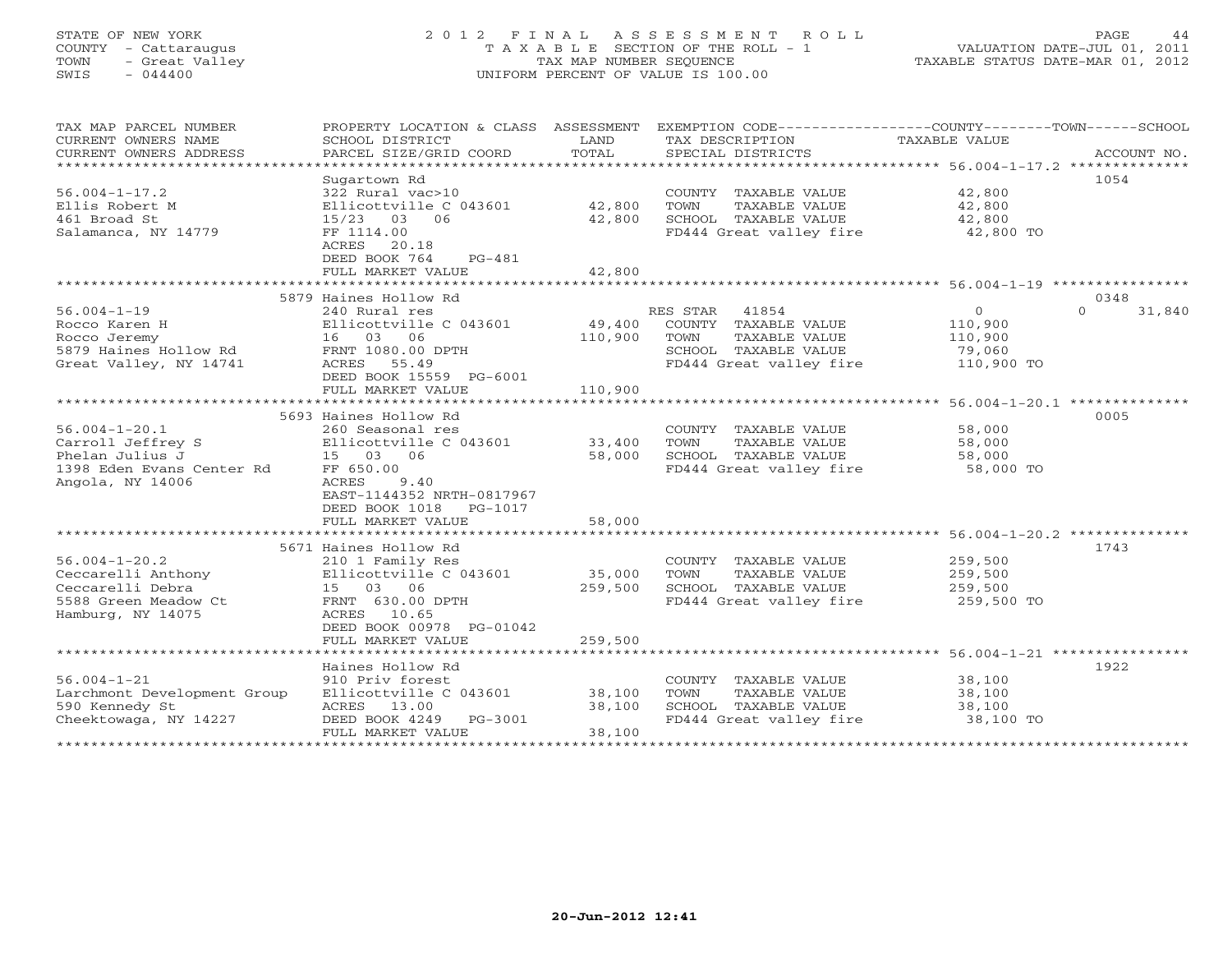STATE OF NEW YORK
COUNTY - Cattaraugus
TOWN - Great Valley
SWIS - 044400

# 2012 FINAL ASSESSMENT ROLL
TAXABLE SECTION OF THE ROLL - 1
TAX MAP NUMBER SEQUENCE
UNIFORM PERCENT OF VALUE IS 100.00

VALUATION DATE-JUL 01, 2011
TAXABLE STATUS DATE-MAR 01, 2012

| TAX MAP PARCEL NUMBER / CURRENT OWNERS NAME / CURRENT OWNERS ADDRESS | PROPERTY LOCATION & CLASS / SCHOOL DISTRICT / PARCEL SIZE/GRID COORD | ASSESSMENT LAND | TOTAL | EXEMPTION CODE / TAX DESCRIPTION / SPECIAL DISTRICTS | COUNTY / TAXABLE VALUE | TOWN | SCHOOL | ACCOUNT NO. |
|---|---|---|---|---|---|---|---|---|
| 56.004-1-17.2 | Sugartown Rd | | | | | | | 1054 |
| Ellis Robert M | 322 Rural vac>10 | | | COUNTY TAXABLE VALUE | 42,800 | | | |
| 461 Broad St | Ellicottville C 043601 | 42,800 | | TOWN TAXABLE VALUE | 42,800 | | | |
| Salamanca, NY 14779 | 15/23 03 06 | | 42,800 | SCHOOL TAXABLE VALUE | 42,800 | | | |
| | FF 1114.00 | | | FD444 Great valley fire | 42,800 TO | | | |
| | ACRES 20.18 | | | | | | | |
| | DEED BOOK 764 PG-481 | | | | | | | |
| | FULL MARKET VALUE | | 42,800 | | | | | |
| 56.004-1-19 | 5879 Haines Hollow Rd | | | | | | | 0348 |
| Rocco Karen H | 240 Rural res | | | RES STAR 41854 | 0 | | 0 | 31,840 |
| Rocco Jeremy | Ellicottville C 043601 | 49,400 | | COUNTY TAXABLE VALUE | 110,900 | | | |
| 5879 Haines Hollow Rd | 16 03 06 | | 110,900 | TOWN TAXABLE VALUE | 110,900 | | | |
| Great Valley, NY 14741 | FRNT 1080.00 DPTH | | | SCHOOL TAXABLE VALUE | 79,060 | | | |
| | ACRES 55.49 | | | FD444 Great valley fire | 110,900 TO | | | |
| | DEED BOOK 15559 PG-6001 | | | | | | | |
| | FULL MARKET VALUE | | 110,900 | | | | | |
| 56.004-1-20.1 | 5693 Haines Hollow Rd | | | | | | | 0005 |
| Carroll Jeffrey S | 260 Seasonal res | | | COUNTY TAXABLE VALUE | 58,000 | | | |
| Phelan Julius J | Ellicottville C 043601 | 33,400 | | TOWN TAXABLE VALUE | 58,000 | | | |
| 1398 Eden Evans Center Rd | 15 03 06 | | 58,000 | SCHOOL TAXABLE VALUE | 58,000 | | | |
| Angola, NY 14006 | FF 650.00 | | | FD444 Great valley fire | 58,000 TO | | | |
| | ACRES 9.40 | | | | | | | |
| | EAST-1144352 NRTH-0817967 | | | | | | | |
| | DEED BOOK 1018 PG-1017 | | | | | | | |
| | FULL MARKET VALUE | | 58,000 | | | | | |
| 56.004-1-20.2 | 5671 Haines Hollow Rd | | | | | | | 1743 |
| Ceccarelli Anthony | 210 1 Family Res | | | COUNTY TAXABLE VALUE | 259,500 | | | |
| Ceccarelli Debra | Ellicottville C 043601 | 35,000 | | TOWN TAXABLE VALUE | 259,500 | | | |
| 5588 Green Meadow Ct | 15 03 06 | | 259,500 | SCHOOL TAXABLE VALUE | 259,500 | | | |
| Hamburg, NY 14075 | FRNT 630.00 DPTH | | | FD444 Great valley fire | 259,500 TO | | | |
| | ACRES 10.65 | | | | | | | |
| | DEED BOOK 00978 PG-01042 | | | | | | | |
| | FULL MARKET VALUE | | 259,500 | | | | | |
| 56.004-1-21 | Haines Hollow Rd | | | | | | | 1922 |
| Larchmont Development Group | 910 Priv forest | | | COUNTY TAXABLE VALUE | 38,100 | | | |
| 590 Kennedy St | Ellicottville C 043601 | 38,100 | | TOWN TAXABLE VALUE | 38,100 | | | |
| Cheektowaga, NY 14227 | ACRES 13.00 | | 38,100 | SCHOOL TAXABLE VALUE | 38,100 | | | |
| | DEED BOOK 4249 PG-3001 | | | FD444 Great valley fire | 38,100 TO | | | |
| | FULL MARKET VALUE | | 38,100 | | | | | |

20-Jun-2012 12:41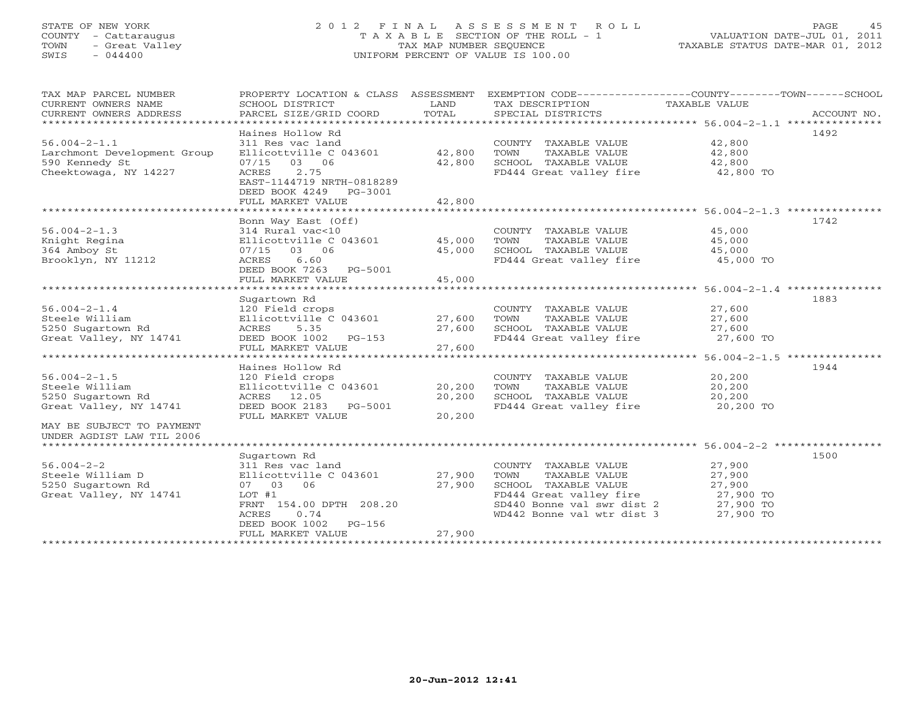STATE OF NEW YORK
COUNTY - Cattaraugus
TOWN - Great Valley
SWIS - 044400

# 2012 FINAL ASSESSMENT ROLL

TAXABLE SECTION OF THE ROLL - 1
TAX MAP NUMBER SEQUENCE
UNIFORM PERCENT OF VALUE IS 100.00

VALUATION DATE-JUL 01, 2011
TAXABLE STATUS DATE-MAR 01, 2012

| TAX MAP PARCEL NUMBER / CURRENT OWNERS NAME / CURRENT OWNERS ADDRESS | PROPERTY LOCATION & CLASS / SCHOOL DISTRICT / PARCEL SIZE/GRID COORD | ASSESSMENT LAND | TOTAL | EXEMPTION CODE / TAX DESCRIPTION / SPECIAL DISTRICTS | TAXABLE VALUE (COUNTY / TOWN / SCHOOL) | ACCOUNT NO. |
|---|---|---|---|---|---|---|
| 56.004-2-1.1 | Haines Hollow Rd | | | | | 1492 |
| 56.004-2-1.1 | 311 Res vac land | | | COUNTY TAXABLE VALUE | 42,800 | |
| Larchmont Development Group | Ellicottville C 043601 | 42,800 | | TOWN TAXABLE VALUE | 42,800 | |
| 590 Kennedy St | 07/15 03 06 | | 42,800 | SCHOOL TAXABLE VALUE | 42,800 | |
| Cheektowaga, NY 14227 | ACRES 2.75 | | | FD444 Great valley fire | 42,800 TO | |
| | EAST-1144719 NRTH-0818289 | | | | | |
| | DEED BOOK 4249 PG-3001 | | | | | |
| | FULL MARKET VALUE | | 42,800 | | | |
| 56.004-2-1.3 | Bonn Way East (Off) | | | | | 1742 |
| 56.004-2-1.3 | 314 Rural vac<10 | | | COUNTY TAXABLE VALUE | 45,000 | |
| Knight Regina | Ellicottville C 043601 | 45,000 | | TOWN TAXABLE VALUE | 45,000 | |
| 364 Amboy St | 07/15 03 06 | | 45,000 | SCHOOL TAXABLE VALUE | 45,000 | |
| Brooklyn, NY 11212 | ACRES 6.60 | | | FD444 Great valley fire | 45,000 TO | |
| | DEED BOOK 7263 PG-5001 | | | | | |
| | FULL MARKET VALUE | | 45,000 | | | |
| 56.004-2-1.4 | Sugartown Rd | | | | | 1883 |
| 56.004-2-1.4 | 120 Field crops | | | COUNTY TAXABLE VALUE | 27,600 | |
| Steele William | Ellicottville C 043601 | 27,600 | | TOWN TAXABLE VALUE | 27,600 | |
| 5250 Sugartown Rd | ACRES 5.35 | | 27,600 | SCHOOL TAXABLE VALUE | 27,600 | |
| Great Valley, NY 14741 | DEED BOOK 1002 PG-153 | | | FD444 Great valley fire | 27,600 TO | |
| | FULL MARKET VALUE | | 27,600 | | | |
| 56.004-2-1.5 | Haines Hollow Rd | | | | | 1944 |
| 56.004-2-1.5 | 120 Field crops | | | COUNTY TAXABLE VALUE | 20,200 | |
| Steele William | Ellicottville C 043601 | 20,200 | | TOWN TAXABLE VALUE | 20,200 | |
| 5250 Sugartown Rd | ACRES 12.05 | | 20,200 | SCHOOL TAXABLE VALUE | 20,200 | |
| Great Valley, NY 14741 | DEED BOOK 2183 PG-5001 | | | FD444 Great valley fire | 20,200 TO | |
| | FULL MARKET VALUE | | 20,200 | | | |
| MAY BE SUBJECT TO PAYMENT UNDER AGDIST LAW TIL 2006 | | | | | | |
| 56.004-2-2 | Sugartown Rd | | | | | 1500 |
| 56.004-2-2 | 311 Res vac land | | | COUNTY TAXABLE VALUE | 27,900 | |
| Steele William D | Ellicottville C 043601 | 27,900 | | TOWN TAXABLE VALUE | 27,900 | |
| 5250 Sugartown Rd | 07 03 06 | | 27,900 | SCHOOL TAXABLE VALUE | 27,900 | |
| Great Valley, NY 14741 | LOT #1 | | | FD444 Great valley fire | 27,900 TO | |
| | FRNT 154.00 DPTH 208.20 | | | SD440 Bonne val swr dist 2 | 27,900 TO | |
| | ACRES 0.74 | | | WD442 Bonne val wtr dist 3 | 27,900 TO | |
| | DEED BOOK 1002 PG-156 | | | | | |
| | FULL MARKET VALUE | | 27,900 | | | |

20-Jun-2012 12:41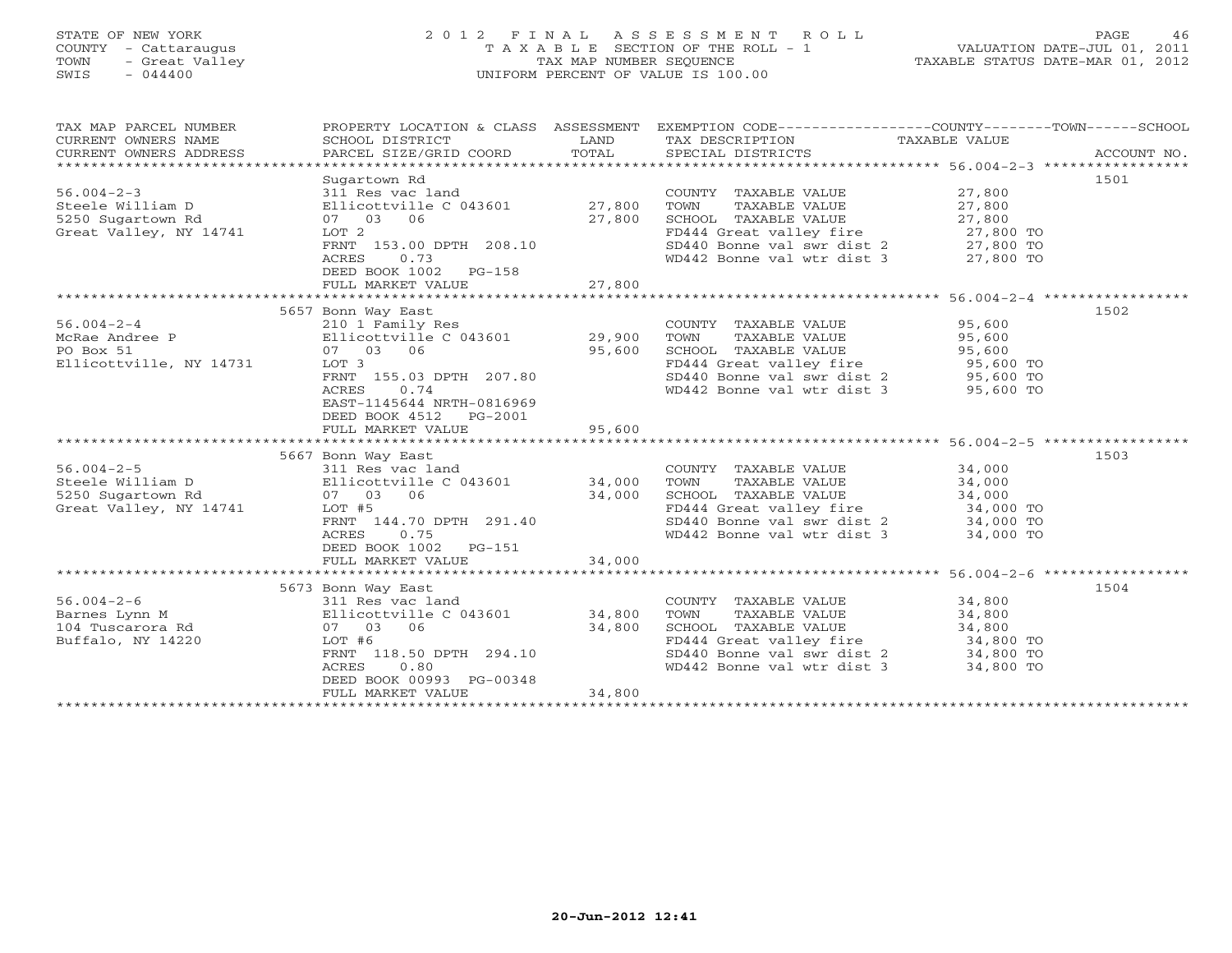STATE OF NEW YORK
COUNTY - Cattaraugus
TOWN - Great Valley
SWIS - 044400

# 2012 FINAL ASSESSMENT ROLL
TAXABLE SECTION OF THE ROLL - 1
TAX MAP NUMBER SEQUENCE
UNIFORM PERCENT OF VALUE IS 100.00

VALUATION DATE-JUL 01, 2011
TAXABLE STATUS DATE-MAR 01, 2012

| TAX MAP PARCEL NUMBER / CURRENT OWNERS NAME / CURRENT OWNERS ADDRESS | PROPERTY LOCATION & CLASS / SCHOOL DISTRICT / PARCEL SIZE/GRID COORD | ASSESSMENT LAND | TOTAL | EXEMPTION CODE / TAX DESCRIPTION / SPECIAL DISTRICTS | TAXABLE VALUE | ACCOUNT NO. |
|---|---|---|---|---|---|---|
| 56.004-2-3 | Sugartown Rd | | | | | 1501 |
| Steele William D | 311 Res vac land | | | COUNTY TAXABLE VALUE | 27,800 | |
| 5250 Sugartown Rd | Ellicottville C 043601 | 27,800 | | TOWN TAXABLE VALUE | 27,800 | |
| Great Valley, NY 14741 | 07 03 06 | | 27,800 | SCHOOL TAXABLE VALUE | 27,800 | |
| | LOT 2 | | | FD444 Great valley fire | 27,800 TO | |
| | FRNT 153.00 DPTH 208.10 | | | SD440 Bonne val swr dist 2 | 27,800 TO | |
| | ACRES 0.73 | | | WD442 Bonne val wtr dist 3 | 27,800 TO | |
| | DEED BOOK 1002 PG-158 | | | | | |
| | FULL MARKET VALUE | | 27,800 | | | |
| 56.004-2-4 | 5657 Bonn Way East | | | | | 1502 |
| McRae Andree P | 210 1 Family Res | | | COUNTY TAXABLE VALUE | 95,600 | |
| PO Box 51 | Ellicottville C 043601 | 29,900 | | TOWN TAXABLE VALUE | 95,600 | |
| Ellicottville, NY 14731 | 07 03 06 | | 95,600 | SCHOOL TAXABLE VALUE | 95,600 | |
| | LOT 3 | | | FD444 Great valley fire | 95,600 TO | |
| | FRNT 155.03 DPTH 207.80 | | | SD440 Bonne val swr dist 2 | 95,600 TO | |
| | ACRES 0.74 | | | WD442 Bonne val wtr dist 3 | 95,600 TO | |
| | EAST-1145644 NRTH-0816969 | | | | | |
| | DEED BOOK 4512 PG-2001 | | | | | |
| | FULL MARKET VALUE | | 95,600 | | | |
| 56.004-2-5 | 5667 Bonn Way East | | | | | 1503 |
| Steele William D | 311 Res vac land | | | COUNTY TAXABLE VALUE | 34,000 | |
| 5250 Sugartown Rd | Ellicottville C 043601 | 34,000 | | TOWN TAXABLE VALUE | 34,000 | |
| Great Valley, NY 14741 | 07 03 06 | | 34,000 | SCHOOL TAXABLE VALUE | 34,000 | |
| | LOT #5 | | | FD444 Great valley fire | 34,000 TO | |
| | FRNT 144.70 DPTH 291.40 | | | SD440 Bonne val swr dist 2 | 34,000 TO | |
| | ACRES 0.75 | | | WD442 Bonne val wtr dist 3 | 34,000 TO | |
| | DEED BOOK 1002 PG-151 | | | | | |
| | FULL MARKET VALUE | | 34,000 | | | |
| 56.004-2-6 | 5673 Bonn Way East | | | | | 1504 |
| Barnes Lynn M | 311 Res vac land | | | COUNTY TAXABLE VALUE | 34,800 | |
| 104 Tuscarora Rd | Ellicottville C 043601 | 34,800 | | TOWN TAXABLE VALUE | 34,800 | |
| Buffalo, NY 14220 | 07 03 06 | | 34,800 | SCHOOL TAXABLE VALUE | 34,800 | |
| | LOT #6 | | | FD444 Great valley fire | 34,800 TO | |
| | FRNT 118.50 DPTH 294.10 | | | SD440 Bonne val swr dist 2 | 34,800 TO | |
| | ACRES 0.80 | | | WD442 Bonne val wtr dist 3 | 34,800 TO | |
| | DEED BOOK 00993 PG-00348 | | | | | |
| | FULL MARKET VALUE | | 34,800 | | | |

20-Jun-2012 12:41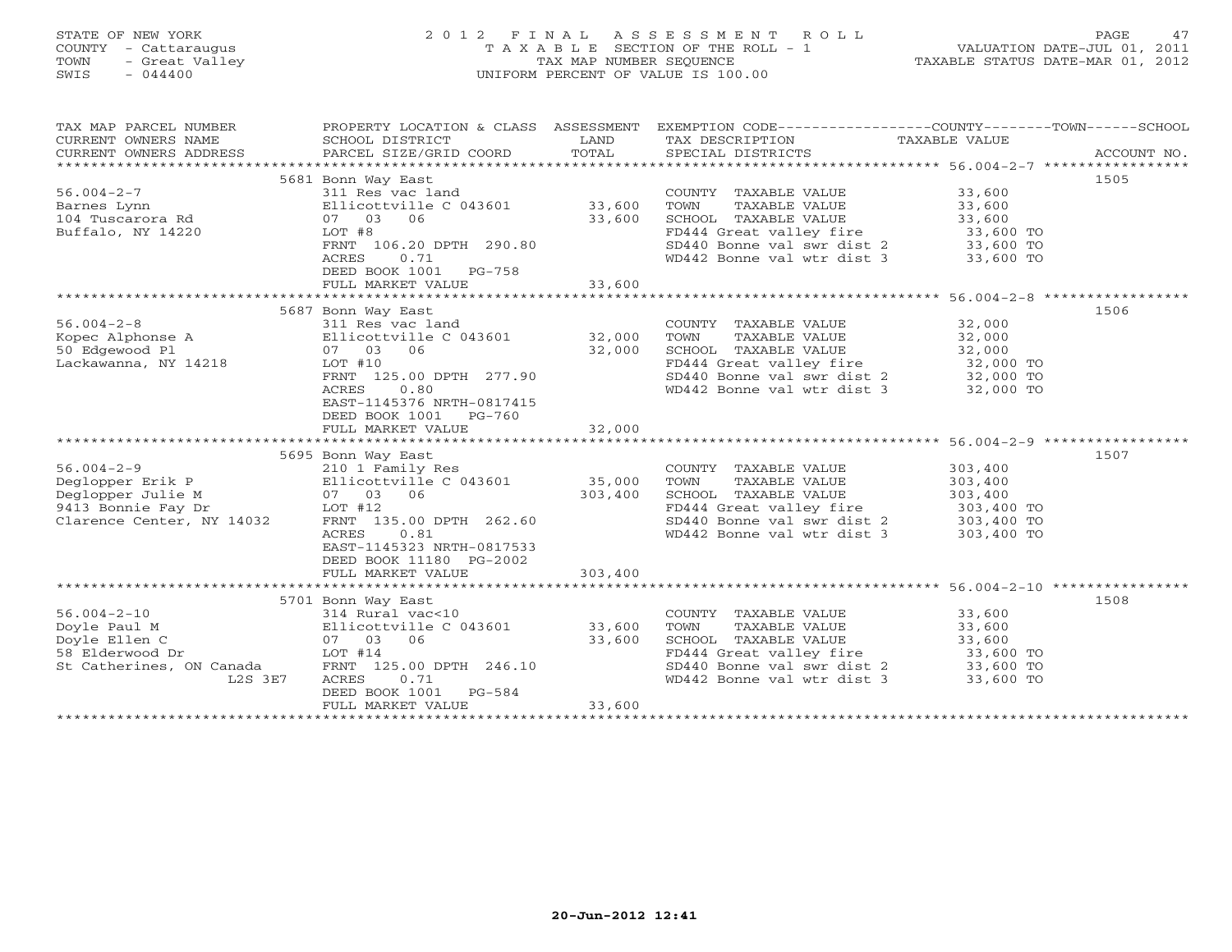STATE OF NEW YORK
COUNTY - Cattaraugus
TOWN - Great Valley
SWIS - 044400

2012 FINAL ASSESSMENT ROLL
TAXABLE SECTION OF THE ROLL - 1
TAX MAP NUMBER SEQUENCE
UNIFORM PERCENT OF VALUE IS 100.00

VALUATION DATE-JUL 01, 2011
TAXABLE STATUS DATE-MAR 01, 2012

| TAX MAP PARCEL NUMBER / CURRENT OWNERS NAME / CURRENT OWNERS ADDRESS | PROPERTY LOCATION & CLASS / SCHOOL DISTRICT / PARCEL SIZE/GRID COORD | ASSESSMENT LAND / TOTAL | EXEMPTION CODE / TAX DESCRIPTION / SPECIAL DISTRICTS | TAXABLE VALUE (COUNTY / TOWN / SCHOOL) | ACCOUNT NO. |
|---|---|---|---|---|---|
| 56.004-2-7 | 5681 Bonn Way East | | | | 1505 |
| Barnes Lynn | 311 Res vac land | | COUNTY TAXABLE VALUE | 33,600 | |
| 104 Tuscarora Rd | Ellicottville C 043601 | 33,600 | TOWN TAXABLE VALUE | 33,600 | |
| Buffalo, NY 14220 | 07 03 06 | 33,600 | SCHOOL TAXABLE VALUE | 33,600 | |
| | LOT #8 | | FD444 Great valley fire | 33,600 TO | |
| | FRNT 106.20 DPTH 290.80 | | SD440 Bonne val swr dist 2 | 33,600 TO | |
| | ACRES 0.71 | | WD442 Bonne val wtr dist 3 | 33,600 TO | |
| | DEED BOOK 1001 PG-758 | | | | |
| | FULL MARKET VALUE | 33,600 | | | |
| 56.004-2-8 | 5687 Bonn Way East | | | | 1506 |
| Kopec Alphonse A | 311 Res vac land | | COUNTY TAXABLE VALUE | 32,000 | |
| 50 Edgewood Pl | Ellicottville C 043601 | 32,000 | TOWN TAXABLE VALUE | 32,000 | |
| Lackawanna, NY 14218 | 07 03 06 | 32,000 | SCHOOL TAXABLE VALUE | 32,000 | |
| | LOT #10 | | FD444 Great valley fire | 32,000 TO | |
| | FRNT 125.00 DPTH 277.90 | | SD440 Bonne val swr dist 2 | 32,000 TO | |
| | ACRES 0.80 | | WD442 Bonne val wtr dist 3 | 32,000 TO | |
| | EAST-1145376 NRTH-0817415 | | | | |
| | DEED BOOK 1001 PG-760 | | | | |
| | FULL MARKET VALUE | 32,000 | | | |
| 56.004-2-9 | 5695 Bonn Way East | | | | 1507 |
| Deglopper Erik P | 210 1 Family Res | | COUNTY TAXABLE VALUE | 303,400 | |
| Deglopper Julie M | Ellicottville C 043601 | 35,000 | TOWN TAXABLE VALUE | 303,400 | |
| 9413 Bonnie Fay Dr | 07 03 06 | 303,400 | SCHOOL TAXABLE VALUE | 303,400 | |
| Clarence Center, NY 14032 | LOT #12 | | FD444 Great valley fire | 303,400 TO | |
| | FRNT 135.00 DPTH 262.60 | | SD440 Bonne val swr dist 2 | 303,400 TO | |
| | ACRES 0.81 | | WD442 Bonne val wtr dist 3 | 303,400 TO | |
| | EAST-1145323 NRTH-0817533 | | | | |
| | DEED BOOK 11180 PG-2002 | | | | |
| | FULL MARKET VALUE | 303,400 | | | |
| 56.004-2-10 | 5701 Bonn Way East | | | | 1508 |
| Doyle Paul M | 314 Rural vac<10 | | COUNTY TAXABLE VALUE | 33,600 | |
| Doyle Ellen C | Ellicottville C 043601 | 33,600 | TOWN TAXABLE VALUE | 33,600 | |
| 58 Elderwood Dr | 07 03 06 | 33,600 | SCHOOL TAXABLE VALUE | 33,600 | |
| St Catherines, ON Canada L2S 3E7 | LOT #14 | | FD444 Great valley fire | 33,600 TO | |
| | FRNT 125.00 DPTH 246.10 | | SD440 Bonne val swr dist 2 | 33,600 TO | |
| | ACRES 0.71 | | WD442 Bonne val wtr dist 3 | 33,600 TO | |
| | DEED BOOK 1001 PG-584 | | | | |
| | FULL MARKET VALUE | 33,600 | | | |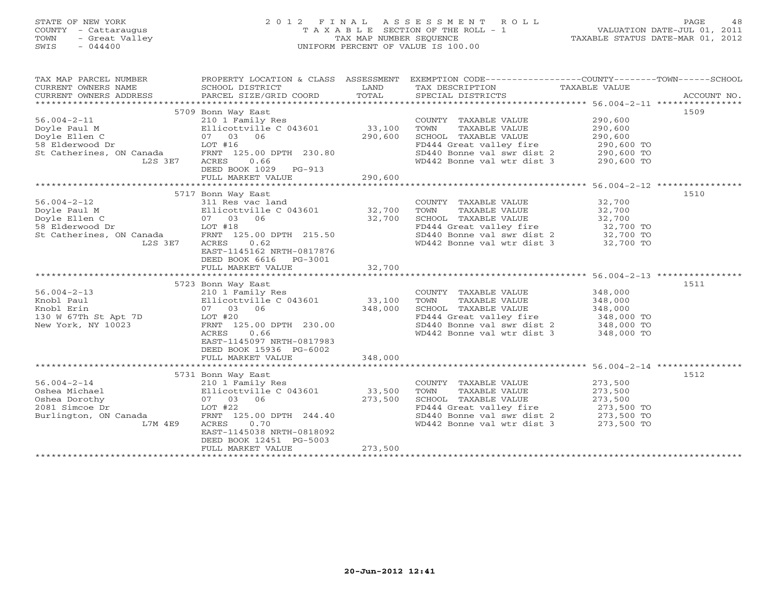STATE OF NEW YORK
COUNTY - Cattaraugus
TOWN - Great Valley
SWIS - 044400

2 0 1 2 F I N A L A S S E S S M E N T R O L L
T A X A B L E SECTION OF THE ROLL - 1
TAX MAP NUMBER SEQUENCE
UNIFORM PERCENT OF VALUE IS 100.00

VALUATION DATE-JUL 01, 2011
TAXABLE STATUS DATE-MAR 01, 2012

| TAX MAP PARCEL NUMBER / CURRENT OWNERS NAME / CURRENT OWNERS ADDRESS | PROPERTY LOCATION & CLASS / SCHOOL DISTRICT / PARCEL SIZE/GRID COORD | ASSESSMENT LAND / TOTAL | EXEMPTION CODE / TAX DESCRIPTION / SPECIAL DISTRICTS | TAXABLE VALUE (COUNTY / TOWN / SCHOOL) | ACCOUNT NO. |
|---|---|---|---|---|---|
| **56.004-2-11** | 5709 Bonn Way East | | | | 1509 |
| Doyle Paul M | 210 1 Family Res | | COUNTY TAXABLE VALUE | 290,600 | |
| Doyle Ellen C | Ellicottville C 043601 | 33,100 | TOWN TAXABLE VALUE | 290,600 | |
| 58 Elderwood Dr | 07 03 06 | 290,600 | SCHOOL TAXABLE VALUE | 290,600 | |
| St Catherines, ON Canada L2S 3E7 | LOT #16 | | FD444 Great valley fire | 290,600 TO | |
| | FRNT 125.00 DPTH 230.80 | | SD440 Bonne val swr dist 2 | 290,600 TO | |
| | ACRES 0.66 | | WD442 Bonne val wtr dist 3 | 290,600 TO | |
| | DEED BOOK 1029 PG-913 | | | | |
| | FULL MARKET VALUE | 290,600 | | | |
| **56.004-2-12** | 5717 Bonn Way East | | | | 1510 |
| Doyle Paul M | 311 Res vac land | | COUNTY TAXABLE VALUE | 32,700 | |
| Doyle Ellen C | Ellicottville C 043601 | 32,700 | TOWN TAXABLE VALUE | 32,700 | |
| 58 Elderwood Dr | 07 03 06 | 32,700 | SCHOOL TAXABLE VALUE | 32,700 | |
| St Catherines, ON Canada L2S 3E7 | LOT #18 | | FD444 Great valley fire | 32,700 TO | |
| | FRNT 125.00 DPTH 215.50 | | SD440 Bonne val swr dist 2 | 32,700 TO | |
| | ACRES 0.62 | | WD442 Bonne val wtr dist 3 | 32,700 TO | |
| | EAST-1145162 NRTH-0817876 | | | | |
| | DEED BOOK 6616 PG-3001 | | | | |
| | FULL MARKET VALUE | 32,700 | | | |
| **56.004-2-13** | 5723 Bonn Way East | | | | 1511 |
| Knobl Paul | 210 1 Family Res | | COUNTY TAXABLE VALUE | 348,000 | |
| Knobl Erin | Ellicottville C 043601 | 33,100 | TOWN TAXABLE VALUE | 348,000 | |
| 130 W 67Th St Apt 7D | 07 03 06 | 348,000 | SCHOOL TAXABLE VALUE | 348,000 | |
| New York, NY 10023 | LOT #20 | | FD444 Great valley fire | 348,000 TO | |
| | FRNT 125.00 DPTH 230.00 | | SD440 Bonne val swr dist 2 | 348,000 TO | |
| | ACRES 0.66 | | WD442 Bonne val wtr dist 3 | 348,000 TO | |
| | EAST-1145097 NRTH-0817983 | | | | |
| | DEED BOOK 15936 PG-6002 | | | | |
| | FULL MARKET VALUE | 348,000 | | | |
| **56.004-2-14** | 5731 Bonn Way East | | | | 1512 |
| Oshea Michael | 210 1 Family Res | | COUNTY TAXABLE VALUE | 273,500 | |
| Oshea Dorothy | Ellicottville C 043601 | 33,500 | TOWN TAXABLE VALUE | 273,500 | |
| 2081 Simcoe Dr | 07 03 06 | 273,500 | SCHOOL TAXABLE VALUE | 273,500 | |
| Burlington, ON Canada L7M 4E9 | LOT #22 | | FD444 Great valley fire | 273,500 TO | |
| | FRNT 125.00 DPTH 244.40 | | SD440 Bonne val swr dist 2 | 273,500 TO | |
| | ACRES 0.70 | | WD442 Bonne val wtr dist 3 | 273,500 TO | |
| | EAST-1145038 NRTH-0818092 | | | | |
| | DEED BOOK 12451 PG-5003 | | | | |
| | FULL MARKET VALUE | 273,500 | | | |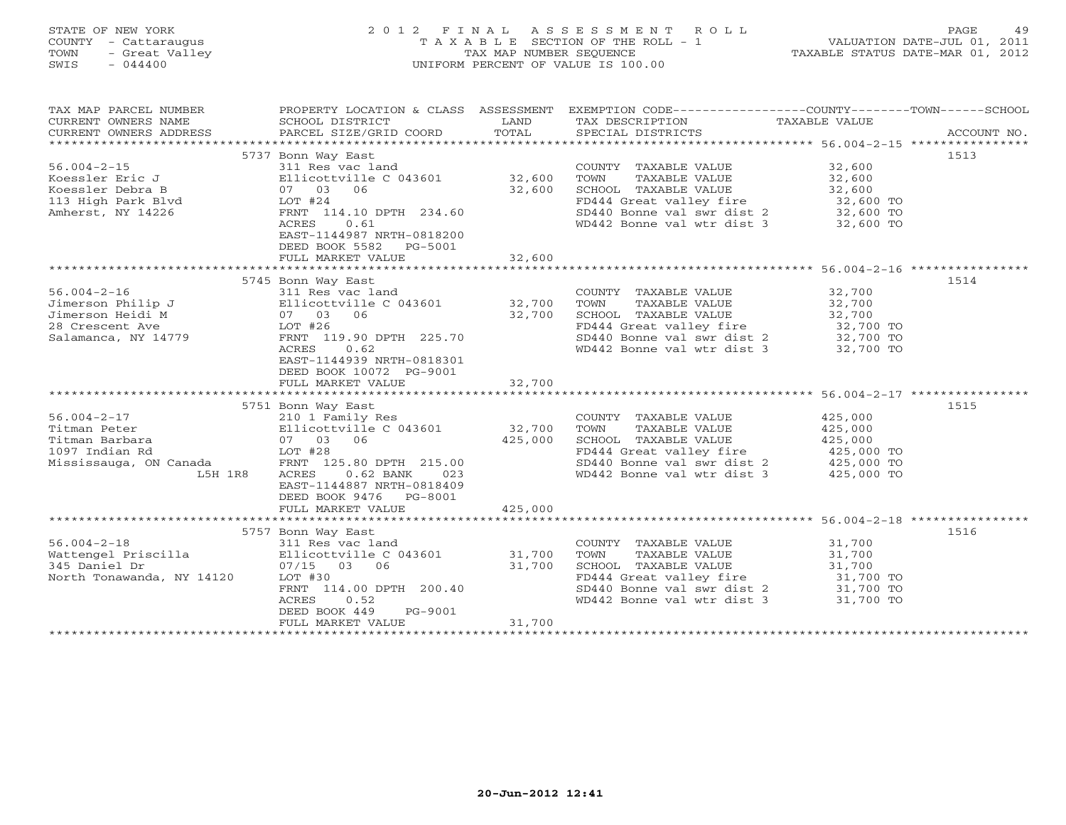STATE OF NEW YORK
COUNTY - Cattaraugus
TOWN - Great Valley
SWIS - 044400

2 0 1 2 F I N A L A S S E S S M E N T R O L L
T A X A B L E SECTION OF THE ROLL - 1
TAX MAP NUMBER SEQUENCE
UNIFORM PERCENT OF VALUE IS 100.00

VALUATION DATE-JUL 01, 2011
TAXABLE STATUS DATE-MAR 01, 2012

| TAX MAP PARCEL NUMBER / CURRENT OWNERS NAME / CURRENT OWNERS ADDRESS | PROPERTY LOCATION & CLASS / SCHOOL DISTRICT / PARCEL SIZE/GRID COORD | ASSESSMENT LAND / TOTAL | EXEMPTION CODE / TAX DESCRIPTION / SPECIAL DISTRICTS | TAXABLE VALUE | ACCOUNT NO. |
|---|---|---|---|---|---|
| | 5737 Bonn Way East | | | | 1513 |
| 56.004-2-15 | 311 Res vac land | | COUNTY TAXABLE VALUE | 32,600 | |
| Koessler Eric J | Ellicottville C 043601 | 32,600 | TOWN TAXABLE VALUE | 32,600 | |
| Koessler Debra B | 07 03 06 | 32,600 | SCHOOL TAXABLE VALUE | 32,600 | |
| 113 High Park Blvd | LOT #24 | | FD444 Great valley fire | 32,600 TO | |
| Amherst, NY 14226 | FRNT 114.10 DPTH 234.60 | | SD440 Bonne val swr dist 2 | 32,600 TO | |
| | ACRES 0.61 | | WD442 Bonne val wtr dist 3 | 32,600 TO | |
| | EAST-1144987 NRTH-0818200 | | | | |
| | DEED BOOK 5582 PG-5001 | | | | |
| | FULL MARKET VALUE | 32,600 | | | |
| | 5745 Bonn Way East | | | | 1514 |
| 56.004-2-16 | 311 Res vac land | | COUNTY TAXABLE VALUE | 32,700 | |
| Jimerson Philip J | Ellicottville C 043601 | 32,700 | TOWN TAXABLE VALUE | 32,700 | |
| Jimerson Heidi M | 07 03 06 | 32,700 | SCHOOL TAXABLE VALUE | 32,700 | |
| 28 Crescent Ave | LOT #26 | | FD444 Great valley fire | 32,700 TO | |
| Salamanca, NY 14779 | FRNT 119.90 DPTH 225.70 | | SD440 Bonne val swr dist 2 | 32,700 TO | |
| | ACRES 0.62 | | WD442 Bonne val wtr dist 3 | 32,700 TO | |
| | EAST-1144939 NRTH-0818301 | | | | |
| | DEED BOOK 10072 PG-9001 | | | | |
| | FULL MARKET VALUE | 32,700 | | | |
| | 5751 Bonn Way East | | | | 1515 |
| 56.004-2-17 | 210 1 Family Res | | COUNTY TAXABLE VALUE | 425,000 | |
| Titman Peter | Ellicottville C 043601 | 32,700 | TOWN TAXABLE VALUE | 425,000 | |
| Titman Barbara | 07 03 06 | 425,000 | SCHOOL TAXABLE VALUE | 425,000 | |
| 1097 Indian Rd | LOT #28 | | FD444 Great valley fire | 425,000 TO | |
| Mississauga, ON Canada | FRNT 125.80 DPTH 215.00 | | SD440 Bonne val swr dist 2 | 425,000 TO | |
| L5H 1R8 | ACRES 0.62 BANK 023 | | WD442 Bonne val wtr dist 3 | 425,000 TO | |
| | EAST-1144887 NRTH-0818409 | | | | |
| | DEED BOOK 9476 PG-8001 | | | | |
| | FULL MARKET VALUE | 425,000 | | | |
| | 5757 Bonn Way East | | | | 1516 |
| 56.004-2-18 | 311 Res vac land | | COUNTY TAXABLE VALUE | 31,700 | |
| Wattengel Priscilla | Ellicottville C 043601 | 31,700 | TOWN TAXABLE VALUE | 31,700 | |
| 345 Daniel Dr | 07/15 03 06 | 31,700 | SCHOOL TAXABLE VALUE | 31,700 | |
| North Tonawanda, NY 14120 | LOT #30 | | FD444 Great valley fire | 31,700 TO | |
| | FRNT 114.00 DPTH 200.40 | | SD440 Bonne val swr dist 2 | 31,700 TO | |
| | ACRES 0.52 | | WD442 Bonne val wtr dist 3 | 31,700 TO | |
| | DEED BOOK 449 PG-9001 | | | | |
| | FULL MARKET VALUE | 31,700 | | | |

20-Jun-2012 12:41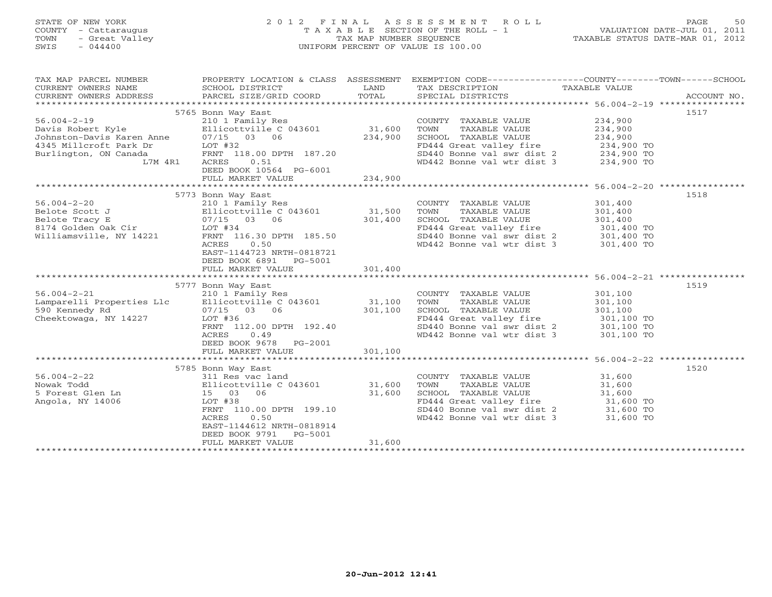STATE OF NEW YORK
COUNTY - Cattaraugus
TOWN - Great Valley
SWIS - 044400

2 0 1 2 F I N A L A S S E S S M E N T R O L L
T A X A B L E SECTION OF THE ROLL - 1
TAX MAP NUMBER SEQUENCE
UNIFORM PERCENT OF VALUE IS 100.00

VALUATION DATE-JUL 01, 2011
TAXABLE STATUS DATE-MAR 01, 2012

| TAX MAP PARCEL NUMBER / CURRENT OWNERS NAME / CURRENT OWNERS ADDRESS | PROPERTY LOCATION & CLASS / SCHOOL DISTRICT / PARCEL SIZE/GRID COORD | ASSESSMENT LAND / TOTAL | EXEMPTION CODE / TAX DESCRIPTION / SPECIAL DISTRICTS | COUNTY--TOWN--SCHOOL TAXABLE VALUE | ACCOUNT NO. |
|---|---|---|---|---|---|
| 56.004-2-19 | 5765 Bonn Way East | | | | 1517 |
| Davis Robert Kyle | 210 1 Family Res | | COUNTY TAXABLE VALUE | 234,900 | |
| Johnston-Davis Karen Anne | Ellicottville C 043601 | 31,600 | TOWN TAXABLE VALUE | 234,900 | |
| 4345 Millcroft Park Dr | 07/15 03 06 | 234,900 | SCHOOL TAXABLE VALUE | 234,900 | |
| Burlington, ON Canada | LOT #32 | | FD444 Great valley fire | 234,900 TO | |
| L7M 4R1 | FRNT 118.00 DPTH 187.20 | | SD440 Bonne val swr dist 2 | 234,900 TO | |
| | ACRES 0.51 | | WD442 Bonne val wtr dist 3 | 234,900 TO | |
| | DEED BOOK 10564 PG-6001 | | | | |
| | FULL MARKET VALUE | 234,900 | | | |
| 56.004-2-20 | 5773 Bonn Way East | | | | 1518 |
| Belote Scott J | 210 1 Family Res | | COUNTY TAXABLE VALUE | 301,400 | |
| Belote Tracy E | Ellicottville C 043601 | 31,500 | TOWN TAXABLE VALUE | 301,400 | |
| 8174 Golden Oak Cir | 07/15 03 06 | 301,400 | SCHOOL TAXABLE VALUE | 301,400 | |
| Williamsville, NY 14221 | LOT #34 | | FD444 Great valley fire | 301,400 TO | |
| | FRNT 116.30 DPTH 185.50 | | SD440 Bonne val swr dist 2 | 301,400 TO | |
| | ACRES 0.50 | | WD442 Bonne val wtr dist 3 | 301,400 TO | |
| | EAST-1144723 NRTH-0818721 | | | | |
| | DEED BOOK 6891 PG-5001 | | | | |
| | FULL MARKET VALUE | 301,400 | | | |
| 56.004-2-21 | 5777 Bonn Way East | | | | 1519 |
| Lamparelli Properties Llc | 210 1 Family Res | | COUNTY TAXABLE VALUE | 301,100 | |
| 590 Kennedy Rd | Ellicottville C 043601 | 31,100 | TOWN TAXABLE VALUE | 301,100 | |
| Cheektowaga, NY 14227 | 07/15 03 06 | 301,100 | SCHOOL TAXABLE VALUE | 301,100 | |
| | LOT #36 | | FD444 Great valley fire | 301,100 TO | |
| | FRNT 112.00 DPTH 192.40 | | SD440 Bonne val swr dist 2 | 301,100 TO | |
| | ACRES 0.49 | | WD442 Bonne val wtr dist 3 | 301,100 TO | |
| | DEED BOOK 9678 PG-2001 | | | | |
| | FULL MARKET VALUE | 301,100 | | | |
| 56.004-2-22 | 5785 Bonn Way East | | | | 1520 |
| Nowak Todd | 311 Res vac land | | COUNTY TAXABLE VALUE | 31,600 | |
| 5 Forest Glen Ln | Ellicottville C 043601 | 31,600 | TOWN TAXABLE VALUE | 31,600 | |
| Angola, NY 14006 | 15 03 06 | 31,600 | SCHOOL TAXABLE VALUE | 31,600 | |
| | LOT #38 | | FD444 Great valley fire | 31,600 TO | |
| | FRNT 110.00 DPTH 199.10 | | SD440 Bonne val swr dist 2 | 31,600 TO | |
| | ACRES 0.50 | | WD442 Bonne val wtr dist 3 | 31,600 TO | |
| | EAST-1144612 NRTH-0818914 | | | | |
| | DEED BOOK 9791 PG-5001 | | | | |
| | FULL MARKET VALUE | 31,600 | | | |

20-Jun-2012 12:41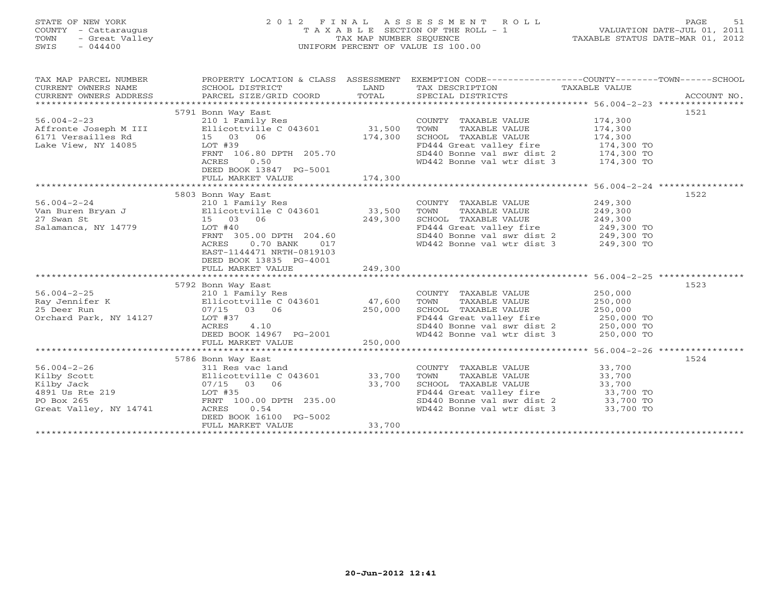STATE OF NEW YORK
COUNTY - Cattaraugus
TOWN - Great Valley
SWIS - 044400

# 2012 FINAL ASSESSMENT ROLL

TAXABLE SECTION OF THE ROLL - 1
TAX MAP NUMBER SEQUENCE
UNIFORM PERCENT OF VALUE IS 100.00

VALUATION DATE-JUL 01, 2011
TAXABLE STATUS DATE-MAR 01, 2012

| TAX MAP PARCEL NUMBER / CURRENT OWNERS NAME / CURRENT OWNERS ADDRESS | PROPERTY LOCATION & CLASS / SCHOOL DISTRICT / PARCEL SIZE/GRID COORD | ASSESSMENT LAND | ASSESSMENT TOTAL | EXEMPTION CODE / TAX DESCRIPTION / SPECIAL DISTRICTS | TAXABLE VALUE (COUNTY / TOWN / SCHOOL) | ACCOUNT NO. |
|---|---|---|---|---|---|---|
| 56.004-2-23 | 5791 Bonn Way East | | | | | 1521 |
| | 210 1 Family Res | | | COUNTY TAXABLE VALUE | 174,300 | |
| Affronte Joseph M III | Ellicottville C 043601 | 31,500 | | TOWN TAXABLE VALUE | 174,300 | |
| 6171 Versailles Rd | 15 03 06 | | 174,300 | SCHOOL TAXABLE VALUE | 174,300 | |
| Lake View, NY 14085 | LOT #39 | | | FD444 Great valley fire | 174,300 TO | |
| | FRNT 106.80 DPTH 205.70 | | | SD440 Bonne val swr dist 2 | 174,300 TO | |
| | ACRES 0.50 | | | WD442 Bonne val wtr dist 3 | 174,300 TO | |
| | DEED BOOK 13847 PG-5001 | | | | | |
| | FULL MARKET VALUE | | 174,300 | | | |
| 56.004-2-24 | 5803 Bonn Way East | | | | | 1522 |
| | 210 1 Family Res | | | COUNTY TAXABLE VALUE | 249,300 | |
| Van Buren Bryan J | Ellicottville C 043601 | 33,500 | | TOWN TAXABLE VALUE | 249,300 | |
| 27 Swan St | 15 03 06 | | 249,300 | SCHOOL TAXABLE VALUE | 249,300 | |
| Salamanca, NY 14779 | LOT #40 | | | FD444 Great valley fire | 249,300 TO | |
| | FRNT 305.00 DPTH 204.60 | | | SD440 Bonne val swr dist 2 | 249,300 TO | |
| | ACRES 0.70 BANK 017 | | | WD442 Bonne val wtr dist 3 | 249,300 TO | |
| | EAST-1144471 NRTH-0819103 | | | | | |
| | DEED BOOK 13835 PG-4001 | | | | | |
| | FULL MARKET VALUE | | 249,300 | | | |
| 56.004-2-25 | 5792 Bonn Way East | | | | | 1523 |
| | 210 1 Family Res | | | COUNTY TAXABLE VALUE | 250,000 | |
| Ray Jennifer K | Ellicottville C 043601 | 47,600 | | TOWN TAXABLE VALUE | 250,000 | |
| 25 Deer Run | 07/15 03 06 | | 250,000 | SCHOOL TAXABLE VALUE | 250,000 | |
| Orchard Park, NY 14127 | LOT #37 | | | FD444 Great valley fire | 250,000 TO | |
| | ACRES 4.10 | | | SD440 Bonne val swr dist 2 | 250,000 TO | |
| | DEED BOOK 14967 PG-2001 | | | WD442 Bonne val wtr dist 3 | 250,000 TO | |
| | FULL MARKET VALUE | | 250,000 | | | |
| 56.004-2-26 | 5786 Bonn Way East | | | | | 1524 |
| | 311 Res vac land | | | COUNTY TAXABLE VALUE | 33,700 | |
| Kilby Scott | Ellicottville C 043601 | 33,700 | | TOWN TAXABLE VALUE | 33,700 | |
| Kilby Jack | 07/15 03 06 | | 33,700 | SCHOOL TAXABLE VALUE | 33,700 | |
| 4891 Us Rte 219 | LOT #35 | | | FD444 Great valley fire | 33,700 TO | |
| PO Box 265 | FRNT 100.00 DPTH 235.00 | | | SD440 Bonne val swr dist 2 | 33,700 TO | |
| Great Valley, NY 14741 | ACRES 0.54 | | | WD442 Bonne val wtr dist 3 | 33,700 TO | |
| | DEED BOOK 16100 PG-5002 | | | | | |
| | FULL MARKET VALUE | | 33,700 | | | |

20-Jun-2012 12:41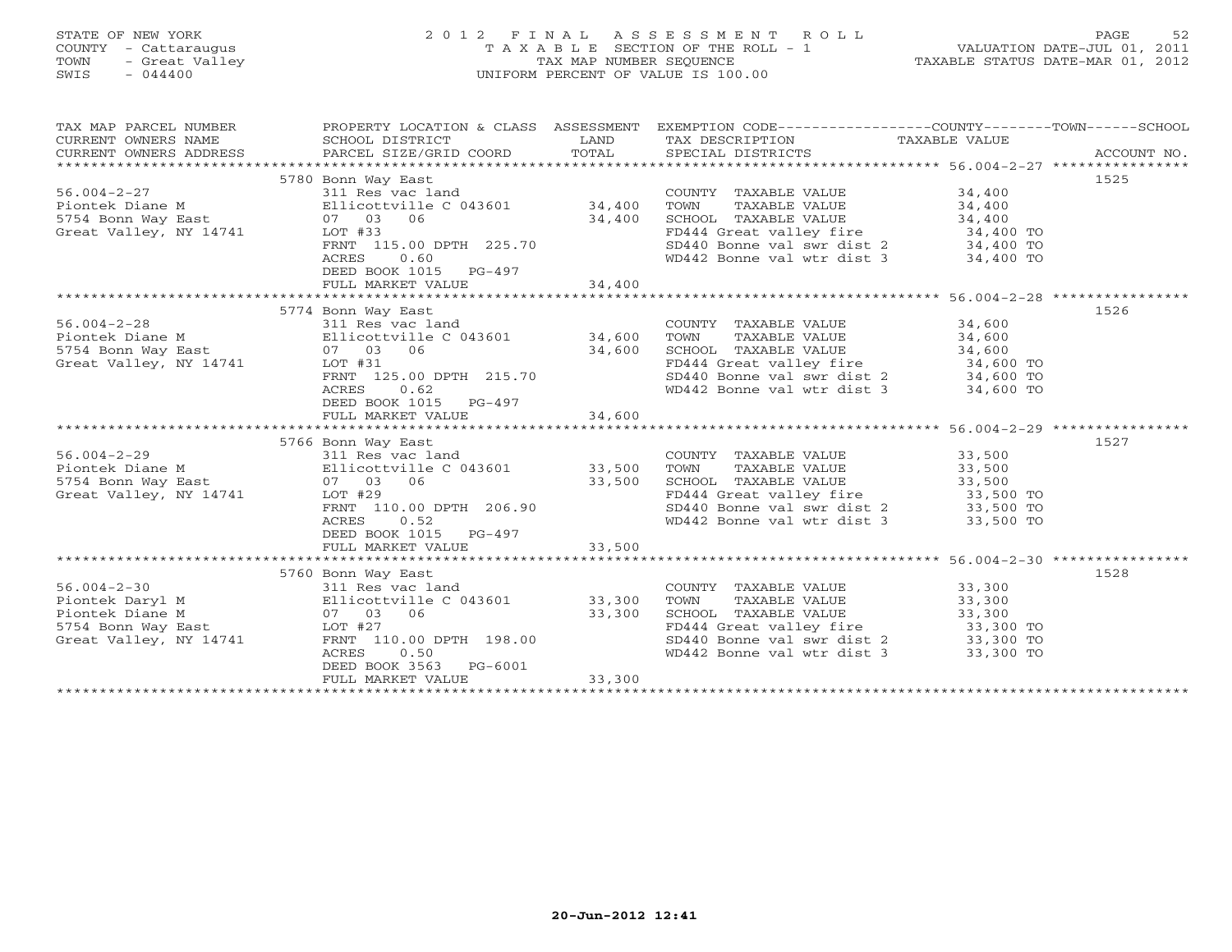STATE OF NEW YORK
COUNTY - Cattaraugus
TOWN - Great Valley
SWIS - 044400

# 2012 FINAL ASSESSMENT ROLL

TAXABLE SECTION OF THE ROLL - 1
TAX MAP NUMBER SEQUENCE
UNIFORM PERCENT OF VALUE IS 100.00

VALUATION DATE-JUL 01, 2011
TAXABLE STATUS DATE-MAR 01, 2012

| TAX MAP PARCEL NUMBER / CURRENT OWNERS NAME / CURRENT OWNERS ADDRESS | PROPERTY LOCATION & CLASS / SCHOOL DISTRICT / PARCEL SIZE/GRID COORD | ASSESSMENT LAND / TOTAL | EXEMPTION CODE / TAX DESCRIPTION / SPECIAL DISTRICTS | TAXABLE VALUE (COUNTY / TOWN / SCHOOL) | ACCOUNT NO. |
|---|---|---|---|---|---|
| 56.004-2-27 | 5780 Bonn Way East | | | | 1525 |
| Piontek Diane M | 311 Res vac land | | COUNTY TAXABLE VALUE | 34,400 | |
| 5754 Bonn Way East | Ellicottville C 043601 | 34,400 | TOWN TAXABLE VALUE | 34,400 | |
| Great Valley, NY 14741 | 07 03 06 | 34,400 | SCHOOL TAXABLE VALUE | 34,400 | |
| | LOT #33 | | FD444 Great valley fire | 34,400 TO | |
| | FRNT 115.00 DPTH 225.70 | | SD440 Bonne val swr dist 2 | 34,400 TO | |
| | ACRES 0.60 | | WD442 Bonne val wtr dist 3 | 34,400 TO | |
| | DEED BOOK 1015 PG-497 | | | | |
| | FULL MARKET VALUE | 34,400 | | | |
| 56.004-2-28 | 5774 Bonn Way East | | | | 1526 |
| Piontek Diane M | 311 Res vac land | | COUNTY TAXABLE VALUE | 34,600 | |
| 5754 Bonn Way East | Ellicottville C 043601 | 34,600 | TOWN TAXABLE VALUE | 34,600 | |
| Great Valley, NY 14741 | 07 03 06 | 34,600 | SCHOOL TAXABLE VALUE | 34,600 | |
| | LOT #31 | | FD444 Great valley fire | 34,600 TO | |
| | FRNT 125.00 DPTH 215.70 | | SD440 Bonne val swr dist 2 | 34,600 TO | |
| | ACRES 0.62 | | WD442 Bonne val wtr dist 3 | 34,600 TO | |
| | DEED BOOK 1015 PG-497 | | | | |
| | FULL MARKET VALUE | 34,600 | | | |
| 56.004-2-29 | 5766 Bonn Way East | | | | 1527 |
| Piontek Diane M | 311 Res vac land | | COUNTY TAXABLE VALUE | 33,500 | |
| 5754 Bonn Way East | Ellicottville C 043601 | 33,500 | TOWN TAXABLE VALUE | 33,500 | |
| Great Valley, NY 14741 | 07 03 06 | 33,500 | SCHOOL TAXABLE VALUE | 33,500 | |
| | LOT #29 | | FD444 Great valley fire | 33,500 TO | |
| | FRNT 110.00 DPTH 206.90 | | SD440 Bonne val swr dist 2 | 33,500 TO | |
| | ACRES 0.52 | | WD442 Bonne val wtr dist 3 | 33,500 TO | |
| | DEED BOOK 1015 PG-497 | | | | |
| | FULL MARKET VALUE | 33,500 | | | |
| 56.004-2-30 | 5760 Bonn Way East | | | | 1528 |
| Piontek Daryl M | 311 Res vac land | | COUNTY TAXABLE VALUE | 33,300 | |
| Piontek Diane M | Ellicottville C 043601 | 33,300 | TOWN TAXABLE VALUE | 33,300 | |
| 5754 Bonn Way East | 07 03 06 | 33,300 | SCHOOL TAXABLE VALUE | 33,300 | |
| Great Valley, NY 14741 | LOT #27 | | FD444 Great valley fire | 33,300 TO | |
| | FRNT 110.00 DPTH 198.00 | | SD440 Bonne val swr dist 2 | 33,300 TO | |
| | ACRES 0.50 | | WD442 Bonne val wtr dist 3 | 33,300 TO | |
| | DEED BOOK 3563 PG-6001 | | | | |
| | FULL MARKET VALUE | 33,300 | | | |

20-Jun-2012 12:41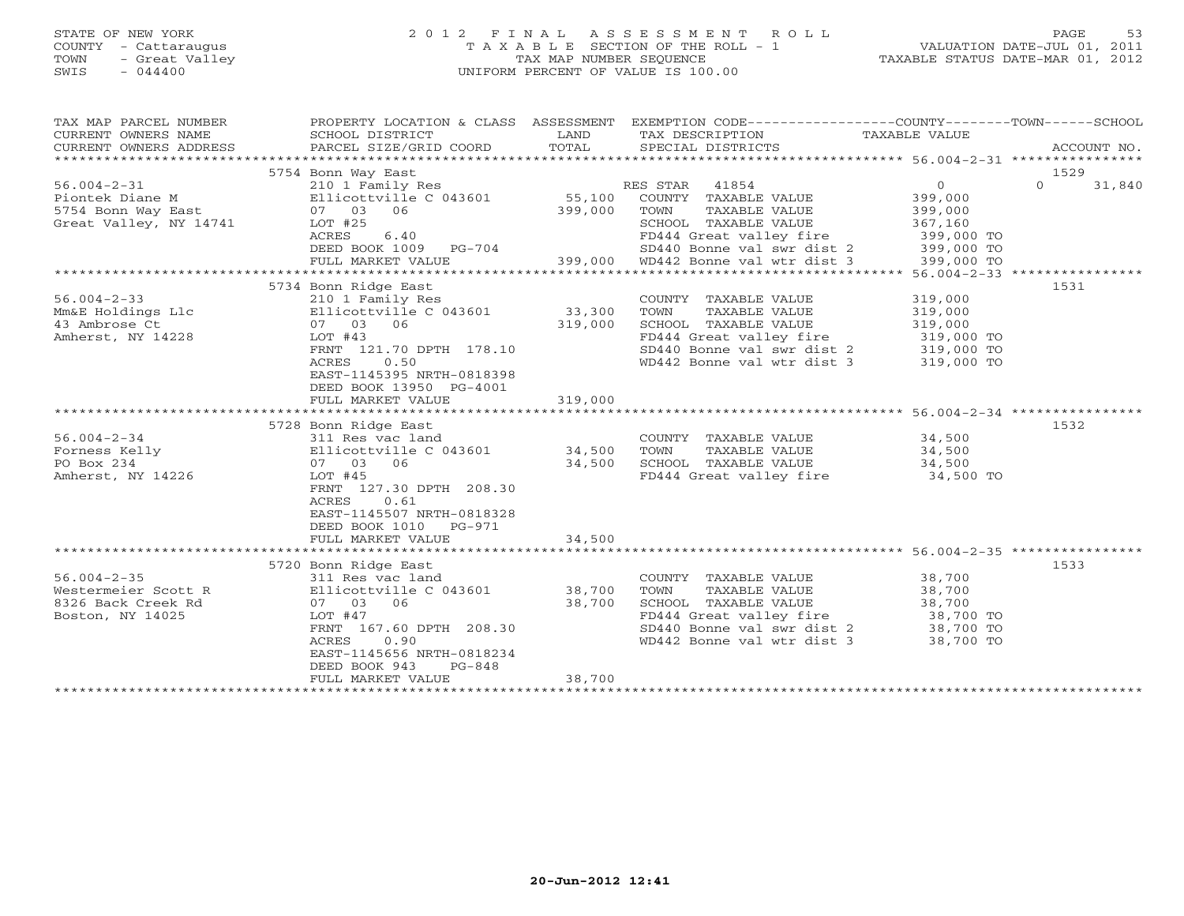STATE OF NEW YORK
COUNTY - Cattaraugus
TOWN - Great Valley
SWIS - 044400

# 2012 FINAL ASSESSMENT ROLL

TAXABLE SECTION OF THE ROLL - 1
TAX MAP NUMBER SEQUENCE
UNIFORM PERCENT OF VALUE IS 100.00

VALUATION DATE-JUL 01, 2011
TAXABLE STATUS DATE-MAR 01, 2012

| TAX MAP PARCEL NUMBER / CURRENT OWNERS NAME / CURRENT OWNERS ADDRESS | PROPERTY LOCATION & CLASS / SCHOOL DISTRICT / PARCEL SIZE/GRID COORD | ASSESSMENT LAND | TOTAL | EXEMPTION CODE / TAX DESCRIPTION / SPECIAL DISTRICTS | COUNTY TAXABLE VALUE | TOWN | SCHOOL / ACCOUNT NO. |
|---|---|---|---|---|---|---|---|
| | 5754 Bonn Way East | | | | | | 1529 |
| 56.004-2-31 | 210 1 Family Res | | | RES STAR 41854 | 0 | 0 | 31,840 |
| Piontek Diane M | Ellicottville C 043601 | 55,100 | | COUNTY TAXABLE VALUE | 399,000 | | |
| 5754 Bonn Way East | 07 03 06 | | 399,000 | TOWN TAXABLE VALUE | 399,000 | | |
| Great Valley, NY 14741 | LOT #25 | | | SCHOOL TAXABLE VALUE | 367,160 | | |
| | ACRES 6.40 | | | FD444 Great valley fire | 399,000 TO | | |
| | DEED BOOK 1009 PG-704 | | | SD440 Bonne val swr dist 2 | 399,000 TO | | |
| | FULL MARKET VALUE | | 399,000 | WD442 Bonne val wtr dist 3 | 399,000 TO | | |
| | 5734 Bonn Ridge East | | | | | | 1531 |
| 56.004-2-33 | 210 1 Family Res | | | COUNTY TAXABLE VALUE | 319,000 | | |
| Mm&E Holdings Llc | Ellicottville C 043601 | 33,300 | | TOWN TAXABLE VALUE | 319,000 | | |
| 43 Ambrose Ct | 07 03 06 | | 319,000 | SCHOOL TAXABLE VALUE | 319,000 | | |
| Amherst, NY 14228 | LOT #43 | | | FD444 Great valley fire | 319,000 TO | | |
| | FRNT 121.70 DPTH 178.10 | | | SD440 Bonne val swr dist 2 | 319,000 TO | | |
| | ACRES 0.50 | | | WD442 Bonne val wtr dist 3 | 319,000 TO | | |
| | EAST-1145395 NRTH-0818398 | | | | | | |
| | DEED BOOK 13950 PG-4001 | | | | | | |
| | FULL MARKET VALUE | | 319,000 | | | | |
| | 5728 Bonn Ridge East | | | | | | 1532 |
| 56.004-2-34 | 311 Res vac land | | | COUNTY TAXABLE VALUE | 34,500 | | |
| Forness Kelly | Ellicottville C 043601 | 34,500 | | TOWN TAXABLE VALUE | 34,500 | | |
| PO Box 234 | 07 03 06 | | 34,500 | SCHOOL TAXABLE VALUE | 34,500 | | |
| Amherst, NY 14226 | LOT #45 | | | FD444 Great valley fire | 34,500 TO | | |
| | FRNT 127.30 DPTH 208.30 | | | | | | |
| | ACRES 0.61 | | | | | | |
| | EAST-1145507 NRTH-0818328 | | | | | | |
| | DEED BOOK 1010 PG-971 | | | | | | |
| | FULL MARKET VALUE | | 34,500 | | | | |
| | 5720 Bonn Ridge East | | | | | | 1533 |
| 56.004-2-35 | 311 Res vac land | | | COUNTY TAXABLE VALUE | 38,700 | | |
| Westermeier Scott R | Ellicottville C 043601 | 38,700 | | TOWN TAXABLE VALUE | 38,700 | | |
| 8326 Back Creek Rd | 07 03 06 | | 38,700 | SCHOOL TAXABLE VALUE | 38,700 | | |
| Boston, NY 14025 | LOT #47 | | | FD444 Great valley fire | 38,700 TO | | |
| | FRNT 167.60 DPTH 208.30 | | | SD440 Bonne val swr dist 2 | 38,700 TO | | |
| | ACRES 0.90 | | | WD442 Bonne val wtr dist 3 | 38,700 TO | | |
| | EAST-1145656 NRTH-0818234 | | | | | | |
| | DEED BOOK 943 PG-848 | | | | | | |
| | FULL MARKET VALUE | | 38,700 | | | | |

20-Jun-2012 12:41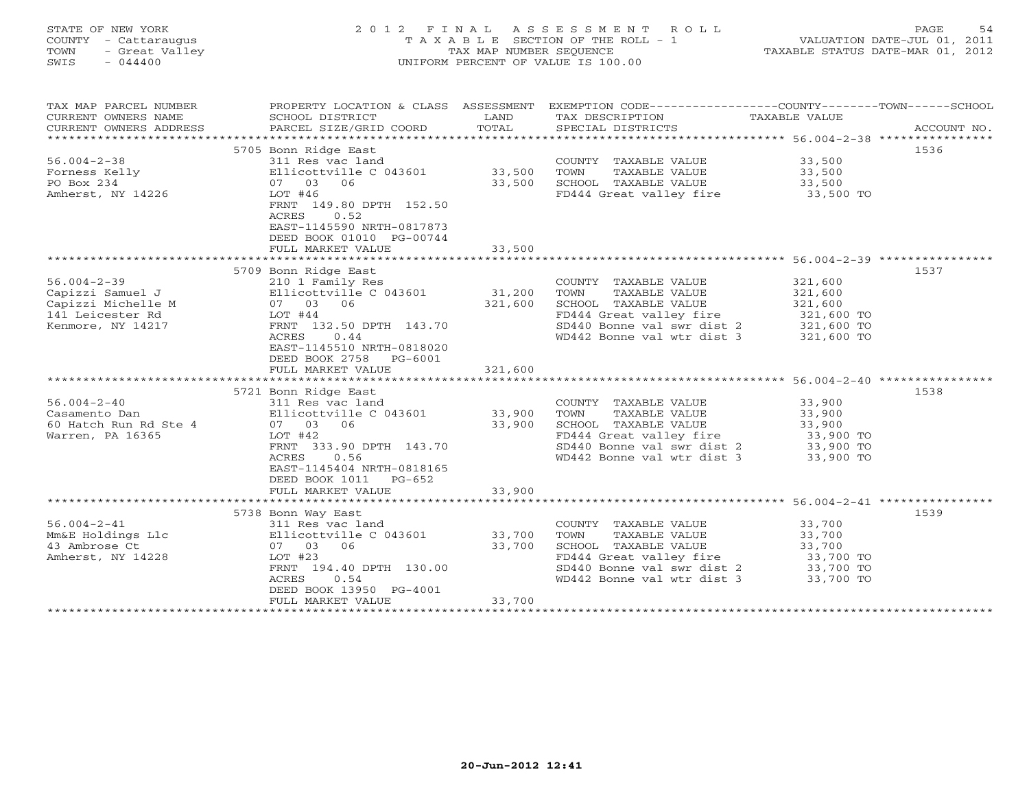STATE OF NEW YORK
COUNTY - Cattaraugus
TOWN - Great Valley
SWIS - 044400

# 2012 FINAL ASSESSMENT ROLL
TAXABLE SECTION OF THE ROLL - 1
TAX MAP NUMBER SEQUENCE
UNIFORM PERCENT OF VALUE IS 100.00

VALUATION DATE-JUL 01, 2011
TAXABLE STATUS DATE-MAR 01, 2012

| TAX MAP PARCEL NUMBER / CURRENT OWNERS NAME / CURRENT OWNERS ADDRESS | PROPERTY LOCATION & CLASS / SCHOOL DISTRICT / PARCEL SIZE/GRID COORD | ASSESSMENT LAND | TOTAL | EXEMPTION CODE / TAX DESCRIPTION / SPECIAL DISTRICTS | TAXABLE VALUE (COUNTY--TOWN--SCHOOL) | ACCOUNT NO. |
|---|---|---|---|---|---|---|
| **56.004-2-38** | 5705 Bonn Ridge East | | | | | 1536 |
| 56.004-2-38 | 311 Res vac land | | | COUNTY TAXABLE VALUE | 33,500 | |
| Forness Kelly | Ellicottville C 043601 | 33,500 | | TOWN TAXABLE VALUE | 33,500 | |
| PO Box 234 | 07 03 06 | | 33,500 | SCHOOL TAXABLE VALUE | 33,500 | |
| Amherst, NY 14226 | LOT #46 | | | FD444 Great valley fire | 33,500 TO | |
| | FRNT 149.80 DPTH 152.50 | | | | | |
| | ACRES 0.52 | | | | | |
| | EAST-1145590 NRTH-0817873 | | | | | |
| | DEED BOOK 01010 PG-00744 | | | | | |
| | FULL MARKET VALUE | | 33,500 | | | |
| **56.004-2-39** | 5709 Bonn Ridge East | | | | | 1537 |
| 56.004-2-39 | 210 1 Family Res | | | COUNTY TAXABLE VALUE | 321,600 | |
| Capizzi Samuel J | Ellicottville C 043601 | 31,200 | | TOWN TAXABLE VALUE | 321,600 | |
| Capizzi Michelle M | 07 03 06 | | 321,600 | SCHOOL TAXABLE VALUE | 321,600 | |
| 141 Leicester Rd | LOT #44 | | | FD444 Great valley fire | 321,600 TO | |
| Kenmore, NY 14217 | FRNT 132.50 DPTH 143.70 | | | SD440 Bonne val swr dist 2 | 321,600 TO | |
| | ACRES 0.44 | | | WD442 Bonne val wtr dist 3 | 321,600 TO | |
| | EAST-1145510 NRTH-0818020 | | | | | |
| | DEED BOOK 2758 PG-6001 | | | | | |
| | FULL MARKET VALUE | | 321,600 | | | |
| **56.004-2-40** | 5721 Bonn Ridge East | | | | | 1538 |
| 56.004-2-40 | 311 Res vac land | | | COUNTY TAXABLE VALUE | 33,900 | |
| Casamento Dan | Ellicottville C 043601 | 33,900 | | TOWN TAXABLE VALUE | 33,900 | |
| 60 Hatch Run Rd Ste 4 | 07 03 06 | | 33,900 | SCHOOL TAXABLE VALUE | 33,900 | |
| Warren, PA 16365 | LOT #42 | | | FD444 Great valley fire | 33,900 TO | |
| | FRNT 333.90 DPTH 143.70 | | | SD440 Bonne val swr dist 2 | 33,900 TO | |
| | ACRES 0.56 | | | WD442 Bonne val wtr dist 3 | 33,900 TO | |
| | EAST-1145404 NRTH-0818165 | | | | | |
| | DEED BOOK 1011 PG-652 | | | | | |
| | FULL MARKET VALUE | | 33,900 | | | |
| **56.004-2-41** | 5738 Bonn Way East | | | | | 1539 |
| 56.004-2-41 | 311 Res vac land | | | COUNTY TAXABLE VALUE | 33,700 | |
| Mm&E Holdings Llc | Ellicottville C 043601 | 33,700 | | TOWN TAXABLE VALUE | 33,700 | |
| 43 Ambrose Ct | 07 03 06 | | 33,700 | SCHOOL TAXABLE VALUE | 33,700 | |
| Amherst, NY 14228 | LOT #23 | | | FD444 Great valley fire | 33,700 TO | |
| | FRNT 194.40 DPTH 130.00 | | | SD440 Bonne val swr dist 2 | 33,700 TO | |
| | ACRES 0.54 | | | WD442 Bonne val wtr dist 3 | 33,700 TO | |
| | DEED BOOK 13950 PG-4001 | | | | | |
| | FULL MARKET VALUE | | 33,700 | | | |

20-Jun-2012 12:41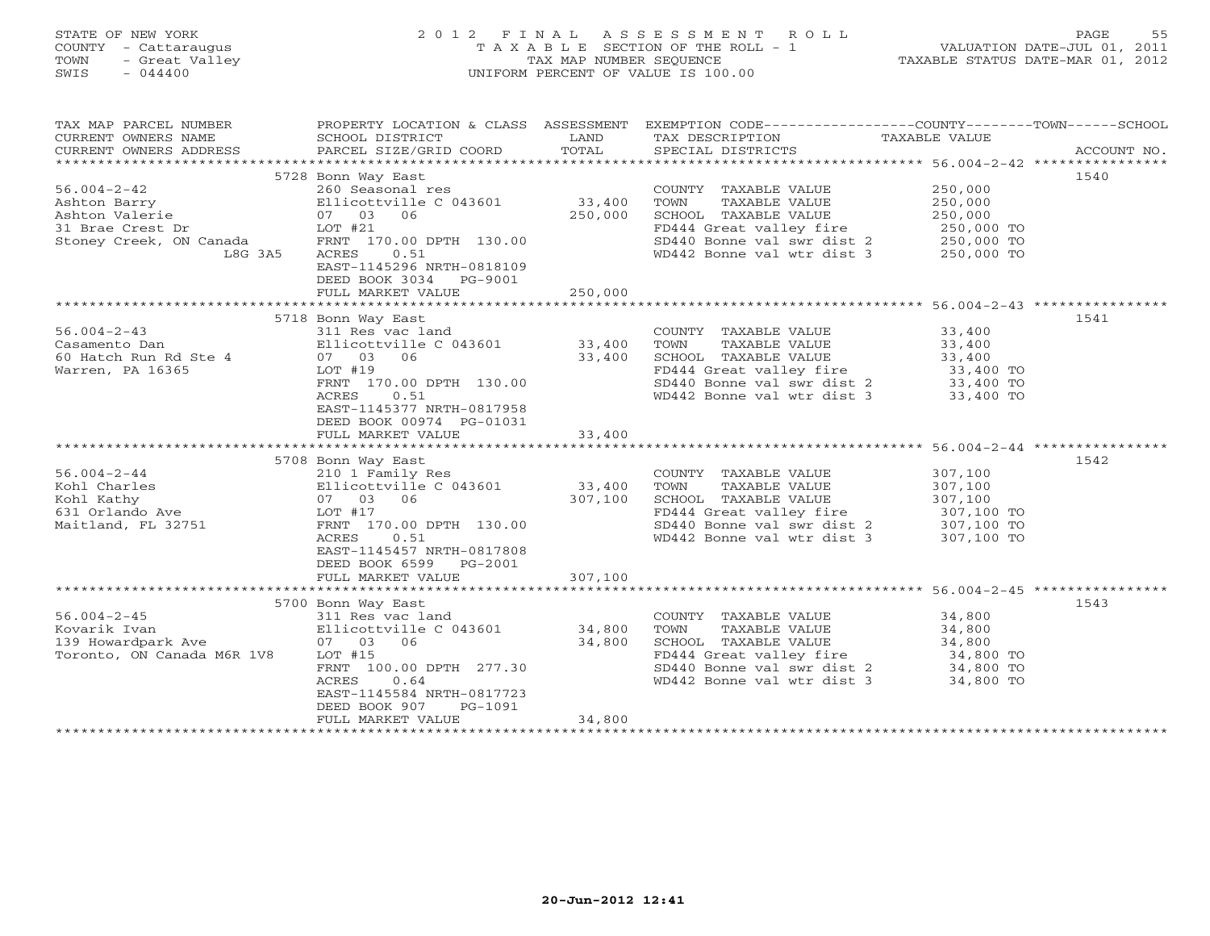STATE OF NEW YORK
COUNTY - Cattaraugus
TOWN - Great Valley
SWIS - 044400

# 2012 FINAL ASSESSMENT ROLL
TAXABLE SECTION OF THE ROLL - 1
TAX MAP NUMBER SEQUENCE
UNIFORM PERCENT OF VALUE IS 100.00

VALUATION DATE-JUL 01, 2011
TAXABLE STATUS DATE-MAR 01, 2012

| TAX MAP PARCEL NUMBER / CURRENT OWNERS NAME / CURRENT OWNERS ADDRESS | PROPERTY LOCATION & CLASS / SCHOOL DISTRICT / PARCEL SIZE/GRID COORD | ASSESSMENT LAND / TOTAL | EXEMPTION CODE / TAX DESCRIPTION / SPECIAL DISTRICTS | TAXABLE VALUE | ACCOUNT NO. |
|---|---|---|---|---|---|
| 56.004-2-42 | 5728 Bonn Way East | | | | 1540 |
| Ashton Barry | 260 Seasonal res | | COUNTY TAXABLE VALUE | 250,000 | |
| Ashton Valerie | Ellicottville C 043601 | 33,400 | TOWN TAXABLE VALUE | 250,000 | |
| 31 Brae Crest Dr | 07 03 06 | 250,000 | SCHOOL TAXABLE VALUE | 250,000 | |
| Stoney Creek, ON Canada | LOT #21 | | FD444 Great valley fire | 250,000 TO | |
| L8G 3A5 | FRNT 170.00 DPTH 130.00 | | SD440 Bonne val swr dist 2 | 250,000 TO | |
| | ACRES 0.51 | | WD442 Bonne val wtr dist 3 | 250,000 TO | |
| | EAST-1145296 NRTH-0818109 | | | | |
| | DEED BOOK 3034 PG-9001 | | | | |
| | FULL MARKET VALUE | 250,000 | | | |
| 56.004-2-43 | 5718 Bonn Way East | | | | 1541 |
| Casamento Dan | 311 Res vac land | | COUNTY TAXABLE VALUE | 33,400 | |
| 60 Hatch Run Rd Ste 4 | Ellicottville C 043601 | 33,400 | TOWN TAXABLE VALUE | 33,400 | |
| Warren, PA 16365 | 07 03 06 | 33,400 | SCHOOL TAXABLE VALUE | 33,400 | |
| | LOT #19 | | FD444 Great valley fire | 33,400 TO | |
| | FRNT 170.00 DPTH 130.00 | | SD440 Bonne val swr dist 2 | 33,400 TO | |
| | ACRES 0.51 | | WD442 Bonne val wtr dist 3 | 33,400 TO | |
| | EAST-1145377 NRTH-0817958 | | | | |
| | DEED BOOK 00974 PG-01031 | | | | |
| | FULL MARKET VALUE | 33,400 | | | |
| 56.004-2-44 | 5708 Bonn Way East | | | | 1542 |
| Kohl Charles | 210 1 Family Res | | COUNTY TAXABLE VALUE | 307,100 | |
| Kohl Kathy | Ellicottville C 043601 | 33,400 | TOWN TAXABLE VALUE | 307,100 | |
| 631 Orlando Ave | 07 03 06 | 307,100 | SCHOOL TAXABLE VALUE | 307,100 | |
| Maitland, FL 32751 | LOT #17 | | FD444 Great valley fire | 307,100 TO | |
| | FRNT 170.00 DPTH 130.00 | | SD440 Bonne val swr dist 2 | 307,100 TO | |
| | ACRES 0.51 | | WD442 Bonne val wtr dist 3 | 307,100 TO | |
| | EAST-1145457 NRTH-0817808 | | | | |
| | DEED BOOK 6599 PG-2001 | | | | |
| | FULL MARKET VALUE | 307,100 | | | |
| 56.004-2-45 | 5700 Bonn Way East | | | | 1543 |
| Kovarik Ivan | 311 Res vac land | | COUNTY TAXABLE VALUE | 34,800 | |
| 139 Howardpark Ave | Ellicottville C 043601 | 34,800 | TOWN TAXABLE VALUE | 34,800 | |
| Toronto, ON Canada M6R 1V8 | 07 03 06 | 34,800 | SCHOOL TAXABLE VALUE | 34,800 | |
| | LOT #15 | | FD444 Great valley fire | 34,800 TO | |
| | FRNT 100.00 DPTH 277.30 | | SD440 Bonne val swr dist 2 | 34,800 TO | |
| | ACRES 0.64 | | WD442 Bonne val wtr dist 3 | 34,800 TO | |
| | EAST-1145584 NRTH-0817723 | | | | |
| | DEED BOOK 907 PG-1091 | | | | |
| | FULL MARKET VALUE | 34,800 | | | |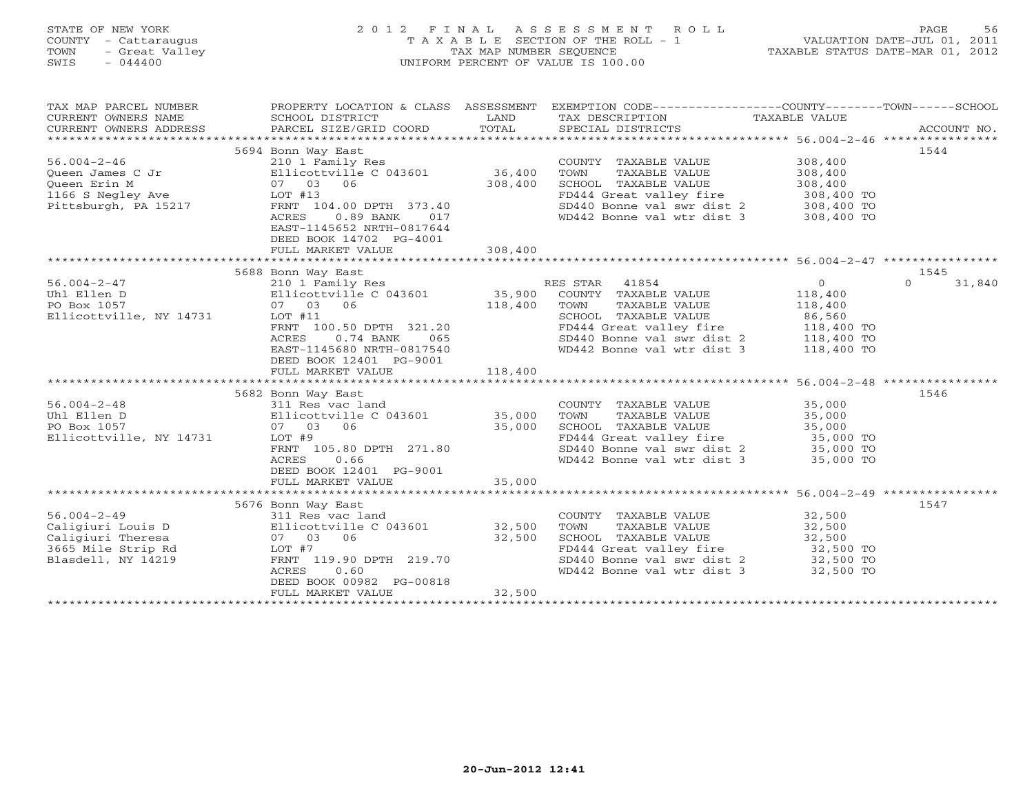STATE OF NEW YORK
COUNTY - Cattaraugus
TOWN - Great Valley
SWIS - 044400

2012 FINAL ASSESSMENT ROLL
TAXABLE SECTION OF THE ROLL - 1
TAX MAP NUMBER SEQUENCE
UNIFORM PERCENT OF VALUE IS 100.00

VALUATION DATE-JUL 01, 2011
TAXABLE STATUS DATE-MAR 01, 2012

| TAX MAP PARCEL NUMBER / CURRENT OWNERS NAME / CURRENT OWNERS ADDRESS | PROPERTY LOCATION & CLASS / SCHOOL DISTRICT / PARCEL SIZE/GRID COORD | ASSESSMENT LAND | TOTAL | EXEMPTION CODE / TAX DESCRIPTION / SPECIAL DISTRICTS | COUNTY TAXABLE VALUE | TOWN | SCHOOL | ACCOUNT NO. |
|---|---|---|---|---|---|---|---|---|
| 56.004-2-46 | 5694 Bonn Way East | | | | | | | 1544 |
| Queen James C Jr | 210 1 Family Res | | | COUNTY TAXABLE VALUE | 308,400 | | | |
| Queen Erin M | Ellicottville C 043601 | 36,400 | | TOWN TAXABLE VALUE | 308,400 | | | |
| 1166 S Negley Ave | 07 03 06 | | 308,400 | SCHOOL TAXABLE VALUE | 308,400 | | | |
| Pittsburgh, PA 15217 | LOT #13 | | | FD444 Great valley fire | 308,400 TO | | | |
| | FRNT 104.00 DPTH 373.40 | | | SD440 Bonne val swr dist 2 | 308,400 TO | | | |
| | ACRES 0.89 BANK 017 | | | WD442 Bonne val wtr dist 3 | 308,400 TO | | | |
| | EAST-1145652 NRTH-0817644 | | | | | | | |
| | DEED BOOK 14702 PG-4001 | | | | | | | |
| | FULL MARKET VALUE | | 308,400 | | | | | |
| 56.004-2-47 | 5688 Bonn Way East | | | | | | | 1545 |
| Uhl Ellen D | 210 1 Family Res | | | RES STAR 41854 | 0 | | 0 | 31,840 |
| PO Box 1057 | Ellicottville C 043601 | 35,900 | | COUNTY TAXABLE VALUE | 118,400 | | | |
| Ellicottville, NY 14731 | 07 03 06 | | 118,400 | TOWN TAXABLE VALUE | 118,400 | | | |
| | LOT #11 | | | SCHOOL TAXABLE VALUE | 86,560 | | | |
| | FRNT 100.50 DPTH 321.20 | | | FD444 Great valley fire | 118,400 TO | | | |
| | ACRES 0.74 BANK 065 | | | SD440 Bonne val swr dist 2 | 118,400 TO | | | |
| | EAST-1145680 NRTH-0817540 | | | WD442 Bonne val wtr dist 3 | 118,400 TO | | | |
| | DEED BOOK 12401 PG-9001 | | | | | | | |
| | FULL MARKET VALUE | | 118,400 | | | | | |
| 56.004-2-48 | 5682 Bonn Way East | | | | | | | 1546 |
| Uhl Ellen D | 311 Res vac land | | | COUNTY TAXABLE VALUE | 35,000 | | | |
| PO Box 1057 | Ellicottville C 043601 | 35,000 | | TOWN TAXABLE VALUE | 35,000 | | | |
| Ellicottville, NY 14731 | 07 03 06 | | 35,000 | SCHOOL TAXABLE VALUE | 35,000 | | | |
| | LOT #9 | | | FD444 Great valley fire | 35,000 TO | | | |
| | FRNT 105.80 DPTH 271.80 | | | SD440 Bonne val swr dist 2 | 35,000 TO | | | |
| | ACRES 0.66 | | | WD442 Bonne val wtr dist 3 | 35,000 TO | | | |
| | DEED BOOK 12401 PG-9001 | | | | | | | |
| | FULL MARKET VALUE | | 35,000 | | | | | |
| 56.004-2-49 | 5676 Bonn Way East | | | | | | | 1547 |
| Caligiuri Louis D | 311 Res vac land | | | COUNTY TAXABLE VALUE | 32,500 | | | |
| Caligiuri Theresa | Ellicottville C 043601 | 32,500 | | TOWN TAXABLE VALUE | 32,500 | | | |
| 3665 Mile Strip Rd | 07 03 06 | | 32,500 | SCHOOL TAXABLE VALUE | 32,500 | | | |
| Blasdell, NY 14219 | LOT #7 | | | FD444 Great valley fire | 32,500 TO | | | |
| | FRNT 119.90 DPTH 219.70 | | | SD440 Bonne val swr dist 2 | 32,500 TO | | | |
| | ACRES 0.60 | | | WD442 Bonne val wtr dist 3 | 32,500 TO | | | |
| | DEED BOOK 00982 PG-00818 | | | | | | | |
| | FULL MARKET VALUE | | 32,500 | | | | | |

20-Jun-2012 12:41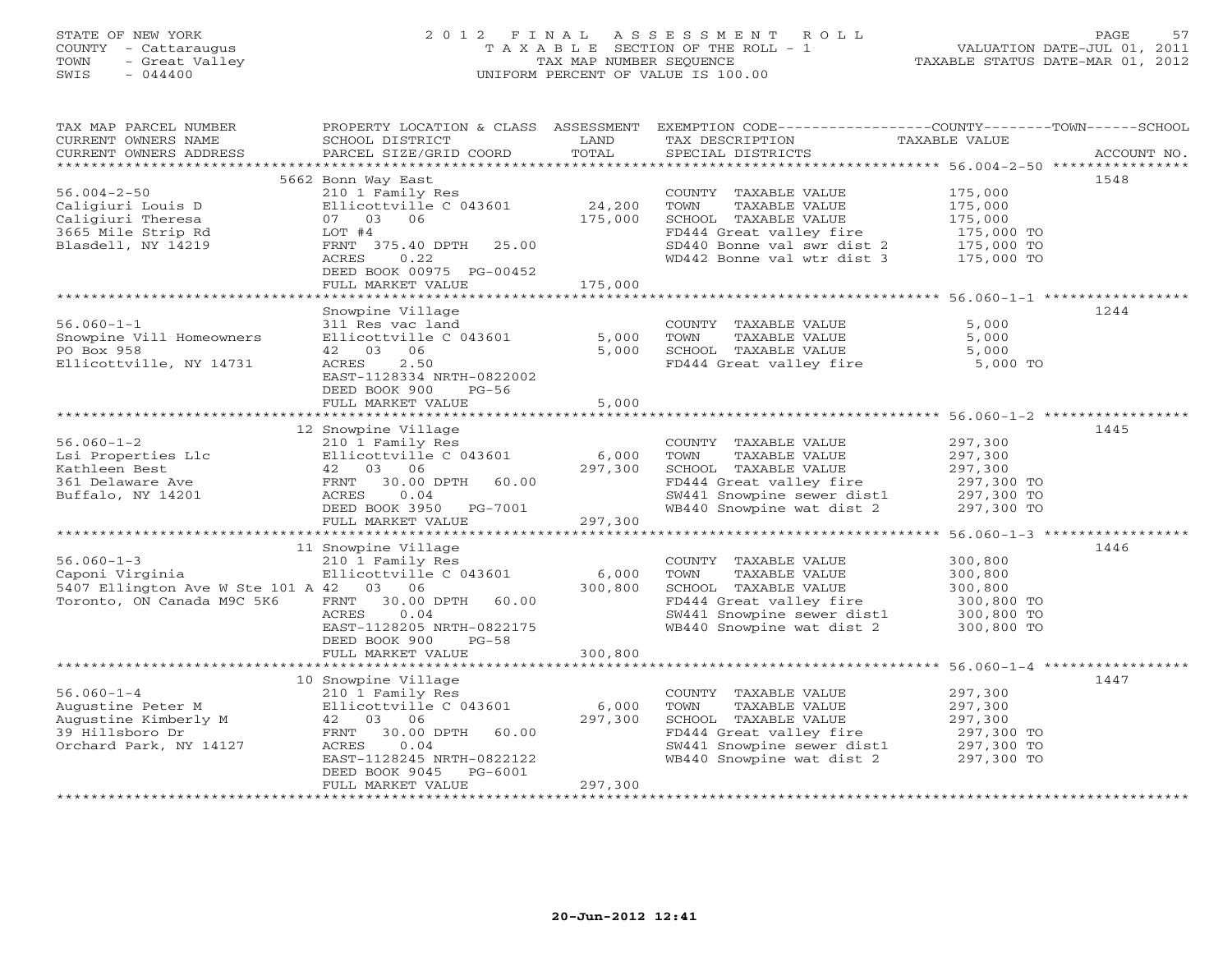STATE OF NEW YORK
COUNTY - Cattaraugus
TOWN - Great Valley
SWIS - 044400

2012 FINAL ASSESSMENT ROLL
TAXABLE SECTION OF THE ROLL - 1
TAX MAP NUMBER SEQUENCE
UNIFORM PERCENT OF VALUE IS 100.00

VALUATION DATE-JUL 01, 2011
TAXABLE STATUS DATE-MAR 01, 2012

| TAX MAP PARCEL NUMBER / CURRENT OWNERS NAME / CURRENT OWNERS ADDRESS | PROPERTY LOCATION & CLASS / SCHOOL DISTRICT / PARCEL SIZE/GRID COORD | ASSESSMENT LAND / TOTAL | EXEMPTION CODE / TAX DESCRIPTION / SPECIAL DISTRICTS | COUNTY--------TOWN------SCHOOL TAXABLE VALUE | ACCOUNT NO. |
|---|---|---|---|---|---|
| 56.004-2-50<br>Caligiuri Louis D<br>Caligiuri Theresa<br>3665 Mile Strip Rd<br>Blasdell, NY 14219 | 5662 Bonn Way East<br>210 1 Family Res<br>Ellicottville C 043601<br>07 03 06<br>LOT #4<br>FRNT 375.40 DPTH 25.00<br>ACRES 0.22<br>DEED BOOK 00975 PG-00452<br>FULL MARKET VALUE | 24,200<br>175,000<br><br><br><br><br><br><br>175,000 | COUNTY TAXABLE VALUE<br>TOWN TAXABLE VALUE<br>SCHOOL TAXABLE VALUE<br>FD444 Great valley fire<br>SD440 Bonne val swr dist 2<br>WD442 Bonne val wtr dist 3 | 175,000<br>175,000<br>175,000<br>175,000 TO<br>175,000 TO<br>175,000 TO | 1548 |
| 56.060-1-1<br>Snowpine Vill Homeowners<br>PO Box 958<br>Ellicottville, NY 14731 | Snowpine Village<br>311 Res vac land<br>Ellicottville C 043601<br>42 03 06<br>ACRES 2.50<br>EAST-1128334 NRTH-0822002<br>DEED BOOK 900 PG-56<br>FULL MARKET VALUE | 5,000<br>5,000<br><br><br><br><br><br>5,000 | COUNTY TAXABLE VALUE<br>TOWN TAXABLE VALUE<br>SCHOOL TAXABLE VALUE<br>FD444 Great valley fire | 5,000<br>5,000<br>5,000<br>5,000 TO | 1244 |
| 56.060-1-2<br>Lsi Properties Llc<br>Kathleen Best<br>361 Delaware Ave<br>Buffalo, NY 14201 | 12 Snowpine Village<br>210 1 Family Res<br>Ellicottville C 043601<br>42 03 06<br>FRNT 30.00 DPTH 60.00<br>ACRES 0.04<br>DEED BOOK 3950 PG-7001<br>FULL MARKET VALUE | 6,000<br>297,300<br><br><br><br><br><br>297,300 | COUNTY TAXABLE VALUE<br>TOWN TAXABLE VALUE<br>SCHOOL TAXABLE VALUE<br>FD444 Great valley fire<br>SW441 Snowpine sewer dist1<br>WB440 Snowpine wat dist 2 | 297,300<br>297,300<br>297,300<br>297,300 TO<br>297,300 TO<br>297,300 TO | 1445 |
| 56.060-1-3<br>Caponi Virginia<br>5407 Ellington Ave W Ste 101 A<br>Toronto, ON Canada M9C 5K6 | 11 Snowpine Village<br>210 1 Family Res<br>Ellicottville C 043601<br>42 03 06<br>FRNT 30.00 DPTH 60.00<br>ACRES 0.04<br>EAST-1128205 NRTH-0822175<br>DEED BOOK 900 PG-58<br>FULL MARKET VALUE | 6,000<br>300,800<br><br><br><br><br><br><br>300,800 | COUNTY TAXABLE VALUE<br>TOWN TAXABLE VALUE<br>SCHOOL TAXABLE VALUE<br>FD444 Great valley fire<br>SW441 Snowpine sewer dist1<br>WB440 Snowpine wat dist 2 | 300,800<br>300,800<br>300,800<br>300,800 TO<br>300,800 TO<br>300,800 TO | 1446 |
| 56.060-1-4<br>Augustine Peter M<br>Augustine Kimberly M<br>39 Hillsboro Dr<br>Orchard Park, NY 14127 | 10 Snowpine Village<br>210 1 Family Res<br>Ellicottville C 043601<br>42 03 06<br>FRNT 30.00 DPTH 60.00<br>ACRES 0.04<br>EAST-1128245 NRTH-0822122<br>DEED BOOK 9045 PG-6001<br>FULL MARKET VALUE | 6,000<br>297,300<br><br><br><br><br><br><br>297,300 | COUNTY TAXABLE VALUE<br>TOWN TAXABLE VALUE<br>SCHOOL TAXABLE VALUE<br>FD444 Great valley fire<br>SW441 Snowpine sewer dist1<br>WB440 Snowpine wat dist 2 | 297,300<br>297,300<br>297,300<br>297,300 TO<br>297,300 TO<br>297,300 TO | 1447 |

20-Jun-2012 12:41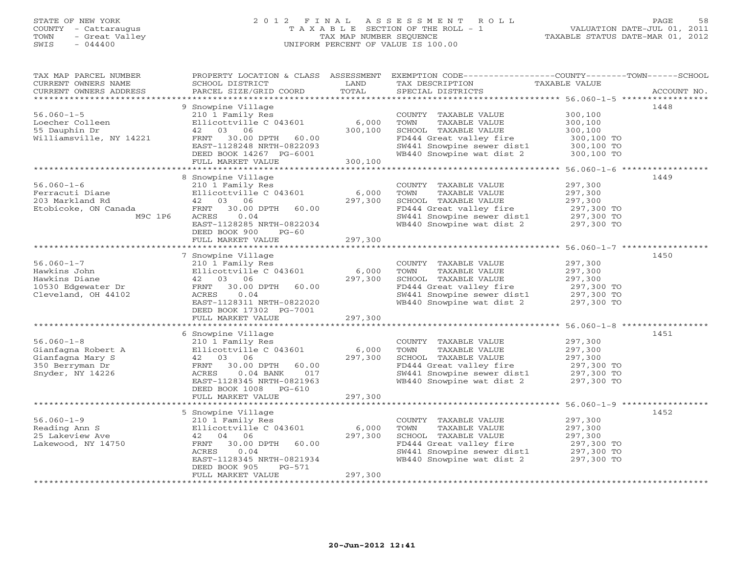STATE OF NEW YORK
COUNTY - Cattaraugus
TOWN - Great Valley
SWIS - 044400

2 0 1 2 F I N A L A S S E S S M E N T R O L L
T A X A B L E SECTION OF THE ROLL - 1
TAX MAP NUMBER SEQUENCE
UNIFORM PERCENT OF VALUE IS 100.00

VALUATION DATE-JUL 01, 2011
TAXABLE STATUS DATE-MAR 01, 2012

| TAX MAP PARCEL NUMBER / CURRENT OWNERS NAME / CURRENT OWNERS ADDRESS | PROPERTY LOCATION & CLASS / SCHOOL DISTRICT / PARCEL SIZE/GRID COORD | ASSESSMENT LAND / TOTAL | EXEMPTION CODE / TAX DESCRIPTION / SPECIAL DISTRICTS | COUNTY--------TOWN------SCHOOL TAXABLE VALUE | ACCOUNT NO. |
|---|---|---|---|---|---|
| 56.060-1-5 | 9 Snowpine Village | | | | 1448 |
| | 210 1 Family Res | | COUNTY TAXABLE VALUE | 300,100 | |
| Loecher Colleen | Ellicottville C 043601 | 6,000 | TOWN TAXABLE VALUE | 300,100 | |
| 55 Dauphin Dr | 42 03 06 | 300,100 | SCHOOL TAXABLE VALUE | 300,100 | |
| Williamsville, NY 14221 | FRNT 30.00 DPTH 60.00 | | FD444 Great valley fire | 300,100 TO | |
| | EAST-1128248 NRTH-0822093 | | SW441 Snowpine sewer dist1 | 300,100 TO | |
| | DEED BOOK 14267 PG-6001 | | WB440 Snowpine wat dist 2 | 300,100 TO | |
| | FULL MARKET VALUE | 300,100 | | | |
| 56.060-1-6 | 8 Snowpine Village | | | | 1449 |
| | 210 1 Family Res | | COUNTY TAXABLE VALUE | 297,300 | |
| Ferracuti Diane | Ellicottville C 043601 | 6,000 | TOWN TAXABLE VALUE | 297,300 | |
| 203 Markland Rd | 42 03 06 | 297,300 | SCHOOL TAXABLE VALUE | 297,300 | |
| Etobicoke, ON Canada | FRNT 30.00 DPTH 60.00 | | FD444 Great valley fire | 297,300 TO | |
| M9C 1P6 | ACRES 0.04 | | SW441 Snowpine sewer dist1 | 297,300 TO | |
| | EAST-1128285 NRTH-0822034 | | WB440 Snowpine wat dist 2 | 297,300 TO | |
| | DEED BOOK 900 PG-60 | | | | |
| | FULL MARKET VALUE | 297,300 | | | |
| 56.060-1-7 | 7 Snowpine Village | | | | 1450 |
| | 210 1 Family Res | | COUNTY TAXABLE VALUE | 297,300 | |
| Hawkins John | Ellicottville C 043601 | 6,000 | TOWN TAXABLE VALUE | 297,300 | |
| Hawkins Diane | 42 03 06 | 297,300 | SCHOOL TAXABLE VALUE | 297,300 | |
| 10530 Edgewater Dr | FRNT 30.00 DPTH 60.00 | | FD444 Great valley fire | 297,300 TO | |
| Cleveland, OH 44102 | ACRES 0.04 | | SW441 Snowpine sewer dist1 | 297,300 TO | |
| | EAST-1128311 NRTH-0822020 | | WB440 Snowpine wat dist 2 | 297,300 TO | |
| | DEED BOOK 17302 PG-7001 | | | | |
| | FULL MARKET VALUE | 297,300 | | | |
| 56.060-1-8 | 6 Snowpine Village | | | | 1451 |
| | 210 1 Family Res | | COUNTY TAXABLE VALUE | 297,300 | |
| Gianfagna Robert A | Ellicottville C 043601 | 6,000 | TOWN TAXABLE VALUE | 297,300 | |
| Gianfagna Mary S | 42 03 06 | 297,300 | SCHOOL TAXABLE VALUE | 297,300 | |
| 350 Berryman Dr | FRNT 30.00 DPTH 60.00 | | FD444 Great valley fire | 297,300 TO | |
| Snyder, NY 14226 | ACRES 0.04 BANK 017 | | SW441 Snowpine sewer dist1 | 297,300 TO | |
| | EAST-1128345 NRTH-0821963 | | WB440 Snowpine wat dist 2 | 297,300 TO | |
| | DEED BOOK 1008 PG-610 | | | | |
| | FULL MARKET VALUE | 297,300 | | | |
| 56.060-1-9 | 5 Snowpine Village | | | | 1452 |
| | 210 1 Family Res | | COUNTY TAXABLE VALUE | 297,300 | |
| Reading Ann S | Ellicottville C 043601 | 6,000 | TOWN TAXABLE VALUE | 297,300 | |
| 25 Lakeview Ave | 42 04 06 | 297,300 | SCHOOL TAXABLE VALUE | 297,300 | |
| Lakewood, NY 14750 | FRNT 30.00 DPTH 60.00 | | FD444 Great valley fire | 297,300 TO | |
| | ACRES 0.04 | | SW441 Snowpine sewer dist1 | 297,300 TO | |
| | EAST-1128345 NRTH-0821934 | | WB440 Snowpine wat dist 2 | 297,300 TO | |
| | DEED BOOK 905 PG-571 | | | | |
| | FULL MARKET VALUE | 297,300 | | | |

20-Jun-2012 12:41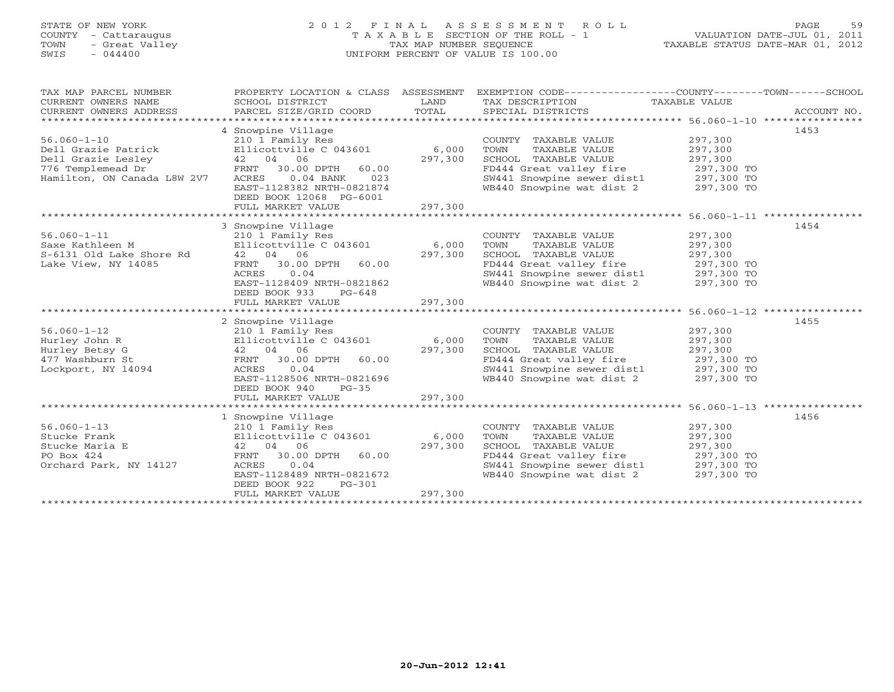STATE OF NEW YORK
COUNTY - Cattaraugus
TOWN - Great Valley
SWIS - 044400

# 2012 FINAL ASSESSMENT ROLL
TAXABLE SECTION OF THE ROLL - 1
TAX MAP NUMBER SEQUENCE
UNIFORM PERCENT OF VALUE IS 100.00

VALUATION DATE-JUL 01, 2011
TAXABLE STATUS DATE-MAR 01, 2012

| TAX MAP PARCEL NUMBER / CURRENT OWNERS NAME / CURRENT OWNERS ADDRESS | PROPERTY LOCATION & CLASS / SCHOOL DISTRICT / PARCEL SIZE/GRID COORD | ASSESSMENT LAND / TOTAL | EXEMPTION CODE / TAX DESCRIPTION / SPECIAL DISTRICTS | TAXABLE VALUE | ACCOUNT NO. |
|---|---|---|---|---|---|
| | 4 Snowpine Village | | | | 1453 |
| 56.060-1-10 | 210 1 Family Res | | COUNTY TAXABLE VALUE | 297,300 | |
| Dell Grazie Patrick | Ellicottville C 043601 | 6,000 | TOWN TAXABLE VALUE | 297,300 | |
| Dell Grazie Lesley | 42 04 06 | 297,300 | SCHOOL TAXABLE VALUE | 297,300 | |
| 776 Templemead Dr | FRNT 30.00 DPTH 60.00 | | FD444 Great valley fire | 297,300 TO | |
| Hamilton, ON Canada L8W 2V7 | ACRES 0.04 BANK 023 | | SW441 Snowpine sewer dist1 | 297,300 TO | |
| | EAST-1128382 NRTH-0821874 | | WB440 Snowpine wat dist 2 | 297,300 TO | |
| | DEED BOOK 12068 PG-6001 | | | | |
| | FULL MARKET VALUE | 297,300 | | | |
| | 3 Snowpine Village | | | | 1454 |
| 56.060-1-11 | 210 1 Family Res | | COUNTY TAXABLE VALUE | 297,300 | |
| Saxe Kathleen M | Ellicottville C 043601 | 6,000 | TOWN TAXABLE VALUE | 297,300 | |
| S-6131 Old Lake Shore Rd | 42 04 06 | 297,300 | SCHOOL TAXABLE VALUE | 297,300 | |
| Lake View, NY 14085 | FRNT 30.00 DPTH 60.00 | | FD444 Great valley fire | 297,300 TO | |
| | ACRES 0.04 | | SW441 Snowpine sewer dist1 | 297,300 TO | |
| | EAST-1128409 NRTH-0821862 | | WB440 Snowpine wat dist 2 | 297,300 TO | |
| | DEED BOOK 933 PG-648 | | | | |
| | FULL MARKET VALUE | 297,300 | | | |
| | 2 Snowpine Village | | | | 1455 |
| 56.060-1-12 | 210 1 Family Res | | COUNTY TAXABLE VALUE | 297,300 | |
| Hurley John R | Ellicottville C 043601 | 6,000 | TOWN TAXABLE VALUE | 297,300 | |
| Hurley Betsy G | 42 04 06 | 297,300 | SCHOOL TAXABLE VALUE | 297,300 | |
| 477 Washburn St | FRNT 30.00 DPTH 60.00 | | FD444 Great valley fire | 297,300 TO | |
| Lockport, NY 14094 | ACRES 0.04 | | SW441 Snowpine sewer dist1 | 297,300 TO | |
| | EAST-1128506 NRTH-0821696 | | WB440 Snowpine wat dist 2 | 297,300 TO | |
| | DEED BOOK 940 PG-35 | | | | |
| | FULL MARKET VALUE | 297,300 | | | |
| | 1 Snowpine Village | | | | 1456 |
| 56.060-1-13 | 210 1 Family Res | | COUNTY TAXABLE VALUE | 297,300 | |
| Stucke Frank | Ellicottville C 043601 | 6,000 | TOWN TAXABLE VALUE | 297,300 | |
| Stucke Maria E | 42 04 06 | 297,300 | SCHOOL TAXABLE VALUE | 297,300 | |
| PO Box 424 | FRNT 30.00 DPTH 60.00 | | FD444 Great valley fire | 297,300 TO | |
| Orchard Park, NY 14127 | ACRES 0.04 | | SW441 Snowpine sewer dist1 | 297,300 TO | |
| | EAST-1128489 NRTH-0821672 | | WB440 Snowpine wat dist 2 | 297,300 TO | |
| | DEED BOOK 922 PG-301 | | | | |
| | FULL MARKET VALUE | 297,300 | | | |

20-Jun-2012 12:41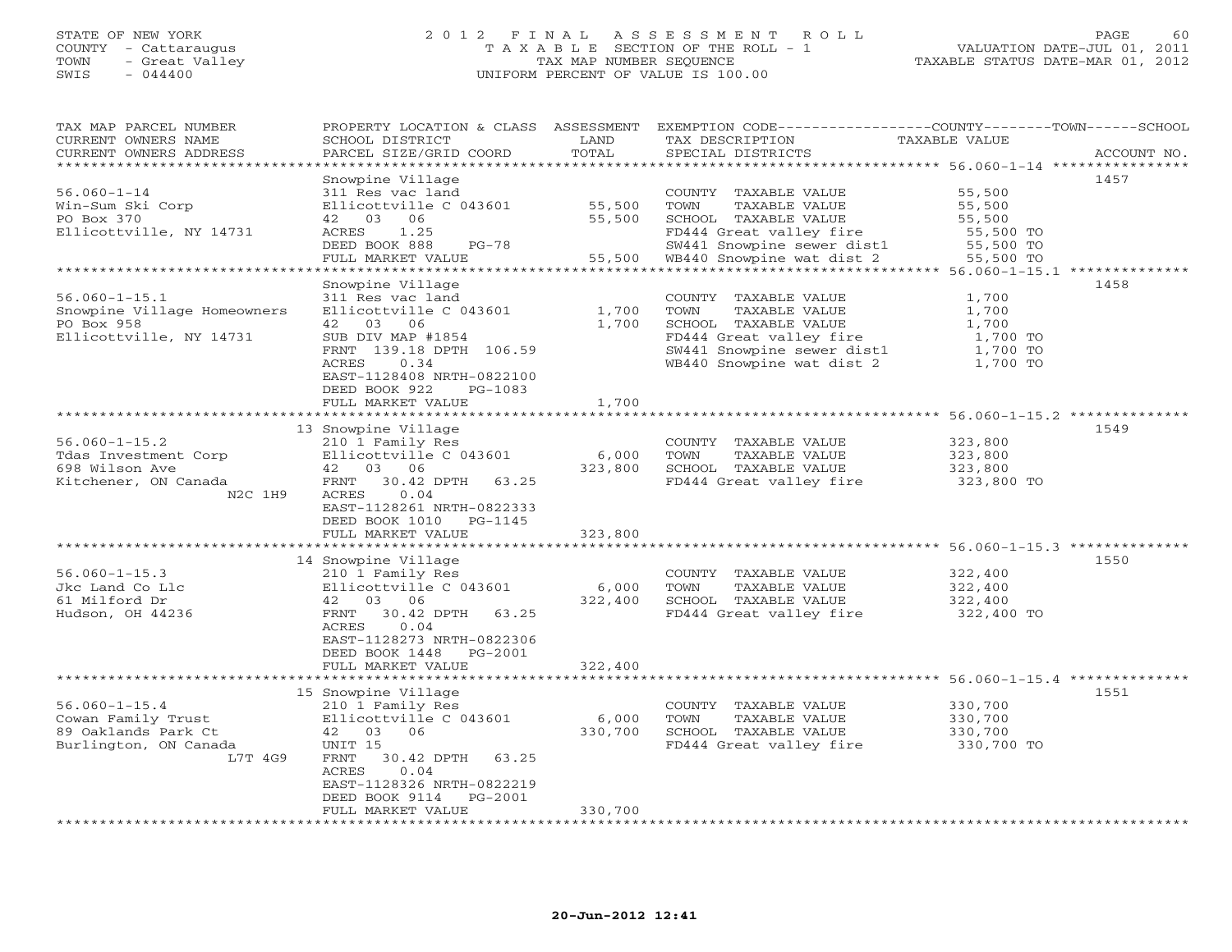STATE OF NEW YORK
COUNTY - Cattaraugus
TOWN - Great Valley
SWIS - 044400

2 0 1 2 F I N A L A S S E S S M E N T R O L L
T A X A B L E SECTION OF THE ROLL - 1
TAX MAP NUMBER SEQUENCE
UNIFORM PERCENT OF VALUE IS 100.00

VALUATION DATE-JUL 01, 2011
TAXABLE STATUS DATE-MAR 01, 2012

| TAX MAP PARCEL NUMBER / CURRENT OWNERS NAME / CURRENT OWNERS ADDRESS | PROPERTY LOCATION & CLASS / SCHOOL DISTRICT / PARCEL SIZE/GRID COORD | ASSESSMENT LAND / TOTAL | EXEMPTION CODE / TAX DESCRIPTION / SPECIAL DISTRICTS | TAXABLE VALUE | ACCOUNT NO. |
|---|---|---|---|---|---|
| 56.060-1-14 | Snowpine Village | | | | 1457 |
| 56.060-1-14 | 311 Res vac land | | COUNTY TAXABLE VALUE | 55,500 | |
| Win-Sum Ski Corp | Ellicottville C 043601 | 55,500 | TOWN TAXABLE VALUE | 55,500 | |
| PO Box 370 | 42 03 06 | 55,500 | SCHOOL TAXABLE VALUE | 55,500 | |
| Ellicottville, NY 14731 | ACRES 1.25 | | FD444 Great valley fire | 55,500 TO | |
| | DEED BOOK 888 PG-78 | | SW441 Snowpine sewer dist1 | 55,500 TO | |
| | FULL MARKET VALUE | 55,500 | WB440 Snowpine wat dist 2 | 55,500 TO | |
| 56.060-1-15.1 | Snowpine Village | | | | 1458 |
| 56.060-1-15.1 | 311 Res vac land | | COUNTY TAXABLE VALUE | 1,700 | |
| Snowpine Village Homeowners | Ellicottville C 043601 | 1,700 | TOWN TAXABLE VALUE | 1,700 | |
| PO Box 958 | 42 03 06 | 1,700 | SCHOOL TAXABLE VALUE | 1,700 | |
| Ellicottville, NY 14731 | SUB DIV MAP #1854 | | FD444 Great valley fire | 1,700 TO | |
| | FRNT 139.18 DPTH 106.59 | | SW441 Snowpine sewer dist1 | 1,700 TO | |
| | ACRES 0.34 | | WB440 Snowpine wat dist 2 | 1,700 TO | |
| | EAST-1128408 NRTH-0822100 | | | | |
| | DEED BOOK 922 PG-1083 | | | | |
| | FULL MARKET VALUE | 1,700 | | | |
| 56.060-1-15.2 | 13 Snowpine Village | | | | 1549 |
| 56.060-1-15.2 | 210 1 Family Res | | COUNTY TAXABLE VALUE | 323,800 | |
| Tdas Investment Corp | Ellicottville C 043601 | 6,000 | TOWN TAXABLE VALUE | 323,800 | |
| 698 Wilson Ave | 42 03 06 | 323,800 | SCHOOL TAXABLE VALUE | 323,800 | |
| Kitchener, ON Canada | FRNT 30.42 DPTH 63.25 | | FD444 Great valley fire | 323,800 TO | |
| N2C 1H9 | ACRES 0.04 | | | | |
| | EAST-1128261 NRTH-0822333 | | | | |
| | DEED BOOK 1010 PG-1145 | | | | |
| | FULL MARKET VALUE | 323,800 | | | |
| 56.060-1-15.3 | 14 Snowpine Village | | | | 1550 |
| 56.060-1-15.3 | 210 1 Family Res | | COUNTY TAXABLE VALUE | 322,400 | |
| Jkc Land Co Llc | Ellicottville C 043601 | 6,000 | TOWN TAXABLE VALUE | 322,400 | |
| 61 Milford Dr | 42 03 06 | 322,400 | SCHOOL TAXABLE VALUE | 322,400 | |
| Hudson, OH 44236 | FRNT 30.42 DPTH 63.25 | | FD444 Great valley fire | 322,400 TO | |
| | ACRES 0.04 | | | | |
| | EAST-1128273 NRTH-0822306 | | | | |
| | DEED BOOK 1448 PG-2001 | | | | |
| | FULL MARKET VALUE | 322,400 | | | |
| 56.060-1-15.4 | 15 Snowpine Village | | | | 1551 |
| 56.060-1-15.4 | 210 1 Family Res | | COUNTY TAXABLE VALUE | 330,700 | |
| Cowan Family Trust | Ellicottville C 043601 | 6,000 | TOWN TAXABLE VALUE | 330,700 | |
| 89 Oaklands Park Ct | 42 03 06 | 330,700 | SCHOOL TAXABLE VALUE | 330,700 | |
| Burlington, ON Canada | UNIT 15 | | FD444 Great valley fire | 330,700 TO | |
| L7T 4G9 | FRNT 30.42 DPTH 63.25 | | | | |
| | ACRES 0.04 | | | | |
| | EAST-1128326 NRTH-0822219 | | | | |
| | DEED BOOK 9114 PG-2001 | | | | |
| | FULL MARKET VALUE | 330,700 | | | |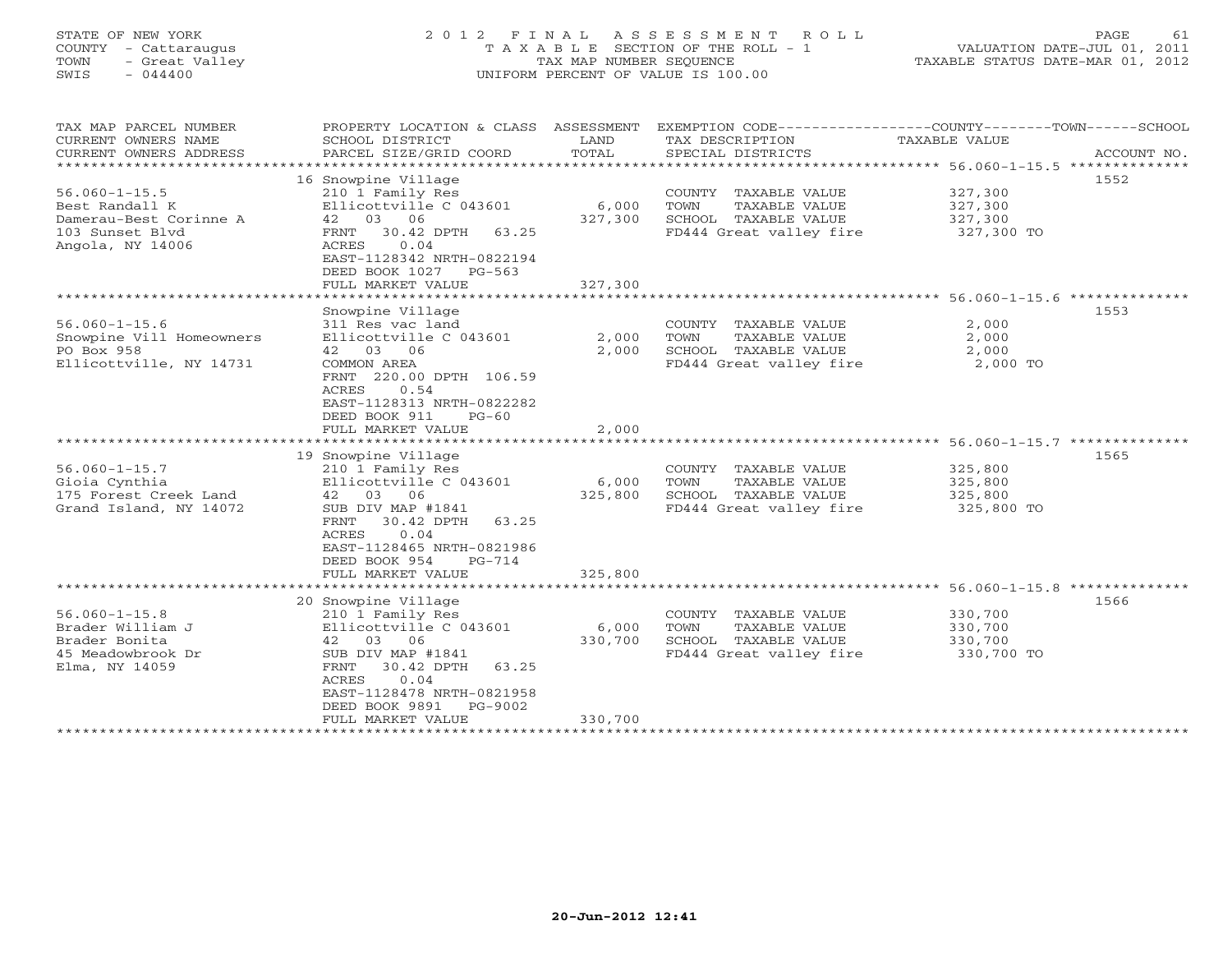STATE OF NEW YORK
COUNTY - Cattaraugus
TOWN - Great Valley
SWIS - 044400

2 0 1 2 F I N A L A S S E S S M E N T R O L L
T A X A B L E SECTION OF THE ROLL - 1
TAX MAP NUMBER SEQUENCE
UNIFORM PERCENT OF VALUE IS 100.00

VALUATION DATE-JUL 01, 2011
TAXABLE STATUS DATE-MAR 01, 2012

| TAX MAP PARCEL NUMBER / CURRENT OWNERS NAME / CURRENT OWNERS ADDRESS | PROPERTY LOCATION & CLASS / SCHOOL DISTRICT / PARCEL SIZE/GRID COORD | ASSESSMENT LAND / TOTAL | EXEMPTION CODE / TAX DESCRIPTION / SPECIAL DISTRICTS | COUNTY / TOWN / SCHOOL TAXABLE VALUE | ACCOUNT NO. |
|---|---|---|---|---|---|
| 56.060-1-15.5 | 16 Snowpine Village | | | | 1552 |
| Best Randall K | 210 1 Family Res | | COUNTY TAXABLE VALUE | 327,300 | |
| Damerau-Best Corinne A | Ellicottville C 043601 | 6,000 | TOWN TAXABLE VALUE | 327,300 | |
| 103 Sunset Blvd | 42 03 06 | 327,300 | SCHOOL TAXABLE VALUE | 327,300 | |
| Angola, NY 14006 | FRNT 30.42 DPTH 63.25 | | FD444 Great valley fire | 327,300 TO | |
| | ACRES 0.04 | | | | |
| | EAST-1128342 NRTH-0822194 | | | | |
| | DEED BOOK 1027 PG-563 | | | | |
| | FULL MARKET VALUE | 327,300 | | | |
| 56.060-1-15.6 | Snowpine Village | | | | 1553 |
| Snowpine Vill Homeowners | 311 Res vac land | | COUNTY TAXABLE VALUE | 2,000 | |
| PO Box 958 | Ellicottville C 043601 | 2,000 | TOWN TAXABLE VALUE | 2,000 | |
| Ellicottville, NY 14731 | 42 03 06 | 2,000 | SCHOOL TAXABLE VALUE | 2,000 | |
| | COMMON AREA | | FD444 Great valley fire | 2,000 TO | |
| | FRNT 220.00 DPTH 106.59 | | | | |
| | ACRES 0.54 | | | | |
| | EAST-1128313 NRTH-0822282 | | | | |
| | DEED BOOK 911 PG-60 | | | | |
| | FULL MARKET VALUE | 2,000 | | | |
| 56.060-1-15.7 | 19 Snowpine Village | | | | 1565 |
| Gioia Cynthia | 210 1 Family Res | | COUNTY TAXABLE VALUE | 325,800 | |
| 175 Forest Creek Land | Ellicottville C 043601 | 6,000 | TOWN TAXABLE VALUE | 325,800 | |
| Grand Island, NY 14072 | 42 03 06 | 325,800 | SCHOOL TAXABLE VALUE | 325,800 | |
| | SUB DIV MAP #1841 | | FD444 Great valley fire | 325,800 TO | |
| | FRNT 30.42 DPTH 63.25 | | | | |
| | ACRES 0.04 | | | | |
| | EAST-1128465 NRTH-0821986 | | | | |
| | DEED BOOK 954 PG-714 | | | | |
| | FULL MARKET VALUE | 325,800 | | | |
| 56.060-1-15.8 | 20 Snowpine Village | | | | 1566 |
| Brader William J | 210 1 Family Res | | COUNTY TAXABLE VALUE | 330,700 | |
| Brader Bonita | Ellicottville C 043601 | 6,000 | TOWN TAXABLE VALUE | 330,700 | |
| 45 Meadowbrook Dr | 42 03 06 | 330,700 | SCHOOL TAXABLE VALUE | 330,700 | |
| Elma, NY 14059 | SUB DIV MAP #1841 | | FD444 Great valley fire | 330,700 TO | |
| | FRNT 30.42 DPTH 63.25 | | | | |
| | ACRES 0.04 | | | | |
| | EAST-1128478 NRTH-0821958 | | | | |
| | DEED BOOK 9891 PG-9002 | | | | |
| | FULL MARKET VALUE | 330,700 | | | |

20-Jun-2012 12:41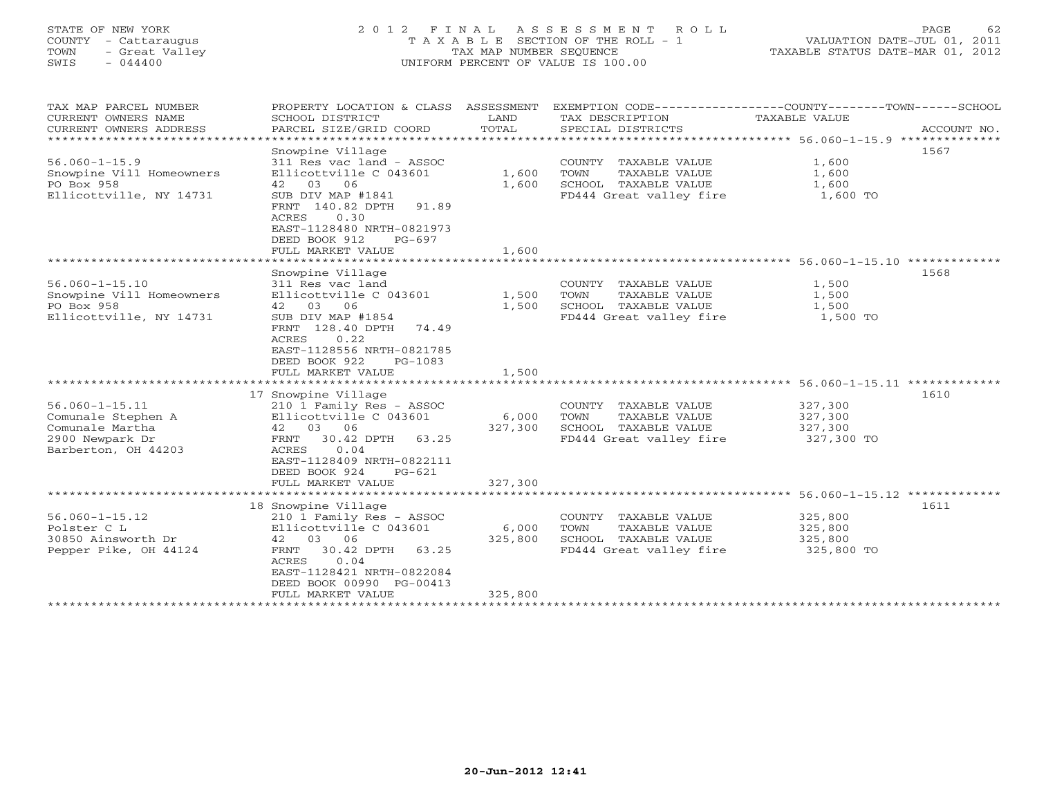STATE OF NEW YORK
COUNTY - Cattaraugus
TOWN - Great Valley
SWIS - 044400

# 2012 FINAL ASSESSMENT ROLL
TAXABLE SECTION OF THE ROLL - 1
TAX MAP NUMBER SEQUENCE
UNIFORM PERCENT OF VALUE IS 100.00

VALUATION DATE-JUL 01, 2011
TAXABLE STATUS DATE-MAR 01, 2012

| TAX MAP PARCEL NUMBER / CURRENT OWNERS NAME / CURRENT OWNERS ADDRESS | PROPERTY LOCATION & CLASS / SCHOOL DISTRICT / PARCEL SIZE/GRID COORD | ASSESSMENT LAND | TOTAL | EXEMPTION CODE / TAX DESCRIPTION / SPECIAL DISTRICTS | TAXABLE VALUE (COUNTY / TOWN / SCHOOL) | ACCOUNT NO. |
|---|---|---|---|---|---|---|
| 56.060-1-15.9 | Snowpine Village | | | | | 1567 |
| 56.060-1-15.9 | 311 Res vac land - ASSOC | | | COUNTY TAXABLE VALUE | 1,600 | |
| Snowpine Vill Homeowners | Ellicottville C 043601 | 1,600 | | TOWN TAXABLE VALUE | 1,600 | |
| PO Box 958 | 42 03 06 | | 1,600 | SCHOOL TAXABLE VALUE | 1,600 | |
| Ellicottville, NY 14731 | SUB DIV MAP #1841 | | | FD444 Great valley fire | 1,600 TO | |
| | FRNT 140.82 DPTH 91.89 | | | | | |
| | ACRES 0.30 | | | | | |
| | EAST-1128480 NRTH-0821973 | | | | | |
| | DEED BOOK 912 PG-697 | | | | | |
| | FULL MARKET VALUE | | 1,600 | | | |
| 56.060-1-15.10 | Snowpine Village | | | | | 1568 |
| 56.060-1-15.10 | 311 Res vac land | | | COUNTY TAXABLE VALUE | 1,500 | |
| Snowpine Vill Homeowners | Ellicottville C 043601 | 1,500 | | TOWN TAXABLE VALUE | 1,500 | |
| PO Box 958 | 42 03 06 | | 1,500 | SCHOOL TAXABLE VALUE | 1,500 | |
| Ellicottville, NY 14731 | SUB DIV MAP #1854 | | | FD444 Great valley fire | 1,500 TO | |
| | FRNT 128.40 DPTH 74.49 | | | | | |
| | ACRES 0.22 | | | | | |
| | EAST-1128556 NRTH-0821785 | | | | | |
| | DEED BOOK 922 PG-1083 | | | | | |
| | FULL MARKET VALUE | | 1,500 | | | |
| 56.060-1-15.11 | 17 Snowpine Village | | | | | 1610 |
| 56.060-1-15.11 | 210 1 Family Res - ASSOC | | | COUNTY TAXABLE VALUE | 327,300 | |
| Comunale Stephen A | Ellicottville C 043601 | 6,000 | | TOWN TAXABLE VALUE | 327,300 | |
| Comunale Martha | 42 03 06 | | 327,300 | SCHOOL TAXABLE VALUE | 327,300 | |
| 2900 Newpark Dr | FRNT 30.42 DPTH 63.25 | | | FD444 Great valley fire | 327,300 TO | |
| Barberton, OH 44203 | ACRES 0.04 | | | | | |
| | EAST-1128409 NRTH-0822111 | | | | | |
| | DEED BOOK 924 PG-621 | | | | | |
| | FULL MARKET VALUE | | 327,300 | | | |
| 56.060-1-15.12 | 18 Snowpine Village | | | | | 1611 |
| 56.060-1-15.12 | 210 1 Family Res - ASSOC | | | COUNTY TAXABLE VALUE | 325,800 | |
| Polster C L | Ellicottville C 043601 | 6,000 | | TOWN TAXABLE VALUE | 325,800 | |
| 30850 Ainsworth Dr | 42 03 06 | | 325,800 | SCHOOL TAXABLE VALUE | 325,800 | |
| Pepper Pike, OH 44124 | FRNT 30.42 DPTH 63.25 | | | FD444 Great valley fire | 325,800 TO | |
| | ACRES 0.04 | | | | | |
| | EAST-1128421 NRTH-0822084 | | | | | |
| | DEED BOOK 00990 PG-00413 | | | | | |
| | FULL MARKET VALUE | | 325,800 | | | |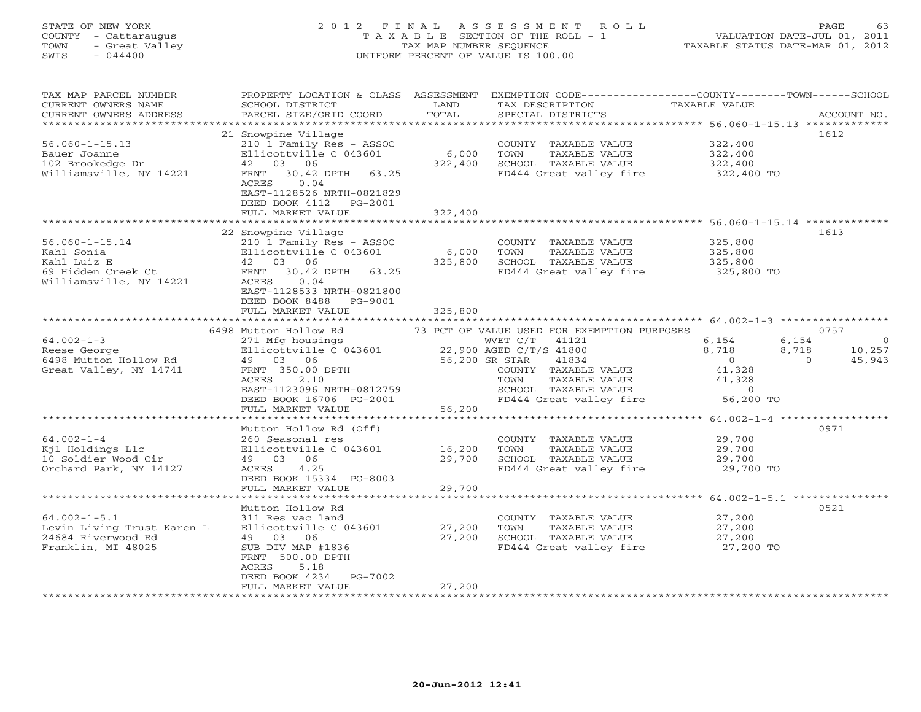STATE OF NEW YORK
COUNTY - Cattaraugus
TOWN - Great Valley
SWIS - 044400

2012 FINAL ASSESSMENT ROLL
TAXABLE SECTION OF THE ROLL - 1
TAX MAP NUMBER SEQUENCE
UNIFORM PERCENT OF VALUE IS 100.00

VALUATION DATE-JUL 01, 2011
TAXABLE STATUS DATE-MAR 01, 2012

| TAX MAP PARCEL NUMBER / CURRENT OWNERS NAME / CURRENT OWNERS ADDRESS | PROPERTY LOCATION & CLASS / SCHOOL DISTRICT / PARCEL SIZE/GRID COORD | ASSESSMENT LAND / TOTAL | EXEMPTION CODE / TAX DESCRIPTION / SPECIAL DISTRICTS | COUNTY / TAXABLE VALUE | TOWN | SCHOOL | ACCOUNT NO. |
|---|---|---|---|---|---|---|---|
| 56.060-1-15.13 | 21 Snowpine Village | | | | | | 1612 |
| Bauer Joanne | 210 1 Family Res - ASSOC | | COUNTY TAXABLE VALUE | 322,400 | | | |
| 102 Brookedge Dr | Ellicottville C 043601 | 6,000 | TOWN TAXABLE VALUE | 322,400 | | | |
| Williamsville, NY 14221 | 42 03 06 | 322,400 | SCHOOL TAXABLE VALUE | 322,400 | | | |
| | FRNT 30.42 DPTH 63.25 | | FD444 Great valley fire | 322,400 TO | | | |
| | ACRES 0.04 | | | | | | |
| | EAST-1128526 NRTH-0821829 | | | | | | |
| | DEED BOOK 4112 PG-2001 | | | | | | |
| | FULL MARKET VALUE | 322,400 | | | | | |
| 56.060-1-15.14 | 22 Snowpine Village | | | | | | 1613 |
| Kahl Sonia | 210 1 Family Res - ASSOC | | COUNTY TAXABLE VALUE | 325,800 | | | |
| Kahl Luiz E | Ellicottville C 043601 | 6,000 | TOWN TAXABLE VALUE | 325,800 | | | |
| 69 Hidden Creek Ct | 42 03 06 | 325,800 | SCHOOL TAXABLE VALUE | 325,800 | | | |
| Williamsville, NY 14221 | FRNT 30.42 DPTH 63.25 | | FD444 Great valley fire | 325,800 TO | | | |
| | ACRES 0.04 | | | | | | |
| | EAST-1128533 NRTH-0821800 | | | | | | |
| | DEED BOOK 8488 PG-9001 | | | | | | |
| | FULL MARKET VALUE | 325,800 | | | | | |
| 64.002-1-3 | 6498 Mutton Hollow Rd | | 73 PCT OF VALUE USED FOR EXEMPTION PURPOSES | | | | 0757 |
| Reese George | 271 Mfg housings | | WVET C/T 41121 | 6,154 | 6,154 | 0 | |
| 6498 Mutton Hollow Rd | Ellicottville C 043601 | 22,900 | AGED C/T/S 41800 | 8,718 | 8,718 | 10,257 | |
| Great Valley, NY 14741 | 49 03 06 | 56,200 | SR STAR 41834 | 0 | 0 | 45,943 | |
| | FRNT 350.00 DPTH | | COUNTY TAXABLE VALUE | 41,328 | | | |
| | ACRES 2.10 | | TOWN TAXABLE VALUE | 41,328 | | | |
| | EAST-1123096 NRTH-0812759 | | SCHOOL TAXABLE VALUE | 0 | | | |
| | DEED BOOK 16706 PG-2001 | | FD444 Great valley fire | 56,200 TO | | | |
| | FULL MARKET VALUE | 56,200 | | | | | |
| 64.002-1-4 | Mutton Hollow Rd (Off) | | | | | | 0971 |
| Kjl Holdings Llc | 260 Seasonal res | | COUNTY TAXABLE VALUE | 29,700 | | | |
| 10 Soldier Wood Cir | Ellicottville C 043601 | 16,200 | TOWN TAXABLE VALUE | 29,700 | | | |
| Orchard Park, NY 14127 | 49 03 06 | 29,700 | SCHOOL TAXABLE VALUE | 29,700 | | | |
| | ACRES 4.25 | | FD444 Great valley fire | 29,700 TO | | | |
| | DEED BOOK 15334 PG-8003 | | | | | | |
| | FULL MARKET VALUE | 29,700 | | | | | |
| 64.002-1-5.1 | Mutton Hollow Rd | | | | | | 0521 |
| Levin Living Trust Karen L | 311 Res vac land | | COUNTY TAXABLE VALUE | 27,200 | | | |
| 24684 Riverwood Rd | Ellicottville C 043601 | 27,200 | TOWN TAXABLE VALUE | 27,200 | | | |
| Franklin, MI 48025 | 49 03 06 | 27,200 | SCHOOL TAXABLE VALUE | 27,200 | | | |
| | SUB DIV MAP #1836 | | FD444 Great valley fire | 27,200 TO | | | |
| | FRNT 500.00 DPTH | | | | | | |
| | ACRES 5.18 | | | | | | |
| | DEED BOOK 4234 PG-7002 | | | | | | |
| | FULL MARKET VALUE | 27,200 | | | | | |

20-Jun-2012 12:41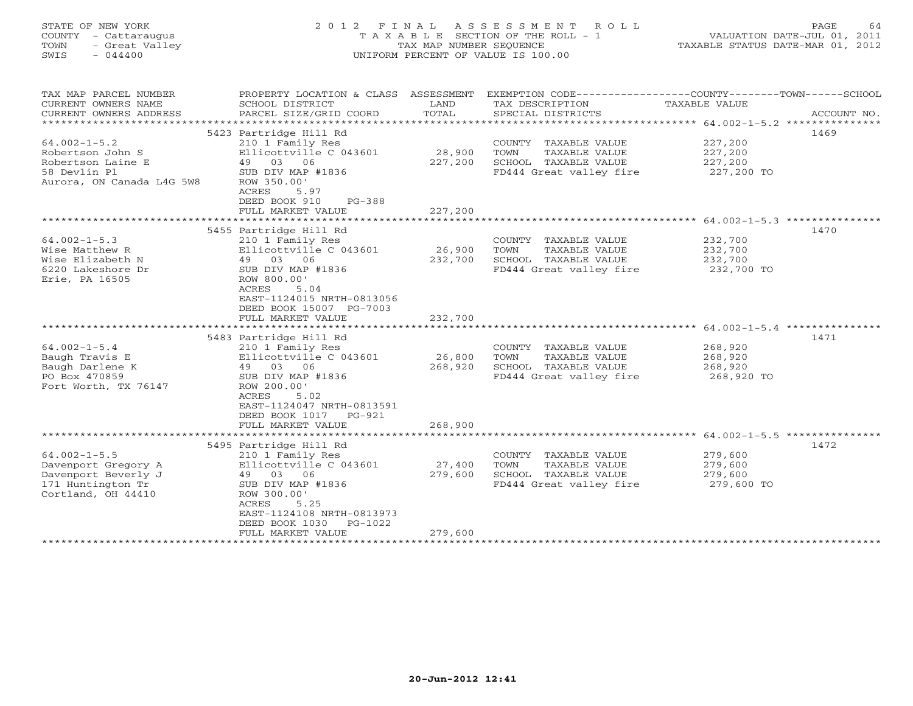STATE OF NEW YORK
COUNTY - Cattaraugus
TOWN - Great Valley
SWIS - 044400

# 2012 FINAL ASSESSMENT ROLL
TAXABLE SECTION OF THE ROLL - 1
TAX MAP NUMBER SEQUENCE
UNIFORM PERCENT OF VALUE IS 100.00

VALUATION DATE-JUL 01, 2011
TAXABLE STATUS DATE-MAR 01, 2012

| TAX MAP PARCEL NUMBER / CURRENT OWNERS NAME / CURRENT OWNERS ADDRESS | PROPERTY LOCATION & CLASS / SCHOOL DISTRICT / PARCEL SIZE/GRID COORD | ASSESSMENT LAND / TOTAL | EXEMPTION CODE / TAX DESCRIPTION / SPECIAL DISTRICTS | TAXABLE VALUE (COUNTY / TOWN / SCHOOL) | ACCOUNT NO. |
|---|---|---|---|---|---|
| 64.002-1-5.2 | 5423 Partridge Hill Rd | | | | 1469 |
| 64.002-1-5.2 | 210 1 Family Res | | COUNTY TAXABLE VALUE | 227,200 | |
| Robertson John S | Ellicottville C 043601 | 28,900 | TOWN TAXABLE VALUE | 227,200 | |
| Robertson Laine E | 49 03 06 | 227,200 | SCHOOL TAXABLE VALUE | 227,200 | |
| 58 Devlin Pl | SUB DIV MAP #1836 | | FD444 Great valley fire | 227,200 TO | |
| Aurora, ON Canada L4G 5W8 | ROW 350.00' | | | | |
| | ACRES 5.97 | | | | |
| | DEED BOOK 910 PG-388 | | | | |
| | FULL MARKET VALUE | 227,200 | | | |
| 64.002-1-5.3 | 5455 Partridge Hill Rd | | | | 1470 |
| 64.002-1-5.3 | 210 1 Family Res | | COUNTY TAXABLE VALUE | 232,700 | |
| Wise Matthew R | Ellicottville C 043601 | 26,900 | TOWN TAXABLE VALUE | 232,700 | |
| Wise Elizabeth N | 49 03 06 | 232,700 | SCHOOL TAXABLE VALUE | 232,700 | |
| 6220 Lakeshore Dr | SUB DIV MAP #1836 | | FD444 Great valley fire | 232,700 TO | |
| Erie, PA 16505 | ROW 800.00' | | | | |
| | ACRES 5.04 | | | | |
| | EAST-1124015 NRTH-0813056 | | | | |
| | DEED BOOK 15007 PG-7003 | | | | |
| | FULL MARKET VALUE | 232,700 | | | |
| 64.002-1-5.4 | 5483 Partridge Hill Rd | | | | 1471 |
| 64.002-1-5.4 | 210 1 Family Res | | COUNTY TAXABLE VALUE | 268,920 | |
| Baugh Travis E | Ellicottville C 043601 | 26,800 | TOWN TAXABLE VALUE | 268,920 | |
| Baugh Darlene K | 49 03 06 | 268,920 | SCHOOL TAXABLE VALUE | 268,920 | |
| PO Box 470859 | SUB DIV MAP #1836 | | FD444 Great valley fire | 268,920 TO | |
| Fort Worth, TX 76147 | ROW 200.00' | | | | |
| | ACRES 5.02 | | | | |
| | EAST-1124047 NRTH-0813591 | | | | |
| | DEED BOOK 1017 PG-921 | | | | |
| | FULL MARKET VALUE | 268,900 | | | |
| 64.002-1-5.5 | 5495 Partridge Hill Rd | | | | 1472 |
| 64.002-1-5.5 | 210 1 Family Res | | COUNTY TAXABLE VALUE | 279,600 | |
| Davenport Gregory A | Ellicottville C 043601 | 27,400 | TOWN TAXABLE VALUE | 279,600 | |
| Davenport Beverly J | 49 03 06 | 279,600 | SCHOOL TAXABLE VALUE | 279,600 | |
| 171 Huntington Tr | SUB DIV MAP #1836 | | FD444 Great valley fire | 279,600 TO | |
| Cortland, OH 44410 | ROW 300.00' | | | | |
| | ACRES 5.25 | | | | |
| | EAST-1124108 NRTH-0813973 | | | | |
| | DEED BOOK 1030 PG-1022 | | | | |
| | FULL MARKET VALUE | 279,600 | | | |

20-Jun-2012 12:41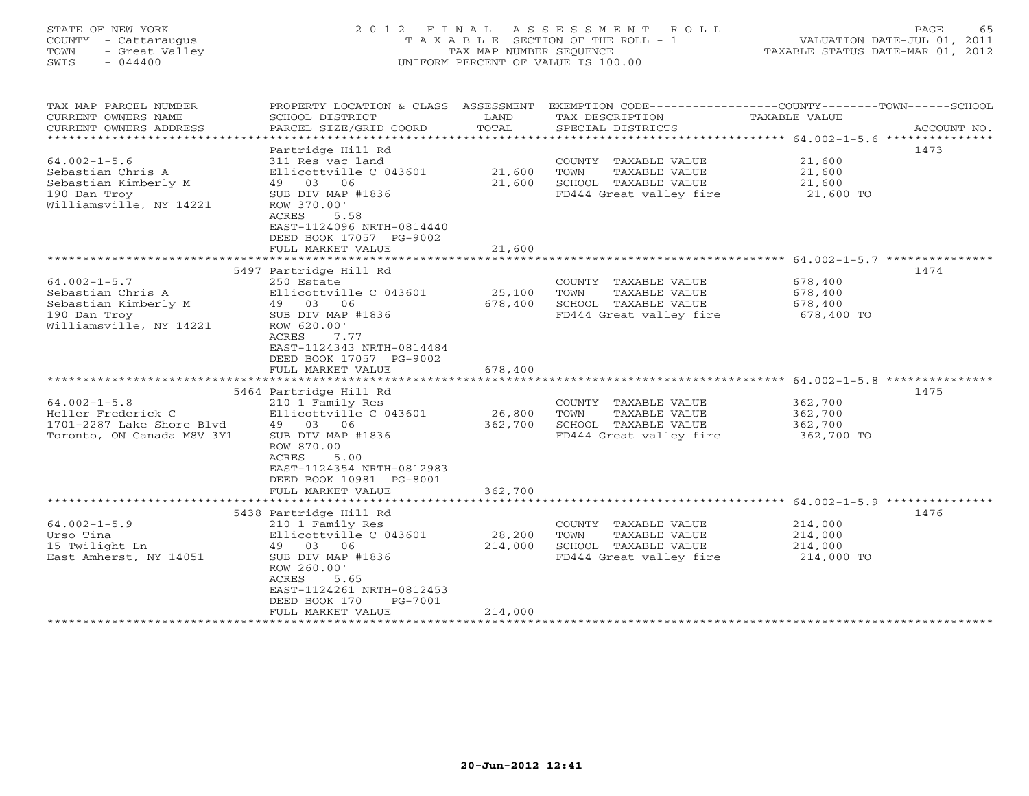STATE OF NEW YORK
COUNTY - Cattaraugus
TOWN - Great Valley
SWIS - 044400

2 0 1 2 F I N A L A S S E S S M E N T R O L L
T A X A B L E SECTION OF THE ROLL - 1
TAX MAP NUMBER SEQUENCE
UNIFORM PERCENT OF VALUE IS 100.00

VALUATION DATE-JUL 01, 2011
TAXABLE STATUS DATE-MAR 01, 2012

| TAX MAP PARCEL NUMBER / CURRENT OWNERS NAME / CURRENT OWNERS ADDRESS | PROPERTY LOCATION & CLASS / SCHOOL DISTRICT / PARCEL SIZE/GRID COORD | ASSESSMENT LAND / TOTAL | EXEMPTION CODE / TAX DESCRIPTION / SPECIAL DISTRICTS | TAXABLE VALUE (COUNTY / TOWN / SCHOOL) | ACCOUNT NO. |
|---|---|---|---|---|---|
| 64.002-1-5.6 | Partridge Hill Rd | | | | 1473 |
| | 311 Res vac land | | COUNTY TAXABLE VALUE | 21,600 | |
| Sebastian Chris A | Ellicottville C 043601 | 21,600 | TOWN TAXABLE VALUE | 21,600 | |
| Sebastian Kimberly M | 49 03 06 | 21,600 | SCHOOL TAXABLE VALUE | 21,600 | |
| 190 Dan Troy | SUB DIV MAP #1836 | | FD444 Great valley fire | 21,600 TO | |
| Williamsville, NY 14221 | ROW 370.00' | | | | |
| | ACRES 5.58 | | | | |
| | EAST-1124096 NRTH-0814440 | | | | |
| | DEED BOOK 17057 PG-9002 | | | | |
| | FULL MARKET VALUE | 21,600 | | | |
| 64.002-1-5.7 | 5497 Partridge Hill Rd | | | | 1474 |
| | 250 Estate | | COUNTY TAXABLE VALUE | 678,400 | |
| Sebastian Chris A | Ellicottville C 043601 | 25,100 | TOWN TAXABLE VALUE | 678,400 | |
| Sebastian Kimberly M | 49 03 06 | 678,400 | SCHOOL TAXABLE VALUE | 678,400 | |
| 190 Dan Troy | SUB DIV MAP #1836 | | FD444 Great valley fire | 678,400 TO | |
| Williamsville, NY 14221 | ROW 620.00' | | | | |
| | ACRES 7.77 | | | | |
| | EAST-1124343 NRTH-0814484 | | | | |
| | DEED BOOK 17057 PG-9002 | | | | |
| | FULL MARKET VALUE | 678,400 | | | |
| 64.002-1-5.8 | 5464 Partridge Hill Rd | | | | 1475 |
| | 210 1 Family Res | | COUNTY TAXABLE VALUE | 362,700 | |
| Heller Frederick C | Ellicottville C 043601 | 26,800 | TOWN TAXABLE VALUE | 362,700 | |
| 1701-2287 Lake Shore Blvd | 49 03 06 | 362,700 | SCHOOL TAXABLE VALUE | 362,700 | |
| Toronto, ON Canada M8V 3Y1 | SUB DIV MAP #1836 | | FD444 Great valley fire | 362,700 TO | |
| | ROW 870.00 | | | | |
| | ACRES 5.00 | | | | |
| | EAST-1124354 NRTH-0812983 | | | | |
| | DEED BOOK 10981 PG-8001 | | | | |
| | FULL MARKET VALUE | 362,700 | | | |
| 64.002-1-5.9 | 5438 Partridge Hill Rd | | | | 1476 |
| | 210 1 Family Res | | COUNTY TAXABLE VALUE | 214,000 | |
| Urso Tina | Ellicottville C 043601 | 28,200 | TOWN TAXABLE VALUE | 214,000 | |
| 15 Twilight Ln | 49 03 06 | 214,000 | SCHOOL TAXABLE VALUE | 214,000 | |
| East Amherst, NY 14051 | SUB DIV MAP #1836 | | FD444 Great valley fire | 214,000 TO | |
| | ROW 260.00' | | | | |
| | ACRES 5.65 | | | | |
| | EAST-1124261 NRTH-0812453 | | | | |
| | DEED BOOK 170 PG-7001 | | | | |
| | FULL MARKET VALUE | 214,000 | | | |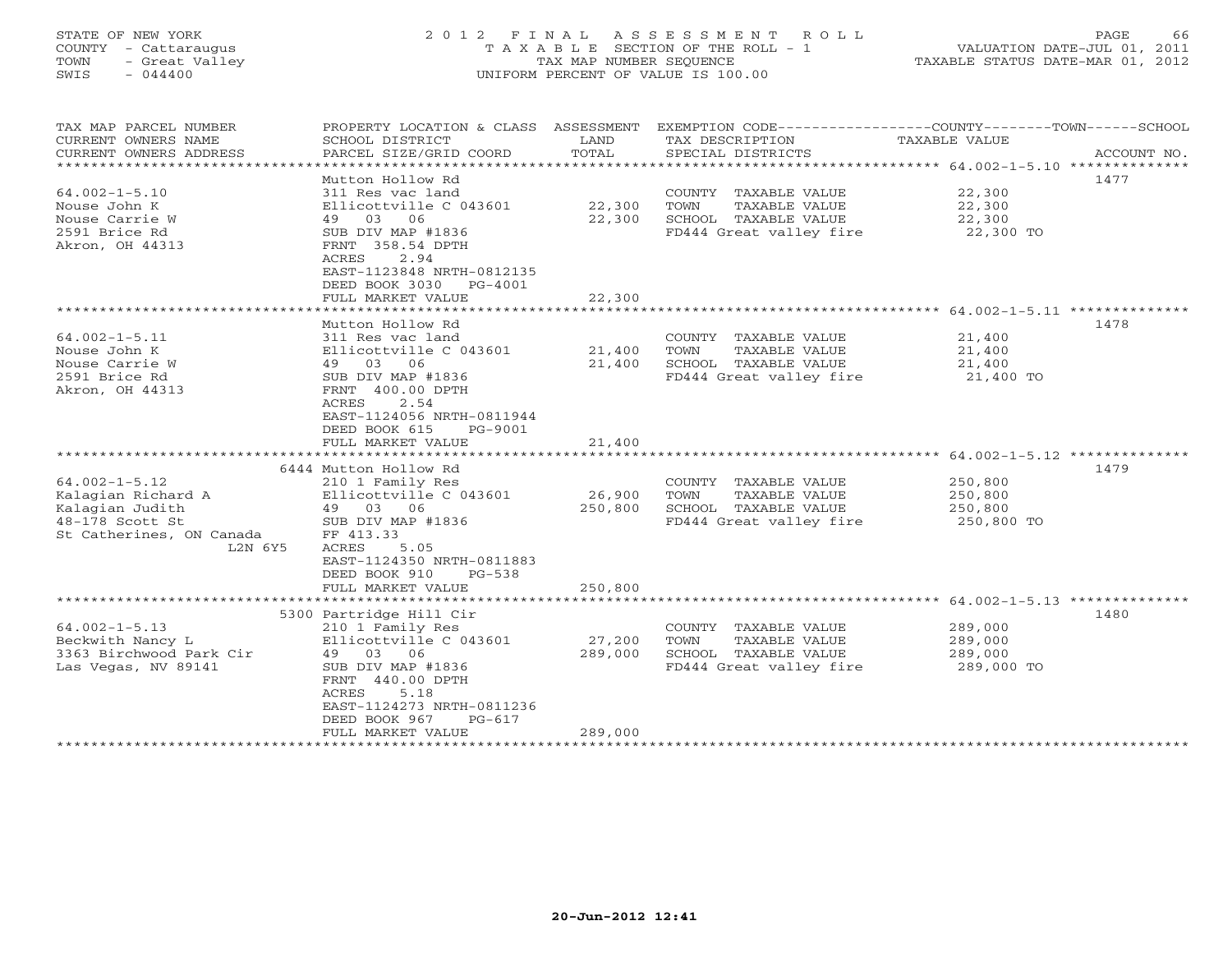STATE OF NEW YORK
COUNTY - Cattaraugus
TOWN - Great Valley
SWIS - 044400

# 2012 FINAL ASSESSMENT ROLL
TAXABLE SECTION OF THE ROLL - 1
TAX MAP NUMBER SEQUENCE
UNIFORM PERCENT OF VALUE IS 100.00

VALUATION DATE-JUL 01, 2011
TAXABLE STATUS DATE-MAR 01, 2012

| TAX MAP PARCEL NUMBER / CURRENT OWNERS NAME / CURRENT OWNERS ADDRESS | PROPERTY LOCATION & CLASS / SCHOOL DISTRICT / PARCEL SIZE/GRID COORD | ASSESSMENT LAND | TOTAL | EXEMPTION CODE / TAX DESCRIPTION / SPECIAL DISTRICTS | TAXABLE VALUE COUNTY/TOWN/SCHOOL | ACCOUNT NO. |
|---|---|---|---|---|---|---|
| 64.002-1-5.10 | Mutton Hollow Rd | | | | | 1477 |
| Nouse John K | 311 Res vac land | | | COUNTY TAXABLE VALUE | 22,300 | |
| Nouse Carrie W | Ellicottville C 043601 | 22,300 | | TOWN TAXABLE VALUE | 22,300 | |
| 2591 Brice Rd | 49 03 06 | | 22,300 | SCHOOL TAXABLE VALUE | 22,300 | |
| Akron, OH 44313 | SUB DIV MAP #1836 | | | FD444 Great valley fire | 22,300 TO | |
| | FRNT 358.54 DPTH | | | | | |
| | ACRES 2.94 | | | | | |
| | EAST-1123848 NRTH-0812135 | | | | | |
| | DEED BOOK 3030 PG-4001 | | | | | |
| | FULL MARKET VALUE | | 22,300 | | | |
| 64.002-1-5.11 | Mutton Hollow Rd | | | | | 1478 |
| Nouse John K | 311 Res vac land | | | COUNTY TAXABLE VALUE | 21,400 | |
| Nouse Carrie W | Ellicottville C 043601 | 21,400 | | TOWN TAXABLE VALUE | 21,400 | |
| 2591 Brice Rd | 49 03 06 | | 21,400 | SCHOOL TAXABLE VALUE | 21,400 | |
| Akron, OH 44313 | SUB DIV MAP #1836 | | | FD444 Great valley fire | 21,400 TO | |
| | FRNT 400.00 DPTH | | | | | |
| | ACRES 2.54 | | | | | |
| | EAST-1124056 NRTH-0811944 | | | | | |
| | DEED BOOK 615 PG-9001 | | | | | |
| | FULL MARKET VALUE | | 21,400 | | | |
| 64.002-1-5.12 | 6444 Mutton Hollow Rd | | | | | 1479 |
| Kalagian Richard A | 210 1 Family Res | | | COUNTY TAXABLE VALUE | 250,800 | |
| Kalagian Judith | Ellicottville C 043601 | 26,900 | | TOWN TAXABLE VALUE | 250,800 | |
| 48-178 Scott St | 49 03 06 | | 250,800 | SCHOOL TAXABLE VALUE | 250,800 | |
| St Catherines, ON Canada | SUB DIV MAP #1836 | | | FD444 Great valley fire | 250,800 TO | |
| L2N 6Y5 | FF 413.33 | | | | | |
| | ACRES 5.05 | | | | | |
| | EAST-1124350 NRTH-0811883 | | | | | |
| | DEED BOOK 910 PG-538 | | | | | |
| | FULL MARKET VALUE | | 250,800 | | | |
| 64.002-1-5.13 | 5300 Partridge Hill Cir | | | | | 1480 |
| Beckwith Nancy L | 210 1 Family Res | | | COUNTY TAXABLE VALUE | 289,000 | |
| 3363 Birchwood Park Cir | Ellicottville C 043601 | 27,200 | | TOWN TAXABLE VALUE | 289,000 | |
| Las Vegas, NV 89141 | 49 03 06 | | 289,000 | SCHOOL TAXABLE VALUE | 289,000 | |
| | SUB DIV MAP #1836 | | | FD444 Great valley fire | 289,000 TO | |
| | FRNT 440.00 DPTH | | | | | |
| | ACRES 5.18 | | | | | |
| | EAST-1124273 NRTH-0811236 | | | | | |
| | DEED BOOK 967 PG-617 | | | | | |
| | FULL MARKET VALUE | | 289,000 | | | |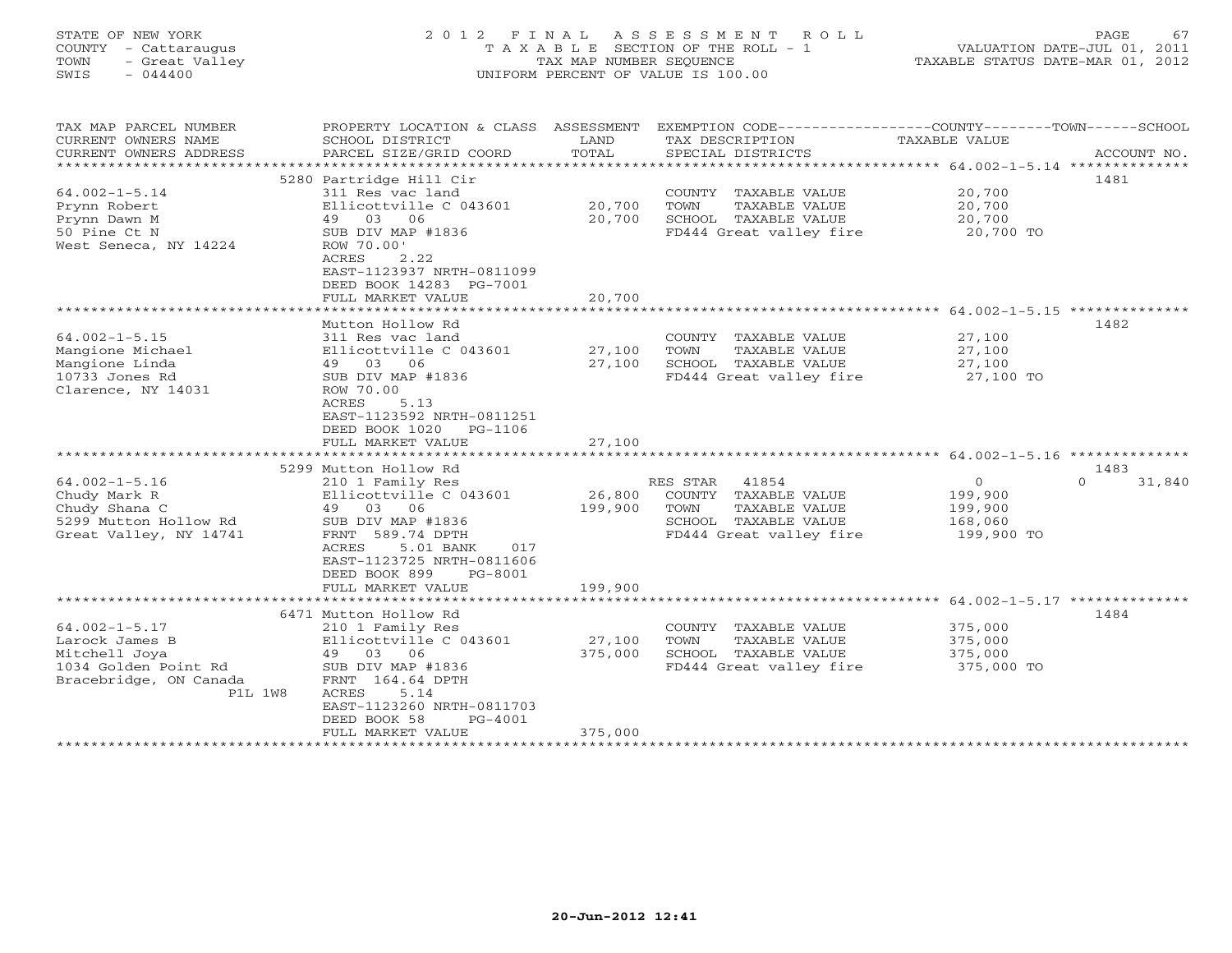STATE OF NEW YORK
COUNTY - Cattaraugus
TOWN - Great Valley
SWIS - 044400

2 0 1 2 F I N A L A S S E S S M E N T R O L L
T A X A B L E SECTION OF THE ROLL - 1
TAX MAP NUMBER SEQUENCE
UNIFORM PERCENT OF VALUE IS 100.00

VALUATION DATE-JUL 01, 2011
TAXABLE STATUS DATE-MAR 01, 2012

| TAX MAP PARCEL NUMBER / CURRENT OWNERS NAME / CURRENT OWNERS ADDRESS | PROPERTY LOCATION & CLASS / SCHOOL DISTRICT / PARCEL SIZE/GRID COORD | ASSESSMENT LAND / TOTAL | EXEMPTION CODE / TAX DESCRIPTION / SPECIAL DISTRICTS | TAXABLE VALUE (COUNTY / TOWN / SCHOOL) | ACCOUNT NO. |
|---|---|---|---|---|---|
| 64.002-1-5.14 | 5280 Partridge Hill Cir | | | | 1481 |
| Prynn Robert | 311 Res vac land | | COUNTY TAXABLE VALUE | 20,700 | |
| Prynn Dawn M | Ellicottville C 043601 | 20,700 | TOWN TAXABLE VALUE | 20,700 | |
| 50 Pine Ct N | 49 03 06 | 20,700 | SCHOOL TAXABLE VALUE | 20,700 | |
| West Seneca, NY 14224 | SUB DIV MAP #1836 | | FD444 Great valley fire | 20,700 TO | |
| | ROW 70.00' | | | | |
| | ACRES 2.22 | | | | |
| | EAST-1123937 NRTH-0811099 | | | | |
| | DEED BOOK 14283 PG-7001 | | | | |
| | FULL MARKET VALUE | 20,700 | | | |
| 64.002-1-5.15 | Mutton Hollow Rd | | | | 1482 |
| Mangione Michael | 311 Res vac land | | COUNTY TAXABLE VALUE | 27,100 | |
| Mangione Linda | Ellicottville C 043601 | 27,100 | TOWN TAXABLE VALUE | 27,100 | |
| 10733 Jones Rd | 49 03 06 | 27,100 | SCHOOL TAXABLE VALUE | 27,100 | |
| Clarence, NY 14031 | SUB DIV MAP #1836 | | FD444 Great valley fire | 27,100 TO | |
| | ROW 70.00 | | | | |
| | ACRES 5.13 | | | | |
| | EAST-1123592 NRTH-0811251 | | | | |
| | DEED BOOK 1020 PG-1106 | | | | |
| | FULL MARKET VALUE | 27,100 | | | |
| 64.002-1-5.16 | 5299 Mutton Hollow Rd | | | | 1483 |
| Chudy Mark R | 210 1 Family Res | | RES STAR 41854 | 0 / 0 / 31,840 | |
| Chudy Shana C | Ellicottville C 043601 | 26,800 | COUNTY TAXABLE VALUE | 199,900 | |
| 5299 Mutton Hollow Rd | 49 03 06 | 199,900 | TOWN TAXABLE VALUE | 199,900 | |
| Great Valley, NY 14741 | SUB DIV MAP #1836 | | SCHOOL TAXABLE VALUE | 168,060 | |
| | FRNT 589.74 DPTH | | FD444 Great valley fire | 199,900 TO | |
| | ACRES 5.01 BANK 017 | | | | |
| | EAST-1123725 NRTH-0811606 | | | | |
| | DEED BOOK 899 PG-8001 | | | | |
| | FULL MARKET VALUE | 199,900 | | | |
| 64.002-1-5.17 | 6471 Mutton Hollow Rd | | | | 1484 |
| Larock James B | 210 1 Family Res | | COUNTY TAXABLE VALUE | 375,000 | |
| Mitchell Joya | Ellicottville C 043601 | 27,100 | TOWN TAXABLE VALUE | 375,000 | |
| 1034 Golden Point Rd | 49 03 06 | 375,000 | SCHOOL TAXABLE VALUE | 375,000 | |
| Bracebridge, ON Canada P1L 1W8 | SUB DIV MAP #1836 | | FD444 Great valley fire | 375,000 TO | |
| | FRNT 164.64 DPTH | | | | |
| | ACRES 5.14 | | | | |
| | EAST-1123260 NRTH-0811703 | | | | |
| | DEED BOOK 58 PG-4001 | | | | |
| | FULL MARKET VALUE | 375,000 | | | |

20-Jun-2012 12:41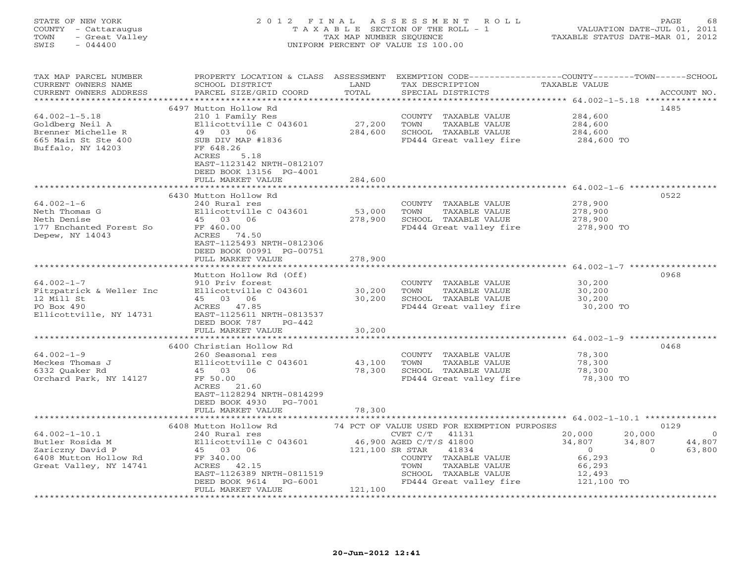STATE OF NEW YORK
COUNTY - Cattaraugus
TOWN - Great Valley
SWIS - 044400

2012 FINAL ASSESSMENT ROLL
TAXABLE SECTION OF THE ROLL - 1
TAX MAP NUMBER SEQUENCE
UNIFORM PERCENT OF VALUE IS 100.00

VALUATION DATE-JUL 01, 2011
TAXABLE STATUS DATE-MAR 01, 2012

| TAX MAP PARCEL NUMBER / CURRENT OWNERS NAME / CURRENT OWNERS ADDRESS | PROPERTY LOCATION & CLASS / SCHOOL DISTRICT / PARCEL SIZE/GRID COORD | ASSESSMENT LAND / TOTAL | EXEMPTION CODE / TAX DESCRIPTION / SPECIAL DISTRICTS | COUNTY | TOWN | SCHOOL | ACCOUNT NO. |
|---|---|---|---|---|---|---|---|
| 64.002-1-5.18 | 6497 Mutton Hollow Rd | | | | | | 1485 |
| Goldberg Neil A | 210 1 Family Res | | COUNTY TAXABLE VALUE | 284,600 | | | |
| Brenner Michelle R | Ellicottville C 043601 | 27,200 | TOWN TAXABLE VALUE | | 284,600 | | |
| 665 Main St Ste 400 | 49 03 06 | 284,600 | SCHOOL TAXABLE VALUE | | | 284,600 | |
| Buffalo, NY 14203 | SUB DIV MAP #1836 | | FD444 Great valley fire | 284,600 TO | | | |
| | FF 648.26 | | | | | | |
| | ACRES 5.18 | | | | | | |
| | EAST-1123142 NRTH-0812107 | | | | | | |
| | DEED BOOK 13156 PG-4001 | | | | | | |
| | FULL MARKET VALUE | 284,600 | | | | | |
| 64.002-1-6 | 6430 Mutton Hollow Rd | | | | | | 0522 |
| Neth Thomas G | 240 Rural res | | COUNTY TAXABLE VALUE | 278,900 | | | |
| Neth Denise | Ellicottville C 043601 | 53,000 | TOWN TAXABLE VALUE | | 278,900 | | |
| 177 Enchanted Forest So | 45 03 06 | 278,900 | SCHOOL TAXABLE VALUE | | | 278,900 | |
| Depew, NY 14043 | FF 460.00 | | FD444 Great valley fire | 278,900 TO | | | |
| | ACRES 74.50 | | | | | | |
| | EAST-1125493 NRTH-0812306 | | | | | | |
| | DEED BOOK 00991 PG-00751 | | | | | | |
| | FULL MARKET VALUE | 278,900 | | | | | |
| 64.002-1-7 | Mutton Hollow Rd (Off) | | | | | | 0968 |
| Fitzpatrick & Weller Inc | 910 Priv forest | | COUNTY TAXABLE VALUE | 30,200 | | | |
| 12 Mill St | Ellicottville C 043601 | 30,200 | TOWN TAXABLE VALUE | | 30,200 | | |
| PO Box 490 | 45 03 06 | 30,200 | SCHOOL TAXABLE VALUE | | | 30,200 | |
| Ellicottville, NY 14731 | ACRES 47.85 | | FD444 Great valley fire | 30,200 TO | | | |
| | EAST-1125611 NRTH-0813537 | | | | | | |
| | DEED BOOK 787 PG-442 | | | | | | |
| | FULL MARKET VALUE | 30,200 | | | | | |
| 64.002-1-9 | 6400 Christian Hollow Rd | | | | | | 0468 |
| Meckes Thomas J | 260 Seasonal res | | COUNTY TAXABLE VALUE | 78,300 | | | |
| 6332 Quaker Rd | Ellicottville C 043601 | 43,100 | TOWN TAXABLE VALUE | | 78,300 | | |
| Orchard Park, NY 14127 | 45 03 06 | 78,300 | SCHOOL TAXABLE VALUE | | | 78,300 | |
| | FF 50.00 | | FD444 Great valley fire | 78,300 TO | | | |
| | ACRES 21.60 | | | | | | |
| | EAST-1128294 NRTH-0814299 | | | | | | |
| | DEED BOOK 4930 PG-7001 | | | | | | |
| | FULL MARKET VALUE | 78,300 | | | | | |
| 64.002-1-10.1 | 6408 Mutton Hollow Rd | | 74 PCT OF VALUE USED FOR EXEMPTION PURPOSES | | | | 0129 |
| Butler Rosida M | 240 Rural res | | CVET C/T 41131 | 20,000 | 20,000 | 0 | |
| Zariczny David P | Ellicottville C 043601 | 46,900 | AGED C/T/S 41800 | 34,807 | 34,807 | 44,807 | |
| 6408 Mutton Hollow Rd | 45 03 06 | 121,100 | SR STAR 41834 | 0 | 0 | 63,800 | |
| Great Valley, NY 14741 | FF 340.00 | | COUNTY TAXABLE VALUE | 66,293 | | | |
| | ACRES 42.15 | | TOWN TAXABLE VALUE | | 66,293 | | |
| | EAST-1126389 NRTH-0811519 | | SCHOOL TAXABLE VALUE | | | 12,493 | |
| | DEED BOOK 9614 PG-6001 | | FD444 Great valley fire | 121,100 TO | | | |
| | FULL MARKET VALUE | 121,100 | | | | | |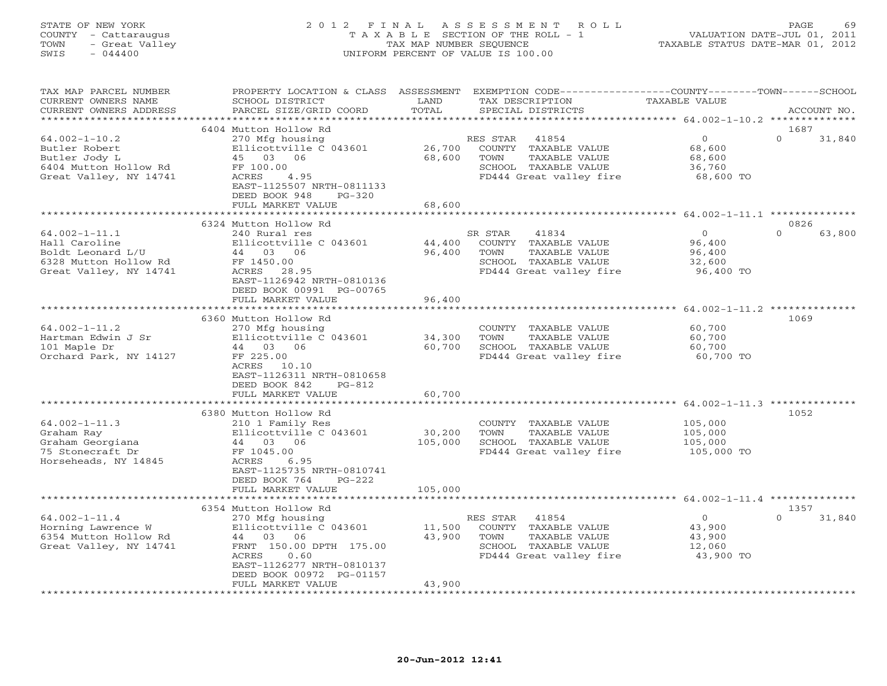STATE OF NEW YORK
COUNTY - Cattaraugus
TOWN - Great Valley
SWIS - 044400

2012 FINAL ASSESSMENT ROLL
TAXABLE SECTION OF THE ROLL - 1
TAX MAP NUMBER SEQUENCE
UNIFORM PERCENT OF VALUE IS 100.00

VALUATION DATE-JUL 01, 2011
TAXABLE STATUS DATE-MAR 01, 2012

| TAX MAP PARCEL NUMBER / CURRENT OWNERS NAME / CURRENT OWNERS ADDRESS | PROPERTY LOCATION & CLASS / SCHOOL DISTRICT / PARCEL SIZE/GRID COORD | ASSESSMENT LAND / TOTAL | EXEMPTION CODE / TAX DESCRIPTION / SPECIAL DISTRICTS | COUNTY / TOWN TAXABLE VALUE | SCHOOL / ACCOUNT NO. |
|---|---|---|---|---|---|
| **64.002-1-10.2** | 6404 Mutton Hollow Rd | | | | 1687 |
| 64.002-1-10.2 | 270 Mfg housing | | RES STAR 41854 | 0 | 0 31,840 |
| Butler Robert | Ellicottville C 043601 | 26,700 | COUNTY TAXABLE VALUE | 68,600 | |
| Butler Jody L | 45 03 06 | 68,600 | TOWN TAXABLE VALUE | 68,600 | |
| 6404 Mutton Hollow Rd | FF 100.00 | | SCHOOL TAXABLE VALUE | 36,760 | |
| Great Valley, NY 14741 | ACRES 4.95 | | FD444 Great valley fire | 68,600 TO | |
| | EAST-1125507 NRTH-0811133 | | | | |
| | DEED BOOK 948 PG-320 | | | | |
| | FULL MARKET VALUE | 68,600 | | | |
| **64.002-1-11.1** | 6324 Mutton Hollow Rd | | | | 0826 |
| 64.002-1-11.1 | 240 Rural res | | SR STAR 41834 | 0 | 0 63,800 |
| Hall Caroline | Ellicottville C 043601 | 44,400 | COUNTY TAXABLE VALUE | 96,400 | |
| Boldt Leonard L/U | 44 03 06 | 96,400 | TOWN TAXABLE VALUE | 96,400 | |
| 6328 Mutton Hollow Rd | FF 1450.00 | | SCHOOL TAXABLE VALUE | 32,600 | |
| Great Valley, NY 14741 | ACRES 28.95 | | FD444 Great valley fire | 96,400 TO | |
| | EAST-1126942 NRTH-0810136 | | | | |
| | DEED BOOK 00991 PG-00765 | | | | |
| | FULL MARKET VALUE | 96,400 | | | |
| **64.002-1-11.2** | 6360 Mutton Hollow Rd | | | | 1069 |
| 64.002-1-11.2 | 270 Mfg housing | | COUNTY TAXABLE VALUE | 60,700 | |
| Hartman Edwin J Sr | Ellicottville C 043601 | 34,300 | TOWN TAXABLE VALUE | 60,700 | |
| 101 Maple Dr | 44 03 06 | 60,700 | SCHOOL TAXABLE VALUE | 60,700 | |
| Orchard Park, NY 14127 | FF 225.00 | | FD444 Great valley fire | 60,700 TO | |
| | ACRES 10.10 | | | | |
| | EAST-1126311 NRTH-0810658 | | | | |
| | DEED BOOK 842 PG-812 | | | | |
| | FULL MARKET VALUE | 60,700 | | | |
| **64.002-1-11.3** | 6380 Mutton Hollow Rd | | | | 1052 |
| 64.002-1-11.3 | 210 1 Family Res | | COUNTY TAXABLE VALUE | 105,000 | |
| Graham Ray | Ellicottville C 043601 | 30,200 | TOWN TAXABLE VALUE | 105,000 | |
| Graham Georgiana | 44 03 06 | 105,000 | SCHOOL TAXABLE VALUE | 105,000 | |
| 75 Stonecraft Dr | FF 1045.00 | | FD444 Great valley fire | 105,000 TO | |
| Horseheads, NY 14845 | ACRES 6.95 | | | | |
| | EAST-1125735 NRTH-0810741 | | | | |
| | DEED BOOK 764 PG-222 | | | | |
| | FULL MARKET VALUE | 105,000 | | | |
| **64.002-1-11.4** | 6354 Mutton Hollow Rd | | | | 1357 |
| 64.002-1-11.4 | 270 Mfg housing | | RES STAR 41854 | 0 | 0 31,840 |
| Horning Lawrence W | Ellicottville C 043601 | 11,500 | COUNTY TAXABLE VALUE | 43,900 | |
| 6354 Mutton Hollow Rd | 44 03 06 | 43,900 | TOWN TAXABLE VALUE | 43,900 | |
| Great Valley, NY 14741 | FRNT 150.00 DPTH 175.00 | | SCHOOL TAXABLE VALUE | 12,060 | |
| | ACRES 0.60 | | FD444 Great valley fire | 43,900 TO | |
| | EAST-1126277 NRTH-0810137 | | | | |
| | DEED BOOK 00972 PG-01157 | | | | |
| | FULL MARKET VALUE | 43,900 | | | |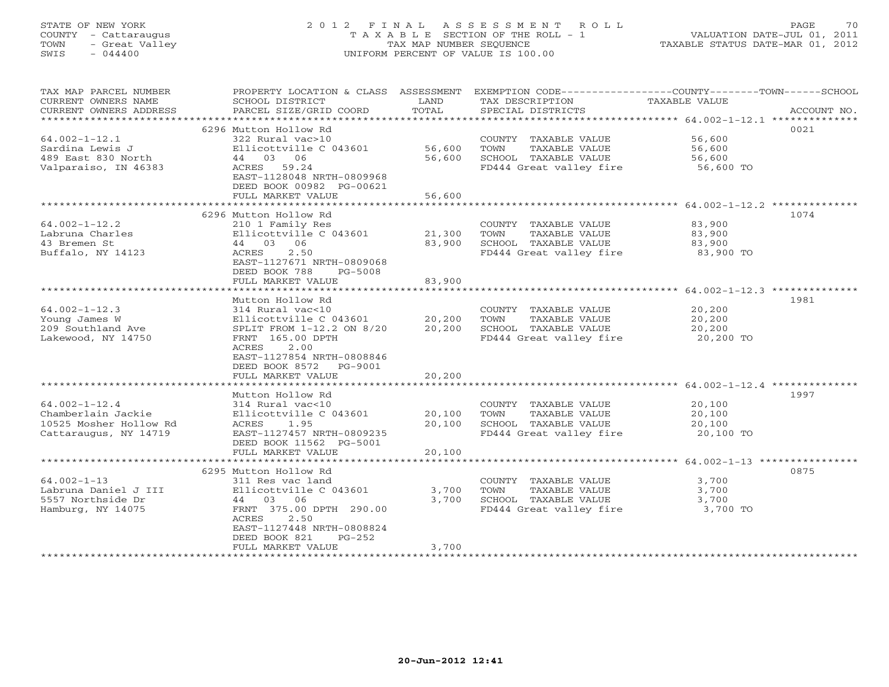STATE OF NEW YORK
COUNTY - Cattaraugus
TOWN - Great Valley
SWIS - 044400

2012 FINAL ASSESSMENT ROLL
TAXABLE SECTION OF THE ROLL - 1
TAX MAP NUMBER SEQUENCE
UNIFORM PERCENT OF VALUE IS 100.00

VALUATION DATE-JUL 01, 2011
TAXABLE STATUS DATE-MAR 01, 2012

| TAX MAP PARCEL NUMBER / CURRENT OWNERS NAME / CURRENT OWNERS ADDRESS | PROPERTY LOCATION & CLASS / SCHOOL DISTRICT / PARCEL SIZE/GRID COORD | ASSESSMENT LAND | TOTAL | EXEMPTION CODE / TAX DESCRIPTION / SPECIAL DISTRICTS | TAXABLE VALUE | ACCOUNT NO. |
|---|---|---|---|---|---|---|
| | 6296 Mutton Hollow Rd | | | | | 0021 |
| 64.002-1-12.1 | 322 Rural vac>10 | | | COUNTY TAXABLE VALUE | 56,600 | |
| Sardina Lewis J | Ellicottville C 043601 | 56,600 | | TOWN TAXABLE VALUE | 56,600 | |
| 489 East 830 North | 44 03 06 | | 56,600 | SCHOOL TAXABLE VALUE | 56,600 | |
| Valparaiso, IN 46383 | ACRES 59.24 | | | FD444 Great valley fire | 56,600 TO | |
| | EAST-1128048 NRTH-0809968 | | | | | |
| | DEED BOOK 00982 PG-00621 | | | | | |
| | FULL MARKET VALUE | | 56,600 | | | |
| | 6296 Mutton Hollow Rd | | | | | 1074 |
| 64.002-1-12.2 | 210 1 Family Res | | | COUNTY TAXABLE VALUE | 83,900 | |
| Labruna Charles | Ellicottville C 043601 | 21,300 | | TOWN TAXABLE VALUE | 83,900 | |
| 43 Bremen St | 44 03 06 | | 83,900 | SCHOOL TAXABLE VALUE | 83,900 | |
| Buffalo, NY 14123 | ACRES 2.50 | | | FD444 Great valley fire | 83,900 TO | |
| | EAST-1127671 NRTH-0809068 | | | | | |
| | DEED BOOK 788 PG-5008 | | | | | |
| | FULL MARKET VALUE | | 83,900 | | | |
| | Mutton Hollow Rd | | | | | 1981 |
| 64.002-1-12.3 | 314 Rural vac<10 | | | COUNTY TAXABLE VALUE | 20,200 | |
| Young James W | Ellicottville C 043601 | 20,200 | | TOWN TAXABLE VALUE | 20,200 | |
| 209 Southland Ave | SPLIT FROM 1-12.2 ON 8/20 | | 20,200 | SCHOOL TAXABLE VALUE | 20,200 | |
| Lakewood, NY 14750 | FRNT 165.00 DPTH | | | FD444 Great valley fire | 20,200 TO | |
| | ACRES 2.00 | | | | | |
| | EAST-1127854 NRTH-0808846 | | | | | |
| | DEED BOOK 8572 PG-9001 | | | | | |
| | FULL MARKET VALUE | | 20,200 | | | |
| | Mutton Hollow Rd | | | | | 1997 |
| 64.002-1-12.4 | 314 Rural vac<10 | | | COUNTY TAXABLE VALUE | 20,100 | |
| Chamberlain Jackie | Ellicottville C 043601 | 20,100 | | TOWN TAXABLE VALUE | 20,100 | |
| 10525 Mosher Hollow Rd | ACRES 1.95 | | 20,100 | SCHOOL TAXABLE VALUE | 20,100 | |
| Cattaraugus, NY 14719 | EAST-1127457 NRTH-0809235 | | | FD444 Great valley fire | 20,100 TO | |
| | DEED BOOK 11562 PG-5001 | | | | | |
| | FULL MARKET VALUE | | 20,100 | | | |
| | 6295 Mutton Hollow Rd | | | | | 0875 |
| 64.002-1-13 | 311 Res vac land | | | COUNTY TAXABLE VALUE | 3,700 | |
| Labruna Daniel J III | Ellicottville C 043601 | 3,700 | | TOWN TAXABLE VALUE | 3,700 | |
| 5557 Northside Dr | 44 03 06 | | 3,700 | SCHOOL TAXABLE VALUE | 3,700 | |
| Hamburg, NY 14075 | FRNT 375.00 DPTH 290.00 | | | FD444 Great valley fire | 3,700 TO | |
| | ACRES 2.50 | | | | | |
| | EAST-1127448 NRTH-0808824 | | | | | |
| | DEED BOOK 821 PG-252 | | | | | |
| | FULL MARKET VALUE | | 3,700 | | | |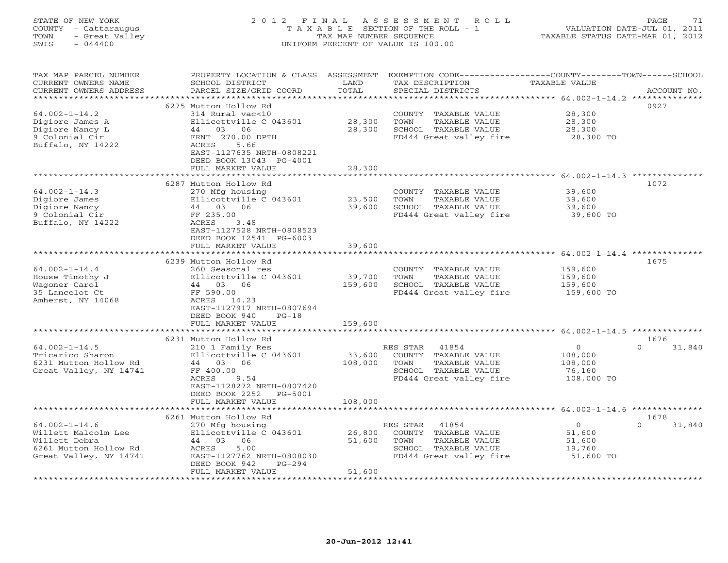STATE OF NEW YORK
COUNTY - Cattaraugus
TOWN - Great Valley
SWIS - 044400

# 2012 FINAL ASSESSMENT ROLL

TAXABLE SECTION OF THE ROLL - 1
TAX MAP NUMBER SEQUENCE
UNIFORM PERCENT OF VALUE IS 100.00

VALUATION DATE-JUL 01, 2011
TAXABLE STATUS DATE-MAR 01, 2012

| TAX MAP PARCEL NUMBER / CURRENT OWNERS NAME / CURRENT OWNERS ADDRESS | PROPERTY LOCATION & CLASS / SCHOOL DISTRICT / PARCEL SIZE/GRID COORD | ASSESSMENT LAND / TOTAL | EXEMPTION CODE / TAX DESCRIPTION / SPECIAL DISTRICTS | COUNTY / TOWN / SCHOOL TAXABLE VALUE | ACCOUNT NO. |
|---|---|---|---|---|---|
| 64.002-1-14.2 | 6275 Mutton Hollow Rd | | | | 0927 |
| Digiore James A | 314 Rural vac<10 | | COUNTY TAXABLE VALUE | 28,300 | |
| Digiore Nancy L | Ellicottville C 043601 | 28,300 | TOWN TAXABLE VALUE | 28,300 | |
| 9 Colonial Cir | 44 03 06 | 28,300 | SCHOOL TAXABLE VALUE | 28,300 | |
| Buffalo, NY 14222 | FRNT 270.00 DPTH | | FD444 Great valley fire | 28,300 TO | |
| | ACRES 5.66 | | | | |
| | EAST-1127635 NRTH-0808221 | | | | |
| | DEED BOOK 13043 PG-4001 | | | | |
| | FULL MARKET VALUE | 28,300 | | | |
| 64.002-1-14.3 | 6287 Mutton Hollow Rd | | | | 1072 |
| Digiore James | 270 Mfg housing | | COUNTY TAXABLE VALUE | 39,600 | |
| Digiore Nancy | Ellicottville C 043601 | 23,500 | TOWN TAXABLE VALUE | 39,600 | |
| 9 Colonial Cir | 44 03 06 | 39,600 | SCHOOL TAXABLE VALUE | 39,600 | |
| Buffalo, NY 14222 | FF 235.00 | | FD444 Great valley fire | 39,600 TO | |
| | ACRES 3.48 | | | | |
| | EAST-1127528 NRTH-0808523 | | | | |
| | DEED BOOK 12541 PG-6003 | | | | |
| | FULL MARKET VALUE | 39,600 | | | |
| 64.002-1-14.4 | 6239 Mutton Hollow Rd | | | | 1675 |
| House Timothy J | 260 Seasonal res | | COUNTY TAXABLE VALUE | 159,600 | |
| Wagoner Carol | Ellicottville C 043601 | 39,700 | TOWN TAXABLE VALUE | 159,600 | |
| 35 Lancelot Ct | 44 03 06 | 159,600 | SCHOOL TAXABLE VALUE | 159,600 | |
| Amherst, NY 14068 | FF 590.00 | | FD444 Great valley fire | 159,600 TO | |
| | ACRES 14.23 | | | | |
| | EAST-1127917 NRTH-0807694 | | | | |
| | DEED BOOK 940 PG-18 | | | | |
| | FULL MARKET VALUE | 159,600 | | | |
| 64.002-1-14.5 | 6231 Mutton Hollow Rd | | | | 1676 |
| Tricarico Sharon | 210 1 Family Res | | RES STAR 41854 | 0 | 0 31,840 |
| 6231 Mutton Hollow Rd | Ellicottville C 043601 | 33,600 | COUNTY TAXABLE VALUE | 108,000 | |
| Great Valley, NY 14741 | 44 03 06 | 108,000 | TOWN TAXABLE VALUE | 108,000 | |
| | FF 400.00 | | SCHOOL TAXABLE VALUE | 76,160 | |
| | ACRES 9.54 | | FD444 Great valley fire | 108,000 TO | |
| | EAST-1128272 NRTH-0807420 | | | | |
| | DEED BOOK 2252 PG-5001 | | | | |
| | FULL MARKET VALUE | 108,000 | | | |
| 64.002-1-14.6 | 6261 Mutton Hollow Rd | | | | 1678 |
| Willett Malcolm Lee | 270 Mfg housing | | RES STAR 41854 | 0 | 0 31,840 |
| Willett Debra | Ellicottville C 043601 | 26,800 | COUNTY TAXABLE VALUE | 51,600 | |
| 6261 Mutton Hollow Rd | 44 03 06 | 51,600 | TOWN TAXABLE VALUE | 51,600 | |
| Great Valley, NY 14741 | ACRES 5.00 | | SCHOOL TAXABLE VALUE | 19,760 | |
| | EAST-1127762 NRTH-0808030 | | FD444 Great valley fire | 51,600 TO | |
| | DEED BOOK 942 PG-294 | | | | |
| | FULL MARKET VALUE | 51,600 | | | |

20-Jun-2012 12:41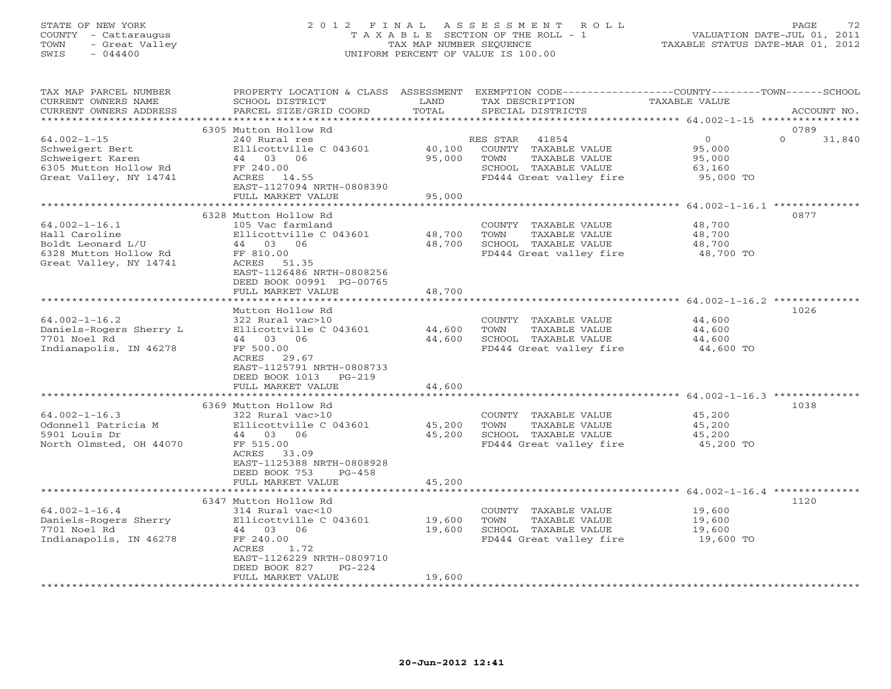STATE OF NEW YORK
COUNTY - Cattaraugus
TOWN - Great Valley
SWIS - 044400

# 2012 FINAL ASSESSMENT ROLL

TAXABLE SECTION OF THE ROLL - 1
TAX MAP NUMBER SEQUENCE
UNIFORM PERCENT OF VALUE IS 100.00

VALUATION DATE-JUL 01, 2011
TAXABLE STATUS DATE-MAR 01, 2012

| TAX MAP PARCEL NUMBER / CURRENT OWNERS NAME / CURRENT OWNERS ADDRESS | PROPERTY LOCATION & CLASS / SCHOOL DISTRICT / PARCEL SIZE/GRID COORD | ASSESSMENT LAND | TOTAL | EXEMPTION CODE / TAX DESCRIPTION / SPECIAL DISTRICTS | COUNTY / TOWN / SCHOOL TAXABLE VALUE | ACCOUNT NO. |
|---|---|---|---|---|---|---|
| **64.002-1-15** | 6305 Mutton Hollow Rd | | | | | 0789 |
| 64.002-1-15 | 240 Rural res | | | RES STAR 41854 | 0 | 0 31,840 |
| Schweigert Bert | Ellicottville C 043601 | 40,100 | | COUNTY TAXABLE VALUE | 95,000 | |
| Schweigert Karen | 44 03 06 | | 95,000 | TOWN TAXABLE VALUE | 95,000 | |
| 6305 Mutton Hollow Rd | FF 240.00 | | | SCHOOL TAXABLE VALUE | 63,160 | |
| Great Valley, NY 14741 | ACRES 14.55 | | | FD444 Great valley fire | 95,000 TO | |
| | EAST-1127094 NRTH-0808390 | | | | | |
| | FULL MARKET VALUE | | 95,000 | | | |
| **64.002-1-16.1** | 6328 Mutton Hollow Rd | | | | | 0877 |
| 64.002-1-16.1 | 105 Vac farmland | | | COUNTY TAXABLE VALUE | 48,700 | |
| Hall Caroline | Ellicottville C 043601 | 48,700 | | TOWN TAXABLE VALUE | 48,700 | |
| Boldt Leonard L/U | 44 03 06 | | 48,700 | SCHOOL TAXABLE VALUE | 48,700 | |
| 6328 Mutton Hollow Rd | FF 810.00 | | | FD444 Great valley fire | 48,700 TO | |
| Great Valley, NY 14741 | ACRES 51.35 | | | | | |
| | EAST-1126486 NRTH-0808256 | | | | | |
| | DEED BOOK 00991 PG-00765 | | | | | |
| | FULL MARKET VALUE | | 48,700 | | | |
| **64.002-1-16.2** | Mutton Hollow Rd | | | | | 1026 |
| 64.002-1-16.2 | 322 Rural vac>10 | | | COUNTY TAXABLE VALUE | 44,600 | |
| Daniels-Rogers Sherry L | Ellicottville C 043601 | 44,600 | | TOWN TAXABLE VALUE | 44,600 | |
| 7701 Noel Rd | 44 03 06 | | 44,600 | SCHOOL TAXABLE VALUE | 44,600 | |
| Indianapolis, IN 46278 | FF 500.00 | | | FD444 Great valley fire | 44,600 TO | |
| | ACRES 29.67 | | | | | |
| | EAST-1125791 NRTH-0808733 | | | | | |
| | DEED BOOK 1013 PG-219 | | | | | |
| | FULL MARKET VALUE | | 44,600 | | | |
| **64.002-1-16.3** | 6369 Mutton Hollow Rd | | | | | 1038 |
| 64.002-1-16.3 | 322 Rural vac>10 | | | COUNTY TAXABLE VALUE | 45,200 | |
| Odonnell Patricia M | Ellicottville C 043601 | 45,200 | | TOWN TAXABLE VALUE | 45,200 | |
| 5901 Louis Dr | 44 03 06 | | 45,200 | SCHOOL TAXABLE VALUE | 45,200 | |
| North Olmsted, OH 44070 | FF 515.00 | | | FD444 Great valley fire | 45,200 TO | |
| | ACRES 33.09 | | | | | |
| | EAST-1125388 NRTH-0808928 | | | | | |
| | DEED BOOK 753 PG-458 | | | | | |
| | FULL MARKET VALUE | | 45,200 | | | |
| **64.002-1-16.4** | 6347 Mutton Hollow Rd | | | | | 1120 |
| 64.002-1-16.4 | 314 Rural vac<10 | | | COUNTY TAXABLE VALUE | 19,600 | |
| Daniels-Rogers Sherry | Ellicottville C 043601 | 19,600 | | TOWN TAXABLE VALUE | 19,600 | |
| 7701 Noel Rd | 44 03 06 | | 19,600 | SCHOOL TAXABLE VALUE | 19,600 | |
| Indianapolis, IN 46278 | FF 240.00 | | | FD444 Great valley fire | 19,600 TO | |
| | ACRES 1.72 | | | | | |
| | EAST-1126229 NRTH-0809710 | | | | | |
| | DEED BOOK 827 PG-224 | | | | | |
| | FULL MARKET VALUE | | 19,600 | | | |

20-Jun-2012 12:41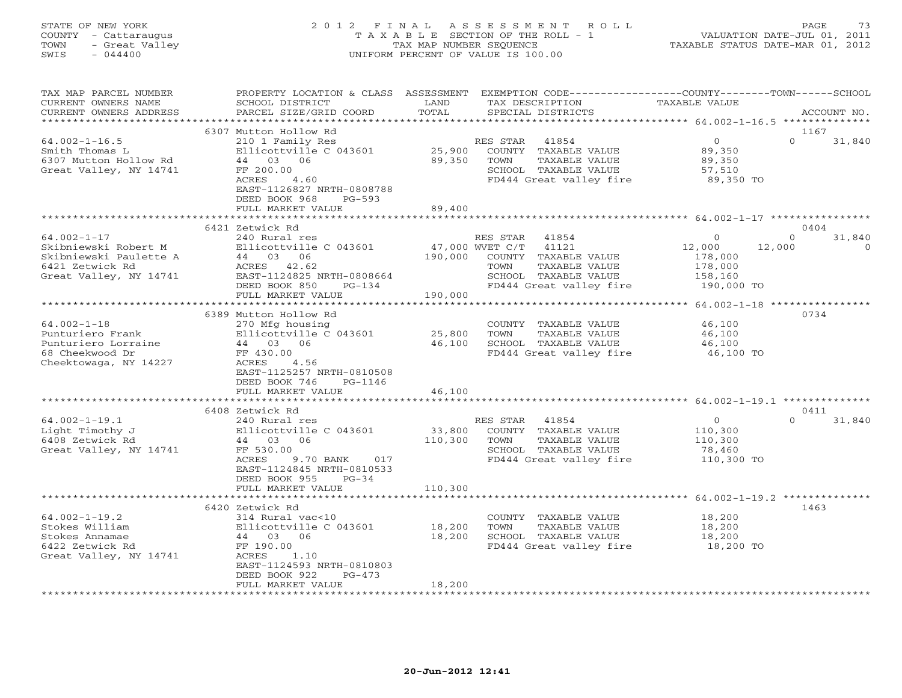STATE OF NEW YORK
COUNTY - Cattaraugus
TOWN - Great Valley
SWIS - 044400

# 2012 FINAL ASSESSMENT ROLL

TAXABLE SECTION OF THE ROLL - 1
TAX MAP NUMBER SEQUENCE
UNIFORM PERCENT OF VALUE IS 100.00

VALUATION DATE-JUL 01, 2011
TAXABLE STATUS DATE-MAR 01, 2012

| TAX MAP PARCEL NUMBER / CURRENT OWNERS NAME / CURRENT OWNERS ADDRESS | PROPERTY LOCATION & CLASS / SCHOOL DISTRICT / PARCEL SIZE/GRID COORD | ASSESSMENT LAND / TOTAL | EXEMPTION CODE / TAX DESCRIPTION / SPECIAL DISTRICTS | COUNTY | TOWN | SCHOOL | ACCOUNT NO. |
|---|---|---|---|---|---|---|---|
| 64.002-1-16.5 | 6307 Mutton Hollow Rd | | | | | | 1167 |
| Smith Thomas L | 210 1 Family Res | | RES STAR 41854 | 0 | 0 | 31,840 | |
| 6307 Mutton Hollow Rd | Ellicottville C 043601 | 25,900 | COUNTY TAXABLE VALUE | 89,350 | | | |
| Great Valley, NY 14741 | 44 03 06 | 89,350 | TOWN TAXABLE VALUE | | 89,350 | | |
| | FF 200.00 | | SCHOOL TAXABLE VALUE | | | 57,510 | |
| | ACRES 4.60 | | FD444 Great valley fire | 89,350 TO | | | |
| | EAST-1126827 NRTH-0808788 | | | | | | |
| | DEED BOOK 968 PG-593 | | | | | | |
| | FULL MARKET VALUE | 89,400 | | | | | |
| 64.002-1-17 | 6421 Zetwick Rd | | | | | | 0404 |
| Skibniewski Robert M | 240 Rural res | | RES STAR 41854 | 0 | 0 | 31,840 | |
| Skibniewski Paulette A | Ellicottville C 043601 | 47,000 | WVET C/T 41121 | 12,000 | 12,000 | 0 | |
| 6421 Zetwick Rd | 44 03 06 | 190,000 | COUNTY TAXABLE VALUE | 178,000 | | | |
| Great Valley, NY 14741 | ACRES 42.62 | | TOWN TAXABLE VALUE | | 178,000 | | |
| | EAST-1124825 NRTH-0808664 | | SCHOOL TAXABLE VALUE | | | 158,160 | |
| | DEED BOOK 850 PG-134 | | FD444 Great valley fire | 190,000 TO | | | |
| | FULL MARKET VALUE | 190,000 | | | | | |
| 64.002-1-18 | 6389 Mutton Hollow Rd | | | | | | 0734 |
| Punturiero Frank | 270 Mfg housing | | COUNTY TAXABLE VALUE | 46,100 | | | |
| Punturiero Lorraine | Ellicottville C 043601 | 25,800 | TOWN TAXABLE VALUE | | 46,100 | | |
| 68 Cheekwood Dr | 44 03 06 | 46,100 | SCHOOL TAXABLE VALUE | | | 46,100 | |
| Cheektowaga, NY 14227 | FF 430.00 | | FD444 Great valley fire | 46,100 TO | | | |
| | ACRES 4.56 | | | | | | |
| | EAST-1125257 NRTH-0810508 | | | | | | |
| | DEED BOOK 746 PG-1146 | | | | | | |
| | FULL MARKET VALUE | 46,100 | | | | | |
| 64.002-1-19.1 | 6408 Zetwick Rd | | | | | | 0411 |
| Light Timothy J | 240 Rural res | | RES STAR 41854 | 0 | 0 | 31,840 | |
| 6408 Zetwick Rd | Ellicottville C 043601 | 33,800 | COUNTY TAXABLE VALUE | 110,300 | | | |
| Great Valley, NY 14741 | 44 03 06 | 110,300 | TOWN TAXABLE VALUE | | 110,300 | | |
| | FF 530.00 | | SCHOOL TAXABLE VALUE | | | 78,460 | |
| | ACRES 9.70 BANK 017 | | FD444 Great valley fire | 110,300 TO | | | |
| | EAST-1124845 NRTH-0810533 | | | | | | |
| | DEED BOOK 955 PG-34 | | | | | | |
| | FULL MARKET VALUE | 110,300 | | | | | |
| 64.002-1-19.2 | 6420 Zetwick Rd | | | | | | 1463 |
| Stokes William | 314 Rural vac<10 | | COUNTY TAXABLE VALUE | 18,200 | | | |
| Stokes Annamae | Ellicottville C 043601 | 18,200 | TOWN TAXABLE VALUE | | 18,200 | | |
| 6422 Zetwick Rd | 44 03 06 | 18,200 | SCHOOL TAXABLE VALUE | | | 18,200 | |
| Great Valley, NY 14741 | FF 190.00 | | FD444 Great valley fire | 18,200 TO | | | |
| | ACRES 1.10 | | | | | | |
| | EAST-1124593 NRTH-0810803 | | | | | | |
| | DEED BOOK 922 PG-473 | | | | | | |
| | FULL MARKET VALUE | 18,200 | | | | | |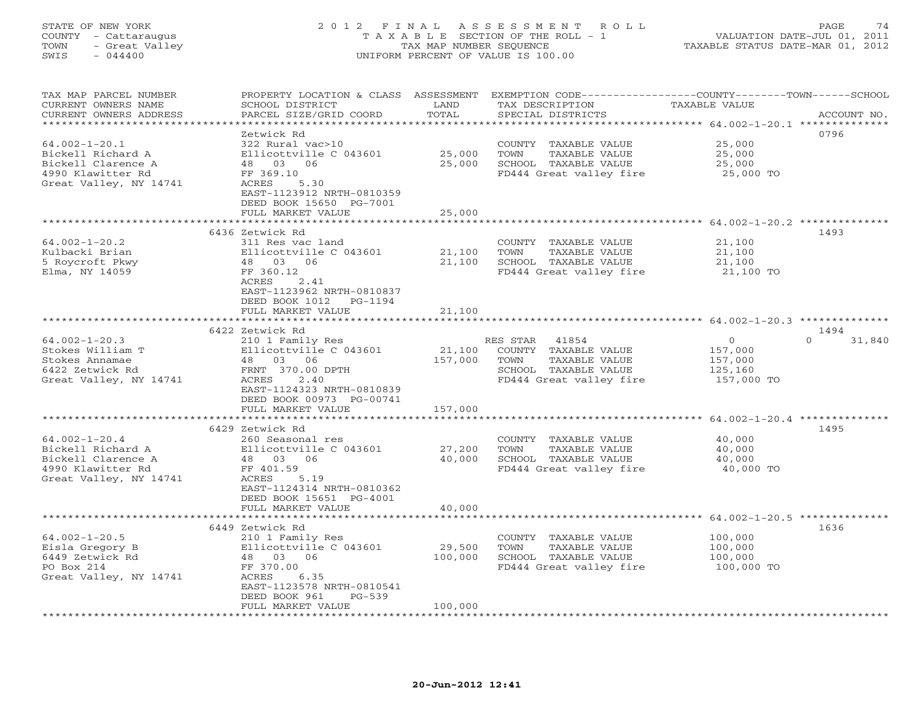STATE OF NEW YORK
COUNTY - Cattaraugus
TOWN - Great Valley
SWIS - 044400

2012 FINAL ASSESSMENT ROLL
TAXABLE SECTION OF THE ROLL - 1
TAX MAP NUMBER SEQUENCE
UNIFORM PERCENT OF VALUE IS 100.00

VALUATION DATE-JUL 01, 2011
TAXABLE STATUS DATE-MAR 01, 2012

| TAX MAP PARCEL NUMBER / CURRENT OWNERS NAME / CURRENT OWNERS ADDRESS | PROPERTY LOCATION & CLASS / SCHOOL DISTRICT / PARCEL SIZE/GRID COORD | ASSESSMENT LAND / TOTAL | EXEMPTION CODE / TAX DESCRIPTION / SPECIAL DISTRICTS | COUNTY / TOWN / SCHOOL TAXABLE VALUE | ACCOUNT NO. |
|---|---|---|---|---|---|
| 64.002-1-20.1 | Zetwick Rd | | | | 0796 |
| Bickell Richard A | 322 Rural vac>10 | | COUNTY TAXABLE VALUE | 25,000 | |
| Bickell Clarence A | Ellicottville C 043601 | 25,000 | TOWN TAXABLE VALUE | 25,000 | |
| 4990 Klawitter Rd | 48 03 06 | 25,000 | SCHOOL TAXABLE VALUE | 25,000 | |
| Great Valley, NY 14741 | FF 369.10 | | FD444 Great valley fire | 25,000 TO | |
| | ACRES 5.30 | | | | |
| | EAST-1123912 NRTH-0810359 | | | | |
| | DEED BOOK 15650 PG-7001 | | | | |
| | FULL MARKET VALUE | 25,000 | | | |
| 64.002-1-20.2 | 6436 Zetwick Rd | | | | 1493 |
| Kulbacki Brian | 311 Res vac land | | COUNTY TAXABLE VALUE | 21,100 | |
| 5 Roycroft Pkwy | Ellicottville C 043601 | 21,100 | TOWN TAXABLE VALUE | 21,100 | |
| Elma, NY 14059 | 48 03 06 | 21,100 | SCHOOL TAXABLE VALUE | 21,100 | |
| | FF 360.12 | | FD444 Great valley fire | 21,100 TO | |
| | ACRES 2.41 | | | | |
| | EAST-1123962 NRTH-0810837 | | | | |
| | DEED BOOK 1012 PG-1194 | | | | |
| | FULL MARKET VALUE | 21,100 | | | |
| 64.002-1-20.3 | 6422 Zetwick Rd | | | | 1494 |
| Stokes William T | 210 1 Family Res | | RES STAR 41854 | 0 / 0 / 31,840 | |
| Stokes Annamae | Ellicottville C 043601 | 21,100 | COUNTY TAXABLE VALUE | 157,000 | |
| 6422 Zetwick Rd | 48 03 06 | 157,000 | TOWN TAXABLE VALUE | 157,000 | |
| Great Valley, NY 14741 | FRNT 370.00 DPTH | | SCHOOL TAXABLE VALUE | 125,160 | |
| | ACRES 2.40 | | FD444 Great valley fire | 157,000 TO | |
| | EAST-1124323 NRTH-0810839 | | | | |
| | DEED BOOK 00973 PG-00741 | | | | |
| | FULL MARKET VALUE | 157,000 | | | |
| 64.002-1-20.4 | 6429 Zetwick Rd | | | | 1495 |
| Bickell Richard A | 260 Seasonal res | | COUNTY TAXABLE VALUE | 40,000 | |
| Bickell Clarence A | Ellicottville C 043601 | 27,200 | TOWN TAXABLE VALUE | 40,000 | |
| 4990 Klawitter Rd | 48 03 06 | 40,000 | SCHOOL TAXABLE VALUE | 40,000 | |
| Great Valley, NY 14741 | FF 401.59 | | FD444 Great valley fire | 40,000 TO | |
| | ACRES 5.19 | | | | |
| | EAST-1124314 NRTH-0810362 | | | | |
| | DEED BOOK 15651 PG-4001 | | | | |
| | FULL MARKET VALUE | 40,000 | | | |
| 64.002-1-20.5 | 6449 Zetwick Rd | | | | 1636 |
| Eisla Gregory B | 210 1 Family Res | | COUNTY TAXABLE VALUE | 100,000 | |
| 6449 Zetwick Rd | Ellicottville C 043601 | 29,500 | TOWN TAXABLE VALUE | 100,000 | |
| PO Box 214 | 48 03 06 | 100,000 | SCHOOL TAXABLE VALUE | 100,000 | |
| Great Valley, NY 14741 | FF 370.00 | | FD444 Great valley fire | 100,000 TO | |
| | ACRES 6.35 | | | | |
| | EAST-1123578 NRTH-0810541 | | | | |
| | DEED BOOK 961 PG-539 | | | | |
| | FULL MARKET VALUE | 100,000 | | | |

20-Jun-2012 12:41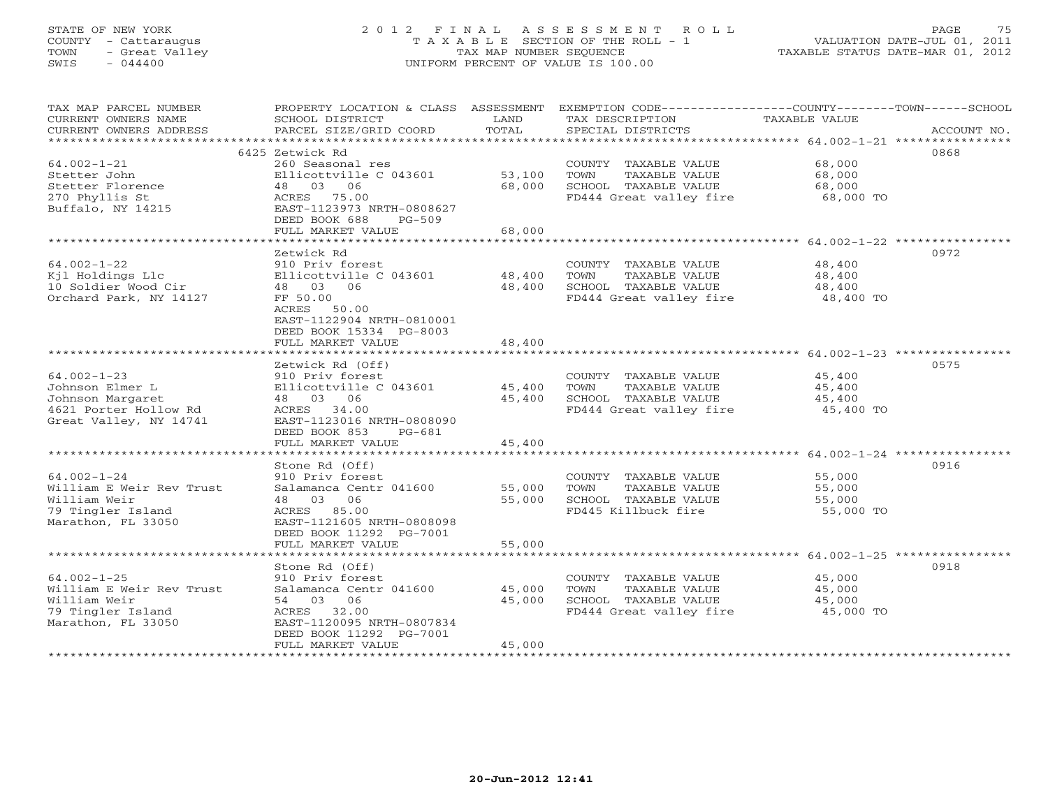STATE OF NEW YORK
COUNTY - Cattaraugus
TOWN - Great Valley
SWIS - 044400

# 2012 FINAL ASSESSMENT ROLL

TAXABLE SECTION OF THE ROLL - 1
TAX MAP NUMBER SEQUENCE
UNIFORM PERCENT OF VALUE IS 100.00

VALUATION DATE-JUL 01, 2011
TAXABLE STATUS DATE-MAR 01, 2012

| TAX MAP PARCEL NUMBER / CURRENT OWNERS NAME / CURRENT OWNERS ADDRESS | PROPERTY LOCATION & CLASS / SCHOOL DISTRICT / PARCEL SIZE/GRID COORD | ASSESSMENT LAND | ASSESSMENT TOTAL | EXEMPTION CODE / TAX DESCRIPTION / SPECIAL DISTRICTS | TAXABLE VALUE (COUNTY--TOWN--SCHOOL) | ACCOUNT NO. |
|---|---|---|---|---|---|---|
| **64.002-1-21** | 6425 Zetwick Rd | | | | | 0868 |
| 64.002-1-21 | 260 Seasonal res | | | COUNTY TAXABLE VALUE | 68,000 | |
| Stetter John | Ellicottville C 043601 | 53,100 | | TOWN TAXABLE VALUE | 68,000 | |
| Stetter Florence | 48 03 06 | | 68,000 | SCHOOL TAXABLE VALUE | 68,000 | |
| 270 Phyllis St | ACRES 75.00 | | | FD444 Great valley fire | 68,000 TO | |
| Buffalo, NY 14215 | EAST-1123973 NRTH-0808627 | | | | | |
| | DEED BOOK 688 PG-509 | | | | | |
| | FULL MARKET VALUE | | 68,000 | | | |
| **64.002-1-22** | Zetwick Rd | | | | | 0972 |
| 64.002-1-22 | 910 Priv forest | | | COUNTY TAXABLE VALUE | 48,400 | |
| Kjl Holdings Llc | Ellicottville C 043601 | 48,400 | | TOWN TAXABLE VALUE | 48,400 | |
| 10 Soldier Wood Cir | 48 03 06 | | 48,400 | SCHOOL TAXABLE VALUE | 48,400 | |
| Orchard Park, NY 14127 | FF 50.00 | | | FD444 Great valley fire | 48,400 TO | |
| | ACRES 50.00 | | | | | |
| | EAST-1122904 NRTH-0810001 | | | | | |
| | DEED BOOK 15334 PG-8003 | | | | | |
| | FULL MARKET VALUE | | 48,400 | | | |
| **64.002-1-23** | Zetwick Rd (Off) | | | | | 0575 |
| 64.002-1-23 | 910 Priv forest | | | COUNTY TAXABLE VALUE | 45,400 | |
| Johnson Elmer L | Ellicottville C 043601 | 45,400 | | TOWN TAXABLE VALUE | 45,400 | |
| Johnson Margaret | 48 03 06 | | 45,400 | SCHOOL TAXABLE VALUE | 45,400 | |
| 4621 Porter Hollow Rd | ACRES 34.00 | | | FD444 Great valley fire | 45,400 TO | |
| Great Valley, NY 14741 | EAST-1123016 NRTH-0808090 | | | | | |
| | DEED BOOK 853 PG-681 | | | | | |
| | FULL MARKET VALUE | | 45,400 | | | |
| **64.002-1-24** | Stone Rd (Off) | | | | | 0916 |
| 64.002-1-24 | 910 Priv forest | | | COUNTY TAXABLE VALUE | 55,000 | |
| William E Weir Rev Trust | Salamanca Centr 041600 | 55,000 | | TOWN TAXABLE VALUE | 55,000 | |
| William Weir | 48 03 06 | | 55,000 | SCHOOL TAXABLE VALUE | 55,000 | |
| 79 Tingler Island | ACRES 85.00 | | | FD445 Killbuck fire | 55,000 TO | |
| Marathon, FL 33050 | EAST-1121605 NRTH-0808098 | | | | | |
| | DEED BOOK 11292 PG-7001 | | | | | |
| | FULL MARKET VALUE | | 55,000 | | | |
| **64.002-1-25** | Stone Rd (Off) | | | | | 0918 |
| 64.002-1-25 | 910 Priv forest | | | COUNTY TAXABLE VALUE | 45,000 | |
| William E Weir Rev Trust | Salamanca Centr 041600 | 45,000 | | TOWN TAXABLE VALUE | 45,000 | |
| William Weir | 54 03 06 | | 45,000 | SCHOOL TAXABLE VALUE | 45,000 | |
| 79 Tingler Island | ACRES 32.00 | | | FD444 Great valley fire | 45,000 TO | |
| Marathon, FL 33050 | EAST-1120095 NRTH-0807834 | | | | | |
| | DEED BOOK 11292 PG-7001 | | | | | |
| | FULL MARKET VALUE | | 45,000 | | | |

20-Jun-2012 12:41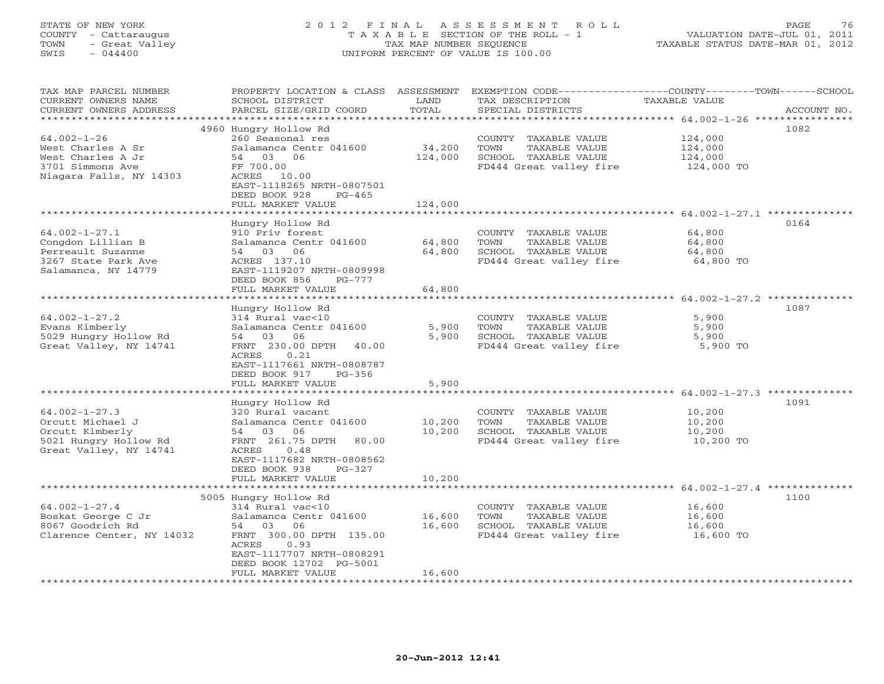STATE OF NEW YORK
COUNTY - Cattaraugus
TOWN - Great Valley
SWIS - 044400

# 2012 FINAL ASSESSMENT ROLL

TAXABLE SECTION OF THE ROLL - 1
TAX MAP NUMBER SEQUENCE
UNIFORM PERCENT OF VALUE IS 100.00

VALUATION DATE-JUL 01, 2011
TAXABLE STATUS DATE-MAR 01, 2012

| TAX MAP PARCEL NUMBER / CURRENT OWNERS NAME / CURRENT OWNERS ADDRESS | PROPERTY LOCATION & CLASS / SCHOOL DISTRICT / PARCEL SIZE/GRID COORD | ASSESSMENT LAND / TOTAL | EXEMPTION CODE / TAX DESCRIPTION / SPECIAL DISTRICTS | TAXABLE VALUE (COUNTY / TOWN / SCHOOL) | ACCOUNT NO. |
|---|---|---|---|---|---|
| 64.002-1-26 | 4960 Hungry Hollow Rd | | | | 1082 |
| West Charles A Sr | 260 Seasonal res | | COUNTY TAXABLE VALUE | 124,000 | |
| West Charles A Jr | Salamanca Centr 041600 | 34,200 | TOWN TAXABLE VALUE | 124,000 | |
| 3701 Simmons Ave | 54 03 06 | 124,000 | SCHOOL TAXABLE VALUE | 124,000 | |
| Niagara Falls, NY 14303 | FF 700.00 | | FD444 Great valley fire | 124,000 TO | |
| | ACRES 10.00 | | | | |
| | EAST-1118265 NRTH-0807501 | | | | |
| | DEED BOOK 928 PG-465 | | | | |
| | FULL MARKET VALUE | 124,000 | | | |
| 64.002-1-27.1 | Hungry Hollow Rd | | | | 0164 |
| Congdon Lillian B | 910 Priv forest | | COUNTY TAXABLE VALUE | 64,800 | |
| Perreault Suzanne | Salamanca Centr 041600 | 64,800 | TOWN TAXABLE VALUE | 64,800 | |
| 3267 State Park Ave | 54 03 06 | 64,800 | SCHOOL TAXABLE VALUE | 64,800 | |
| Salamanca, NY 14779 | ACRES 137.10 | | FD444 Great valley fire | 64,800 TO | |
| | EAST-1119207 NRTH-0809998 | | | | |
| | DEED BOOK 856 PG-777 | | | | |
| | FULL MARKET VALUE | 64,800 | | | |
| 64.002-1-27.2 | Hungry Hollow Rd | | | | 1087 |
| Evans Kimberly | 314 Rural vac<10 | | COUNTY TAXABLE VALUE | 5,900 | |
| 5029 Hungry Hollow Rd | Salamanca Centr 041600 | 5,900 | TOWN TAXABLE VALUE | 5,900 | |
| Great Valley, NY 14741 | 54 03 06 | 5,900 | SCHOOL TAXABLE VALUE | 5,900 | |
| | FRNT 230.00 DPTH 40.00 | | FD444 Great valley fire | 5,900 TO | |
| | ACRES 0.21 | | | | |
| | EAST-1117661 NRTH-0808787 | | | | |
| | DEED BOOK 917 PG-356 | | | | |
| | FULL MARKET VALUE | 5,900 | | | |
| 64.002-1-27.3 | Hungry Hollow Rd | | | | 1091 |
| Orcutt Michael J | 320 Rural vacant | | COUNTY TAXABLE VALUE | 10,200 | |
| Orcutt Kimberly | Salamanca Centr 041600 | 10,200 | TOWN TAXABLE VALUE | 10,200 | |
| 5021 Hungry Hollow Rd | 54 03 06 | 10,200 | SCHOOL TAXABLE VALUE | 10,200 | |
| Great Valley, NY 14741 | FRNT 261.75 DPTH 80.00 | | FD444 Great valley fire | 10,200 TO | |
| | ACRES 0.48 | | | | |
| | EAST-1117682 NRTH-0808562 | | | | |
| | DEED BOOK 938 PG-327 | | | | |
| | FULL MARKET VALUE | 10,200 | | | |
| 64.002-1-27.4 | 5005 Hungry Hollow Rd | | | | 1100 |
| Boskat George C Jr | 314 Rural vac<10 | | COUNTY TAXABLE VALUE | 16,600 | |
| 8067 Goodrich Rd | Salamanca Centr 041600 | 16,600 | TOWN TAXABLE VALUE | 16,600 | |
| Clarence Center, NY 14032 | 54 03 06 | 16,600 | SCHOOL TAXABLE VALUE | 16,600 | |
| | FRNT 300.00 DPTH 135.00 | | FD444 Great valley fire | 16,600 TO | |
| | ACRES 0.93 | | | | |
| | EAST-1117707 NRTH-0808291 | | | | |
| | DEED BOOK 12702 PG-5001 | | | | |
| | FULL MARKET VALUE | 16,600 | | | |

20-Jun-2012 12:41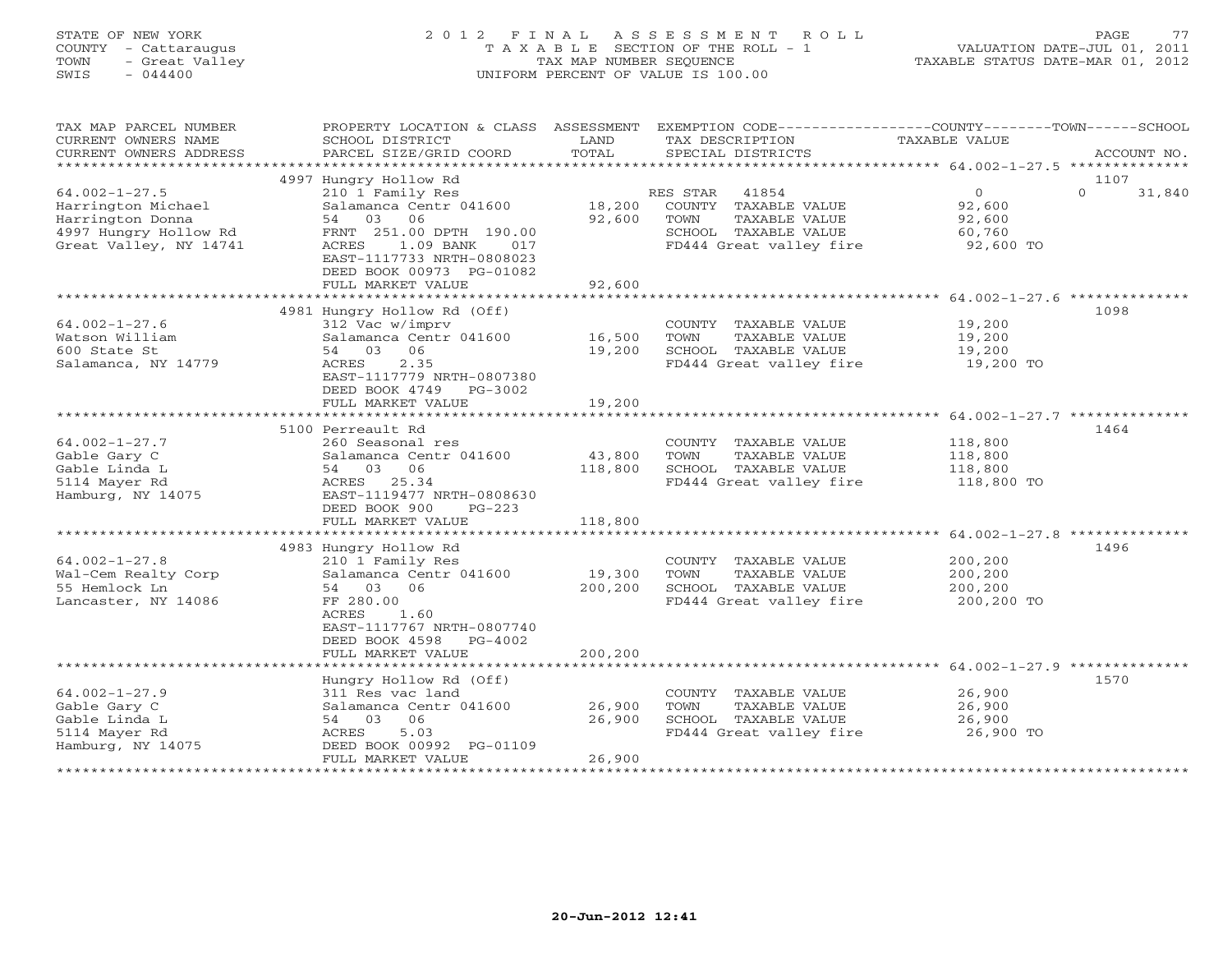STATE OF NEW YORK
COUNTY - Cattaraugus
TOWN - Great Valley
SWIS - 044400

# 2012 FINAL ASSESSMENT ROLL
TAXABLE SECTION OF THE ROLL - 1
TAX MAP NUMBER SEQUENCE
UNIFORM PERCENT OF VALUE IS 100.00

VALUATION DATE-JUL 01, 2011
TAXABLE STATUS DATE-MAR 01, 2012

| TAX MAP PARCEL NUMBER / CURRENT OWNERS NAME / CURRENT OWNERS ADDRESS | PROPERTY LOCATION & CLASS / SCHOOL DISTRICT / PARCEL SIZE/GRID COORD | ASSESSMENT LAND / TOTAL | EXEMPTION CODE / TAX DESCRIPTION / SPECIAL DISTRICTS | COUNTY | TOWN | SCHOOL | ACCOUNT NO. |
|---|---|---|---|---|---|---|---|
| | 4997 Hungry Hollow Rd | | | | | | 1107 |
| 64.002-1-27.5 | 210 1 Family Res | | RES STAR 41854 | 0 | | 0 31,840 | |
| Harrington Michael | Salamanca Centr 041600 | 18,200 | COUNTY TAXABLE VALUE | 92,600 | | | |
| Harrington Donna | 54 03 06 | 92,600 | TOWN TAXABLE VALUE | | 92,600 | | |
| 4997 Hungry Hollow Rd | FRNT 251.00 DPTH 190.00 | | SCHOOL TAXABLE VALUE | | | 60,760 | |
| Great Valley, NY 14741 | ACRES 1.09 BANK 017 | | FD444 Great valley fire | 92,600 TO | | | |
| | EAST-1117733 NRTH-0808023 | | | | | | |
| | DEED BOOK 00973 PG-01082 | | | | | | |
| | FULL MARKET VALUE | 92,600 | | | | | |
| | 4981 Hungry Hollow Rd (Off) | | | | | | 1098 |
| 64.002-1-27.6 | 312 Vac w/imprv | | COUNTY TAXABLE VALUE | 19,200 | | | |
| Watson William | Salamanca Centr 041600 | 16,500 | TOWN TAXABLE VALUE | | 19,200 | | |
| 600 State St | 54 03 06 | 19,200 | SCHOOL TAXABLE VALUE | | | 19,200 | |
| Salamanca, NY 14779 | ACRES 2.35 | | FD444 Great valley fire | 19,200 TO | | | |
| | EAST-1117779 NRTH-0807380 | | | | | | |
| | DEED BOOK 4749 PG-3002 | | | | | | |
| | FULL MARKET VALUE | 19,200 | | | | | |
| | 5100 Perreault Rd | | | | | | 1464 |
| 64.002-1-27.7 | 260 Seasonal res | | COUNTY TAXABLE VALUE | 118,800 | | | |
| Gable Gary C | Salamanca Centr 041600 | 43,800 | TOWN TAXABLE VALUE | | 118,800 | | |
| Gable Linda L | 54 03 06 | 118,800 | SCHOOL TAXABLE VALUE | | | 118,800 | |
| 5114 Mayer Rd | ACRES 25.34 | | FD444 Great valley fire | 118,800 TO | | | |
| Hamburg, NY 14075 | EAST-1119477 NRTH-0808630 | | | | | | |
| | DEED BOOK 900 PG-223 | | | | | | |
| | FULL MARKET VALUE | 118,800 | | | | | |
| | 4983 Hungry Hollow Rd | | | | | | 1496 |
| 64.002-1-27.8 | 210 1 Family Res | | COUNTY TAXABLE VALUE | 200,200 | | | |
| Wal-Cem Realty Corp | Salamanca Centr 041600 | 19,300 | TOWN TAXABLE VALUE | | 200,200 | | |
| 55 Hemlock Ln | 54 03 06 | 200,200 | SCHOOL TAXABLE VALUE | | | 200,200 | |
| Lancaster, NY 14086 | FF 280.00 | | FD444 Great valley fire | 200,200 TO | | | |
| | ACRES 1.60 | | | | | | |
| | EAST-1117767 NRTH-0807740 | | | | | | |
| | DEED BOOK 4598 PG-4002 | | | | | | |
| | FULL MARKET VALUE | 200,200 | | | | | |
| | Hungry Hollow Rd (Off) | | | | | | 1570 |
| 64.002-1-27.9 | 311 Res vac land | | COUNTY TAXABLE VALUE | 26,900 | | | |
| Gable Gary C | Salamanca Centr 041600 | 26,900 | TOWN TAXABLE VALUE | | 26,900 | | |
| Gable Linda L | 54 03 06 | 26,900 | SCHOOL TAXABLE VALUE | | | 26,900 | |
| 5114 Mayer Rd | ACRES 5.03 | | FD444 Great valley fire | 26,900 TO | | | |
| Hamburg, NY 14075 | DEED BOOK 00992 PG-01109 | | | | | | |
| | FULL MARKET VALUE | 26,900 | | | | | |

20-Jun-2012 12:41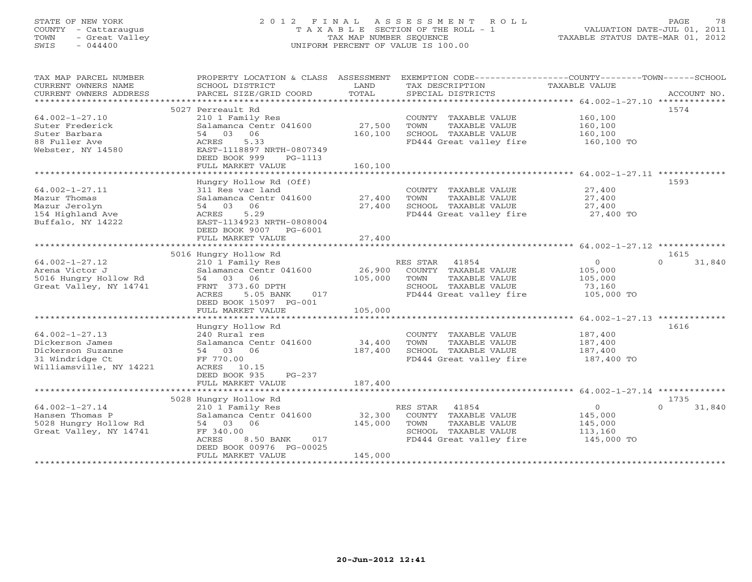STATE OF NEW YORK
COUNTY - Cattaraugus
TOWN - Great Valley
SWIS - 044400

# 2012 FINAL ASSESSMENT ROLL

TAXABLE SECTION OF THE ROLL - 1
TAX MAP NUMBER SEQUENCE
UNIFORM PERCENT OF VALUE IS 100.00

VALUATION DATE-JUL 01, 2011
TAXABLE STATUS DATE-MAR 01, 2012

| TAX MAP PARCEL NUMBER / CURRENT OWNERS NAME / CURRENT OWNERS ADDRESS | PROPERTY LOCATION & CLASS / SCHOOL DISTRICT / PARCEL SIZE/GRID COORD | ASSESSMENT LAND / TOTAL | EXEMPTION CODE / TAX DESCRIPTION / SPECIAL DISTRICTS | COUNTY TAXABLE VALUE | TOWN | SCHOOL / ACCOUNT NO. |
|---|---|---|---|---|---|---|
| 64.002-1-27.10 | 5027 Perreault Rd | | | | | 1574 |
| Suter Frederick | 210 1 Family Res | | COUNTY TAXABLE VALUE | 160,100 | | |
| Suter Barbara | Salamanca Centr 041600 | 27,500 | TOWN TAXABLE VALUE | 160,100 | | |
| 88 Fuller Ave | 54 03 06 | 160,100 | SCHOOL TAXABLE VALUE | 160,100 | | |
| Webster, NY 14580 | ACRES 5.33 | | FD444 Great valley fire | 160,100 TO | | |
| | EAST-1118897 NRTH-0807349 | | | | | |
| | DEED BOOK 999 PG-1113 | | | | | |
| | FULL MARKET VALUE | 160,100 | | | | |
| 64.002-1-27.11 | Hungry Hollow Rd (Off) | | | | | 1593 |
| Mazur Thomas | 311 Res vac land | | COUNTY TAXABLE VALUE | 27,400 | | |
| Mazur Jerolyn | Salamanca Centr 041600 | 27,400 | TOWN TAXABLE VALUE | 27,400 | | |
| 154 Highland Ave | 54 03 06 | 27,400 | SCHOOL TAXABLE VALUE | 27,400 | | |
| Buffalo, NY 14222 | ACRES 5.29 | | FD444 Great valley fire | 27,400 TO | | |
| | EAST-1134923 NRTH-0808004 | | | | | |
| | DEED BOOK 9007 PG-6001 | | | | | |
| | FULL MARKET VALUE | 27,400 | | | | |
| 64.002-1-27.12 | 5016 Hungry Hollow Rd | | | | | 1615 |
| Arena Victor J | 210 1 Family Res | | RES STAR 41854 | 0 | 0 | 31,840 |
| 5016 Hungry Hollow Rd | Salamanca Centr 041600 | 26,900 | COUNTY TAXABLE VALUE | 105,000 | | |
| Great Valley, NY 14741 | 54 03 06 | 105,000 | TOWN TAXABLE VALUE | 105,000 | | |
| | FRNT 373.60 DPTH | | SCHOOL TAXABLE VALUE | 73,160 | | |
| | ACRES 5.05 BANK 017 | | FD444 Great valley fire | 105,000 TO | | |
| | DEED BOOK 15097 PG-001 | | | | | |
| | FULL MARKET VALUE | 105,000 | | | | |
| 64.002-1-27.13 | Hungry Hollow Rd | | | | | 1616 |
| Dickerson James | 240 Rural res | | COUNTY TAXABLE VALUE | 187,400 | | |
| Dickerson Suzanne | Salamanca Centr 041600 | 34,400 | TOWN TAXABLE VALUE | 187,400 | | |
| 31 Windridge Ct | 54 03 06 | 187,400 | SCHOOL TAXABLE VALUE | 187,400 | | |
| Williamsville, NY 14221 | FF 770.00 | | FD444 Great valley fire | 187,400 TO | | |
| | ACRES 10.15 | | | | | |
| | DEED BOOK 935 PG-237 | | | | | |
| | FULL MARKET VALUE | 187,400 | | | | |
| 64.002-1-27.14 | 5028 Hungry Hollow Rd | | | | | 1735 |
| Hansen Thomas P | 210 1 Family Res | | RES STAR 41854 | 0 | 0 | 31,840 |
| 5028 Hungry Hollow Rd | Salamanca Centr 041600 | 32,300 | COUNTY TAXABLE VALUE | 145,000 | | |
| Great Valley, NY 14741 | 54 03 06 | 145,000 | TOWN TAXABLE VALUE | 145,000 | | |
| | FF 340.00 | | SCHOOL TAXABLE VALUE | 113,160 | | |
| | ACRES 8.50 BANK 017 | | FD444 Great valley fire | 145,000 TO | | |
| | DEED BOOK 00976 PG-00025 | | | | | |
| | FULL MARKET VALUE | 145,000 | | | | |

20-Jun-2012 12:41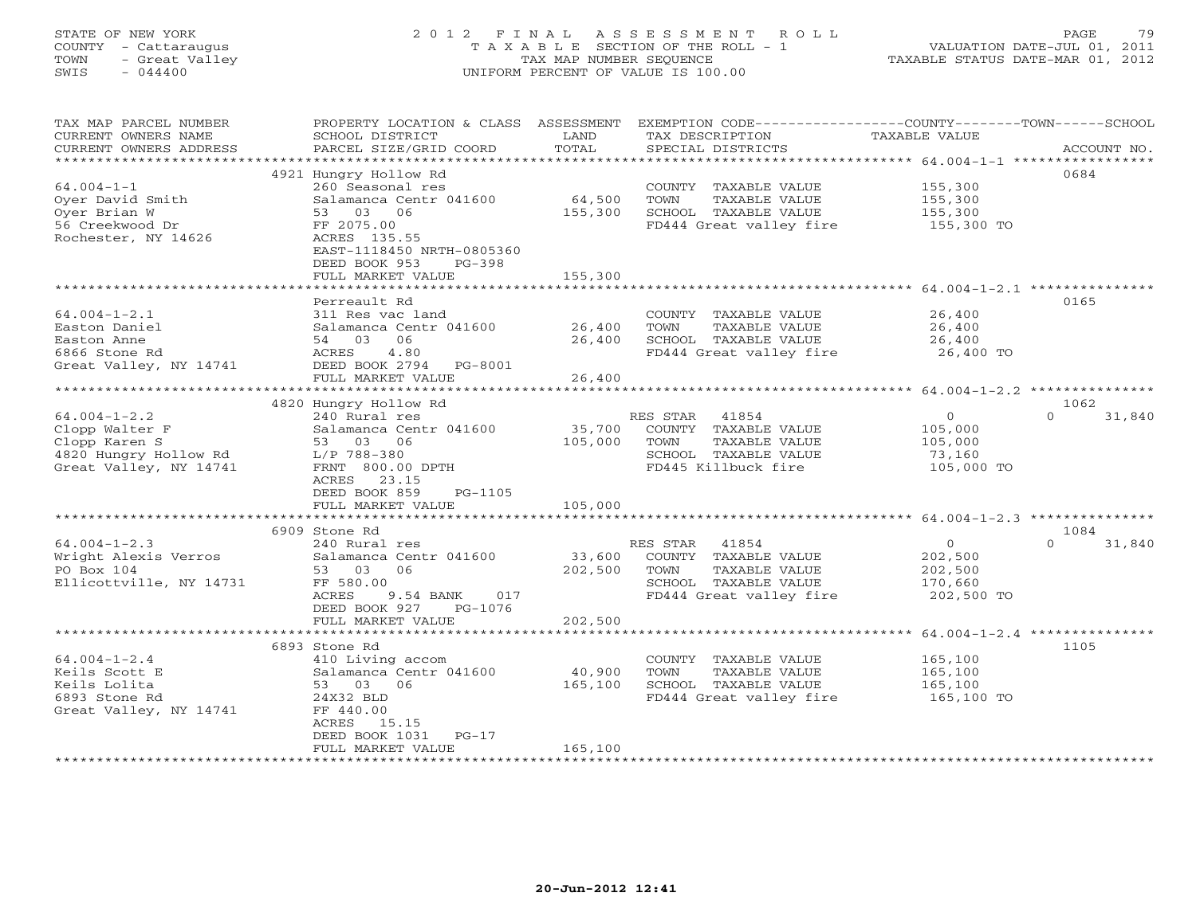STATE OF NEW YORK
COUNTY - Cattaraugus
TOWN - Great Valley
SWIS - 044400

# 2012 FINAL ASSESSMENT ROLL
TAXABLE SECTION OF THE ROLL - 1
TAX MAP NUMBER SEQUENCE
UNIFORM PERCENT OF VALUE IS 100.00

VALUATION DATE-JUL 01, 2011
TAXABLE STATUS DATE-MAR 01, 2012

| TAX MAP PARCEL NUMBER / CURRENT OWNERS NAME / CURRENT OWNERS ADDRESS | PROPERTY LOCATION & CLASS / SCHOOL DISTRICT / PARCEL SIZE/GRID COORD | ASSESSMENT LAND / TOTAL | EXEMPTION CODE / TAX DESCRIPTION / SPECIAL DISTRICTS | COUNTY / TAXABLE VALUE | TOWN | SCHOOL | ACCOUNT NO. |
|---|---|---|---|---|---|---|---|
| **64.004-1-1** | 4921 Hungry Hollow Rd | | | | | | 0684 |
| Oyer David Smith | 260 Seasonal res | | COUNTY TAXABLE VALUE | 155,300 | | | |
| Oyer Brian W | Salamanca Centr 041600 | 64,500 | TOWN TAXABLE VALUE | 155,300 | | | |
| 56 Creekwood Dr | 53 03 06 | 155,300 | SCHOOL TAXABLE VALUE | 155,300 | | | |
| Rochester, NY 14626 | FF 2075.00 | | FD444 Great valley fire | 155,300 TO | | | |
| | ACRES 135.55 | | | | | | |
| | EAST-1118450 NRTH-0805360 | | | | | | |
| | DEED BOOK 953 PG-398 | | | | | | |
| | FULL MARKET VALUE | 155,300 | | | | | |
| **64.004-1-2.1** | Perreault Rd | | | | | | 0165 |
| Easton Daniel | 311 Res vac land | | COUNTY TAXABLE VALUE | 26,400 | | | |
| Easton Anne | Salamanca Centr 041600 | 26,400 | TOWN TAXABLE VALUE | 26,400 | | | |
| 6866 Stone Rd | 54 03 06 | 26,400 | SCHOOL TAXABLE VALUE | 26,400 | | | |
| Great Valley, NY 14741 | ACRES 4.80 | | FD444 Great valley fire | 26,400 TO | | | |
| | DEED BOOK 2794 PG-8001 | | | | | | |
| | FULL MARKET VALUE | 26,400 | | | | | |
| **64.004-1-2.2** | 4820 Hungry Hollow Rd | | | | | | 1062 |
| Clopp Walter F | 240 Rural res | | RES STAR 41854 | 0 | | 0 | 31,840 |
| Clopp Karen S | Salamanca Centr 041600 | 35,700 | COUNTY TAXABLE VALUE | 105,000 | | | |
| 4820 Hungry Hollow Rd | 53 03 06 | 105,000 | TOWN TAXABLE VALUE | 105,000 | | | |
| Great Valley, NY 14741 | L/P 788-380 | | SCHOOL TAXABLE VALUE | 73,160 | | | |
| | FRNT 800.00 DPTH | | FD445 Killbuck fire | 105,000 TO | | | |
| | ACRES 23.15 | | | | | | |
| | DEED BOOK 859 PG-1105 | | | | | | |
| | FULL MARKET VALUE | 105,000 | | | | | |
| **64.004-1-2.3** | 6909 Stone Rd | | | | | | 1084 |
| Wright Alexis Verros | 240 Rural res | | RES STAR 41854 | 0 | | 0 | 31,840 |
| PO Box 104 | Salamanca Centr 041600 | 33,600 | COUNTY TAXABLE VALUE | 202,500 | | | |
| Ellicottville, NY 14731 | 53 03 06 | 202,500 | TOWN TAXABLE VALUE | 202,500 | | | |
| | FF 580.00 | | SCHOOL TAXABLE VALUE | 170,660 | | | |
| | ACRES 9.54 BANK 017 | | FD444 Great valley fire | 202,500 TO | | | |
| | DEED BOOK 927 PG-1076 | | | | | | |
| | FULL MARKET VALUE | 202,500 | | | | | |
| **64.004-1-2.4** | 6893 Stone Rd | | | | | | 1105 |
| Keils Scott E | 410 Living accom | | COUNTY TAXABLE VALUE | 165,100 | | | |
| Keils Lolita | Salamanca Centr 041600 | 40,900 | TOWN TAXABLE VALUE | 165,100 | | | |
| 6893 Stone Rd | 53 03 06 | 165,100 | SCHOOL TAXABLE VALUE | 165,100 | | | |
| Great Valley, NY 14741 | 24X32 BLD | | FD444 Great valley fire | 165,100 TO | | | |
| | FF 440.00 | | | | | | |
| | ACRES 15.15 | | | | | | |
| | DEED BOOK 1031 PG-17 | | | | | | |
| | FULL MARKET VALUE | 165,100 | | | | | |

20-Jun-2012 12:41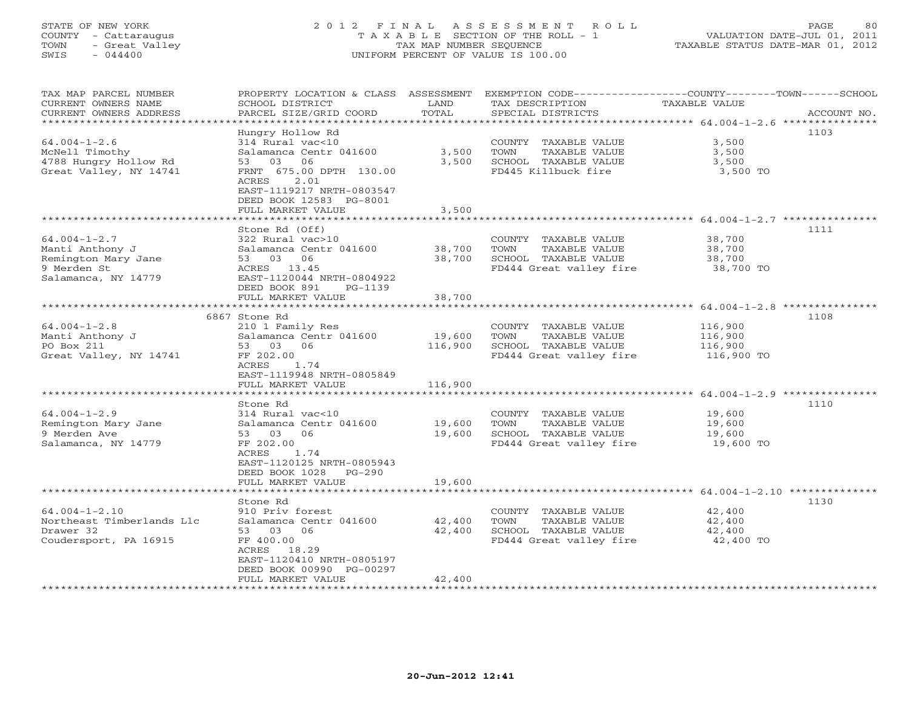STATE OF NEW YORK
COUNTY - Cattaraugus
TOWN - Great Valley
SWIS - 044400

2 0 1 2 F I N A L A S S E S S M E N T R O L L
T A X A B L E SECTION OF THE ROLL - 1
TAX MAP NUMBER SEQUENCE
UNIFORM PERCENT OF VALUE IS 100.00

VALUATION DATE-JUL 01, 2011
TAXABLE STATUS DATE-MAR 01, 2012

| TAX MAP PARCEL NUMBER / CURRENT OWNERS NAME / CURRENT OWNERS ADDRESS | PROPERTY LOCATION & CLASS / SCHOOL DISTRICT / PARCEL SIZE/GRID COORD | ASSESSMENT LAND / TOTAL | EXEMPTION CODE / TAX DESCRIPTION / SPECIAL DISTRICTS | COUNTY--------TOWN------SCHOOL TAXABLE VALUE | ACCOUNT NO. |
|---|---|---|---|---|---|
| 64.004-1-2.6 | Hungry Hollow Rd | | | | 1103 |
| | 314 Rural vac<10 | | COUNTY TAXABLE VALUE | 3,500 | |
| McNell Timothy | Salamanca Centr 041600 | 3,500 | TOWN TAXABLE VALUE | 3,500 | |
| 4788 Hungry Hollow Rd | 53 03 06 | 3,500 | SCHOOL TAXABLE VALUE | 3,500 | |
| Great Valley, NY 14741 | FRNT 675.00 DPTH 130.00 | | FD445 Killbuck fire | 3,500 TO | |
| | ACRES 2.01 | | | | |
| | EAST-1119217 NRTH-0803547 | | | | |
| | DEED BOOK 12583 PG-8001 | | | | |
| | FULL MARKET VALUE | 3,500 | | | |
| 64.004-1-2.7 | Stone Rd (Off) | | | | 1111 |
| | 322 Rural vac>10 | | COUNTY TAXABLE VALUE | 38,700 | |
| Manti Anthony J | Salamanca Centr 041600 | 38,700 | TOWN TAXABLE VALUE | 38,700 | |
| Remington Mary Jane | 53 03 06 | 38,700 | SCHOOL TAXABLE VALUE | 38,700 | |
| 9 Merden St | ACRES 13.45 | | FD444 Great valley fire | 38,700 TO | |
| Salamanca, NY 14779 | EAST-1120044 NRTH-0804922 | | | | |
| | DEED BOOK 891 PG-1139 | | | | |
| | FULL MARKET VALUE | 38,700 | | | |
| 64.004-1-2.8 | 6867 Stone Rd | | | | 1108 |
| | 210 1 Family Res | | COUNTY TAXABLE VALUE | 116,900 | |
| Manti Anthony J | Salamanca Centr 041600 | 19,600 | TOWN TAXABLE VALUE | 116,900 | |
| PO Box 211 | 53 03 06 | 116,900 | SCHOOL TAXABLE VALUE | 116,900 | |
| Great Valley, NY 14741 | FF 202.00 | | FD444 Great valley fire | 116,900 TO | |
| | ACRES 1.74 | | | | |
| | EAST-1119948 NRTH-0805849 | | | | |
| | FULL MARKET VALUE | 116,900 | | | |
| 64.004-1-2.9 | Stone Rd | | | | 1110 |
| | 314 Rural vac<10 | | COUNTY TAXABLE VALUE | 19,600 | |
| Remington Mary Jane | Salamanca Centr 041600 | 19,600 | TOWN TAXABLE VALUE | 19,600 | |
| 9 Merden Ave | 53 03 06 | 19,600 | SCHOOL TAXABLE VALUE | 19,600 | |
| Salamanca, NY 14779 | FF 202.00 | | FD444 Great valley fire | 19,600 TO | |
| | ACRES 1.74 | | | | |
| | EAST-1120125 NRTH-0805943 | | | | |
| | DEED BOOK 1028 PG-290 | | | | |
| | FULL MARKET VALUE | 19,600 | | | |
| 64.004-1-2.10 | Stone Rd | | | | 1130 |
| | 910 Priv forest | | COUNTY TAXABLE VALUE | 42,400 | |
| Northeast Timberlands Llc | Salamanca Centr 041600 | 42,400 | TOWN TAXABLE VALUE | 42,400 | |
| Drawer 32 | 53 03 06 | 42,400 | SCHOOL TAXABLE VALUE | 42,400 | |
| Coudersport, PA 16915 | FF 400.00 | | FD444 Great valley fire | 42,400 TO | |
| | ACRES 18.29 | | | | |
| | EAST-1120410 NRTH-0805197 | | | | |
| | DEED BOOK 00990 PG-00297 | | | | |
| | FULL MARKET VALUE | 42,400 | | | |

20-Jun-2012 12:41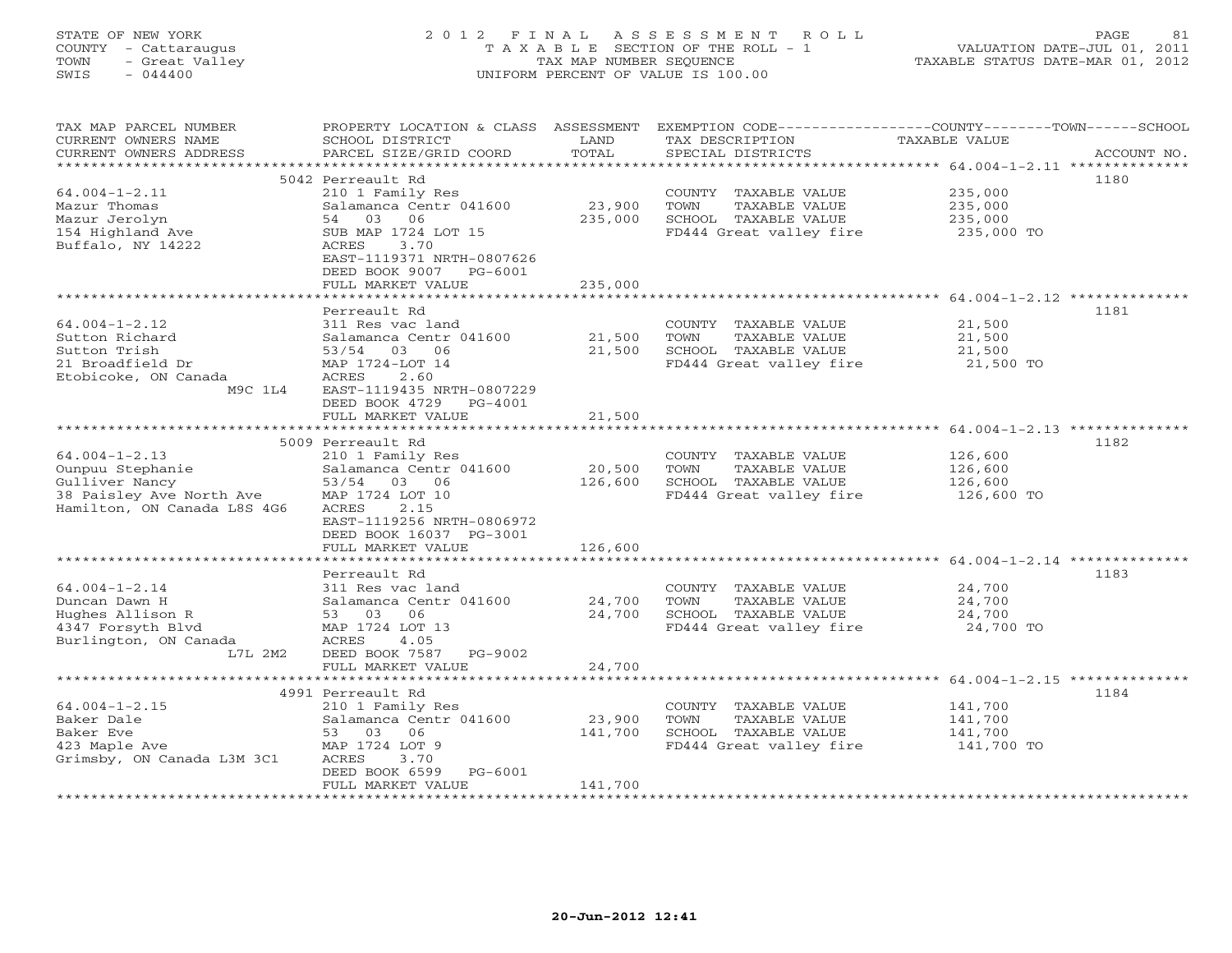STATE OF NEW YORK
COUNTY - Cattaraugus
TOWN - Great Valley
SWIS - 044400

# 2012 FINAL ASSESSMENT ROLL

TAXABLE SECTION OF THE ROLL - 1
TAX MAP NUMBER SEQUENCE
UNIFORM PERCENT OF VALUE IS 100.00

VALUATION DATE-JUL 01, 2011
TAXABLE STATUS DATE-MAR 01, 2012

| TAX MAP PARCEL NUMBER / CURRENT OWNERS NAME / CURRENT OWNERS ADDRESS | PROPERTY LOCATION & CLASS / SCHOOL DISTRICT / PARCEL SIZE/GRID COORD | ASSESSMENT LAND / TOTAL | EXEMPTION CODE / TAX DESCRIPTION / SPECIAL DISTRICTS | TAXABLE VALUE (COUNTY / TOWN / SCHOOL) | ACCOUNT NO. |
|---|---|---|---|---|---|
| 64.004-1-2.11 | 5042 Perreault Rd | | | | 1180 |
| Mazur Thomas | 210 1 Family Res | | COUNTY TAXABLE VALUE | 235,000 | |
| Mazur Jerolyn | Salamanca Centr 041600 | 23,900 | TOWN TAXABLE VALUE | 235,000 | |
| 154 Highland Ave | 54 03 06 | 235,000 | SCHOOL TAXABLE VALUE | 235,000 | |
| Buffalo, NY 14222 | SUB MAP 1724 LOT 15 | | FD444 Great valley fire | 235,000 TO | |
| | ACRES 3.70 | | | | |
| | EAST-1119371 NRTH-0807626 | | | | |
| | DEED BOOK 9007 PG-6001 | | | | |
| | FULL MARKET VALUE | 235,000 | | | |
| 64.004-1-2.12 | Perreault Rd | | | | 1181 |
| Sutton Richard | 311 Res vac land | | COUNTY TAXABLE VALUE | 21,500 | |
| Sutton Trish | Salamanca Centr 041600 | 21,500 | TOWN TAXABLE VALUE | 21,500 | |
| 21 Broadfield Dr | 53/54 03 06 | 21,500 | SCHOOL TAXABLE VALUE | 21,500 | |
| Etobicoke, ON Canada | MAP 1724-LOT 14 | | FD444 Great valley fire | 21,500 TO | |
| M9C 1L4 | ACRES 2.60 | | | | |
| | EAST-1119435 NRTH-0807229 | | | | |
| | DEED BOOK 4729 PG-4001 | | | | |
| | FULL MARKET VALUE | 21,500 | | | |
| 64.004-1-2.13 | 5009 Perreault Rd | | | | 1182 |
| Ounpuu Stephanie | 210 1 Family Res | | COUNTY TAXABLE VALUE | 126,600 | |
| Gulliver Nancy | Salamanca Centr 041600 | 20,500 | TOWN TAXABLE VALUE | 126,600 | |
| 38 Paisley Ave North Ave | 53/54 03 06 | 126,600 | SCHOOL TAXABLE VALUE | 126,600 | |
| Hamilton, ON Canada L8S 4G6 | MAP 1724 LOT 10 | | FD444 Great valley fire | 126,600 TO | |
| | ACRES 2.15 | | | | |
| | EAST-1119256 NRTH-0806972 | | | | |
| | DEED BOOK 16037 PG-3001 | | | | |
| | FULL MARKET VALUE | 126,600 | | | |
| 64.004-1-2.14 | Perreault Rd | | | | 1183 |
| Duncan Dawn H | 311 Res vac land | | COUNTY TAXABLE VALUE | 24,700 | |
| Hughes Allison R | Salamanca Centr 041600 | 24,700 | TOWN TAXABLE VALUE | 24,700 | |
| 4347 Forsyth Blvd | 53 03 06 | 24,700 | SCHOOL TAXABLE VALUE | 24,700 | |
| Burlington, ON Canada | MAP 1724 LOT 13 | | FD444 Great valley fire | 24,700 TO | |
| L7L 2M2 | ACRES 4.05 | | | | |
| | DEED BOOK 7587 PG-9002 | | | | |
| | FULL MARKET VALUE | 24,700 | | | |
| 64.004-1-2.15 | 4991 Perreault Rd | | | | 1184 |
| Baker Dale | 210 1 Family Res | | COUNTY TAXABLE VALUE | 141,700 | |
| Baker Eve | Salamanca Centr 041600 | 23,900 | TOWN TAXABLE VALUE | 141,700 | |
| 423 Maple Ave | 53 03 06 | 141,700 | SCHOOL TAXABLE VALUE | 141,700 | |
| Grimsby, ON Canada L3M 3C1 | MAP 1724 LOT 9 | | FD444 Great valley fire | 141,700 TO | |
| | ACRES 3.70 | | | | |
| | DEED BOOK 6599 PG-6001 | | | | |
| | FULL MARKET VALUE | 141,700 | | | |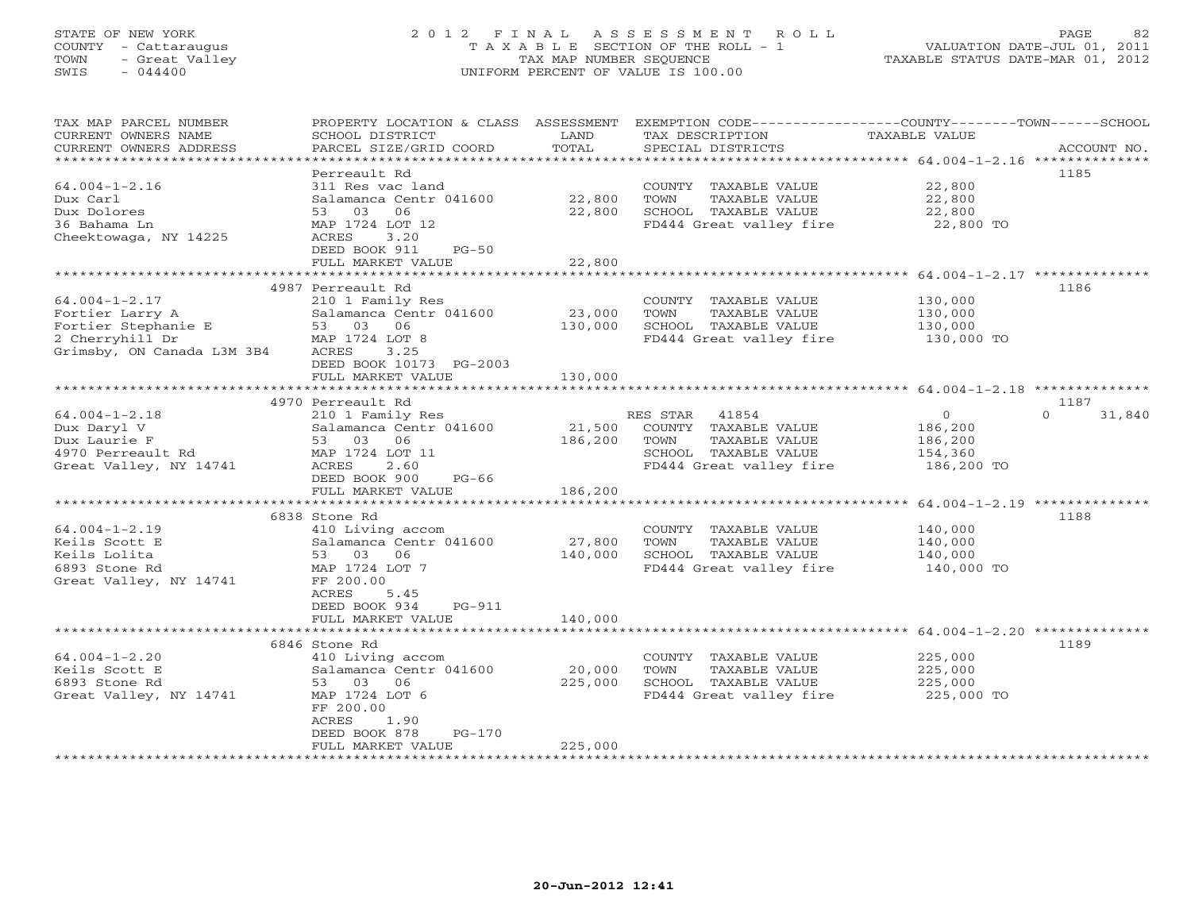STATE OF NEW YORK
COUNTY - Cattaraugus
TOWN - Great Valley
SWIS - 044400

# 2012 FINAL ASSESSMENT ROLL
TAXABLE SECTION OF THE ROLL - 1
TAX MAP NUMBER SEQUENCE
UNIFORM PERCENT OF VALUE IS 100.00

VALUATION DATE-JUL 01, 2011
TAXABLE STATUS DATE-MAR 01, 2012

| TAX MAP PARCEL NUMBER / CURRENT OWNERS NAME / CURRENT OWNERS ADDRESS | PROPERTY LOCATION & CLASS / SCHOOL DISTRICT / PARCEL SIZE/GRID COORD | ASSESSMENT LAND | TOTAL | EXEMPTION CODE / TAX DESCRIPTION / SPECIAL DISTRICTS | COUNTY/TOWN/SCHOOL TAXABLE VALUE | ACCOUNT NO. |
|---|---|---|---|---|---|---|
| **64.004-1-2.16** | Perreault Rd | | | | | 1185 |
| 64.004-1-2.16 | 311 Res vac land | | | COUNTY TAXABLE VALUE | 22,800 | |
| Dux Carl | Salamanca Centr 041600 | 22,800 | | TOWN TAXABLE VALUE | 22,800 | |
| Dux Dolores | 53 03 06 | | 22,800 | SCHOOL TAXABLE VALUE | 22,800 | |
| 36 Bahama Ln | MAP 1724 LOT 12 | | | FD444 Great valley fire | 22,800 TO | |
| Cheektowaga, NY 14225 | ACRES 3.20 | | | | | |
| | DEED BOOK 911 PG-50 | | | | | |
| | FULL MARKET VALUE | | 22,800 | | | |
| **64.004-1-2.17** | 4987 Perreault Rd | | | | | 1186 |
| 64.004-1-2.17 | 210 1 Family Res | | | COUNTY TAXABLE VALUE | 130,000 | |
| Fortier Larry A | Salamanca Centr 041600 | 23,000 | | TOWN TAXABLE VALUE | 130,000 | |
| Fortier Stephanie E | 53 03 06 | | 130,000 | SCHOOL TAXABLE VALUE | 130,000 | |
| 2 Cherryhill Dr | MAP 1724 LOT 8 | | | FD444 Great valley fire | 130,000 TO | |
| Grimsby, ON Canada L3M 3B4 | ACRES 3.25 | | | | | |
| | DEED BOOK 10173 PG-2003 | | | | | |
| | FULL MARKET VALUE | | 130,000 | | | |
| **64.004-1-2.18** | 4970 Perreault Rd | | | | | 1187 |
| 64.004-1-2.18 | 210 1 Family Res | | | RES STAR 41854 | 0 / 0 / 31,840 | |
| Dux Daryl V | Salamanca Centr 041600 | 21,500 | | COUNTY TAXABLE VALUE | 186,200 | |
| Dux Laurie F | 53 03 06 | | 186,200 | TOWN TAXABLE VALUE | 186,200 | |
| 4970 Perreault Rd | MAP 1724 LOT 11 | | | SCHOOL TAXABLE VALUE | 154,360 | |
| Great Valley, NY 14741 | ACRES 2.60 | | | FD444 Great valley fire | 186,200 TO | |
| | DEED BOOK 900 PG-66 | | | | | |
| | FULL MARKET VALUE | | 186,200 | | | |
| **64.004-1-2.19** | 6838 Stone Rd | | | | | 1188 |
| 64.004-1-2.19 | 410 Living accom | | | COUNTY TAXABLE VALUE | 140,000 | |
| Keils Scott E | Salamanca Centr 041600 | 27,800 | | TOWN TAXABLE VALUE | 140,000 | |
| Keils Lolita | 53 03 06 | | 140,000 | SCHOOL TAXABLE VALUE | 140,000 | |
| 6893 Stone Rd | MAP 1724 LOT 7 | | | FD444 Great valley fire | 140,000 TO | |
| Great Valley, NY 14741 | FF 200.00 | | | | | |
| | ACRES 5.45 | | | | | |
| | DEED BOOK 934 PG-911 | | | | | |
| | FULL MARKET VALUE | | 140,000 | | | |
| **64.004-1-2.20** | 6846 Stone Rd | | | | | 1189 |
| 64.004-1-2.20 | 410 Living accom | | | COUNTY TAXABLE VALUE | 225,000 | |
| Keils Scott E | Salamanca Centr 041600 | 20,000 | | TOWN TAXABLE VALUE | 225,000 | |
| 6893 Stone Rd | 53 03 06 | | 225,000 | SCHOOL TAXABLE VALUE | 225,000 | |
| Great Valley, NY 14741 | MAP 1724 LOT 6 | | | FD444 Great valley fire | 225,000 TO | |
| | FF 200.00 | | | | | |
| | ACRES 1.90 | | | | | |
| | DEED BOOK 878 PG-170 | | | | | |
| | FULL MARKET VALUE | | 225,000 | | | |

20-Jun-2012 12:41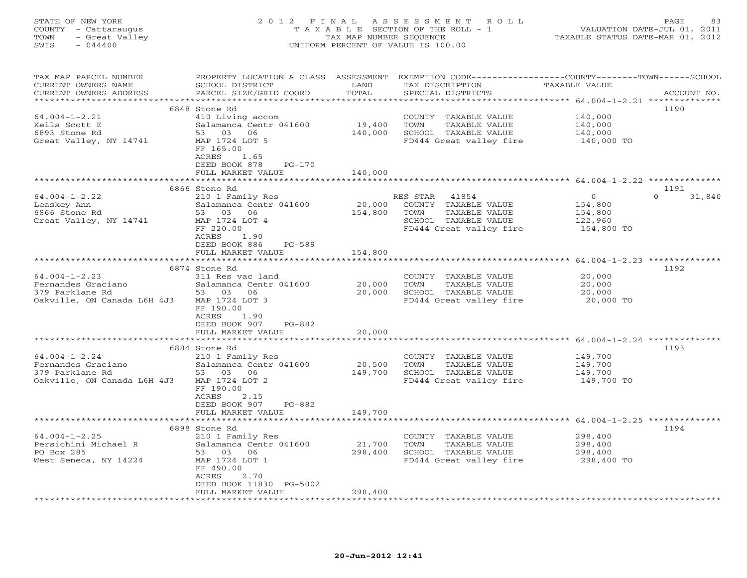STATE OF NEW YORK
COUNTY - Cattaraugus
TOWN - Great Valley
SWIS - 044400

# 2012 FINAL ASSESSMENT ROLL
TAXABLE SECTION OF THE ROLL - 1
TAX MAP NUMBER SEQUENCE
UNIFORM PERCENT OF VALUE IS 100.00

VALUATION DATE-JUL 01, 2011
TAXABLE STATUS DATE-MAR 01, 2012

| TAX MAP PARCEL NUMBER / CURRENT OWNERS NAME / CURRENT OWNERS ADDRESS | PROPERTY LOCATION & CLASS / SCHOOL DISTRICT / PARCEL SIZE/GRID COORD | ASSESSMENT LAND | TOTAL | EXEMPTION CODE / TAX DESCRIPTION / SPECIAL DISTRICTS | COUNTY / TOWN / SCHOOL TAXABLE VALUE | ACCOUNT NO. |
|---|---|---|---|---|---|---|
| 64.004-1-2.21 | 6848 Stone Rd | | | | | 1190 |
| Keils Scott E | 410 Living accom | | | COUNTY TAXABLE VALUE | 140,000 | |
| 6893 Stone Rd | Salamanca Centr 041600 | 19,400 | | TOWN TAXABLE VALUE | 140,000 | |
| Great Valley, NY 14741 | 53 03 06 | | 140,000 | SCHOOL TAXABLE VALUE | 140,000 | |
| | MAP 1724 LOT 5 | | | FD444 Great valley fire | 140,000 TO | |
| | FF 165.00 | | | | | |
| | ACRES 1.65 | | | | | |
| | DEED BOOK 878 PG-170 | | | | | |
| | FULL MARKET VALUE | | 140,000 | | | |
| 64.004-1-2.22 | 6866 Stone Rd | | | | | 1191 |
| Leaskey Ann | 210 1 Family Res | | | RES STAR 41854 | 0 0 31,840 | |
| 6866 Stone Rd | Salamanca Centr 041600 | 20,000 | | COUNTY TAXABLE VALUE | 154,800 | |
| Great Valley, NY 14741 | 53 03 06 | | 154,800 | TOWN TAXABLE VALUE | 154,800 | |
| | MAP 1724 LOT 4 | | | SCHOOL TAXABLE VALUE | 122,960 | |
| | FF 220.00 | | | FD444 Great valley fire | 154,800 TO | |
| | ACRES 1.90 | | | | | |
| | DEED BOOK 886 PG-589 | | | | | |
| | FULL MARKET VALUE | | 154,800 | | | |
| 64.004-1-2.23 | 6874 Stone Rd | | | | | 1192 |
| Fernandes Graciano | 311 Res vac land | | | COUNTY TAXABLE VALUE | 20,000 | |
| 379 Parklane Rd | Salamanca Centr 041600 | 20,000 | | TOWN TAXABLE VALUE | 20,000 | |
| Oakville, ON Canada L6H 4J3 | 53 03 06 | | 20,000 | SCHOOL TAXABLE VALUE | 20,000 | |
| | MAP 1724 LOT 3 | | | FD444 Great valley fire | 20,000 TO | |
| | FF 190.00 | | | | | |
| | ACRES 1.90 | | | | | |
| | DEED BOOK 907 PG-882 | | | | | |
| | FULL MARKET VALUE | | 20,000 | | | |
| 64.004-1-2.24 | 6884 Stone Rd | | | | | 1193 |
| Fernandes Graciano | 210 1 Family Res | | | COUNTY TAXABLE VALUE | 149,700 | |
| 379 Parklane Rd | Salamanca Centr 041600 | 20,500 | | TOWN TAXABLE VALUE | 149,700 | |
| Oakville, ON Canada L6H 4J3 | 53 03 06 | | 149,700 | SCHOOL TAXABLE VALUE | 149,700 | |
| | MAP 1724 LOT 2 | | | FD444 Great valley fire | 149,700 TO | |
| | FF 190.00 | | | | | |
| | ACRES 2.15 | | | | | |
| | DEED BOOK 907 PG-882 | | | | | |
| | FULL MARKET VALUE | | 149,700 | | | |
| 64.004-1-2.25 | 6898 Stone Rd | | | | | 1194 |
| Persichini Michael R | 210 1 Family Res | | | COUNTY TAXABLE VALUE | 298,400 | |
| PO Box 285 | Salamanca Centr 041600 | 21,700 | | TOWN TAXABLE VALUE | 298,400 | |
| West Seneca, NY 14224 | 53 03 06 | | 298,400 | SCHOOL TAXABLE VALUE | 298,400 | |
| | MAP 1724 LOT 1 | | | FD444 Great valley fire | 298,400 TO | |
| | FF 490.00 | | | | | |
| | ACRES 2.70 | | | | | |
| | DEED BOOK 11830 PG-5002 | | | | | |
| | FULL MARKET VALUE | | 298,400 | | | |

20-Jun-2012 12:41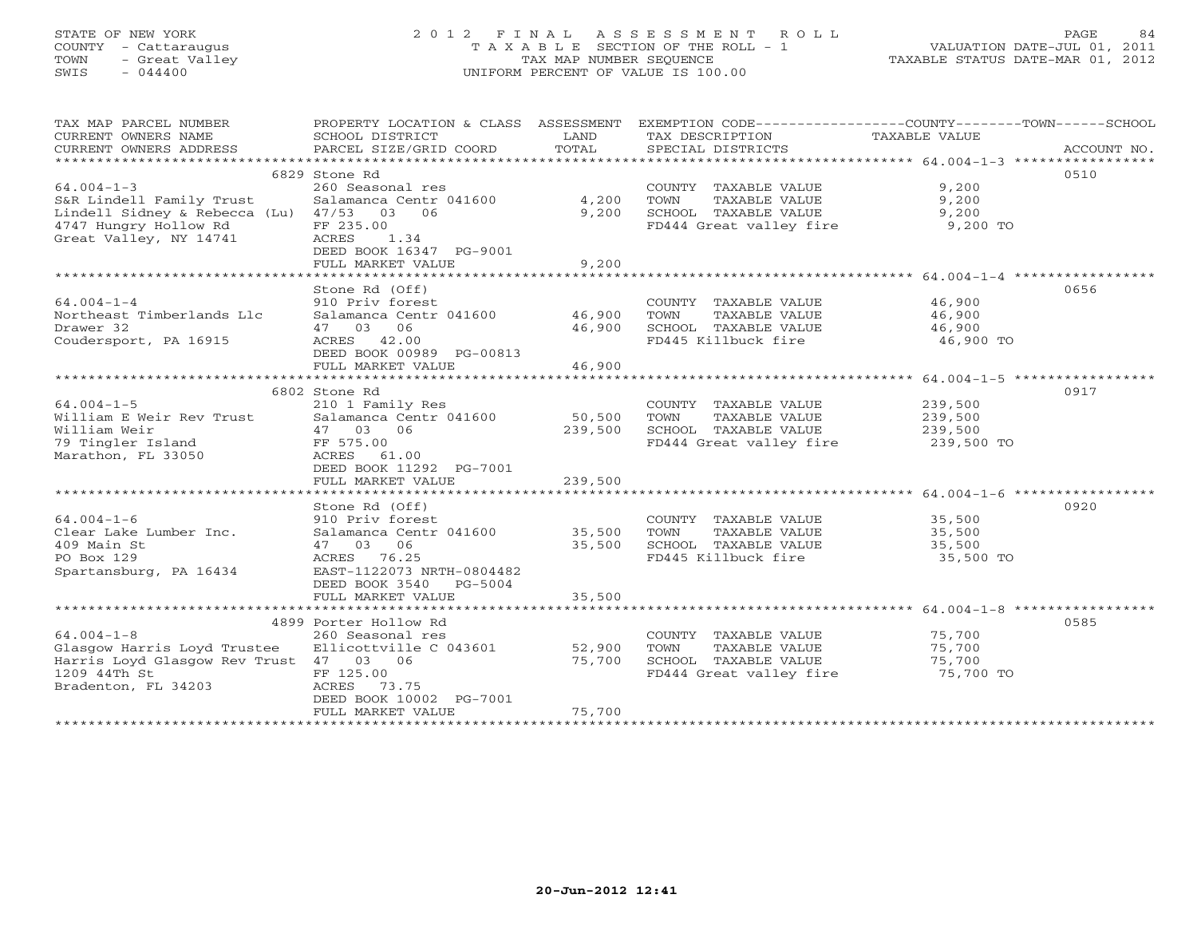STATE OF NEW YORK
COUNTY - Cattaraugus
TOWN - Great Valley
SWIS - 044400

2 0 1 2 F I N A L A S S E S S M E N T R O L L
T A X A B L E SECTION OF THE ROLL - 1
TAX MAP NUMBER SEQUENCE
UNIFORM PERCENT OF VALUE IS 100.00

VALUATION DATE-JUL 01, 2011
TAXABLE STATUS DATE-MAR 01, 2012

| TAX MAP PARCEL NUMBER / CURRENT OWNERS NAME / CURRENT OWNERS ADDRESS | PROPERTY LOCATION & CLASS / SCHOOL DISTRICT / PARCEL SIZE/GRID COORD | ASSESSMENT LAND | TOTAL | EXEMPTION CODE / TAX DESCRIPTION / SPECIAL DISTRICTS | COUNTY--------TOWN------SCHOOL TAXABLE VALUE | ACCOUNT NO. |
|---|---|---|---|---|---|---|
| 64.004-1-3 | 6829 Stone Rd | | | | | 0510 |
| S&R Lindell Family Trust | 260 Seasonal res | | | COUNTY TAXABLE VALUE | 9,200 | |
| Lindell Sidney & Rebecca (Lu) | Salamanca Centr 041600 | 4,200 | | TOWN TAXABLE VALUE | 9,200 | |
| 4747 Hungry Hollow Rd | 47/53 03 06 | | 9,200 | SCHOOL TAXABLE VALUE | 9,200 | |
| Great Valley, NY 14741 | FF 235.00 | | | FD444 Great valley fire | 9,200 TO | |
| | ACRES 1.34 | | | | | |
| | DEED BOOK 16347 PG-9001 | | | | | |
| | FULL MARKET VALUE | | 9,200 | | | |
| 64.004-1-4 | Stone Rd (Off) | | | | | 0656 |
| Northeast Timberlands Llc | 910 Priv forest | | | COUNTY TAXABLE VALUE | 46,900 | |
| Drawer 32 | Salamanca Centr 041600 | 46,900 | | TOWN TAXABLE VALUE | 46,900 | |
| Coudersport, PA 16915 | 47 03 06 | | 46,900 | SCHOOL TAXABLE VALUE | 46,900 | |
| | ACRES 42.00 | | | FD445 Killbuck fire | 46,900 TO | |
| | DEED BOOK 00989 PG-00813 | | | | | |
| | FULL MARKET VALUE | | 46,900 | | | |
| 64.004-1-5 | 6802 Stone Rd | | | | | 0917 |
| William E Weir Rev Trust | 210 1 Family Res | | | COUNTY TAXABLE VALUE | 239,500 | |
| William Weir | Salamanca Centr 041600 | 50,500 | | TOWN TAXABLE VALUE | 239,500 | |
| 79 Tingler Island | 47 03 06 | | 239,500 | SCHOOL TAXABLE VALUE | 239,500 | |
| Marathon, FL 33050 | FF 575.00 | | | FD444 Great valley fire | 239,500 TO | |
| | ACRES 61.00 | | | | | |
| | DEED BOOK 11292 PG-7001 | | | | | |
| | FULL MARKET VALUE | | 239,500 | | | |
| 64.004-1-6 | Stone Rd (Off) | | | | | 0920 |
| Clear Lake Lumber Inc. | 910 Priv forest | | | COUNTY TAXABLE VALUE | 35,500 | |
| 409 Main St | Salamanca Centr 041600 | 35,500 | | TOWN TAXABLE VALUE | 35,500 | |
| PO Box 129 | 47 03 06 | | 35,500 | SCHOOL TAXABLE VALUE | 35,500 | |
| Spartansburg, PA 16434 | ACRES 76.25 | | | FD445 Killbuck fire | 35,500 TO | |
| | EAST-1122073 NRTH-0804482 | | | | | |
| | DEED BOOK 3540 PG-5004 | | | | | |
| | FULL MARKET VALUE | | 35,500 | | | |
| 64.004-1-8 | 4899 Porter Hollow Rd | | | | | 0585 |
| Glasgow Harris Loyd Trustee | 260 Seasonal res | | | COUNTY TAXABLE VALUE | 75,700 | |
| Harris Loyd Glasgow Rev Trust | Ellicottville C 043601 | 52,900 | | TOWN TAXABLE VALUE | 75,700 | |
| 1209 44Th St | 47 03 06 | | 75,700 | SCHOOL TAXABLE VALUE | 75,700 | |
| Bradenton, FL 34203 | FF 125.00 | | | FD444 Great valley fire | 75,700 TO | |
| | ACRES 73.75 | | | | | |
| | DEED BOOK 10002 PG-7001 | | | | | |
| | FULL MARKET VALUE | | 75,700 | | | |

20-Jun-2012 12:41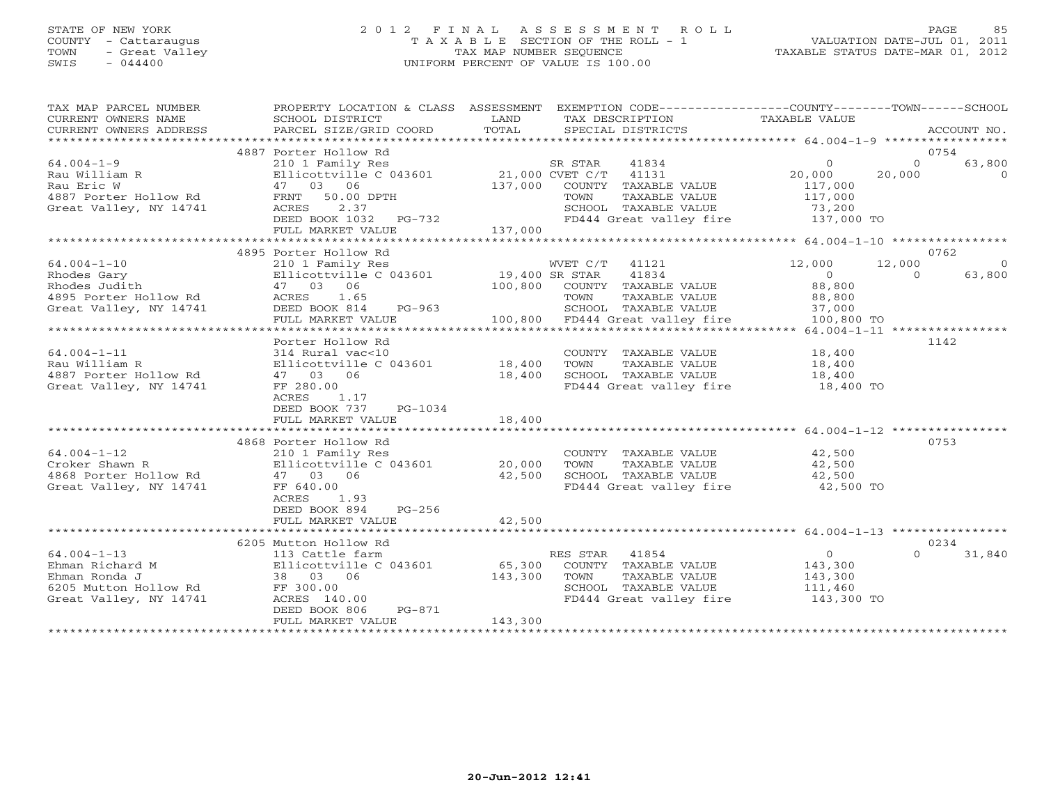STATE OF NEW YORK
COUNTY - Cattaraugus
TOWN - Great Valley
SWIS - 044400

# 2012 FINAL ASSESSMENT ROLL
TAXABLE SECTION OF THE ROLL - 1
TAX MAP NUMBER SEQUENCE
UNIFORM PERCENT OF VALUE IS 100.00

VALUATION DATE-JUL 01, 2011
TAXABLE STATUS DATE-MAR 01, 2012

| TAX MAP PARCEL NUMBER / CURRENT OWNERS NAME / CURRENT OWNERS ADDRESS | PROPERTY LOCATION & CLASS / SCHOOL DISTRICT / PARCEL SIZE/GRID COORD | ASSESSMENT LAND / TOTAL | EXEMPTION CODE / TAX DESCRIPTION / SPECIAL DISTRICTS | COUNTY TAXABLE VALUE | TOWN | SCHOOL / ACCOUNT NO. |
|---|---|---|---|---|---|---|
| | 4887 Porter Hollow Rd | | | | | 0754 |
| 64.004-1-9 | 210 1 Family Res | | SR STAR 41834 | 0 | 0 | 63,800 |
| Rau William R | Ellicottville C 043601 | 21,000 | CVET C/T 41131 | 20,000 | 20,000 | 0 |
| Rau Eric W | 47 03 06 | 137,000 | COUNTY TAXABLE VALUE | 117,000 | | |
| 4887 Porter Hollow Rd | FRNT 50.00 DPTH | | TOWN TAXABLE VALUE | 117,000 | | |
| Great Valley, NY 14741 | ACRES 2.37 | | SCHOOL TAXABLE VALUE | 73,200 | | |
| | DEED BOOK 1032 PG-732 | | FD444 Great valley fire | 137,000 TO | | |
| | FULL MARKET VALUE | 137,000 | | | | |
| | 4895 Porter Hollow Rd | | | | | 0762 |
| 64.004-1-10 | 210 1 Family Res | | WVET C/T 41121 | 12,000 | 12,000 | 0 |
| Rhodes Gary | Ellicottville C 043601 | 19,400 | SR STAR 41834 | 0 | 0 | 63,800 |
| Rhodes Judith | 47 03 06 | 100,800 | COUNTY TAXABLE VALUE | 88,800 | | |
| 4895 Porter Hollow Rd | ACRES 1.65 | | TOWN TAXABLE VALUE | 88,800 | | |
| Great Valley, NY 14741 | DEED BOOK 814 PG-963 | | SCHOOL TAXABLE VALUE | 37,000 | | |
| | FULL MARKET VALUE | 100,800 | FD444 Great valley fire | 100,800 TO | | |
| | Porter Hollow Rd | | | | | 1142 |
| 64.004-1-11 | 314 Rural vac<10 | | COUNTY TAXABLE VALUE | 18,400 | | |
| Rau William R | Ellicottville C 043601 | 18,400 | TOWN TAXABLE VALUE | 18,400 | | |
| 4887 Porter Hollow Rd | 47 03 06 | 18,400 | SCHOOL TAXABLE VALUE | 18,400 | | |
| Great Valley, NY 14741 | FF 280.00 | | FD444 Great valley fire | 18,400 TO | | |
| | ACRES 1.17 | | | | | |
| | DEED BOOK 737 PG-1034 | | | | | |
| | FULL MARKET VALUE | 18,400 | | | | |
| | 4868 Porter Hollow Rd | | | | | 0753 |
| 64.004-1-12 | 210 1 Family Res | | COUNTY TAXABLE VALUE | 42,500 | | |
| Croker Shawn R | Ellicottville C 043601 | 20,000 | TOWN TAXABLE VALUE | 42,500 | | |
| 4868 Porter Hollow Rd | 47 03 06 | 42,500 | SCHOOL TAXABLE VALUE | 42,500 | | |
| Great Valley, NY 14741 | FF 640.00 | | FD444 Great valley fire | 42,500 TO | | |
| | ACRES 1.93 | | | | | |
| | DEED BOOK 894 PG-256 | | | | | |
| | FULL MARKET VALUE | 42,500 | | | | |
| | 6205 Mutton Hollow Rd | | | | | 0234 |
| 64.004-1-13 | 113 Cattle farm | | RES STAR 41854 | 0 | 0 | 31,840 |
| Ehman Richard M | Ellicottville C 043601 | 65,300 | COUNTY TAXABLE VALUE | 143,300 | | |
| Ehman Ronda J | 38 03 06 | 143,300 | TOWN TAXABLE VALUE | 143,300 | | |
| 6205 Mutton Hollow Rd | FF 300.00 | | SCHOOL TAXABLE VALUE | 111,460 | | |
| Great Valley, NY 14741 | ACRES 140.00 | | FD444 Great valley fire | 143,300 TO | | |
| | DEED BOOK 806 PG-871 | | | | | |
| | FULL MARKET VALUE | 143,300 | | | | |

20-Jun-2012 12:41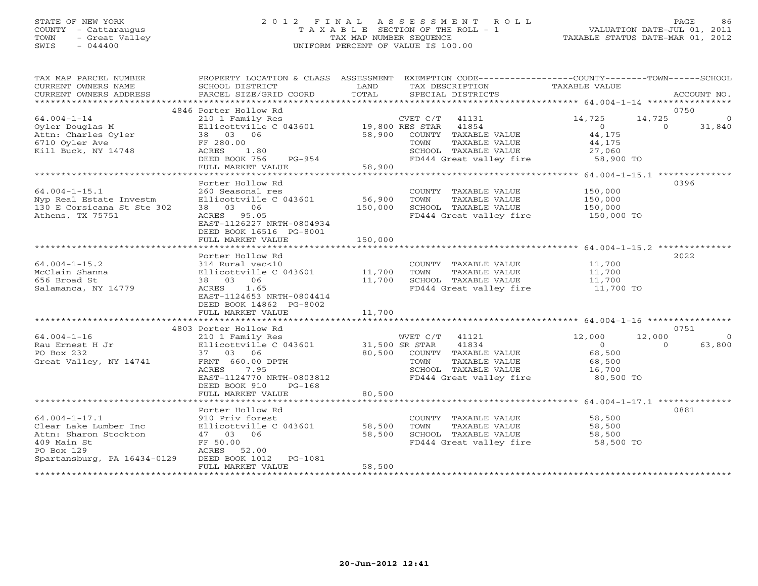STATE OF NEW YORK
COUNTY - Cattaraugus
TOWN - Great Valley
SWIS - 044400

2012 FINAL ASSESSMENT ROLL
TAXABLE SECTION OF THE ROLL - 1
TAX MAP NUMBER SEQUENCE
UNIFORM PERCENT OF VALUE IS 100.00

VALUATION DATE-JUL 01, 2011
TAXABLE STATUS DATE-MAR 01, 2012

| TAX MAP PARCEL NUMBER / CURRENT OWNERS NAME / CURRENT OWNERS ADDRESS | PROPERTY LOCATION & CLASS / SCHOOL DISTRICT / PARCEL SIZE/GRID COORD | ASSESSMENT LAND / TOTAL | EXEMPTION CODE / TAX DESCRIPTION / SPECIAL DISTRICTS | COUNTY TAXABLE VALUE | TOWN | SCHOOL | ACCOUNT NO. |
|---|---|---|---|---|---|---|---|
| **64.004-1-14** | 4846 Porter Hollow Rd | | | | | | 0750 |
| Oyler Douglas M | 210 1 Family Res | | CVET C/T 41131 | 14,725 | 14,725 | 0 | |
| Attn: Charles Oyler | Ellicottville C 043601 | 19,800 | RES STAR 41854 | 0 | 0 | 31,840 | |
| 6710 Oyler Ave | 38 03 06 | 58,900 | COUNTY TAXABLE VALUE | 44,175 | | | |
| Kill Buck, NY 14748 | FF 280.00 | | TOWN TAXABLE VALUE | 44,175 | | | |
| | ACRES 1.80 | | SCHOOL TAXABLE VALUE | 27,060 | | | |
| | DEED BOOK 756 PG-954 | | FD444 Great valley fire | 58,900 TO | | | |
| | FULL MARKET VALUE | 58,900 | | | | | |
| **64.004-1-15.1** | Porter Hollow Rd | | | | | | 0396 |
| Nyp Real Estate Investm | 260 Seasonal res | | COUNTY TAXABLE VALUE | 150,000 | | | |
| 130 E Corsicana St Ste 302 | Ellicottville C 043601 | 56,900 | TOWN TAXABLE VALUE | 150,000 | | | |
| Athens, TX 75751 | 38 03 06 | 150,000 | SCHOOL TAXABLE VALUE | 150,000 | | | |
| | ACRES 95.05 | | FD444 Great valley fire | 150,000 TO | | | |
| | EAST-1126227 NRTH-0804934 | | | | | | |
| | DEED BOOK 16516 PG-8001 | | | | | | |
| | FULL MARKET VALUE | 150,000 | | | | | |
| **64.004-1-15.2** | Porter Hollow Rd | | | | | | 2022 |
| McClain Shanna | 314 Rural vac<10 | | COUNTY TAXABLE VALUE | 11,700 | | | |
| 656 Broad St | Ellicottville C 043601 | 11,700 | TOWN TAXABLE VALUE | 11,700 | | | |
| Salamanca, NY 14779 | 38 03 06 | 11,700 | SCHOOL TAXABLE VALUE | 11,700 | | | |
| | ACRES 1.65 | | FD444 Great valley fire | 11,700 TO | | | |
| | EAST-1124653 NRTH-0804414 | | | | | | |
| | DEED BOOK 14862 PG-8002 | | | | | | |
| | FULL MARKET VALUE | 11,700 | | | | | |
| **64.004-1-16** | 4803 Porter Hollow Rd | | | | | | 0751 |
| Rau Ernest H Jr | 210 1 Family Res | | WVET C/T 41121 | 12,000 | 12,000 | 0 | |
| PO Box 232 | Ellicottville C 043601 | 31,500 | SR STAR 41834 | 0 | 0 | 63,800 | |
| Great Valley, NY 14741 | 37 03 06 | 80,500 | COUNTY TAXABLE VALUE | 68,500 | | | |
| | FRNT 660.00 DPTH | | TOWN TAXABLE VALUE | 68,500 | | | |
| | ACRES 7.95 | | SCHOOL TAXABLE VALUE | 16,700 | | | |
| | EAST-1124770 NRTH-0803812 | | FD444 Great valley fire | 80,500 TO | | | |
| | DEED BOOK 910 PG-168 | | | | | | |
| | FULL MARKET VALUE | 80,500 | | | | | |
| **64.004-1-17.1** | Porter Hollow Rd | | | | | | 0881 |
| Clear Lake Lumber Inc | 910 Priv forest | | COUNTY TAXABLE VALUE | 58,500 | | | |
| Attn: Sharon Stockton | Ellicottville C 043601 | 58,500 | TOWN TAXABLE VALUE | 58,500 | | | |
| 409 Main St | 47 03 06 | 58,500 | SCHOOL TAXABLE VALUE | 58,500 | | | |
| PO Box 129 | FF 50.00 | | FD444 Great valley fire | 58,500 TO | | | |
| Spartansburg, PA 16434-0129 | ACRES 52.00 | | | | | | |
| | DEED BOOK 1012 PG-1081 | | | | | | |
| | FULL MARKET VALUE | 58,500 | | | | | |

20-Jun-2012 12:41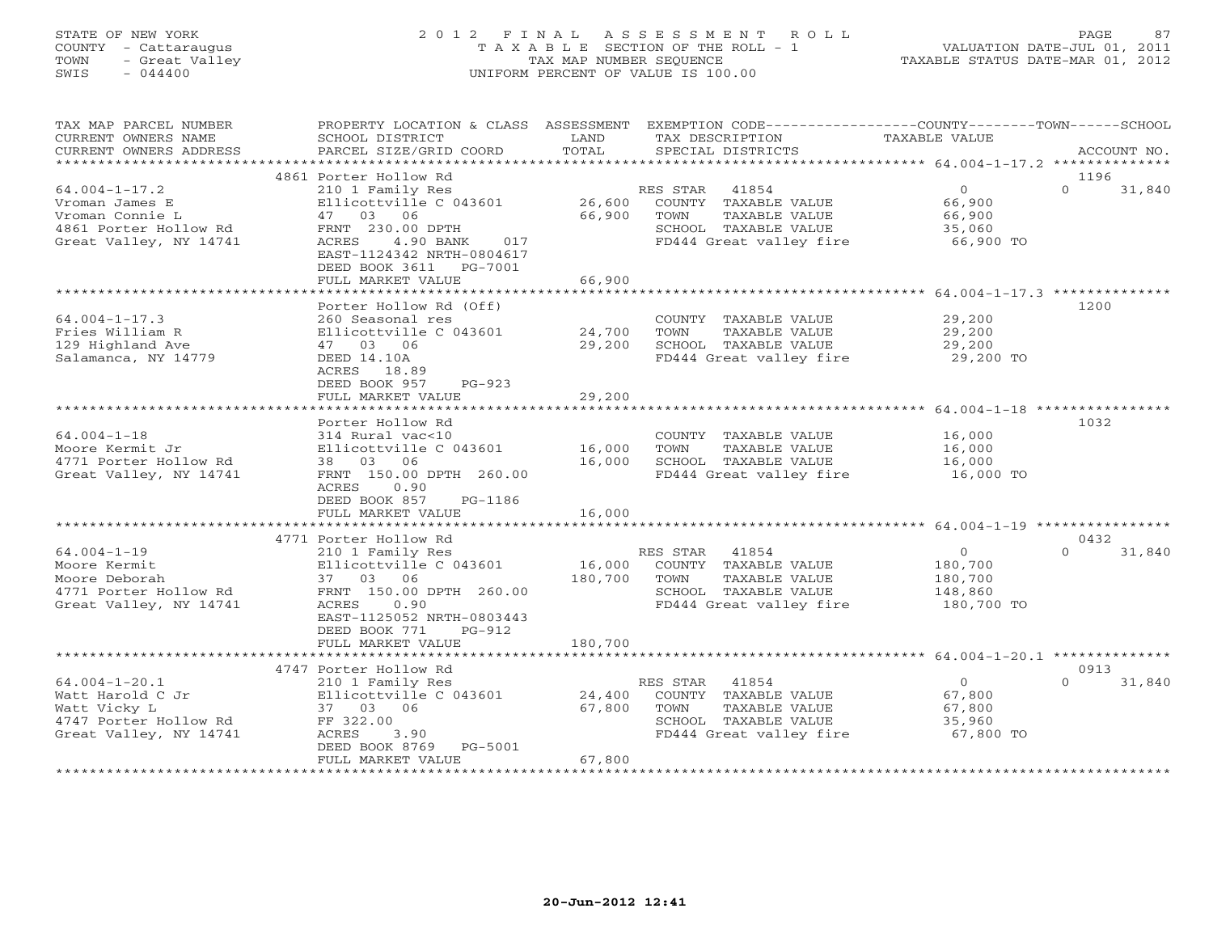STATE OF NEW YORK
COUNTY - Cattaraugus
TOWN - Great Valley
SWIS - 044400

2012 FINAL ASSESSMENT ROLL
TAXABLE SECTION OF THE ROLL - 1
TAX MAP NUMBER SEQUENCE
UNIFORM PERCENT OF VALUE IS 100.00

VALUATION DATE-JUL 01, 2011
TAXABLE STATUS DATE-MAR 01, 2012

| TAX MAP PARCEL NUMBER / CURRENT OWNERS NAME / CURRENT OWNERS ADDRESS | PROPERTY LOCATION & CLASS / SCHOOL DISTRICT / PARCEL SIZE/GRID COORD | ASSESSMENT LAND | TOTAL | EXEMPTION CODE / TAX DESCRIPTION / SPECIAL DISTRICTS | COUNTY TAXABLE VALUE | TOWN | SCHOOL / ACCOUNT NO. |
|---|---|---|---|---|---|---|---|
| | 4861 Porter Hollow Rd | | | | | | 1196 |
| 64.004-1-17.2 | 210 1 Family Res | | | RES STAR 41854 | 0 | 0 | 31,840 |
| Vroman James E | Ellicottville C 043601 | 26,600 | | COUNTY TAXABLE VALUE | 66,900 | | |
| Vroman Connie L | 47 03 06 | | 66,900 | TOWN TAXABLE VALUE | 66,900 | | |
| 4861 Porter Hollow Rd | FRNT 230.00 DPTH | | | SCHOOL TAXABLE VALUE | 35,060 | | |
| Great Valley, NY 14741 | ACRES 4.90 BANK 017 | | | FD444 Great valley fire | 66,900 TO | | |
| | EAST-1124342 NRTH-0804617 | | | | | | |
| | DEED BOOK 3611 PG-7001 | | | | | | |
| | FULL MARKET VALUE | | 66,900 | | | | |
| | Porter Hollow Rd (Off) | | | | | | 1200 |
| 64.004-1-17.3 | 260 Seasonal res | | | COUNTY TAXABLE VALUE | 29,200 | | |
| Fries William R | Ellicottville C 043601 | 24,700 | | TOWN TAXABLE VALUE | 29,200 | | |
| 129 Highland Ave | 47 03 06 | | 29,200 | SCHOOL TAXABLE VALUE | 29,200 | | |
| Salamanca, NY 14779 | DEED 14.10A | | | FD444 Great valley fire | 29,200 TO | | |
| | ACRES 18.89 | | | | | | |
| | DEED BOOK 957 PG-923 | | | | | | |
| | FULL MARKET VALUE | | 29,200 | | | | |
| | Porter Hollow Rd | | | | | | 1032 |
| 64.004-1-18 | 314 Rural vac<10 | | | COUNTY TAXABLE VALUE | 16,000 | | |
| Moore Kermit Jr | Ellicottville C 043601 | 16,000 | | TOWN TAXABLE VALUE | 16,000 | | |
| 4771 Porter Hollow Rd | 38 03 06 | | 16,000 | SCHOOL TAXABLE VALUE | 16,000 | | |
| Great Valley, NY 14741 | FRNT 150.00 DPTH 260.00 | | | FD444 Great valley fire | 16,000 TO | | |
| | ACRES 0.90 | | | | | | |
| | DEED BOOK 857 PG-1186 | | | | | | |
| | FULL MARKET VALUE | | 16,000 | | | | |
| | 4771 Porter Hollow Rd | | | | | | 0432 |
| 64.004-1-19 | 210 1 Family Res | | | RES STAR 41854 | 0 | 0 | 31,840 |
| Moore Kermit | Ellicottville C 043601 | 16,000 | | COUNTY TAXABLE VALUE | 180,700 | | |
| Moore Deborah | 37 03 06 | | 180,700 | TOWN TAXABLE VALUE | 180,700 | | |
| 4771 Porter Hollow Rd | FRNT 150.00 DPTH 260.00 | | | SCHOOL TAXABLE VALUE | 148,860 | | |
| Great Valley, NY 14741 | ACRES 0.90 | | | FD444 Great valley fire | 180,700 TO | | |
| | EAST-1125052 NRTH-0803443 | | | | | | |
| | DEED BOOK 771 PG-912 | | | | | | |
| | FULL MARKET VALUE | | 180,700 | | | | |
| | 4747 Porter Hollow Rd | | | | | | 0913 |
| 64.004-1-20.1 | 210 1 Family Res | | | RES STAR 41854 | 0 | 0 | 31,840 |
| Watt Harold C Jr | Ellicottville C 043601 | 24,400 | | COUNTY TAXABLE VALUE | 67,800 | | |
| Watt Vicky L | 37 03 06 | | 67,800 | TOWN TAXABLE VALUE | 67,800 | | |
| 4747 Porter Hollow Rd | FF 322.00 | | | SCHOOL TAXABLE VALUE | 35,960 | | |
| Great Valley, NY 14741 | ACRES 3.90 | | | FD444 Great valley fire | 67,800 TO | | |
| | DEED BOOK 8769 PG-5001 | | | | | | |
| | FULL MARKET VALUE | | 67,800 | | | | |

20-Jun-2012 12:41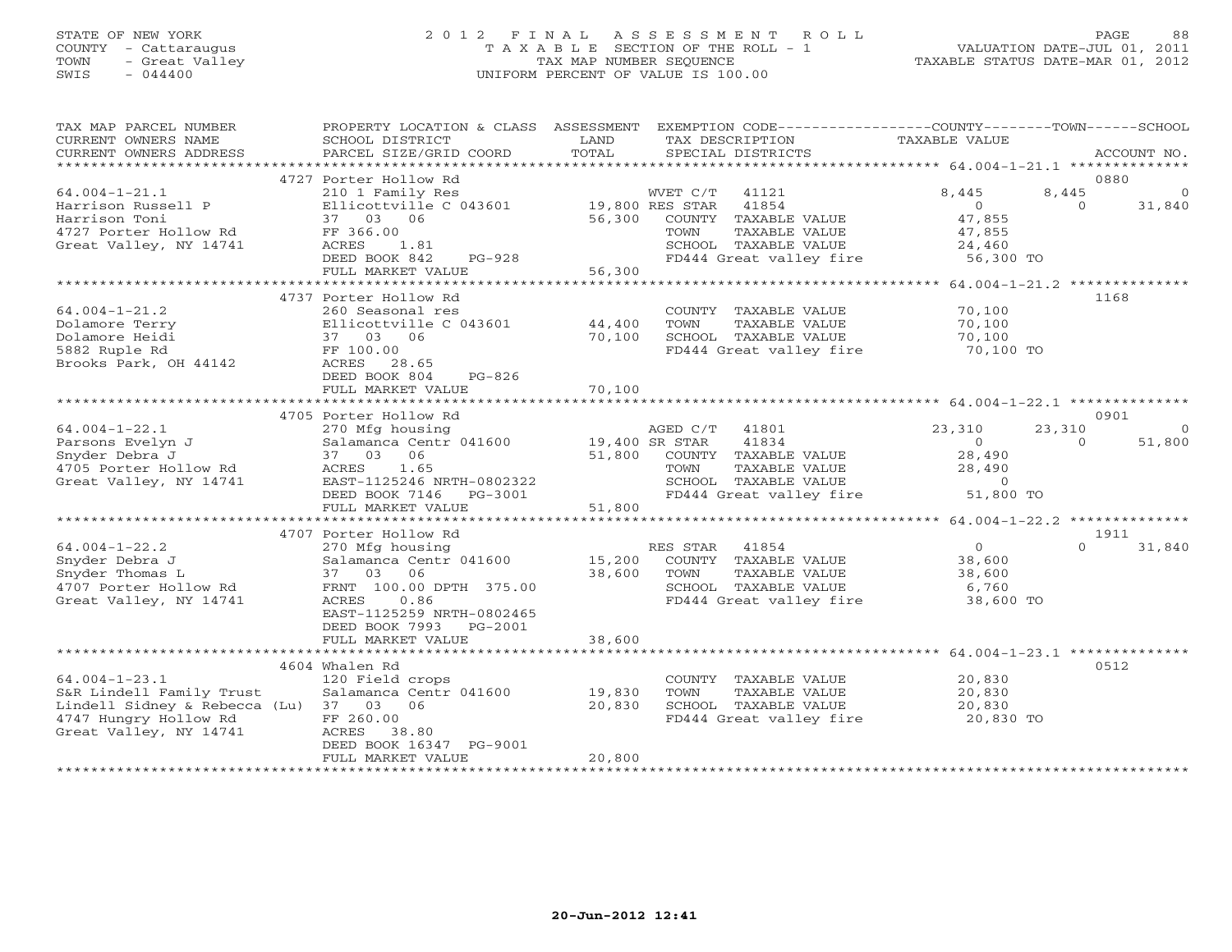STATE OF NEW YORK
COUNTY - Cattaraugus
TOWN - Great Valley
SWIS - 044400

# 2012 FINAL ASSESSMENT ROLL
TAXABLE SECTION OF THE ROLL - 1
TAX MAP NUMBER SEQUENCE
UNIFORM PERCENT OF VALUE IS 100.00

VALUATION DATE-JUL 01, 2011
TAXABLE STATUS DATE-MAR 01, 2012

| TAX MAP PARCEL NUMBER / CURRENT OWNERS NAME / CURRENT OWNERS ADDRESS | PROPERTY LOCATION & CLASS / SCHOOL DISTRICT / PARCEL SIZE/GRID COORD | ASSESSMENT LAND | TOTAL | EXEMPTION CODE / TAX DESCRIPTION / SPECIAL DISTRICTS | COUNTY TAXABLE VALUE | TOWN | SCHOOL | ACCOUNT NO. |
|---|---|---|---|---|---|---|---|---|
| **64.004-1-21.1** | 4727 Porter Hollow Rd | | | | | | | 0880 |
| Harrison Russell P | 210 1 Family Res | | | WVET C/T 41121 | 8,445 | 8,445 | 0 | |
| Harrison Toni | Ellicottville C 043601 | 19,800 | | RES STAR 41854 | 0 | 0 | 31,840 | |
| 4727 Porter Hollow Rd | 37 03 06 | | 56,300 | COUNTY TAXABLE VALUE | 47,855 | | | |
| Great Valley, NY 14741 | FF 366.00 | | | TOWN TAXABLE VALUE | 47,855 | | | |
| | ACRES 1.81 | | | SCHOOL TAXABLE VALUE | 24,460 | | | |
| | DEED BOOK 842 PG-928 | | | FD444 Great valley fire | 56,300 TO | | | |
| | FULL MARKET VALUE | | 56,300 | | | | | |
| **64.004-1-21.2** | 4737 Porter Hollow Rd | | | | | | | 1168 |
| Dolamore Terry | 260 Seasonal res | | | COUNTY TAXABLE VALUE | 70,100 | | | |
| Dolamore Heidi | Ellicottville C 043601 | 44,400 | | TOWN TAXABLE VALUE | 70,100 | | | |
| 5882 Ruple Rd | 37 03 06 | | 70,100 | SCHOOL TAXABLE VALUE | 70,100 | | | |
| Brooks Park, OH 44142 | FF 100.00 | | | FD444 Great valley fire | 70,100 TO | | | |
| | ACRES 28.65 | | | | | | | |
| | DEED BOOK 804 PG-826 | | | | | | | |
| | FULL MARKET VALUE | | 70,100 | | | | | |
| **64.004-1-22.1** | 4705 Porter Hollow Rd | | | | | | | 0901 |
| Parsons Evelyn J | 270 Mfg housing | | | AGED C/T 41801 | 23,310 | 23,310 | 0 | |
| Snyder Debra J | Salamanca Centr 041600 | 19,400 | | SR STAR 41834 | 0 | 0 | 51,800 | |
| 4705 Porter Hollow Rd | 37 03 06 | | 51,800 | COUNTY TAXABLE VALUE | 28,490 | | | |
| Great Valley, NY 14741 | ACRES 1.65 | | | TOWN TAXABLE VALUE | 28,490 | | | |
| | EAST-1125246 NRTH-0802322 | | | SCHOOL TAXABLE VALUE | 0 | | | |
| | DEED BOOK 7146 PG-3001 | | | FD444 Great valley fire | 51,800 TO | | | |
| | FULL MARKET VALUE | | 51,800 | | | | | |
| **64.004-1-22.2** | 4707 Porter Hollow Rd | | | | | | | 1911 |
| Snyder Debra J | 270 Mfg housing | | | RES STAR 41854 | 0 | 0 | 31,840 | |
| Snyder Thomas L | Salamanca Centr 041600 | 15,200 | | COUNTY TAXABLE VALUE | 38,600 | | | |
| 4707 Porter Hollow Rd | 37 03 06 | | 38,600 | TOWN TAXABLE VALUE | 38,600 | | | |
| Great Valley, NY 14741 | FRNT 100.00 DPTH 375.00 | | | SCHOOL TAXABLE VALUE | 6,760 | | | |
| | ACRES 0.86 | | | FD444 Great valley fire | 38,600 TO | | | |
| | EAST-1125259 NRTH-0802465 | | | | | | | |
| | DEED BOOK 7993 PG-2001 | | | | | | | |
| | FULL MARKET VALUE | | 38,600 | | | | | |
| **64.004-1-23.1** | 4604 Whalen Rd | | | | | | | 0512 |
| S&R Lindell Family Trust | 120 Field crops | | | COUNTY TAXABLE VALUE | 20,830 | | | |
| Lindell Sidney & Rebecca (Lu) | Salamanca Centr 041600 | 19,830 | | TOWN TAXABLE VALUE | 20,830 | | | |
| 4747 Hungry Hollow Rd | 37 03 06 | | 20,830 | SCHOOL TAXABLE VALUE | 20,830 | | | |
| Great Valley, NY 14741 | FF 260.00 | | | FD444 Great valley fire | 20,830 TO | | | |
| | ACRES 38.80 | | | | | | | |
| | DEED BOOK 16347 PG-9001 | | | | | | | |
| | FULL MARKET VALUE | | 20,800 | | | | | |

20-Jun-2012 12:41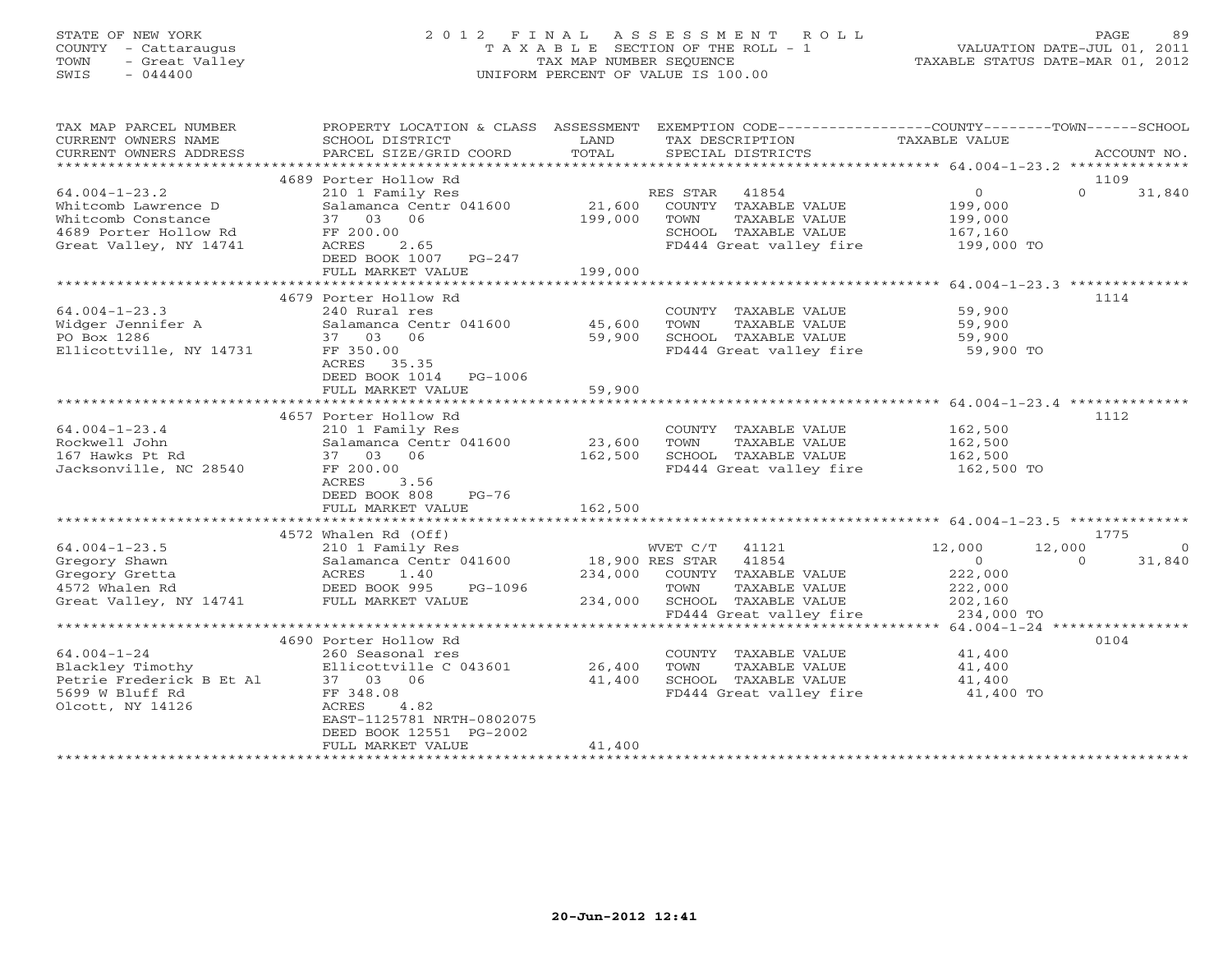STATE OF NEW YORK
COUNTY - Cattaraugus
TOWN - Great Valley
SWIS - 044400

# 2012 FINAL ASSESSMENT ROLL

TAXABLE SECTION OF THE ROLL - 1
TAX MAP NUMBER SEQUENCE
UNIFORM PERCENT OF VALUE IS 100.00

VALUATION DATE-JUL 01, 2011
TAXABLE STATUS DATE-MAR 01, 2012

| TAX MAP PARCEL NUMBER / CURRENT OWNERS NAME / CURRENT OWNERS ADDRESS | PROPERTY LOCATION & CLASS / SCHOOL DISTRICT / PARCEL SIZE/GRID COORD | ASSESSMENT LAND / TOTAL | EXEMPTION CODE / TAX DESCRIPTION / SPECIAL DISTRICTS | COUNTY TAXABLE VALUE | TOWN | SCHOOL | ACCOUNT NO. |
|---|---|---|---|---|---|---|---|
| | 4689 Porter Hollow Rd | | | | | | 1109 |
| 64.004-1-23.2 | 210 1 Family Res | | RES STAR 41854 | 0 | 0 | 31,840 | |
| Whitcomb Lawrence D | Salamanca Centr 041600 | 21,600 | COUNTY TAXABLE VALUE | 199,000 | | | |
| Whitcomb Constance | 37 03 06 | 199,000 | TOWN TAXABLE VALUE | 199,000 | | | |
| 4689 Porter Hollow Rd | FF 200.00 | | SCHOOL TAXABLE VALUE | 167,160 | | | |
| Great Valley, NY 14741 | ACRES 2.65 | | FD444 Great valley fire | 199,000 TO | | | |
| | DEED BOOK 1007 PG-247 | | | | | | |
| | FULL MARKET VALUE | 199,000 | | | | | |
| | 4679 Porter Hollow Rd | | | | | | 1114 |
| 64.004-1-23.3 | 240 Rural res | | COUNTY TAXABLE VALUE | 59,900 | | | |
| Widger Jennifer A | Salamanca Centr 041600 | 45,600 | TOWN TAXABLE VALUE | 59,900 | | | |
| PO Box 1286 | 37 03 06 | 59,900 | SCHOOL TAXABLE VALUE | 59,900 | | | |
| Ellicottville, NY 14731 | FF 350.00 | | FD444 Great valley fire | 59,900 TO | | | |
| | ACRES 35.35 | | | | | | |
| | DEED BOOK 1014 PG-1006 | | | | | | |
| | FULL MARKET VALUE | 59,900 | | | | | |
| | 4657 Porter Hollow Rd | | | | | | 1112 |
| 64.004-1-23.4 | 210 1 Family Res | | COUNTY TAXABLE VALUE | 162,500 | | | |
| Rockwell John | Salamanca Centr 041600 | 23,600 | TOWN TAXABLE VALUE | 162,500 | | | |
| 167 Hawks Pt Rd | 37 03 06 | 162,500 | SCHOOL TAXABLE VALUE | 162,500 | | | |
| Jacksonville, NC 28540 | FF 200.00 | | FD444 Great valley fire | 162,500 TO | | | |
| | ACRES 3.56 | | | | | | |
| | DEED BOOK 808 PG-76 | | | | | | |
| | FULL MARKET VALUE | 162,500 | | | | | |
| | 4572 Whalen Rd (Off) | | | | | | 1775 |
| 64.004-1-23.5 | 210 1 Family Res | | WVET C/T 41121 | 12,000 | 12,000 | 0 | |
| Gregory Shawn | Salamanca Centr 041600 | 18,900 | RES STAR 41854 | 0 | 0 | 31,840 | |
| Gregory Gretta | ACRES 1.40 | 234,000 | COUNTY TAXABLE VALUE | 222,000 | | | |
| 4572 Whalen Rd | DEED BOOK 995 PG-1096 | | TOWN TAXABLE VALUE | 222,000 | | | |
| Great Valley, NY 14741 | FULL MARKET VALUE | 234,000 | SCHOOL TAXABLE VALUE | 202,160 | | | |
| | | | FD444 Great valley fire | 234,000 TO | | | |
| | 4690 Porter Hollow Rd | | | | | | 0104 |
| 64.004-1-24 | 260 Seasonal res | | COUNTY TAXABLE VALUE | 41,400 | | | |
| Blackley Timothy | Ellicottville C 043601 | 26,400 | TOWN TAXABLE VALUE | 41,400 | | | |
| Petrie Frederick B Et Al | 37 03 06 | 41,400 | SCHOOL TAXABLE VALUE | 41,400 | | | |
| 5699 W Bluff Rd | FF 348.08 | | FD444 Great valley fire | 41,400 TO | | | |
| Olcott, NY 14126 | ACRES 4.82 | | | | | | |
| | EAST-1125781 NRTH-0802075 | | | | | | |
| | DEED BOOK 12551 PG-2002 | | | | | | |
| | FULL MARKET VALUE | 41,400 | | | | | |

20-Jun-2012 12:41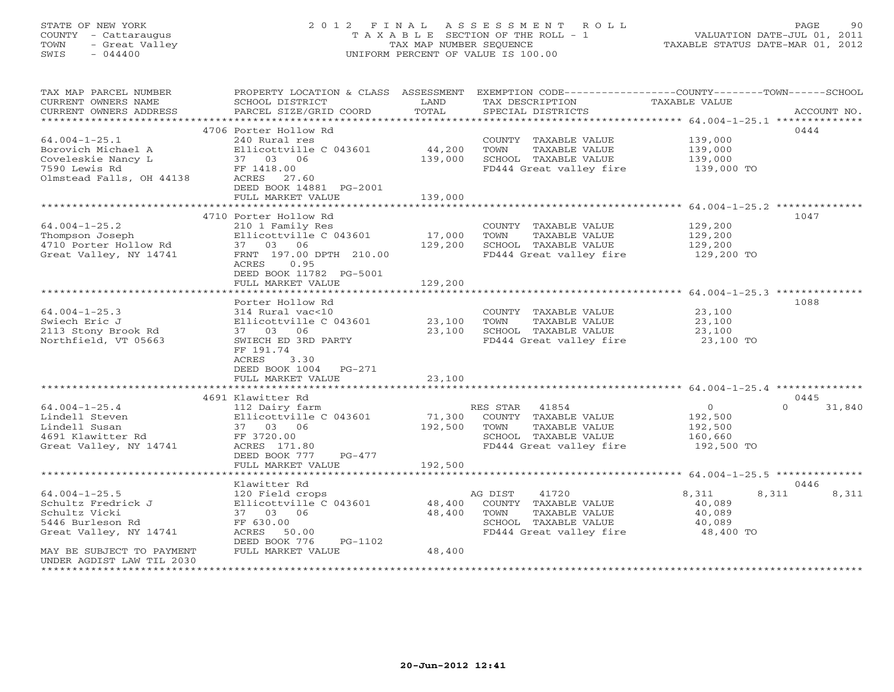STATE OF NEW YORK
COUNTY - Cattaraugus
TOWN - Great Valley
SWIS - 044400

# 2012 FINAL ASSESSMENT ROLL

TAXABLE SECTION OF THE ROLL - 1
TAX MAP NUMBER SEQUENCE
UNIFORM PERCENT OF VALUE IS 100.00

VALUATION DATE-JUL 01, 2011
TAXABLE STATUS DATE-MAR 01, 2012

| TAX MAP PARCEL NUMBER / CURRENT OWNERS NAME / CURRENT OWNERS ADDRESS | PROPERTY LOCATION & CLASS / SCHOOL DISTRICT / PARCEL SIZE/GRID COORD | ASSESSMENT LAND | TOTAL | EXEMPTION CODE / TAX DESCRIPTION / SPECIAL DISTRICTS | COUNTY TAXABLE VALUE | TOWN | SCHOOL | ACCOUNT NO. |
|---|---|---|---|---|---|---|---|---|
| 64.004-1-25.1 | 4706 Porter Hollow Rd | | | | | | | 0444 |
| Borovich Michael A | 240 Rural res | | | COUNTY TAXABLE VALUE | 139,000 | | | |
| Coveleskie Nancy L | Ellicottville C 043601 | 44,200 | | TOWN TAXABLE VALUE | 139,000 | | | |
| 7590 Lewis Rd | 37 03 06 | | 139,000 | SCHOOL TAXABLE VALUE | 139,000 | | | |
| Olmstead Falls, OH 44138 | FF 1418.00 | | | FD444 Great valley fire | 139,000 TO | | | |
| | ACRES 27.60 | | | | | | | |
| | DEED BOOK 14881 PG-2001 | | | | | | | |
| | FULL MARKET VALUE | | 139,000 | | | | | |
| 64.004-1-25.2 | 4710 Porter Hollow Rd | | | | | | | 1047 |
| Thompson Joseph | 210 1 Family Res | | | COUNTY TAXABLE VALUE | 129,200 | | | |
| 4710 Porter Hollow Rd | Ellicottville C 043601 | 17,000 | | TOWN TAXABLE VALUE | 129,200 | | | |
| Great Valley, NY 14741 | 37 03 06 | | 129,200 | SCHOOL TAXABLE VALUE | 129,200 | | | |
| | FRNT 197.00 DPTH 210.00 | | | FD444 Great valley fire | 129,200 TO | | | |
| | ACRES 0.95 | | | | | | | |
| | DEED BOOK 11782 PG-5001 | | | | | | | |
| | FULL MARKET VALUE | | 129,200 | | | | | |
| 64.004-1-25.3 | Porter Hollow Rd | | | | | | | 1088 |
| Swiech Eric J | 314 Rural vac<10 | | | COUNTY TAXABLE VALUE | 23,100 | | | |
| 2113 Stony Brook Rd | Ellicottville C 043601 | 23,100 | | TOWN TAXABLE VALUE | 23,100 | | | |
| Northfield, VT 05663 | 37 03 06 | | 23,100 | SCHOOL TAXABLE VALUE | 23,100 | | | |
| | SWIECH ED 3RD PARTY | | | FD444 Great valley fire | 23,100 TO | | | |
| | FF 191.74 | | | | | | | |
| | ACRES 3.30 | | | | | | | |
| | DEED BOOK 1004 PG-271 | | | | | | | |
| | FULL MARKET VALUE | | 23,100 | | | | | |
| 64.004-1-25.4 | 4691 Klawitter Rd | | | | | | | 0445 |
| Lindell Steven | 112 Dairy farm | | | RES STAR 41854 | 0 | 0 | 31,840 | |
| Lindell Susan | Ellicottville C 043601 | 71,300 | | COUNTY TAXABLE VALUE | 192,500 | | | |
| 4691 Klawitter Rd | 37 03 06 | | 192,500 | TOWN TAXABLE VALUE | 192,500 | | | |
| Great Valley, NY 14741 | FF 3720.00 | | | SCHOOL TAXABLE VALUE | 160,660 | | | |
| | ACRES 171.80 | | | FD444 Great valley fire | 192,500 TO | | | |
| | DEED BOOK 777 PG-477 | | | | | | | |
| | FULL MARKET VALUE | | 192,500 | | | | | |
| 64.004-1-25.5 | Klawitter Rd | | | | | | | 0446 |
| Schultz Fredrick J | 120 Field crops | | | AG DIST 41720 | 8,311 | 8,311 | 8,311 | |
| Schultz Vicki | Ellicottville C 043601 | 48,400 | | COUNTY TAXABLE VALUE | 40,089 | | | |
| 5446 Burleson Rd | 37 03 06 | | 48,400 | TOWN TAXABLE VALUE | 40,089 | | | |
| Great Valley, NY 14741 | FF 630.00 | | | SCHOOL TAXABLE VALUE | 40,089 | | | |
| | ACRES 50.00 | | | FD444 Great valley fire | 48,400 TO | | | |
| | DEED BOOK 776 PG-1102 | | | | | | | |
| MAY BE SUBJECT TO PAYMENT | FULL MARKET VALUE | | 48,400 | | | | | |
| UNDER AGDIST LAW TIL 2030 | | | | | | | | |

20-Jun-2012 12:41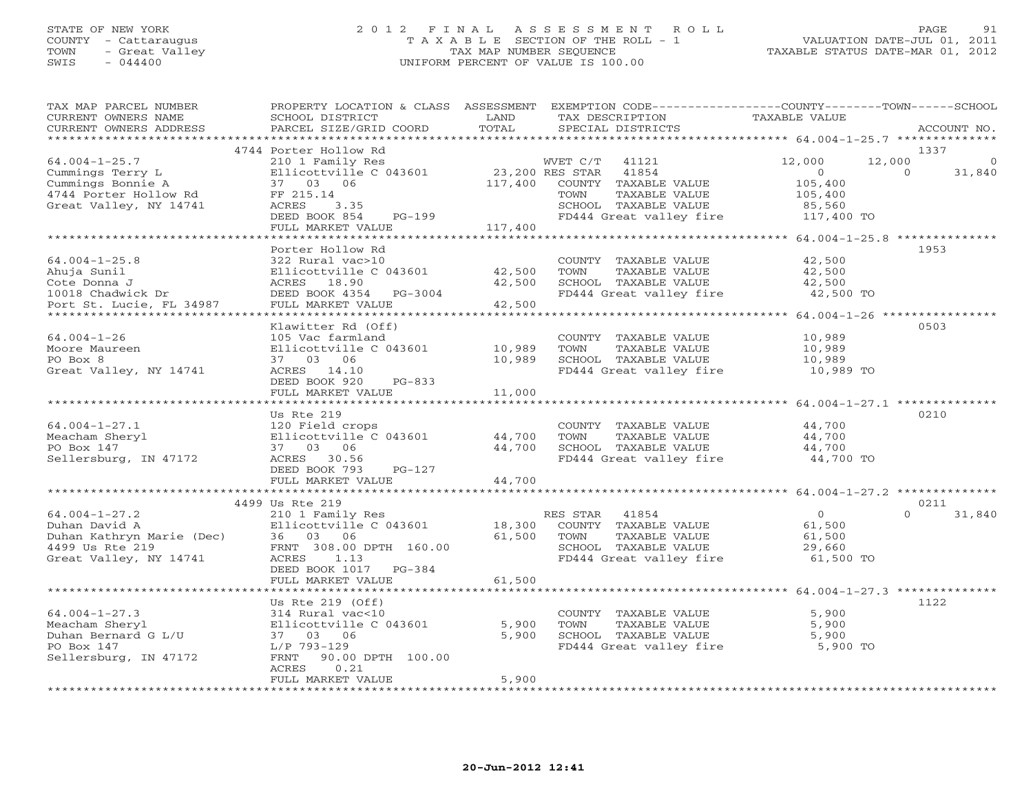STATE OF NEW YORK
COUNTY - Cattaraugus
TOWN - Great Valley
SWIS - 044400

# 2012 FINAL ASSESSMENT ROLL
TAXABLE SECTION OF THE ROLL - 1
TAX MAP NUMBER SEQUENCE
UNIFORM PERCENT OF VALUE IS 100.00

VALUATION DATE-JUL 01, 2011
TAXABLE STATUS DATE-MAR 01, 2012

| TAX MAP PARCEL NUMBER / CURRENT OWNERS NAME / CURRENT OWNERS ADDRESS | PROPERTY LOCATION & CLASS / SCHOOL DISTRICT / PARCEL SIZE/GRID COORD | ASSESSMENT LAND / TOTAL | EXEMPTION CODE / TAX DESCRIPTION / SPECIAL DISTRICTS | COUNTY TAXABLE VALUE | TOWN | SCHOOL | ACCOUNT NO. |
|---|---|---|---|---|---|---|---|
| **64.004-1-25.7** | 4744 Porter Hollow Rd | | | | | | 1337 |
| Cummings Terry L | 210 1 Family Res | | WVET C/T 41121 | 12,000 | 12,000 | 0 | |
| Cummings Bonnie A | Ellicottville C 043601 | 23,200 | RES STAR 41854 | 0 | 0 | 31,840 | |
| 4744 Porter Hollow Rd | 37 03 06 | 117,400 | COUNTY TAXABLE VALUE | 105,400 | | | |
| Great Valley, NY 14741 | FF 215.14 | | TOWN TAXABLE VALUE | 105,400 | | | |
| | ACRES 3.35 | | SCHOOL TAXABLE VALUE | 85,560 | | | |
| | DEED BOOK 854 PG-199 | | FD444 Great valley fire | 117,400 TO | | | |
| | FULL MARKET VALUE | 117,400 | | | | | |
| **64.004-1-25.8** | Porter Hollow Rd | | | | | | 1953 |
| Ahuja Sunil | 322 Rural vac>10 | | COUNTY TAXABLE VALUE | 42,500 | | | |
| Cote Donna J | Ellicottville C 043601 | 42,500 | TOWN TAXABLE VALUE | 42,500 | | | |
| 10018 Chadwick Dr | ACRES 18.90 | 42,500 | SCHOOL TAXABLE VALUE | 42,500 | | | |
| Port St. Lucie, FL 34987 | DEED BOOK 4354 PG-3004 | | FD444 Great valley fire | 42,500 TO | | | |
| | FULL MARKET VALUE | 42,500 | | | | | |
| **64.004-1-26** | Klawitter Rd (Off) | | | | | | 0503 |
| Moore Maureen | 105 Vac farmland | | COUNTY TAXABLE VALUE | 10,989 | | | |
| PO Box 8 | Ellicottville C 043601 | 10,989 | TOWN TAXABLE VALUE | 10,989 | | | |
| Great Valley, NY 14741 | 37 03 06 | 10,989 | SCHOOL TAXABLE VALUE | 10,989 | | | |
| | ACRES 14.10 | | FD444 Great valley fire | 10,989 TO | | | |
| | DEED BOOK 920 PG-833 | | | | | | |
| | FULL MARKET VALUE | 11,000 | | | | | |
| **64.004-1-27.1** | Us Rte 219 | | | | | | 0210 |
| Meacham Sheryl | 120 Field crops | | COUNTY TAXABLE VALUE | 44,700 | | | |
| PO Box 147 | Ellicottville C 043601 | 44,700 | TOWN TAXABLE VALUE | 44,700 | | | |
| Sellersburg, IN 47172 | 37 03 06 | 44,700 | SCHOOL TAXABLE VALUE | 44,700 | | | |
| | ACRES 30.56 | | FD444 Great valley fire | 44,700 TO | | | |
| | DEED BOOK 793 PG-127 | | | | | | |
| | FULL MARKET VALUE | 44,700 | | | | | |
| **64.004-1-27.2** | 4499 Us Rte 219 | | | | | | 0211 |
| Duhan David A | 210 1 Family Res | | RES STAR 41854 | 0 | 0 | 31,840 | |
| Duhan Kathryn Marie (Dec) | Ellicottville C 043601 | 18,300 | COUNTY TAXABLE VALUE | 61,500 | | | |
| 4499 Us Rte 219 | 36 03 06 | 61,500 | TOWN TAXABLE VALUE | 61,500 | | | |
| Great Valley, NY 14741 | FRNT 308.00 DPTH 160.00 | | SCHOOL TAXABLE VALUE | 29,660 | | | |
| | ACRES 1.13 | | FD444 Great valley fire | 61,500 TO | | | |
| | DEED BOOK 1017 PG-384 | | | | | | |
| | FULL MARKET VALUE | 61,500 | | | | | |
| **64.004-1-27.3** | Us Rte 219 (Off) | | | | | | 1122 |
| Meacham Sheryl | 314 Rural vac<10 | | COUNTY TAXABLE VALUE | 5,900 | | | |
| Duhan Bernard G L/U | Ellicottville C 043601 | 5,900 | TOWN TAXABLE VALUE | 5,900 | | | |
| PO Box 147 | 37 03 06 | 5,900 | SCHOOL TAXABLE VALUE | 5,900 | | | |
| Sellersburg, IN 47172 | L/P 793-129 | | FD444 Great valley fire | 5,900 TO | | | |
| | FRNT 90.00 DPTH 100.00 | | | | | | |
| | ACRES 0.21 | | | | | | |
| | FULL MARKET VALUE | 5,900 | | | | | |

20-Jun-2012 12:41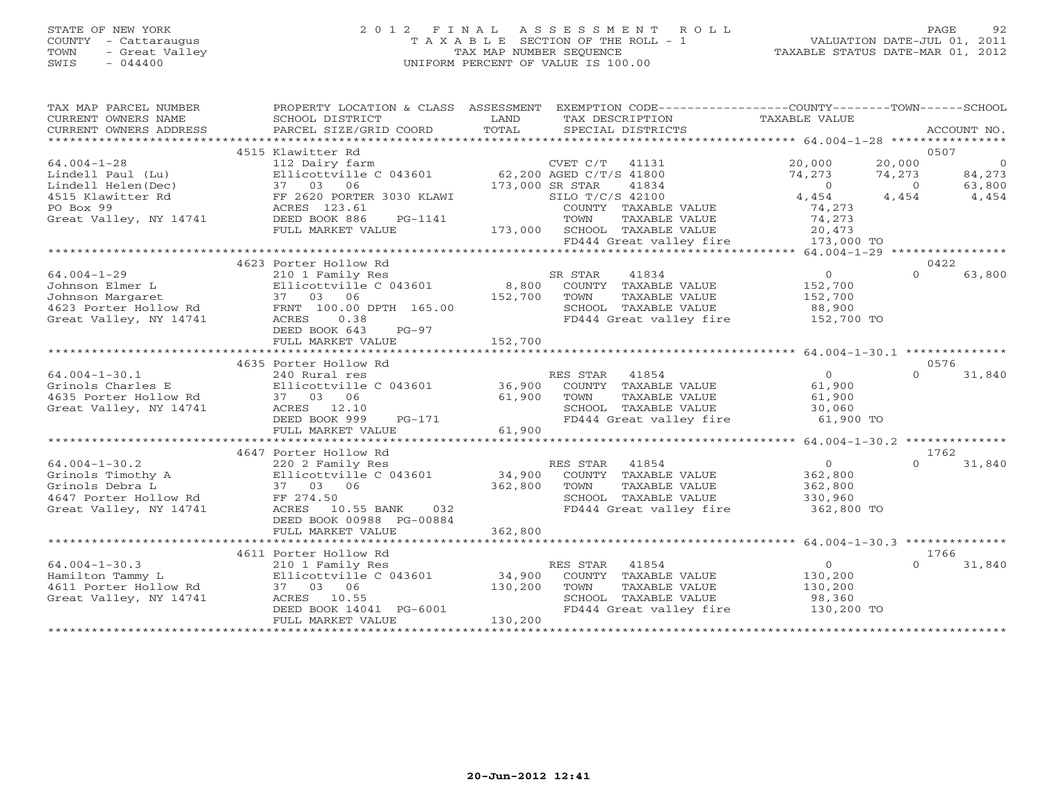STATE OF NEW YORK
COUNTY - Cattaraugus
TOWN - Great Valley
SWIS - 044400

# 2012 FINAL ASSESSMENT ROLL
TAXABLE SECTION OF THE ROLL - 1
TAX MAP NUMBER SEQUENCE
UNIFORM PERCENT OF VALUE IS 100.00

VALUATION DATE-JUL 01, 2011
TAXABLE STATUS DATE-MAR 01, 2012

| TAX MAP PARCEL NUMBER / CURRENT OWNERS NAME / CURRENT OWNERS ADDRESS | PROPERTY LOCATION & CLASS / SCHOOL DISTRICT / PARCEL SIZE/GRID COORD | ASSESSMENT LAND / TOTAL | EXEMPTION CODE / TAX DESCRIPTION / SPECIAL DISTRICTS | COUNTY TAXABLE VALUE | TOWN | SCHOOL / ACCOUNT NO. |
|---|---|---|---|---|---|---|
| | 4515 Klawitter Rd | | | | | 0507 |
| 64.004-1-28 | 112 Dairy farm | | CVET C/T 41131 | 20,000 | 20,000 | 0 |
| Lindell Paul (Lu) | Ellicottville C 043601 | 62,200 | AGED C/T/S 41800 | 74,273 | 74,273 | 84,273 |
| Lindell Helen(Dec) | 37 03 06 | 173,000 | SR STAR 41834 | 0 | 0 | 63,800 |
| 4515 Klawitter Rd | FF 2620 PORTER 3030 KLAWI | | SILO T/C/S 42100 | 4,454 | 4,454 | 4,454 |
| PO Box 99 | ACRES 123.61 | | COUNTY TAXABLE VALUE | 74,273 | | |
| Great Valley, NY 14741 | DEED BOOK 886 PG-1141 | | TOWN TAXABLE VALUE | 74,273 | | |
| | FULL MARKET VALUE | 173,000 | SCHOOL TAXABLE VALUE | 20,473 | | |
| | | | FD444 Great valley fire | 173,000 TO | | |
| | 4623 Porter Hollow Rd | | | | | 0422 |
| 64.004-1-29 | 210 1 Family Res | | SR STAR 41834 | 0 | 0 | 63,800 |
| Johnson Elmer L | Ellicottville C 043601 | 8,800 | COUNTY TAXABLE VALUE | 152,700 | | |
| Johnson Margaret | 37 03 06 | 152,700 | TOWN TAXABLE VALUE | 152,700 | | |
| 4623 Porter Hollow Rd | FRNT 100.00 DPTH 165.00 | | SCHOOL TAXABLE VALUE | 88,900 | | |
| Great Valley, NY 14741 | ACRES 0.38 | | FD444 Great valley fire | 152,700 TO | | |
| | DEED BOOK 643 PG-97 | | | | | |
| | FULL MARKET VALUE | 152,700 | | | | |
| | 4635 Porter Hollow Rd | | | | | 0576 |
| 64.004-1-30.1 | 240 Rural res | | RES STAR 41854 | 0 | 0 | 31,840 |
| Grinols Charles E | Ellicottville C 043601 | 36,900 | COUNTY TAXABLE VALUE | 61,900 | | |
| 4635 Porter Hollow Rd | 37 03 06 | 61,900 | TOWN TAXABLE VALUE | 61,900 | | |
| Great Valley, NY 14741 | ACRES 12.10 | | SCHOOL TAXABLE VALUE | 30,060 | | |
| | DEED BOOK 999 PG-171 | | FD444 Great valley fire | 61,900 TO | | |
| | FULL MARKET VALUE | 61,900 | | | | |
| | 4647 Porter Hollow Rd | | | | | 1762 |
| 64.004-1-30.2 | 220 2 Family Res | | RES STAR 41854 | 0 | 0 | 31,840 |
| Grinols Timothy A | Ellicottville C 043601 | 34,900 | COUNTY TAXABLE VALUE | 362,800 | | |
| Grinols Debra L | 37 03 06 | 362,800 | TOWN TAXABLE VALUE | 362,800 | | |
| 4647 Porter Hollow Rd | FF 274.50 | | SCHOOL TAXABLE VALUE | 330,960 | | |
| Great Valley, NY 14741 | ACRES 10.55 BANK 032 | | FD444 Great valley fire | 362,800 TO | | |
| | DEED BOOK 00988 PG-00884 | | | | | |
| | FULL MARKET VALUE | 362,800 | | | | |
| | 4611 Porter Hollow Rd | | | | | 1766 |
| 64.004-1-30.3 | 210 1 Family Res | | RES STAR 41854 | 0 | 0 | 31,840 |
| Hamilton Tammy L | Ellicottville C 043601 | 34,900 | COUNTY TAXABLE VALUE | 130,200 | | |
| 4611 Porter Hollow Rd | 37 03 06 | 130,200 | TOWN TAXABLE VALUE | 130,200 | | |
| Great Valley, NY 14741 | ACRES 10.55 | | SCHOOL TAXABLE VALUE | 98,360 | | |
| | DEED BOOK 14041 PG-6001 | | FD444 Great valley fire | 130,200 TO | | |
| | FULL MARKET VALUE | 130,200 | | | | |

20-Jun-2012 12:41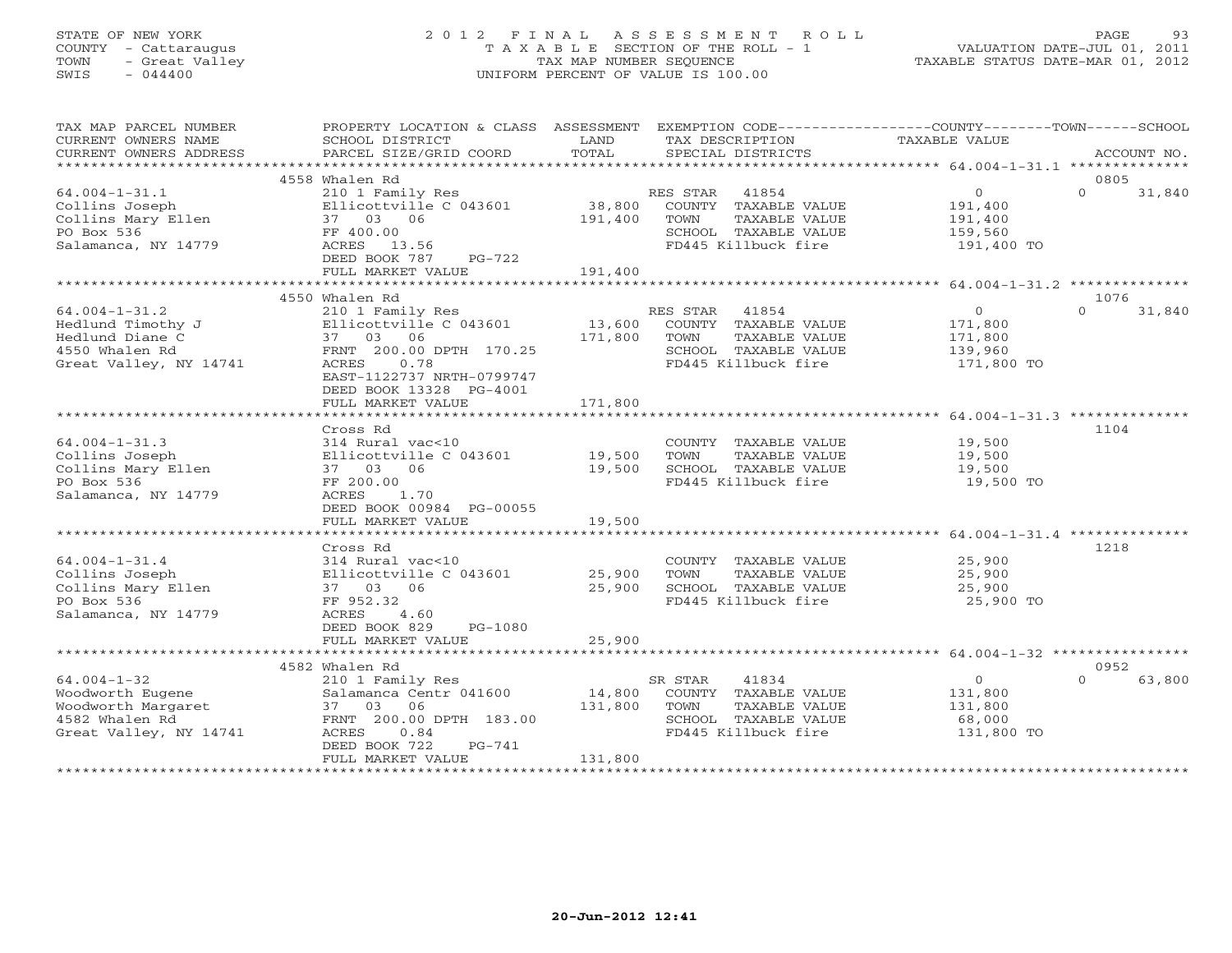STATE OF NEW YORK
COUNTY - Cattaraugus
TOWN - Great Valley
SWIS - 044400

# 2012 FINAL ASSESSMENT ROLL
TAXABLE SECTION OF THE ROLL - 1
TAX MAP NUMBER SEQUENCE
UNIFORM PERCENT OF VALUE IS 100.00

VALUATION DATE-JUL 01, 2011
TAXABLE STATUS DATE-MAR 01, 2012

| TAX MAP PARCEL NUMBER / CURRENT OWNERS NAME / CURRENT OWNERS ADDRESS | PROPERTY LOCATION & CLASS / SCHOOL DISTRICT / PARCEL SIZE/GRID COORD | ASSESSMENT LAND / TOTAL | EXEMPTION CODE / TAX DESCRIPTION / SPECIAL DISTRICTS | COUNTY / TOWN TAXABLE VALUE | SCHOOL / ACCOUNT NO. |
|---|---|---|---|---|---|
| **64.004-1-31.1** | 4558 Whalen Rd | | | | 0805 |
| 64.004-1-31.1 | 210 1 Family Res | | RES STAR 41854 | 0 | 0 31,840 |
| Collins Joseph | Ellicottville C 043601 | 38,800 | COUNTY TAXABLE VALUE | 191,400 | |
| Collins Mary Ellen | 37 03 06 | 191,400 | TOWN TAXABLE VALUE | 191,400 | |
| PO Box 536 | FF 400.00 | | SCHOOL TAXABLE VALUE | 159,560 | |
| Salamanca, NY 14779 | ACRES 13.56 | | FD445 Killbuck fire | 191,400 TO | |
| | DEED BOOK 787 PG-722 | | | | |
| | FULL MARKET VALUE | 191,400 | | | |
| **64.004-1-31.2** | 4550 Whalen Rd | | | | 1076 |
| 64.004-1-31.2 | 210 1 Family Res | | RES STAR 41854 | 0 | 0 31,840 |
| Hedlund Timothy J | Ellicottville C 043601 | 13,600 | COUNTY TAXABLE VALUE | 171,800 | |
| Hedlund Diane C | 37 03 06 | 171,800 | TOWN TAXABLE VALUE | 171,800 | |
| 4550 Whalen Rd | FRNT 200.00 DPTH 170.25 | | SCHOOL TAXABLE VALUE | 139,960 | |
| Great Valley, NY 14741 | ACRES 0.78 | | FD445 Killbuck fire | 171,800 TO | |
| | EAST-1122737 NRTH-0799747 | | | | |
| | DEED BOOK 13328 PG-4001 | | | | |
| | FULL MARKET VALUE | 171,800 | | | |
| **64.004-1-31.3** | Cross Rd | | | | 1104 |
| 64.004-1-31.3 | 314 Rural vac<10 | | COUNTY TAXABLE VALUE | 19,500 | |
| Collins Joseph | Ellicottville C 043601 | 19,500 | TOWN TAXABLE VALUE | 19,500 | |
| Collins Mary Ellen | 37 03 06 | 19,500 | SCHOOL TAXABLE VALUE | 19,500 | |
| PO Box 536 | FF 200.00 | | FD445 Killbuck fire | 19,500 TO | |
| Salamanca, NY 14779 | ACRES 1.70 | | | | |
| | DEED BOOK 00984 PG-00055 | | | | |
| | FULL MARKET VALUE | 19,500 | | | |
| **64.004-1-31.4** | Cross Rd | | | | 1218 |
| 64.004-1-31.4 | 314 Rural vac<10 | | COUNTY TAXABLE VALUE | 25,900 | |
| Collins Joseph | Ellicottville C 043601 | 25,900 | TOWN TAXABLE VALUE | 25,900 | |
| Collins Mary Ellen | 37 03 06 | 25,900 | SCHOOL TAXABLE VALUE | 25,900 | |
| PO Box 536 | FF 952.32 | | FD445 Killbuck fire | 25,900 TO | |
| Salamanca, NY 14779 | ACRES 4.60 | | | | |
| | DEED BOOK 829 PG-1080 | | | | |
| | FULL MARKET VALUE | 25,900 | | | |
| **64.004-1-32** | 4582 Whalen Rd | | | | 0952 |
| 64.004-1-32 | 210 1 Family Res | | SR STAR 41834 | 0 | 0 63,800 |
| Woodworth Eugene | Salamanca Centr 041600 | 14,800 | COUNTY TAXABLE VALUE | 131,800 | |
| Woodworth Margaret | 37 03 06 | 131,800 | TOWN TAXABLE VALUE | 131,800 | |
| 4582 Whalen Rd | FRNT 200.00 DPTH 183.00 | | SCHOOL TAXABLE VALUE | 68,000 | |
| Great Valley, NY 14741 | ACRES 0.84 | | FD445 Killbuck fire | 131,800 TO | |
| | DEED BOOK 722 PG-741 | | | | |
| | FULL MARKET VALUE | 131,800 | | | |

20-Jun-2012 12:41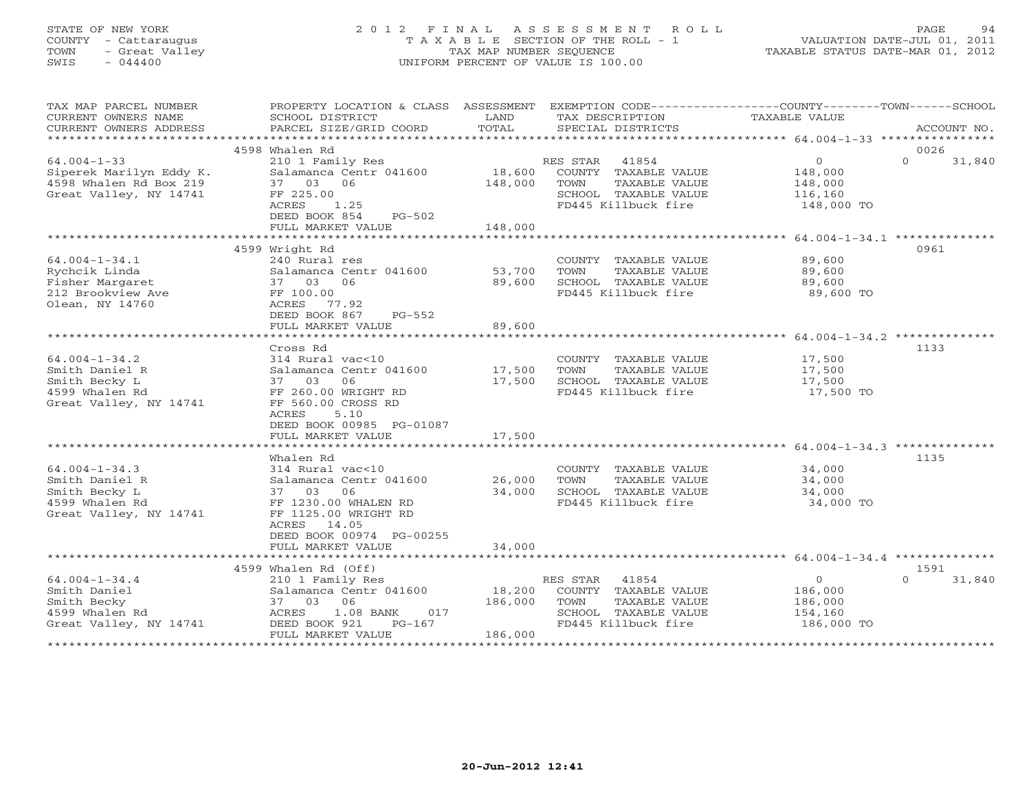STATE OF NEW YORK
COUNTY - Cattaraugus
TOWN - Great Valley
SWIS - 044400

# 2012 FINAL ASSESSMENT ROLL
TAXABLE SECTION OF THE ROLL - 1
TAX MAP NUMBER SEQUENCE
UNIFORM PERCENT OF VALUE IS 100.00

VALUATION DATE-JUL 01, 2011
TAXABLE STATUS DATE-MAR 01, 2012

| TAX MAP PARCEL NUMBER / CURRENT OWNERS NAME / CURRENT OWNERS ADDRESS | PROPERTY LOCATION & CLASS / SCHOOL DISTRICT / PARCEL SIZE/GRID COORD | ASSESSMENT LAND / TOTAL | EXEMPTION CODE / TAX DESCRIPTION / SPECIAL DISTRICTS | COUNTY / TOWN / SCHOOL TAXABLE VALUE | ACCOUNT NO. |
|---|---|---|---|---|---|
| | 4598 Whalen Rd | | | | 0026 |
| 64.004-1-33 | 210 1 Family Res | | RES STAR 41854 | 0 | 0 31,840 |
| Siperek Marilyn Eddy K. | Salamanca Centr 041600 | 18,600 | COUNTY TAXABLE VALUE | 148,000 | |
| 4598 Whalen Rd Box 219 | 37 03 06 | 148,000 | TOWN TAXABLE VALUE | 148,000 | |
| Great Valley, NY 14741 | FF 225.00 | | SCHOOL TAXABLE VALUE | 116,160 | |
| | ACRES 1.25 | | FD445 Killbuck fire | 148,000 TO | |
| | DEED BOOK 854 PG-502 | | | | |
| | FULL MARKET VALUE | 148,000 | | | |
| | 4599 Wright Rd | | | | 0961 |
| 64.004-1-34.1 | 240 Rural res | | COUNTY TAXABLE VALUE | 89,600 | |
| Rychcik Linda | Salamanca Centr 041600 | 53,700 | TOWN TAXABLE VALUE | 89,600 | |
| Fisher Margaret | 37 03 06 | 89,600 | SCHOOL TAXABLE VALUE | 89,600 | |
| 212 Brookview Ave | FF 100.00 | | FD445 Killbuck fire | 89,600 TO | |
| Olean, NY 14760 | ACRES 77.92 | | | | |
| | DEED BOOK 867 PG-552 | | | | |
| | FULL MARKET VALUE | 89,600 | | | |
| | Cross Rd | | | | 1133 |
| 64.004-1-34.2 | 314 Rural vac<10 | | COUNTY TAXABLE VALUE | 17,500 | |
| Smith Daniel R | Salamanca Centr 041600 | 17,500 | TOWN TAXABLE VALUE | 17,500 | |
| Smith Becky L | 37 03 06 | 17,500 | SCHOOL TAXABLE VALUE | 17,500 | |
| 4599 Whalen Rd | FF 260.00 WRIGHT RD | | FD445 Killbuck fire | 17,500 TO | |
| Great Valley, NY 14741 | FF 560.00 CROSS RD | | | | |
| | ACRES 5.10 | | | | |
| | DEED BOOK 00985 PG-01087 | | | | |
| | FULL MARKET VALUE | 17,500 | | | |
| | Whalen Rd | | | | 1135 |
| 64.004-1-34.3 | 314 Rural vac<10 | | COUNTY TAXABLE VALUE | 34,000 | |
| Smith Daniel R | Salamanca Centr 041600 | 26,000 | TOWN TAXABLE VALUE | 34,000 | |
| Smith Becky L | 37 03 06 | 34,000 | SCHOOL TAXABLE VALUE | 34,000 | |
| 4599 Whalen Rd | FF 1230.00 WHALEN RD | | FD445 Killbuck fire | 34,000 TO | |
| Great Valley, NY 14741 | FF 1125.00 WRIGHT RD | | | | |
| | ACRES 14.05 | | | | |
| | DEED BOOK 00974 PG-00255 | | | | |
| | FULL MARKET VALUE | 34,000 | | | |
| | 4599 Whalen Rd (Off) | | | | 1591 |
| 64.004-1-34.4 | 210 1 Family Res | | RES STAR 41854 | 0 | 0 31,840 |
| Smith Daniel | Salamanca Centr 041600 | 18,200 | COUNTY TAXABLE VALUE | 186,000 | |
| Smith Becky | 37 03 06 | 186,000 | TOWN TAXABLE VALUE | 186,000 | |
| 4599 Whalen Rd | ACRES 1.08 BANK 017 | | SCHOOL TAXABLE VALUE | 154,160 | |
| Great Valley, NY 14741 | DEED BOOK 921 PG-167 | | FD445 Killbuck fire | 186,000 TO | |
| | FULL MARKET VALUE | 186,000 | | | |

20-Jun-2012 12:41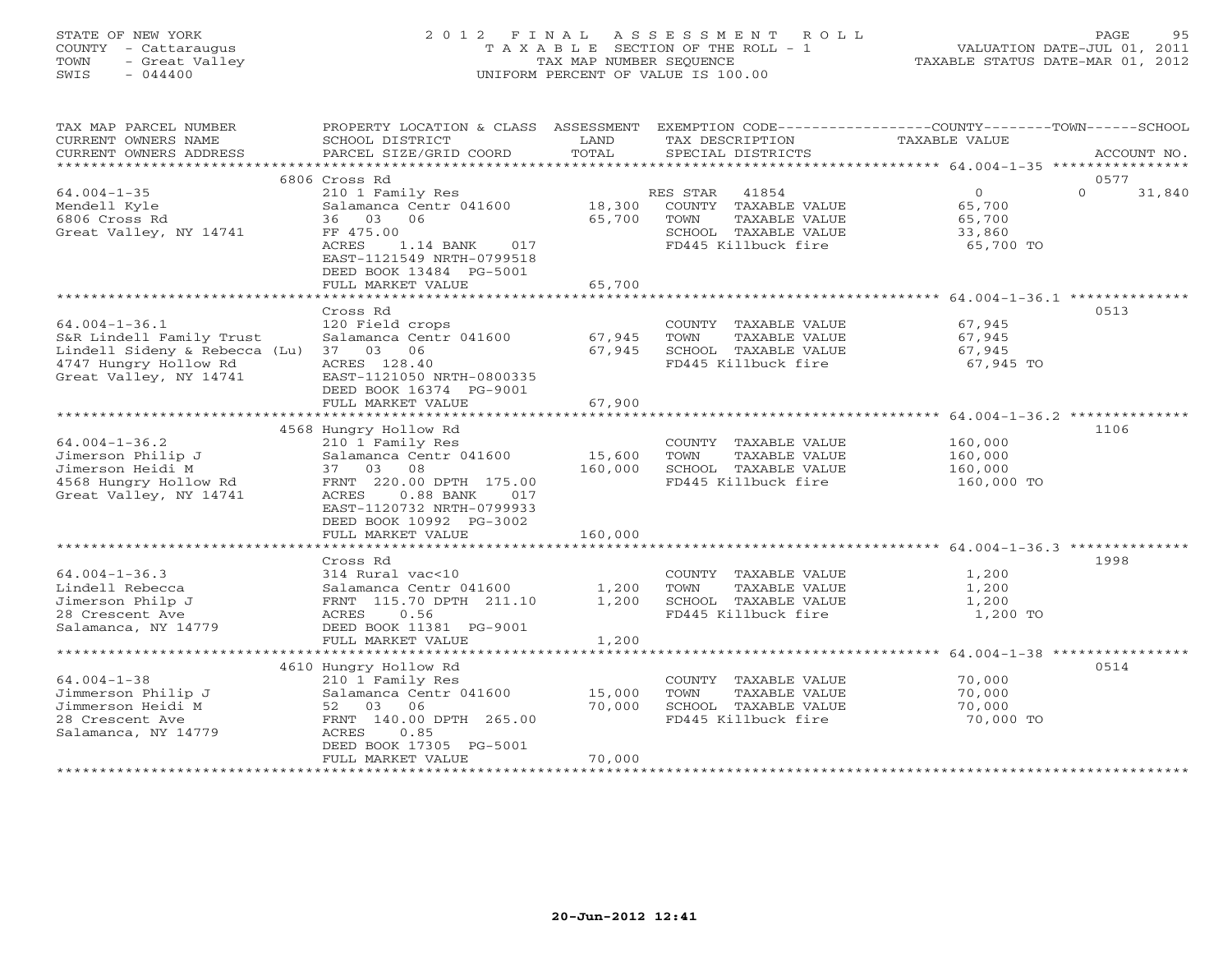STATE OF NEW YORK
COUNTY - Cattaraugus
TOWN - Great Valley
SWIS - 044400

2 0 1 2 F I N A L A S S E S S M E N T R O L L
T A X A B L E SECTION OF THE ROLL - 1
TAX MAP NUMBER SEQUENCE
UNIFORM PERCENT OF VALUE IS 100.00

VALUATION DATE-JUL 01, 2011
TAXABLE STATUS DATE-MAR 01, 2012

| TAX MAP PARCEL NUMBER / CURRENT OWNERS NAME / CURRENT OWNERS ADDRESS | PROPERTY LOCATION & CLASS / SCHOOL DISTRICT / PARCEL SIZE/GRID COORD | ASSESSMENT LAND / TOTAL | EXEMPTION CODE / TAX DESCRIPTION / SPECIAL DISTRICTS | COUNTY / TOWN / SCHOOL TAXABLE VALUE | ACCOUNT NO. |
|---|---|---|---|---|---|
| 64.004-1-35 | 6806 Cross Rd | | | | 0577 |
| | 210 1 Family Res | | RES STAR 41854 | 0 / 0 / 31,840 | |
| Mendell Kyle | Salamanca Centr 041600 | 18,300 | COUNTY TAXABLE VALUE | 65,700 | |
| 6806 Cross Rd | 36 03 06 | 65,700 | TOWN TAXABLE VALUE | 65,700 | |
| Great Valley, NY 14741 | FF 475.00 | | SCHOOL TAXABLE VALUE | 33,860 | |
| | ACRES 1.14 BANK 017 | | FD445 Killbuck fire | 65,700 TO | |
| | EAST-1121549 NRTH-0799518 | | | | |
| | DEED BOOK 13484 PG-5001 | | | | |
| | FULL MARKET VALUE | 65,700 | | | |
| 64.004-1-36.1 | Cross Rd | | | | 0513 |
| | 120 Field crops | | COUNTY TAXABLE VALUE | 67,945 | |
| S&R Lindell Family Trust | Salamanca Centr 041600 | 67,945 | TOWN TAXABLE VALUE | 67,945 | |
| Lindell Sideny & Rebecca (Lu) | 37 03 06 | 67,945 | SCHOOL TAXABLE VALUE | 67,945 | |
| 4747 Hungry Hollow Rd | ACRES 128.40 | | FD445 Killbuck fire | 67,945 TO | |
| Great Valley, NY 14741 | EAST-1121050 NRTH-0800335 | | | | |
| | DEED BOOK 16374 PG-9001 | | | | |
| | FULL MARKET VALUE | 67,900 | | | |
| 64.004-1-36.2 | 4568 Hungry Hollow Rd | | | | 1106 |
| | 210 1 Family Res | | COUNTY TAXABLE VALUE | 160,000 | |
| Jimerson Philip J | Salamanca Centr 041600 | 15,600 | TOWN TAXABLE VALUE | 160,000 | |
| Jimerson Heidi M | 37 03 08 | 160,000 | SCHOOL TAXABLE VALUE | 160,000 | |
| 4568 Hungry Hollow Rd | FRNT 220.00 DPTH 175.00 | | FD445 Killbuck fire | 160,000 TO | |
| Great Valley, NY 14741 | ACRES 0.88 BANK 017 | | | | |
| | EAST-1120732 NRTH-0799933 | | | | |
| | DEED BOOK 10992 PG-3002 | | | | |
| | FULL MARKET VALUE | 160,000 | | | |
| 64.004-1-36.3 | Cross Rd | | | | 1998 |
| | 314 Rural vac<10 | | COUNTY TAXABLE VALUE | 1,200 | |
| Lindell Rebecca | Salamanca Centr 041600 | 1,200 | TOWN TAXABLE VALUE | 1,200 | |
| Jimerson Philp J | FRNT 115.70 DPTH 211.10 | 1,200 | SCHOOL TAXABLE VALUE | 1,200 | |
| 28 Crescent Ave | ACRES 0.56 | | FD445 Killbuck fire | 1,200 TO | |
| Salamanca, NY 14779 | DEED BOOK 11381 PG-9001 | | | | |
| | FULL MARKET VALUE | 1,200 | | | |
| 64.004-1-38 | 4610 Hungry Hollow Rd | | | | 0514 |
| | 210 1 Family Res | | COUNTY TAXABLE VALUE | 70,000 | |
| Jimmerson Philip J | Salamanca Centr 041600 | 15,000 | TOWN TAXABLE VALUE | 70,000 | |
| Jimmerson Heidi M | 52 03 06 | 70,000 | SCHOOL TAXABLE VALUE | 70,000 | |
| 28 Crescent Ave | FRNT 140.00 DPTH 265.00 | | FD445 Killbuck fire | 70,000 TO | |
| Salamanca, NY 14779 | ACRES 0.85 | | | | |
| | DEED BOOK 17305 PG-5001 | | | | |
| | FULL MARKET VALUE | 70,000 | | | |

20-Jun-2012 12:41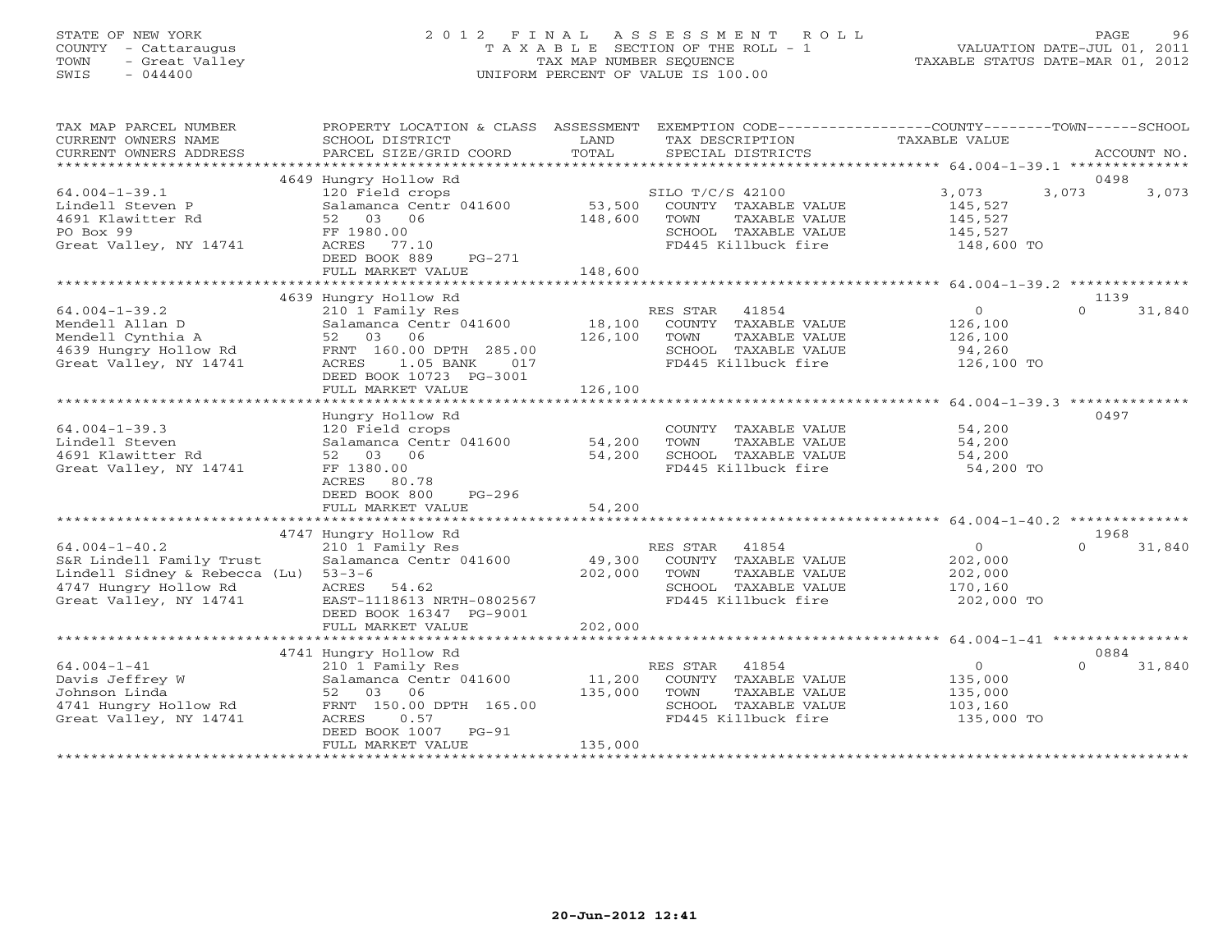STATE OF NEW YORK
COUNTY - Cattaraugus
TOWN - Great Valley
SWIS - 044400

2 0 1 2 F I N A L A S S E S S M E N T R O L L
T A X A B L E SECTION OF THE ROLL - 1
TAX MAP NUMBER SEQUENCE
UNIFORM PERCENT OF VALUE IS 100.00

VALUATION DATE-JUL 01, 2011
TAXABLE STATUS DATE-MAR 01, 2012

| TAX MAP PARCEL NUMBER / CURRENT OWNERS NAME / CURRENT OWNERS ADDRESS | PROPERTY LOCATION & CLASS / SCHOOL DISTRICT / PARCEL SIZE/GRID COORD | ASSESSMENT LAND / TOTAL | EXEMPTION CODE / TAX DESCRIPTION / SPECIAL DISTRICTS | COUNTY | TOWN | SCHOOL | ACCOUNT NO. |
|---|---|---|---|---|---|---|---|
| **64.004-1-39.1** | 4649 Hungry Hollow Rd | | | | | | 0498 |
| Lindell Steven P | 120 Field crops | | SILO T/C/S 42100 | 3,073 | 3,073 | 3,073 | |
| 4691 Klawitter Rd | Salamanca Centr 041600 | 53,500 | COUNTY TAXABLE VALUE | 145,527 | | | |
| PO Box 99 | 52 03 06 | 148,600 | TOWN TAXABLE VALUE | | 145,527 | | |
| Great Valley, NY 14741 | FF 1980.00 | | SCHOOL TAXABLE VALUE | | | 145,527 | |
| | ACRES 77.10 | | FD445 Killbuck fire | 148,600 TO | | | |
| | DEED BOOK 889 PG-271 | | | | | | |
| | FULL MARKET VALUE | 148,600 | | | | | |
| **64.004-1-39.2** | 4639 Hungry Hollow Rd | | | | | | 1139 |
| Mendell Allan D | 210 1 Family Res | | RES STAR 41854 | 0 | 0 | 31,840 | |
| Mendell Cynthia A | Salamanca Centr 041600 | 18,100 | COUNTY TAXABLE VALUE | 126,100 | | | |
| 4639 Hungry Hollow Rd | 52 03 06 | 126,100 | TOWN TAXABLE VALUE | | 126,100 | | |
| Great Valley, NY 14741 | FRNT 160.00 DPTH 285.00 | | SCHOOL TAXABLE VALUE | | | 94,260 | |
| | ACRES 1.05 BANK 017 | | FD445 Killbuck fire | 126,100 TO | | | |
| | DEED BOOK 10723 PG-3001 | | | | | | |
| | FULL MARKET VALUE | 126,100 | | | | | |
| **64.004-1-39.3** | Hungry Hollow Rd | | | | | | 0497 |
| Lindell Steven | 120 Field crops | | COUNTY TAXABLE VALUE | 54,200 | | | |
| 4691 Klawitter Rd | Salamanca Centr 041600 | 54,200 | TOWN TAXABLE VALUE | | 54,200 | | |
| Great Valley, NY 14741 | 52 03 06 | 54,200 | SCHOOL TAXABLE VALUE | | | 54,200 | |
| | FF 1380.00 | | FD445 Killbuck fire | 54,200 TO | | | |
| | ACRES 80.78 | | | | | | |
| | DEED BOOK 800 PG-296 | | | | | | |
| | FULL MARKET VALUE | 54,200 | | | | | |
| **64.004-1-40.2** | 4747 Hungry Hollow Rd | | | | | | 1968 |
| S&R Lindell Family Trust | 210 1 Family Res | | RES STAR 41854 | 0 | 0 | 31,840 | |
| Lindell Sidney & Rebecca (Lu) | Salamanca Centr 041600 | 49,300 | COUNTY TAXABLE VALUE | 202,000 | | | |
| 4747 Hungry Hollow Rd | 53-3-6 | 202,000 | TOWN TAXABLE VALUE | | 202,000 | | |
| Great Valley, NY 14741 | ACRES 54.62 | | SCHOOL TAXABLE VALUE | | | 170,160 | |
| | EAST-1118613 NRTH-0802567 | | FD445 Killbuck fire | 202,000 TO | | | |
| | DEED BOOK 16347 PG-9001 | | | | | | |
| | FULL MARKET VALUE | 202,000 | | | | | |
| **64.004-1-41** | 4741 Hungry Hollow Rd | | | | | | 0884 |
| Davis Jeffrey W | 210 1 Family Res | | RES STAR 41854 | 0 | 0 | 31,840 | |
| Johnson Linda | Salamanca Centr 041600 | 11,200 | COUNTY TAXABLE VALUE | 135,000 | | | |
| 4741 Hungry Hollow Rd | 52 03 06 | 135,000 | TOWN TAXABLE VALUE | | 135,000 | | |
| Great Valley, NY 14741 | FRNT 150.00 DPTH 165.00 | | SCHOOL TAXABLE VALUE | | | 103,160 | |
| | ACRES 0.57 | | FD445 Killbuck fire | 135,000 TO | | | |
| | DEED BOOK 1007 PG-91 | | | | | | |
| | FULL MARKET VALUE | 135,000 | | | | | |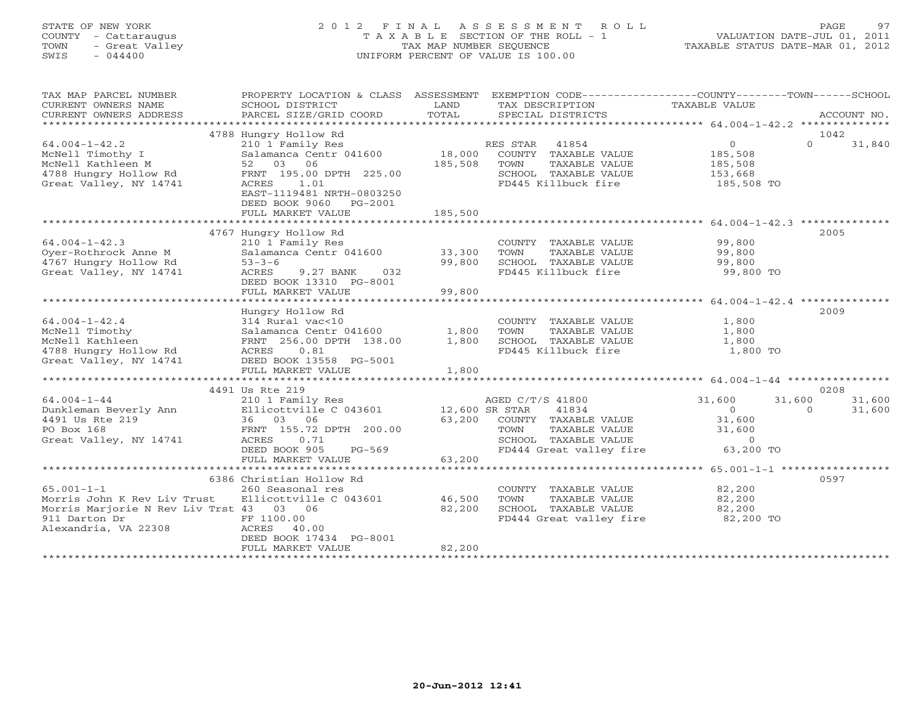STATE OF NEW YORK
COUNTY - Cattaraugus
TOWN - Great Valley
SWIS - 044400

# 2012 FINAL ASSESSMENT ROLL
TAXABLE SECTION OF THE ROLL - 1
TAX MAP NUMBER SEQUENCE
UNIFORM PERCENT OF VALUE IS 100.00

VALUATION DATE-JUL 01, 2011
TAXABLE STATUS DATE-MAR 01, 2012

| TAX MAP PARCEL NUMBER / CURRENT OWNERS NAME / CURRENT OWNERS ADDRESS | PROPERTY LOCATION & CLASS / SCHOOL DISTRICT / PARCEL SIZE/GRID COORD | ASSESSMENT LAND / TOTAL | EXEMPTION CODE / TAX DESCRIPTION / SPECIAL DISTRICTS | COUNTY TAXABLE VALUE | TOWN | SCHOOL | ACCOUNT NO. |
|---|---|---|---|---|---|---|---|
| | 4788 Hungry Hollow Rd | | | | | | 1042 |
| 64.004-1-42.2 | 210 1 Family Res | | RES STAR 41854 | 0 | 0 | 31,840 | |
| McNell Timothy I | Salamanca Centr 041600 | 18,000 | COUNTY TAXABLE VALUE | 185,508 | | | |
| McNell Kathleen M | 52 03 06 | 185,508 | TOWN TAXABLE VALUE | 185,508 | | | |
| 4788 Hungry Hollow Rd | FRNT 195.00 DPTH 225.00 | | SCHOOL TAXABLE VALUE | 153,668 | | | |
| Great Valley, NY 14741 | ACRES 1.01 | | FD445 Killbuck fire | 185,508 TO | | | |
| | EAST-1119481 NRTH-0803250 | | | | | | |
| | DEED BOOK 9060 PG-2001 | | | | | | |
| | FULL MARKET VALUE | 185,500 | | | | | |
| | 4767 Hungry Hollow Rd | | | | | | 2005 |
| 64.004-1-42.3 | 210 1 Family Res | | COUNTY TAXABLE VALUE | 99,800 | | | |
| Oyer-Rothrock Anne M | Salamanca Centr 041600 | 33,300 | TOWN TAXABLE VALUE | 99,800 | | | |
| 4767 Hungry Hollow Rd | 53-3-6 | 99,800 | SCHOOL TAXABLE VALUE | 99,800 | | | |
| Great Valley, NY 14741 | ACRES 9.27 BANK 032 | | FD445 Killbuck fire | 99,800 TO | | | |
| | DEED BOOK 13310 PG-8001 | | | | | | |
| | FULL MARKET VALUE | 99,800 | | | | | |
| | Hungry Hollow Rd | | | | | | 2009 |
| 64.004-1-42.4 | 314 Rural vac<10 | | COUNTY TAXABLE VALUE | 1,800 | | | |
| McNell Timothy | Salamanca Centr 041600 | 1,800 | TOWN TAXABLE VALUE | 1,800 | | | |
| McNell Kathleen | FRNT 256.00 DPTH 138.00 | 1,800 | SCHOOL TAXABLE VALUE | 1,800 | | | |
| 4788 Hungry Hollow Rd | ACRES 0.81 | | FD445 Killbuck fire | 1,800 TO | | | |
| Great Valley, NY 14741 | DEED BOOK 13558 PG-5001 | | | | | | |
| | FULL MARKET VALUE | 1,800 | | | | | |
| | 4491 Us Rte 219 | | | | | | 0208 |
| 64.004-1-44 | 210 1 Family Res | | AGED C/T/S 41800 | 31,600 | 31,600 | 31,600 | |
| Dunkleman Beverly Ann | Ellicottville C 043601 | 12,600 | SR STAR 41834 | 0 | 0 | 31,600 | |
| 4491 Us Rte 219 | 36 03 06 | 63,200 | COUNTY TAXABLE VALUE | 31,600 | | | |
| PO Box 168 | FRNT 155.72 DPTH 200.00 | | TOWN TAXABLE VALUE | 31,600 | | | |
| Great Valley, NY 14741 | ACRES 0.71 | | SCHOOL TAXABLE VALUE | 0 | | | |
| | DEED BOOK 905 PG-569 | | FD444 Great valley fire | 63,200 TO | | | |
| | FULL MARKET VALUE | 63,200 | | | | | |
| | 6386 Christian Hollow Rd | | | | | | 0597 |
| 65.001-1-1 | 260 Seasonal res | | COUNTY TAXABLE VALUE | 82,200 | | | |
| Morris John K Rev Liv Trust | Ellicottville C 043601 | 46,500 | TOWN TAXABLE VALUE | 82,200 | | | |
| Morris Marjorie N Rev Liv Trst | 43 03 06 | 82,200 | SCHOOL TAXABLE VALUE | 82,200 | | | |
| 911 Darton Dr | FF 1100.00 | | FD444 Great valley fire | 82,200 TO | | | |
| Alexandria, VA 22308 | ACRES 40.00 | | | | | | |
| | DEED BOOK 17434 PG-8001 | | | | | | |
| | FULL MARKET VALUE | 82,200 | | | | | |

20-Jun-2012 12:41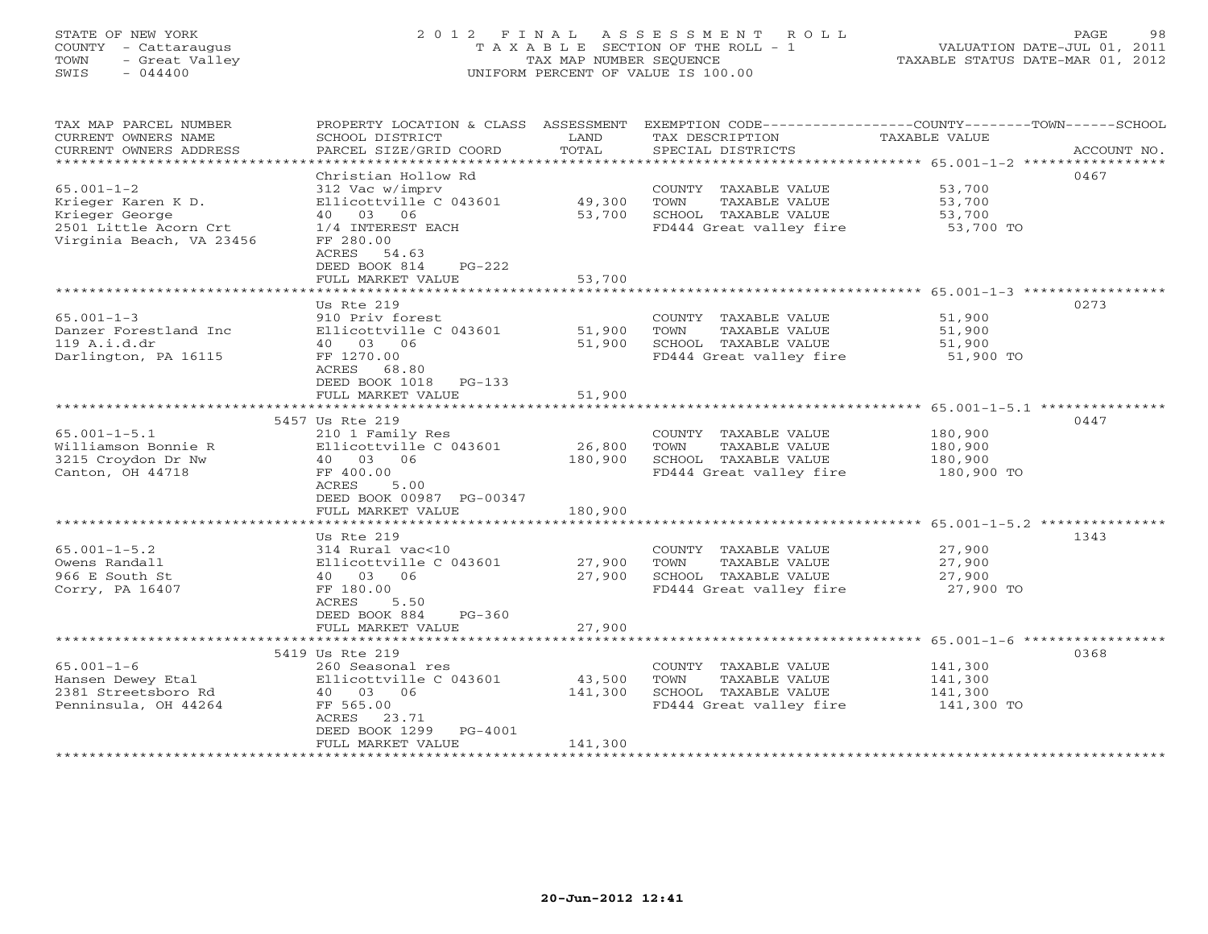STATE OF NEW YORK
COUNTY - Cattaraugus
TOWN - Great Valley
SWIS - 044400

# 2012 FINAL ASSESSMENT ROLL
TAXABLE SECTION OF THE ROLL - 1
TAX MAP NUMBER SEQUENCE
UNIFORM PERCENT OF VALUE IS 100.00

VALUATION DATE-JUL 01, 2011
TAXABLE STATUS DATE-MAR 01, 2012

| TAX MAP PARCEL NUMBER / CURRENT OWNERS NAME / CURRENT OWNERS ADDRESS | PROPERTY LOCATION & CLASS / SCHOOL DISTRICT / PARCEL SIZE/GRID COORD | ASSESSMENT LAND / TOTAL | EXEMPTION CODE / TAX DESCRIPTION / SPECIAL DISTRICTS | TAXABLE VALUE (COUNTY--TOWN--SCHOOL) | ACCOUNT NO. |
|---|---|---|---|---|---|
| 65.001-1-2 | Christian Hollow Rd | | | | 0467 |
| | 312 Vac w/imprv | | COUNTY TAXABLE VALUE | 53,700 | |
| Krieger Karen K D. | Ellicottville C 043601 | 49,300 | TOWN TAXABLE VALUE | 53,700 | |
| Krieger George | 40 03 06 | 53,700 | SCHOOL TAXABLE VALUE | 53,700 | |
| 2501 Little Acorn Crt | 1/4 INTEREST EACH | | FD444 Great valley fire | 53,700 TO | |
| Virginia Beach, VA 23456 | FF 280.00 | | | | |
| | ACRES 54.63 | | | | |
| | DEED BOOK 814 PG-222 | | | | |
| | FULL MARKET VALUE | 53,700 | | | |
| 65.001-1-3 | Us Rte 219 | | | | 0273 |
| | 910 Priv forest | | COUNTY TAXABLE VALUE | 51,900 | |
| Danzer Forestland Inc | Ellicottville C 043601 | 51,900 | TOWN TAXABLE VALUE | 51,900 | |
| 119 A.i.d.dr | 40 03 06 | 51,900 | SCHOOL TAXABLE VALUE | 51,900 | |
| Darlington, PA 16115 | FF 1270.00 | | FD444 Great valley fire | 51,900 TO | |
| | ACRES 68.80 | | | | |
| | DEED BOOK 1018 PG-133 | | | | |
| | FULL MARKET VALUE | 51,900 | | | |
| 65.001-1-5.1 | 5457 Us Rte 219 | | | | 0447 |
| | 210 1 Family Res | | COUNTY TAXABLE VALUE | 180,900 | |
| Williamson Bonnie R | Ellicottville C 043601 | 26,800 | TOWN TAXABLE VALUE | 180,900 | |
| 3215 Croydon Dr Nw | 40 03 06 | 180,900 | SCHOOL TAXABLE VALUE | 180,900 | |
| Canton, OH 44718 | FF 400.00 | | FD444 Great valley fire | 180,900 TO | |
| | ACRES 5.00 | | | | |
| | DEED BOOK 00987 PG-00347 | | | | |
| | FULL MARKET VALUE | 180,900 | | | |
| 65.001-1-5.2 | Us Rte 219 | | | | 1343 |
| | 314 Rural vac<10 | | COUNTY TAXABLE VALUE | 27,900 | |
| Owens Randall | Ellicottville C 043601 | 27,900 | TOWN TAXABLE VALUE | 27,900 | |
| 966 E South St | 40 03 06 | 27,900 | SCHOOL TAXABLE VALUE | 27,900 | |
| Corry, PA 16407 | FF 180.00 | | FD444 Great valley fire | 27,900 TO | |
| | ACRES 5.50 | | | | |
| | DEED BOOK 884 PG-360 | | | | |
| | FULL MARKET VALUE | 27,900 | | | |
| 65.001-1-6 | 5419 Us Rte 219 | | | | 0368 |
| | 260 Seasonal res | | COUNTY TAXABLE VALUE | 141,300 | |
| Hansen Dewey Etal | Ellicottville C 043601 | 43,500 | TOWN TAXABLE VALUE | 141,300 | |
| 2381 Streetsboro Rd | 40 03 06 | 141,300 | SCHOOL TAXABLE VALUE | 141,300 | |
| Penninsula, OH 44264 | FF 565.00 | | FD444 Great valley fire | 141,300 TO | |
| | ACRES 23.71 | | | | |
| | DEED BOOK 1299 PG-4001 | | | | |
| | FULL MARKET VALUE | 141,300 | | | |

20-Jun-2012 12:41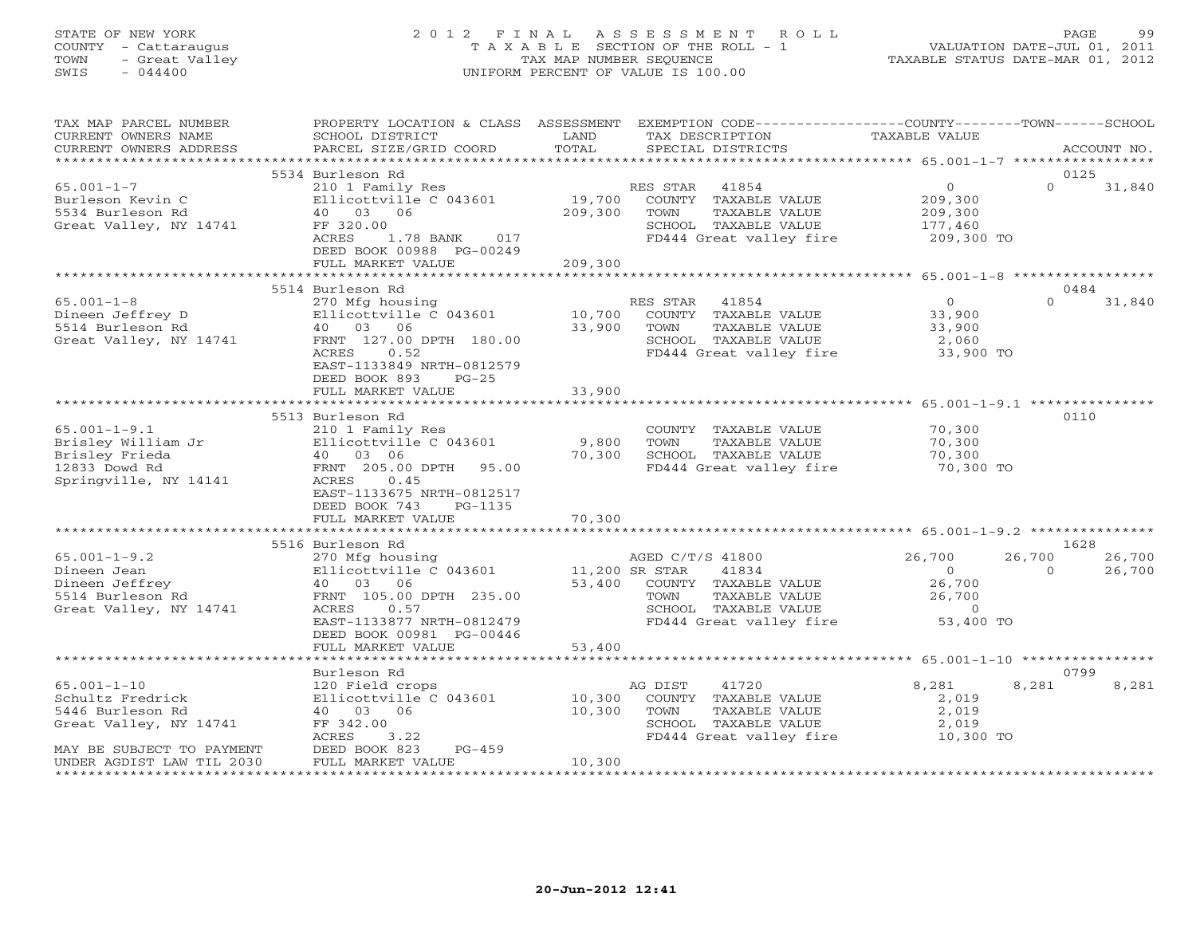STATE OF NEW YORK
COUNTY - Cattaraugus
TOWN - Great Valley
SWIS - 044400

2 0 1 2 F I N A L A S S E S S M E N T R O L L
T A X A B L E SECTION OF THE ROLL - 1
TAX MAP NUMBER SEQUENCE
UNIFORM PERCENT OF VALUE IS 100.00

VALUATION DATE-JUL 01, 2011
TAXABLE STATUS DATE-MAR 01, 2012

| TAX MAP PARCEL NUMBER / CURRENT OWNERS NAME / CURRENT OWNERS ADDRESS | PROPERTY LOCATION & CLASS / SCHOOL DISTRICT / PARCEL SIZE/GRID COORD | ASSESSMENT LAND / TOTAL | EXEMPTION CODE / TAX DESCRIPTION / SPECIAL DISTRICTS | COUNTY TAXABLE VALUE | TOWN | SCHOOL / ACCOUNT NO. |
|---|---|---|---|---|---|---|
| 65.001-1-7 | 5534 Burleson Rd | | | | | 0125 |
| Burleson Kevin C | 210 1 Family Res | | RES STAR 41854 | 0 | 0 | 31,840 |
| 5534 Burleson Rd | Ellicottville C 043601 | 19,700 | COUNTY TAXABLE VALUE | 209,300 | | |
| Great Valley, NY 14741 | 40 03 06 | 209,300 | TOWN TAXABLE VALUE | 209,300 | | |
| | FF 320.00 | | SCHOOL TAXABLE VALUE | 177,460 | | |
| | ACRES 1.78 BANK 017 | | FD444 Great valley fire | 209,300 TO | | |
| | DEED BOOK 00988 PG-00249 | | | | | |
| | FULL MARKET VALUE | 209,300 | | | | |
| 65.001-1-8 | 5514 Burleson Rd | | | | | 0484 |
| Dineen Jeffrey D | 270 Mfg housing | | RES STAR 41854 | 0 | 0 | 31,840 |
| 5514 Burleson Rd | Ellicottville C 043601 | 10,700 | COUNTY TAXABLE VALUE | 33,900 | | |
| Great Valley, NY 14741 | 40 03 06 | 33,900 | TOWN TAXABLE VALUE | 33,900 | | |
| | FRNT 127.00 DPTH 180.00 | | SCHOOL TAXABLE VALUE | 2,060 | | |
| | ACRES 0.52 | | FD444 Great valley fire | 33,900 TO | | |
| | EAST-1133849 NRTH-0812579 | | | | | |
| | DEED BOOK 893 PG-25 | | | | | |
| | FULL MARKET VALUE | 33,900 | | | | |
| 65.001-1-9.1 | 5513 Burleson Rd | | | | | 0110 |
| Brisley William Jr | 210 1 Family Res | | COUNTY TAXABLE VALUE | 70,300 | | |
| Brisley Frieda | Ellicottville C 043601 | 9,800 | TOWN TAXABLE VALUE | 70,300 | | |
| 12833 Dowd Rd | 40 03 06 | 70,300 | SCHOOL TAXABLE VALUE | 70,300 | | |
| Springville, NY 14141 | FRNT 205.00 DPTH 95.00 | | FD444 Great valley fire | 70,300 TO | | |
| | ACRES 0.45 | | | | | |
| | EAST-1133675 NRTH-0812517 | | | | | |
| | DEED BOOK 743 PG-1135 | | | | | |
| | FULL MARKET VALUE | 70,300 | | | | |
| 65.001-1-9.2 | 5516 Burleson Rd | | | | | 1628 |
| Dineen Jean | 270 Mfg housing | | AGED C/T/S 41800 | 26,700 | 26,700 | 26,700 |
| Dineen Jeffrey | Ellicottville C 043601 | 11,200 | SR STAR 41834 | 0 | 0 | 26,700 |
| 5514 Burleson Rd | 40 03 06 | 53,400 | COUNTY TAXABLE VALUE | 26,700 | | |
| Great Valley, NY 14741 | FRNT 105.00 DPTH 235.00 | | TOWN TAXABLE VALUE | 26,700 | | |
| | ACRES 0.57 | | SCHOOL TAXABLE VALUE | 0 | | |
| | EAST-1133877 NRTH-0812479 | | FD444 Great valley fire | 53,400 TO | | |
| | DEED BOOK 00981 PG-00446 | | | | | |
| | FULL MARKET VALUE | 53,400 | | | | |
| 65.001-1-10 | Burleson Rd | | | | | 0799 |
| Schultz Fredrick | 120 Field crops | | AG DIST 41720 | 8,281 | 8,281 | 8,281 |
| 5446 Burleson Rd | Ellicottville C 043601 | 10,300 | COUNTY TAXABLE VALUE | 2,019 | | |
| Great Valley, NY 14741 | 40 03 06 | 10,300 | TOWN TAXABLE VALUE | 2,019 | | |
| | FF 342.00 | | SCHOOL TAXABLE VALUE | 2,019 | | |
| | ACRES 3.22 | | FD444 Great valley fire | 10,300 TO | | |
| MAY BE SUBJECT TO PAYMENT | DEED BOOK 823 PG-459 | | | | | |
| UNDER AGDIST LAW TIL 2030 | FULL MARKET VALUE | 10,300 | | | | |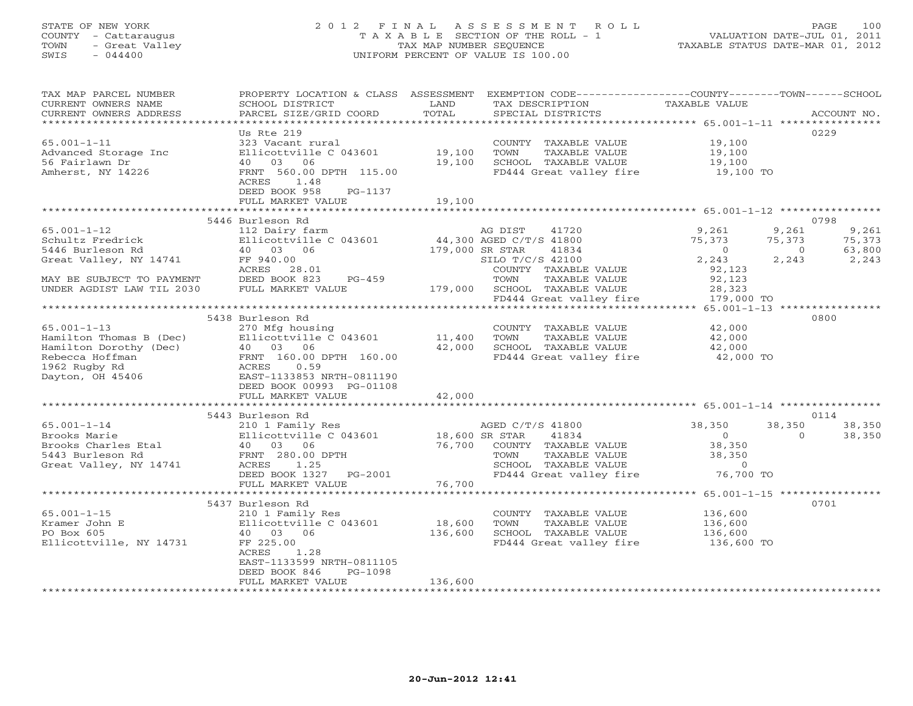STATE OF NEW YORK
COUNTY - Cattaraugus
TOWN - Great Valley
SWIS - 044400

2012 FINAL ASSESSMENT ROLL
TAXABLE SECTION OF THE ROLL - 1
TAX MAP NUMBER SEQUENCE
UNIFORM PERCENT OF VALUE IS 100.00

VALUATION DATE-JUL 01, 2011
TAXABLE STATUS DATE-MAR 01, 2012

| TAX MAP PARCEL NUMBER / CURRENT OWNERS NAME / CURRENT OWNERS ADDRESS | PROPERTY LOCATION & CLASS / SCHOOL DISTRICT / PARCEL SIZE/GRID COORD | ASSESSMENT LAND | TOTAL | EXEMPTION CODE / TAX DESCRIPTION / SPECIAL DISTRICTS | COUNTY TAXABLE VALUE | TOWN | SCHOOL | ACCOUNT NO. |
|---|---|---|---|---|---|---|---|---|
| | Us Rte 219 | | | | | | | 0229 |
| 65.001-1-11 | 323 Vacant rural | | | COUNTY TAXABLE VALUE | 19,100 | | | |
| Advanced Storage Inc | Ellicottville C 043601 | 19,100 | | TOWN TAXABLE VALUE | 19,100 | | | |
| 56 Fairlawn Dr | 40 03 06 | | 19,100 | SCHOOL TAXABLE VALUE | 19,100 | | | |
| Amherst, NY 14226 | FRNT 560.00 DPTH 115.00 | | | FD444 Great valley fire | 19,100 TO | | | |
| | ACRES 1.48 | | | | | | | |
| | DEED BOOK 958 PG-1137 | | | | | | | |
| | FULL MARKET VALUE | | 19,100 | | | | | |
| | 5446 Burleson Rd | | | | | | | 0798 |
| 65.001-1-12 | 112 Dairy farm | | | AG DIST 41720 | 9,261 | 9,261 | 9,261 | |
| Schultz Fredrick | Ellicottville C 043601 | 44,300 | | AGED C/T/S 41800 | 75,373 | 75,373 | 75,373 | |
| 5446 Burleson Rd | 40 03 06 | | 179,000 | SR STAR 41834 | 0 | 0 | 63,800 | |
| Great Valley, NY 14741 | FF 940.00 | | | SILO T/C/S 42100 | 2,243 | 2,243 | 2,243 | |
| | ACRES 28.01 | | | COUNTY TAXABLE VALUE | 92,123 | | | |
| MAY BE SUBJECT TO PAYMENT | DEED BOOK 823 PG-459 | | | TOWN TAXABLE VALUE | 92,123 | | | |
| UNDER AGDIST LAW TIL 2030 | FULL MARKET VALUE | | 179,000 | SCHOOL TAXABLE VALUE | 28,323 | | | |
| | | | | FD444 Great valley fire | 179,000 TO | | | |
| | 5438 Burleson Rd | | | | | | | 0800 |
| 65.001-1-13 | 270 Mfg housing | | | COUNTY TAXABLE VALUE | 42,000 | | | |
| Hamilton Thomas B (Dec) | Ellicottville C 043601 | 11,400 | | TOWN TAXABLE VALUE | 42,000 | | | |
| Hamilton Dorothy (Dec) | 40 03 06 | | 42,000 | SCHOOL TAXABLE VALUE | 42,000 | | | |
| Rebecca Hoffman | FRNT 160.00 DPTH 160.00 | | | FD444 Great valley fire | 42,000 TO | | | |
| 1962 Rugby Rd | ACRES 0.59 | | | | | | | |
| Dayton, OH 45406 | EAST-1133853 NRTH-0811190 | | | | | | | |
| | DEED BOOK 00993 PG-01108 | | | | | | | |
| | FULL MARKET VALUE | | 42,000 | | | | | |
| | 5443 Burleson Rd | | | | | | | 0114 |
| 65.001-1-14 | 210 1 Family Res | | | AGED C/T/S 41800 | 38,350 | 38,350 | 38,350 | |
| Brooks Marie | Ellicottville C 043601 | 18,600 | | SR STAR 41834 | 0 | 0 | 38,350 | |
| Brooks Charles Etal | 40 03 06 | | 76,700 | COUNTY TAXABLE VALUE | 38,350 | | | |
| 5443 Burleson Rd | FRNT 280.00 DPTH | | | TOWN TAXABLE VALUE | 38,350 | | | |
| Great Valley, NY 14741 | ACRES 1.25 | | | SCHOOL TAXABLE VALUE | 0 | | | |
| | DEED BOOK 1327 PG-2001 | | | FD444 Great valley fire | 76,700 TO | | | |
| | FULL MARKET VALUE | | 76,700 | | | | | |
| | 5437 Burleson Rd | | | | | | | 0701 |
| 65.001-1-15 | 210 1 Family Res | | | COUNTY TAXABLE VALUE | 136,600 | | | |
| Kramer John E | Ellicottville C 043601 | 18,600 | | TOWN TAXABLE VALUE | 136,600 | | | |
| PO Box 605 | 40 03 06 | | 136,600 | SCHOOL TAXABLE VALUE | 136,600 | | | |
| Ellicottville, NY 14731 | FF 225.00 | | | FD444 Great valley fire | 136,600 TO | | | |
| | ACRES 1.28 | | | | | | | |
| | EAST-1133599 NRTH-0811105 | | | | | | | |
| | DEED BOOK 846 PG-1098 | | | | | | | |
| | FULL MARKET VALUE | | 136,600 | | | | | |

20-Jun-2012 12:41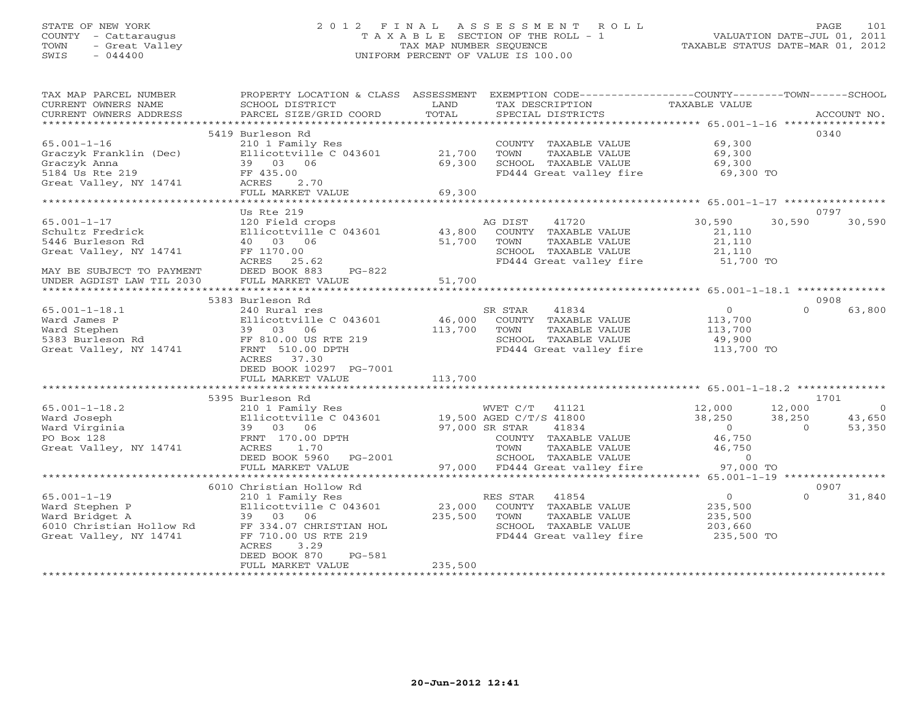STATE OF NEW YORK
COUNTY - Cattaraugus
TOWN - Great Valley
SWIS - 044400

# 2012 FINAL ASSESSMENT ROLL
TAXABLE SECTION OF THE ROLL - 1
TAX MAP NUMBER SEQUENCE
UNIFORM PERCENT OF VALUE IS 100.00

VALUATION DATE-JUL 01, 2011
TAXABLE STATUS DATE-MAR 01, 2012

| TAX MAP PARCEL NUMBER / CURRENT OWNERS NAME / CURRENT OWNERS ADDRESS | PROPERTY LOCATION & CLASS / SCHOOL DISTRICT / PARCEL SIZE/GRID COORD | ASSESSMENT LAND | TOTAL | EXEMPTION CODE / TAX DESCRIPTION / SPECIAL DISTRICTS | COUNTY TAXABLE VALUE | TOWN | SCHOOL | ACCOUNT NO. |
|---|---|---|---|---|---|---|---|---|
| | 5419 Burleson Rd | | | | | | | 0340 |
| 65.001-1-16 | 210 1 Family Res | | | COUNTY TAXABLE VALUE | 69,300 | | | |
| Graczyk Franklin (Dec) | Ellicottville C 043601 | 21,700 | | TOWN TAXABLE VALUE | 69,300 | | | |
| Graczyk Anna | 39 03 06 | | 69,300 | SCHOOL TAXABLE VALUE | 69,300 | | | |
| 5184 Us Rte 219 | FF 435.00 | | | FD444 Great valley fire | 69,300 TO | | | |
| Great Valley, NY 14741 | ACRES 2.70 | | | | | | | |
| | FULL MARKET VALUE | | 69,300 | | | | | |
| | Us Rte 219 | | | | | | | 0797 |
| 65.001-1-17 | 120 Field crops | | | AG DIST 41720 | 30,590 | 30,590 | 30,590 | |
| Schultz Fredrick | Ellicottville C 043601 | 43,800 | | COUNTY TAXABLE VALUE | 21,110 | | | |
| 5446 Burleson Rd | 40 03 06 | | 51,700 | TOWN TAXABLE VALUE | 21,110 | | | |
| Great Valley, NY 14741 | FF 1170.00 | | | SCHOOL TAXABLE VALUE | 21,110 | | | |
| | ACRES 25.62 | | | FD444 Great valley fire | 51,700 TO | | | |
| MAY BE SUBJECT TO PAYMENT | DEED BOOK 883 PG-822 | | | | | | | |
| UNDER AGDIST LAW TIL 2030 | FULL MARKET VALUE | | 51,700 | | | | | |
| | 5383 Burleson Rd | | | | | | | 0908 |
| 65.001-1-18.1 | 240 Rural res | | | SR STAR 41834 | 0 | 0 | 63,800 | |
| Ward James P | Ellicottville C 043601 | 46,000 | | COUNTY TAXABLE VALUE | 113,700 | | | |
| Ward Stephen | 39 03 06 | | 113,700 | TOWN TAXABLE VALUE | 113,700 | | | |
| 5383 Burleson Rd | FF 810.00 US RTE 219 | | | SCHOOL TAXABLE VALUE | 49,900 | | | |
| Great Valley, NY 14741 | FRNT 510.00 DPTH | | | FD444 Great valley fire | 113,700 TO | | | |
| | ACRES 37.30 | | | | | | | |
| | DEED BOOK 10297 PG-7001 | | | | | | | |
| | FULL MARKET VALUE | | 113,700 | | | | | |
| | 5395 Burleson Rd | | | | | | | 1701 |
| 65.001-1-18.2 | 210 1 Family Res | | | WVET C/T 41121 | 12,000 | 12,000 | 0 | |
| Ward Joseph | Ellicottville C 043601 | 19,500 | | AGED C/T/S 41800 | 38,250 | 38,250 | 43,650 | |
| Ward Virginia | 39 03 06 | | 97,000 | SR STAR 41834 | 0 | 0 | 53,350 | |
| PO Box 128 | FRNT 170.00 DPTH | | | COUNTY TAXABLE VALUE | 46,750 | | | |
| Great Valley, NY 14741 | ACRES 1.70 | | | TOWN TAXABLE VALUE | 46,750 | | | |
| | DEED BOOK 5960 PG-2001 | | | SCHOOL TAXABLE VALUE | 0 | | | |
| | FULL MARKET VALUE | | 97,000 | FD444 Great valley fire | 97,000 TO | | | |
| | 6010 Christian Hollow Rd | | | | | | | 0907 |
| 65.001-1-19 | 210 1 Family Res | | | RES STAR 41854 | 0 | 0 | 31,840 | |
| Ward Stephen P | Ellicottville C 043601 | 23,000 | | COUNTY TAXABLE VALUE | 235,500 | | | |
| Ward Bridget A | 39 03 06 | | 235,500 | TOWN TAXABLE VALUE | 235,500 | | | |
| 6010 Christian Hollow Rd | FF 334.07 CHRISTIAN HOL | | | SCHOOL TAXABLE VALUE | 203,660 | | | |
| Great Valley, NY 14741 | FF 710.00 US RTE 219 | | | FD444 Great valley fire | 235,500 TO | | | |
| | ACRES 3.29 | | | | | | | |
| | DEED BOOK 870 PG-581 | | | | | | | |
| | FULL MARKET VALUE | | 235,500 | | | | | |

20-Jun-2012 12:41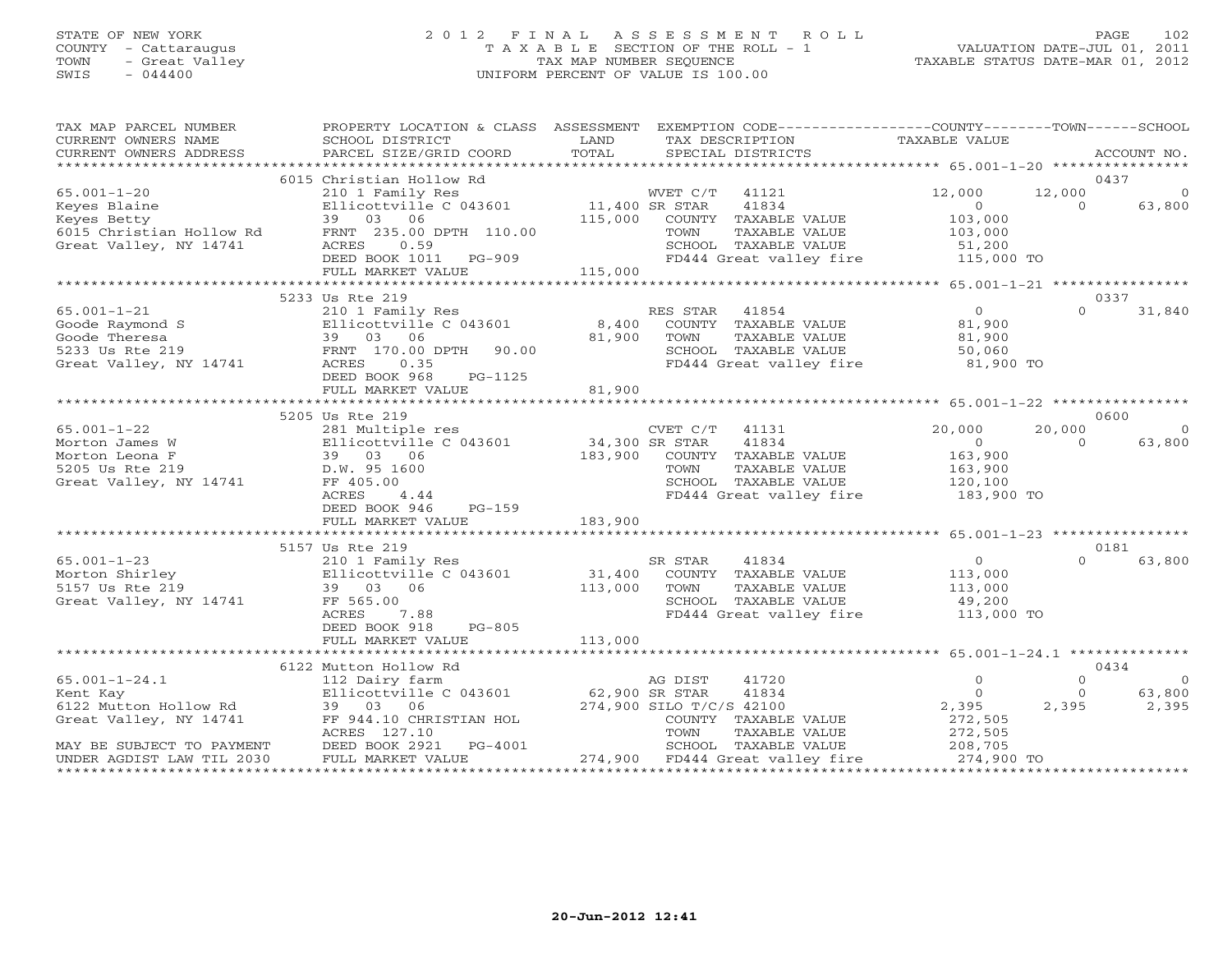STATE OF NEW YORK
COUNTY - Cattaraugus
TOWN - Great Valley
SWIS - 044400

2 0 1 2 F I N A L A S S E S S M E N T R O L L
T A X A B L E SECTION OF THE ROLL - 1
TAX MAP NUMBER SEQUENCE
UNIFORM PERCENT OF VALUE IS 100.00

VALUATION DATE-JUL 01, 2011
TAXABLE STATUS DATE-MAR 01, 2012

| TAX MAP PARCEL NUMBER / CURRENT OWNERS NAME / CURRENT OWNERS ADDRESS | PROPERTY LOCATION & CLASS / SCHOOL DISTRICT / PARCEL SIZE/GRID COORD | ASSESSMENT LAND / TOTAL | EXEMPTION CODE / TAX DESCRIPTION / SPECIAL DISTRICTS | COUNTY TAXABLE VALUE | TOWN | SCHOOL / ACCOUNT NO. |
|---|---|---|---|---|---|---|
| **65.001-1-20** | 6015 Christian Hollow Rd | | | | | 0437 |
| Keyes Blaine | 210 1 Family Res | | WVET C/T 41121 | 12,000 | 12,000 | 0 |
| Keyes Betty | Ellicottville C 043601 | 11,400 | SR STAR 41834 | 0 | 0 | 63,800 |
| 6015 Christian Hollow Rd | 39 03 06 | 115,000 | COUNTY TAXABLE VALUE | 103,000 | | |
| Great Valley, NY 14741 | FRNT 235.00 DPTH 110.00 | | TOWN TAXABLE VALUE | 103,000 | | |
| | ACRES 0.59 | | SCHOOL TAXABLE VALUE | 51,200 | | |
| | DEED BOOK 1011 PG-909 | | FD444 Great valley fire | 115,000 TO | | |
| | FULL MARKET VALUE | 115,000 | | | | |
| **65.001-1-21** | 5233 Us Rte 219 | | | | | 0337 |
| Goode Raymond S | 210 1 Family Res | | RES STAR 41854 | 0 | 0 | 31,840 |
| Goode Theresa | Ellicottville C 043601 | 8,400 | COUNTY TAXABLE VALUE | 81,900 | | |
| 5233 Us Rte 219 | 39 03 06 | 81,900 | TOWN TAXABLE VALUE | 81,900 | | |
| Great Valley, NY 14741 | FRNT 170.00 DPTH 90.00 | | SCHOOL TAXABLE VALUE | 50,060 | | |
| | ACRES 0.35 | | FD444 Great valley fire | 81,900 TO | | |
| | DEED BOOK 968 PG-1125 | | | | | |
| | FULL MARKET VALUE | 81,900 | | | | |
| **65.001-1-22** | 5205 Us Rte 219 | | | | | 0600 |
| Morton James W | 281 Multiple res | | CVET C/T 41131 | 20,000 | 20,000 | 0 |
| Morton Leona F | Ellicottville C 043601 | 34,300 | SR STAR 41834 | 0 | 0 | 63,800 |
| 5205 Us Rte 219 | 39 03 06 | 183,900 | COUNTY TAXABLE VALUE | 163,900 | | |
| Great Valley, NY 14741 | D.W. 95 1600 | | TOWN TAXABLE VALUE | 163,900 | | |
| | FF 405.00 | | SCHOOL TAXABLE VALUE | 120,100 | | |
| | ACRES 4.44 | | FD444 Great valley fire | 183,900 TO | | |
| | DEED BOOK 946 PG-159 | | | | | |
| | FULL MARKET VALUE | 183,900 | | | | |
| **65.001-1-23** | 5157 Us Rte 219 | | | | | 0181 |
| Morton Shirley | 210 1 Family Res | | SR STAR 41834 | 0 | 0 | 63,800 |
| 5157 Us Rte 219 | Ellicottville C 043601 | 31,400 | COUNTY TAXABLE VALUE | 113,000 | | |
| Great Valley, NY 14741 | 39 03 06 | 113,000 | TOWN TAXABLE VALUE | 113,000 | | |
| | FF 565.00 | | SCHOOL TAXABLE VALUE | 49,200 | | |
| | ACRES 7.88 | | FD444 Great valley fire | 113,000 TO | | |
| | DEED BOOK 918 PG-805 | | | | | |
| | FULL MARKET VALUE | 113,000 | | | | |
| **65.001-1-24.1** | 6122 Mutton Hollow Rd | | | | | 0434 |
| Kent Kay | 112 Dairy farm | | AG DIST 41720 | 0 | 0 | 0 |
| 6122 Mutton Hollow Rd | Ellicottville C 043601 | 62,900 | SR STAR 41834 | 0 | 0 | 63,800 |
| Great Valley, NY 14741 | 39 03 06 | 274,900 | SILO T/C/S 42100 | 2,395 | 2,395 | 2,395 |
| | FF 944.10 CHRISTIAN HOL | | COUNTY TAXABLE VALUE | 272,505 | | |
| | ACRES 127.10 | | TOWN TAXABLE VALUE | 272,505 | | |
| MAY BE SUBJECT TO PAYMENT | DEED BOOK 2921 PG-4001 | | SCHOOL TAXABLE VALUE | 208,705 | | |
| UNDER AGDIST LAW TIL 2030 | FULL MARKET VALUE | 274,900 | FD444 Great valley fire | 274,900 TO | | |

20-Jun-2012 12:41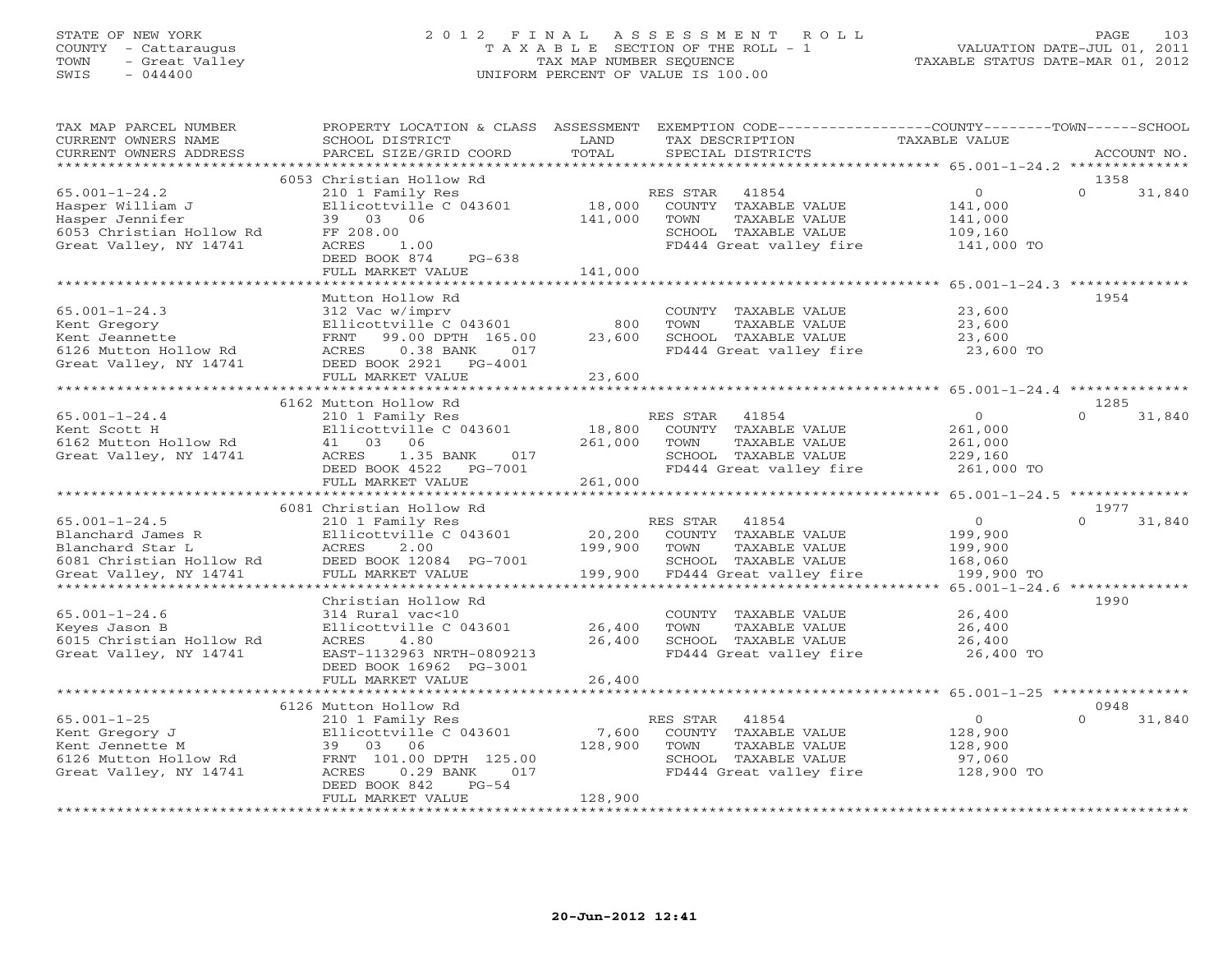STATE OF NEW YORK
COUNTY - Cattaraugus
TOWN - Great Valley
SWIS - 044400

# 2012 FINAL ASSESSMENT ROLL
TAXABLE SECTION OF THE ROLL - 1
TAX MAP NUMBER SEQUENCE
UNIFORM PERCENT OF VALUE IS 100.00

VALUATION DATE-JUL 01, 2011
TAXABLE STATUS DATE-MAR 01, 2012

| TAX MAP PARCEL NUMBER / CURRENT OWNERS NAME / CURRENT OWNERS ADDRESS | PROPERTY LOCATION & CLASS / SCHOOL DISTRICT / PARCEL SIZE/GRID COORD | LAND | ASSESSMENT TOTAL | EXEMPTION CODE / TAX DESCRIPTION / SPECIAL DISTRICTS | COUNTY / TOWN TAXABLE VALUE | SCHOOL | ACCOUNT NO. |
|---|---|---|---|---|---|---|---|
| 65.001-1-24.2 | 6053 Christian Hollow Rd | | | | | | 1358 |
| Hasper William J | 210 1 Family Res | | | RES STAR 41854 | 0 | 0 31,840 | |
| Hasper Jennifer | Ellicottville C 043601 | 18,000 | | COUNTY TAXABLE VALUE | 141,000 | | |
| 6053 Christian Hollow Rd | 39 03 06 | | 141,000 | TOWN TAXABLE VALUE | 141,000 | | |
| Great Valley, NY 14741 | FF 208.00 | | | SCHOOL TAXABLE VALUE | 109,160 | | |
| | ACRES 1.00 | | | FD444 Great valley fire | 141,000 TO | | |
| | DEED BOOK 874 PG-638 | | | | | | |
| | FULL MARKET VALUE | | 141,000 | | | | |
| 65.001-1-24.3 | Mutton Hollow Rd | | | | | | 1954 |
| Kent Gregory | 312 Vac w/imprv | | | COUNTY TAXABLE VALUE | 23,600 | | |
| Kent Jeannette | Ellicottville C 043601 | 800 | | TOWN TAXABLE VALUE | 23,600 | | |
| 6126 Mutton Hollow Rd | FRNT 99.00 DPTH 165.00 | | 23,600 | SCHOOL TAXABLE VALUE | 23,600 | | |
| Great Valley, NY 14741 | ACRES 0.38 BANK 017 | | | FD444 Great valley fire | 23,600 TO | | |
| | DEED BOOK 2921 PG-4001 | | | | | | |
| | FULL MARKET VALUE | | 23,600 | | | | |
| 65.001-1-24.4 | 6162 Mutton Hollow Rd | | | | | | 1285 |
| Kent Scott H | 210 1 Family Res | | | RES STAR 41854 | 0 | 0 31,840 | |
| 6162 Mutton Hollow Rd | Ellicottville C 043601 | 18,800 | | COUNTY TAXABLE VALUE | 261,000 | | |
| Great Valley, NY 14741 | 41 03 06 | | 261,000 | TOWN TAXABLE VALUE | 261,000 | | |
| | ACRES 1.35 BANK 017 | | | SCHOOL TAXABLE VALUE | 229,160 | | |
| | DEED BOOK 4522 PG-7001 | | | FD444 Great valley fire | 261,000 TO | | |
| | FULL MARKET VALUE | | 261,000 | | | | |
| 65.001-1-24.5 | 6081 Christian Hollow Rd | | | | | | 1977 |
| Blanchard James R | 210 1 Family Res | | | RES STAR 41854 | 0 | 0 31,840 | |
| Blanchard Star L | Ellicottville C 043601 | 20,200 | | COUNTY TAXABLE VALUE | 199,900 | | |
| 6081 Christian Hollow Rd | ACRES 2.00 | | 199,900 | TOWN TAXABLE VALUE | 199,900 | | |
| Great Valley, NY 14741 | DEED BOOK 12084 PG-7001 | | | SCHOOL TAXABLE VALUE | 168,060 | | |
| | FULL MARKET VALUE | | 199,900 | FD444 Great valley fire | 199,900 TO | | |
| 65.001-1-24.6 | Christian Hollow Rd | | | | | | 1990 |
| Keyes Jason B | 314 Rural vac<10 | | | COUNTY TAXABLE VALUE | 26,400 | | |
| 6015 Christian Hollow Rd | Ellicottville C 043601 | 26,400 | | TOWN TAXABLE VALUE | 26,400 | | |
| Great Valley, NY 14741 | ACRES 4.80 | | 26,400 | SCHOOL TAXABLE VALUE | 26,400 | | |
| | EAST-1132963 NRTH-0809213 | | | FD444 Great valley fire | 26,400 TO | | |
| | DEED BOOK 16962 PG-3001 | | | | | | |
| | FULL MARKET VALUE | | 26,400 | | | | |
| 65.001-1-25 | 6126 Mutton Hollow Rd | | | | | | 0948 |
| Kent Gregory J | 210 1 Family Res | | | RES STAR 41854 | 0 | 0 31,840 | |
| Kent Jennette M | Ellicottville C 043601 | 7,600 | | COUNTY TAXABLE VALUE | 128,900 | | |
| 6126 Mutton Hollow Rd | 39 03 06 | | 128,900 | TOWN TAXABLE VALUE | 128,900 | | |
| Great Valley, NY 14741 | FRNT 101.00 DPTH 125.00 | | | SCHOOL TAXABLE VALUE | 97,060 | | |
| | ACRES 0.29 BANK 017 | | | FD444 Great valley fire | 128,900 TO | | |
| | DEED BOOK 842 PG-54 | | | | | | |
| | FULL MARKET VALUE | | 128,900 | | | | |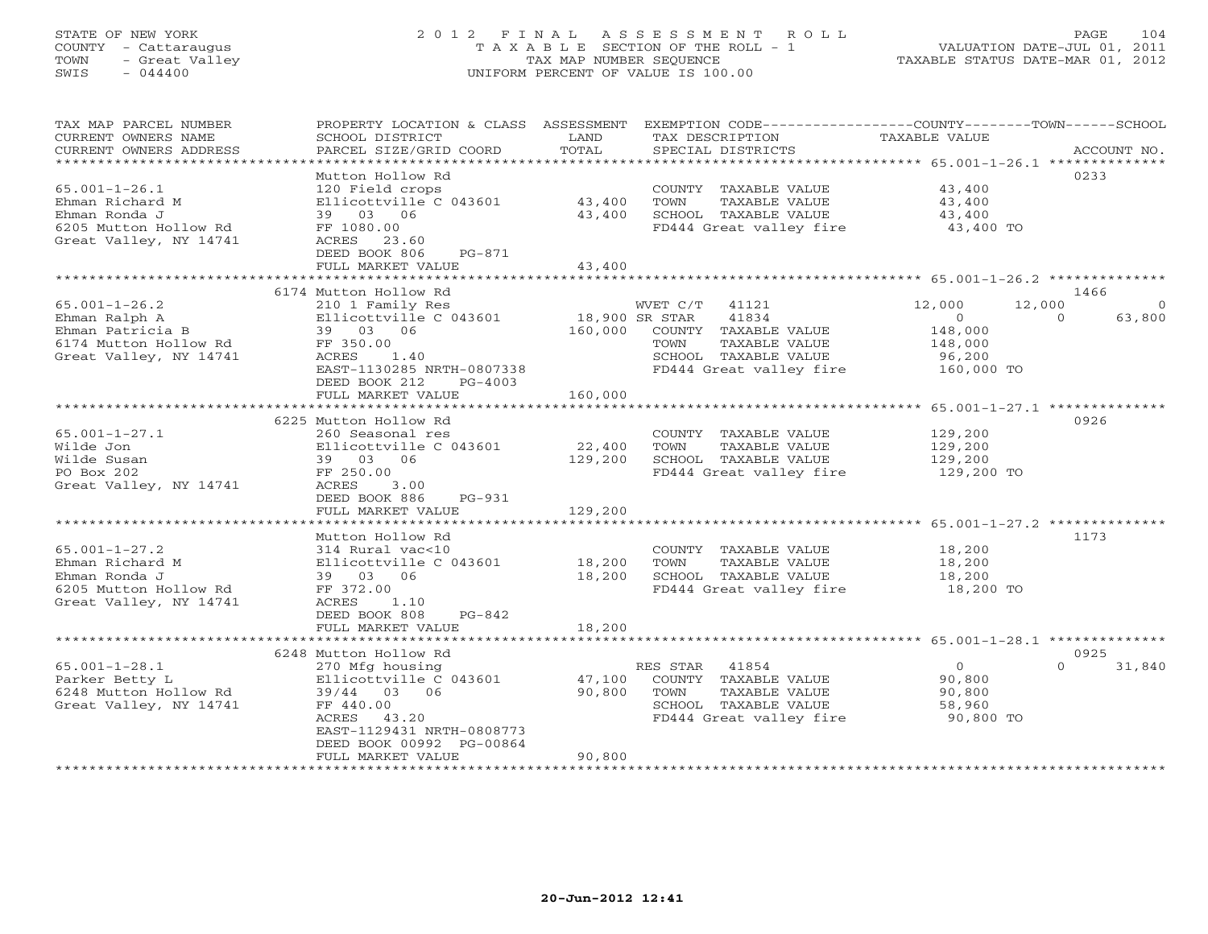STATE OF NEW YORK
COUNTY - Cattaraugus
TOWN - Great Valley
SWIS - 044400

# 2012 FINAL ASSESSMENT ROLL

TAXABLE SECTION OF THE ROLL - 1
TAX MAP NUMBER SEQUENCE
UNIFORM PERCENT OF VALUE IS 100.00

VALUATION DATE-JUL 01, 2011
TAXABLE STATUS DATE-MAR 01, 2012

| TAX MAP PARCEL NUMBER / CURRENT OWNERS NAME / CURRENT OWNERS ADDRESS | PROPERTY LOCATION & CLASS / SCHOOL DISTRICT / PARCEL SIZE/GRID COORD | LAND | ASSESSMENT TOTAL | EXEMPTION CODE / TAX DESCRIPTION / SPECIAL DISTRICTS | COUNTY TAXABLE VALUE | TOWN | SCHOOL | ACCOUNT NO. |
|---|---|---|---|---|---|---|---|---|
| 65.001-1-26.1 | Mutton Hollow Rd | | | | | | | 0233 |
| Ehman Richard M | 120 Field crops | | | COUNTY TAXABLE VALUE | 43,400 | | | |
| Ehman Ronda J | Ellicottville C 043601 | 43,400 | | TOWN TAXABLE VALUE | 43,400 | | | |
| 6205 Mutton Hollow Rd | 39 03 06 | | 43,400 | SCHOOL TAXABLE VALUE | 43,400 | | | |
| Great Valley, NY 14741 | FF 1080.00 | | | FD444 Great valley fire | 43,400 TO | | | |
| | ACRES 23.60 | | | | | | | |
| | DEED BOOK 806 PG-871 | | | | | | | |
| | FULL MARKET VALUE | | 43,400 | | | | | |
| 65.001-1-26.2 | 6174 Mutton Hollow Rd | | | | | | | 1466 |
| Ehman Ralph A | 210 1 Family Res | | | WVET C/T 41121 | 12,000 | 12,000 | 0 | |
| Ehman Patricia B | Ellicottville C 043601 | 18,900 | | SR STAR 41834 | 0 | 0 | 63,800 | |
| 6174 Mutton Hollow Rd | 39 03 06 | | 160,000 | COUNTY TAXABLE VALUE | 148,000 | | | |
| Great Valley, NY 14741 | FF 350.00 | | | TOWN TAXABLE VALUE | 148,000 | | | |
| | ACRES 1.40 | | | SCHOOL TAXABLE VALUE | 96,200 | | | |
| | EAST-1130285 NRTH-0807338 | | | FD444 Great valley fire | 160,000 TO | | | |
| | DEED BOOK 212 PG-4003 | | | | | | | |
| | FULL MARKET VALUE | | 160,000 | | | | | |
| 65.001-1-27.1 | 6225 Mutton Hollow Rd | | | | | | | 0926 |
| Wilde Jon | 260 Seasonal res | | | COUNTY TAXABLE VALUE | 129,200 | | | |
| Wilde Susan | Ellicottville C 043601 | 22,400 | | TOWN TAXABLE VALUE | 129,200 | | | |
| PO Box 202 | 39 03 06 | | 129,200 | SCHOOL TAXABLE VALUE | 129,200 | | | |
| Great Valley, NY 14741 | FF 250.00 | | | FD444 Great valley fire | 129,200 TO | | | |
| | ACRES 3.00 | | | | | | | |
| | DEED BOOK 886 PG-931 | | | | | | | |
| | FULL MARKET VALUE | | 129,200 | | | | | |
| 65.001-1-27.2 | Mutton Hollow Rd | | | | | | | 1173 |
| Ehman Richard M | 314 Rural vac<10 | | | COUNTY TAXABLE VALUE | 18,200 | | | |
| Ehman Ronda J | Ellicottville C 043601 | 18,200 | | TOWN TAXABLE VALUE | 18,200 | | | |
| 6205 Mutton Hollow Rd | 39 03 06 | | 18,200 | SCHOOL TAXABLE VALUE | 18,200 | | | |
| Great Valley, NY 14741 | FF 372.00 | | | FD444 Great valley fire | 18,200 TO | | | |
| | ACRES 1.10 | | | | | | | |
| | DEED BOOK 808 PG-842 | | | | | | | |
| | FULL MARKET VALUE | | 18,200 | | | | | |
| 65.001-1-28.1 | 6248 Mutton Hollow Rd | | | | | | | 0925 |
| Parker Betty L | 270 Mfg housing | | | RES STAR 41854 | 0 | 0 | 31,840 | |
| 6248 Mutton Hollow Rd | Ellicottville C 043601 | 47,100 | | COUNTY TAXABLE VALUE | 90,800 | | | |
| Great Valley, NY 14741 | 39/44 03 06 | | 90,800 | TOWN TAXABLE VALUE | 90,800 | | | |
| | FF 440.00 | | | SCHOOL TAXABLE VALUE | 58,960 | | | |
| | ACRES 43.20 | | | FD444 Great valley fire | 90,800 TO | | | |
| | EAST-1129431 NRTH-0808773 | | | | | | | |
| | DEED BOOK 00992 PG-00864 | | | | | | | |
| | FULL MARKET VALUE | | 90,800 | | | | | |

20-Jun-2012 12:41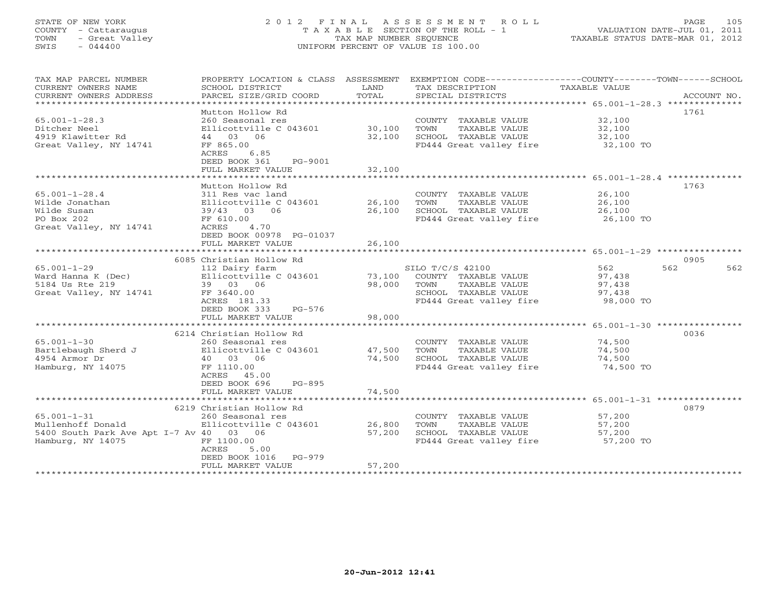STATE OF NEW YORK
COUNTY - Cattaraugus
TOWN - Great Valley
SWIS - 044400

# 2012 FINAL ASSESSMENT ROLL
TAXABLE SECTION OF THE ROLL - 1
TAX MAP NUMBER SEQUENCE
UNIFORM PERCENT OF VALUE IS 100.00

VALUATION DATE-JUL 01, 2011
TAXABLE STATUS DATE-MAR 01, 2012

| TAX MAP PARCEL NUMBER / CURRENT OWNERS NAME / CURRENT OWNERS ADDRESS | PROPERTY LOCATION & CLASS / SCHOOL DISTRICT / PARCEL SIZE/GRID COORD | ASSESSMENT LAND | TOTAL | EXEMPTION CODE / TAX DESCRIPTION / SPECIAL DISTRICTS | COUNTY | TOWN | SCHOOL | ACCOUNT NO. |
|---|---|---|---|---|---|---|---|---|
| 65.001-1-28.3 | Mutton Hollow Rd | | | | | | | 1761 |
| Ditcher Neel | 260 Seasonal res | | | COUNTY TAXABLE VALUE | 32,100 | | | |
| 4919 Klawitter Rd | Ellicottville C 043601 | 30,100 | | TOWN TAXABLE VALUE | | 32,100 | | |
| Great Valley, NY 14741 | 44 03 06 | | 32,100 | SCHOOL TAXABLE VALUE | | | 32,100 | |
| | FF 865.00 | | | FD444 Great valley fire | 32,100 TO | | | |
| | ACRES 6.85 | | | | | | | |
| | DEED BOOK 361 PG-9001 | | | | | | | |
| | FULL MARKET VALUE | | 32,100 | | | | | |
| 65.001-1-28.4 | Mutton Hollow Rd | | | | | | | 1763 |
| Wilde Jonathan | 311 Res vac land | | | COUNTY TAXABLE VALUE | 26,100 | | | |
| Wilde Susan | Ellicottville C 043601 | 26,100 | | TOWN TAXABLE VALUE | | 26,100 | | |
| PO Box 202 | 39/43 03 06 | | 26,100 | SCHOOL TAXABLE VALUE | | | 26,100 | |
| Great Valley, NY 14741 | FF 610.00 | | | FD444 Great valley fire | 26,100 TO | | | |
| | ACRES 4.70 | | | | | | | |
| | DEED BOOK 00978 PG-01037 | | | | | | | |
| | FULL MARKET VALUE | | 26,100 | | | | | |
| 65.001-1-29 | 6085 Christian Hollow Rd | | | | | | | 0905 |
| Ward Hanna K (Dec) | 112 Dairy farm | | | SILO T/C/S 42100 | 562 | 562 | 562 | |
| 5184 Us Rte 219 | Ellicottville C 043601 | 73,100 | | COUNTY TAXABLE VALUE | 97,438 | | | |
| Great Valley, NY 14741 | 39 03 06 | | 98,000 | TOWN TAXABLE VALUE | | 97,438 | | |
| | FF 3640.00 | | | SCHOOL TAXABLE VALUE | | | 97,438 | |
| | ACRES 181.33 | | | FD444 Great valley fire | 98,000 TO | | | |
| | DEED BOOK 333 PG-576 | | | | | | | |
| | FULL MARKET VALUE | | 98,000 | | | | | |
| 65.001-1-30 | 6214 Christian Hollow Rd | | | | | | | 0036 |
| Bartlebaugh Sherd J | 260 Seasonal res | | | COUNTY TAXABLE VALUE | 74,500 | | | |
| 4954 Armor Dr | Ellicottville C 043601 | 47,500 | | TOWN TAXABLE VALUE | | 74,500 | | |
| Hamburg, NY 14075 | 40 03 06 | | 74,500 | SCHOOL TAXABLE VALUE | | | 74,500 | |
| | FF 1110.00 | | | FD444 Great valley fire | 74,500 TO | | | |
| | ACRES 45.00 | | | | | | | |
| | DEED BOOK 696 PG-895 | | | | | | | |
| | FULL MARKET VALUE | | 74,500 | | | | | |
| 65.001-1-31 | 6219 Christian Hollow Rd | | | | | | | 0879 |
| Mullenhoff Donald | 260 Seasonal res | | | COUNTY TAXABLE VALUE | 57,200 | | | |
| 5400 South Park Ave Apt I-7 Av | Ellicottville C 043601 | 26,800 | | TOWN TAXABLE VALUE | | 57,200 | | |
| Hamburg, NY 14075 | 40 03 06 | | 57,200 | SCHOOL TAXABLE VALUE | | | 57,200 | |
| | FF 1100.00 | | | FD444 Great valley fire | 57,200 TO | | | |
| | ACRES 5.00 | | | | | | | |
| | DEED BOOK 1016 PG-979 | | | | | | | |
| | FULL MARKET VALUE | | 57,200 | | | | | |

20-Jun-2012 12:41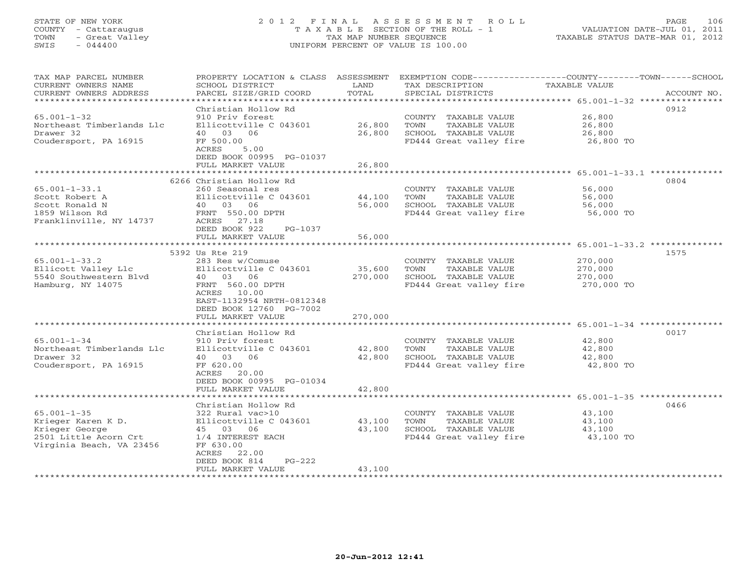STATE OF NEW YORK
COUNTY - Cattaraugus
TOWN - Great Valley
SWIS - 044400

2 0 1 2 F I N A L A S S E S S M E N T R O L L
T A X A B L E SECTION OF THE ROLL - 1
TAX MAP NUMBER SEQUENCE
UNIFORM PERCENT OF VALUE IS 100.00

VALUATION DATE-JUL 01, 2011
TAXABLE STATUS DATE-MAR 01, 2012

| TAX MAP PARCEL NUMBER / CURRENT OWNERS NAME / CURRENT OWNERS ADDRESS | PROPERTY LOCATION & CLASS / SCHOOL DISTRICT / PARCEL SIZE/GRID COORD | ASSESSMENT LAND / TOTAL | EXEMPTION CODE / TAX DESCRIPTION / SPECIAL DISTRICTS | TAXABLE VALUE (COUNTY / TOWN / SCHOOL) | ACCOUNT NO. |
|---|---|---|---|---|---|
| 65.001-1-32 | Christian Hollow Rd | | | | 0912 |
| Northeast Timberlands Llc | 910 Priv forest | | COUNTY TAXABLE VALUE | 26,800 | |
| Drawer 32 | Ellicottville C 043601 | 26,800 | TOWN TAXABLE VALUE | 26,800 | |
| Coudersport, PA 16915 | 40 03 06 | 26,800 | SCHOOL TAXABLE VALUE | 26,800 | |
| | FF 500.00 | | FD444 Great valley fire | 26,800 TO | |
| | ACRES 5.00 | | | | |
| | DEED BOOK 00995 PG-01037 | | | | |
| | FULL MARKET VALUE | 26,800 | | | |
| 65.001-1-33.1 | 6266 Christian Hollow Rd | | | | 0804 |
| Scott Robert A | 260 Seasonal res | | COUNTY TAXABLE VALUE | 56,000 | |
| Scott Ronald N | Ellicottville C 043601 | 44,100 | TOWN TAXABLE VALUE | 56,000 | |
| 1859 Wilson Rd | 40 03 06 | 56,000 | SCHOOL TAXABLE VALUE | 56,000 | |
| Franklinville, NY 14737 | FRNT 550.00 DPTH | | FD444 Great valley fire | 56,000 TO | |
| | ACRES 27.18 | | | | |
| | DEED BOOK 922 PG-1037 | | | | |
| | FULL MARKET VALUE | 56,000 | | | |
| 65.001-1-33.2 | 5392 Us Rte 219 | | | | 1575 |
| Ellicott Valley Llc | 283 Res w/Comuse | | COUNTY TAXABLE VALUE | 270,000 | |
| 5540 Southwestern Blvd | Ellicottville C 043601 | 35,600 | TOWN TAXABLE VALUE | 270,000 | |
| Hamburg, NY 14075 | 40 03 06 | 270,000 | SCHOOL TAXABLE VALUE | 270,000 | |
| | FRNT 560.00 DPTH | | FD444 Great valley fire | 270,000 TO | |
| | ACRES 10.00 | | | | |
| | EAST-1132954 NRTH-0812348 | | | | |
| | DEED BOOK 12760 PG-7002 | | | | |
| | FULL MARKET VALUE | 270,000 | | | |
| 65.001-1-34 | Christian Hollow Rd | | | | 0017 |
| Northeast Timberlands Llc | 910 Priv forest | | COUNTY TAXABLE VALUE | 42,800 | |
| Drawer 32 | Ellicottville C 043601 | 42,800 | TOWN TAXABLE VALUE | 42,800 | |
| Coudersport, PA 16915 | 40 03 06 | 42,800 | SCHOOL TAXABLE VALUE | 42,800 | |
| | FF 620.00 | | FD444 Great valley fire | 42,800 TO | |
| | ACRES 20.00 | | | | |
| | DEED BOOK 00995 PG-01034 | | | | |
| | FULL MARKET VALUE | 42,800 | | | |
| 65.001-1-35 | Christian Hollow Rd | | | | 0466 |
| Krieger Karen K D. | 322 Rural vac>10 | | COUNTY TAXABLE VALUE | 43,100 | |
| Krieger George | Ellicottville C 043601 | 43,100 | TOWN TAXABLE VALUE | 43,100 | |
| 2501 Little Acorn Crt | 45 03 06 | 43,100 | SCHOOL TAXABLE VALUE | 43,100 | |
| Virginia Beach, VA 23456 | 1/4 INTEREST EACH | | FD444 Great valley fire | 43,100 TO | |
| | FF 630.00 | | | | |
| | ACRES 22.00 | | | | |
| | DEED BOOK 814 PG-222 | | | | |
| | FULL MARKET VALUE | 43,100 | | | |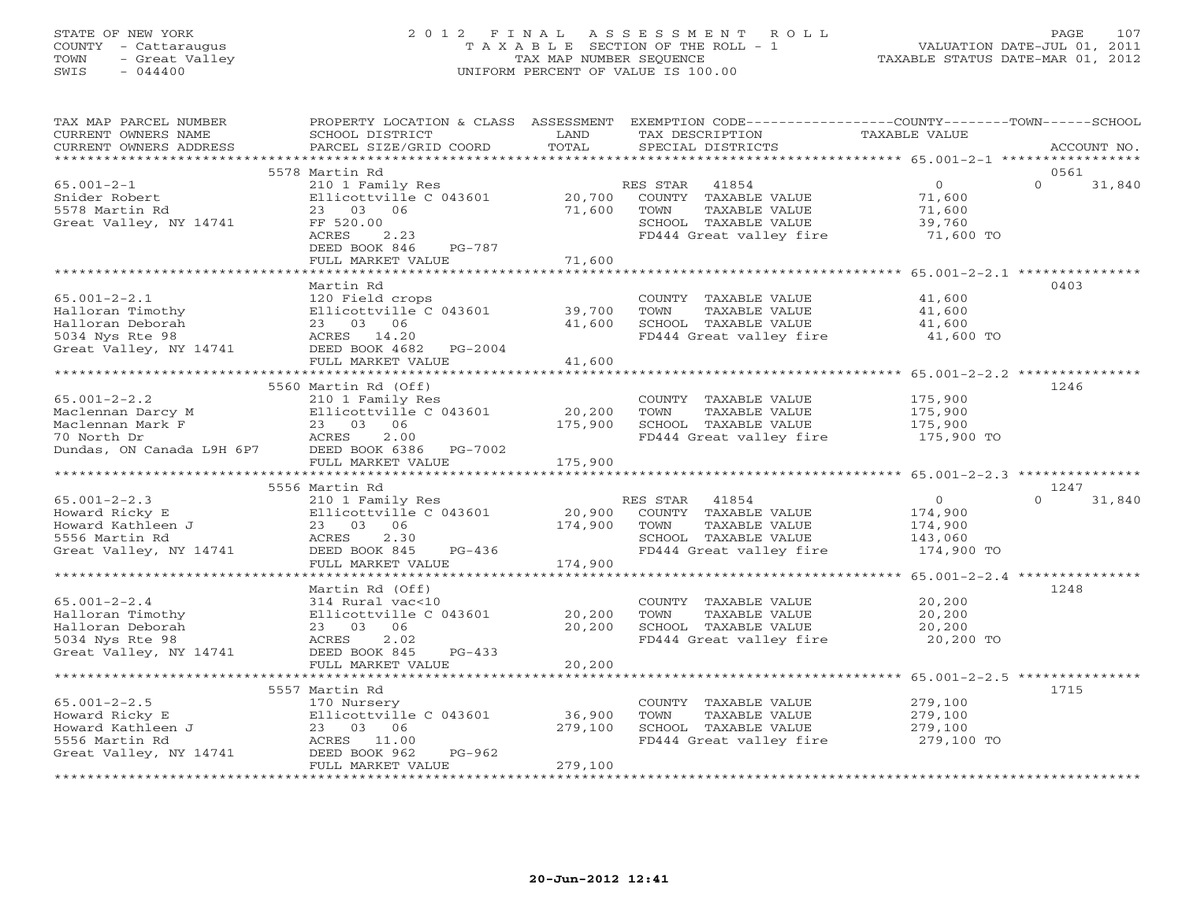STATE OF NEW YORK
COUNTY - Cattaraugus
TOWN - Great Valley
SWIS - 044400

2012 FINAL ASSESSMENT ROLL
TAXABLE SECTION OF THE ROLL - 1
TAX MAP NUMBER SEQUENCE
UNIFORM PERCENT OF VALUE IS 100.00

VALUATION DATE-JUL 01, 2011
TAXABLE STATUS DATE-MAR 01, 2012

| TAX MAP PARCEL NUMBER / CURRENT OWNERS NAME / CURRENT OWNERS ADDRESS | PROPERTY LOCATION & CLASS / SCHOOL DISTRICT / PARCEL SIZE/GRID COORD | ASSESSMENT LAND / TOTAL | EXEMPTION CODE / TAX DESCRIPTION / SPECIAL DISTRICTS | COUNTY | TOWN | SCHOOL | ACCOUNT NO. |
|---|---|---|---|---|---|---|---|
| 65.001-2-1 | 5578 Martin Rd | | | | | | 0561 |
| Snider Robert | 210 1 Family Res | | RES STAR 41854 | 0 | | 0 31,840 | |
| 5578 Martin Rd | Ellicottville C 043601 | 20,700 | COUNTY TAXABLE VALUE | 71,600 | | | |
| Great Valley, NY 14741 | 23 03 06 | 71,600 | TOWN TAXABLE VALUE | | 71,600 | | |
| | FF 520.00 | | SCHOOL TAXABLE VALUE | | | 39,760 | |
| | ACRES 2.23 | | FD444 Great valley fire | 71,600 TO | | | |
| | DEED BOOK 846 PG-787 | | | | | | |
| | FULL MARKET VALUE | 71,600 | | | | | |
| 65.001-2-2.1 | Martin Rd | | | | | | 0403 |
| Halloran Timothy | 120 Field crops | | COUNTY TAXABLE VALUE | 41,600 | | | |
| Halloran Deborah | Ellicottville C 043601 | 39,700 | TOWN TAXABLE VALUE | | 41,600 | | |
| 5034 Nys Rte 98 | 23 03 06 | 41,600 | SCHOOL TAXABLE VALUE | | | 41,600 | |
| Great Valley, NY 14741 | ACRES 14.20 | | FD444 Great valley fire | 41,600 TO | | | |
| | DEED BOOK 4682 PG-2004 | | | | | | |
| | FULL MARKET VALUE | 41,600 | | | | | |
| 65.001-2-2.2 | 5560 Martin Rd (Off) | | | | | | 1246 |
| Maclennan Darcy M | 210 1 Family Res | | COUNTY TAXABLE VALUE | 175,900 | | | |
| Maclennan Mark F | Ellicottville C 043601 | 20,200 | TOWN TAXABLE VALUE | | 175,900 | | |
| 70 North Dr | 23 03 06 | 175,900 | SCHOOL TAXABLE VALUE | | | 175,900 | |
| Dundas, ON Canada L9H 6P7 | ACRES 2.00 | | FD444 Great valley fire | 175,900 TO | | | |
| | DEED BOOK 6386 PG-7002 | | | | | | |
| | FULL MARKET VALUE | 175,900 | | | | | |
| 65.001-2-2.3 | 5556 Martin Rd | | | | | | 1247 |
| Howard Ricky E | 210 1 Family Res | | RES STAR 41854 | 0 | | 0 31,840 | |
| Howard Kathleen J | Ellicottville C 043601 | 20,900 | COUNTY TAXABLE VALUE | 174,900 | | | |
| 5556 Martin Rd | 23 03 06 | 174,900 | TOWN TAXABLE VALUE | | 174,900 | | |
| Great Valley, NY 14741 | ACRES 2.30 | | SCHOOL TAXABLE VALUE | | | 143,060 | |
| | DEED BOOK 845 PG-436 | | FD444 Great valley fire | 174,900 TO | | | |
| | FULL MARKET VALUE | 174,900 | | | | | |
| 65.001-2-2.4 | Martin Rd (Off) | | | | | | 1248 |
| Halloran Timothy | 314 Rural vac<10 | | COUNTY TAXABLE VALUE | 20,200 | | | |
| Halloran Deborah | Ellicottville C 043601 | 20,200 | TOWN TAXABLE VALUE | | 20,200 | | |
| 5034 Nys Rte 98 | 23 03 06 | 20,200 | SCHOOL TAXABLE VALUE | | | 20,200 | |
| Great Valley, NY 14741 | ACRES 2.02 | | FD444 Great valley fire | 20,200 TO | | | |
| | DEED BOOK 845 PG-433 | | | | | | |
| | FULL MARKET VALUE | 20,200 | | | | | |
| 65.001-2-2.5 | 5557 Martin Rd | | | | | | 1715 |
| Howard Ricky E | 170 Nursery | | COUNTY TAXABLE VALUE | 279,100 | | | |
| Howard Kathleen J | Ellicottville C 043601 | 36,900 | TOWN TAXABLE VALUE | | 279,100 | | |
| 5556 Martin Rd | 23 03 06 | 279,100 | SCHOOL TAXABLE VALUE | | | 279,100 | |
| Great Valley, NY 14741 | ACRES 11.00 | | FD444 Great valley fire | 279,100 TO | | | |
| | DEED BOOK 962 PG-962 | | | | | | |
| | FULL MARKET VALUE | 279,100 | | | | | |

20-Jun-2012 12:41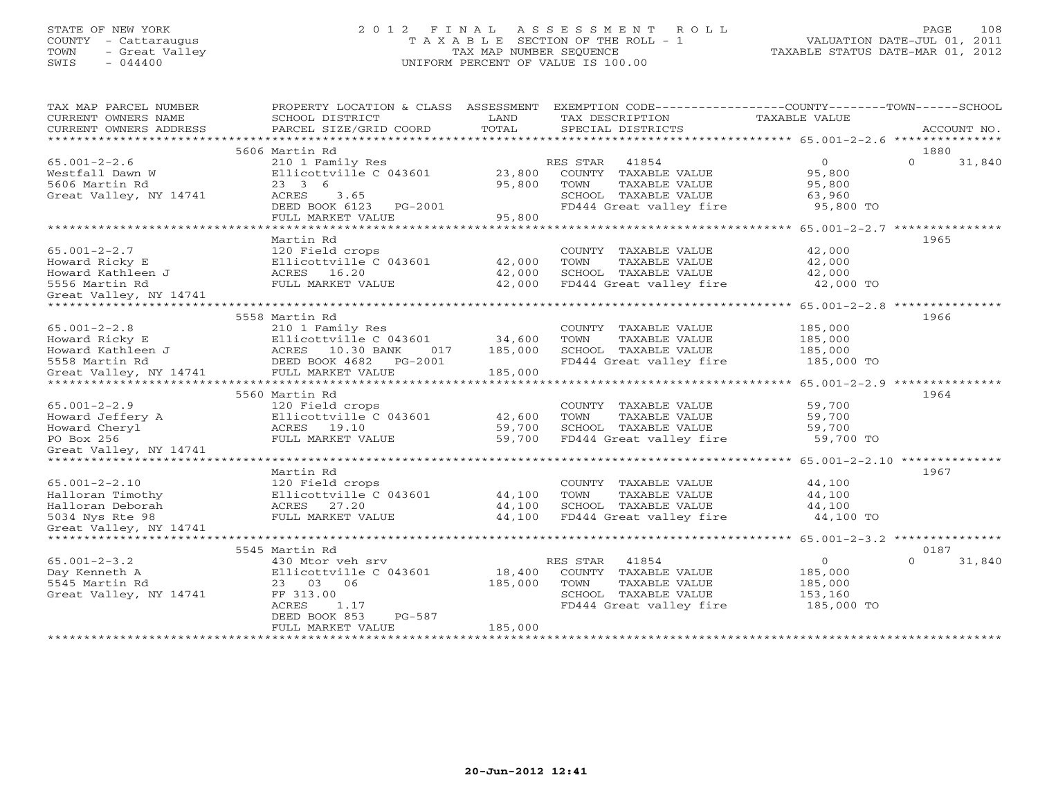STATE OF NEW YORK
COUNTY - Cattaraugus
TOWN - Great Valley
SWIS - 044400

# 2012 FINAL ASSESSMENT ROLL
TAXABLE SECTION OF THE ROLL - 1
TAX MAP NUMBER SEQUENCE
UNIFORM PERCENT OF VALUE IS 100.00

VALUATION DATE-JUL 01, 2011
TAXABLE STATUS DATE-MAR 01, 2012

| TAX MAP PARCEL NUMBER / CURRENT OWNERS NAME / CURRENT OWNERS ADDRESS | PROPERTY LOCATION & CLASS / SCHOOL DISTRICT / PARCEL SIZE/GRID COORD | ASSESSMENT LAND | TOTAL | EXEMPTION CODE / TAX DESCRIPTION / SPECIAL DISTRICTS | COUNTY / TOWN TAXABLE VALUE | SCHOOL | ACCOUNT NO. |
|---|---|---|---|---|---|---|---|
| 65.001-2-2.6 | 5606 Martin Rd | | | | | | 1880 |
| 65.001-2-2.6 | 210 1 Family Res | | | RES STAR 41854 | 0 | 0 31,840 | |
| Westfall Dawn W | Ellicottville C 043601 | 23,800 | | COUNTY TAXABLE VALUE | 95,800 | | |
| 5606 Martin Rd | 23 3 6 | | 95,800 | TOWN TAXABLE VALUE | 95,800 | | |
| Great Valley, NY 14741 | ACRES 3.65 | | | SCHOOL TAXABLE VALUE | 63,960 | | |
| | DEED BOOK 6123 PG-2001 | | | FD444 Great valley fire | 95,800 TO | | |
| | FULL MARKET VALUE | | 95,800 | | | | |
| 65.001-2-2.7 | Martin Rd | | | | | | 1965 |
| 65.001-2-2.7 | 120 Field crops | | | COUNTY TAXABLE VALUE | 42,000 | | |
| Howard Ricky E | Ellicottville C 043601 | 42,000 | | TOWN TAXABLE VALUE | 42,000 | | |
| Howard Kathleen J | ACRES 16.20 | | 42,000 | SCHOOL TAXABLE VALUE | 42,000 | | |
| 5556 Martin Rd | FULL MARKET VALUE | | 42,000 | FD444 Great valley fire | 42,000 TO | | |
| Great Valley, NY 14741 | | | | | | | |
| 65.001-2-2.8 | 5558 Martin Rd | | | | | | 1966 |
| 65.001-2-2.8 | 210 1 Family Res | | | COUNTY TAXABLE VALUE | 185,000 | | |
| Howard Ricky E | Ellicottville C 043601 | 34,600 | | TOWN TAXABLE VALUE | 185,000 | | |
| Howard Kathleen J | ACRES 10.30 BANK 017 | | 185,000 | SCHOOL TAXABLE VALUE | 185,000 | | |
| 5558 Martin Rd | DEED BOOK 4682 PG-2001 | | | FD444 Great valley fire | 185,000 TO | | |
| Great Valley, NY 14741 | FULL MARKET VALUE | | 185,000 | | | | |
| 65.001-2-2.9 | 5560 Martin Rd | | | | | | 1964 |
| 65.001-2-2.9 | 120 Field crops | | | COUNTY TAXABLE VALUE | 59,700 | | |
| Howard Jeffery A | Ellicottville C 043601 | 42,600 | | TOWN TAXABLE VALUE | 59,700 | | |
| Howard Cheryl | ACRES 19.10 | | 59,700 | SCHOOL TAXABLE VALUE | 59,700 | | |
| PO Box 256 | FULL MARKET VALUE | | 59,700 | FD444 Great valley fire | 59,700 TO | | |
| Great Valley, NY 14741 | | | | | | | |
| 65.001-2-2.10 | Martin Rd | | | | | | 1967 |
| 65.001-2-2.10 | 120 Field crops | | | COUNTY TAXABLE VALUE | 44,100 | | |
| Halloran Timothy | Ellicottville C 043601 | 44,100 | | TOWN TAXABLE VALUE | 44,100 | | |
| Halloran Deborah | ACRES 27.20 | | 44,100 | SCHOOL TAXABLE VALUE | 44,100 | | |
| 5034 Nys Rte 98 | FULL MARKET VALUE | | 44,100 | FD444 Great valley fire | 44,100 TO | | |
| Great Valley, NY 14741 | | | | | | | |
| 65.001-2-3.2 | 5545 Martin Rd | | | | | | 0187 |
| 65.001-2-3.2 | 430 Mtor veh srv | | | RES STAR 41854 | 0 | 0 31,840 | |
| Day Kenneth A | Ellicottville C 043601 | 18,400 | | COUNTY TAXABLE VALUE | 185,000 | | |
| 5545 Martin Rd | 23 03 06 | | 185,000 | TOWN TAXABLE VALUE | 185,000 | | |
| Great Valley, NY 14741 | FF 313.00 | | | SCHOOL TAXABLE VALUE | 153,160 | | |
| | ACRES 1.17 | | | FD444 Great valley fire | 185,000 TO | | |
| | DEED BOOK 853 PG-587 | | | | | | |
| | FULL MARKET VALUE | | 185,000 | | | | |

20-Jun-2012 12:41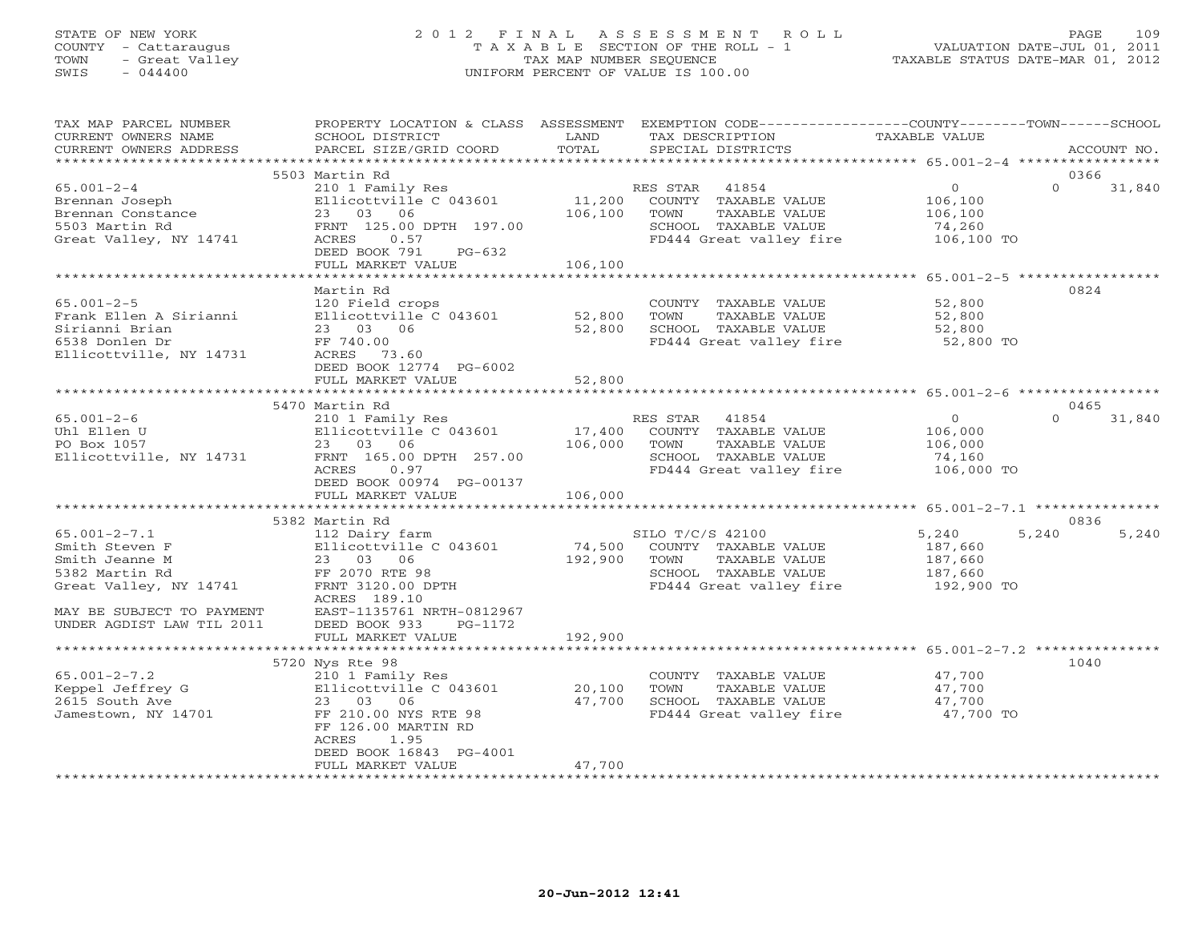STATE OF NEW YORK
COUNTY - Cattaraugus
TOWN - Great Valley
SWIS - 044400

# 2012 FINAL ASSESSMENT ROLL
TAXABLE SECTION OF THE ROLL - 1
TAX MAP NUMBER SEQUENCE
UNIFORM PERCENT OF VALUE IS 100.00

VALUATION DATE-JUL 01, 2011
TAXABLE STATUS DATE-MAR 01, 2012

| TAX MAP PARCEL NUMBER / CURRENT OWNERS NAME / CURRENT OWNERS ADDRESS | PROPERTY LOCATION & CLASS / SCHOOL DISTRICT / PARCEL SIZE/GRID COORD | ASSESSMENT LAND | TOTAL | EXEMPTION CODE / TAX DESCRIPTION / SPECIAL DISTRICTS | COUNTY TAXABLE VALUE | TOWN | SCHOOL | ACCOUNT NO. |
|---|---|---|---|---|---|---|---|---|
| 65.001-2-4 | 5503 Martin Rd | | | | | | | 0366 |
| 65.001-2-4 | 210 1 Family Res | | | RES STAR 41854 | 0 | 0 | 31,840 | |
| Brennan Joseph | Ellicottville C 043601 | 11,200 | | COUNTY TAXABLE VALUE | 106,100 | | | |
| Brennan Constance | 23 03 06 | | 106,100 | TOWN TAXABLE VALUE | 106,100 | | | |
| 5503 Martin Rd | FRNT 125.00 DPTH 197.00 | | | SCHOOL TAXABLE VALUE | 74,260 | | | |
| Great Valley, NY 14741 | ACRES 0.57 | | | FD444 Great valley fire | 106,100 TO | | | |
| | DEED BOOK 791 PG-632 | | | | | | | |
| | FULL MARKET VALUE | | 106,100 | | | | | |
| 65.001-2-5 | Martin Rd | | | | | | | 0824 |
| 65.001-2-5 | 120 Field crops | | | COUNTY TAXABLE VALUE | 52,800 | | | |
| Frank Ellen A Sirianni | Ellicottville C 043601 | 52,800 | | TOWN TAXABLE VALUE | 52,800 | | | |
| Sirianni Brian | 23 03 06 | | 52,800 | SCHOOL TAXABLE VALUE | 52,800 | | | |
| 6538 Donlen Dr | FF 740.00 | | | FD444 Great valley fire | 52,800 TO | | | |
| Ellicottville, NY 14731 | ACRES 73.60 | | | | | | | |
| | DEED BOOK 12774 PG-6002 | | | | | | | |
| | FULL MARKET VALUE | | 52,800 | | | | | |
| 65.001-2-6 | 5470 Martin Rd | | | | | | | 0465 |
| 65.001-2-6 | 210 1 Family Res | | | RES STAR 41854 | 0 | 0 | 31,840 | |
| Uhl Ellen U | Ellicottville C 043601 | 17,400 | | COUNTY TAXABLE VALUE | 106,000 | | | |
| PO Box 1057 | 23 03 06 | | 106,000 | TOWN TAXABLE VALUE | 106,000 | | | |
| Ellicottville, NY 14731 | FRNT 165.00 DPTH 257.00 | | | SCHOOL TAXABLE VALUE | 74,160 | | | |
| | ACRES 0.97 | | | FD444 Great valley fire | 106,000 TO | | | |
| | DEED BOOK 00974 PG-00137 | | | | | | | |
| | FULL MARKET VALUE | | 106,000 | | | | | |
| 65.001-2-7.1 | 5382 Martin Rd | | | | | | | 0836 |
| 65.001-2-7.1 | 112 Dairy farm | | | SILO T/C/S 42100 | 5,240 | 5,240 | 5,240 | |
| Smith Steven F | Ellicottville C 043601 | 74,500 | | COUNTY TAXABLE VALUE | 187,660 | | | |
| Smith Jeanne M | 23 03 06 | | 192,900 | TOWN TAXABLE VALUE | 187,660 | | | |
| 5382 Martin Rd | FF 2070 RTE 98 | | | SCHOOL TAXABLE VALUE | 187,660 | | | |
| Great Valley, NY 14741 | FRNT 3120.00 DPTH | | | FD444 Great valley fire | 192,900 TO | | | |
| | ACRES 189.10 | | | | | | | |
| MAY BE SUBJECT TO PAYMENT | EAST-1135761 NRTH-0812967 | | | | | | | |
| UNDER AGDIST LAW TIL 2011 | DEED BOOK 933 PG-1172 | | | | | | | |
| | FULL MARKET VALUE | | 192,900 | | | | | |
| 65.001-2-7.2 | 5720 Nys Rte 98 | | | | | | | 1040 |
| 65.001-2-7.2 | 210 1 Family Res | | | COUNTY TAXABLE VALUE | 47,700 | | | |
| Keppel Jeffrey G | Ellicottville C 043601 | 20,100 | | TOWN TAXABLE VALUE | 47,700 | | | |
| 2615 South Ave | 23 03 06 | | 47,700 | SCHOOL TAXABLE VALUE | 47,700 | | | |
| Jamestown, NY 14701 | FF 210.00 NYS RTE 98 | | | FD444 Great valley fire | 47,700 TO | | | |
| | FF 126.00 MARTIN RD | | | | | | | |
| | ACRES 1.95 | | | | | | | |
| | DEED BOOK 16843 PG-4001 | | | | | | | |
| | FULL MARKET VALUE | | 47,700 | | | | | |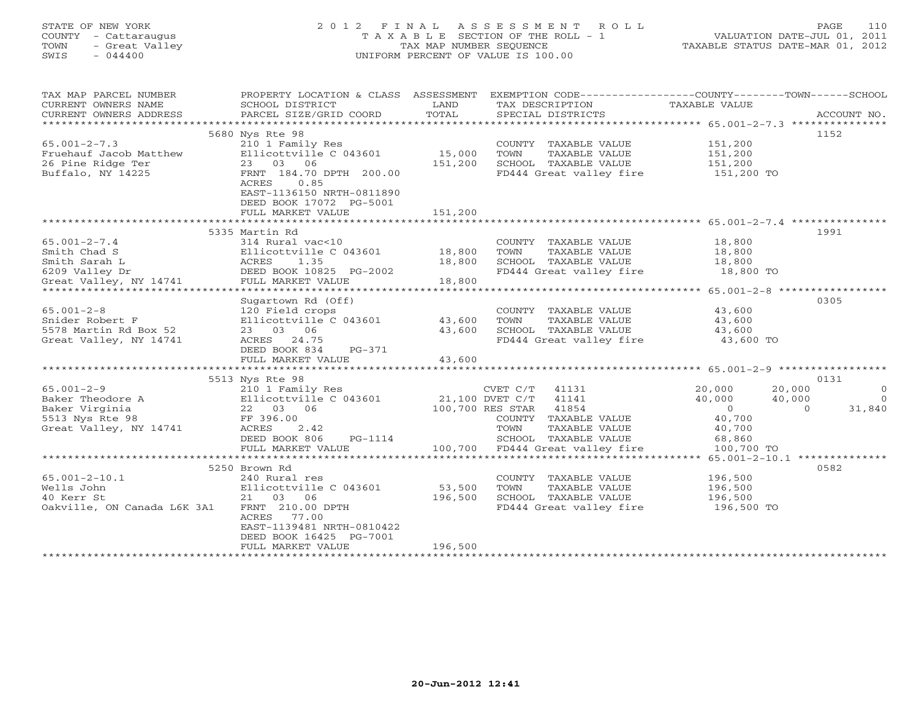STATE OF NEW YORK
COUNTY - Cattaraugus
TOWN - Great Valley
SWIS - 044400

# 2012 FINAL ASSESSMENT ROLL
TAXABLE SECTION OF THE ROLL - 1
TAX MAP NUMBER SEQUENCE
UNIFORM PERCENT OF VALUE IS 100.00

VALUATION DATE-JUL 01, 2011
TAXABLE STATUS DATE-MAR 01, 2012

| TAX MAP PARCEL NUMBER / CURRENT OWNERS NAME / CURRENT OWNERS ADDRESS | PROPERTY LOCATION & CLASS / SCHOOL DISTRICT / PARCEL SIZE/GRID COORD | ASSESSMENT LAND | TOTAL | EXEMPTION CODE / TAX DESCRIPTION / SPECIAL DISTRICTS | COUNTY TAXABLE VALUE | TOWN | SCHOOL | ACCOUNT NO. |
|---|---|---|---|---|---|---|---|---|
| | 5680 Nys Rte 98 | | | | | | | 1152 |
| 65.001-2-7.3 | 210 1 Family Res | | | COUNTY TAXABLE VALUE | 151,200 | | | |
| Fruehauf Jacob Matthew | Ellicottville C 043601 | 15,000 | | TOWN TAXABLE VALUE | 151,200 | | | |
| 26 Pine Ridge Ter | 23 03 06 | | 151,200 | SCHOOL TAXABLE VALUE | 151,200 | | | |
| Buffalo, NY 14225 | FRNT 184.70 DPTH 200.00 | | | FD444 Great valley fire | 151,200 TO | | | |
| | ACRES 0.85 | | | | | | | |
| | EAST-1136150 NRTH-0811890 | | | | | | | |
| | DEED BOOK 17072 PG-5001 | | | | | | | |
| | FULL MARKET VALUE | | 151,200 | | | | | |
| | 5335 Martin Rd | | | | | | | 1991 |
| 65.001-2-7.4 | 314 Rural vac<10 | | | COUNTY TAXABLE VALUE | 18,800 | | | |
| Smith Chad S | Ellicottville C 043601 | 18,800 | | TOWN TAXABLE VALUE | 18,800 | | | |
| Smith Sarah L | ACRES 1.35 | | 18,800 | SCHOOL TAXABLE VALUE | 18,800 | | | |
| 6209 Valley Dr | DEED BOOK 10825 PG-2002 | | | FD444 Great valley fire | 18,800 TO | | | |
| Great Valley, NY 14741 | FULL MARKET VALUE | | 18,800 | | | | | |
| | Sugartown Rd (Off) | | | | | | | 0305 |
| 65.001-2-8 | 120 Field crops | | | COUNTY TAXABLE VALUE | 43,600 | | | |
| Snider Robert F | Ellicottville C 043601 | 43,600 | | TOWN TAXABLE VALUE | 43,600 | | | |
| 5578 Martin Rd Box 52 | 23 03 06 | | 43,600 | SCHOOL TAXABLE VALUE | 43,600 | | | |
| Great Valley, NY 14741 | ACRES 24.75 | | | FD444 Great valley fire | 43,600 TO | | | |
| | DEED BOOK 834 PG-371 | | | | | | | |
| | FULL MARKET VALUE | | 43,600 | | | | | |
| | 5513 Nys Rte 98 | | | | | | | 0131 |
| 65.001-2-9 | 210 1 Family Res | | | CVET C/T 41131 | 20,000 | 20,000 | 0 | |
| Baker Theodore A | Ellicottville C 043601 | 21,100 | | DVET C/T 41141 | 40,000 | 40,000 | 0 | |
| Baker Virginia | 22 03 06 | | 100,700 | RES STAR 41854 | 0 | 0 | 31,840 | |
| 5513 Nys Rte 98 | FF 396.00 | | | COUNTY TAXABLE VALUE | 40,700 | | | |
| Great Valley, NY 14741 | ACRES 2.42 | | | TOWN TAXABLE VALUE | 40,700 | | | |
| | DEED BOOK 806 PG-1114 | | | SCHOOL TAXABLE VALUE | 68,860 | | | |
| | FULL MARKET VALUE | | 100,700 | FD444 Great valley fire | 100,700 TO | | | |
| | 5250 Brown Rd | | | | | | | 0582 |
| 65.001-2-10.1 | 240 Rural res | | | COUNTY TAXABLE VALUE | 196,500 | | | |
| Wells John | Ellicottville C 043601 | 53,500 | | TOWN TAXABLE VALUE | 196,500 | | | |
| 40 Kerr St | 21 03 06 | | 196,500 | SCHOOL TAXABLE VALUE | 196,500 | | | |
| Oakville, ON Canada L6K 3A1 | FRNT 210.00 DPTH | | | FD444 Great valley fire | 196,500 TO | | | |
| | ACRES 77.00 | | | | | | | |
| | EAST-1139481 NRTH-0810422 | | | | | | | |
| | DEED BOOK 16425 PG-7001 | | | | | | | |
| | FULL MARKET VALUE | | 196,500 | | | | | |

20-Jun-2012 12:41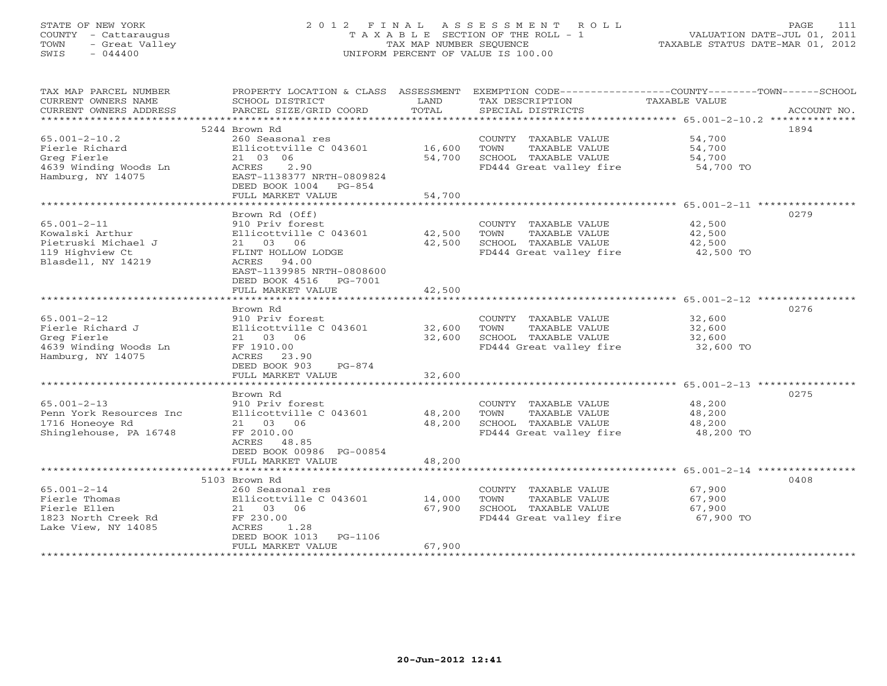STATE OF NEW YORK — COUNTY - Cattaraugus — TOWN - Great Valley — SWIS - 044400

# 2012 FINAL ASSESSMENT ROLL

TAXABLE SECTION OF THE ROLL - 1 — TAX MAP NUMBER SEQUENCE — UNIFORM PERCENT OF VALUE IS 100.00

VALUATION DATE-JUL 01, 2011 — TAXABLE STATUS DATE-MAR 01, 2012

| TAX MAP PARCEL NUMBER / CURRENT OWNERS NAME / CURRENT OWNERS ADDRESS | PROPERTY LOCATION & CLASS / SCHOOL DISTRICT / PARCEL SIZE/GRID COORD | ASSESSMENT LAND / TOTAL | EXEMPTION CODE / TAX DESCRIPTION / SPECIAL DISTRICTS | COUNTY / TOWN / SCHOOL TAXABLE VALUE | ACCOUNT NO. |
|---|---|---|---|---|---|
| 65.001-2-10.2 | 5244 Brown Rd | | | | 1894 |
| Fierle Richard | 260 Seasonal res | | COUNTY TAXABLE VALUE | 54,700 | |
| Greg Fierle | Ellicottville C 043601 | 16,600 | TOWN TAXABLE VALUE | 54,700 | |
| 4639 Winding Woods Ln | 21 03 06 | 54,700 | SCHOOL TAXABLE VALUE | 54,700 | |
| Hamburg, NY 14075 | ACRES 2.90 | | FD444 Great valley fire | 54,700 TO | |
| | EAST-1138377 NRTH-0809824 | | | | |
| | DEED BOOK 1004 PG-854 | | | | |
| | FULL MARKET VALUE | 54,700 | | | |
| 65.001-2-11 | Brown Rd (Off) | | | | 0279 |
| Kowalski Arthur | 910 Priv forest | | COUNTY TAXABLE VALUE | 42,500 | |
| Pietruski Michael J | Ellicottville C 043601 | 42,500 | TOWN TAXABLE VALUE | 42,500 | |
| 119 Highview Ct | 21 03 06 | 42,500 | SCHOOL TAXABLE VALUE | 42,500 | |
| Blasdell, NY 14219 | FLINT HOLLOW LODGE | | FD444 Great valley fire | 42,500 TO | |
| | ACRES 94.00 | | | | |
| | EAST-1139985 NRTH-0808600 | | | | |
| | DEED BOOK 4516 PG-7001 | | | | |
| | FULL MARKET VALUE | 42,500 | | | |
| 65.001-2-12 | Brown Rd | | | | 0276 |
| Fierle Richard J | 910 Priv forest | | COUNTY TAXABLE VALUE | 32,600 | |
| Greg Fierle | Ellicottville C 043601 | 32,600 | TOWN TAXABLE VALUE | 32,600 | |
| 4639 Winding Woods Ln | 21 03 06 | 32,600 | SCHOOL TAXABLE VALUE | 32,600 | |
| Hamburg, NY 14075 | FF 1910.00 | | FD444 Great valley fire | 32,600 TO | |
| | ACRES 23.90 | | | | |
| | DEED BOOK 903 PG-874 | | | | |
| | FULL MARKET VALUE | 32,600 | | | |
| 65.001-2-13 | Brown Rd | | | | 0275 |
| Penn York Resources Inc | 910 Priv forest | | COUNTY TAXABLE VALUE | 48,200 | |
| 1716 Honeoye Rd | Ellicottville C 043601 | 48,200 | TOWN TAXABLE VALUE | 48,200 | |
| Shinglehouse, PA 16748 | 21 03 06 | 48,200 | SCHOOL TAXABLE VALUE | 48,200 | |
| | FF 2010.00 | | FD444 Great valley fire | 48,200 TO | |
| | ACRES 48.85 | | | | |
| | DEED BOOK 00986 PG-00854 | | | | |
| | FULL MARKET VALUE | 48,200 | | | |
| 65.001-2-14 | 5103 Brown Rd | | | | 0408 |
| Fierle Thomas | 260 Seasonal res | | COUNTY TAXABLE VALUE | 67,900 | |
| Fierle Ellen | Ellicottville C 043601 | 14,000 | TOWN TAXABLE VALUE | 67,900 | |
| 1823 North Creek Rd | 21 03 06 | 67,900 | SCHOOL TAXABLE VALUE | 67,900 | |
| Lake View, NY 14085 | FF 230.00 | | FD444 Great valley fire | 67,900 TO | |
| | ACRES 1.28 | | | | |
| | DEED BOOK 1013 PG-1106 | | | | |
| | FULL MARKET VALUE | 67,900 | | | |

20-Jun-2012 12:41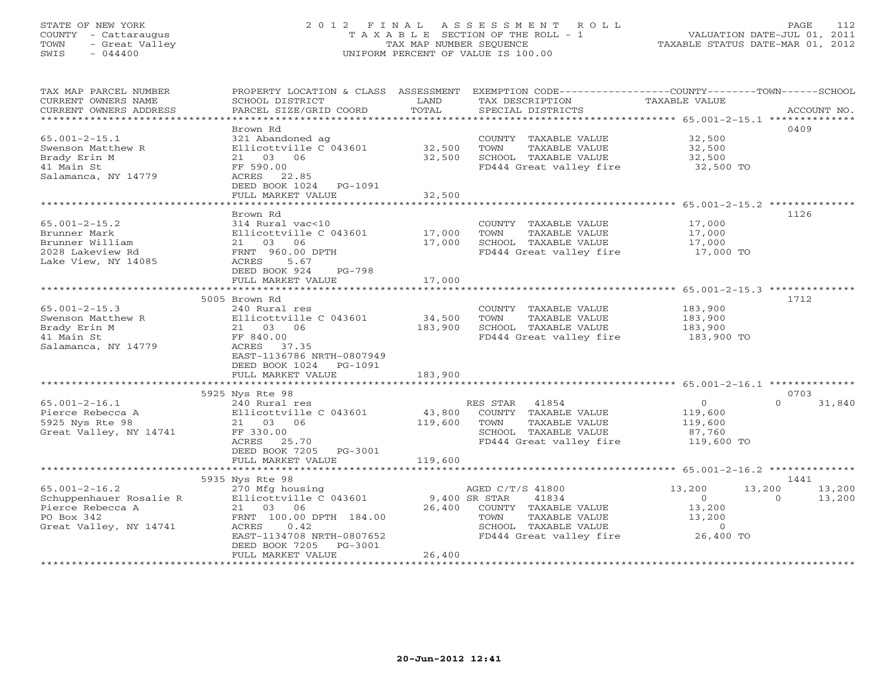STATE OF NEW YORK
COUNTY - Cattaraugus
TOWN - Great Valley
SWIS - 044400

# 2012 FINAL ASSESSMENT ROLL

TAXABLE SECTION OF THE ROLL - 1
TAX MAP NUMBER SEQUENCE
UNIFORM PERCENT OF VALUE IS 100.00

VALUATION DATE-JUL 01, 2011
TAXABLE STATUS DATE-MAR 01, 2012

| TAX MAP PARCEL NUMBER / CURRENT OWNERS NAME / CURRENT OWNERS ADDRESS | PROPERTY LOCATION & CLASS / SCHOOL DISTRICT / PARCEL SIZE/GRID COORD | ASSESSMENT LAND | TOTAL | EXEMPTION CODE / TAX DESCRIPTION / SPECIAL DISTRICTS | COUNTY TAXABLE VALUE | TOWN | SCHOOL | ACCOUNT NO. |
|---|---|---|---|---|---|---|---|---|
| **65.001-2-15.1** | Brown Rd | | | | | | | 0409 |
| 65.001-2-15.1 | 321 Abandoned ag | | | COUNTY TAXABLE VALUE | 32,500 | | | |
| Swenson Matthew R | Ellicottville C 043601 | 32,500 | | TOWN TAXABLE VALUE | 32,500 | | | |
| Brady Erin M | 21 03 06 | | 32,500 | SCHOOL TAXABLE VALUE | 32,500 | | | |
| 41 Main St | FF 590.00 | | | FD444 Great valley fire | 32,500 TO | | | |
| Salamanca, NY 14779 | ACRES 22.85 | | | | | | | |
| | DEED BOOK 1024 PG-1091 | | | | | | | |
| | FULL MARKET VALUE | | 32,500 | | | | | |
| **65.001-2-15.2** | Brown Rd | | | | | | | 1126 |
| 65.001-2-15.2 | 314 Rural vac<10 | | | COUNTY TAXABLE VALUE | 17,000 | | | |
| Brunner Mark | Ellicottville C 043601 | 17,000 | | TOWN TAXABLE VALUE | 17,000 | | | |
| Brunner William | 21 03 06 | | 17,000 | SCHOOL TAXABLE VALUE | 17,000 | | | |
| 2028 Lakeview Rd | FRNT 960.00 DPTH | | | FD444 Great valley fire | 17,000 TO | | | |
| Lake View, NY 14085 | ACRES 5.67 | | | | | | | |
| | DEED BOOK 924 PG-798 | | | | | | | |
| | FULL MARKET VALUE | | 17,000 | | | | | |
| **65.001-2-15.3** | 5005 Brown Rd | | | | | | | 1712 |
| 65.001-2-15.3 | 240 Rural res | | | COUNTY TAXABLE VALUE | 183,900 | | | |
| Swenson Matthew R | Ellicottville C 043601 | 34,500 | | TOWN TAXABLE VALUE | 183,900 | | | |
| Brady Erin M | 21 03 06 | | 183,900 | SCHOOL TAXABLE VALUE | 183,900 | | | |
| 41 Main St | FF 840.00 | | | FD444 Great valley fire | 183,900 TO | | | |
| Salamanca, NY 14779 | ACRES 37.35 | | | | | | | |
| | EAST-1136786 NRTH-0807949 | | | | | | | |
| | DEED BOOK 1024 PG-1091 | | | | | | | |
| | FULL MARKET VALUE | | 183,900 | | | | | |
| **65.001-2-16.1** | 5925 Nys Rte 98 | | | | | | | 0703 |
| 65.001-2-16.1 | 240 Rural res | | | RES STAR 41854 | 0 | 0 | 31,840 | |
| Pierce Rebecca A | Ellicottville C 043601 | 43,800 | | COUNTY TAXABLE VALUE | 119,600 | | | |
| 5925 Nys Rte 98 | 21 03 06 | | 119,600 | TOWN TAXABLE VALUE | 119,600 | | | |
| Great Valley, NY 14741 | FF 330.00 | | | SCHOOL TAXABLE VALUE | 87,760 | | | |
| | ACRES 25.70 | | | FD444 Great valley fire | 119,600 TO | | | |
| | DEED BOOK 7205 PG-3001 | | | | | | | |
| | FULL MARKET VALUE | | 119,600 | | | | | |
| **65.001-2-16.2** | 5935 Nys Rte 98 | | | | | | | 1441 |
| 65.001-2-16.2 | 270 Mfg housing | | | AGED C/T/S 41800 | 13,200 | 13,200 | 13,200 | |
| Schuppenhauer Rosalie R | Ellicottville C 043601 | 9,400 | | SR STAR 41834 | 0 | 0 | 13,200 | |
| Pierce Rebecca A | 21 03 06 | | 26,400 | COUNTY TAXABLE VALUE | 13,200 | | | |
| PO Box 342 | FRNT 100.00 DPTH 184.00 | | | TOWN TAXABLE VALUE | 13,200 | | | |
| Great Valley, NY 14741 | ACRES 0.42 | | | SCHOOL TAXABLE VALUE | 0 | | | |
| | EAST-1134708 NRTH-0807652 | | | FD444 Great valley fire | 26,400 TO | | | |
| | DEED BOOK 7205 PG-3001 | | | | | | | |
| | FULL MARKET VALUE | | 26,400 | | | | | |

20-Jun-2012 12:41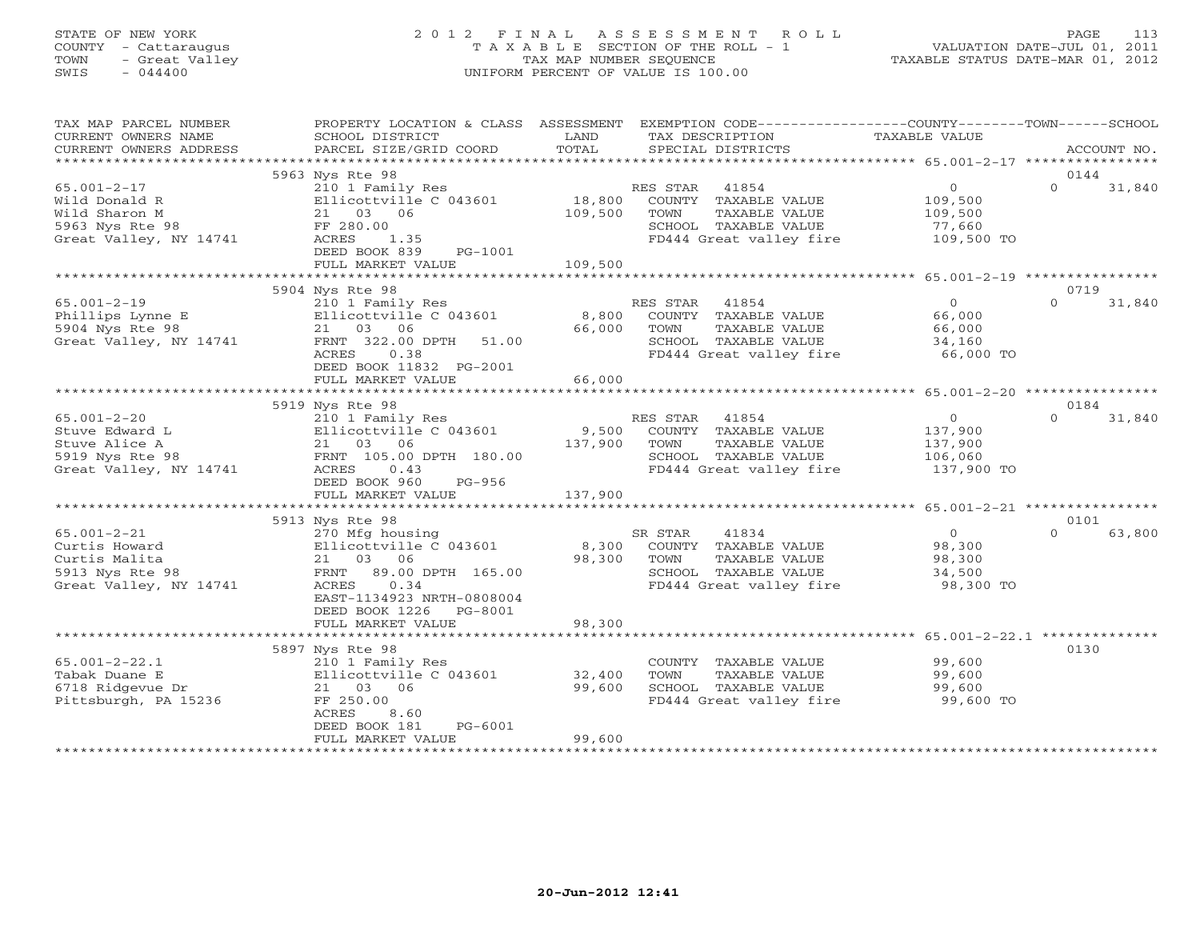STATE OF NEW YORK
COUNTY - Cattaraugus
TOWN - Great Valley
SWIS - 044400

# 2012 FINAL ASSESSMENT ROLL
TAXABLE SECTION OF THE ROLL - 1
TAX MAP NUMBER SEQUENCE
UNIFORM PERCENT OF VALUE IS 100.00

VALUATION DATE-JUL 01, 2011
TAXABLE STATUS DATE-MAR 01, 2012

| TAX MAP PARCEL NUMBER / CURRENT OWNERS NAME / CURRENT OWNERS ADDRESS | PROPERTY LOCATION & CLASS / SCHOOL DISTRICT / PARCEL SIZE/GRID COORD | ASSESSMENT LAND | TOTAL | EXEMPTION CODE / TAX DESCRIPTION / SPECIAL DISTRICTS | COUNTY TAXABLE VALUE | TOWN | SCHOOL | ACCOUNT NO. |
|---|---|---|---|---|---|---|---|---|
| | 5963 Nys Rte 98 | | | | | | | 0144 |
| 65.001-2-17 | 210 1 Family Res | | | RES STAR 41854 | 0 | 0 | 31,840 | |
| Wild Donald R | Ellicottville C 043601 | 18,800 | | COUNTY TAXABLE VALUE | 109,500 | | | |
| Wild Sharon M | 21 03 06 | | 109,500 | TOWN TAXABLE VALUE | 109,500 | | | |
| 5963 Nys Rte 98 | FF 280.00 | | | SCHOOL TAXABLE VALUE | 77,660 | | | |
| Great Valley, NY 14741 | ACRES 1.35 | | | FD444 Great valley fire | 109,500 TO | | | |
| | DEED BOOK 839 PG-1001 | | | | | | | |
| | FULL MARKET VALUE | | 109,500 | | | | | |
| | 5904 Nys Rte 98 | | | | | | | 0719 |
| 65.001-2-19 | 210 1 Family Res | | | RES STAR 41854 | 0 | 0 | 31,840 | |
| Phillips Lynne E | Ellicottville C 043601 | 8,800 | | COUNTY TAXABLE VALUE | 66,000 | | | |
| 5904 Nys Rte 98 | 21 03 06 | | 66,000 | TOWN TAXABLE VALUE | 66,000 | | | |
| Great Valley, NY 14741 | FRNT 322.00 DPTH 51.00 | | | SCHOOL TAXABLE VALUE | 34,160 | | | |
| | ACRES 0.38 | | | FD444 Great valley fire | 66,000 TO | | | |
| | DEED BOOK 11832 PG-2001 | | | | | | | |
| | FULL MARKET VALUE | | 66,000 | | | | | |
| | 5919 Nys Rte 98 | | | | | | | 0184 |
| 65.001-2-20 | 210 1 Family Res | | | RES STAR 41854 | 0 | 0 | 31,840 | |
| Stuve Edward L | Ellicottville C 043601 | 9,500 | | COUNTY TAXABLE VALUE | 137,900 | | | |
| Stuve Alice A | 21 03 06 | | 137,900 | TOWN TAXABLE VALUE | 137,900 | | | |
| 5919 Nys Rte 98 | FRNT 105.00 DPTH 180.00 | | | SCHOOL TAXABLE VALUE | 106,060 | | | |
| Great Valley, NY 14741 | ACRES 0.43 | | | FD444 Great valley fire | 137,900 TO | | | |
| | DEED BOOK 960 PG-956 | | | | | | | |
| | FULL MARKET VALUE | | 137,900 | | | | | |
| | 5913 Nys Rte 98 | | | | | | | 0101 |
| 65.001-2-21 | 270 Mfg housing | | | SR STAR 41834 | 0 | 0 | 63,800 | |
| Curtis Howard | Ellicottville C 043601 | 8,300 | | COUNTY TAXABLE VALUE | 98,300 | | | |
| Curtis Malita | 21 03 06 | | 98,300 | TOWN TAXABLE VALUE | 98,300 | | | |
| 5913 Nys Rte 98 | FRNT 89.00 DPTH 165.00 | | | SCHOOL TAXABLE VALUE | 34,500 | | | |
| Great Valley, NY 14741 | ACRES 0.34 | | | FD444 Great valley fire | 98,300 TO | | | |
| | EAST-1134923 NRTH-0808004 | | | | | | | |
| | DEED BOOK 1226 PG-8001 | | | | | | | |
| | FULL MARKET VALUE | | 98,300 | | | | | |
| | 5897 Nys Rte 98 | | | | | | | 0130 |
| 65.001-2-22.1 | 210 1 Family Res | | | COUNTY TAXABLE VALUE | 99,600 | | | |
| Tabak Duane E | Ellicottville C 043601 | 32,400 | | TOWN TAXABLE VALUE | 99,600 | | | |
| 6718 Ridgevue Dr | 21 03 06 | | 99,600 | SCHOOL TAXABLE VALUE | 99,600 | | | |
| Pittsburgh, PA 15236 | FF 250.00 | | | FD444 Great valley fire | 99,600 TO | | | |
| | ACRES 8.60 | | | | | | | |
| | DEED BOOK 181 PG-6001 | | | | | | | |
| | FULL MARKET VALUE | | 99,600 | | | | | |

20-Jun-2012 12:41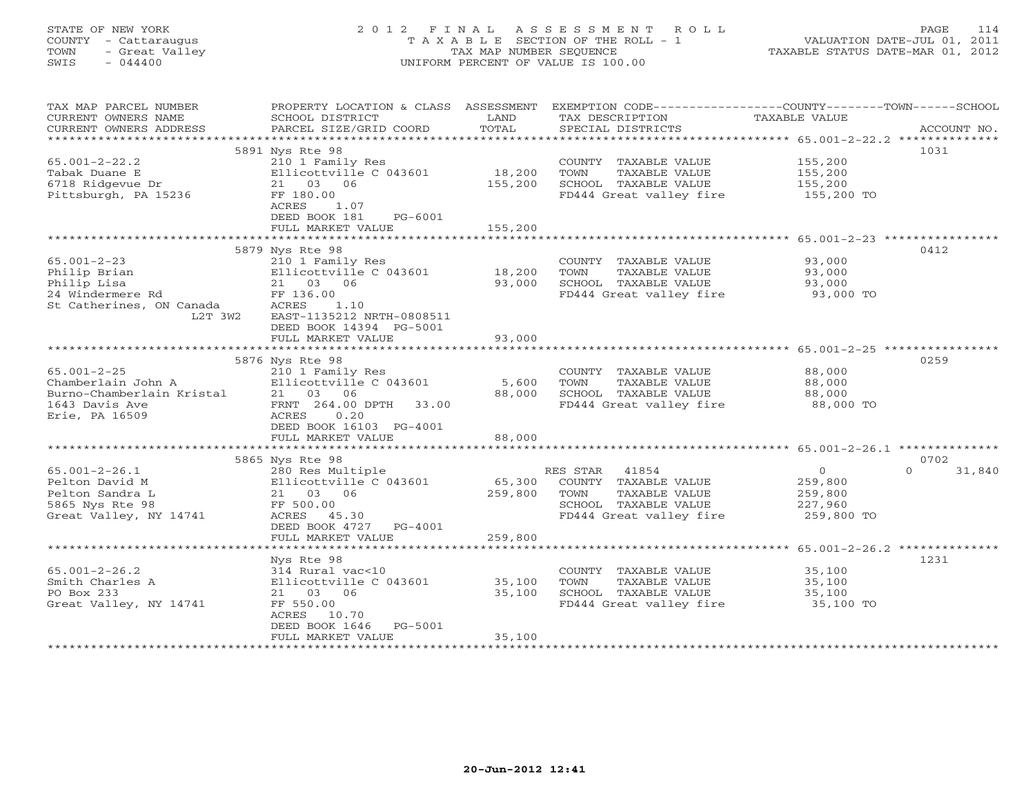STATE OF NEW YORK
COUNTY - Cattaraugus
TOWN - Great Valley
SWIS - 044400

# 2012 FINAL ASSESSMENT ROLL

TAXABLE SECTION OF THE ROLL - 1
TAX MAP NUMBER SEQUENCE
UNIFORM PERCENT OF VALUE IS 100.00

VALUATION DATE-JUL 01, 2011
TAXABLE STATUS DATE-MAR 01, 2012

| TAX MAP PARCEL NUMBER / CURRENT OWNERS NAME / CURRENT OWNERS ADDRESS | PROPERTY LOCATION & CLASS / SCHOOL DISTRICT / PARCEL SIZE/GRID COORD | ASSESSMENT LAND | TOTAL | EXEMPTION CODE / TAX DESCRIPTION / SPECIAL DISTRICTS | COUNTY / TOWN TAXABLE VALUE | SCHOOL | ACCOUNT NO. |
|---|---|---|---|---|---|---|---|
| **65.001-2-22.2** | 5891 Nys Rte 98 | | | | | | 1031 |
| 65.001-2-22.2 | 210 1 Family Res | | | COUNTY TAXABLE VALUE | 155,200 | | |
| Tabak Duane E | Ellicottville C 043601 | 18,200 | | TOWN TAXABLE VALUE | 155,200 | | |
| 6718 Ridgevue Dr | 21 03 06 | | 155,200 | SCHOOL TAXABLE VALUE | 155,200 | | |
| Pittsburgh, PA 15236 | FF 180.00 | | | FD444 Great valley fire | 155,200 TO | | |
| | ACRES 1.07 | | | | | | |
| | DEED BOOK 181 PG-6001 | | | | | | |
| | FULL MARKET VALUE | | 155,200 | | | | |
| **65.001-2-23** | 5879 Nys Rte 98 | | | | | | 0412 |
| 65.001-2-23 | 210 1 Family Res | | | COUNTY TAXABLE VALUE | 93,000 | | |
| Philip Brian | Ellicottville C 043601 | 18,200 | | TOWN TAXABLE VALUE | 93,000 | | |
| Philip Lisa | 21 03 06 | | 93,000 | SCHOOL TAXABLE VALUE | 93,000 | | |
| 24 Windermere Rd | FF 136.00 | | | FD444 Great valley fire | 93,000 TO | | |
| St Catherines, ON Canada | ACRES 1.10 | | | | | | |
| L2T 3W2 | EAST-1135212 NRTH-0808511 | | | | | | |
| | DEED BOOK 14394 PG-5001 | | | | | | |
| | FULL MARKET VALUE | | 93,000 | | | | |
| **65.001-2-25** | 5876 Nys Rte 98 | | | | | | 0259 |
| 65.001-2-25 | 210 1 Family Res | | | COUNTY TAXABLE VALUE | 88,000 | | |
| Chamberlain John A | Ellicottville C 043601 | 5,600 | | TOWN TAXABLE VALUE | 88,000 | | |
| Burno-Chamberlain Kristal | 21 03 06 | | 88,000 | SCHOOL TAXABLE VALUE | 88,000 | | |
| 1643 Davis Ave | FRNT 264.00 DPTH 33.00 | | | FD444 Great valley fire | 88,000 TO | | |
| Erie, PA 16509 | ACRES 0.20 | | | | | | |
| | DEED BOOK 16103 PG-4001 | | | | | | |
| | FULL MARKET VALUE | | 88,000 | | | | |
| **65.001-2-26.1** | 5865 Nys Rte 98 | | | | | | 0702 |
| 65.001-2-26.1 | 280 Res Multiple | | | RES STAR 41854 | 0 | 0 | 31,840 |
| Pelton David M | Ellicottville C 043601 | 65,300 | | COUNTY TAXABLE VALUE | 259,800 | | |
| Pelton Sandra L | 21 03 06 | | 259,800 | TOWN TAXABLE VALUE | 259,800 | | |
| 5865 Nys Rte 98 | FF 500.00 | | | SCHOOL TAXABLE VALUE | 227,960 | | |
| Great Valley, NY 14741 | ACRES 45.30 | | | FD444 Great valley fire | 259,800 TO | | |
| | DEED BOOK 4727 PG-4001 | | | | | | |
| | FULL MARKET VALUE | | 259,800 | | | | |
| **65.001-2-26.2** | Nys Rte 98 | | | | | | 1231 |
| 65.001-2-26.2 | 314 Rural vac<10 | | | COUNTY TAXABLE VALUE | 35,100 | | |
| Smith Charles A | Ellicottville C 043601 | 35,100 | | TOWN TAXABLE VALUE | 35,100 | | |
| PO Box 233 | 21 03 06 | | 35,100 | SCHOOL TAXABLE VALUE | 35,100 | | |
| Great Valley, NY 14741 | FF 550.00 | | | FD444 Great valley fire | 35,100 TO | | |
| | ACRES 10.70 | | | | | | |
| | DEED BOOK 1646 PG-5001 | | | | | | |
| | FULL MARKET VALUE | | 35,100 | | | | |

20-Jun-2012 12:41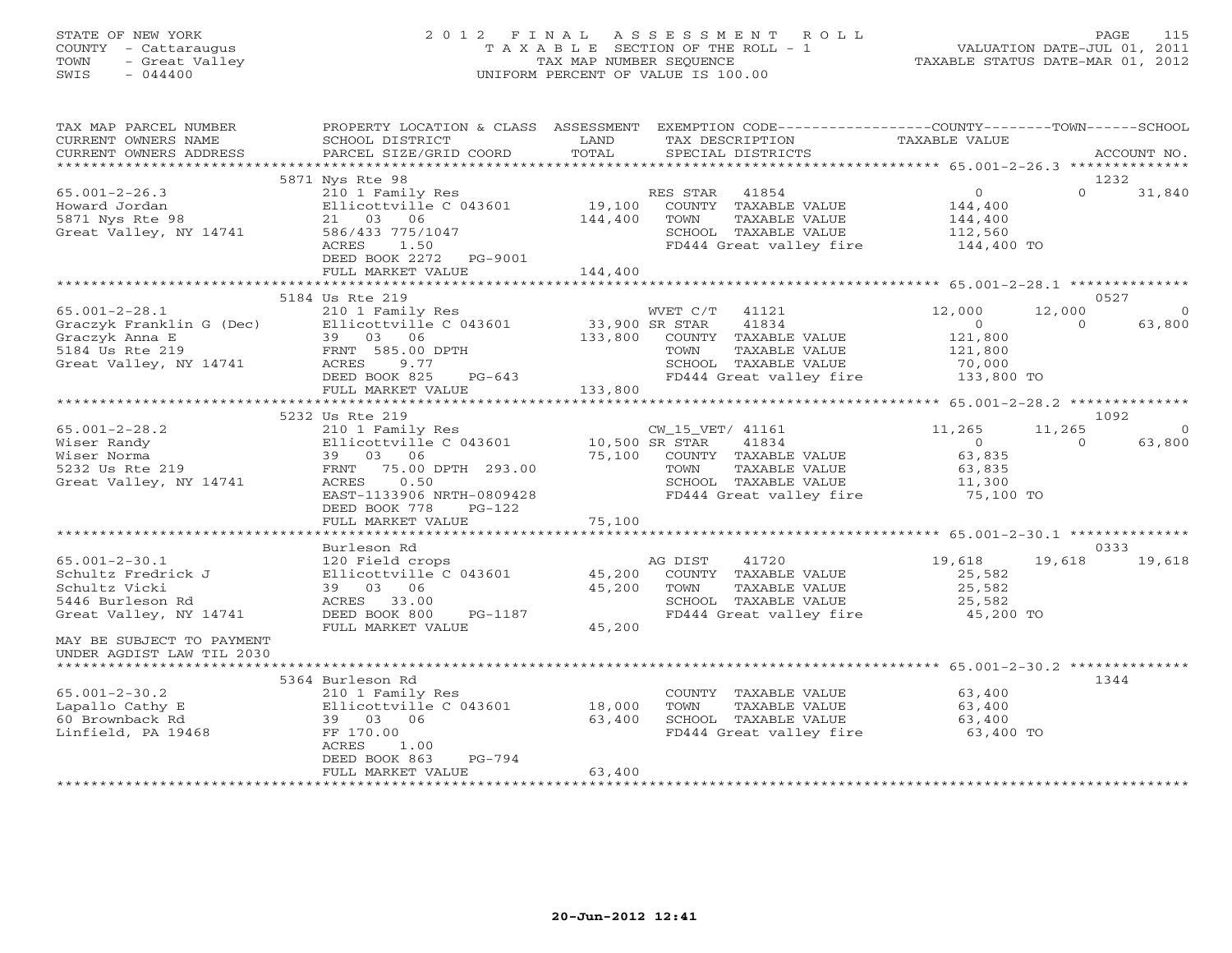STATE OF NEW YORK
COUNTY - Cattaraugus
TOWN - Great Valley
SWIS - 044400

2012 FINAL ASSESSMENT ROLL
TAXABLE SECTION OF THE ROLL - 1
TAX MAP NUMBER SEQUENCE
UNIFORM PERCENT OF VALUE IS 100.00

VALUATION DATE-JUL 01, 2011
TAXABLE STATUS DATE-MAR 01, 2012

| TAX MAP PARCEL NUMBER / CURRENT OWNERS NAME / CURRENT OWNERS ADDRESS | PROPERTY LOCATION & CLASS / SCHOOL DISTRICT / PARCEL SIZE/GRID COORD | ASSESSMENT LAND / TOTAL | EXEMPTION CODE / TAX DESCRIPTION / SPECIAL DISTRICTS | COUNTY TAXABLE VALUE | TOWN | SCHOOL | ACCOUNT NO. |
|---|---|---|---|---|---|---|---|
| | 5871 Nys Rte 98 | | | | | | 1232 |
| 65.001-2-26.3 | 210 1 Family Res | | RES STAR 41854 | 0 | 0 | 31,840 | |
| Howard Jordan | Ellicottville C 043601 | 19,100 | COUNTY TAXABLE VALUE | 144,400 | | | |
| 5871 Nys Rte 98 | 21 03 06 | 144,400 | TOWN TAXABLE VALUE | 144,400 | | | |
| Great Valley, NY 14741 | 586/433 775/1047 | | SCHOOL TAXABLE VALUE | 112,560 | | | |
| | ACRES 1.50 | | FD444 Great valley fire | 144,400 TO | | | |
| | DEED BOOK 2272 PG-9001 | | | | | | |
| | FULL MARKET VALUE | 144,400 | | | | | |
| | 5184 Us Rte 219 | | | | | | 0527 |
| 65.001-2-28.1 | 210 1 Family Res | | WVET C/T 41121 | 12,000 | 12,000 | 0 | |
| Graczyk Franklin G (Dec) | Ellicottville C 043601 | 33,900 | SR STAR 41834 | 0 | 0 | 63,800 | |
| Graczyk Anna E | 39 03 06 | 133,800 | COUNTY TAXABLE VALUE | 121,800 | | | |
| 5184 Us Rte 219 | FRNT 585.00 DPTH | | TOWN TAXABLE VALUE | 121,800 | | | |
| Great Valley, NY 14741 | ACRES 9.77 | | SCHOOL TAXABLE VALUE | 70,000 | | | |
| | DEED BOOK 825 PG-643 | | FD444 Great valley fire | 133,800 TO | | | |
| | FULL MARKET VALUE | 133,800 | | | | | |
| | 5232 Us Rte 219 | | | | | | 1092 |
| 65.001-2-28.2 | 210 1 Family Res | | CW_15_VET/ 41161 | 11,265 | 11,265 | 0 | |
| Wiser Randy | Ellicottville C 043601 | 10,500 | SR STAR 41834 | 0 | 0 | 63,800 | |
| Wiser Norma | 39 03 06 | 75,100 | COUNTY TAXABLE VALUE | 63,835 | | | |
| 5232 Us Rte 219 | FRNT 75.00 DPTH 293.00 | | TOWN TAXABLE VALUE | 63,835 | | | |
| Great Valley, NY 14741 | ACRES 0.50 | | SCHOOL TAXABLE VALUE | 11,300 | | | |
| | EAST-1133906 NRTH-0809428 | | FD444 Great valley fire | 75,100 TO | | | |
| | DEED BOOK 778 PG-122 | | | | | | |
| | FULL MARKET VALUE | 75,100 | | | | | |
| | Burleson Rd | | | | | | 0333 |
| 65.001-2-30.1 | 120 Field crops | | AG DIST 41720 | 19,618 | 19,618 | 19,618 | |
| Schultz Fredrick J | Ellicottville C 043601 | 45,200 | COUNTY TAXABLE VALUE | 25,582 | | | |
| Schultz Vicki | 39 03 06 | 45,200 | TOWN TAXABLE VALUE | 25,582 | | | |
| 5446 Burleson Rd | ACRES 33.00 | | SCHOOL TAXABLE VALUE | 25,582 | | | |
| Great Valley, NY 14741 | DEED BOOK 800 PG-1187 | | FD444 Great valley fire | 45,200 TO | | | |
| | FULL MARKET VALUE | 45,200 | | | | | |
| MAY BE SUBJECT TO PAYMENT UNDER AGDIST LAW TIL 2030 | | | | | | | |
| | 5364 Burleson Rd | | | | | | 1344 |
| 65.001-2-30.2 | 210 1 Family Res | | COUNTY TAXABLE VALUE | 63,400 | | | |
| Lapallo Cathy E | Ellicottville C 043601 | 18,000 | TOWN TAXABLE VALUE | 63,400 | | | |
| 60 Brownback Rd | 39 03 06 | 63,400 | SCHOOL TAXABLE VALUE | 63,400 | | | |
| Linfield, PA 19468 | FF 170.00 | | FD444 Great valley fire | 63,400 TO | | | |
| | ACRES 1.00 | | | | | | |
| | DEED BOOK 863 PG-794 | | | | | | |
| | FULL MARKET VALUE | 63,400 | | | | | |

20-Jun-2012 12:41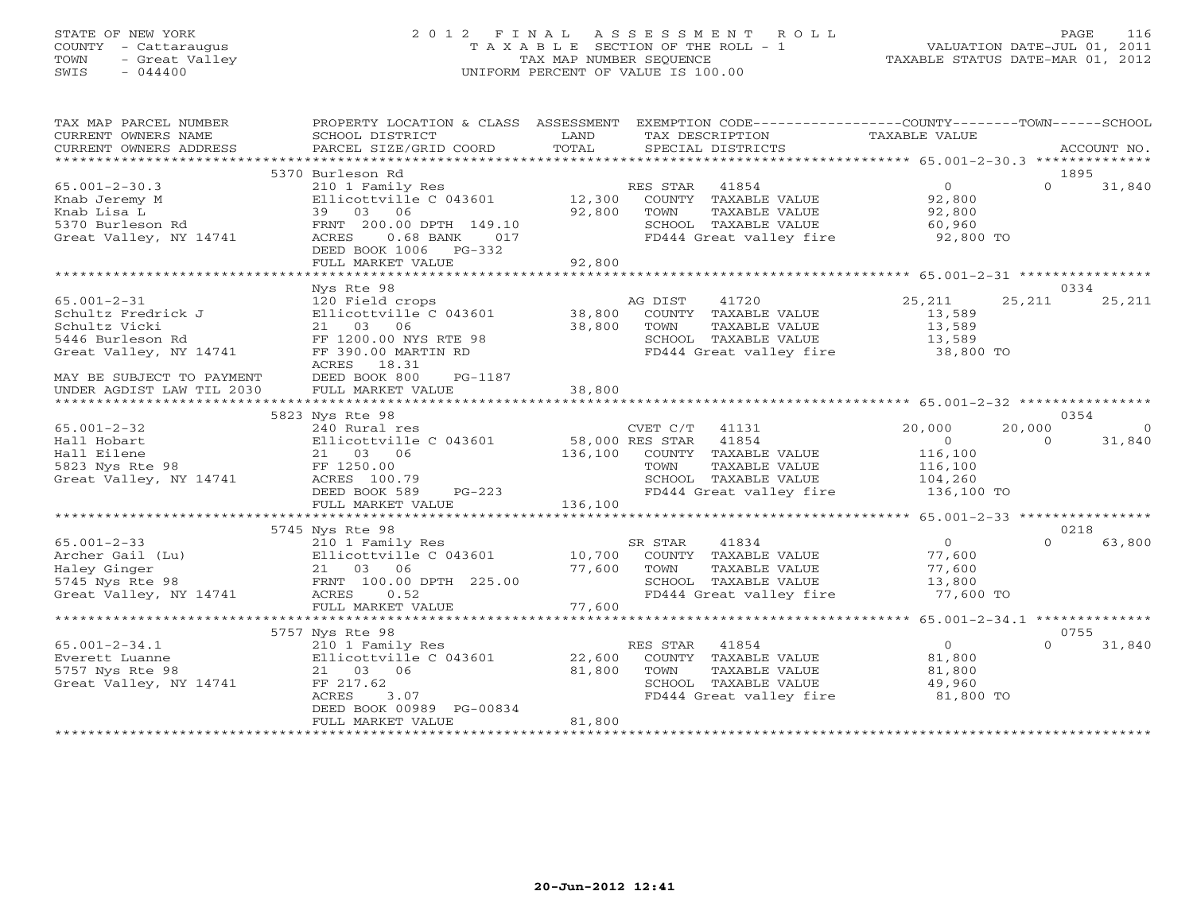STATE OF NEW YORK
COUNTY - Cattaraugus
TOWN - Great Valley
SWIS - 044400

2012 FINAL ASSESSMENT ROLL
TAXABLE SECTION OF THE ROLL - 1
TAX MAP NUMBER SEQUENCE
UNIFORM PERCENT OF VALUE IS 100.00

VALUATION DATE-JUL 01, 2011
TAXABLE STATUS DATE-MAR 01, 2012

| TAX MAP PARCEL NUMBER / CURRENT OWNERS NAME / CURRENT OWNERS ADDRESS | PROPERTY LOCATION & CLASS / SCHOOL DISTRICT / PARCEL SIZE/GRID COORD | ASSESSMENT LAND | TOTAL | EXEMPTION CODE / TAX DESCRIPTION / SPECIAL DISTRICTS | COUNTY TAXABLE VALUE | TOWN | SCHOOL / ACCOUNT NO. |
|---|---|---|---|---|---|---|---|
| **65.001-2-30.3** | 5370 Burleson Rd | | | | | | 1895 |
| 65.001-2-30.3 | 210 1 Family Res | | | RES STAR 41854 | 0 | 0 | 31,840 |
| Knab Jeremy M | Ellicottville C 043601 | 12,300 | | COUNTY TAXABLE VALUE | 92,800 | | |
| Knab Lisa L | 39 03 06 | | 92,800 | TOWN TAXABLE VALUE | 92,800 | | |
| 5370 Burleson Rd | FRNT 200.00 DPTH 149.10 | | | SCHOOL TAXABLE VALUE | 60,960 | | |
| Great Valley, NY 14741 | ACRES 0.68 BANK 017 | | | FD444 Great valley fire | 92,800 TO | | |
| | DEED BOOK 1006 PG-332 | | | | | | |
| | FULL MARKET VALUE | | 92,800 | | | | |
| **65.001-2-31** | Nys Rte 98 | | | | | | 0334 |
| 65.001-2-31 | 120 Field crops | | | AG DIST 41720 | 25,211 | 25,211 | 25,211 |
| Schultz Fredrick J | Ellicottville C 043601 | 38,800 | | COUNTY TAXABLE VALUE | 13,589 | | |
| Schultz Vicki | 21 03 06 | | 38,800 | TOWN TAXABLE VALUE | 13,589 | | |
| 5446 Burleson Rd | FF 1200.00 NYS RTE 98 | | | SCHOOL TAXABLE VALUE | 13,589 | | |
| Great Valley, NY 14741 | FF 390.00 MARTIN RD | | | FD444 Great valley fire | 38,800 TO | | |
| | ACRES 18.31 | | | | | | |
| MAY BE SUBJECT TO PAYMENT | DEED BOOK 800 PG-1187 | | | | | | |
| UNDER AGDIST LAW TIL 2030 | FULL MARKET VALUE | | 38,800 | | | | |
| **65.001-2-32** | 5823 Nys Rte 98 | | | | | | 0354 |
| 65.001-2-32 | 240 Rural res | | | CVET C/T 41131 | 20,000 | 20,000 | 0 |
| Hall Hobart | Ellicottville C 043601 | 58,000 | | RES STAR 41854 | 0 | 0 | 31,840 |
| Hall Eilene | 21 03 06 | | 136,100 | COUNTY TAXABLE VALUE | 116,100 | | |
| 5823 Nys Rte 98 | FF 1250.00 | | | TOWN TAXABLE VALUE | 116,100 | | |
| Great Valley, NY 14741 | ACRES 100.79 | | | SCHOOL TAXABLE VALUE | 104,260 | | |
| | DEED BOOK 589 PG-223 | | | FD444 Great valley fire | 136,100 TO | | |
| | FULL MARKET VALUE | | 136,100 | | | | |
| **65.001-2-33** | 5745 Nys Rte 98 | | | | | | 0218 |
| 65.001-2-33 | 210 1 Family Res | | | SR STAR 41834 | 0 | 0 | 63,800 |
| Archer Gail (Lu) | Ellicottville C 043601 | 10,700 | | COUNTY TAXABLE VALUE | 77,600 | | |
| Haley Ginger | 21 03 06 | | 77,600 | TOWN TAXABLE VALUE | 77,600 | | |
| 5745 Nys Rte 98 | FRNT 100.00 DPTH 225.00 | | | SCHOOL TAXABLE VALUE | 13,800 | | |
| Great Valley, NY 14741 | ACRES 0.52 | | | FD444 Great valley fire | 77,600 TO | | |
| | FULL MARKET VALUE | | 77,600 | | | | |
| **65.001-2-34.1** | 5757 Nys Rte 98 | | | | | | 0755 |
| 65.001-2-34.1 | 210 1 Family Res | | | RES STAR 41854 | 0 | 0 | 31,840 |
| Everett Luanne | Ellicottville C 043601 | 22,600 | | COUNTY TAXABLE VALUE | 81,800 | | |
| 5757 Nys Rte 98 | 21 03 06 | | 81,800 | TOWN TAXABLE VALUE | 81,800 | | |
| Great Valley, NY 14741 | FF 217.62 | | | SCHOOL TAXABLE VALUE | 49,960 | | |
| | ACRES 3.07 | | | FD444 Great valley fire | 81,800 TO | | |
| | DEED BOOK 00989 PG-00834 | | | | | | |
| | FULL MARKET VALUE | | 81,800 | | | | |

20-Jun-2012 12:41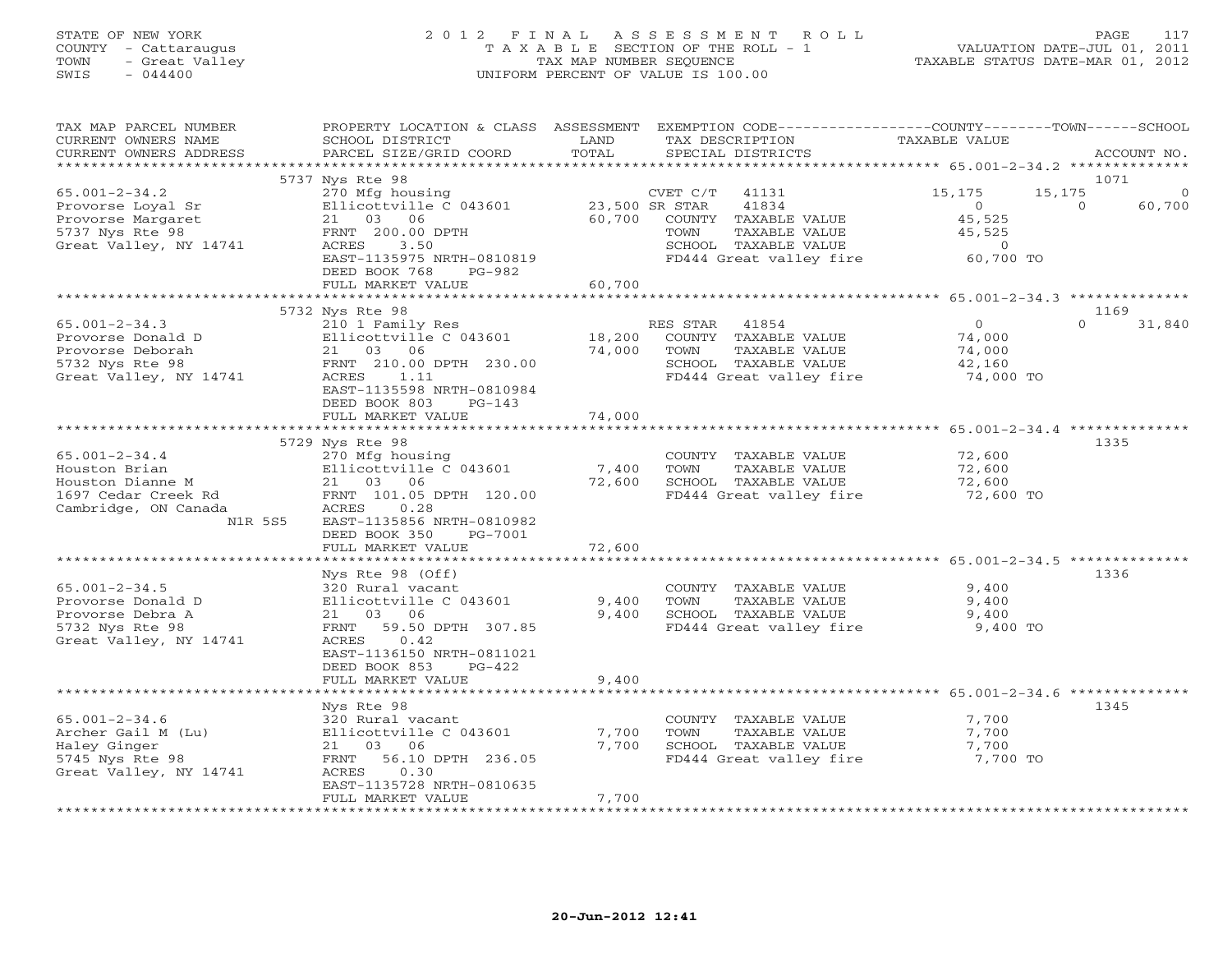STATE OF NEW YORK
COUNTY - Cattaraugus
TOWN - Great Valley
SWIS - 044400

# 2012 FINAL ASSESSMENT ROLL
TAXABLE SECTION OF THE ROLL - 1
TAX MAP NUMBER SEQUENCE
UNIFORM PERCENT OF VALUE IS 100.00

VALUATION DATE-JUL 01, 2011
TAXABLE STATUS DATE-MAR 01, 2012

| TAX MAP PARCEL NUMBER / CURRENT OWNERS NAME / CURRENT OWNERS ADDRESS | PROPERTY LOCATION & CLASS / SCHOOL DISTRICT / PARCEL SIZE/GRID COORD | ASSESSMENT LAND | TOTAL | EXEMPTION CODE / TAX DESCRIPTION / SPECIAL DISTRICTS | COUNTY TAXABLE VALUE | TOWN | SCHOOL | ACCOUNT NO. |
|---|---|---|---|---|---|---|---|---|
| 65.001-2-34.2 | 5737 Nys Rte 98 | | | | | | | 1071 |
| Provorse Loyal Sr | 270 Mfg housing | | | CVET C/T 41131 | 15,175 | 15,175 | 0 | |
| Provorse Margaret | Ellicottville C 043601 | 23,500 | | SR STAR 41834 | 0 | 0 | 60,700 | |
| 5737 Nys Rte 98 | 21 03 06 | | 60,700 | COUNTY TAXABLE VALUE | 45,525 | | | |
| Great Valley, NY 14741 | FRNT 200.00 DPTH | | | TOWN TAXABLE VALUE | 45,525 | | | |
| | ACRES 3.50 | | | SCHOOL TAXABLE VALUE | 0 | | | |
| | EAST-1135975 NRTH-0810819 | | | FD444 Great valley fire | 60,700 TO | | | |
| | DEED BOOK 768 PG-982 | | | | | | | |
| | FULL MARKET VALUE | | 60,700 | | | | | |
| 65.001-2-34.3 | 5732 Nys Rte 98 | | | | | | | 1169 |
| Provorse Donald D | 210 1 Family Res | | | RES STAR 41854 | 0 | 0 | 31,840 | |
| Provorse Deborah | Ellicottville C 043601 | 18,200 | | COUNTY TAXABLE VALUE | 74,000 | | | |
| 5732 Nys Rte 98 | 21 03 06 | | 74,000 | TOWN TAXABLE VALUE | 74,000 | | | |
| Great Valley, NY 14741 | FRNT 210.00 DPTH 230.00 | | | SCHOOL TAXABLE VALUE | 42,160 | | | |
| | ACRES 1.11 | | | FD444 Great valley fire | 74,000 TO | | | |
| | EAST-1135598 NRTH-0810984 | | | | | | | |
| | DEED BOOK 803 PG-143 | | | | | | | |
| | FULL MARKET VALUE | | 74,000 | | | | | |
| 65.001-2-34.4 | 5729 Nys Rte 98 | | | | | | | 1335 |
| Houston Brian | 270 Mfg housing | | | COUNTY TAXABLE VALUE | 72,600 | | | |
| Houston Dianne M | Ellicottville C 043601 | 7,400 | | TOWN TAXABLE VALUE | 72,600 | | | |
| 1697 Cedar Creek Rd | 21 03 06 | | 72,600 | SCHOOL TAXABLE VALUE | 72,600 | | | |
| Cambridge, ON Canada | FRNT 101.05 DPTH 120.00 | | | FD444 Great valley fire | 72,600 TO | | | |
| N1R 5S5 | ACRES 0.28 | | | | | | | |
| | EAST-1135856 NRTH-0810982 | | | | | | | |
| | DEED BOOK 350 PG-7001 | | | | | | | |
| | FULL MARKET VALUE | | 72,600 | | | | | |
| 65.001-2-34.5 | Nys Rte 98 (Off) | | | | | | | 1336 |
| Provorse Donald D | 320 Rural vacant | | | COUNTY TAXABLE VALUE | 9,400 | | | |
| Provorse Debra A | Ellicottville C 043601 | 9,400 | | TOWN TAXABLE VALUE | 9,400 | | | |
| 5732 Nys Rte 98 | 21 03 06 | | 9,400 | SCHOOL TAXABLE VALUE | 9,400 | | | |
| Great Valley, NY 14741 | FRNT 59.50 DPTH 307.85 | | | FD444 Great valley fire | 9,400 TO | | | |
| | ACRES 0.42 | | | | | | | |
| | EAST-1136150 NRTH-0811021 | | | | | | | |
| | DEED BOOK 853 PG-422 | | | | | | | |
| | FULL MARKET VALUE | | 9,400 | | | | | |
| 65.001-2-34.6 | Nys Rte 98 | | | | | | | 1345 |
| Archer Gail M (Lu) | 320 Rural vacant | | | COUNTY TAXABLE VALUE | 7,700 | | | |
| Haley Ginger | Ellicottville C 043601 | 7,700 | | TOWN TAXABLE VALUE | 7,700 | | | |
| 5745 Nys Rte 98 | 21 03 06 | | 7,700 | SCHOOL TAXABLE VALUE | 7,700 | | | |
| Great Valley, NY 14741 | FRNT 56.10 DPTH 236.05 | | | FD444 Great valley fire | 7,700 TO | | | |
| | ACRES 0.30 | | | | | | | |
| | EAST-1135728 NRTH-0810635 | | | | | | | |
| | FULL MARKET VALUE | | 7,700 | | | | | |

20-Jun-2012 12:41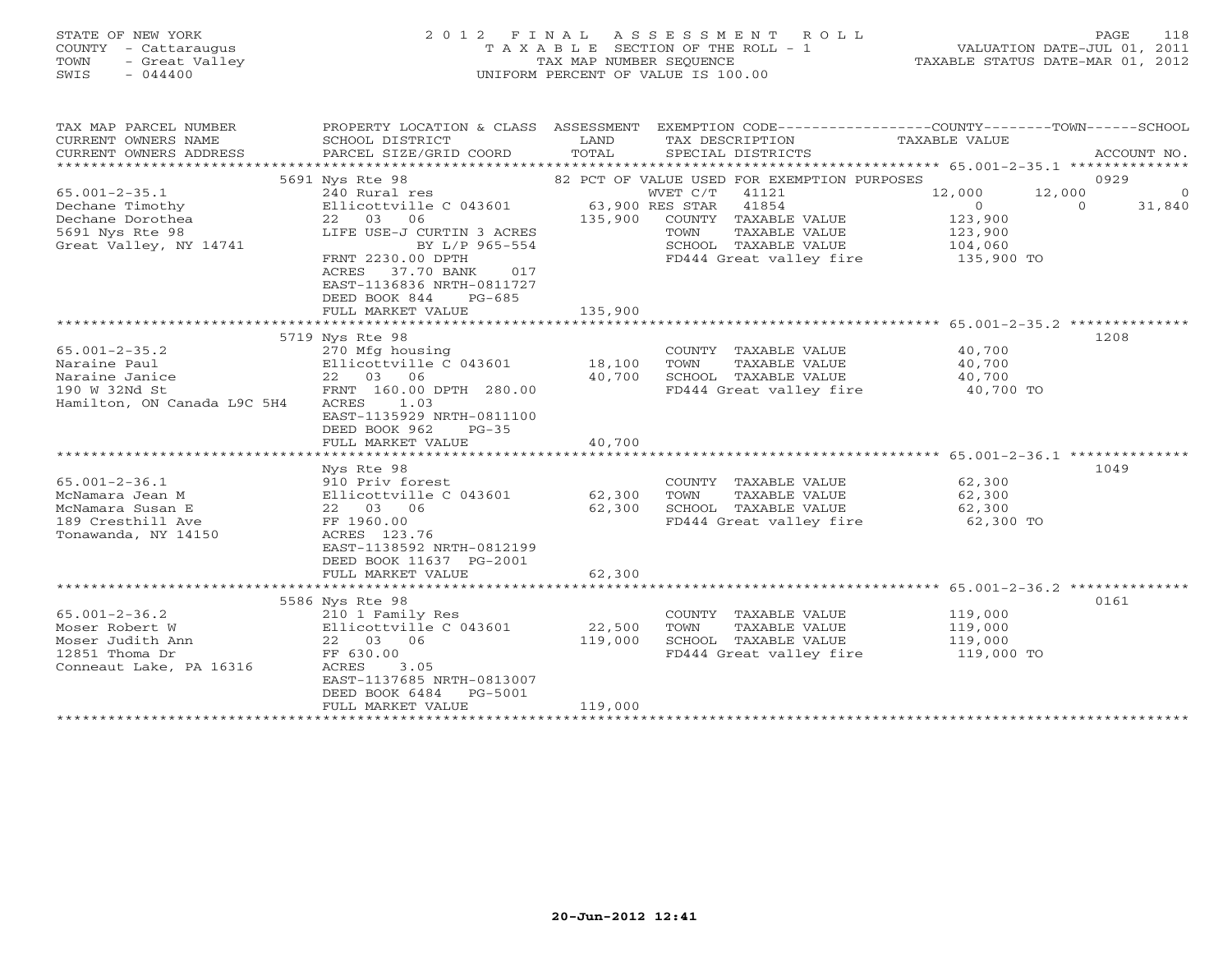STATE OF NEW YORK
COUNTY - Cattaraugus
TOWN - Great Valley
SWIS - 044400

# 2012 FINAL ASSESSMENT ROLL

TAXABLE SECTION OF THE ROLL - 1
TAX MAP NUMBER SEQUENCE
UNIFORM PERCENT OF VALUE IS 100.00

VALUATION DATE-JUL 01, 2011
TAXABLE STATUS DATE-MAR 01, 2012

| TAX MAP PARCEL NUMBER / CURRENT OWNERS NAME / CURRENT OWNERS ADDRESS | PROPERTY LOCATION & CLASS / SCHOOL DISTRICT / PARCEL SIZE/GRID COORD | ASSESSMENT LAND / TOTAL | EXEMPTION CODE / TAX DESCRIPTION / SPECIAL DISTRICTS | COUNTY | TOWN | SCHOOL / ACCOUNT NO. |
|---|---|---|---|---|---|---|
| **65.001-2-35.1** | 5691 Nys Rte 98 | | 82 PCT OF VALUE USED FOR EXEMPTION PURPOSES | | | 0929 |
| 65.001-2-35.1 | 240 Rural res | | WVET C/T 41121 | 12,000 | 12,000 | 0 |
| Dechane Timothy | Ellicottville C 043601 | 63,900 | RES STAR 41854 | 0 | 0 | 31,840 |
| Dechane Dorothea | 22 03 06 | 135,900 | COUNTY TAXABLE VALUE | 123,900 | | |
| 5691 Nys Rte 98 | LIFE USE-J CURTIN 3 ACRES | | TOWN TAXABLE VALUE | 123,900 | | |
| Great Valley, NY 14741 | BY L/P 965-554 | | SCHOOL TAXABLE VALUE | 104,060 | | |
| | FRNT 2230.00 DPTH | | FD444 Great valley fire | 135,900 TO | | |
| | ACRES 37.70 BANK 017 | | | | | |
| | EAST-1136836 NRTH-0811727 | | | | | |
| | DEED BOOK 844 PG-685 | | | | | |
| | FULL MARKET VALUE | 135,900 | | | | |
| **65.001-2-35.2** | 5719 Nys Rte 98 | | | | | 1208 |
| 65.001-2-35.2 | 270 Mfg housing | | COUNTY TAXABLE VALUE | 40,700 | | |
| Naraine Paul | Ellicottville C 043601 | 18,100 | TOWN TAXABLE VALUE | 40,700 | | |
| Naraine Janice | 22 03 06 | 40,700 | SCHOOL TAXABLE VALUE | 40,700 | | |
| 190 W 32Nd St | FRNT 160.00 DPTH 280.00 | | FD444 Great valley fire | 40,700 TO | | |
| Hamilton, ON Canada L9C 5H4 | ACRES 1.03 | | | | | |
| | EAST-1135929 NRTH-0811100 | | | | | |
| | DEED BOOK 962 PG-35 | | | | | |
| | FULL MARKET VALUE | 40,700 | | | | |
| **65.001-2-36.1** | Nys Rte 98 | | | | | 1049 |
| 65.001-2-36.1 | 910 Priv forest | | COUNTY TAXABLE VALUE | 62,300 | | |
| McNamara Jean M | Ellicottville C 043601 | 62,300 | TOWN TAXABLE VALUE | 62,300 | | |
| McNamara Susan E | 22 03 06 | 62,300 | SCHOOL TAXABLE VALUE | 62,300 | | |
| 189 Cresthill Ave | FF 1960.00 | | FD444 Great valley fire | 62,300 TO | | |
| Tonawanda, NY 14150 | ACRES 123.76 | | | | | |
| | EAST-1138592 NRTH-0812199 | | | | | |
| | DEED BOOK 11637 PG-2001 | | | | | |
| | FULL MARKET VALUE | 62,300 | | | | |
| **65.001-2-36.2** | 5586 Nys Rte 98 | | | | | 0161 |
| 65.001-2-36.2 | 210 1 Family Res | | COUNTY TAXABLE VALUE | 119,000 | | |
| Moser Robert W | Ellicottville C 043601 | 22,500 | TOWN TAXABLE VALUE | 119,000 | | |
| Moser Judith Ann | 22 03 06 | 119,000 | SCHOOL TAXABLE VALUE | 119,000 | | |
| 12851 Thoma Dr | FF 630.00 | | FD444 Great valley fire | 119,000 TO | | |
| Conneaut Lake, PA 16316 | ACRES 3.05 | | | | | |
| | EAST-1137685 NRTH-0813007 | | | | | |
| | DEED BOOK 6484 PG-5001 | | | | | |
| | FULL MARKET VALUE | 119,000 | | | | |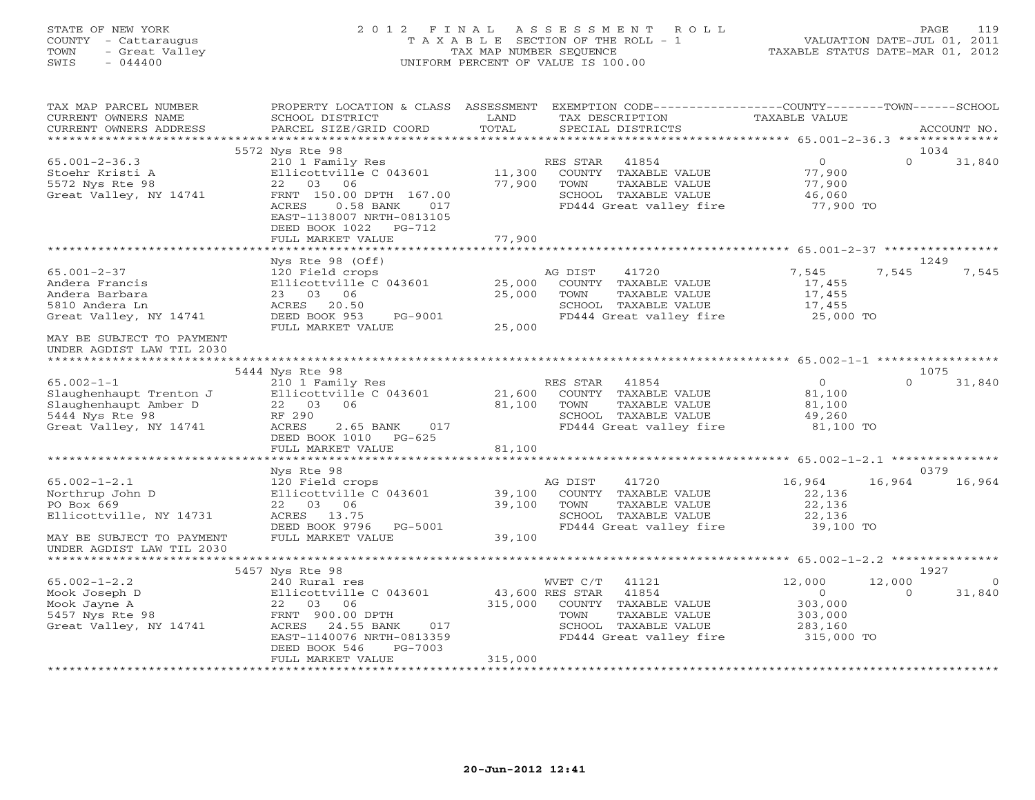STATE OF NEW YORK
COUNTY - Cattaraugus
TOWN - Great Valley
SWIS - 044400

# 2012 FINAL ASSESSMENT ROLL
TAXABLE SECTION OF THE ROLL - 1
TAX MAP NUMBER SEQUENCE
UNIFORM PERCENT OF VALUE IS 100.00

VALUATION DATE-JUL 01, 2011
TAXABLE STATUS DATE-MAR 01, 2012

| TAX MAP PARCEL NUMBER / CURRENT OWNERS NAME / CURRENT OWNERS ADDRESS | PROPERTY LOCATION & CLASS / SCHOOL DISTRICT / PARCEL SIZE/GRID COORD | ASSESSMENT LAND | TOTAL | EXEMPTION CODE / TAX DESCRIPTION / SPECIAL DISTRICTS | COUNTY TAXABLE VALUE | TOWN | SCHOOL | ACCOUNT NO. |
|---|---|---|---|---|---|---|---|---|
| | 5572 Nys Rte 98 | | | | | | | 1034 |
| 65.001-2-36.3 | 210 1 Family Res | | | RES STAR 41854 | 0 | 0 | 31,840 | |
| Stoehr Kristi A | Ellicottville C 043601 | 11,300 | | COUNTY TAXABLE VALUE | 77,900 | | | |
| 5572 Nys Rte 98 | 22 03 06 | | 77,900 | TOWN TAXABLE VALUE | 77,900 | | | |
| Great Valley, NY 14741 | FRNT 150.00 DPTH 167.00 | | | SCHOOL TAXABLE VALUE | 46,060 | | | |
| | ACRES 0.58 BANK 017 | | | FD444 Great valley fire | 77,900 TO | | | |
| | EAST-1138007 NRTH-0813105 | | | | | | | |
| | DEED BOOK 1022 PG-712 | | | | | | | |
| | FULL MARKET VALUE | | 77,900 | | | | | |
| | Nys Rte 98 (Off) | | | | | | | 1249 |
| 65.001-2-37 | 120 Field crops | | | AG DIST 41720 | 7,545 | 7,545 | 7,545 | |
| Andera Francis | Ellicottville C 043601 | 25,000 | | COUNTY TAXABLE VALUE | 17,455 | | | |
| Andera Barbara | 23 03 06 | | 25,000 | TOWN TAXABLE VALUE | 17,455 | | | |
| 5810 Andera Ln | ACRES 20.50 | | | SCHOOL TAXABLE VALUE | 17,455 | | | |
| Great Valley, NY 14741 | DEED BOOK 953 PG-9001 | | | FD444 Great valley fire | 25,000 TO | | | |
| | FULL MARKET VALUE | | 25,000 | | | | | |
| MAY BE SUBJECT TO PAYMENT UNDER AGDIST LAW TIL 2030 | | | | | | | | |
| | 5444 Nys Rte 98 | | | | | | | 1075 |
| 65.002-1-1 | 210 1 Family Res | | | RES STAR 41854 | 0 | 0 | 31,840 | |
| Slaughenhaupt Trenton J | Ellicottville C 043601 | 21,600 | | COUNTY TAXABLE VALUE | 81,100 | | | |
| Slaughenhaupt Amber D | 22 03 06 | | 81,100 | TOWN TAXABLE VALUE | 81,100 | | | |
| 5444 Nys Rte 98 | RF 290 | | | SCHOOL TAXABLE VALUE | 49,260 | | | |
| Great Valley, NY 14741 | ACRES 2.65 BANK 017 | | | FD444 Great valley fire | 81,100 TO | | | |
| | DEED BOOK 1010 PG-625 | | | | | | | |
| | FULL MARKET VALUE | | 81,100 | | | | | |
| | Nys Rte 98 | | | | | | | 0379 |
| 65.002-1-2.1 | 120 Field crops | | | AG DIST 41720 | 16,964 | 16,964 | 16,964 | |
| Northrup John D | Ellicottville C 043601 | 39,100 | | COUNTY TAXABLE VALUE | 22,136 | | | |
| PO Box 669 | 22 03 06 | | 39,100 | TOWN TAXABLE VALUE | 22,136 | | | |
| Ellicottville, NY 14731 | ACRES 13.75 | | | SCHOOL TAXABLE VALUE | 22,136 | | | |
| | DEED BOOK 9796 PG-5001 | | | FD444 Great valley fire | 39,100 TO | | | |
| MAY BE SUBJECT TO PAYMENT UNDER AGDIST LAW TIL 2030 | FULL MARKET VALUE | | 39,100 | | | | | |
| | 5457 Nys Rte 98 | | | | | | | 1927 |
| 65.002-1-2.2 | 240 Rural res | | | WVET C/T 41121 | 12,000 | 12,000 | 0 | |
| Mook Joseph D | Ellicottville C 043601 | 43,600 | | RES STAR 41854 | 0 | 0 | 31,840 | |
| Mook Jayne A | 22 03 06 | | 315,000 | COUNTY TAXABLE VALUE | 303,000 | | | |
| 5457 Nys Rte 98 | FRNT 900.00 DPTH | | | TOWN TAXABLE VALUE | 303,000 | | | |
| Great Valley, NY 14741 | ACRES 24.55 BANK 017 | | | SCHOOL TAXABLE VALUE | 283,160 | | | |
| | EAST-1140076 NRTH-0813359 | | | FD444 Great valley fire | 315,000 TO | | | |
| | DEED BOOK 546 PG-7003 | | | | | | | |
| | FULL MARKET VALUE | | 315,000 | | | | | |

20-Jun-2012 12:41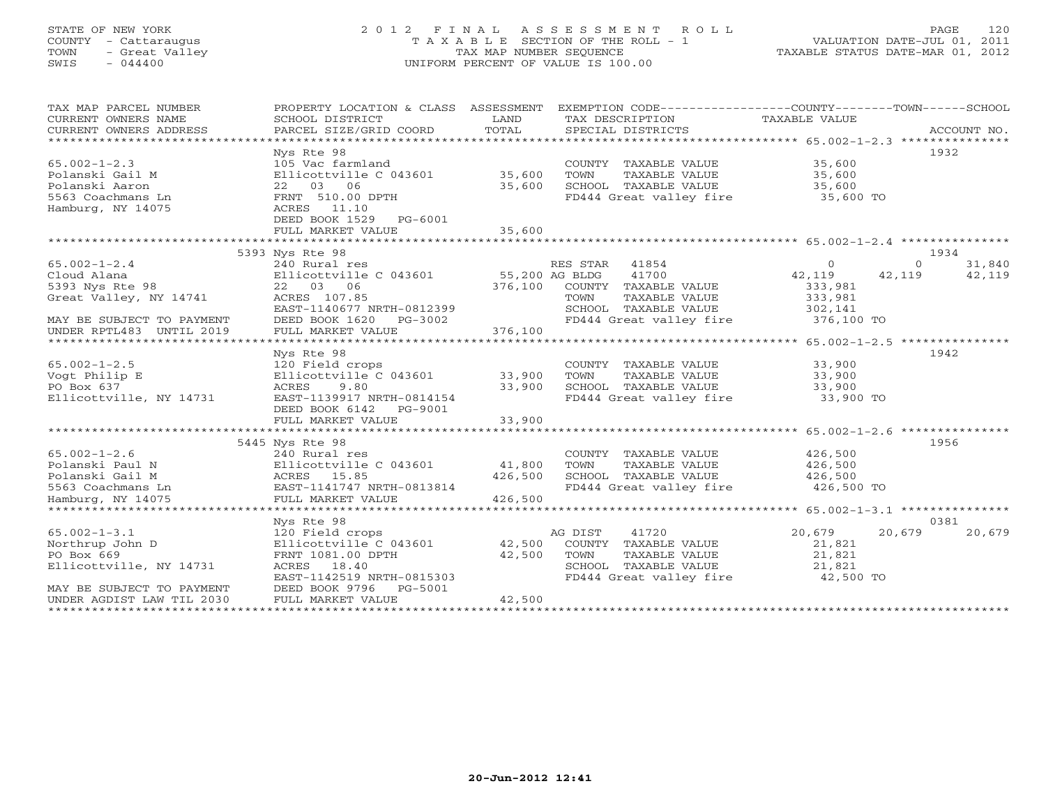STATE OF NEW YORK
COUNTY - Cattaraugus
TOWN - Great Valley
SWIS - 044400

2012 FINAL ASSESSMENT ROLL
TAXABLE SECTION OF THE ROLL - 1
TAX MAP NUMBER SEQUENCE
UNIFORM PERCENT OF VALUE IS 100.00

VALUATION DATE-JUL 01, 2011
TAXABLE STATUS DATE-MAR 01, 2012

```
TAX MAP PARCEL NUMBER      PROPERTY LOCATION & CLASS  ASSESSMENT  EXEMPTION CODE-----------------COUNTY--------TOWN------SCHOOL
CURRENT OWNERS NAME        SCHOOL DISTRICT               LAND      TAX DESCRIPTION              TAXABLE VALUE
CURRENT OWNERS ADDRESS     PARCEL SIZE/GRID COORD        TOTAL     SPECIAL DISTRICTS                                     ACCOUNT NO.
******************************************************************************************************* 65.002-1-2.3 ***************
                           Nys Rte 98                                                                                 1932
65.002-1-2.3               105 Vac farmland                         COUNTY  TAXABLE VALUE          35,600
Polanski Gail M            Ellicottville C 043601     35,600        TOWN    TAXABLE VALUE          35,600
Polanski Aaron             22  03  06                 35,600        SCHOOL  TAXABLE VALUE          35,600
5563 Coachmans Ln          FRNT  510.00 DPTH                        FD444 Great valley fire         35,600 TO
Hamburg, NY 14075          ACRES   11.10
                           DEED BOOK 1529   PG-6001
                           FULL MARKET VALUE          35,600
******************************************************************************************************* 65.002-1-2.4 ***************
                           5393 Nys Rte 98                                                                            1934
65.002-1-2.4               240 Rural res                            RES STAR   41854                0             0       31,840
Cloud Alana                Ellicottville C 043601     55,200 AG BLDG    41700                  42,119        42,119       42,119
5393 Nys Rte 98            22  03  06                376,100        COUNTY  TAXABLE VALUE         333,981
Great Valley, NY 14741     ACRES  107.85                            TOWN    TAXABLE VALUE         333,981
                           EAST-1140677 NRTH-0812399                SCHOOL  TAXABLE VALUE         302,141
MAY BE SUBJECT TO PAYMENT  DEED BOOK 1620   PG-3002                 FD444 Great valley fire        376,100 TO
UNDER RPTL483  UNTIL 2019  FULL MARKET VALUE         376,100
******************************************************************************************************* 65.002-1-2.5 ***************
                           Nys Rte 98                                                                                 1942
65.002-1-2.5               120 Field crops                          COUNTY  TAXABLE VALUE          33,900
Vogt Philip E              Ellicottville C 043601     33,900        TOWN    TAXABLE VALUE          33,900
PO Box 637                 ACRES    9.80              33,900        SCHOOL  TAXABLE VALUE          33,900
Ellicottville, NY 14731    EAST-1139917 NRTH-0814154                FD444 Great valley fire         33,900 TO
                           DEED BOOK 6142   PG-9001
                           FULL MARKET VALUE          33,900
******************************************************************************************************* 65.002-1-2.6 ***************
                           5445 Nys Rte 98                                                                            1956
65.002-1-2.6               240 Rural res                            COUNTY  TAXABLE VALUE         426,500
Polanski Paul N            Ellicottville C 043601     41,800        TOWN    TAXABLE VALUE         426,500
Polanski Gail M            ACRES   15.85             426,500        SCHOOL  TAXABLE VALUE         426,500
5563 Coachmans Ln          EAST-1141747 NRTH-0813814                FD444 Great valley fire        426,500 TO
Hamburg, NY 14075          FULL MARKET VALUE         426,500
******************************************************************************************************* 65.002-1-3.1 ***************
                           Nys Rte 98                                                                                 0381
65.002-1-3.1               120 Field crops                          AG DIST    41720               20,679        20,679       20,679
Northrup John D            Ellicottville C 043601     42,500        COUNTY  TAXABLE VALUE          21,821
PO Box 669                 FRNT 1081.00 DPTH          42,500        TOWN    TAXABLE VALUE          21,821
Ellicottville, NY 14731    ACRES   18.40                            SCHOOL  TAXABLE VALUE          21,821
                           EAST-1142519 NRTH-0815303                FD444 Great valley fire         42,500 TO
MAY BE SUBJECT TO PAYMENT  DEED BOOK 9796   PG-5001
UNDER AGDIST LAW TIL 2030  FULL MARKET VALUE          42,500
************************************************************************************************************************************
```

20-Jun-2012 12:41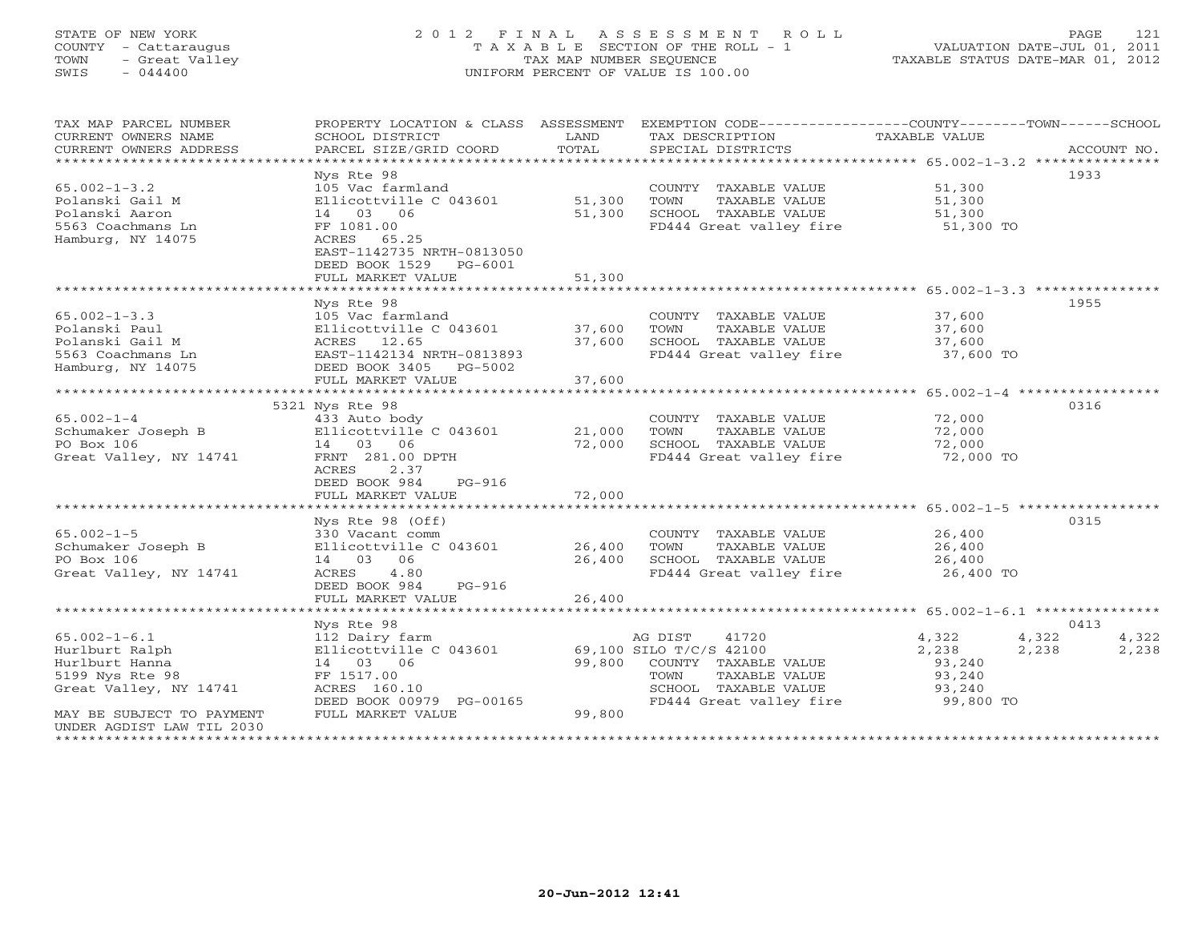STATE OF NEW YORK
COUNTY - Cattaraugus
TOWN - Great Valley
SWIS - 044400

# 2012 FINAL ASSESSMENT ROLL
TAXABLE SECTION OF THE ROLL - 1
TAX MAP NUMBER SEQUENCE
UNIFORM PERCENT OF VALUE IS 100.00

VALUATION DATE-JUL 01, 2011
TAXABLE STATUS DATE-MAR 01, 2012

| TAX MAP PARCEL NUMBER / CURRENT OWNERS NAME / CURRENT OWNERS ADDRESS | PROPERTY LOCATION & CLASS / SCHOOL DISTRICT / PARCEL SIZE/GRID COORD | ASSESSMENT LAND | TOTAL | EXEMPTION CODE / TAX DESCRIPTION / SPECIAL DISTRICTS | COUNTY TAXABLE VALUE | TOWN | SCHOOL | ACCOUNT NO. |
|---|---|---|---|---|---|---|---|---|
| 65.002-1-3.2 | Nys Rte 98 | | | | | | | 1933 |
| Polanski Gail M | 105 Vac farmland | | | COUNTY TAXABLE VALUE | 51,300 | | | |
| Polanski Aaron | Ellicottville C 043601 | 51,300 | | TOWN TAXABLE VALUE | 51,300 | | | |
| 5563 Coachmans Ln | 14 03 06 | | 51,300 | SCHOOL TAXABLE VALUE | 51,300 | | | |
| Hamburg, NY 14075 | FF 1081.00 | | | FD444 Great valley fire | 51,300 TO | | | |
| | ACRES 65.25 | | | | | | | |
| | EAST-1142735 NRTH-0813050 | | | | | | | |
| | DEED BOOK 1529 PG-6001 | | | | | | | |
| | FULL MARKET VALUE | | 51,300 | | | | | |
| 65.002-1-3.3 | Nys Rte 98 | | | | | | | 1955 |
| Polanski Paul | 105 Vac farmland | | | COUNTY TAXABLE VALUE | 37,600 | | | |
| Polanski Gail M | Ellicottville C 043601 | 37,600 | | TOWN TAXABLE VALUE | 37,600 | | | |
| 5563 Coachmans Ln | ACRES 12.65 | | 37,600 | SCHOOL TAXABLE VALUE | 37,600 | | | |
| Hamburg, NY 14075 | EAST-1142134 NRTH-0813893 | | | FD444 Great valley fire | 37,600 TO | | | |
| | DEED BOOK 3405 PG-5002 | | | | | | | |
| | FULL MARKET VALUE | | 37,600 | | | | | |
| 65.002-1-4 | 5321 Nys Rte 98 | | | | | | | 0316 |
| Schumaker Joseph B | 433 Auto body | | | COUNTY TAXABLE VALUE | 72,000 | | | |
| PO Box 106 | Ellicottville C 043601 | 21,000 | | TOWN TAXABLE VALUE | 72,000 | | | |
| Great Valley, NY 14741 | 14 03 06 | | 72,000 | SCHOOL TAXABLE VALUE | 72,000 | | | |
| | FRNT 281.00 DPTH | | | FD444 Great valley fire | 72,000 TO | | | |
| | ACRES 2.37 | | | | | | | |
| | DEED BOOK 984 PG-916 | | | | | | | |
| | FULL MARKET VALUE | | 72,000 | | | | | |
| 65.002-1-5 | Nys Rte 98 (Off) | | | | | | | 0315 |
| Schumaker Joseph B | 330 Vacant comm | | | COUNTY TAXABLE VALUE | 26,400 | | | |
| PO Box 106 | Ellicottville C 043601 | 26,400 | | TOWN TAXABLE VALUE | 26,400 | | | |
| Great Valley, NY 14741 | 14 03 06 | | 26,400 | SCHOOL TAXABLE VALUE | 26,400 | | | |
| | ACRES 4.80 | | | FD444 Great valley fire | 26,400 TO | | | |
| | DEED BOOK 984 PG-916 | | | | | | | |
| | FULL MARKET VALUE | | 26,400 | | | | | |
| 65.002-1-6.1 | Nys Rte 98 | | | | | | | 0413 |
| Hurlburt Ralph | 112 Dairy farm | | | AG DIST 41720 | 4,322 | 4,322 | 4,322 | |
| Hurlburt Hanna | Ellicottville C 043601 | 69,100 | | SILO T/C/S 42100 | 2,238 | 2,238 | 2,238 | |
| 5199 Nys Rte 98 | 14 03 06 | | 99,800 | COUNTY TAXABLE VALUE | 93,240 | | | |
| Great Valley, NY 14741 | FF 1517.00 | | | TOWN TAXABLE VALUE | 93,240 | | | |
| | ACRES 160.10 | | | SCHOOL TAXABLE VALUE | 93,240 | | | |
| | DEED BOOK 00979 PG-00165 | | | FD444 Great valley fire | 99,800 TO | | | |
| MAY BE SUBJECT TO PAYMENT | FULL MARKET VALUE | | 99,800 | | | | | |
| UNDER AGDIST LAW TIL 2030 | | | | | | | | |

20-Jun-2012 12:41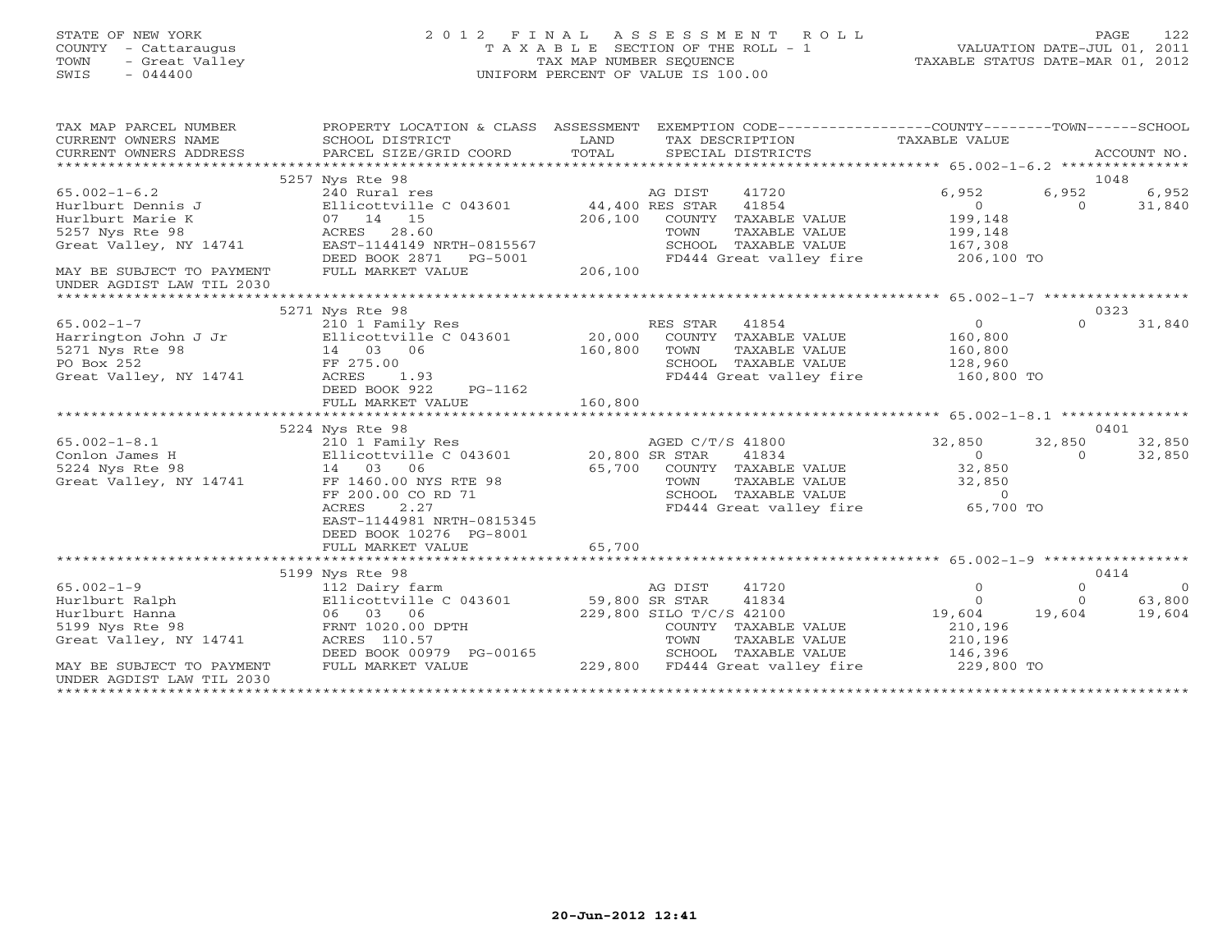STATE OF NEW YORK
COUNTY - Cattaraugus
TOWN - Great Valley
SWIS - 044400

# 2012 FINAL ASSESSMENT ROLL
TAXABLE SECTION OF THE ROLL - 1
TAX MAP NUMBER SEQUENCE
UNIFORM PERCENT OF VALUE IS 100.00

VALUATION DATE-JUL 01, 2011
TAXABLE STATUS DATE-MAR 01, 2012

```
TAX MAP PARCEL NUMBER          PROPERTY LOCATION & CLASS  ASSESSMENT  EXEMPTION CODE-----------------COUNTY--------TOWN------SCHOOL
CURRENT OWNERS NAME            SCHOOL DISTRICT              LAND       TAX DESCRIPTION                TAXABLE VALUE
CURRENT OWNERS ADDRESS         PARCEL SIZE/GRID COORD       TOTAL      SPECIAL DISTRICTS                                       ACCOUNT NO.
*********************************************************************************************** 65.002-1-6.2 ***************
                               5257 Nys Rte 98                                                                              1048
65.002-1-6.2                   240 Rural res                          AG DIST     41720            6,952      6,952        6,952
Hurlburt Dennis J              Ellicottville C 043601     44,400 RES STAR    41854                0          0           31,840
Hurlburt Marie K               07  14  15                206,100    COUNTY  TAXABLE VALUE         199,148
5257 Nys Rte 98                ACRES  28.60                          TOWN    TAXABLE VALUE         199,148
Great Valley, NY 14741         EAST-1144149 NRTH-0815567             SCHOOL  TAXABLE VALUE         167,308
                               DEED BOOK 2871   PG-5001              FD444 Great valley fire       206,100 TO
MAY BE SUBJECT TO PAYMENT      FULL MARKET VALUE         206,100
UNDER AGDIST LAW TIL 2030
*********************************************************************************************** 65.002-1-7 *****************
                               5271 Nys Rte 98                                                                              0323
65.002-1-7                     210 1 Family Res                       RES STAR    41854                0          0           31,840
Harrington John J Jr           Ellicottville C 043601     20,000    COUNTY  TAXABLE VALUE         160,800
5271 Nys Rte 98                14  03  06                160,800    TOWN    TAXABLE VALUE         160,800
PO Box 252                     FF 275.00                             SCHOOL  TAXABLE VALUE         128,960
Great Valley, NY 14741         ACRES   1.93                          FD444 Great valley fire       160,800 TO
                               DEED BOOK 922    PG-1162
                               FULL MARKET VALUE         160,800
*********************************************************************************************** 65.002-1-8.1 ***************
                               5224 Nys Rte 98                                                                              0401
65.002-1-8.1                   210 1 Family Res                       AGED C/T/S  41800           32,850     32,850       32,850
Conlon James H                 Ellicottville C 043601     20,800 SR STAR     41834                0          0           32,850
5224 Nys Rte 98                14  03  06                 65,700    COUNTY  TAXABLE VALUE          32,850
Great Valley, NY 14741         FF 1460.00 NYS RTE 98                 TOWN    TAXABLE VALUE          32,850
                               FF 200.00 CO RD 71                    SCHOOL  TAXABLE VALUE               0
                               ACRES    2.27                         FD444 Great valley fire        65,700 TO
                               EAST-1144981 NRTH-0815345
                               DEED BOOK 10276  PG-8001
                               FULL MARKET VALUE          65,700
*********************************************************************************************** 65.002-1-9 *****************
                               5199 Nys Rte 98                                                                              0414
65.002-1-9                     112 Dairy farm                         AG DIST     41720                0          0                0
Hurlburt Ralph                 Ellicottville C 043601     59,800 SR STAR     41834                0          0           63,800
Hurlburt Hanna                 06  03  06                229,800 SILO T/C/S 42100            19,604     19,604       19,604
5199 Nys Rte 98                FRNT 1020.00 DPTH                     COUNTY  TAXABLE VALUE         210,196
Great Valley, NY 14741         ACRES 110.57                          TOWN    TAXABLE VALUE         210,196
                               DEED BOOK 00979 PG-00165              SCHOOL  TAXABLE VALUE         146,396
MAY BE SUBJECT TO PAYMENT      FULL MARKET VALUE         229,800    FD444 Great valley fire       229,800 TO
UNDER AGDIST LAW TIL 2030
******************************************************************************************************************************
```

20-Jun-2012 12:41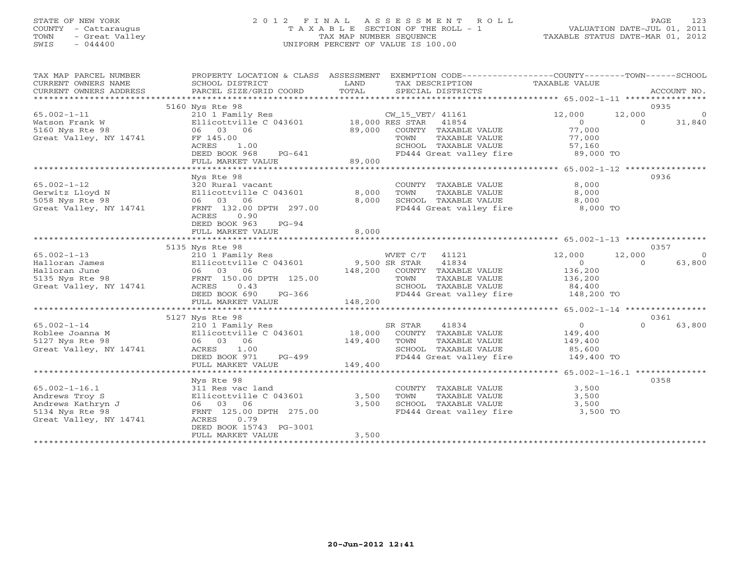STATE OF NEW YORK
COUNTY - Cattaraugus
TOWN - Great Valley
SWIS - 044400

2 0 1 2 F I N A L A S S E S S M E N T R O L L
T A X A B L E SECTION OF THE ROLL - 1
TAX MAP NUMBER SEQUENCE
UNIFORM PERCENT OF VALUE IS 100.00

VALUATION DATE-JUL 01, 2011
TAXABLE STATUS DATE-MAR 01, 2012

| TAX MAP PARCEL NUMBER / CURRENT OWNERS NAME / CURRENT OWNERS ADDRESS | PROPERTY LOCATION & CLASS / SCHOOL DISTRICT / PARCEL SIZE/GRID COORD | ASSESSMENT LAND / TOTAL | EXEMPTION CODE / TAX DESCRIPTION / SPECIAL DISTRICTS | COUNTY TAXABLE VALUE | TOWN | SCHOOL | ACCOUNT NO. |
|---|---|---|---|---|---|---|---|
| **65.002-1-11** | 5160 Nys Rte 98 | | | | | | 0935 |
| Watson Frank W | 210 1 Family Res | | CW_15_VET/ 41161 | 12,000 | 12,000 | 0 | |
| 5160 Nys Rte 98 | Ellicottville C 043601 | 18,000 | RES STAR 41854 | 0 | 0 | 31,840 | |
| Great Valley, NY 14741 | 06 03 06 | 89,000 | COUNTY TAXABLE VALUE | 77,000 | | | |
| | FF 145.00 | | TOWN TAXABLE VALUE | 77,000 | | | |
| | ACRES 1.00 | | SCHOOL TAXABLE VALUE | 57,160 | | | |
| | DEED BOOK 968 PG-641 | | FD444 Great valley fire | 89,000 TO | | | |
| | FULL MARKET VALUE | 89,000 | | | | | |
| **65.002-1-12** | Nys Rte 98 | | | | | | 0936 |
| Gerwitz Lloyd N | 320 Rural vacant | | COUNTY TAXABLE VALUE | 8,000 | | | |
| 5058 Nys Rte 98 | Ellicottville C 043601 | 8,000 | TOWN TAXABLE VALUE | 8,000 | | | |
| Great Valley, NY 14741 | 06 03 06 | 8,000 | SCHOOL TAXABLE VALUE | 8,000 | | | |
| | FRNT 132.00 DPTH 297.00 | | FD444 Great valley fire | 8,000 TO | | | |
| | ACRES 0.90 | | | | | | |
| | DEED BOOK 963 PG-94 | | | | | | |
| | FULL MARKET VALUE | 8,000 | | | | | |
| **65.002-1-13** | 5135 Nys Rte 98 | | | | | | 0357 |
| Halloran James | 210 1 Family Res | | WVET C/T 41121 | 12,000 | 12,000 | 0 | |
| Halloran June | Ellicottville C 043601 | 9,500 | SR STAR 41834 | 0 | 0 | 63,800 | |
| 5135 Nys Rte 98 | 06 03 06 | 148,200 | COUNTY TAXABLE VALUE | 136,200 | | | |
| Great Valley, NY 14741 | FRNT 150.00 DPTH 125.00 | | TOWN TAXABLE VALUE | 136,200 | | | |
| | ACRES 0.43 | | SCHOOL TAXABLE VALUE | 84,400 | | | |
| | DEED BOOK 690 PG-366 | | FD444 Great valley fire | 148,200 TO | | | |
| | FULL MARKET VALUE | 148,200 | | | | | |
| **65.002-1-14** | 5127 Nys Rte 98 | | | | | | 0361 |
| Roblee Joanna M | 210 1 Family Res | | SR STAR 41834 | 0 | 0 | 63,800 | |
| 5127 Nys Rte 98 | Ellicottville C 043601 | 18,000 | COUNTY TAXABLE VALUE | 149,400 | | | |
| Great Valley, NY 14741 | 06 03 06 | 149,400 | TOWN TAXABLE VALUE | 149,400 | | | |
| | ACRES 1.00 | | SCHOOL TAXABLE VALUE | 85,600 | | | |
| | DEED BOOK 971 PG-499 | | FD444 Great valley fire | 149,400 TO | | | |
| | FULL MARKET VALUE | 149,400 | | | | | |
| **65.002-1-16.1** | Nys Rte 98 | | | | | | 0358 |
| Andrews Troy S | 311 Res vac land | | COUNTY TAXABLE VALUE | 3,500 | | | |
| Andrews Kathryn J | Ellicottville C 043601 | 3,500 | TOWN TAXABLE VALUE | 3,500 | | | |
| 5134 Nys Rte 98 | 06 03 06 | 3,500 | SCHOOL TAXABLE VALUE | 3,500 | | | |
| Great Valley, NY 14741 | FRNT 125.00 DPTH 275.00 | | FD444 Great valley fire | 3,500 TO | | | |
| | ACRES 0.79 | | | | | | |
| | DEED BOOK 15743 PG-3001 | | | | | | |
| | FULL MARKET VALUE | 3,500 | | | | | |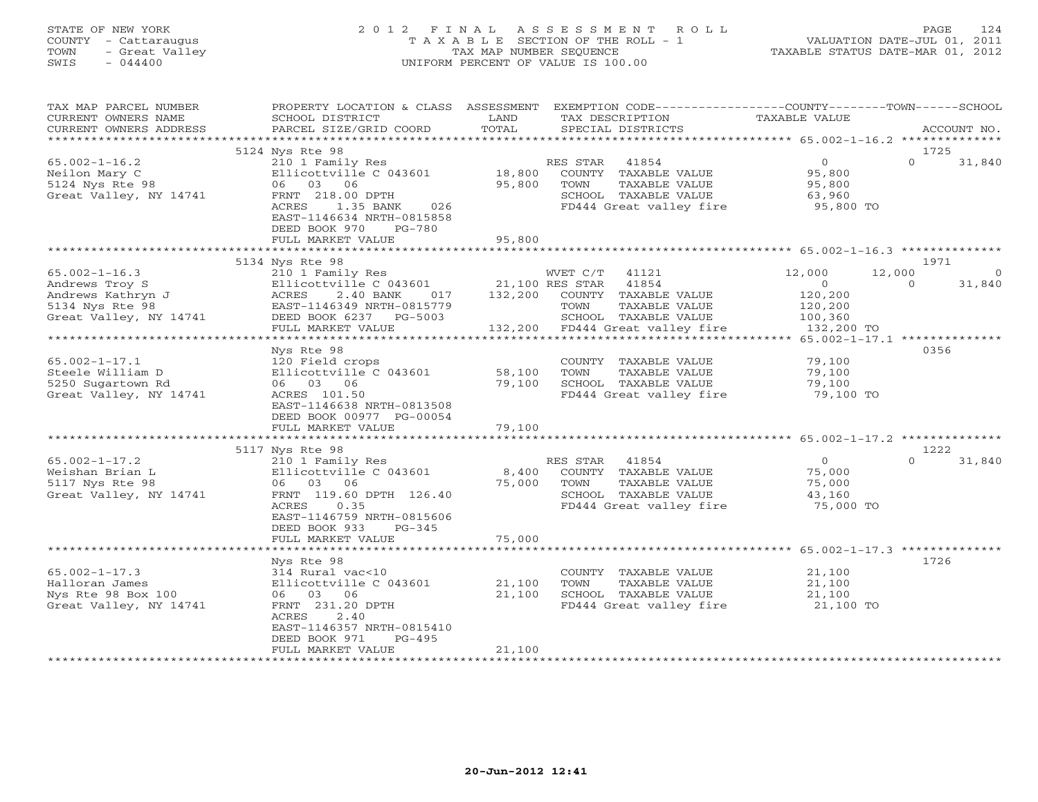STATE OF NEW YORK
COUNTY - Cattaraugus
TOWN - Great Valley
SWIS - 044400

# 2012 FINAL ASSESSMENT ROLL
TAXABLE SECTION OF THE ROLL - 1
TAX MAP NUMBER SEQUENCE
UNIFORM PERCENT OF VALUE IS 100.00

VALUATION DATE-JUL 01, 2011
TAXABLE STATUS DATE-MAR 01, 2012

```
TAX MAP PARCEL NUMBER     PROPERTY LOCATION & CLASS  ASSESSMENT  EXEMPTION CODE-----------------COUNTY--------TOWN------SCHOOL
CURRENT OWNERS NAME       SCHOOL DISTRICT              LAND      TAX DESCRIPTION            TAXABLE VALUE
CURRENT OWNERS ADDRESS    PARCEL SIZE/GRID COORD       TOTAL     SPECIAL DISTRICTS                                      ACCOUNT NO.
******************************************************************************************* 65.002-1-16.2 **************
                          5124 Nys Rte 98                                                                              1725
65.002-1-16.2             210 1 Family Res                       RES STAR   41854                 0             0     31,840
Neilon Mary C             Ellicottville C 043601      18,800     COUNTY  TAXABLE VALUE       95,800
5124 Nys Rte 98           06  03  06                  95,800     TOWN    TAXABLE VALUE       95,800
Great Valley, NY 14741    FRNT 218.00 DPTH                       SCHOOL  TAXABLE VALUE       63,960
                          ACRES    1.35 BANK    026              FD444 Great valley fire      95,800 TO
                          EAST-1146634 NRTH-0815858
                          DEED BOOK 970    PG-780
                          FULL MARKET VALUE           95,800
******************************************************************************************* 65.002-1-16.3 **************
                          5134 Nys Rte 98                                                                              1971
65.002-1-16.3             210 1 Family Res                       WVET C/T   41121            12,000        12,000          0
Andrews Troy S            Ellicottville C 043601      21,100 RES STAR   41854                     0             0     31,840
Andrews Kathryn J         ACRES    2.40 BANK    017  132,200     COUNTY  TAXABLE VALUE      120,200
5134 Nys Rte 98           EAST-1146349 NRTH-0815779              TOWN    TAXABLE VALUE      120,200
Great Valley, NY 14741    DEED BOOK 6237   PG-5003               SCHOOL  TAXABLE VALUE      100,360
                          FULL MARKET VALUE          132,200     FD444 Great valley fire     132,200 TO
******************************************************************************************* 65.002-1-17.1 **************
                          Nys Rte 98                                                                                   0356
65.002-1-17.1             120 Field crops                        COUNTY  TAXABLE VALUE       79,100
Steele William D          Ellicottville C 043601      58,100     TOWN    TAXABLE VALUE       79,100
5250 Sugartown Rd         06  03  06                  79,100     SCHOOL  TAXABLE VALUE       79,100
Great Valley, NY 14741    ACRES  101.50                          FD444 Great valley fire      79,100 TO
                          EAST-1146638 NRTH-0813508
                          DEED BOOK 00977 PG-00054
                          FULL MARKET VALUE           79,100
******************************************************************************************* 65.002-1-17.2 **************
                          5117 Nys Rte 98                                                                              1222
65.002-1-17.2             210 1 Family Res                       RES STAR   41854                 0             0     31,840
Weishan Brian L           Ellicottville C 043601       8,400     COUNTY  TAXABLE VALUE       75,000
5117 Nys Rte 98           06  03  06                  75,000     TOWN    TAXABLE VALUE       75,000
Great Valley, NY 14741    FRNT 119.60 DPTH 126.40                SCHOOL  TAXABLE VALUE       43,160
                          ACRES    0.35                          FD444 Great valley fire      75,000 TO
                          EAST-1146759 NRTH-0815606
                          DEED BOOK 933    PG-345
                          FULL MARKET VALUE           75,000
******************************************************************************************* 65.002-1-17.3 **************
                          Nys Rte 98                                                                                   1726
65.002-1-17.3             314 Rural vac<10                       COUNTY  TAXABLE VALUE       21,100
Halloran James            Ellicottville C 043601      21,100     TOWN    TAXABLE VALUE       21,100
Nys Rte 98 Box 100        06  03  06                  21,100     SCHOOL  TAXABLE VALUE       21,100
Great Valley, NY 14741    FRNT 231.20 DPTH                       FD444 Great valley fire      21,100 TO
                          ACRES    2.40
                          EAST-1146357 NRTH-0815410
                          DEED BOOK 971    PG-495
                          FULL MARKET VALUE           21,100
************************************************************************************************************************
```

20-Jun-2012 12:41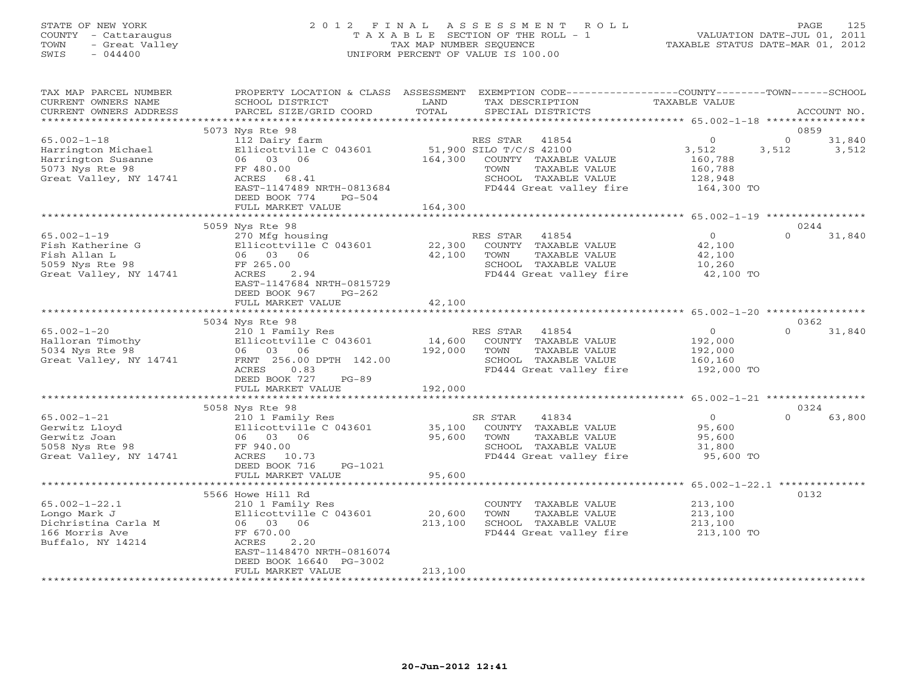STATE OF NEW YORK
COUNTY - Cattaraugus
TOWN - Great Valley
SWIS - 044400

# 2012 FINAL ASSESSMENT ROLL
TAXABLE SECTION OF THE ROLL - 1
TAX MAP NUMBER SEQUENCE
UNIFORM PERCENT OF VALUE IS 100.00

VALUATION DATE-JUL 01, 2011
TAXABLE STATUS DATE-MAR 01, 2012

| TAX MAP PARCEL NUMBER / CURRENT OWNERS NAME / CURRENT OWNERS ADDRESS | PROPERTY LOCATION & CLASS / SCHOOL DISTRICT / PARCEL SIZE/GRID COORD | ASSESSMENT LAND | TOTAL | EXEMPTION CODE / TAX DESCRIPTION / SPECIAL DISTRICTS | COUNTY TAXABLE VALUE | TOWN | SCHOOL | ACCOUNT NO. |
|---|---|---|---|---|---|---|---|---|
| 65.002-1-18 | 5073 Nys Rte 98 | | | | | | | 0859 |
| Harrington Michael | 112 Dairy farm | | | RES STAR 41854 | 0 | 0 | 31,840 | |
| Harrington Susanne | Ellicottville C 043601 | 51,900 | | SILO T/C/S 42100 | 3,512 | 3,512 | 3,512 | |
| 5073 Nys Rte 98 | 06 03 06 | | 164,300 | COUNTY TAXABLE VALUE | 160,788 | | | |
| Great Valley, NY 14741 | FF 480.00 | | | TOWN TAXABLE VALUE | 160,788 | | | |
| | ACRES 68.41 | | | SCHOOL TAXABLE VALUE | 128,948 | | | |
| | EAST-1147489 NRTH-0813684 | | | FD444 Great valley fire | 164,300 TO | | | |
| | DEED BOOK 774 PG-504 | | | | | | | |
| | FULL MARKET VALUE | | 164,300 | | | | | |
| 65.002-1-19 | 5059 Nys Rte 98 | | | | | | | 0244 |
| Fish Katherine G | 270 Mfg housing | | | RES STAR 41854 | 0 | 0 | 31,840 | |
| Fish Allan L | Ellicottville C 043601 | 22,300 | | COUNTY TAXABLE VALUE | 42,100 | | | |
| 5059 Nys Rte 98 | 06 03 06 | | 42,100 | TOWN TAXABLE VALUE | 42,100 | | | |
| Great Valley, NY 14741 | FF 265.00 | | | SCHOOL TAXABLE VALUE | 10,260 | | | |
| | ACRES 2.94 | | | FD444 Great valley fire | 42,100 TO | | | |
| | EAST-1147684 NRTH-0815729 | | | | | | | |
| | DEED BOOK 967 PG-262 | | | | | | | |
| | FULL MARKET VALUE | | 42,100 | | | | | |
| 65.002-1-20 | 5034 Nys Rte 98 | | | | | | | 0362 |
| Halloran Timothy | 210 1 Family Res | | | RES STAR 41854 | 0 | 0 | 31,840 | |
| 5034 Nys Rte 98 | Ellicottville C 043601 | 14,600 | | COUNTY TAXABLE VALUE | 192,000 | | | |
| Great Valley, NY 14741 | 06 03 06 | | 192,000 | TOWN TAXABLE VALUE | 192,000 | | | |
| | FRNT 256.00 DPTH 142.00 | | | SCHOOL TAXABLE VALUE | 160,160 | | | |
| | ACRES 0.83 | | | FD444 Great valley fire | 192,000 TO | | | |
| | DEED BOOK 727 PG-89 | | | | | | | |
| | FULL MARKET VALUE | | 192,000 | | | | | |
| 65.002-1-21 | 5058 Nys Rte 98 | | | | | | | 0324 |
| Gerwitz Lloyd | 210 1 Family Res | | | SR STAR 41834 | 0 | 0 | 63,800 | |
| Gerwitz Joan | Ellicottville C 043601 | 35,100 | | COUNTY TAXABLE VALUE | 95,600 | | | |
| 5058 Nys Rte 98 | 06 03 06 | | 95,600 | TOWN TAXABLE VALUE | 95,600 | | | |
| Great Valley, NY 14741 | FF 940.00 | | | SCHOOL TAXABLE VALUE | 31,800 | | | |
| | ACRES 10.73 | | | FD444 Great valley fire | 95,600 TO | | | |
| | DEED BOOK 716 PG-1021 | | | | | | | |
| | FULL MARKET VALUE | | 95,600 | | | | | |
| 65.002-1-22.1 | 5566 Howe Hill Rd | | | | | | | 0132 |
| Longo Mark J | 210 1 Family Res | | | COUNTY TAXABLE VALUE | 213,100 | | | |
| Dichristina Carla M | Ellicottville C 043601 | 20,600 | | TOWN TAXABLE VALUE | 213,100 | | | |
| 166 Morris Ave | 06 03 06 | | 213,100 | SCHOOL TAXABLE VALUE | 213,100 | | | |
| Buffalo, NY 14214 | FF 670.00 | | | FD444 Great valley fire | 213,100 TO | | | |
| | ACRES 2.20 | | | | | | | |
| | EAST-1148470 NRTH-0816074 | | | | | | | |
| | DEED BOOK 16640 PG-3002 | | | | | | | |
| | FULL MARKET VALUE | | 213,100 | | | | | |

20-Jun-2012 12:41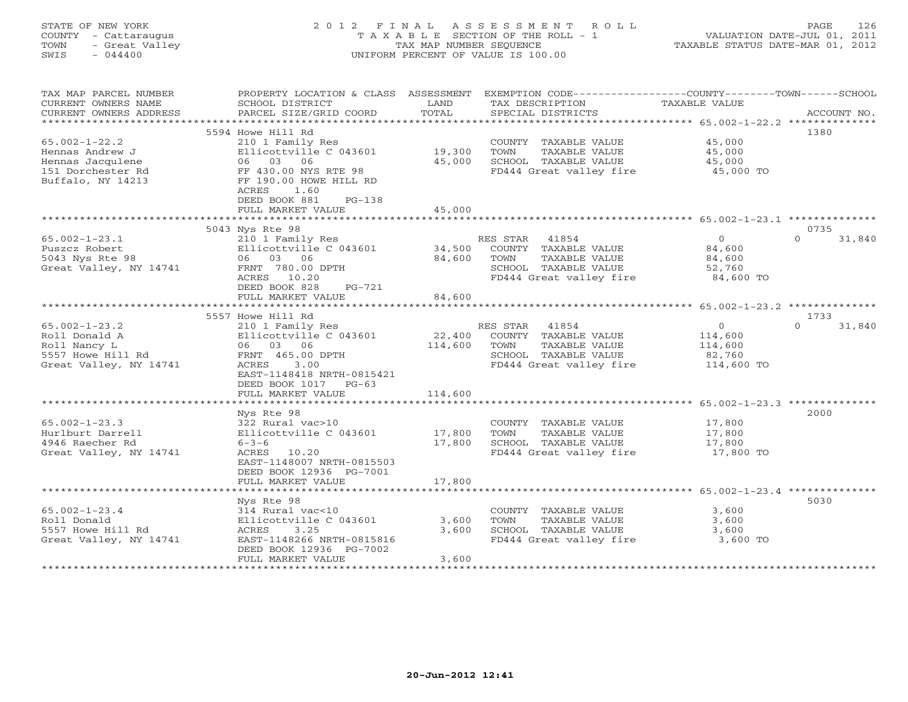STATE OF NEW YORK
COUNTY - Cattaraugus
TOWN - Great Valley
SWIS - 044400

# 2012 FINAL ASSESSMENT ROLL
TAXABLE SECTION OF THE ROLL - 1
TAX MAP NUMBER SEQUENCE
UNIFORM PERCENT OF VALUE IS 100.00

VALUATION DATE-JUL 01, 2011
TAXABLE STATUS DATE-MAR 01, 2012

| TAX MAP PARCEL NUMBER / CURRENT OWNERS NAME / CURRENT OWNERS ADDRESS | PROPERTY LOCATION & CLASS / SCHOOL DISTRICT / PARCEL SIZE/GRID COORD | ASSESSMENT LAND | TOTAL | EXEMPTION CODE / TAX DESCRIPTION / SPECIAL DISTRICTS | COUNTY TAXABLE VALUE | TOWN | SCHOOL / ACCOUNT NO. |
|---|---|---|---|---|---|---|---|
| | 5594 Howe Hill Rd | | | | | | 1380 |
| 65.002-1-22.2 | 210 1 Family Res | | | COUNTY TAXABLE VALUE | 45,000 | | |
| Hennas Andrew J | Ellicottville C 043601 | 19,300 | | TOWN TAXABLE VALUE | 45,000 | | |
| Hennas Jacqulene | 06 03 06 | | 45,000 | SCHOOL TAXABLE VALUE | 45,000 | | |
| 151 Dorchester Rd | FF 430.00 NYS RTE 98 | | | FD444 Great valley fire | 45,000 TO | | |
| Buffalo, NY 14213 | FF 190.00 HOWE HILL RD | | | | | | |
| | ACRES 1.60 | | | | | | |
| | DEED BOOK 881 PG-138 | | | | | | |
| | FULL MARKET VALUE | | 45,000 | | | | |
| | 5043 Nys Rte 98 | | | | | | 0735 |
| 65.002-1-23.1 | 210 1 Family Res | | | RES STAR 41854 | 0 | 0 | 31,840 |
| Puszcz Robert | Ellicottville C 043601 | 34,500 | | COUNTY TAXABLE VALUE | 84,600 | | |
| 5043 Nys Rte 98 | 06 03 06 | | 84,600 | TOWN TAXABLE VALUE | 84,600 | | |
| Great Valley, NY 14741 | FRNT 780.00 DPTH | | | SCHOOL TAXABLE VALUE | 52,760 | | |
| | ACRES 10.20 | | | FD444 Great valley fire | 84,600 TO | | |
| | DEED BOOK 828 PG-721 | | | | | | |
| | FULL MARKET VALUE | | 84,600 | | | | |
| | 5557 Howe Hill Rd | | | | | | 1733 |
| 65.002-1-23.2 | 210 1 Family Res | | | RES STAR 41854 | 0 | 0 | 31,840 |
| Roll Donald A | Ellicottville C 043601 | 22,400 | | COUNTY TAXABLE VALUE | 114,600 | | |
| Roll Nancy L | 06 03 06 | | 114,600 | TOWN TAXABLE VALUE | 114,600 | | |
| 5557 Howe Hill Rd | FRNT 465.00 DPTH | | | SCHOOL TAXABLE VALUE | 82,760 | | |
| Great Valley, NY 14741 | ACRES 3.00 | | | FD444 Great valley fire | 114,600 TO | | |
| | EAST-1148418 NRTH-0815421 | | | | | | |
| | DEED BOOK 1017 PG-63 | | | | | | |
| | FULL MARKET VALUE | | 114,600 | | | | |
| | Nys Rte 98 | | | | | | 2000 |
| 65.002-1-23.3 | 322 Rural vac>10 | | | COUNTY TAXABLE VALUE | 17,800 | | |
| Hurlburt Darrell | Ellicottville C 043601 | 17,800 | | TOWN TAXABLE VALUE | 17,800 | | |
| 4946 Raecher Rd | 6-3-6 | | 17,800 | SCHOOL TAXABLE VALUE | 17,800 | | |
| Great Valley, NY 14741 | ACRES 10.20 | | | FD444 Great valley fire | 17,800 TO | | |
| | EAST-1148007 NRTH-0815503 | | | | | | |
| | DEED BOOK 12936 PG-7001 | | | | | | |
| | FULL MARKET VALUE | | 17,800 | | | | |
| | Nys Rte 98 | | | | | | 5030 |
| 65.002-1-23.4 | 314 Rural vac<10 | | | COUNTY TAXABLE VALUE | 3,600 | | |
| Roll Donald | Ellicottville C 043601 | 3,600 | | TOWN TAXABLE VALUE | 3,600 | | |
| 5557 Howe Hill Rd | ACRES 3.25 | | 3,600 | SCHOOL TAXABLE VALUE | 3,600 | | |
| Great Valley, NY 14741 | EAST-1148266 NRTH-0815816 | | | FD444 Great valley fire | 3,600 TO | | |
| | DEED BOOK 12936 PG-7002 | | | | | | |
| | FULL MARKET VALUE | | 3,600 | | | | |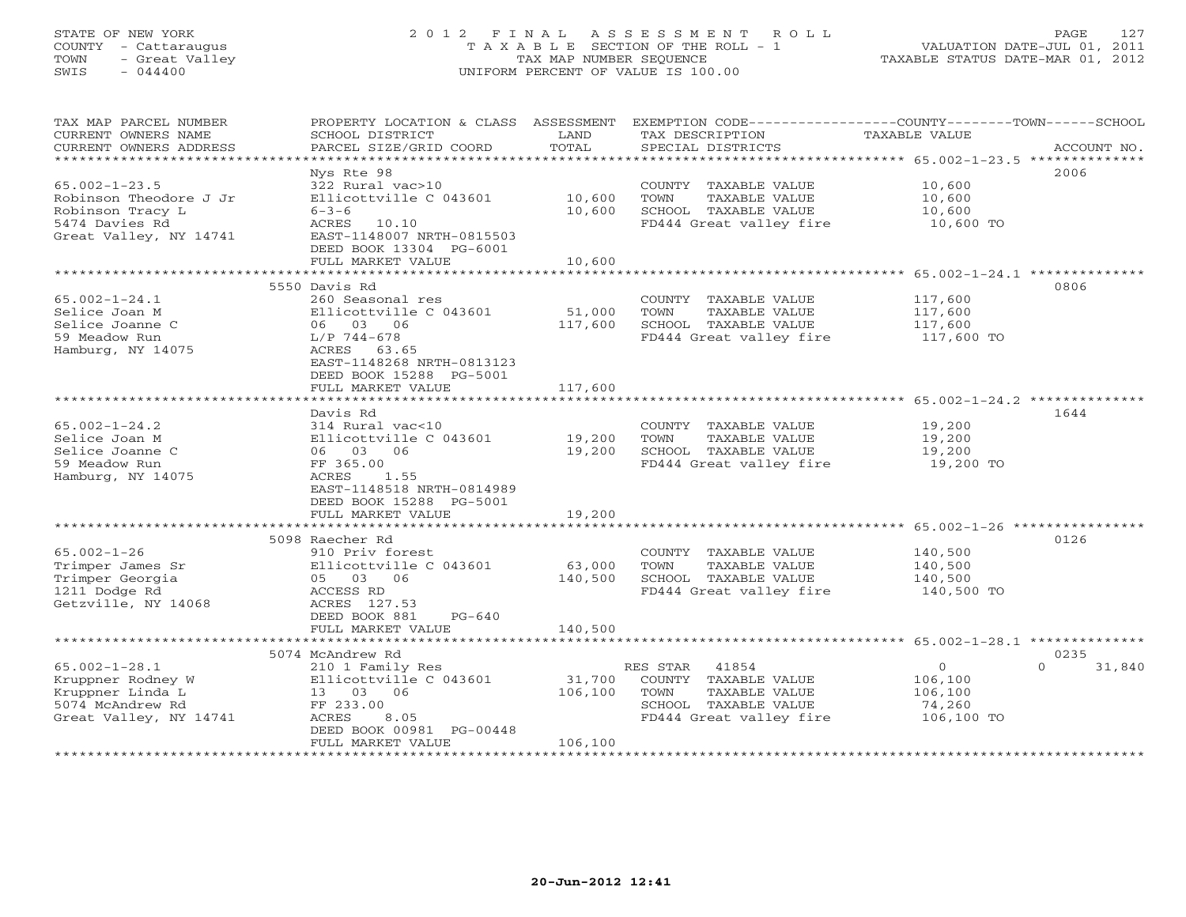STATE OF NEW YORK
COUNTY - Cattaraugus
TOWN - Great Valley
SWIS - 044400

# 2012 FINAL ASSESSMENT ROLL
TAXABLE SECTION OF THE ROLL - 1
TAX MAP NUMBER SEQUENCE
UNIFORM PERCENT OF VALUE IS 100.00

VALUATION DATE-JUL 01, 2011
TAXABLE STATUS DATE-MAR 01, 2012

| TAX MAP PARCEL NUMBER / CURRENT OWNERS NAME / CURRENT OWNERS ADDRESS | PROPERTY LOCATION & CLASS / SCHOOL DISTRICT / PARCEL SIZE/GRID COORD | ASSESSMENT LAND | TOTAL | EXEMPTION CODE / TAX DESCRIPTION / SPECIAL DISTRICTS | COUNTY / TOWN / SCHOOL TAXABLE VALUE | ACCOUNT NO. |
|---|---|---|---|---|---|---|
| 65.002-1-23.5 | Nys Rte 98 | | | | | 2006 |
| 65.002-1-23.5 | 322 Rural vac>10 | | | COUNTY TAXABLE VALUE | 10,600 | |
| Robinson Theodore J Jr | Ellicottville C 043601 | 10,600 | | TOWN TAXABLE VALUE | 10,600 | |
| Robinson Tracy L | 6-3-6 | | 10,600 | SCHOOL TAXABLE VALUE | 10,600 | |
| 5474 Davies Rd | ACRES 10.10 | | | FD444 Great valley fire | 10,600 TO | |
| Great Valley, NY 14741 | EAST-1148007 NRTH-0815503 | | | | | |
| | DEED BOOK 13304 PG-6001 | | | | | |
| | FULL MARKET VALUE | | 10,600 | | | |
| 65.002-1-24.1 | 5550 Davis Rd | | | | | 0806 |
| 65.002-1-24.1 | 260 Seasonal res | | | COUNTY TAXABLE VALUE | 117,600 | |
| Selice Joan M | Ellicottville C 043601 | 51,000 | | TOWN TAXABLE VALUE | 117,600 | |
| Selice Joanne C | 06 03 06 | | 117,600 | SCHOOL TAXABLE VALUE | 117,600 | |
| 59 Meadow Run | L/P 744-678 | | | FD444 Great valley fire | 117,600 TO | |
| Hamburg, NY 14075 | ACRES 63.65 | | | | | |
| | EAST-1148268 NRTH-0813123 | | | | | |
| | DEED BOOK 15288 PG-5001 | | | | | |
| | FULL MARKET VALUE | | 117,600 | | | |
| 65.002-1-24.2 | Davis Rd | | | | | 1644 |
| 65.002-1-24.2 | 314 Rural vac<10 | | | COUNTY TAXABLE VALUE | 19,200 | |
| Selice Joan M | Ellicottville C 043601 | 19,200 | | TOWN TAXABLE VALUE | 19,200 | |
| Selice Joanne C | 06 03 06 | | 19,200 | SCHOOL TAXABLE VALUE | 19,200 | |
| 59 Meadow Run | FF 365.00 | | | FD444 Great valley fire | 19,200 TO | |
| Hamburg, NY 14075 | ACRES 1.55 | | | | | |
| | EAST-1148518 NRTH-0814989 | | | | | |
| | DEED BOOK 15288 PG-5001 | | | | | |
| | FULL MARKET VALUE | | 19,200 | | | |
| 65.002-1-26 | 5098 Raecher Rd | | | | | 0126 |
| 65.002-1-26 | 910 Priv forest | | | COUNTY TAXABLE VALUE | 140,500 | |
| Trimper James Sr | Ellicottville C 043601 | 63,000 | | TOWN TAXABLE VALUE | 140,500 | |
| Trimper Georgia | 05 03 06 | | 140,500 | SCHOOL TAXABLE VALUE | 140,500 | |
| 1211 Dodge Rd | ACCESS RD | | | FD444 Great valley fire | 140,500 TO | |
| Getzville, NY 14068 | ACRES 127.53 | | | | | |
| | DEED BOOK 881 PG-640 | | | | | |
| | FULL MARKET VALUE | | 140,500 | | | |
| 65.002-1-28.1 | 5074 McAndrew Rd | | | | | 0235 |
| 65.002-1-28.1 | 210 1 Family Res | | | RES STAR 41854 | 0 / 0 / 31,840 | |
| Kruppner Rodney W | Ellicottville C 043601 | 31,700 | | COUNTY TAXABLE VALUE | 106,100 | |
| Kruppner Linda L | 13 03 06 | | 106,100 | TOWN TAXABLE VALUE | 106,100 | |
| 5074 McAndrew Rd | FF 233.00 | | | SCHOOL TAXABLE VALUE | 74,260 | |
| Great Valley, NY 14741 | ACRES 8.05 | | | FD444 Great valley fire | 106,100 TO | |
| | DEED BOOK 00981 PG-00448 | | | | | |
| | FULL MARKET VALUE | | 106,100 | | | |

20-Jun-2012 12:41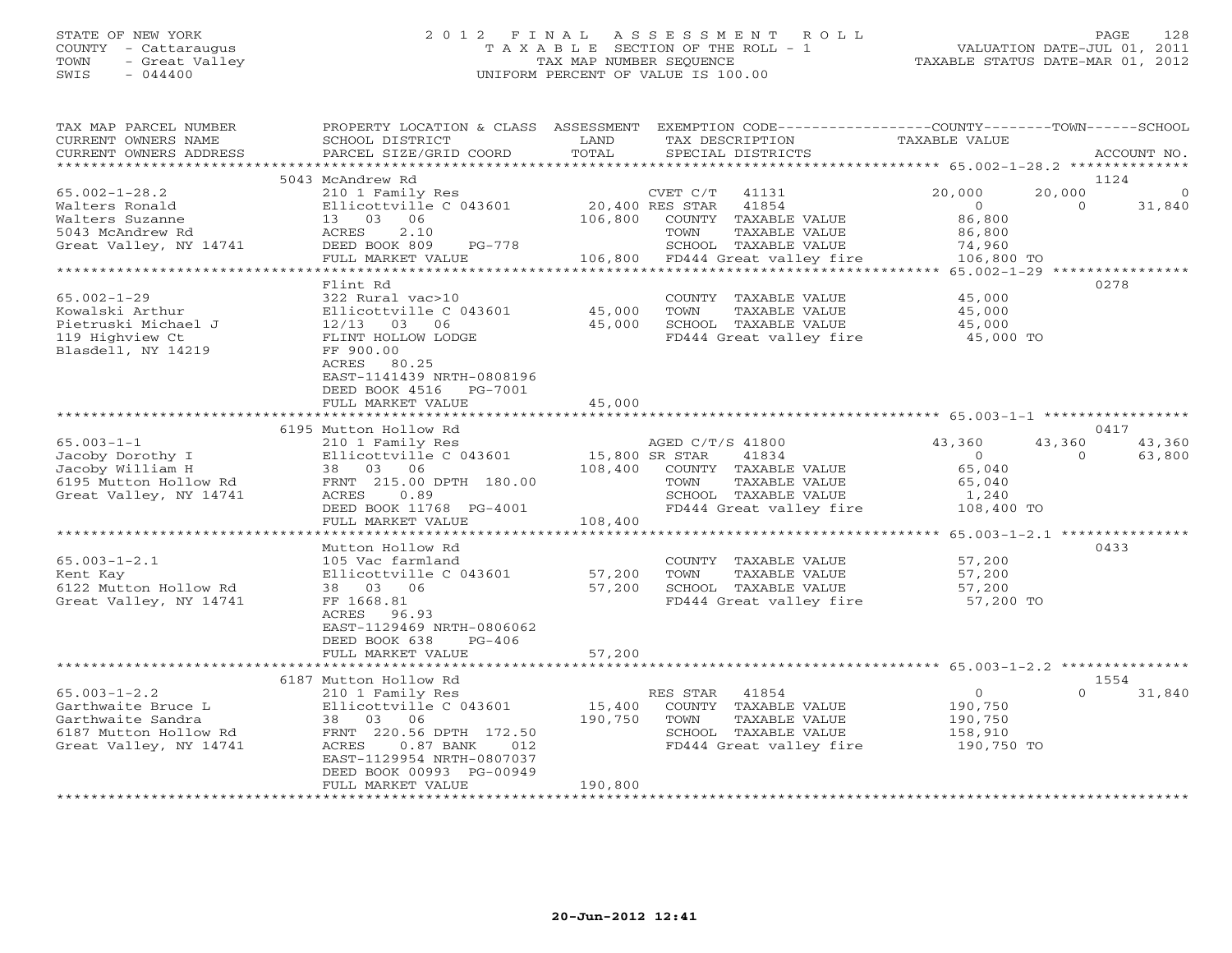STATE OF NEW YORK
COUNTY - Cattaraugus
TOWN - Great Valley
SWIS - 044400

2 0 1 2 F I N A L A S S E S S M E N T R O L L
T A X A B L E SECTION OF THE ROLL - 1
TAX MAP NUMBER SEQUENCE
UNIFORM PERCENT OF VALUE IS 100.00

VALUATION DATE-JUL 01, 2011
TAXABLE STATUS DATE-MAR 01, 2012

| TAX MAP PARCEL NUMBER / CURRENT OWNERS NAME / CURRENT OWNERS ADDRESS | PROPERTY LOCATION & CLASS / SCHOOL DISTRICT / PARCEL SIZE/GRID COORD | ASSESSMENT LAND / TOTAL | EXEMPTION CODE / TAX DESCRIPTION / SPECIAL DISTRICTS | COUNTY TAXABLE VALUE | TOWN | SCHOOL / ACCOUNT NO. |
|---|---|---|---|---|---|---|
| | 5043 McAndrew Rd | | | | | 1124 |
| 65.002-1-28.2 | 210 1 Family Res | | CVET C/T 41131 | 20,000 | 20,000 | 0 |
| Walters Ronald | Ellicottville C 043601 | 20,400 | RES STAR 41854 | 0 | 0 | 31,840 |
| Walters Suzanne | 13 03 06 | 106,800 | COUNTY TAXABLE VALUE | 86,800 | | |
| 5043 McAndrew Rd | ACRES 2.10 | | TOWN TAXABLE VALUE | 86,800 | | |
| Great Valley, NY 14741 | DEED BOOK 809 PG-778 | | SCHOOL TAXABLE VALUE | 74,960 | | |
| | FULL MARKET VALUE | 106,800 | FD444 Great valley fire | 106,800 TO | | |
| | Flint Rd | | | | | 0278 |
| 65.002-1-29 | 322 Rural vac>10 | | COUNTY TAXABLE VALUE | 45,000 | | |
| Kowalski Arthur | Ellicottville C 043601 | 45,000 | TOWN TAXABLE VALUE | 45,000 | | |
| Pietruski Michael J | 12/13 03 06 | 45,000 | SCHOOL TAXABLE VALUE | 45,000 | | |
| 119 Highview Ct | FLINT HOLLOW LODGE | | FD444 Great valley fire | 45,000 TO | | |
| Blasdell, NY 14219 | FF 900.00 | | | | | |
| | ACRES 80.25 | | | | | |
| | EAST-1141439 NRTH-0808196 | | | | | |
| | DEED BOOK 4516 PG-7001 | | | | | |
| | FULL MARKET VALUE | 45,000 | | | | |
| | 6195 Mutton Hollow Rd | | | | | 0417 |
| 65.003-1-1 | 210 1 Family Res | | AGED C/T/S 41800 | 43,360 | 43,360 | 43,360 |
| Jacoby Dorothy I | Ellicottville C 043601 | 15,800 | SR STAR 41834 | 0 | 0 | 63,800 |
| Jacoby William H | 38 03 06 | 108,400 | COUNTY TAXABLE VALUE | 65,040 | | |
| 6195 Mutton Hollow Rd | FRNT 215.00 DPTH 180.00 | | TOWN TAXABLE VALUE | 65,040 | | |
| Great Valley, NY 14741 | ACRES 0.89 | | SCHOOL TAXABLE VALUE | 1,240 | | |
| | DEED BOOK 11768 PG-4001 | | FD444 Great valley fire | 108,400 TO | | |
| | FULL MARKET VALUE | 108,400 | | | | |
| | Mutton Hollow Rd | | | | | 0433 |
| 65.003-1-2.1 | 105 Vac farmland | | COUNTY TAXABLE VALUE | 57,200 | | |
| Kent Kay | Ellicottville C 043601 | 57,200 | TOWN TAXABLE VALUE | 57,200 | | |
| 6122 Mutton Hollow Rd | 38 03 06 | 57,200 | SCHOOL TAXABLE VALUE | 57,200 | | |
| Great Valley, NY 14741 | FF 1668.81 | | FD444 Great valley fire | 57,200 TO | | |
| | ACRES 96.93 | | | | | |
| | EAST-1129469 NRTH-0806062 | | | | | |
| | DEED BOOK 638 PG-406 | | | | | |
| | FULL MARKET VALUE | 57,200 | | | | |
| | 6187 Mutton Hollow Rd | | | | | 1554 |
| 65.003-1-2.2 | 210 1 Family Res | | RES STAR 41854 | 0 | 0 | 31,840 |
| Garthwaite Bruce L | Ellicottville C 043601 | 15,400 | COUNTY TAXABLE VALUE | 190,750 | | |
| Garthwaite Sandra | 38 03 06 | 190,750 | TOWN TAXABLE VALUE | 190,750 | | |
| 6187 Mutton Hollow Rd | FRNT 220.56 DPTH 172.50 | | SCHOOL TAXABLE VALUE | 158,910 | | |
| Great Valley, NY 14741 | ACRES 0.87 BANK 012 | | FD444 Great valley fire | 190,750 TO | | |
| | EAST-1129954 NRTH-0807037 | | | | | |
| | DEED BOOK 00993 PG-00949 | | | | | |
| | FULL MARKET VALUE | 190,800 | | | | |

20-Jun-2012 12:41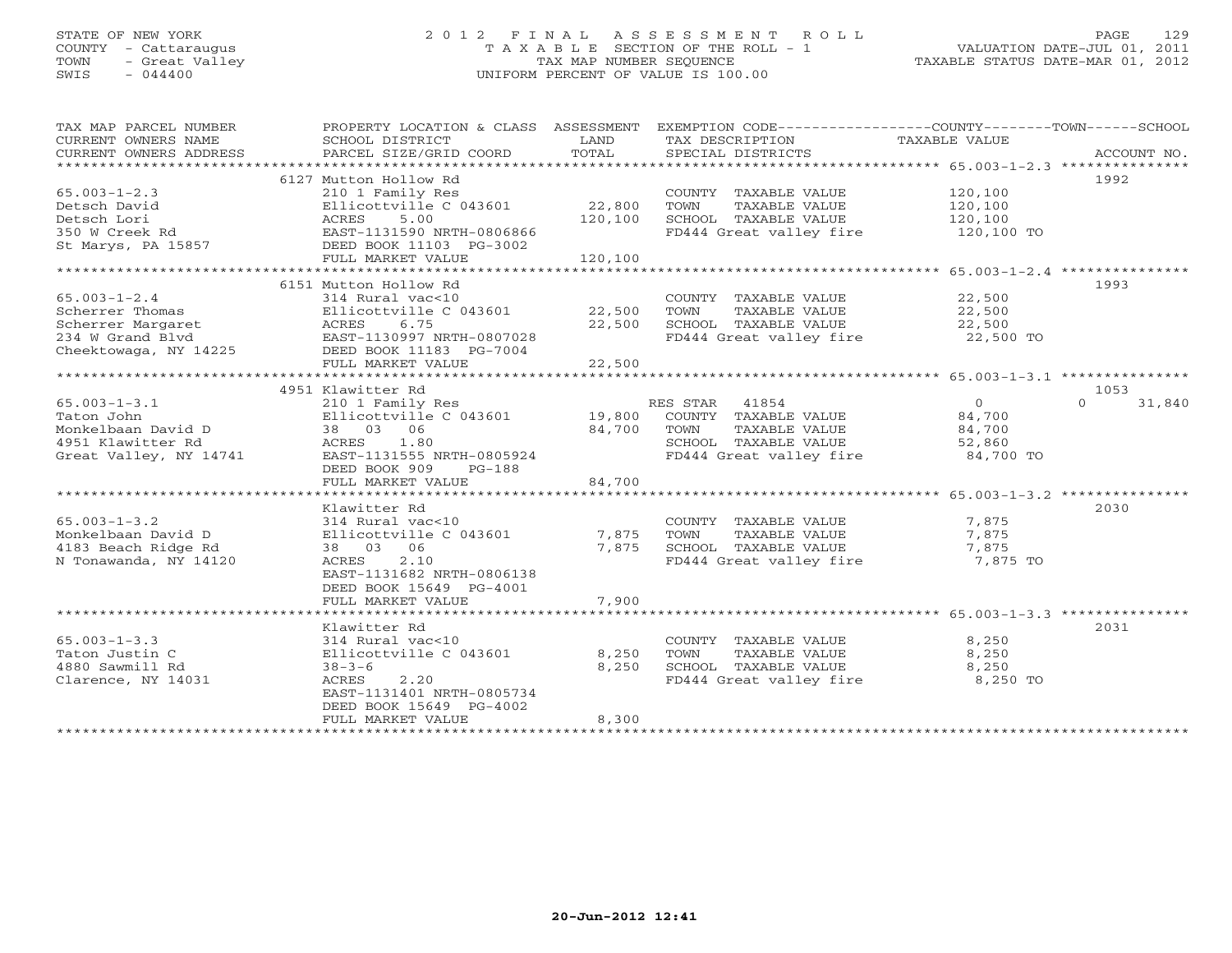STATE OF NEW YORK
COUNTY - Cattaraugus
TOWN - Great Valley
SWIS - 044400

2012 FINAL ASSESSMENT ROLL
TAXABLE SECTION OF THE ROLL - 1
TAX MAP NUMBER SEQUENCE
UNIFORM PERCENT OF VALUE IS 100.00

VALUATION DATE-JUL 01, 2011
TAXABLE STATUS DATE-MAR 01, 2012

| TAX MAP PARCEL NUMBER / CURRENT OWNERS NAME / CURRENT OWNERS ADDRESS | PROPERTY LOCATION & CLASS / SCHOOL DISTRICT / PARCEL SIZE/GRID COORD | ASSESSMENT LAND / TOTAL | EXEMPTION CODE / TAX DESCRIPTION / SPECIAL DISTRICTS | COUNTY / TOWN / SCHOOL TAXABLE VALUE | ACCOUNT NO. |
|---|---|---|---|---|---|
| 65.003-1-2.3 | 6127 Mutton Hollow Rd | | | | 1992 |
| Detsch David | 210 1 Family Res | | COUNTY TAXABLE VALUE | 120,100 | |
| Detsch Lori | Ellicottville C 043601 | 22,800 | TOWN TAXABLE VALUE | 120,100 | |
| 350 W Creek Rd | ACRES 5.00 | 120,100 | SCHOOL TAXABLE VALUE | 120,100 | |
| St Marys, PA 15857 | EAST-1131590 NRTH-0806866 | | FD444 Great valley fire | 120,100 TO | |
| | DEED BOOK 11103 PG-3002 | | | | |
| | FULL MARKET VALUE | 120,100 | | | |
| 65.003-1-2.4 | 6151 Mutton Hollow Rd | | | | 1993 |
| Scherrer Thomas | 314 Rural vac<10 | | COUNTY TAXABLE VALUE | 22,500 | |
| Scherrer Margaret | Ellicottville C 043601 | 22,500 | TOWN TAXABLE VALUE | 22,500 | |
| 234 W Grand Blvd | ACRES 6.75 | 22,500 | SCHOOL TAXABLE VALUE | 22,500 | |
| Cheektowaga, NY 14225 | EAST-1130997 NRTH-0807028 | | FD444 Great valley fire | 22,500 TO | |
| | DEED BOOK 11183 PG-7004 | | | | |
| | FULL MARKET VALUE | 22,500 | | | |
| 65.003-1-3.1 | 4951 Klawitter Rd | | | | 1053 |
| Taton John | 210 1 Family Res | | RES STAR 41854 | 0 / 0 / 31,840 | |
| Monkelbaan David D | Ellicottville C 043601 | 19,800 | COUNTY TAXABLE VALUE | 84,700 | |
| 4951 Klawitter Rd | 38 03 06 | 84,700 | TOWN TAXABLE VALUE | 84,700 | |
| Great Valley, NY 14741 | ACRES 1.80 | | SCHOOL TAXABLE VALUE | 52,860 | |
| | EAST-1131555 NRTH-0805924 | | FD444 Great valley fire | 84,700 TO | |
| | DEED BOOK 909 PG-188 | | | | |
| | FULL MARKET VALUE | 84,700 | | | |
| 65.003-1-3.2 | Klawitter Rd | | | | 2030 |
| Monkelbaan David D | 314 Rural vac<10 | | COUNTY TAXABLE VALUE | 7,875 | |
| 4183 Beach Ridge Rd | Ellicottville C 043601 | 7,875 | TOWN TAXABLE VALUE | 7,875 | |
| N Tonawanda, NY 14120 | 38 03 06 | 7,875 | SCHOOL TAXABLE VALUE | 7,875 | |
| | ACRES 2.10 | | FD444 Great valley fire | 7,875 TO | |
| | EAST-1131682 NRTH-0806138 | | | | |
| | DEED BOOK 15649 PG-4001 | | | | |
| | FULL MARKET VALUE | 7,900 | | | |
| 65.003-1-3.3 | Klawitter Rd | | | | 2031 |
| Taton Justin C | 314 Rural vac<10 | | COUNTY TAXABLE VALUE | 8,250 | |
| 4880 Sawmill Rd | Ellicottville C 043601 | 8,250 | TOWN TAXABLE VALUE | 8,250 | |
| Clarence, NY 14031 | 38-3-6 | 8,250 | SCHOOL TAXABLE VALUE | 8,250 | |
| | ACRES 2.20 | | FD444 Great valley fire | 8,250 TO | |
| | EAST-1131401 NRTH-0805734 | | | | |
| | DEED BOOK 15649 PG-4002 | | | | |
| | FULL MARKET VALUE | 8,300 | | | |

20-Jun-2012 12:41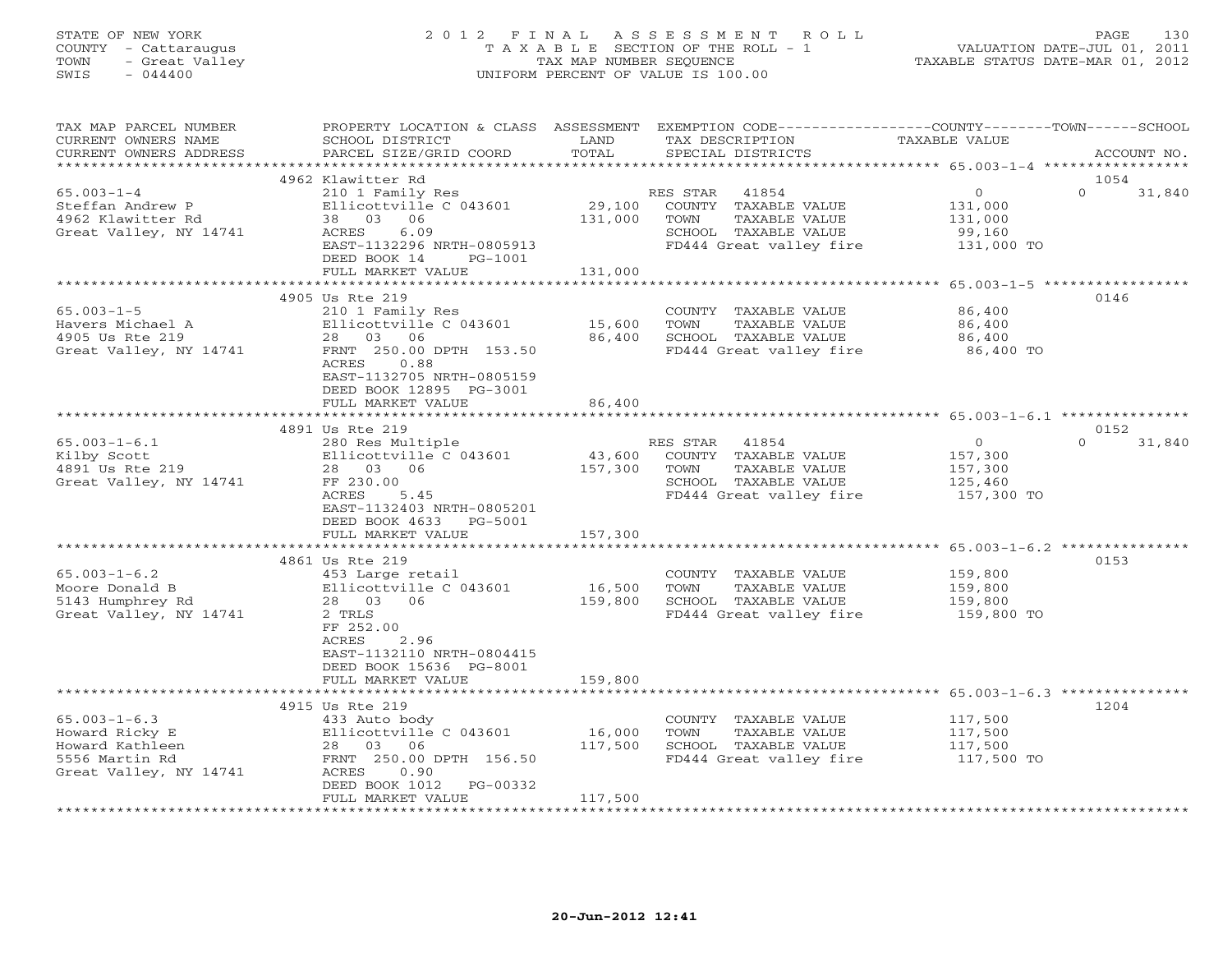STATE OF NEW YORK
COUNTY - Cattaraugus
TOWN - Great Valley
SWIS - 044400

# 2012 FINAL ASSESSMENT ROLL
TAXABLE SECTION OF THE ROLL - 1
TAX MAP NUMBER SEQUENCE
UNIFORM PERCENT OF VALUE IS 100.00

VALUATION DATE-JUL 01, 2011
TAXABLE STATUS DATE-MAR 01, 2012

| TAX MAP PARCEL NUMBER / CURRENT OWNERS NAME / CURRENT OWNERS ADDRESS | PROPERTY LOCATION & CLASS / SCHOOL DISTRICT / PARCEL SIZE/GRID COORD | ASSESSMENT LAND | TOTAL | EXEMPTION CODE / TAX DESCRIPTION / SPECIAL DISTRICTS | COUNTY TAXABLE VALUE | TOWN | SCHOOL / ACCOUNT NO. |
|---|---|---|---|---|---|---|---|
| 65.003-1-4 | 4962 Klawitter Rd | | | | | | 1054 |
| Steffan Andrew P | 210 1 Family Res | | | RES STAR 41854 | 0 | 0 | 31,840 |
| 4962 Klawitter Rd | Ellicottville C 043601 | 29,100 | | COUNTY TAXABLE VALUE | 131,000 | | |
| Great Valley, NY 14741 | 38 03 06 | | 131,000 | TOWN TAXABLE VALUE | 131,000 | | |
| | ACRES 6.09 | | | SCHOOL TAXABLE VALUE | 99,160 | | |
| | EAST-1132296 NRTH-0805913 | | | FD444 Great valley fire | 131,000 TO | | |
| | DEED BOOK 14 PG-1001 | | | | | | |
| | FULL MARKET VALUE | | 131,000 | | | | |
| 65.003-1-5 | 4905 Us Rte 219 | | | | | | 0146 |
| Havers Michael A | 210 1 Family Res | | | COUNTY TAXABLE VALUE | 86,400 | | |
| 4905 Us Rte 219 | Ellicottville C 043601 | 15,600 | | TOWN TAXABLE VALUE | 86,400 | | |
| Great Valley, NY 14741 | 28 03 06 | | 86,400 | SCHOOL TAXABLE VALUE | 86,400 | | |
| | FRNT 250.00 DPTH 153.50 | | | FD444 Great valley fire | 86,400 TO | | |
| | ACRES 0.88 | | | | | | |
| | EAST-1132705 NRTH-0805159 | | | | | | |
| | DEED BOOK 12895 PG-3001 | | | | | | |
| | FULL MARKET VALUE | | 86,400 | | | | |
| 65.003-1-6.1 | 4891 Us Rte 219 | | | | | | 0152 |
| Kilby Scott | 280 Res Multiple | | | RES STAR 41854 | 0 | 0 | 31,840 |
| 4891 Us Rte 219 | Ellicottville C 043601 | 43,600 | | COUNTY TAXABLE VALUE | 157,300 | | |
| Great Valley, NY 14741 | 28 03 06 | | 157,300 | TOWN TAXABLE VALUE | 157,300 | | |
| | FF 230.00 | | | SCHOOL TAXABLE VALUE | 125,460 | | |
| | ACRES 5.45 | | | FD444 Great valley fire | 157,300 TO | | |
| | EAST-1132403 NRTH-0805201 | | | | | | |
| | DEED BOOK 4633 PG-5001 | | | | | | |
| | FULL MARKET VALUE | | 157,300 | | | | |
| 65.003-1-6.2 | 4861 Us Rte 219 | | | | | | 0153 |
| Moore Donald B | 453 Large retail | | | COUNTY TAXABLE VALUE | 159,800 | | |
| 5143 Humphrey Rd | Ellicottville C 043601 | 16,500 | | TOWN TAXABLE VALUE | 159,800 | | |
| Great Valley, NY 14741 | 28 03 06 | | 159,800 | SCHOOL TAXABLE VALUE | 159,800 | | |
| | 2 TRLS | | | FD444 Great valley fire | 159,800 TO | | |
| | FF 252.00 | | | | | | |
| | ACRES 2.96 | | | | | | |
| | EAST-1132110 NRTH-0804415 | | | | | | |
| | DEED BOOK 15636 PG-8001 | | | | | | |
| | FULL MARKET VALUE | | 159,800 | | | | |
| 65.003-1-6.3 | 4915 Us Rte 219 | | | | | | 1204 |
| Howard Ricky E | 433 Auto body | | | COUNTY TAXABLE VALUE | 117,500 | | |
| Howard Kathleen | Ellicottville C 043601 | 16,000 | | TOWN TAXABLE VALUE | 117,500 | | |
| 5556 Martin Rd | 28 03 06 | | 117,500 | SCHOOL TAXABLE VALUE | 117,500 | | |
| Great Valley, NY 14741 | FRNT 250.00 DPTH 156.50 | | | FD444 Great valley fire | 117,500 TO | | |
| | ACRES 0.90 | | | | | | |
| | DEED BOOK 1012 PG-00332 | | | | | | |
| | FULL MARKET VALUE | | 117,500 | | | | |

20-Jun-2012 12:41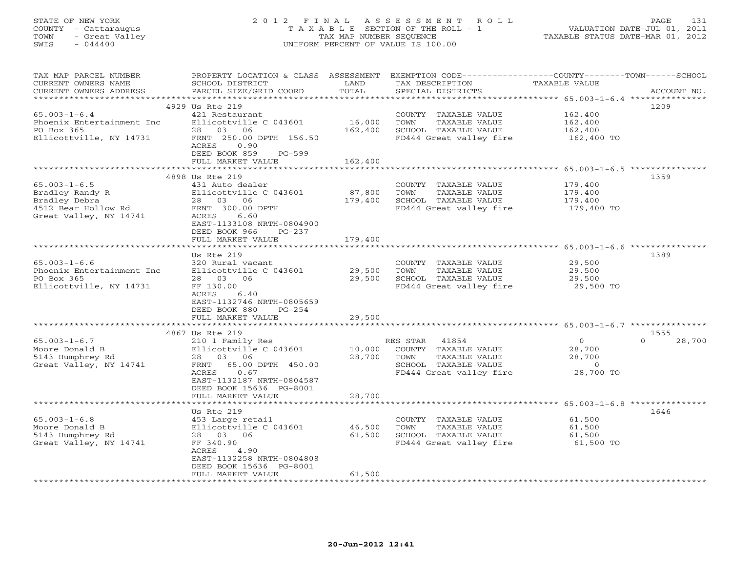STATE OF NEW YORK
COUNTY - Cattaraugus
TOWN - Great Valley
SWIS - 044400

2012 FINAL ASSESSMENT ROLL
TAXABLE SECTION OF THE ROLL - 1
TAX MAP NUMBER SEQUENCE
UNIFORM PERCENT OF VALUE IS 100.00

VALUATION DATE-JUL 01, 2011
TAXABLE STATUS DATE-MAR 01, 2012

| TAX MAP PARCEL NUMBER / CURRENT OWNERS NAME / CURRENT OWNERS ADDRESS | PROPERTY LOCATION & CLASS / SCHOOL DISTRICT / PARCEL SIZE/GRID COORD | ASSESSMENT LAND | TOTAL | EXEMPTION CODE / TAX DESCRIPTION / SPECIAL DISTRICTS | COUNTY TAXABLE VALUE | TOWN | SCHOOL | ACCOUNT NO. |
|---|---|---|---|---|---|---|---|---|
| **65.003-1-6.4** | 4929 Us Rte 219 | | | | | | | 1209 |
| Phoenix Entertainment Inc | 421 Restaurant | | | COUNTY TAXABLE VALUE | 162,400 | | | |
| PO Box 365 | Ellicottville C 043601 | 16,000 | | TOWN TAXABLE VALUE | 162,400 | | | |
| Ellicottville, NY 14731 | 28 03 06 | | 162,400 | SCHOOL TAXABLE VALUE | 162,400 | | | |
| | FRNT 250.00 DPTH 156.50 | | | FD444 Great valley fire | 162,400 TO | | | |
| | ACRES 0.90 | | | | | | | |
| | DEED BOOK 859 PG-599 | | | | | | | |
| | FULL MARKET VALUE | | 162,400 | | | | | |
| **65.003-1-6.5** | 4898 Us Rte 219 | | | | | | | 1359 |
| Bradley Randy R | 431 Auto dealer | | | COUNTY TAXABLE VALUE | 179,400 | | | |
| Bradley Debra | Ellicottville C 043601 | 87,800 | | TOWN TAXABLE VALUE | 179,400 | | | |
| 4512 Bear Hollow Rd | 28 03 06 | | 179,400 | SCHOOL TAXABLE VALUE | 179,400 | | | |
| Great Valley, NY 14741 | FRNT 300.00 DPTH | | | FD444 Great valley fire | 179,400 TO | | | |
| | ACRES 6.60 | | | | | | | |
| | EAST-1133108 NRTH-0804900 | | | | | | | |
| | DEED BOOK 966 PG-237 | | | | | | | |
| | FULL MARKET VALUE | | 179,400 | | | | | |
| **65.003-1-6.6** | Us Rte 219 | | | | | | | 1389 |
| Phoenix Entertainment Inc | 320 Rural vacant | | | COUNTY TAXABLE VALUE | 29,500 | | | |
| PO Box 365 | Ellicottville C 043601 | 29,500 | | TOWN TAXABLE VALUE | 29,500 | | | |
| Ellicottville, NY 14731 | 28 03 06 | | 29,500 | SCHOOL TAXABLE VALUE | 29,500 | | | |
| | FF 130.00 | | | FD444 Great valley fire | 29,500 TO | | | |
| | ACRES 6.40 | | | | | | | |
| | EAST-1132746 NRTH-0805659 | | | | | | | |
| | DEED BOOK 880 PG-254 | | | | | | | |
| | FULL MARKET VALUE | | 29,500 | | | | | |
| **65.003-1-6.7** | 4867 Us Rte 219 | | | | | | | 1555 |
| Moore Donald B | 210 1 Family Res | | | RES STAR 41854 | 0 | | 0 | 28,700 |
| 5143 Humphrey Rd | Ellicottville C 043601 | 10,000 | | COUNTY TAXABLE VALUE | 28,700 | | | |
| Great Valley, NY 14741 | 28 03 06 | | 28,700 | TOWN TAXABLE VALUE | 28,700 | | | |
| | FRNT 65.00 DPTH 450.00 | | | SCHOOL TAXABLE VALUE | 0 | | | |
| | ACRES 0.67 | | | FD444 Great valley fire | 28,700 TO | | | |
| | EAST-1132187 NRTH-0804587 | | | | | | | |
| | DEED BOOK 15636 PG-8001 | | | | | | | |
| | FULL MARKET VALUE | | 28,700 | | | | | |
| **65.003-1-6.8** | Us Rte 219 | | | | | | | 1646 |
| Moore Donald B | 453 Large retail | | | COUNTY TAXABLE VALUE | 61,500 | | | |
| 5143 Humphrey Rd | Ellicottville C 043601 | 46,500 | | TOWN TAXABLE VALUE | 61,500 | | | |
| Great Valley, NY 14741 | 28 03 06 | | 61,500 | SCHOOL TAXABLE VALUE | 61,500 | | | |
| | FF 340.90 | | | FD444 Great valley fire | 61,500 TO | | | |
| | ACRES 4.90 | | | | | | | |
| | EAST-1132258 NRTH-0804808 | | | | | | | |
| | DEED BOOK 15636 PG-8001 | | | | | | | |
| | FULL MARKET VALUE | | 61,500 | | | | | |

20-Jun-2012 12:41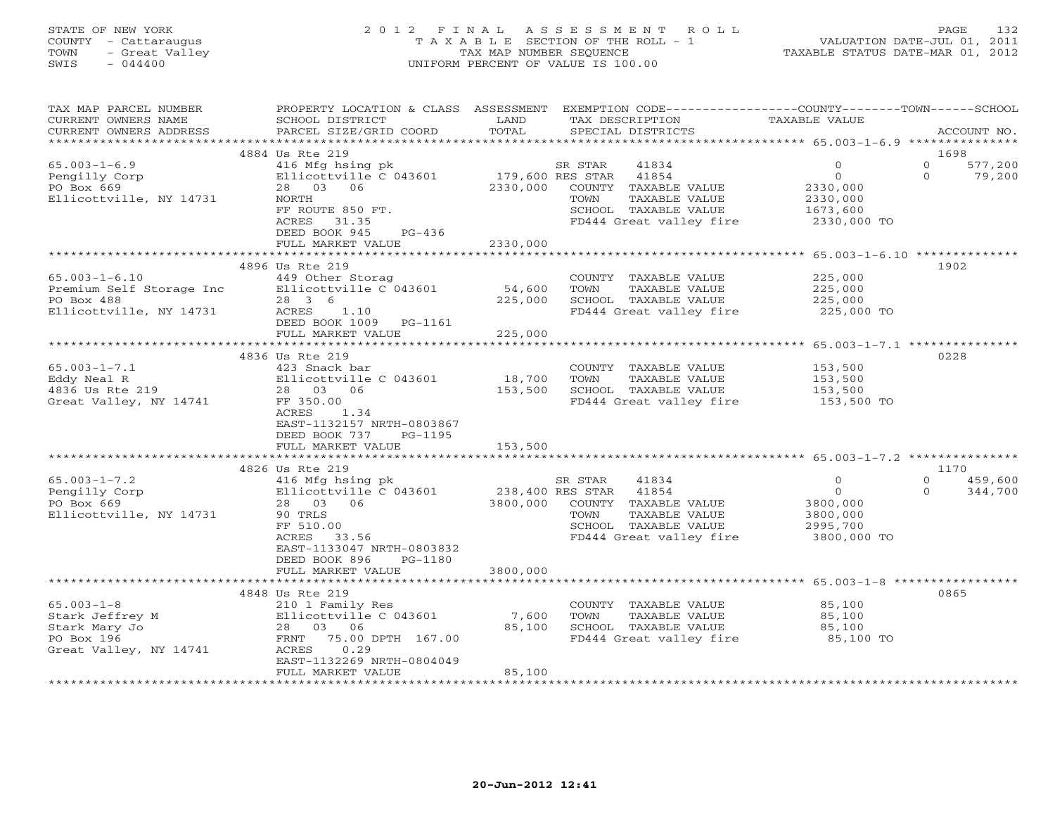STATE OF NEW YORK
COUNTY - Cattaraugus
TOWN - Great Valley
SWIS - 044400

2 0 1 2 F I N A L A S S E S S M E N T R O L L
T A X A B L E SECTION OF THE ROLL - 1
TAX MAP NUMBER SEQUENCE
UNIFORM PERCENT OF VALUE IS 100.00

VALUATION DATE-JUL 01, 2011
TAXABLE STATUS DATE-MAR 01, 2012

| TAX MAP PARCEL NUMBER / CURRENT OWNERS NAME / CURRENT OWNERS ADDRESS | PROPERTY LOCATION & CLASS / SCHOOL DISTRICT / PARCEL SIZE/GRID COORD | ASSESSMENT LAND / TOTAL | EXEMPTION CODE / TAX DESCRIPTION / SPECIAL DISTRICTS | COUNTY TAXABLE VALUE | TOWN | SCHOOL / ACCOUNT NO. |
|---|---|---|---|---|---|---|
| **65.003-1-6.9** | 4884 Us Rte 219 | | | | | 1698 |
| 65.003-1-6.9 | 416 Mfg hsing pk | | SR STAR 41834 | 0 | 0 | 577,200 |
| Pengilly Corp | Ellicottville C 043601 | 179,600 | RES STAR 41854 | 0 | 0 | 79,200 |
| PO Box 669 | 28 03 06 | 2330,000 | COUNTY TAXABLE VALUE | 2330,000 | | |
| Ellicottville, NY 14731 | NORTH | | TOWN TAXABLE VALUE | 2330,000 | | |
| | FF ROUTE 850 FT. | | SCHOOL TAXABLE VALUE | 1673,600 | | |
| | ACRES 31.35 | | FD444 Great valley fire | 2330,000 TO | | |
| | DEED BOOK 945 PG-436 | | | | | |
| | FULL MARKET VALUE | 2330,000 | | | | |
| **65.003-1-6.10** | 4896 Us Rte 219 | | | | | 1902 |
| 65.003-1-6.10 | 449 Other Storag | | COUNTY TAXABLE VALUE | 225,000 | | |
| Premium Self Storage Inc | Ellicottville C 043601 | 54,600 | TOWN TAXABLE VALUE | 225,000 | | |
| PO Box 488 | 28 3 6 | 225,000 | SCHOOL TAXABLE VALUE | 225,000 | | |
| Ellicottville, NY 14731 | ACRES 1.10 | | FD444 Great valley fire | 225,000 TO | | |
| | DEED BOOK 1009 PG-1161 | | | | | |
| | FULL MARKET VALUE | 225,000 | | | | |
| **65.003-1-7.1** | 4836 Us Rte 219 | | | | | 0228 |
| 65.003-1-7.1 | 423 Snack bar | | COUNTY TAXABLE VALUE | 153,500 | | |
| Eddy Neal R | Ellicottville C 043601 | 18,700 | TOWN TAXABLE VALUE | 153,500 | | |
| 4836 Us Rte 219 | 28 03 06 | 153,500 | SCHOOL TAXABLE VALUE | 153,500 | | |
| Great Valley, NY 14741 | FF 350.00 | | FD444 Great valley fire | 153,500 TO | | |
| | ACRES 1.34 | | | | | |
| | EAST-1132157 NRTH-0803867 | | | | | |
| | DEED BOOK 737 PG-1195 | | | | | |
| | FULL MARKET VALUE | 153,500 | | | | |
| **65.003-1-7.2** | 4826 Us Rte 219 | | | | | 1170 |
| 65.003-1-7.2 | 416 Mfg hsing pk | | SR STAR 41834 | 0 | 0 | 459,600 |
| Pengilly Corp | Ellicottville C 043601 | 238,400 | RES STAR 41854 | 0 | 0 | 344,700 |
| PO Box 669 | 28 03 06 | 3800,000 | COUNTY TAXABLE VALUE | 3800,000 | | |
| Ellicottville, NY 14731 | 90 TRLS | | TOWN TAXABLE VALUE | 3800,000 | | |
| | FF 510.00 | | SCHOOL TAXABLE VALUE | 2995,700 | | |
| | ACRES 33.56 | | FD444 Great valley fire | 3800,000 TO | | |
| | EAST-1133047 NRTH-0803832 | | | | | |
| | DEED BOOK 896 PG-1180 | | | | | |
| | FULL MARKET VALUE | 3800,000 | | | | |
| **65.003-1-8** | 4848 Us Rte 219 | | | | | 0865 |
| 65.003-1-8 | 210 1 Family Res | | COUNTY TAXABLE VALUE | 85,100 | | |
| Stark Jeffrey M | Ellicottville C 043601 | 7,600 | TOWN TAXABLE VALUE | 85,100 | | |
| Stark Mary Jo | 28 03 06 | 85,100 | SCHOOL TAXABLE VALUE | 85,100 | | |
| PO Box 196 | FRNT 75.00 DPTH 167.00 | | FD444 Great valley fire | 85,100 TO | | |
| Great Valley, NY 14741 | ACRES 0.29 | | | | | |
| | EAST-1132269 NRTH-0804049 | | | | | |
| | FULL MARKET VALUE | 85,100 | | | | |

20-Jun-2012 12:41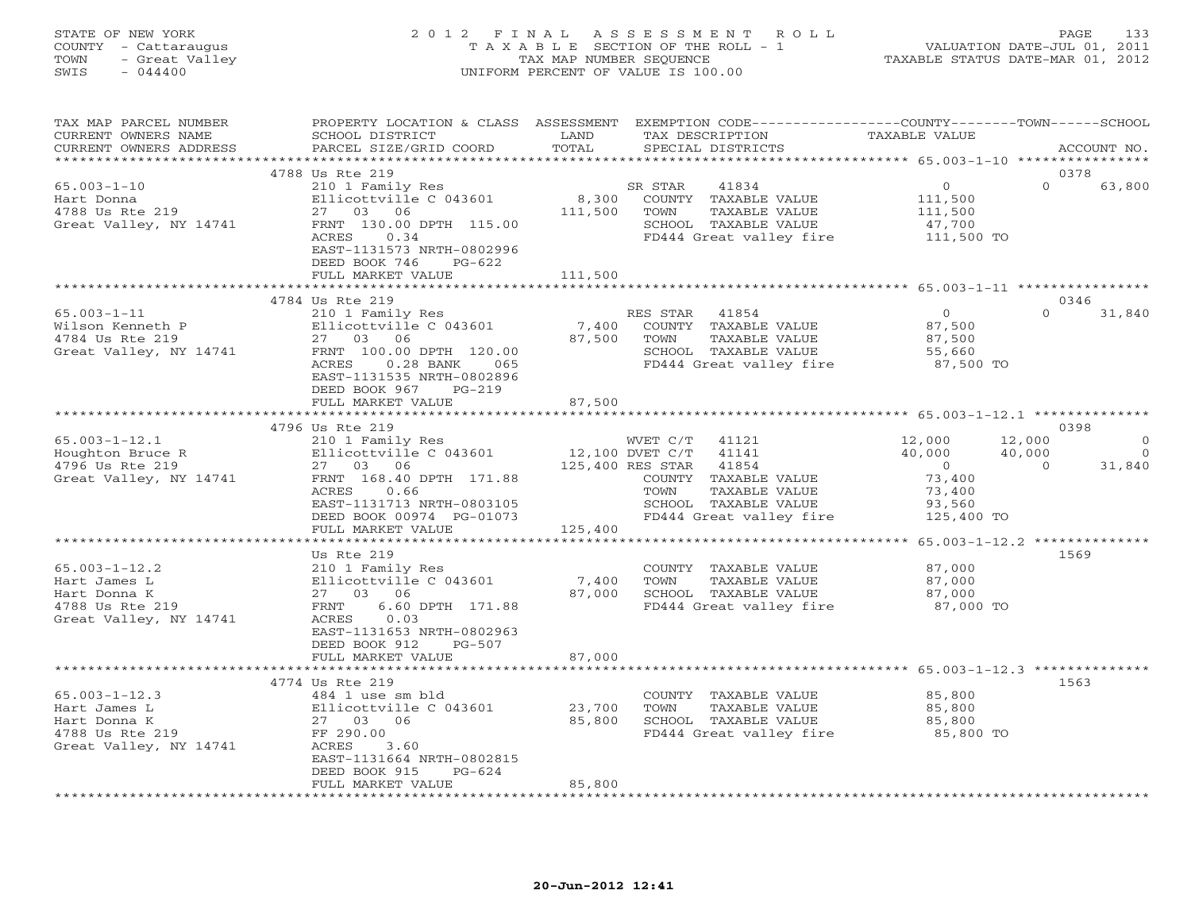STATE OF NEW YORK
COUNTY - Cattaraugus
TOWN - Great Valley
SWIS - 044400

# 2012 FINAL ASSESSMENT ROLL
TAXABLE SECTION OF THE ROLL - 1
TAX MAP NUMBER SEQUENCE
UNIFORM PERCENT OF VALUE IS 100.00

VALUATION DATE-JUL 01, 2011
TAXABLE STATUS DATE-MAR 01, 2012

| TAX MAP PARCEL NUMBER / CURRENT OWNERS NAME / CURRENT OWNERS ADDRESS | PROPERTY LOCATION & CLASS / SCHOOL DISTRICT / PARCEL SIZE/GRID COORD | ASSESSMENT LAND / TOTAL | EXEMPTION CODE / TAX DESCRIPTION / SPECIAL DISTRICTS | COUNTY TAXABLE VALUE | TOWN | SCHOOL | ACCOUNT NO. |
|---|---|---|---|---|---|---|---|
| **65.003-1-10** | 4788 Us Rte 219 | | | | | | 0378 |
| Hart Donna | 210 1 Family Res | | SR STAR 41834 | 0 | 0 | 63,800 | |
| 4788 Us Rte 219 | Ellicottville C 043601 | 8,300 | COUNTY TAXABLE VALUE | 111,500 | | | |
| Great Valley, NY 14741 | 27 03 06 | 111,500 | TOWN TAXABLE VALUE | 111,500 | | | |
| | FRNT 130.00 DPTH 115.00 | | SCHOOL TAXABLE VALUE | 47,700 | | | |
| | ACRES 0.34 | | FD444 Great valley fire | 111,500 TO | | | |
| | EAST-1131573 NRTH-0802996 | | | | | | |
| | DEED BOOK 746 PG-622 | | | | | | |
| | FULL MARKET VALUE | 111,500 | | | | | |
| **65.003-1-11** | 4784 Us Rte 219 | | | | | | 0346 |
| Wilson Kenneth P | 210 1 Family Res | | RES STAR 41854 | 0 | 0 | 31,840 | |
| 4784 Us Rte 219 | Ellicottville C 043601 | 7,400 | COUNTY TAXABLE VALUE | 87,500 | | | |
| Great Valley, NY 14741 | 27 03 06 | 87,500 | TOWN TAXABLE VALUE | 87,500 | | | |
| | FRNT 100.00 DPTH 120.00 | | SCHOOL TAXABLE VALUE | 55,660 | | | |
| | ACRES 0.28 BANK 065 | | FD444 Great valley fire | 87,500 TO | | | |
| | EAST-1131535 NRTH-0802896 | | | | | | |
| | DEED BOOK 967 PG-219 | | | | | | |
| | FULL MARKET VALUE | 87,500 | | | | | |
| **65.003-1-12.1** | 4796 Us Rte 219 | | | | | | 0398 |
| Houghton Bruce R | 210 1 Family Res | | WVET C/T 41121 | 12,000 | 12,000 | 0 | |
| 4796 Us Rte 219 | Ellicottville C 043601 | 12,100 | DVET C/T 41141 | 40,000 | 40,000 | 0 | |
| Great Valley, NY 14741 | 27 03 06 | 125,400 | RES STAR 41854 | 0 | 0 | 31,840 | |
| | FRNT 168.40 DPTH 171.88 | | COUNTY TAXABLE VALUE | 73,400 | | | |
| | ACRES 0.66 | | TOWN TAXABLE VALUE | 73,400 | | | |
| | EAST-1131713 NRTH-0803105 | | SCHOOL TAXABLE VALUE | 93,560 | | | |
| | DEED BOOK 00974 PG-01073 | | FD444 Great valley fire | 125,400 TO | | | |
| | FULL MARKET VALUE | 125,400 | | | | | |
| **65.003-1-12.2** | Us Rte 219 | | | | | | 1569 |
| Hart James L | 210 1 Family Res | | COUNTY TAXABLE VALUE | 87,000 | | | |
| Hart Donna K | Ellicottville C 043601 | 7,400 | TOWN TAXABLE VALUE | 87,000 | | | |
| 4788 Us Rte 219 | 27 03 06 | 87,000 | SCHOOL TAXABLE VALUE | 87,000 | | | |
| Great Valley, NY 14741 | FRNT 6.60 DPTH 171.88 | | FD444 Great valley fire | 87,000 TO | | | |
| | ACRES 0.03 | | | | | | |
| | EAST-1131653 NRTH-0802963 | | | | | | |
| | DEED BOOK 912 PG-507 | | | | | | |
| | FULL MARKET VALUE | 87,000 | | | | | |
| **65.003-1-12.3** | 4774 Us Rte 219 | | | | | | 1563 |
| Hart James L | 484 1 use sm bld | | COUNTY TAXABLE VALUE | 85,800 | | | |
| Hart Donna K | Ellicottville C 043601 | 23,700 | TOWN TAXABLE VALUE | 85,800 | | | |
| 4788 Us Rte 219 | 27 03 06 | 85,800 | SCHOOL TAXABLE VALUE | 85,800 | | | |
| Great Valley, NY 14741 | FF 290.00 | | FD444 Great valley fire | 85,800 TO | | | |
| | ACRES 3.60 | | | | | | |
| | EAST-1131664 NRTH-0802815 | | | | | | |
| | DEED BOOK 915 PG-624 | | | | | | |
| | FULL MARKET VALUE | 85,800 | | | | | |

20-Jun-2012 12:41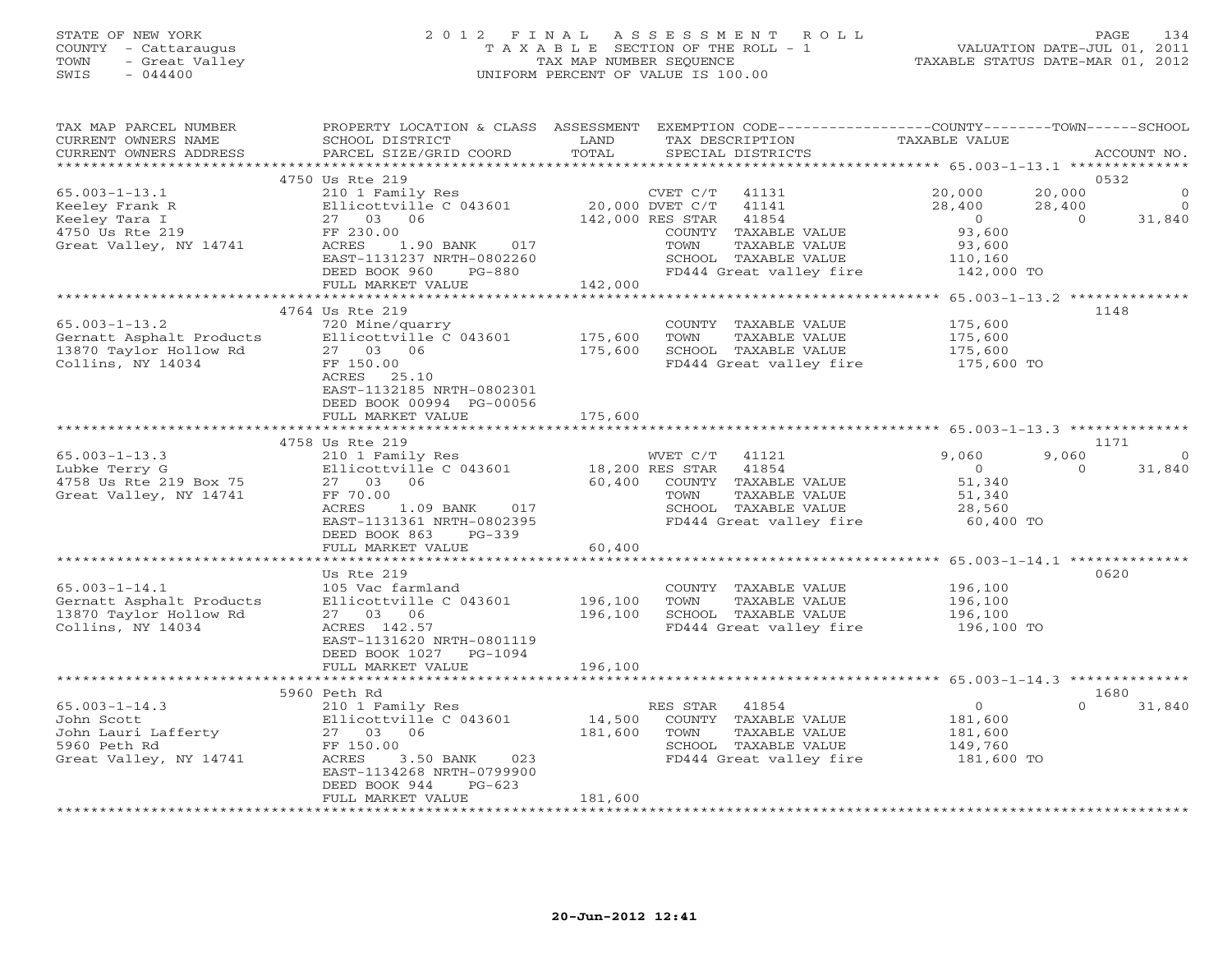STATE OF NEW YORK
COUNTY - Cattaraugus
TOWN - Great Valley
SWIS - 044400

2 0 1 2 F I N A L A S S E S S M E N T R O L L
T A X A B L E SECTION OF THE ROLL - 1
TAX MAP NUMBER SEQUENCE
UNIFORM PERCENT OF VALUE IS 100.00

VALUATION DATE-JUL 01, 2011
TAXABLE STATUS DATE-MAR 01, 2012

```
TAX MAP PARCEL NUMBER     PROPERTY LOCATION & CLASS  ASSESSMENT  EXEMPTION CODE------------------COUNTY--------TOWN------SCHOOL
CURRENT OWNERS NAME       SCHOOL DISTRICT               LAND      TAX DESCRIPTION            TAXABLE VALUE
CURRENT OWNERS ADDRESS    PARCEL SIZE/GRID COORD        TOTAL     SPECIAL DISTRICTS                                    ACCOUNT NO.
******************************************************************************************************* 65.003-1-13.1 **************
                          4750 Us Rte 219                                                                              0532
65.003-1-13.1             210 1 Family Res                        CVET C/T   41131          20,000      20,000              0
Keeley Frank R            Ellicottville C 043601     20,000 DVET C/T   41141          28,400      28,400              0
Keeley Tara I             27   03   06              142,000 RES STAR   41854               0           0         31,840
4750 Us Rte 219           FF 230.00                               COUNTY  TAXABLE VALUE         93,600
Great Valley, NY 14741    ACRES     1.90 BANK     017             TOWN    TAXABLE VALUE         93,600
                          EAST-1131237 NRTH-0802260               SCHOOL  TAXABLE VALUE        110,160
                          DEED BOOK 960     PG-880                FD444 Great valley fire      142,000 TO
                          FULL MARKET VALUE            142,000
******************************************************************************************************* 65.003-1-13.2 **************
                          4764 Us Rte 219                                                                              1148
65.003-1-13.2             720 Mine/quarry                         COUNTY  TAXABLE VALUE        175,600
Gernatt Asphalt Products  Ellicottville C 043601    175,600       TOWN    TAXABLE VALUE        175,600
13870 Taylor Hollow Rd    27   03   06              175,600       SCHOOL  TAXABLE VALUE        175,600
Collins, NY 14034         FF 150.00                               FD444 Great valley fire      175,600 TO
                          ACRES    25.10
                          EAST-1132185 NRTH-0802301
                          DEED BOOK 00994 PG-00056
                          FULL MARKET VALUE            175,600
******************************************************************************************************* 65.003-1-13.3 **************
                          4758 Us Rte 219                                                                              1171
65.003-1-13.3             210 1 Family Res                        WVET C/T   41121           9,060       9,060              0
Lubke Terry G             Ellicottville C 043601     18,200 RES STAR   41854               0           0         31,840
4758 Us Rte 219 Box 75    27   03   06               60,400       COUNTY  TAXABLE VALUE         51,340
Great Valley, NY 14741    FF 70.00                                TOWN    TAXABLE VALUE         51,340
                          ACRES     1.09 BANK     017             SCHOOL  TAXABLE VALUE         28,560
                          EAST-1131361 NRTH-0802395               FD444 Great valley fire       60,400 TO
                          DEED BOOK 863     PG-339
                          FULL MARKET VALUE             60,400
******************************************************************************************************* 65.003-1-14.1 **************
                          Us Rte 219                                                                                   0620
65.003-1-14.1             105 Vac farmland                        COUNTY  TAXABLE VALUE        196,100
Gernatt Asphalt Products  Ellicottville C 043601    196,100       TOWN    TAXABLE VALUE        196,100
13870 Taylor Hollow Rd    27   03   06              196,100       SCHOOL  TAXABLE VALUE        196,100
Collins, NY 14034         ACRES 142.57                            FD444 Great valley fire      196,100 TO
                          EAST-1131620 NRTH-0801119
                          DEED BOOK 1027    PG-1094
                          FULL MARKET VALUE            196,100
******************************************************************************************************* 65.003-1-14.3 **************
                          5960 Peth Rd                                                                                 1680
65.003-1-14.3             210 1 Family Res                        RES STAR   41854               0           0         31,840
John Scott                Ellicottville C 043601     14,500       COUNTY  TAXABLE VALUE        181,600
John Lauri Lafferty       27   03   06              181,600       TOWN    TAXABLE VALUE        181,600
5960 Peth Rd              FF 150.00                               SCHOOL  TAXABLE VALUE        149,760
Great Valley, NY 14741    ACRES     3.50 BANK     023             FD444 Great valley fire      181,600 TO
                          EAST-1134268 NRTH-0799900
                          DEED BOOK 944     PG-623
                          FULL MARKET VALUE            181,600
************************************************************************************************************************************
```

20-Jun-2012 12:41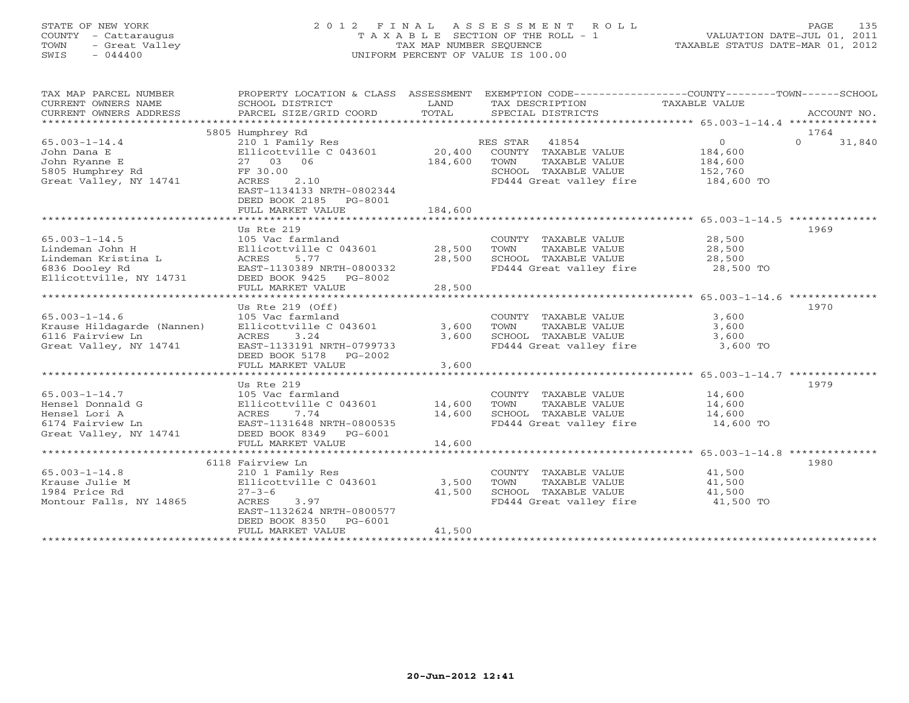STATE OF NEW YORK
COUNTY - Cattaraugus
TOWN - Great Valley
SWIS - 044400

# 2012 FINAL ASSESSMENT ROLL
TAXABLE SECTION OF THE ROLL - 1
TAX MAP NUMBER SEQUENCE
UNIFORM PERCENT OF VALUE IS 100.00

VALUATION DATE-JUL 01, 2011
TAXABLE STATUS DATE-MAR 01, 2012

| TAX MAP PARCEL NUMBER / CURRENT OWNERS NAME / CURRENT OWNERS ADDRESS | PROPERTY LOCATION & CLASS / SCHOOL DISTRICT / PARCEL SIZE/GRID COORD | ASSESSMENT LAND / TOTAL | EXEMPTION CODE / TAX DESCRIPTION / SPECIAL DISTRICTS | COUNTY / TOWN / SCHOOL TAXABLE VALUE | ACCOUNT NO. |
|---|---|---|---|---|---|
| | 5805 Humphrey Rd | | | | 1764 |
| 65.003-1-14.4 | 210 1 Family Res | | RES STAR 41854 | 0 | 0 31,840 |
| John Dana E | Ellicottville C 043601 | 20,400 | COUNTY TAXABLE VALUE | 184,600 | |
| John Ryanne E | 27 03 06 | 184,600 | TOWN TAXABLE VALUE | 184,600 | |
| 5805 Humphrey Rd | FF 30.00 | | SCHOOL TAXABLE VALUE | 152,760 | |
| Great Valley, NY 14741 | ACRES 2.10 | | FD444 Great valley fire | 184,600 TO | |
| | EAST-1134133 NRTH-0802344 | | | | |
| | DEED BOOK 2185 PG-8001 | | | | |
| | FULL MARKET VALUE | 184,600 | | | |
| | Us Rte 219 | | | | 1969 |
| 65.003-1-14.5 | 105 Vac farmland | | COUNTY TAXABLE VALUE | 28,500 | |
| Lindeman John H | Ellicottville C 043601 | 28,500 | TOWN TAXABLE VALUE | 28,500 | |
| Lindeman Kristina L | ACRES 5.77 | 28,500 | SCHOOL TAXABLE VALUE | 28,500 | |
| 6836 Dooley Rd | EAST-1130389 NRTH-0800332 | | FD444 Great valley fire | 28,500 TO | |
| Ellicottville, NY 14731 | DEED BOOK 9425 PG-8002 | | | | |
| | FULL MARKET VALUE | 28,500 | | | |
| | Us Rte 219 (Off) | | | | 1970 |
| 65.003-1-14.6 | 105 Vac farmland | | COUNTY TAXABLE VALUE | 3,600 | |
| Krause Hildagarde (Nannen) | Ellicottville C 043601 | 3,600 | TOWN TAXABLE VALUE | 3,600 | |
| 6116 Fairview Ln | ACRES 3.24 | 3,600 | SCHOOL TAXABLE VALUE | 3,600 | |
| Great Valley, NY 14741 | EAST-1133191 NRTH-0799733 | | FD444 Great valley fire | 3,600 TO | |
| | DEED BOOK 5178 PG-2002 | | | | |
| | FULL MARKET VALUE | 3,600 | | | |
| | Us Rte 219 | | | | 1979 |
| 65.003-1-14.7 | 105 Vac farmland | | COUNTY TAXABLE VALUE | 14,600 | |
| Hensel Donnald G | Ellicottville C 043601 | 14,600 | TOWN TAXABLE VALUE | 14,600 | |
| Hensel Lori A | ACRES 7.74 | 14,600 | SCHOOL TAXABLE VALUE | 14,600 | |
| 6174 Fairview Ln | EAST-1131648 NRTH-0800535 | | FD444 Great valley fire | 14,600 TO | |
| Great Valley, NY 14741 | DEED BOOK 8349 PG-6001 | | | | |
| | FULL MARKET VALUE | 14,600 | | | |
| | 6118 Fairview Ln | | | | 1980 |
| 65.003-1-14.8 | 210 1 Family Res | | COUNTY TAXABLE VALUE | 41,500 | |
| Krause Julie M | Ellicottville C 043601 | 3,500 | TOWN TAXABLE VALUE | 41,500 | |
| 1984 Price Rd | 27-3-6 | 41,500 | SCHOOL TAXABLE VALUE | 41,500 | |
| Montour Falls, NY 14865 | ACRES 3.97 | | FD444 Great valley fire | 41,500 TO | |
| | EAST-1132624 NRTH-0800577 | | | | |
| | DEED BOOK 8350 PG-6001 | | | | |
| | FULL MARKET VALUE | 41,500 | | | |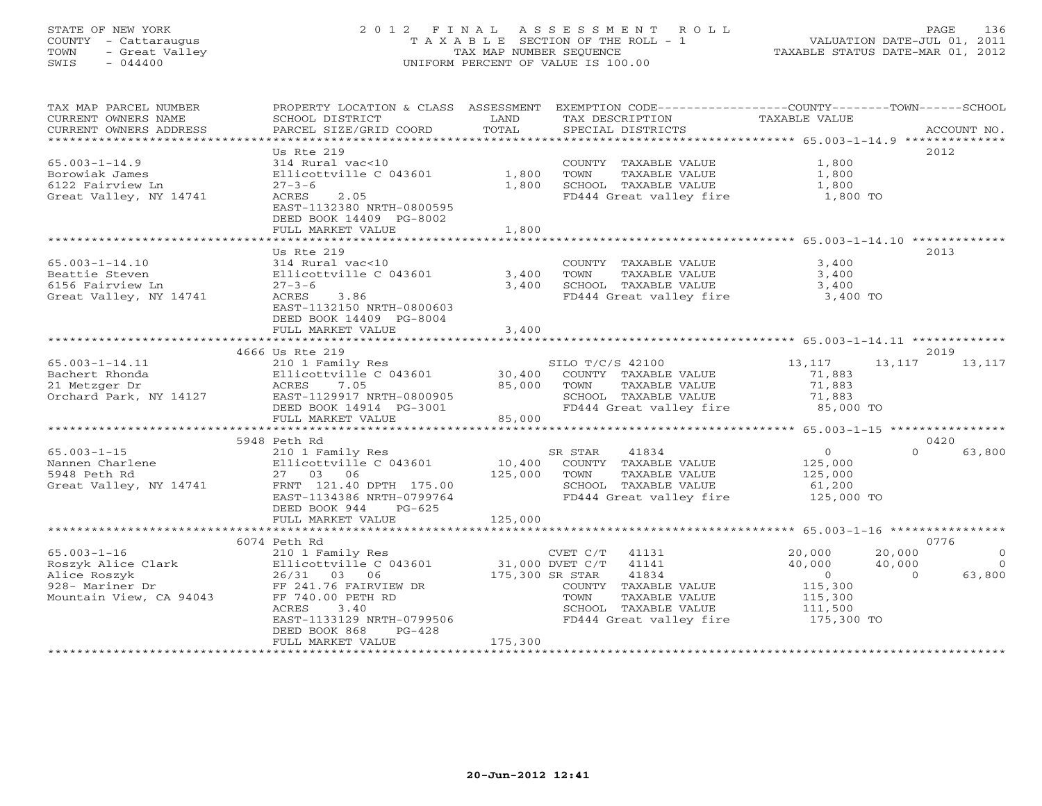STATE OF NEW YORK
COUNTY - Cattaraugus
TOWN - Great Valley
SWIS - 044400

2012 FINAL ASSESSMENT ROLL
TAXABLE SECTION OF THE ROLL - 1
TAX MAP NUMBER SEQUENCE
UNIFORM PERCENT OF VALUE IS 100.00

VALUATION DATE-JUL 01, 2011
TAXABLE STATUS DATE-MAR 01, 2012

| TAX MAP PARCEL NUMBER / CURRENT OWNERS NAME / CURRENT OWNERS ADDRESS | PROPERTY LOCATION & CLASS / SCHOOL DISTRICT / PARCEL SIZE/GRID COORD | ASSESSMENT LAND / TOTAL | EXEMPTION CODE / TAX DESCRIPTION / SPECIAL DISTRICTS | COUNTY TAXABLE VALUE | TOWN | SCHOOL / ACCOUNT NO. |
|---|---|---|---|---|---|---|
| | Us Rte 219 | | | | | 2012 |
| 65.003-1-14.9 | 314 Rural vac<10 | | COUNTY TAXABLE VALUE | 1,800 | | |
| Borowiak James | Ellicottville C 043601 | 1,800 | TOWN TAXABLE VALUE | 1,800 | | |
| 6122 Fairview Ln | 27-3-6 | 1,800 | SCHOOL TAXABLE VALUE | 1,800 | | |
| Great Valley, NY 14741 | ACRES 2.05 | | FD444 Great valley fire | 1,800 TO | | |
| | EAST-1132380 NRTH-0800595 | | | | | |
| | DEED BOOK 14409 PG-8002 | | | | | |
| | FULL MARKET VALUE | 1,800 | | | | |
| | Us Rte 219 | | | | | 2013 |
| 65.003-1-14.10 | 314 Rural vac<10 | | COUNTY TAXABLE VALUE | 3,400 | | |
| Beattie Steven | Ellicottville C 043601 | 3,400 | TOWN TAXABLE VALUE | 3,400 | | |
| 6156 Fairview Ln | 27-3-6 | 3,400 | SCHOOL TAXABLE VALUE | 3,400 | | |
| Great Valley, NY 14741 | ACRES 3.86 | | FD444 Great valley fire | 3,400 TO | | |
| | EAST-1132150 NRTH-0800603 | | | | | |
| | DEED BOOK 14409 PG-8004 | | | | | |
| | FULL MARKET VALUE | 3,400 | | | | |
| | 4666 Us Rte 219 | | | | | 2019 |
| 65.003-1-14.11 | 210 1 Family Res | | SILO T/C/S 42100 | 13,117 | 13,117 | 13,117 |
| Bachert Rhonda | Ellicottville C 043601 | 30,400 | COUNTY TAXABLE VALUE | 71,883 | | |
| 21 Metzger Dr | ACRES 7.05 | 85,000 | TOWN TAXABLE VALUE | 71,883 | | |
| Orchard Park, NY 14127 | EAST-1129917 NRTH-0800905 | | SCHOOL TAXABLE VALUE | 71,883 | | |
| | DEED BOOK 14914 PG-3001 | | FD444 Great valley fire | 85,000 TO | | |
| | FULL MARKET VALUE | 85,000 | | | | |
| | 5948 Peth Rd | | | | | 0420 |
| 65.003-1-15 | 210 1 Family Res | | SR STAR 41834 | 0 | 0 | 63,800 |
| Nannen Charlene | Ellicottville C 043601 | 10,400 | COUNTY TAXABLE VALUE | 125,000 | | |
| 5948 Peth Rd | 27 03 06 | 125,000 | TOWN TAXABLE VALUE | 125,000 | | |
| Great Valley, NY 14741 | FRNT 121.40 DPTH 175.00 | | SCHOOL TAXABLE VALUE | 61,200 | | |
| | EAST-1134386 NRTH-0799764 | | FD444 Great valley fire | 125,000 TO | | |
| | DEED BOOK 944 PG-625 | | | | | |
| | FULL MARKET VALUE | 125,000 | | | | |
| | 6074 Peth Rd | | | | | 0776 |
| 65.003-1-16 | 210 1 Family Res | | CVET C/T 41131 | 20,000 | 20,000 | 0 |
| Roszyk Alice Clark | Ellicottville C 043601 | 31,000 | DVET C/T 41141 | 40,000 | 40,000 | 0 |
| Alice Roszyk | 26/31 03 06 | 175,300 | SR STAR 41834 | 0 | 0 | 63,800 |
| 928- Mariner Dr | FF 241.76 FAIRVIEW DR | | COUNTY TAXABLE VALUE | 115,300 | | |
| Mountain View, CA 94043 | FF 740.00 PETH RD | | TOWN TAXABLE VALUE | 115,300 | | |
| | ACRES 3.40 | | SCHOOL TAXABLE VALUE | 111,500 | | |
| | EAST-1133129 NRTH-0799506 | | FD444 Great valley fire | 175,300 TO | | |
| | DEED BOOK 868 PG-428 | | | | | |
| | FULL MARKET VALUE | 175,300 | | | | |

20-Jun-2012 12:41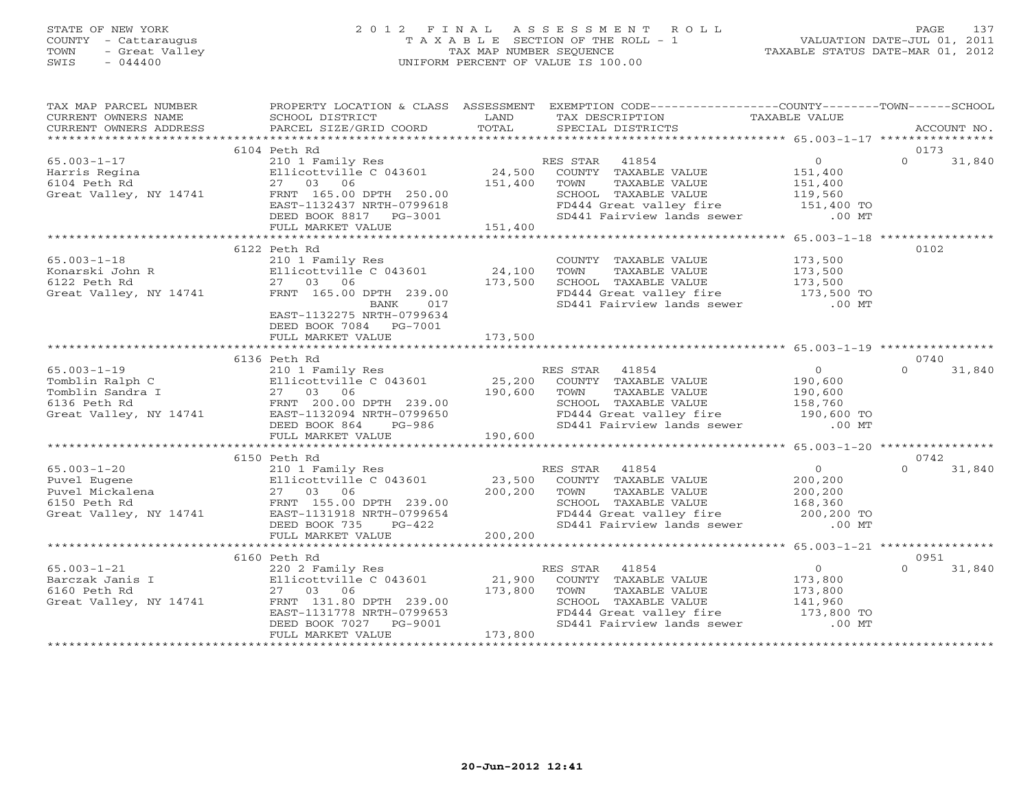STATE OF NEW YORK
COUNTY - Cattaraugus
TOWN - Great Valley
SWIS - 044400

# 2012 FINAL ASSESSMENT ROLL
TAXABLE SECTION OF THE ROLL - 1
TAX MAP NUMBER SEQUENCE
UNIFORM PERCENT OF VALUE IS 100.00

VALUATION DATE-JUL 01, 2011
TAXABLE STATUS DATE-MAR 01, 2012

| TAX MAP PARCEL NUMBER / CURRENT OWNERS NAME / CURRENT OWNERS ADDRESS | PROPERTY LOCATION & CLASS / SCHOOL DISTRICT / PARCEL SIZE/GRID COORD | ASSESSMENT LAND / TOTAL | EXEMPTION CODE / TAX DESCRIPTION / SPECIAL DISTRICTS | COUNTY / TOWN / SCHOOL TAXABLE VALUE | ACCOUNT NO. |
|---|---|---|---|---|---|
| | 6104 Peth Rd | | | | 0173 |
| 65.003-1-17 | 210 1 Family Res | | RES STAR 41854 | 0 | 0 31,840 |
| Harris Regina | Ellicottville C 043601 | 24,500 | COUNTY TAXABLE VALUE | 151,400 | |
| 6104 Peth Rd | 27 03 06 | 151,400 | TOWN TAXABLE VALUE | 151,400 | |
| Great Valley, NY 14741 | FRNT 165.00 DPTH 250.00 | | SCHOOL TAXABLE VALUE | 119,560 | |
| | EAST-1132437 NRTH-0799618 | | FD444 Great valley fire | 151,400 TO | |
| | DEED BOOK 8817 PG-3001 | | SD441 Fairview lands sewer | .00 MT | |
| | FULL MARKET VALUE | 151,400 | | | |
| | 6122 Peth Rd | | | | 0102 |
| 65.003-1-18 | 210 1 Family Res | | COUNTY TAXABLE VALUE | 173,500 | |
| Konarski John R | Ellicottville C 043601 | 24,100 | TOWN TAXABLE VALUE | 173,500 | |
| 6122 Peth Rd | 27 03 06 | 173,500 | SCHOOL TAXABLE VALUE | 173,500 | |
| Great Valley, NY 14741 | FRNT 165.00 DPTH 239.00 | | FD444 Great valley fire | 173,500 TO | |
| | BANK 017 | | SD441 Fairview lands sewer | .00 MT | |
| | EAST-1132275 NRTH-0799634 | | | | |
| | DEED BOOK 7084 PG-7001 | | | | |
| | FULL MARKET VALUE | 173,500 | | | |
| | 6136 Peth Rd | | | | 0740 |
| 65.003-1-19 | 210 1 Family Res | | RES STAR 41854 | 0 | 0 31,840 |
| Tomblin Ralph C | Ellicottville C 043601 | 25,200 | COUNTY TAXABLE VALUE | 190,600 | |
| Tomblin Sandra I | 27 03 06 | 190,600 | TOWN TAXABLE VALUE | 190,600 | |
| 6136 Peth Rd | FRNT 200.00 DPTH 239.00 | | SCHOOL TAXABLE VALUE | 158,760 | |
| Great Valley, NY 14741 | EAST-1132094 NRTH-0799650 | | FD444 Great valley fire | 190,600 TO | |
| | DEED BOOK 864 PG-986 | | SD441 Fairview lands sewer | .00 MT | |
| | FULL MARKET VALUE | 190,600 | | | |
| | 6150 Peth Rd | | | | 0742 |
| 65.003-1-20 | 210 1 Family Res | | RES STAR 41854 | 0 | 0 31,840 |
| Puvel Eugene | Ellicottville C 043601 | 23,500 | COUNTY TAXABLE VALUE | 200,200 | |
| Puvel Mickalena | 27 03 06 | 200,200 | TOWN TAXABLE VALUE | 200,200 | |
| 6150 Peth Rd | FRNT 155.00 DPTH 239.00 | | SCHOOL TAXABLE VALUE | 168,360 | |
| Great Valley, NY 14741 | EAST-1131918 NRTH-0799654 | | FD444 Great valley fire | 200,200 TO | |
| | DEED BOOK 735 PG-422 | | SD441 Fairview lands sewer | .00 MT | |
| | FULL MARKET VALUE | 200,200 | | | |
| | 6160 Peth Rd | | | | 0951 |
| 65.003-1-21 | 220 2 Family Res | | RES STAR 41854 | 0 | 0 31,840 |
| Barczak Janis I | Ellicottville C 043601 | 21,900 | COUNTY TAXABLE VALUE | 173,800 | |
| 6160 Peth Rd | 27 03 06 | 173,800 | TOWN TAXABLE VALUE | 173,800 | |
| Great Valley, NY 14741 | FRNT 131.80 DPTH 239.00 | | SCHOOL TAXABLE VALUE | 141,960 | |
| | EAST-1131778 NRTH-0799653 | | FD444 Great valley fire | 173,800 TO | |
| | DEED BOOK 7027 PG-9001 | | SD441 Fairview lands sewer | .00 MT | |
| | FULL MARKET VALUE | 173,800 | | | |

20-Jun-2012 12:41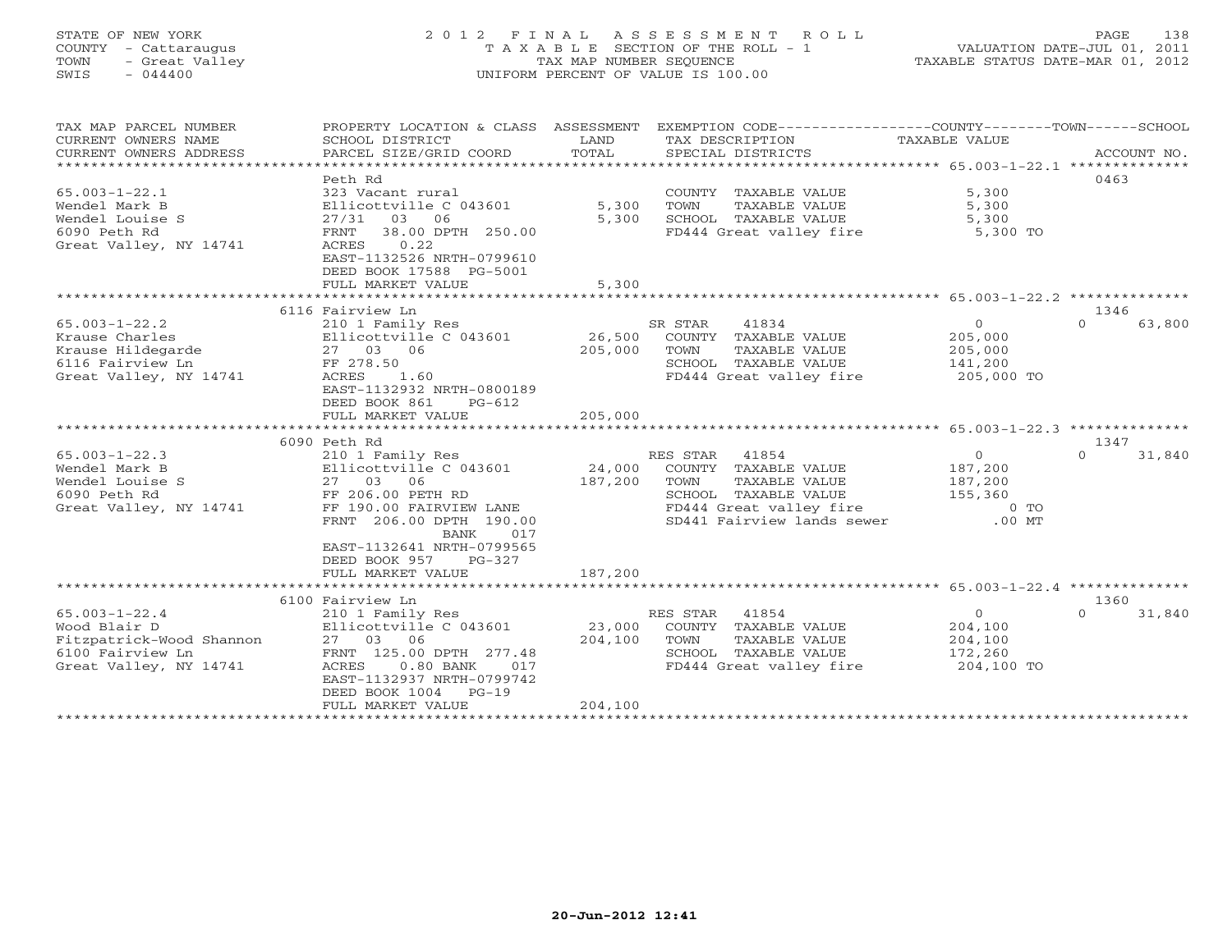STATE OF NEW YORK
COUNTY - Cattaraugus
TOWN - Great Valley
SWIS - 044400

2 0 1 2 F I N A L A S S E S S M E N T R O L L
T A X A B L E SECTION OF THE ROLL - 1
TAX MAP NUMBER SEQUENCE
UNIFORM PERCENT OF VALUE IS 100.00

VALUATION DATE-JUL 01, 2011
TAXABLE STATUS DATE-MAR 01, 2012

| TAX MAP PARCEL NUMBER / CURRENT OWNERS NAME / CURRENT OWNERS ADDRESS | PROPERTY LOCATION & CLASS / SCHOOL DISTRICT / PARCEL SIZE/GRID COORD | ASSESSMENT LAND / TOTAL | EXEMPTION CODE / TAX DESCRIPTION / SPECIAL DISTRICTS | COUNTY / TOWN / SCHOOL TAXABLE VALUE | ACCOUNT NO. |
|---|---|---|---|---|---|
| **65.003-1-22.1** | Peth Rd | | | | 0463 |
| 65.003-1-22.1 | 323 Vacant rural | | COUNTY TAXABLE VALUE | 5,300 | |
| Wendel Mark B | Ellicottville C 043601 | 5,300 | TOWN TAXABLE VALUE | 5,300 | |
| Wendel Louise S | 27/31 03 06 | 5,300 | SCHOOL TAXABLE VALUE | 5,300 | |
| 6090 Peth Rd | FRNT 38.00 DPTH 250.00 | | FD444 Great valley fire | 5,300 TO | |
| Great Valley, NY 14741 | ACRES 0.22 | | | | |
| | EAST-1132526 NRTH-0799610 | | | | |
| | DEED BOOK 17588 PG-5001 | | | | |
| | FULL MARKET VALUE | 5,300 | | | |
| **65.003-1-22.2** | 6116 Fairview Ln | | | | 1346 |
| 65.003-1-22.2 | 210 1 Family Res | | SR STAR 41834 | 0 / 0 / 63,800 | |
| Krause Charles | Ellicottville C 043601 | 26,500 | COUNTY TAXABLE VALUE | 205,000 | |
| Krause Hildegarde | 27 03 06 | 205,000 | TOWN TAXABLE VALUE | 205,000 | |
| 6116 Fairview Ln | FF 278.50 | | SCHOOL TAXABLE VALUE | 141,200 | |
| Great Valley, NY 14741 | ACRES 1.60 | | FD444 Great valley fire | 205,000 TO | |
| | EAST-1132932 NRTH-0800189 | | | | |
| | DEED BOOK 861 PG-612 | | | | |
| | FULL MARKET VALUE | 205,000 | | | |
| **65.003-1-22.3** | 6090 Peth Rd | | | | 1347 |
| 65.003-1-22.3 | 210 1 Family Res | | RES STAR 41854 | 0 / 0 / 31,840 | |
| Wendel Mark B | Ellicottville C 043601 | 24,000 | COUNTY TAXABLE VALUE | 187,200 | |
| Wendel Louise S | 27 03 06 | 187,200 | TOWN TAXABLE VALUE | 187,200 | |
| 6090 Peth Rd | FF 206.00 PETH RD | | SCHOOL TAXABLE VALUE | 155,360 | |
| Great Valley, NY 14741 | FF 190.00 FAIRVIEW LANE | | FD444 Great valley fire | 0 TO | |
| | FRNT 206.00 DPTH 190.00 | | SD441 Fairview lands sewer | .00 MT | |
| | BANK 017 | | | | |
| | EAST-1132641 NRTH-0799565 | | | | |
| | DEED BOOK 957 PG-327 | | | | |
| | FULL MARKET VALUE | 187,200 | | | |
| **65.003-1-22.4** | 6100 Fairview Ln | | | | 1360 |
| 65.003-1-22.4 | 210 1 Family Res | | RES STAR 41854 | 0 / 0 / 31,840 | |
| Wood Blair D | Ellicottville C 043601 | 23,000 | COUNTY TAXABLE VALUE | 204,100 | |
| Fitzpatrick-Wood Shannon | 27 03 06 | 204,100 | TOWN TAXABLE VALUE | 204,100 | |
| 6100 Fairview Ln | FRNT 125.00 DPTH 277.48 | | SCHOOL TAXABLE VALUE | 172,260 | |
| Great Valley, NY 14741 | ACRES 0.80 BANK 017 | | FD444 Great valley fire | 204,100 TO | |
| | EAST-1132937 NRTH-0799742 | | | | |
| | DEED BOOK 1004 PG-19 | | | | |
| | FULL MARKET VALUE | 204,100 | | | |

20-Jun-2012 12:41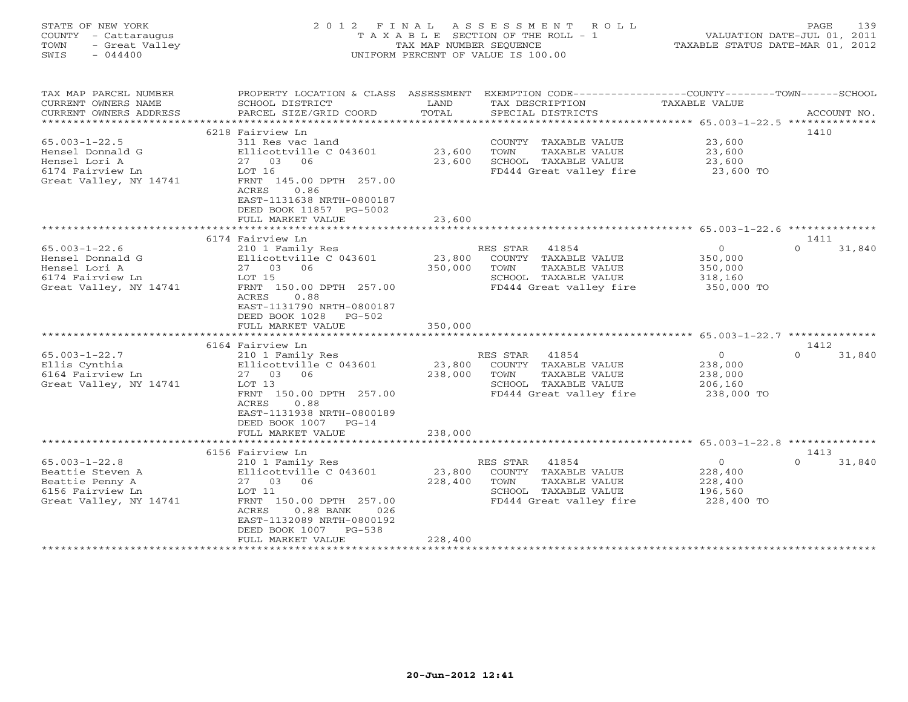STATE OF NEW YORK
COUNTY - Cattaraugus
TOWN - Great Valley
SWIS - 044400

2 0 1 2 F I N A L A S S E S S M E N T R O L L
T A X A B L E SECTION OF THE ROLL - 1
TAX MAP NUMBER SEQUENCE
UNIFORM PERCENT OF VALUE IS 100.00

VALUATION DATE-JUL 01, 2011
TAXABLE STATUS DATE-MAR 01, 2012

| TAX MAP PARCEL NUMBER / CURRENT OWNERS NAME / CURRENT OWNERS ADDRESS | PROPERTY LOCATION & CLASS / SCHOOL DISTRICT / PARCEL SIZE/GRID COORD | ASSESSMENT LAND / TOTAL | EXEMPTION CODE / TAX DESCRIPTION / SPECIAL DISTRICTS | COUNTY TAXABLE VALUE | TOWN | SCHOOL | ACCOUNT NO. |
|---|---|---|---|---|---|---|---|
| 65.003-1-22.5 | 6218 Fairview Ln | | | | | | 1410 |
| 65.003-1-22.5 | 311 Res vac land | | COUNTY TAXABLE VALUE | 23,600 | | | |
| Hensel Donnald G | Ellicottville C 043601 | 23,600 | TOWN TAXABLE VALUE | 23,600 | | | |
| Hensel Lori A | 27 03 06 | 23,600 | SCHOOL TAXABLE VALUE | 23,600 | | | |
| 6174 Fairview Ln | LOT 16 | | FD444 Great valley fire | 23,600 TO | | | |
| Great Valley, NY 14741 | FRNT 145.00 DPTH 257.00 | | | | | | |
| | ACRES 0.86 | | | | | | |
| | EAST-1131638 NRTH-0800187 | | | | | | |
| | DEED BOOK 11857 PG-5002 | | | | | | |
| | FULL MARKET VALUE | 23,600 | | | | | |
| 65.003-1-22.6 | 6174 Fairview Ln | | | | | | 1411 |
| 65.003-1-22.6 | 210 1 Family Res | | RES STAR 41854 | 0 | 0 | 31,840 | |
| Hensel Donnald G | Ellicottville C 043601 | 23,800 | COUNTY TAXABLE VALUE | 350,000 | | | |
| Hensel Lori A | 27 03 06 | 350,000 | TOWN TAXABLE VALUE | 350,000 | | | |
| 6174 Fairview Ln | LOT 15 | | SCHOOL TAXABLE VALUE | 318,160 | | | |
| Great Valley, NY 14741 | FRNT 150.00 DPTH 257.00 | | FD444 Great valley fire | 350,000 TO | | | |
| | ACRES 0.88 | | | | | | |
| | EAST-1131790 NRTH-0800187 | | | | | | |
| | DEED BOOK 1028 PG-502 | | | | | | |
| | FULL MARKET VALUE | 350,000 | | | | | |
| 65.003-1-22.7 | 6164 Fairview Ln | | | | | | 1412 |
| 65.003-1-22.7 | 210 1 Family Res | | RES STAR 41854 | 0 | 0 | 31,840 | |
| Ellis Cynthia | Ellicottville C 043601 | 23,800 | COUNTY TAXABLE VALUE | 238,000 | | | |
| 6164 Fairview Ln | 27 03 06 | 238,000 | TOWN TAXABLE VALUE | 238,000 | | | |
| Great Valley, NY 14741 | LOT 13 | | SCHOOL TAXABLE VALUE | 206,160 | | | |
| | FRNT 150.00 DPTH 257.00 | | FD444 Great valley fire | 238,000 TO | | | |
| | ACRES 0.88 | | | | | | |
| | EAST-1131938 NRTH-0800189 | | | | | | |
| | DEED BOOK 1007 PG-14 | | | | | | |
| | FULL MARKET VALUE | 238,000 | | | | | |
| 65.003-1-22.8 | 6156 Fairview Ln | | | | | | 1413 |
| 65.003-1-22.8 | 210 1 Family Res | | RES STAR 41854 | 0 | 0 | 31,840 | |
| Beattie Steven A | Ellicottville C 043601 | 23,800 | COUNTY TAXABLE VALUE | 228,400 | | | |
| Beattie Penny A | 27 03 06 | 228,400 | TOWN TAXABLE VALUE | 228,400 | | | |
| 6156 Fairview Ln | LOT 11 | | SCHOOL TAXABLE VALUE | 196,560 | | | |
| Great Valley, NY 14741 | FRNT 150.00 DPTH 257.00 | | FD444 Great valley fire | 228,400 TO | | | |
| | ACRES 0.88 BANK 026 | | | | | | |
| | EAST-1132089 NRTH-0800192 | | | | | | |
| | DEED BOOK 1007 PG-538 | | | | | | |
| | FULL MARKET VALUE | 228,400 | | | | | |

20-Jun-2012 12:41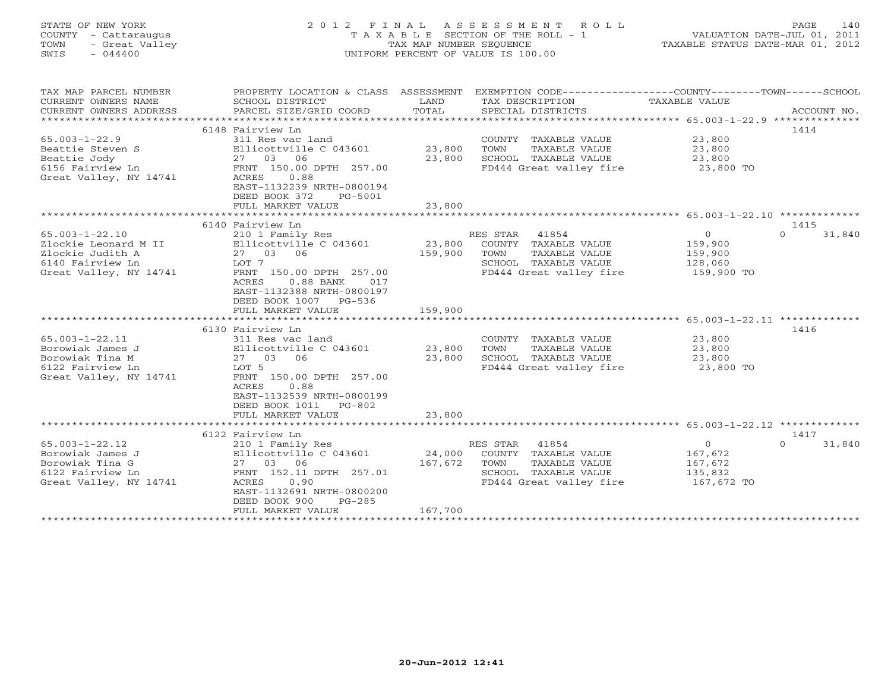STATE OF NEW YORK
COUNTY - Cattaraugus
TOWN - Great Valley
SWIS - 044400

# 2012 FINAL ASSESSMENT ROLL
TAXABLE SECTION OF THE ROLL - 1
TAX MAP NUMBER SEQUENCE
UNIFORM PERCENT OF VALUE IS 100.00

VALUATION DATE-JUL 01, 2011
TAXABLE STATUS DATE-MAR 01, 2012

| TAX MAP PARCEL NUMBER / CURRENT OWNERS NAME / CURRENT OWNERS ADDRESS | PROPERTY LOCATION & CLASS / SCHOOL DISTRICT / PARCEL SIZE/GRID COORD | ASSESSMENT LAND / TOTAL | EXEMPTION CODE / TAX DESCRIPTION / SPECIAL DISTRICTS | COUNTY / TAXABLE VALUE | TOWN | SCHOOL | ACCOUNT NO. |
|---|---|---|---|---|---|---|---|
| | 6148 Fairview Ln | | | | | | 1414 |
| 65.003-1-22.9 | 311 Res vac land | | COUNTY TAXABLE VALUE | 23,800 | | | |
| Beattie Steven S | Ellicottville C 043601 | 23,800 | TOWN TAXABLE VALUE | 23,800 | | | |
| Beattie Jody | 27 03 06 | 23,800 | SCHOOL TAXABLE VALUE | 23,800 | | | |
| 6156 Fairview Ln | FRNT 150.00 DPTH 257.00 | | FD444 Great valley fire | 23,800 TO | | | |
| Great Valley, NY 14741 | ACRES 0.88 | | | | | | |
| | EAST-1132239 NRTH-0800194 | | | | | | |
| | DEED BOOK 372 PG-5001 | | | | | | |
| | FULL MARKET VALUE | 23,800 | | | | | |
| | 6140 Fairview Ln | | | | | | 1415 |
| 65.003-1-22.10 | 210 1 Family Res | | RES STAR 41854 | 0 | 0 | 31,840 | |
| Zlockie Leonard M II | Ellicottville C 043601 | 23,800 | COUNTY TAXABLE VALUE | 159,900 | | | |
| Zlockie Judith A | 27 03 06 | 159,900 | TOWN TAXABLE VALUE | 159,900 | | | |
| 6140 Fairview Ln | LOT 7 | | SCHOOL TAXABLE VALUE | 128,060 | | | |
| Great Valley, NY 14741 | FRNT 150.00 DPTH 257.00 | | FD444 Great valley fire | 159,900 TO | | | |
| | ACRES 0.88 BANK 017 | | | | | | |
| | EAST-1132388 NRTH-0800197 | | | | | | |
| | DEED BOOK 1007 PG-536 | | | | | | |
| | FULL MARKET VALUE | 159,900 | | | | | |
| | 6130 Fairview Ln | | | | | | 1416 |
| 65.003-1-22.11 | 311 Res vac land | | COUNTY TAXABLE VALUE | 23,800 | | | |
| Borowiak James J | Ellicottville C 043601 | 23,800 | TOWN TAXABLE VALUE | 23,800 | | | |
| Borowiak Tina M | 27 03 06 | 23,800 | SCHOOL TAXABLE VALUE | 23,800 | | | |
| 6122 Fairview Ln | LOT 5 | | FD444 Great valley fire | 23,800 TO | | | |
| Great Valley, NY 14741 | FRNT 150.00 DPTH 257.00 | | | | | | |
| | ACRES 0.88 | | | | | | |
| | EAST-1132539 NRTH-0800199 | | | | | | |
| | DEED BOOK 1011 PG-802 | | | | | | |
| | FULL MARKET VALUE | 23,800 | | | | | |
| | 6122 Fairview Ln | | | | | | 1417 |
| 65.003-1-22.12 | 210 1 Family Res | | RES STAR 41854 | 0 | 0 | 31,840 | |
| Borowiak James J | Ellicottville C 043601 | 24,000 | COUNTY TAXABLE VALUE | 167,672 | | | |
| Borowiak Tina G | 27 03 06 | 167,672 | TOWN TAXABLE VALUE | 167,672 | | | |
| 6122 Fairview Ln | FRNT 152.11 DPTH 257.01 | | SCHOOL TAXABLE VALUE | 135,832 | | | |
| Great Valley, NY 14741 | ACRES 0.90 | | FD444 Great valley fire | 167,672 TO | | | |
| | EAST-1132691 NRTH-0800200 | | | | | | |
| | DEED BOOK 900 PG-285 | | | | | | |
| | FULL MARKET VALUE | 167,700 | | | | | |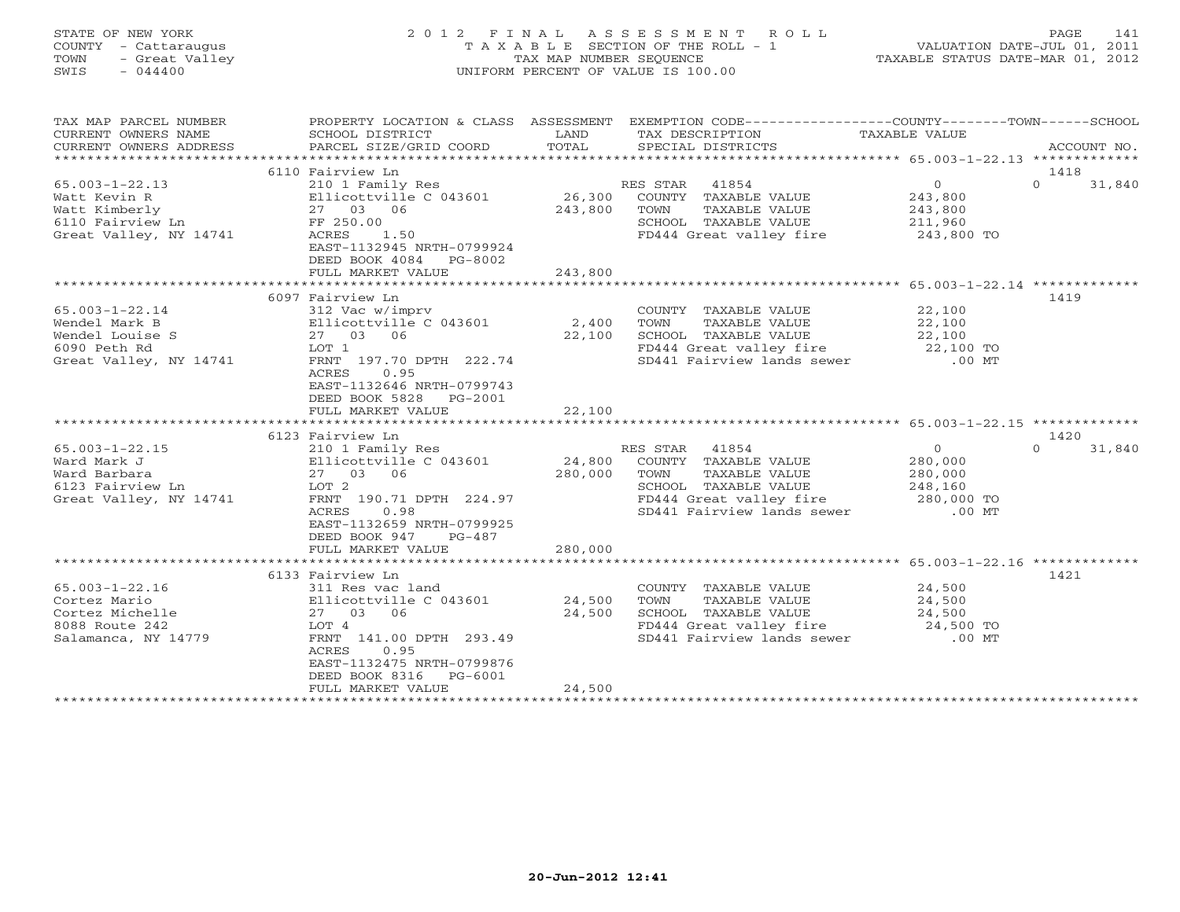STATE OF NEW YORK
COUNTY - Cattaraugus
TOWN - Great Valley
SWIS - 044400

# 2012 FINAL ASSESSMENT ROLL
TAXABLE SECTION OF THE ROLL - 1
TAX MAP NUMBER SEQUENCE
UNIFORM PERCENT OF VALUE IS 100.00

VALUATION DATE-JUL 01, 2011
TAXABLE STATUS DATE-MAR 01, 2012

| TAX MAP PARCEL NUMBER / CURRENT OWNERS NAME / CURRENT OWNERS ADDRESS | PROPERTY LOCATION & CLASS / SCHOOL DISTRICT / PARCEL SIZE/GRID COORD | ASSESSMENT LAND | TOTAL | EXEMPTION CODE / TAX DESCRIPTION / SPECIAL DISTRICTS | COUNTY TAXABLE VALUE | TOWN | SCHOOL | ACCOUNT NO. |
|---|---|---|---|---|---|---|---|---|
| 65.003-1-22.13 | 6110 Fairview Ln | | | | | | | 1418 |
| Watt Kevin R | 210 1 Family Res | | | RES STAR 41854 | 0 | | 0 | 31,840 |
| Watt Kimberly | Ellicottville C 043601 | 26,300 | | COUNTY TAXABLE VALUE | 243,800 | | | |
| 6110 Fairview Ln | 27 03 06 | | 243,800 | TOWN TAXABLE VALUE | 243,800 | | | |
| Great Valley, NY 14741 | FF 250.00 | | | SCHOOL TAXABLE VALUE | 211,960 | | | |
| | ACRES 1.50 | | | FD444 Great valley fire | 243,800 TO | | | |
| | EAST-1132945 NRTH-0799924 | | | | | | | |
| | DEED BOOK 4084 PG-8002 | | | | | | | |
| | FULL MARKET VALUE | | 243,800 | | | | | |
| 65.003-1-22.14 | 6097 Fairview Ln | | | | | | | 1419 |
| Wendel Mark B | 312 Vac w/imprv | | | COUNTY TAXABLE VALUE | 22,100 | | | |
| Wendel Louise S | Ellicottville C 043601 | 2,400 | | TOWN TAXABLE VALUE | 22,100 | | | |
| 6090 Peth Rd | 27 03 06 | | 22,100 | SCHOOL TAXABLE VALUE | 22,100 | | | |
| Great Valley, NY 14741 | LOT 1 | | | FD444 Great valley fire | 22,100 TO | | | |
| | FRNT 197.70 DPTH 222.74 | | | SD441 Fairview lands sewer | .00 MT | | | |
| | ACRES 0.95 | | | | | | | |
| | EAST-1132646 NRTH-0799743 | | | | | | | |
| | DEED BOOK 5828 PG-2001 | | | | | | | |
| | FULL MARKET VALUE | | 22,100 | | | | | |
| 65.003-1-22.15 | 6123 Fairview Ln | | | | | | | 1420 |
| Ward Mark J | 210 1 Family Res | | | RES STAR 41854 | 0 | | 0 | 31,840 |
| Ward Barbara | Ellicottville C 043601 | 24,800 | | COUNTY TAXABLE VALUE | 280,000 | | | |
| 6123 Fairview Ln | 27 03 06 | | 280,000 | TOWN TAXABLE VALUE | 280,000 | | | |
| Great Valley, NY 14741 | LOT 2 | | | SCHOOL TAXABLE VALUE | 248,160 | | | |
| | FRNT 190.71 DPTH 224.97 | | | FD444 Great valley fire | 280,000 TO | | | |
| | ACRES 0.98 | | | SD441 Fairview lands sewer | .00 MT | | | |
| | EAST-1132659 NRTH-0799925 | | | | | | | |
| | DEED BOOK 947 PG-487 | | | | | | | |
| | FULL MARKET VALUE | | 280,000 | | | | | |
| 65.003-1-22.16 | 6133 Fairview Ln | | | | | | | 1421 |
| Cortez Mario | 311 Res vac land | | | COUNTY TAXABLE VALUE | 24,500 | | | |
| Cortez Michelle | Ellicottville C 043601 | 24,500 | | TOWN TAXABLE VALUE | 24,500 | | | |
| 8088 Route 242 | 27 03 06 | | 24,500 | SCHOOL TAXABLE VALUE | 24,500 | | | |
| Salamanca, NY 14779 | LOT 4 | | | FD444 Great valley fire | 24,500 TO | | | |
| | FRNT 141.00 DPTH 293.49 | | | SD441 Fairview lands sewer | .00 MT | | | |
| | ACRES 0.95 | | | | | | | |
| | EAST-1132475 NRTH-0799876 | | | | | | | |
| | DEED BOOK 8316 PG-6001 | | | | | | | |
| | FULL MARKET VALUE | | 24,500 | | | | | |

20-Jun-2012 12:41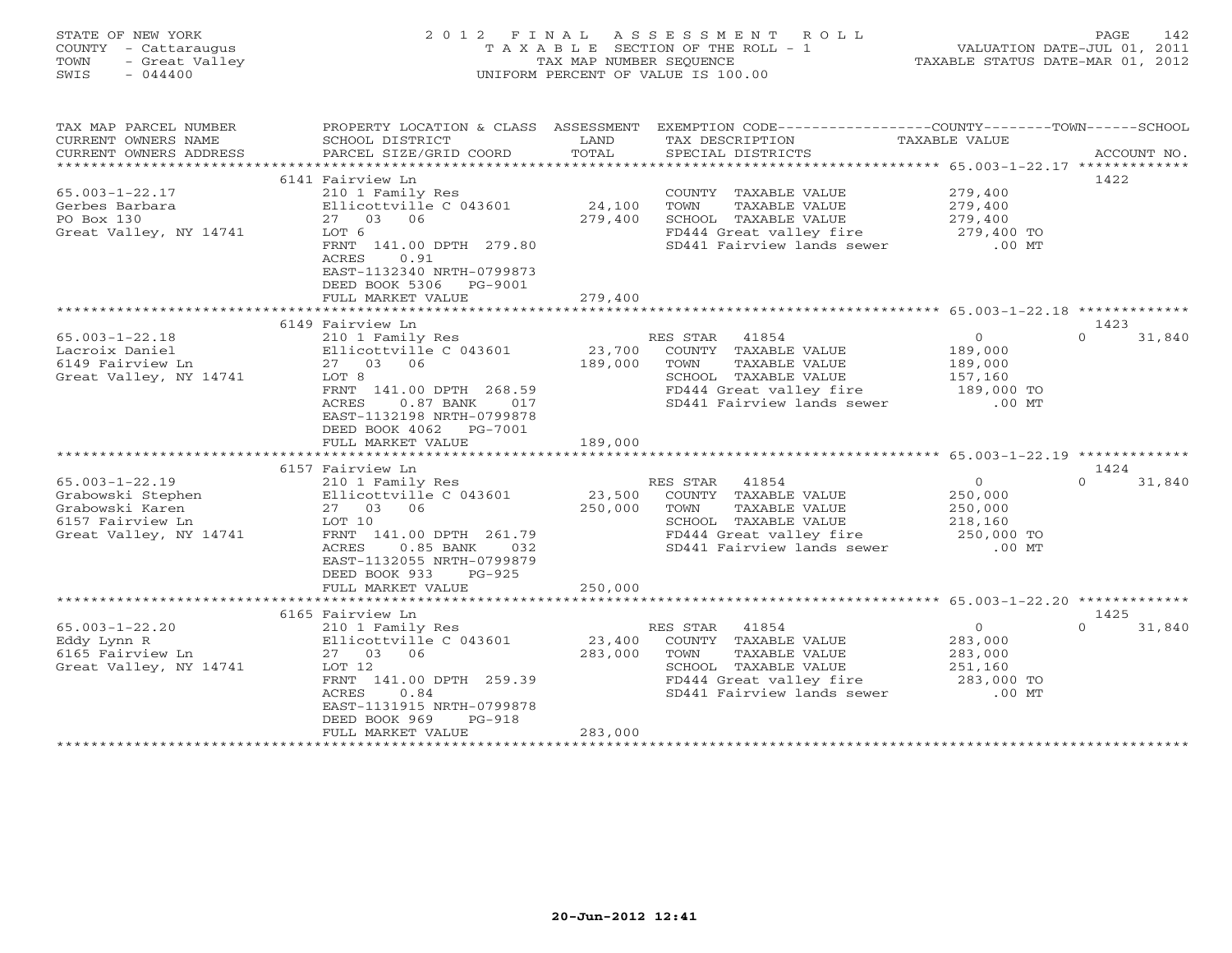STATE OF NEW YORK
COUNTY - Cattaraugus
TOWN - Great Valley
SWIS - 044400

2012 FINAL ASSESSMENT ROLL
TAXABLE SECTION OF THE ROLL - 1
TAX MAP NUMBER SEQUENCE
UNIFORM PERCENT OF VALUE IS 100.00

VALUATION DATE-JUL 01, 2011
TAXABLE STATUS DATE-MAR 01, 2012

| TAX MAP PARCEL NUMBER / CURRENT OWNERS NAME / CURRENT OWNERS ADDRESS | PROPERTY LOCATION & CLASS / SCHOOL DISTRICT / PARCEL SIZE/GRID COORD | ASSESSMENT LAND / TOTAL | EXEMPTION CODE / TAX DESCRIPTION / SPECIAL DISTRICTS | COUNTY / TOWN / SCHOOL TAXABLE VALUE | ACCOUNT NO. |
|---|---|---|---|---|---|
| 65.003-1-22.17 | 6141 Fairview Ln | | | | 1422 |
| Gerbes Barbara | 210 1 Family Res | | COUNTY TAXABLE VALUE | 279,400 | |
| PO Box 130 | Ellicottville C 043601 | 24,100 | TOWN TAXABLE VALUE | 279,400 | |
| Great Valley, NY 14741 | 27 03 06 | 279,400 | SCHOOL TAXABLE VALUE | 279,400 | |
| | LOT 6 | | FD444 Great valley fire | 279,400 TO | |
| | FRNT 141.00 DPTH 279.80 | | SD441 Fairview lands sewer | .00 MT | |
| | ACRES 0.91 | | | | |
| | EAST-1132340 NRTH-0799873 | | | | |
| | DEED BOOK 5306 PG-9001 | | | | |
| | FULL MARKET VALUE | 279,400 | | | |
| 65.003-1-22.18 | 6149 Fairview Ln | | | | 1423 |
| Lacroix Daniel | 210 1 Family Res | | RES STAR 41854 | 0 / 0 / 31,840 | |
| 6149 Fairview Ln | Ellicottville C 043601 | 23,700 | COUNTY TAXABLE VALUE | 189,000 | |
| Great Valley, NY 14741 | 27 03 06 | 189,000 | TOWN TAXABLE VALUE | 189,000 | |
| | LOT 8 | | SCHOOL TAXABLE VALUE | 157,160 | |
| | FRNT 141.00 DPTH 268.59 | | FD444 Great valley fire | 189,000 TO | |
| | ACRES 0.87 BANK 017 | | SD441 Fairview lands sewer | .00 MT | |
| | EAST-1132198 NRTH-0799878 | | | | |
| | DEED BOOK 4062 PG-7001 | | | | |
| | FULL MARKET VALUE | 189,000 | | | |
| 65.003-1-22.19 | 6157 Fairview Ln | | | | 1424 |
| Grabowski Stephen | 210 1 Family Res | | RES STAR 41854 | 0 / 0 / 31,840 | |
| Grabowski Karen | Ellicottville C 043601 | 23,500 | COUNTY TAXABLE VALUE | 250,000 | |
| 6157 Fairview Ln | 27 03 06 | 250,000 | TOWN TAXABLE VALUE | 250,000 | |
| Great Valley, NY 14741 | LOT 10 | | SCHOOL TAXABLE VALUE | 218,160 | |
| | FRNT 141.00 DPTH 261.79 | | FD444 Great valley fire | 250,000 TO | |
| | ACRES 0.85 BANK 032 | | SD441 Fairview lands sewer | .00 MT | |
| | EAST-1132055 NRTH-0799879 | | | | |
| | DEED BOOK 933 PG-925 | | | | |
| | FULL MARKET VALUE | 250,000 | | | |
| 65.003-1-22.20 | 6165 Fairview Ln | | | | 1425 |
| Eddy Lynn R | 210 1 Family Res | | RES STAR 41854 | 0 / 0 / 31,840 | |
| 6165 Fairview Ln | Ellicottville C 043601 | 23,400 | COUNTY TAXABLE VALUE | 283,000 | |
| Great Valley, NY 14741 | 27 03 06 | 283,000 | TOWN TAXABLE VALUE | 283,000 | |
| | LOT 12 | | SCHOOL TAXABLE VALUE | 251,160 | |
| | FRNT 141.00 DPTH 259.39 | | FD444 Great valley fire | 283,000 TO | |
| | ACRES 0.84 | | SD441 Fairview lands sewer | .00 MT | |
| | EAST-1131915 NRTH-0799878 | | | | |
| | DEED BOOK 969 PG-918 | | | | |
| | FULL MARKET VALUE | 283,000 | | | |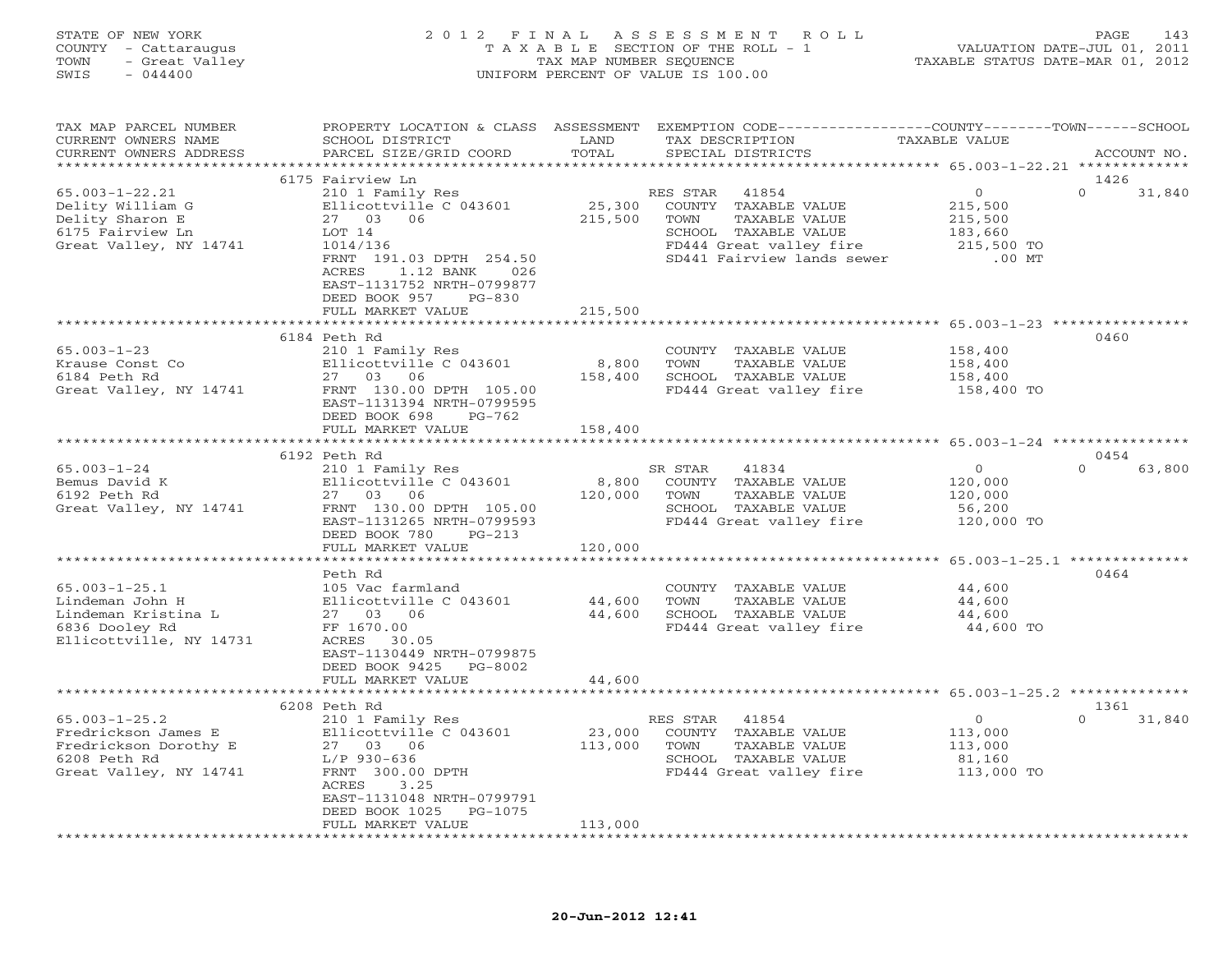STATE OF NEW YORK
COUNTY - Cattaraugus
TOWN - Great Valley
SWIS - 044400

# 2012 FINAL ASSESSMENT ROLL

TAXABLE SECTION OF THE ROLL - 1
TAX MAP NUMBER SEQUENCE
UNIFORM PERCENT OF VALUE IS 100.00

VALUATION DATE-JUL 01, 2011
TAXABLE STATUS DATE-MAR 01, 2012

| TAX MAP PARCEL NUMBER / CURRENT OWNERS NAME / CURRENT OWNERS ADDRESS | PROPERTY LOCATION & CLASS / SCHOOL DISTRICT / PARCEL SIZE/GRID COORD | ASSESSMENT LAND / TOTAL | EXEMPTION CODE / TAX DESCRIPTION / SPECIAL DISTRICTS | COUNTY TAXABLE VALUE | TOWN | SCHOOL | ACCOUNT NO. |
|---|---|---|---|---|---|---|---|
| **65.003-1-22.21** | 6175 Fairview Ln | | | | | | 1426 |
| Delity William G | 210 1 Family Res | | RES STAR 41854 | 0 | | 0 | 31,840 |
| Delity Sharon E | Ellicottville C 043601 | 25,300 | COUNTY TAXABLE VALUE | 215,500 | | | |
| 6175 Fairview Ln | 27 03 06 | 215,500 | TOWN TAXABLE VALUE | 215,500 | | | |
| Great Valley, NY 14741 | LOT 14 | | SCHOOL TAXABLE VALUE | 183,660 | | | |
| | 1014/136 | | FD444 Great valley fire | 215,500 TO | | | |
| | FRNT 191.03 DPTH 254.50 | | SD441 Fairview lands sewer | .00 MT | | | |
| | ACRES 1.12 BANK 026 | | | | | | |
| | EAST-1131752 NRTH-0799877 | | | | | | |
| | DEED BOOK 957 PG-830 | | | | | | |
| | FULL MARKET VALUE | 215,500 | | | | | |
| **65.003-1-23** | 6184 Peth Rd | | | | | | 0460 |
| Krause Const Co | 210 1 Family Res | | COUNTY TAXABLE VALUE | 158,400 | | | |
| 6184 Peth Rd | Ellicottville C 043601 | 8,800 | TOWN TAXABLE VALUE | 158,400 | | | |
| Great Valley, NY 14741 | 27 03 06 | 158,400 | SCHOOL TAXABLE VALUE | 158,400 | | | |
| | FRNT 130.00 DPTH 105.00 | | FD444 Great valley fire | 158,400 TO | | | |
| | EAST-1131394 NRTH-0799595 | | | | | | |
| | DEED BOOK 698 PG-762 | | | | | | |
| | FULL MARKET VALUE | 158,400 | | | | | |
| **65.003-1-24** | 6192 Peth Rd | | | | | | 0454 |
| Bemus David K | 210 1 Family Res | | SR STAR 41834 | 0 | | 0 | 63,800 |
| 6192 Peth Rd | Ellicottville C 043601 | 8,800 | COUNTY TAXABLE VALUE | 120,000 | | | |
| Great Valley, NY 14741 | 27 03 06 | 120,000 | TOWN TAXABLE VALUE | 120,000 | | | |
| | FRNT 130.00 DPTH 105.00 | | SCHOOL TAXABLE VALUE | 56,200 | | | |
| | EAST-1131265 NRTH-0799593 | | FD444 Great valley fire | 120,000 TO | | | |
| | DEED BOOK 780 PG-213 | | | | | | |
| | FULL MARKET VALUE | 120,000 | | | | | |
| **65.003-1-25.1** | Peth Rd | | | | | | 0464 |
| Lindeman John H | 105 Vac farmland | | COUNTY TAXABLE VALUE | 44,600 | | | |
| Lindeman Kristina L | Ellicottville C 043601 | 44,600 | TOWN TAXABLE VALUE | 44,600 | | | |
| 6836 Dooley Rd | 27 03 06 | 44,600 | SCHOOL TAXABLE VALUE | 44,600 | | | |
| Ellicottville, NY 14731 | FF 1670.00 | | FD444 Great valley fire | 44,600 TO | | | |
| | ACRES 30.05 | | | | | | |
| | EAST-1130449 NRTH-0799875 | | | | | | |
| | DEED BOOK 9425 PG-8002 | | | | | | |
| | FULL MARKET VALUE | 44,600 | | | | | |
| **65.003-1-25.2** | 6208 Peth Rd | | | | | | 1361 |
| Fredrickson James E | 210 1 Family Res | | RES STAR 41854 | 0 | | 0 | 31,840 |
| Fredrickson Dorothy E | Ellicottville C 043601 | 23,000 | COUNTY TAXABLE VALUE | 113,000 | | | |
| 6208 Peth Rd | 27 03 06 | 113,000 | TOWN TAXABLE VALUE | 113,000 | | | |
| Great Valley, NY 14741 | L/P 930-636 | | SCHOOL TAXABLE VALUE | 81,160 | | | |
| | FRNT 300.00 DPTH | | FD444 Great valley fire | 113,000 TO | | | |
| | ACRES 3.25 | | | | | | |
| | EAST-1131048 NRTH-0799791 | | | | | | |
| | DEED BOOK 1025 PG-1075 | | | | | | |
| | FULL MARKET VALUE | 113,000 | | | | | |

20-Jun-2012 12:41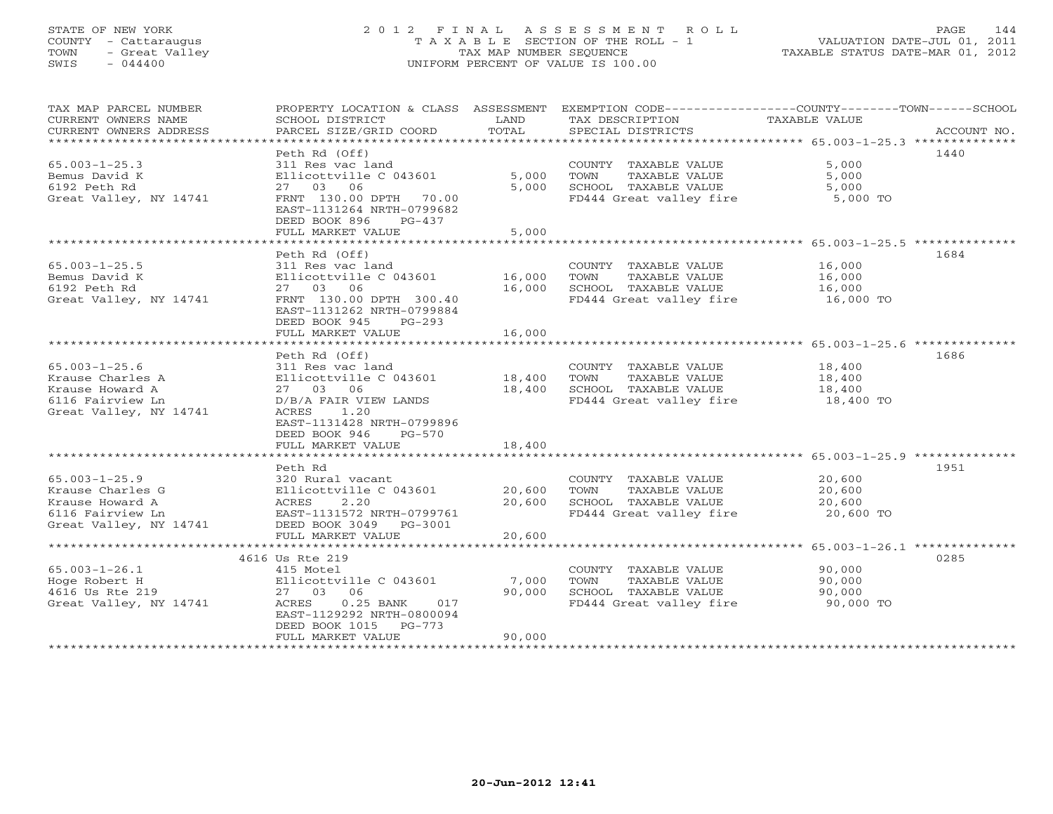STATE OF NEW YORK
COUNTY - Cattaraugus
TOWN - Great Valley
SWIS - 044400

2 0 1 2 F I N A L A S S E S S M E N T R O L L
T A X A B L E SECTION OF THE ROLL - 1
TAX MAP NUMBER SEQUENCE
UNIFORM PERCENT OF VALUE IS 100.00

VALUATION DATE-JUL 01, 2011
TAXABLE STATUS DATE-MAR 01, 2012

| TAX MAP PARCEL NUMBER / CURRENT OWNERS NAME / CURRENT OWNERS ADDRESS | PROPERTY LOCATION & CLASS / SCHOOL DISTRICT / PARCEL SIZE/GRID COORD | ASSESSMENT LAND | TOTAL | EXEMPTION CODE / TAX DESCRIPTION / SPECIAL DISTRICTS | COUNTY--------TOWN------SCHOOL TAXABLE VALUE | ACCOUNT NO. |
|---|---|---|---|---|---|---|
| **65.003-1-25.3** | Peth Rd (Off) | | | | | 1440 |
| 65.003-1-25.3 | 311 Res vac land | | | COUNTY TAXABLE VALUE | 5,000 | |
| Bemus David K | Ellicottville C 043601 | 5,000 | | TOWN TAXABLE VALUE | 5,000 | |
| 6192 Peth Rd | 27 03 06 | | 5,000 | SCHOOL TAXABLE VALUE | 5,000 | |
| Great Valley, NY 14741 | FRNT 130.00 DPTH 70.00 | | | FD444 Great valley fire | 5,000 TO | |
| | EAST-1131264 NRTH-0799682 | | | | | |
| | DEED BOOK 896 PG-437 | | | | | |
| | FULL MARKET VALUE | | 5,000 | | | |
| **65.003-1-25.5** | Peth Rd (Off) | | | | | 1684 |
| 65.003-1-25.5 | 311 Res vac land | | | COUNTY TAXABLE VALUE | 16,000 | |
| Bemus David K | Ellicottville C 043601 | 16,000 | | TOWN TAXABLE VALUE | 16,000 | |
| 6192 Peth Rd | 27 03 06 | | 16,000 | SCHOOL TAXABLE VALUE | 16,000 | |
| Great Valley, NY 14741 | FRNT 130.00 DPTH 300.40 | | | FD444 Great valley fire | 16,000 TO | |
| | EAST-1131262 NRTH-0799884 | | | | | |
| | DEED BOOK 945 PG-293 | | | | | |
| | FULL MARKET VALUE | | 16,000 | | | |
| **65.003-1-25.6** | Peth Rd (Off) | | | | | 1686 |
| 65.003-1-25.6 | 311 Res vac land | | | COUNTY TAXABLE VALUE | 18,400 | |
| Krause Charles A | Ellicottville C 043601 | 18,400 | | TOWN TAXABLE VALUE | 18,400 | |
| Krause Howard A | 27 03 06 | | 18,400 | SCHOOL TAXABLE VALUE | 18,400 | |
| 6116 Fairview Ln | D/B/A FAIR VIEW LANDS | | | FD444 Great valley fire | 18,400 TO | |
| Great Valley, NY 14741 | ACRES 1.20 | | | | | |
| | EAST-1131428 NRTH-0799896 | | | | | |
| | DEED BOOK 946 PG-570 | | | | | |
| | FULL MARKET VALUE | | 18,400 | | | |
| **65.003-1-25.9** | Peth Rd | | | | | 1951 |
| 65.003-1-25.9 | 320 Rural vacant | | | COUNTY TAXABLE VALUE | 20,600 | |
| Krause Charles G | Ellicottville C 043601 | 20,600 | | TOWN TAXABLE VALUE | 20,600 | |
| Krause Howard A | ACRES 2.20 | | 20,600 | SCHOOL TAXABLE VALUE | 20,600 | |
| 6116 Fairview Ln | EAST-1131572 NRTH-0799761 | | | FD444 Great valley fire | 20,600 TO | |
| Great Valley, NY 14741 | DEED BOOK 3049 PG-3001 | | | | | |
| | FULL MARKET VALUE | | 20,600 | | | |
| **65.003-1-26.1** | 4616 Us Rte 219 | | | | | 0285 |
| 65.003-1-26.1 | 415 Motel | | | COUNTY TAXABLE VALUE | 90,000 | |
| Hoge Robert H | Ellicottville C 043601 | 7,000 | | TOWN TAXABLE VALUE | 90,000 | |
| 4616 Us Rte 219 | 27 03 06 | | 90,000 | SCHOOL TAXABLE VALUE | 90,000 | |
| Great Valley, NY 14741 | ACRES 0.25 BANK 017 | | | FD444 Great valley fire | 90,000 TO | |
| | EAST-1129292 NRTH-0800094 | | | | | |
| | DEED BOOK 1015 PG-773 | | | | | |
| | FULL MARKET VALUE | | 90,000 | | | |

20-Jun-2012 12:41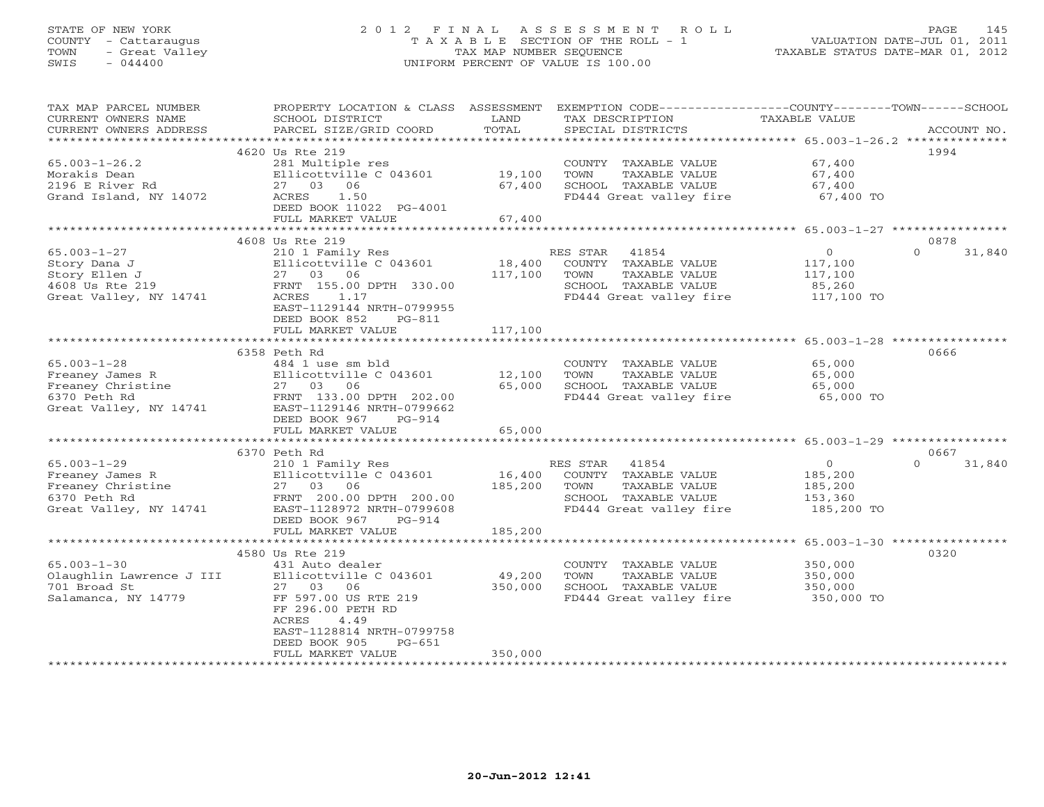STATE OF NEW YORK
COUNTY - Cattaraugus
TOWN - Great Valley
SWIS - 044400

# 2012 FINAL ASSESSMENT ROLL
TAXABLE SECTION OF THE ROLL - 1
TAX MAP NUMBER SEQUENCE
UNIFORM PERCENT OF VALUE IS 100.00

VALUATION DATE-JUL 01, 2011
TAXABLE STATUS DATE-MAR 01, 2012

| TAX MAP PARCEL NUMBER / CURRENT OWNERS NAME / CURRENT OWNERS ADDRESS | PROPERTY LOCATION & CLASS / SCHOOL DISTRICT / PARCEL SIZE/GRID COORD | ASSESSMENT LAND / TOTAL | EXEMPTION CODE / TAX DESCRIPTION / SPECIAL DISTRICTS | COUNTY TAXABLE VALUE | TOWN | SCHOOL | ACCOUNT NO. |
|---|---|---|---|---|---|---|---|
| | 4620 Us Rte 219 | | | | | | 1994 |
| 65.003-1-26.2 | 281 Multiple res | | COUNTY TAXABLE VALUE | 67,400 | | | |
| Morakis Dean | Ellicottville C 043601 | 19,100 | TOWN TAXABLE VALUE | 67,400 | | | |
| 2196 E River Rd | 27 03 06 | 67,400 | SCHOOL TAXABLE VALUE | 67,400 | | | |
| Grand Island, NY 14072 | ACRES 1.50 | | FD444 Great valley fire | 67,400 TO | | | |
| | DEED BOOK 11022 PG-4001 | | | | | | |
| | FULL MARKET VALUE | 67,400 | | | | | |
| | 4608 Us Rte 219 | | | | | | 0878 |
| 65.003-1-27 | 210 1 Family Res | | RES STAR 41854 | 0 | | 0 | 31,840 |
| Story Dana J | Ellicottville C 043601 | 18,400 | COUNTY TAXABLE VALUE | 117,100 | | | |
| Story Ellen J | 27 03 06 | 117,100 | TOWN TAXABLE VALUE | 117,100 | | | |
| 4608 Us Rte 219 | FRNT 155.00 DPTH 330.00 | | SCHOOL TAXABLE VALUE | 85,260 | | | |
| Great Valley, NY 14741 | ACRES 1.17 | | FD444 Great valley fire | 117,100 TO | | | |
| | EAST-1129144 NRTH-0799955 | | | | | | |
| | DEED BOOK 852 PG-811 | | | | | | |
| | FULL MARKET VALUE | 117,100 | | | | | |
| | 6358 Peth Rd | | | | | | 0666 |
| 65.003-1-28 | 484 1 use sm bld | | COUNTY TAXABLE VALUE | 65,000 | | | |
| Freaney James R | Ellicottville C 043601 | 12,100 | TOWN TAXABLE VALUE | 65,000 | | | |
| Freaney Christine | 27 03 06 | 65,000 | SCHOOL TAXABLE VALUE | 65,000 | | | |
| 6370 Peth Rd | FRNT 133.00 DPTH 202.00 | | FD444 Great valley fire | 65,000 TO | | | |
| Great Valley, NY 14741 | EAST-1129146 NRTH-0799662 | | | | | | |
| | DEED BOOK 967 PG-914 | | | | | | |
| | FULL MARKET VALUE | 65,000 | | | | | |
| | 6370 Peth Rd | | | | | | 0667 |
| 65.003-1-29 | 210 1 Family Res | | RES STAR 41854 | 0 | | 0 | 31,840 |
| Freaney James R | Ellicottville C 043601 | 16,400 | COUNTY TAXABLE VALUE | 185,200 | | | |
| Freaney Christine | 27 03 06 | 185,200 | TOWN TAXABLE VALUE | 185,200 | | | |
| 6370 Peth Rd | FRNT 200.00 DPTH 200.00 | | SCHOOL TAXABLE VALUE | 153,360 | | | |
| Great Valley, NY 14741 | EAST-1128972 NRTH-0799608 | | FD444 Great valley fire | 185,200 TO | | | |
| | DEED BOOK 967 PG-914 | | | | | | |
| | FULL MARKET VALUE | 185,200 | | | | | |
| | 4580 Us Rte 219 | | | | | | 0320 |
| 65.003-1-30 | 431 Auto dealer | | COUNTY TAXABLE VALUE | 350,000 | | | |
| Olaughlin Lawrence J III | Ellicottville C 043601 | 49,200 | TOWN TAXABLE VALUE | 350,000 | | | |
| 701 Broad St | 27 03 06 | 350,000 | SCHOOL TAXABLE VALUE | 350,000 | | | |
| Salamanca, NY 14779 | FF 597.00 US RTE 219 | | FD444 Great valley fire | 350,000 TO | | | |
| | FF 296.00 PETH RD | | | | | | |
| | ACRES 4.49 | | | | | | |
| | EAST-1128814 NRTH-0799758 | | | | | | |
| | DEED BOOK 905 PG-651 | | | | | | |
| | FULL MARKET VALUE | 350,000 | | | | | |

20-Jun-2012 12:41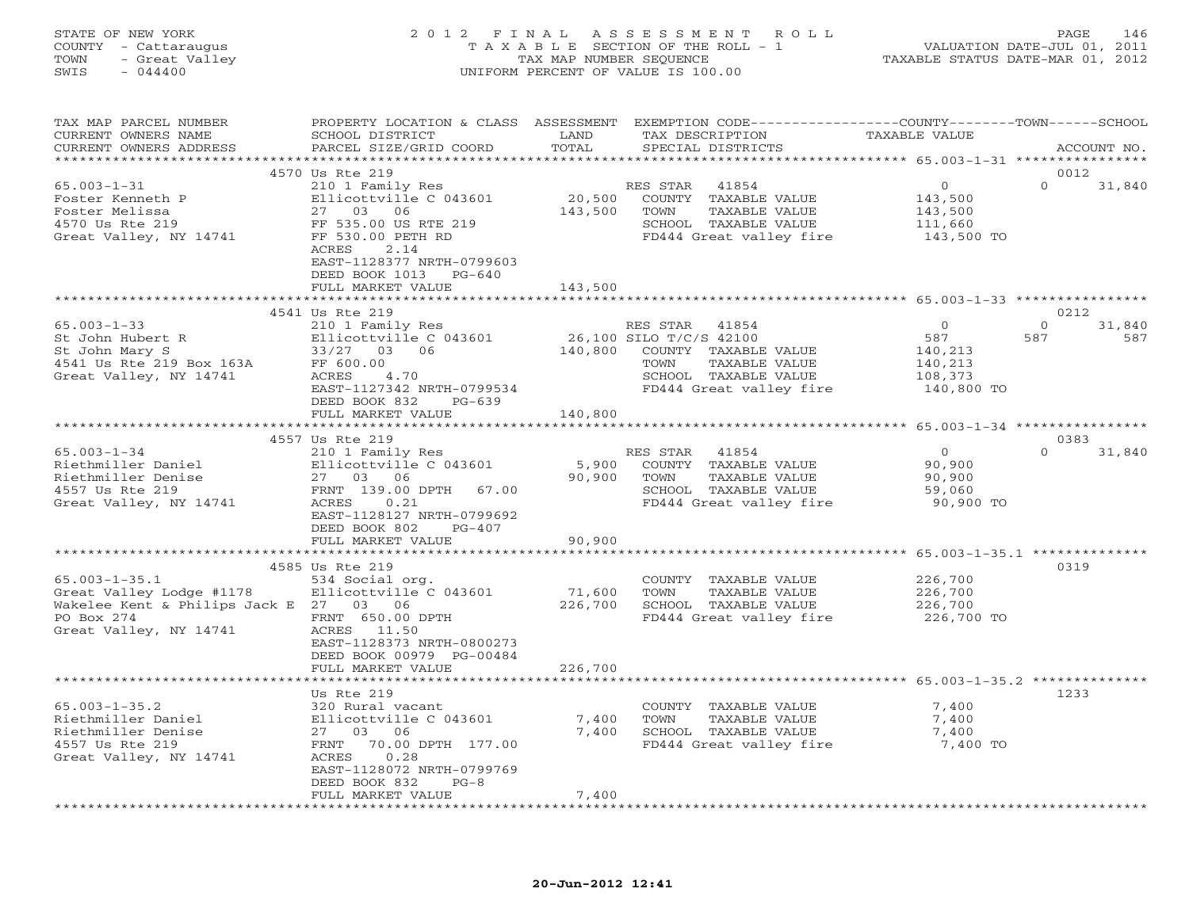STATE OF NEW YORK
COUNTY - Cattaraugus
TOWN - Great Valley
SWIS - 044400

2012 FINAL ASSESSMENT ROLL
TAXABLE SECTION OF THE ROLL - 1
TAX MAP NUMBER SEQUENCE
UNIFORM PERCENT OF VALUE IS 100.00

VALUATION DATE-JUL 01, 2011
TAXABLE STATUS DATE-MAR 01, 2012

| TAX MAP PARCEL NUMBER / CURRENT OWNERS NAME / CURRENT OWNERS ADDRESS | PROPERTY LOCATION & CLASS / SCHOOL DISTRICT / PARCEL SIZE/GRID COORD | ASSESSMENT LAND / TOTAL | EXEMPTION CODE / TAX DESCRIPTION / SPECIAL DISTRICTS | COUNTY TAXABLE VALUE | TOWN | SCHOOL / ACCOUNT NO. |
|---|---|---|---|---|---|---|
| | 4570 Us Rte 219 | | | | | 0012 |
| 65.003-1-31 | 210 1 Family Res | | RES STAR 41854 | 0 | 0 | 31,840 |
| Foster Kenneth P | Ellicottville C 043601 | 20,500 | COUNTY TAXABLE VALUE | 143,500 | | |
| Foster Melissa | 27 03 06 | 143,500 | TOWN TAXABLE VALUE | 143,500 | | |
| 4570 Us Rte 219 | FF 535.00 US RTE 219 | | SCHOOL TAXABLE VALUE | 111,660 | | |
| Great Valley, NY 14741 | FF 530.00 PETH RD | | FD444 Great valley fire | 143,500 TO | | |
| | ACRES 2.14 | | | | | |
| | EAST-1128377 NRTH-0799603 | | | | | |
| | DEED BOOK 1013 PG-640 | | | | | |
| | FULL MARKET VALUE | 143,500 | | | | |
| | 4541 Us Rte 219 | | | | | 0212 |
| 65.003-1-33 | 210 1 Family Res | | RES STAR 41854 | 0 | 0 | 31,840 |
| St John Hubert R | Ellicottville C 043601 | 26,100 | SILO T/C/S 42100 | 587 | 587 | 587 |
| St John Mary S | 33/27 03 06 | 140,800 | COUNTY TAXABLE VALUE | 140,213 | | |
| 4541 Us Rte 219 Box 163A | FF 600.00 | | TOWN TAXABLE VALUE | 140,213 | | |
| Great Valley, NY 14741 | ACRES 4.70 | | SCHOOL TAXABLE VALUE | 108,373 | | |
| | EAST-1127342 NRTH-0799534 | | FD444 Great valley fire | 140,800 TO | | |
| | DEED BOOK 832 PG-639 | | | | | |
| | FULL MARKET VALUE | 140,800 | | | | |
| | 4557 Us Rte 219 | | | | | 0383 |
| 65.003-1-34 | 210 1 Family Res | | RES STAR 41854 | 0 | 0 | 31,840 |
| Riethmiller Daniel | Ellicottville C 043601 | 5,900 | COUNTY TAXABLE VALUE | 90,900 | | |
| Riethmiller Denise | 27 03 06 | 90,900 | TOWN TAXABLE VALUE | 90,900 | | |
| 4557 Us Rte 219 | FRNT 139.00 DPTH 67.00 | | SCHOOL TAXABLE VALUE | 59,060 | | |
| Great Valley, NY 14741 | ACRES 0.21 | | FD444 Great valley fire | 90,900 TO | | |
| | EAST-1128127 NRTH-0799692 | | | | | |
| | DEED BOOK 802 PG-407 | | | | | |
| | FULL MARKET VALUE | 90,900 | | | | |
| | 4585 Us Rte 219 | | | | | 0319 |
| 65.003-1-35.1 | 534 Social org. | | COUNTY TAXABLE VALUE | 226,700 | | |
| Great Valley Lodge #1178 | Ellicottville C 043601 | 71,600 | TOWN TAXABLE VALUE | 226,700 | | |
| Wakelee Kent & Philips Jack E | 27 03 06 | 226,700 | SCHOOL TAXABLE VALUE | 226,700 | | |
| PO Box 274 | FRNT 650.00 DPTH | | FD444 Great valley fire | 226,700 TO | | |
| Great Valley, NY 14741 | ACRES 11.50 | | | | | |
| | EAST-1128373 NRTH-0800273 | | | | | |
| | DEED BOOK 00979 PG-00484 | | | | | |
| | FULL MARKET VALUE | 226,700 | | | | |
| | Us Rte 219 | | | | | 1233 |
| 65.003-1-35.2 | 320 Rural vacant | | COUNTY TAXABLE VALUE | 7,400 | | |
| Riethmiller Daniel | Ellicottville C 043601 | 7,400 | TOWN TAXABLE VALUE | 7,400 | | |
| Riethmiller Denise | 27 03 06 | 7,400 | SCHOOL TAXABLE VALUE | 7,400 | | |
| 4557 Us Rte 219 | FRNT 70.00 DPTH 177.00 | | FD444 Great valley fire | 7,400 TO | | |
| Great Valley, NY 14741 | ACRES 0.28 | | | | | |
| | EAST-1128072 NRTH-0799769 | | | | | |
| | DEED BOOK 832 PG-8 | | | | | |
| | FULL MARKET VALUE | 7,400 | | | | |

20-Jun-2012 12:41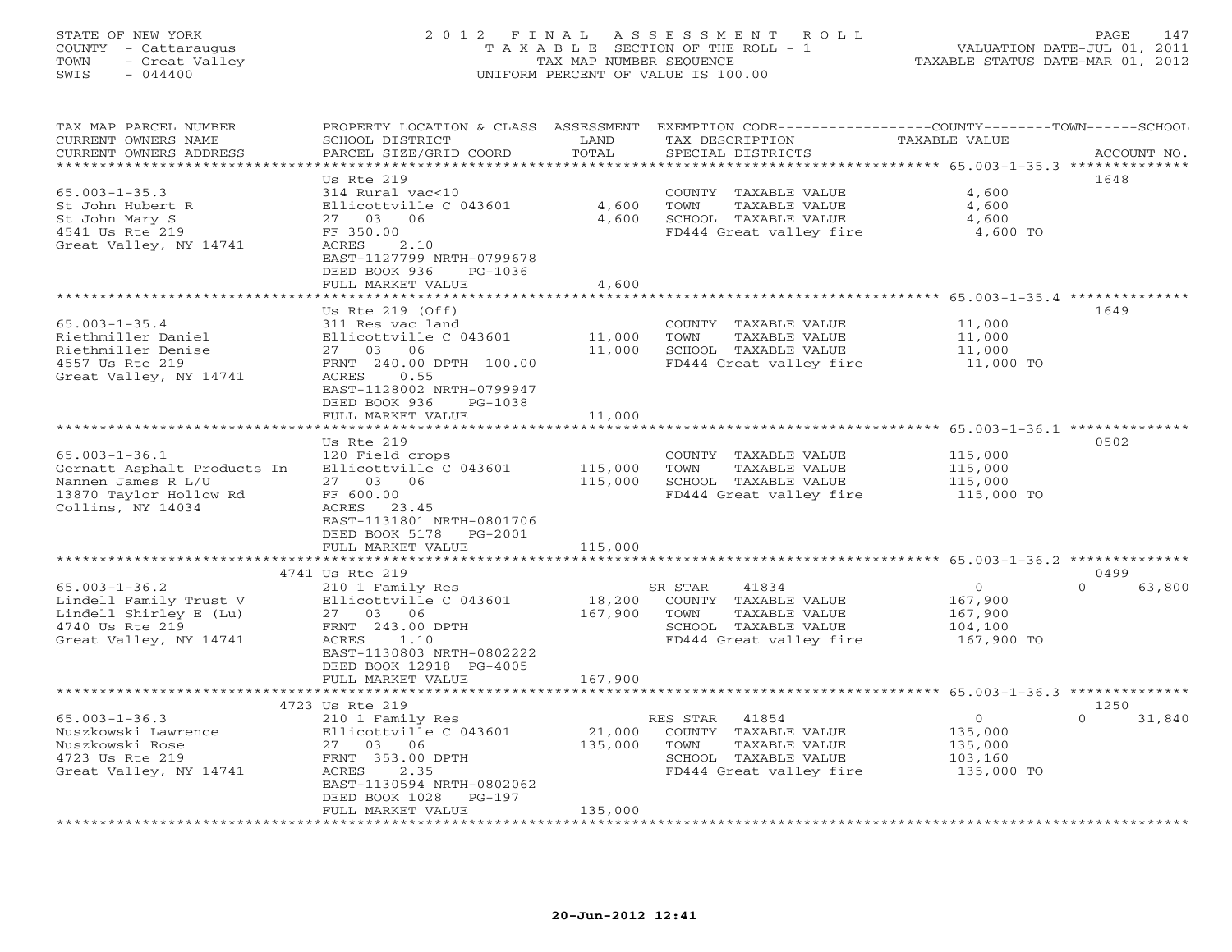STATE OF NEW YORK
COUNTY - Cattaraugus
TOWN - Great Valley
SWIS - 044400

2012 FINAL ASSESSMENT ROLL
TAXABLE SECTION OF THE ROLL - 1
TAX MAP NUMBER SEQUENCE
UNIFORM PERCENT OF VALUE IS 100.00

VALUATION DATE-JUL 01, 2011
TAXABLE STATUS DATE-MAR 01, 2012

| TAX MAP PARCEL NUMBER / CURRENT OWNERS NAME / CURRENT OWNERS ADDRESS | PROPERTY LOCATION & CLASS / SCHOOL DISTRICT / PARCEL SIZE/GRID COORD | ASSESSMENT LAND | TOTAL | EXEMPTION CODE / TAX DESCRIPTION / SPECIAL DISTRICTS | COUNTY / TOWN / SCHOOL TAXABLE VALUE | ACCOUNT NO. |
|---|---|---|---|---|---|---|
| **65.003-1-35.3** | Us Rte 219 | | | | | 1648 |
| St John Hubert R | 314 Rural vac<10 | | | COUNTY TAXABLE VALUE | 4,600 | |
| St John Mary S | Ellicottville C 043601 | 4,600 | | TOWN TAXABLE VALUE | 4,600 | |
| 4541 Us Rte 219 | 27 03 06 | | 4,600 | SCHOOL TAXABLE VALUE | 4,600 | |
| Great Valley, NY 14741 | FF 350.00 | | | FD444 Great valley fire | 4,600 TO | |
| | ACRES 2.10 | | | | | |
| | EAST-1127799 NRTH-0799678 | | | | | |
| | DEED BOOK 936 PG-1036 | | | | | |
| | FULL MARKET VALUE | | 4,600 | | | |
| **65.003-1-35.4** | Us Rte 219 (Off) | | | | | 1649 |
| Riethmiller Daniel | 311 Res vac land | | | COUNTY TAXABLE VALUE | 11,000 | |
| Riethmiller Denise | Ellicottville C 043601 | 11,000 | | TOWN TAXABLE VALUE | 11,000 | |
| 4557 Us Rte 219 | 27 03 06 | | 11,000 | SCHOOL TAXABLE VALUE | 11,000 | |
| Great Valley, NY 14741 | FRNT 240.00 DPTH 100.00 | | | FD444 Great valley fire | 11,000 TO | |
| | ACRES 0.55 | | | | | |
| | EAST-1128002 NRTH-0799947 | | | | | |
| | DEED BOOK 936 PG-1038 | | | | | |
| | FULL MARKET VALUE | | 11,000 | | | |
| **65.003-1-36.1** | Us Rte 219 | | | | | 0502 |
| Gernatt Asphalt Products In | 120 Field crops | | | COUNTY TAXABLE VALUE | 115,000 | |
| Nannen James R L/U | Ellicottville C 043601 | 115,000 | | TOWN TAXABLE VALUE | 115,000 | |
| 13870 Taylor Hollow Rd | 27 03 06 | | 115,000 | SCHOOL TAXABLE VALUE | 115,000 | |
| Collins, NY 14034 | FF 600.00 | | | FD444 Great valley fire | 115,000 TO | |
| | ACRES 23.45 | | | | | |
| | EAST-1131801 NRTH-0801706 | | | | | |
| | DEED BOOK 5178 PG-2001 | | | | | |
| | FULL MARKET VALUE | | 115,000 | | | |
| **65.003-1-36.2** | 4741 Us Rte 219 | | | | | 0499 |
| Lindell Family Trust V | 210 1 Family Res | | | SR STAR 41834 | 0 / 0 / 63,800 | |
| Lindell Shirley E (Lu) | Ellicottville C 043601 | 18,200 | | COUNTY TAXABLE VALUE | 167,900 | |
| 4740 Us Rte 219 | 27 03 06 | | 167,900 | TOWN TAXABLE VALUE | 167,900 | |
| Great Valley, NY 14741 | FRNT 243.00 DPTH | | | SCHOOL TAXABLE VALUE | 104,100 | |
| | ACRES 1.10 | | | FD444 Great valley fire | 167,900 TO | |
| | EAST-1130803 NRTH-0802222 | | | | | |
| | DEED BOOK 12918 PG-4005 | | | | | |
| | FULL MARKET VALUE | | 167,900 | | | |
| **65.003-1-36.3** | 4723 Us Rte 219 | | | | | 1250 |
| Nuszkowski Lawrence | 210 1 Family Res | | | RES STAR 41854 | 0 / 0 / 31,840 | |
| Nuszkowski Rose | Ellicottville C 043601 | 21,000 | | COUNTY TAXABLE VALUE | 135,000 | |
| 4723 Us Rte 219 | 27 03 06 | | 135,000 | TOWN TAXABLE VALUE | 135,000 | |
| Great Valley, NY 14741 | FRNT 353.00 DPTH | | | SCHOOL TAXABLE VALUE | 103,160 | |
| | ACRES 2.35 | | | FD444 Great valley fire | 135,000 TO | |
| | EAST-1130594 NRTH-0802062 | | | | | |
| | DEED BOOK 1028 PG-197 | | | | | |
| | FULL MARKET VALUE | | 135,000 | | | |

20-Jun-2012 12:41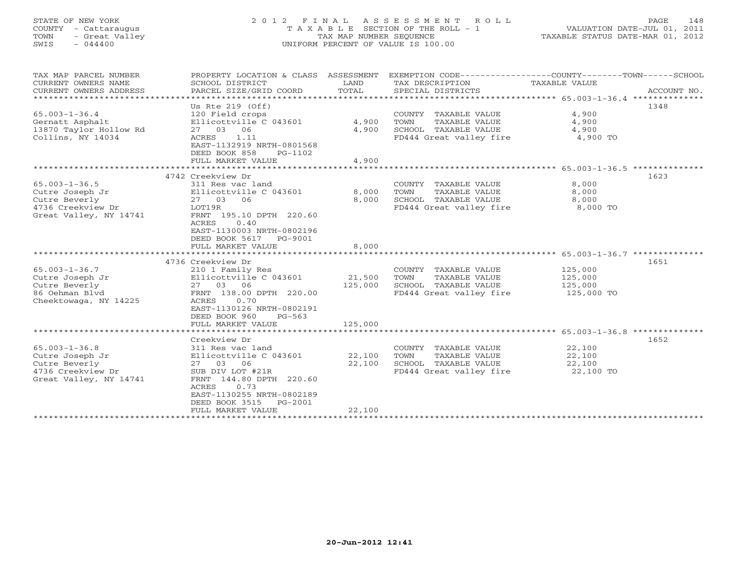STATE OF NEW YORK
COUNTY - Cattaraugus
TOWN - Great Valley
SWIS - 044400

2 0 1 2 F I N A L A S S E S S M E N T R O L L
T A X A B L E SECTION OF THE ROLL - 1
TAX MAP NUMBER SEQUENCE
UNIFORM PERCENT OF VALUE IS 100.00

VALUATION DATE-JUL 01, 2011
TAXABLE STATUS DATE-MAR 01, 2012

| TAX MAP PARCEL NUMBER / CURRENT OWNERS NAME / CURRENT OWNERS ADDRESS | PROPERTY LOCATION & CLASS / SCHOOL DISTRICT / PARCEL SIZE/GRID COORD | ASSESSMENT LAND / TOTAL | EXEMPTION CODE / TAX DESCRIPTION / SPECIAL DISTRICTS | COUNTY--------TOWN------SCHOOL TAXABLE VALUE | ACCOUNT NO. |
|---|---|---|---|---|---|
| 65.003-1-36.4 | Us Rte 219 (Off) | | | | 1348 |
| 65.003-1-36.4 | 120 Field crops | | COUNTY TAXABLE VALUE | 4,900 | |
| Gernatt Asphalt | Ellicottville C 043601 | 4,900 | TOWN TAXABLE VALUE | 4,900 | |
| 13870 Taylor Hollow Rd | 27 03 06 | 4,900 | SCHOOL TAXABLE VALUE | 4,900 | |
| Collins, NY 14034 | ACRES 1.11 | | FD444 Great valley fire | 4,900 TO | |
| | EAST-1132919 NRTH-0801568 | | | | |
| | DEED BOOK 858 PG-1102 | | | | |
| | FULL MARKET VALUE | 4,900 | | | |
| 65.003-1-36.5 | 4742 Creekview Dr | | | | 1623 |
| 65.003-1-36.5 | 311 Res vac land | | COUNTY TAXABLE VALUE | 8,000 | |
| Cutre Joseph Jr | Ellicottville C 043601 | 8,000 | TOWN TAXABLE VALUE | 8,000 | |
| Cutre Beverly | 27 03 06 | 8,000 | SCHOOL TAXABLE VALUE | 8,000 | |
| 4736 Creekview Dr | LOT19R | | FD444 Great valley fire | 8,000 TO | |
| Great Valley, NY 14741 | FRNT 195.10 DPTH 220.60 | | | | |
| | ACRES 0.40 | | | | |
| | EAST-1130003 NRTH-0802196 | | | | |
| | DEED BOOK 5617 PG-9001 | | | | |
| | FULL MARKET VALUE | 8,000 | | | |
| 65.003-1-36.7 | 4736 Creekview Dr | | | | 1651 |
| 65.003-1-36.7 | 210 1 Family Res | | COUNTY TAXABLE VALUE | 125,000 | |
| Cutre Joseph Jr | Ellicottville C 043601 | 21,500 | TOWN TAXABLE VALUE | 125,000 | |
| Cutre Beverly | 27 03 06 | 125,000 | SCHOOL TAXABLE VALUE | 125,000 | |
| 86 Oehman Blvd | FRNT 138.00 DPTH 220.00 | | FD444 Great valley fire | 125,000 TO | |
| Cheektowaga, NY 14225 | ACRES 0.70 | | | | |
| | EAST-1130126 NRTH-0802191 | | | | |
| | DEED BOOK 960 PG-563 | | | | |
| | FULL MARKET VALUE | 125,000 | | | |
| 65.003-1-36.8 | Creekview Dr | | | | 1652 |
| 65.003-1-36.8 | 311 Res vac land | | COUNTY TAXABLE VALUE | 22,100 | |
| Cutre Joseph Jr | Ellicottville C 043601 | 22,100 | TOWN TAXABLE VALUE | 22,100 | |
| Cutre Beverly | 27 03 06 | 22,100 | SCHOOL TAXABLE VALUE | 22,100 | |
| 4736 Creekview Dr | SUB DIV LOT #21R | | FD444 Great valley fire | 22,100 TO | |
| Great Valley, NY 14741 | FRNT 144.80 DPTH 220.60 | | | | |
| | ACRES 0.73 | | | | |
| | EAST-1130255 NRTH-0802189 | | | | |
| | DEED BOOK 3515 PG-2001 | | | | |
| | FULL MARKET VALUE | 22,100 | | | |

20-Jun-2012 12:41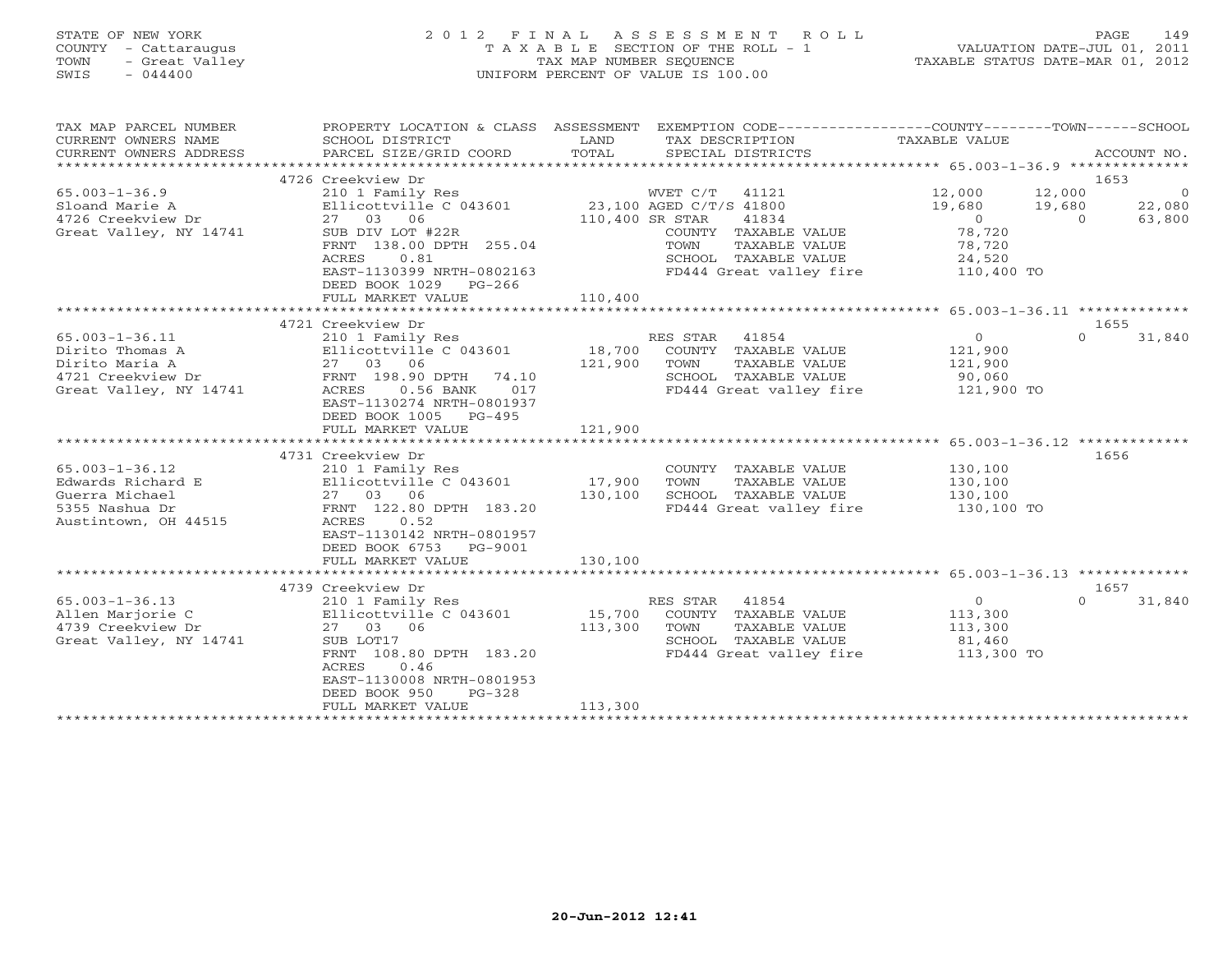STATE OF NEW YORK
COUNTY - Cattaraugus
TOWN - Great Valley
SWIS - 044400

2012 FINAL ASSESSMENT ROLL
TAXABLE SECTION OF THE ROLL - 1
TAX MAP NUMBER SEQUENCE
UNIFORM PERCENT OF VALUE IS 100.00

VALUATION DATE-JUL 01, 2011
TAXABLE STATUS DATE-MAR 01, 2012

| TAX MAP PARCEL NUMBER / CURRENT OWNERS NAME / CURRENT OWNERS ADDRESS | PROPERTY LOCATION & CLASS / SCHOOL DISTRICT / PARCEL SIZE/GRID COORD | ASSESSMENT LAND | TOTAL | EXEMPTION CODE / TAX DESCRIPTION / SPECIAL DISTRICTS | COUNTY TAXABLE VALUE | TOWN | SCHOOL | ACCOUNT NO. |
|---|---|---|---|---|---|---|---|---|
| 65.003-1-36.9 | 4726 Creekview Dr | | | | | | | 1653 |
| | 210 1 Family Res | | | WVET C/T 41121 | 12,000 | 12,000 | 0 | |
| Sloand Marie A | Ellicottville C 043601 | 23,100 | | AGED C/T/S 41800 | 19,680 | 19,680 | 22,080 | |
| 4726 Creekview Dr | 27 03 06 | | 110,400 | SR STAR 41834 | 0 | 0 | 63,800 | |
| Great Valley, NY 14741 | SUB DIV LOT #22R | | | COUNTY TAXABLE VALUE | 78,720 | | | |
| | FRNT 138.00 DPTH 255.04 | | | TOWN TAXABLE VALUE | 78,720 | | | |
| | ACRES 0.81 | | | SCHOOL TAXABLE VALUE | 24,520 | | | |
| | EAST-1130399 NRTH-0802163 | | | FD444 Great valley fire | 110,400 TO | | | |
| | DEED BOOK 1029 PG-266 | | | | | | | |
| | FULL MARKET VALUE | | 110,400 | | | | | |
| 65.003-1-36.11 | 4721 Creekview Dr | | | | | | | 1655 |
| | 210 1 Family Res | | | RES STAR 41854 | 0 | 0 | 31,840 | |
| Dirito Thomas A | Ellicottville C 043601 | 18,700 | | COUNTY TAXABLE VALUE | 121,900 | | | |
| Dirito Maria A | 27 03 06 | | 121,900 | TOWN TAXABLE VALUE | 121,900 | | | |
| 4721 Creekview Dr | FRNT 198.90 DPTH 74.10 | | | SCHOOL TAXABLE VALUE | 90,060 | | | |
| Great Valley, NY 14741 | ACRES 0.56 BANK 017 | | | FD444 Great valley fire | 121,900 TO | | | |
| | EAST-1130274 NRTH-0801937 | | | | | | | |
| | DEED BOOK 1005 PG-495 | | | | | | | |
| | FULL MARKET VALUE | | 121,900 | | | | | |
| 65.003-1-36.12 | 4731 Creekview Dr | | | | | | | 1656 |
| | 210 1 Family Res | | | COUNTY TAXABLE VALUE | 130,100 | | | |
| Edwards Richard E | Ellicottville C 043601 | 17,900 | | TOWN TAXABLE VALUE | 130,100 | | | |
| Guerra Michael | 27 03 06 | | 130,100 | SCHOOL TAXABLE VALUE | 130,100 | | | |
| 5355 Nashua Dr | FRNT 122.80 DPTH 183.20 | | | FD444 Great valley fire | 130,100 TO | | | |
| Austintown, OH 44515 | ACRES 0.52 | | | | | | | |
| | EAST-1130142 NRTH-0801957 | | | | | | | |
| | DEED BOOK 6753 PG-9001 | | | | | | | |
| | FULL MARKET VALUE | | 130,100 | | | | | |
| 65.003-1-36.13 | 4739 Creekview Dr | | | | | | | 1657 |
| | 210 1 Family Res | | | RES STAR 41854 | 0 | 0 | 31,840 | |
| Allen Marjorie C | Ellicottville C 043601 | 15,700 | | COUNTY TAXABLE VALUE | 113,300 | | | |
| 4739 Creekview Dr | 27 03 06 | | 113,300 | TOWN TAXABLE VALUE | 113,300 | | | |
| Great Valley, NY 14741 | SUB LOT17 | | | SCHOOL TAXABLE VALUE | 81,460 | | | |
| | FRNT 108.80 DPTH 183.20 | | | FD444 Great valley fire | 113,300 TO | | | |
| | ACRES 0.46 | | | | | | | |
| | EAST-1130008 NRTH-0801953 | | | | | | | |
| | DEED BOOK 950 PG-328 | | | | | | | |
| | FULL MARKET VALUE | | 113,300 | | | | | |

20-Jun-2012 12:41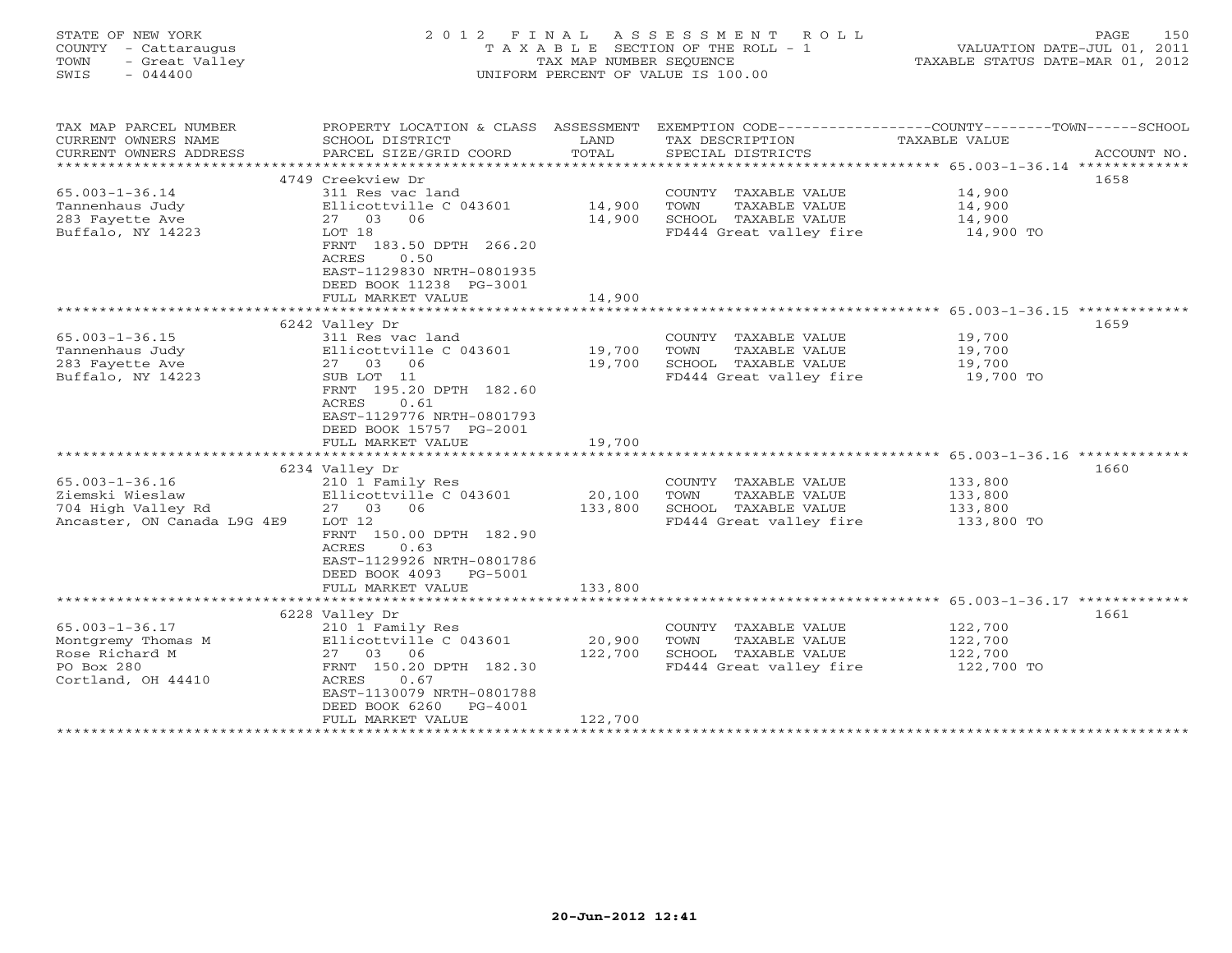STATE OF NEW YORK
COUNTY - Cattaraugus
TOWN - Great Valley
SWIS - 044400

# 2012 FINAL ASSESSMENT ROLL

TAXABLE SECTION OF THE ROLL - 1
TAX MAP NUMBER SEQUENCE
UNIFORM PERCENT OF VALUE IS 100.00

VALUATION DATE-JUL 01, 2011
TAXABLE STATUS DATE-MAR 01, 2012

| TAX MAP PARCEL NUMBER / CURRENT OWNERS NAME / CURRENT OWNERS ADDRESS | PROPERTY LOCATION & CLASS / SCHOOL DISTRICT / PARCEL SIZE/GRID COORD | ASSESSMENT LAND / TOTAL | EXEMPTION CODE / TAX DESCRIPTION / SPECIAL DISTRICTS | TAXABLE VALUE (COUNTY--TOWN--SCHOOL) | ACCOUNT NO. |
|---|---|---|---|---|---|
| 65.003-1-36.14 | 4749 Creekview Dr | | | | 1658 |
| 65.003-1-36.14 | 311 Res vac land | | COUNTY TAXABLE VALUE | 14,900 | |
| Tannenhaus Judy | Ellicottville C 043601 | 14,900 | TOWN TAXABLE VALUE | 14,900 | |
| 283 Fayette Ave | 27 03 06 | 14,900 | SCHOOL TAXABLE VALUE | 14,900 | |
| Buffalo, NY 14223 | LOT 18 | | FD444 Great valley fire | 14,900 TO | |
| | FRNT 183.50 DPTH 266.20 | | | | |
| | ACRES 0.50 | | | | |
| | EAST-1129830 NRTH-0801935 | | | | |
| | DEED BOOK 11238 PG-3001 | | | | |
| | FULL MARKET VALUE | 14,900 | | | |
| 65.003-1-36.15 | 6242 Valley Dr | | | | 1659 |
| 65.003-1-36.15 | 311 Res vac land | | COUNTY TAXABLE VALUE | 19,700 | |
| Tannenhaus Judy | Ellicottville C 043601 | 19,700 | TOWN TAXABLE VALUE | 19,700 | |
| 283 Fayette Ave | 27 03 06 | 19,700 | SCHOOL TAXABLE VALUE | 19,700 | |
| Buffalo, NY 14223 | SUB LOT 11 | | FD444 Great valley fire | 19,700 TO | |
| | FRNT 195.20 DPTH 182.60 | | | | |
| | ACRES 0.61 | | | | |
| | EAST-1129776 NRTH-0801793 | | | | |
| | DEED BOOK 15757 PG-2001 | | | | |
| | FULL MARKET VALUE | 19,700 | | | |
| 65.003-1-36.16 | 6234 Valley Dr | | | | 1660 |
| 65.003-1-36.16 | 210 1 Family Res | | COUNTY TAXABLE VALUE | 133,800 | |
| Ziemski Wieslaw | Ellicottville C 043601 | 20,100 | TOWN TAXABLE VALUE | 133,800 | |
| 704 High Valley Rd | 27 03 06 | 133,800 | SCHOOL TAXABLE VALUE | 133,800 | |
| Ancaster, ON Canada L9G 4E9 | LOT 12 | | FD444 Great valley fire | 133,800 TO | |
| | FRNT 150.00 DPTH 182.90 | | | | |
| | ACRES 0.63 | | | | |
| | EAST-1129926 NRTH-0801786 | | | | |
| | DEED BOOK 4093 PG-5001 | | | | |
| | FULL MARKET VALUE | 133,800 | | | |
| 65.003-1-36.17 | 6228 Valley Dr | | | | 1661 |
| 65.003-1-36.17 | 210 1 Family Res | | COUNTY TAXABLE VALUE | 122,700 | |
| Montgremy Thomas M | Ellicottville C 043601 | 20,900 | TOWN TAXABLE VALUE | 122,700 | |
| Rose Richard M | 27 03 06 | 122,700 | SCHOOL TAXABLE VALUE | 122,700 | |
| PO Box 280 | FRNT 150.20 DPTH 182.30 | | FD444 Great valley fire | 122,700 TO | |
| Cortland, OH 44410 | ACRES 0.67 | | | | |
| | EAST-1130079 NRTH-0801788 | | | | |
| | DEED BOOK 6260 PG-4001 | | | | |
| | FULL MARKET VALUE | 122,700 | | | |

20-Jun-2012 12:41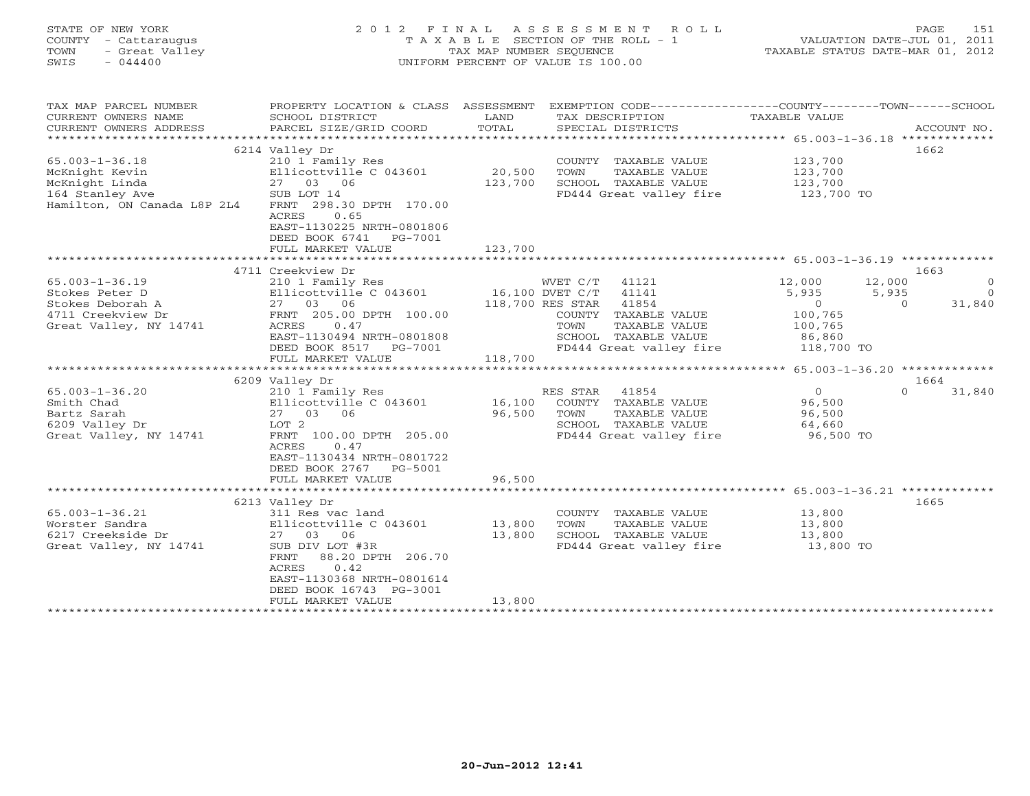STATE OF NEW YORK
COUNTY - Cattaraugus
TOWN - Great Valley
SWIS - 044400

2012 FINAL ASSESSMENT ROLL
TAXABLE SECTION OF THE ROLL - 1
TAX MAP NUMBER SEQUENCE
UNIFORM PERCENT OF VALUE IS 100.00

VALUATION DATE-JUL 01, 2011
TAXABLE STATUS DATE-MAR 01, 2012

| TAX MAP PARCEL NUMBER / CURRENT OWNERS NAME / CURRENT OWNERS ADDRESS | PROPERTY LOCATION & CLASS / SCHOOL DISTRICT / PARCEL SIZE/GRID COORD | ASSESSMENT LAND / TOTAL | EXEMPTION CODE / TAX DESCRIPTION / SPECIAL DISTRICTS | COUNTY TAXABLE VALUE | TOWN | SCHOOL | ACCOUNT NO. |
|---|---|---|---|---|---|---|---|
| **65.003-1-36.18** | 6214 Valley Dr | | | | | | 1662 |
| McKnight Kevin | 210 1 Family Res | | COUNTY TAXABLE VALUE | 123,700 | | | |
| McKnight Linda | Ellicottville C 043601 | 20,500 | TOWN TAXABLE VALUE | 123,700 | | | |
| 164 Stanley Ave | 27 03 06 | 123,700 | SCHOOL TAXABLE VALUE | 123,700 | | | |
| Hamilton, ON Canada L8P 2L4 | SUB LOT 14 | | FD444 Great valley fire | 123,700 TO | | | |
| | FRNT 298.30 DPTH 170.00 | | | | | | |
| | ACRES 0.65 | | | | | | |
| | EAST-1130225 NRTH-0801806 | | | | | | |
| | DEED BOOK 6741 PG-7001 | | | | | | |
| | FULL MARKET VALUE | 123,700 | | | | | |
| **65.003-1-36.19** | 4711 Creekview Dr | | | | | | 1663 |
| Stokes Peter D | 210 1 Family Res | | WVET C/T 41121 | 12,000 | 12,000 | 0 | |
| Stokes Deborah A | Ellicottville C 043601 | 16,100 | DVET C/T 41141 | 5,935 | 5,935 | 0 | |
| 4711 Creekview Dr | 27 03 06 | 118,700 | RES STAR 41854 | 0 | 0 | 31,840 | |
| Great Valley, NY 14741 | FRNT 205.00 DPTH 100.00 | | COUNTY TAXABLE VALUE | 100,765 | | | |
| | ACRES 0.47 | | TOWN TAXABLE VALUE | 100,765 | | | |
| | EAST-1130494 NRTH-0801808 | | SCHOOL TAXABLE VALUE | 86,860 | | | |
| | DEED BOOK 8517 PG-7001 | | FD444 Great valley fire | 118,700 TO | | | |
| | FULL MARKET VALUE | 118,700 | | | | | |
| **65.003-1-36.20** | 6209 Valley Dr | | | | | | 1664 |
| Smith Chad | 210 1 Family Res | | RES STAR 41854 | 0 | 0 | 31,840 | |
| Bartz Sarah | Ellicottville C 043601 | 16,100 | COUNTY TAXABLE VALUE | 96,500 | | | |
| 6209 Valley Dr | 27 03 06 | 96,500 | TOWN TAXABLE VALUE | 96,500 | | | |
| Great Valley, NY 14741 | LOT 2 | | SCHOOL TAXABLE VALUE | 64,660 | | | |
| | FRNT 100.00 DPTH 205.00 | | FD444 Great valley fire | 96,500 TO | | | |
| | ACRES 0.47 | | | | | | |
| | EAST-1130434 NRTH-0801722 | | | | | | |
| | DEED BOOK 2767 PG-5001 | | | | | | |
| | FULL MARKET VALUE | 96,500 | | | | | |
| **65.003-1-36.21** | 6213 Valley Dr | | | | | | 1665 |
| Worster Sandra | 311 Res vac land | | COUNTY TAXABLE VALUE | 13,800 | | | |
| 6217 Creekside Dr | Ellicottville C 043601 | 13,800 | TOWN TAXABLE VALUE | 13,800 | | | |
| Great Valley, NY 14741 | 27 03 06 | 13,800 | SCHOOL TAXABLE VALUE | 13,800 | | | |
| | SUB DIV LOT #3R | | FD444 Great valley fire | 13,800 TO | | | |
| | FRNT 88.20 DPTH 206.70 | | | | | | |
| | ACRES 0.42 | | | | | | |
| | EAST-1130368 NRTH-0801614 | | | | | | |
| | DEED BOOK 16743 PG-3001 | | | | | | |
| | FULL MARKET VALUE | 13,800 | | | | | |

20-Jun-2012 12:41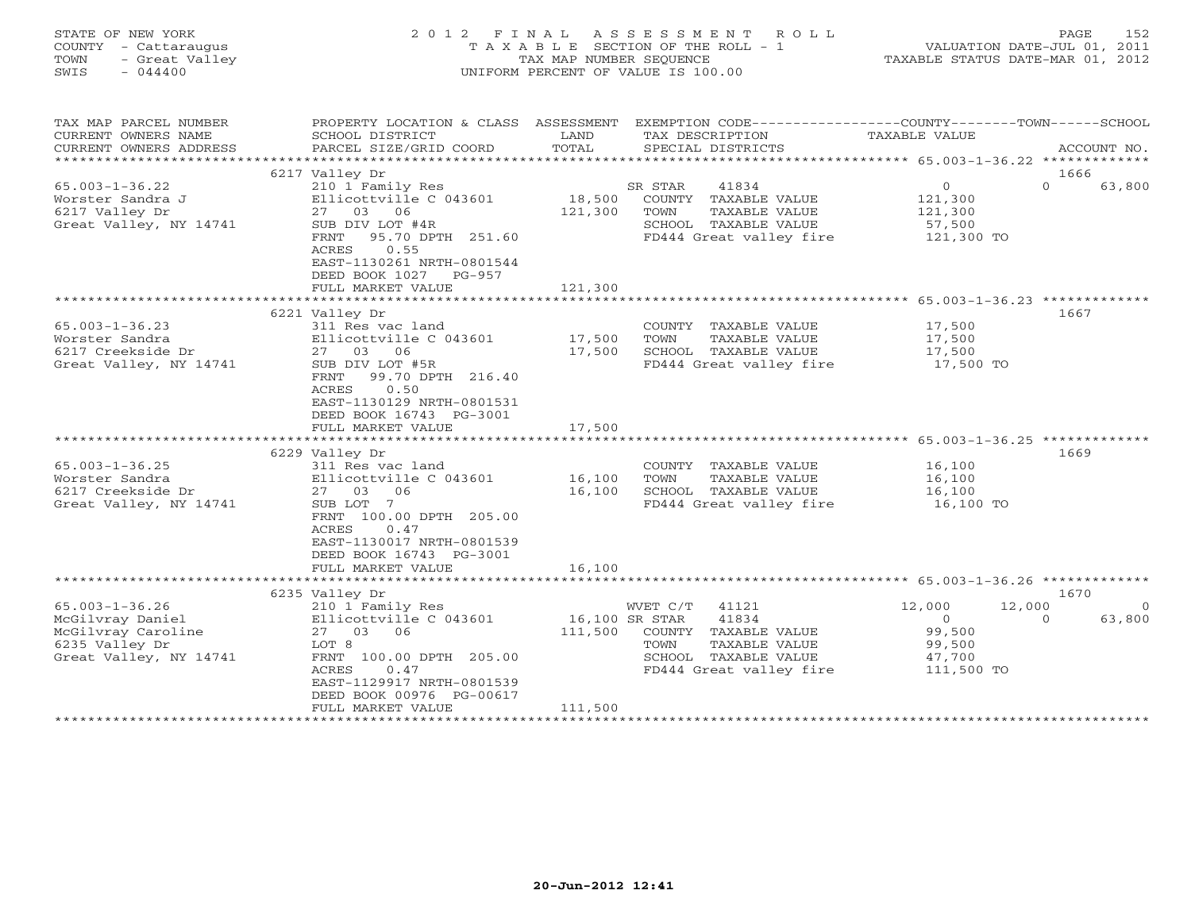STATE OF NEW YORK
COUNTY - Cattaraugus
TOWN - Great Valley
SWIS - 044400

# 2012 FINAL ASSESSMENT ROLL

TAXABLE SECTION OF THE ROLL - 1
TAX MAP NUMBER SEQUENCE
UNIFORM PERCENT OF VALUE IS 100.00

VALUATION DATE-JUL 01, 2011
TAXABLE STATUS DATE-MAR 01, 2012

| TAX MAP PARCEL NUMBER / CURRENT OWNERS NAME / CURRENT OWNERS ADDRESS | PROPERTY LOCATION & CLASS / SCHOOL DISTRICT / PARCEL SIZE/GRID COORD | ASSESSMENT LAND / TOTAL | EXEMPTION CODE / TAX DESCRIPTION / SPECIAL DISTRICTS | COUNTY TAXABLE VALUE | TOWN | SCHOOL / ACCOUNT NO. |
|---|---|---|---|---|---|---|
| | 6217 Valley Dr | | | | | 1666 |
| 65.003-1-36.22 | 210 1 Family Res | | SR STAR 41834 | 0 | 0 | 63,800 |
| Worster Sandra J | Ellicottville C 043601 | 18,500 | COUNTY TAXABLE VALUE | 121,300 | | |
| 6217 Valley Dr | 27 03 06 | 121,300 | TOWN TAXABLE VALUE | 121,300 | | |
| Great Valley, NY 14741 | SUB DIV LOT #4R | | SCHOOL TAXABLE VALUE | 57,500 | | |
| | FRNT 95.70 DPTH 251.60 | | FD444 Great valley fire | 121,300 TO | | |
| | ACRES 0.55 | | | | | |
| | EAST-1130261 NRTH-0801544 | | | | | |
| | DEED BOOK 1027 PG-957 | | | | | |
| | FULL MARKET VALUE | 121,300 | | | | |
| | 6221 Valley Dr | | | | | 1667 |
| 65.003-1-36.23 | 311 Res vac land | | COUNTY TAXABLE VALUE | 17,500 | | |
| Worster Sandra | Ellicottville C 043601 | 17,500 | TOWN TAXABLE VALUE | 17,500 | | |
| 6217 Creekside Dr | 27 03 06 | 17,500 | SCHOOL TAXABLE VALUE | 17,500 | | |
| Great Valley, NY 14741 | SUB DIV LOT #5R | | FD444 Great valley fire | 17,500 TO | | |
| | FRNT 99.70 DPTH 216.40 | | | | | |
| | ACRES 0.50 | | | | | |
| | EAST-1130129 NRTH-0801531 | | | | | |
| | DEED BOOK 16743 PG-3001 | | | | | |
| | FULL MARKET VALUE | 17,500 | | | | |
| | 6229 Valley Dr | | | | | 1669 |
| 65.003-1-36.25 | 311 Res vac land | | COUNTY TAXABLE VALUE | 16,100 | | |
| Worster Sandra | Ellicottville C 043601 | 16,100 | TOWN TAXABLE VALUE | 16,100 | | |
| 6217 Creekside Dr | 27 03 06 | 16,100 | SCHOOL TAXABLE VALUE | 16,100 | | |
| Great Valley, NY 14741 | SUB LOT 7 | | FD444 Great valley fire | 16,100 TO | | |
| | FRNT 100.00 DPTH 205.00 | | | | | |
| | ACRES 0.47 | | | | | |
| | EAST-1130017 NRTH-0801539 | | | | | |
| | DEED BOOK 16743 PG-3001 | | | | | |
| | FULL MARKET VALUE | 16,100 | | | | |
| | 6235 Valley Dr | | | | | 1670 |
| 65.003-1-36.26 | 210 1 Family Res | | WVET C/T 41121 | 12,000 | 12,000 | 0 |
| McGilvray Daniel | Ellicottville C 043601 | 16,100 | SR STAR 41834 | 0 | 0 | 63,800 |
| McGilvray Caroline | 27 03 06 | 111,500 | COUNTY TAXABLE VALUE | 99,500 | | |
| 6235 Valley Dr | LOT 8 | | TOWN TAXABLE VALUE | 99,500 | | |
| Great Valley, NY 14741 | FRNT 100.00 DPTH 205.00 | | SCHOOL TAXABLE VALUE | 47,700 | | |
| | ACRES 0.47 | | FD444 Great valley fire | 111,500 TO | | |
| | EAST-1129917 NRTH-0801539 | | | | | |
| | DEED BOOK 00976 PG-00617 | | | | | |
| | FULL MARKET VALUE | 111,500 | | | | |

20-Jun-2012 12:41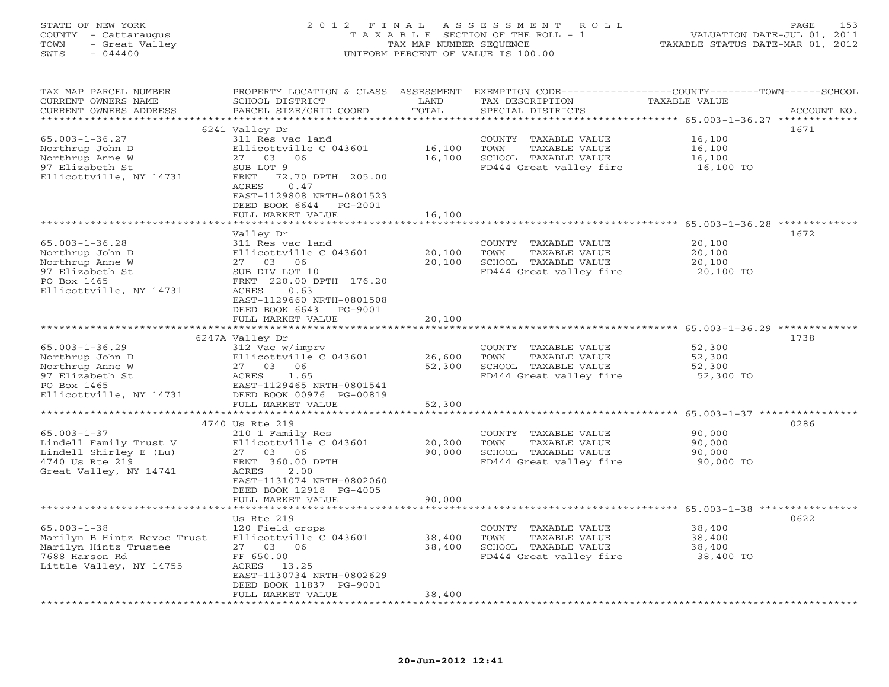STATE OF NEW YORK
COUNTY - Cattaraugus
TOWN - Great Valley
SWIS - 044400

# 2012 FINAL ASSESSMENT ROLL
TAXABLE SECTION OF THE ROLL - 1
TAX MAP NUMBER SEQUENCE
UNIFORM PERCENT OF VALUE IS 100.00

VALUATION DATE-JUL 01, 2011
TAXABLE STATUS DATE-MAR 01, 2012

| TAX MAP PARCEL NUMBER / CURRENT OWNERS NAME / CURRENT OWNERS ADDRESS | PROPERTY LOCATION & CLASS / SCHOOL DISTRICT / PARCEL SIZE/GRID COORD | ASSESSMENT LAND | TOTAL | EXEMPTION CODE / TAX DESCRIPTION / SPECIAL DISTRICTS | TAXABLE VALUE (COUNTY / TOWN / SCHOOL) | ACCOUNT NO. |
|---|---|---|---|---|---|---|
| | 6241 Valley Dr | | | | | 1671 |
| 65.003-1-36.27 | 311 Res vac land | | | COUNTY TAXABLE VALUE | 16,100 | |
| Northrup John D | Ellicottville C 043601 | 16,100 | | TOWN TAXABLE VALUE | 16,100 | |
| Northrup Anne W | 27 03 06 | | 16,100 | SCHOOL TAXABLE VALUE | 16,100 | |
| 97 Elizabeth St | SUB LOT 9 | | | FD444 Great valley fire | 16,100 TO | |
| Ellicottville, NY 14731 | FRNT 72.70 DPTH 205.00 | | | | | |
| | ACRES 0.47 | | | | | |
| | EAST-1129808 NRTH-0801523 | | | | | |
| | DEED BOOK 6644 PG-2001 | | | | | |
| | FULL MARKET VALUE | | 16,100 | | | |
| | Valley Dr | | | | | 1672 |
| 65.003-1-36.28 | 311 Res vac land | | | COUNTY TAXABLE VALUE | 20,100 | |
| Northrup John D | Ellicottville C 043601 | 20,100 | | TOWN TAXABLE VALUE | 20,100 | |
| Northrup Anne W | 27 03 06 | | 20,100 | SCHOOL TAXABLE VALUE | 20,100 | |
| 97 Elizabeth St | SUB DIV LOT 10 | | | FD444 Great valley fire | 20,100 TO | |
| PO Box 1465 | FRNT 220.00 DPTH 176.20 | | | | | |
| Ellicottville, NY 14731 | ACRES 0.63 | | | | | |
| | EAST-1129660 NRTH-0801508 | | | | | |
| | DEED BOOK 6643 PG-9001 | | | | | |
| | FULL MARKET VALUE | | 20,100 | | | |
| | 6247A Valley Dr | | | | | 1738 |
| 65.003-1-36.29 | 312 Vac w/imprv | | | COUNTY TAXABLE VALUE | 52,300 | |
| Northrup John D | Ellicottville C 043601 | 26,600 | | TOWN TAXABLE VALUE | 52,300 | |
| Northrup Anne W | 27 03 06 | | 52,300 | SCHOOL TAXABLE VALUE | 52,300 | |
| 97 Elizabeth St | ACRES 1.65 | | | FD444 Great valley fire | 52,300 TO | |
| PO Box 1465 | EAST-1129465 NRTH-0801541 | | | | | |
| Ellicottville, NY 14731 | DEED BOOK 00976 PG-00819 | | | | | |
| | FULL MARKET VALUE | | 52,300 | | | |
| | 4740 Us Rte 219 | | | | | 0286 |
| 65.003-1-37 | 210 1 Family Res | | | COUNTY TAXABLE VALUE | 90,000 | |
| Lindell Family Trust V | Ellicottville C 043601 | 20,200 | | TOWN TAXABLE VALUE | 90,000 | |
| Lindell Shirley E (Lu) | 27 03 06 | | 90,000 | SCHOOL TAXABLE VALUE | 90,000 | |
| 4740 Us Rte 219 | FRNT 360.00 DPTH | | | FD444 Great valley fire | 90,000 TO | |
| Great Valley, NY 14741 | ACRES 2.00 | | | | | |
| | EAST-1131074 NRTH-0802060 | | | | | |
| | DEED BOOK 12918 PG-4005 | | | | | |
| | FULL MARKET VALUE | | 90,000 | | | |
| | Us Rte 219 | | | | | 0622 |
| 65.003-1-38 | 120 Field crops | | | COUNTY TAXABLE VALUE | 38,400 | |
| Marilyn B Hintz Revoc Trust | Ellicottville C 043601 | 38,400 | | TOWN TAXABLE VALUE | 38,400 | |
| Marilyn Hintz Trustee | 27 03 06 | | 38,400 | SCHOOL TAXABLE VALUE | 38,400 | |
| 7688 Harson Rd | FF 650.00 | | | FD444 Great valley fire | 38,400 TO | |
| Little Valley, NY 14755 | ACRES 13.25 | | | | | |
| | EAST-1130734 NRTH-0802629 | | | | | |
| | DEED BOOK 11837 PG-9001 | | | | | |
| | FULL MARKET VALUE | | 38,400 | | | |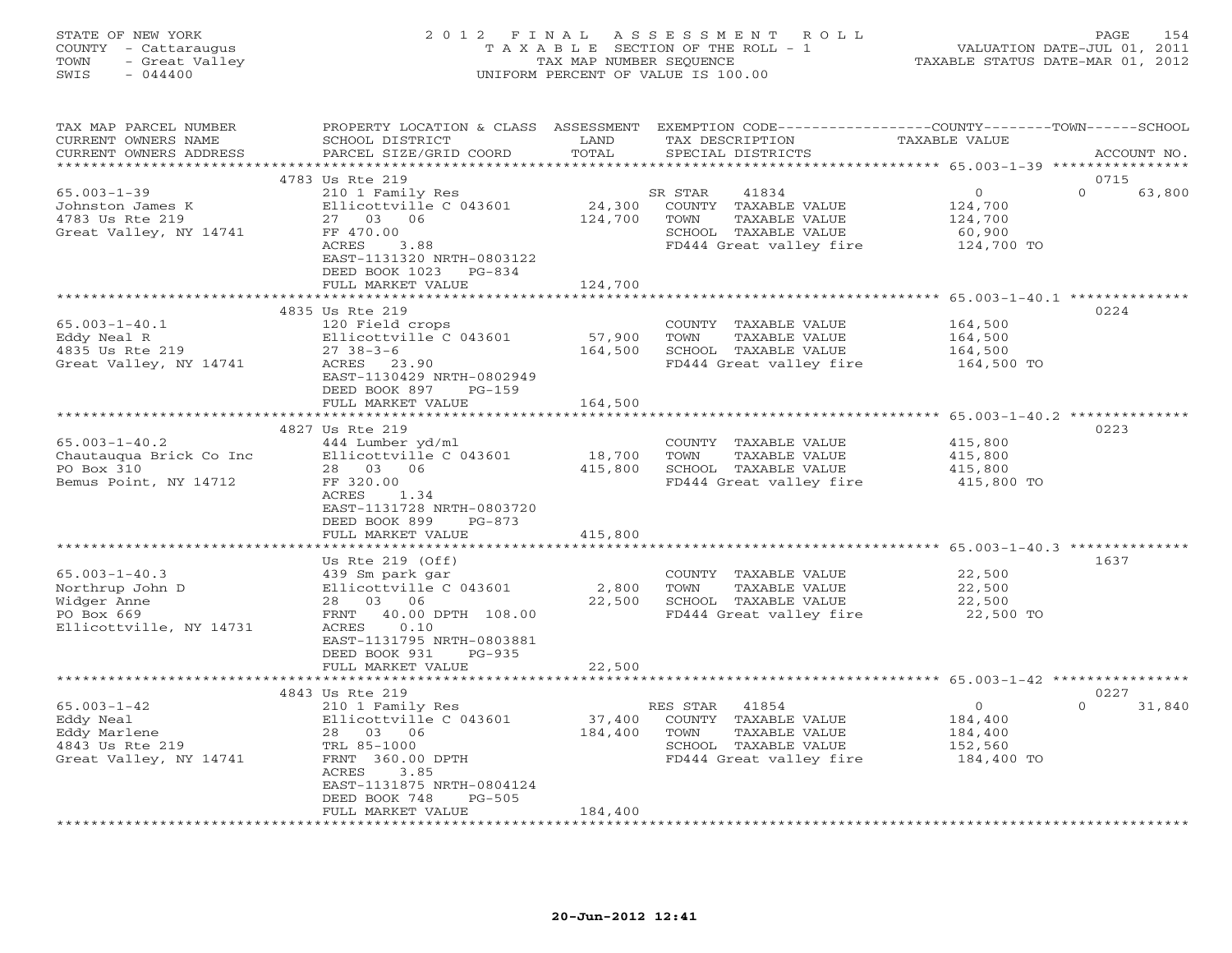STATE OF NEW YORK
COUNTY - Cattaraugus
TOWN - Great Valley
SWIS - 044400

# 2012 FINAL ASSESSMENT ROLL

TAXABLE SECTION OF THE ROLL - 1
TAX MAP NUMBER SEQUENCE
UNIFORM PERCENT OF VALUE IS 100.00

VALUATION DATE-JUL 01, 2011
TAXABLE STATUS DATE-MAR 01, 2012

| TAX MAP PARCEL NUMBER / CURRENT OWNERS NAME / CURRENT OWNERS ADDRESS | PROPERTY LOCATION & CLASS / SCHOOL DISTRICT / PARCEL SIZE/GRID COORD | ASSESSMENT LAND / TOTAL | EXEMPTION CODE / TAX DESCRIPTION / SPECIAL DISTRICTS | COUNTY / TOWN / SCHOOL TAXABLE VALUE | ACCOUNT NO. |
|---|---|---|---|---|---|
| 65.003-1-39 | 4783 Us Rte 219 | | | | 0715 |
| Johnston James K | 210 1 Family Res | | SR STAR 41834 | 0 0 63,800 | |
| 4783 Us Rte 219 | Ellicottville C 043601 | 24,300 | COUNTY TAXABLE VALUE | 124,700 | |
| Great Valley, NY 14741 | 27 03 06 | 124,700 | TOWN TAXABLE VALUE | 124,700 | |
| | FF 470.00 | | SCHOOL TAXABLE VALUE | 60,900 | |
| | ACRES 3.88 | | FD444 Great valley fire | 124,700 TO | |
| | EAST-1131320 NRTH-0803122 | | | | |
| | DEED BOOK 1023 PG-834 | | | | |
| | FULL MARKET VALUE | 124,700 | | | |
| 65.003-1-40.1 | 4835 Us Rte 219 | | | | 0224 |
| Eddy Neal R | 120 Field crops | | COUNTY TAXABLE VALUE | 164,500 | |
| 4835 Us Rte 219 | Ellicottville C 043601 | 57,900 | TOWN TAXABLE VALUE | 164,500 | |
| Great Valley, NY 14741 | 27 38-3-6 | 164,500 | SCHOOL TAXABLE VALUE | 164,500 | |
| | ACRES 23.90 | | FD444 Great valley fire | 164,500 TO | |
| | EAST-1130429 NRTH-0802949 | | | | |
| | DEED BOOK 897 PG-159 | | | | |
| | FULL MARKET VALUE | 164,500 | | | |
| 65.003-1-40.2 | 4827 Us Rte 219 | | | | 0223 |
| Chautauqua Brick Co Inc | 444 Lumber yd/ml | | COUNTY TAXABLE VALUE | 415,800 | |
| PO Box 310 | Ellicottville C 043601 | 18,700 | TOWN TAXABLE VALUE | 415,800 | |
| Bemus Point, NY 14712 | 28 03 06 | 415,800 | SCHOOL TAXABLE VALUE | 415,800 | |
| | FF 320.00 | | FD444 Great valley fire | 415,800 TO | |
| | ACRES 1.34 | | | | |
| | EAST-1131728 NRTH-0803720 | | | | |
| | DEED BOOK 899 PG-873 | | | | |
| | FULL MARKET VALUE | 415,800 | | | |
| 65.003-1-40.3 | Us Rte 219 (Off) | | | | 1637 |
| Northrup John D | 439 Sm park gar | | COUNTY TAXABLE VALUE | 22,500 | |
| Widger Anne | Ellicottville C 043601 | 2,800 | TOWN TAXABLE VALUE | 22,500 | |
| PO Box 669 | 28 03 06 | 22,500 | SCHOOL TAXABLE VALUE | 22,500 | |
| Ellicottville, NY 14731 | FRNT 40.00 DPTH 108.00 | | FD444 Great valley fire | 22,500 TO | |
| | ACRES 0.10 | | | | |
| | EAST-1131795 NRTH-0803881 | | | | |
| | DEED BOOK 931 PG-935 | | | | |
| | FULL MARKET VALUE | 22,500 | | | |
| 65.003-1-42 | 4843 Us Rte 219 | | | | 0227 |
| Eddy Neal | 210 1 Family Res | | RES STAR 41854 | 0 0 31,840 | |
| Eddy Marlene | Ellicottville C 043601 | 37,400 | COUNTY TAXABLE VALUE | 184,400 | |
| 4843 Us Rte 219 | 28 03 06 | 184,400 | TOWN TAXABLE VALUE | 184,400 | |
| Great Valley, NY 14741 | TRL 85-1000 | | SCHOOL TAXABLE VALUE | 152,560 | |
| | FRNT 360.00 DPTH | | FD444 Great valley fire | 184,400 TO | |
| | ACRES 3.85 | | | | |
| | EAST-1131875 NRTH-0804124 | | | | |
| | DEED BOOK 748 PG-505 | | | | |
| | FULL MARKET VALUE | 184,400 | | | |

20-Jun-2012 12:41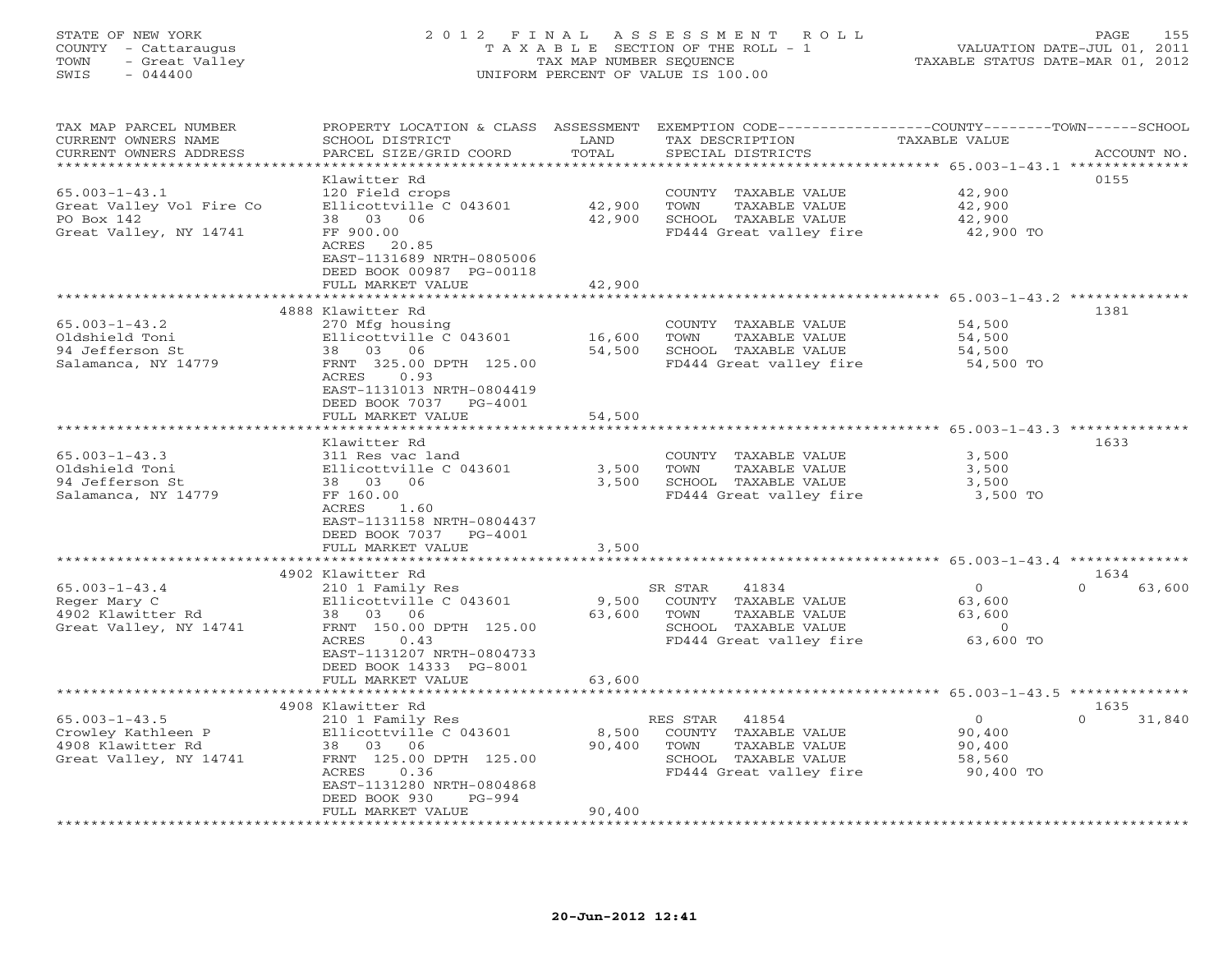STATE OF NEW YORK
COUNTY - Cattaraugus
TOWN - Great Valley
SWIS - 044400

2012 FINAL ASSESSMENT ROLL
TAXABLE SECTION OF THE ROLL - 1
TAX MAP NUMBER SEQUENCE
UNIFORM PERCENT OF VALUE IS 100.00

VALUATION DATE-JUL 01, 2011
TAXABLE STATUS DATE-MAR 01, 2012

| TAX MAP PARCEL NUMBER / CURRENT OWNERS NAME / CURRENT OWNERS ADDRESS | PROPERTY LOCATION & CLASS / SCHOOL DISTRICT / PARCEL SIZE/GRID COORD | ASSESSMENT LAND | TOTAL | EXEMPTION CODE / TAX DESCRIPTION / SPECIAL DISTRICTS | COUNTY TAXABLE VALUE | TOWN | SCHOOL | ACCOUNT NO. |
|---|---|---|---|---|---|---|---|---|
| **65.003-1-43.1** | Klawitter Rd | | | | | | | 0155 |
| 65.003-1-43.1 | 120 Field crops | | | COUNTY TAXABLE VALUE | 42,900 | | | |
| Great Valley Vol Fire Co | Ellicottville C 043601 | 42,900 | | TOWN TAXABLE VALUE | 42,900 | | | |
| PO Box 142 | 38 03 06 | | 42,900 | SCHOOL TAXABLE VALUE | 42,900 | | | |
| Great Valley, NY 14741 | FF 900.00 | | | FD444 Great valley fire | 42,900 TO | | | |
| | ACRES 20.85 | | | | | | | |
| | EAST-1131689 NRTH-0805006 | | | | | | | |
| | DEED BOOK 00987 PG-00118 | | | | | | | |
| | FULL MARKET VALUE | | 42,900 | | | | | |
| **65.003-1-43.2** | 4888 Klawitter Rd | | | | | | | 1381 |
| 65.003-1-43.2 | 270 Mfg housing | | | COUNTY TAXABLE VALUE | 54,500 | | | |
| Oldshield Toni | Ellicottville C 043601 | 16,600 | | TOWN TAXABLE VALUE | 54,500 | | | |
| 94 Jefferson St | 38 03 06 | | 54,500 | SCHOOL TAXABLE VALUE | 54,500 | | | |
| Salamanca, NY 14779 | FRNT 325.00 DPTH 125.00 | | | FD444 Great valley fire | 54,500 TO | | | |
| | ACRES 0.93 | | | | | | | |
| | EAST-1131013 NRTH-0804419 | | | | | | | |
| | DEED BOOK 7037 PG-4001 | | | | | | | |
| | FULL MARKET VALUE | | 54,500 | | | | | |
| **65.003-1-43.3** | Klawitter Rd | | | | | | | 1633 |
| 65.003-1-43.3 | 311 Res vac land | | | COUNTY TAXABLE VALUE | 3,500 | | | |
| Oldshield Toni | Ellicottville C 043601 | 3,500 | | TOWN TAXABLE VALUE | 3,500 | | | |
| 94 Jefferson St | 38 03 06 | | 3,500 | SCHOOL TAXABLE VALUE | 3,500 | | | |
| Salamanca, NY 14779 | FF 160.00 | | | FD444 Great valley fire | 3,500 TO | | | |
| | ACRES 1.60 | | | | | | | |
| | EAST-1131158 NRTH-0804437 | | | | | | | |
| | DEED BOOK 7037 PG-4001 | | | | | | | |
| | FULL MARKET VALUE | | 3,500 | | | | | |
| **65.003-1-43.4** | 4902 Klawitter Rd | | | | | | | 1634 |
| 65.003-1-43.4 | 210 1 Family Res | | | SR STAR 41834 | 0 | 0 | 63,600 | |
| Reger Mary C | Ellicottville C 043601 | 9,500 | | COUNTY TAXABLE VALUE | 63,600 | | | |
| 4902 Klawitter Rd | 38 03 06 | | 63,600 | TOWN TAXABLE VALUE | 63,600 | | | |
| Great Valley, NY 14741 | FRNT 150.00 DPTH 125.00 | | | SCHOOL TAXABLE VALUE | 0 | | | |
| | ACRES 0.43 | | | FD444 Great valley fire | 63,600 TO | | | |
| | EAST-1131207 NRTH-0804733 | | | | | | | |
| | DEED BOOK 14333 PG-8001 | | | | | | | |
| | FULL MARKET VALUE | | 63,600 | | | | | |
| **65.003-1-43.5** | 4908 Klawitter Rd | | | | | | | 1635 |
| 65.003-1-43.5 | 210 1 Family Res | | | RES STAR 41854 | 0 | 0 | 31,840 | |
| Crowley Kathleen P | Ellicottville C 043601 | 8,500 | | COUNTY TAXABLE VALUE | 90,400 | | | |
| 4908 Klawitter Rd | 38 03 06 | | 90,400 | TOWN TAXABLE VALUE | 90,400 | | | |
| Great Valley, NY 14741 | FRNT 125.00 DPTH 125.00 | | | SCHOOL TAXABLE VALUE | 58,560 | | | |
| | ACRES 0.36 | | | FD444 Great valley fire | 90,400 TO | | | |
| | EAST-1131280 NRTH-0804868 | | | | | | | |
| | DEED BOOK 930 PG-994 | | | | | | | |
| | FULL MARKET VALUE | | 90,400 | | | | | |

20-Jun-2012 12:41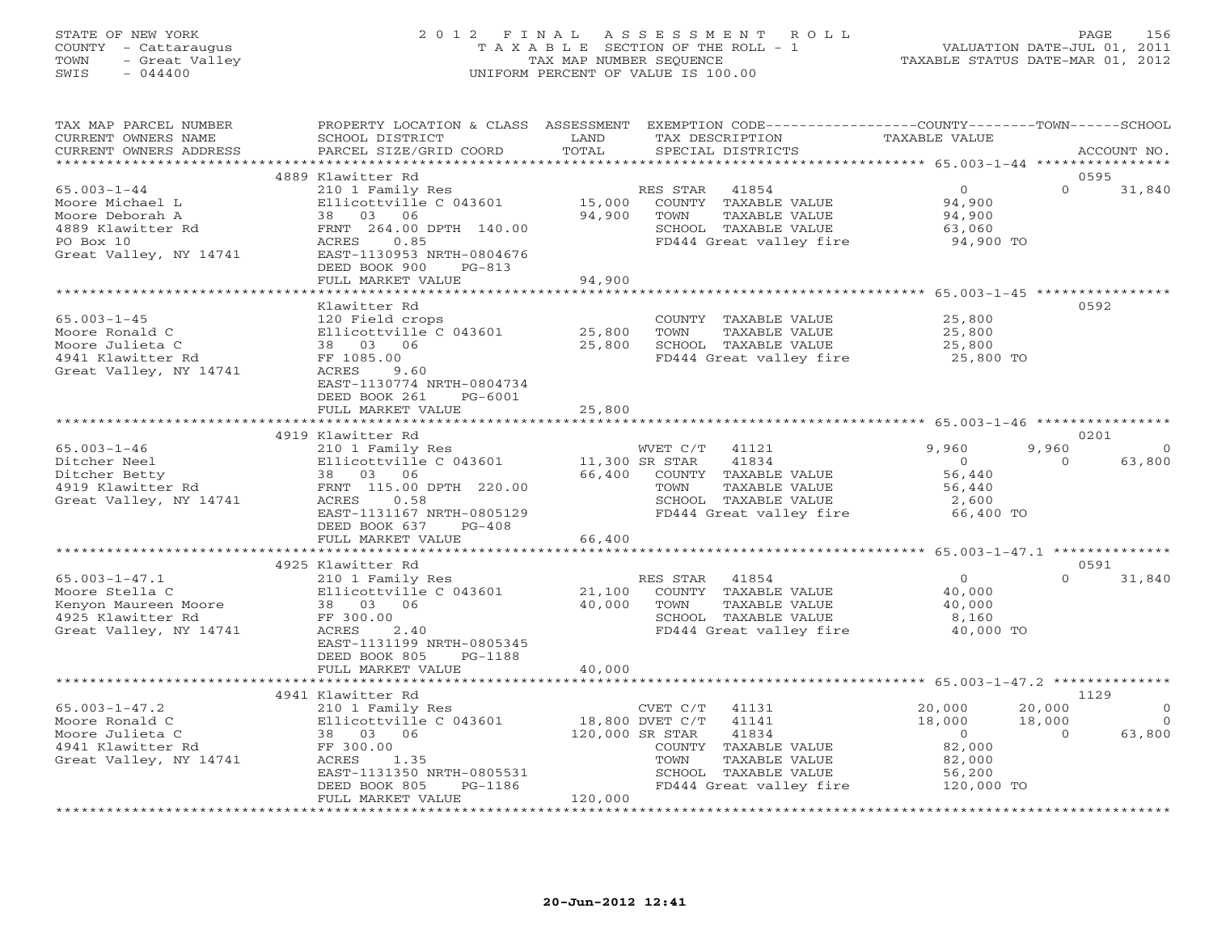STATE OF NEW YORK
COUNTY - Cattaraugus
TOWN - Great Valley
SWIS - 044400

# 2012 FINAL ASSESSMENT ROLL

TAXABLE SECTION OF THE ROLL - 1
TAX MAP NUMBER SEQUENCE
UNIFORM PERCENT OF VALUE IS 100.00

VALUATION DATE-JUL 01, 2011
TAXABLE STATUS DATE-MAR 01, 2012

| TAX MAP PARCEL NUMBER / CURRENT OWNERS NAME / CURRENT OWNERS ADDRESS | PROPERTY LOCATION & CLASS / SCHOOL DISTRICT / PARCEL SIZE/GRID COORD | ASSESSMENT LAND / TOTAL | EXEMPTION CODE / TAX DESCRIPTION / SPECIAL DISTRICTS | COUNTY TAXABLE VALUE | TOWN | SCHOOL / ACCOUNT NO. |
|---|---|---|---|---|---|---|
| **65.003-1-44** | 4889 Klawitter Rd | | | | | 0595 |
| | 210 1 Family Res | | RES STAR 41854 | 0 | 0 | 31,840 |
| Moore Michael L | Ellicottville C 043601 | 15,000 | COUNTY TAXABLE VALUE | 94,900 | | |
| Moore Deborah A | 38 03 06 | 94,900 | TOWN TAXABLE VALUE | 94,900 | | |
| 4889 Klawitter Rd | FRNT 264.00 DPTH 140.00 | | SCHOOL TAXABLE VALUE | 63,060 | | |
| PO Box 10 | ACRES 0.85 | | FD444 Great valley fire | 94,900 TO | | |
| Great Valley, NY 14741 | EAST-1130953 NRTH-0804676 | | | | | |
| | DEED BOOK 900 PG-813 | | | | | |
| | FULL MARKET VALUE | 94,900 | | | | |
| **65.003-1-45** | Klawitter Rd | | | | | 0592 |
| | 120 Field crops | | COUNTY TAXABLE VALUE | 25,800 | | |
| Moore Ronald C | Ellicottville C 043601 | 25,800 | TOWN TAXABLE VALUE | 25,800 | | |
| Moore Julieta C | 38 03 06 | 25,800 | SCHOOL TAXABLE VALUE | 25,800 | | |
| 4941 Klawitter Rd | FF 1085.00 | | FD444 Great valley fire | 25,800 TO | | |
| Great Valley, NY 14741 | ACRES 9.60 | | | | | |
| | EAST-1130774 NRTH-0804734 | | | | | |
| | DEED BOOK 261 PG-6001 | | | | | |
| | FULL MARKET VALUE | 25,800 | | | | |
| **65.003-1-46** | 4919 Klawitter Rd | | | | | 0201 |
| | 210 1 Family Res | | WVET C/T 41121 | 9,960 | 9,960 | 0 |
| Ditcher Neel | Ellicottville C 043601 | 11,300 | SR STAR 41834 | 0 | 0 | 63,800 |
| Ditcher Betty | 38 03 06 | 66,400 | COUNTY TAXABLE VALUE | 56,440 | | |
| 4919 Klawitter Rd | FRNT 115.00 DPTH 220.00 | | TOWN TAXABLE VALUE | 56,440 | | |
| Great Valley, NY 14741 | ACRES 0.58 | | SCHOOL TAXABLE VALUE | 2,600 | | |
| | EAST-1131167 NRTH-0805129 | | FD444 Great valley fire | 66,400 TO | | |
| | DEED BOOK 637 PG-408 | | | | | |
| | FULL MARKET VALUE | 66,400 | | | | |
| **65.003-1-47.1** | 4925 Klawitter Rd | | | | | 0591 |
| | 210 1 Family Res | | RES STAR 41854 | 0 | 0 | 31,840 |
| Moore Stella C | Ellicottville C 043601 | 21,100 | COUNTY TAXABLE VALUE | 40,000 | | |
| Kenyon Maureen Moore | 38 03 06 | 40,000 | TOWN TAXABLE VALUE | 40,000 | | |
| 4925 Klawitter Rd | FF 300.00 | | SCHOOL TAXABLE VALUE | 8,160 | | |
| Great Valley, NY 14741 | ACRES 2.40 | | FD444 Great valley fire | 40,000 TO | | |
| | EAST-1131199 NRTH-0805345 | | | | | |
| | DEED BOOK 805 PG-1188 | | | | | |
| | FULL MARKET VALUE | 40,000 | | | | |
| **65.003-1-47.2** | 4941 Klawitter Rd | | | | | 1129 |
| | 210 1 Family Res | | CVET C/T 41131 | 20,000 | 20,000 | 0 |
| Moore Ronald C | Ellicottville C 043601 | 18,800 | DVET C/T 41141 | 18,000 | 18,000 | 0 |
| Moore Julieta C | 38 03 06 | 120,000 | SR STAR 41834 | 0 | 0 | 63,800 |
| 4941 Klawitter Rd | FF 300.00 | | COUNTY TAXABLE VALUE | 82,000 | | |
| Great Valley, NY 14741 | ACRES 1.35 | | TOWN TAXABLE VALUE | 82,000 | | |
| | EAST-1131350 NRTH-0805531 | | SCHOOL TAXABLE VALUE | 56,200 | | |
| | DEED BOOK 805 PG-1186 | | FD444 Great valley fire | 120,000 TO | | |
| | FULL MARKET VALUE | 120,000 | | | | |

20-Jun-2012 12:41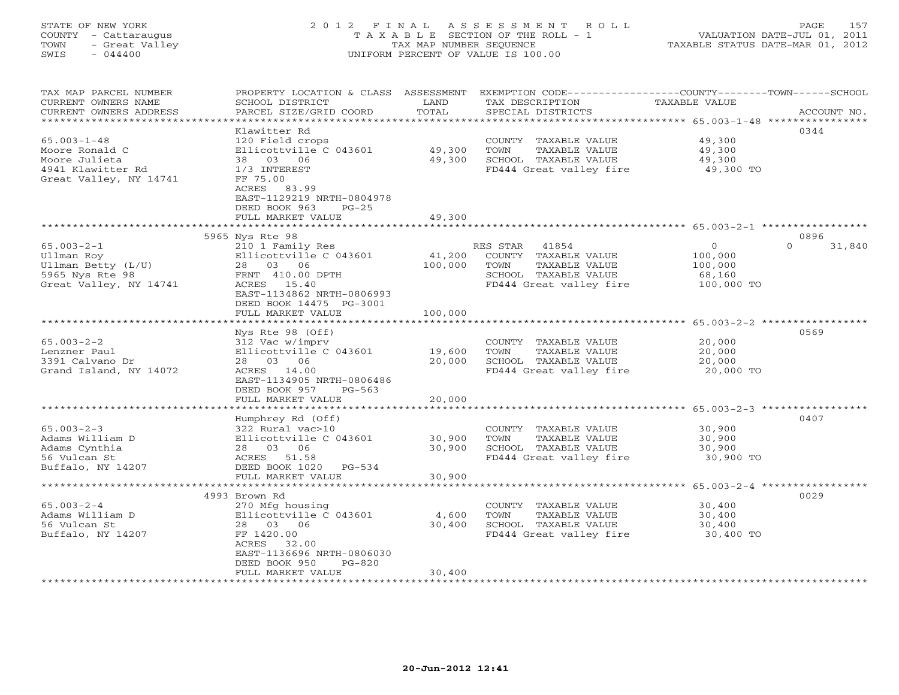STATE OF NEW YORK
COUNTY - Cattaraugus
TOWN - Great Valley
SWIS - 044400

# 2012 FINAL ASSESSMENT ROLL
TAXABLE SECTION OF THE ROLL - 1
TAX MAP NUMBER SEQUENCE
UNIFORM PERCENT OF VALUE IS 100.00

VALUATION DATE-JUL 01, 2011
TAXABLE STATUS DATE-MAR 01, 2012

| TAX MAP PARCEL NUMBER / CURRENT OWNERS NAME / CURRENT OWNERS ADDRESS | PROPERTY LOCATION & CLASS / SCHOOL DISTRICT / PARCEL SIZE/GRID COORD | ASSESSMENT LAND | TOTAL | EXEMPTION CODE / TAX DESCRIPTION / SPECIAL DISTRICTS | COUNTY TAXABLE VALUE | TOWN | SCHOOL | ACCOUNT NO. |
|---|---|---|---|---|---|---|---|---|
| **65.003-1-48** | Klawitter Rd | | | | | | | 0344 |
| Moore Ronald C | 120 Field crops | | | COUNTY TAXABLE VALUE | 49,300 | | | |
| Moore Julieta | Ellicottville C 043601 | 49,300 | | TOWN TAXABLE VALUE | 49,300 | | | |
| 4941 Klawitter Rd | 38 03 06 | | 49,300 | SCHOOL TAXABLE VALUE | 49,300 | | | |
| Great Valley, NY 14741 | 1/3 INTEREST | | | FD444 Great valley fire | 49,300 TO | | | |
| | FF 75.00 | | | | | | | |
| | ACRES 83.99 | | | | | | | |
| | EAST-1129219 NRTH-0804978 | | | | | | | |
| | DEED BOOK 963 PG-25 | | | | | | | |
| | FULL MARKET VALUE | | 49,300 | | | | | |
| **65.003-2-1** | 5965 Nys Rte 98 | | | | | | | 0896 |
| Ullman Roy | 210 1 Family Res | | | RES STAR 41854 | 0 | 0 | 31,840 | |
| Ullman Betty (L/U) | Ellicottville C 043601 | 41,200 | | COUNTY TAXABLE VALUE | 100,000 | | | |
| 5965 Nys Rte 98 | 28 03 06 | | 100,000 | TOWN TAXABLE VALUE | 100,000 | | | |
| Great Valley, NY 14741 | FRNT 410.00 DPTH | | | SCHOOL TAXABLE VALUE | 68,160 | | | |
| | ACRES 15.40 | | | FD444 Great valley fire | 100,000 TO | | | |
| | EAST-1134862 NRTH-0806993 | | | | | | | |
| | DEED BOOK 14475 PG-3001 | | | | | | | |
| | FULL MARKET VALUE | | 100,000 | | | | | |
| **65.003-2-2** | Nys Rte 98 (Off) | | | | | | | 0569 |
| Lenzner Paul | 312 Vac w/imprv | | | COUNTY TAXABLE VALUE | 20,000 | | | |
| 3391 Calvano Dr | Ellicottville C 043601 | 19,600 | | TOWN TAXABLE VALUE | 20,000 | | | |
| Grand Island, NY 14072 | 28 03 06 | | 20,000 | SCHOOL TAXABLE VALUE | 20,000 | | | |
| | ACRES 14.00 | | | FD444 Great valley fire | 20,000 TO | | | |
| | EAST-1134905 NRTH-0806486 | | | | | | | |
| | DEED BOOK 957 PG-563 | | | | | | | |
| | FULL MARKET VALUE | | 20,000 | | | | | |
| **65.003-2-3** | Humphrey Rd (Off) | | | | | | | 0407 |
| Adams William D | 322 Rural vac>10 | | | COUNTY TAXABLE VALUE | 30,900 | | | |
| Adams Cynthia | Ellicottville C 043601 | 30,900 | | TOWN TAXABLE VALUE | 30,900 | | | |
| 56 Vulcan St | 28 03 06 | | 30,900 | SCHOOL TAXABLE VALUE | 30,900 | | | |
| Buffalo, NY 14207 | ACRES 51.58 | | | FD444 Great valley fire | 30,900 TO | | | |
| | DEED BOOK 1020 PG-534 | | | | | | | |
| | FULL MARKET VALUE | | 30,900 | | | | | |
| **65.003-2-4** | 4993 Brown Rd | | | | | | | 0029 |
| Adams William D | 270 Mfg housing | | | COUNTY TAXABLE VALUE | 30,400 | | | |
| 56 Vulcan St | Ellicottville C 043601 | 4,600 | | TOWN TAXABLE VALUE | 30,400 | | | |
| Buffalo, NY 14207 | 28 03 06 | | 30,400 | SCHOOL TAXABLE VALUE | 30,400 | | | |
| | FF 1420.00 | | | FD444 Great valley fire | 30,400 TO | | | |
| | ACRES 32.00 | | | | | | | |
| | EAST-1136696 NRTH-0806030 | | | | | | | |
| | DEED BOOK 950 PG-820 | | | | | | | |
| | FULL MARKET VALUE | | 30,400 | | | | | |

20-Jun-2012 12:41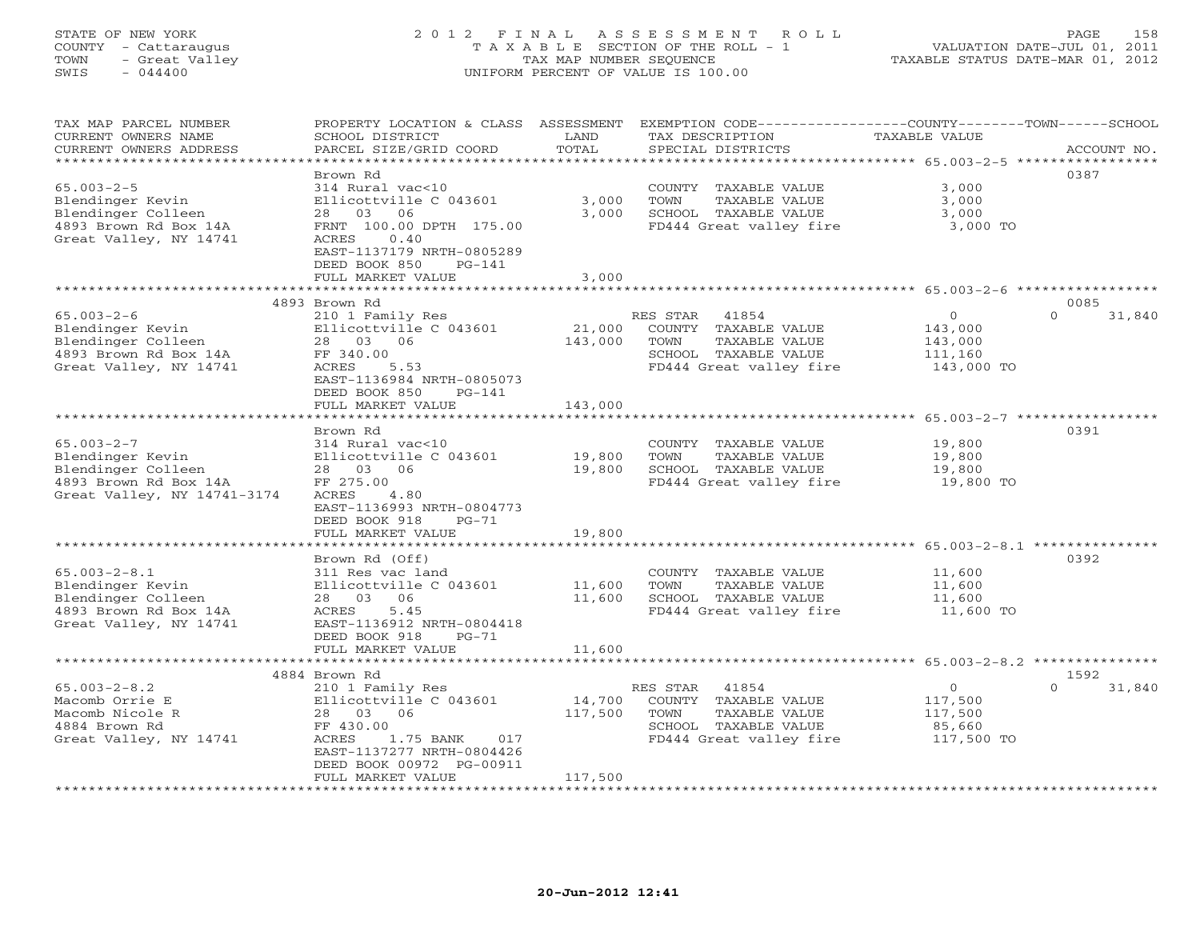STATE OF NEW YORK
COUNTY - Cattaraugus
TOWN - Great Valley
SWIS - 044400

# 2012 FINAL ASSESSMENT ROLL
TAXABLE SECTION OF THE ROLL - 1
TAX MAP NUMBER SEQUENCE
UNIFORM PERCENT OF VALUE IS 100.00

VALUATION DATE-JUL 01, 2011
TAXABLE STATUS DATE-MAR 01, 2012

| TAX MAP PARCEL NUMBER / CURRENT OWNERS NAME / CURRENT OWNERS ADDRESS | PROPERTY LOCATION & CLASS / SCHOOL DISTRICT / PARCEL SIZE/GRID COORD | ASSESSMENT LAND | TOTAL | EXEMPTION CODE / TAX DESCRIPTION / SPECIAL DISTRICTS | COUNTY / TOWN TAXABLE VALUE | SCHOOL | ACCOUNT NO. |
|---|---|---|---|---|---|---|---|
| 65.003-2-5 | Brown Rd | | | | | | 0387 |
| | 314 Rural vac<10 | | | COUNTY TAXABLE VALUE | 3,000 | | |
| Blendinger Kevin | Ellicottville C 043601 | 3,000 | | TOWN TAXABLE VALUE | 3,000 | | |
| Blendinger Colleen | 28 03 06 | | 3,000 | SCHOOL TAXABLE VALUE | 3,000 | | |
| 4893 Brown Rd Box 14A | FRNT 100.00 DPTH 175.00 | | | FD444 Great valley fire | 3,000 TO | | |
| Great Valley, NY 14741 | ACRES 0.40 | | | | | | |
| | EAST-1137179 NRTH-0805289 | | | | | | |
| | DEED BOOK 850 PG-141 | | | | | | |
| | FULL MARKET VALUE | | 3,000 | | | | |
| 65.003-2-6 | 4893 Brown Rd | | | | | | 0085 |
| | 210 1 Family Res | | | RES STAR 41854 | 0 | 0 | 31,840 |
| Blendinger Kevin | Ellicottville C 043601 | 21,000 | | COUNTY TAXABLE VALUE | 143,000 | | |
| Blendinger Colleen | 28 03 06 | | 143,000 | TOWN TAXABLE VALUE | 143,000 | | |
| 4893 Brown Rd Box 14A | FF 340.00 | | | SCHOOL TAXABLE VALUE | 111,160 | | |
| Great Valley, NY 14741 | ACRES 5.53 | | | FD444 Great valley fire | 143,000 TO | | |
| | EAST-1136984 NRTH-0805073 | | | | | | |
| | DEED BOOK 850 PG-141 | | | | | | |
| | FULL MARKET VALUE | | 143,000 | | | | |
| 65.003-2-7 | Brown Rd | | | | | | 0391 |
| | 314 Rural vac<10 | | | COUNTY TAXABLE VALUE | 19,800 | | |
| Blendinger Kevin | Ellicottville C 043601 | 19,800 | | TOWN TAXABLE VALUE | 19,800 | | |
| Blendinger Colleen | 28 03 06 | | 19,800 | SCHOOL TAXABLE VALUE | 19,800 | | |
| 4893 Brown Rd Box 14A | FF 275.00 | | | FD444 Great valley fire | 19,800 TO | | |
| Great Valley, NY 14741-3174 | ACRES 4.80 | | | | | | |
| | EAST-1136993 NRTH-0804773 | | | | | | |
| | DEED BOOK 918 PG-71 | | | | | | |
| | FULL MARKET VALUE | | 19,800 | | | | |
| 65.003-2-8.1 | Brown Rd (Off) | | | | | | 0392 |
| | 311 Res vac land | | | COUNTY TAXABLE VALUE | 11,600 | | |
| Blendinger Kevin | Ellicottville C 043601 | 11,600 | | TOWN TAXABLE VALUE | 11,600 | | |
| Blendinger Colleen | 28 03 06 | | 11,600 | SCHOOL TAXABLE VALUE | 11,600 | | |
| 4893 Brown Rd Box 14A | ACRES 5.45 | | | FD444 Great valley fire | 11,600 TO | | |
| Great Valley, NY 14741 | EAST-1136912 NRTH-0804418 | | | | | | |
| | DEED BOOK 918 PG-71 | | | | | | |
| | FULL MARKET VALUE | | 11,600 | | | | |
| 65.003-2-8.2 | 4884 Brown Rd | | | | | | 1592 |
| | 210 1 Family Res | | | RES STAR 41854 | 0 | 0 | 31,840 |
| Macomb Orrie E | Ellicottville C 043601 | 14,700 | | COUNTY TAXABLE VALUE | 117,500 | | |
| Macomb Nicole R | 28 03 06 | | 117,500 | TOWN TAXABLE VALUE | 117,500 | | |
| 4884 Brown Rd | FF 430.00 | | | SCHOOL TAXABLE VALUE | 85,660 | | |
| Great Valley, NY 14741 | ACRES 1.75 BANK 017 | | | FD444 Great valley fire | 117,500 TO | | |
| | EAST-1137277 NRTH-0804426 | | | | | | |
| | DEED BOOK 00972 PG-00911 | | | | | | |
| | FULL MARKET VALUE | | 117,500 | | | | |

20-Jun-2012 12:41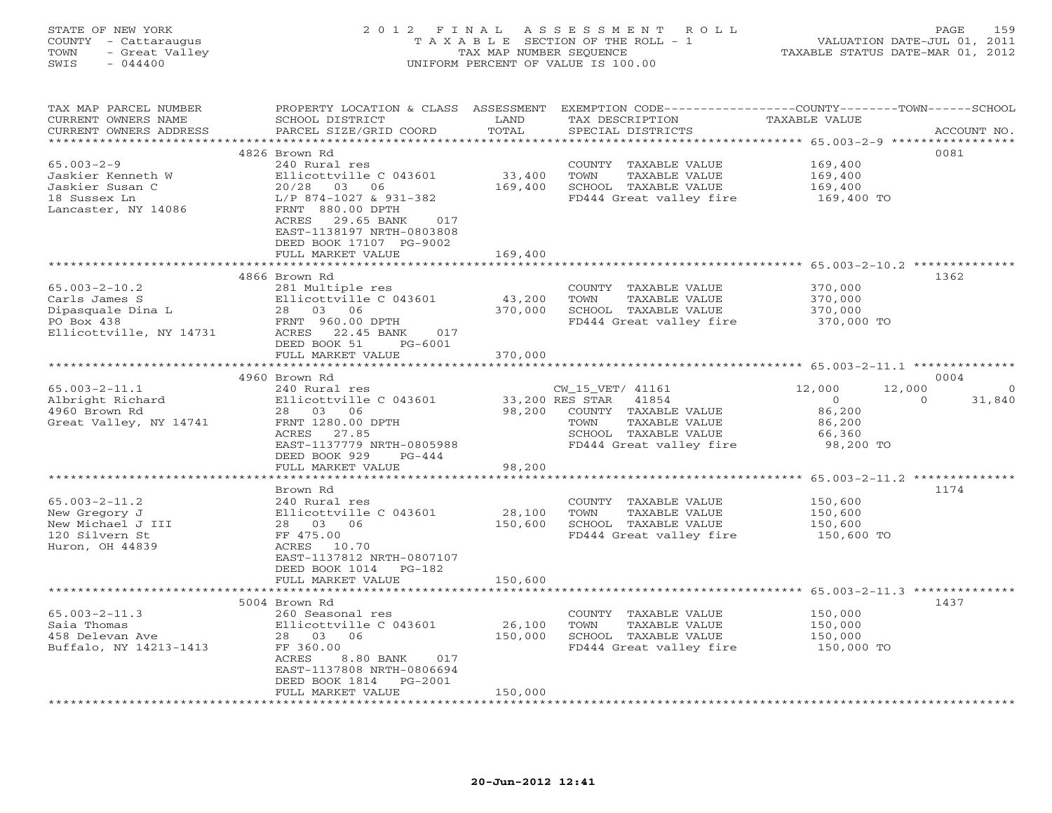STATE OF NEW YORK
COUNTY - Cattaraugus
TOWN - Great Valley
SWIS - 044400

# 2012 FINAL ASSESSMENT ROLL
TAXABLE SECTION OF THE ROLL - 1
TAX MAP NUMBER SEQUENCE
UNIFORM PERCENT OF VALUE IS 100.00

VALUATION DATE-JUL 01, 2011
TAXABLE STATUS DATE-MAR 01, 2012

| TAX MAP PARCEL NUMBER / CURRENT OWNERS NAME / CURRENT OWNERS ADDRESS | PROPERTY LOCATION & CLASS / SCHOOL DISTRICT / PARCEL SIZE/GRID COORD | ASSESSMENT LAND / TOTAL | EXEMPTION CODE / TAX DESCRIPTION / SPECIAL DISTRICTS | COUNTY | TOWN | SCHOOL | ACCOUNT NO. |
|---|---|---|---|---|---|---|---|
| 65.003-2-9 | 4826 Brown Rd | | | | | | 0081 |
| Jaskier Kenneth W | 240 Rural res | | COUNTY TAXABLE VALUE | 169,400 | | | |
| Jaskier Susan C | Ellicottville C 043601 | 33,400 | TOWN TAXABLE VALUE | | 169,400 | | |
| 18 Sussex Ln | 20/28 03 06 | 169,400 | SCHOOL TAXABLE VALUE | | | 169,400 | |
| Lancaster, NY 14086 | L/P 874-1027 & 931-382 | | FD444 Great valley fire | 169,400 TO | | | |
| | FRNT 880.00 DPTH | | | | | | |
| | ACRES 29.65 BANK 017 | | | | | | |
| | EAST-1138197 NRTH-0803808 | | | | | | |
| | DEED BOOK 17107 PG-9002 | | | | | | |
| | FULL MARKET VALUE | 169,400 | | | | | |
| 65.003-2-10.2 | 4866 Brown Rd | | | | | | 1362 |
| Carls James S | 281 Multiple res | | COUNTY TAXABLE VALUE | 370,000 | | | |
| Dipasquale Dina L | Ellicottville C 043601 | 43,200 | TOWN TAXABLE VALUE | | 370,000 | | |
| PO Box 438 | 28 03 06 | 370,000 | SCHOOL TAXABLE VALUE | | | 370,000 | |
| Ellicottville, NY 14731 | FRNT 960.00 DPTH | | FD444 Great valley fire | 370,000 TO | | | |
| | ACRES 22.45 BANK 017 | | | | | | |
| | DEED BOOK 51 PG-6001 | | | | | | |
| | FULL MARKET VALUE | 370,000 | | | | | |
| 65.003-2-11.1 | 4960 Brown Rd | | | | | | 0004 |
| Albright Richard | 240 Rural res | | CW_15_VET/ 41161 | 12,000 | 12,000 | 0 | |
| 4960 Brown Rd | Ellicottville C 043601 | 33,200 | RES STAR 41854 | 0 | 0 | 31,840 | |
| Great Valley, NY 14741 | 28 03 06 | 98,200 | COUNTY TAXABLE VALUE | 86,200 | | | |
| | FRNT 1280.00 DPTH | | TOWN TAXABLE VALUE | | 86,200 | | |
| | ACRES 27.85 | | SCHOOL TAXABLE VALUE | | | 66,360 | |
| | EAST-1137779 NRTH-0805988 | | FD444 Great valley fire | 98,200 TO | | | |
| | DEED BOOK 929 PG-444 | | | | | | |
| | FULL MARKET VALUE | 98,200 | | | | | |
| 65.003-2-11.2 | Brown Rd | | | | | | 1174 |
| New Gregory J | 240 Rural res | | COUNTY TAXABLE VALUE | 150,600 | | | |
| New Michael J III | Ellicottville C 043601 | 28,100 | TOWN TAXABLE VALUE | | 150,600 | | |
| 120 Silvern St | 28 03 06 | 150,600 | SCHOOL TAXABLE VALUE | | | 150,600 | |
| Huron, OH 44839 | FF 475.00 | | FD444 Great valley fire | 150,600 TO | | | |
| | ACRES 10.70 | | | | | | |
| | EAST-1137812 NRTH-0807107 | | | | | | |
| | DEED BOOK 1014 PG-182 | | | | | | |
| | FULL MARKET VALUE | 150,600 | | | | | |
| 65.003-2-11.3 | 5004 Brown Rd | | | | | | 1437 |
| Saia Thomas | 260 Seasonal res | | COUNTY TAXABLE VALUE | 150,000 | | | |
| 458 Delevan Ave | Ellicottville C 043601 | 26,100 | TOWN TAXABLE VALUE | | 150,000 | | |
| Buffalo, NY 14213-1413 | 28 03 06 | 150,000 | SCHOOL TAXABLE VALUE | | | 150,000 | |
| | FF 360.00 | | FD444 Great valley fire | 150,000 TO | | | |
| | ACRES 8.80 BANK 017 | | | | | | |
| | EAST-1137808 NRTH-0806694 | | | | | | |
| | DEED BOOK 1814 PG-2001 | | | | | | |
| | FULL MARKET VALUE | 150,000 | | | | | |

20-Jun-2012 12:41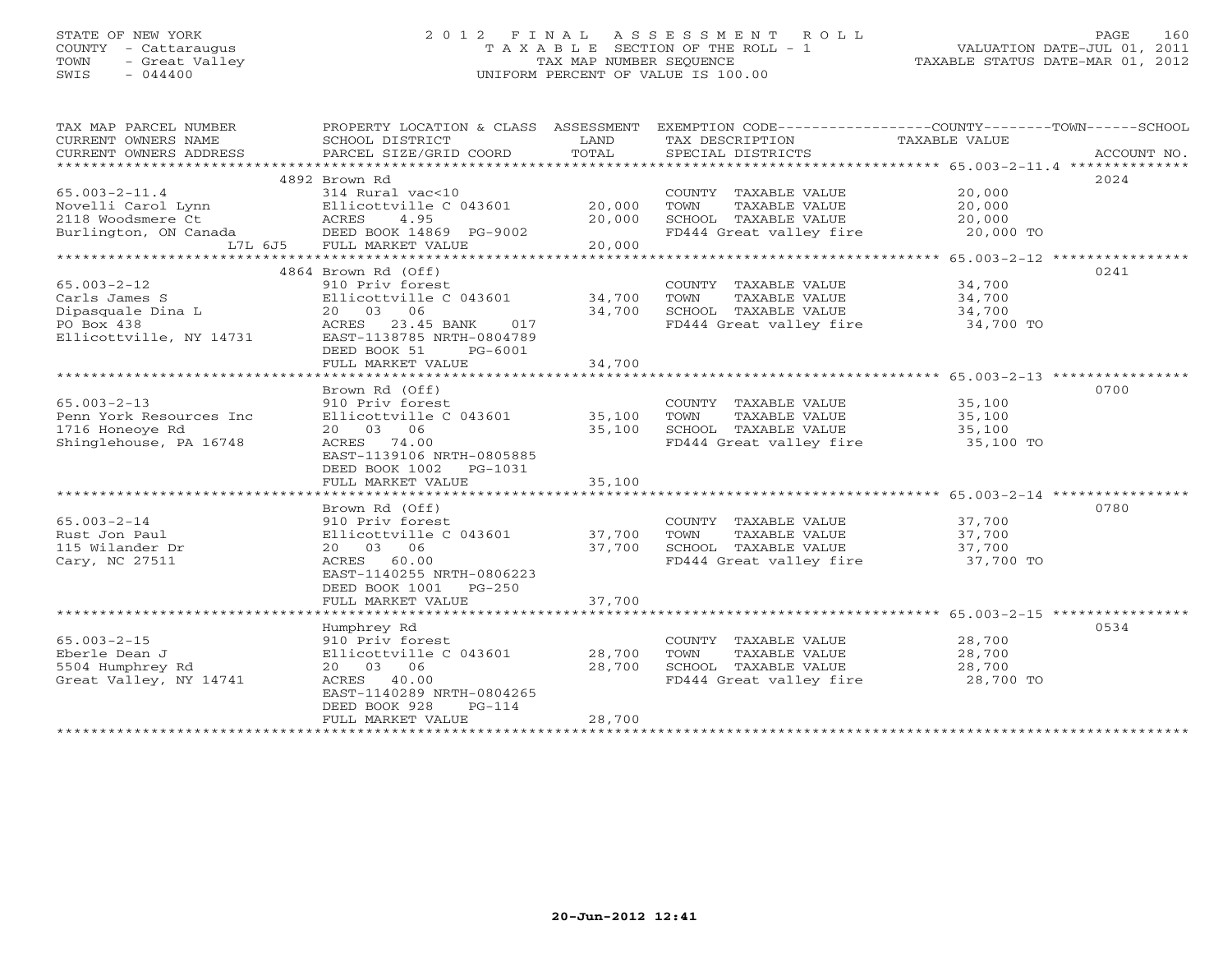STATE OF NEW YORK
COUNTY - Cattaraugus
TOWN - Great Valley
SWIS - 044400

# 2012 FINAL ASSESSMENT ROLL
TAXABLE SECTION OF THE ROLL - 1
TAX MAP NUMBER SEQUENCE
UNIFORM PERCENT OF VALUE IS 100.00

VALUATION DATE-JUL 01, 2011
TAXABLE STATUS DATE-MAR 01, 2012

| TAX MAP PARCEL NUMBER / CURRENT OWNERS NAME / CURRENT OWNERS ADDRESS | PROPERTY LOCATION & CLASS / SCHOOL DISTRICT / PARCEL SIZE/GRID COORD | ASSESSMENT LAND / TOTAL | EXEMPTION CODE / TAX DESCRIPTION / SPECIAL DISTRICTS | TAXABLE VALUE (COUNTY / TOWN / SCHOOL) | ACCOUNT NO. |
|---|---|---|---|---|---|
| | 4892 Brown Rd | | | | 2024 |
| 65.003-2-11.4 | 314 Rural vac<10 | | COUNTY TAXABLE VALUE | 20,000 | |
| Novelli Carol Lynn | Ellicottville C 043601 | 20,000 | TOWN TAXABLE VALUE | 20,000 | |
| 2118 Woodsmere Ct | ACRES 4.95 | 20,000 | SCHOOL TAXABLE VALUE | 20,000 | |
| Burlington, ON Canada | DEED BOOK 14869 PG-9002 | | FD444 Great valley fire | 20,000 TO | |
| L7L 6J5 | FULL MARKET VALUE | 20,000 | | | |
| | 4864 Brown Rd (Off) | | | | 0241 |
| 65.003-2-12 | 910 Priv forest | | COUNTY TAXABLE VALUE | 34,700 | |
| Carls James S | Ellicottville C 043601 | 34,700 | TOWN TAXABLE VALUE | 34,700 | |
| Dipasquale Dina L | 20 03 06 | 34,700 | SCHOOL TAXABLE VALUE | 34,700 | |
| PO Box 438 | ACRES 23.45 BANK 017 | | FD444 Great valley fire | 34,700 TO | |
| Ellicottville, NY 14731 | EAST-1138785 NRTH-0804789 | | | | |
| | DEED BOOK 51 PG-6001 | | | | |
| | FULL MARKET VALUE | 34,700 | | | |
| | Brown Rd (Off) | | | | 0700 |
| 65.003-2-13 | 910 Priv forest | | COUNTY TAXABLE VALUE | 35,100 | |
| Penn York Resources Inc | Ellicottville C 043601 | 35,100 | TOWN TAXABLE VALUE | 35,100 | |
| 1716 Honeoye Rd | 20 03 06 | 35,100 | SCHOOL TAXABLE VALUE | 35,100 | |
| Shinglehouse, PA 16748 | ACRES 74.00 | | FD444 Great valley fire | 35,100 TO | |
| | EAST-1139106 NRTH-0805885 | | | | |
| | DEED BOOK 1002 PG-1031 | | | | |
| | FULL MARKET VALUE | 35,100 | | | |
| | Brown Rd (Off) | | | | 0780 |
| 65.003-2-14 | 910 Priv forest | | COUNTY TAXABLE VALUE | 37,700 | |
| Rust Jon Paul | Ellicottville C 043601 | 37,700 | TOWN TAXABLE VALUE | 37,700 | |
| 115 Wilander Dr | 20 03 06 | 37,700 | SCHOOL TAXABLE VALUE | 37,700 | |
| Cary, NC 27511 | ACRES 60.00 | | FD444 Great valley fire | 37,700 TO | |
| | EAST-1140255 NRTH-0806223 | | | | |
| | DEED BOOK 1001 PG-250 | | | | |
| | FULL MARKET VALUE | 37,700 | | | |
| | Humphrey Rd | | | | 0534 |
| 65.003-2-15 | 910 Priv forest | | COUNTY TAXABLE VALUE | 28,700 | |
| Eberle Dean J | Ellicottville C 043601 | 28,700 | TOWN TAXABLE VALUE | 28,700 | |
| 5504 Humphrey Rd | 20 03 06 | 28,700 | SCHOOL TAXABLE VALUE | 28,700 | |
| Great Valley, NY 14741 | ACRES 40.00 | | FD444 Great valley fire | 28,700 TO | |
| | EAST-1140289 NRTH-0804265 | | | | |
| | DEED BOOK 928 PG-114 | | | | |
| | FULL MARKET VALUE | 28,700 | | | |

20-Jun-2012 12:41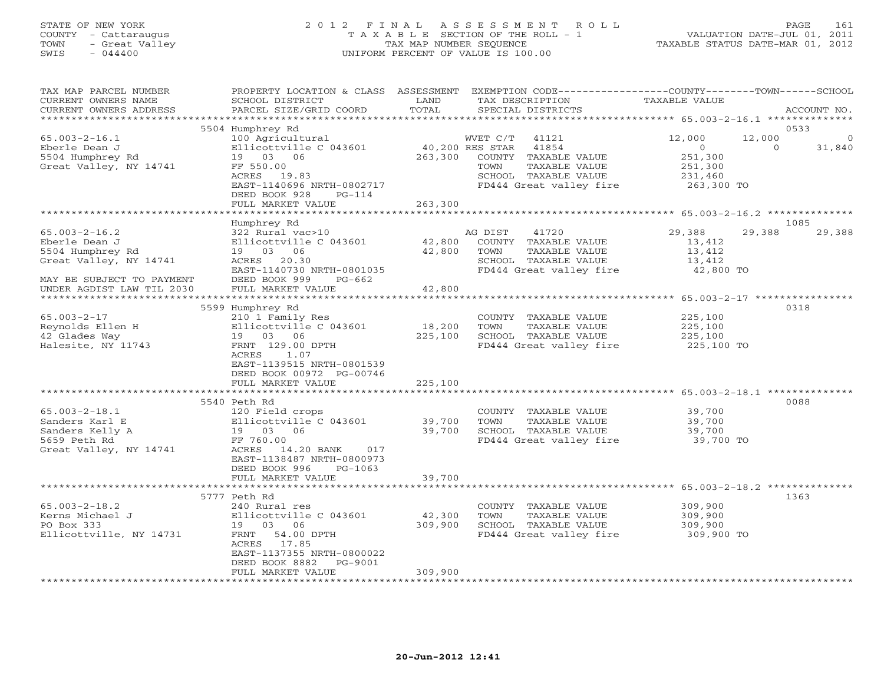STATE OF NEW YORK
COUNTY - Cattaraugus
TOWN - Great Valley
SWIS - 044400

2012 FINAL ASSESSMENT ROLL
TAXABLE SECTION OF THE ROLL - 1
TAX MAP NUMBER SEQUENCE
UNIFORM PERCENT OF VALUE IS 100.00

VALUATION DATE-JUL 01, 2011
TAXABLE STATUS DATE-MAR 01, 2012

| TAX MAP PARCEL NUMBER / CURRENT OWNERS NAME / CURRENT OWNERS ADDRESS | PROPERTY LOCATION & CLASS / SCHOOL DISTRICT / PARCEL SIZE/GRID COORD | ASSESSMENT LAND / TOTAL | EXEMPTION CODE / TAX DESCRIPTION / SPECIAL DISTRICTS | COUNTY TAXABLE VALUE | TOWN | SCHOOL | ACCOUNT NO. |
|---|---|---|---|---|---|---|---|
| **65.003-2-16.1** | 5504 Humphrey Rd | | | | | | 0533 |
| Eberle Dean J | 100 Agricultural | | WVET C/T 41121 | 12,000 | 12,000 | 0 | |
| 5504 Humphrey Rd | Ellicottville C 043601 | 40,200 | RES STAR 41854 | 0 | 0 | 31,840 | |
| Great Valley, NY 14741 | 19 03 06 | 263,300 | COUNTY TAXABLE VALUE | 251,300 | | | |
| | FF 550.00 | | TOWN TAXABLE VALUE | 251,300 | | | |
| | ACRES 19.83 | | SCHOOL TAXABLE VALUE | 231,460 | | | |
| | EAST-1140696 NRTH-0802717 | | FD444 Great valley fire | 263,300 TO | | | |
| | DEED BOOK 928 PG-114 | | | | | | |
| | FULL MARKET VALUE | 263,300 | | | | | |
| **65.003-2-16.2** | Humphrey Rd | | | | | | 1085 |
| Eberle Dean J | 322 Rural vac>10 | | AG DIST 41720 | 29,388 | 29,388 | 29,388 | |
| 5504 Humphrey Rd | Ellicottville C 043601 | 42,800 | COUNTY TAXABLE VALUE | 13,412 | | | |
| Great Valley, NY 14741 | 19 03 06 | 42,800 | TOWN TAXABLE VALUE | 13,412 | | | |
| | ACRES 20.30 | | SCHOOL TAXABLE VALUE | 13,412 | | | |
| | EAST-1140730 NRTH-0801035 | | FD444 Great valley fire | 42,800 TO | | | |
| MAY BE SUBJECT TO PAYMENT | DEED BOOK 999 PG-662 | | | | | | |
| UNDER AGDIST LAW TIL 2030 | FULL MARKET VALUE | 42,800 | | | | | |
| **65.003-2-17** | 5599 Humphrey Rd | | | | | | 0318 |
| Reynolds Ellen H | 210 1 Family Res | | COUNTY TAXABLE VALUE | 225,100 | | | |
| 42 Glades Way | Ellicottville C 043601 | 18,200 | TOWN TAXABLE VALUE | 225,100 | | | |
| Halesite, NY 11743 | 19 03 06 | 225,100 | SCHOOL TAXABLE VALUE | 225,100 | | | |
| | FRNT 129.00 DPTH | | FD444 Great valley fire | 225,100 TO | | | |
| | ACRES 1.07 | | | | | | |
| | EAST-1139515 NRTH-0801539 | | | | | | |
| | DEED BOOK 00972 PG-00746 | | | | | | |
| | FULL MARKET VALUE | 225,100 | | | | | |
| **65.003-2-18.1** | 5540 Peth Rd | | | | | | 0088 |
| Sanders Karl E | 120 Field crops | | COUNTY TAXABLE VALUE | 39,700 | | | |
| Sanders Kelly A | Ellicottville C 043601 | 39,700 | TOWN TAXABLE VALUE | 39,700 | | | |
| 5659 Peth Rd | 19 03 06 | 39,700 | SCHOOL TAXABLE VALUE | 39,700 | | | |
| Great Valley, NY 14741 | FF 760.00 | | FD444 Great valley fire | 39,700 TO | | | |
| | ACRES 14.20 BANK 017 | | | | | | |
| | EAST-1138487 NRTH-0800973 | | | | | | |
| | DEED BOOK 996 PG-1063 | | | | | | |
| | FULL MARKET VALUE | 39,700 | | | | | |
| **65.003-2-18.2** | 5777 Peth Rd | | | | | | 1363 |
| Kerns Michael J | 240 Rural res | | COUNTY TAXABLE VALUE | 309,900 | | | |
| PO Box 333 | Ellicottville C 043601 | 42,300 | TOWN TAXABLE VALUE | 309,900 | | | |
| Ellicottville, NY 14731 | 19 03 06 | 309,900 | SCHOOL TAXABLE VALUE | 309,900 | | | |
| | FRNT 54.00 DPTH | | FD444 Great valley fire | 309,900 TO | | | |
| | ACRES 17.85 | | | | | | |
| | EAST-1137355 NRTH-0800022 | | | | | | |
| | DEED BOOK 8882 PG-9001 | | | | | | |
| | FULL MARKET VALUE | 309,900 | | | | | |

20-Jun-2012 12:41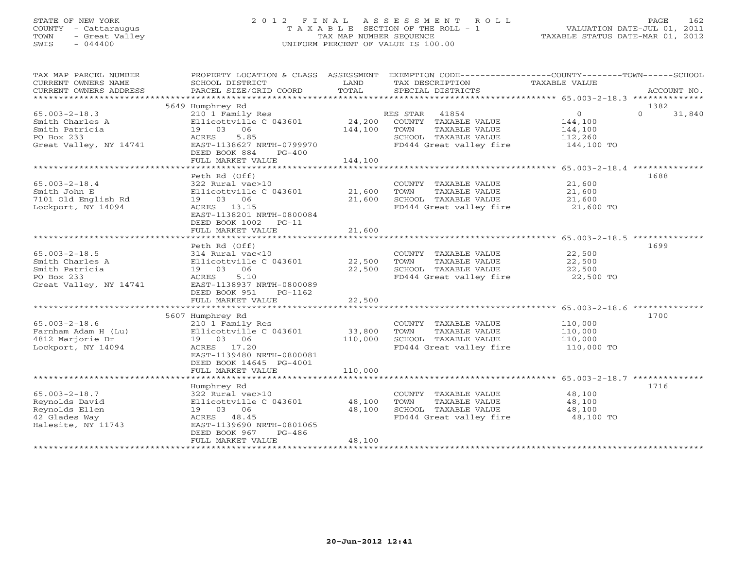STATE OF NEW YORK
COUNTY - Cattaraugus
TOWN - Great Valley
SWIS - 044400

# 2012 FINAL ASSESSMENT ROLL
TAXABLE SECTION OF THE ROLL - 1
TAX MAP NUMBER SEQUENCE
UNIFORM PERCENT OF VALUE IS 100.00

VALUATION DATE-JUL 01, 2011
TAXABLE STATUS DATE-MAR 01, 2012

| TAX MAP PARCEL NUMBER / CURRENT OWNERS NAME / CURRENT OWNERS ADDRESS | PROPERTY LOCATION & CLASS / SCHOOL DISTRICT / PARCEL SIZE/GRID COORD | ASSESSMENT LAND | TOTAL | EXEMPTION CODE / TAX DESCRIPTION / SPECIAL DISTRICTS | COUNTY TAXABLE VALUE | TOWN | SCHOOL | ACCOUNT NO. |
|---|---|---|---|---|---|---|---|---|
| | 5649 Humphrey Rd | | | | | | | 1382 |
| 65.003-2-18.3 | 210 1 Family Res | | | RES STAR 41854 | 0 | 0 | 31,840 | |
| Smith Charles A | Ellicottville C 043601 | 24,200 | | COUNTY TAXABLE VALUE | 144,100 | | | |
| Smith Patricia | 19 03 06 | | 144,100 | TOWN TAXABLE VALUE | 144,100 | | | |
| PO Box 233 | ACRES 5.85 | | | SCHOOL TAXABLE VALUE | 112,260 | | | |
| Great Valley, NY 14741 | EAST-1138627 NRTH-0799970 | | | FD444 Great valley fire | 144,100 TO | | | |
| | DEED BOOK 884 PG-400 | | | | | | | |
| | FULL MARKET VALUE | | 144,100 | | | | | |
| | Peth Rd (Off) | | | | | | | 1688 |
| 65.003-2-18.4 | 322 Rural vac>10 | | | COUNTY TAXABLE VALUE | 21,600 | | | |
| Smith John E | Ellicottville C 043601 | 21,600 | | TOWN TAXABLE VALUE | 21,600 | | | |
| 7101 Old English Rd | 19 03 06 | | 21,600 | SCHOOL TAXABLE VALUE | 21,600 | | | |
| Lockport, NY 14094 | ACRES 13.15 | | | FD444 Great valley fire | 21,600 TO | | | |
| | EAST-1138201 NRTH-0800084 | | | | | | | |
| | DEED BOOK 1002 PG-11 | | | | | | | |
| | FULL MARKET VALUE | | 21,600 | | | | | |
| | Peth Rd (Off) | | | | | | | 1699 |
| 65.003-2-18.5 | 314 Rural vac<10 | | | COUNTY TAXABLE VALUE | 22,500 | | | |
| Smith Charles A | Ellicottville C 043601 | 22,500 | | TOWN TAXABLE VALUE | 22,500 | | | |
| Smith Patricia | 19 03 06 | | 22,500 | SCHOOL TAXABLE VALUE | 22,500 | | | |
| PO Box 233 | ACRES 5.10 | | | FD444 Great valley fire | 22,500 TO | | | |
| Great Valley, NY 14741 | EAST-1138937 NRTH-0800089 | | | | | | | |
| | DEED BOOK 951 PG-1162 | | | | | | | |
| | FULL MARKET VALUE | | 22,500 | | | | | |
| | 5607 Humphrey Rd | | | | | | | 1700 |
| 65.003-2-18.6 | 210 1 Family Res | | | COUNTY TAXABLE VALUE | 110,000 | | | |
| Farnham Adam H (Lu) | Ellicottville C 043601 | 33,800 | | TOWN TAXABLE VALUE | 110,000 | | | |
| 4812 Marjorie Dr | 19 03 06 | | 110,000 | SCHOOL TAXABLE VALUE | 110,000 | | | |
| Lockport, NY 14094 | ACRES 17.20 | | | FD444 Great valley fire | 110,000 TO | | | |
| | EAST-1139480 NRTH-0800081 | | | | | | | |
| | DEED BOOK 14645 PG-4001 | | | | | | | |
| | FULL MARKET VALUE | | 110,000 | | | | | |
| | Humphrey Rd | | | | | | | 1716 |
| 65.003-2-18.7 | 322 Rural vac>10 | | | COUNTY TAXABLE VALUE | 48,100 | | | |
| Reynolds David | Ellicottville C 043601 | 48,100 | | TOWN TAXABLE VALUE | 48,100 | | | |
| Reynolds Ellen | 19 03 06 | | 48,100 | SCHOOL TAXABLE VALUE | 48,100 | | | |
| 42 Glades Way | ACRES 48.45 | | | FD444 Great valley fire | 48,100 TO | | | |
| Halesite, NY 11743 | EAST-1139690 NRTH-0801065 | | | | | | | |
| | DEED BOOK 967 PG-486 | | | | | | | |
| | FULL MARKET VALUE | | 48,100 | | | | | |

20-Jun-2012 12:41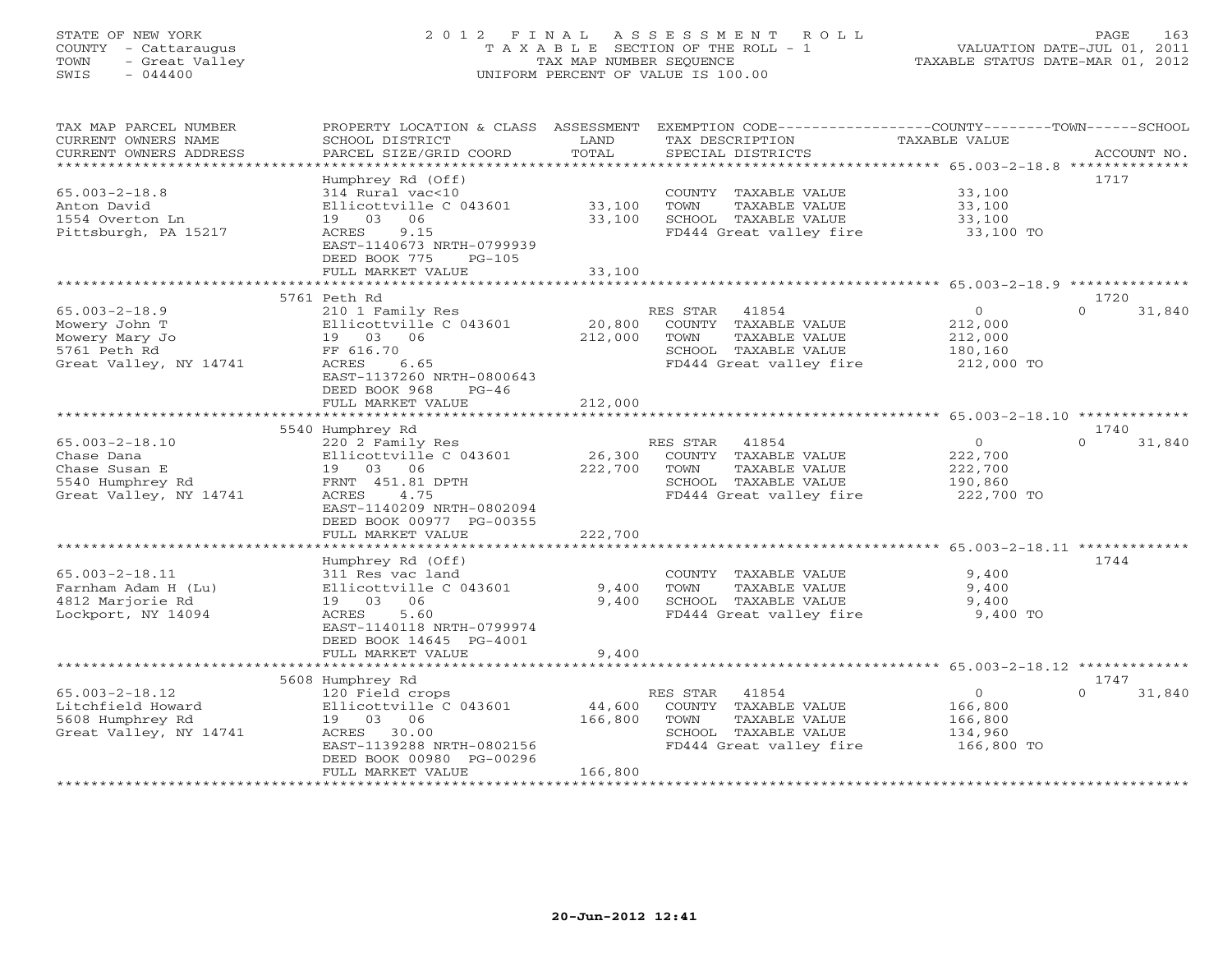STATE OF NEW YORK
COUNTY - Cattaraugus
TOWN - Great Valley
SWIS - 044400

2012 FINAL ASSESSMENT ROLL
TAXABLE SECTION OF THE ROLL - 1
TAX MAP NUMBER SEQUENCE
UNIFORM PERCENT OF VALUE IS 100.00

VALUATION DATE-JUL 01, 2011
TAXABLE STATUS DATE-MAR 01, 2012

| TAX MAP PARCEL NUMBER / CURRENT OWNERS NAME / CURRENT OWNERS ADDRESS | PROPERTY LOCATION & CLASS / SCHOOL DISTRICT / PARCEL SIZE/GRID COORD | ASSESSMENT LAND / TOTAL | EXEMPTION CODE / TAX DESCRIPTION / SPECIAL DISTRICTS | COUNTY / TOWN TAXABLE VALUE | SCHOOL / ACCOUNT NO. |
|---|---|---|---|---|---|
| 65.003-2-18.8 | Humphrey Rd (Off) | | | | 1717 |
| 65.003-2-18.8 | 314 Rural vac<10 | | COUNTY TAXABLE VALUE | 33,100 | |
| Anton David | Ellicottville C 043601 | 33,100 | TOWN TAXABLE VALUE | 33,100 | |
| 1554 Overton Ln | 19 03 06 | 33,100 | SCHOOL TAXABLE VALUE | 33,100 | |
| Pittsburgh, PA 15217 | ACRES 9.15 | | FD444 Great valley fire | 33,100 TO | |
| | EAST-1140673 NRTH-0799939 | | | | |
| | DEED BOOK 775 PG-105 | | | | |
| | FULL MARKET VALUE | 33,100 | | | |
| 65.003-2-18.9 | 5761 Peth Rd | | | | 1720 |
| 65.003-2-18.9 | 210 1 Family Res | | RES STAR 41854 | 0 | 0 31,840 |
| Mowery John T | Ellicottville C 043601 | 20,800 | COUNTY TAXABLE VALUE | 212,000 | |
| Mowery Mary Jo | 19 03 06 | 212,000 | TOWN TAXABLE VALUE | 212,000 | |
| 5761 Peth Rd | FF 616.70 | | SCHOOL TAXABLE VALUE | 180,160 | |
| Great Valley, NY 14741 | ACRES 6.65 | | FD444 Great valley fire | 212,000 TO | |
| | EAST-1137260 NRTH-0800643 | | | | |
| | DEED BOOK 968 PG-46 | | | | |
| | FULL MARKET VALUE | 212,000 | | | |
| 65.003-2-18.10 | 5540 Humphrey Rd | | | | 1740 |
| 65.003-2-18.10 | 220 2 Family Res | | RES STAR 41854 | 0 | 0 31,840 |
| Chase Dana | Ellicottville C 043601 | 26,300 | COUNTY TAXABLE VALUE | 222,700 | |
| Chase Susan E | 19 03 06 | 222,700 | TOWN TAXABLE VALUE | 222,700 | |
| 5540 Humphrey Rd | FRNT 451.81 DPTH | | SCHOOL TAXABLE VALUE | 190,860 | |
| Great Valley, NY 14741 | ACRES 4.75 | | FD444 Great valley fire | 222,700 TO | |
| | EAST-1140209 NRTH-0802094 | | | | |
| | DEED BOOK 00977 PG-00355 | | | | |
| | FULL MARKET VALUE | 222,700 | | | |
| 65.003-2-18.11 | Humphrey Rd (Off) | | | | 1744 |
| 65.003-2-18.11 | 311 Res vac land | | COUNTY TAXABLE VALUE | 9,400 | |
| Farnham Adam H (Lu) | Ellicottville C 043601 | 9,400 | TOWN TAXABLE VALUE | 9,400 | |
| 4812 Marjorie Rd | 19 03 06 | 9,400 | SCHOOL TAXABLE VALUE | 9,400 | |
| Lockport, NY 14094 | ACRES 5.60 | | FD444 Great valley fire | 9,400 TO | |
| | EAST-1140118 NRTH-0799974 | | | | |
| | DEED BOOK 14645 PG-4001 | | | | |
| | FULL MARKET VALUE | 9,400 | | | |
| 65.003-2-18.12 | 5608 Humphrey Rd | | | | 1747 |
| 65.003-2-18.12 | 120 Field crops | | RES STAR 41854 | 0 | 0 31,840 |
| Litchfield Howard | Ellicottville C 043601 | 44,600 | COUNTY TAXABLE VALUE | 166,800 | |
| 5608 Humphrey Rd | 19 03 06 | 166,800 | TOWN TAXABLE VALUE | 166,800 | |
| Great Valley, NY 14741 | ACRES 30.00 | | SCHOOL TAXABLE VALUE | 134,960 | |
| | EAST-1139288 NRTH-0802156 | | FD444 Great valley fire | 166,800 TO | |
| | DEED BOOK 00980 PG-00296 | | | | |
| | FULL MARKET VALUE | 166,800 | | | |

20-Jun-2012 12:41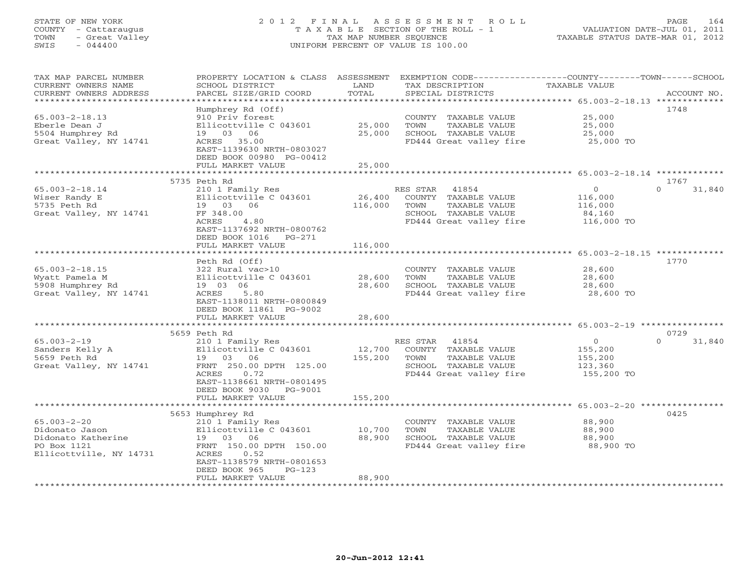STATE OF NEW YORK
COUNTY - Cattaraugus
TOWN - Great Valley
SWIS - 044400

2012 FINAL ASSESSMENT ROLL
TAXABLE SECTION OF THE ROLL - 1
TAX MAP NUMBER SEQUENCE
UNIFORM PERCENT OF VALUE IS 100.00

VALUATION DATE-JUL 01, 2011
TAXABLE STATUS DATE-MAR 01, 2012

| TAX MAP PARCEL NUMBER / CURRENT OWNERS NAME / CURRENT OWNERS ADDRESS | PROPERTY LOCATION & CLASS / SCHOOL DISTRICT / PARCEL SIZE/GRID COORD | ASSESSMENT LAND | TOTAL | EXEMPTION CODE / TAX DESCRIPTION / SPECIAL DISTRICTS | COUNTY / TOWN TAXABLE VALUE | SCHOOL | ACCOUNT NO. |
|---|---|---|---|---|---|---|---|
| 65.003-2-18.13 | Humphrey Rd (Off) | | | | | | 1748 |
| Eberle Dean J | 910 Priv forest | | | COUNTY TAXABLE VALUE | 25,000 | | |
| 5504 Humphrey Rd | Ellicottville C 043601 | 25,000 | | TOWN TAXABLE VALUE | 25,000 | | |
| Great Valley, NY 14741 | 19 03 06 | | 25,000 | SCHOOL TAXABLE VALUE | 25,000 | | |
| | ACRES 35.00 | | | FD444 Great valley fire | 25,000 TO | | |
| | EAST-1139630 NRTH-0803027 | | | | | | |
| | DEED BOOK 00980 PG-00412 | | | | | | |
| | FULL MARKET VALUE | | 25,000 | | | | |
| 65.003-2-18.14 | 5735 Peth Rd | | | | | | 1767 |
| Wiser Randy E | 210 1 Family Res | | | RES STAR 41854 | 0 | 0 31,840 | |
| 5735 Peth Rd | Ellicottville C 043601 | 26,400 | | COUNTY TAXABLE VALUE | 116,000 | | |
| Great Valley, NY 14741 | 19 03 06 | | 116,000 | TOWN TAXABLE VALUE | 116,000 | | |
| | FF 348.00 | | | SCHOOL TAXABLE VALUE | | 84,160 | |
| | ACRES 4.80 | | | FD444 Great valley fire | 116,000 TO | | |
| | EAST-1137692 NRTH-0800762 | | | | | | |
| | DEED BOOK 1016 PG-271 | | | | | | |
| | FULL MARKET VALUE | | 116,000 | | | | |
| 65.003-2-18.15 | Peth Rd (Off) | | | | | | 1770 |
| Wyatt Pamela M | 322 Rural vac>10 | | | COUNTY TAXABLE VALUE | 28,600 | | |
| 5908 Humphrey Rd | Ellicottville C 043601 | 28,600 | | TOWN TAXABLE VALUE | 28,600 | | |
| Great Valley, NY 14741 | 19 03 06 | | 28,600 | SCHOOL TAXABLE VALUE | 28,600 | | |
| | ACRES 5.80 | | | FD444 Great valley fire | 28,600 TO | | |
| | EAST-1138011 NRTH-0800849 | | | | | | |
| | DEED BOOK 11861 PG-9002 | | | | | | |
| | FULL MARKET VALUE | | 28,600 | | | | |
| 65.003-2-19 | 5659 Peth Rd | | | | | | 0729 |
| Sanders Kelly A | 210 1 Family Res | | | RES STAR 41854 | 0 | 0 31,840 | |
| 5659 Peth Rd | Ellicottville C 043601 | 12,700 | | COUNTY TAXABLE VALUE | 155,200 | | |
| Great Valley, NY 14741 | 19 03 06 | | 155,200 | TOWN TAXABLE VALUE | 155,200 | | |
| | FRNT 250.00 DPTH 125.00 | | | SCHOOL TAXABLE VALUE | | 123,360 | |
| | ACRES 0.72 | | | FD444 Great valley fire | 155,200 TO | | |
| | EAST-1138661 NRTH-0801495 | | | | | | |
| | DEED BOOK 9030 PG-9001 | | | | | | |
| | FULL MARKET VALUE | | 155,200 | | | | |
| 65.003-2-20 | 5653 Humphrey Rd | | | | | | 0425 |
| Didonato Jason | 210 1 Family Res | | | COUNTY TAXABLE VALUE | 88,900 | | |
| Didonato Katherine | Ellicottville C 043601 | 10,700 | | TOWN TAXABLE VALUE | 88,900 | | |
| PO Box 1121 | 19 03 06 | | 88,900 | SCHOOL TAXABLE VALUE | 88,900 | | |
| Ellicottville, NY 14731 | FRNT 150.00 DPTH 150.00 | | | FD444 Great valley fire | 88,900 TO | | |
| | ACRES 0.52 | | | | | | |
| | EAST-1138579 NRTH-0801653 | | | | | | |
| | DEED BOOK 965 PG-123 | | | | | | |
| | FULL MARKET VALUE | | 88,900 | | | | |

20-Jun-2012 12:41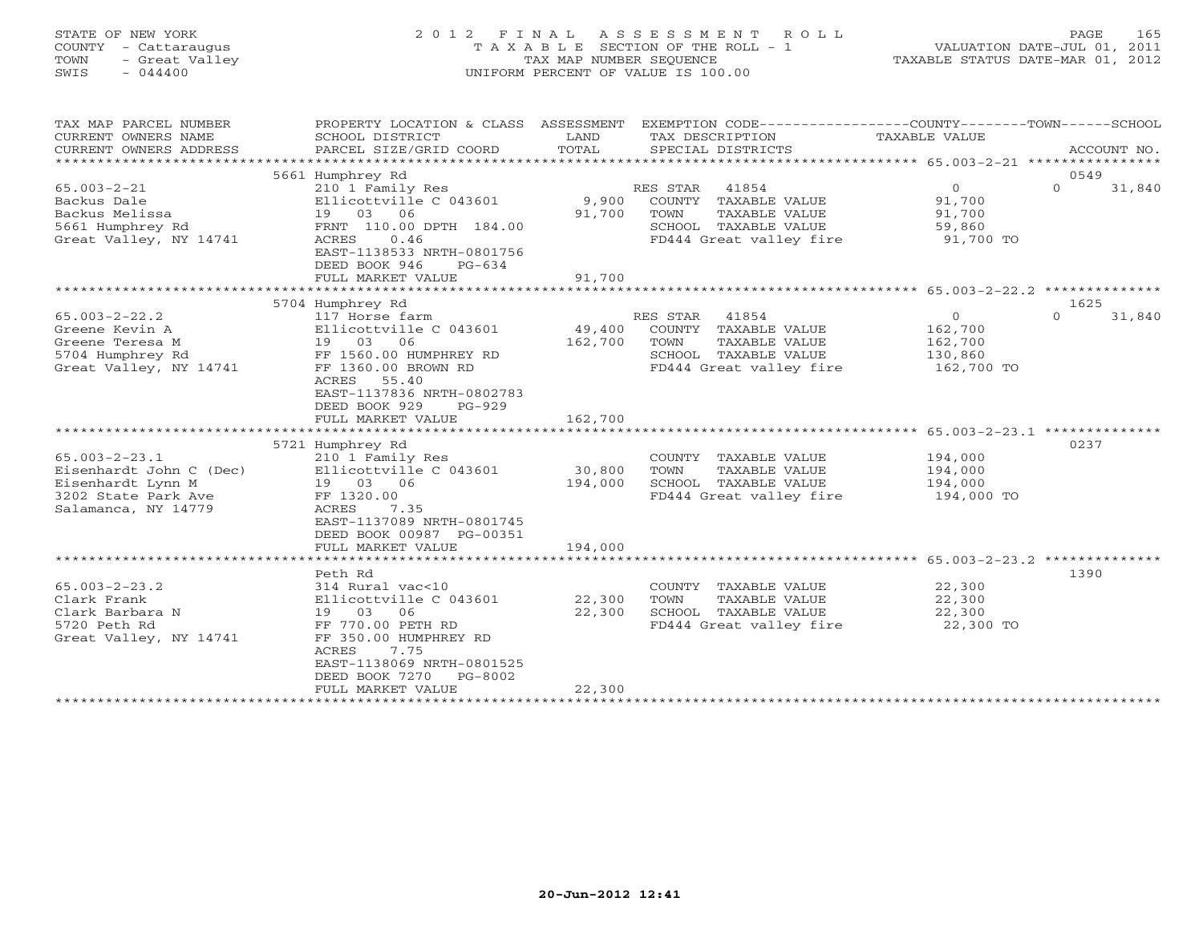STATE OF NEW YORK
COUNTY - Cattaraugus
TOWN - Great Valley
SWIS - 044400

2012 FINAL ASSESSMENT ROLL
TAXABLE SECTION OF THE ROLL - 1
TAX MAP NUMBER SEQUENCE
UNIFORM PERCENT OF VALUE IS 100.00

VALUATION DATE-JUL 01, 2011
TAXABLE STATUS DATE-MAR 01, 2012

| TAX MAP PARCEL NUMBER / CURRENT OWNERS NAME / CURRENT OWNERS ADDRESS | PROPERTY LOCATION & CLASS / SCHOOL DISTRICT / PARCEL SIZE/GRID COORD | ASSESSMENT LAND | TOTAL | EXEMPTION CODE / TAX DESCRIPTION / SPECIAL DISTRICTS | COUNTY TAXABLE VALUE | TOWN | SCHOOL / ACCOUNT NO. |
|---|---|---|---|---|---|---|---|
| | 5661 Humphrey Rd | | | | | | 0549 |
| 65.003-2-21 | 210 1 Family Res | | | RES STAR 41854 | 0 | 0 | 31,840 |
| Backus Dale | Ellicottville C 043601 | 9,900 | | COUNTY TAXABLE VALUE | 91,700 | | |
| Backus Melissa | 19 03 06 | | 91,700 | TOWN TAXABLE VALUE | 91,700 | | |
| 5661 Humphrey Rd | FRNT 110.00 DPTH 184.00 | | | SCHOOL TAXABLE VALUE | 59,860 | | |
| Great Valley, NY 14741 | ACRES 0.46 | | | FD444 Great valley fire | 91,700 TO | | |
| | EAST-1138533 NRTH-0801756 | | | | | | |
| | DEED BOOK 946 PG-634 | | | | | | |
| | FULL MARKET VALUE | | 91,700 | | | | |
| | 5704 Humphrey Rd | | | | | | 1625 |
| 65.003-2-22.2 | 117 Horse farm | | | RES STAR 41854 | 0 | 0 | 31,840 |
| Greene Kevin A | Ellicottville C 043601 | 49,400 | | COUNTY TAXABLE VALUE | 162,700 | | |
| Greene Teresa M | 19 03 06 | | 162,700 | TOWN TAXABLE VALUE | 162,700 | | |
| 5704 Humphrey Rd | FF 1560.00 HUMPHREY RD | | | SCHOOL TAXABLE VALUE | 130,860 | | |
| Great Valley, NY 14741 | FF 1360.00 BROWN RD | | | FD444 Great valley fire | 162,700 TO | | |
| | ACRES 55.40 | | | | | | |
| | EAST-1137836 NRTH-0802783 | | | | | | |
| | DEED BOOK 929 PG-929 | | | | | | |
| | FULL MARKET VALUE | | 162,700 | | | | |
| | 5721 Humphrey Rd | | | | | | 0237 |
| 65.003-2-23.1 | 210 1 Family Res | | | COUNTY TAXABLE VALUE | 194,000 | | |
| Eisenhardt John C (Dec) | Ellicottville C 043601 | 30,800 | | TOWN TAXABLE VALUE | 194,000 | | |
| Eisenhardt Lynn M | 19 03 06 | | 194,000 | SCHOOL TAXABLE VALUE | 194,000 | | |
| 3202 State Park Ave | FF 1320.00 | | | FD444 Great valley fire | 194,000 TO | | |
| Salamanca, NY 14779 | ACRES 7.35 | | | | | | |
| | EAST-1137089 NRTH-0801745 | | | | | | |
| | DEED BOOK 00987 PG-00351 | | | | | | |
| | FULL MARKET VALUE | | 194,000 | | | | |
| | Peth Rd | | | | | | 1390 |
| 65.003-2-23.2 | 314 Rural vac<10 | | | COUNTY TAXABLE VALUE | 22,300 | | |
| Clark Frank | Ellicottville C 043601 | 22,300 | | TOWN TAXABLE VALUE | 22,300 | | |
| Clark Barbara N | 19 03 06 | | 22,300 | SCHOOL TAXABLE VALUE | 22,300 | | |
| 5720 Peth Rd | FF 770.00 PETH RD | | | FD444 Great valley fire | 22,300 TO | | |
| Great Valley, NY 14741 | FF 350.00 HUMPHREY RD | | | | | | |
| | ACRES 7.75 | | | | | | |
| | EAST-1138069 NRTH-0801525 | | | | | | |
| | DEED BOOK 7270 PG-8002 | | | | | | |
| | FULL MARKET VALUE | | 22,300 | | | | |

20-Jun-2012 12:41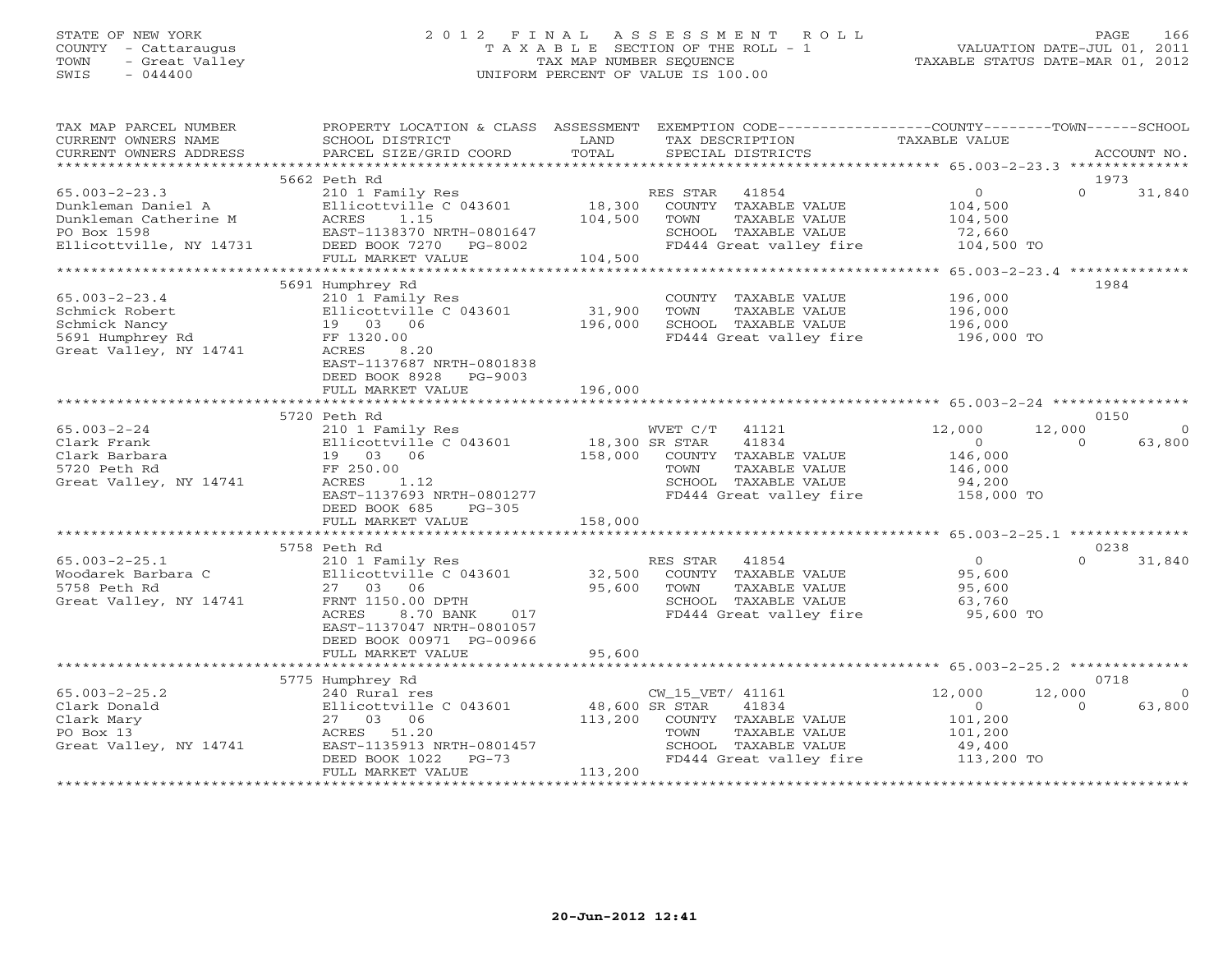STATE OF NEW YORK
COUNTY - Cattaraugus
TOWN - Great Valley
SWIS - 044400

# 2012 FINAL ASSESSMENT ROLL
TAXABLE SECTION OF THE ROLL - 1
TAX MAP NUMBER SEQUENCE
UNIFORM PERCENT OF VALUE IS 100.00

VALUATION DATE-JUL 01, 2011
TAXABLE STATUS DATE-MAR 01, 2012

| TAX MAP PARCEL NUMBER / CURRENT OWNERS NAME / CURRENT OWNERS ADDRESS | PROPERTY LOCATION & CLASS / SCHOOL DISTRICT / PARCEL SIZE/GRID COORD | ASSESSMENT LAND / TOTAL | EXEMPTION CODE / TAX DESCRIPTION / SPECIAL DISTRICTS | COUNTY TAXABLE VALUE | TOWN | SCHOOL / ACCOUNT NO. |
|---|---|---|---|---|---|---|
| | 5662 Peth Rd | | | | | 1973 |
| 65.003-2-23.3 | 210 1 Family Res | | RES STAR 41854 | 0 | 0 | 31,840 |
| Dunkleman Daniel A | Ellicottville C 043601 | 18,300 | COUNTY TAXABLE VALUE | 104,500 | | |
| Dunkleman Catherine M | ACRES 1.15 | 104,500 | TOWN TAXABLE VALUE | 104,500 | | |
| PO Box 1598 | EAST-1138370 NRTH-0801647 | | SCHOOL TAXABLE VALUE | 72,660 | | |
| Ellicottville, NY 14731 | DEED BOOK 7270 PG-8002 | | FD444 Great valley fire | 104,500 TO | | |
| | FULL MARKET VALUE | 104,500 | | | | |
| | 5691 Humphrey Rd | | | | | 1984 |
| 65.003-2-23.4 | 210 1 Family Res | | COUNTY TAXABLE VALUE | 196,000 | | |
| Schmick Robert | Ellicottville C 043601 | 31,900 | TOWN TAXABLE VALUE | 196,000 | | |
| Schmick Nancy | 19 03 06 | 196,000 | SCHOOL TAXABLE VALUE | 196,000 | | |
| 5691 Humphrey Rd | FF 1320.00 | | FD444 Great valley fire | 196,000 TO | | |
| Great Valley, NY 14741 | ACRES 8.20 | | | | | |
| | EAST-1137687 NRTH-0801838 | | | | | |
| | DEED BOOK 8928 PG-9003 | | | | | |
| | FULL MARKET VALUE | 196,000 | | | | |
| | 5720 Peth Rd | | | | | 0150 |
| 65.003-2-24 | 210 1 Family Res | | WVET C/T 41121 | 12,000 | 12,000 | 0 |
| Clark Frank | Ellicottville C 043601 | 18,300 | SR STAR 41834 | 0 | 0 | 63,800 |
| Clark Barbara | 19 03 06 | 158,000 | COUNTY TAXABLE VALUE | 146,000 | | |
| 5720 Peth Rd | FF 250.00 | | TOWN TAXABLE VALUE | 146,000 | | |
| Great Valley, NY 14741 | ACRES 1.12 | | SCHOOL TAXABLE VALUE | 94,200 | | |
| | EAST-1137693 NRTH-0801277 | | FD444 Great valley fire | 158,000 TO | | |
| | DEED BOOK 685 PG-305 | | | | | |
| | FULL MARKET VALUE | 158,000 | | | | |
| | 5758 Peth Rd | | | | | 0238 |
| 65.003-2-25.1 | 210 1 Family Res | | RES STAR 41854 | 0 | 0 | 31,840 |
| Woodarek Barbara C | Ellicottville C 043601 | 32,500 | COUNTY TAXABLE VALUE | 95,600 | | |
| 5758 Peth Rd | 27 03 06 | 95,600 | TOWN TAXABLE VALUE | 95,600 | | |
| Great Valley, NY 14741 | FRNT 1150.00 DPTH | | SCHOOL TAXABLE VALUE | 63,760 | | |
| | ACRES 8.70 BANK 017 | | FD444 Great valley fire | 95,600 TO | | |
| | EAST-1137047 NRTH-0801057 | | | | | |
| | DEED BOOK 00971 PG-00966 | | | | | |
| | FULL MARKET VALUE | 95,600 | | | | |
| | 5775 Humphrey Rd | | | | | 0718 |
| 65.003-2-25.2 | 240 Rural res | | CW_15_VET/ 41161 | 12,000 | 12,000 | 0 |
| Clark Donald | Ellicottville C 043601 | 48,600 | SR STAR 41834 | 0 | 0 | 63,800 |
| Clark Mary | 27 03 06 | 113,200 | COUNTY TAXABLE VALUE | 101,200 | | |
| PO Box 13 | ACRES 51.20 | | TOWN TAXABLE VALUE | 101,200 | | |
| Great Valley, NY 14741 | EAST-1135913 NRTH-0801457 | | SCHOOL TAXABLE VALUE | 49,400 | | |
| | DEED BOOK 1022 PG-73 | | FD444 Great valley fire | 113,200 TO | | |
| | FULL MARKET VALUE | 113,200 | | | | |

20-Jun-2012 12:41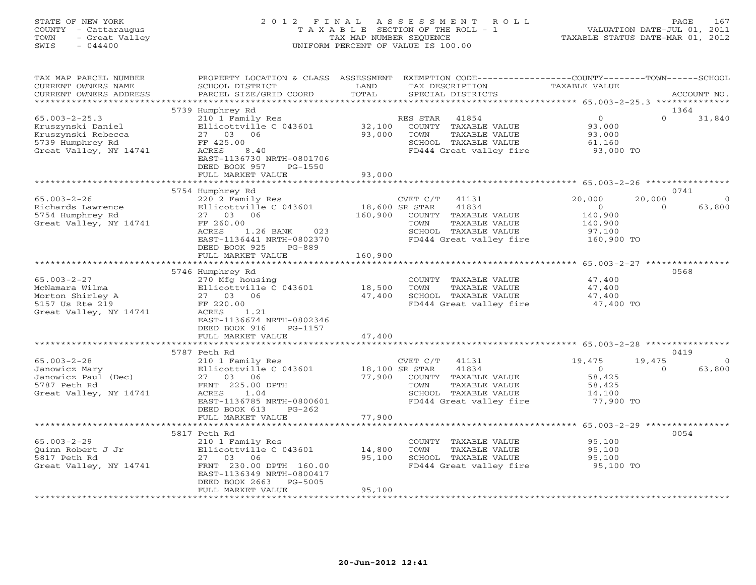STATE OF NEW YORK
COUNTY - Cattaraugus
TOWN - Great Valley
SWIS - 044400

# 2012 FINAL ASSESSMENT ROLL
TAXABLE SECTION OF THE ROLL - 1
TAX MAP NUMBER SEQUENCE
UNIFORM PERCENT OF VALUE IS 100.00

VALUATION DATE-JUL 01, 2011
TAXABLE STATUS DATE-MAR 01, 2012

| TAX MAP PARCEL NUMBER / CURRENT OWNERS NAME / CURRENT OWNERS ADDRESS | PROPERTY LOCATION & CLASS / SCHOOL DISTRICT / PARCEL SIZE/GRID COORD | ASSESSMENT LAND | TOTAL | EXEMPTION CODE / TAX DESCRIPTION / SPECIAL DISTRICTS | COUNTY TAXABLE VALUE | TOWN | SCHOOL | ACCOUNT NO. |
|---|---|---|---|---|---|---|---|---|
| | 5739 Humphrey Rd | | | | | | | 1364 |
| 65.003-2-25.3 | 210 1 Family Res | | | RES STAR 41854 | 0 | 0 | 31,840 | |
| Kruszynski Daniel | Ellicottville C 043601 | 32,100 | | COUNTY TAXABLE VALUE | 93,000 | | | |
| Kruszynski Rebecca | 27 03 06 | | 93,000 | TOWN TAXABLE VALUE | 93,000 | | | |
| 5739 Humphrey Rd | FF 425.00 | | | SCHOOL TAXABLE VALUE | 61,160 | | | |
| Great Valley, NY 14741 | ACRES 8.40 | | | FD444 Great valley fire | 93,000 TO | | | |
| | EAST-1136730 NRTH-0801706 | | | | | | | |
| | DEED BOOK 957 PG-1550 | | | | | | | |
| | FULL MARKET VALUE | | 93,000 | | | | | |
| | 5754 Humphrey Rd | | | | | | | 0741 |
| 65.003-2-26 | 220 2 Family Res | | | CVET C/T 41131 | 20,000 | 20,000 | 0 | |
| Richards Lawrence | Ellicottville C 043601 | 18,600 | | SR STAR 41834 | 0 | 0 | 63,800 | |
| 5754 Humphrey Rd | 27 03 06 | | 160,900 | COUNTY TAXABLE VALUE | 140,900 | | | |
| Great Valley, NY 14741 | FF 260.00 | | | TOWN TAXABLE VALUE | 140,900 | | | |
| | ACRES 1.26 BANK 023 | | | SCHOOL TAXABLE VALUE | 97,100 | | | |
| | EAST-1136441 NRTH-0802370 | | | FD444 Great valley fire | 160,900 TO | | | |
| | DEED BOOK 925 PG-889 | | | | | | | |
| | FULL MARKET VALUE | | 160,900 | | | | | |
| | 5746 Humphrey Rd | | | | | | | 0568 |
| 65.003-2-27 | 270 Mfg housing | | | COUNTY TAXABLE VALUE | 47,400 | | | |
| McNamara Wilma | Ellicottville C 043601 | 18,500 | | TOWN TAXABLE VALUE | 47,400 | | | |
| Morton Shirley A | 27 03 06 | | 47,400 | SCHOOL TAXABLE VALUE | 47,400 | | | |
| 5157 Us Rte 219 | FF 220.00 | | | FD444 Great valley fire | 47,400 TO | | | |
| Great Valley, NY 14741 | ACRES 1.21 | | | | | | | |
| | EAST-1136674 NRTH-0802346 | | | | | | | |
| | DEED BOOK 916 PG-1157 | | | | | | | |
| | FULL MARKET VALUE | | 47,400 | | | | | |
| | 5787 Peth Rd | | | | | | | 0419 |
| 65.003-2-28 | 210 1 Family Res | | | CVET C/T 41131 | 19,475 | 19,475 | 0 | |
| Janowicz Mary | Ellicottville C 043601 | 18,100 | | SR STAR 41834 | 0 | 0 | 63,800 | |
| Janowicz Paul (Dec) | 27 03 06 | | 77,900 | COUNTY TAXABLE VALUE | 58,425 | | | |
| 5787 Peth Rd | FRNT 225.00 DPTH | | | TOWN TAXABLE VALUE | 58,425 | | | |
| Great Valley, NY 14741 | ACRES 1.04 | | | SCHOOL TAXABLE VALUE | 14,100 | | | |
| | EAST-1136785 NRTH-0800601 | | | FD444 Great valley fire | 77,900 TO | | | |
| | DEED BOOK 613 PG-262 | | | | | | | |
| | FULL MARKET VALUE | | 77,900 | | | | | |
| | 5817 Peth Rd | | | | | | | 0054 |
| 65.003-2-29 | 210 1 Family Res | | | COUNTY TAXABLE VALUE | 95,100 | | | |
| Quinn Robert J Jr | Ellicottville C 043601 | 14,800 | | TOWN TAXABLE VALUE | 95,100 | | | |
| 5817 Peth Rd | 27 03 06 | | 95,100 | SCHOOL TAXABLE VALUE | 95,100 | | | |
| Great Valley, NY 14741 | FRNT 230.00 DPTH 160.00 | | | FD444 Great valley fire | 95,100 TO | | | |
| | EAST-1136349 NRTH-0800417 | | | | | | | |
| | DEED BOOK 2663 PG-5005 | | | | | | | |
| | FULL MARKET VALUE | | 95,100 | | | | | |

20-Jun-2012 12:41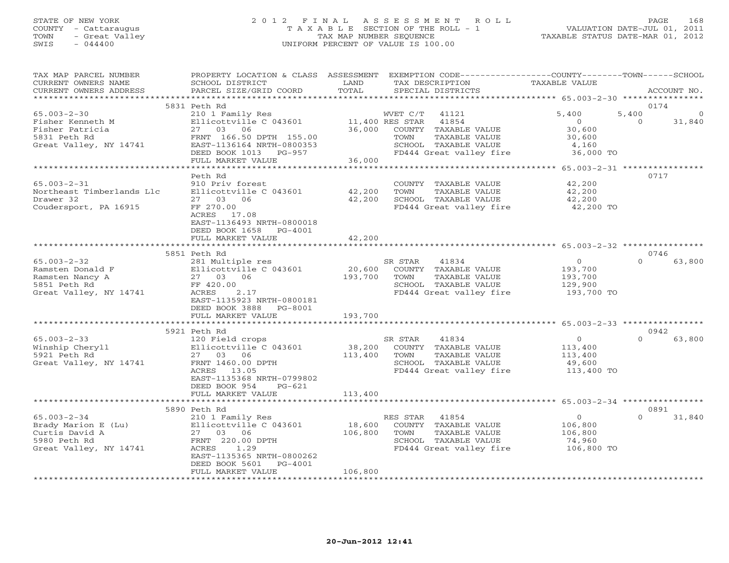STATE OF NEW YORK
COUNTY - Cattaraugus
TOWN - Great Valley
SWIS - 044400

2 0 1 2 F I N A L A S S E S S M E N T R O L L
T A X A B L E SECTION OF THE ROLL - 1
TAX MAP NUMBER SEQUENCE
UNIFORM PERCENT OF VALUE IS 100.00

VALUATION DATE-JUL 01, 2011
TAXABLE STATUS DATE-MAR 01, 2012

| TAX MAP PARCEL NUMBER / CURRENT OWNERS NAME / CURRENT OWNERS ADDRESS | PROPERTY LOCATION & CLASS / SCHOOL DISTRICT / PARCEL SIZE/GRID COORD | ASSESSMENT LAND / TOTAL | EXEMPTION CODE / TAX DESCRIPTION / SPECIAL DISTRICTS | COUNTY TAXABLE VALUE | TOWN | SCHOOL | ACCOUNT NO. |
|---|---|---|---|---|---|---|---|
| 65.003-2-30 | 5831 Peth Rd | | | | | | 0174 |
| Fisher Kenneth M | 210 1 Family Res | | WVET C/T 41121 | 5,400 | 5,400 | 0 | |
| Fisher Patricia | Ellicottville C 043601 | 11,400 | RES STAR 41854 | 0 | 0 | 31,840 | |
| 5831 Peth Rd | 27 03 06 | 36,000 | COUNTY TAXABLE VALUE | 30,600 | | | |
| Great Valley, NY 14741 | FRNT 166.50 DPTH 155.00 | | TOWN TAXABLE VALUE | 30,600 | | | |
| | EAST-1136164 NRTH-0800353 | | SCHOOL TAXABLE VALUE | 4,160 | | | |
| | DEED BOOK 1013 PG-957 | | FD444 Great valley fire | 36,000 TO | | | |
| | FULL MARKET VALUE | 36,000 | | | | | |
| 65.003-2-31 | Peth Rd | | | | | | 0717 |
| Northeast Timberlands Llc | 910 Priv forest | | COUNTY TAXABLE VALUE | 42,200 | | | |
| Drawer 32 | Ellicottville C 043601 | 42,200 | TOWN TAXABLE VALUE | 42,200 | | | |
| Coudersport, PA 16915 | 27 03 06 | 42,200 | SCHOOL TAXABLE VALUE | 42,200 | | | |
| | FF 270.00 | | FD444 Great valley fire | 42,200 TO | | | |
| | ACRES 17.08 | | | | | | |
| | EAST-1136493 NRTH-0800018 | | | | | | |
| | DEED BOOK 1658 PG-4001 | | | | | | |
| | FULL MARKET VALUE | 42,200 | | | | | |
| 65.003-2-32 | 5851 Peth Rd | | | | | | 0746 |
| Ramsten Donald F | 281 Multiple res | | SR STAR 41834 | 0 | 0 | 63,800 | |
| Ramsten Nancy A | Ellicottville C 043601 | 20,600 | COUNTY TAXABLE VALUE | 193,700 | | | |
| 5851 Peth Rd | 27 03 06 | 193,700 | TOWN TAXABLE VALUE | 193,700 | | | |
| Great Valley, NY 14741 | FF 420.00 | | SCHOOL TAXABLE VALUE | 129,900 | | | |
| | ACRES 2.17 | | FD444 Great valley fire | 193,700 TO | | | |
| | EAST-1135923 NRTH-0800181 | | | | | | |
| | DEED BOOK 3888 PG-8001 | | | | | | |
| | FULL MARKET VALUE | 193,700 | | | | | |
| 65.003-2-33 | 5921 Peth Rd | | | | | | 0942 |
| Winship Cheryll | 120 Field crops | | SR STAR 41834 | 0 | 0 | 63,800 | |
| 5921 Peth Rd | Ellicottville C 043601 | 38,200 | COUNTY TAXABLE VALUE | 113,400 | | | |
| Great Valley, NY 14741 | 27 03 06 | 113,400 | TOWN TAXABLE VALUE | 113,400 | | | |
| | FRNT 1460.00 DPTH | | SCHOOL TAXABLE VALUE | 49,600 | | | |
| | ACRES 13.05 | | FD444 Great valley fire | 113,400 TO | | | |
| | EAST-1135368 NRTH-0799802 | | | | | | |
| | DEED BOOK 954 PG-621 | | | | | | |
| | FULL MARKET VALUE | 113,400 | | | | | |
| 65.003-2-34 | 5890 Peth Rd | | | | | | 0891 |
| Brady Marion E (Lu) | 210 1 Family Res | | RES STAR 41854 | 0 | 0 | 31,840 | |
| Curtis David A | Ellicottville C 043601 | 18,600 | COUNTY TAXABLE VALUE | 106,800 | | | |
| 5980 Peth Rd | 27 03 06 | 106,800 | TOWN TAXABLE VALUE | 106,800 | | | |
| Great Valley, NY 14741 | FRNT 220.00 DPTH | | SCHOOL TAXABLE VALUE | 74,960 | | | |
| | ACRES 1.29 | | FD444 Great valley fire | 106,800 TO | | | |
| | EAST-1135365 NRTH-0800262 | | | | | | |
| | DEED BOOK 5601 PG-4001 | | | | | | |
| | FULL MARKET VALUE | 106,800 | | | | | |

20-Jun-2012 12:41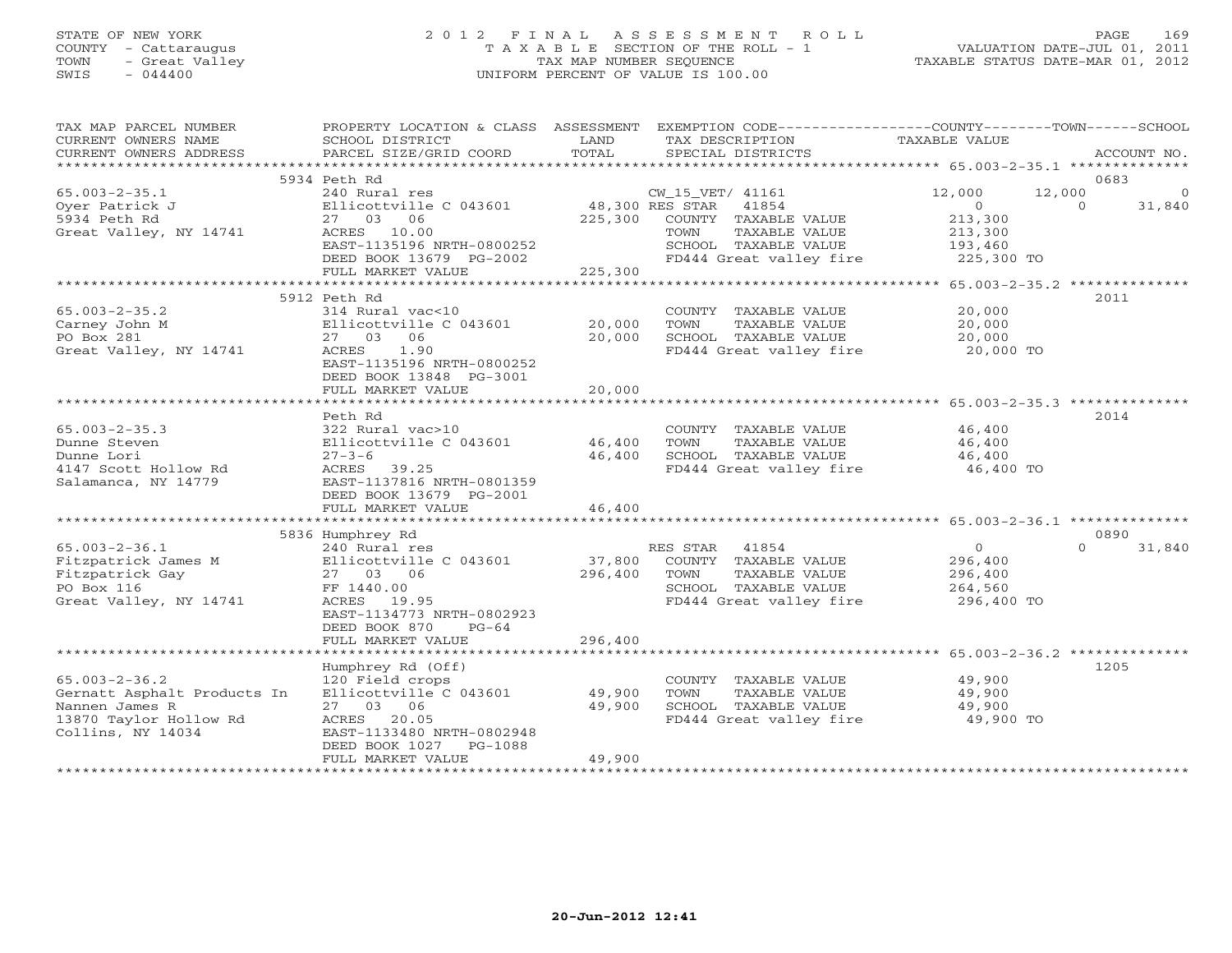STATE OF NEW YORK
COUNTY - Cattaraugus
TOWN - Great Valley
SWIS - 044400

# 2012 FINAL ASSESSMENT ROLL
TAXABLE SECTION OF THE ROLL - 1
TAX MAP NUMBER SEQUENCE
UNIFORM PERCENT OF VALUE IS 100.00

VALUATION DATE-JUL 01, 2011
TAXABLE STATUS DATE-MAR 01, 2012

| TAX MAP PARCEL NUMBER / CURRENT OWNERS NAME / CURRENT OWNERS ADDRESS | PROPERTY LOCATION & CLASS / SCHOOL DISTRICT / PARCEL SIZE/GRID COORD | ASSESSMENT LAND / TOTAL | EXEMPTION CODE / TAX DESCRIPTION / SPECIAL DISTRICTS | COUNTY | TOWN | SCHOOL | ACCOUNT NO. |
|---|---|---|---|---|---|---|---|
| 65.003-2-35.1 | 5934 Peth Rd | | | | | | 0683 |
| Oyer Patrick J | 240 Rural res | | CW_15_VET/ 41161 | 12,000 | 12,000 | 0 | |
| 5934 Peth Rd | Ellicottville C 043601 | 48,300 | RES STAR 41854 | 0 | 0 | 31,840 | |
| Great Valley, NY 14741 | 27 03 06 | 225,300 | COUNTY TAXABLE VALUE | 213,300 | | | |
| | ACRES 10.00 | | TOWN TAXABLE VALUE | | 213,300 | | |
| | EAST-1135196 NRTH-0800252 | | SCHOOL TAXABLE VALUE | | | 193,460 | |
| | DEED BOOK 13679 PG-2002 | | FD444 Great valley fire | 225,300 TO | | | |
| | FULL MARKET VALUE | 225,300 | | | | | |
| 65.003-2-35.2 | 5912 Peth Rd | | | | | | 2011 |
| Carney John M | 314 Rural vac<10 | | COUNTY TAXABLE VALUE | 20,000 | | | |
| PO Box 281 | Ellicottville C 043601 | 20,000 | TOWN TAXABLE VALUE | | 20,000 | | |
| Great Valley, NY 14741 | 27 03 06 | 20,000 | SCHOOL TAXABLE VALUE | | | 20,000 | |
| | ACRES 1.90 | | FD444 Great valley fire | 20,000 TO | | | |
| | EAST-1135196 NRTH-0800252 | | | | | | |
| | DEED BOOK 13848 PG-3001 | | | | | | |
| | FULL MARKET VALUE | 20,000 | | | | | |
| 65.003-2-35.3 | Peth Rd | | | | | | 2014 |
| Dunne Steven | 322 Rural vac>10 | | COUNTY TAXABLE VALUE | 46,400 | | | |
| Dunne Lori | Ellicottville C 043601 | 46,400 | TOWN TAXABLE VALUE | | 46,400 | | |
| 4147 Scott Hollow Rd | 27-3-6 | 46,400 | SCHOOL TAXABLE VALUE | | | 46,400 | |
| Salamanca, NY 14779 | ACRES 39.25 | | FD444 Great valley fire | 46,400 TO | | | |
| | EAST-1137816 NRTH-0801359 | | | | | | |
| | DEED BOOK 13679 PG-2001 | | | | | | |
| | FULL MARKET VALUE | 46,400 | | | | | |
| 65.003-2-36.1 | 5836 Humphrey Rd | | | | | | 0890 |
| Fitzpatrick James M | 240 Rural res | | RES STAR 41854 | 0 | 0 | 31,840 | |
| Fitzpatrick Gay | Ellicottville C 043601 | 37,800 | COUNTY TAXABLE VALUE | 296,400 | | | |
| PO Box 116 | 27 03 06 | 296,400 | TOWN TAXABLE VALUE | | 296,400 | | |
| Great Valley, NY 14741 | FF 1440.00 | | SCHOOL TAXABLE VALUE | | | 264,560 | |
| | ACRES 19.95 | | FD444 Great valley fire | 296,400 TO | | | |
| | EAST-1134773 NRTH-0802923 | | | | | | |
| | DEED BOOK 870 PG-64 | | | | | | |
| | FULL MARKET VALUE | 296,400 | | | | | |
| 65.003-2-36.2 | Humphrey Rd (Off) | | | | | | 1205 |
| Gernatt Asphalt Products In | 120 Field crops | | COUNTY TAXABLE VALUE | 49,900 | | | |
| Nannen James R | Ellicottville C 043601 | 49,900 | TOWN TAXABLE VALUE | | 49,900 | | |
| 13870 Taylor Hollow Rd | 27 03 06 | 49,900 | SCHOOL TAXABLE VALUE | | | 49,900 | |
| Collins, NY 14034 | ACRES 20.05 | | FD444 Great valley fire | 49,900 TO | | | |
| | EAST-1133480 NRTH-0802948 | | | | | | |
| | DEED BOOK 1027 PG-1088 | | | | | | |
| | FULL MARKET VALUE | 49,900 | | | | | |

20-Jun-2012 12:41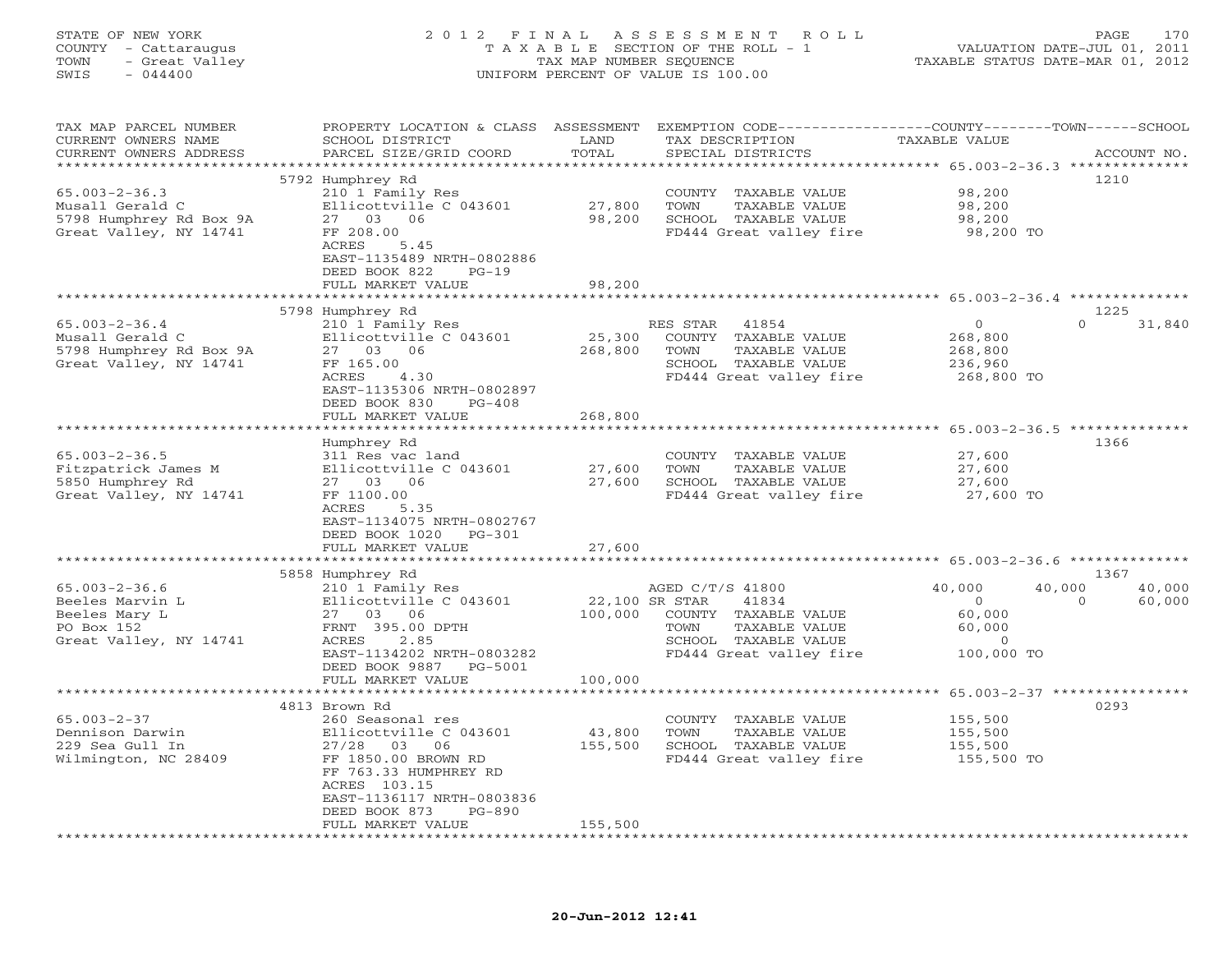STATE OF NEW YORK
COUNTY - Cattaraugus
TOWN - Great Valley
SWIS - 044400

2 0 1 2 F I N A L A S S E S S M E N T R O L L
T A X A B L E SECTION OF THE ROLL - 1
TAX MAP NUMBER SEQUENCE
UNIFORM PERCENT OF VALUE IS 100.00

VALUATION DATE-JUL 01, 2011
TAXABLE STATUS DATE-MAR 01, 2012

| TAX MAP PARCEL NUMBER / CURRENT OWNERS NAME / CURRENT OWNERS ADDRESS | PROPERTY LOCATION & CLASS / SCHOOL DISTRICT / PARCEL SIZE/GRID COORD | ASSESSMENT LAND / TOTAL | EXEMPTION CODE / TAX DESCRIPTION / SPECIAL DISTRICTS | COUNTY TAXABLE VALUE | TOWN | SCHOOL | ACCOUNT NO. |
|---|---|---|---|---|---|---|---|
| 65.003-2-36.3 | 5792 Humphrey Rd | | | | | | 1210 |
| 65.003-2-36.3 | 210 1 Family Res | | COUNTY TAXABLE VALUE | 98,200 | | | |
| Musall Gerald C | Ellicottville C 043601 | 27,800 | TOWN TAXABLE VALUE | 98,200 | | | |
| 5798 Humphrey Rd Box 9A | 27 03 06 | 98,200 | SCHOOL TAXABLE VALUE | 98,200 | | | |
| Great Valley, NY 14741 | FF 208.00 | | FD444 Great valley fire | 98,200 TO | | | |
| | ACRES 5.45 | | | | | | |
| | EAST-1135489 NRTH-0802886 | | | | | | |
| | DEED BOOK 822 PG-19 | | | | | | |
| | FULL MARKET VALUE | 98,200 | | | | | |
| 65.003-2-36.4 | 5798 Humphrey Rd | | | | | | 1225 |
| 65.003-2-36.4 | 210 1 Family Res | | RES STAR 41854 | 0 | 0 | 31,840 | |
| Musall Gerald C | Ellicottville C 043601 | 25,300 | COUNTY TAXABLE VALUE | 268,800 | | | |
| 5798 Humphrey Rd Box 9A | 27 03 06 | 268,800 | TOWN TAXABLE VALUE | 268,800 | | | |
| Great Valley, NY 14741 | FF 165.00 | | SCHOOL TAXABLE VALUE | 236,960 | | | |
| | ACRES 4.30 | | FD444 Great valley fire | 268,800 TO | | | |
| | EAST-1135306 NRTH-0802897 | | | | | | |
| | DEED BOOK 830 PG-408 | | | | | | |
| | FULL MARKET VALUE | 268,800 | | | | | |
| 65.003-2-36.5 | Humphrey Rd | | | | | | 1366 |
| 65.003-2-36.5 | 311 Res vac land | | COUNTY TAXABLE VALUE | 27,600 | | | |
| Fitzpatrick James M | Ellicottville C 043601 | 27,600 | TOWN TAXABLE VALUE | 27,600 | | | |
| 5850 Humphrey Rd | 27 03 06 | 27,600 | SCHOOL TAXABLE VALUE | 27,600 | | | |
| Great Valley, NY 14741 | FF 1100.00 | | FD444 Great valley fire | 27,600 TO | | | |
| | ACRES 5.35 | | | | | | |
| | EAST-1134075 NRTH-0802767 | | | | | | |
| | DEED BOOK 1020 PG-301 | | | | | | |
| | FULL MARKET VALUE | 27,600 | | | | | |
| 65.003-2-36.6 | 5858 Humphrey Rd | | | | | | 1367 |
| 65.003-2-36.6 | 210 1 Family Res | | AGED C/T/S 41800 | 40,000 | 40,000 | 40,000 | |
| Beeles Marvin L | Ellicottville C 043601 | 22,100 | SR STAR 41834 | 0 | 0 | 60,000 | |
| Beeles Mary L | 27 03 06 | 100,000 | COUNTY TAXABLE VALUE | 60,000 | | | |
| PO Box 152 | FRNT 395.00 DPTH | | TOWN TAXABLE VALUE | 60,000 | | | |
| Great Valley, NY 14741 | ACRES 2.85 | | SCHOOL TAXABLE VALUE | 0 | | | |
| | EAST-1134202 NRTH-0803282 | | FD444 Great valley fire | 100,000 TO | | | |
| | DEED BOOK 9887 PG-5001 | | | | | | |
| | FULL MARKET VALUE | 100,000 | | | | | |
| 65.003-2-37 | 4813 Brown Rd | | | | | | 0293 |
| 65.003-2-37 | 260 Seasonal res | | COUNTY TAXABLE VALUE | 155,500 | | | |
| Dennison Darwin | Ellicottville C 043601 | 43,800 | TOWN TAXABLE VALUE | 155,500 | | | |
| 229 Sea Gull In | 27/28 03 06 | 155,500 | SCHOOL TAXABLE VALUE | 155,500 | | | |
| Wilmington, NC 28409 | FF 1850.00 BROWN RD | | FD444 Great valley fire | 155,500 TO | | | |
| | FF 763.33 HUMPHREY RD | | | | | | |
| | ACRES 103.15 | | | | | | |
| | EAST-1136117 NRTH-0803836 | | | | | | |
| | DEED BOOK 873 PG-890 | | | | | | |
| | FULL MARKET VALUE | 155,500 | | | | | |

20-Jun-2012 12:41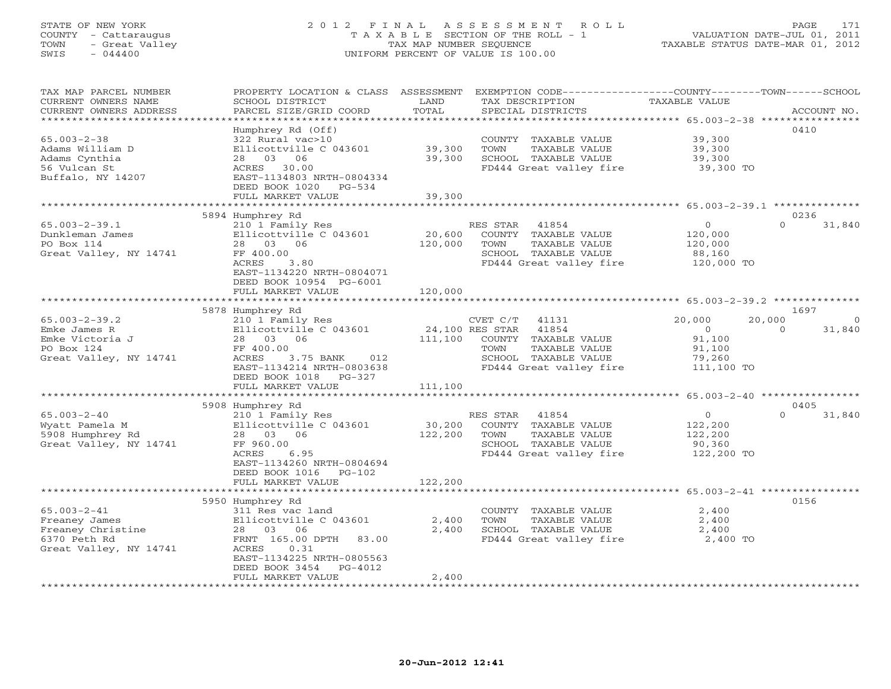STATE OF NEW YORK
COUNTY - Cattaraugus
TOWN - Great Valley
SWIS - 044400

# 2012 FINAL ASSESSMENT ROLL
TAXABLE SECTION OF THE ROLL - 1
TAX MAP NUMBER SEQUENCE
UNIFORM PERCENT OF VALUE IS 100.00

VALUATION DATE-JUL 01, 2011
TAXABLE STATUS DATE-MAR 01, 2012

| TAX MAP PARCEL NUMBER / CURRENT OWNERS NAME / CURRENT OWNERS ADDRESS | PROPERTY LOCATION & CLASS / SCHOOL DISTRICT / PARCEL SIZE/GRID COORD | ASSESSMENT LAND | ASSESSMENT TOTAL | EXEMPTION CODE / TAX DESCRIPTION / SPECIAL DISTRICTS | COUNTY TAXABLE VALUE | TOWN | SCHOOL | ACCOUNT NO. |
|---|---|---|---|---|---|---|---|---|
| 65.003-2-38 | Humphrey Rd (Off) | | | | | | | 0410 |
| 65.003-2-38 | 322 Rural vac>10 | | | COUNTY TAXABLE VALUE | 39,300 | | | |
| Adams William D | Ellicottville C 043601 | 39,300 | | TOWN TAXABLE VALUE | 39,300 | | | |
| Adams Cynthia | 28 03 06 | | 39,300 | SCHOOL TAXABLE VALUE | 39,300 | | | |
| 56 Vulcan St | ACRES 30.00 | | | FD444 Great valley fire | 39,300 TO | | | |
| Buffalo, NY 14207 | EAST-1134803 NRTH-0804334 | | | | | | | |
| | DEED BOOK 1020 PG-534 | | | | | | | |
| | FULL MARKET VALUE | | 39,300 | | | | | |
| 65.003-2-39.1 | 5894 Humphrey Rd | | | | | | | 0236 |
| 65.003-2-39.1 | 210 1 Family Res | | | RES STAR 41854 | 0 | 0 | 31,840 | |
| Dunkleman James | Ellicottville C 043601 | 20,600 | | COUNTY TAXABLE VALUE | 120,000 | | | |
| PO Box 114 | 28 03 06 | | 120,000 | TOWN TAXABLE VALUE | 120,000 | | | |
| Great Valley, NY 14741 | FF 400.00 | | | SCHOOL TAXABLE VALUE | 88,160 | | | |
| | ACRES 3.80 | | | FD444 Great valley fire | 120,000 TO | | | |
| | EAST-1134220 NRTH-0804071 | | | | | | | |
| | DEED BOOK 10954 PG-6001 | | | | | | | |
| | FULL MARKET VALUE | | 120,000 | | | | | |
| 65.003-2-39.2 | 5878 Humphrey Rd | | | | | | | 1697 |
| 65.003-2-39.2 | 210 1 Family Res | | | CVET C/T 41131 | 20,000 | 20,000 | 0 | |
| Emke James R | Ellicottville C 043601 | 24,100 | | RES STAR 41854 | 0 | 0 | 31,840 | |
| Emke Victoria J | 28 03 06 | | 111,100 | COUNTY TAXABLE VALUE | 91,100 | | | |
| PO Box 124 | FF 400.00 | | | TOWN TAXABLE VALUE | 91,100 | | | |
| Great Valley, NY 14741 | ACRES 3.75 BANK 012 | | | SCHOOL TAXABLE VALUE | 79,260 | | | |
| | EAST-1134214 NRTH-0803638 | | | FD444 Great valley fire | 111,100 TO | | | |
| | DEED BOOK 1018 PG-327 | | | | | | | |
| | FULL MARKET VALUE | | 111,100 | | | | | |
| 65.003-2-40 | 5908 Humphrey Rd | | | | | | | 0405 |
| 65.003-2-40 | 210 1 Family Res | | | RES STAR 41854 | 0 | 0 | 31,840 | |
| Wyatt Pamela M | Ellicottville C 043601 | 30,200 | | COUNTY TAXABLE VALUE | 122,200 | | | |
| 5908 Humphrey Rd | 28 03 06 | | 122,200 | TOWN TAXABLE VALUE | 122,200 | | | |
| Great Valley, NY 14741 | FF 960.00 | | | SCHOOL TAXABLE VALUE | 90,360 | | | |
| | ACRES 6.95 | | | FD444 Great valley fire | 122,200 TO | | | |
| | EAST-1134260 NRTH-0804694 | | | | | | | |
| | DEED BOOK 1016 PG-102 | | | | | | | |
| | FULL MARKET VALUE | | 122,200 | | | | | |
| 65.003-2-41 | 5950 Humphrey Rd | | | | | | | 0156 |
| 65.003-2-41 | 311 Res vac land | | | COUNTY TAXABLE VALUE | 2,400 | | | |
| Freaney James | Ellicottville C 043601 | 2,400 | | TOWN TAXABLE VALUE | 2,400 | | | |
| Freaney Christine | 28 03 06 | | 2,400 | SCHOOL TAXABLE VALUE | 2,400 | | | |
| 6370 Peth Rd | FRNT 165.00 DPTH 83.00 | | | FD444 Great valley fire | 2,400 TO | | | |
| Great Valley, NY 14741 | ACRES 0.31 | | | | | | | |
| | EAST-1134225 NRTH-0805563 | | | | | | | |
| | DEED BOOK 3454 PG-4012 | | | | | | | |
| | FULL MARKET VALUE | | 2,400 | | | | | |

20-Jun-2012 12:41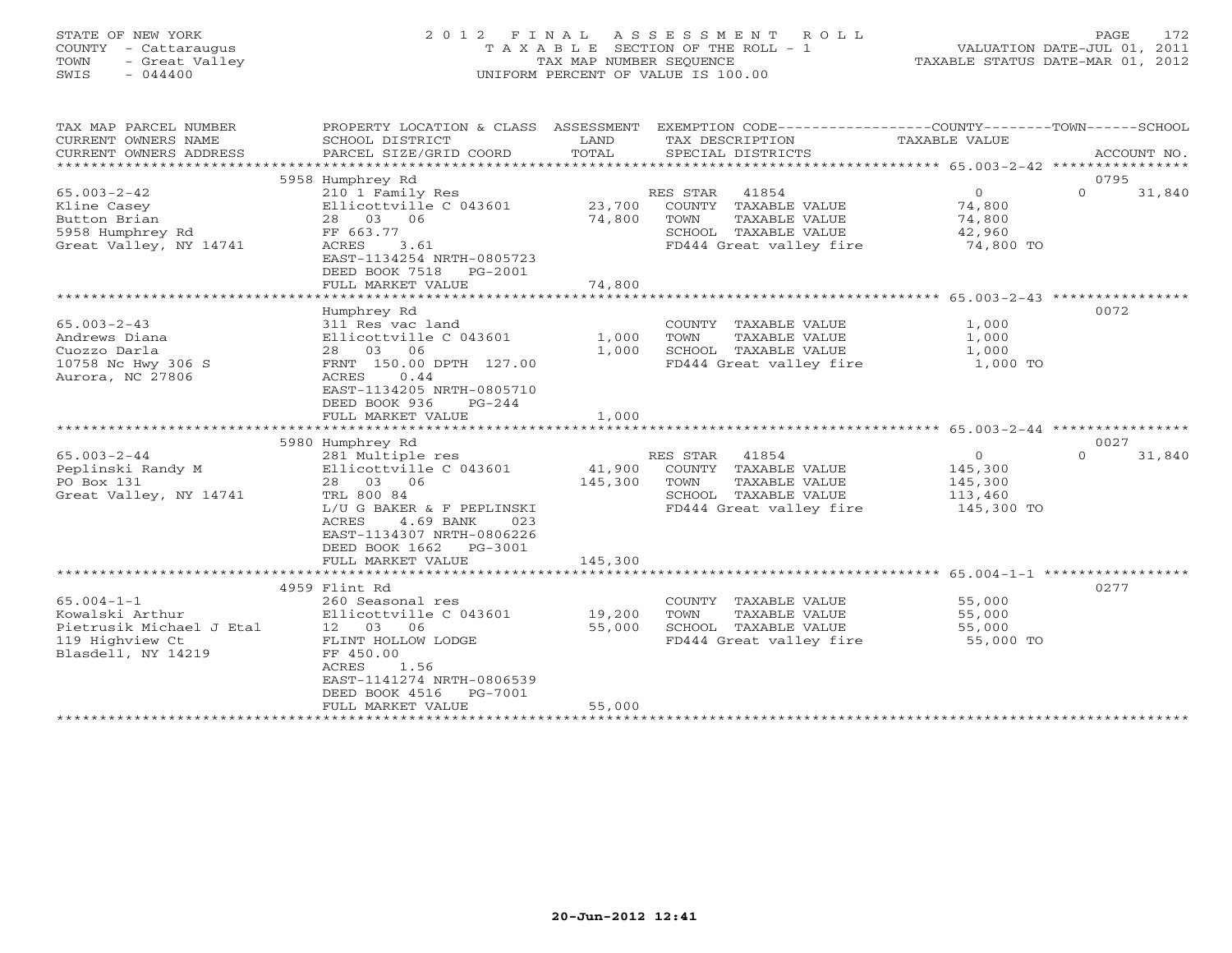STATE OF NEW YORK
COUNTY - Cattaraugus
TOWN - Great Valley
SWIS - 044400

# 2012 FINAL ASSESSMENT ROLL

TAXABLE SECTION OF THE ROLL - 1
TAX MAP NUMBER SEQUENCE
UNIFORM PERCENT OF VALUE IS 100.00

VALUATION DATE-JUL 01, 2011
TAXABLE STATUS DATE-MAR 01, 2012

| TAX MAP PARCEL NUMBER / CURRENT OWNERS NAME / CURRENT OWNERS ADDRESS | PROPERTY LOCATION & CLASS / SCHOOL DISTRICT / PARCEL SIZE/GRID COORD | ASSESSMENT LAND / TOTAL | EXEMPTION CODE / TAX DESCRIPTION / SPECIAL DISTRICTS | COUNTY TAXABLE VALUE | TOWN | SCHOOL | ACCOUNT NO. |
|---|---|---|---|---|---|---|---|
| | 5958 Humphrey Rd | | | | | | 0795 |
| 65.003-2-42 | 210 1 Family Res | | RES STAR 41854 | 0 | 0 | 31,840 | |
| Kline Casey | Ellicottville C 043601 | 23,700 | COUNTY TAXABLE VALUE | 74,800 | | | |
| Button Brian | 28 03 06 | 74,800 | TOWN TAXABLE VALUE | 74,800 | | | |
| 5958 Humphrey Rd | FF 663.77 | | SCHOOL TAXABLE VALUE | 42,960 | | | |
| Great Valley, NY 14741 | ACRES 3.61 | | FD444 Great valley fire | 74,800 TO | | | |
| | EAST-1134254 NRTH-0805723 | | | | | | |
| | DEED BOOK 7518 PG-2001 | | | | | | |
| | FULL MARKET VALUE | 74,800 | | | | | |
| | Humphrey Rd | | | | | | 0072 |
| 65.003-2-43 | 311 Res vac land | | COUNTY TAXABLE VALUE | 1,000 | | | |
| Andrews Diana | Ellicottville C 043601 | 1,000 | TOWN TAXABLE VALUE | 1,000 | | | |
| Cuozzo Darla | 28 03 06 | 1,000 | SCHOOL TAXABLE VALUE | 1,000 | | | |
| 10758 Nc Hwy 306 S | FRNT 150.00 DPTH 127.00 | | FD444 Great valley fire | 1,000 TO | | | |
| Aurora, NC 27806 | ACRES 0.44 | | | | | | |
| | EAST-1134205 NRTH-0805710 | | | | | | |
| | DEED BOOK 936 PG-244 | | | | | | |
| | FULL MARKET VALUE | 1,000 | | | | | |
| | 5980 Humphrey Rd | | | | | | 0027 |
| 65.003-2-44 | 281 Multiple res | | RES STAR 41854 | 0 | 0 | 31,840 | |
| Peplinski Randy M | Ellicottville C 043601 | 41,900 | COUNTY TAXABLE VALUE | 145,300 | | | |
| PO Box 131 | 28 03 06 | 145,300 | TOWN TAXABLE VALUE | 145,300 | | | |
| Great Valley, NY 14741 | TRL 800 84 | | SCHOOL TAXABLE VALUE | 113,460 | | | |
| | L/U G BAKER & F PEPLINSKI | | FD444 Great valley fire | 145,300 TO | | | |
| | ACRES 4.69 BANK 023 | | | | | | |
| | EAST-1134307 NRTH-0806226 | | | | | | |
| | DEED BOOK 1662 PG-3001 | | | | | | |
| | FULL MARKET VALUE | 145,300 | | | | | |
| | 4959 Flint Rd | | | | | | 0277 |
| 65.004-1-1 | 260 Seasonal res | | COUNTY TAXABLE VALUE | 55,000 | | | |
| Kowalski Arthur | Ellicottville C 043601 | 19,200 | TOWN TAXABLE VALUE | 55,000 | | | |
| Pietrusik Michael J Etal | 12 03 06 | 55,000 | SCHOOL TAXABLE VALUE | 55,000 | | | |
| 119 Highview Ct | FLINT HOLLOW LODGE | | FD444 Great valley fire | 55,000 TO | | | |
| Blasdell, NY 14219 | FF 450.00 | | | | | | |
| | ACRES 1.56 | | | | | | |
| | EAST-1141274 NRTH-0806539 | | | | | | |
| | DEED BOOK 4516 PG-7001 | | | | | | |
| | FULL MARKET VALUE | 55,000 | | | | | |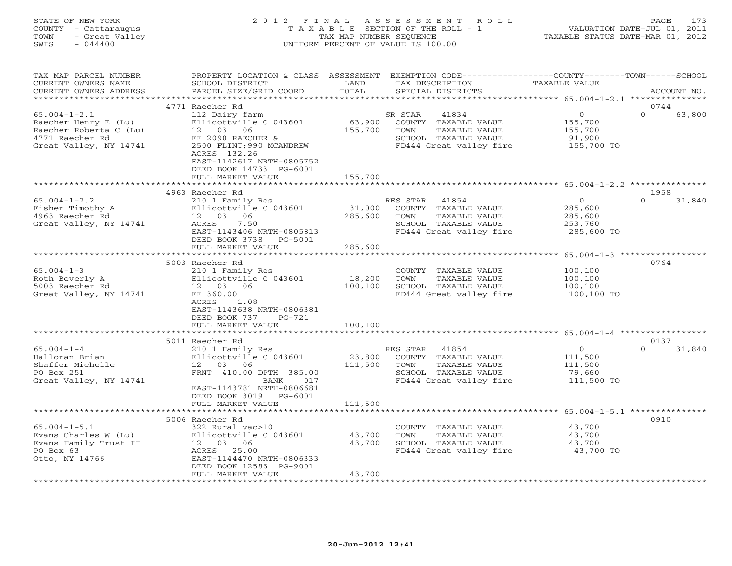STATE OF NEW YORK
COUNTY - Cattaraugus
TOWN - Great Valley
SWIS - 044400

2 0 1 2 F I N A L A S S E S S M E N T R O L L
T A X A B L E SECTION OF THE ROLL - 1
TAX MAP NUMBER SEQUENCE
UNIFORM PERCENT OF VALUE IS 100.00

VALUATION DATE-JUL 01, 2011
TAXABLE STATUS DATE-MAR 01, 2012

| TAX MAP PARCEL NUMBER / CURRENT OWNERS NAME / CURRENT OWNERS ADDRESS | PROPERTY LOCATION & CLASS / SCHOOL DISTRICT / PARCEL SIZE/GRID COORD | ASSESSMENT LAND / TOTAL | EXEMPTION CODE / TAX DESCRIPTION / SPECIAL DISTRICTS | COUNTY TOWN TAXABLE VALUE | SCHOOL / ACCOUNT NO. |
|---|---|---|---|---|---|
| 65.004-1-2.1 | 4771 Raecher Rd | | | | 0744 |
| Raecher Henry E (Lu) | 112 Dairy farm | | SR STAR 41834 | 0 | 0 63,800 |
| Raecher Roberta C (Lu) | Ellicottville C 043601 | 63,900 | COUNTY TAXABLE VALUE | 155,700 | |
| 4771 Raecher Rd | 12 03 06 | 155,700 | TOWN TAXABLE VALUE | 155,700 | |
| Great Valley, NY 14741 | FF 2090 RAECHER & | | SCHOOL TAXABLE VALUE | 91,900 | |
| | 2500 FLINT;990 MCANDREW | | FD444 Great valley fire | 155,700 TO | |
| | ACRES 132.26 | | | | |
| | EAST-1142617 NRTH-0805752 | | | | |
| | DEED BOOK 14733 PG-6001 | | | | |
| | FULL MARKET VALUE | 155,700 | | | |
| 65.004-1-2.2 | 4963 Raecher Rd | | | | 1958 |
| Fisher Timothy A | 210 1 Family Res | | RES STAR 41854 | 0 | 0 31,840 |
| 4963 Raecher Rd | Ellicottville C 043601 | 31,000 | COUNTY TAXABLE VALUE | 285,600 | |
| Great Valley, NY 14741 | 12 03 06 | 285,600 | TOWN TAXABLE VALUE | 285,600 | |
| | ACRES 7.50 | | SCHOOL TAXABLE VALUE | 253,760 | |
| | EAST-1143406 NRTH-0805813 | | FD444 Great valley fire | 285,600 TO | |
| | DEED BOOK 3738 PG-5001 | | | | |
| | FULL MARKET VALUE | 285,600 | | | |
| 65.004-1-3 | 5003 Raecher Rd | | | | 0764 |
| Roth Beverly A | 210 1 Family Res | | COUNTY TAXABLE VALUE | 100,100 | |
| 5003 Raecher Rd | Ellicottville C 043601 | 18,200 | TOWN TAXABLE VALUE | 100,100 | |
| Great Valley, NY 14741 | 12 03 06 | 100,100 | SCHOOL TAXABLE VALUE | 100,100 | |
| | FF 360.00 | | FD444 Great valley fire | 100,100 TO | |
| | ACRES 1.08 | | | | |
| | EAST-1143638 NRTH-0806381 | | | | |
| | DEED BOOK 737 PG-721 | | | | |
| | FULL MARKET VALUE | 100,100 | | | |
| 65.004-1-4 | 5011 Raecher Rd | | | | 0137 |
| Halloran Brian | 210 1 Family Res | | RES STAR 41854 | 0 | 0 31,840 |
| Shaffer Michelle | Ellicottville C 043601 | 23,800 | COUNTY TAXABLE VALUE | 111,500 | |
| PO Box 251 | 12 03 06 | 111,500 | TOWN TAXABLE VALUE | 111,500 | |
| Great Valley, NY 14741 | FRNT 410.00 DPTH 385.00 | | SCHOOL TAXABLE VALUE | 79,660 | |
| | BANK 017 | | FD444 Great valley fire | 111,500 TO | |
| | EAST-1143781 NRTH-0806681 | | | | |
| | DEED BOOK 3019 PG-6001 | | | | |
| | FULL MARKET VALUE | 111,500 | | | |
| 65.004-1-5.1 | 5006 Raecher Rd | | | | 0910 |
| Evans Charles W (Lu) | 322 Rural vac>10 | | COUNTY TAXABLE VALUE | 43,700 | |
| Evans Family Trust II | Ellicottville C 043601 | 43,700 | TOWN TAXABLE VALUE | 43,700 | |
| PO Box 63 | 12 03 06 | 43,700 | SCHOOL TAXABLE VALUE | 43,700 | |
| Otto, NY 14766 | ACRES 25.00 | | FD444 Great valley fire | 43,700 TO | |
| | EAST-1144470 NRTH-0806333 | | | | |
| | DEED BOOK 12586 PG-9001 | | | | |
| | FULL MARKET VALUE | 43,700 | | | |

20-Jun-2012 12:41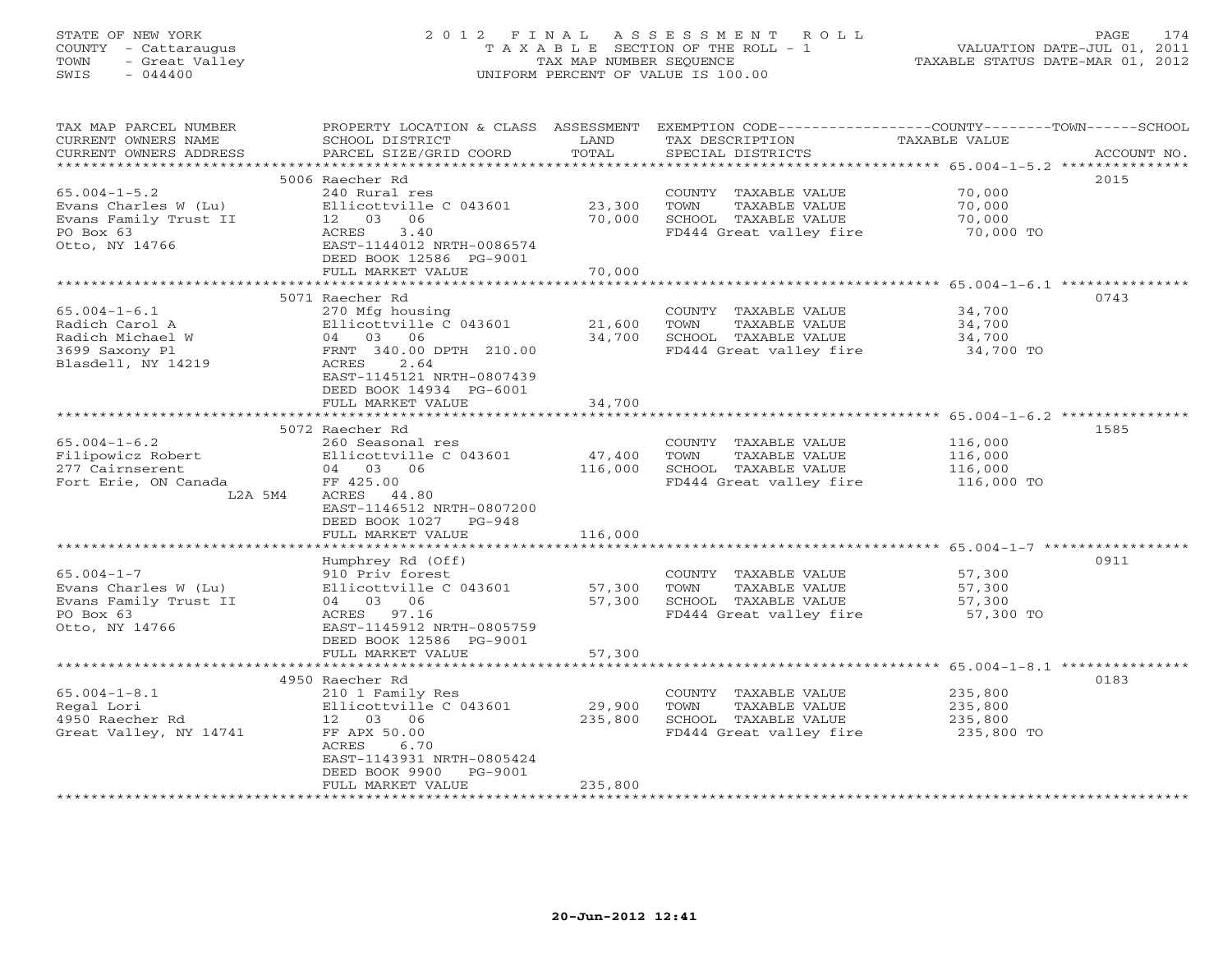STATE OF NEW YORK
COUNTY - Cattaraugus
TOWN - Great Valley
SWIS - 044400

# 2012 FINAL ASSESSMENT ROLL
TAXABLE SECTION OF THE ROLL - 1
TAX MAP NUMBER SEQUENCE
UNIFORM PERCENT OF VALUE IS 100.00

VALUATION DATE-JUL 01, 2011
TAXABLE STATUS DATE-MAR 01, 2012

| TAX MAP PARCEL NUMBER / CURRENT OWNERS NAME / CURRENT OWNERS ADDRESS | PROPERTY LOCATION & CLASS / SCHOOL DISTRICT / PARCEL SIZE/GRID COORD | ASSESSMENT LAND | TOTAL | EXEMPTION CODE / TAX DESCRIPTION / SPECIAL DISTRICTS | COUNTY--------TOWN------SCHOOL TAXABLE VALUE | ACCOUNT NO. |
|---|---|---|---|---|---|---|
| 65.004-1-5.2 | 5006 Raecher Rd | | | | | 2015 |
| 65.004-1-5.2 | 240 Rural res | | | COUNTY TAXABLE VALUE | 70,000 | |
| Evans Charles W (Lu) | Ellicottville C 043601 | 23,300 | | TOWN TAXABLE VALUE | 70,000 | |
| Evans Family Trust II | 12 03 06 | | 70,000 | SCHOOL TAXABLE VALUE | 70,000 | |
| PO Box 63 | ACRES 3.40 | | | FD444 Great valley fire | 70,000 TO | |
| Otto, NY 14766 | EAST-1144012 NRTH-0086574 | | | | | |
| | DEED BOOK 12586 PG-9001 | | | | | |
| | FULL MARKET VALUE | | 70,000 | | | |
| 65.004-1-6.1 | 5071 Raecher Rd | | | | | 0743 |
| 65.004-1-6.1 | 270 Mfg housing | | | COUNTY TAXABLE VALUE | 34,700 | |
| Radich Carol A | Ellicottville C 043601 | 21,600 | | TOWN TAXABLE VALUE | 34,700 | |
| Radich Michael W | 04 03 06 | | 34,700 | SCHOOL TAXABLE VALUE | 34,700 | |
| 3699 Saxony Pl | FRNT 340.00 DPTH 210.00 | | | FD444 Great valley fire | 34,700 TO | |
| Blasdell, NY 14219 | ACRES 2.64 | | | | | |
| | EAST-1145121 NRTH-0807439 | | | | | |
| | DEED BOOK 14934 PG-6001 | | | | | |
| | FULL MARKET VALUE | | 34,700 | | | |
| 65.004-1-6.2 | 5072 Raecher Rd | | | | | 1585 |
| 65.004-1-6.2 | 260 Seasonal res | | | COUNTY TAXABLE VALUE | 116,000 | |
| Filipowicz Robert | Ellicottville C 043601 | 47,400 | | TOWN TAXABLE VALUE | 116,000 | |
| 277 Cairnserent | 04 03 06 | | 116,000 | SCHOOL TAXABLE VALUE | 116,000 | |
| Fort Erie, ON Canada | FF 425.00 | | | FD444 Great valley fire | 116,000 TO | |
| L2A 5M4 | ACRES 44.80 | | | | | |
| | EAST-1146512 NRTH-0807200 | | | | | |
| | DEED BOOK 1027 PG-948 | | | | | |
| | FULL MARKET VALUE | | 116,000 | | | |
| 65.004-1-7 | Humphrey Rd (Off) | | | | | 0911 |
| 65.004-1-7 | 910 Priv forest | | | COUNTY TAXABLE VALUE | 57,300 | |
| Evans Charles W (Lu) | Ellicottville C 043601 | 57,300 | | TOWN TAXABLE VALUE | 57,300 | |
| Evans Family Trust II | 04 03 06 | | 57,300 | SCHOOL TAXABLE VALUE | 57,300 | |
| PO Box 63 | ACRES 97.16 | | | FD444 Great valley fire | 57,300 TO | |
| Otto, NY 14766 | EAST-1145912 NRTH-0805759 | | | | | |
| | DEED BOOK 12586 PG-9001 | | | | | |
| | FULL MARKET VALUE | | 57,300 | | | |
| 65.004-1-8.1 | 4950 Raecher Rd | | | | | 0183 |
| 65.004-1-8.1 | 210 1 Family Res | | | COUNTY TAXABLE VALUE | 235,800 | |
| Regal Lori | Ellicottville C 043601 | 29,900 | | TOWN TAXABLE VALUE | 235,800 | |
| 4950 Raecher Rd | 12 03 06 | | 235,800 | SCHOOL TAXABLE VALUE | 235,800 | |
| Great Valley, NY 14741 | FF APX 50.00 | | | FD444 Great valley fire | 235,800 TO | |
| | ACRES 6.70 | | | | | |
| | EAST-1143931 NRTH-0805424 | | | | | |
| | DEED BOOK 9900 PG-9001 | | | | | |
| | FULL MARKET VALUE | | 235,800 | | | |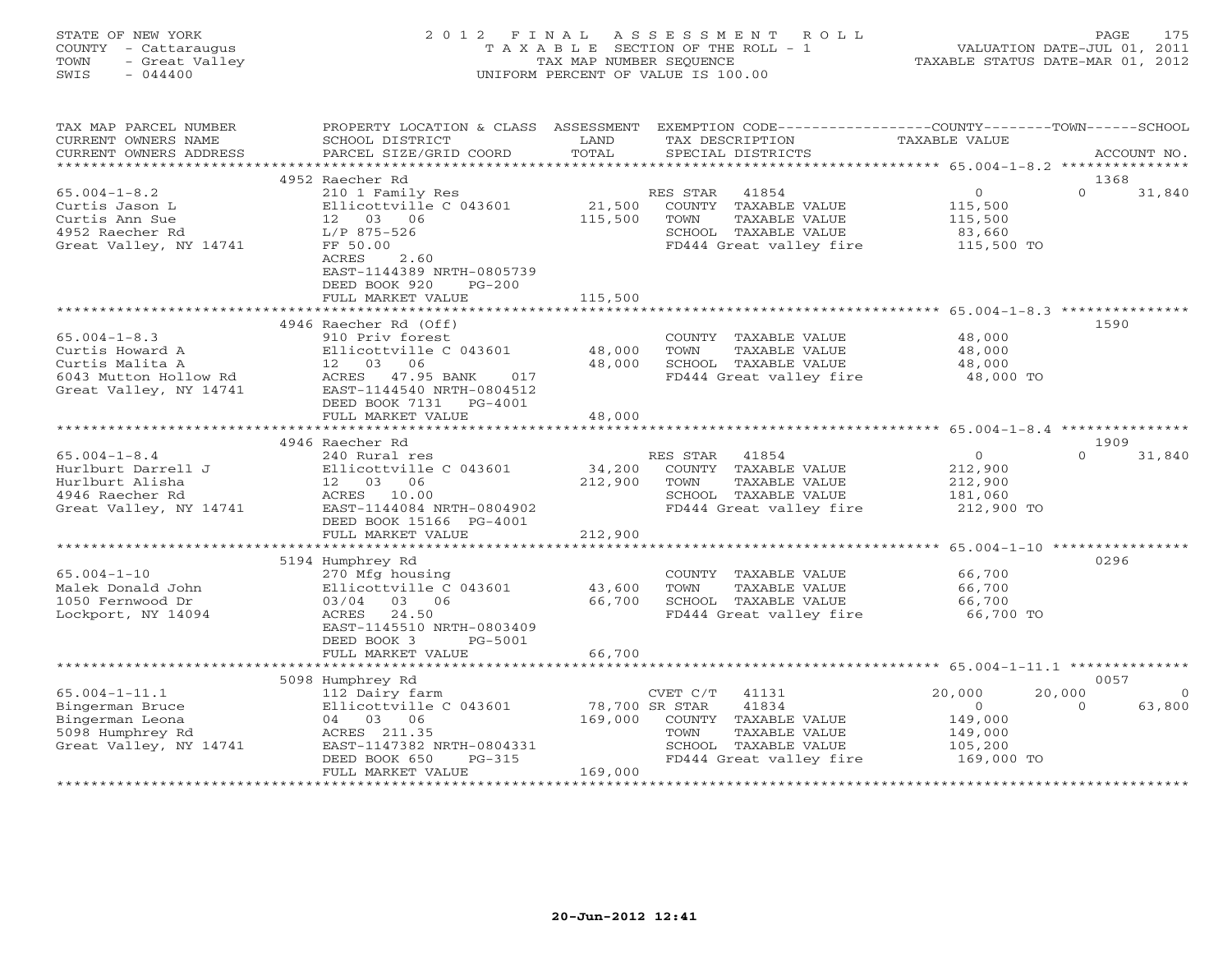STATE OF NEW YORK
COUNTY - Cattaraugus
TOWN - Great Valley
SWIS - 044400

# 2012 FINAL ASSESSMENT ROLL

TAXABLE SECTION OF THE ROLL - 1
TAX MAP NUMBER SEQUENCE
UNIFORM PERCENT OF VALUE IS 100.00

VALUATION DATE-JUL 01, 2011
TAXABLE STATUS DATE-MAR 01, 2012

| TAX MAP PARCEL NUMBER / CURRENT OWNERS NAME / CURRENT OWNERS ADDRESS | PROPERTY LOCATION & CLASS / SCHOOL DISTRICT / PARCEL SIZE/GRID COORD | ASSESSMENT LAND / TOTAL | EXEMPTION CODE / TAX DESCRIPTION / SPECIAL DISTRICTS | COUNTY TAXABLE VALUE | TOWN | SCHOOL | ACCOUNT NO. |
|---|---|---|---|---|---|---|---|
| 65.004-1-8.2 | 4952 Raecher Rd | | | | | | 1368 |
| Curtis Jason L | 210 1 Family Res | | RES STAR 41854 | 0 | 0 | 31,840 | |
| Curtis Ann Sue | Ellicottville C 043601 | 21,500 | COUNTY TAXABLE VALUE | 115,500 | | | |
| 4952 Raecher Rd | 12 03 06 | 115,500 | TOWN TAXABLE VALUE | 115,500 | | | |
| Great Valley, NY 14741 | L/P 875-526 | | SCHOOL TAXABLE VALUE | 83,660 | | | |
| | FF 50.00 | | FD444 Great valley fire | 115,500 TO | | | |
| | ACRES 2.60 | | | | | | |
| | EAST-1144389 NRTH-0805739 | | | | | | |
| | DEED BOOK 920 PG-200 | | | | | | |
| | FULL MARKET VALUE | 115,500 | | | | | |
| 65.004-1-8.3 | 4946 Raecher Rd (Off) | | | | | | 1590 |
| Curtis Howard A | 910 Priv forest | | COUNTY TAXABLE VALUE | 48,000 | | | |
| Curtis Malita A | Ellicottville C 043601 | 48,000 | TOWN TAXABLE VALUE | 48,000 | | | |
| 6043 Mutton Hollow Rd | 12 03 06 | 48,000 | SCHOOL TAXABLE VALUE | 48,000 | | | |
| Great Valley, NY 14741 | ACRES 47.95 BANK 017 | | FD444 Great valley fire | 48,000 TO | | | |
| | EAST-1144540 NRTH-0804512 | | | | | | |
| | DEED BOOK 7131 PG-4001 | | | | | | |
| | FULL MARKET VALUE | 48,000 | | | | | |
| 65.004-1-8.4 | 4946 Raecher Rd | | | | | | 1909 |
| Hurlburt Darrell J | 240 Rural res | | RES STAR 41854 | 0 | 0 | 31,840 | |
| Hurlburt Alisha | Ellicottville C 043601 | 34,200 | COUNTY TAXABLE VALUE | 212,900 | | | |
| 4946 Raecher Rd | 12 03 06 | 212,900 | TOWN TAXABLE VALUE | 212,900 | | | |
| Great Valley, NY 14741 | ACRES 10.00 | | SCHOOL TAXABLE VALUE | 181,060 | | | |
| | EAST-1144084 NRTH-0804902 | | FD444 Great valley fire | 212,900 TO | | | |
| | DEED BOOK 15166 PG-4001 | | | | | | |
| | FULL MARKET VALUE | 212,900 | | | | | |
| 65.004-1-10 | 5194 Humphrey Rd | | | | | | 0296 |
| Malek Donald John | 270 Mfg housing | | COUNTY TAXABLE VALUE | 66,700 | | | |
| 1050 Fernwood Dr | Ellicottville C 043601 | 43,600 | TOWN TAXABLE VALUE | 66,700 | | | |
| Lockport, NY 14094 | 03/04 03 06 | 66,700 | SCHOOL TAXABLE VALUE | 66,700 | | | |
| | ACRES 24.50 | | FD444 Great valley fire | 66,700 TO | | | |
| | EAST-1145510 NRTH-0803409 | | | | | | |
| | DEED BOOK 3 PG-5001 | | | | | | |
| | FULL MARKET VALUE | 66,700 | | | | | |
| 65.004-1-11.1 | 5098 Humphrey Rd | | | | | | 0057 |
| Bingerman Bruce | 112 Dairy farm | | CVET C/T 41131 | 20,000 | 20,000 | 0 | |
| Bingerman Leona | Ellicottville C 043601 | 78,700 | SR STAR 41834 | 0 | 0 | 63,800 | |
| 5098 Humphrey Rd | 04 03 06 | 169,000 | COUNTY TAXABLE VALUE | 149,000 | | | |
| Great Valley, NY 14741 | ACRES 211.35 | | TOWN TAXABLE VALUE | 149,000 | | | |
| | EAST-1147382 NRTH-0804331 | | SCHOOL TAXABLE VALUE | 105,200 | | | |
| | DEED BOOK 650 PG-315 | | FD444 Great valley fire | 169,000 TO | | | |
| | FULL MARKET VALUE | 169,000 | | | | | |

20-Jun-2012 12:41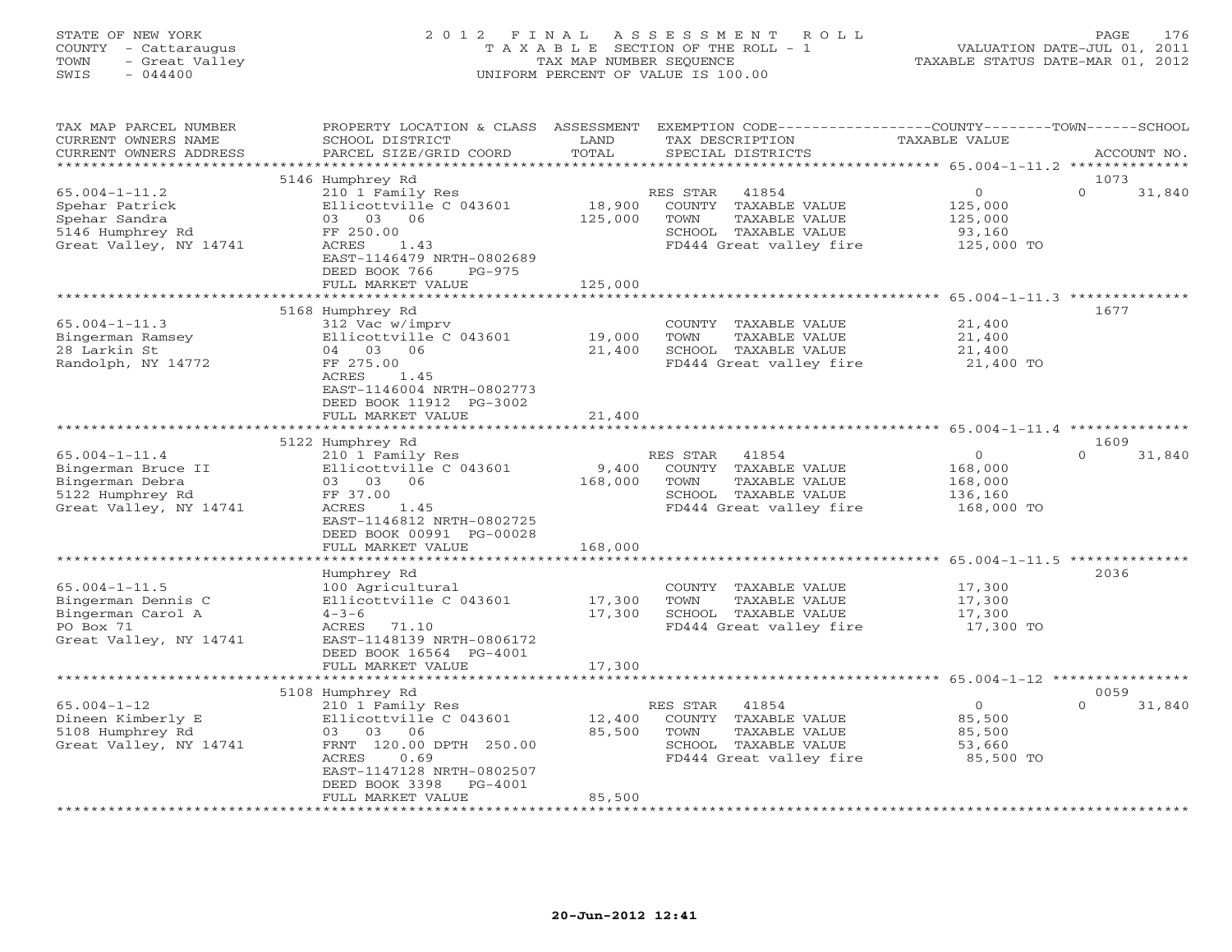STATE OF NEW YORK
COUNTY - Cattaraugus
TOWN - Great Valley
SWIS - 044400

# 2012 FINAL ASSESSMENT ROLL
TAXABLE SECTION OF THE ROLL - 1
TAX MAP NUMBER SEQUENCE
UNIFORM PERCENT OF VALUE IS 100.00

VALUATION DATE-JUL 01, 2011
TAXABLE STATUS DATE-MAR 01, 2012

| TAX MAP PARCEL NUMBER / CURRENT OWNERS NAME / CURRENT OWNERS ADDRESS | PROPERTY LOCATION & CLASS / SCHOOL DISTRICT / PARCEL SIZE/GRID COORD | ASSESSMENT LAND | TOTAL | EXEMPTION CODE / TAX DESCRIPTION / SPECIAL DISTRICTS | COUNTY TAXABLE VALUE | TOWN | SCHOOL | ACCOUNT NO. |
|---|---|---|---|---|---|---|---|---|
| | 5146 Humphrey Rd | | | | | | | 1073 |
| 65.004-1-11.2 | 210 1 Family Res | | | RES STAR 41854 | 0 | 0 | 31,840 | |
| Spehar Patrick | Ellicottville C 043601 | 18,900 | | COUNTY TAXABLE VALUE | 125,000 | | | |
| Spehar Sandra | 03 03 06 | | 125,000 | TOWN TAXABLE VALUE | 125,000 | | | |
| 5146 Humphrey Rd | FF 250.00 | | | SCHOOL TAXABLE VALUE | 93,160 | | | |
| Great Valley, NY 14741 | ACRES 1.43 | | | FD444 Great valley fire | 125,000 TO | | | |
| | EAST-1146479 NRTH-0802689 | | | | | | | |
| | DEED BOOK 766 PG-975 | | | | | | | |
| | FULL MARKET VALUE | | 125,000 | | | | | |
| | 5168 Humphrey Rd | | | | | | | 1677 |
| 65.004-1-11.3 | 312 Vac w/imprv | | | COUNTY TAXABLE VALUE | 21,400 | | | |
| Bingerman Ramsey | Ellicottville C 043601 | 19,000 | | TOWN TAXABLE VALUE | 21,400 | | | |
| 28 Larkin St | 04 03 06 | | 21,400 | SCHOOL TAXABLE VALUE | 21,400 | | | |
| Randolph, NY 14772 | FF 275.00 | | | FD444 Great valley fire | 21,400 TO | | | |
| | ACRES 1.45 | | | | | | | |
| | EAST-1146004 NRTH-0802773 | | | | | | | |
| | DEED BOOK 11912 PG-3002 | | | | | | | |
| | FULL MARKET VALUE | | 21,400 | | | | | |
| | 5122 Humphrey Rd | | | | | | | 1609 |
| 65.004-1-11.4 | 210 1 Family Res | | | RES STAR 41854 | 0 | 0 | 31,840 | |
| Bingerman Bruce II | Ellicottville C 043601 | 9,400 | | COUNTY TAXABLE VALUE | 168,000 | | | |
| Bingerman Debra | 03 03 06 | | 168,000 | TOWN TAXABLE VALUE | 168,000 | | | |
| 5122 Humphrey Rd | FF 37.00 | | | SCHOOL TAXABLE VALUE | 136,160 | | | |
| Great Valley, NY 14741 | ACRES 1.45 | | | FD444 Great valley fire | 168,000 TO | | | |
| | EAST-1146812 NRTH-0802725 | | | | | | | |
| | DEED BOOK 00991 PG-00028 | | | | | | | |
| | FULL MARKET VALUE | | 168,000 | | | | | |
| | Humphrey Rd | | | | | | | 2036 |
| 65.004-1-11.5 | 100 Agricultural | | | COUNTY TAXABLE VALUE | 17,300 | | | |
| Bingerman Dennis C | Ellicottville C 043601 | 17,300 | | TOWN TAXABLE VALUE | 17,300 | | | |
| Bingerman Carol A | 4-3-6 | | 17,300 | SCHOOL TAXABLE VALUE | 17,300 | | | |
| PO Box 71 | ACRES 71.10 | | | FD444 Great valley fire | 17,300 TO | | | |
| Great Valley, NY 14741 | EAST-1148139 NRTH-0806172 | | | | | | | |
| | DEED BOOK 16564 PG-4001 | | | | | | | |
| | FULL MARKET VALUE | | 17,300 | | | | | |
| | 5108 Humphrey Rd | | | | | | | 0059 |
| 65.004-1-12 | 210 1 Family Res | | | RES STAR 41854 | 0 | 0 | 31,840 | |
| Dineen Kimberly E | Ellicottville C 043601 | 12,400 | | COUNTY TAXABLE VALUE | 85,500 | | | |
| 5108 Humphrey Rd | 03 03 06 | | 85,500 | TOWN TAXABLE VALUE | 85,500 | | | |
| Great Valley, NY 14741 | FRNT 120.00 DPTH 250.00 | | | SCHOOL TAXABLE VALUE | 53,660 | | | |
| | ACRES 0.69 | | | FD444 Great valley fire | 85,500 TO | | | |
| | EAST-1147128 NRTH-0802507 | | | | | | | |
| | DEED BOOK 3398 PG-4001 | | | | | | | |
| | FULL MARKET VALUE | | 85,500 | | | | | |

20-Jun-2012 12:41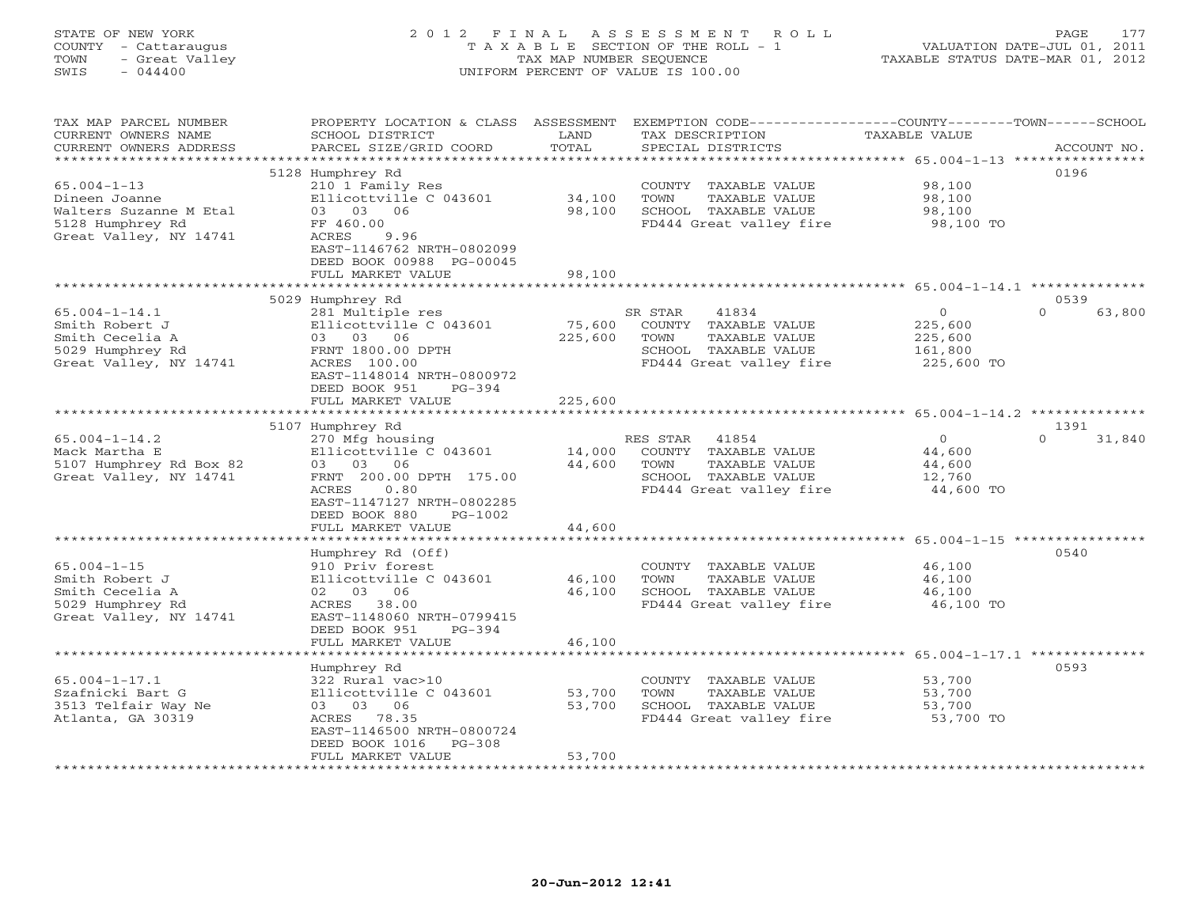STATE OF NEW YORK
COUNTY - Cattaraugus
TOWN - Great Valley
SWIS - 044400

# 2012 FINAL ASSESSMENT ROLL

TAXABLE SECTION OF THE ROLL - 1
TAX MAP NUMBER SEQUENCE
UNIFORM PERCENT OF VALUE IS 100.00

VALUATION DATE-JUL 01, 2011
TAXABLE STATUS DATE-MAR 01, 2012

| TAX MAP PARCEL NUMBER / CURRENT OWNERS NAME / CURRENT OWNERS ADDRESS | PROPERTY LOCATION & CLASS / SCHOOL DISTRICT / PARCEL SIZE/GRID COORD | ASSESSMENT LAND / TOTAL | EXEMPTION CODE / TAX DESCRIPTION / SPECIAL DISTRICTS | COUNTY / TOWN / SCHOOL TAXABLE VALUE | ACCOUNT NO. |
|---|---|---|---|---|---|
| **65.004-1-13** | 5128 Humphrey Rd | | | | 0196 |
| Dineen Joanne | 210 1 Family Res | | COUNTY TAXABLE VALUE | 98,100 | |
| Walters Suzanne M Etal | Ellicottville C 043601 | 34,100 | TOWN TAXABLE VALUE | 98,100 | |
| 5128 Humphrey Rd | 03 03 06 | 98,100 | SCHOOL TAXABLE VALUE | 98,100 | |
| Great Valley, NY 14741 | FF 460.00 | | FD444 Great valley fire | 98,100 TO | |
| | ACRES 9.96 | | | | |
| | EAST-1146762 NRTH-0802099 | | | | |
| | DEED BOOK 00988 PG-00045 | | | | |
| | FULL MARKET VALUE | 98,100 | | | |
| **65.004-1-14.1** | 5029 Humphrey Rd | | | | 0539 |
| Smith Robert J | 281 Multiple res | | SR STAR 41834 | 0 / 0 / 63,800 | |
| Smith Cecelia A | Ellicottville C 043601 | 75,600 | COUNTY TAXABLE VALUE | 225,600 | |
| 5029 Humphrey Rd | 03 03 06 | 225,600 | TOWN TAXABLE VALUE | 225,600 | |
| Great Valley, NY 14741 | FRNT 1800.00 DPTH | | SCHOOL TAXABLE VALUE | 161,800 | |
| | ACRES 100.00 | | FD444 Great valley fire | 225,600 TO | |
| | EAST-1148014 NRTH-0800972 | | | | |
| | DEED BOOK 951 PG-394 | | | | |
| | FULL MARKET VALUE | 225,600 | | | |
| **65.004-1-14.2** | 5107 Humphrey Rd | | | | 1391 |
| Mack Martha E | 270 Mfg housing | | RES STAR 41854 | 0 / 0 / 31,840 | |
| 5107 Humphrey Rd Box 82 | Ellicottville C 043601 | 14,000 | COUNTY TAXABLE VALUE | 44,600 | |
| Great Valley, NY 14741 | 03 03 06 | 44,600 | TOWN TAXABLE VALUE | 44,600 | |
| | FRNT 200.00 DPTH 175.00 | | SCHOOL TAXABLE VALUE | 12,760 | |
| | ACRES 0.80 | | FD444 Great valley fire | 44,600 TO | |
| | EAST-1147127 NRTH-0802285 | | | | |
| | DEED BOOK 880 PG-1002 | | | | |
| | FULL MARKET VALUE | 44,600 | | | |
| **65.004-1-15** | Humphrey Rd (Off) | | | | 0540 |
| Smith Robert J | 910 Priv forest | | COUNTY TAXABLE VALUE | 46,100 | |
| Smith Cecelia A | Ellicottville C 043601 | 46,100 | TOWN TAXABLE VALUE | 46,100 | |
| 5029 Humphrey Rd | 02 03 06 | 46,100 | SCHOOL TAXABLE VALUE | 46,100 | |
| Great Valley, NY 14741 | ACRES 38.00 | | FD444 Great valley fire | 46,100 TO | |
| | EAST-1148060 NRTH-0799415 | | | | |
| | DEED BOOK 951 PG-394 | | | | |
| | FULL MARKET VALUE | 46,100 | | | |
| **65.004-1-17.1** | Humphrey Rd | | | | 0593 |
| Szafnicki Bart G | 322 Rural vac>10 | | COUNTY TAXABLE VALUE | 53,700 | |
| 3513 Telfair Way Ne | Ellicottville C 043601 | 53,700 | TOWN TAXABLE VALUE | 53,700 | |
| Atlanta, GA 30319 | 03 03 06 | 53,700 | SCHOOL TAXABLE VALUE | 53,700 | |
| | ACRES 78.35 | | FD444 Great valley fire | 53,700 TO | |
| | EAST-1146500 NRTH-0800724 | | | | |
| | DEED BOOK 1016 PG-308 | | | | |
| | FULL MARKET VALUE | 53,700 | | | |

20-Jun-2012 12:41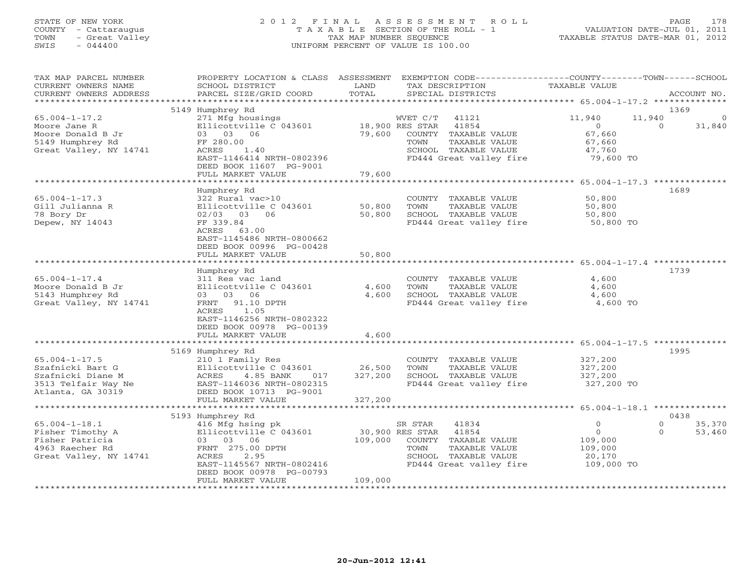STATE OF NEW YORK
COUNTY - Cattaraugus
TOWN - Great Valley
SWIS - 044400

2012 FINAL ASSESSMENT ROLL
TAXABLE SECTION OF THE ROLL - 1
TAX MAP NUMBER SEQUENCE
UNIFORM PERCENT OF VALUE IS 100.00

VALUATION DATE-JUL 01, 2011
TAXABLE STATUS DATE-MAR 01, 2012

| TAX MAP PARCEL NUMBER / CURRENT OWNERS NAME / CURRENT OWNERS ADDRESS | PROPERTY LOCATION & CLASS / SCHOOL DISTRICT / PARCEL SIZE/GRID COORD | ASSESSMENT LAND / TOTAL | EXEMPTION CODE / TAX DESCRIPTION / SPECIAL DISTRICTS | COUNTY TAXABLE VALUE | TOWN | SCHOOL / ACCOUNT NO. |
|---|---|---|---|---|---|---|
| 65.004-1-17.2 | 5149 Humphrey Rd | | | | | 1369 |
| | 271 Mfg housings | | WVET C/T 41121 | 11,940 | 11,940 | 0 |
| Moore Jane R | Ellicottville C 043601 | 18,900 | RES STAR 41854 | 0 | 0 | 31,840 |
| Moore Donald B Jr | 03 03 06 | 79,600 | COUNTY TAXABLE VALUE | 67,660 | | |
| 5149 Humphrey Rd | FF 280.00 | | TOWN TAXABLE VALUE | 67,660 | | |
| Great Valley, NY 14741 | ACRES 1.40 | | SCHOOL TAXABLE VALUE | 47,760 | | |
| | EAST-1146414 NRTH-0802396 | | FD444 Great valley fire | 79,600 TO | | |
| | DEED BOOK 11607 PG-9001 | | | | | |
| | FULL MARKET VALUE | 79,600 | | | | |
| 65.004-1-17.3 | Humphrey Rd | | | | | 1689 |
| | 322 Rural vac>10 | | COUNTY TAXABLE VALUE | 50,800 | | |
| Gill Julianna R | Ellicottville C 043601 | 50,800 | TOWN TAXABLE VALUE | 50,800 | | |
| 78 Bory Dr | 02/03 03 06 | 50,800 | SCHOOL TAXABLE VALUE | 50,800 | | |
| Depew, NY 14043 | FF 339.84 | | FD444 Great valley fire | 50,800 TO | | |
| | ACRES 63.00 | | | | | |
| | EAST-1145486 NRTH-0800662 | | | | | |
| | DEED BOOK 00996 PG-00428 | | | | | |
| | FULL MARKET VALUE | 50,800 | | | | |
| 65.004-1-17.4 | Humphrey Rd | | | | | 1739 |
| | 311 Res vac land | | COUNTY TAXABLE VALUE | 4,600 | | |
| Moore Donald B Jr | Ellicottville C 043601 | 4,600 | TOWN TAXABLE VALUE | 4,600 | | |
| 5143 Humphrey Rd | 03 03 06 | 4,600 | SCHOOL TAXABLE VALUE | 4,600 | | |
| Great Valley, NY 14741 | FRNT 91.10 DPTH | | FD444 Great valley fire | 4,600 TO | | |
| | ACRES 1.05 | | | | | |
| | EAST-1146256 NRTH-0802322 | | | | | |
| | DEED BOOK 00978 PG-00139 | | | | | |
| | FULL MARKET VALUE | 4,600 | | | | |
| 65.004-1-17.5 | 5169 Humphrey Rd | | | | | 1995 |
| | 210 1 Family Res | | COUNTY TAXABLE VALUE | 327,200 | | |
| Szafnicki Bart G | Ellicottville C 043601 | 26,500 | TOWN TAXABLE VALUE | 327,200 | | |
| Szafnicki Diane M | ACRES 4.85 BANK 017 | 327,200 | SCHOOL TAXABLE VALUE | 327,200 | | |
| 3513 Telfair Way Ne | EAST-1146036 NRTH-0802315 | | FD444 Great valley fire | 327,200 TO | | |
| Atlanta, GA 30319 | DEED BOOK 10713 PG-9001 | | | | | |
| | FULL MARKET VALUE | 327,200 | | | | |
| 65.004-1-18.1 | 5193 Humphrey Rd | | | | | 0438 |
| | 416 Mfg hsing pk | | SR STAR 41834 | 0 | 0 | 35,370 |
| Fisher Timothy A | Ellicottville C 043601 | 30,900 | RES STAR 41854 | 0 | 0 | 53,460 |
| Fisher Patricia | 03 03 06 | 109,000 | COUNTY TAXABLE VALUE | 109,000 | | |
| 4963 Raecher Rd | FRNT 275.00 DPTH | | TOWN TAXABLE VALUE | 109,000 | | |
| Great Valley, NY 14741 | ACRES 2.95 | | SCHOOL TAXABLE VALUE | 20,170 | | |
| | EAST-1145567 NRTH-0802416 | | FD444 Great valley fire | 109,000 TO | | |
| | DEED BOOK 00978 PG-00793 | | | | | |
| | FULL MARKET VALUE | 109,000 | | | | |

20-Jun-2012 12:41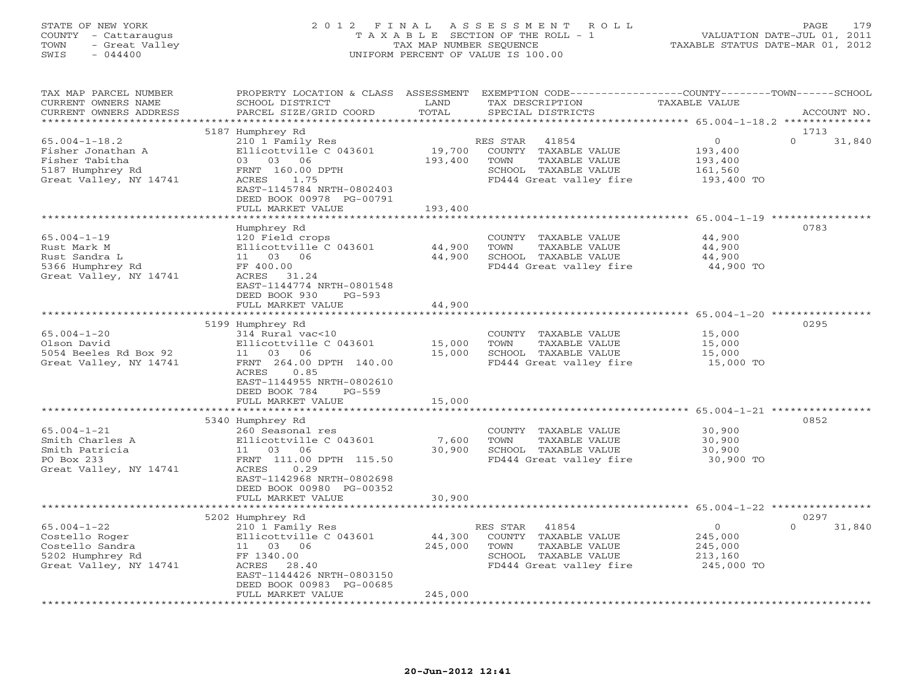STATE OF NEW YORK
COUNTY - Cattaraugus
TOWN - Great Valley
SWIS - 044400

2012 FINAL ASSESSMENT ROLL
TAXABLE SECTION OF THE ROLL - 1
TAX MAP NUMBER SEQUENCE
UNIFORM PERCENT OF VALUE IS 100.00

VALUATION DATE-JUL 01, 2011
TAXABLE STATUS DATE-MAR 01, 2012

| TAX MAP PARCEL NUMBER / CURRENT OWNERS NAME / CURRENT OWNERS ADDRESS | PROPERTY LOCATION & CLASS / SCHOOL DISTRICT / PARCEL SIZE/GRID COORD | ASSESSMENT LAND / TOTAL | EXEMPTION CODE / TAX DESCRIPTION / SPECIAL DISTRICTS | COUNTY / TAXABLE VALUE | TOWN | SCHOOL / ACCOUNT NO. |
|---|---|---|---|---|---|---|
| **65.004-1-18.2** | 5187 Humphrey Rd | | | | | 1713 |
| 65.004-1-18.2 | 210 1 Family Res | | RES STAR 41854 | 0 | 0 | 31,840 |
| Fisher Jonathan A | Ellicottville C 043601 | 19,700 | COUNTY TAXABLE VALUE | 193,400 | | |
| Fisher Tabitha | 03 03 06 | 193,400 | TOWN TAXABLE VALUE | 193,400 | | |
| 5187 Humphrey Rd | FRNT 160.00 DPTH | | SCHOOL TAXABLE VALUE | 161,560 | | |
| Great Valley, NY 14741 | ACRES 1.75 | | FD444 Great valley fire | 193,400 TO | | |
| | EAST-1145784 NRTH-0802403 | | | | | |
| | DEED BOOK 00978 PG-00791 | | | | | |
| | FULL MARKET VALUE | 193,400 | | | | |
| **65.004-1-19** | Humphrey Rd | | | | | 0783 |
| 65.004-1-19 | 120 Field crops | | COUNTY TAXABLE VALUE | 44,900 | | |
| Rust Mark M | Ellicottville C 043601 | 44,900 | TOWN TAXABLE VALUE | 44,900 | | |
| Rust Sandra L | 11 03 06 | 44,900 | SCHOOL TAXABLE VALUE | 44,900 | | |
| 5366 Humphrey Rd | FF 400.00 | | FD444 Great valley fire | 44,900 TO | | |
| Great Valley, NY 14741 | ACRES 31.24 | | | | | |
| | EAST-1144774 NRTH-0801548 | | | | | |
| | DEED BOOK 930 PG-593 | | | | | |
| | FULL MARKET VALUE | 44,900 | | | | |
| **65.004-1-20** | 5199 Humphrey Rd | | | | | 0295 |
| 65.004-1-20 | 314 Rural vac<10 | | COUNTY TAXABLE VALUE | 15,000 | | |
| Olson David | Ellicottville C 043601 | 15,000 | TOWN TAXABLE VALUE | 15,000 | | |
| 5054 Beeles Rd Box 92 | 11 03 06 | 15,000 | SCHOOL TAXABLE VALUE | 15,000 | | |
| Great Valley, NY 14741 | FRNT 264.00 DPTH 140.00 | | FD444 Great valley fire | 15,000 TO | | |
| | ACRES 0.85 | | | | | |
| | EAST-1144955 NRTH-0802610 | | | | | |
| | DEED BOOK 784 PG-559 | | | | | |
| | FULL MARKET VALUE | 15,000 | | | | |
| **65.004-1-21** | 5340 Humphrey Rd | | | | | 0852 |
| 65.004-1-21 | 260 Seasonal res | | COUNTY TAXABLE VALUE | 30,900 | | |
| Smith Charles A | Ellicottville C 043601 | 7,600 | TOWN TAXABLE VALUE | 30,900 | | |
| Smith Patricia | 11 03 06 | 30,900 | SCHOOL TAXABLE VALUE | 30,900 | | |
| PO Box 233 | FRNT 111.00 DPTH 115.50 | | FD444 Great valley fire | 30,900 TO | | |
| Great Valley, NY 14741 | ACRES 0.29 | | | | | |
| | EAST-1142968 NRTH-0802698 | | | | | |
| | DEED BOOK 00980 PG-00352 | | | | | |
| | FULL MARKET VALUE | 30,900 | | | | |
| **65.004-1-22** | 5202 Humphrey Rd | | | | | 0297 |
| 65.004-1-22 | 210 1 Family Res | | RES STAR 41854 | 0 | 0 | 31,840 |
| Costello Roger | Ellicottville C 043601 | 44,300 | COUNTY TAXABLE VALUE | 245,000 | | |
| Costello Sandra | 11 03 06 | 245,000 | TOWN TAXABLE VALUE | 245,000 | | |
| 5202 Humphrey Rd | FF 1340.00 | | SCHOOL TAXABLE VALUE | 213,160 | | |
| Great Valley, NY 14741 | ACRES 28.40 | | FD444 Great valley fire | 245,000 TO | | |
| | EAST-1144426 NRTH-0803150 | | | | | |
| | DEED BOOK 00983 PG-00685 | | | | | |
| | FULL MARKET VALUE | 245,000 | | | | |

20-Jun-2012 12:41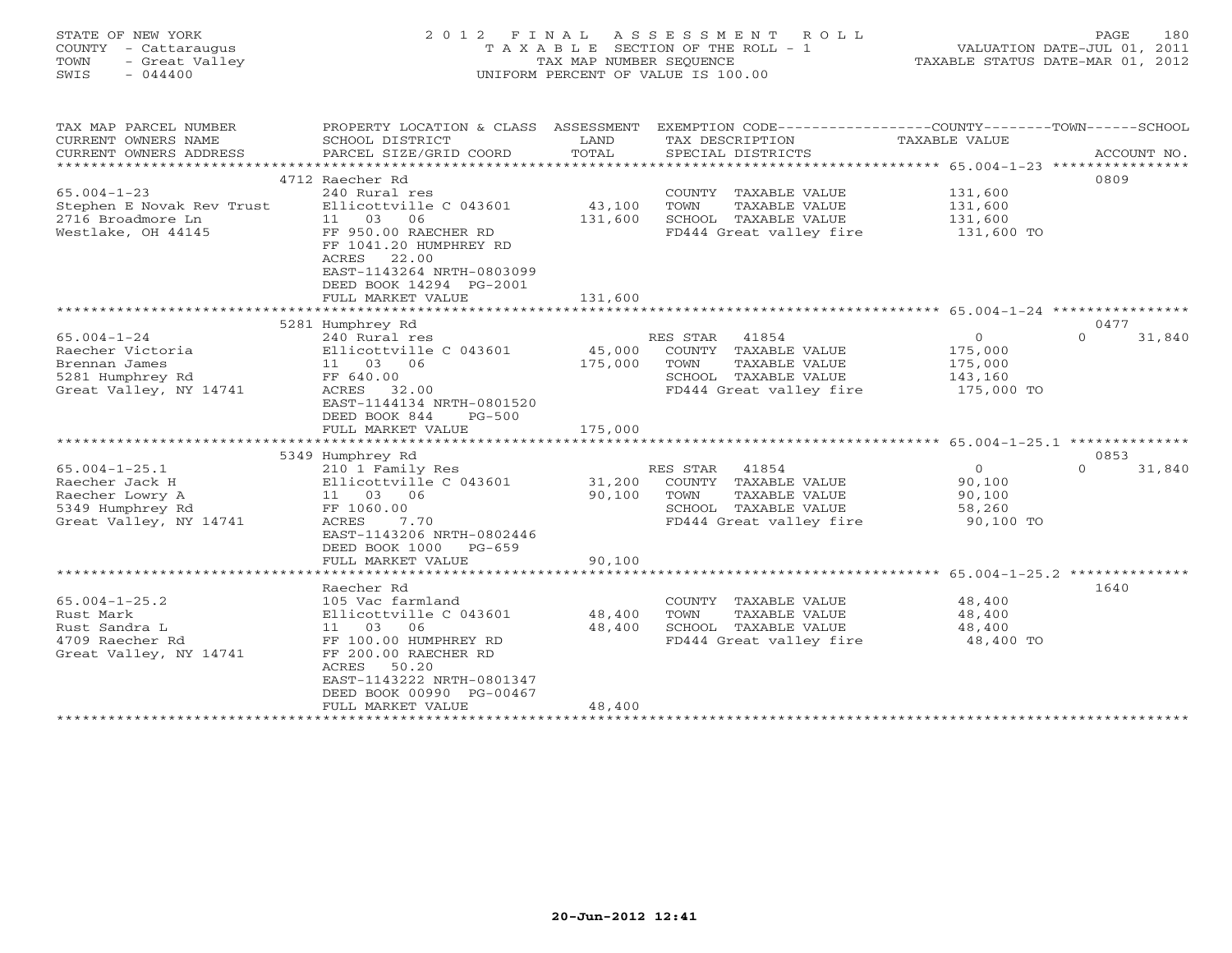STATE OF NEW YORK
COUNTY - Cattaraugus
TOWN - Great Valley
SWIS - 044400

2012 FINAL ASSESSMENT ROLL
TAXABLE SECTION OF THE ROLL - 1
TAX MAP NUMBER SEQUENCE
UNIFORM PERCENT OF VALUE IS 100.00

VALUATION DATE-JUL 01, 2011
TAXABLE STATUS DATE-MAR 01, 2012

| TAX MAP PARCEL NUMBER / CURRENT OWNERS NAME / CURRENT OWNERS ADDRESS | PROPERTY LOCATION & CLASS / SCHOOL DISTRICT / PARCEL SIZE/GRID COORD | ASSESSMENT LAND | TOTAL | EXEMPTION CODE / TAX DESCRIPTION / SPECIAL DISTRICTS | COUNTY TAXABLE VALUE | TOWN | SCHOOL | ACCOUNT NO. |
|---|---|---|---|---|---|---|---|---|
| 65.004-1-23 | 4712 Raecher Rd | | | | | | | 0809 |
| Stephen E Novak Rev Trust | 240 Rural res | | | COUNTY TAXABLE VALUE | 131,600 | | | |
| 2716 Broadmore Ln | Ellicottville C 043601 | 43,100 | | TOWN TAXABLE VALUE | 131,600 | | | |
| Westlake, OH 44145 | 11 03 06 | | 131,600 | SCHOOL TAXABLE VALUE | 131,600 | | | |
| | FF 950.00 RAECHER RD | | | FD444 Great valley fire | 131,600 TO | | | |
| | FF 1041.20 HUMPHREY RD | | | | | | | |
| | ACRES 22.00 | | | | | | | |
| | EAST-1143264 NRTH-0803099 | | | | | | | |
| | DEED BOOK 14294 PG-2001 | | | | | | | |
| | FULL MARKET VALUE | | 131,600 | | | | | |
| 65.004-1-24 | 5281 Humphrey Rd | | | | | | | 0477 |
| Raecher Victoria | 240 Rural res | | | RES STAR 41854 | 0 | 0 | 31,840 | |
| Brennan James | Ellicottville C 043601 | 45,000 | | COUNTY TAXABLE VALUE | 175,000 | | | |
| 5281 Humphrey Rd | 11 03 06 | | 175,000 | TOWN TAXABLE VALUE | 175,000 | | | |
| Great Valley, NY 14741 | FF 640.00 | | | SCHOOL TAXABLE VALUE | 143,160 | | | |
| | ACRES 32.00 | | | FD444 Great valley fire | 175,000 TO | | | |
| | EAST-1144134 NRTH-0801520 | | | | | | | |
| | DEED BOOK 844 PG-500 | | | | | | | |
| | FULL MARKET VALUE | | 175,000 | | | | | |
| 65.004-1-25.1 | 5349 Humphrey Rd | | | | | | | 0853 |
| Raecher Jack H | 210 1 Family Res | | | RES STAR 41854 | 0 | 0 | 31,840 | |
| Raecher Lowry A | Ellicottville C 043601 | 31,200 | | COUNTY TAXABLE VALUE | 90,100 | | | |
| 5349 Humphrey Rd | 11 03 06 | | 90,100 | TOWN TAXABLE VALUE | 90,100 | | | |
| Great Valley, NY 14741 | FF 1060.00 | | | SCHOOL TAXABLE VALUE | 58,260 | | | |
| | ACRES 7.70 | | | FD444 Great valley fire | 90,100 TO | | | |
| | EAST-1143206 NRTH-0802446 | | | | | | | |
| | DEED BOOK 1000 PG-659 | | | | | | | |
| | FULL MARKET VALUE | | 90,100 | | | | | |
| 65.004-1-25.2 | Raecher Rd | | | | | | | 1640 |
| Rust Mark | 105 Vac farmland | | | COUNTY TAXABLE VALUE | 48,400 | | | |
| Rust Sandra L | Ellicottville C 043601 | 48,400 | | TOWN TAXABLE VALUE | 48,400 | | | |
| 4709 Raecher Rd | 11 03 06 | | 48,400 | SCHOOL TAXABLE VALUE | 48,400 | | | |
| Great Valley, NY 14741 | FF 100.00 HUMPHREY RD | | | FD444 Great valley fire | 48,400 TO | | | |
| | FF 200.00 RAECHER RD | | | | | | | |
| | ACRES 50.20 | | | | | | | |
| | EAST-1143222 NRTH-0801347 | | | | | | | |
| | DEED BOOK 00990 PG-00467 | | | | | | | |
| | FULL MARKET VALUE | | 48,400 | | | | | |

20-Jun-2012 12:41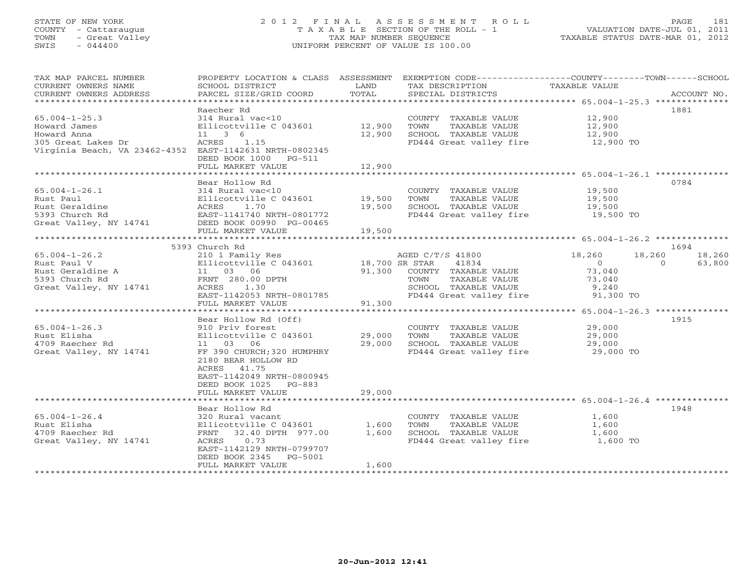STATE OF NEW YORK
COUNTY - Cattaraugus
TOWN - Great Valley
SWIS - 044400

2 0 1 2 F I N A L A S S E S S M E N T R O L L
T A X A B L E SECTION OF THE ROLL - 1
TAX MAP NUMBER SEQUENCE
UNIFORM PERCENT OF VALUE IS 100.00

VALUATION DATE-JUL 01, 2011
TAXABLE STATUS DATE-MAR 01, 2012

| TAX MAP PARCEL NUMBER / CURRENT OWNERS NAME / CURRENT OWNERS ADDRESS | PROPERTY LOCATION & CLASS / SCHOOL DISTRICT / PARCEL SIZE/GRID COORD | ASSESSMENT LAND / TOTAL | EXEMPTION CODE / TAX DESCRIPTION / SPECIAL DISTRICTS | COUNTY | TOWN | SCHOOL | ACCOUNT NO. |
|---|---|---|---|---|---|---|---|
| **65.004-1-25.3** | Raecher Rd | | | | | | 1881 |
| Howard James | 314 Rural vac<10 | | COUNTY TAXABLE VALUE | 12,900 | | | |
| Howard Anna | Ellicottville C 043601 | 12,900 | TOWN TAXABLE VALUE | | 12,900 | | |
| 305 Great Lakes Dr | 11 3 6 | 12,900 | SCHOOL TAXABLE VALUE | | | 12,900 | |
| Virginia Beach, VA 23462-4352 | ACRES 1.15 | | FD444 Great valley fire | 12,900 TO | | | |
| | EAST-1142631 NRTH-0802345 | | | | | | |
| | DEED BOOK 1000 PG-511 | | | | | | |
| | FULL MARKET VALUE | 12,900 | | | | | |
| **65.004-1-26.1** | Bear Hollow Rd | | | | | | 0784 |
| Rust Paul | 314 Rural vac<10 | | COUNTY TAXABLE VALUE | 19,500 | | | |
| Rust Geraldine | Ellicottville C 043601 | 19,500 | TOWN TAXABLE VALUE | | 19,500 | | |
| 5393 Church Rd | ACRES 1.70 | 19,500 | SCHOOL TAXABLE VALUE | | | 19,500 | |
| Great Valley, NY 14741 | EAST-1141740 NRTH-0801772 | | FD444 Great valley fire | 19,500 TO | | | |
| | DEED BOOK 00990 PG-00465 | | | | | | |
| | FULL MARKET VALUE | 19,500 | | | | | |
| **65.004-1-26.2** | 5393 Church Rd | | | | | | 1694 |
| Rust Paul V | 210 1 Family Res | | AGED C/T/S 41800 | 18,260 | 18,260 | 18,260 | |
| Rust Geraldine A | Ellicottville C 043601 | 18,700 | SR STAR 41834 | 0 | 0 | 63,800 | |
| 5393 Church Rd | 11 03 06 | 91,300 | COUNTY TAXABLE VALUE | 73,040 | | | |
| Great Valley, NY 14741 | FRNT 280.00 DPTH | | TOWN TAXABLE VALUE | | 73,040 | | |
| | ACRES 1.30 | | SCHOOL TAXABLE VALUE | | | 9,240 | |
| | EAST-1142053 NRTH-0801785 | | FD444 Great valley fire | 91,300 TO | | | |
| | FULL MARKET VALUE | 91,300 | | | | | |
| **65.004-1-26.3** | Bear Hollow Rd (Off) | | | | | | 1915 |
| Rust Elisha | 910 Priv forest | | COUNTY TAXABLE VALUE | 29,000 | | | |
| 4709 Raecher Rd | Ellicottville C 043601 | 29,000 | TOWN TAXABLE VALUE | | 29,000 | | |
| Great Valley, NY 14741 | 11 03 06 | 29,000 | SCHOOL TAXABLE VALUE | | | 29,000 | |
| | FF 390 CHURCH;320 HUMPHRY | | FD444 Great valley fire | 29,000 TO | | | |
| | 2180 BEAR HOLLOW RD | | | | | | |
| | ACRES 41.75 | | | | | | |
| | EAST-1142049 NRTH-0800945 | | | | | | |
| | DEED BOOK 1025 PG-883 | | | | | | |
| | FULL MARKET VALUE | 29,000 | | | | | |
| **65.004-1-26.4** | Bear Hollow Rd | | | | | | 1948 |
| Rust Elisha | 320 Rural vacant | | COUNTY TAXABLE VALUE | 1,600 | | | |
| 4709 Raecher Rd | Ellicottville C 043601 | 1,600 | TOWN TAXABLE VALUE | | 1,600 | | |
| Great Valley, NY 14741 | FRNT 32.40 DPTH 977.00 | 1,600 | SCHOOL TAXABLE VALUE | | | 1,600 | |
| | ACRES 0.73 | | FD444 Great valley fire | 1,600 TO | | | |
| | EAST-1142129 NRTH-0799707 | | | | | | |
| | DEED BOOK 2345 PG-5001 | | | | | | |
| | FULL MARKET VALUE | 1,600 | | | | | |

20-Jun-2012 12:41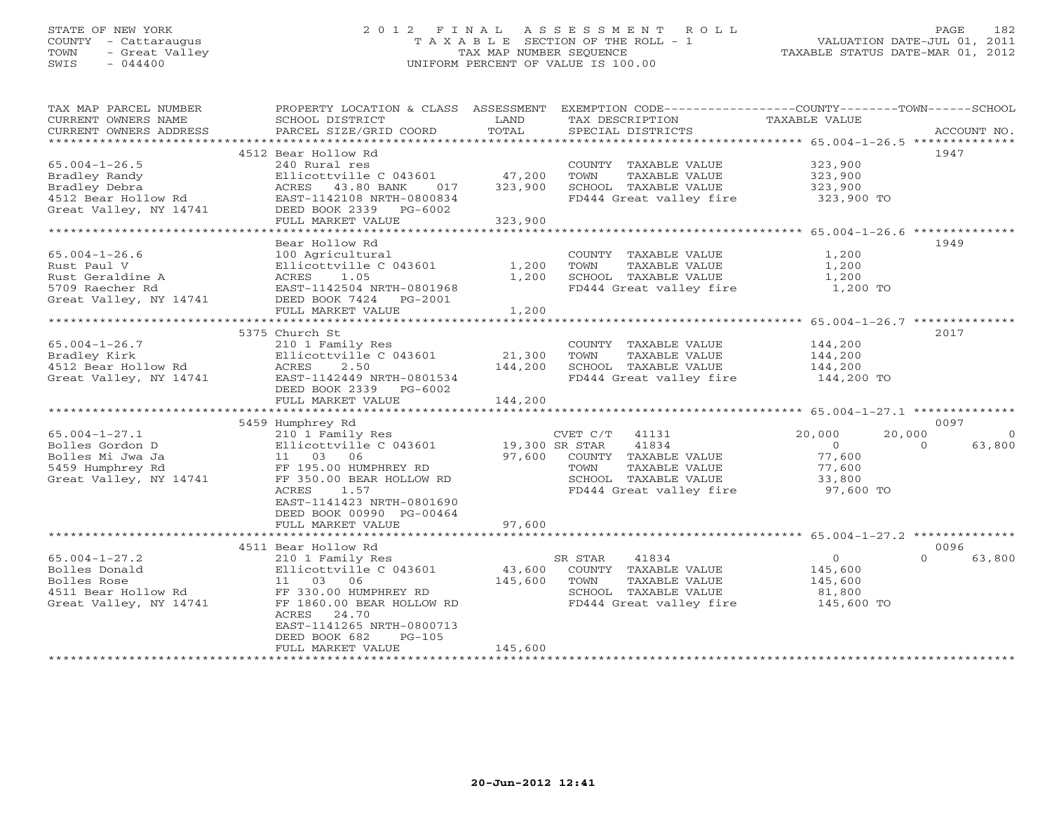STATE OF NEW YORK
COUNTY - Cattaraugus
TOWN - Great Valley
SWIS - 044400

# 2012 FINAL ASSESSMENT ROLL
TAXABLE SECTION OF THE ROLL - 1
TAX MAP NUMBER SEQUENCE
UNIFORM PERCENT OF VALUE IS 100.00

VALUATION DATE-JUL 01, 2011
TAXABLE STATUS DATE-MAR 01, 2012

| TAX MAP PARCEL NUMBER / CURRENT OWNERS NAME / CURRENT OWNERS ADDRESS | PROPERTY LOCATION & CLASS / SCHOOL DISTRICT / PARCEL SIZE/GRID COORD | ASSESSMENT LAND | TOTAL | EXEMPTION CODE / TAX DESCRIPTION / SPECIAL DISTRICTS | COUNTY TAXABLE VALUE | TOWN | SCHOOL | ACCOUNT NO. |
|---|---|---|---|---|---|---|---|---|
| | 4512 Bear Hollow Rd | | | | | | | 1947 |
| 65.004-1-26.5 | 240 Rural res | | | COUNTY TAXABLE VALUE | 323,900 | | | |
| Bradley Randy | Ellicottville C 043601 | 47,200 | | TOWN TAXABLE VALUE | 323,900 | | | |
| Bradley Debra | ACRES 43.80 BANK 017 | | 323,900 | SCHOOL TAXABLE VALUE | 323,900 | | | |
| 4512 Bear Hollow Rd | EAST-1142108 NRTH-0800834 | | | FD444 Great valley fire | 323,900 TO | | | |
| Great Valley, NY 14741 | DEED BOOK 2339 PG-6002 | | | | | | | |
| | FULL MARKET VALUE | | 323,900 | | | | | |
| | Bear Hollow Rd | | | | | | | 1949 |
| 65.004-1-26.6 | 100 Agricultural | | | COUNTY TAXABLE VALUE | 1,200 | | | |
| Rust Paul V | Ellicottville C 043601 | 1,200 | | TOWN TAXABLE VALUE | 1,200 | | | |
| Rust Geraldine A | ACRES 1.05 | | 1,200 | SCHOOL TAXABLE VALUE | 1,200 | | | |
| 5709 Raecher Rd | EAST-1142504 NRTH-0801968 | | | FD444 Great valley fire | 1,200 TO | | | |
| Great Valley, NY 14741 | DEED BOOK 7424 PG-2001 | | | | | | | |
| | FULL MARKET VALUE | | 1,200 | | | | | |
| | 5375 Church St | | | | | | | 2017 |
| 65.004-1-26.7 | 210 1 Family Res | | | COUNTY TAXABLE VALUE | 144,200 | | | |
| Bradley Kirk | Ellicottville C 043601 | 21,300 | | TOWN TAXABLE VALUE | 144,200 | | | |
| 4512 Bear Hollow Rd | ACRES 2.50 | | 144,200 | SCHOOL TAXABLE VALUE | 144,200 | | | |
| Great Valley, NY 14741 | EAST-1142449 NRTH-0801534 | | | FD444 Great valley fire | 144,200 TO | | | |
| | DEED BOOK 2339 PG-6002 | | | | | | | |
| | FULL MARKET VALUE | | 144,200 | | | | | |
| | 5459 Humphrey Rd | | | | | | | 0097 |
| 65.004-1-27.1 | 210 1 Family Res | | | CVET C/T 41131 | 20,000 | 20,000 | 0 | |
| Bolles Gordon D | Ellicottville C 043601 | 19,300 | | SR STAR 41834 | 0 | 0 | 63,800 | |
| Bolles Mi Jwa Ja | 11 03 06 | | 97,600 | COUNTY TAXABLE VALUE | 77,600 | | | |
| 5459 Humphrey Rd | FF 195.00 HUMPHREY RD | | | TOWN TAXABLE VALUE | 77,600 | | | |
| Great Valley, NY 14741 | FF 350.00 BEAR HOLLOW RD | | | SCHOOL TAXABLE VALUE | 33,800 | | | |
| | ACRES 1.57 | | | FD444 Great valley fire | 97,600 TO | | | |
| | EAST-1141423 NRTH-0801690 | | | | | | | |
| | DEED BOOK 00990 PG-00464 | | | | | | | |
| | FULL MARKET VALUE | | 97,600 | | | | | |
| | 4511 Bear Hollow Rd | | | | | | | 0096 |
| 65.004-1-27.2 | 210 1 Family Res | | | SR STAR 41834 | 0 | 0 | 63,800 | |
| Bolles Donald | Ellicottville C 043601 | 43,600 | | COUNTY TAXABLE VALUE | 145,600 | | | |
| Bolles Rose | 11 03 06 | | 145,600 | TOWN TAXABLE VALUE | 145,600 | | | |
| 4511 Bear Hollow Rd | FF 330.00 HUMPHREY RD | | | SCHOOL TAXABLE VALUE | 81,800 | | | |
| Great Valley, NY 14741 | FF 1860.00 BEAR HOLLOW RD | | | FD444 Great valley fire | 145,600 TO | | | |
| | ACRES 24.70 | | | | | | | |
| | EAST-1141265 NRTH-0800713 | | | | | | | |
| | DEED BOOK 682 PG-105 | | | | | | | |
| | FULL MARKET VALUE | | 145,600 | | | | | |

20-Jun-2012 12:41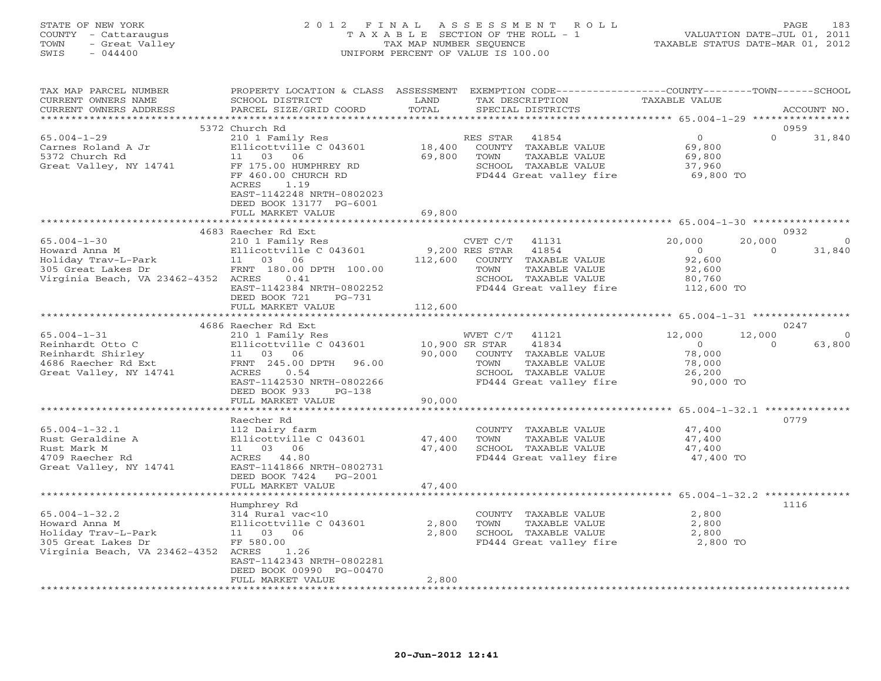STATE OF NEW YORK
COUNTY - Cattaraugus
TOWN - Great Valley
SWIS - 044400

# 2012 FINAL ASSESSMENT ROLL
TAXABLE SECTION OF THE ROLL - 1
TAX MAP NUMBER SEQUENCE
UNIFORM PERCENT OF VALUE IS 100.00

VALUATION DATE-JUL 01, 2011
TAXABLE STATUS DATE-MAR 01, 2012

| TAX MAP PARCEL NUMBER / CURRENT OWNERS NAME / CURRENT OWNERS ADDRESS | PROPERTY LOCATION & CLASS / SCHOOL DISTRICT / PARCEL SIZE/GRID COORD | ASSESSMENT LAND / TOTAL | EXEMPTION CODE / TAX DESCRIPTION / SPECIAL DISTRICTS | COUNTY TAXABLE VALUE | TOWN | SCHOOL | ACCOUNT NO. |
|---|---|---|---|---|---|---|---|
| 65.004-1-29 | 5372 Church Rd | | | | | | 0959 |
| Carnes Roland A Jr | 210 1 Family Res | | RES STAR 41854 | 0 | 0 | 31,840 | |
| 5372 Church Rd | Ellicottville C 043601 | 18,400 | COUNTY TAXABLE VALUE | 69,800 | | | |
| Great Valley, NY 14741 | 11 03 06 | 69,800 | TOWN TAXABLE VALUE | 69,800 | | | |
| | FF 175.00 HUMPHREY RD | | SCHOOL TAXABLE VALUE | 37,960 | | | |
| | FF 460.00 CHURCH RD | | FD444 Great valley fire | 69,800 TO | | | |
| | ACRES 1.19 | | | | | | |
| | EAST-1142248 NRTH-0802023 | | | | | | |
| | DEED BOOK 13177 PG-6001 | | | | | | |
| | FULL MARKET VALUE | 69,800 | | | | | |
| 65.004-1-30 | 4683 Raecher Rd Ext | | | | | | 0932 |
| Howard Anna M | 210 1 Family Res | | CVET C/T 41131 | 20,000 | 20,000 | 0 | |
| Holiday Trav-L-Park | Ellicottville C 043601 | 9,200 | RES STAR 41854 | 0 | 0 | 31,840 | |
| 305 Great Lakes Dr | 11 03 06 | 112,600 | COUNTY TAXABLE VALUE | 92,600 | | | |
| Virginia Beach, VA 23462-4352 | FRNT 180.00 DPTH 100.00 | | TOWN TAXABLE VALUE | 92,600 | | | |
| | ACRES 0.41 | | SCHOOL TAXABLE VALUE | 80,760 | | | |
| | EAST-1142384 NRTH-0802252 | | FD444 Great valley fire | 112,600 TO | | | |
| | DEED BOOK 721 PG-731 | | | | | | |
| | FULL MARKET VALUE | 112,600 | | | | | |
| 65.004-1-31 | 4686 Raecher Rd Ext | | | | | | 0247 |
| Reinhardt Otto C | 210 1 Family Res | | WVET C/T 41121 | 12,000 | 12,000 | 0 | |
| Reinhardt Shirley | Ellicottville C 043601 | 10,900 | SR STAR 41834 | 0 | 0 | 63,800 | |
| 4686 Raecher Rd Ext | 11 03 06 | 90,000 | COUNTY TAXABLE VALUE | 78,000 | | | |
| Great Valley, NY 14741 | FRNT 245.00 DPTH 96.00 | | TOWN TAXABLE VALUE | 78,000 | | | |
| | ACRES 0.54 | | SCHOOL TAXABLE VALUE | 26,200 | | | |
| | EAST-1142530 NRTH-0802266 | | FD444 Great valley fire | 90,000 TO | | | |
| | DEED BOOK 933 PG-138 | | | | | | |
| | FULL MARKET VALUE | 90,000 | | | | | |
| 65.004-1-32.1 | Raecher Rd | | | | | | 0779 |
| Rust Geraldine A | 112 Dairy farm | | COUNTY TAXABLE VALUE | 47,400 | | | |
| Rust Mark M | Ellicottville C 043601 | 47,400 | TOWN TAXABLE VALUE | 47,400 | | | |
| 4709 Raecher Rd | 11 03 06 | 47,400 | SCHOOL TAXABLE VALUE | 47,400 | | | |
| Great Valley, NY 14741 | ACRES 44.80 | | FD444 Great valley fire | 47,400 TO | | | |
| | EAST-1141866 NRTH-0802731 | | | | | | |
| | DEED BOOK 7424 PG-2001 | | | | | | |
| | FULL MARKET VALUE | 47,400 | | | | | |
| 65.004-1-32.2 | Humphrey Rd | | | | | | 1116 |
| Howard Anna M | 314 Rural vac<10 | | COUNTY TAXABLE VALUE | 2,800 | | | |
| Holiday Trav-L-Park | Ellicottville C 043601 | 2,800 | TOWN TAXABLE VALUE | 2,800 | | | |
| 305 Great Lakes Dr | 11 03 06 | 2,800 | SCHOOL TAXABLE VALUE | 2,800 | | | |
| Virginia Beach, VA 23462-4352 | FF 580.00 | | FD444 Great valley fire | 2,800 TO | | | |
| | ACRES 1.26 | | | | | | |
| | EAST-1142343 NRTH-0802281 | | | | | | |
| | DEED BOOK 00990 PG-00470 | | | | | | |
| | FULL MARKET VALUE | 2,800 | | | | | |

20-Jun-2012 12:41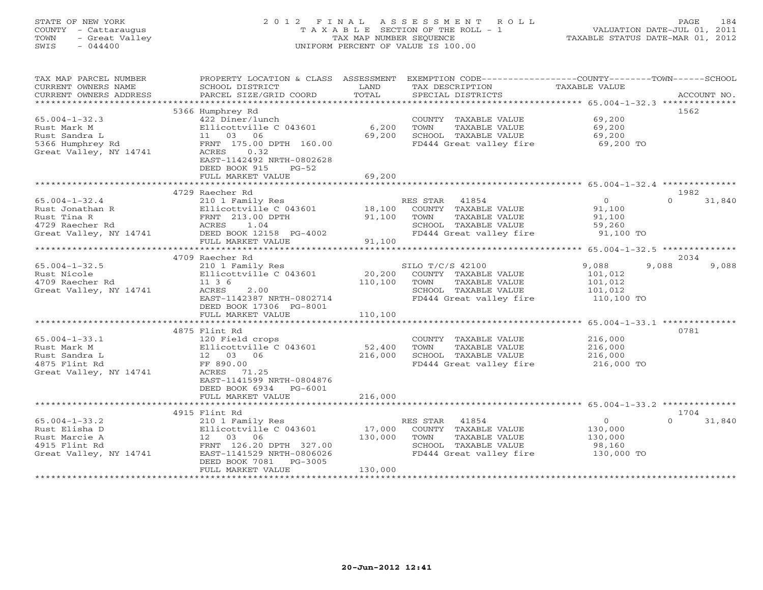STATE OF NEW YORK — COUNTY - Cattaraugus — TOWN - Great Valley — SWIS - 044400

# 2012 FINAL ASSESSMENT ROLL

TAXABLE SECTION OF THE ROLL - 1
TAX MAP NUMBER SEQUENCE
UNIFORM PERCENT OF VALUE IS 100.00

VALUATION DATE-JUL 01, 2011
TAXABLE STATUS DATE-MAR 01, 2012

| TAX MAP PARCEL NUMBER / CURRENT OWNERS NAME / CURRENT OWNERS ADDRESS | PROPERTY LOCATION & CLASS / SCHOOL DISTRICT / PARCEL SIZE/GRID COORD | ASSESSMENT LAND | ASSESSMENT TOTAL | EXEMPTION CODE / TAX DESCRIPTION / SPECIAL DISTRICTS | COUNTY TAXABLE VALUE | TOWN | SCHOOL | ACCOUNT NO. |
|---|---|---|---|---|---|---|---|---|
| 65.004-1-32.3 | 5366 Humphrey Rd | | | | | | | 1562 |
| | 422 Diner/lunch | | | COUNTY TAXABLE VALUE | 69,200 | | | |
| Rust Mark M | Ellicottville C 043601 | 6,200 | | TOWN TAXABLE VALUE | 69,200 | | | |
| Rust Sandra L | 11 03 06 | | 69,200 | SCHOOL TAXABLE VALUE | 69,200 | | | |
| 5366 Humphrey Rd | FRNT 175.00 DPTH 160.00 | | | FD444 Great valley fire | 69,200 TO | | | |
| Great Valley, NY 14741 | ACRES 0.32 | | | | | | | |
| | EAST-1142492 NRTH-0802628 | | | | | | | |
| | DEED BOOK 915 PG-52 | | | | | | | |
| | FULL MARKET VALUE | | 69,200 | | | | | |
| 65.004-1-32.4 | 4729 Raecher Rd | | | | | | | 1982 |
| | 210 1 Family Res | | | RES STAR 41854 | 0 | 0 | 31,840 | |
| Rust Jonathan R | Ellicottville C 043601 | 18,100 | | COUNTY TAXABLE VALUE | 91,100 | | | |
| Rust Tina R | FRNT 213.00 DPTH | | 91,100 | TOWN TAXABLE VALUE | 91,100 | | | |
| 4729 Raecher Rd | ACRES 1.04 | | | SCHOOL TAXABLE VALUE | 59,260 | | | |
| Great Valley, NY 14741 | DEED BOOK 12158 PG-4002 | | | FD444 Great valley fire | 91,100 TO | | | |
| | FULL MARKET VALUE | | 91,100 | | | | | |
| 65.004-1-32.5 | 4709 Raecher Rd | | | | | | | 2034 |
| | 210 1 Family Res | | | SILO T/C/S 42100 | 9,088 | 9,088 | 9,088 | |
| Rust Nicole | Ellicottville C 043601 | 20,200 | | COUNTY TAXABLE VALUE | 101,012 | | | |
| 4709 Raecher Rd | 11 3 6 | | 110,100 | TOWN TAXABLE VALUE | 101,012 | | | |
| Great Valley, NY 14741 | ACRES 2.00 | | | SCHOOL TAXABLE VALUE | 101,012 | | | |
| | EAST-1142387 NRTH-0802714 | | | FD444 Great valley fire | 110,100 TO | | | |
| | DEED BOOK 17306 PG-8001 | | | | | | | |
| | FULL MARKET VALUE | | 110,100 | | | | | |
| 65.004-1-33.1 | 4875 Flint Rd | | | | | | | 0781 |
| | 120 Field crops | | | COUNTY TAXABLE VALUE | 216,000 | | | |
| Rust Mark M | Ellicottville C 043601 | 52,400 | | TOWN TAXABLE VALUE | 216,000 | | | |
| Rust Sandra L | 12 03 06 | | 216,000 | SCHOOL TAXABLE VALUE | 216,000 | | | |
| 4875 Flint Rd | FF 890.00 | | | FD444 Great valley fire | 216,000 TO | | | |
| Great Valley, NY 14741 | ACRES 71.25 | | | | | | | |
| | EAST-1141599 NRTH-0804876 | | | | | | | |
| | DEED BOOK 6934 PG-6001 | | | | | | | |
| | FULL MARKET VALUE | | 216,000 | | | | | |
| 65.004-1-33.2 | 4915 Flint Rd | | | | | | | 1704 |
| | 210 1 Family Res | | | RES STAR 41854 | 0 | 0 | 31,840 | |
| Rust Elisha D | Ellicottville C 043601 | 17,000 | | COUNTY TAXABLE VALUE | 130,000 | | | |
| Rust Marcie A | 12 03 06 | | 130,000 | TOWN TAXABLE VALUE | 130,000 | | | |
| 4915 Flint Rd | FRNT 126.20 DPTH 327.00 | | | SCHOOL TAXABLE VALUE | 98,160 | | | |
| Great Valley, NY 14741 | EAST-1141529 NRTH-0806026 | | | FD444 Great valley fire | 130,000 TO | | | |
| | DEED BOOK 7081 PG-3005 | | | | | | | |
| | FULL MARKET VALUE | | 130,000 | | | | | |

20-Jun-2012 12:41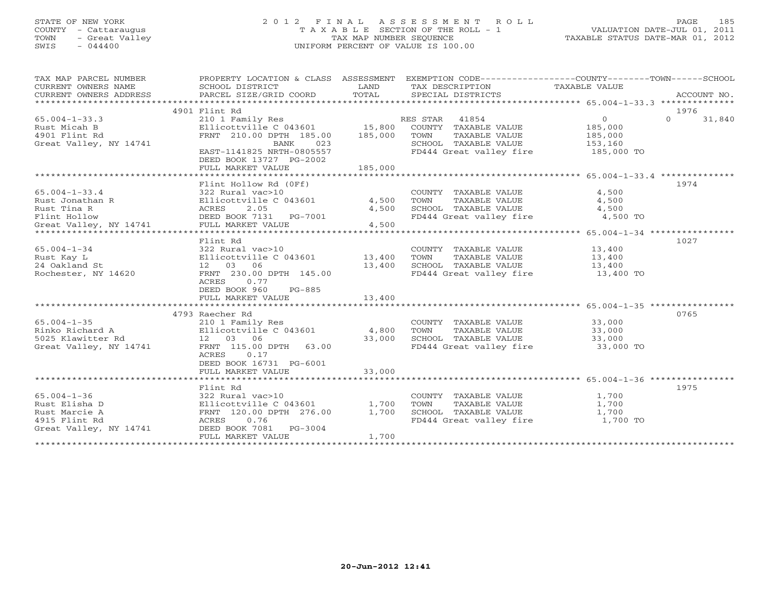STATE OF NEW YORK
COUNTY - Cattaraugus
TOWN - Great Valley
SWIS - 044400

# 2012 FINAL ASSESSMENT ROLL
TAXABLE SECTION OF THE ROLL - 1
TAX MAP NUMBER SEQUENCE
UNIFORM PERCENT OF VALUE IS 100.00

VALUATION DATE-JUL 01, 2011
TAXABLE STATUS DATE-MAR 01, 2012

| TAX MAP PARCEL NUMBER / CURRENT OWNERS NAME / CURRENT OWNERS ADDRESS | PROPERTY LOCATION & CLASS / SCHOOL DISTRICT / PARCEL SIZE/GRID COORD | ASSESSMENT LAND | TOTAL | EXEMPTION CODE / TAX DESCRIPTION / SPECIAL DISTRICTS | COUNTY / TOWN / SCHOOL TAXABLE VALUE | ACCOUNT NO. |
|---|---|---|---|---|---|---|
| 65.004-1-33.3 | 4901 Flint Rd | | | | | 1976 |
| Rust Micah B | 210 1 Family Res | | | RES STAR 41854 | 0 | 0 31,840 |
| 4901 Flint Rd | Ellicottville C 043601 | 15,800 | | COUNTY TAXABLE VALUE | 185,000 | |
| Great Valley, NY 14741 | FRNT 210.00 DPTH 185.00 | | 185,000 | TOWN TAXABLE VALUE | 185,000 | |
| | BANK 023 | | | SCHOOL TAXABLE VALUE | 153,160 | |
| | EAST-1141825 NRTH-0805557 | | | FD444 Great valley fire | 185,000 TO | |
| | DEED BOOK 13727 PG-2002 | | | | | |
| | FULL MARKET VALUE | | 185,000 | | | |
| 65.004-1-33.4 | Flint Hollow Rd (0Ff) | | | | | 1974 |
| Rust Jonathan R | 322 Rural vac>10 | | | COUNTY TAXABLE VALUE | 4,500 | |
| Rust Tina R | Ellicottville C 043601 | 4,500 | | TOWN TAXABLE VALUE | 4,500 | |
| Flint Hollow | ACRES 2.05 | | 4,500 | SCHOOL TAXABLE VALUE | 4,500 | |
| Great Valley, NY 14741 | DEED BOOK 7131 PG-7001 | | | FD444 Great valley fire | 4,500 TO | |
| | FULL MARKET VALUE | | 4,500 | | | |
| 65.004-1-34 | Flint Rd | | | | | 1027 |
| Rust Kay L | 322 Rural vac>10 | | | COUNTY TAXABLE VALUE | 13,400 | |
| 24 Oakland St | Ellicottville C 043601 | 13,400 | | TOWN TAXABLE VALUE | 13,400 | |
| Rochester, NY 14620 | 12 03 06 | | 13,400 | SCHOOL TAXABLE VALUE | 13,400 | |
| | FRNT 230.00 DPTH 145.00 | | | FD444 Great valley fire | 13,400 TO | |
| | ACRES 0.77 | | | | | |
| | DEED BOOK 960 PG-885 | | | | | |
| | FULL MARKET VALUE | | 13,400 | | | |
| 65.004-1-35 | 4793 Raecher Rd | | | | | 0765 |
| Rinko Richard A | 210 1 Family Res | | | COUNTY TAXABLE VALUE | 33,000 | |
| 5025 Klawitter Rd | Ellicottville C 043601 | 4,800 | | TOWN TAXABLE VALUE | 33,000 | |
| Great Valley, NY 14741 | 12 03 06 | | 33,000 | SCHOOL TAXABLE VALUE | 33,000 | |
| | FRNT 115.00 DPTH 63.00 | | | FD444 Great valley fire | 33,000 TO | |
| | ACRES 0.17 | | | | | |
| | DEED BOOK 16731 PG-6001 | | | | | |
| | FULL MARKET VALUE | | 33,000 | | | |
| 65.004-1-36 | Flint Rd | | | | | 1975 |
| Rust Elisha D | 322 Rural vac>10 | | | COUNTY TAXABLE VALUE | 1,700 | |
| Rust Marcie A | Ellicottville C 043601 | 1,700 | | TOWN TAXABLE VALUE | 1,700 | |
| 4915 Flint Rd | FRNT 120.00 DPTH 276.00 | | 1,700 | SCHOOL TAXABLE VALUE | 1,700 | |
| Great Valley, NY 14741 | ACRES 0.76 | | | FD444 Great valley fire | 1,700 TO | |
| | DEED BOOK 7081 PG-3004 | | | | | |
| | FULL MARKET VALUE | | 1,700 | | | |

20-Jun-2012 12:41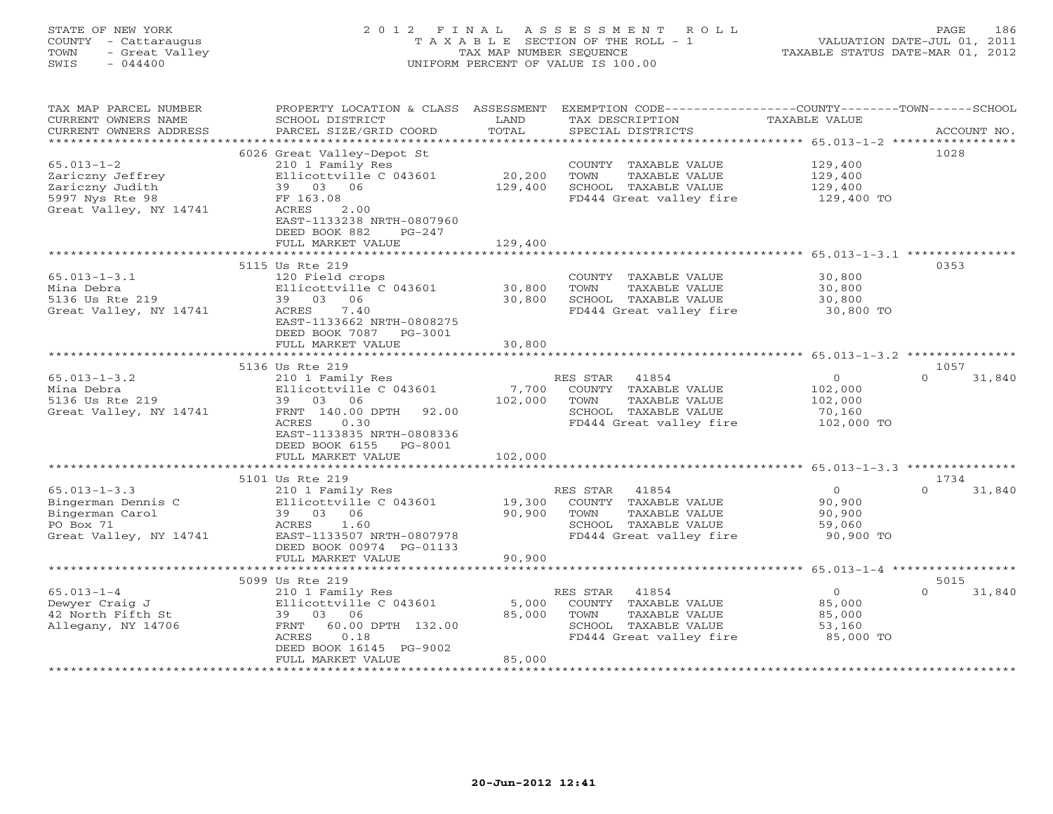STATE OF NEW YORK
COUNTY - Cattaraugus
TOWN - Great Valley
SWIS - 044400

# 2012 FINAL ASSESSMENT ROLL
TAXABLE SECTION OF THE ROLL - 1
TAX MAP NUMBER SEQUENCE
UNIFORM PERCENT OF VALUE IS 100.00

VALUATION DATE-JUL 01, 2011
TAXABLE STATUS DATE-MAR 01, 2012

| TAX MAP PARCEL NUMBER / CURRENT OWNERS NAME / CURRENT OWNERS ADDRESS | PROPERTY LOCATION & CLASS / SCHOOL DISTRICT / PARCEL SIZE/GRID COORD | ASSESSMENT LAND / TOTAL | EXEMPTION CODE / TAX DESCRIPTION / SPECIAL DISTRICTS | COUNTY / TOWN / SCHOOL TAXABLE VALUE | ACCOUNT NO. |
|---|---|---|---|---|---|
| | 6026 Great Valley-Depot St | | | | 1028 |
| 65.013-1-2 | 210 1 Family Res | | COUNTY TAXABLE VALUE | 129,400 | |
| Zariczny Jeffrey | Ellicottville C 043601 | 20,200 | TOWN TAXABLE VALUE | 129,400 | |
| Zariczny Judith | 39 03 06 | 129,400 | SCHOOL TAXABLE VALUE | 129,400 | |
| 5997 Nys Rte 98 | FF 163.08 | | FD444 Great valley fire | 129,400 TO | |
| Great Valley, NY 14741 | ACRES 2.00 | | | | |
| | EAST-1133238 NRTH-0807960 | | | | |
| | DEED BOOK 882 PG-247 | | | | |
| | FULL MARKET VALUE | 129,400 | | | |
| | 5115 Us Rte 219 | | | | 0353 |
| 65.013-1-3.1 | 120 Field crops | | COUNTY TAXABLE VALUE | 30,800 | |
| Mina Debra | Ellicottville C 043601 | 30,800 | TOWN TAXABLE VALUE | 30,800 | |
| 5136 Us Rte 219 | 39 03 06 | 30,800 | SCHOOL TAXABLE VALUE | 30,800 | |
| Great Valley, NY 14741 | ACRES 7.40 | | FD444 Great valley fire | 30,800 TO | |
| | EAST-1133662 NRTH-0808275 | | | | |
| | DEED BOOK 7087 PG-3001 | | | | |
| | FULL MARKET VALUE | 30,800 | | | |
| | 5136 Us Rte 219 | | | | 1057 |
| 65.013-1-3.2 | 210 1 Family Res | | RES STAR 41854 | 0 | 0 31,840 |
| Mina Debra | Ellicottville C 043601 | 7,700 | COUNTY TAXABLE VALUE | 102,000 | |
| 5136 Us Rte 219 | 39 03 06 | 102,000 | TOWN TAXABLE VALUE | 102,000 | |
| Great Valley, NY 14741 | FRNT 140.00 DPTH 92.00 | | SCHOOL TAXABLE VALUE | 70,160 | |
| | ACRES 0.30 | | FD444 Great valley fire | 102,000 TO | |
| | EAST-1133835 NRTH-0808336 | | | | |
| | DEED BOOK 6155 PG-8001 | | | | |
| | FULL MARKET VALUE | 102,000 | | | |
| | 5101 Us Rte 219 | | | | 1734 |
| 65.013-1-3.3 | 210 1 Family Res | | RES STAR 41854 | 0 | 0 31,840 |
| Bingerman Dennis C | Ellicottville C 043601 | 19,300 | COUNTY TAXABLE VALUE | 90,900 | |
| Bingerman Carol | 39 03 06 | 90,900 | TOWN TAXABLE VALUE | 90,900 | |
| PO Box 71 | ACRES 1.60 | | SCHOOL TAXABLE VALUE | 59,060 | |
| Great Valley, NY 14741 | EAST-1133507 NRTH-0807978 | | FD444 Great valley fire | 90,900 TO | |
| | DEED BOOK 00974 PG-01133 | | | | |
| | FULL MARKET VALUE | 90,900 | | | |
| | 5099 Us Rte 219 | | | | 5015 |
| 65.013-1-4 | 210 1 Family Res | | RES STAR 41854 | 0 | 0 31,840 |
| Dewyer Craig J | Ellicottville C 043601 | 5,000 | COUNTY TAXABLE VALUE | 85,000 | |
| 42 North Fifth St | 39 03 06 | 85,000 | TOWN TAXABLE VALUE | 85,000 | |
| Allegany, NY 14706 | FRNT 60.00 DPTH 132.00 | | SCHOOL TAXABLE VALUE | 53,160 | |
| | ACRES 0.18 | | FD444 Great valley fire | 85,000 TO | |
| | DEED BOOK 16145 PG-9002 | | | | |
| | FULL MARKET VALUE | 85,000 | | | |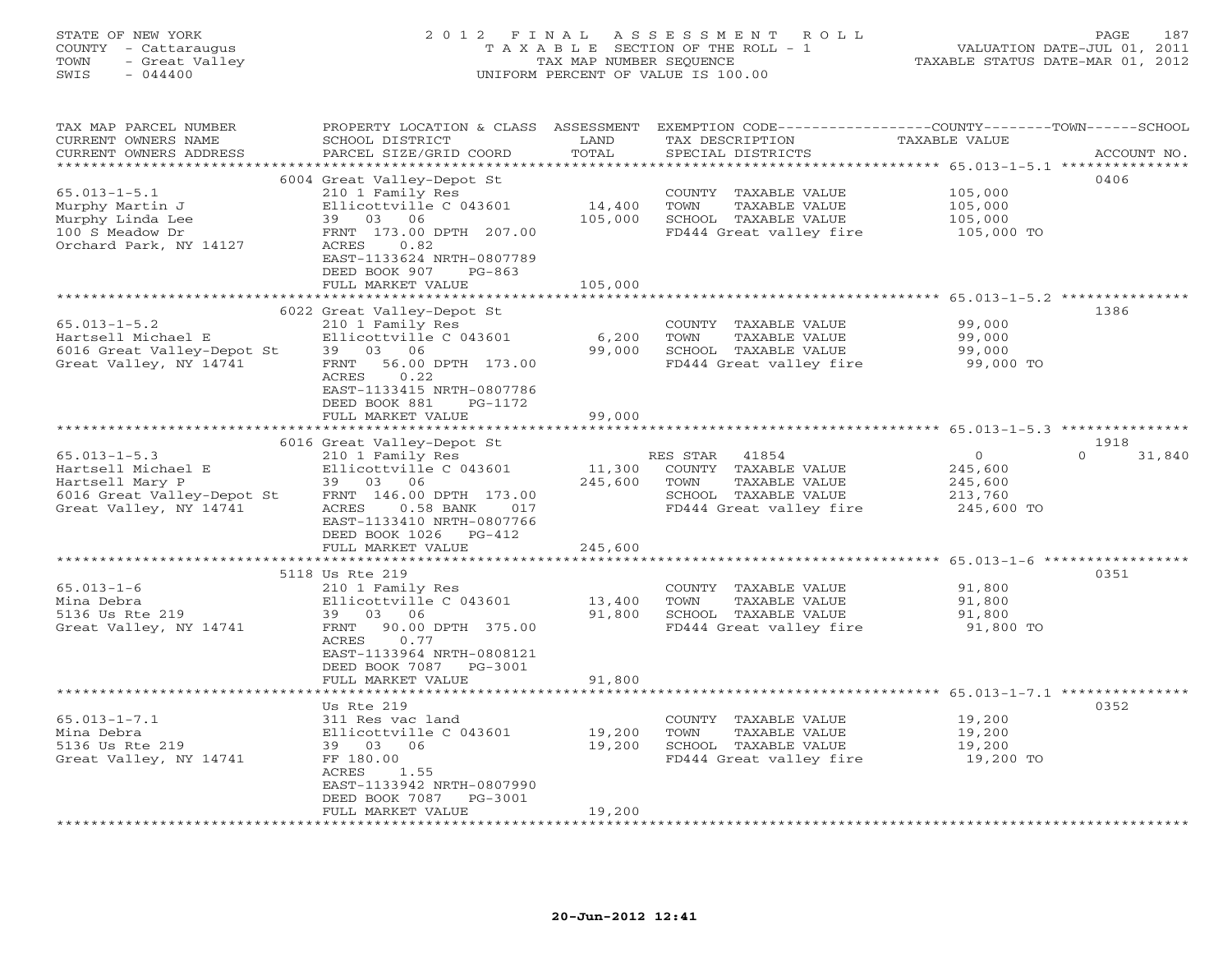STATE OF NEW YORK
COUNTY - Cattaraugus
TOWN - Great Valley
SWIS - 044400

2012 FINAL ASSESSMENT ROLL
TAXABLE SECTION OF THE ROLL - 1
TAX MAP NUMBER SEQUENCE
UNIFORM PERCENT OF VALUE IS 100.00

VALUATION DATE-JUL 01, 2011
TAXABLE STATUS DATE-MAR 01, 2012

| TAX MAP PARCEL NUMBER / CURRENT OWNERS NAME / CURRENT OWNERS ADDRESS | PROPERTY LOCATION & CLASS / SCHOOL DISTRICT / PARCEL SIZE/GRID COORD | ASSESSMENT LAND / TOTAL | EXEMPTION CODE / TAX DESCRIPTION / SPECIAL DISTRICTS | COUNTY / TOWN / SCHOOL TAXABLE VALUE | ACCOUNT NO. |
|---|---|---|---|---|---|
| 65.013-1-5.1 | 6004 Great Valley-Depot St | | | | 0406 |
| Murphy Martin J | 210 1 Family Res | | COUNTY TAXABLE VALUE | 105,000 | |
| Murphy Linda Lee | Ellicottville C 043601 | 14,400 | TOWN TAXABLE VALUE | 105,000 | |
| 100 S Meadow Dr | 39 03 06 | 105,000 | SCHOOL TAXABLE VALUE | 105,000 | |
| Orchard Park, NY 14127 | FRNT 173.00 DPTH 207.00 | | FD444 Great valley fire | 105,000 TO | |
| | ACRES 0.82 | | | | |
| | EAST-1133624 NRTH-0807789 | | | | |
| | DEED BOOK 907 PG-863 | | | | |
| | FULL MARKET VALUE | 105,000 | | | |
| 65.013-1-5.2 | 6022 Great Valley-Depot St | | | | 1386 |
| Hartsell Michael E | 210 1 Family Res | | COUNTY TAXABLE VALUE | 99,000 | |
| 6016 Great Valley-Depot St | Ellicottville C 043601 | 6,200 | TOWN TAXABLE VALUE | 99,000 | |
| Great Valley, NY 14741 | 39 03 06 | 99,000 | SCHOOL TAXABLE VALUE | 99,000 | |
| | FRNT 56.00 DPTH 173.00 | | FD444 Great valley fire | 99,000 TO | |
| | ACRES 0.22 | | | | |
| | EAST-1133415 NRTH-0807786 | | | | |
| | DEED BOOK 881 PG-1172 | | | | |
| | FULL MARKET VALUE | 99,000 | | | |
| 65.013-1-5.3 | 6016 Great Valley-Depot St | | | | 1918 |
| Hartsell Michael E | 210 1 Family Res | | RES STAR 41854 | 0 / 0 / 31,840 | |
| Hartsell Mary P | Ellicottville C 043601 | 11,300 | COUNTY TAXABLE VALUE | 245,600 | |
| 6016 Great Valley-Depot St | 39 03 06 | 245,600 | TOWN TAXABLE VALUE | 245,600 | |
| Great Valley, NY 14741 | FRNT 146.00 DPTH 173.00 | | SCHOOL TAXABLE VALUE | 213,760 | |
| | ACRES 0.58 BANK 017 | | FD444 Great valley fire | 245,600 TO | |
| | EAST-1133410 NRTH-0807766 | | | | |
| | DEED BOOK 1026 PG-412 | | | | |
| | FULL MARKET VALUE | 245,600 | | | |
| 65.013-1-6 | 5118 Us Rte 219 | | | | 0351 |
| Mina Debra | 210 1 Family Res | | COUNTY TAXABLE VALUE | 91,800 | |
| 5136 Us Rte 219 | Ellicottville C 043601 | 13,400 | TOWN TAXABLE VALUE | 91,800 | |
| Great Valley, NY 14741 | 39 03 06 | 91,800 | SCHOOL TAXABLE VALUE | 91,800 | |
| | FRNT 90.00 DPTH 375.00 | | FD444 Great valley fire | 91,800 TO | |
| | ACRES 0.77 | | | | |
| | EAST-1133964 NRTH-0808121 | | | | |
| | DEED BOOK 7087 PG-3001 | | | | |
| | FULL MARKET VALUE | 91,800 | | | |
| 65.013-1-7.1 | Us Rte 219 | | | | 0352 |
| Mina Debra | 311 Res vac land | | COUNTY TAXABLE VALUE | 19,200 | |
| 5136 Us Rte 219 | Ellicottville C 043601 | 19,200 | TOWN TAXABLE VALUE | 19,200 | |
| Great Valley, NY 14741 | 39 03 06 | 19,200 | SCHOOL TAXABLE VALUE | 19,200 | |
| | FF 180.00 | | FD444 Great valley fire | 19,200 TO | |
| | ACRES 1.55 | | | | |
| | EAST-1133942 NRTH-0807990 | | | | |
| | DEED BOOK 7087 PG-3001 | | | | |
| | FULL MARKET VALUE | 19,200 | | | |

20-Jun-2012 12:41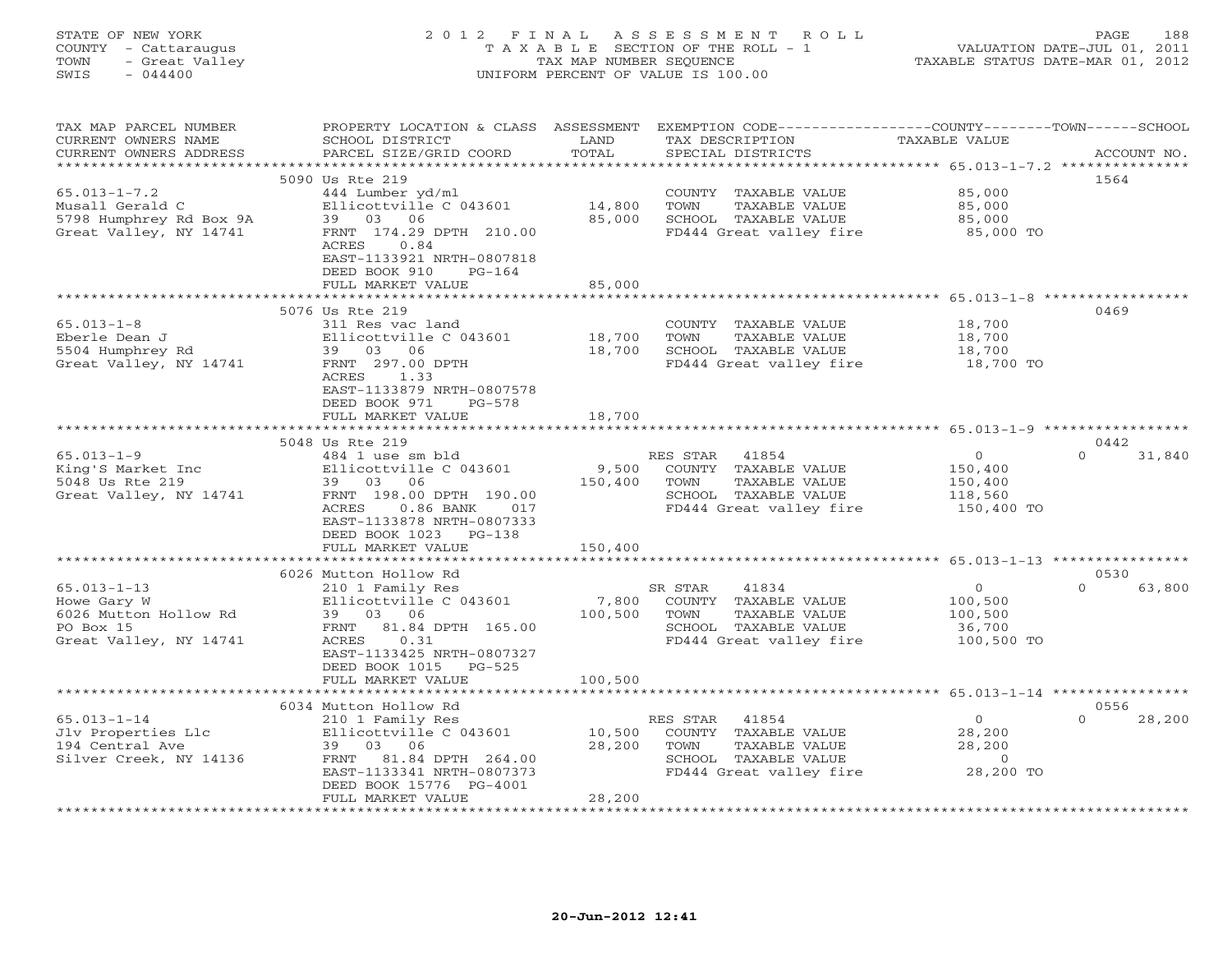STATE OF NEW YORK
COUNTY - Cattaraugus
TOWN - Great Valley
SWIS - 044400

# 2012 FINAL ASSESSMENT ROLL
TAXABLE SECTION OF THE ROLL - 1
TAX MAP NUMBER SEQUENCE
UNIFORM PERCENT OF VALUE IS 100.00

VALUATION DATE-JUL 01, 2011
TAXABLE STATUS DATE-MAR 01, 2012

| TAX MAP PARCEL NUMBER / CURRENT OWNERS NAME / CURRENT OWNERS ADDRESS | PROPERTY LOCATION & CLASS / SCHOOL DISTRICT / PARCEL SIZE/GRID COORD | ASSESSMENT LAND / TOTAL | EXEMPTION CODE / TAX DESCRIPTION / SPECIAL DISTRICTS | COUNTY TAXABLE VALUE | TOWN | SCHOOL / ACCOUNT NO. |
|---|---|---|---|---|---|---|
| | 5090 Us Rte 219 | | | | | 1564 |
| 65.013-1-7.2 | 444 Lumber yd/ml | | COUNTY TAXABLE VALUE | 85,000 | | |
| Musall Gerald C | Ellicottville C 043601 | 14,800 | TOWN TAXABLE VALUE | 85,000 | | |
| 5798 Humphrey Rd Box 9A | 39 03 06 | 85,000 | SCHOOL TAXABLE VALUE | 85,000 | | |
| Great Valley, NY 14741 | FRNT 174.29 DPTH 210.00 | | FD444 Great valley fire | 85,000 TO | | |
| | ACRES 0.84 | | | | | |
| | EAST-1133921 NRTH-0807818 | | | | | |
| | DEED BOOK 910 PG-164 | | | | | |
| | FULL MARKET VALUE | 85,000 | | | | |
| | 5076 Us Rte 219 | | | | | 0469 |
| 65.013-1-8 | 311 Res vac land | | COUNTY TAXABLE VALUE | 18,700 | | |
| Eberle Dean J | Ellicottville C 043601 | 18,700 | TOWN TAXABLE VALUE | 18,700 | | |
| 5504 Humphrey Rd | 39 03 06 | 18,700 | SCHOOL TAXABLE VALUE | 18,700 | | |
| Great Valley, NY 14741 | FRNT 297.00 DPTH | | FD444 Great valley fire | 18,700 TO | | |
| | ACRES 1.33 | | | | | |
| | EAST-1133879 NRTH-0807578 | | | | | |
| | DEED BOOK 971 PG-578 | | | | | |
| | FULL MARKET VALUE | 18,700 | | | | |
| | 5048 Us Rte 219 | | | | | 0442 |
| 65.013-1-9 | 484 1 use sm bld | | RES STAR 41854 | 0 | 0 | 31,840 |
| King'S Market Inc | Ellicottville C 043601 | 9,500 | COUNTY TAXABLE VALUE | 150,400 | | |
| 5048 Us Rte 219 | 39 03 06 | 150,400 | TOWN TAXABLE VALUE | 150,400 | | |
| Great Valley, NY 14741 | FRNT 198.00 DPTH 190.00 | | SCHOOL TAXABLE VALUE | 118,560 | | |
| | ACRES 0.86 BANK 017 | | FD444 Great valley fire | 150,400 TO | | |
| | EAST-1133878 NRTH-0807333 | | | | | |
| | DEED BOOK 1023 PG-138 | | | | | |
| | FULL MARKET VALUE | 150,400 | | | | |
| | 6026 Mutton Hollow Rd | | | | | 0530 |
| 65.013-1-13 | 210 1 Family Res | | SR STAR 41834 | 0 | 0 | 63,800 |
| Howe Gary W | Ellicottville C 043601 | 7,800 | COUNTY TAXABLE VALUE | 100,500 | | |
| 6026 Mutton Hollow Rd | 39 03 06 | 100,500 | TOWN TAXABLE VALUE | 100,500 | | |
| PO Box 15 | FRNT 81.84 DPTH 165.00 | | SCHOOL TAXABLE VALUE | 36,700 | | |
| Great Valley, NY 14741 | ACRES 0.31 | | FD444 Great valley fire | 100,500 TO | | |
| | EAST-1133425 NRTH-0807327 | | | | | |
| | DEED BOOK 1015 PG-525 | | | | | |
| | FULL MARKET VALUE | 100,500 | | | | |
| | 6034 Mutton Hollow Rd | | | | | 0556 |
| 65.013-1-14 | 210 1 Family Res | | RES STAR 41854 | 0 | 0 | 28,200 |
| Jlv Properties Llc | Ellicottville C 043601 | 10,500 | COUNTY TAXABLE VALUE | 28,200 | | |
| 194 Central Ave | 39 03 06 | 28,200 | TOWN TAXABLE VALUE | 28,200 | | |
| Silver Creek, NY 14136 | FRNT 81.84 DPTH 264.00 | | SCHOOL TAXABLE VALUE | 0 | | |
| | EAST-1133341 NRTH-0807373 | | FD444 Great valley fire | 28,200 TO | | |
| | DEED BOOK 15776 PG-4001 | | | | | |
| | FULL MARKET VALUE | 28,200 | | | | |

20-Jun-2012 12:41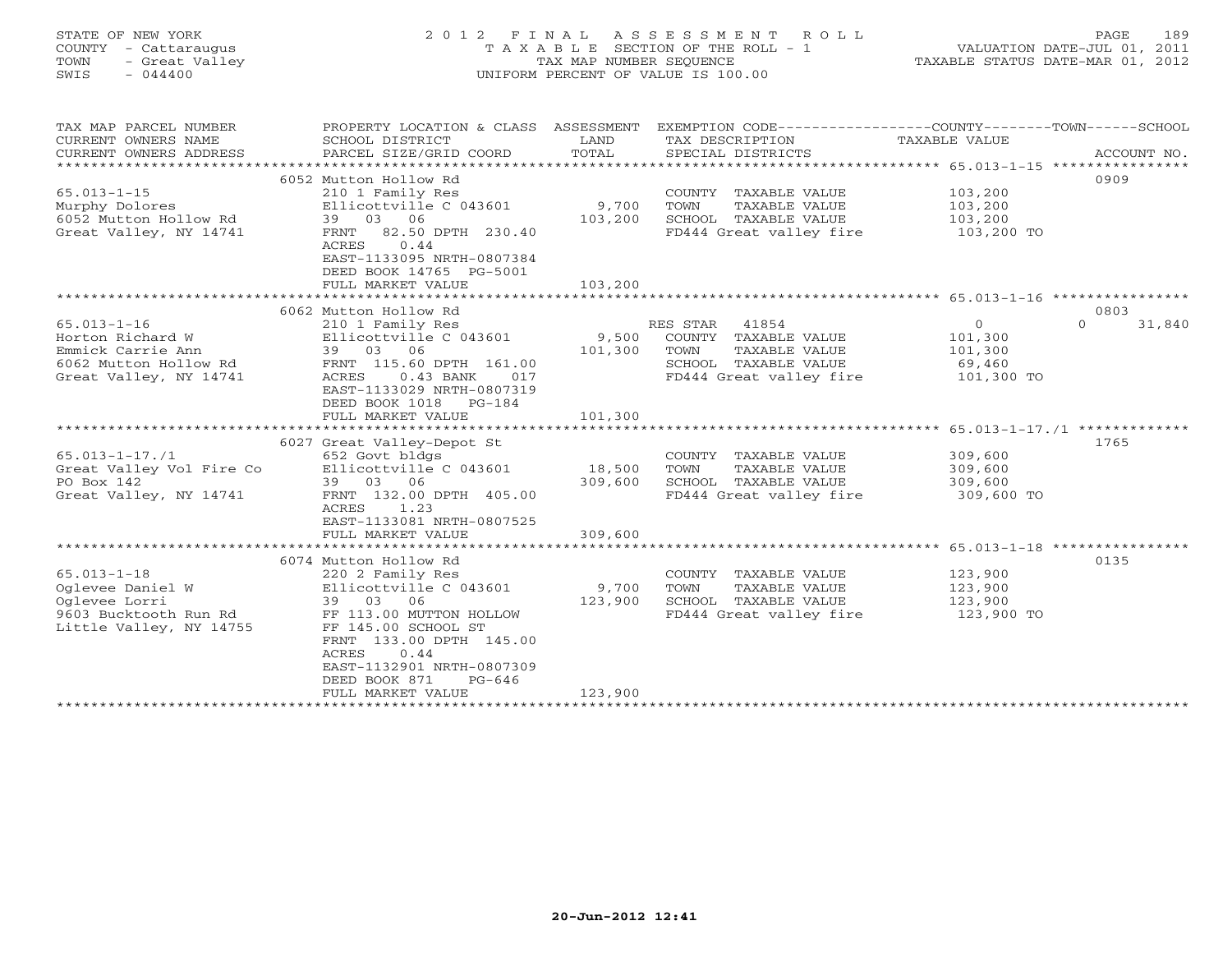STATE OF NEW YORK
COUNTY - Cattaraugus
TOWN - Great Valley
SWIS - 044400

2 0 1 2 F I N A L A S S E S S M E N T R O L L
T A X A B L E SECTION OF THE ROLL - 1
TAX MAP NUMBER SEQUENCE
UNIFORM PERCENT OF VALUE IS 100.00

VALUATION DATE-JUL 01, 2011
TAXABLE STATUS DATE-MAR 01, 2012

| TAX MAP PARCEL NUMBER / CURRENT OWNERS NAME / CURRENT OWNERS ADDRESS | PROPERTY LOCATION & CLASS / SCHOOL DISTRICT / PARCEL SIZE/GRID COORD | ASSESSMENT LAND / TOTAL | EXEMPTION CODE / TAX DESCRIPTION / SPECIAL DISTRICTS | COUNTY | TOWN | SCHOOL | ACCOUNT NO. |
|---|---|---|---|---|---|---|---|
| **65.013-1-15** | 6052 Mutton Hollow Rd | | | | | | 0909 |
| 65.013-1-15 | 210 1 Family Res | | COUNTY TAXABLE VALUE | 103,200 | | | |
| Murphy Dolores | Ellicottville C 043601 | 9,700 | TOWN TAXABLE VALUE | | 103,200 | | |
| 6052 Mutton Hollow Rd | 39 03 06 | 103,200 | SCHOOL TAXABLE VALUE | | | 103,200 | |
| Great Valley, NY 14741 | FRNT 82.50 DPTH 230.40 | | FD444 Great valley fire | 103,200 TO | | | |
| | ACRES 0.44 | | | | | | |
| | EAST-1133095 NRTH-0807384 | | | | | | |
| | DEED BOOK 14765 PG-5001 | | | | | | |
| | FULL MARKET VALUE | 103,200 | | | | | |
| **65.013-1-16** | 6062 Mutton Hollow Rd | | | | | | 0803 |
| 65.013-1-16 | 210 1 Family Res | | RES STAR 41854 | 0 | 0 | 31,840 | |
| Horton Richard W | Ellicottville C 043601 | 9,500 | COUNTY TAXABLE VALUE | 101,300 | | | |
| Emmick Carrie Ann | 39 03 06 | 101,300 | TOWN TAXABLE VALUE | | 101,300 | | |
| 6062 Mutton Hollow Rd | FRNT 115.60 DPTH 161.00 | | SCHOOL TAXABLE VALUE | | | 69,460 | |
| Great Valley, NY 14741 | ACRES 0.43 BANK 017 | | FD444 Great valley fire | 101,300 TO | | | |
| | EAST-1133029 NRTH-0807319 | | | | | | |
| | DEED BOOK 1018 PG-184 | | | | | | |
| | FULL MARKET VALUE | 101,300 | | | | | |
| **65.013-1-17./1** | 6027 Great Valley-Depot St | | | | | | 1765 |
| 65.013-1-17./1 | 652 Govt bldgs | | COUNTY TAXABLE VALUE | 309,600 | | | |
| Great Valley Vol Fire Co | Ellicottville C 043601 | 18,500 | TOWN TAXABLE VALUE | | 309,600 | | |
| PO Box 142 | 39 03 06 | 309,600 | SCHOOL TAXABLE VALUE | | | 309,600 | |
| Great Valley, NY 14741 | FRNT 132.00 DPTH 405.00 | | FD444 Great valley fire | 309,600 TO | | | |
| | ACRES 1.23 | | | | | | |
| | EAST-1133081 NRTH-0807525 | | | | | | |
| | FULL MARKET VALUE | 309,600 | | | | | |
| **65.013-1-18** | 6074 Mutton Hollow Rd | | | | | | 0135 |
| 65.013-1-18 | 220 2 Family Res | | COUNTY TAXABLE VALUE | 123,900 | | | |
| Oglevee Daniel W | Ellicottville C 043601 | 9,700 | TOWN TAXABLE VALUE | | 123,900 | | |
| Oglevee Lorri | 39 03 06 | 123,900 | SCHOOL TAXABLE VALUE | | | 123,900 | |
| 9603 Bucktooth Run Rd | FF 113.00 MUTTON HOLLOW | | FD444 Great valley fire | 123,900 TO | | | |
| Little Valley, NY 14755 | FF 145.00 SCHOOL ST | | | | | | |
| | FRNT 133.00 DPTH 145.00 | | | | | | |
| | ACRES 0.44 | | | | | | |
| | EAST-1132901 NRTH-0807309 | | | | | | |
| | DEED BOOK 871 PG-646 | | | | | | |
| | FULL MARKET VALUE | 123,900 | | | | | |

20-Jun-2012 12:41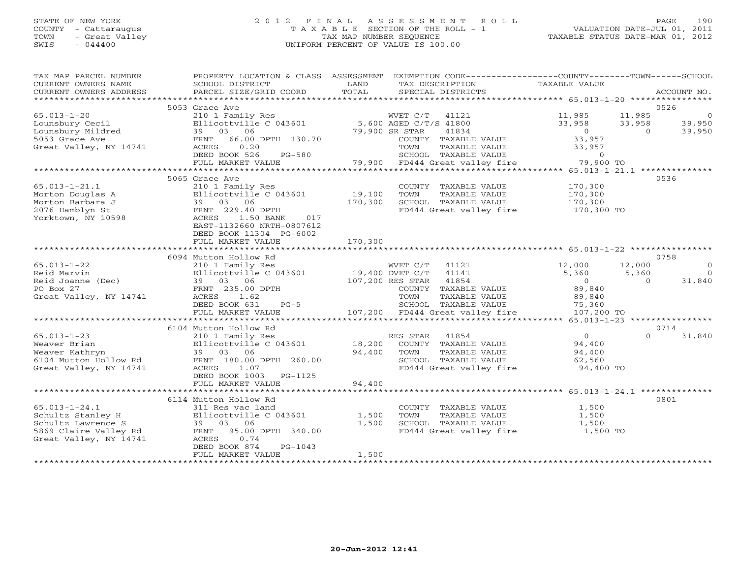STATE OF NEW YORK
COUNTY - Cattaraugus
TOWN - Great Valley
SWIS - 044400

2012 FINAL ASSESSMENT ROLL
TAXABLE SECTION OF THE ROLL - 1
TAX MAP NUMBER SEQUENCE
UNIFORM PERCENT OF VALUE IS 100.00

VALUATION DATE-JUL 01, 2011
TAXABLE STATUS DATE-MAR 01, 2012

| TAX MAP PARCEL NUMBER / CURRENT OWNERS NAME / CURRENT OWNERS ADDRESS | PROPERTY LOCATION & CLASS / SCHOOL DISTRICT / PARCEL SIZE/GRID COORD | ASSESSMENT LAND | TOTAL | EXEMPTION CODE / TAX DESCRIPTION / SPECIAL DISTRICTS | COUNTY TAXABLE VALUE | TOWN | SCHOOL | ACCOUNT NO. |
|---|---|---|---|---|---|---|---|---|
| 65.013-1-20 | 5053 Grace Ave | | | | | | | 0526 |
| Lounsbury Cecil | 210 1 Family Res | | | WVET C/T 41121 | 11,985 | 11,985 | 0 | |
| Lounsbury Mildred | Ellicottville C 043601 | 5,600 | | AGED C/T/S 41800 | 33,958 | 33,958 | 39,950 | |
| 5053 Grace Ave | 39 03 06 | | 79,900 | SR STAR 41834 | 0 | 0 | 39,950 | |
| Great Valley, NY 14741 | FRNT 66.00 DPTH 130.70 | | | COUNTY TAXABLE VALUE | 33,957 | | | |
| | ACRES 0.20 | | | TOWN TAXABLE VALUE | 33,957 | | | |
| | DEED BOOK 526 PG-580 | | | SCHOOL TAXABLE VALUE | 0 | | | |
| | FULL MARKET VALUE | | 79,900 | FD444 Great valley fire | 79,900 TO | | | |
| 65.013-1-21.1 | 5065 Grace Ave | | | | | | | 0536 |
| Morton Douglas A | 210 1 Family Res | | | COUNTY TAXABLE VALUE | 170,300 | | | |
| Morton Barbara J | Ellicottville C 043601 | 19,100 | | TOWN TAXABLE VALUE | 170,300 | | | |
| 2076 Hamblyn St | 39 03 06 | | 170,300 | SCHOOL TAXABLE VALUE | 170,300 | | | |
| Yorktown, NY 10598 | FRNT 229.40 DPTH | | | FD444 Great valley fire | 170,300 TO | | | |
| | ACRES 1.50 BANK 017 | | | | | | | |
| | EAST-1132660 NRTH-0807612 | | | | | | | |
| | DEED BOOK 11304 PG-6002 | | | | | | | |
| | FULL MARKET VALUE | | 170,300 | | | | | |
| 65.013-1-22 | 6094 Mutton Hollow Rd | | | | | | | 0758 |
| Reid Marvin | 210 1 Family Res | | | WVET C/T 41121 | 12,000 | 12,000 | 0 | |
| Reid Joanne (Dec) | Ellicottville C 043601 | 19,400 | | DVET C/T 41141 | 5,360 | 5,360 | 0 | |
| PO Box 27 | 39 03 06 | | 107,200 | RES STAR 41854 | 0 | 0 | 31,840 | |
| Great Valley, NY 14741 | FRNT 235.00 DPTH | | | COUNTY TAXABLE VALUE | 89,840 | | | |
| | ACRES 1.62 | | | TOWN TAXABLE VALUE | 89,840 | | | |
| | DEED BOOK 631 PG-5 | | | SCHOOL TAXABLE VALUE | 75,360 | | | |
| | FULL MARKET VALUE | | 107,200 | FD444 Great valley fire | 107,200 TO | | | |
| 65.013-1-23 | 6104 Mutton Hollow Rd | | | | | | | 0714 |
| Weaver Brian | 210 1 Family Res | | | RES STAR 41854 | 0 | 0 | 31,840 | |
| Weaver Kathryn | Ellicottville C 043601 | 18,200 | | COUNTY TAXABLE VALUE | 94,400 | | | |
| 6104 Mutton Hollow Rd | 39 03 06 | | 94,400 | TOWN TAXABLE VALUE | 94,400 | | | |
| Great Valley, NY 14741 | FRNT 180.00 DPTH 260.00 | | | SCHOOL TAXABLE VALUE | 62,560 | | | |
| | ACRES 1.07 | | | FD444 Great valley fire | 94,400 TO | | | |
| | DEED BOOK 1003 PG-1125 | | | | | | | |
| | FULL MARKET VALUE | | 94,400 | | | | | |
| 65.013-1-24.1 | 6114 Mutton Hollow Rd | | | | | | | 0801 |
| Schultz Stanley H | 311 Res vac land | | | COUNTY TAXABLE VALUE | 1,500 | | | |
| Schultz Lawrence S | Ellicottville C 043601 | 1,500 | | TOWN TAXABLE VALUE | 1,500 | | | |
| 5869 Claire Valley Rd | 39 03 06 | | 1,500 | SCHOOL TAXABLE VALUE | 1,500 | | | |
| Great Valley, NY 14741 | FRNT 95.00 DPTH 340.00 | | | FD444 Great valley fire | 1,500 TO | | | |
| | ACRES 0.74 | | | | | | | |
| | DEED BOOK 874 PG-1043 | | | | | | | |
| | FULL MARKET VALUE | | 1,500 | | | | | |

20-Jun-2012 12:41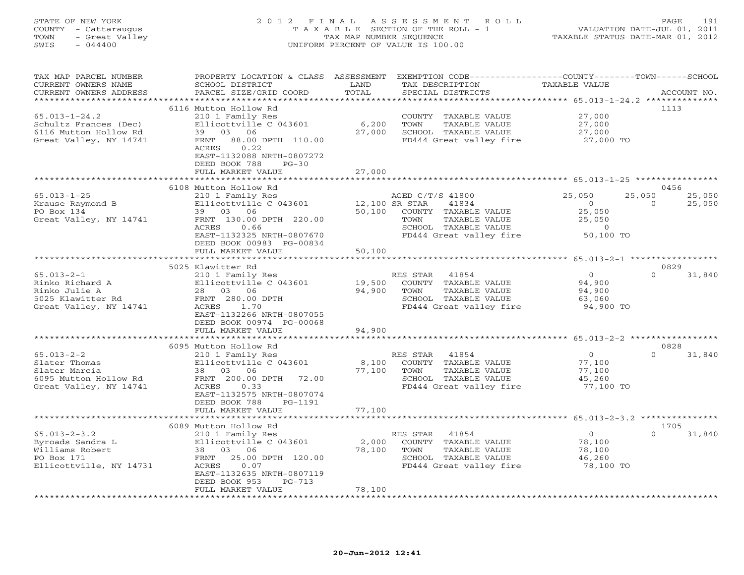STATE OF NEW YORK
COUNTY - Cattaraugus
TOWN - Great Valley
SWIS - 044400

2012 FINAL ASSESSMENT ROLL
TAXABLE SECTION OF THE ROLL - 1
TAX MAP NUMBER SEQUENCE
UNIFORM PERCENT OF VALUE IS 100.00

VALUATION DATE-JUL 01, 2011
TAXABLE STATUS DATE-MAR 01, 2012

| TAX MAP PARCEL NUMBER / CURRENT OWNERS NAME / CURRENT OWNERS ADDRESS | PROPERTY LOCATION & CLASS / SCHOOL DISTRICT / PARCEL SIZE/GRID COORD | ASSESSMENT LAND | TOTAL | EXEMPTION CODE / TAX DESCRIPTION / SPECIAL DISTRICTS | COUNTY TAXABLE VALUE | TOWN | SCHOOL | ACCOUNT NO. |
|---|---|---|---|---|---|---|---|---|
| | 6116 Mutton Hollow Rd | | | | | | | 1113 |
| 65.013-1-24.2 | 210 1 Family Res | | | COUNTY TAXABLE VALUE | 27,000 | | | |
| Schultz Frances (Dec) | Ellicottville C 043601 | 6,200 | | TOWN TAXABLE VALUE | 27,000 | | | |
| 6116 Mutton Hollow Rd | 39 03 06 | | 27,000 | SCHOOL TAXABLE VALUE | 27,000 | | | |
| Great Valley, NY 14741 | FRNT 88.00 DPTH 110.00 | | | FD444 Great valley fire | 27,000 TO | | | |
| | ACRES 0.22 | | | | | | | |
| | EAST-1132088 NRTH-0807272 | | | | | | | |
| | DEED BOOK 788 PG-30 | | | | | | | |
| | FULL MARKET VALUE | | 27,000 | | | | | |
| | 6108 Mutton Hollow Rd | | | | | | | 0456 |
| 65.013-1-25 | 210 1 Family Res | | | AGED C/T/S 41800 | 25,050 | 25,050 | 25,050 | |
| Krause Raymond B | Ellicottville C 043601 | 12,100 | | SR STAR 41834 | 0 | 0 | 25,050 | |
| PO Box 134 | 39 03 06 | | 50,100 | COUNTY TAXABLE VALUE | 25,050 | | | |
| Great Valley, NY 14741 | FRNT 130.00 DPTH 220.00 | | | TOWN TAXABLE VALUE | 25,050 | | | |
| | ACRES 0.66 | | | SCHOOL TAXABLE VALUE | 0 | | | |
| | EAST-1132325 NRTH-0807670 | | | FD444 Great valley fire | 50,100 TO | | | |
| | DEED BOOK 00983 PG-00834 | | | | | | | |
| | FULL MARKET VALUE | | 50,100 | | | | | |
| | 5025 Klawitter Rd | | | | | | | 0829 |
| 65.013-2-1 | 210 1 Family Res | | | RES STAR 41854 | 0 | 0 | 31,840 | |
| Rinko Richard A | Ellicottville C 043601 | 19,500 | | COUNTY TAXABLE VALUE | 94,900 | | | |
| Rinko Julie A | 28 03 06 | | 94,900 | TOWN TAXABLE VALUE | 94,900 | | | |
| 5025 Klawitter Rd | FRNT 280.00 DPTH | | | SCHOOL TAXABLE VALUE | 63,060 | | | |
| Great Valley, NY 14741 | ACRES 1.70 | | | FD444 Great valley fire | 94,900 TO | | | |
| | EAST-1132266 NRTH-0807055 | | | | | | | |
| | DEED BOOK 00974 PG-00068 | | | | | | | |
| | FULL MARKET VALUE | | 94,900 | | | | | |
| | 6095 Mutton Hollow Rd | | | | | | | 0828 |
| 65.013-2-2 | 210 1 Family Res | | | RES STAR 41854 | 0 | 0 | 31,840 | |
| Slater Thomas | Ellicottville C 043601 | 8,100 | | COUNTY TAXABLE VALUE | 77,100 | | | |
| Slater Marcia | 38 03 06 | | 77,100 | TOWN TAXABLE VALUE | 77,100 | | | |
| 6095 Mutton Hollow Rd | FRNT 200.00 DPTH 72.00 | | | SCHOOL TAXABLE VALUE | 45,260 | | | |
| Great Valley, NY 14741 | ACRES 0.33 | | | FD444 Great valley fire | 77,100 TO | | | |
| | EAST-1132575 NRTH-0807074 | | | | | | | |
| | DEED BOOK 788 PG-1191 | | | | | | | |
| | FULL MARKET VALUE | | 77,100 | | | | | |
| | 6089 Mutton Hollow Rd | | | | | | | 1705 |
| 65.013-2-3.2 | 210 1 Family Res | | | RES STAR 41854 | 0 | 0 | 31,840 | |
| Byroads Sandra L | Ellicottville C 043601 | 2,000 | | COUNTY TAXABLE VALUE | 78,100 | | | |
| Williams Robert | 38 03 06 | | 78,100 | TOWN TAXABLE VALUE | 78,100 | | | |
| PO Box 171 | FRNT 25.00 DPTH 120.00 | | | SCHOOL TAXABLE VALUE | 46,260 | | | |
| Ellicottville, NY 14731 | ACRES 0.07 | | | FD444 Great valley fire | 78,100 TO | | | |
| | EAST-1132635 NRTH-0807119 | | | | | | | |
| | DEED BOOK 953 PG-713 | | | | | | | |
| | FULL MARKET VALUE | | 78,100 | | | | | |

20-Jun-2012 12:41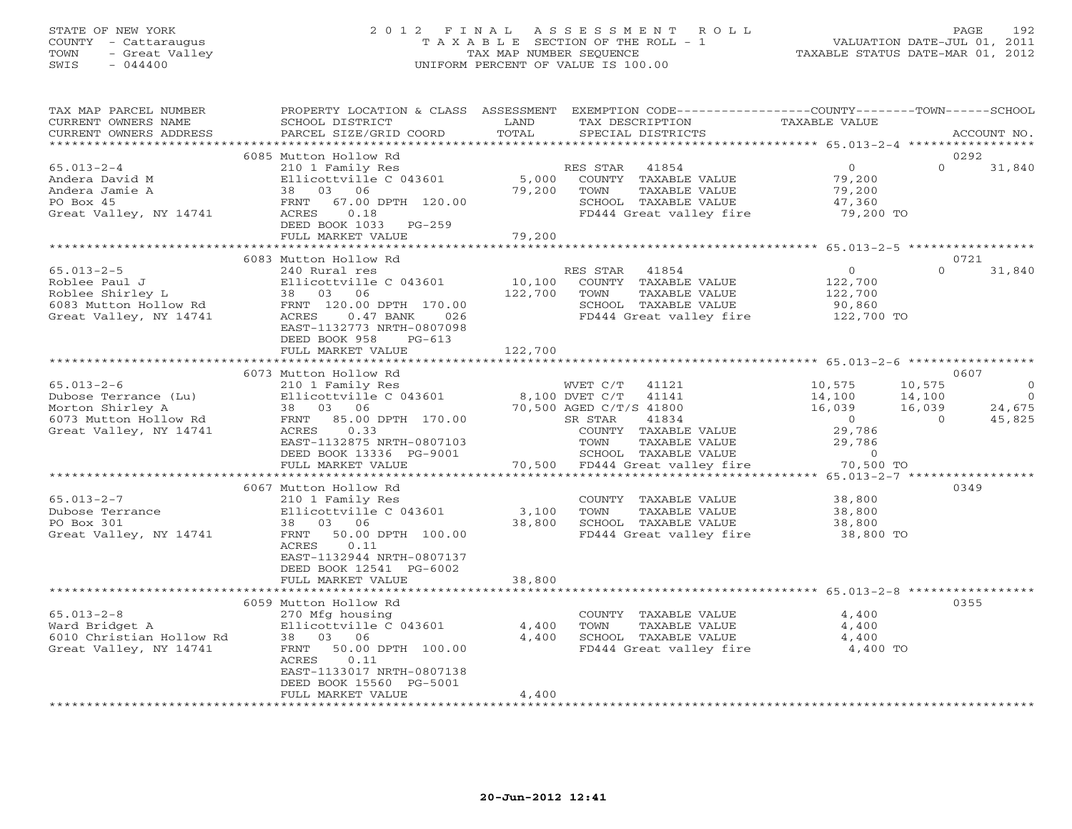STATE OF NEW YORK
COUNTY - Cattaraugus
TOWN - Great Valley
SWIS - 044400

2012 FINAL ASSESSMENT ROLL
TAXABLE SECTION OF THE ROLL - 1
TAX MAP NUMBER SEQUENCE
UNIFORM PERCENT OF VALUE IS 100.00

VALUATION DATE-JUL 01, 2011
TAXABLE STATUS DATE-MAR 01, 2012

| TAX MAP PARCEL NUMBER / CURRENT OWNERS NAME / CURRENT OWNERS ADDRESS | PROPERTY LOCATION & CLASS / SCHOOL DISTRICT / PARCEL SIZE/GRID COORD | ASSESSMENT LAND / TOTAL | EXEMPTION CODE / TAX DESCRIPTION / SPECIAL DISTRICTS | COUNTY | TOWN | SCHOOL | ACCOUNT NO. |
|---|---|---|---|---|---|---|---|
| | 6085 Mutton Hollow Rd | | | | | | 0292 |
| 65.013-2-4 | 210 1 Family Res | | RES STAR 41854 | 0 | 0 | 31,840 | |
| Andera David M | Ellicottville C 043601 | 5,000 | COUNTY TAXABLE VALUE | 79,200 | | | |
| Andera Jamie A | 38 03 06 | 79,200 | TOWN TAXABLE VALUE | | 79,200 | | |
| PO Box 45 | FRNT 67.00 DPTH 120.00 | | SCHOOL TAXABLE VALUE | | | 47,360 | |
| Great Valley, NY 14741 | ACRES 0.18 | | FD444 Great valley fire | 79,200 TO | | | |
| | DEED BOOK 1033 PG-259 | | | | | | |
| | FULL MARKET VALUE | 79,200 | | | | | |
| | 6083 Mutton Hollow Rd | | | | | | 0721 |
| 65.013-2-5 | 240 Rural res | | RES STAR 41854 | 0 | 0 | 31,840 | |
| Roblee Paul J | Ellicottville C 043601 | 10,100 | COUNTY TAXABLE VALUE | 122,700 | | | |
| Roblee Shirley L | 38 03 06 | 122,700 | TOWN TAXABLE VALUE | | 122,700 | | |
| 6083 Mutton Hollow Rd | FRNT 120.00 DPTH 170.00 | | SCHOOL TAXABLE VALUE | | | 90,860 | |
| Great Valley, NY 14741 | ACRES 0.47 BANK 026 | | FD444 Great valley fire | 122,700 TO | | | |
| | EAST-1132773 NRTH-0807098 | | | | | | |
| | DEED BOOK 958 PG-613 | | | | | | |
| | FULL MARKET VALUE | 122,700 | | | | | |
| | 6073 Mutton Hollow Rd | | | | | | 0607 |
| 65.013-2-6 | 210 1 Family Res | | WVET C/T 41121 | 10,575 | 10,575 | 0 | |
| Dubose Terrance (Lu) | Ellicottville C 043601 | 8,100 | DVET C/T 41141 | 14,100 | 14,100 | 0 | |
| Morton Shirley A | 38 03 06 | 70,500 | AGED C/T/S 41800 | 16,039 | 16,039 | 24,675 | |
| 6073 Mutton Hollow Rd | FRNT 85.00 DPTH 170.00 | | SR STAR 41834 | 0 | 0 | 45,825 | |
| Great Valley, NY 14741 | ACRES 0.33 | | COUNTY TAXABLE VALUE | 29,786 | | | |
| | EAST-1132875 NRTH-0807103 | | TOWN TAXABLE VALUE | | 29,786 | | |
| | DEED BOOK 13336 PG-9001 | | SCHOOL TAXABLE VALUE | | | 0 | |
| | FULL MARKET VALUE | 70,500 | FD444 Great valley fire | 70,500 TO | | | |
| | 6067 Mutton Hollow Rd | | | | | | 0349 |
| 65.013-2-7 | 210 1 Family Res | | COUNTY TAXABLE VALUE | 38,800 | | | |
| Dubose Terrance | Ellicottville C 043601 | 3,100 | TOWN TAXABLE VALUE | | 38,800 | | |
| PO Box 301 | 38 03 06 | 38,800 | SCHOOL TAXABLE VALUE | | | 38,800 | |
| Great Valley, NY 14741 | FRNT 50.00 DPTH 100.00 | | FD444 Great valley fire | 38,800 TO | | | |
| | ACRES 0.11 | | | | | | |
| | EAST-1132944 NRTH-0807137 | | | | | | |
| | DEED BOOK 12541 PG-6002 | | | | | | |
| | FULL MARKET VALUE | 38,800 | | | | | |
| | 6059 Mutton Hollow Rd | | | | | | 0355 |
| 65.013-2-8 | 270 Mfg housing | | COUNTY TAXABLE VALUE | 4,400 | | | |
| Ward Bridget A | Ellicottville C 043601 | 4,400 | TOWN TAXABLE VALUE | | 4,400 | | |
| 6010 Christian Hollow Rd | 38 03 06 | 4,400 | SCHOOL TAXABLE VALUE | | | 4,400 | |
| Great Valley, NY 14741 | FRNT 50.00 DPTH 100.00 | | FD444 Great valley fire | 4,400 TO | | | |
| | ACRES 0.11 | | | | | | |
| | EAST-1133017 NRTH-0807138 | | | | | | |
| | DEED BOOK 15560 PG-5001 | | | | | | |
| | FULL MARKET VALUE | 4,400 | | | | | |

20-Jun-2012 12:41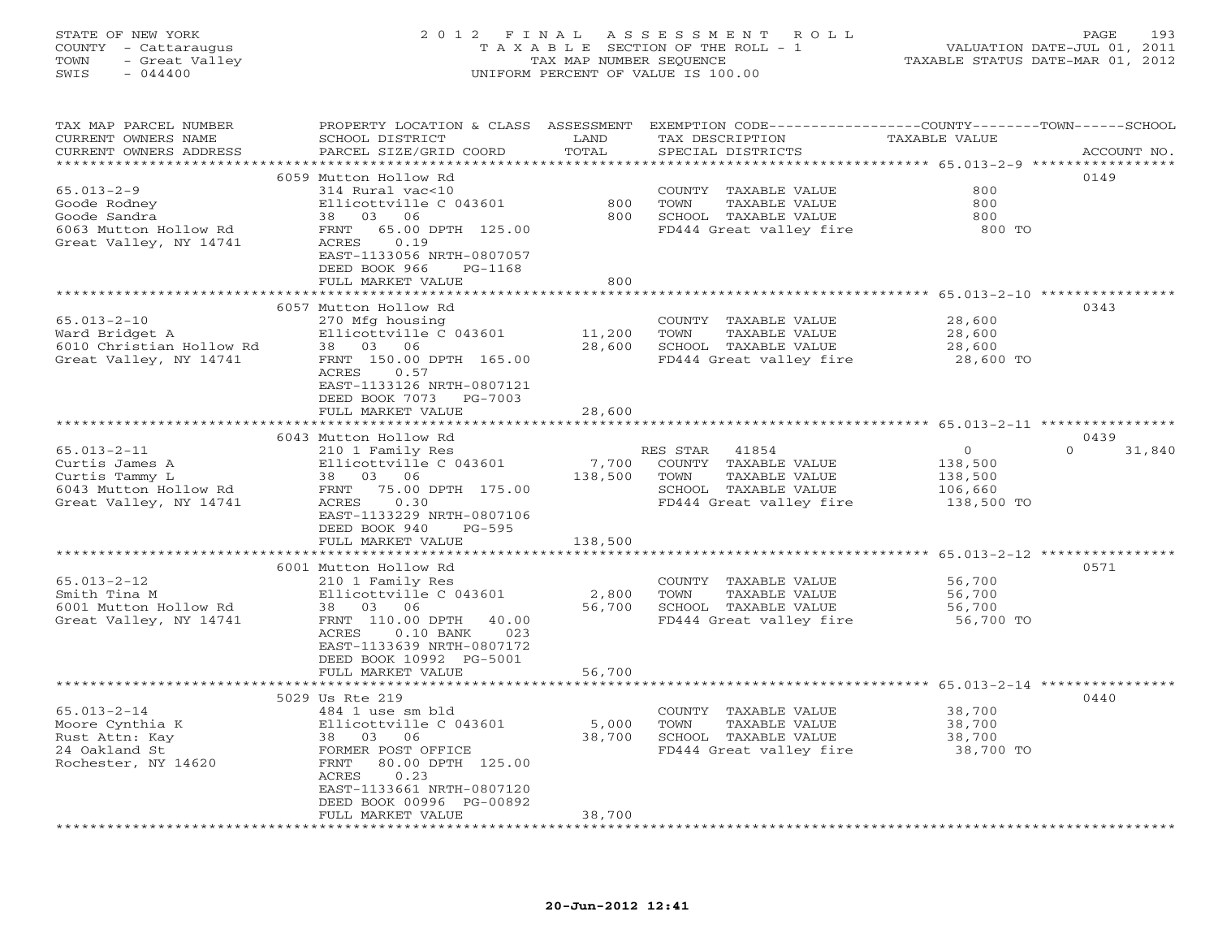STATE OF NEW YORK
COUNTY - Cattaraugus
TOWN - Great Valley
SWIS - 044400

2012 FINAL ASSESSMENT ROLL
TAXABLE SECTION OF THE ROLL - 1
TAX MAP NUMBER SEQUENCE
UNIFORM PERCENT OF VALUE IS 100.00

VALUATION DATE-JUL 01, 2011
TAXABLE STATUS DATE-MAR 01, 2012

| TAX MAP PARCEL NUMBER / CURRENT OWNERS NAME / CURRENT OWNERS ADDRESS | PROPERTY LOCATION & CLASS / SCHOOL DISTRICT / PARCEL SIZE/GRID COORD | ASSESSMENT LAND | TOTAL | EXEMPTION CODE / TAX DESCRIPTION / SPECIAL DISTRICTS | COUNTY--------TOWN------SCHOOL TAXABLE VALUE | ACCOUNT NO. |
|---|---|---|---|---|---|---|
| 65.013-2-9 | 6059 Mutton Hollow Rd | | | | | 0149 |
| 65.013-2-9 | 314 Rural vac<10 | | | COUNTY TAXABLE VALUE | 800 | |
| Goode Rodney | Ellicottville C 043601 | 800 | | TOWN TAXABLE VALUE | 800 | |
| Goode Sandra | 38 03 06 | | 800 | SCHOOL TAXABLE VALUE | 800 | |
| 6063 Mutton Hollow Rd | FRNT 65.00 DPTH 125.00 | | | FD444 Great valley fire | 800 TO | |
| Great Valley, NY 14741 | ACRES 0.19 | | | | | |
| | EAST-1133056 NRTH-0807057 | | | | | |
| | DEED BOOK 966 PG-1168 | | | | | |
| | FULL MARKET VALUE | | 800 | | | |
| 65.013-2-10 | 6057 Mutton Hollow Rd | | | | | 0343 |
| 65.013-2-10 | 270 Mfg housing | | | COUNTY TAXABLE VALUE | 28,600 | |
| Ward Bridget A | Ellicottville C 043601 | 11,200 | | TOWN TAXABLE VALUE | 28,600 | |
| 6010 Christian Hollow Rd | 38 03 06 | | 28,600 | SCHOOL TAXABLE VALUE | 28,600 | |
| Great Valley, NY 14741 | FRNT 150.00 DPTH 165.00 | | | FD444 Great valley fire | 28,600 TO | |
| | ACRES 0.57 | | | | | |
| | EAST-1133126 NRTH-0807121 | | | | | |
| | DEED BOOK 7073 PG-7003 | | | | | |
| | FULL MARKET VALUE | | 28,600 | | | |
| 65.013-2-11 | 6043 Mutton Hollow Rd | | | | | 0439 |
| 65.013-2-11 | 210 1 Family Res | | | RES STAR 41854 | 0 0 31,840 | |
| Curtis James A | Ellicottville C 043601 | 7,700 | | COUNTY TAXABLE VALUE | 138,500 | |
| Curtis Tammy L | 38 03 06 | | 138,500 | TOWN TAXABLE VALUE | 138,500 | |
| 6043 Mutton Hollow Rd | FRNT 75.00 DPTH 175.00 | | | SCHOOL TAXABLE VALUE | 106,660 | |
| Great Valley, NY 14741 | ACRES 0.30 | | | FD444 Great valley fire | 138,500 TO | |
| | EAST-1133229 NRTH-0807106 | | | | | |
| | DEED BOOK 940 PG-595 | | | | | |
| | FULL MARKET VALUE | | 138,500 | | | |
| 65.013-2-12 | 6001 Mutton Hollow Rd | | | | | 0571 |
| 65.013-2-12 | 210 1 Family Res | | | COUNTY TAXABLE VALUE | 56,700 | |
| Smith Tina M | Ellicottville C 043601 | 2,800 | | TOWN TAXABLE VALUE | 56,700 | |
| 6001 Mutton Hollow Rd | 38 03 06 | | 56,700 | SCHOOL TAXABLE VALUE | 56,700 | |
| Great Valley, NY 14741 | FRNT 110.00 DPTH 40.00 | | | FD444 Great valley fire | 56,700 TO | |
| | ACRES 0.10 BANK 023 | | | | | |
| | EAST-1133639 NRTH-0807172 | | | | | |
| | DEED BOOK 10992 PG-5001 | | | | | |
| | FULL MARKET VALUE | | 56,700 | | | |
| 65.013-2-14 | 5029 Us Rte 219 | | | | | 0440 |
| 65.013-2-14 | 484 1 use sm bld | | | COUNTY TAXABLE VALUE | 38,700 | |
| Moore Cynthia K | Ellicottville C 043601 | 5,000 | | TOWN TAXABLE VALUE | 38,700 | |
| Rust Attn: Kay | 38 03 06 | | 38,700 | SCHOOL TAXABLE VALUE | 38,700 | |
| 24 Oakland St | FORMER POST OFFICE | | | FD444 Great valley fire | 38,700 TO | |
| Rochester, NY 14620 | FRNT 80.00 DPTH 125.00 | | | | | |
| | ACRES 0.23 | | | | | |
| | EAST-1133661 NRTH-0807120 | | | | | |
| | DEED BOOK 00996 PG-00892 | | | | | |
| | FULL MARKET VALUE | | 38,700 | | | |

20-Jun-2012 12:41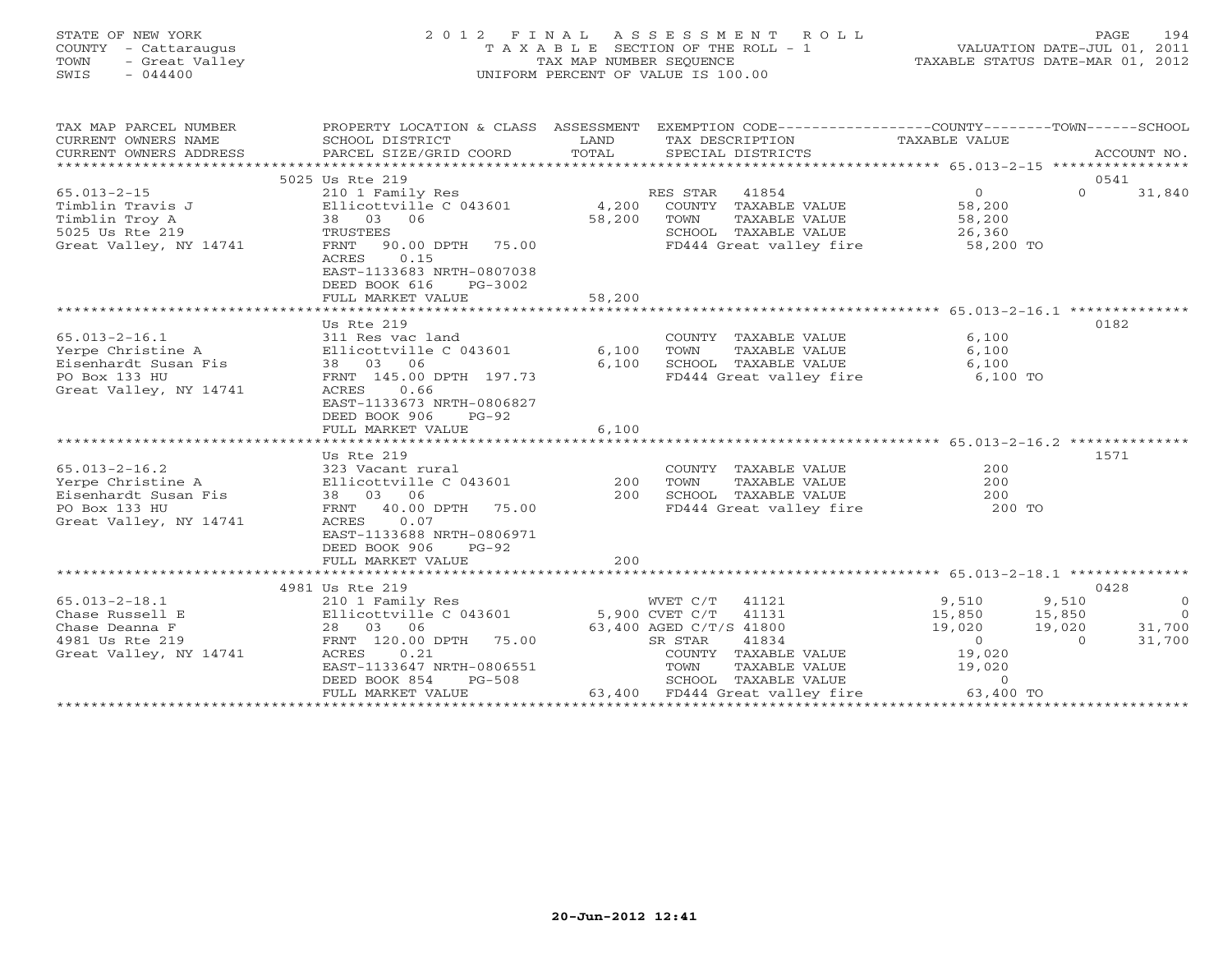STATE OF NEW YORK
COUNTY - Cattaraugus
TOWN - Great Valley
SWIS - 044400

2 0 1 2 F I N A L A S S E S S M E N T R O L L
T A X A B L E SECTION OF THE ROLL - 1
TAX MAP NUMBER SEQUENCE
UNIFORM PERCENT OF VALUE IS 100.00

VALUATION DATE-JUL 01, 2011
TAXABLE STATUS DATE-MAR 01, 2012

| TAX MAP PARCEL NUMBER / CURRENT OWNERS NAME / CURRENT OWNERS ADDRESS | PROPERTY LOCATION & CLASS / SCHOOL DISTRICT / PARCEL SIZE/GRID COORD | ASSESSMENT LAND / TOTAL | EXEMPTION CODE / TAX DESCRIPTION / SPECIAL DISTRICTS | COUNTY TAXABLE VALUE | TOWN | SCHOOL | ACCOUNT NO. |
|---|---|---|---|---|---|---|---|
| | 5025 Us Rte 219 | | | | | | 0541 |
| 65.013-2-15 | 210 1 Family Res | | RES STAR 41854 | 0 | 0 | 31,840 | |
| Timblin Travis J | Ellicottville C 043601 | 4,200 | COUNTY TAXABLE VALUE | 58,200 | | | |
| Timblin Troy A | 38 03 06 | 58,200 | TOWN TAXABLE VALUE | 58,200 | | | |
| 5025 Us Rte 219 | TRUSTEES | | SCHOOL TAXABLE VALUE | 26,360 | | | |
| Great Valley, NY 14741 | FRNT 90.00 DPTH 75.00 | | FD444 Great valley fire | 58,200 TO | | | |
| | ACRES 0.15 | | | | | | |
| | EAST-1133683 NRTH-0807038 | | | | | | |
| | DEED BOOK 616 PG-3002 | | | | | | |
| | FULL MARKET VALUE | 58,200 | | | | | |
| | Us Rte 219 | | | | | | 0182 |
| 65.013-2-16.1 | 311 Res vac land | | COUNTY TAXABLE VALUE | 6,100 | | | |
| Yerpe Christine A | Ellicottville C 043601 | 6,100 | TOWN TAXABLE VALUE | 6,100 | | | |
| Eisenhardt Susan Fis | 38 03 06 | 6,100 | SCHOOL TAXABLE VALUE | 6,100 | | | |
| PO Box 133 HU | FRNT 145.00 DPTH 197.73 | | FD444 Great valley fire | 6,100 TO | | | |
| Great Valley, NY 14741 | ACRES 0.66 | | | | | | |
| | EAST-1133673 NRTH-0806827 | | | | | | |
| | DEED BOOK 906 PG-92 | | | | | | |
| | FULL MARKET VALUE | 6,100 | | | | | |
| | Us Rte 219 | | | | | | 1571 |
| 65.013-2-16.2 | 323 Vacant rural | | COUNTY TAXABLE VALUE | 200 | | | |
| Yerpe Christine A | Ellicottville C 043601 | 200 | TOWN TAXABLE VALUE | 200 | | | |
| Eisenhardt Susan Fis | 38 03 06 | 200 | SCHOOL TAXABLE VALUE | 200 | | | |
| PO Box 133 HU | FRNT 40.00 DPTH 75.00 | | FD444 Great valley fire | 200 TO | | | |
| Great Valley, NY 14741 | ACRES 0.07 | | | | | | |
| | EAST-1133688 NRTH-0806971 | | | | | | |
| | DEED BOOK 906 PG-92 | | | | | | |
| | FULL MARKET VALUE | 200 | | | | | |
| | 4981 Us Rte 219 | | | | | | 0428 |
| 65.013-2-18.1 | 210 1 Family Res | | WVET C/T 41121 | 9,510 | 9,510 | 0 | |
| Chase Russell E | Ellicottville C 043601 | 5,900 | CVET C/T 41131 | 15,850 | 15,850 | 0 | |
| Chase Deanna F | 28 03 06 | 63,400 | AGED C/T/S 41800 | 19,020 | 19,020 | 31,700 | |
| 4981 Us Rte 219 | FRNT 120.00 DPTH 75.00 | | SR STAR 41834 | 0 | 0 | 31,700 | |
| Great Valley, NY 14741 | ACRES 0.21 | | COUNTY TAXABLE VALUE | 19,020 | | | |
| | EAST-1133647 NRTH-0806551 | | TOWN TAXABLE VALUE | 19,020 | | | |
| | DEED BOOK 854 PG-508 | | SCHOOL TAXABLE VALUE | 0 | | | |
| | FULL MARKET VALUE | 63,400 | FD444 Great valley fire | 63,400 TO | | | |

20-Jun-2012 12:41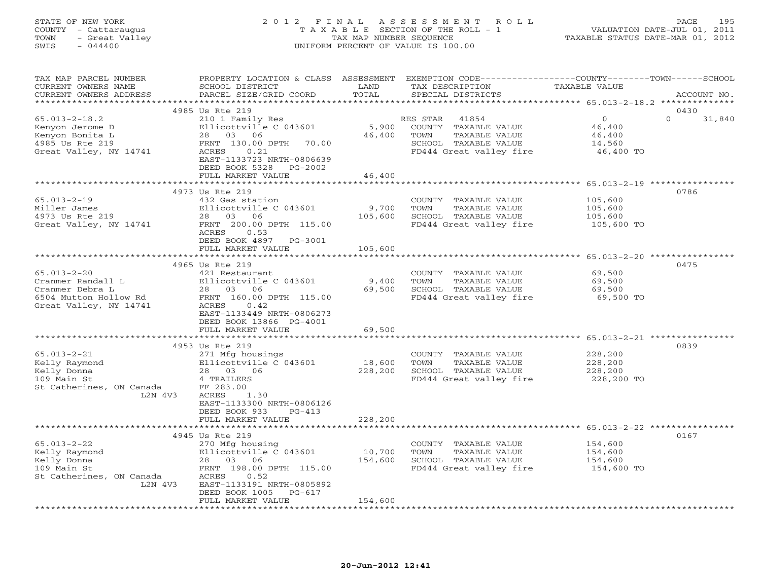STATE OF NEW YORK
COUNTY - Cattaraugus
TOWN - Great Valley
SWIS - 044400

# 2012 FINAL ASSESSMENT ROLL
TAXABLE SECTION OF THE ROLL - 1
TAX MAP NUMBER SEQUENCE
UNIFORM PERCENT OF VALUE IS 100.00

VALUATION DATE-JUL 01, 2011
TAXABLE STATUS DATE-MAR 01, 2012

| TAX MAP PARCEL NUMBER / CURRENT OWNERS NAME / CURRENT OWNERS ADDRESS | PROPERTY LOCATION & CLASS / SCHOOL DISTRICT / PARCEL SIZE/GRID COORD | ASSESSMENT LAND | TOTAL | EXEMPTION CODE / TAX DESCRIPTION / SPECIAL DISTRICTS | COUNTY TAXABLE VALUE | TOWN | SCHOOL | ACCOUNT NO. |
|---|---|---|---|---|---|---|---|---|
| 65.013-2-18.2 | 4985 Us Rte 219 | | | | | | | 0430 |
| Kenyon Jerome D | 210 1 Family Res | | | RES STAR 41854 | 0 | | 0 31,840 | |
| Kenyon Bonita L | Ellicottville C 043601 | 5,900 | | COUNTY TAXABLE VALUE | 46,400 | | | |
| 4985 Us Rte 219 | 28 03 06 | | 46,400 | TOWN TAXABLE VALUE | 46,400 | | | |
| Great Valley, NY 14741 | FRNT 130.00 DPTH 70.00 | | | SCHOOL TAXABLE VALUE | 14,560 | | | |
| | ACRES 0.21 | | | FD444 Great valley fire | 46,400 TO | | | |
| | EAST-1133723 NRTH-0806639 | | | | | | | |
| | DEED BOOK 5328 PG-2002 | | | | | | | |
| | FULL MARKET VALUE | | 46,400 | | | | | |
| 65.013-2-19 | 4973 Us Rte 219 | | | | | | | 0786 |
| Miller James | 432 Gas station | | | COUNTY TAXABLE VALUE | 105,600 | | | |
| 4973 Us Rte 219 | Ellicottville C 043601 | 9,700 | | TOWN TAXABLE VALUE | 105,600 | | | |
| Great Valley, NY 14741 | 28 03 06 | | 105,600 | SCHOOL TAXABLE VALUE | 105,600 | | | |
| | FRNT 200.00 DPTH 115.00 | | | FD444 Great valley fire | 105,600 TO | | | |
| | ACRES 0.53 | | | | | | | |
| | DEED BOOK 4897 PG-3001 | | | | | | | |
| | FULL MARKET VALUE | | 105,600 | | | | | |
| 65.013-2-20 | 4965 Us Rte 219 | | | | | | | 0475 |
| Cranmer Randall L | 421 Restaurant | | | COUNTY TAXABLE VALUE | 69,500 | | | |
| Cranmer Debra L | Ellicottville C 043601 | 9,400 | | TOWN TAXABLE VALUE | 69,500 | | | |
| 6504 Mutton Hollow Rd | 28 03 06 | | 69,500 | SCHOOL TAXABLE VALUE | 69,500 | | | |
| Great Valley, NY 14741 | FRNT 160.00 DPTH 115.00 | | | FD444 Great valley fire | 69,500 TO | | | |
| | ACRES 0.42 | | | | | | | |
| | EAST-1133449 NRTH-0806273 | | | | | | | |
| | DEED BOOK 13866 PG-4001 | | | | | | | |
| | FULL MARKET VALUE | | 69,500 | | | | | |
| 65.013-2-21 | 4953 Us Rte 219 | | | | | | | 0839 |
| Kelly Raymond | 271 Mfg housings | | | COUNTY TAXABLE VALUE | 228,200 | | | |
| Kelly Donna | Ellicottville C 043601 | 18,600 | | TOWN TAXABLE VALUE | 228,200 | | | |
| 109 Main St | 28 03 06 | | 228,200 | SCHOOL TAXABLE VALUE | 228,200 | | | |
| St Catherines, ON Canada L2N 4V3 | 4 TRAILERS | | | FD444 Great valley fire | 228,200 TO | | | |
| | FF 283.00 | | | | | | | |
| | ACRES 1.30 | | | | | | | |
| | EAST-1133300 NRTH-0806126 | | | | | | | |
| | DEED BOOK 933 PG-413 | | | | | | | |
| | FULL MARKET VALUE | | 228,200 | | | | | |
| 65.013-2-22 | 4945 Us Rte 219 | | | | | | | 0167 |
| Kelly Raymond | 270 Mfg housing | | | COUNTY TAXABLE VALUE | 154,600 | | | |
| Kelly Donna | Ellicottville C 043601 | 10,700 | | TOWN TAXABLE VALUE | 154,600 | | | |
| 109 Main St | 28 03 06 | | 154,600 | SCHOOL TAXABLE VALUE | 154,600 | | | |
| St Catherines, ON Canada L2N 4V3 | FRNT 198.00 DPTH 115.00 | | | FD444 Great valley fire | 154,600 TO | | | |
| | ACRES 0.52 | | | | | | | |
| | EAST-1133191 NRTH-0805892 | | | | | | | |
| | DEED BOOK 1005 PG-617 | | | | | | | |
| | FULL MARKET VALUE | | 154,600 | | | | | |

20-Jun-2012 12:41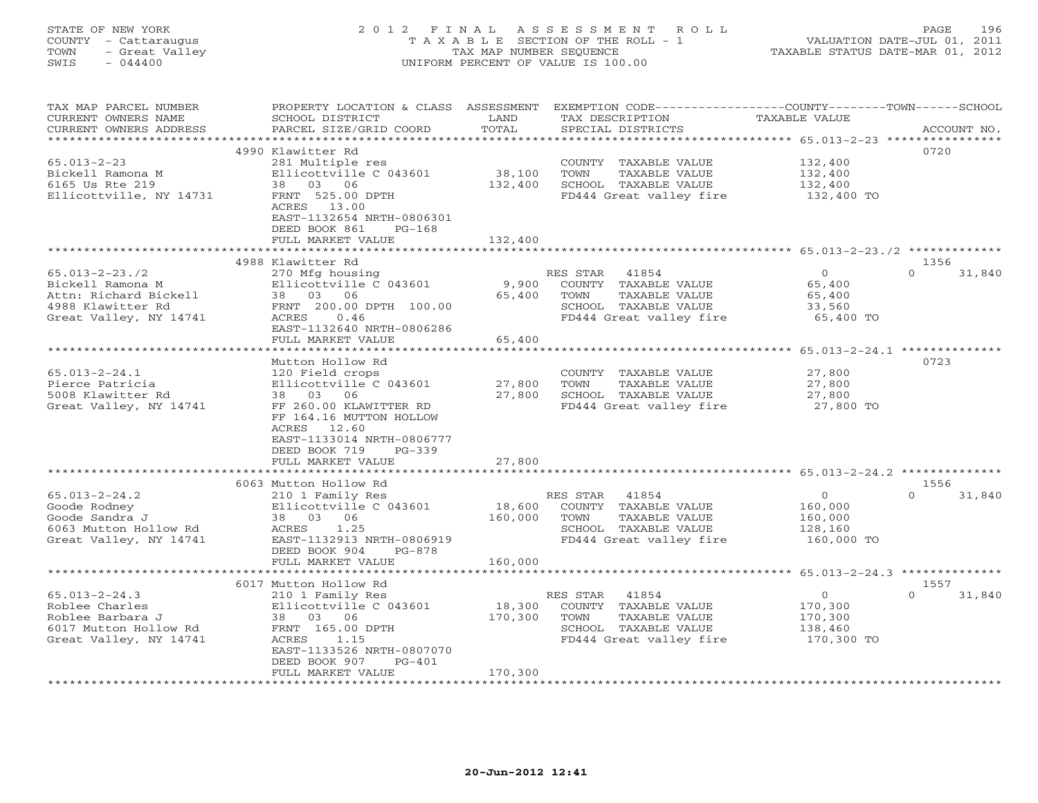STATE OF NEW YORK
COUNTY - Cattaraugus
TOWN - Great Valley
SWIS - 044400

# 2012 FINAL ASSESSMENT ROLL
TAXABLE SECTION OF THE ROLL - 1
TAX MAP NUMBER SEQUENCE
UNIFORM PERCENT OF VALUE IS 100.00

VALUATION DATE-JUL 01, 2011
TAXABLE STATUS DATE-MAR 01, 2012

| TAX MAP PARCEL NUMBER / CURRENT OWNERS NAME / CURRENT OWNERS ADDRESS | PROPERTY LOCATION & CLASS / SCHOOL DISTRICT / PARCEL SIZE/GRID COORD | ASSESSMENT LAND | TOTAL | EXEMPTION CODE / TAX DESCRIPTION / SPECIAL DISTRICTS | COUNTY TAXABLE VALUE | TOWN | SCHOOL | ACCOUNT NO. |
|---|---|---|---|---|---|---|---|---|
| 65.013-2-23 | 4990 Klawitter Rd | | | | | | | 0720 |
| Bickell Ramona M | 281 Multiple res | | | COUNTY TAXABLE VALUE | 132,400 | | | |
| 6165 Us Rte 219 | Ellicottville C 043601 | 38,100 | | TOWN TAXABLE VALUE | 132,400 | | | |
| Ellicottville, NY 14731 | 38 03 06 | | 132,400 | SCHOOL TAXABLE VALUE | 132,400 | | | |
| | FRNT 525.00 DPTH | | | FD444 Great valley fire | 132,400 TO | | | |
| | ACRES 13.00 | | | | | | | |
| | EAST-1132654 NRTH-0806301 | | | | | | | |
| | DEED BOOK 861 PG-168 | | | | | | | |
| | FULL MARKET VALUE | | 132,400 | | | | | |
| 65.013-2-23./2 | 4988 Klawitter Rd | | | | | | | 1356 |
| Bickell Ramona M | 270 Mfg housing | | | RES STAR 41854 | 0 | 0 | 31,840 | |
| Attn: Richard Bickell | Ellicottville C 043601 | 9,900 | | COUNTY TAXABLE VALUE | 65,400 | | | |
| 4988 Klawitter Rd | 38 03 06 | | 65,400 | TOWN TAXABLE VALUE | 65,400 | | | |
| Great Valley, NY 14741 | FRNT 200.00 DPTH 100.00 | | | SCHOOL TAXABLE VALUE | 33,560 | | | |
| | ACRES 0.46 | | | FD444 Great valley fire | 65,400 TO | | | |
| | EAST-1132640 NRTH-0806286 | | | | | | | |
| | FULL MARKET VALUE | | 65,400 | | | | | |
| 65.013-2-24.1 | Mutton Hollow Rd | | | | | | | 0723 |
| Pierce Patricia | 120 Field crops | | | COUNTY TAXABLE VALUE | 27,800 | | | |
| 5008 Klawitter Rd | Ellicottville C 043601 | 27,800 | | TOWN TAXABLE VALUE | 27,800 | | | |
| Great Valley, NY 14741 | 38 03 06 | | 27,800 | SCHOOL TAXABLE VALUE | 27,800 | | | |
| | FF 260.00 KLAWITTER RD | | | FD444 Great valley fire | 27,800 TO | | | |
| | FF 164.16 MUTTON HOLLOW | | | | | | | |
| | ACRES 12.60 | | | | | | | |
| | EAST-1133014 NRTH-0806777 | | | | | | | |
| | DEED BOOK 719 PG-339 | | | | | | | |
| | FULL MARKET VALUE | | 27,800 | | | | | |
| 65.013-2-24.2 | 6063 Mutton Hollow Rd | | | | | | | 1556 |
| Goode Rodney | 210 1 Family Res | | | RES STAR 41854 | 0 | 0 | 31,840 | |
| Goode Sandra J | Ellicottville C 043601 | 18,600 | | COUNTY TAXABLE VALUE | 160,000 | | | |
| 6063 Mutton Hollow Rd | 38 03 06 | | 160,000 | TOWN TAXABLE VALUE | 160,000 | | | |
| Great Valley, NY 14741 | ACRES 1.25 | | | SCHOOL TAXABLE VALUE | 128,160 | | | |
| | EAST-1132913 NRTH-0806919 | | | FD444 Great valley fire | 160,000 TO | | | |
| | DEED BOOK 904 PG-878 | | | | | | | |
| | FULL MARKET VALUE | | 160,000 | | | | | |
| 65.013-2-24.3 | 6017 Mutton Hollow Rd | | | | | | | 1557 |
| Roblee Charles | 210 1 Family Res | | | RES STAR 41854 | 0 | 0 | 31,840 | |
| Roblee Barbara J | Ellicottville C 043601 | 18,300 | | COUNTY TAXABLE VALUE | 170,300 | | | |
| 6017 Mutton Hollow Rd | 38 03 06 | | 170,300 | TOWN TAXABLE VALUE | 170,300 | | | |
| Great Valley, NY 14741 | FRNT 165.00 DPTH | | | SCHOOL TAXABLE VALUE | 138,460 | | | |
| | ACRES 1.15 | | | FD444 Great valley fire | 170,300 TO | | | |
| | EAST-1133526 NRTH-0807070 | | | | | | | |
| | DEED BOOK 907 PG-401 | | | | | | | |
| | FULL MARKET VALUE | | 170,300 | | | | | |

20-Jun-2012 12:41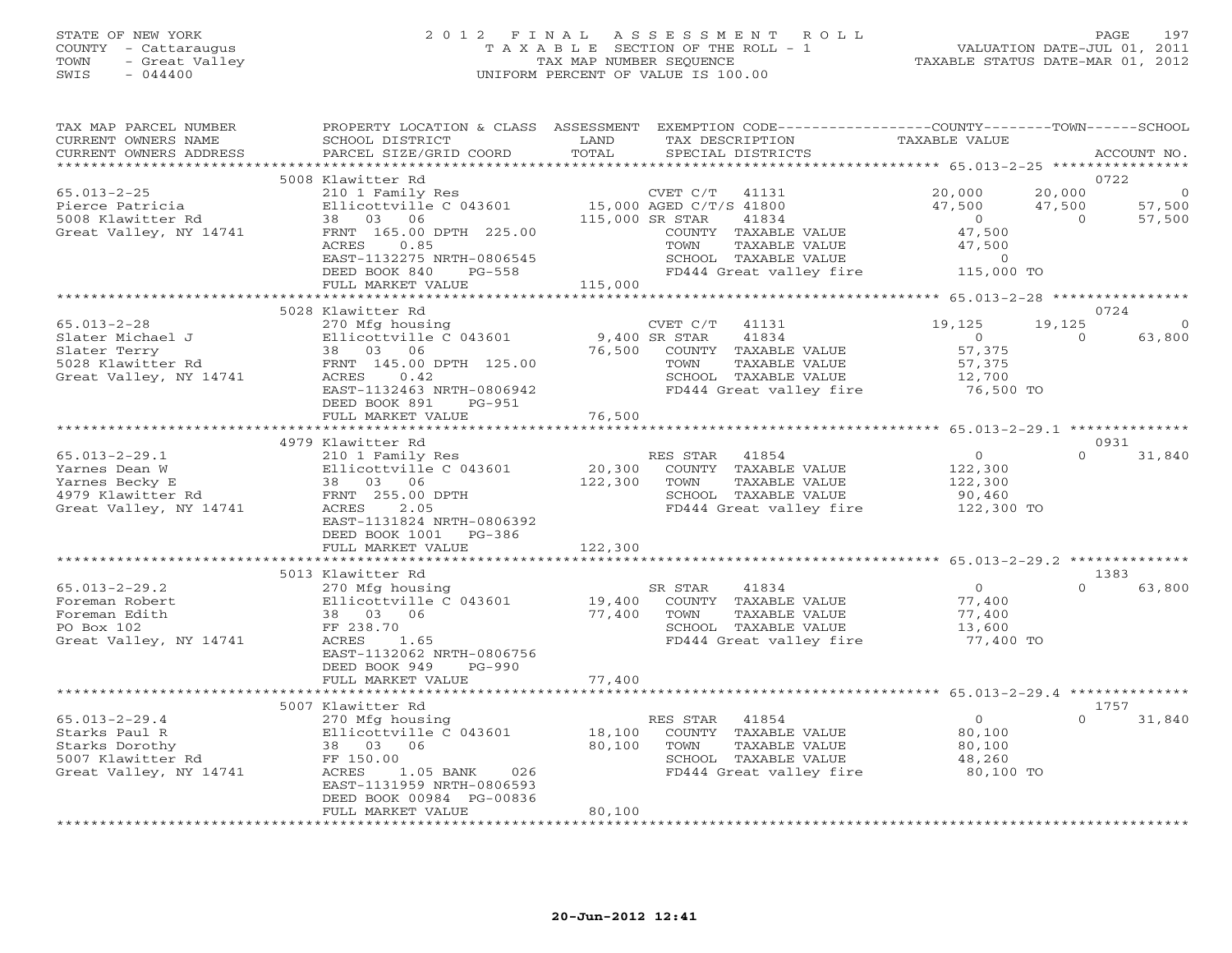STATE OF NEW YORK
COUNTY - Cattaraugus
TOWN - Great Valley
SWIS - 044400

2 0 1 2 F I N A L A S S E S S M E N T R O L L
T A X A B L E SECTION OF THE ROLL - 1
TAX MAP NUMBER SEQUENCE
UNIFORM PERCENT OF VALUE IS 100.00

VALUATION DATE-JUL 01, 2011
TAXABLE STATUS DATE-MAR 01, 2012

```
TAX MAP PARCEL NUMBER     PROPERTY LOCATION & CLASS  ASSESSMENT  EXEMPTION CODE-----------------COUNTY--------TOWN------SCHOOL
CURRENT OWNERS NAME       SCHOOL DISTRICT              LAND      TAX DESCRIPTION              TAXABLE VALUE
CURRENT OWNERS ADDRESS    PARCEL SIZE/GRID COORD       TOTAL     SPECIAL DISTRICTS                                       ACCOUNT NO.
******************************************************************************************************* 65.013-2-25 ****************
                          5008 Klawitter Rd                                                                              0722
65.013-2-25               210 1 Family Res                      CVET C/T   41131          20,000      20,000            0
Pierce Patricia           Ellicottville C 043601   15,000 AGED C/T/S 41800                47,500      47,500       57,500
5008 Klawitter Rd         38   03   06            115,000 SR STAR     41834                    0           0       57,500
Great Valley, NY 14741    FRNT 165.00 DPTH 225.00              COUNTY  TAXABLE VALUE       47,500
                          ACRES     0.85                       TOWN    TAXABLE VALUE       47,500
                          EAST-1132275 NRTH-0806545            SCHOOL  TAXABLE VALUE            0
                          DEED BOOK 840     PG-558             FD444 Great valley fire    115,000 TO
                          FULL MARKET VALUE        115,000
******************************************************************************************************* 65.013-2-28 ****************
                          5028 Klawitter Rd                                                                              0724
65.013-2-28               270 Mfg housing                       CVET C/T   41131          19,125      19,125            0
Slater Michael J          Ellicottville C 043601    9,400 SR STAR     41834                    0           0       63,800
Slater Terry              38   03   06             76,500   COUNTY  TAXABLE VALUE          57,375
5028 Klawitter Rd         FRNT 145.00 DPTH 125.00              TOWN    TAXABLE VALUE       57,375
Great Valley, NY 14741    ACRES     0.42                       SCHOOL  TAXABLE VALUE       12,700
                          EAST-1132463 NRTH-0806942            FD444 Great valley fire     76,500 TO
                          DEED BOOK 891     PG-951
                          FULL MARKET VALUE         76,500
******************************************************************************************************* 65.013-2-29.1 **************
                          4979 Klawitter Rd                                                                              0931
65.013-2-29.1             210 1 Family Res                      RES STAR   41854               0           0       31,840
Yarnes Dean W             Ellicottville C 043601   20,300   COUNTY  TAXABLE VALUE         122,300
Yarnes Becky E            38   03   06            122,300   TOWN    TAXABLE VALUE         122,300
4979 Klawitter Rd         FRNT 255.00 DPTH                     SCHOOL  TAXABLE VALUE       90,460
Great Valley, NY 14741    ACRES     2.05                       FD444 Great valley fire    122,300 TO
                          EAST-1131824 NRTH-0806392
                          DEED BOOK 1001    PG-386
                          FULL MARKET VALUE        122,300
******************************************************************************************************* 65.013-2-29.2 **************
                          5013 Klawitter Rd                                                                              1383
65.013-2-29.2             270 Mfg housing                       SR STAR    41834               0           0       63,800
Foreman Robert            Ellicottville C 043601   19,400   COUNTY  TAXABLE VALUE          77,400
Foreman Edith             38   03   06             77,400   TOWN    TAXABLE VALUE          77,400
PO Box 102                FF 238.70                            SCHOOL  TAXABLE VALUE       13,600
Great Valley, NY 14741    ACRES     1.65                       FD444 Great valley fire     77,400 TO
                          EAST-1132062 NRTH-0806756
                          DEED BOOK 949     PG-990
                          FULL MARKET VALUE         77,400
******************************************************************************************************* 65.013-2-29.4 **************
                          5007 Klawitter Rd                                                                              1757
65.013-2-29.4             270 Mfg housing                       RES STAR   41854               0           0       31,840
Starks Paul R             Ellicottville C 043601   18,100   COUNTY  TAXABLE VALUE          80,100
Starks Dorothy            38   03   06             80,100   TOWN    TAXABLE VALUE          80,100
5007 Klawitter Rd         FF 150.00                            SCHOOL  TAXABLE VALUE       48,260
Great Valley, NY 14741    ACRES     1.05 BANK     026          FD444 Great valley fire     80,100 TO
                          EAST-1131959 NRTH-0806593
                          DEED BOOK 00984 PG-00836
                          FULL MARKET VALUE         80,100
************************************************************************************************************************************
```

20-Jun-2012 12:41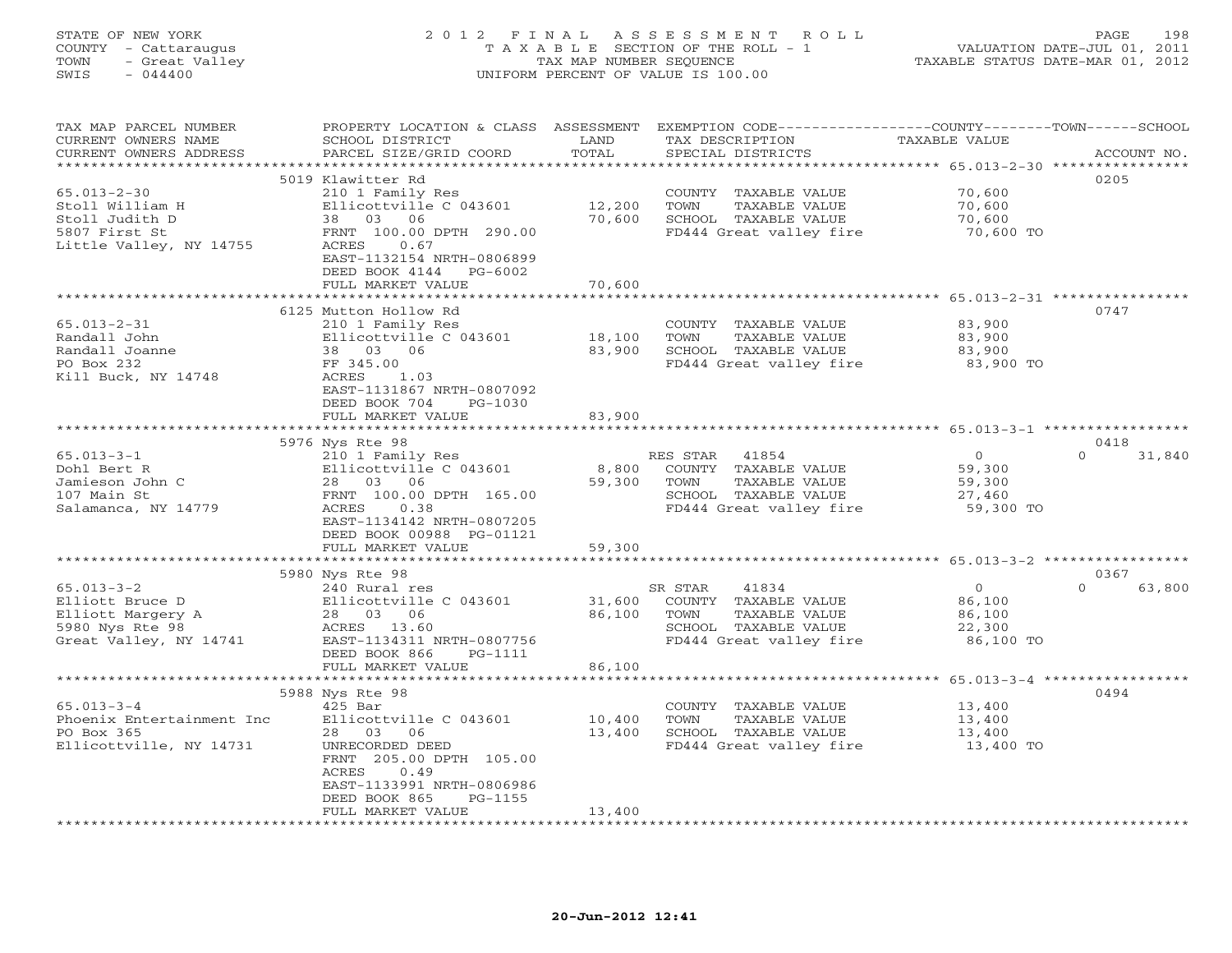STATE OF NEW YORK
COUNTY - Cattaraugus
TOWN - Great Valley
SWIS - 044400

# 2012 FINAL ASSESSMENT ROLL

TAXABLE SECTION OF THE ROLL - 1
TAX MAP NUMBER SEQUENCE
UNIFORM PERCENT OF VALUE IS 100.00

VALUATION DATE-JUL 01, 2011
TAXABLE STATUS DATE-MAR 01, 2012

| TAX MAP PARCEL NUMBER / CURRENT OWNERS NAME / CURRENT OWNERS ADDRESS | PROPERTY LOCATION & CLASS / SCHOOL DISTRICT / PARCEL SIZE/GRID COORD | ASSESSMENT LAND / TOTAL | EXEMPTION CODE / TAX DESCRIPTION / SPECIAL DISTRICTS | COUNTY TAXABLE VALUE | TOWN | SCHOOL / ACCOUNT NO. |
|---|---|---|---|---|---|---|
| | 5019 Klawitter Rd | | | | | 0205 |
| 65.013-2-30 | 210 1 Family Res | | COUNTY TAXABLE VALUE | 70,600 | | |
| Stoll William H | Ellicottville C 043601 | 12,200 | TOWN TAXABLE VALUE | 70,600 | | |
| Stoll Judith D | 38 03 06 | 70,600 | SCHOOL TAXABLE VALUE | 70,600 | | |
| 5807 First St | FRNT 100.00 DPTH 290.00 | | FD444 Great valley fire | 70,600 TO | | |
| Little Valley, NY 14755 | ACRES 0.67 | | | | | |
| | EAST-1132154 NRTH-0806899 | | | | | |
| | DEED BOOK 4144 PG-6002 | | | | | |
| | FULL MARKET VALUE | 70,600 | | | | |
| | 6125 Mutton Hollow Rd | | | | | 0747 |
| 65.013-2-31 | 210 1 Family Res | | COUNTY TAXABLE VALUE | 83,900 | | |
| Randall John | Ellicottville C 043601 | 18,100 | TOWN TAXABLE VALUE | 83,900 | | |
| Randall Joanne | 38 03 06 | 83,900 | SCHOOL TAXABLE VALUE | 83,900 | | |
| PO Box 232 | FF 345.00 | | FD444 Great valley fire | 83,900 TO | | |
| Kill Buck, NY 14748 | ACRES 1.03 | | | | | |
| | EAST-1131867 NRTH-0807092 | | | | | |
| | DEED BOOK 704 PG-1030 | | | | | |
| | FULL MARKET VALUE | 83,900 | | | | |
| | 5976 Nys Rte 98 | | | | | 0418 |
| 65.013-3-1 | 210 1 Family Res | | RES STAR 41854 | 0 | 0 | 31,840 |
| Dohl Bert R | Ellicottville C 043601 | 8,800 | COUNTY TAXABLE VALUE | 59,300 | | |
| Jamieson John C | 28 03 06 | 59,300 | TOWN TAXABLE VALUE | 59,300 | | |
| 107 Main St | FRNT 100.00 DPTH 165.00 | | SCHOOL TAXABLE VALUE | 27,460 | | |
| Salamanca, NY 14779 | ACRES 0.38 | | FD444 Great valley fire | 59,300 TO | | |
| | EAST-1134142 NRTH-0807205 | | | | | |
| | DEED BOOK 00988 PG-01121 | | | | | |
| | FULL MARKET VALUE | 59,300 | | | | |
| | 5980 Nys Rte 98 | | | | | 0367 |
| 65.013-3-2 | 240 Rural res | | SR STAR 41834 | 0 | 0 | 63,800 |
| Elliott Bruce D | Ellicottville C 043601 | 31,600 | COUNTY TAXABLE VALUE | 86,100 | | |
| Elliott Margery A | 28 03 06 | 86,100 | TOWN TAXABLE VALUE | 86,100 | | |
| 5980 Nys Rte 98 | ACRES 13.60 | | SCHOOL TAXABLE VALUE | 22,300 | | |
| Great Valley, NY 14741 | EAST-1134311 NRTH-0807756 | | FD444 Great valley fire | 86,100 TO | | |
| | DEED BOOK 866 PG-1111 | | | | | |
| | FULL MARKET VALUE | 86,100 | | | | |
| | 5988 Nys Rte 98 | | | | | 0494 |
| 65.013-3-4 | 425 Bar | | COUNTY TAXABLE VALUE | 13,400 | | |
| Phoenix Entertainment Inc | Ellicottville C 043601 | 10,400 | TOWN TAXABLE VALUE | 13,400 | | |
| PO Box 365 | 28 03 06 | 13,400 | SCHOOL TAXABLE VALUE | 13,400 | | |
| Ellicottville, NY 14731 | UNRECORDED DEED | | FD444 Great valley fire | 13,400 TO | | |
| | FRNT 205.00 DPTH 105.00 | | | | | |
| | ACRES 0.49 | | | | | |
| | EAST-1133991 NRTH-0806986 | | | | | |
| | DEED BOOK 865 PG-1155 | | | | | |
| | FULL MARKET VALUE | 13,400 | | | | |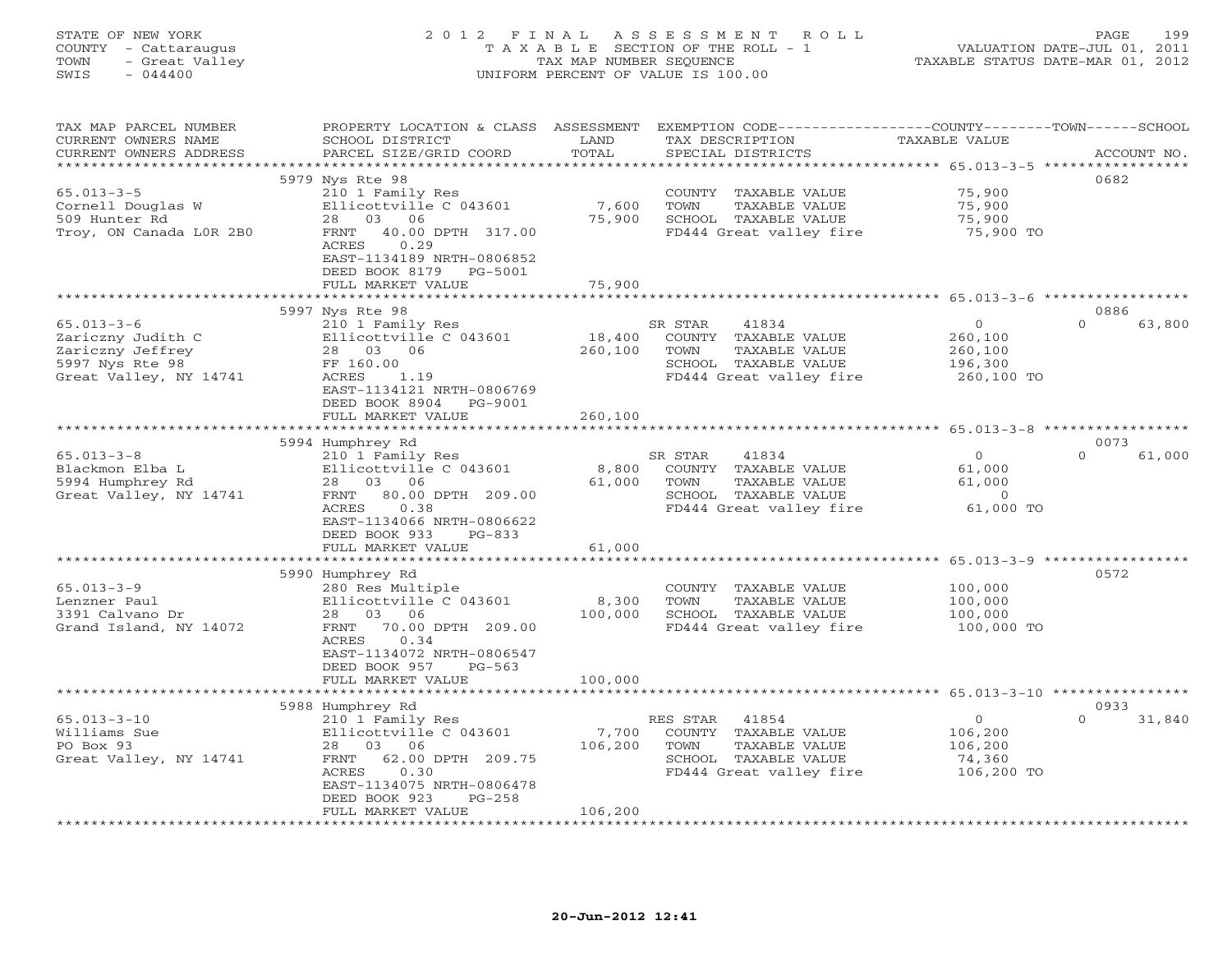STATE OF NEW YORK
COUNTY - Cattaraugus
TOWN - Great Valley
SWIS - 044400

# 2012 FINAL ASSESSMENT ROLL

TAXABLE SECTION OF THE ROLL - 1
TAX MAP NUMBER SEQUENCE
UNIFORM PERCENT OF VALUE IS 100.00

VALUATION DATE-JUL 01, 2011
TAXABLE STATUS DATE-MAR 01, 2012

| TAX MAP PARCEL NUMBER / CURRENT OWNERS NAME / CURRENT OWNERS ADDRESS | PROPERTY LOCATION & CLASS / SCHOOL DISTRICT / PARCEL SIZE/GRID COORD | ASSESSMENT LAND | TOTAL | EXEMPTION CODE / TAX DESCRIPTION / SPECIAL DISTRICTS | COUNTY TAXABLE VALUE | TOWN | SCHOOL | ACCOUNT NO. |
|---|---|---|---|---|---|---|---|---|
| | 5979 Nys Rte 98 | | | | | | | 0682 |
| 65.013-3-5 | 210 1 Family Res | | | COUNTY TAXABLE VALUE | 75,900 | | | |
| Cornell Douglas W | Ellicottville C 043601 | 7,600 | | TOWN TAXABLE VALUE | 75,900 | | | |
| 509 Hunter Rd | 28 03 06 | | 75,900 | SCHOOL TAXABLE VALUE | 75,900 | | | |
| Troy, ON Canada L0R 2B0 | FRNT 40.00 DPTH 317.00 | | | FD444 Great valley fire | 75,900 TO | | | |
| | ACRES 0.29 | | | | | | | |
| | EAST-1134189 NRTH-0806852 | | | | | | | |
| | DEED BOOK 8179 PG-5001 | | | | | | | |
| | FULL MARKET VALUE | | 75,900 | | | | | |
| | 5997 Nys Rte 98 | | | | | | | 0886 |
| 65.013-3-6 | 210 1 Family Res | | | SR STAR 41834 | 0 | | 0 | 63,800 |
| Zariczny Judith C | Ellicottville C 043601 | 18,400 | | COUNTY TAXABLE VALUE | 260,100 | | | |
| Zariczny Jeffrey | 28 03 06 | | 260,100 | TOWN TAXABLE VALUE | 260,100 | | | |
| 5997 Nys Rte 98 | FF 160.00 | | | SCHOOL TAXABLE VALUE | 196,300 | | | |
| Great Valley, NY 14741 | ACRES 1.19 | | | FD444 Great valley fire | 260,100 TO | | | |
| | EAST-1134121 NRTH-0806769 | | | | | | | |
| | DEED BOOK 8904 PG-9001 | | | | | | | |
| | FULL MARKET VALUE | | 260,100 | | | | | |
| | 5994 Humphrey Rd | | | | | | | 0073 |
| 65.013-3-8 | 210 1 Family Res | | | SR STAR 41834 | 0 | | 0 | 61,000 |
| Blackmon Elba L | Ellicottville C 043601 | 8,800 | | COUNTY TAXABLE VALUE | 61,000 | | | |
| 5994 Humphrey Rd | 28 03 06 | | 61,000 | TOWN TAXABLE VALUE | 61,000 | | | |
| Great Valley, NY 14741 | FRNT 80.00 DPTH 209.00 | | | SCHOOL TAXABLE VALUE | 0 | | | |
| | ACRES 0.38 | | | FD444 Great valley fire | 61,000 TO | | | |
| | EAST-1134066 NRTH-0806622 | | | | | | | |
| | DEED BOOK 933 PG-833 | | | | | | | |
| | FULL MARKET VALUE | | 61,000 | | | | | |
| | 5990 Humphrey Rd | | | | | | | 0572 |
| 65.013-3-9 | 280 Res Multiple | | | COUNTY TAXABLE VALUE | 100,000 | | | |
| Lenzner Paul | Ellicottville C 043601 | 8,300 | | TOWN TAXABLE VALUE | 100,000 | | | |
| 3391 Calvano Dr | 28 03 06 | | 100,000 | SCHOOL TAXABLE VALUE | 100,000 | | | |
| Grand Island, NY 14072 | FRNT 70.00 DPTH 209.00 | | | FD444 Great valley fire | 100,000 TO | | | |
| | ACRES 0.34 | | | | | | | |
| | EAST-1134072 NRTH-0806547 | | | | | | | |
| | DEED BOOK 957 PG-563 | | | | | | | |
| | FULL MARKET VALUE | | 100,000 | | | | | |
| | 5988 Humphrey Rd | | | | | | | 0933 |
| 65.013-3-10 | 210 1 Family Res | | | RES STAR 41854 | 0 | | 0 | 31,840 |
| Williams Sue | Ellicottville C 043601 | 7,700 | | COUNTY TAXABLE VALUE | 106,200 | | | |
| PO Box 93 | 28 03 06 | | 106,200 | TOWN TAXABLE VALUE | 106,200 | | | |
| Great Valley, NY 14741 | FRNT 62.00 DPTH 209.75 | | | SCHOOL TAXABLE VALUE | 74,360 | | | |
| | ACRES 0.30 | | | FD444 Great valley fire | 106,200 TO | | | |
| | EAST-1134075 NRTH-0806478 | | | | | | | |
| | DEED BOOK 923 PG-258 | | | | | | | |
| | FULL MARKET VALUE | | 106,200 | | | | | |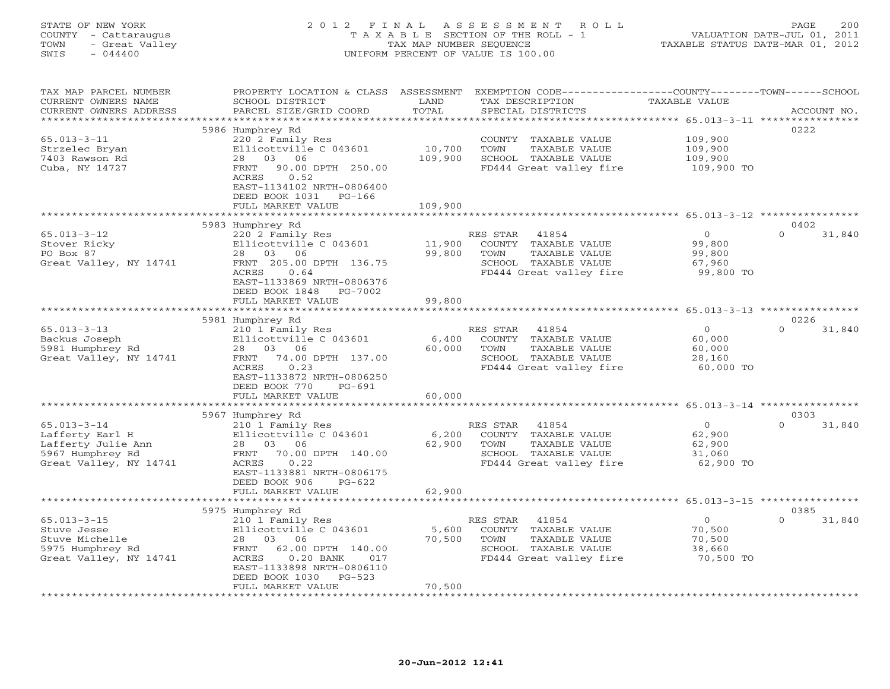STATE OF NEW YORK
COUNTY - Cattaraugus
TOWN - Great Valley
SWIS - 044400

2012 FINAL ASSESSMENT ROLL
TAXABLE SECTION OF THE ROLL - 1
TAX MAP NUMBER SEQUENCE
UNIFORM PERCENT OF VALUE IS 100.00

VALUATION DATE-JUL 01, 2011
TAXABLE STATUS DATE-MAR 01, 2012

| TAX MAP PARCEL NUMBER / CURRENT OWNERS NAME / CURRENT OWNERS ADDRESS | PROPERTY LOCATION & CLASS / SCHOOL DISTRICT / PARCEL SIZE/GRID COORD | ASSESSMENT LAND / TOTAL | EXEMPTION CODE / TAX DESCRIPTION / SPECIAL DISTRICTS | COUNTY TAXABLE VALUE | TOWN | SCHOOL | ACCOUNT NO. |
|---|---|---|---|---|---|---|---|
| 5986 Humphrey Rd | | | | | | | 0222 |
| 65.013-3-11 | 220 2 Family Res | | COUNTY TAXABLE VALUE | 109,900 | | | |
| Strzelec Bryan | Ellicottville C 043601 | 10,700 | TOWN TAXABLE VALUE | 109,900 | | | |
| 7403 Rawson Rd | 28 03 06 | 109,900 | SCHOOL TAXABLE VALUE | 109,900 | | | |
| Cuba, NY 14727 | FRNT 90.00 DPTH 250.00 | | FD444 Great valley fire | 109,900 TO | | | |
| | ACRES 0.52 | | | | | | |
| | EAST-1134102 NRTH-0806400 | | | | | | |
| | DEED BOOK 1031 PG-166 | | | | | | |
| | FULL MARKET VALUE | 109,900 | | | | | |
| 5983 Humphrey Rd | | | | | | | 0402 |
| 65.013-3-12 | 220 2 Family Res | | RES STAR 41854 | 0 | | 0 | 31,840 |
| Stover Ricky | Ellicottville C 043601 | 11,900 | COUNTY TAXABLE VALUE | 99,800 | | | |
| PO Box 87 | 28 03 06 | 99,800 | TOWN TAXABLE VALUE | 99,800 | | | |
| Great Valley, NY 14741 | FRNT 205.00 DPTH 136.75 | | SCHOOL TAXABLE VALUE | 67,960 | | | |
| | ACRES 0.64 | | FD444 Great valley fire | 99,800 TO | | | |
| | EAST-1133869 NRTH-0806376 | | | | | | |
| | DEED BOOK 1848 PG-7002 | | | | | | |
| | FULL MARKET VALUE | 99,800 | | | | | |
| 5981 Humphrey Rd | | | | | | | 0226 |
| 65.013-3-13 | 210 1 Family Res | | RES STAR 41854 | 0 | | 0 | 31,840 |
| Backus Joseph | Ellicottville C 043601 | 6,400 | COUNTY TAXABLE VALUE | 60,000 | | | |
| 5981 Humphrey Rd | 28 03 06 | 60,000 | TOWN TAXABLE VALUE | 60,000 | | | |
| Great Valley, NY 14741 | FRNT 74.00 DPTH 137.00 | | SCHOOL TAXABLE VALUE | 28,160 | | | |
| | ACRES 0.23 | | FD444 Great valley fire | 60,000 TO | | | |
| | EAST-1133872 NRTH-0806250 | | | | | | |
| | DEED BOOK 770 PG-691 | | | | | | |
| | FULL MARKET VALUE | 60,000 | | | | | |
| 5967 Humphrey Rd | | | | | | | 0303 |
| 65.013-3-14 | 210 1 Family Res | | RES STAR 41854 | 0 | | 0 | 31,840 |
| Lafferty Earl H | Ellicottville C 043601 | 6,200 | COUNTY TAXABLE VALUE | 62,900 | | | |
| Lafferty Julie Ann | 28 03 06 | 62,900 | TOWN TAXABLE VALUE | 62,900 | | | |
| 5967 Humphrey Rd | FRNT 70.00 DPTH 140.00 | | SCHOOL TAXABLE VALUE | 31,060 | | | |
| Great Valley, NY 14741 | ACRES 0.22 | | FD444 Great valley fire | 62,900 TO | | | |
| | EAST-1133881 NRTH-0806175 | | | | | | |
| | DEED BOOK 906 PG-622 | | | | | | |
| | FULL MARKET VALUE | 62,900 | | | | | |
| 5975 Humphrey Rd | | | | | | | 0385 |
| 65.013-3-15 | 210 1 Family Res | | RES STAR 41854 | 0 | | 0 | 31,840 |
| Stuve Jesse | Ellicottville C 043601 | 5,600 | COUNTY TAXABLE VALUE | 70,500 | | | |
| Stuve Michelle | 28 03 06 | 70,500 | TOWN TAXABLE VALUE | 70,500 | | | |
| 5975 Humphrey Rd | FRNT 62.00 DPTH 140.00 | | SCHOOL TAXABLE VALUE | 38,660 | | | |
| Great Valley, NY 14741 | ACRES 0.20 BANK 017 | | FD444 Great valley fire | 70,500 TO | | | |
| | EAST-1133898 NRTH-0806110 | | | | | | |
| | DEED BOOK 1030 PG-523 | | | | | | |
| | FULL MARKET VALUE | 70,500 | | | | | |

20-Jun-2012 12:41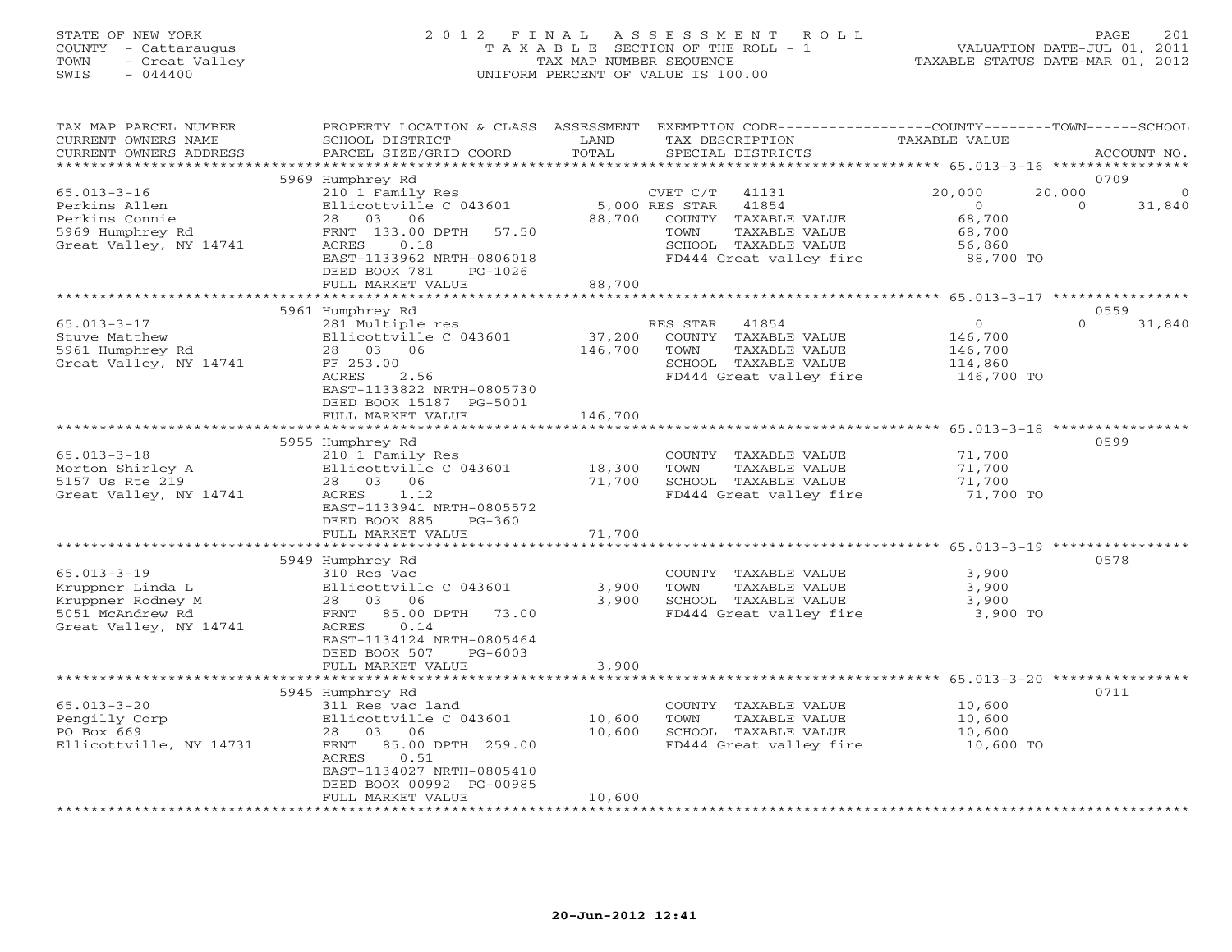STATE OF NEW YORK
COUNTY - Cattaraugus
TOWN - Great Valley
SWIS - 044400

2012 FINAL ASSESSMENT ROLL
TAXABLE SECTION OF THE ROLL - 1
TAX MAP NUMBER SEQUENCE
UNIFORM PERCENT OF VALUE IS 100.00

VALUATION DATE-JUL 01, 2011
TAXABLE STATUS DATE-MAR 01, 2012

| TAX MAP PARCEL NUMBER / CURRENT OWNERS NAME / CURRENT OWNERS ADDRESS | PROPERTY LOCATION & CLASS / SCHOOL DISTRICT / PARCEL SIZE/GRID COORD | ASSESSMENT LAND | TOTAL | EXEMPTION CODE / TAX DESCRIPTION / SPECIAL DISTRICTS | COUNTY TAXABLE VALUE | TOWN | SCHOOL | ACCOUNT NO. |
|---|---|---|---|---|---|---|---|---|
| **65.013-3-16** | 5969 Humphrey Rd | | | | | | | 0709 |
| Perkins Allen | 210 1 Family Res | | | CVET C/T 41131 | 20,000 | 20,000 | 0 | |
| Perkins Connie | Ellicottville C 043601 | 5,000 | | RES STAR 41854 | 0 | 0 | 31,840 | |
| 5969 Humphrey Rd | 28 03 06 | | 88,700 | COUNTY TAXABLE VALUE | 68,700 | | | |
| Great Valley, NY 14741 | FRNT 133.00 DPTH 57.50 | | | TOWN TAXABLE VALUE | 68,700 | | | |
| | ACRES 0.18 | | | SCHOOL TAXABLE VALUE | 56,860 | | | |
| | EAST-1133962 NRTH-0806018 | | | FD444 Great valley fire | 88,700 TO | | | |
| | DEED BOOK 781 PG-1026 | | | | | | | |
| | FULL MARKET VALUE | | 88,700 | | | | | |
| **65.013-3-17** | 5961 Humphrey Rd | | | | | | | 0559 |
| Stuve Matthew | 281 Multiple res | | | RES STAR 41854 | 0 | 0 | 31,840 | |
| 5961 Humphrey Rd | Ellicottville C 043601 | 37,200 | | COUNTY TAXABLE VALUE | 146,700 | | | |
| Great Valley, NY 14741 | 28 03 06 | | 146,700 | TOWN TAXABLE VALUE | 146,700 | | | |
| | FF 253.00 | | | SCHOOL TAXABLE VALUE | 114,860 | | | |
| | ACRES 2.56 | | | FD444 Great valley fire | 146,700 TO | | | |
| | EAST-1133822 NRTH-0805730 | | | | | | | |
| | DEED BOOK 15187 PG-5001 | | | | | | | |
| | FULL MARKET VALUE | | 146,700 | | | | | |
| **65.013-3-18** | 5955 Humphrey Rd | | | | | | | 0599 |
| Morton Shirley A | 210 1 Family Res | | | COUNTY TAXABLE VALUE | 71,700 | | | |
| 5157 Us Rte 219 | Ellicottville C 043601 | 18,300 | | TOWN TAXABLE VALUE | 71,700 | | | |
| Great Valley, NY 14741 | 28 03 06 | | 71,700 | SCHOOL TAXABLE VALUE | 71,700 | | | |
| | ACRES 1.12 | | | FD444 Great valley fire | 71,700 TO | | | |
| | EAST-1133941 NRTH-0805572 | | | | | | | |
| | DEED BOOK 885 PG-360 | | | | | | | |
| | FULL MARKET VALUE | | 71,700 | | | | | |
| **65.013-3-19** | 5949 Humphrey Rd | | | | | | | 0578 |
| Kruppner Linda L | 310 Res Vac | | | COUNTY TAXABLE VALUE | 3,900 | | | |
| Kruppner Rodney M | Ellicottville C 043601 | 3,900 | | TOWN TAXABLE VALUE | 3,900 | | | |
| 5051 McAndrew Rd | 28 03 06 | | 3,900 | SCHOOL TAXABLE VALUE | 3,900 | | | |
| Great Valley, NY 14741 | FRNT 85.00 DPTH 73.00 | | | FD444 Great valley fire | 3,900 TO | | | |
| | ACRES 0.14 | | | | | | | |
| | EAST-1134124 NRTH-0805464 | | | | | | | |
| | DEED BOOK 507 PG-6003 | | | | | | | |
| | FULL MARKET VALUE | | 3,900 | | | | | |
| **65.013-3-20** | 5945 Humphrey Rd | | | | | | | 0711 |
| Pengilly Corp | 311 Res vac land | | | COUNTY TAXABLE VALUE | 10,600 | | | |
| PO Box 669 | Ellicottville C 043601 | 10,600 | | TOWN TAXABLE VALUE | 10,600 | | | |
| Ellicottville, NY 14731 | 28 03 06 | | 10,600 | SCHOOL TAXABLE VALUE | 10,600 | | | |
| | FRNT 85.00 DPTH 259.00 | | | FD444 Great valley fire | 10,600 TO | | | |
| | ACRES 0.51 | | | | | | | |
| | EAST-1134027 NRTH-0805410 | | | | | | | |
| | DEED BOOK 00992 PG-00985 | | | | | | | |
| | FULL MARKET VALUE | | 10,600 | | | | | |

20-Jun-2012 12:41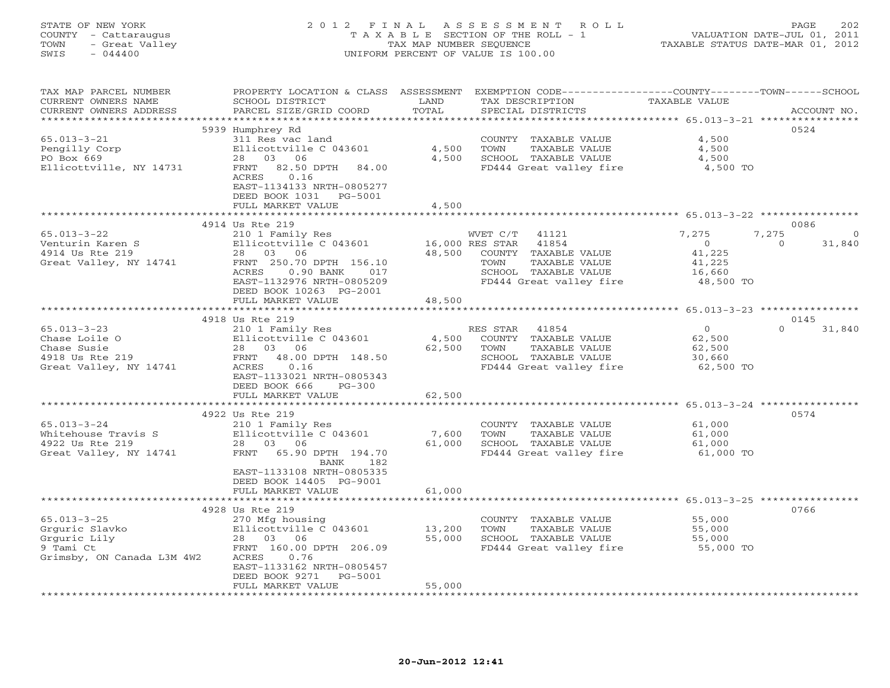STATE OF NEW YORK
COUNTY - Cattaraugus
TOWN - Great Valley
SWIS - 044400

2012 FINAL ASSESSMENT ROLL
TAXABLE SECTION OF THE ROLL - 1
TAX MAP NUMBER SEQUENCE
UNIFORM PERCENT OF VALUE IS 100.00

VALUATION DATE-JUL 01, 2011
TAXABLE STATUS DATE-MAR 01, 2012

| TAX MAP PARCEL NUMBER / CURRENT OWNERS NAME / CURRENT OWNERS ADDRESS | PROPERTY LOCATION & CLASS / SCHOOL DISTRICT / PARCEL SIZE/GRID COORD | ASSESSMENT LAND | ASSESSMENT TOTAL | EXEMPTION CODE / TAX DESCRIPTION / SPECIAL DISTRICTS | COUNTY TAXABLE VALUE | TOWN | SCHOOL | ACCOUNT NO. |
|---|---|---|---|---|---|---|---|---|
| | 5939 Humphrey Rd | | | | | | | 0524 |
| 65.013-3-21 | 311 Res vac land | | | COUNTY TAXABLE VALUE | 4,500 | | | |
| Pengilly Corp | Ellicottville C 043601 | 4,500 | | TOWN TAXABLE VALUE | 4,500 | | | |
| PO Box 669 | 28 03 06 | | 4,500 | SCHOOL TAXABLE VALUE | 4,500 | | | |
| Ellicottville, NY 14731 | FRNT 82.50 DPTH 84.00 | | | FD444 Great valley fire | 4,500 TO | | | |
| | ACRES 0.16 | | | | | | | |
| | EAST-1134133 NRTH-0805277 | | | | | | | |
| | DEED BOOK 1031 PG-5001 | | | | | | | |
| | FULL MARKET VALUE | | 4,500 | | | | | |
| | 4914 Us Rte 219 | | | | | | | 0086 |
| 65.013-3-22 | 210 1 Family Res | | | WVET C/T 41121 | 7,275 | 7,275 | 0 | |
| Venturin Karen S | Ellicottville C 043601 | 16,000 | | RES STAR 41854 | 0 | 0 | 31,840 | |
| 4914 Us Rte 219 | 28 03 06 | | 48,500 | COUNTY TAXABLE VALUE | 41,225 | | | |
| Great Valley, NY 14741 | FRNT 250.70 DPTH 156.10 | | | TOWN TAXABLE VALUE | 41,225 | | | |
| | ACRES 0.90 BANK 017 | | | SCHOOL TAXABLE VALUE | 16,660 | | | |
| | EAST-1132976 NRTH-0805209 | | | FD444 Great valley fire | 48,500 TO | | | |
| | DEED BOOK 10263 PG-2001 | | | | | | | |
| | FULL MARKET VALUE | | 48,500 | | | | | |
| | 4918 Us Rte 219 | | | | | | | 0145 |
| 65.013-3-23 | 210 1 Family Res | | | RES STAR 41854 | 0 | 0 | 31,840 | |
| Chase Loile O | Ellicottville C 043601 | 4,500 | | COUNTY TAXABLE VALUE | 62,500 | | | |
| Chase Susie | 28 03 06 | | 62,500 | TOWN TAXABLE VALUE | 62,500 | | | |
| 4918 Us Rte 219 | FRNT 48.00 DPTH 148.50 | | | SCHOOL TAXABLE VALUE | 30,660 | | | |
| Great Valley, NY 14741 | ACRES 0.16 | | | FD444 Great valley fire | 62,500 TO | | | |
| | EAST-1133021 NRTH-0805343 | | | | | | | |
| | DEED BOOK 666 PG-300 | | | | | | | |
| | FULL MARKET VALUE | | 62,500 | | | | | |
| | 4922 Us Rte 219 | | | | | | | 0574 |
| 65.013-3-24 | 210 1 Family Res | | | COUNTY TAXABLE VALUE | 61,000 | | | |
| Whitehouse Travis S | Ellicottville C 043601 | 7,600 | | TOWN TAXABLE VALUE | 61,000 | | | |
| 4922 Us Rte 219 | 28 03 06 | | 61,000 | SCHOOL TAXABLE VALUE | 61,000 | | | |
| Great Valley, NY 14741 | FRNT 65.90 DPTH 194.70 | | | FD444 Great valley fire | 61,000 TO | | | |
| | BANK 182 | | | | | | | |
| | EAST-1133108 NRTH-0805335 | | | | | | | |
| | DEED BOOK 14405 PG-9001 | | | | | | | |
| | FULL MARKET VALUE | | 61,000 | | | | | |
| | 4928 Us Rte 219 | | | | | | | 0766 |
| 65.013-3-25 | 270 Mfg housing | | | COUNTY TAXABLE VALUE | 55,000 | | | |
| Grguric Slavko | Ellicottville C 043601 | 13,200 | | TOWN TAXABLE VALUE | 55,000 | | | |
| Grguric Lily | 28 03 06 | | 55,000 | SCHOOL TAXABLE VALUE | 55,000 | | | |
| 9 Tami Ct | FRNT 160.00 DPTH 206.09 | | | FD444 Great valley fire | 55,000 TO | | | |
| Grimsby, ON Canada L3M 4W2 | ACRES 0.76 | | | | | | | |
| | EAST-1133162 NRTH-0805457 | | | | | | | |
| | DEED BOOK 9271 PG-5001 | | | | | | | |
| | FULL MARKET VALUE | | 55,000 | | | | | |

20-Jun-2012 12:41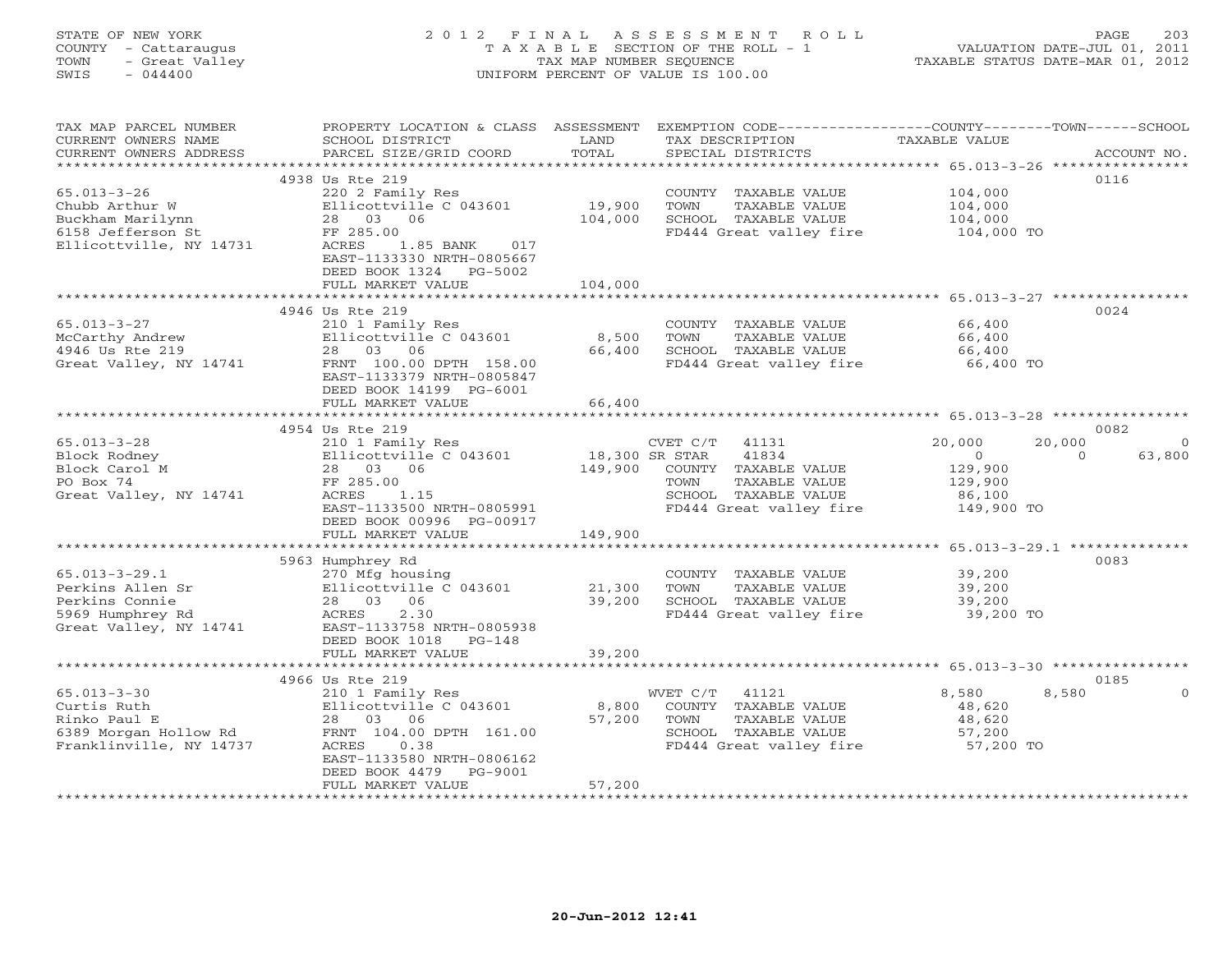STATE OF NEW YORK
COUNTY - Cattaraugus
TOWN - Great Valley
SWIS - 044400

# 2012 FINAL ASSESSMENT ROLL
TAXABLE SECTION OF THE ROLL - 1
TAX MAP NUMBER SEQUENCE
UNIFORM PERCENT OF VALUE IS 100.00

VALUATION DATE-JUL 01, 2011
TAXABLE STATUS DATE-MAR 01, 2012

| TAX MAP PARCEL NUMBER / CURRENT OWNERS NAME / CURRENT OWNERS ADDRESS | PROPERTY LOCATION & CLASS / SCHOOL DISTRICT / PARCEL SIZE/GRID COORD | ASSESSMENT LAND / TOTAL | EXEMPTION CODE / TAX DESCRIPTION / SPECIAL DISTRICTS | COUNTY | TOWN | SCHOOL / ACCOUNT NO. |
|---|---|---|---|---|---|---|
| **65.013-3-26** | 4938 Us Rte 219 | | | | | 0116 |
| Chubb Arthur W | 220 2 Family Res | | COUNTY TAXABLE VALUE | 104,000 | | |
| Buckham Marilynn | Ellicottville C 043601 | 19,900 | TOWN TAXABLE VALUE | | 104,000 | |
| 6158 Jefferson St | 28 03 06 | 104,000 | SCHOOL TAXABLE VALUE | | | 104,000 |
| Ellicottville, NY 14731 | FF 285.00 | | FD444 Great valley fire | 104,000 TO | | |
| | ACRES 1.85 BANK 017 | | | | | |
| | EAST-1133330 NRTH-0805667 | | | | | |
| | DEED BOOK 1324 PG-5002 | | | | | |
| | FULL MARKET VALUE | 104,000 | | | | |
| **65.013-3-27** | 4946 Us Rte 219 | | | | | 0024 |
| McCarthy Andrew | 210 1 Family Res | | COUNTY TAXABLE VALUE | 66,400 | | |
| 4946 Us Rte 219 | Ellicottville C 043601 | 8,500 | TOWN TAXABLE VALUE | | 66,400 | |
| Great Valley, NY 14741 | 28 03 06 | 66,400 | SCHOOL TAXABLE VALUE | | | 66,400 |
| | FRNT 100.00 DPTH 158.00 | | FD444 Great valley fire | 66,400 TO | | |
| | EAST-1133379 NRTH-0805847 | | | | | |
| | DEED BOOK 14199 PG-6001 | | | | | |
| | FULL MARKET VALUE | 66,400 | | | | |
| **65.013-3-28** | 4954 Us Rte 219 | | | | | 0082 |
| Block Rodney | 210 1 Family Res | | CVET C/T 41131 | 20,000 | 20,000 | 0 |
| Block Carol M | Ellicottville C 043601 | 18,300 | SR STAR 41834 | 0 | 0 | 63,800 |
| PO Box 74 | 28 03 06 | 149,900 | COUNTY TAXABLE VALUE | 129,900 | | |
| Great Valley, NY 14741 | FF 285.00 | | TOWN TAXABLE VALUE | | 129,900 | |
| | ACRES 1.15 | | SCHOOL TAXABLE VALUE | | | 86,100 |
| | EAST-1133500 NRTH-0805991 | | FD444 Great valley fire | 149,900 TO | | |
| | DEED BOOK 00996 PG-00917 | | | | | |
| | FULL MARKET VALUE | 149,900 | | | | |
| **65.013-3-29.1** | 5963 Humphrey Rd | | | | | 0083 |
| Perkins Allen Sr | 270 Mfg housing | | COUNTY TAXABLE VALUE | 39,200 | | |
| Perkins Connie | Ellicottville C 043601 | 21,300 | TOWN TAXABLE VALUE | | 39,200 | |
| 5969 Humphrey Rd | 28 03 06 | 39,200 | SCHOOL TAXABLE VALUE | | | 39,200 |
| Great Valley, NY 14741 | ACRES 2.30 | | FD444 Great valley fire | 39,200 TO | | |
| | EAST-1133758 NRTH-0805938 | | | | | |
| | DEED BOOK 1018 PG-148 | | | | | |
| | FULL MARKET VALUE | 39,200 | | | | |
| **65.013-3-30** | 4966 Us Rte 219 | | | | | 0185 |
| Curtis Ruth | 210 1 Family Res | | WVET C/T 41121 | 8,580 | 8,580 | 0 |
| Rinko Paul E | Ellicottville C 043601 | 8,800 | COUNTY TAXABLE VALUE | 48,620 | | |
| 6389 Morgan Hollow Rd | 28 03 06 | 57,200 | TOWN TAXABLE VALUE | | 48,620 | |
| Franklinville, NY 14737 | FRNT 104.00 DPTH 161.00 | | SCHOOL TAXABLE VALUE | | | 57,200 |
| | ACRES 0.38 | | FD444 Great valley fire | 57,200 TO | | |
| | EAST-1133580 NRTH-0806162 | | | | | |
| | DEED BOOK 4479 PG-9001 | | | | | |
| | FULL MARKET VALUE | 57,200 | | | | |

20-Jun-2012 12:41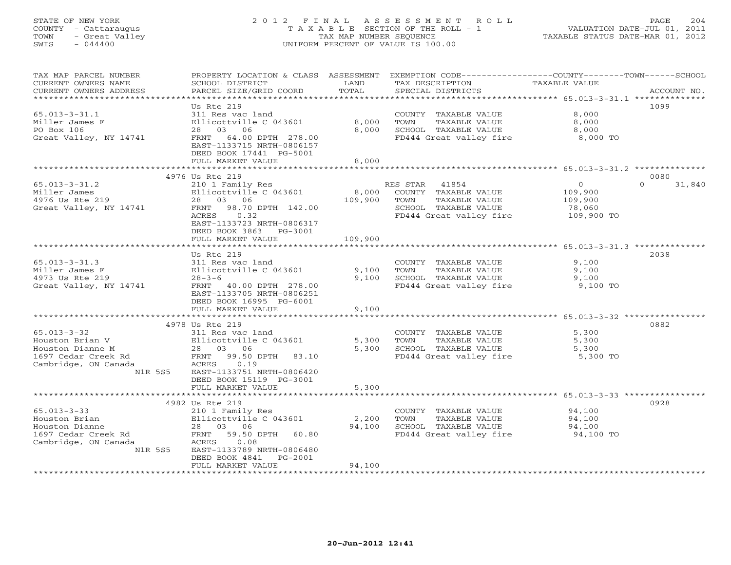STATE OF NEW YORK
COUNTY - Cattaraugus
TOWN - Great Valley
SWIS - 044400

# 2012 FINAL ASSESSMENT ROLL
TAXABLE SECTION OF THE ROLL - 1
TAX MAP NUMBER SEQUENCE
UNIFORM PERCENT OF VALUE IS 100.00

VALUATION DATE-JUL 01, 2011
TAXABLE STATUS DATE-MAR 01, 2012

| TAX MAP PARCEL NUMBER / CURRENT OWNERS NAME / CURRENT OWNERS ADDRESS | PROPERTY LOCATION & CLASS / SCHOOL DISTRICT / PARCEL SIZE/GRID COORD | ASSESSMENT LAND / TOTAL | EXEMPTION CODE / TAX DESCRIPTION / SPECIAL DISTRICTS | COUNTY / TOWN / SCHOOL TAXABLE VALUE | ACCOUNT NO. |
|---|---|---|---|---|---|
| 65.013-3-31.1 | Us Rte 219 | | | | 1099 |
| Miller James F | 311 Res vac land | | COUNTY TAXABLE VALUE | 8,000 | |
| PO Box 106 | Ellicottville C 043601 | 8,000 | TOWN TAXABLE VALUE | 8,000 | |
| Great Valley, NY 14741 | 28 03 06 | 8,000 | SCHOOL TAXABLE VALUE | 8,000 | |
| | FRNT 64.00 DPTH 278.00 | | FD444 Great valley fire | 8,000 TO | |
| | EAST-1133715 NRTH-0806157 | | | | |
| | DEED BOOK 17441 PG-5001 | | | | |
| | FULL MARKET VALUE | 8,000 | | | |
| 65.013-3-31.2 | 4976 Us Rte 219 | | | | 0080 |
| Miller James | 210 1 Family Res | | RES STAR 41854 | 0 / 0 / 31,840 | |
| 4976 Us Rte 219 | Ellicottville C 043601 | 8,000 | COUNTY TAXABLE VALUE | 109,900 | |
| Great Valley, NY 14741 | 28 03 06 | 109,900 | TOWN TAXABLE VALUE | 109,900 | |
| | FRNT 98.70 DPTH 142.00 | | SCHOOL TAXABLE VALUE | 78,060 | |
| | ACRES 0.32 | | FD444 Great valley fire | 109,900 TO | |
| | EAST-1133723 NRTH-0806317 | | | | |
| | DEED BOOK 3863 PG-3001 | | | | |
| | FULL MARKET VALUE | 109,900 | | | |
| 65.013-3-31.3 | Us Rte 219 | | | | 2038 |
| Miller James F | 311 Res vac land | | COUNTY TAXABLE VALUE | 9,100 | |
| 4973 Us Rte 219 | Ellicottville C 043601 | 9,100 | TOWN TAXABLE VALUE | 9,100 | |
| Great Valley, NY 14741 | 28-3-6 | 9,100 | SCHOOL TAXABLE VALUE | 9,100 | |
| | FRNT 40.00 DPTH 278.00 | | FD444 Great valley fire | 9,100 TO | |
| | EAST-1133705 NRTH-0806251 | | | | |
| | DEED BOOK 16995 PG-6001 | | | | |
| | FULL MARKET VALUE | 9,100 | | | |
| 65.013-3-32 | 4978 Us Rte 219 | | | | 0882 |
| Houston Brian V | 311 Res vac land | | COUNTY TAXABLE VALUE | 5,300 | |
| Houston Dianne M | Ellicottville C 043601 | 5,300 | TOWN TAXABLE VALUE | 5,300 | |
| 1697 Cedar Creek Rd | 28 03 06 | 5,300 | SCHOOL TAXABLE VALUE | 5,300 | |
| Cambridge, ON Canada | FRNT 99.50 DPTH 83.10 | | FD444 Great valley fire | 5,300 TO | |
| N1R 5S5 | ACRES 0.19 | | | | |
| | EAST-1133751 NRTH-0806420 | | | | |
| | DEED BOOK 15119 PG-3001 | | | | |
| | FULL MARKET VALUE | 5,300 | | | |
| 65.013-3-33 | 4982 Us Rte 219 | | | | 0928 |
| Houston Brian | 210 1 Family Res | | COUNTY TAXABLE VALUE | 94,100 | |
| Houston Dianne | Ellicottville C 043601 | 2,200 | TOWN TAXABLE VALUE | 94,100 | |
| 1697 Cedar Creek Rd | 28 03 06 | 94,100 | SCHOOL TAXABLE VALUE | 94,100 | |
| Cambridge, ON Canada | FRNT 59.50 DPTH 60.80 | | FD444 Great valley fire | 94,100 TO | |
| N1R 5S5 | ACRES 0.08 | | | | |
| | EAST-1133789 NRTH-0806480 | | | | |
| | DEED BOOK 4841 PG-2001 | | | | |
| | FULL MARKET VALUE | 94,100 | | | |

20-Jun-2012 12:41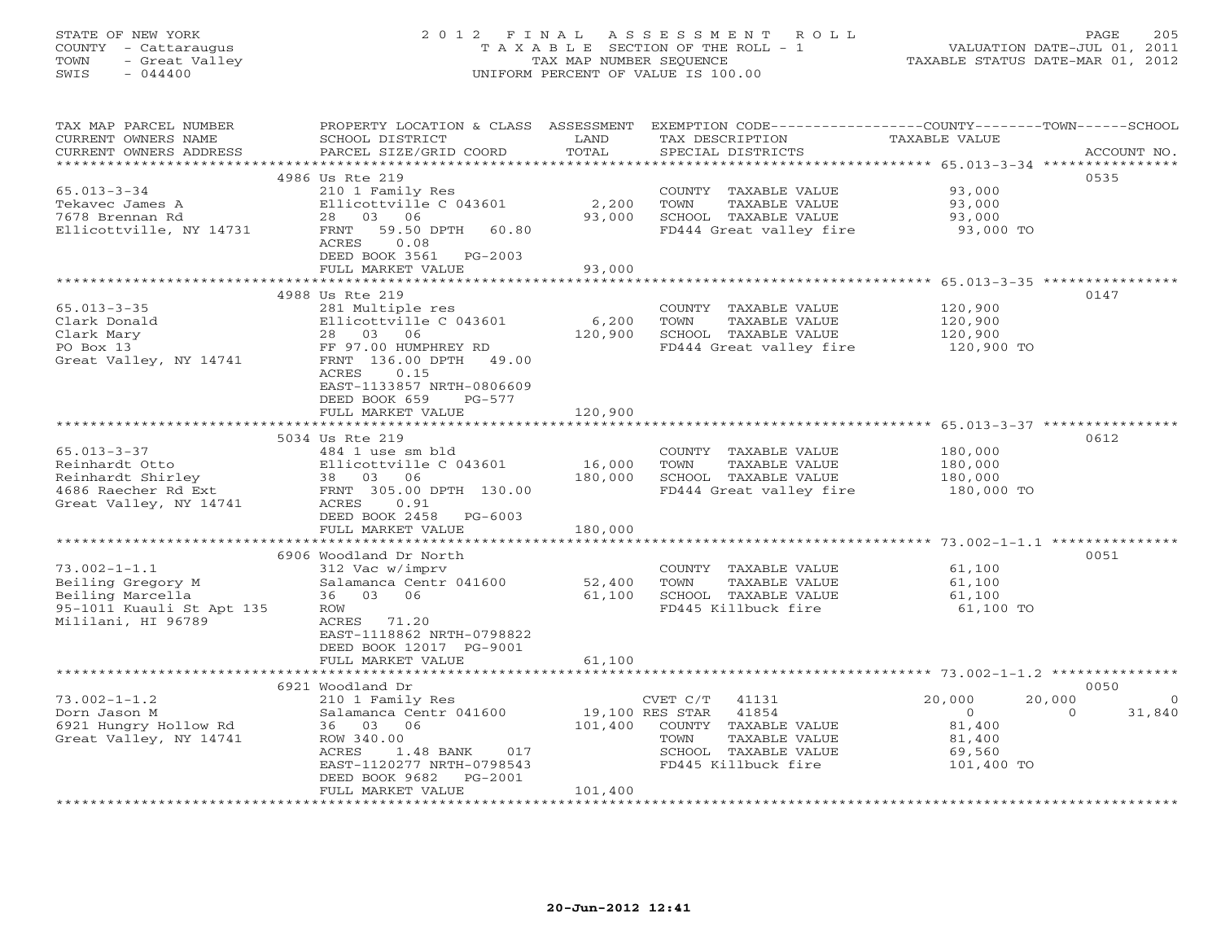STATE OF NEW YORK
COUNTY - Cattaraugus
TOWN - Great Valley
SWIS - 044400

# 2012 FINAL ASSESSMENT ROLL

TAXABLE SECTION OF THE ROLL - 1
TAX MAP NUMBER SEQUENCE
UNIFORM PERCENT OF VALUE IS 100.00

VALUATION DATE-JUL 01, 2011
TAXABLE STATUS DATE-MAR 01, 2012

| TAX MAP PARCEL NUMBER / CURRENT OWNERS NAME / CURRENT OWNERS ADDRESS | PROPERTY LOCATION & CLASS / SCHOOL DISTRICT / PARCEL SIZE/GRID COORD | ASSESSMENT LAND | TOTAL | EXEMPTION CODE / TAX DESCRIPTION / SPECIAL DISTRICTS | COUNTY | TOWN | SCHOOL | ACCOUNT NO. |
|---|---|---|---|---|---|---|---|---|
| **65.013-3-34** | 4986 Us Rte 219 | | | | | | | 0535 |
| Tekavec James A | 210 1 Family Res | | | COUNTY TAXABLE VALUE | 93,000 | | | |
| 7678 Brennan Rd | Ellicottville C 043601 | 2,200 | | TOWN TAXABLE VALUE | | 93,000 | | |
| Ellicottville, NY 14731 | 28 03 06 | | 93,000 | SCHOOL TAXABLE VALUE | | | 93,000 | |
| | FRNT 59.50 DPTH 60.80 | | | FD444 Great valley fire | 93,000 TO | | | |
| | ACRES 0.08 | | | | | | | |
| | DEED BOOK 3561 PG-2003 | | | | | | | |
| | FULL MARKET VALUE | | 93,000 | | | | | |
| **65.013-3-35** | 4988 Us Rte 219 | | | | | | | 0147 |
| Clark Donald | 281 Multiple res | | | COUNTY TAXABLE VALUE | 120,900 | | | |
| Clark Mary | Ellicottville C 043601 | 6,200 | | TOWN TAXABLE VALUE | | 120,900 | | |
| PO Box 13 | 28 03 06 | | 120,900 | SCHOOL TAXABLE VALUE | | | 120,900 | |
| Great Valley, NY 14741 | FF 97.00 HUMPHREY RD | | | FD444 Great valley fire | 120,900 TO | | | |
| | FRNT 136.00 DPTH 49.00 | | | | | | | |
| | ACRES 0.15 | | | | | | | |
| | EAST-1133857 NRTH-0806609 | | | | | | | |
| | DEED BOOK 659 PG-577 | | | | | | | |
| | FULL MARKET VALUE | | 120,900 | | | | | |
| **65.013-3-37** | 5034 Us Rte 219 | | | | | | | 0612 |
| Reinhardt Otto | 484 1 use sm bld | | | COUNTY TAXABLE VALUE | 180,000 | | | |
| Reinhardt Shirley | Ellicottville C 043601 | 16,000 | | TOWN TAXABLE VALUE | | 180,000 | | |
| 4686 Raecher Rd Ext | 38 03 06 | | 180,000 | SCHOOL TAXABLE VALUE | | | 180,000 | |
| Great Valley, NY 14741 | FRNT 305.00 DPTH 130.00 | | | FD444 Great valley fire | 180,000 TO | | | |
| | ACRES 0.91 | | | | | | | |
| | DEED BOOK 2458 PG-6003 | | | | | | | |
| | FULL MARKET VALUE | | 180,000 | | | | | |
| **73.002-1-1.1** | 6906 Woodland Dr North | | | | | | | 0051 |
| Beiling Gregory M | 312 Vac w/imprv | | | COUNTY TAXABLE VALUE | 61,100 | | | |
| Beiling Marcella | Salamanca Centr 041600 | 52,400 | | TOWN TAXABLE VALUE | | 61,100 | | |
| 95-1011 Kuauli St Apt 135 | 36 03 06 | | 61,100 | SCHOOL TAXABLE VALUE | | | 61,100 | |
| Mililani, HI 96789 | ROW | | | FD445 Killbuck fire | 61,100 TO | | | |
| | ACRES 71.20 | | | | | | | |
| | EAST-1118862 NRTH-0798822 | | | | | | | |
| | DEED BOOK 12017 PG-9001 | | | | | | | |
| | FULL MARKET VALUE | | 61,100 | | | | | |
| **73.002-1-1.2** | 6921 Woodland Dr | | | | | | | 0050 |
| Dorn Jason M | 210 1 Family Res | | | CVET C/T 41131 | 20,000 | 20,000 | 0 | |
| 6921 Hungry Hollow Rd | Salamanca Centr 041600 | 19,100 | | RES STAR 41854 | 0 | 0 | 31,840 | |
| Great Valley, NY 14741 | 36 03 06 | | 101,400 | COUNTY TAXABLE VALUE | 81,400 | | | |
| | ROW 340.00 | | | TOWN TAXABLE VALUE | | 81,400 | | |
| | ACRES 1.48 BANK 017 | | | SCHOOL TAXABLE VALUE | | | 69,560 | |
| | EAST-1120277 NRTH-0798543 | | | FD445 Killbuck fire | 101,400 TO | | | |
| | DEED BOOK 9682 PG-2001 | | | | | | | |
| | FULL MARKET VALUE | | 101,400 | | | | | |

20-Jun-2012 12:41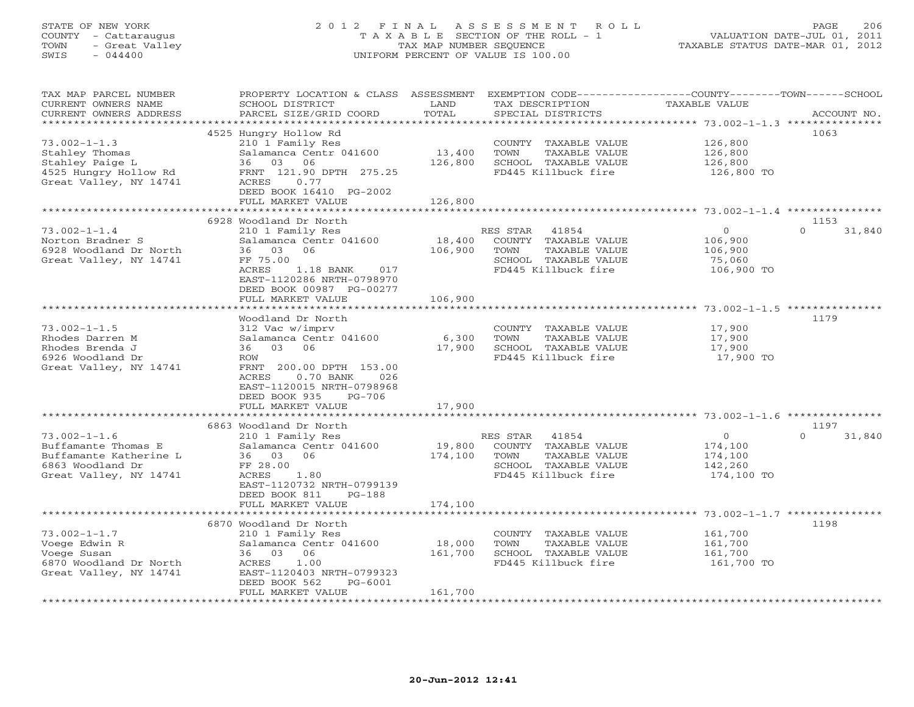STATE OF NEW YORK
COUNTY - Cattaraugus
TOWN - Great Valley
SWIS - 044400

# 2012 FINAL ASSESSMENT ROLL

TAXABLE SECTION OF THE ROLL - 1
TAX MAP NUMBER SEQUENCE
UNIFORM PERCENT OF VALUE IS 100.00

VALUATION DATE-JUL 01, 2011
TAXABLE STATUS DATE-MAR 01, 2012

| TAX MAP PARCEL NUMBER / CURRENT OWNERS NAME / CURRENT OWNERS ADDRESS | PROPERTY LOCATION & CLASS / SCHOOL DISTRICT / PARCEL SIZE/GRID COORD | ASSESSMENT LAND / TOTAL | EXEMPTION CODE / TAX DESCRIPTION / SPECIAL DISTRICTS | COUNTY / TOWN / SCHOOL TAXABLE VALUE | ACCOUNT NO. |
|---|---|---|---|---|---|
| 73.002-1-1.3 | 4525 Hungry Hollow Rd | | | | 1063 |
| Stahley Thomas | 210 1 Family Res | | COUNTY TAXABLE VALUE | 126,800 | |
| Stahley Paige L | Salamanca Centr 041600 | 13,400 | TOWN TAXABLE VALUE | 126,800 | |
| 4525 Hungry Hollow Rd | 36 03 06 | 126,800 | SCHOOL TAXABLE VALUE | 126,800 | |
| Great Valley, NY 14741 | FRNT 121.90 DPTH 275.25 | | FD445 Killbuck fire | 126,800 TO | |
| | ACRES 0.77 | | | | |
| | DEED BOOK 16410 PG-2002 | | | | |
| | FULL MARKET VALUE | 126,800 | | | |
| 73.002-1-1.4 | 6928 Woodland Dr North | | | | 1153 |
| Norton Bradner S | 210 1 Family Res | | RES STAR 41854 | 0 / 0 / 31,840 | |
| 6928 Woodland Dr North | Salamanca Centr 041600 | 18,400 | COUNTY TAXABLE VALUE | 106,900 | |
| Great Valley, NY 14741 | 36 03 06 | 106,900 | TOWN TAXABLE VALUE | 106,900 | |
| | FF 75.00 | | SCHOOL TAXABLE VALUE | 75,060 | |
| | ACRES 1.18 BANK 017 | | FD445 Killbuck fire | 106,900 TO | |
| | EAST-1120286 NRTH-0798970 | | | | |
| | DEED BOOK 00987 PG-00277 | | | | |
| | FULL MARKET VALUE | 106,900 | | | |
| 73.002-1-1.5 | Woodland Dr North | | | | 1179 |
| Rhodes Darren M | 312 Vac w/imprv | | COUNTY TAXABLE VALUE | 17,900 | |
| Rhodes Brenda J | Salamanca Centr 041600 | 6,300 | TOWN TAXABLE VALUE | 17,900 | |
| 6926 Woodland Dr | 36 03 06 | 17,900 | SCHOOL TAXABLE VALUE | 17,900 | |
| Great Valley, NY 14741 | ROW | | FD445 Killbuck fire | 17,900 TO | |
| | FRNT 200.00 DPTH 153.00 | | | | |
| | ACRES 0.70 BANK 026 | | | | |
| | EAST-1120015 NRTH-0798968 | | | | |
| | DEED BOOK 935 PG-706 | | | | |
| | FULL MARKET VALUE | 17,900 | | | |
| 73.002-1-1.6 | 6863 Woodland Dr North | | | | 1197 |
| Buffamante Thomas E | 210 1 Family Res | | RES STAR 41854 | 0 / 0 / 31,840 | |
| Buffamante Katherine L | Salamanca Centr 041600 | 19,800 | COUNTY TAXABLE VALUE | 174,100 | |
| 6863 Woodland Dr | 36 03 06 | 174,100 | TOWN TAXABLE VALUE | 174,100 | |
| Great Valley, NY 14741 | FF 28.00 | | SCHOOL TAXABLE VALUE | 142,260 | |
| | ACRES 1.80 | | FD445 Killbuck fire | 174,100 TO | |
| | EAST-1120732 NRTH-0799139 | | | | |
| | DEED BOOK 811 PG-188 | | | | |
| | FULL MARKET VALUE | 174,100 | | | |
| 73.002-1-1.7 | 6870 Woodland Dr North | | | | 1198 |
| Voege Edwin R | 210 1 Family Res | | COUNTY TAXABLE VALUE | 161,700 | |
| Voege Susan | Salamanca Centr 041600 | 18,000 | TOWN TAXABLE VALUE | 161,700 | |
| 6870 Woodland Dr North | 36 03 06 | 161,700 | SCHOOL TAXABLE VALUE | 161,700 | |
| Great Valley, NY 14741 | ACRES 1.00 | | FD445 Killbuck fire | 161,700 TO | |
| | EAST-1120403 NRTH-0799323 | | | | |
| | DEED BOOK 562 PG-6001 | | | | |
| | FULL MARKET VALUE | 161,700 | | | |

20-Jun-2012 12:41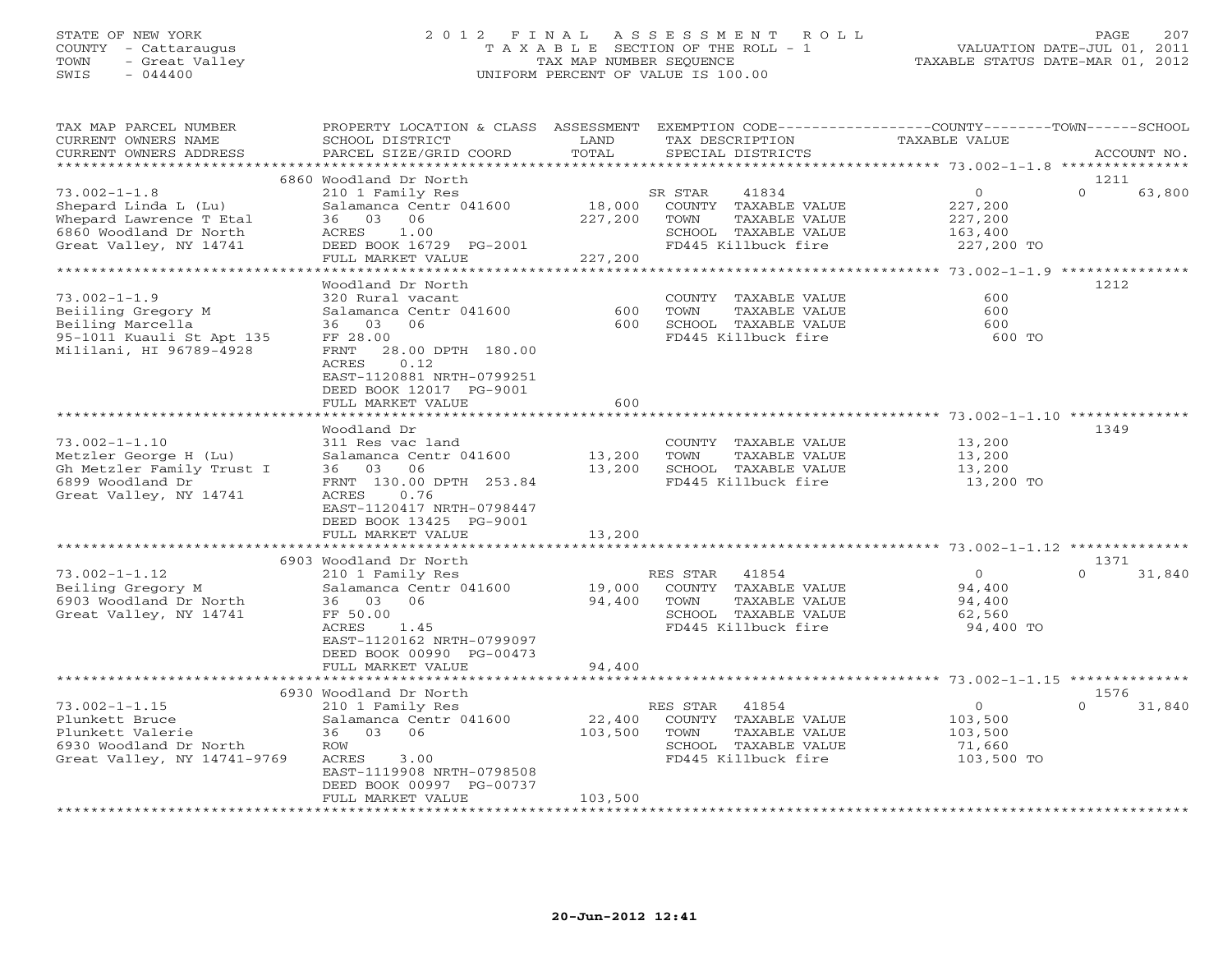STATE OF NEW YORK
COUNTY - Cattaraugus
TOWN - Great Valley
SWIS - 044400

2 0 1 2 F I N A L A S S E S S M E N T R O L L
T A X A B L E SECTION OF THE ROLL - 1
TAX MAP NUMBER SEQUENCE
UNIFORM PERCENT OF VALUE IS 100.00

VALUATION DATE-JUL 01, 2011
TAXABLE STATUS DATE-MAR 01, 2012

| TAX MAP PARCEL NUMBER / CURRENT OWNERS NAME / CURRENT OWNERS ADDRESS | PROPERTY LOCATION & CLASS / SCHOOL DISTRICT / PARCEL SIZE/GRID COORD | ASSESSMENT LAND / TOTAL | EXEMPTION CODE / TAX DESCRIPTION / SPECIAL DISTRICTS | COUNTY / TOWN / SCHOOL TAXABLE VALUE | ACCOUNT NO. |
|---|---|---|---|---|---|
| **73.002-1-1.8** | 6860 Woodland Dr North | | | | 1211 |
| 73.002-1-1.8 | 210 1 Family Res | | SR STAR 41834 | 0 | 0 63,800 |
| Shepard Linda L (Lu) | Salamanca Centr 041600 | 18,000 | COUNTY TAXABLE VALUE | 227,200 | |
| Whepard Lawrence T Etal | 36 03 06 | 227,200 | TOWN TAXABLE VALUE | 227,200 | |
| 6860 Woodland Dr North | ACRES 1.00 | | SCHOOL TAXABLE VALUE | 163,400 | |
| Great Valley, NY 14741 | DEED BOOK 16729 PG-2001 | | FD445 Killbuck fire | 227,200 TO | |
| | FULL MARKET VALUE | 227,200 | | | |
| **73.002-1-1.9** | Woodland Dr North | | | | 1212 |
| 73.002-1-1.9 | 320 Rural vacant | | COUNTY TAXABLE VALUE | 600 | |
| Beiiling Gregory M | Salamanca Centr 041600 | 600 | TOWN TAXABLE VALUE | 600 | |
| Beiling Marcella | 36 03 06 | 600 | SCHOOL TAXABLE VALUE | 600 | |
| 95-1011 Kuauli St Apt 135 | FF 28.00 | | FD445 Killbuck fire | 600 TO | |
| Mililani, HI 96789-4928 | FRNT 28.00 DPTH 180.00 | | | | |
| | ACRES 0.12 | | | | |
| | EAST-1120881 NRTH-0799251 | | | | |
| | DEED BOOK 12017 PG-9001 | | | | |
| | FULL MARKET VALUE | 600 | | | |
| **73.002-1-1.10** | Woodland Dr | | | | 1349 |
| 73.002-1-1.10 | 311 Res vac land | | COUNTY TAXABLE VALUE | 13,200 | |
| Metzler George H (Lu) | Salamanca Centr 041600 | 13,200 | TOWN TAXABLE VALUE | 13,200 | |
| Gh Metzler Family Trust I | 36 03 06 | 13,200 | SCHOOL TAXABLE VALUE | 13,200 | |
| 6899 Woodland Dr | FRNT 130.00 DPTH 253.84 | | FD445 Killbuck fire | 13,200 TO | |
| Great Valley, NY 14741 | ACRES 0.76 | | | | |
| | EAST-1120417 NRTH-0798447 | | | | |
| | DEED BOOK 13425 PG-9001 | | | | |
| | FULL MARKET VALUE | 13,200 | | | |
| **73.002-1-1.12** | 6903 Woodland Dr North | | | | 1371 |
| 73.002-1-1.12 | 210 1 Family Res | | RES STAR 41854 | 0 | 0 31,840 |
| Beiling Gregory M | Salamanca Centr 041600 | 19,000 | COUNTY TAXABLE VALUE | 94,400 | |
| 6903 Woodland Dr North | 36 03 06 | 94,400 | TOWN TAXABLE VALUE | 94,400 | |
| Great Valley, NY 14741 | FF 50.00 | | SCHOOL TAXABLE VALUE | 62,560 | |
| | ACRES 1.45 | | FD445 Killbuck fire | 94,400 TO | |
| | EAST-1120162 NRTH-0799097 | | | | |
| | DEED BOOK 00990 PG-00473 | | | | |
| | FULL MARKET VALUE | 94,400 | | | |
| **73.002-1-1.15** | 6930 Woodland Dr North | | | | 1576 |
| 73.002-1-1.15 | 210 1 Family Res | | RES STAR 41854 | 0 | 0 31,840 |
| Plunkett Bruce | Salamanca Centr 041600 | 22,400 | COUNTY TAXABLE VALUE | 103,500 | |
| Plunkett Valerie | 36 03 06 | 103,500 | TOWN TAXABLE VALUE | 103,500 | |
| 6930 Woodland Dr North | ROW | | SCHOOL TAXABLE VALUE | 71,660 | |
| Great Valley, NY 14741-9769 | ACRES 3.00 | | FD445 Killbuck fire | 103,500 TO | |
| | EAST-1119908 NRTH-0798508 | | | | |
| | DEED BOOK 00997 PG-00737 | | | | |
| | FULL MARKET VALUE | 103,500 | | | |

20-Jun-2012 12:41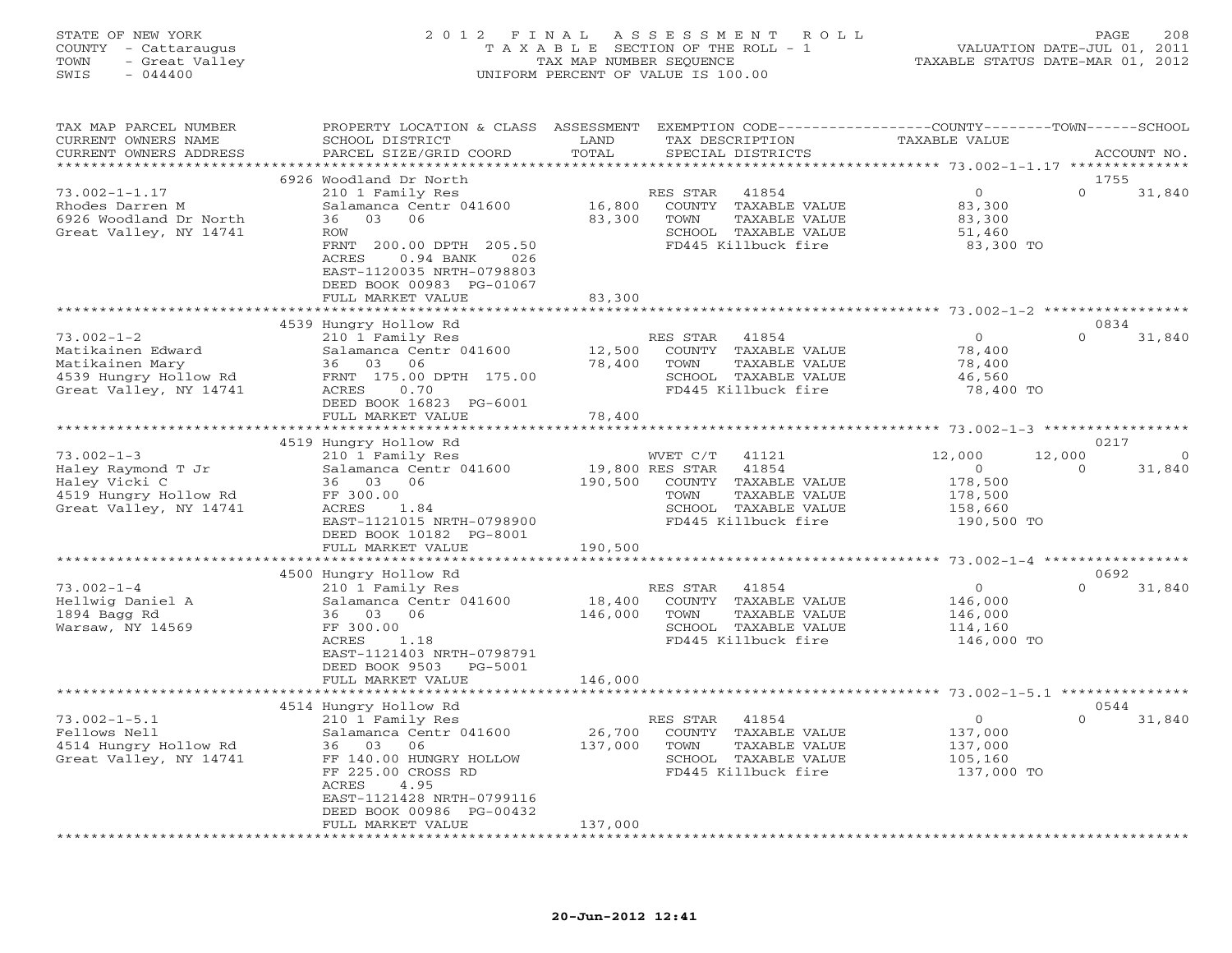STATE OF NEW YORK
COUNTY - Cattaraugus
TOWN - Great Valley
SWIS - 044400

# 2012 FINAL ASSESSMENT ROLL
TAXABLE SECTION OF THE ROLL - 1
TAX MAP NUMBER SEQUENCE
UNIFORM PERCENT OF VALUE IS 100.00

VALUATION DATE-JUL 01, 2011
TAXABLE STATUS DATE-MAR 01, 2012

| TAX MAP PARCEL NUMBER / CURRENT OWNERS NAME / CURRENT OWNERS ADDRESS | PROPERTY LOCATION & CLASS / SCHOOL DISTRICT / PARCEL SIZE/GRID COORD | ASSESSMENT LAND / TOTAL | EXEMPTION CODE / TAX DESCRIPTION / SPECIAL DISTRICTS | COUNTY TAXABLE VALUE | TOWN | SCHOOL / ACCOUNT NO. |
|---|---|---|---|---|---|---|
| | 6926 Woodland Dr North | | | | | 1755 |
| 73.002-1-1.17 | 210 1 Family Res | | RES STAR 41854 | 0 | 0 | 31,840 |
| Rhodes Darren M | Salamanca Centr 041600 | 16,800 | COUNTY TAXABLE VALUE | 83,300 | | |
| 6926 Woodland Dr North | 36 03 06 | 83,300 | TOWN TAXABLE VALUE | 83,300 | | |
| Great Valley, NY 14741 | ROW | | SCHOOL TAXABLE VALUE | 51,460 | | |
| | FRNT 200.00 DPTH 205.50 | | FD445 Killbuck fire | 83,300 TO | | |
| | ACRES 0.94 BANK 026 | | | | | |
| | EAST-1120035 NRTH-0798803 | | | | | |
| | DEED BOOK 00983 PG-01067 | | | | | |
| | FULL MARKET VALUE | 83,300 | | | | |
| | 4539 Hungry Hollow Rd | | | | | 0834 |
| 73.002-1-2 | 210 1 Family Res | | RES STAR 41854 | 0 | 0 | 31,840 |
| Matikainen Edward | Salamanca Centr 041600 | 12,500 | COUNTY TAXABLE VALUE | 78,400 | | |
| Matikainen Mary | 36 03 06 | 78,400 | TOWN TAXABLE VALUE | 78,400 | | |
| 4539 Hungry Hollow Rd | FRNT 175.00 DPTH 175.00 | | SCHOOL TAXABLE VALUE | 46,560 | | |
| Great Valley, NY 14741 | ACRES 0.70 | | FD445 Killbuck fire | 78,400 TO | | |
| | DEED BOOK 16823 PG-6001 | | | | | |
| | FULL MARKET VALUE | 78,400 | | | | |
| | 4519 Hungry Hollow Rd | | | | | 0217 |
| 73.002-1-3 | 210 1 Family Res | | WVET C/T 41121 | 12,000 | 12,000 | 0 |
| Haley Raymond T Jr | Salamanca Centr 041600 | 19,800 | RES STAR 41854 | 0 | 0 | 31,840 |
| Haley Vicki C | 36 03 06 | 190,500 | COUNTY TAXABLE VALUE | 178,500 | | |
| 4519 Hungry Hollow Rd | FF 300.00 | | TOWN TAXABLE VALUE | 178,500 | | |
| Great Valley, NY 14741 | ACRES 1.84 | | SCHOOL TAXABLE VALUE | 158,660 | | |
| | EAST-1121015 NRTH-0798900 | | FD445 Killbuck fire | 190,500 TO | | |
| | DEED BOOK 10182 PG-8001 | | | | | |
| | FULL MARKET VALUE | 190,500 | | | | |
| | 4500 Hungry Hollow Rd | | | | | 0692 |
| 73.002-1-4 | 210 1 Family Res | | RES STAR 41854 | 0 | 0 | 31,840 |
| Hellwig Daniel A | Salamanca Centr 041600 | 18,400 | COUNTY TAXABLE VALUE | 146,000 | | |
| 1894 Bagg Rd | 36 03 06 | 146,000 | TOWN TAXABLE VALUE | 146,000 | | |
| Warsaw, NY 14569 | FF 300.00 | | SCHOOL TAXABLE VALUE | 114,160 | | |
| | ACRES 1.18 | | FD445 Killbuck fire | 146,000 TO | | |
| | EAST-1121403 NRTH-0798791 | | | | | |
| | DEED BOOK 9503 PG-5001 | | | | | |
| | FULL MARKET VALUE | 146,000 | | | | |
| | 4514 Hungry Hollow Rd | | | | | 0544 |
| 73.002-1-5.1 | 210 1 Family Res | | RES STAR 41854 | 0 | 0 | 31,840 |
| Fellows Nell | Salamanca Centr 041600 | 26,700 | COUNTY TAXABLE VALUE | 137,000 | | |
| 4514 Hungry Hollow Rd | 36 03 06 | 137,000 | TOWN TAXABLE VALUE | 137,000 | | |
| Great Valley, NY 14741 | FF 140.00 HUNGRY HOLLOW | | SCHOOL TAXABLE VALUE | 105,160 | | |
| | FF 225.00 CROSS RD | | FD445 Killbuck fire | 137,000 TO | | |
| | ACRES 4.95 | | | | | |
| | EAST-1121428 NRTH-0799116 | | | | | |
| | DEED BOOK 00986 PG-00432 | | | | | |
| | FULL MARKET VALUE | 137,000 | | | | |

20-Jun-2012 12:41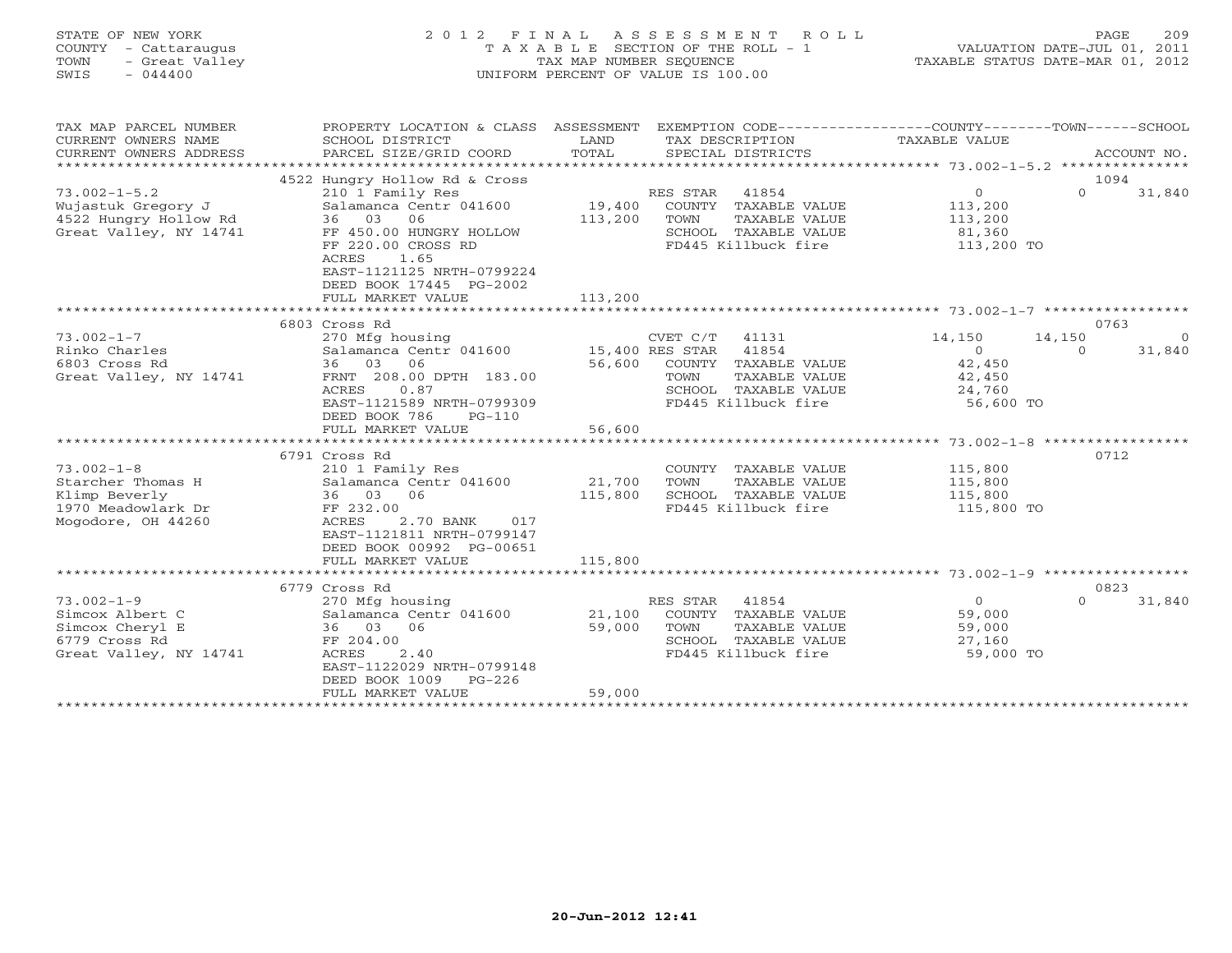STATE OF NEW YORK
COUNTY - Cattaraugus
TOWN - Great Valley
SWIS - 044400

# 2012 FINAL ASSESSMENT ROLL

TAXABLE SECTION OF THE ROLL - 1
TAX MAP NUMBER SEQUENCE
UNIFORM PERCENT OF VALUE IS 100.00

VALUATION DATE-JUL 01, 2011
TAXABLE STATUS DATE-MAR 01, 2012

| TAX MAP PARCEL NUMBER / CURRENT OWNERS NAME / CURRENT OWNERS ADDRESS | PROPERTY LOCATION & CLASS / SCHOOL DISTRICT / PARCEL SIZE/GRID COORD | ASSESSMENT LAND / TOTAL | EXEMPTION CODE / TAX DESCRIPTION / SPECIAL DISTRICTS | COUNTY TAXABLE VALUE | TOWN | SCHOOL / ACCOUNT NO. |
|---|---|---|---|---|---|---|
| 73.002-1-5.2 | 4522 Hungry Hollow Rd & Cross | | | | | 1094 |
| 73.002-1-5.2 | 210 1 Family Res | | RES STAR 41854 | 0 | 0 | 31,840 |
| Wujastuk Gregory J | Salamanca Centr 041600 | 19,400 | COUNTY TAXABLE VALUE | 113,200 | | |
| 4522 Hungry Hollow Rd | 36 03 06 | 113,200 | TOWN TAXABLE VALUE | 113,200 | | |
| Great Valley, NY 14741 | FF 450.00 HUNGRY HOLLOW | | SCHOOL TAXABLE VALUE | 81,360 | | |
| | FF 220.00 CROSS RD | | FD445 Killbuck fire | 113,200 TO | | |
| | ACRES 1.65 | | | | | |
| | EAST-1121125 NRTH-0799224 | | | | | |
| | DEED BOOK 17445 PG-2002 | | | | | |
| | FULL MARKET VALUE | 113,200 | | | | |
| 73.002-1-7 | 6803 Cross Rd | | | | | 0763 |
| 73.002-1-7 | 270 Mfg housing | | CVET C/T 41131 | 14,150 | 14,150 | 0 |
| Rinko Charles | Salamanca Centr 041600 | 15,400 | RES STAR 41854 | 0 | 0 | 31,840 |
| 6803 Cross Rd | 36 03 06 | 56,600 | COUNTY TAXABLE VALUE | 42,450 | | |
| Great Valley, NY 14741 | FRNT 208.00 DPTH 183.00 | | TOWN TAXABLE VALUE | 42,450 | | |
| | ACRES 0.87 | | SCHOOL TAXABLE VALUE | 24,760 | | |
| | EAST-1121589 NRTH-0799309 | | FD445 Killbuck fire | 56,600 TO | | |
| | DEED BOOK 786 PG-110 | | | | | |
| | FULL MARKET VALUE | 56,600 | | | | |
| 73.002-1-8 | 6791 Cross Rd | | | | | 0712 |
| 73.002-1-8 | 210 1 Family Res | | COUNTY TAXABLE VALUE | 115,800 | | |
| Starcher Thomas H | Salamanca Centr 041600 | 21,700 | TOWN TAXABLE VALUE | 115,800 | | |
| Klimp Beverly | 36 03 06 | 115,800 | SCHOOL TAXABLE VALUE | 115,800 | | |
| 1970 Meadowlark Dr | FF 232.00 | | FD445 Killbuck fire | 115,800 TO | | |
| Mogodore, OH 44260 | ACRES 2.70 BANK 017 | | | | | |
| | EAST-1121811 NRTH-0799147 | | | | | |
| | DEED BOOK 00992 PG-00651 | | | | | |
| | FULL MARKET VALUE | 115,800 | | | | |
| 73.002-1-9 | 6779 Cross Rd | | | | | 0823 |
| 73.002-1-9 | 270 Mfg housing | | RES STAR 41854 | 0 | 0 | 31,840 |
| Simcox Albert C | Salamanca Centr 041600 | 21,100 | COUNTY TAXABLE VALUE | 59,000 | | |
| Simcox Cheryl E | 36 03 06 | 59,000 | TOWN TAXABLE VALUE | 59,000 | | |
| 6779 Cross Rd | FF 204.00 | | SCHOOL TAXABLE VALUE | 27,160 | | |
| Great Valley, NY 14741 | ACRES 2.40 | | FD445 Killbuck fire | 59,000 TO | | |
| | EAST-1122029 NRTH-0799148 | | | | | |
| | DEED BOOK 1009 PG-226 | | | | | |
| | FULL MARKET VALUE | 59,000 | | | | |

20-Jun-2012 12:41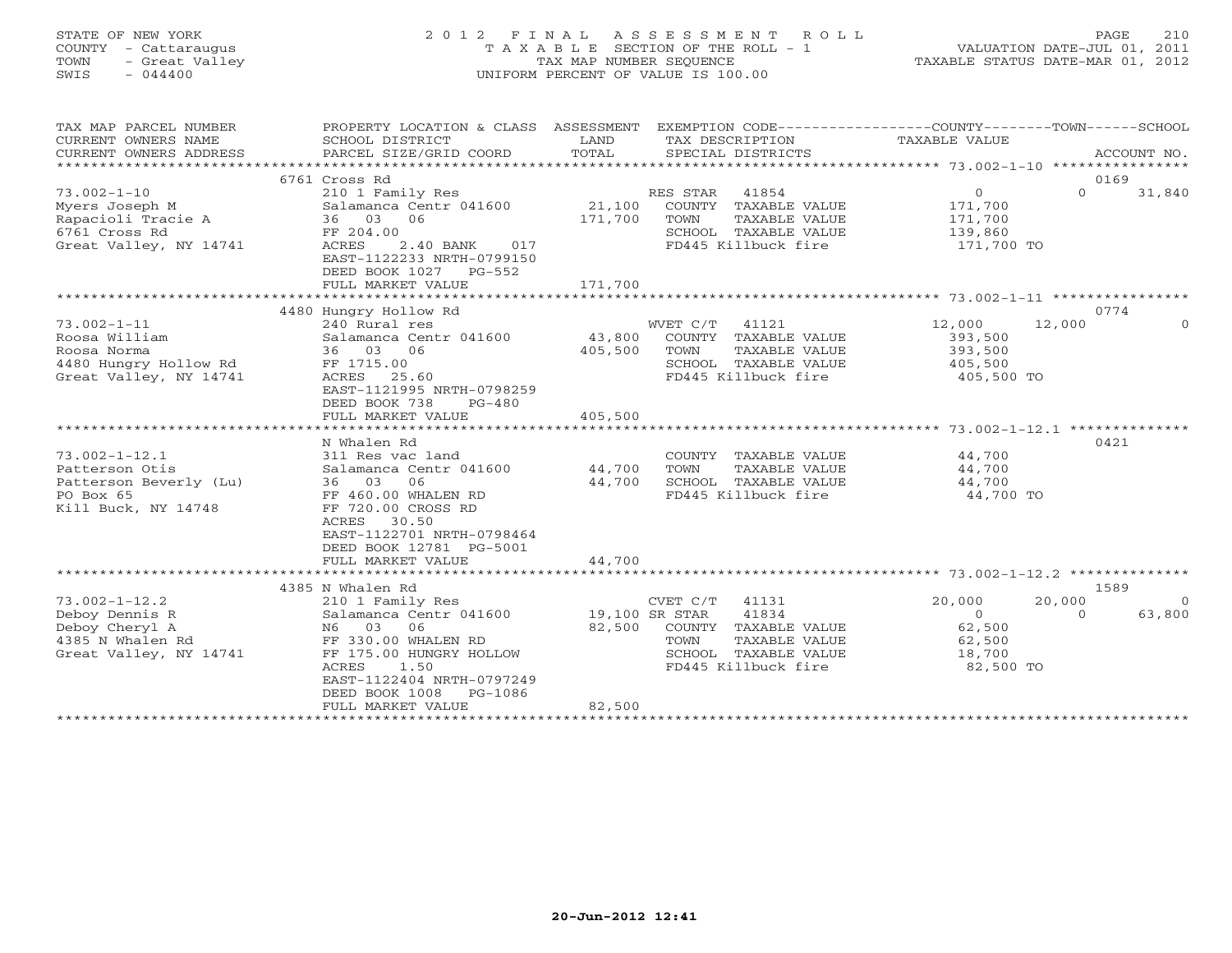STATE OF NEW YORK
COUNTY - Cattaraugus
TOWN - Great Valley
SWIS - 044400

# 2012 FINAL ASSESSMENT ROLL
TAXABLE SECTION OF THE ROLL - 1
TAX MAP NUMBER SEQUENCE
UNIFORM PERCENT OF VALUE IS 100.00

VALUATION DATE-JUL 01, 2011
TAXABLE STATUS DATE-MAR 01, 2012

| TAX MAP PARCEL NUMBER / CURRENT OWNERS NAME / CURRENT OWNERS ADDRESS | PROPERTY LOCATION & CLASS / SCHOOL DISTRICT / PARCEL SIZE/GRID COORD | ASSESSMENT LAND / TOTAL | EXEMPTION CODE / TAX DESCRIPTION / SPECIAL DISTRICTS | COUNTY TAXABLE VALUE | TOWN | SCHOOL / ACCOUNT NO. |
|---|---|---|---|---|---|---|
| | 6761 Cross Rd | | | | | 0169 |
| 73.002-1-10 | 210 1 Family Res | | RES STAR 41854 | 0 | 0 | 31,840 |
| Myers Joseph M | Salamanca Centr 041600 | 21,100 | COUNTY TAXABLE VALUE | 171,700 | | |
| Rapacioli Tracie A | 36 03 06 | 171,700 | TOWN TAXABLE VALUE | 171,700 | | |
| 6761 Cross Rd | FF 204.00 | | SCHOOL TAXABLE VALUE | 139,860 | | |
| Great Valley, NY 14741 | ACRES 2.40 BANK 017 | | FD445 Killbuck fire | 171,700 TO | | |
| | EAST-1122233 NRTH-0799150 | | | | | |
| | DEED BOOK 1027 PG-552 | | | | | |
| | FULL MARKET VALUE | 171,700 | | | | |
| | 4480 Hungry Hollow Rd | | | | | 0774 |
| 73.002-1-11 | 240 Rural res | | WVET C/T 41121 | 12,000 | 12,000 | 0 |
| Roosa William | Salamanca Centr 041600 | 43,800 | COUNTY TAXABLE VALUE | 393,500 | | |
| Roosa Norma | 36 03 06 | 405,500 | TOWN TAXABLE VALUE | 393,500 | | |
| 4480 Hungry Hollow Rd | FF 1715.00 | | SCHOOL TAXABLE VALUE | 405,500 | | |
| Great Valley, NY 14741 | ACRES 25.60 | | FD445 Killbuck fire | 405,500 TO | | |
| | EAST-1121995 NRTH-0798259 | | | | | |
| | DEED BOOK 738 PG-480 | | | | | |
| | FULL MARKET VALUE | 405,500 | | | | |
| | N Whalen Rd | | | | | 0421 |
| 73.002-1-12.1 | 311 Res vac land | | COUNTY TAXABLE VALUE | 44,700 | | |
| Patterson Otis | Salamanca Centr 041600 | 44,700 | TOWN TAXABLE VALUE | 44,700 | | |
| Patterson Beverly (Lu) | 36 03 06 | 44,700 | SCHOOL TAXABLE VALUE | 44,700 | | |
| PO Box 65 | FF 460.00 WHALEN RD | | FD445 Killbuck fire | 44,700 TO | | |
| Kill Buck, NY 14748 | FF 720.00 CROSS RD | | | | | |
| | ACRES 30.50 | | | | | |
| | EAST-1122701 NRTH-0798464 | | | | | |
| | DEED BOOK 12781 PG-5001 | | | | | |
| | FULL MARKET VALUE | 44,700 | | | | |
| | 4385 N Whalen Rd | | | | | 1589 |
| 73.002-1-12.2 | 210 1 Family Res | | CVET C/T 41131 | 20,000 | 20,000 | 0 |
| Deboy Dennis R | Salamanca Centr 041600 | 19,100 | SR STAR 41834 | 0 | 0 | 63,800 |
| Deboy Cheryl A | N6 03 06 | 82,500 | COUNTY TAXABLE VALUE | 62,500 | | |
| 4385 N Whalen Rd | FF 330.00 WHALEN RD | | TOWN TAXABLE VALUE | 62,500 | | |
| Great Valley, NY 14741 | FF 175.00 HUNGRY HOLLOW | | SCHOOL TAXABLE VALUE | 18,700 | | |
| | ACRES 1.50 | | FD445 Killbuck fire | 82,500 TO | | |
| | EAST-1122404 NRTH-0797249 | | | | | |
| | DEED BOOK 1008 PG-1086 | | | | | |
| | FULL MARKET VALUE | 82,500 | | | | |

20-Jun-2012 12:41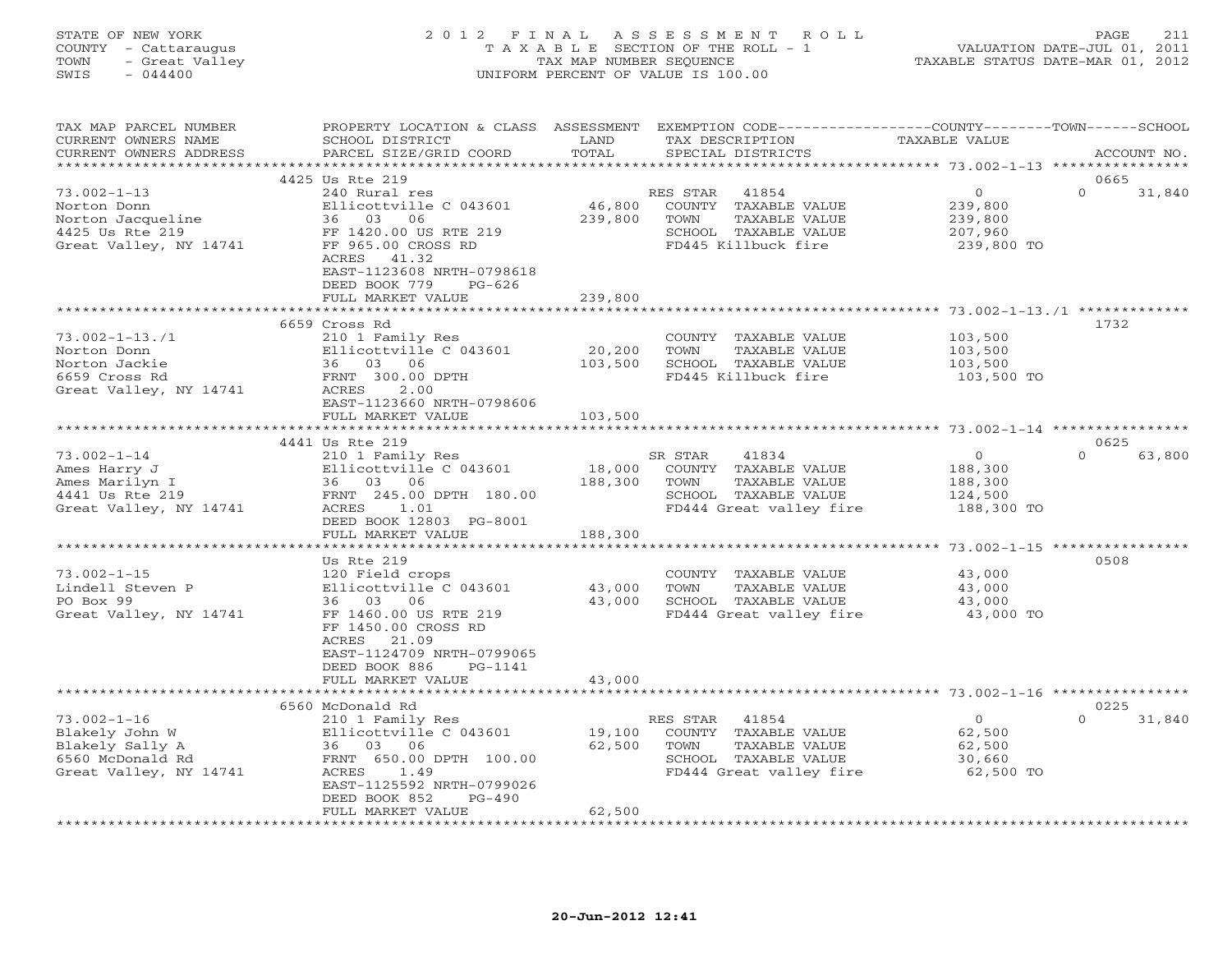STATE OF NEW YORK
COUNTY - Cattaraugus
TOWN - Great Valley
SWIS - 044400

# 2012 FINAL ASSESSMENT ROLL
TAXABLE SECTION OF THE ROLL - 1
TAX MAP NUMBER SEQUENCE
UNIFORM PERCENT OF VALUE IS 100.00

VALUATION DATE-JUL 01, 2011
TAXABLE STATUS DATE-MAR 01, 2012

| TAX MAP PARCEL NUMBER / CURRENT OWNERS NAME / CURRENT OWNERS ADDRESS | PROPERTY LOCATION & CLASS / SCHOOL DISTRICT / PARCEL SIZE/GRID COORD | ASSESSMENT LAND / TOTAL | EXEMPTION CODE / TAX DESCRIPTION / SPECIAL DISTRICTS | COUNTY TAXABLE VALUE | TOWN | SCHOOL / ACCOUNT NO. |
|---|---|---|---|---|---|---|
| | 4425 Us Rte 219 | | | | | 0665 |
| 73.002-1-13 | 240 Rural res | | RES STAR 41854 | 0 | 0 | 31,840 |
| Norton Donn | Ellicottville C 043601 | 46,800 | COUNTY TAXABLE VALUE | 239,800 | | |
| Norton Jacqueline | 36 03 06 | 239,800 | TOWN TAXABLE VALUE | 239,800 | | |
| 4425 Us Rte 219 | FF 1420.00 US RTE 219 | | SCHOOL TAXABLE VALUE | 207,960 | | |
| Great Valley, NY 14741 | FF 965.00 CROSS RD | | FD445 Killbuck fire | 239,800 TO | | |
| | ACRES 41.32 | | | | | |
| | EAST-1123608 NRTH-0798618 | | | | | |
| | DEED BOOK 779 PG-626 | | | | | |
| | FULL MARKET VALUE | 239,800 | | | | |
| | 6659 Cross Rd | | | | | 1732 |
| 73.002-1-13./1 | 210 1 Family Res | | COUNTY TAXABLE VALUE | 103,500 | | |
| Norton Donn | Ellicottville C 043601 | 20,200 | TOWN TAXABLE VALUE | 103,500 | | |
| Norton Jackie | 36 03 06 | 103,500 | SCHOOL TAXABLE VALUE | 103,500 | | |
| 6659 Cross Rd | FRNT 300.00 DPTH | | FD445 Killbuck fire | 103,500 TO | | |
| Great Valley, NY 14741 | ACRES 2.00 | | | | | |
| | EAST-1123660 NRTH-0798606 | | | | | |
| | FULL MARKET VALUE | 103,500 | | | | |
| | 4441 Us Rte 219 | | | | | 0625 |
| 73.002-1-14 | 210 1 Family Res | | SR STAR 41834 | 0 | 0 | 63,800 |
| Ames Harry J | Ellicottville C 043601 | 18,000 | COUNTY TAXABLE VALUE | 188,300 | | |
| Ames Marilyn I | 36 03 06 | 188,300 | TOWN TAXABLE VALUE | 188,300 | | |
| 4441 Us Rte 219 | FRNT 245.00 DPTH 180.00 | | SCHOOL TAXABLE VALUE | 124,500 | | |
| Great Valley, NY 14741 | ACRES 1.01 | | FD444 Great valley fire | 188,300 TO | | |
| | DEED BOOK 12803 PG-8001 | | | | | |
| | FULL MARKET VALUE | 188,300 | | | | |
| | Us Rte 219 | | | | | 0508 |
| 73.002-1-15 | 120 Field crops | | COUNTY TAXABLE VALUE | 43,000 | | |
| Lindell Steven P | Ellicottville C 043601 | 43,000 | TOWN TAXABLE VALUE | 43,000 | | |
| PO Box 99 | 36 03 06 | 43,000 | SCHOOL TAXABLE VALUE | 43,000 | | |
| Great Valley, NY 14741 | FF 1460.00 US RTE 219 | | FD444 Great valley fire | 43,000 TO | | |
| | FF 1450.00 CROSS RD | | | | | |
| | ACRES 21.09 | | | | | |
| | EAST-1124709 NRTH-0799065 | | | | | |
| | DEED BOOK 886 PG-1141 | | | | | |
| | FULL MARKET VALUE | 43,000 | | | | |
| | 6560 McDonald Rd | | | | | 0225 |
| 73.002-1-16 | 210 1 Family Res | | RES STAR 41854 | 0 | 0 | 31,840 |
| Blakely John W | Ellicottville C 043601 | 19,100 | COUNTY TAXABLE VALUE | 62,500 | | |
| Blakely Sally A | 36 03 06 | 62,500 | TOWN TAXABLE VALUE | 62,500 | | |
| 6560 McDonald Rd | FRNT 650.00 DPTH 100.00 | | SCHOOL TAXABLE VALUE | 30,660 | | |
| Great Valley, NY 14741 | ACRES 1.49 | | FD444 Great valley fire | 62,500 TO | | |
| | EAST-1125592 NRTH-0799026 | | | | | |
| | DEED BOOK 852 PG-490 | | | | | |
| | FULL MARKET VALUE | 62,500 | | | | |

20-Jun-2012 12:41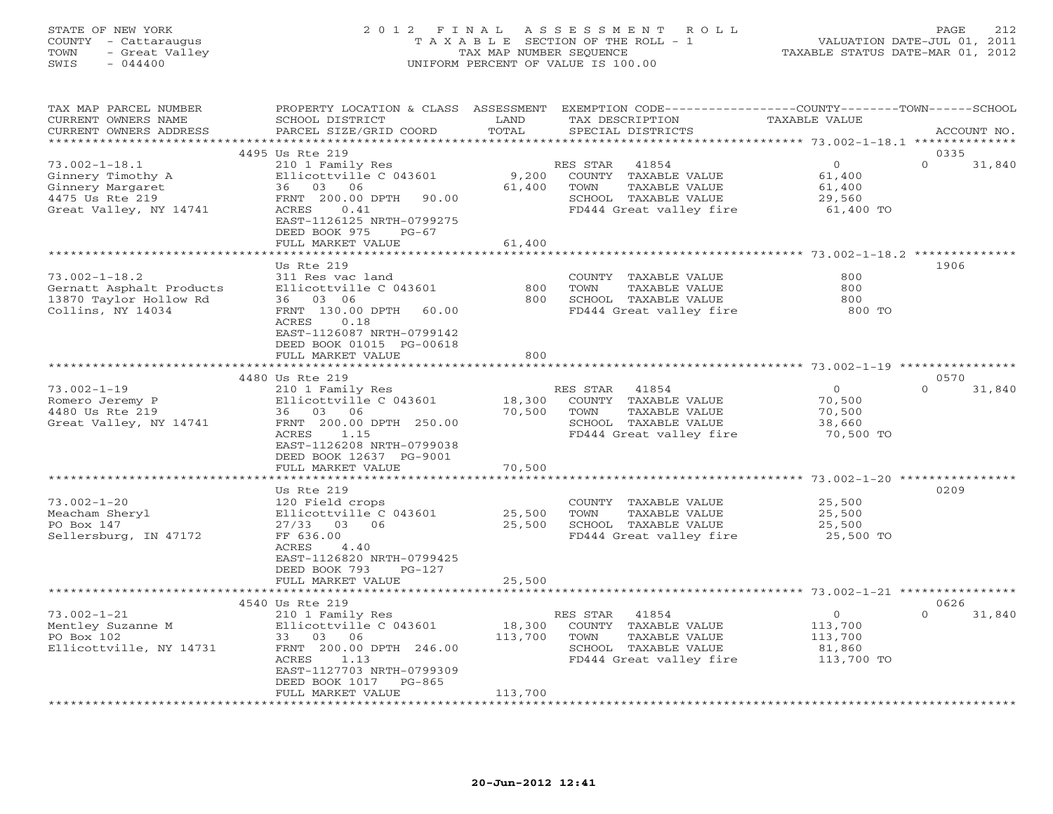STATE OF NEW YORK
COUNTY - Cattaraugus
TOWN - Great Valley
SWIS - 044400

# 2012 FINAL ASSESSMENT ROLL

TAXABLE SECTION OF THE ROLL - 1
TAX MAP NUMBER SEQUENCE
UNIFORM PERCENT OF VALUE IS 100.00

VALUATION DATE-JUL 01, 2011
TAXABLE STATUS DATE-MAR 01, 2012

| TAX MAP PARCEL NUMBER / CURRENT OWNERS NAME / CURRENT OWNERS ADDRESS | PROPERTY LOCATION & CLASS / SCHOOL DISTRICT / PARCEL SIZE/GRID COORD | ASSESSMENT LAND | TOTAL | EXEMPTION CODE / TAX DESCRIPTION / SPECIAL DISTRICTS | COUNTY TAXABLE VALUE | TOWN | SCHOOL | ACCOUNT NO. |
|---|---|---|---|---|---|---|---|---|
| | 4495 Us Rte 219 | | | | | | | 0335 |
| 73.002-1-18.1 | 210 1 Family Res | | | RES STAR 41854 | 0 | 0 | 31,840 | |
| Ginnery Timothy A | Ellicottville C 043601 | 9,200 | | COUNTY TAXABLE VALUE | 61,400 | | | |
| Ginnery Margaret | 36 03 06 | | 61,400 | TOWN TAXABLE VALUE | 61,400 | | | |
| 4475 Us Rte 219 | FRNT 200.00 DPTH 90.00 | | | SCHOOL TAXABLE VALUE | 29,560 | | | |
| Great Valley, NY 14741 | ACRES 0.41 | | | FD444 Great valley fire | 61,400 TO | | | |
| | EAST-1126125 NRTH-0799275 | | | | | | | |
| | DEED BOOK 975 PG-67 | | | | | | | |
| | FULL MARKET VALUE | | 61,400 | | | | | |
| | Us Rte 219 | | | | | | | 1906 |
| 73.002-1-18.2 | 311 Res vac land | | | COUNTY TAXABLE VALUE | 800 | | | |
| Gernatt Asphalt Products | Ellicottville C 043601 | 800 | | TOWN TAXABLE VALUE | 800 | | | |
| 13870 Taylor Hollow Rd | 36 03 06 | | 800 | SCHOOL TAXABLE VALUE | 800 | | | |
| Collins, NY 14034 | FRNT 130.00 DPTH 60.00 | | | FD444 Great valley fire | 800 TO | | | |
| | ACRES 0.18 | | | | | | | |
| | EAST-1126087 NRTH-0799142 | | | | | | | |
| | DEED BOOK 01015 PG-00618 | | | | | | | |
| | FULL MARKET VALUE | | 800 | | | | | |
| | 4480 Us Rte 219 | | | | | | | 0570 |
| 73.002-1-19 | 210 1 Family Res | | | RES STAR 41854 | 0 | 0 | 31,840 | |
| Romero Jeremy P | Ellicottville C 043601 | 18,300 | | COUNTY TAXABLE VALUE | 70,500 | | | |
| 4480 Us Rte 219 | 36 03 06 | | 70,500 | TOWN TAXABLE VALUE | 70,500 | | | |
| Great Valley, NY 14741 | FRNT 200.00 DPTH 250.00 | | | SCHOOL TAXABLE VALUE | 38,660 | | | |
| | ACRES 1.15 | | | FD444 Great valley fire | 70,500 TO | | | |
| | EAST-1126208 NRTH-0799038 | | | | | | | |
| | DEED BOOK 12637 PG-9001 | | | | | | | |
| | FULL MARKET VALUE | | 70,500 | | | | | |
| | Us Rte 219 | | | | | | | 0209 |
| 73.002-1-20 | 120 Field crops | | | COUNTY TAXABLE VALUE | 25,500 | | | |
| Meacham Sheryl | Ellicottville C 043601 | 25,500 | | TOWN TAXABLE VALUE | 25,500 | | | |
| PO Box 147 | 27/33 03 06 | | 25,500 | SCHOOL TAXABLE VALUE | 25,500 | | | |
| Sellersburg, IN 47172 | FF 636.00 | | | FD444 Great valley fire | 25,500 TO | | | |
| | ACRES 4.40 | | | | | | | |
| | EAST-1126820 NRTH-0799425 | | | | | | | |
| | DEED BOOK 793 PG-127 | | | | | | | |
| | FULL MARKET VALUE | | 25,500 | | | | | |
| | 4540 Us Rte 219 | | | | | | | 0626 |
| 73.002-1-21 | 210 1 Family Res | | | RES STAR 41854 | 0 | 0 | 31,840 | |
| Mentley Suzanne M | Ellicottville C 043601 | 18,300 | | COUNTY TAXABLE VALUE | 113,700 | | | |
| PO Box 102 | 33 03 06 | | 113,700 | TOWN TAXABLE VALUE | 113,700 | | | |
| Ellicottville, NY 14731 | FRNT 200.00 DPTH 246.00 | | | SCHOOL TAXABLE VALUE | 81,860 | | | |
| | ACRES 1.13 | | | FD444 Great valley fire | 113,700 TO | | | |
| | EAST-1127703 NRTH-0799309 | | | | | | | |
| | DEED BOOK 1017 PG-865 | | | | | | | |
| | FULL MARKET VALUE | | 113,700 | | | | | |

20-Jun-2012 12:41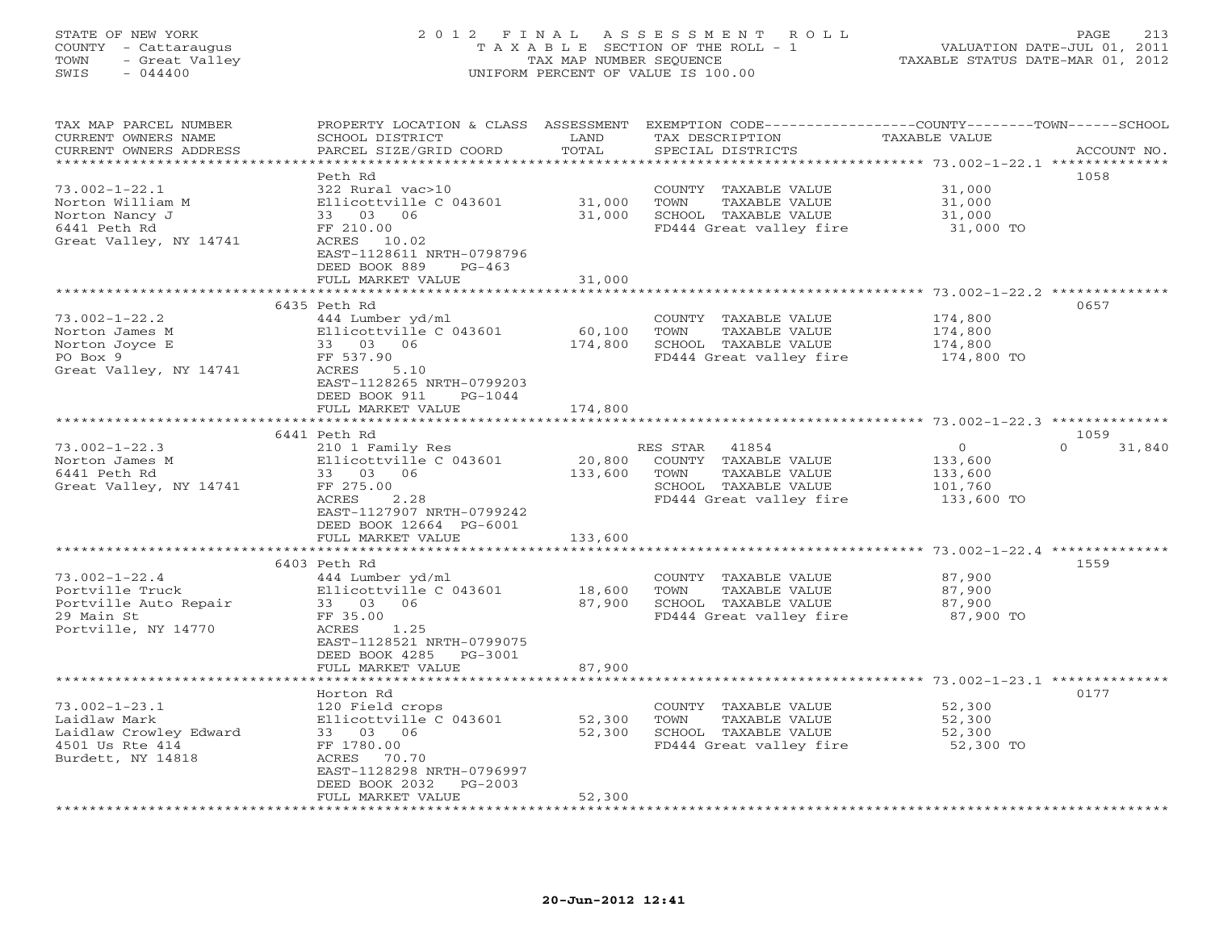STATE OF NEW YORK 2 0 1 2 F I N A L A S S E S S M E N T R O L L
COUNTY - Cattaraugus T A X A B L E SECTION OF THE ROLL - 1 VALUATION DATE-JUL 01, 2011
TOWN - Great Valley TAX MAP NUMBER SEQUENCE TAXABLE STATUS DATE-MAR 01, 2012
SWIS - 044400 UNIFORM PERCENT OF VALUE IS 100.00

| TAX MAP PARCEL NUMBER<br>CURRENT OWNERS NAME<br>CURRENT OWNERS ADDRESS | PROPERTY LOCATION & CLASS<br>SCHOOL DISTRICT<br>PARCEL SIZE/GRID COORD | ASSESSMENT<br>LAND<br>TOTAL | EXEMPTION CODE<br>TAX DESCRIPTION<br>SPECIAL DISTRICTS | COUNTY TOWN SCHOOL<br>TAXABLE VALUE | ACCOUNT NO. |
|---|---|---|---|---|---|
| 73.002-1-22.1 | Peth Rd | | | | 1058 |
| Norton William M | 322 Rural vac>10 | | COUNTY TAXABLE VALUE | 31,000 | |
| Norton Nancy J | Ellicottville C 043601 | 31,000 | TOWN TAXABLE VALUE | 31,000 | |
| 6441 Peth Rd | 33 03 06 | 31,000 | SCHOOL TAXABLE VALUE | 31,000 | |
| Great Valley, NY 14741 | FF 210.00 | | FD444 Great valley fire | 31,000 TO | |
| | ACRES 10.02 | | | | |
| | EAST-1128611 NRTH-0798796 | | | | |
| | DEED BOOK 889 PG-463 | | | | |
| | FULL MARKET VALUE | 31,000 | | | |
| 73.002-1-22.2 | 6435 Peth Rd | | | | 0657 |
| Norton James M | 444 Lumber yd/ml | | COUNTY TAXABLE VALUE | 174,800 | |
| Norton Joyce E | Ellicottville C 043601 | 60,100 | TOWN TAXABLE VALUE | 174,800 | |
| PO Box 9 | 33 03 06 | 174,800 | SCHOOL TAXABLE VALUE | 174,800 | |
| Great Valley, NY 14741 | FF 537.90 | | FD444 Great valley fire | 174,800 TO | |
| | ACRES 5.10 | | | | |
| | EAST-1128265 NRTH-0799203 | | | | |
| | DEED BOOK 911 PG-1044 | | | | |
| | FULL MARKET VALUE | 174,800 | | | |
| 73.002-1-22.3 | 6441 Peth Rd | | | | 1059 |
| Norton James M | 210 1 Family Res | | RES STAR 41854 | 0 0 31,840 | |
| 6441 Peth Rd | Ellicottville C 043601 | 20,800 | COUNTY TAXABLE VALUE | 133,600 | |
| Great Valley, NY 14741 | 33 03 06 | 133,600 | TOWN TAXABLE VALUE | 133,600 | |
| | FF 275.00 | | SCHOOL TAXABLE VALUE | 101,760 | |
| | ACRES 2.28 | | FD444 Great valley fire | 133,600 TO | |
| | EAST-1127907 NRTH-0799242 | | | | |
| | DEED BOOK 12664 PG-6001 | | | | |
| | FULL MARKET VALUE | 133,600 | | | |
| 73.002-1-22.4 | 6403 Peth Rd | | | | 1559 |
| Portville Truck | 444 Lumber yd/ml | | COUNTY TAXABLE VALUE | 87,900 | |
| Portville Auto Repair | Ellicottville C 043601 | 18,600 | TOWN TAXABLE VALUE | 87,900 | |
| 29 Main St | 33 03 06 | 87,900 | SCHOOL TAXABLE VALUE | 87,900 | |
| Portville, NY 14770 | FF 35.00 | | FD444 Great valley fire | 87,900 TO | |
| | ACRES 1.25 | | | | |
| | EAST-1128521 NRTH-0799075 | | | | |
| | DEED BOOK 4285 PG-3001 | | | | |
| | FULL MARKET VALUE | 87,900 | | | |
| 73.002-1-23.1 | Horton Rd | | | | 0177 |
| Laidlaw Mark | 120 Field crops | | COUNTY TAXABLE VALUE | 52,300 | |
| Laidlaw Crowley Edward | Ellicottville C 043601 | 52,300 | TOWN TAXABLE VALUE | 52,300 | |
| 4501 Us Rte 414 | 33 03 06 | 52,300 | SCHOOL TAXABLE VALUE | 52,300 | |
| Burdett, NY 14818 | FF 1780.00 | | FD444 Great valley fire | 52,300 TO | |
| | ACRES 70.70 | | | | |
| | EAST-1128298 NRTH-0796997 | | | | |
| | DEED BOOK 2032 PG-2003 | | | | |
| | FULL MARKET VALUE | 52,300 | | | |

20-Jun-2012 12:41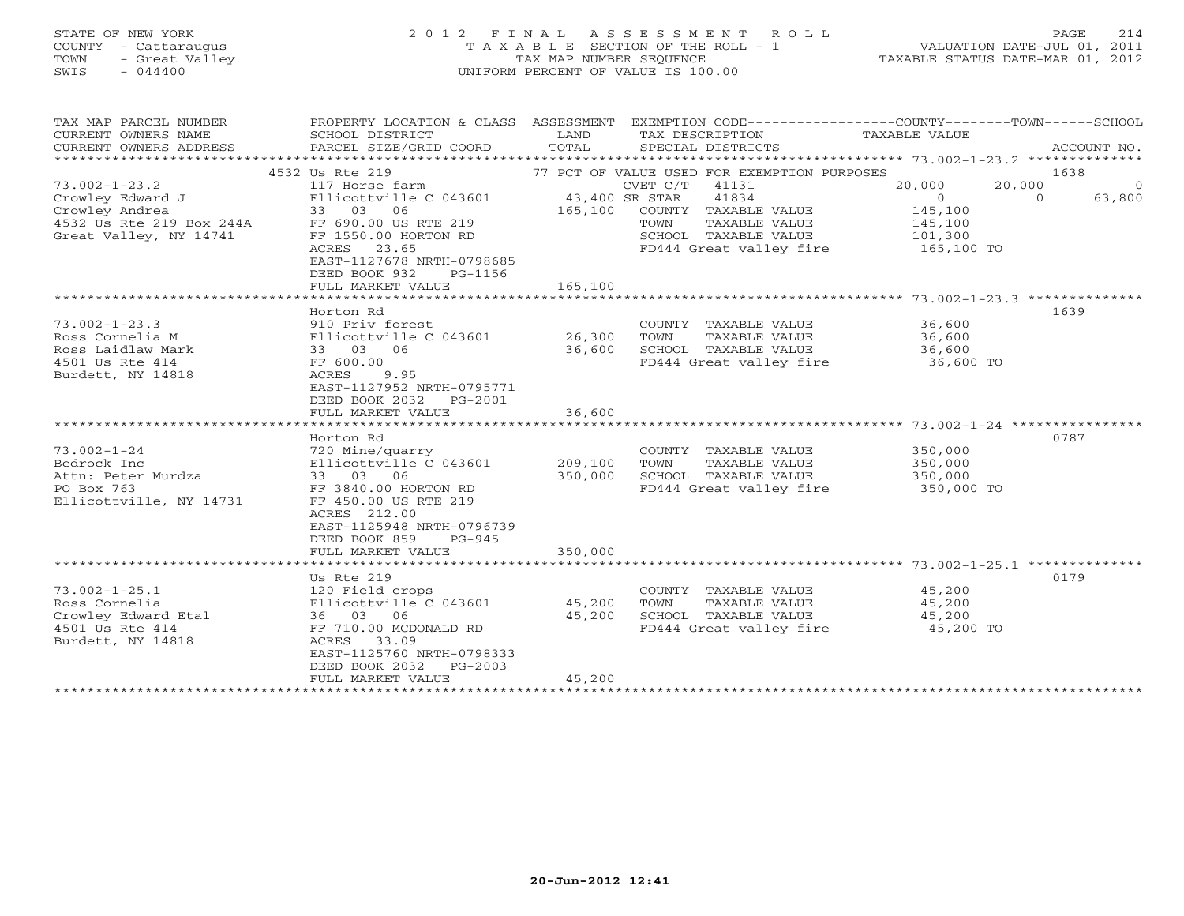STATE OF NEW YORK
COUNTY - Cattaraugus
TOWN - Great Valley
SWIS - 044400

# 2012 FINAL ASSESSMENT ROLL

TAXABLE SECTION OF THE ROLL - 1
TAX MAP NUMBER SEQUENCE
UNIFORM PERCENT OF VALUE IS 100.00

VALUATION DATE-JUL 01, 2011
TAXABLE STATUS DATE-MAR 01, 2012

| TAX MAP PARCEL NUMBER / CURRENT OWNERS NAME / CURRENT OWNERS ADDRESS | PROPERTY LOCATION & CLASS / SCHOOL DISTRICT / PARCEL SIZE/GRID COORD | ASSESSMENT LAND / TOTAL | EXEMPTION CODE / TAX DESCRIPTION / SPECIAL DISTRICTS | COUNTY TAXABLE VALUE | TOWN | SCHOOL | ACCOUNT NO. |
|---|---|---|---|---|---|---|---|
| **73.002-1-23.2** | 4532 Us Rte 219 | | 77 PCT OF VALUE USED FOR EXEMPTION PURPOSES | | | | 1638 |
| Crowley Edward J | 117 Horse farm | | CVET C/T 41131 | 20,000 | 20,000 | 0 | |
| Crowley Andrea | Ellicottville C 043601 | 43,400 | SR STAR 41834 | 0 | 0 | 63,800 | |
| 4532 Us Rte 219 Box 244A | 33 03 06 | 165,100 | COUNTY TAXABLE VALUE | 145,100 | | | |
| Great Valley, NY 14741 | FF 690.00 US RTE 219 | | TOWN TAXABLE VALUE | 145,100 | | | |
| | FF 1550.00 HORTON RD | | SCHOOL TAXABLE VALUE | 101,300 | | | |
| | ACRES 23.65 | | FD444 Great valley fire | 165,100 TO | | | |
| | EAST-1127678 NRTH-0798685 | | | | | | |
| | DEED BOOK 932 PG-1156 | | | | | | |
| | FULL MARKET VALUE | 165,100 | | | | | |
| **73.002-1-23.3** | Horton Rd | | | | | | 1639 |
| Ross Cornelia M | 910 Priv forest | | COUNTY TAXABLE VALUE | 36,600 | | | |
| Ross Laidlaw Mark | Ellicottville C 043601 | 26,300 | TOWN TAXABLE VALUE | 36,600 | | | |
| 4501 Us Rte 414 | 33 03 06 | 36,600 | SCHOOL TAXABLE VALUE | 36,600 | | | |
| Burdett, NY 14818 | FF 600.00 | | FD444 Great valley fire | 36,600 TO | | | |
| | ACRES 9.95 | | | | | | |
| | EAST-1127952 NRTH-0795771 | | | | | | |
| | DEED BOOK 2032 PG-2001 | | | | | | |
| | FULL MARKET VALUE | 36,600 | | | | | |
| **73.002-1-24** | Horton Rd | | | | | | 0787 |
| Bedrock Inc | 720 Mine/quarry | | COUNTY TAXABLE VALUE | 350,000 | | | |
| Attn: Peter Murdza | Ellicottville C 043601 | 209,100 | TOWN TAXABLE VALUE | 350,000 | | | |
| PO Box 763 | 33 03 06 | 350,000 | SCHOOL TAXABLE VALUE | 350,000 | | | |
| Ellicottville, NY 14731 | FF 3840.00 HORTON RD | | FD444 Great valley fire | 350,000 TO | | | |
| | FF 450.00 US RTE 219 | | | | | | |
| | ACRES 212.00 | | | | | | |
| | EAST-1125948 NRTH-0796739 | | | | | | |
| | DEED BOOK 859 PG-945 | | | | | | |
| | FULL MARKET VALUE | 350,000 | | | | | |
| **73.002-1-25.1** | Us Rte 219 | | | | | | 0179 |
| Ross Cornelia | 120 Field crops | | COUNTY TAXABLE VALUE | 45,200 | | | |
| Crowley Edward Etal | Ellicottville C 043601 | 45,200 | TOWN TAXABLE VALUE | 45,200 | | | |
| 4501 Us Rte 414 | 36 03 06 | 45,200 | SCHOOL TAXABLE VALUE | 45,200 | | | |
| Burdett, NY 14818 | FF 710.00 MCDONALD RD | | FD444 Great valley fire | 45,200 TO | | | |
| | ACRES 33.09 | | | | | | |
| | EAST-1125760 NRTH-0798333 | | | | | | |
| | DEED BOOK 2032 PG-2003 | | | | | | |
| | FULL MARKET VALUE | 45,200 | | | | | |

20-Jun-2012 12:41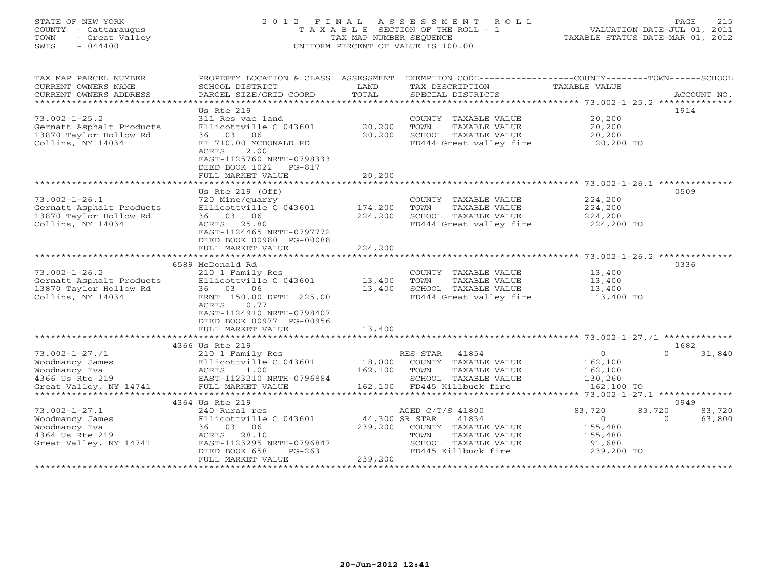STATE OF NEW YORK
COUNTY - Cattaraugus
TOWN - Great Valley
SWIS - 044400

2012 FINAL ASSESSMENT ROLL
TAXABLE SECTION OF THE ROLL - 1
TAX MAP NUMBER SEQUENCE
UNIFORM PERCENT OF VALUE IS 100.00

VALUATION DATE-JUL 01, 2011
TAXABLE STATUS DATE-MAR 01, 2012

| TAX MAP PARCEL NUMBER / CURRENT OWNERS NAME / CURRENT OWNERS ADDRESS | PROPERTY LOCATION & CLASS / SCHOOL DISTRICT / PARCEL SIZE/GRID COORD | ASSESSMENT LAND / TOTAL | EXEMPTION CODE / TAX DESCRIPTION / SPECIAL DISTRICTS | COUNTY | TOWN | SCHOOL / TAXABLE VALUE | ACCOUNT NO. |
|---|---|---|---|---|---|---|---|
| 73.002-1-25.2 | Us Rte 219 | | | | | | 1914 |
| Gernatt Asphalt Products | 311 Res vac land | | COUNTY TAXABLE VALUE | 20,200 | | | |
| 13870 Taylor Hollow Rd | Ellicottville C 043601 | 20,200 | TOWN TAXABLE VALUE | | 20,200 | | |
| Collins, NY 14034 | 36 03 06 | 20,200 | SCHOOL TAXABLE VALUE | | | 20,200 | |
| | FF 710.00 MCDONALD RD | | FD444 Great valley fire | 20,200 TO | | | |
| | ACRES 2.00 | | | | | | |
| | EAST-1125760 NRTH-0798333 | | | | | | |
| | DEED BOOK 1022 PG-817 | | | | | | |
| | FULL MARKET VALUE | 20,200 | | | | | |
| 73.002-1-26.1 | Us Rte 219 (Off) | | | | | | 0509 |
| Gernatt Asphalt Products | 720 Mine/quarry | | COUNTY TAXABLE VALUE | 224,200 | | | |
| 13870 Taylor Hollow Rd | Ellicottville C 043601 | 174,200 | TOWN TAXABLE VALUE | | 224,200 | | |
| Collins, NY 14034 | 36 03 06 | 224,200 | SCHOOL TAXABLE VALUE | | | 224,200 | |
| | ACRES 25.80 | | FD444 Great valley fire | 224,200 TO | | | |
| | EAST-1124465 NRTH-0797772 | | | | | | |
| | DEED BOOK 00980 PG-00088 | | | | | | |
| | FULL MARKET VALUE | 224,200 | | | | | |
| 73.002-1-26.2 | 6589 McDonald Rd | | | | | | 0336 |
| Gernatt Asphalt Products | 210 1 Family Res | | COUNTY TAXABLE VALUE | 13,400 | | | |
| 13870 Taylor Hollow Rd | Ellicottville C 043601 | 13,400 | TOWN TAXABLE VALUE | | 13,400 | | |
| Collins, NY 14034 | 36 03 06 | 13,400 | SCHOOL TAXABLE VALUE | | | 13,400 | |
| | FRNT 150.00 DPTH 225.00 | | FD444 Great valley fire | 13,400 TO | | | |
| | ACRES 0.77 | | | | | | |
| | EAST-1124910 NRTH-0798407 | | | | | | |
| | DEED BOOK 00977 PG-00956 | | | | | | |
| | FULL MARKET VALUE | 13,400 | | | | | |
| 73.002-1-27./1 | 4366 Us Rte 219 | | | | | | 1682 |
| Woodmancy James | 210 1 Family Res | | RES STAR 41854 | 0 | 0 | 31,840 | |
| Woodmancy Eva | Ellicottville C 043601 | 18,000 | COUNTY TAXABLE VALUE | 162,100 | | | |
| 4366 Us Rte 219 | ACRES 1.00 | 162,100 | TOWN TAXABLE VALUE | | 162,100 | | |
| Great Valley, NY 14741 | EAST-1123210 NRTH-0796884 | | SCHOOL TAXABLE VALUE | | | 130,260 | |
| | FULL MARKET VALUE | 162,100 | FD445 Killbuck fire | 162,100 TO | | | |
| 73.002-1-27.1 | 4364 Us Rte 219 | | | | | | 0949 |
| Woodmancy James | 240 Rural res | | AGED C/T/S 41800 | 83,720 | 83,720 | 83,720 | |
| Woodmancy Eva | Ellicottville C 043601 | 44,300 | SR STAR 41834 | 0 | 0 | 63,800 | |
| 4364 Us Rte 219 | 36 03 06 | 239,200 | COUNTY TAXABLE VALUE | 155,480 | | | |
| Great Valley, NY 14741 | ACRES 28.10 | | TOWN TAXABLE VALUE | | 155,480 | | |
| | EAST-1123295 NRTH-0796847 | | SCHOOL TAXABLE VALUE | | | 91,680 | |
| | DEED BOOK 658 PG-263 | | FD445 Killbuck fire | 239,200 TO | | | |
| | FULL MARKET VALUE | 239,200 | | | | | |

20-Jun-2012 12:41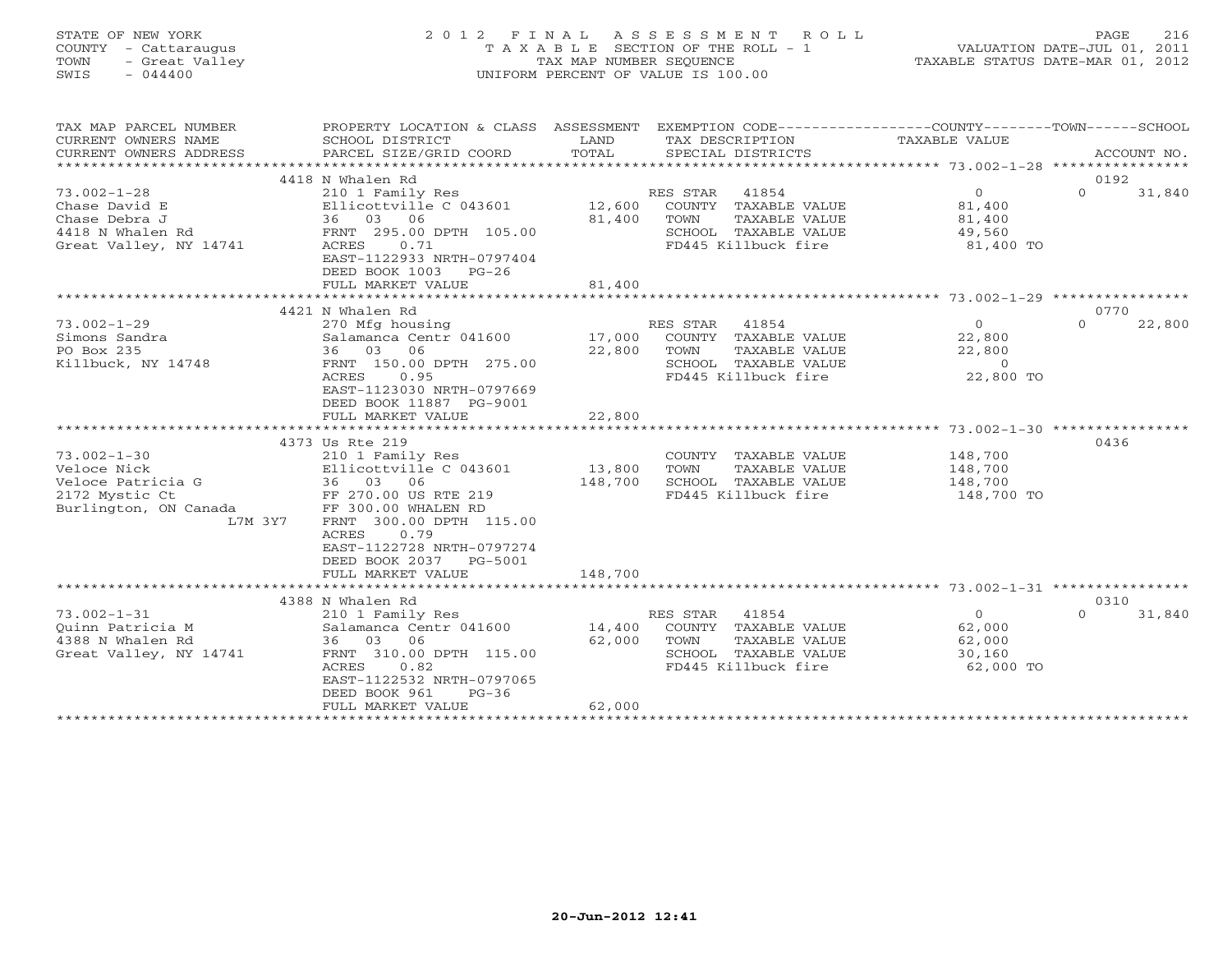STATE OF NEW YORK
COUNTY - Cattaraugus
TOWN - Great Valley
SWIS - 044400

# 2012 FINAL ASSESSMENT ROLL

TAXABLE SECTION OF THE ROLL - 1
TAX MAP NUMBER SEQUENCE
UNIFORM PERCENT OF VALUE IS 100.00

VALUATION DATE-JUL 01, 2011
TAXABLE STATUS DATE-MAR 01, 2012

| TAX MAP PARCEL NUMBER / CURRENT OWNERS NAME / CURRENT OWNERS ADDRESS | PROPERTY LOCATION & CLASS / SCHOOL DISTRICT / PARCEL SIZE/GRID COORD | ASSESSMENT LAND / TOTAL | EXEMPTION CODE / TAX DESCRIPTION / SPECIAL DISTRICTS | COUNTY TAXABLE VALUE | TOWN | SCHOOL / ACCOUNT NO. |
|---|---|---|---|---|---|---|
| | 4418 N Whalen Rd | | | | | 0192 |
| 73.002-1-28 | 210 1 Family Res | | RES STAR 41854 | 0 | 0 | 31,840 |
| Chase David E | Ellicottville C 043601 | 12,600 | COUNTY TAXABLE VALUE | 81,400 | | |
| Chase Debra J | 36 03 06 | 81,400 | TOWN TAXABLE VALUE | 81,400 | | |
| 4418 N Whalen Rd | FRNT 295.00 DPTH 105.00 | | SCHOOL TAXABLE VALUE | 49,560 | | |
| Great Valley, NY 14741 | ACRES 0.71 | | FD445 Killbuck fire | 81,400 TO | | |
| | EAST-1122933 NRTH-0797404 | | | | | |
| | DEED BOOK 1003 PG-26 | | | | | |
| | FULL MARKET VALUE | 81,400 | | | | |
| | 4421 N Whalen Rd | | | | | 0770 |
| 73.002-1-29 | 270 Mfg housing | | RES STAR 41854 | 0 | 0 | 22,800 |
| Simons Sandra | Salamanca Centr 041600 | 17,000 | COUNTY TAXABLE VALUE | 22,800 | | |
| PO Box 235 | 36 03 06 | 22,800 | TOWN TAXABLE VALUE | 22,800 | | |
| Killbuck, NY 14748 | FRNT 150.00 DPTH 275.00 | | SCHOOL TAXABLE VALUE | 0 | | |
| | ACRES 0.95 | | FD445 Killbuck fire | 22,800 TO | | |
| | EAST-1123030 NRTH-0797669 | | | | | |
| | DEED BOOK 11887 PG-9001 | | | | | |
| | FULL MARKET VALUE | 22,800 | | | | |
| | 4373 Us Rte 219 | | | | | 0436 |
| 73.002-1-30 | 210 1 Family Res | | COUNTY TAXABLE VALUE | 148,700 | | |
| Veloce Nick | Ellicottville C 043601 | 13,800 | TOWN TAXABLE VALUE | 148,700 | | |
| Veloce Patricia G | 36 03 06 | 148,700 | SCHOOL TAXABLE VALUE | 148,700 | | |
| 2172 Mystic Ct | FF 270.00 US RTE 219 | | FD445 Killbuck fire | 148,700 TO | | |
| Burlington, ON Canada | FF 300.00 WHALEN RD | | | | | |
| L7M 3Y7 | FRNT 300.00 DPTH 115.00 | | | | | |
| | ACRES 0.79 | | | | | |
| | EAST-1122728 NRTH-0797274 | | | | | |
| | DEED BOOK 2037 PG-5001 | | | | | |
| | FULL MARKET VALUE | 148,700 | | | | |
| | 4388 N Whalen Rd | | | | | 0310 |
| 73.002-1-31 | 210 1 Family Res | | RES STAR 41854 | 0 | 0 | 31,840 |
| Quinn Patricia M | Salamanca Centr 041600 | 14,400 | COUNTY TAXABLE VALUE | 62,000 | | |
| 4388 N Whalen Rd | 36 03 06 | 62,000 | TOWN TAXABLE VALUE | 62,000 | | |
| Great Valley, NY 14741 | FRNT 310.00 DPTH 115.00 | | SCHOOL TAXABLE VALUE | 30,160 | | |
| | ACRES 0.82 | | FD445 Killbuck fire | 62,000 TO | | |
| | EAST-1122532 NRTH-0797065 | | | | | |
| | DEED BOOK 961 PG-36 | | | | | |
| | FULL MARKET VALUE | 62,000 | | | | |

20-Jun-2012 12:41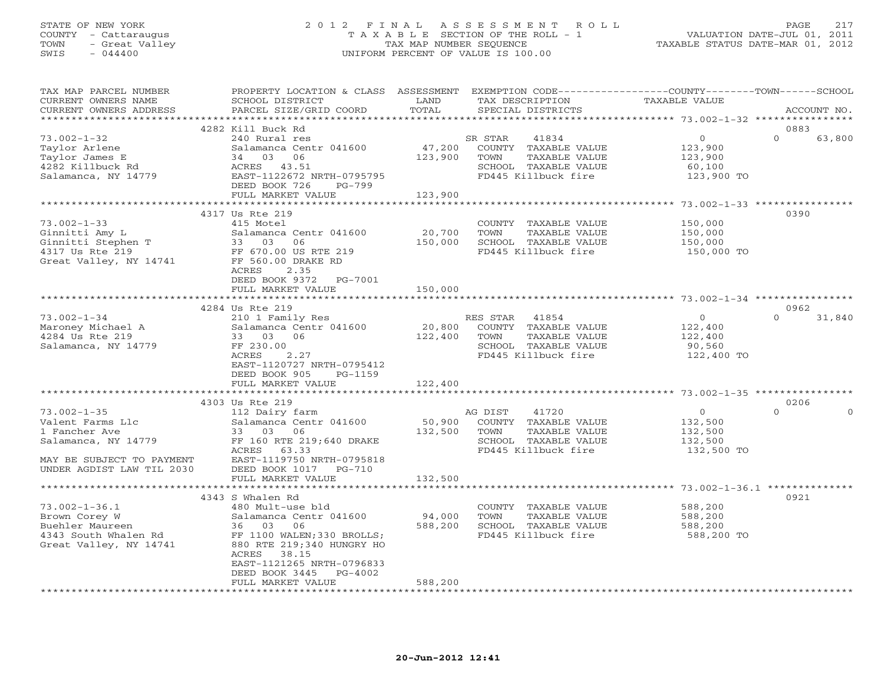STATE OF NEW YORK
COUNTY - Cattaraugus
TOWN - Great Valley
SWIS - 044400

# 2012 FINAL ASSESSMENT ROLL

TAXABLE SECTION OF THE ROLL - 1
TAX MAP NUMBER SEQUENCE
UNIFORM PERCENT OF VALUE IS 100.00

VALUATION DATE-JUL 01, 2011
TAXABLE STATUS DATE-MAR 01, 2012

| TAX MAP PARCEL NUMBER / CURRENT OWNERS NAME / CURRENT OWNERS ADDRESS | PROPERTY LOCATION & CLASS / SCHOOL DISTRICT / PARCEL SIZE/GRID COORD | ASSESSMENT LAND / TOTAL | EXEMPTION CODE / TAX DESCRIPTION / SPECIAL DISTRICTS | COUNTY / TOWN TAXABLE VALUE | SCHOOL / ACCOUNT NO. |
|---|---|---|---|---|---|
| | 4282 Kill Buck Rd | | | | 0883 |
| 73.002-1-32 | 240 Rural res | | SR STAR 41834 | 0 | 0 63,800 |
| Taylor Arlene | Salamanca Centr 041600 | 47,200 | COUNTY TAXABLE VALUE | 123,900 | |
| Taylor James E | 34 03 06 | 123,900 | TOWN TAXABLE VALUE | 123,900 | |
| 4282 Killbuck Rd | ACRES 43.51 | | SCHOOL TAXABLE VALUE | 60,100 | |
| Salamanca, NY 14779 | EAST-1122672 NRTH-0795795 | | FD445 Killbuck fire | 123,900 TO | |
| | DEED BOOK 726 PG-799 | | | | |
| | FULL MARKET VALUE | 123,900 | | | |
| | 4317 Us Rte 219 | | | | 0390 |
| 73.002-1-33 | 415 Motel | | COUNTY TAXABLE VALUE | 150,000 | |
| Ginnitti Amy L | Salamanca Centr 041600 | 20,700 | TOWN TAXABLE VALUE | 150,000 | |
| Ginnitti Stephen T | 33 03 06 | 150,000 | SCHOOL TAXABLE VALUE | 150,000 | |
| 4317 Us Rte 219 | FF 670.00 US RTE 219 | | FD445 Killbuck fire | 150,000 TO | |
| Great Valley, NY 14741 | FF 560.00 DRAKE RD | | | | |
| | ACRES 2.35 | | | | |
| | DEED BOOK 9372 PG-7001 | | | | |
| | FULL MARKET VALUE | 150,000 | | | |
| | 4284 Us Rte 219 | | | | 0962 |
| 73.002-1-34 | 210 1 Family Res | | RES STAR 41854 | 0 | 0 31,840 |
| Maroney Michael A | Salamanca Centr 041600 | 20,800 | COUNTY TAXABLE VALUE | 122,400 | |
| 4284 Us Rte 219 | 33 03 06 | 122,400 | TOWN TAXABLE VALUE | 122,400 | |
| Salamanca, NY 14779 | FF 230.00 | | SCHOOL TAXABLE VALUE | 90,560 | |
| | ACRES 2.27 | | FD445 Killbuck fire | 122,400 TO | |
| | EAST-1120727 NRTH-0795412 | | | | |
| | DEED BOOK 905 PG-1159 | | | | |
| | FULL MARKET VALUE | 122,400 | | | |
| | 4303 Us Rte 219 | | | | 0206 |
| 73.002-1-35 | 112 Dairy farm | | AG DIST 41720 | 0 | 0 0 |
| Valent Farms Llc | Salamanca Centr 041600 | 50,900 | COUNTY TAXABLE VALUE | 132,500 | |
| 1 Fancher Ave | 33 03 06 | 132,500 | TOWN TAXABLE VALUE | 132,500 | |
| Salamanca, NY 14779 | FF 160 RTE 219;640 DRAKE | | SCHOOL TAXABLE VALUE | 132,500 | |
| | ACRES 63.33 | | FD445 Killbuck fire | 132,500 TO | |
| MAY BE SUBJECT TO PAYMENT | EAST-1119750 NRTH-0795818 | | | | |
| UNDER AGDIST LAW TIL 2030 | DEED BOOK 1017 PG-710 | | | | |
| | FULL MARKET VALUE | 132,500 | | | |
| | 4343 S Whalen Rd | | | | 0921 |
| 73.002-1-36.1 | 480 Mult-use bld | | COUNTY TAXABLE VALUE | 588,200 | |
| Brown Corey W | Salamanca Centr 041600 | 94,000 | TOWN TAXABLE VALUE | 588,200 | |
| Buehler Maureen | 36 03 06 | 588,200 | SCHOOL TAXABLE VALUE | 588,200 | |
| 4343 South Whalen Rd | FF 1100 WALEN;330 BROLLS; | | FD445 Killbuck fire | 588,200 TO | |
| Great Valley, NY 14741 | 880 RTE 219;340 HUNGRY HO | | | | |
| | ACRES 38.15 | | | | |
| | EAST-1121265 NRTH-0796833 | | | | |
| | DEED BOOK 3445 PG-4002 | | | | |
| | FULL MARKET VALUE | 588,200 | | | |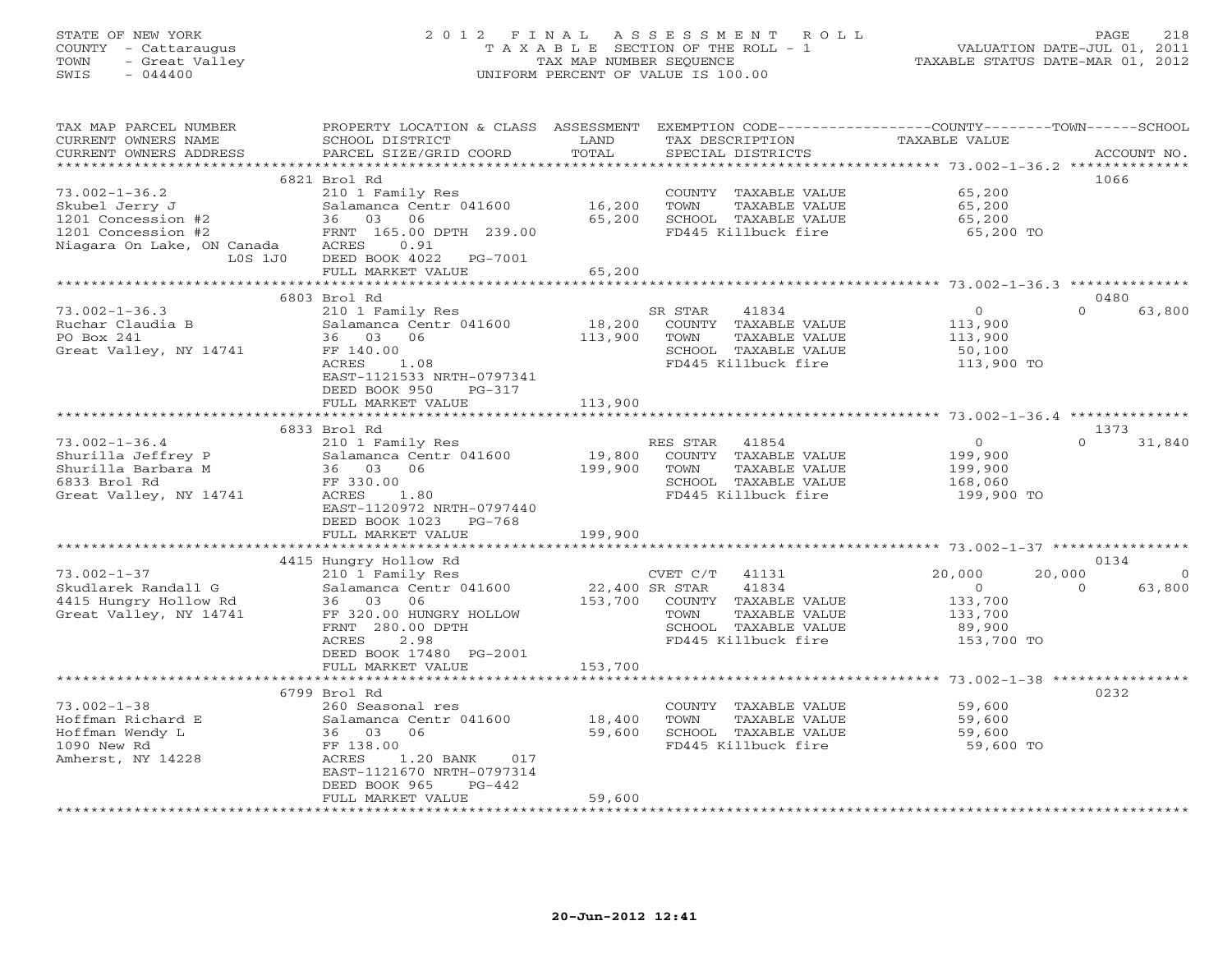STATE OF NEW YORK
COUNTY - Cattaraugus
TOWN - Great Valley
SWIS - 044400

2012 FINAL ASSESSMENT ROLL
TAXABLE SECTION OF THE ROLL - 1
TAX MAP NUMBER SEQUENCE
UNIFORM PERCENT OF VALUE IS 100.00

VALUATION DATE-JUL 01, 2011
TAXABLE STATUS DATE-MAR 01, 2012

| TAX MAP PARCEL NUMBER / CURRENT OWNERS NAME / CURRENT OWNERS ADDRESS | PROPERTY LOCATION & CLASS / SCHOOL DISTRICT / PARCEL SIZE/GRID COORD | ASSESSMENT LAND / TOTAL | EXEMPTION CODE / TAX DESCRIPTION / SPECIAL DISTRICTS | COUNTY TAXABLE VALUE | TOWN | SCHOOL | ACCOUNT NO. |
|---|---|---|---|---|---|---|---|
| | 6821 Brol Rd | | | | | | 1066 |
| 73.002-1-36.2 | 210 1 Family Res | | COUNTY TAXABLE VALUE | 65,200 | | | |
| Skubel Jerry J | Salamanca Centr 041600 | 16,200 | TOWN TAXABLE VALUE | 65,200 | | | |
| 1201 Concession #2 | 36 03 06 | 65,200 | SCHOOL TAXABLE VALUE | 65,200 | | | |
| 1201 Concession #2 | FRNT 165.00 DPTH 239.00 | | FD445 Killbuck fire | 65,200 TO | | | |
| Niagara On Lake, ON Canada | ACRES 0.91 | | | | | | |
| L0S 1J0 | DEED BOOK 4022 PG-7001 | | | | | | |
| | FULL MARKET VALUE | 65,200 | | | | | |
| | 6803 Brol Rd | | | | | | 0480 |
| 73.002-1-36.3 | 210 1 Family Res | | SR STAR 41834 | 0 | 0 | 63,800 | |
| Ruchar Claudia B | Salamanca Centr 041600 | 18,200 | COUNTY TAXABLE VALUE | 113,900 | | | |
| PO Box 241 | 36 03 06 | 113,900 | TOWN TAXABLE VALUE | 113,900 | | | |
| Great Valley, NY 14741 | FF 140.00 | | SCHOOL TAXABLE VALUE | 50,100 | | | |
| | ACRES 1.08 | | FD445 Killbuck fire | 113,900 TO | | | |
| | EAST-1121533 NRTH-0797341 | | | | | | |
| | DEED BOOK 950 PG-317 | | | | | | |
| | FULL MARKET VALUE | 113,900 | | | | | |
| | 6833 Brol Rd | | | | | | 1373 |
| 73.002-1-36.4 | 210 1 Family Res | | RES STAR 41854 | 0 | 0 | 31,840 | |
| Shurilla Jeffrey P | Salamanca Centr 041600 | 19,800 | COUNTY TAXABLE VALUE | 199,900 | | | |
| Shurilla Barbara M | 36 03 06 | 199,900 | TOWN TAXABLE VALUE | 199,900 | | | |
| 6833 Brol Rd | FF 330.00 | | SCHOOL TAXABLE VALUE | 168,060 | | | |
| Great Valley, NY 14741 | ACRES 1.80 | | FD445 Killbuck fire | 199,900 TO | | | |
| | EAST-1120972 NRTH-0797440 | | | | | | |
| | DEED BOOK 1023 PG-768 | | | | | | |
| | FULL MARKET VALUE | 199,900 | | | | | |
| | 4415 Hungry Hollow Rd | | | | | | 0134 |
| 73.002-1-37 | 210 1 Family Res | | CVET C/T 41131 | 20,000 | 20,000 | 0 | |
| Skudlarek Randall G | Salamanca Centr 041600 | 22,400 | SR STAR 41834 | 0 | 0 | 63,800 | |
| 4415 Hungry Hollow Rd | 36 03 06 | 153,700 | COUNTY TAXABLE VALUE | 133,700 | | | |
| Great Valley, NY 14741 | FF 320.00 HUNGRY HOLLOW | | TOWN TAXABLE VALUE | 133,700 | | | |
| | FRNT 280.00 DPTH | | SCHOOL TAXABLE VALUE | 89,900 | | | |
| | ACRES 2.98 | | FD445 Killbuck fire | 153,700 TO | | | |
| | DEED BOOK 17480 PG-2001 | | | | | | |
| | FULL MARKET VALUE | 153,700 | | | | | |
| | 6799 Brol Rd | | | | | | 0232 |
| 73.002-1-38 | 260 Seasonal res | | COUNTY TAXABLE VALUE | 59,600 | | | |
| Hoffman Richard E | Salamanca Centr 041600 | 18,400 | TOWN TAXABLE VALUE | 59,600 | | | |
| Hoffman Wendy L | 36 03 06 | 59,600 | SCHOOL TAXABLE VALUE | 59,600 | | | |
| 1090 New Rd | FF 138.00 | | FD445 Killbuck fire | 59,600 TO | | | |
| Amherst, NY 14228 | ACRES 1.20 BANK 017 | | | | | | |
| | EAST-1121670 NRTH-0797314 | | | | | | |
| | DEED BOOK 965 PG-442 | | | | | | |
| | FULL MARKET VALUE | 59,600 | | | | | |

20-Jun-2012 12:41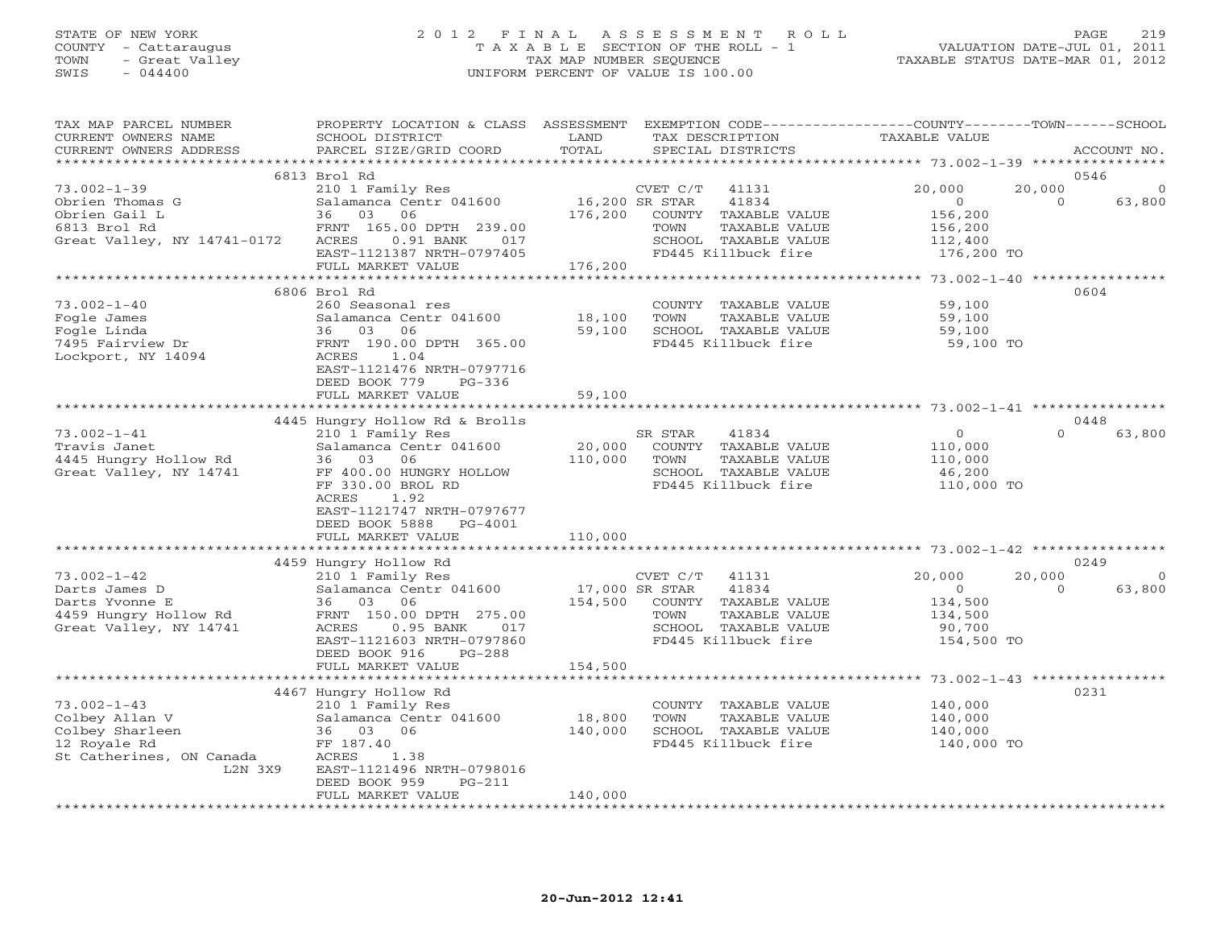STATE OF NEW YORK
COUNTY - Cattaraugus
TOWN - Great Valley
SWIS - 044400

2012 FINAL ASSESSMENT ROLL
TAXABLE SECTION OF THE ROLL - 1
TAX MAP NUMBER SEQUENCE
UNIFORM PERCENT OF VALUE IS 100.00

VALUATION DATE-JUL 01, 2011
TAXABLE STATUS DATE-MAR 01, 2012

| TAX MAP PARCEL NUMBER / CURRENT OWNERS NAME / CURRENT OWNERS ADDRESS | PROPERTY LOCATION & CLASS / SCHOOL DISTRICT / PARCEL SIZE/GRID COORD | ASSESSMENT LAND / TOTAL | EXEMPTION CODE / TAX DESCRIPTION / SPECIAL DISTRICTS | COUNTY TAXABLE VALUE | TOWN | SCHOOL | ACCOUNT NO. |
|---|---|---|---|---|---|---|---|
| | 6813 Brol Rd | | | | | | 0546 |
| 73.002-1-39 | 210 1 Family Res | | CVET C/T 41131 | 20,000 | 20,000 | 0 | |
| Obrien Thomas G | Salamanca Centr 041600 | 16,200 | SR STAR 41834 | 0 | 0 | 63,800 | |
| Obrien Gail L | 36 03 06 | 176,200 | COUNTY TAXABLE VALUE | 156,200 | | | |
| 6813 Brol Rd | FRNT 165.00 DPTH 239.00 | | TOWN TAXABLE VALUE | 156,200 | | | |
| Great Valley, NY 14741-0172 | ACRES 0.91 BANK 017 | | SCHOOL TAXABLE VALUE | 112,400 | | | |
| | EAST-1121387 NRTH-0797405 | | FD445 Killbuck fire | 176,200 TO | | | |
| | FULL MARKET VALUE | 176,200 | | | | | |
| | 6806 Brol Rd | | | | | | 0604 |
| 73.002-1-40 | 260 Seasonal res | | COUNTY TAXABLE VALUE | 59,100 | | | |
| Fogle James | Salamanca Centr 041600 | 18,100 | TOWN TAXABLE VALUE | 59,100 | | | |
| Fogle Linda | 36 03 06 | 59,100 | SCHOOL TAXABLE VALUE | 59,100 | | | |
| 7495 Fairview Dr | FRNT 190.00 DPTH 365.00 | | FD445 Killbuck fire | 59,100 TO | | | |
| Lockport, NY 14094 | ACRES 1.04 | | | | | | |
| | EAST-1121476 NRTH-0797716 | | | | | | |
| | DEED BOOK 779 PG-336 | | | | | | |
| | FULL MARKET VALUE | 59,100 | | | | | |
| | 4445 Hungry Hollow Rd & Brolls | | | | | | 0448 |
| 73.002-1-41 | 210 1 Family Res | | SR STAR 41834 | 0 | | 0 | 63,800 |
| Travis Janet | Salamanca Centr 041600 | 20,000 | COUNTY TAXABLE VALUE | 110,000 | | | |
| 4445 Hungry Hollow Rd | 36 03 06 | 110,000 | TOWN TAXABLE VALUE | 110,000 | | | |
| Great Valley, NY 14741 | FF 400.00 HUNGRY HOLLOW | | SCHOOL TAXABLE VALUE | 46,200 | | | |
| | FF 330.00 BROL RD | | FD445 Killbuck fire | 110,000 TO | | | |
| | ACRES 1.92 | | | | | | |
| | EAST-1121747 NRTH-0797677 | | | | | | |
| | DEED BOOK 5888 PG-4001 | | | | | | |
| | FULL MARKET VALUE | 110,000 | | | | | |
| | 4459 Hungry Hollow Rd | | | | | | 0249 |
| 73.002-1-42 | 210 1 Family Res | | CVET C/T 41131 | 20,000 | 20,000 | 0 | |
| Darts James D | Salamanca Centr 041600 | 17,000 | SR STAR 41834 | 0 | 0 | 63,800 | |
| Darts Yvonne E | 36 03 06 | 154,500 | COUNTY TAXABLE VALUE | 134,500 | | | |
| 4459 Hungry Hollow Rd | FRNT 150.00 DPTH 275.00 | | TOWN TAXABLE VALUE | 134,500 | | | |
| Great Valley, NY 14741 | ACRES 0.95 BANK 017 | | SCHOOL TAXABLE VALUE | 90,700 | | | |
| | EAST-1121603 NRTH-0797860 | | FD445 Killbuck fire | 154,500 TO | | | |
| | DEED BOOK 916 PG-288 | | | | | | |
| | FULL MARKET VALUE | 154,500 | | | | | |
| | 4467 Hungry Hollow Rd | | | | | | 0231 |
| 73.002-1-43 | 210 1 Family Res | | COUNTY TAXABLE VALUE | 140,000 | | | |
| Colbey Allan V | Salamanca Centr 041600 | 18,800 | TOWN TAXABLE VALUE | 140,000 | | | |
| Colbey Sharleen | 36 03 06 | 140,000 | SCHOOL TAXABLE VALUE | 140,000 | | | |
| 12 Royale Rd | FF 187.40 | | FD445 Killbuck fire | 140,000 TO | | | |
| St Catherines, ON Canada L2N 3X9 | ACRES 1.38 | | | | | | |
| | EAST-1121496 NRTH-0798016 | | | | | | |
| | DEED BOOK 959 PG-211 | | | | | | |
| | FULL MARKET VALUE | 140,000 | | | | | |

20-Jun-2012 12:41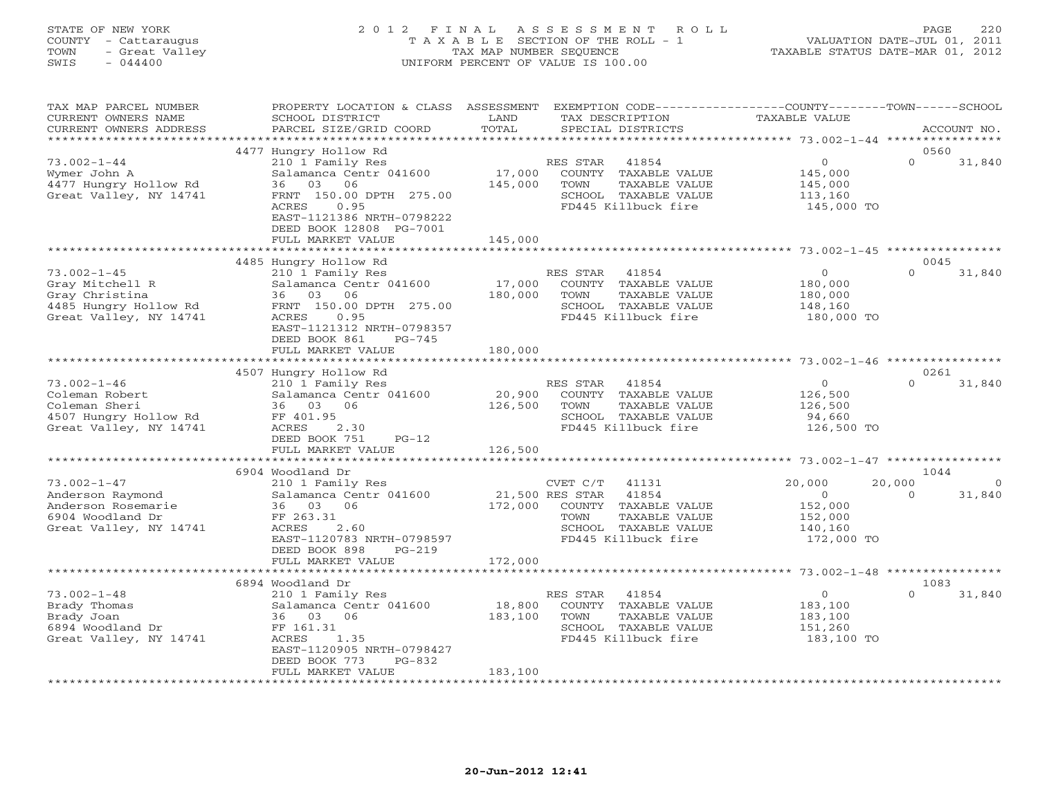STATE OF NEW YORK
COUNTY - Cattaraugus
TOWN - Great Valley
SWIS - 044400

# 2012 FINAL ASSESSMENT ROLL
TAXABLE SECTION OF THE ROLL - 1
TAX MAP NUMBER SEQUENCE
UNIFORM PERCENT OF VALUE IS 100.00

VALUATION DATE-JUL 01, 2011
TAXABLE STATUS DATE-MAR 01, 2012

| TAX MAP PARCEL NUMBER / CURRENT OWNERS NAME / CURRENT OWNERS ADDRESS | PROPERTY LOCATION & CLASS / SCHOOL DISTRICT / PARCEL SIZE/GRID COORD | ASSESSMENT LAND / TOTAL | EXEMPTION CODE / TAX DESCRIPTION / SPECIAL DISTRICTS | COUNTY TAXABLE VALUE | TOWN | SCHOOL / ACCOUNT NO. |
|---|---|---|---|---|---|---|
| | 4477 Hungry Hollow Rd | | | | | 0560 |
| 73.002-1-44 | 210 1 Family Res | | RES STAR 41854 | 0 | 0 | 31,840 |
| Wymer John A | Salamanca Centr 041600 | 17,000 | COUNTY TAXABLE VALUE | 145,000 | | |
| 4477 Hungry Hollow Rd | 36 03 06 | 145,000 | TOWN TAXABLE VALUE | 145,000 | | |
| Great Valley, NY 14741 | FRNT 150.00 DPTH 275.00 | | SCHOOL TAXABLE VALUE | 113,160 | | |
| | ACRES 0.95 | | FD445 Killbuck fire | 145,000 TO | | |
| | EAST-1121386 NRTH-0798222 | | | | | |
| | DEED BOOK 12808 PG-7001 | | | | | |
| | FULL MARKET VALUE | 145,000 | | | | |
| | 4485 Hungry Hollow Rd | | | | | 0045 |
| 73.002-1-45 | 210 1 Family Res | | RES STAR 41854 | 0 | 0 | 31,840 |
| Gray Mitchell R | Salamanca Centr 041600 | 17,000 | COUNTY TAXABLE VALUE | 180,000 | | |
| Gray Christina | 36 03 06 | 180,000 | TOWN TAXABLE VALUE | 180,000 | | |
| 4485 Hungry Hollow Rd | FRNT 150.00 DPTH 275.00 | | SCHOOL TAXABLE VALUE | 148,160 | | |
| Great Valley, NY 14741 | ACRES 0.95 | | FD445 Killbuck fire | 180,000 TO | | |
| | EAST-1121312 NRTH-0798357 | | | | | |
| | DEED BOOK 861 PG-745 | | | | | |
| | FULL MARKET VALUE | 180,000 | | | | |
| | 4507 Hungry Hollow Rd | | | | | 0261 |
| 73.002-1-46 | 210 1 Family Res | | RES STAR 41854 | 0 | 0 | 31,840 |
| Coleman Robert | Salamanca Centr 041600 | 20,900 | COUNTY TAXABLE VALUE | 126,500 | | |
| Coleman Sheri | 36 03 06 | 126,500 | TOWN TAXABLE VALUE | 126,500 | | |
| 4507 Hungry Hollow Rd | FF 401.95 | | SCHOOL TAXABLE VALUE | 94,660 | | |
| Great Valley, NY 14741 | ACRES 2.30 | | FD445 Killbuck fire | 126,500 TO | | |
| | DEED BOOK 751 PG-12 | | | | | |
| | FULL MARKET VALUE | 126,500 | | | | |
| | 6904 Woodland Dr | | | | | 1044 |
| 73.002-1-47 | 210 1 Family Res | | CVET C/T 41131 | 20,000 | 20,000 | 0 |
| Anderson Raymond | Salamanca Centr 041600 | 21,500 | RES STAR 41854 | 0 | 0 | 31,840 |
| Anderson Rosemarie | 36 03 06 | 172,000 | COUNTY TAXABLE VALUE | 152,000 | | |
| 6904 Woodland Dr | FF 263.31 | | TOWN TAXABLE VALUE | 152,000 | | |
| Great Valley, NY 14741 | ACRES 2.60 | | SCHOOL TAXABLE VALUE | 140,160 | | |
| | EAST-1120783 NRTH-0798597 | | FD445 Killbuck fire | 172,000 TO | | |
| | DEED BOOK 898 PG-219 | | | | | |
| | FULL MARKET VALUE | 172,000 | | | | |
| | 6894 Woodland Dr | | | | | 1083 |
| 73.002-1-48 | 210 1 Family Res | | RES STAR 41854 | 0 | 0 | 31,840 |
| Brady Thomas | Salamanca Centr 041600 | 18,800 | COUNTY TAXABLE VALUE | 183,100 | | |
| Brady Joan | 36 03 06 | 183,100 | TOWN TAXABLE VALUE | 183,100 | | |
| 6894 Woodland Dr | FF 161.31 | | SCHOOL TAXABLE VALUE | 151,260 | | |
| Great Valley, NY 14741 | ACRES 1.35 | | FD445 Killbuck fire | 183,100 TO | | |
| | EAST-1120905 NRTH-0798427 | | | | | |
| | DEED BOOK 773 PG-832 | | | | | |
| | FULL MARKET VALUE | 183,100 | | | | |

20-Jun-2012 12:41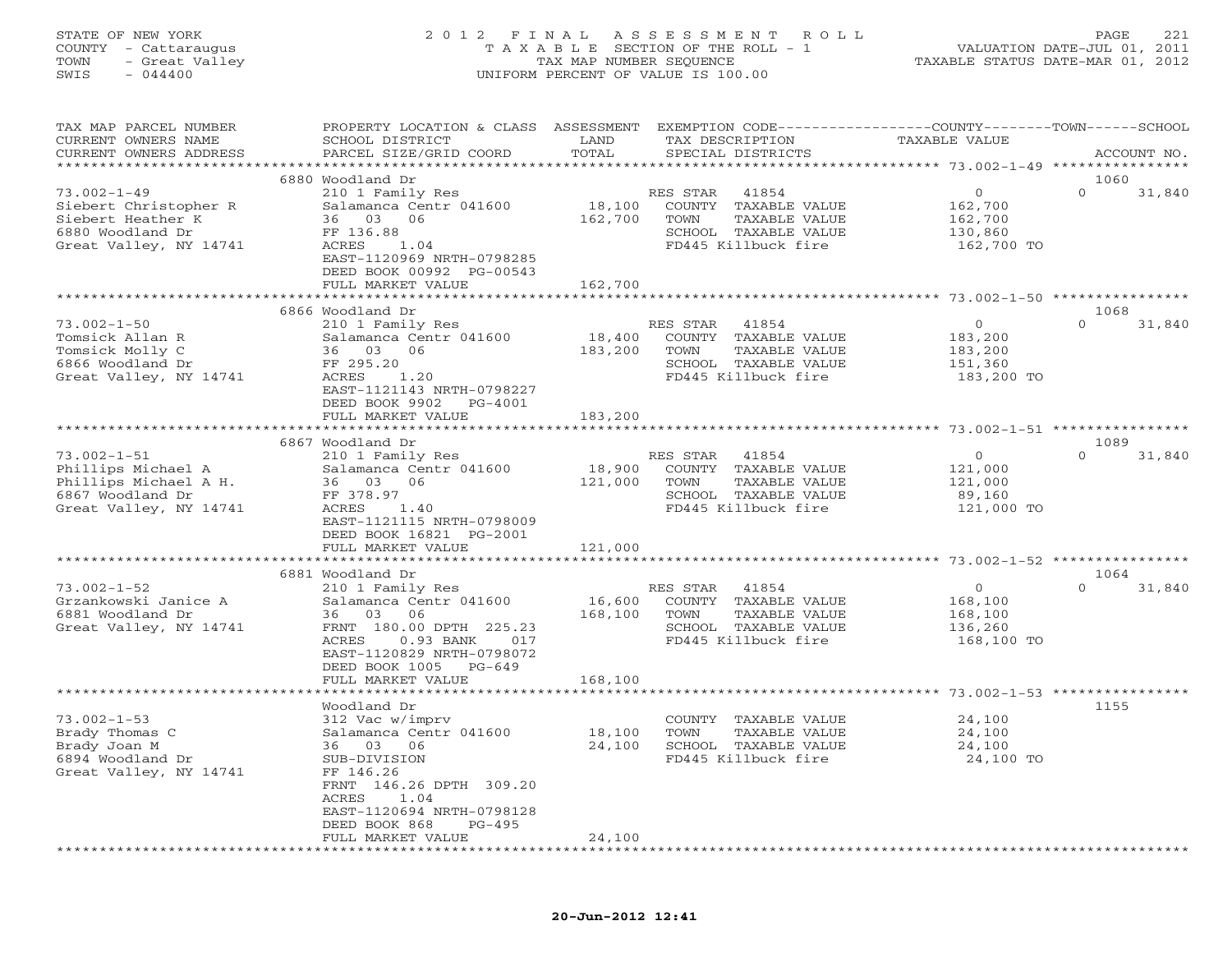STATE OF NEW YORK
COUNTY - Cattaraugus
TOWN - Great Valley
SWIS - 044400

2012 FINAL ASSESSMENT ROLL
TAXABLE SECTION OF THE ROLL - 1
TAX MAP NUMBER SEQUENCE
UNIFORM PERCENT OF VALUE IS 100.00

VALUATION DATE-JUL 01, 2011
TAXABLE STATUS DATE-MAR 01, 2012

| TAX MAP PARCEL NUMBER / CURRENT OWNERS NAME / CURRENT OWNERS ADDRESS | PROPERTY LOCATION & CLASS / SCHOOL DISTRICT / PARCEL SIZE/GRID COORD | ASSESSMENT LAND / TOTAL | EXEMPTION CODE / TAX DESCRIPTION / SPECIAL DISTRICTS | COUNTY / TAXABLE VALUE | TOWN | SCHOOL / ACCOUNT NO. |
|---|---|---|---|---|---|---|
| **73.002-1-49** | 6880 Woodland Dr | | | | | 1060 |
| 73.002-1-49 | 210 1 Family Res | | RES STAR 41854 | 0 | 0 | 31,840 |
| Siebert Christopher R | Salamanca Centr 041600 | 18,100 | COUNTY TAXABLE VALUE | 162,700 | | |
| Siebert Heather K | 36 03 06 | 162,700 | TOWN TAXABLE VALUE | 162,700 | | |
| 6880 Woodland Dr | FF 136.88 | | SCHOOL TAXABLE VALUE | 130,860 | | |
| Great Valley, NY 14741 | ACRES 1.04 | | FD445 Killbuck fire | 162,700 TO | | |
| | EAST-1120969 NRTH-0798285 | | | | | |
| | DEED BOOK 00992 PG-00543 | | | | | |
| | FULL MARKET VALUE | 162,700 | | | | |
| **73.002-1-50** | 6866 Woodland Dr | | | | | 1068 |
| 73.002-1-50 | 210 1 Family Res | | RES STAR 41854 | 0 | 0 | 31,840 |
| Tomsick Allan R | Salamanca Centr 041600 | 18,400 | COUNTY TAXABLE VALUE | 183,200 | | |
| Tomsick Molly C | 36 03 06 | 183,200 | TOWN TAXABLE VALUE | 183,200 | | |
| 6866 Woodland Dr | FF 295.20 | | SCHOOL TAXABLE VALUE | 151,360 | | |
| Great Valley, NY 14741 | ACRES 1.20 | | FD445 Killbuck fire | 183,200 TO | | |
| | EAST-1121143 NRTH-0798227 | | | | | |
| | DEED BOOK 9902 PG-4001 | | | | | |
| | FULL MARKET VALUE | 183,200 | | | | |
| **73.002-1-51** | 6867 Woodland Dr | | | | | 1089 |
| 73.002-1-51 | 210 1 Family Res | | RES STAR 41854 | 0 | 0 | 31,840 |
| Phillips Michael A | Salamanca Centr 041600 | 18,900 | COUNTY TAXABLE VALUE | 121,000 | | |
| Phillips Michael A H. | 36 03 06 | 121,000 | TOWN TAXABLE VALUE | 121,000 | | |
| 6867 Woodland Dr | FF 378.97 | | SCHOOL TAXABLE VALUE | 89,160 | | |
| Great Valley, NY 14741 | ACRES 1.40 | | FD445 Killbuck fire | 121,000 TO | | |
| | EAST-1121115 NRTH-0798009 | | | | | |
| | DEED BOOK 16821 PG-2001 | | | | | |
| | FULL MARKET VALUE | 121,000 | | | | |
| **73.002-1-52** | 6881 Woodland Dr | | | | | 1064 |
| 73.002-1-52 | 210 1 Family Res | | RES STAR 41854 | 0 | 0 | 31,840 |
| Grzankowski Janice A | Salamanca Centr 041600 | 16,600 | COUNTY TAXABLE VALUE | 168,100 | | |
| 6881 Woodland Dr | 36 03 06 | 168,100 | TOWN TAXABLE VALUE | 168,100 | | |
| Great Valley, NY 14741 | FRNT 180.00 DPTH 225.23 | | SCHOOL TAXABLE VALUE | 136,260 | | |
| | ACRES 0.93 BANK 017 | | FD445 Killbuck fire | 168,100 TO | | |
| | EAST-1120829 NRTH-0798072 | | | | | |
| | DEED BOOK 1005 PG-649 | | | | | |
| | FULL MARKET VALUE | 168,100 | | | | |
| **73.002-1-53** | Woodland Dr | | | | | 1155 |
| 73.002-1-53 | 312 Vac w/imprv | | COUNTY TAXABLE VALUE | 24,100 | | |
| Brady Thomas C | Salamanca Centr 041600 | 18,100 | TOWN TAXABLE VALUE | 24,100 | | |
| Brady Joan M | 36 03 06 | 24,100 | SCHOOL TAXABLE VALUE | 24,100 | | |
| 6894 Woodland Dr | SUB-DIVISION | | FD445 Killbuck fire | 24,100 TO | | |
| Great Valley, NY 14741 | FF 146.26 | | | | | |
| | FRNT 146.26 DPTH 309.20 | | | | | |
| | ACRES 1.04 | | | | | |
| | EAST-1120694 NRTH-0798128 | | | | | |
| | DEED BOOK 868 PG-495 | | | | | |
| | FULL MARKET VALUE | 24,100 | | | | |

20-Jun-2012 12:41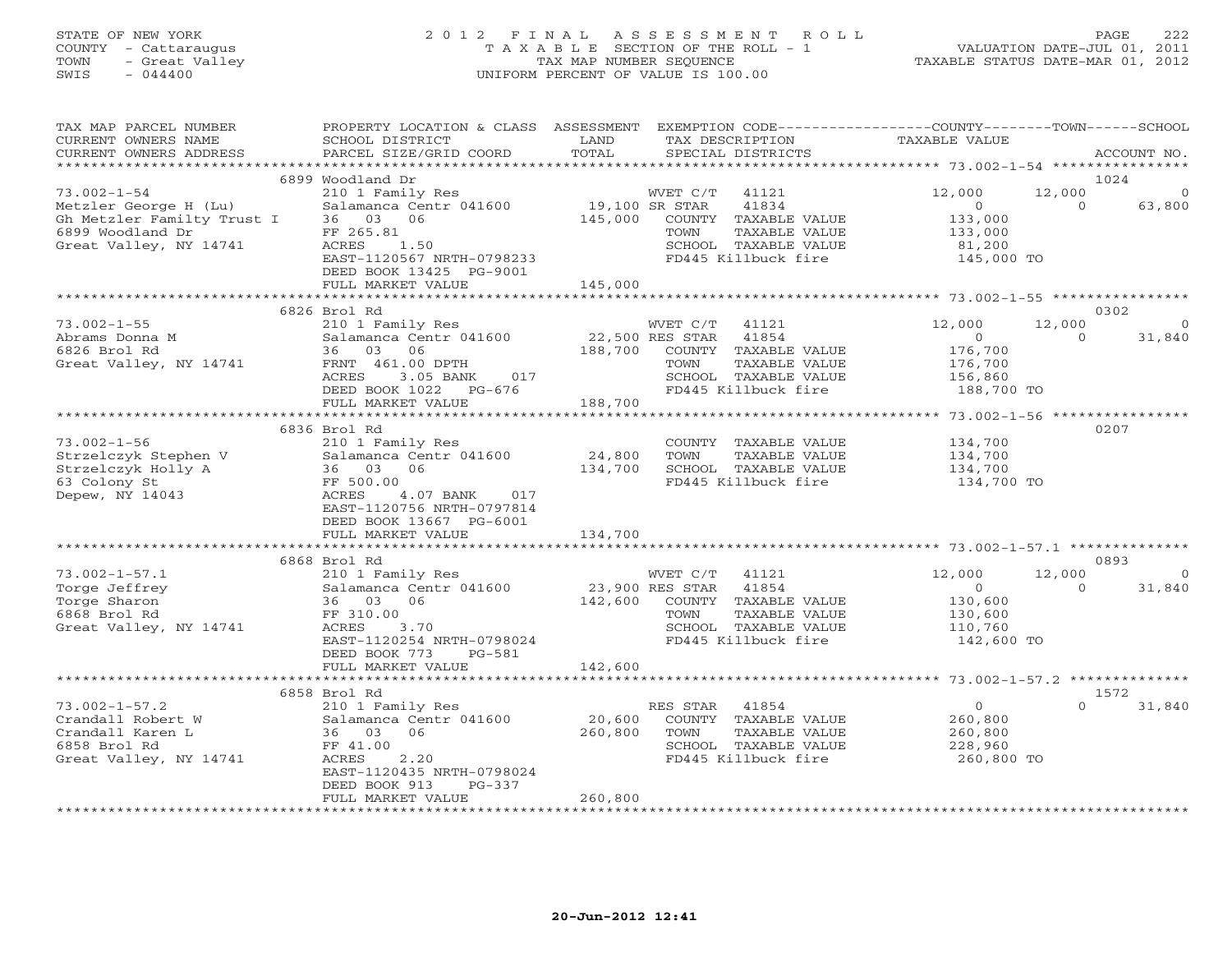STATE OF NEW YORK
COUNTY - Cattaraugus
TOWN - Great Valley
SWIS - 044400

# 2012 FINAL ASSESSMENT ROLL
TAXABLE SECTION OF THE ROLL - 1
TAX MAP NUMBER SEQUENCE
UNIFORM PERCENT OF VALUE IS 100.00

VALUATION DATE-JUL 01, 2011
TAXABLE STATUS DATE-MAR 01, 2012

| TAX MAP PARCEL NUMBER / CURRENT OWNERS NAME / CURRENT OWNERS ADDRESS | PROPERTY LOCATION & CLASS / SCHOOL DISTRICT / PARCEL SIZE/GRID COORD | ASSESSMENT LAND | TOTAL | EXEMPTION CODE / TAX DESCRIPTION / SPECIAL DISTRICTS | COUNTY TAXABLE VALUE | TOWN | SCHOOL / ACCOUNT NO. |
|---|---|---|---|---|---|---|---|
| | 6899 Woodland Dr | | | | | | 1024 |
| 73.002-1-54 | 210 1 Family Res | | | WVET C/T 41121 | 12,000 | 12,000 | 0 |
| Metzler George H (Lu) | Salamanca Centr 041600 | 19,100 | | SR STAR 41834 | 0 | 0 | 63,800 |
| Gh Metzler Familty Trust I | 36 03 06 | | 145,000 | COUNTY TAXABLE VALUE | 133,000 | | |
| 6899 Woodland Dr | FF 265.81 | | | TOWN TAXABLE VALUE | 133,000 | | |
| Great Valley, NY 14741 | ACRES 1.50 | | | SCHOOL TAXABLE VALUE | 81,200 | | |
| | EAST-1120567 NRTH-0798233 | | | FD445 Killbuck fire | 145,000 TO | | |
| | DEED BOOK 13425 PG-9001 | | | | | | |
| | FULL MARKET VALUE | | 145,000 | | | | |
| | 6826 Brol Rd | | | | | | 0302 |
| 73.002-1-55 | 210 1 Family Res | | | WVET C/T 41121 | 12,000 | 12,000 | 0 |
| Abrams Donna M | Salamanca Centr 041600 | 22,500 | | RES STAR 41854 | 0 | 0 | 31,840 |
| 6826 Brol Rd | 36 03 06 | | 188,700 | COUNTY TAXABLE VALUE | 176,700 | | |
| Great Valley, NY 14741 | FRNT 461.00 DPTH | | | TOWN TAXABLE VALUE | 176,700 | | |
| | ACRES 3.05 BANK 017 | | | SCHOOL TAXABLE VALUE | 156,860 | | |
| | DEED BOOK 1022 PG-676 | | | FD445 Killbuck fire | 188,700 TO | | |
| | FULL MARKET VALUE | | 188,700 | | | | |
| | 6836 Brol Rd | | | | | | 0207 |
| 73.002-1-56 | 210 1 Family Res | | | COUNTY TAXABLE VALUE | 134,700 | | |
| Strzelczyk Stephen V | Salamanca Centr 041600 | 24,800 | | TOWN TAXABLE VALUE | 134,700 | | |
| Strzelczyk Holly A | 36 03 06 | | 134,700 | SCHOOL TAXABLE VALUE | 134,700 | | |
| 63 Colony St | FF 500.00 | | | FD445 Killbuck fire | 134,700 TO | | |
| Depew, NY 14043 | ACRES 4.07 BANK 017 | | | | | | |
| | EAST-1120756 NRTH-0797814 | | | | | | |
| | DEED BOOK 13667 PG-6001 | | | | | | |
| | FULL MARKET VALUE | | 134,700 | | | | |
| | 6868 Brol Rd | | | | | | 0893 |
| 73.002-1-57.1 | 210 1 Family Res | | | WVET C/T 41121 | 12,000 | 12,000 | 0 |
| Torge Jeffrey | Salamanca Centr 041600 | 23,900 | | RES STAR 41854 | 0 | 0 | 31,840 |
| Torge Sharon | 36 03 06 | | 142,600 | COUNTY TAXABLE VALUE | 130,600 | | |
| 6868 Brol Rd | FF 310.00 | | | TOWN TAXABLE VALUE | 130,600 | | |
| Great Valley, NY 14741 | ACRES 3.70 | | | SCHOOL TAXABLE VALUE | 110,760 | | |
| | EAST-1120254 NRTH-0798024 | | | FD445 Killbuck fire | 142,600 TO | | |
| | DEED BOOK 773 PG-581 | | | | | | |
| | FULL MARKET VALUE | | 142,600 | | | | |
| | 6858 Brol Rd | | | | | | 1572 |
| 73.002-1-57.2 | 210 1 Family Res | | | RES STAR 41854 | 0 | 0 | 31,840 |
| Crandall Robert W | Salamanca Centr 041600 | 20,600 | | COUNTY TAXABLE VALUE | 260,800 | | |
| Crandall Karen L | 36 03 06 | | 260,800 | TOWN TAXABLE VALUE | 260,800 | | |
| 6858 Brol Rd | FF 41.00 | | | SCHOOL TAXABLE VALUE | 228,960 | | |
| Great Valley, NY 14741 | ACRES 2.20 | | | FD445 Killbuck fire | 260,800 TO | | |
| | EAST-1120435 NRTH-0798024 | | | | | | |
| | DEED BOOK 913 PG-337 | | | | | | |
| | FULL MARKET VALUE | | 260,800 | | | | |

20-Jun-2012 12:41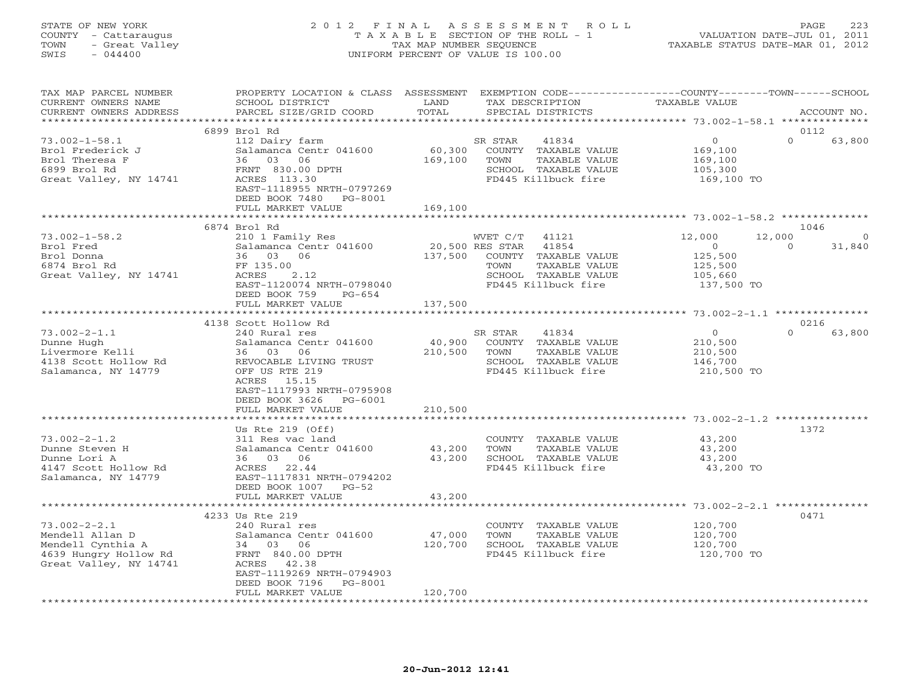STATE OF NEW YORK
COUNTY - Cattaraugus
TOWN - Great Valley
SWIS - 044400

2012 FINAL ASSESSMENT ROLL
TAXABLE SECTION OF THE ROLL - 1
TAX MAP NUMBER SEQUENCE
UNIFORM PERCENT OF VALUE IS 100.00

VALUATION DATE-JUL 01, 2011
TAXABLE STATUS DATE-MAR 01, 2012

| TAX MAP PARCEL NUMBER / CURRENT OWNERS NAME / CURRENT OWNERS ADDRESS | PROPERTY LOCATION & CLASS / SCHOOL DISTRICT / PARCEL SIZE/GRID COORD | ASSESSMENT LAND / TOTAL | EXEMPTION CODE / TAX DESCRIPTION / SPECIAL DISTRICTS | COUNTY TAXABLE VALUE | TOWN | SCHOOL / ACCOUNT NO. |
|---|---|---|---|---|---|---|
| **73.002-1-58.1** | 6899 Brol Rd | | | | | 0112 |
| 73.002-1-58.1 | 112 Dairy farm | | SR STAR 41834 | 0 | 0 | 63,800 |
| Brol Frederick J | Salamanca Centr 041600 | 60,300 | COUNTY TAXABLE VALUE | 169,100 | | |
| Brol Theresa F | 36 03 06 | 169,100 | TOWN TAXABLE VALUE | 169,100 | | |
| 6899 Brol Rd | FRNT 830.00 DPTH | | SCHOOL TAXABLE VALUE | 105,300 | | |
| Great Valley, NY 14741 | ACRES 113.30 | | FD445 Killbuck fire | 169,100 TO | | |
| | EAST-1118955 NRTH-0797269 | | | | | |
| | DEED BOOK 7480 PG-8001 | | | | | |
| | FULL MARKET VALUE | 169,100 | | | | |
| **73.002-1-58.2** | 6874 Brol Rd | | | | | 1046 |
| 73.002-1-58.2 | 210 1 Family Res | | WVET C/T 41121 | 12,000 | 12,000 | 0 |
| Brol Fred | Salamanca Centr 041600 | 20,500 | RES STAR 41854 | 0 | 0 | 31,840 |
| Brol Donna | 36 03 06 | 137,500 | COUNTY TAXABLE VALUE | 125,500 | | |
| 6874 Brol Rd | FF 135.00 | | TOWN TAXABLE VALUE | 125,500 | | |
| Great Valley, NY 14741 | ACRES 2.12 | | SCHOOL TAXABLE VALUE | 105,660 | | |
| | EAST-1120074 NRTH-0798040 | | FD445 Killbuck fire | 137,500 TO | | |
| | DEED BOOK 759 PG-654 | | | | | |
| | FULL MARKET VALUE | 137,500 | | | | |
| **73.002-2-1.1** | 4138 Scott Hollow Rd | | | | | 0216 |
| 73.002-2-1.1 | 240 Rural res | | SR STAR 41834 | 0 | 0 | 63,800 |
| Dunne Hugh | Salamanca Centr 041600 | 40,900 | COUNTY TAXABLE VALUE | 210,500 | | |
| Livermore Kelli | 36 03 06 | 210,500 | TOWN TAXABLE VALUE | 210,500 | | |
| 4138 Scott Hollow Rd | REVOCABLE LIVING TRUST | | SCHOOL TAXABLE VALUE | 146,700 | | |
| Salamanca, NY 14779 | OFF US RTE 219 | | FD445 Killbuck fire | 210,500 TO | | |
| | ACRES 15.15 | | | | | |
| | EAST-1117993 NRTH-0795908 | | | | | |
| | DEED BOOK 3626 PG-6001 | | | | | |
| | FULL MARKET VALUE | 210,500 | | | | |
| **73.002-2-1.2** | Us Rte 219 (Off) | | | | | 1372 |
| 73.002-2-1.2 | 311 Res vac land | | COUNTY TAXABLE VALUE | 43,200 | | |
| Dunne Steven H | Salamanca Centr 041600 | 43,200 | TOWN TAXABLE VALUE | 43,200 | | |
| Dunne Lori A | 36 03 06 | 43,200 | SCHOOL TAXABLE VALUE | 43,200 | | |
| 4147 Scott Hollow Rd | ACRES 22.44 | | FD445 Killbuck fire | 43,200 TO | | |
| Salamanca, NY 14779 | EAST-1117831 NRTH-0794202 | | | | | |
| | DEED BOOK 1007 PG-52 | | | | | |
| | FULL MARKET VALUE | 43,200 | | | | |
| **73.002-2-2.1** | 4233 Us Rte 219 | | | | | 0471 |
| 73.002-2-2.1 | 240 Rural res | | COUNTY TAXABLE VALUE | 120,700 | | |
| Mendell Allan D | Salamanca Centr 041600 | 47,000 | TOWN TAXABLE VALUE | 120,700 | | |
| Mendell Cynthia A | 34 03 06 | 120,700 | SCHOOL TAXABLE VALUE | 120,700 | | |
| 4639 Hungry Hollow Rd | FRNT 840.00 DPTH | | FD445 Killbuck fire | 120,700 TO | | |
| Great Valley, NY 14741 | ACRES 42.38 | | | | | |
| | EAST-1119269 NRTH-0794903 | | | | | |
| | DEED BOOK 7196 PG-8001 | | | | | |
| | FULL MARKET VALUE | 120,700 | | | | |

20-Jun-2012 12:41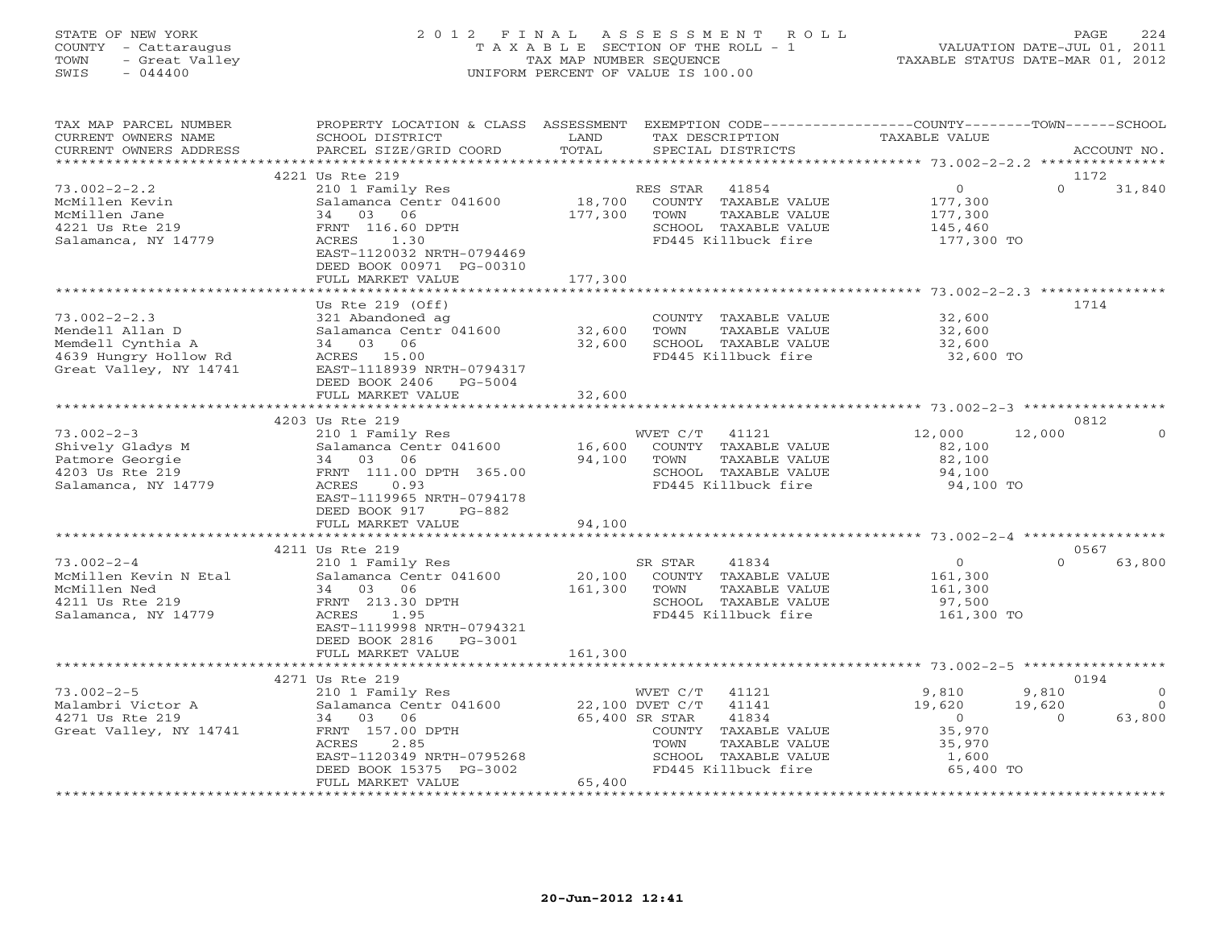STATE OF NEW YORK
COUNTY - Cattaraugus
TOWN - Great Valley
SWIS - 044400

2012 FINAL ASSESSMENT ROLL
TAXABLE SECTION OF THE ROLL - 1
TAX MAP NUMBER SEQUENCE
UNIFORM PERCENT OF VALUE IS 100.00

VALUATION DATE-JUL 01, 2011
TAXABLE STATUS DATE-MAR 01, 2012

| TAX MAP PARCEL NUMBER / CURRENT OWNERS NAME / CURRENT OWNERS ADDRESS | PROPERTY LOCATION & CLASS / SCHOOL DISTRICT / PARCEL SIZE/GRID COORD | ASSESSMENT LAND / TOTAL | EXEMPTION CODE / TAX DESCRIPTION / SPECIAL DISTRICTS | COUNTY TAXABLE VALUE | TOWN | SCHOOL | ACCOUNT NO. |
|---|---|---|---|---|---|---|---|
| 73.002-2-2.2 | 4221 Us Rte 219 | | | | | | 1172 |
| 73.002-2-2.2 | 210 1 Family Res | | RES STAR 41854 | 0 | 0 | 31,840 | |
| McMillen Kevin | Salamanca Centr 041600 | 18,700 | COUNTY TAXABLE VALUE | 177,300 | | | |
| McMillen Jane | 34 03 06 | 177,300 | TOWN TAXABLE VALUE | 177,300 | | | |
| 4221 Us Rte 219 | FRNT 116.60 DPTH | | SCHOOL TAXABLE VALUE | 145,460 | | | |
| Salamanca, NY 14779 | ACRES 1.30 | | FD445 Killbuck fire | 177,300 TO | | | |
| | EAST-1120032 NRTH-0794469 | | | | | | |
| | DEED BOOK 00971 PG-00310 | | | | | | |
| | FULL MARKET VALUE | 177,300 | | | | | |
| 73.002-2-2.3 | Us Rte 219 (Off) | | | | | | 1714 |
| 73.002-2-2.3 | 321 Abandoned ag | | COUNTY TAXABLE VALUE | 32,600 | | | |
| Mendell Allan D | Salamanca Centr 041600 | 32,600 | TOWN TAXABLE VALUE | 32,600 | | | |
| Memdell Cynthia A | 34 03 06 | 32,600 | SCHOOL TAXABLE VALUE | 32,600 | | | |
| 4639 Hungry Hollow Rd | ACRES 15.00 | | FD445 Killbuck fire | 32,600 TO | | | |
| Great Valley, NY 14741 | EAST-1118939 NRTH-0794317 | | | | | | |
| | DEED BOOK 2406 PG-5004 | | | | | | |
| | FULL MARKET VALUE | 32,600 | | | | | |
| 73.002-2-3 | 4203 Us Rte 219 | | | | | | 0812 |
| 73.002-2-3 | 210 1 Family Res | | WVET C/T 41121 | 12,000 | 12,000 | 0 | |
| Shively Gladys M | Salamanca Centr 041600 | 16,600 | COUNTY TAXABLE VALUE | 82,100 | | | |
| Patmore Georgie | 34 03 06 | 94,100 | TOWN TAXABLE VALUE | 82,100 | | | |
| 4203 Us Rte 219 | FRNT 111.00 DPTH 365.00 | | SCHOOL TAXABLE VALUE | 94,100 | | | |
| Salamanca, NY 14779 | ACRES 0.93 | | FD445 Killbuck fire | 94,100 TO | | | |
| | EAST-1119965 NRTH-0794178 | | | | | | |
| | DEED BOOK 917 PG-882 | | | | | | |
| | FULL MARKET VALUE | 94,100 | | | | | |
| 73.002-2-4 | 4211 Us Rte 219 | | | | | | 0567 |
| 73.002-2-4 | 210 1 Family Res | | SR STAR 41834 | 0 | 0 | 63,800 | |
| McMillen Kevin N Etal | Salamanca Centr 041600 | 20,100 | COUNTY TAXABLE VALUE | 161,300 | | | |
| McMillen Ned | 34 03 06 | 161,300 | TOWN TAXABLE VALUE | 161,300 | | | |
| 4211 Us Rte 219 | FRNT 213.30 DPTH | | SCHOOL TAXABLE VALUE | 97,500 | | | |
| Salamanca, NY 14779 | ACRES 1.95 | | FD445 Killbuck fire | 161,300 TO | | | |
| | EAST-1119998 NRTH-0794321 | | | | | | |
| | DEED BOOK 2816 PG-3001 | | | | | | |
| | FULL MARKET VALUE | 161,300 | | | | | |
| 73.002-2-5 | 4271 Us Rte 219 | | | | | | 0194 |
| 73.002-2-5 | 210 1 Family Res | | WVET C/T 41121 | 9,810 | 9,810 | 0 | |
| Malambri Victor A | Salamanca Centr 041600 | 22,100 | DVET C/T 41141 | 19,620 | 19,620 | 0 | |
| 4271 Us Rte 219 | 34 03 06 | 65,400 | SR STAR 41834 | 0 | 0 | 63,800 | |
| Great Valley, NY 14741 | FRNT 157.00 DPTH | | COUNTY TAXABLE VALUE | 35,970 | | | |
| | ACRES 2.85 | | TOWN TAXABLE VALUE | 35,970 | | | |
| | EAST-1120349 NRTH-0795268 | | SCHOOL TAXABLE VALUE | 1,600 | | | |
| | DEED BOOK 15375 PG-3002 | | FD445 Killbuck fire | 65,400 TO | | | |
| | FULL MARKET VALUE | 65,400 | | | | | |

20-Jun-2012 12:41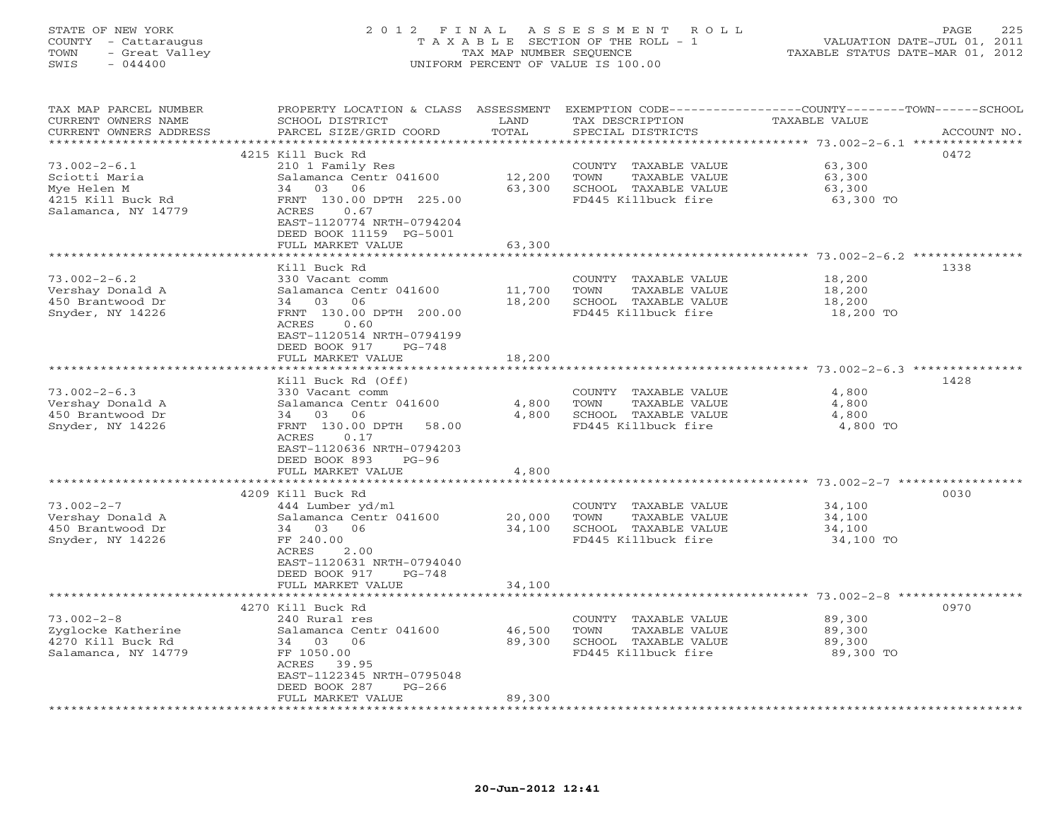STATE OF NEW YORK
COUNTY - Cattaraugus
TOWN - Great Valley
SWIS - 044400

2012 FINAL ASSESSMENT ROLL
TAXABLE SECTION OF THE ROLL - 1
TAX MAP NUMBER SEQUENCE
UNIFORM PERCENT OF VALUE IS 100.00

VALUATION DATE-JUL 01, 2011
TAXABLE STATUS DATE-MAR 01, 2012

| TAX MAP PARCEL NUMBER / CURRENT OWNERS NAME / CURRENT OWNERS ADDRESS | PROPERTY LOCATION & CLASS / SCHOOL DISTRICT / PARCEL SIZE/GRID COORD | ASSESSMENT LAND | TOTAL | EXEMPTION CODE / TAX DESCRIPTION / SPECIAL DISTRICTS | COUNTY/TOWN/SCHOOL TAXABLE VALUE | ACCOUNT NO. |
|---|---|---|---|---|---|---|
| 73.002-2-6.1 | 4215 Kill Buck Rd | | | | | 0472 |
| Sciotti Maria | 210 1 Family Res | | | COUNTY TAXABLE VALUE | 63,300 | |
| Mye Helen M | Salamanca Centr 041600 | 12,200 | | TOWN TAXABLE VALUE | 63,300 | |
| 4215 Kill Buck Rd | 34 03 06 | | 63,300 | SCHOOL TAXABLE VALUE | 63,300 | |
| Salamanca, NY 14779 | FRNT 130.00 DPTH 225.00 | | | FD445 Killbuck fire | 63,300 TO | |
| | ACRES 0.67 | | | | | |
| | EAST-1120774 NRTH-0794204 | | | | | |
| | DEED BOOK 11159 PG-5001 | | | | | |
| | FULL MARKET VALUE | | 63,300 | | | |
| 73.002-2-6.2 | Kill Buck Rd | | | | | 1338 |
| Vershay Donald A | 330 Vacant comm | | | COUNTY TAXABLE VALUE | 18,200 | |
| 450 Brantwood Dr | Salamanca Centr 041600 | 11,700 | | TOWN TAXABLE VALUE | 18,200 | |
| Snyder, NY 14226 | 34 03 06 | | 18,200 | SCHOOL TAXABLE VALUE | 18,200 | |
| | FRNT 130.00 DPTH 200.00 | | | FD445 Killbuck fire | 18,200 TO | |
| | ACRES 0.60 | | | | | |
| | EAST-1120514 NRTH-0794199 | | | | | |
| | DEED BOOK 917 PG-748 | | | | | |
| | FULL MARKET VALUE | | 18,200 | | | |
| 73.002-2-6.3 | Kill Buck Rd (Off) | | | | | 1428 |
| Vershay Donald A | 330 Vacant comm | | | COUNTY TAXABLE VALUE | 4,800 | |
| 450 Brantwood Dr | Salamanca Centr 041600 | 4,800 | | TOWN TAXABLE VALUE | 4,800 | |
| Snyder, NY 14226 | 34 03 06 | | 4,800 | SCHOOL TAXABLE VALUE | 4,800 | |
| | FRNT 130.00 DPTH 58.00 | | | FD445 Killbuck fire | 4,800 TO | |
| | ACRES 0.17 | | | | | |
| | EAST-1120636 NRTH-0794203 | | | | | |
| | DEED BOOK 893 PG-96 | | | | | |
| | FULL MARKET VALUE | | 4,800 | | | |
| 73.002-2-7 | 4209 Kill Buck Rd | | | | | 0030 |
| Vershay Donald A | 444 Lumber yd/ml | | | COUNTY TAXABLE VALUE | 34,100 | |
| 450 Brantwood Dr | Salamanca Centr 041600 | 20,000 | | TOWN TAXABLE VALUE | 34,100 | |
| Snyder, NY 14226 | 34 03 06 | | 34,100 | SCHOOL TAXABLE VALUE | 34,100 | |
| | FF 240.00 | | | FD445 Killbuck fire | 34,100 TO | |
| | ACRES 2.00 | | | | | |
| | EAST-1120631 NRTH-0794040 | | | | | |
| | DEED BOOK 917 PG-748 | | | | | |
| | FULL MARKET VALUE | | 34,100 | | | |
| 73.002-2-8 | 4270 Kill Buck Rd | | | | | 0970 |
| Zyglocke Katherine | 240 Rural res | | | COUNTY TAXABLE VALUE | 89,300 | |
| 4270 Kill Buck Rd | Salamanca Centr 041600 | 46,500 | | TOWN TAXABLE VALUE | 89,300 | |
| Salamanca, NY 14779 | 34 03 06 | | 89,300 | SCHOOL TAXABLE VALUE | 89,300 | |
| | FF 1050.00 | | | FD445 Killbuck fire | 89,300 TO | |
| | ACRES 39.95 | | | | | |
| | EAST-1122345 NRTH-0795048 | | | | | |
| | DEED BOOK 287 PG-266 | | | | | |
| | FULL MARKET VALUE | | 89,300 | | | |

20-Jun-2012 12:41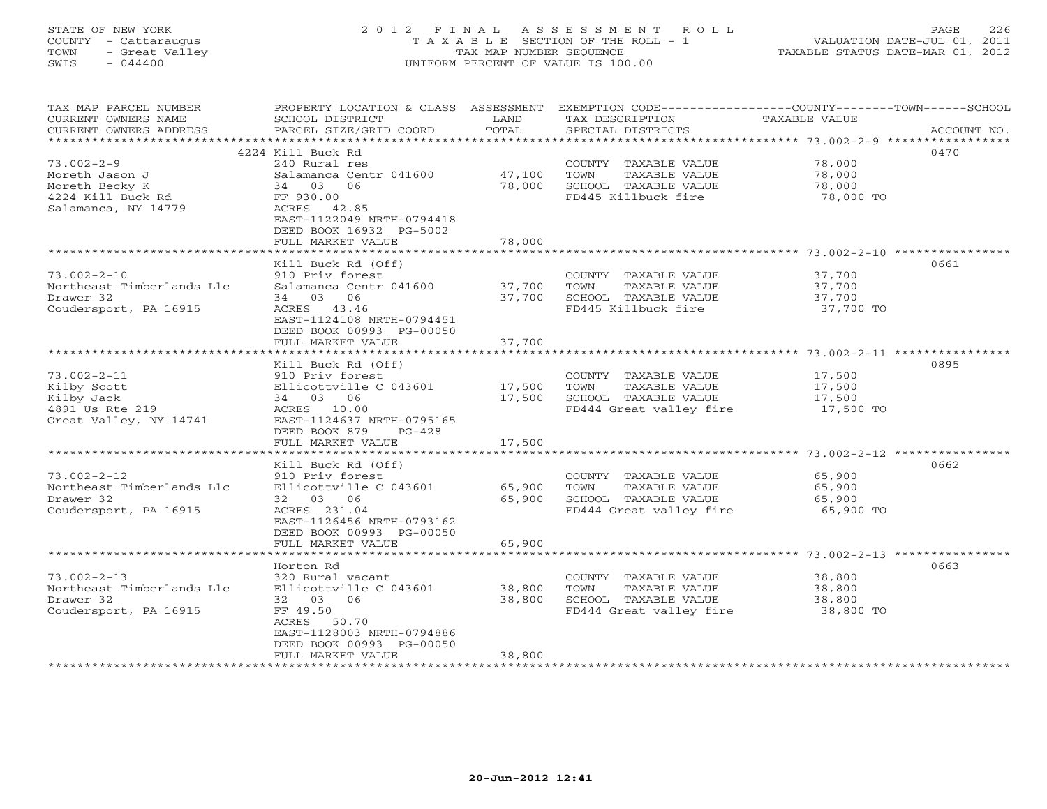STATE OF NEW YORK
COUNTY - Cattaraugus
TOWN - Great Valley
SWIS - 044400

# 2012 FINAL ASSESSMENT ROLL

TAXABLE SECTION OF THE ROLL - 1
TAX MAP NUMBER SEQUENCE
UNIFORM PERCENT OF VALUE IS 100.00

VALUATION DATE-JUL 01, 2011
TAXABLE STATUS DATE-MAR 01, 2012

| TAX MAP PARCEL NUMBER / CURRENT OWNERS NAME / CURRENT OWNERS ADDRESS | PROPERTY LOCATION & CLASS / SCHOOL DISTRICT / PARCEL SIZE/GRID COORD | ASSESSMENT LAND | TOTAL | EXEMPTION CODE / TAX DESCRIPTION / SPECIAL DISTRICTS | COUNTY--------TOWN------SCHOOL TAXABLE VALUE | ACCOUNT NO. |
|---|---|---|---|---|---|---|
| 73.002-2-9 | 4224 Kill Buck Rd | | | | | 0470 |
| Moreth Jason J | 240 Rural res | | | COUNTY TAXABLE VALUE | 78,000 | |
| Moreth Becky K | Salamanca Centr 041600 | 47,100 | | TOWN TAXABLE VALUE | 78,000 | |
| 4224 Kill Buck Rd | 34 03 06 | | 78,000 | SCHOOL TAXABLE VALUE | 78,000 | |
| Salamanca, NY 14779 | FF 930.00 | | | FD445 Killbuck fire | 78,000 TO | |
| | ACRES 42.85 | | | | | |
| | EAST-1122049 NRTH-0794418 | | | | | |
| | DEED BOOK 16932 PG-5002 | | | | | |
| | FULL MARKET VALUE | | 78,000 | | | |
| 73.002-2-10 | Kill Buck Rd (Off) | | | | | 0661 |
| Northeast Timberlands Llc | 910 Priv forest | | | COUNTY TAXABLE VALUE | 37,700 | |
| Drawer 32 | Salamanca Centr 041600 | 37,700 | | TOWN TAXABLE VALUE | 37,700 | |
| Coudersport, PA 16915 | 34 03 06 | | 37,700 | SCHOOL TAXABLE VALUE | 37,700 | |
| | ACRES 43.46 | | | FD445 Killbuck fire | 37,700 TO | |
| | EAST-1124108 NRTH-0794451 | | | | | |
| | DEED BOOK 00993 PG-00050 | | | | | |
| | FULL MARKET VALUE | | 37,700 | | | |
| 73.002-2-11 | Kill Buck Rd (Off) | | | | | 0895 |
| Kilby Scott | 910 Priv forest | | | COUNTY TAXABLE VALUE | 17,500 | |
| Kilby Jack | Ellicottville C 043601 | 17,500 | | TOWN TAXABLE VALUE | 17,500 | |
| 4891 Us Rte 219 | 34 03 06 | | 17,500 | SCHOOL TAXABLE VALUE | 17,500 | |
| Great Valley, NY 14741 | ACRES 10.00 | | | FD444 Great valley fire | 17,500 TO | |
| | EAST-1124637 NRTH-0795165 | | | | | |
| | DEED BOOK 879 PG-428 | | | | | |
| | FULL MARKET VALUE | | 17,500 | | | |
| 73.002-2-12 | Kill Buck Rd (Off) | | | | | 0662 |
| Northeast Timberlands Llc | 910 Priv forest | | | COUNTY TAXABLE VALUE | 65,900 | |
| Drawer 32 | Ellicottville C 043601 | 65,900 | | TOWN TAXABLE VALUE | 65,900 | |
| Coudersport, PA 16915 | 32 03 06 | | 65,900 | SCHOOL TAXABLE VALUE | 65,900 | |
| | ACRES 231.04 | | | FD444 Great valley fire | 65,900 TO | |
| | EAST-1126456 NRTH-0793162 | | | | | |
| | DEED BOOK 00993 PG-00050 | | | | | |
| | FULL MARKET VALUE | | 65,900 | | | |
| 73.002-2-13 | Horton Rd | | | | | 0663 |
| Northeast Timberlands Llc | 320 Rural vacant | | | COUNTY TAXABLE VALUE | 38,800 | |
| Drawer 32 | Ellicottville C 043601 | 38,800 | | TOWN TAXABLE VALUE | 38,800 | |
| Coudersport, PA 16915 | 32 03 06 | | 38,800 | SCHOOL TAXABLE VALUE | 38,800 | |
| | FF 49.50 | | | FD444 Great valley fire | 38,800 TO | |
| | ACRES 50.70 | | | | | |
| | EAST-1128003 NRTH-0794886 | | | | | |
| | DEED BOOK 00993 PG-00050 | | | | | |
| | FULL MARKET VALUE | | 38,800 | | | |

20-Jun-2012 12:41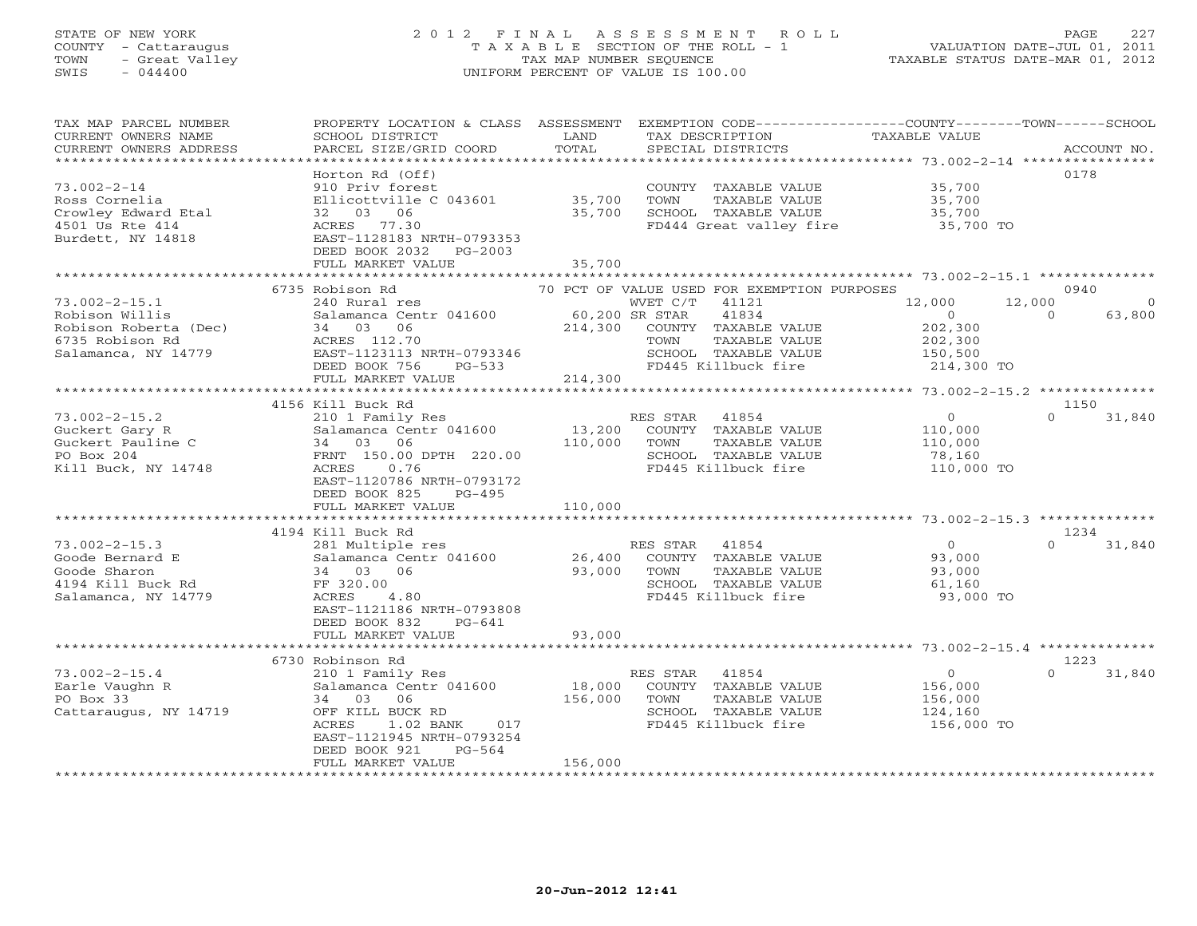STATE OF NEW YORK
COUNTY - Cattaraugus
TOWN - Great Valley
SWIS - 044400

2012 FINAL ASSESSMENT ROLL
TAXABLE SECTION OF THE ROLL - 1
TAX MAP NUMBER SEQUENCE
UNIFORM PERCENT OF VALUE IS 100.00

VALUATION DATE-JUL 01, 2011
TAXABLE STATUS DATE-MAR 01, 2012

| TAX MAP PARCEL NUMBER / CURRENT OWNERS NAME / CURRENT OWNERS ADDRESS | PROPERTY LOCATION & CLASS / SCHOOL DISTRICT / PARCEL SIZE/GRID COORD | ASSESSMENT LAND / TOTAL | EXEMPTION CODE / TAX DESCRIPTION / SPECIAL DISTRICTS | COUNTY TAXABLE VALUE | TOWN | SCHOOL | ACCOUNT NO. |
|---|---|---|---|---|---|---|---|
| 73.002-2-14 | Horton Rd (Off) | | | | | | 0178 |
| Ross Cornelia | 910 Priv forest | | COUNTY TAXABLE VALUE | 35,700 | | | |
| Crowley Edward Etal | Ellicottville C 043601 | 35,700 | TOWN TAXABLE VALUE | 35,700 | | | |
| 4501 Us Rte 414 | 32 03 06 | 35,700 | SCHOOL TAXABLE VALUE | 35,700 | | | |
| Burdett, NY 14818 | ACRES 77.30 | | FD444 Great valley fire | 35,700 TO | | | |
| | EAST-1128183 NRTH-0793353 | | | | | | |
| | DEED BOOK 2032 PG-2003 | | | | | | |
| | FULL MARKET VALUE | 35,700 | | | | | |
| 73.002-2-15.1 | 6735 Robison Rd | | 70 PCT OF VALUE USED FOR EXEMPTION PURPOSES | | | | 0940 |
| Robison Willis | 240 Rural res | | WVET C/T 41121 | 12,000 | 12,000 | 0 | |
| Robison Roberta (Dec) | Salamanca Centr 041600 | 60,200 | SR STAR 41834 | 0 | 0 | 63,800 | |
| 6735 Robison Rd | 34 03 06 | 214,300 | COUNTY TAXABLE VALUE | 202,300 | | | |
| Salamanca, NY 14779 | ACRES 112.70 | | TOWN TAXABLE VALUE | 202,300 | | | |
| | EAST-1123113 NRTH-0793346 | | SCHOOL TAXABLE VALUE | 150,500 | | | |
| | DEED BOOK 756 PG-533 | | FD445 Killbuck fire | 214,300 TO | | | |
| | FULL MARKET VALUE | 214,300 | | | | | |
| 73.002-2-15.2 | 4156 Kill Buck Rd | | | | | | 1150 |
| Guckert Gary R | 210 1 Family Res | | RES STAR 41854 | 0 | 0 | 31,840 | |
| Guckert Pauline C | Salamanca Centr 041600 | 13,200 | COUNTY TAXABLE VALUE | 110,000 | | | |
| PO Box 204 | 34 03 06 | 110,000 | TOWN TAXABLE VALUE | 110,000 | | | |
| Kill Buck, NY 14748 | FRNT 150.00 DPTH 220.00 | | SCHOOL TAXABLE VALUE | 78,160 | | | |
| | ACRES 0.76 | | FD445 Killbuck fire | 110,000 TO | | | |
| | EAST-1120786 NRTH-0793172 | | | | | | |
| | DEED BOOK 825 PG-495 | | | | | | |
| | FULL MARKET VALUE | 110,000 | | | | | |
| 73.002-2-15.3 | 4194 Kill Buck Rd | | | | | | 1234 |
| Goode Bernard E | 281 Multiple res | | RES STAR 41854 | 0 | 0 | 31,840 | |
| Goode Sharon | Salamanca Centr 041600 | 26,400 | COUNTY TAXABLE VALUE | 93,000 | | | |
| 4194 Kill Buck Rd | 34 03 06 | 93,000 | TOWN TAXABLE VALUE | 93,000 | | | |
| Salamanca, NY 14779 | FF 320.00 | | SCHOOL TAXABLE VALUE | 61,160 | | | |
| | ACRES 4.80 | | FD445 Killbuck fire | 93,000 TO | | | |
| | EAST-1121186 NRTH-0793808 | | | | | | |
| | DEED BOOK 832 PG-641 | | | | | | |
| | FULL MARKET VALUE | 93,000 | | | | | |
| 73.002-2-15.4 | 6730 Robinson Rd | | | | | | 1223 |
| Earle Vaughn R | 210 1 Family Res | | RES STAR 41854 | 0 | 0 | 31,840 | |
| PO Box 33 | Salamanca Centr 041600 | 18,000 | COUNTY TAXABLE VALUE | 156,000 | | | |
| Cattaraugus, NY 14719 | 34 03 06 | 156,000 | TOWN TAXABLE VALUE | 156,000 | | | |
| | OFF KILL BUCK RD | | SCHOOL TAXABLE VALUE | 124,160 | | | |
| | ACRES 1.02 BANK 017 | | FD445 Killbuck fire | 156,000 TO | | | |
| | EAST-1121945 NRTH-0793254 | | | | | | |
| | DEED BOOK 921 PG-564 | | | | | | |
| | FULL MARKET VALUE | 156,000 | | | | | |

20-Jun-2012 12:41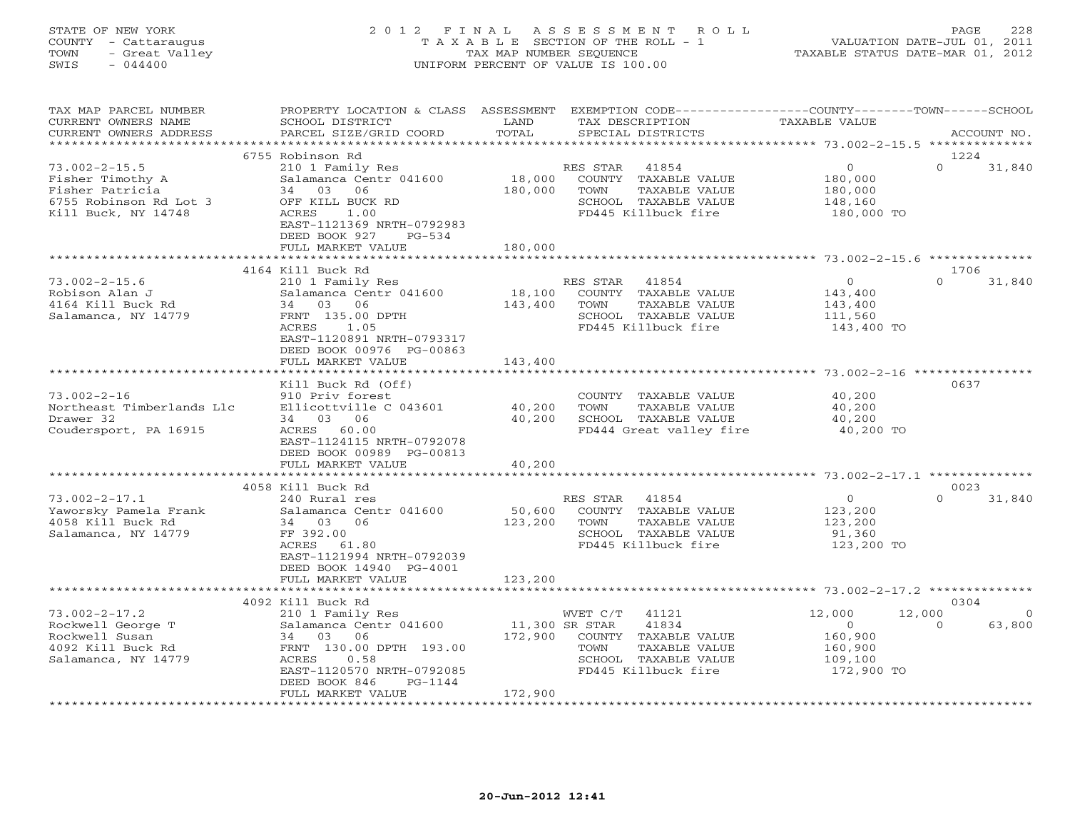STATE OF NEW YORK
COUNTY - Cattaraugus
TOWN - Great Valley
SWIS - 044400

# 2012 FINAL ASSESSMENT ROLL
TAXABLE SECTION OF THE ROLL - 1
TAX MAP NUMBER SEQUENCE
UNIFORM PERCENT OF VALUE IS 100.00

VALUATION DATE-JUL 01, 2011
TAXABLE STATUS DATE-MAR 01, 2012

| TAX MAP PARCEL NUMBER / CURRENT OWNERS NAME / CURRENT OWNERS ADDRESS | PROPERTY LOCATION & CLASS / SCHOOL DISTRICT / PARCEL SIZE/GRID COORD | ASSESSMENT LAND | TOTAL | EXEMPTION CODE / TAX DESCRIPTION / SPECIAL DISTRICTS | COUNTY TAXABLE VALUE | TOWN | SCHOOL | ACCOUNT NO. |
|---|---|---|---|---|---|---|---|---|
| | 6755 Robinson Rd | | | | | | | 1224 |
| 73.002-2-15.5 | 210 1 Family Res | | | RES STAR 41854 | 0 | 0 | 31,840 | |
| Fisher Timothy A | Salamanca Centr 041600 | 18,000 | | COUNTY TAXABLE VALUE | 180,000 | | | |
| Fisher Patricia | 34 03 06 | | 180,000 | TOWN TAXABLE VALUE | 180,000 | | | |
| 6755 Robinson Rd Lot 3 | OFF KILL BUCK RD | | | SCHOOL TAXABLE VALUE | 148,160 | | | |
| Kill Buck, NY 14748 | ACRES 1.00 | | | FD445 Killbuck fire | 180,000 TO | | | |
| | EAST-1121369 NRTH-0792983 | | | | | | | |
| | DEED BOOK 927 PG-534 | | | | | | | |
| | FULL MARKET VALUE | | 180,000 | | | | | |
| | 4164 Kill Buck Rd | | | | | | | 1706 |
| 73.002-2-15.6 | 210 1 Family Res | | | RES STAR 41854 | 0 | 0 | 31,840 | |
| Robison Alan J | Salamanca Centr 041600 | 18,100 | | COUNTY TAXABLE VALUE | 143,400 | | | |
| 4164 Kill Buck Rd | 34 03 06 | | 143,400 | TOWN TAXABLE VALUE | 143,400 | | | |
| Salamanca, NY 14779 | FRNT 135.00 DPTH | | | SCHOOL TAXABLE VALUE | 111,560 | | | |
| | ACRES 1.05 | | | FD445 Killbuck fire | 143,400 TO | | | |
| | EAST-1120891 NRTH-0793317 | | | | | | | |
| | DEED BOOK 00976 PG-00863 | | | | | | | |
| | FULL MARKET VALUE | | 143,400 | | | | | |
| | Kill Buck Rd (Off) | | | | | | | 0637 |
| 73.002-2-16 | 910 Priv forest | | | COUNTY TAXABLE VALUE | 40,200 | | | |
| Northeast Timberlands Llc | Ellicottville C 043601 | 40,200 | | TOWN TAXABLE VALUE | 40,200 | | | |
| Drawer 32 | 34 03 06 | | 40,200 | SCHOOL TAXABLE VALUE | 40,200 | | | |
| Coudersport, PA 16915 | ACRES 60.00 | | | FD444 Great valley fire | 40,200 TO | | | |
| | EAST-1124115 NRTH-0792078 | | | | | | | |
| | DEED BOOK 00989 PG-00813 | | | | | | | |
| | FULL MARKET VALUE | | 40,200 | | | | | |
| | 4058 Kill Buck Rd | | | | | | | 0023 |
| 73.002-2-17.1 | 240 Rural res | | | RES STAR 41854 | 0 | 0 | 31,840 | |
| Yaworsky Pamela Frank | Salamanca Centr 041600 | 50,600 | | COUNTY TAXABLE VALUE | 123,200 | | | |
| 4058 Kill Buck Rd | 34 03 06 | | 123,200 | TOWN TAXABLE VALUE | 123,200 | | | |
| Salamanca, NY 14779 | FF 392.00 | | | SCHOOL TAXABLE VALUE | 91,360 | | | |
| | ACRES 61.80 | | | FD445 Killbuck fire | 123,200 TO | | | |
| | EAST-1121994 NRTH-0792039 | | | | | | | |
| | DEED BOOK 14940 PG-4001 | | | | | | | |
| | FULL MARKET VALUE | | 123,200 | | | | | |
| | 4092 Kill Buck Rd | | | | | | | 0304 |
| 73.002-2-17.2 | 210 1 Family Res | | | WVET C/T 41121 | 12,000 | 12,000 | 0 | |
| Rockwell George T | Salamanca Centr 041600 | 11,300 | | SR STAR 41834 | 0 | 0 | 63,800 | |
| Rockwell Susan | 34 03 06 | | 172,900 | COUNTY TAXABLE VALUE | 160,900 | | | |
| 4092 Kill Buck Rd | FRNT 130.00 DPTH 193.00 | | | TOWN TAXABLE VALUE | 160,900 | | | |
| Salamanca, NY 14779 | ACRES 0.58 | | | SCHOOL TAXABLE VALUE | 109,100 | | | |
| | EAST-1120570 NRTH-0792085 | | | FD445 Killbuck fire | 172,900 TO | | | |
| | DEED BOOK 846 PG-1144 | | | | | | | |
| | FULL MARKET VALUE | | 172,900 | | | | | |

20-Jun-2012 12:41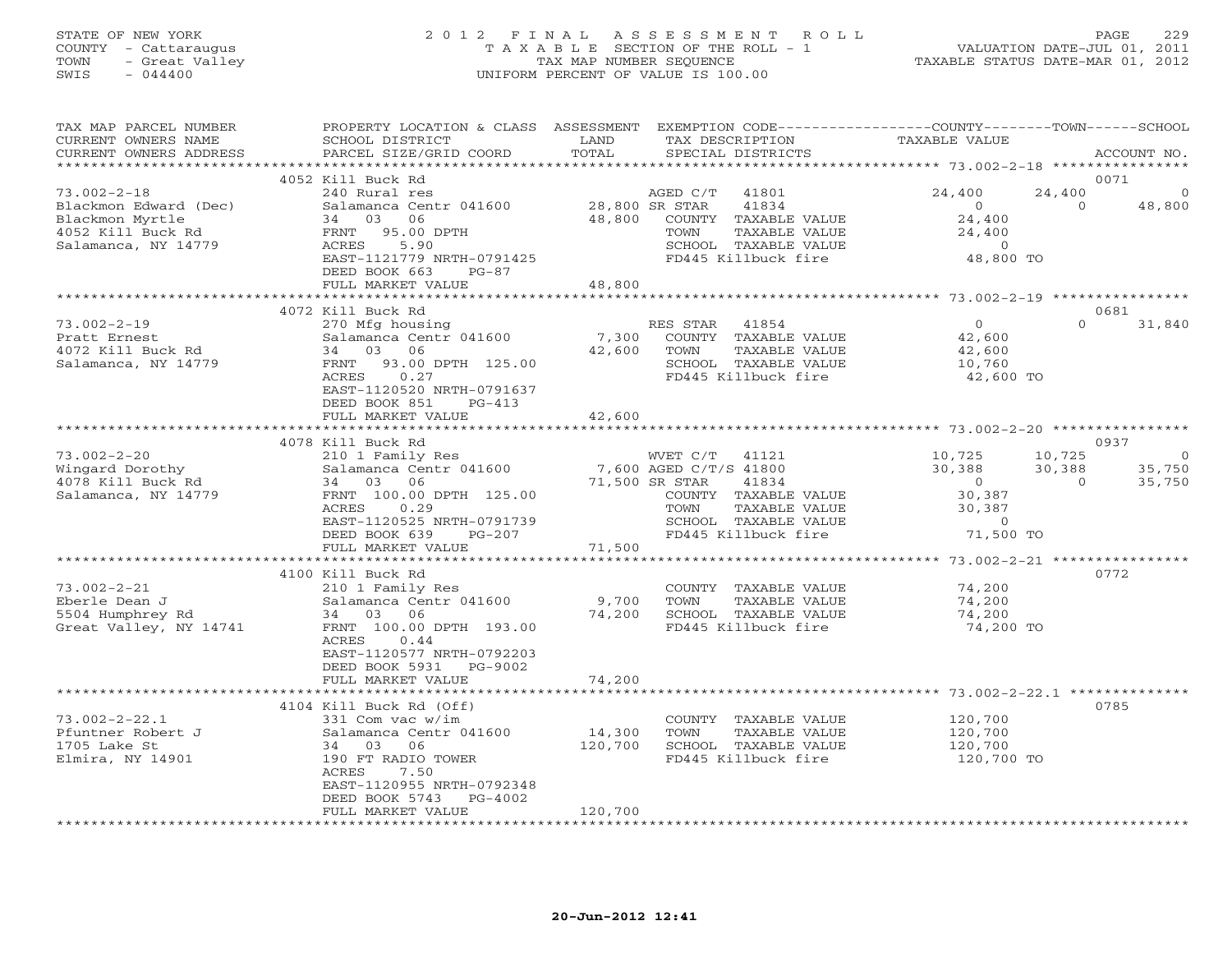STATE OF NEW YORK
COUNTY - Cattaraugus
TOWN - Great Valley
SWIS - 044400

2012 FINAL ASSESSMENT ROLL
TAXABLE SECTION OF THE ROLL - 1
TAX MAP NUMBER SEQUENCE
UNIFORM PERCENT OF VALUE IS 100.00

VALUATION DATE-JUL 01, 2011
TAXABLE STATUS DATE-MAR 01, 2012

| TAX MAP PARCEL NUMBER / CURRENT OWNERS NAME / CURRENT OWNERS ADDRESS | PROPERTY LOCATION & CLASS / SCHOOL DISTRICT / PARCEL SIZE/GRID COORD | ASSESSMENT LAND | TOTAL | EXEMPTION CODE / TAX DESCRIPTION / SPECIAL DISTRICTS | COUNTY TAXABLE VALUE | TOWN | SCHOOL | ACCOUNT NO. |
|---|---|---|---|---|---|---|---|---|
| | 4052 Kill Buck Rd | | | | | | | 0071 |
| 73.002-2-18 | 240 Rural res | | | AGED C/T 41801 | 24,400 | 24,400 | 0 | |
| Blackmon Edward (Dec) | Salamanca Centr 041600 | 28,800 | | SR STAR 41834 | 0 | 0 | 48,800 | |
| Blackmon Myrtle | 34 03 06 | | 48,800 | COUNTY TAXABLE VALUE | 24,400 | | | |
| 4052 Kill Buck Rd | FRNT 95.00 DPTH | | | TOWN TAXABLE VALUE | 24,400 | | | |
| Salamanca, NY 14779 | ACRES 5.90 | | | SCHOOL TAXABLE VALUE | 0 | | | |
| | EAST-1121779 NRTH-0791425 | | | FD445 Killbuck fire | 48,800 TO | | | |
| | DEED BOOK 663 PG-87 | | | | | | | |
| | FULL MARKET VALUE | | 48,800 | | | | | |
| | 4072 Kill Buck Rd | | | | | | | 0681 |
| 73.002-2-19 | 270 Mfg housing | | | RES STAR 41854 | 0 | 0 | 31,840 | |
| Pratt Ernest | Salamanca Centr 041600 | 7,300 | | COUNTY TAXABLE VALUE | 42,600 | | | |
| 4072 Kill Buck Rd | 34 03 06 | | 42,600 | TOWN TAXABLE VALUE | 42,600 | | | |
| Salamanca, NY 14779 | FRNT 93.00 DPTH 125.00 | | | SCHOOL TAXABLE VALUE | 10,760 | | | |
| | ACRES 0.27 | | | FD445 Killbuck fire | 42,600 TO | | | |
| | EAST-1120520 NRTH-0791637 | | | | | | | |
| | DEED BOOK 851 PG-413 | | | | | | | |
| | FULL MARKET VALUE | | 42,600 | | | | | |
| | 4078 Kill Buck Rd | | | | | | | 0937 |
| 73.002-2-20 | 210 1 Family Res | | | WVET C/T 41121 | 10,725 | 10,725 | 0 | |
| Wingard Dorothy | Salamanca Centr 041600 | 7,600 | | AGED C/T/S 41800 | 30,388 | 30,388 | 35,750 | |
| 4078 Kill Buck Rd | 34 03 06 | | 71,500 | SR STAR 41834 | 0 | 0 | 35,750 | |
| Salamanca, NY 14779 | FRNT 100.00 DPTH 125.00 | | | COUNTY TAXABLE VALUE | 30,387 | | | |
| | ACRES 0.29 | | | TOWN TAXABLE VALUE | 30,387 | | | |
| | EAST-1120525 NRTH-0791739 | | | SCHOOL TAXABLE VALUE | 0 | | | |
| | DEED BOOK 639 PG-207 | | | FD445 Killbuck fire | 71,500 TO | | | |
| | FULL MARKET VALUE | | 71,500 | | | | | |
| | 4100 Kill Buck Rd | | | | | | | 0772 |
| 73.002-2-21 | 210 1 Family Res | | | COUNTY TAXABLE VALUE | 74,200 | | | |
| Eberle Dean J | Salamanca Centr 041600 | 9,700 | | TOWN TAXABLE VALUE | 74,200 | | | |
| 5504 Humphrey Rd | 34 03 06 | | 74,200 | SCHOOL TAXABLE VALUE | 74,200 | | | |
| Great Valley, NY 14741 | FRNT 100.00 DPTH 193.00 | | | FD445 Killbuck fire | 74,200 TO | | | |
| | ACRES 0.44 | | | | | | | |
| | EAST-1120577 NRTH-0792203 | | | | | | | |
| | DEED BOOK 5931 PG-9002 | | | | | | | |
| | FULL MARKET VALUE | | 74,200 | | | | | |
| | 4104 Kill Buck Rd (Off) | | | | | | | 0785 |
| 73.002-2-22.1 | 331 Com vac w/im | | | COUNTY TAXABLE VALUE | 120,700 | | | |
| Pfuntner Robert J | Salamanca Centr 041600 | 14,300 | | TOWN TAXABLE VALUE | 120,700 | | | |
| 1705 Lake St | 34 03 06 | | 120,700 | SCHOOL TAXABLE VALUE | 120,700 | | | |
| Elmira, NY 14901 | 190 FT RADIO TOWER | | | FD445 Killbuck fire | 120,700 TO | | | |
| | ACRES 7.50 | | | | | | | |
| | EAST-1120955 NRTH-0792348 | | | | | | | |
| | DEED BOOK 5743 PG-4002 | | | | | | | |
| | FULL MARKET VALUE | | 120,700 | | | | | |

20-Jun-2012 12:41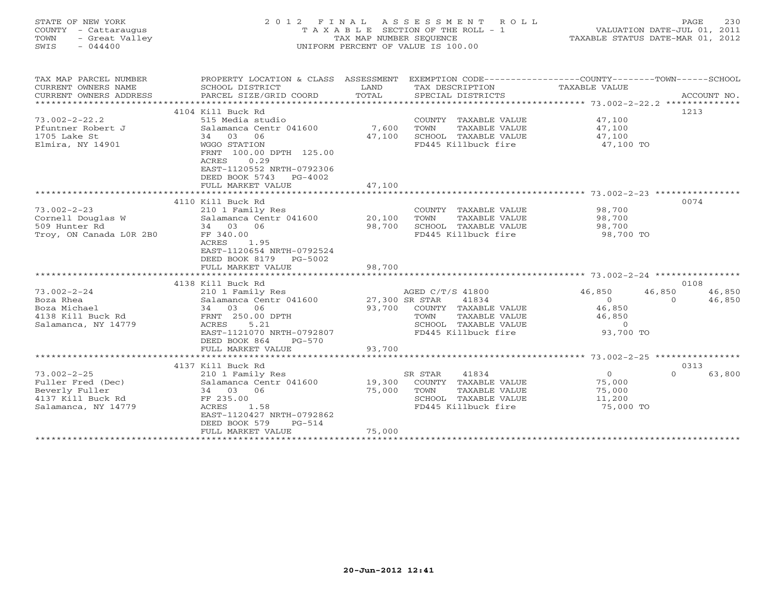STATE OF NEW YORK
COUNTY - Cattaraugus
TOWN - Great Valley
SWIS - 044400

2012 FINAL ASSESSMENT ROLL
TAXABLE SECTION OF THE ROLL - 1
TAX MAP NUMBER SEQUENCE
UNIFORM PERCENT OF VALUE IS 100.00

VALUATION DATE-JUL 01, 2011
TAXABLE STATUS DATE-MAR 01, 2012

| TAX MAP PARCEL NUMBER / CURRENT OWNERS NAME / CURRENT OWNERS ADDRESS | PROPERTY LOCATION & CLASS / SCHOOL DISTRICT / PARCEL SIZE/GRID COORD | ASSESSMENT LAND / TOTAL | EXEMPTION CODE / TAX DESCRIPTION / SPECIAL DISTRICTS | COUNTY TAXABLE VALUE | TOWN | SCHOOL | ACCOUNT NO. |
|---|---|---|---|---|---|---|---|
| 73.002-2-22.2 | 4104 Kill Buck Rd | | | | | | 1213 |
| Pfuntner Robert J | 515 Media studio | | COUNTY TAXABLE VALUE | 47,100 | | | |
| 1705 Lake St | Salamanca Centr 041600 | 7,600 | TOWN TAXABLE VALUE | 47,100 | | | |
| Elmira, NY 14901 | 34 03 06 | 47,100 | SCHOOL TAXABLE VALUE | 47,100 | | | |
| | WGGO STATION | | FD445 Killbuck fire | 47,100 TO | | | |
| | FRNT 100.00 DPTH 125.00 | | | | | | |
| | ACRES 0.29 | | | | | | |
| | EAST-1120552 NRTH-0792306 | | | | | | |
| | DEED BOOK 5743 PG-4002 | | | | | | |
| | FULL MARKET VALUE | 47,100 | | | | | |
| 73.002-2-23 | 4110 Kill Buck Rd | | | | | | 0074 |
| Cornell Douglas W | 210 1 Family Res | | COUNTY TAXABLE VALUE | 98,700 | | | |
| 509 Hunter Rd | Salamanca Centr 041600 | 20,100 | TOWN TAXABLE VALUE | 98,700 | | | |
| Troy, ON Canada L0R 2B0 | 34 03 06 | 98,700 | SCHOOL TAXABLE VALUE | 98,700 | | | |
| | FF 340.00 | | FD445 Killbuck fire | 98,700 TO | | | |
| | ACRES 1.95 | | | | | | |
| | EAST-1120654 NRTH-0792524 | | | | | | |
| | DEED BOOK 8179 PG-5002 | | | | | | |
| | FULL MARKET VALUE | 98,700 | | | | | |
| 73.002-2-24 | 4138 Kill Buck Rd | | | | | | 0108 |
| Boza Rhea | 210 1 Family Res | | AGED C/T/S 41800 | 46,850 | 46,850 | 46,850 | |
| Boza Michael | Salamanca Centr 041600 | 27,300 | SR STAR 41834 | 0 | 0 | 46,850 | |
| 4138 Kill Buck Rd | 34 03 06 | 93,700 | COUNTY TAXABLE VALUE | 46,850 | | | |
| Salamanca, NY 14779 | FRNT 250.00 DPTH | | TOWN TAXABLE VALUE | 46,850 | | | |
| | ACRES 5.21 | | SCHOOL TAXABLE VALUE | 0 | | | |
| | EAST-1121070 NRTH-0792807 | | FD445 Killbuck fire | 93,700 TO | | | |
| | DEED BOOK 864 PG-570 | | | | | | |
| | FULL MARKET VALUE | 93,700 | | | | | |
| 73.002-2-25 | 4137 Kill Buck Rd | | | | | | 0313 |
| Fuller Fred (Dec) | 210 1 Family Res | | SR STAR 41834 | 0 | 0 | 63,800 | |
| Beverly Fuller | Salamanca Centr 041600 | 19,300 | COUNTY TAXABLE VALUE | 75,000 | | | |
| 4137 Kill Buck Rd | 34 03 06 | 75,000 | TOWN TAXABLE VALUE | 75,000 | | | |
| Salamanca, NY 14779 | FF 235.00 | | SCHOOL TAXABLE VALUE | 11,200 | | | |
| | ACRES 1.58 | | FD445 Killbuck fire | 75,000 TO | | | |
| | EAST-1120427 NRTH-0792862 | | | | | | |
| | DEED BOOK 579 PG-514 | | | | | | |
| | FULL MARKET VALUE | 75,000 | | | | | |

20-Jun-2012 12:41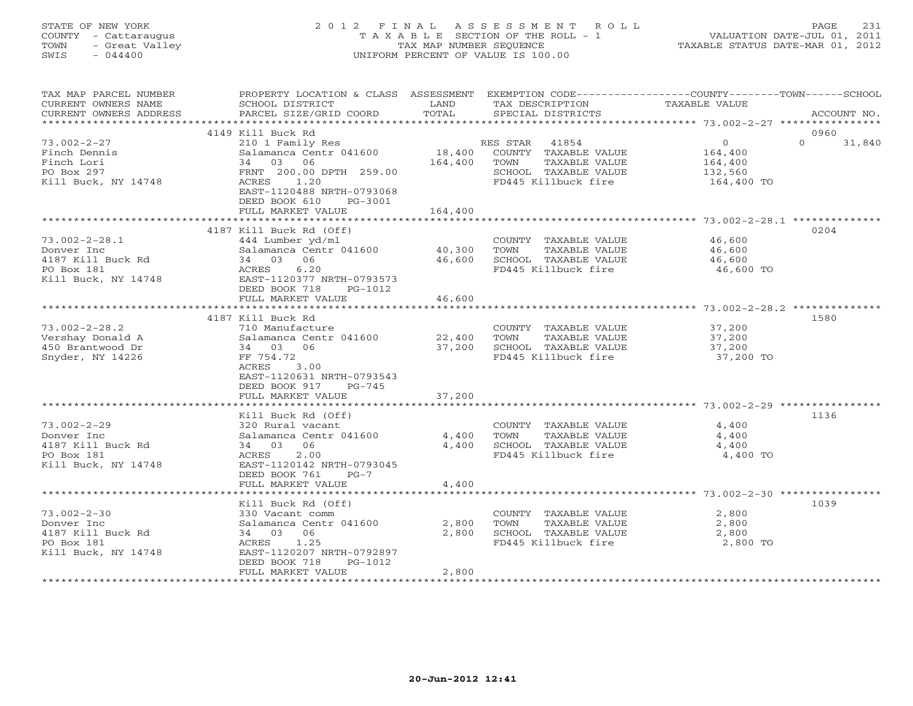STATE OF NEW YORK
COUNTY - Cattaraugus
TOWN - Great Valley
SWIS - 044400

# 2012 FINAL ASSESSMENT ROLL
TAXABLE SECTION OF THE ROLL - 1
TAX MAP NUMBER SEQUENCE
UNIFORM PERCENT OF VALUE IS 100.00

VALUATION DATE-JUL 01, 2011
TAXABLE STATUS DATE-MAR 01, 2012

| TAX MAP PARCEL NUMBER / CURRENT OWNERS NAME / CURRENT OWNERS ADDRESS | PROPERTY LOCATION & CLASS / SCHOOL DISTRICT / PARCEL SIZE/GRID COORD | ASSESSMENT LAND | TOTAL | EXEMPTION CODE / TAX DESCRIPTION / SPECIAL DISTRICTS | COUNTY / TAXABLE VALUE | TOWN | SCHOOL / ACCOUNT NO. |
|---|---|---|---|---|---|---|---|
| | 4149 Kill Buck Rd | | | | | | 0960 |
| 73.002-2-27 | 210 1 Family Res | | | RES STAR 41854 | 0 | 0 | 31,840 |
| Finch Dennis | Salamanca Centr 041600 | 18,400 | | COUNTY TAXABLE VALUE | 164,400 | | |
| Finch Lori | 34 03 06 | | 164,400 | TOWN TAXABLE VALUE | 164,400 | | |
| PO Box 297 | FRNT 200.00 DPTH 259.00 | | | SCHOOL TAXABLE VALUE | 132,560 | | |
| Kill Buck, NY 14748 | ACRES 1.20 | | | FD445 Killbuck fire | 164,400 TO | | |
| | EAST-1120488 NRTH-0793068 | | | | | | |
| | DEED BOOK 610 PG-3001 | | | | | | |
| | FULL MARKET VALUE | | 164,400 | | | | |
| | 4187 Kill Buck Rd (Off) | | | | | | 0204 |
| 73.002-2-28.1 | 444 Lumber yd/ml | | | COUNTY TAXABLE VALUE | 46,600 | | |
| Donver Inc | Salamanca Centr 041600 | 40,300 | | TOWN TAXABLE VALUE | 46,600 | | |
| 4187 Kill Buck Rd | 34 03 06 | | 46,600 | SCHOOL TAXABLE VALUE | 46,600 | | |
| PO Box 181 | ACRES 6.20 | | | FD445 Killbuck fire | 46,600 TO | | |
| Kill Buck, NY 14748 | EAST-1120377 NRTH-0793573 | | | | | | |
| | DEED BOOK 718 PG-1012 | | | | | | |
| | FULL MARKET VALUE | | 46,600 | | | | |
| | 4187 Kill Buck Rd | | | | | | 1580 |
| 73.002-2-28.2 | 710 Manufacture | | | COUNTY TAXABLE VALUE | 37,200 | | |
| Vershay Donald A | Salamanca Centr 041600 | 22,400 | | TOWN TAXABLE VALUE | 37,200 | | |
| 450 Brantwood Dr | 34 03 06 | | 37,200 | SCHOOL TAXABLE VALUE | 37,200 | | |
| Snyder, NY 14226 | FF 754.72 | | | FD445 Killbuck fire | 37,200 TO | | |
| | ACRES 3.00 | | | | | | |
| | EAST-1120631 NRTH-0793543 | | | | | | |
| | DEED BOOK 917 PG-745 | | | | | | |
| | FULL MARKET VALUE | | 37,200 | | | | |
| | Kill Buck Rd (Off) | | | | | | 1136 |
| 73.002-2-29 | 320 Rural vacant | | | COUNTY TAXABLE VALUE | 4,400 | | |
| Donver Inc | Salamanca Centr 041600 | 4,400 | | TOWN TAXABLE VALUE | 4,400 | | |
| 4187 Kill Buck Rd | 34 03 06 | | 4,400 | SCHOOL TAXABLE VALUE | 4,400 | | |
| PO Box 181 | ACRES 2.00 | | | FD445 Killbuck fire | 4,400 TO | | |
| Kill Buck, NY 14748 | EAST-1120142 NRTH-0793045 | | | | | | |
| | DEED BOOK 761 PG-7 | | | | | | |
| | FULL MARKET VALUE | | 4,400 | | | | |
| | Kill Buck Rd (Off) | | | | | | 1039 |
| 73.002-2-30 | 330 Vacant comm | | | COUNTY TAXABLE VALUE | 2,800 | | |
| Donver Inc | Salamanca Centr 041600 | 2,800 | | TOWN TAXABLE VALUE | 2,800 | | |
| 4187 Kill Buck Rd | 34 03 06 | | 2,800 | SCHOOL TAXABLE VALUE | 2,800 | | |
| PO Box 181 | ACRES 1.25 | | | FD445 Killbuck fire | 2,800 TO | | |
| Kill Buck, NY 14748 | EAST-1120207 NRTH-0792897 | | | | | | |
| | DEED BOOK 718 PG-1012 | | | | | | |
| | FULL MARKET VALUE | | 2,800 | | | | |

20-Jun-2012 12:41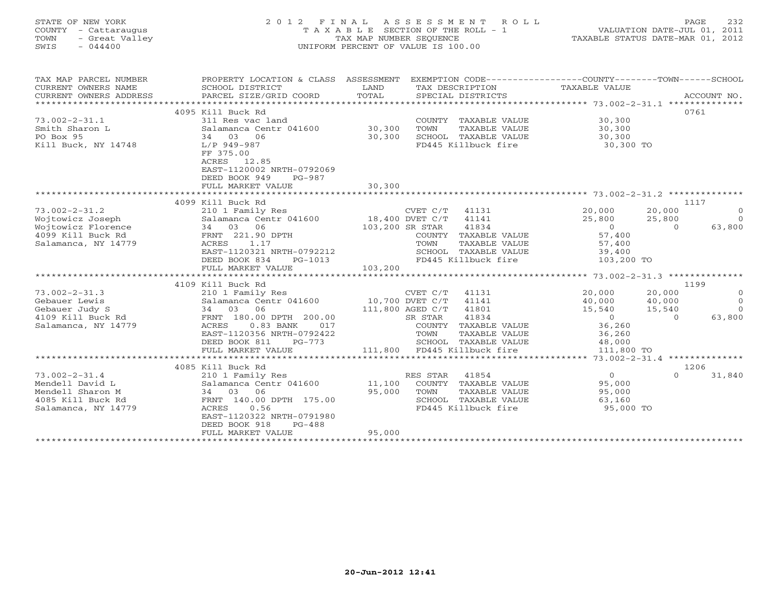STATE OF NEW YORK — 2012 FINAL ASSESSMENT ROLL — PAGE 232
COUNTY - Cattaraugus — TAXABLE SECTION OF THE ROLL - 1 — VALUATION DATE-JUL 01, 2011
TOWN - Great Valley — TAX MAP NUMBER SEQUENCE — TAXABLE STATUS DATE-MAR 01, 2012
SWIS - 044400 — UNIFORM PERCENT OF VALUE IS 100.00

| TAX MAP PARCEL NUMBER / CURRENT OWNERS NAME / CURRENT OWNERS ADDRESS | PROPERTY LOCATION & CLASS / SCHOOL DISTRICT / PARCEL SIZE/GRID COORD | ASSESSMENT LAND / TOTAL | EXEMPTION CODE / TAX DESCRIPTION / SPECIAL DISTRICTS | COUNTY TAXABLE VALUE | TOWN | SCHOOL / ACCOUNT NO. |
|---|---|---|---|---|---|---|
| | 4095 Kill Buck Rd | | | | | 0761 |
| 73.002-2-31.1 | 311 Res vac land | | COUNTY TAXABLE VALUE | 30,300 | | |
| Smith Sharon L | Salamanca Centr 041600 | 30,300 | TOWN TAXABLE VALUE | 30,300 | | |
| PO Box 95 | 34 03 06 | 30,300 | SCHOOL TAXABLE VALUE | 30,300 | | |
| Kill Buck, NY 14748 | L/P 949-987 | | FD445 Killbuck fire | 30,300 TO | | |
| | FF 375.00 | | | | | |
| | ACRES 12.85 | | | | | |
| | EAST-1120002 NRTH-0792069 | | | | | |
| | DEED BOOK 949 PG-987 | | | | | |
| | FULL MARKET VALUE | 30,300 | | | | |
| | 4099 Kill Buck Rd | | | | | 1117 |
| 73.002-2-31.2 | 210 1 Family Res | | CVET C/T 41131 | 20,000 | 20,000 | 0 |
| Wojtowicz Joseph | Salamanca Centr 041600 | 18,400 | DVET C/T 41141 | 25,800 | 25,800 | 0 |
| Wojtowicz Florence | 34 03 06 | 103,200 | SR STAR 41834 | 0 | 0 | 63,800 |
| 4099 Kill Buck Rd | FRNT 221.90 DPTH | | COUNTY TAXABLE VALUE | 57,400 | | |
| Salamanca, NY 14779 | ACRES 1.17 | | TOWN TAXABLE VALUE | 57,400 | | |
| | EAST-1120321 NRTH-0792212 | | SCHOOL TAXABLE VALUE | 39,400 | | |
| | DEED BOOK 834 PG-1013 | | FD445 Killbuck fire | 103,200 TO | | |
| | FULL MARKET VALUE | 103,200 | | | | |
| | 4109 Kill Buck Rd | | | | | 1199 |
| 73.002-2-31.3 | 210 1 Family Res | | CVET C/T 41131 | 20,000 | 20,000 | 0 |
| Gebauer Lewis | Salamanca Centr 041600 | 10,700 | DVET C/T 41141 | 40,000 | 40,000 | 0 |
| Gebauer Judy S | 34 03 06 | 111,800 | AGED C/T 41801 | 15,540 | 15,540 | 0 |
| 4109 Kill Buck Rd | FRNT 180.00 DPTH 200.00 | | SR STAR 41834 | 0 | 0 | 63,800 |
| Salamanca, NY 14779 | ACRES 0.83 BANK 017 | | COUNTY TAXABLE VALUE | 36,260 | | |
| | EAST-1120356 NRTH-0792422 | | TOWN TAXABLE VALUE | 36,260 | | |
| | DEED BOOK 811 PG-773 | | SCHOOL TAXABLE VALUE | 48,000 | | |
| | FULL MARKET VALUE | 111,800 | FD445 Killbuck fire | 111,800 TO | | |
| | 4085 Kill Buck Rd | | | | | 1206 |
| 73.002-2-31.4 | 210 1 Family Res | | RES STAR 41854 | 0 | 0 | 31,840 |
| Mendell David L | Salamanca Centr 041600 | 11,100 | COUNTY TAXABLE VALUE | 95,000 | | |
| Mendell Sharon M | 34 03 06 | 95,000 | TOWN TAXABLE VALUE | 95,000 | | |
| 4085 Kill Buck Rd | FRNT 140.00 DPTH 175.00 | | SCHOOL TAXABLE VALUE | 63,160 | | |
| Salamanca, NY 14779 | ACRES 0.56 | | FD445 Killbuck fire | 95,000 TO | | |
| | EAST-1120322 NRTH-0791980 | | | | | |
| | DEED BOOK 918 PG-488 | | | | | |
| | FULL MARKET VALUE | 95,000 | | | | |

20-Jun-2012 12:41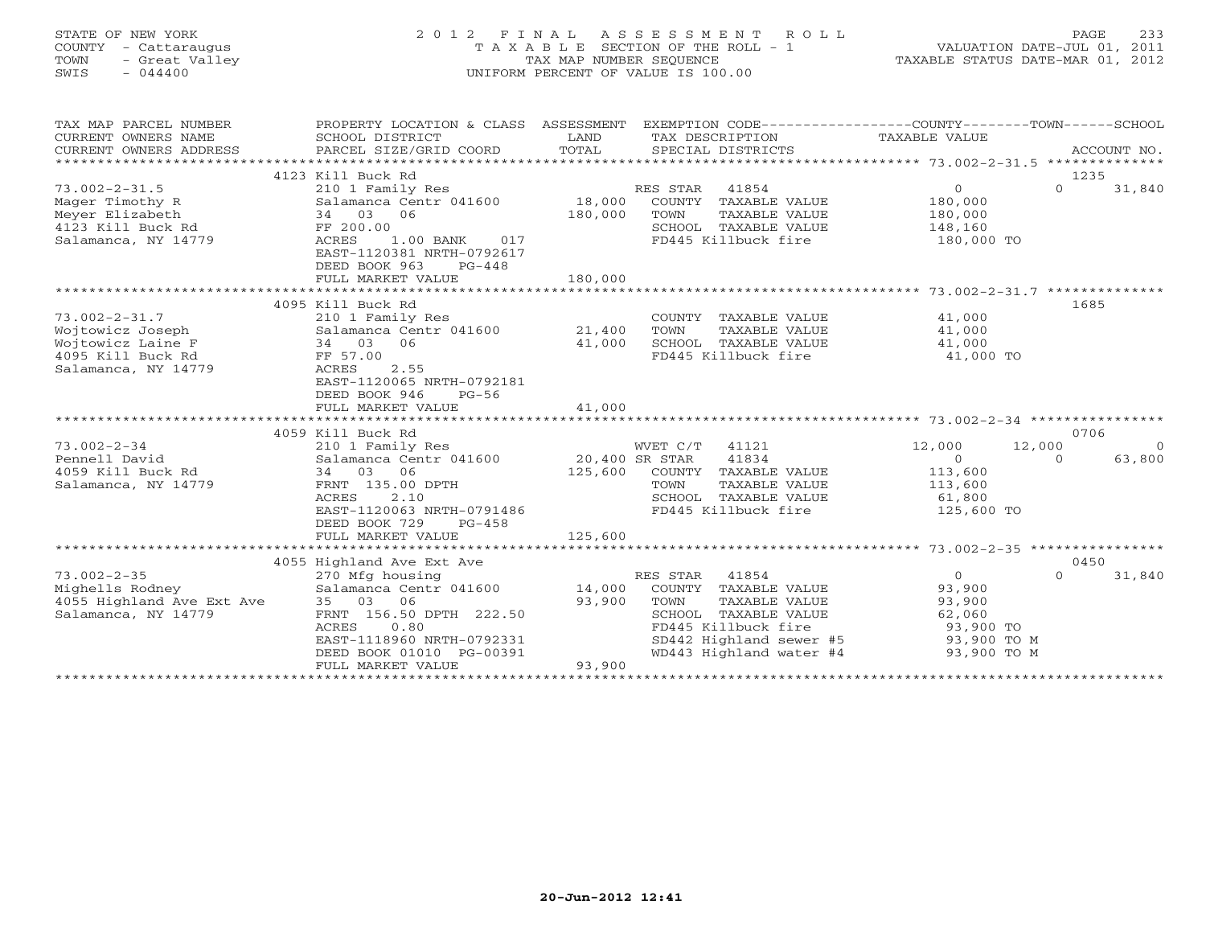STATE OF NEW YORK
COUNTY - Cattaraugus
TOWN - Great Valley
SWIS - 044400

# 2012 FINAL ASSESSMENT ROLL

TAXABLE SECTION OF THE ROLL - 1
TAX MAP NUMBER SEQUENCE
UNIFORM PERCENT OF VALUE IS 100.00

VALUATION DATE-JUL 01, 2011
TAXABLE STATUS DATE-MAR 01, 2012

| TAX MAP PARCEL NUMBER / CURRENT OWNERS NAME / CURRENT OWNERS ADDRESS | PROPERTY LOCATION & CLASS / SCHOOL DISTRICT / PARCEL SIZE/GRID COORD | ASSESSMENT LAND / TOTAL | EXEMPTION CODE / TAX DESCRIPTION / SPECIAL DISTRICTS | COUNTY | TOWN | SCHOOL / ACCOUNT NO. |
|---|---|---|---|---|---|---|
| 73.002-2-31.5 | 4123 Kill Buck Rd | | | | | 1235 |
| Mager Timothy R | 210 1 Family Res | | RES STAR 41854 | 0 | 0 | 31,840 |
| Meyer Elizabeth | Salamanca Centr 041600 | 18,000 | COUNTY TAXABLE VALUE | 180,000 | | |
| 4123 Kill Buck Rd | 34 03 06 | 180,000 | TOWN TAXABLE VALUE | | 180,000 | |
| Salamanca, NY 14779 | FF 200.00 | | SCHOOL TAXABLE VALUE | | | 148,160 |
| | ACRES 1.00 BANK 017 | | FD445 Killbuck fire | 180,000 TO | | |
| | EAST-1120381 NRTH-0792617 | | | | | |
| | DEED BOOK 963 PG-448 | | | | | |
| | FULL MARKET VALUE | 180,000 | | | | |
| 73.002-2-31.7 | 4095 Kill Buck Rd | | | | | 1685 |
| Wojtowicz Joseph | 210 1 Family Res | | COUNTY TAXABLE VALUE | 41,000 | | |
| Wojtowicz Laine F | Salamanca Centr 041600 | 21,400 | TOWN TAXABLE VALUE | | 41,000 | |
| 4095 Kill Buck Rd | 34 03 06 | 41,000 | SCHOOL TAXABLE VALUE | | | 41,000 |
| Salamanca, NY 14779 | FF 57.00 | | FD445 Killbuck fire | 41,000 TO | | |
| | ACRES 2.55 | | | | | |
| | EAST-1120065 NRTH-0792181 | | | | | |
| | DEED BOOK 946 PG-56 | | | | | |
| | FULL MARKET VALUE | 41,000 | | | | |
| 73.002-2-34 | 4059 Kill Buck Rd | | | | | 0706 |
| Pennell David | 210 1 Family Res | | WVET C/T 41121 | 12,000 | 12,000 | 0 |
| 4059 Kill Buck Rd | Salamanca Centr 041600 | 20,400 | SR STAR 41834 | 0 | 0 | 63,800 |
| Salamanca, NY 14779 | 34 03 06 | 125,600 | COUNTY TAXABLE VALUE | 113,600 | | |
| | FRNT 135.00 DPTH | | TOWN TAXABLE VALUE | | 113,600 | |
| | ACRES 2.10 | | SCHOOL TAXABLE VALUE | | | 61,800 |
| | EAST-1120063 NRTH-0791486 | | FD445 Killbuck fire | 125,600 TO | | |
| | DEED BOOK 729 PG-458 | | | | | |
| | FULL MARKET VALUE | 125,600 | | | | |
| 73.002-2-35 | 4055 Highland Ave Ext Ave | | | | | 0450 |
| Mighells Rodney | 270 Mfg housing | | RES STAR 41854 | 0 | 0 | 31,840 |
| 4055 Highland Ave Ext Ave | Salamanca Centr 041600 | 14,000 | COUNTY TAXABLE VALUE | 93,900 | | |
| Salamanca, NY 14779 | 35 03 06 | 93,900 | TOWN TAXABLE VALUE | | 93,900 | |
| | FRNT 156.50 DPTH 222.50 | | SCHOOL TAXABLE VALUE | | | 62,060 |
| | ACRES 0.80 | | FD445 Killbuck fire | 93,900 TO | | |
| | EAST-1118960 NRTH-0792331 | | SD442 Highland sewer #5 | 93,900 TO M | | |
| | DEED BOOK 01010 PG-00391 | | WD443 Highland water #4 | 93,900 TO M | | |
| | FULL MARKET VALUE | 93,900 | | | | |

20-Jun-2012 12:41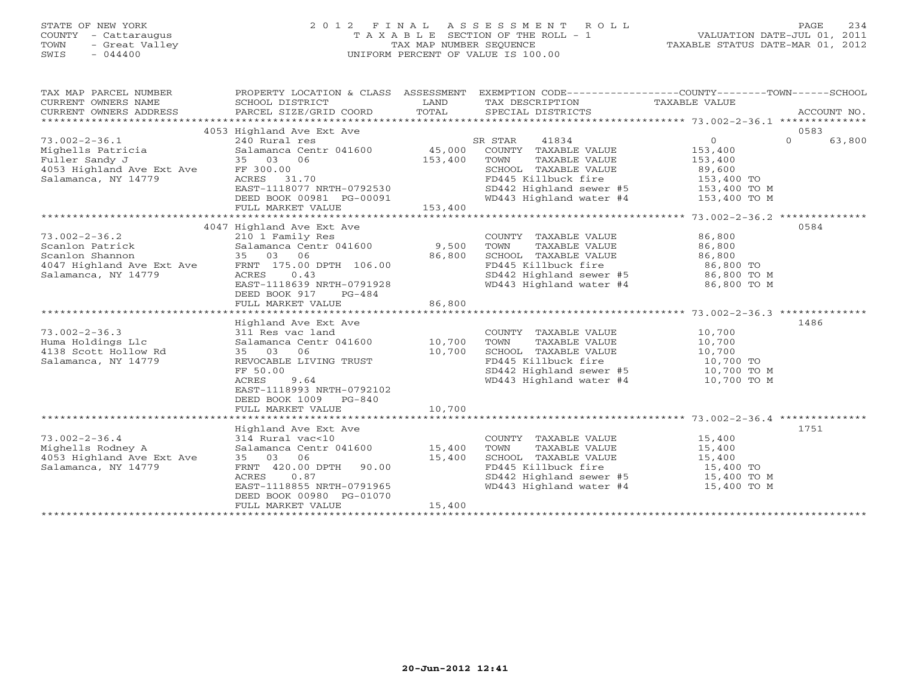STATE OF NEW YORK
COUNTY - Cattaraugus
TOWN - Great Valley
SWIS - 044400

# 2012 FINAL ASSESSMENT ROLL
TAXABLE SECTION OF THE ROLL - 1
TAX MAP NUMBER SEQUENCE
UNIFORM PERCENT OF VALUE IS 100.00

VALUATION DATE-JUL 01, 2011
TAXABLE STATUS DATE-MAR 01, 2012

| TAX MAP PARCEL NUMBER / CURRENT OWNERS NAME / CURRENT OWNERS ADDRESS | PROPERTY LOCATION & CLASS / SCHOOL DISTRICT / PARCEL SIZE/GRID COORD | ASSESSMENT LAND / TOTAL | EXEMPTION CODE / TAX DESCRIPTION / SPECIAL DISTRICTS | COUNTY / TOWN / SCHOOL TAXABLE VALUE | ACCOUNT NO. |
|---|---|---|---|---|---|
| | 4053 Highland Ave Ext Ave | | | | 0583 |
| 73.002-2-36.1 | 240 Rural res | | SR STAR 41834 | 0 0 63,800 | |
| Mighells Patricia | Salamanca Centr 041600 | 45,000 | COUNTY TAXABLE VALUE | 153,400 | |
| Fuller Sandy J | 35 03 06 | 153,400 | TOWN TAXABLE VALUE | 153,400 | |
| 4053 Highland Ave Ext Ave | FF 300.00 | | SCHOOL TAXABLE VALUE | 89,600 | |
| Salamanca, NY 14779 | ACRES 31.70 | | FD445 Killbuck fire | 153,400 TO | |
| | EAST-1118077 NRTH-0792530 | | SD442 Highland sewer #5 | 153,400 TO M | |
| | DEED BOOK 00981 PG-00091 | | WD443 Highland water #4 | 153,400 TO M | |
| | FULL MARKET VALUE | 153,400 | | | |
| | 4047 Highland Ave Ext Ave | | | | 0584 |
| 73.002-2-36.2 | 210 1 Family Res | | COUNTY TAXABLE VALUE | 86,800 | |
| Scanlon Patrick | Salamanca Centr 041600 | 9,500 | TOWN TAXABLE VALUE | 86,800 | |
| Scanlon Shannon | 35 03 06 | 86,800 | SCHOOL TAXABLE VALUE | 86,800 | |
| 4047 Highland Ave Ext Ave | FRNT 175.00 DPTH 106.00 | | FD445 Killbuck fire | 86,800 TO | |
| Salamanca, NY 14779 | ACRES 0.43 | | SD442 Highland sewer #5 | 86,800 TO M | |
| | EAST-1118639 NRTH-0791928 | | WD443 Highland water #4 | 86,800 TO M | |
| | DEED BOOK 917 PG-484 | | | | |
| | FULL MARKET VALUE | 86,800 | | | |
| | Highland Ave Ext Ave | | | | 1486 |
| 73.002-2-36.3 | 311 Res vac land | | COUNTY TAXABLE VALUE | 10,700 | |
| Huma Holdings Llc | Salamanca Centr 041600 | 10,700 | TOWN TAXABLE VALUE | 10,700 | |
| 4138 Scott Hollow Rd | 35 03 06 | 10,700 | SCHOOL TAXABLE VALUE | 10,700 | |
| Salamanca, NY 14779 | REVOCABLE LIVING TRUST | | FD445 Killbuck fire | 10,700 TO | |
| | FF 50.00 | | SD442 Highland sewer #5 | 10,700 TO M | |
| | ACRES 9.64 | | WD443 Highland water #4 | 10,700 TO M | |
| | EAST-1118993 NRTH-0792102 | | | | |
| | DEED BOOK 1009 PG-840 | | | | |
| | FULL MARKET VALUE | 10,700 | | | |
| | Highland Ave Ext Ave | | | | 1751 |
| 73.002-2-36.4 | 314 Rural vac<10 | | COUNTY TAXABLE VALUE | 15,400 | |
| Mighells Rodney A | Salamanca Centr 041600 | 15,400 | TOWN TAXABLE VALUE | 15,400 | |
| 4053 Highland Ave Ext Ave | 35 03 06 | 15,400 | SCHOOL TAXABLE VALUE | 15,400 | |
| Salamanca, NY 14779 | FRNT 420.00 DPTH 90.00 | | FD445 Killbuck fire | 15,400 TO | |
| | ACRES 0.87 | | SD442 Highland sewer #5 | 15,400 TO M | |
| | EAST-1118855 NRTH-0791965 | | WD443 Highland water #4 | 15,400 TO M | |
| | DEED BOOK 00980 PG-01070 | | | | |
| | FULL MARKET VALUE | 15,400 | | | |

20-Jun-2012 12:41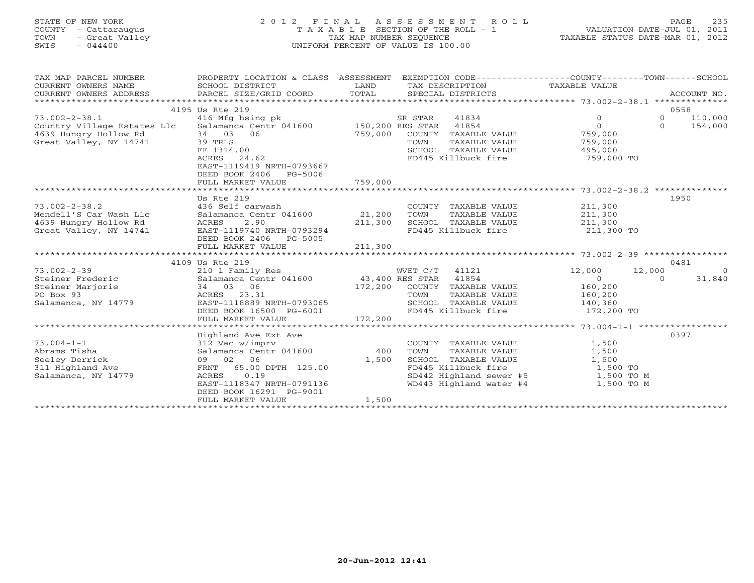STATE OF NEW YORK
COUNTY - Cattaraugus
TOWN - Great Valley
SWIS - 044400

2012 FINAL ASSESSMENT ROLL
TAXABLE SECTION OF THE ROLL - 1
TAX MAP NUMBER SEQUENCE
UNIFORM PERCENT OF VALUE IS 100.00

VALUATION DATE-JUL 01, 2011
TAXABLE STATUS DATE-MAR 01, 2012

| TAX MAP PARCEL NUMBER / CURRENT OWNERS NAME / CURRENT OWNERS ADDRESS | PROPERTY LOCATION & CLASS / SCHOOL DISTRICT / PARCEL SIZE/GRID COORD | ASSESSMENT LAND / TOTAL | EXEMPTION CODE / TAX DESCRIPTION / SPECIAL DISTRICTS | COUNTY TAXABLE VALUE | TOWN | SCHOOL | ACCOUNT NO. |
|---|---|---|---|---|---|---|---|
| **73.002-2-38.1** | 4195 Us Rte 219 | | | | | | 0558 |
| 73.002-2-38.1 | 416 Mfg hsing pk | | SR STAR 41834 | 0 | 0 | 110,000 | |
| Country Village Estates Llc | Salamanca Centr 041600 | 150,200 | RES STAR 41854 | 0 | 0 | 154,000 | |
| 4639 Hungry Hollow Rd | 34 03 06 | 759,000 | COUNTY TAXABLE VALUE | 759,000 | | | |
| Great Valley, NY 14741 | 39 TRLS | | TOWN TAXABLE VALUE | 759,000 | | | |
| | FF 1314.00 | | SCHOOL TAXABLE VALUE | 495,000 | | | |
| | ACRES 24.62 | | FD445 Killbuck fire | 759,000 TO | | | |
| | EAST-1119419 NRTH-0793667 | | | | | | |
| | DEED BOOK 2406 PG-5006 | | | | | | |
| | FULL MARKET VALUE | 759,000 | | | | | |
| **73.002-2-38.2** | Us Rte 219 | | | | | | 1950 |
| 73.002-2-38.2 | 436 Self carwash | | COUNTY TAXABLE VALUE | 211,300 | | | |
| Mendell'S Car Wash Llc | Salamanca Centr 041600 | 21,200 | TOWN TAXABLE VALUE | 211,300 | | | |
| 4639 Hungry Hollow Rd | ACRES 2.90 | 211,300 | SCHOOL TAXABLE VALUE | 211,300 | | | |
| Great Valley, NY 14741 | EAST-1119740 NRTH-0793294 | | FD445 Killbuck fire | 211,300 TO | | | |
| | DEED BOOK 2406 PG-5005 | | | | | | |
| | FULL MARKET VALUE | 211,300 | | | | | |
| **73.002-2-39** | 4109 Us Rte 219 | | | | | | 0481 |
| 73.002-2-39 | 210 1 Family Res | | WVET C/T 41121 | 12,000 | 12,000 | 0 | |
| Steiner Frederic | Salamanca Centr 041600 | 43,400 | RES STAR 41854 | 0 | 0 | 31,840 | |
| Steiner Marjorie | 34 03 06 | 172,200 | COUNTY TAXABLE VALUE | 160,200 | | | |
| PO Box 93 | ACRES 23.31 | | TOWN TAXABLE VALUE | 160,200 | | | |
| Salamanca, NY 14779 | EAST-1118889 NRTH-0793065 | | SCHOOL TAXABLE VALUE | 140,360 | | | |
| | DEED BOOK 16500 PG-6001 | | FD445 Killbuck fire | 172,200 TO | | | |
| | FULL MARKET VALUE | 172,200 | | | | | |
| **73.004-1-1** | Highland Ave Ext Ave | | | | | | 0397 |
| 73.004-1-1 | 312 Vac w/imprv | | COUNTY TAXABLE VALUE | 1,500 | | | |
| Abrams Tisha | Salamanca Centr 041600 | 400 | TOWN TAXABLE VALUE | 1,500 | | | |
| Seeley Derrick | 09 02 06 | 1,500 | SCHOOL TAXABLE VALUE | 1,500 | | | |
| 311 Highland Ave | FRNT 65.00 DPTH 125.00 | | FD445 Killbuck fire | 1,500 TO | | | |
| Salamanca, NY 14779 | ACRES 0.19 | | SD442 Highland sewer #5 | 1,500 TO M | | | |
| | EAST-1118347 NRTH-0791136 | | WD443 Highland water #4 | 1,500 TO M | | | |
| | DEED BOOK 16291 PG-9001 | | | | | | |
| | FULL MARKET VALUE | 1,500 | | | | | |

20-Jun-2012 12:41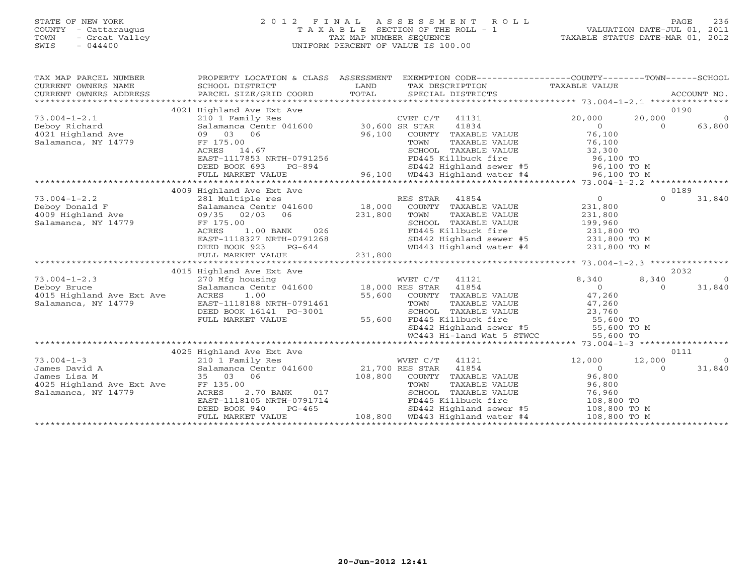STATE OF NEW YORK
COUNTY - Cattaraugus
TOWN - Great Valley
SWIS - 044400

# 2012 FINAL ASSESSMENT ROLL
TAXABLE SECTION OF THE ROLL - 1
TAX MAP NUMBER SEQUENCE
UNIFORM PERCENT OF VALUE IS 100.00

VALUATION DATE-JUL 01, 2011
TAXABLE STATUS DATE-MAR 01, 2012

| TAX MAP PARCEL NUMBER / CURRENT OWNERS NAME / CURRENT OWNERS ADDRESS | PROPERTY LOCATION & CLASS / SCHOOL DISTRICT / PARCEL SIZE/GRID COORD | ASSESSMENT LAND / TOTAL | EXEMPTION CODE / TAX DESCRIPTION / SPECIAL DISTRICTS | COUNTY TAXABLE VALUE | TOWN | SCHOOL | ACCOUNT NO. |
|---|---|---|---|---|---|---|---|
| | 4021 Highland Ave Ext Ave | | | | | | 0190 |
| 73.004-1-2.1 | 210 1 Family Res | | CVET C/T 41131 | 20,000 | 20,000 | 0 | |
| Deboy Richard | Salamanca Centr 041600 | 30,600 | SR STAR 41834 | 0 | 0 | 63,800 | |
| 4021 Highland Ave | 09 03 06 | 96,100 | COUNTY TAXABLE VALUE | 76,100 | | | |
| Salamanca, NY 14779 | FF 175.00 | | TOWN TAXABLE VALUE | 76,100 | | | |
| | ACRES 14.67 | | SCHOOL TAXABLE VALUE | 32,300 | | | |
| | EAST-1117853 NRTH-0791256 | | FD445 Killbuck fire | 96,100 TO | | | |
| | DEED BOOK 693 PG-894 | | SD442 Highland sewer #5 | 96,100 TO M | | | |
| | FULL MARKET VALUE | 96,100 | WD443 Highland water #4 | 96,100 TO M | | | |
| | 4009 Highland Ave Ext Ave | | | | | | 0189 |
| 73.004-1-2.2 | 281 Multiple res | | RES STAR 41854 | 0 | | 0 31,840 | |
| Deboy Donald F | Salamanca Centr 041600 | 18,000 | COUNTY TAXABLE VALUE | 231,800 | | | |
| 4009 Highland Ave | 09/35 02/03 06 | 231,800 | TOWN TAXABLE VALUE | 231,800 | | | |
| Salamanca, NY 14779 | FF 175.00 | | SCHOOL TAXABLE VALUE | 199,960 | | | |
| | ACRES 1.00 BANK 026 | | FD445 Killbuck fire | 231,800 TO | | | |
| | EAST-1118327 NRTH-0791268 | | SD442 Highland sewer #5 | 231,800 TO M | | | |
| | DEED BOOK 923 PG-644 | | WD443 Highland water #4 | 231,800 TO M | | | |
| | FULL MARKET VALUE | 231,800 | | | | | |
| | 4015 Highland Ave Ext Ave | | | | | | 2032 |
| 73.004-1-2.3 | 270 Mfg housing | | WVET C/T 41121 | 8,340 | 8,340 | 0 | |
| Deboy Bruce | Salamanca Centr 041600 | 18,000 | RES STAR 41854 | 0 | 0 | 31,840 | |
| 4015 Highland Ave Ext Ave | ACRES 1.00 | 55,600 | COUNTY TAXABLE VALUE | 47,260 | | | |
| Salamanca, NY 14779 | EAST-1118188 NRTH-0791461 | | TOWN TAXABLE VALUE | 47,260 | | | |
| | DEED BOOK 16141 PG-3001 | | SCHOOL TAXABLE VALUE | 23,760 | | | |
| | FULL MARKET VALUE | 55,600 | FD445 Killbuck fire | 55,600 TO | | | |
| | | | SD442 Highland sewer #5 | 55,600 TO M | | | |
| | | | WC443 Hi-land Wat 5 STWCC | 55,600 TO | | | |
| | 4025 Highland Ave Ext Ave | | | | | | 0111 |
| 73.004-1-3 | 210 1 Family Res | | WVET C/T 41121 | 12,000 | 12,000 | 0 | |
| James David A | Salamanca Centr 041600 | 21,700 | RES STAR 41854 | 0 | 0 | 31,840 | |
| James Lisa M | 35 03 06 | 108,800 | COUNTY TAXABLE VALUE | 96,800 | | | |
| 4025 Highland Ave Ext Ave | FF 135.00 | | TOWN TAXABLE VALUE | 96,800 | | | |
| Salamanca, NY 14779 | ACRES 2.70 BANK 017 | | SCHOOL TAXABLE VALUE | 76,960 | | | |
| | EAST-1118105 NRTH-0791714 | | FD445 Killbuck fire | 108,800 TO | | | |
| | DEED BOOK 940 PG-465 | | SD442 Highland sewer #5 | 108,800 TO M | | | |
| | FULL MARKET VALUE | 108,800 | WD443 Highland water #4 | 108,800 TO M | | | |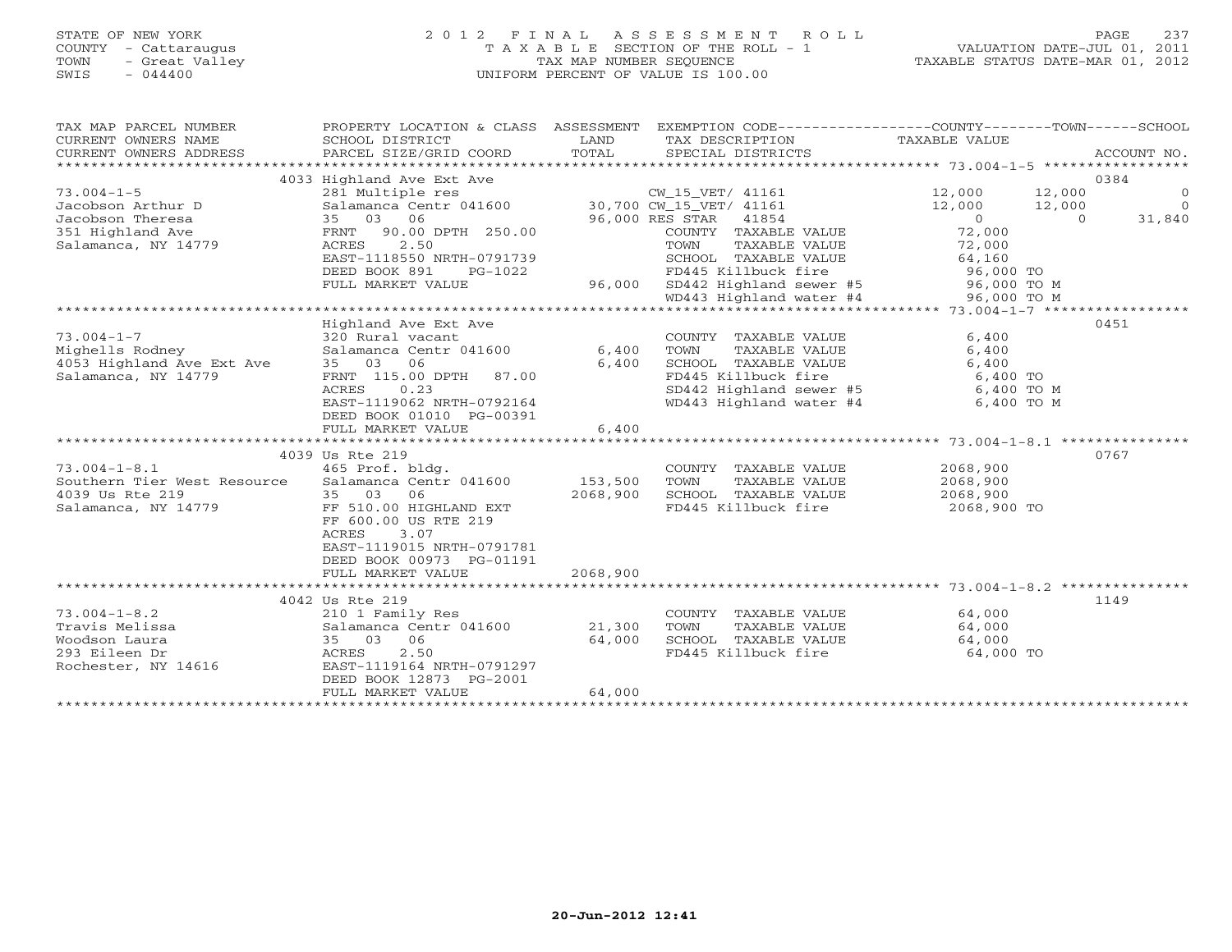STATE OF NEW YORK
COUNTY - Cattaraugus
TOWN - Great Valley
SWIS - 044400

2012 FINAL ASSESSMENT ROLL
TAXABLE SECTION OF THE ROLL - 1
TAX MAP NUMBER SEQUENCE
UNIFORM PERCENT OF VALUE IS 100.00

VALUATION DATE-JUL 01, 2011
TAXABLE STATUS DATE-MAR 01, 2012

| TAX MAP PARCEL NUMBER / CURRENT OWNERS NAME / CURRENT OWNERS ADDRESS | PROPERTY LOCATION & CLASS / SCHOOL DISTRICT / PARCEL SIZE/GRID COORD | ASSESSMENT LAND | TOTAL | EXEMPTION CODE / TAX DESCRIPTION / SPECIAL DISTRICTS | COUNTY TAXABLE VALUE | TOWN | SCHOOL | ACCOUNT NO. |
|---|---|---|---|---|---|---|---|---|
| | 4033 Highland Ave Ext Ave | | | | | | | 0384 |
| 73.004-1-5 | 281 Multiple res | | | CW_15_VET/ 41161 | 12,000 | 12,000 | 0 | |
| Jacobson Arthur D | Salamanca Centr 041600 | 30,700 | | CW_15_VET/ 41161 | 12,000 | 12,000 | 0 | |
| Jacobson Theresa | 35 03 06 | | 96,000 | RES STAR 41854 | 0 | 0 | 31,840 | |
| 351 Highland Ave | FRNT 90.00 DPTH 250.00 | | | COUNTY TAXABLE VALUE | 72,000 | | | |
| Salamanca, NY 14779 | ACRES 2.50 | | | TOWN TAXABLE VALUE | 72,000 | | | |
| | EAST-1118550 NRTH-0791739 | | | SCHOOL TAXABLE VALUE | 64,160 | | | |
| | DEED BOOK 891 PG-1022 | | | FD445 Killbuck fire | 96,000 TO | | | |
| | FULL MARKET VALUE | | 96,000 | SD442 Highland sewer #5 | 96,000 TO M | | | |
| | | | | WD443 Highland water #4 | 96,000 TO M | | | |
| | Highland Ave Ext Ave | | | | | | | 0451 |
| 73.004-1-7 | 320 Rural vacant | | | COUNTY TAXABLE VALUE | 6,400 | | | |
| Mighells Rodney | Salamanca Centr 041600 | 6,400 | | TOWN TAXABLE VALUE | 6,400 | | | |
| 4053 Highland Ave Ext Ave | 35 03 06 | | 6,400 | SCHOOL TAXABLE VALUE | 6,400 | | | |
| Salamanca, NY 14779 | FRNT 115.00 DPTH 87.00 | | | FD445 Killbuck fire | 6,400 TO | | | |
| | ACRES 0.23 | | | SD442 Highland sewer #5 | 6,400 TO M | | | |
| | EAST-1119062 NRTH-0792164 | | | WD443 Highland water #4 | 6,400 TO M | | | |
| | DEED BOOK 01010 PG-00391 | | | | | | | |
| | FULL MARKET VALUE | | 6,400 | | | | | |
| | 4039 Us Rte 219 | | | | | | | 0767 |
| 73.004-1-8.1 | 465 Prof. bldg. | | | COUNTY TAXABLE VALUE | 2068,900 | | | |
| Southern Tier West Resource | Salamanca Centr 041600 | 153,500 | | TOWN TAXABLE VALUE | 2068,900 | | | |
| 4039 Us Rte 219 | 35 03 06 | | 2068,900 | SCHOOL TAXABLE VALUE | 2068,900 | | | |
| Salamanca, NY 14779 | FF 510.00 HIGHLAND EXT | | | FD445 Killbuck fire | 2068,900 TO | | | |
| | FF 600.00 US RTE 219 | | | | | | | |
| | ACRES 3.07 | | | | | | | |
| | EAST-1119015 NRTH-0791781 | | | | | | | |
| | DEED BOOK 00973 PG-01191 | | | | | | | |
| | FULL MARKET VALUE | | 2068,900 | | | | | |
| | 4042 Us Rte 219 | | | | | | | 1149 |
| 73.004-1-8.2 | 210 1 Family Res | | | COUNTY TAXABLE VALUE | 64,000 | | | |
| Travis Melissa | Salamanca Centr 041600 | 21,300 | | TOWN TAXABLE VALUE | 64,000 | | | |
| Woodson Laura | 35 03 06 | | 64,000 | SCHOOL TAXABLE VALUE | 64,000 | | | |
| 293 Eileen Dr | ACRES 2.50 | | | FD445 Killbuck fire | 64,000 TO | | | |
| Rochester, NY 14616 | EAST-1119164 NRTH-0791297 | | | | | | | |
| | DEED BOOK 12873 PG-2001 | | | | | | | |
| | FULL MARKET VALUE | | 64,000 | | | | | |

20-Jun-2012 12:41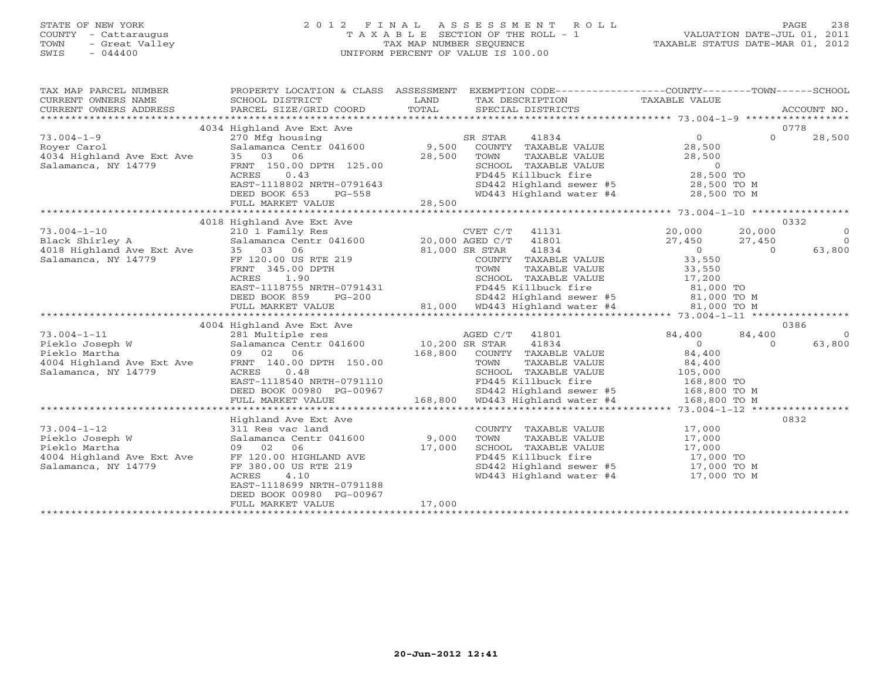STATE OF NEW YORK
COUNTY - Cattaraugus
TOWN - Great Valley
SWIS - 044400

2012 FINAL ASSESSMENT ROLL
TAXABLE SECTION OF THE ROLL - 1
TAX MAP NUMBER SEQUENCE
UNIFORM PERCENT OF VALUE IS 100.00

VALUATION DATE-JUL 01, 2011
TAXABLE STATUS DATE-MAR 01, 2012

| TAX MAP PARCEL NUMBER / CURRENT OWNERS NAME / CURRENT OWNERS ADDRESS | PROPERTY LOCATION & CLASS / SCHOOL DISTRICT / PARCEL SIZE/GRID COORD | ASSESSMENT LAND / TOTAL | EXEMPTION CODE / TAX DESCRIPTION / SPECIAL DISTRICTS | COUNTY TAXABLE VALUE | TOWN | SCHOOL | ACCOUNT NO. |
|---|---|---|---|---|---|---|---|
| | 4034 Highland Ave Ext Ave | | | | | | 0778 |
| 73.004-1-9 | 270 Mfg housing | | SR STAR 41834 | 0 | 0 | 28,500 | |
| Royer Carol | Salamanca Centr 041600 | 9,500 | COUNTY TAXABLE VALUE | 28,500 | | | |
| 4034 Highland Ave Ext Ave | 35 03 06 | 28,500 | TOWN TAXABLE VALUE | 28,500 | | | |
| Salamanca, NY 14779 | FRNT 150.00 DPTH 125.00 | | SCHOOL TAXABLE VALUE | 0 | | | |
| | ACRES 0.43 | | FD445 Killbuck fire | 28,500 TO | | | |
| | EAST-1118802 NRTH-0791643 | | SD442 Highland sewer #5 | 28,500 TO M | | | |
| | DEED BOOK 653 PG-558 | | WD443 Highland water #4 | 28,500 TO M | | | |
| | FULL MARKET VALUE | 28,500 | | | | | |
| | 4018 Highland Ave Ext Ave | | | | | | 0332 |
| 73.004-1-10 | 210 1 Family Res | | CVET C/T 41131 | 20,000 | 20,000 | 0 | |
| Black Shirley A | Salamanca Centr 041600 | 20,000 | AGED C/T 41801 | 27,450 | 27,450 | 0 | |
| 4018 Highland Ave Ext Ave | 35 03 06 | 81,000 | SR STAR 41834 | 0 | 0 | 63,800 | |
| Salamanca, NY 14779 | FF 120.00 US RTE 219 | | COUNTY TAXABLE VALUE | 33,550 | | | |
| | FRNT 345.00 DPTH | | TOWN TAXABLE VALUE | 33,550 | | | |
| | ACRES 1.90 | | SCHOOL TAXABLE VALUE | 17,200 | | | |
| | EAST-1118755 NRTH-0791431 | | FD445 Killbuck fire | 81,000 TO | | | |
| | DEED BOOK 859 PG-200 | | SD442 Highland sewer #5 | 81,000 TO M | | | |
| | FULL MARKET VALUE | 81,000 | WD443 Highland water #4 | 81,000 TO M | | | |
| | 4004 Highland Ave Ext Ave | | | | | | 0386 |
| 73.004-1-11 | 281 Multiple res | | AGED C/T 41801 | 84,400 | 84,400 | 0 | |
| Pieklo Joseph W | Salamanca Centr 041600 | 10,200 | SR STAR 41834 | 0 | 0 | 63,800 | |
| Pieklo Martha | 09 02 06 | 168,800 | COUNTY TAXABLE VALUE | 84,400 | | | |
| 4004 Highland Ave Ext Ave | FRNT 140.00 DPTH 150.00 | | TOWN TAXABLE VALUE | 84,400 | | | |
| Salamanca, NY 14779 | ACRES 0.48 | | SCHOOL TAXABLE VALUE | 105,000 | | | |
| | EAST-1118540 NRTH-0791110 | | FD445 Killbuck fire | 168,800 TO | | | |
| | DEED BOOK 00980 PG-00967 | | SD442 Highland sewer #5 | 168,800 TO M | | | |
| | FULL MARKET VALUE | 168,800 | WD443 Highland water #4 | 168,800 TO M | | | |
| | Highland Ave Ext Ave | | | | | | 0832 |
| 73.004-1-12 | 311 Res vac land | | COUNTY TAXABLE VALUE | 17,000 | | | |
| Pieklo Joseph W | Salamanca Centr 041600 | 9,000 | TOWN TAXABLE VALUE | 17,000 | | | |
| Pieklo Martha | 09 02 06 | 17,000 | SCHOOL TAXABLE VALUE | 17,000 | | | |
| 4004 Highland Ave Ext Ave | FF 120.00 HIGHLAND AVE | | FD445 Killbuck fire | 17,000 TO | | | |
| Salamanca, NY 14779 | FF 380.00 US RTE 219 | | SD442 Highland sewer #5 | 17,000 TO M | | | |
| | ACRES 4.10 | | WD443 Highland water #4 | 17,000 TO M | | | |
| | EAST-1118699 NRTH-0791188 | | | | | | |
| | DEED BOOK 00980 PG-00967 | | | | | | |
| | FULL MARKET VALUE | 17,000 | | | | | |

20-Jun-2012 12:41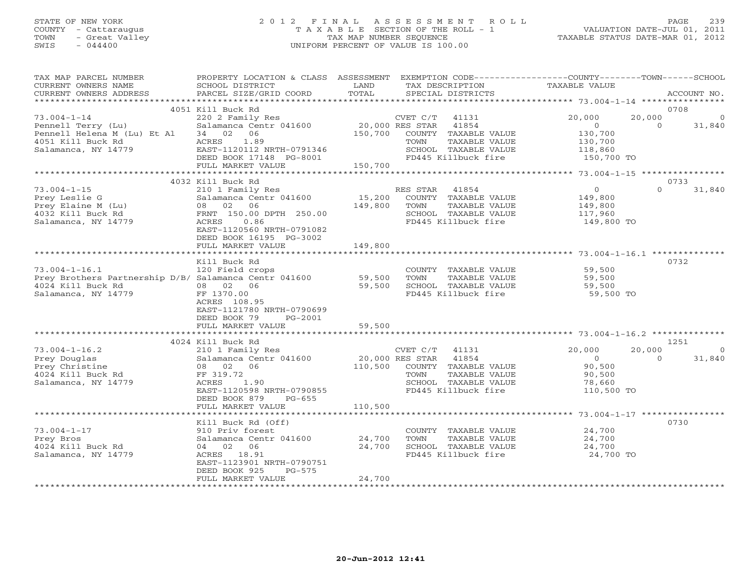STATE OF NEW YORK
COUNTY - Cattaraugus
TOWN - Great Valley
SWIS - 044400

# 2012 FINAL ASSESSMENT ROLL
TAXABLE SECTION OF THE ROLL - 1
TAX MAP NUMBER SEQUENCE
UNIFORM PERCENT OF VALUE IS 100.00

VALUATION DATE-JUL 01, 2011
TAXABLE STATUS DATE-MAR 01, 2012

| TAX MAP PARCEL NUMBER / CURRENT OWNERS NAME / CURRENT OWNERS ADDRESS | PROPERTY LOCATION & CLASS / SCHOOL DISTRICT / PARCEL SIZE/GRID COORD | ASSESSMENT LAND / TOTAL | EXEMPTION CODE / TAX DESCRIPTION / SPECIAL DISTRICTS | COUNTY TAXABLE VALUE | TOWN | SCHOOL | ACCOUNT NO. |
|---|---|---|---|---|---|---|---|
| | 4051 Kill Buck Rd | | | | | | 0708 |
| 73.004-1-14 | 220 2 Family Res | | CVET C/T 41131 | 20,000 | 20,000 | 0 | |
| Pennell Terry (Lu) | Salamanca Centr 041600 | 20,000 | RES STAR 41854 | 0 | 0 | 31,840 | |
| Pennell Helena M (Lu) Et Al | 34 02 06 | 150,700 | COUNTY TAXABLE VALUE | 130,700 | | | |
| 4051 Kill Buck Rd | ACRES 1.89 | | TOWN TAXABLE VALUE | 130,700 | | | |
| Salamanca, NY 14779 | EAST-1120112 NRTH-0791346 | | SCHOOL TAXABLE VALUE | 118,860 | | | |
| | DEED BOOK 17148 PG-8001 | | FD445 Killbuck fire | 150,700 TO | | | |
| | FULL MARKET VALUE | 150,700 | | | | | |
| | 4032 Kill Buck Rd | | | | | | 0733 |
| 73.004-1-15 | 210 1 Family Res | | RES STAR 41854 | 0 | 0 | 31,840 | |
| Prey Leslie G | Salamanca Centr 041600 | 15,200 | COUNTY TAXABLE VALUE | 149,800 | | | |
| Prey Elaine M (Lu) | 08 02 06 | 149,800 | TOWN TAXABLE VALUE | 149,800 | | | |
| 4032 Kill Buck Rd | FRNT 150.00 DPTH 250.00 | | SCHOOL TAXABLE VALUE | 117,960 | | | |
| Salamanca, NY 14779 | ACRES 0.86 | | FD445 Killbuck fire | 149,800 TO | | | |
| | EAST-1120560 NRTH-0791082 | | | | | | |
| | DEED BOOK 16195 PG-3002 | | | | | | |
| | FULL MARKET VALUE | 149,800 | | | | | |
| | Kill Buck Rd | | | | | | 0732 |
| 73.004-1-16.1 | 120 Field crops | | COUNTY TAXABLE VALUE | 59,500 | | | |
| Prey Brothers Partnership D/B/ | Salamanca Centr 041600 | 59,500 | TOWN TAXABLE VALUE | 59,500 | | | |
| 4024 Kill Buck Rd | 08 02 06 | 59,500 | SCHOOL TAXABLE VALUE | 59,500 | | | |
| Salamanca, NY 14779 | FF 1370.00 | | FD445 Killbuck fire | 59,500 TO | | | |
| | ACRES 108.95 | | | | | | |
| | EAST-1121780 NRTH-0790699 | | | | | | |
| | DEED BOOK 79 PG-2001 | | | | | | |
| | FULL MARKET VALUE | 59,500 | | | | | |
| | 4024 Kill Buck Rd | | | | | | 1251 |
| 73.004-1-16.2 | 210 1 Family Res | | CVET C/T 41131 | 20,000 | 20,000 | 0 | |
| Prey Douglas | Salamanca Centr 041600 | 20,000 | RES STAR 41854 | 0 | 0 | 31,840 | |
| Prey Christine | 08 02 06 | 110,500 | COUNTY TAXABLE VALUE | 90,500 | | | |
| 4024 Kill Buck Rd | FF 319.72 | | TOWN TAXABLE VALUE | 90,500 | | | |
| Salamanca, NY 14779 | ACRES 1.90 | | SCHOOL TAXABLE VALUE | 78,660 | | | |
| | EAST-1120598 NRTH-0790855 | | FD445 Killbuck fire | 110,500 TO | | | |
| | DEED BOOK 879 PG-655 | | | | | | |
| | FULL MARKET VALUE | 110,500 | | | | | |
| | Kill Buck Rd (Off) | | | | | | 0730 |
| 73.004-1-17 | 910 Priv forest | | COUNTY TAXABLE VALUE | 24,700 | | | |
| Prey Bros | Salamanca Centr 041600 | 24,700 | TOWN TAXABLE VALUE | 24,700 | | | |
| 4024 Kill Buck Rd | 04 02 06 | 24,700 | SCHOOL TAXABLE VALUE | 24,700 | | | |
| Salamanca, NY 14779 | ACRES 18.91 | | FD445 Killbuck fire | 24,700 TO | | | |
| | EAST-1123901 NRTH-0790751 | | | | | | |
| | DEED BOOK 925 PG-575 | | | | | | |
| | FULL MARKET VALUE | 24,700 | | | | | |

20-Jun-2012 12:41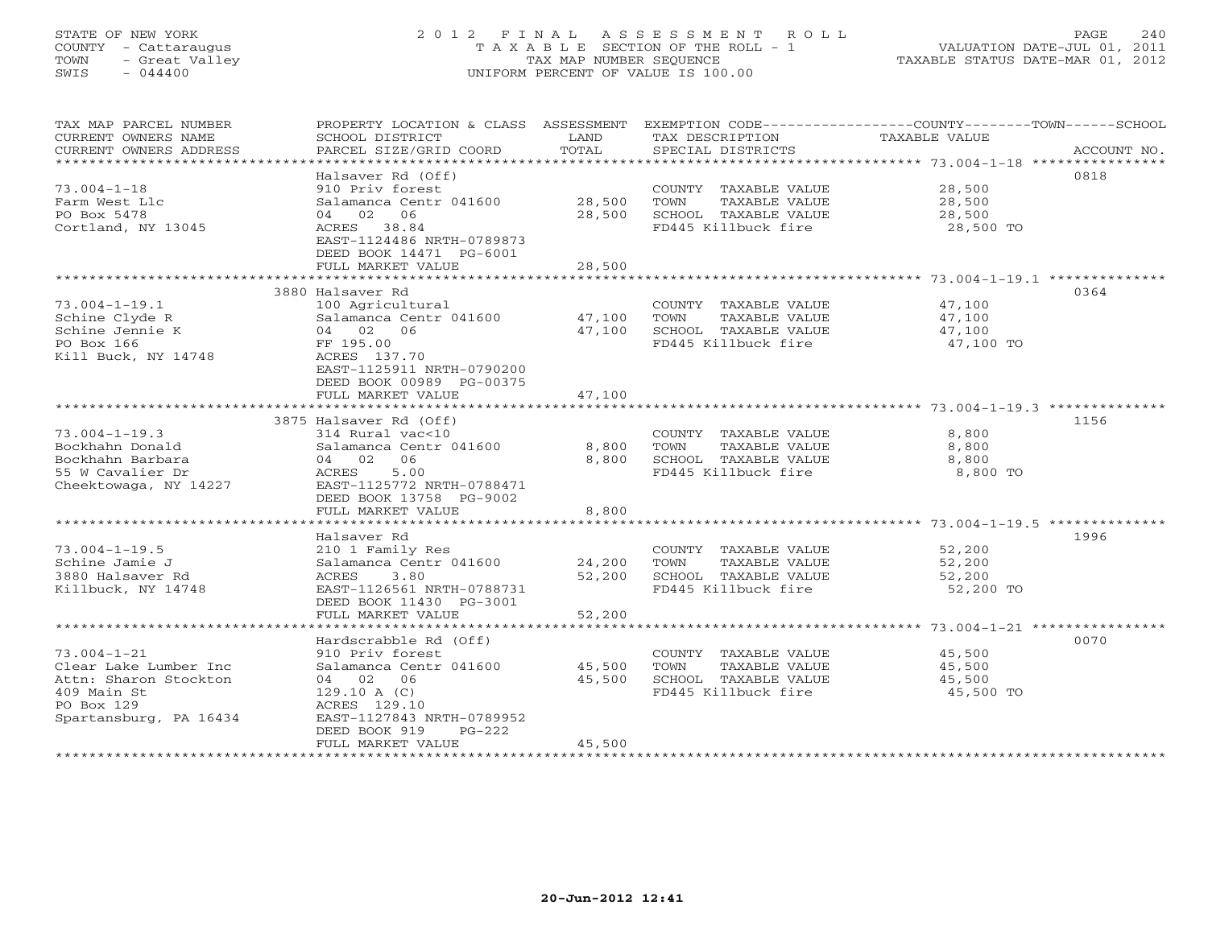STATE OF NEW YORK
COUNTY - Cattaraugus
TOWN - Great Valley
SWIS - 044400

# 2012 FINAL ASSESSMENT ROLL
TAXABLE SECTION OF THE ROLL - 1
TAX MAP NUMBER SEQUENCE
UNIFORM PERCENT OF VALUE IS 100.00

VALUATION DATE-JUL 01, 2011
TAXABLE STATUS DATE-MAR 01, 2012

| TAX MAP PARCEL NUMBER / CURRENT OWNERS NAME / CURRENT OWNERS ADDRESS | PROPERTY LOCATION & CLASS / SCHOOL DISTRICT / PARCEL SIZE/GRID COORD | ASSESSMENT LAND | TOTAL | EXEMPTION CODE / TAX DESCRIPTION / SPECIAL DISTRICTS | TAXABLE VALUE (COUNTY / TOWN / SCHOOL) | ACCOUNT NO. |
|---|---|---|---|---|---|---|
| **73.004-1-18** | Halsaver Rd (Off) | | | | | 0818 |
| Farm West Llc | 910 Priv forest | | | COUNTY TAXABLE VALUE | 28,500 | |
| PO Box 5478 | Salamanca Centr 041600 | 28,500 | | TOWN TAXABLE VALUE | 28,500 | |
| Cortland, NY 13045 | 04 02 06 | | 28,500 | SCHOOL TAXABLE VALUE | 28,500 | |
| | ACRES 38.84 | | | FD445 Killbuck fire | 28,500 TO | |
| | EAST-1124486 NRTH-0789873 | | | | | |
| | DEED BOOK 14471 PG-6001 | | | | | |
| | FULL MARKET VALUE | | 28,500 | | | |
| **73.004-1-19.1** | 3880 Halsaver Rd | | | | | 0364 |
| Schine Clyde R | 100 Agricultural | | | COUNTY TAXABLE VALUE | 47,100 | |
| Schine Jennie K | Salamanca Centr 041600 | 47,100 | | TOWN TAXABLE VALUE | 47,100 | |
| PO Box 166 | 04 02 06 | | 47,100 | SCHOOL TAXABLE VALUE | 47,100 | |
| Kill Buck, NY 14748 | FF 195.00 | | | FD445 Killbuck fire | 47,100 TO | |
| | ACRES 137.70 | | | | | |
| | EAST-1125911 NRTH-0790200 | | | | | |
| | DEED BOOK 00989 PG-00375 | | | | | |
| | FULL MARKET VALUE | | 47,100 | | | |
| **73.004-1-19.3** | 3875 Halsaver Rd (Off) | | | | | 1156 |
| Bockhahn Donald | 314 Rural vac<10 | | | COUNTY TAXABLE VALUE | 8,800 | |
| Bockhahn Barbara | Salamanca Centr 041600 | 8,800 | | TOWN TAXABLE VALUE | 8,800 | |
| 55 W Cavalier Dr | 04 02 06 | | 8,800 | SCHOOL TAXABLE VALUE | 8,800 | |
| Cheektowaga, NY 14227 | ACRES 5.00 | | | FD445 Killbuck fire | 8,800 TO | |
| | EAST-1125772 NRTH-0788471 | | | | | |
| | DEED BOOK 13758 PG-9002 | | | | | |
| | FULL MARKET VALUE | | 8,800 | | | |
| **73.004-1-19.5** | Halsaver Rd | | | | | 1996 |
| Schine Jamie J | 210 1 Family Res | | | COUNTY TAXABLE VALUE | 52,200 | |
| 3880 Halsaver Rd | Salamanca Centr 041600 | 24,200 | | TOWN TAXABLE VALUE | 52,200 | |
| Killbuck, NY 14748 | ACRES 3.80 | | 52,200 | SCHOOL TAXABLE VALUE | 52,200 | |
| | EAST-1126561 NRTH-0788731 | | | FD445 Killbuck fire | 52,200 TO | |
| | DEED BOOK 11430 PG-3001 | | | | | |
| | FULL MARKET VALUE | | 52,200 | | | |
| **73.004-1-21** | Hardscrabble Rd (Off) | | | | | 0070 |
| Clear Lake Lumber Inc | 910 Priv forest | | | COUNTY TAXABLE VALUE | 45,500 | |
| Attn: Sharon Stockton | Salamanca Centr 041600 | 45,500 | | TOWN TAXABLE VALUE | 45,500 | |
| 409 Main St | 04 02 06 | | 45,500 | SCHOOL TAXABLE VALUE | 45,500 | |
| PO Box 129 | 129.10 A (C) | | | FD445 Killbuck fire | 45,500 TO | |
| Spartansburg, PA 16434 | ACRES 129.10 | | | | | |
| | EAST-1127843 NRTH-0789952 | | | | | |
| | DEED BOOK 919 PG-222 | | | | | |
| | FULL MARKET VALUE | | 45,500 | | | |

20-Jun-2012 12:41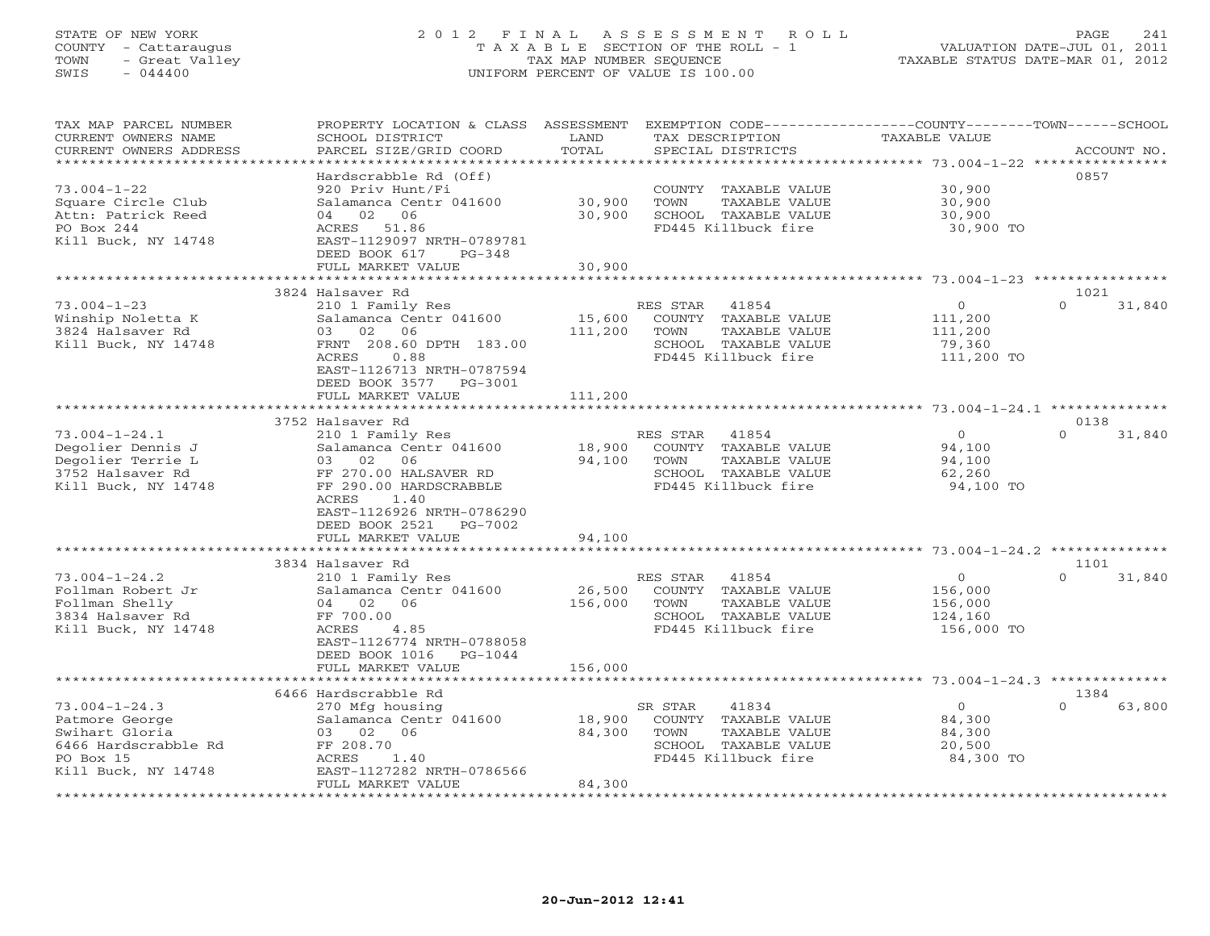STATE OF NEW YORK
COUNTY - Cattaraugus
TOWN - Great Valley
SWIS - 044400

# 2012 FINAL ASSESSMENT ROLL
TAXABLE SECTION OF THE ROLL - 1
TAX MAP NUMBER SEQUENCE
UNIFORM PERCENT OF VALUE IS 100.00

VALUATION DATE-JUL 01, 2011
TAXABLE STATUS DATE-MAR 01, 2012

| TAX MAP PARCEL NUMBER / CURRENT OWNERS NAME / CURRENT OWNERS ADDRESS | PROPERTY LOCATION & CLASS / SCHOOL DISTRICT / PARCEL SIZE/GRID COORD | ASSESSMENT LAND | TOTAL | EXEMPTION CODE / TAX DESCRIPTION / SPECIAL DISTRICTS | COUNTY / TOWN / SCHOOL TAXABLE VALUE | ACCOUNT NO. |
|---|---|---|---|---|---|---|
| 73.004-1-22 | Hardscrabble Rd (Off) | | | | | 0857 |
| Square Circle Club | 920 Priv Hunt/Fi | | | COUNTY TAXABLE VALUE | 30,900 | |
| Attn: Patrick Reed | Salamanca Centr 041600 | 30,900 | | TOWN TAXABLE VALUE | 30,900 | |
| PO Box 244 | 04 02 06 | | 30,900 | SCHOOL TAXABLE VALUE | 30,900 | |
| Kill Buck, NY 14748 | ACRES 51.86 | | | FD445 Killbuck fire | 30,900 TO | |
| | EAST-1129097 NRTH-0789781 | | | | | |
| | DEED BOOK 617 PG-348 | | | | | |
| | FULL MARKET VALUE | | 30,900 | | | |
| 73.004-1-23 | 3824 Halsaver Rd | | | | | 1021 |
| Winship Noletta K | 210 1 Family Res | | | RES STAR 41854 | 0 / 0 / 31,840 | |
| 3824 Halsaver Rd | Salamanca Centr 041600 | 15,600 | | COUNTY TAXABLE VALUE | 111,200 | |
| Kill Buck, NY 14748 | 03 02 06 | | 111,200 | TOWN TAXABLE VALUE | 111,200 | |
| | FRNT 208.60 DPTH 183.00 | | | SCHOOL TAXABLE VALUE | 79,360 | |
| | ACRES 0.88 | | | FD445 Killbuck fire | 111,200 TO | |
| | EAST-1126713 NRTH-0787594 | | | | | |
| | DEED BOOK 3577 PG-3001 | | | | | |
| | FULL MARKET VALUE | | 111,200 | | | |
| 73.004-1-24.1 | 3752 Halsaver Rd | | | | | 0138 |
| Degolier Dennis J | 210 1 Family Res | | | RES STAR 41854 | 0 / 0 / 31,840 | |
| Degolier Terrie L | Salamanca Centr 041600 | 18,900 | | COUNTY TAXABLE VALUE | 94,100 | |
| 3752 Halsaver Rd | 03 02 06 | | 94,100 | TOWN TAXABLE VALUE | 94,100 | |
| Kill Buck, NY 14748 | FF 270.00 HALSAVER RD | | | SCHOOL TAXABLE VALUE | 62,260 | |
| | FF 290.00 HARDSCRABBLE | | | FD445 Killbuck fire | 94,100 TO | |
| | ACRES 1.40 | | | | | |
| | EAST-1126926 NRTH-0786290 | | | | | |
| | DEED BOOK 2521 PG-7002 | | | | | |
| | FULL MARKET VALUE | | 94,100 | | | |
| 73.004-1-24.2 | 3834 Halsaver Rd | | | | | 1101 |
| Follman Robert Jr | 210 1 Family Res | | | RES STAR 41854 | 0 / 0 / 31,840 | |
| Follman Shelly | Salamanca Centr 041600 | 26,500 | | COUNTY TAXABLE VALUE | 156,000 | |
| 3834 Halsaver Rd | 04 02 06 | | 156,000 | TOWN TAXABLE VALUE | 156,000 | |
| Kill Buck, NY 14748 | FF 700.00 | | | SCHOOL TAXABLE VALUE | 124,160 | |
| | ACRES 4.85 | | | FD445 Killbuck fire | 156,000 TO | |
| | EAST-1126774 NRTH-0788058 | | | | | |
| | DEED BOOK 1016 PG-1044 | | | | | |
| | FULL MARKET VALUE | | 156,000 | | | |
| 73.004-1-24.3 | 6466 Hardscrabble Rd | | | | | 1384 |
| Patmore George | 270 Mfg housing | | | SR STAR 41834 | 0 / 0 / 63,800 | |
| Swihart Gloria | Salamanca Centr 041600 | 18,900 | | COUNTY TAXABLE VALUE | 84,300 | |
| 6466 Hardscrabble Rd | 03 02 06 | | 84,300 | TOWN TAXABLE VALUE | 84,300 | |
| PO Box 15 | FF 208.70 | | | SCHOOL TAXABLE VALUE | 20,500 | |
| Kill Buck, NY 14748 | ACRES 1.40 | | | FD445 Killbuck fire | 84,300 TO | |
| | EAST-1127282 NRTH-0786566 | | | | | |
| | FULL MARKET VALUE | | 84,300 | | | |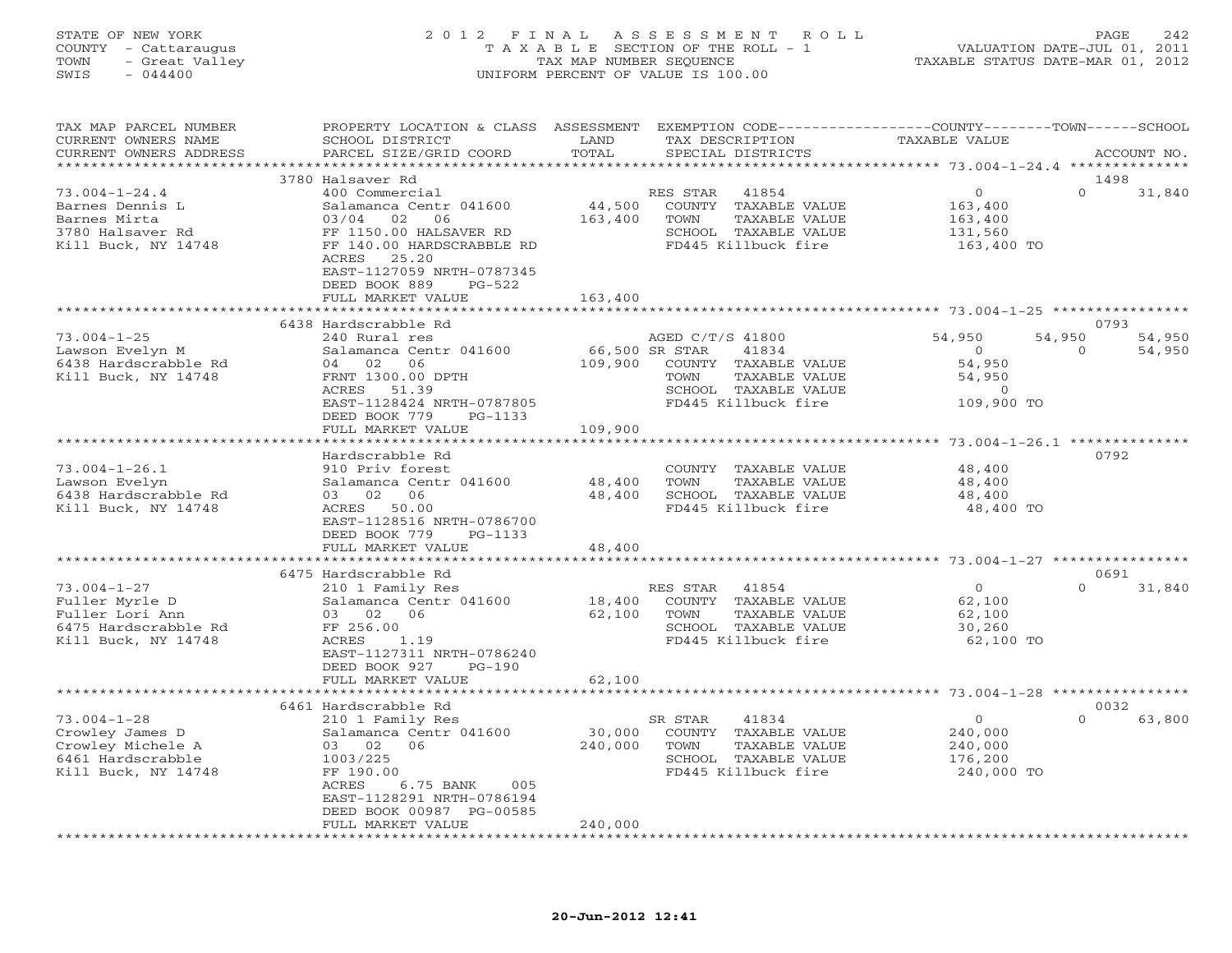STATE OF NEW YORK
COUNTY - Cattaraugus
TOWN - Great Valley
SWIS - 044400

2 0 1 2 F I N A L A S S E S S M E N T R O L L
T A X A B L E SECTION OF THE ROLL - 1
TAX MAP NUMBER SEQUENCE
UNIFORM PERCENT OF VALUE IS 100.00

VALUATION DATE-JUL 01, 2011
TAXABLE STATUS DATE-MAR 01, 2012

| TAX MAP PARCEL NUMBER / CURRENT OWNERS NAME / CURRENT OWNERS ADDRESS | PROPERTY LOCATION & CLASS / SCHOOL DISTRICT / PARCEL SIZE/GRID COORD | ASSESSMENT LAND / TOTAL | EXEMPTION CODE / TAX DESCRIPTION / SPECIAL DISTRICTS | COUNTY TAXABLE VALUE | TOWN | SCHOOL / ACCOUNT NO. |
|---|---|---|---|---|---|---|
| 73.004-1-24.4 | 3780 Halsaver Rd | | | | | 1498 |
| Barnes Dennis L | 400 Commercial | | RES STAR 41854 | 0 | 0 | 31,840 |
| Barnes Mirta | Salamanca Centr 041600 | 44,500 | COUNTY TAXABLE VALUE | 163,400 | | |
| 3780 Halsaver Rd | 03/04 02 06 | 163,400 | TOWN TAXABLE VALUE | 163,400 | | |
| Kill Buck, NY 14748 | FF 1150.00 HALSAVER RD | | SCHOOL TAXABLE VALUE | 131,560 | | |
| | FF 140.00 HARDSCRABBLE RD | | FD445 Killbuck fire | 163,400 TO | | |
| | ACRES 25.20 | | | | | |
| | EAST-1127059 NRTH-0787345 | | | | | |
| | DEED BOOK 889 PG-522 | | | | | |
| | FULL MARKET VALUE | 163,400 | | | | |
| 73.004-1-25 | 6438 Hardscrabble Rd | | | | | 0793 |
| Lawson Evelyn M | 240 Rural res | | AGED C/T/S 41800 | 54,950 | 54,950 | 54,950 |
| 6438 Hardscrabble Rd | Salamanca Centr 041600 | 66,500 | SR STAR 41834 | 0 | 0 | 54,950 |
| Kill Buck, NY 14748 | 04 02 06 | 109,900 | COUNTY TAXABLE VALUE | 54,950 | | |
| | FRNT 1300.00 DPTH | | TOWN TAXABLE VALUE | 54,950 | | |
| | ACRES 51.39 | | SCHOOL TAXABLE VALUE | 0 | | |
| | EAST-1128424 NRTH-0787805 | | FD445 Killbuck fire | 109,900 TO | | |
| | DEED BOOK 779 PG-1133 | | | | | |
| | FULL MARKET VALUE | 109,900 | | | | |
| 73.004-1-26.1 | Hardscrabble Rd | | | | | 0792 |
| Lawson Evelyn | 910 Priv forest | | COUNTY TAXABLE VALUE | 48,400 | | |
| 6438 Hardscrabble Rd | Salamanca Centr 041600 | 48,400 | TOWN TAXABLE VALUE | 48,400 | | |
| Kill Buck, NY 14748 | 03 02 06 | 48,400 | SCHOOL TAXABLE VALUE | 48,400 | | |
| | ACRES 50.00 | | FD445 Killbuck fire | 48,400 TO | | |
| | EAST-1128516 NRTH-0786700 | | | | | |
| | DEED BOOK 779 PG-1133 | | | | | |
| | FULL MARKET VALUE | 48,400 | | | | |
| 73.004-1-27 | 6475 Hardscrabble Rd | | | | | 0691 |
| Fuller Myrle D | 210 1 Family Res | | RES STAR 41854 | 0 | 0 | 31,840 |
| Fuller Lori Ann | Salamanca Centr 041600 | 18,400 | COUNTY TAXABLE VALUE | 62,100 | | |
| 6475 Hardscrabble Rd | 03 02 06 | 62,100 | TOWN TAXABLE VALUE | 62,100 | | |
| Kill Buck, NY 14748 | FF 256.00 | | SCHOOL TAXABLE VALUE | 30,260 | | |
| | ACRES 1.19 | | FD445 Killbuck fire | 62,100 TO | | |
| | EAST-1127311 NRTH-0786240 | | | | | |
| | DEED BOOK 927 PG-190 | | | | | |
| | FULL MARKET VALUE | 62,100 | | | | |
| 73.004-1-28 | 6461 Hardscrabble Rd | | | | | 0032 |
| Crowley James D | 210 1 Family Res | | SR STAR 41834 | 0 | 0 | 63,800 |
| Crowley Michele A | Salamanca Centr 041600 | 30,000 | COUNTY TAXABLE VALUE | 240,000 | | |
| 6461 Hardscrabble | 03 02 06 | 240,000 | TOWN TAXABLE VALUE | 240,000 | | |
| Kill Buck, NY 14748 | 1003/225 | | SCHOOL TAXABLE VALUE | 176,200 | | |
| | FF 190.00 | | FD445 Killbuck fire | 240,000 TO | | |
| | ACRES 6.75 BANK 005 | | | | | |
| | EAST-1128291 NRTH-0786194 | | | | | |
| | DEED BOOK 00987 PG-00585 | | | | | |
| | FULL MARKET VALUE | 240,000 | | | | |

20-Jun-2012 12:41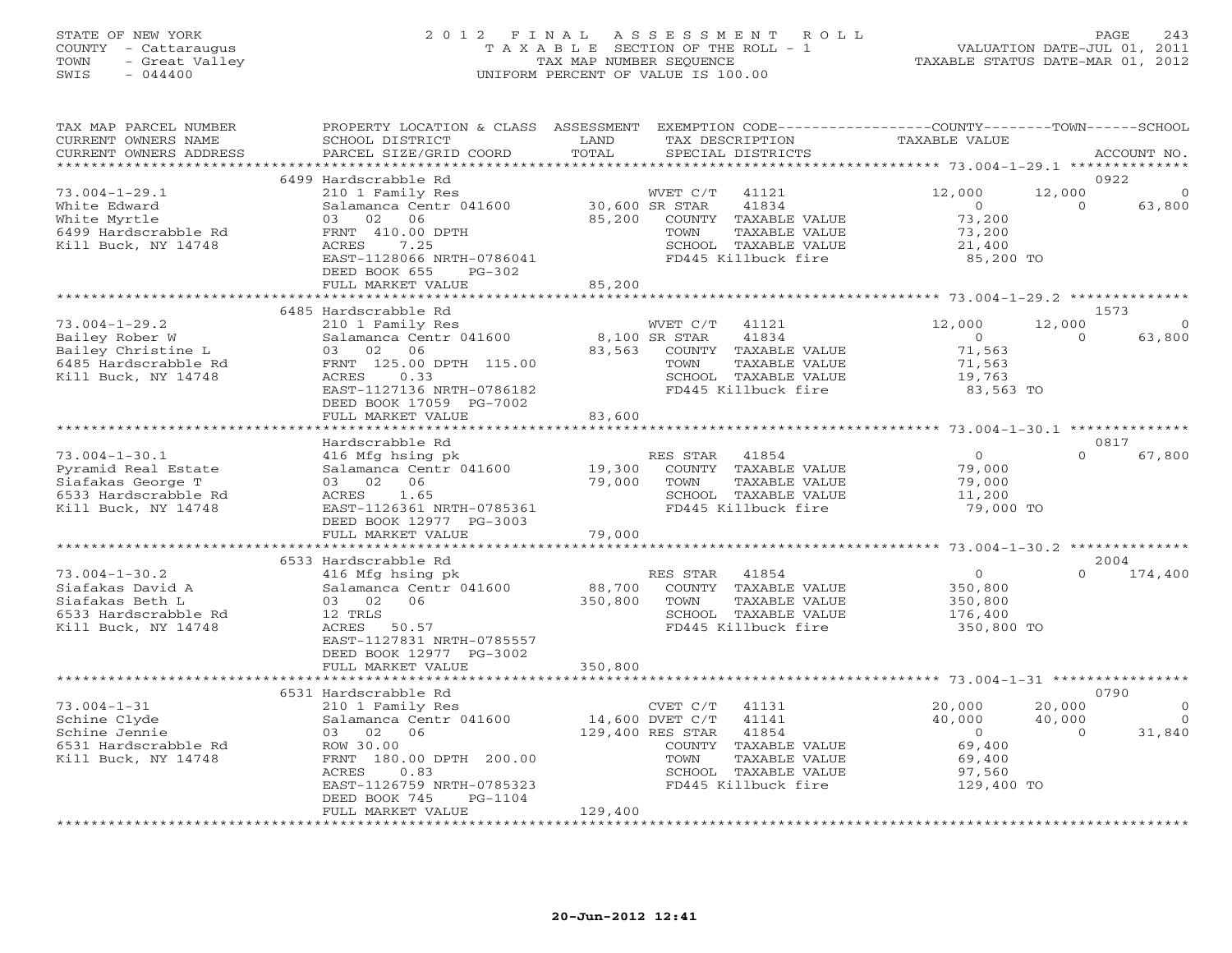STATE OF NEW YORK
COUNTY - Cattaraugus
TOWN - Great Valley
SWIS - 044400

# 2012 FINAL ASSESSMENT ROLL
TAXABLE SECTION OF THE ROLL - 1
TAX MAP NUMBER SEQUENCE
UNIFORM PERCENT OF VALUE IS 100.00

VALUATION DATE-JUL 01, 2011
TAXABLE STATUS DATE-MAR 01, 2012

| TAX MAP PARCEL NUMBER / CURRENT OWNERS NAME / CURRENT OWNERS ADDRESS | PROPERTY LOCATION & CLASS / SCHOOL DISTRICT / PARCEL SIZE/GRID COORD | ASSESSMENT LAND / TOTAL | EXEMPTION CODE / TAX DESCRIPTION / SPECIAL DISTRICTS | COUNTY TAXABLE VALUE | TOWN | SCHOOL / ACCOUNT NO. |
|---|---|---|---|---|---|---|
| **73.004-1-29.1** | 6499 Hardscrabble Rd | | | | | 0922 |
| White Edward | 210 1 Family Res | | WVET C/T 41121 | 12,000 | 12,000 | 0 |
| White Myrtle | Salamanca Centr 041600 | 30,600 | SR STAR 41834 | 0 | 0 | 63,800 |
| 6499 Hardscrabble Rd | 03 02 06 | 85,200 | COUNTY TAXABLE VALUE | 73,200 | | |
| Kill Buck, NY 14748 | FRNT 410.00 DPTH | | TOWN TAXABLE VALUE | 73,200 | | |
| | ACRES 7.25 | | SCHOOL TAXABLE VALUE | 21,400 | | |
| | EAST-1128066 NRTH-0786041 | | FD445 Killbuck fire | 85,200 TO | | |
| | DEED BOOK 655 PG-302 | | | | | |
| | FULL MARKET VALUE | 85,200 | | | | |
| **73.004-1-29.2** | 6485 Hardscrabble Rd | | | | | 1573 |
| Bailey Rober W | 210 1 Family Res | | WVET C/T 41121 | 12,000 | 12,000 | 0 |
| Bailey Christine L | Salamanca Centr 041600 | 8,100 | SR STAR 41834 | 0 | 0 | 63,800 |
| 6485 Hardscrabble Rd | 03 02 06 | 83,563 | COUNTY TAXABLE VALUE | 71,563 | | |
| Kill Buck, NY 14748 | FRNT 125.00 DPTH 115.00 | | TOWN TAXABLE VALUE | 71,563 | | |
| | ACRES 0.33 | | SCHOOL TAXABLE VALUE | 19,763 | | |
| | EAST-1127136 NRTH-0786182 | | FD445 Killbuck fire | 83,563 TO | | |
| | DEED BOOK 17059 PG-7002 | | | | | |
| | FULL MARKET VALUE | 83,600 | | | | |
| **73.004-1-30.1** | Hardscrabble Rd | | | | | 0817 |
| Pyramid Real Estate | 416 Mfg hsing pk | | RES STAR 41854 | 0 | 0 | 67,800 |
| Siafakas George T | Salamanca Centr 041600 | 19,300 | COUNTY TAXABLE VALUE | 79,000 | | |
| 6533 Hardscrabble Rd | 03 02 06 | 79,000 | TOWN TAXABLE VALUE | 79,000 | | |
| Kill Buck, NY 14748 | ACRES 1.65 | | SCHOOL TAXABLE VALUE | 11,200 | | |
| | EAST-1126361 NRTH-0785361 | | FD445 Killbuck fire | 79,000 TO | | |
| | DEED BOOK 12977 PG-3003 | | | | | |
| | FULL MARKET VALUE | 79,000 | | | | |
| **73.004-1-30.2** | 6533 Hardscrabble Rd | | | | | 2004 |
| Siafakas David A | 416 Mfg hsing pk | | RES STAR 41854 | 0 | 0 | 174,400 |
| Siafakas Beth L | Salamanca Centr 041600 | 88,700 | COUNTY TAXABLE VALUE | 350,800 | | |
| 6533 Hardscrabble Rd | 03 02 06 | 350,800 | TOWN TAXABLE VALUE | 350,800 | | |
| Kill Buck, NY 14748 | 12 TRLS | | SCHOOL TAXABLE VALUE | 176,400 | | |
| | ACRES 50.57 | | FD445 Killbuck fire | 350,800 TO | | |
| | EAST-1127831 NRTH-0785557 | | | | | |
| | DEED BOOK 12977 PG-3002 | | | | | |
| | FULL MARKET VALUE | 350,800 | | | | |
| **73.004-1-31** | 6531 Hardscrabble Rd | | | | | 0790 |
| Schine Clyde | 210 1 Family Res | | CVET C/T 41131 | 20,000 | 20,000 | 0 |
| Schine Jennie | Salamanca Centr 041600 | 14,600 | DVET C/T 41141 | 40,000 | 40,000 | 0 |
| 6531 Hardscrabble Rd | 03 02 06 | 129,400 | RES STAR 41854 | 0 | 0 | 31,840 |
| Kill Buck, NY 14748 | ROW 30.00 | | COUNTY TAXABLE VALUE | 69,400 | | |
| | FRNT 180.00 DPTH 200.00 | | TOWN TAXABLE VALUE | 69,400 | | |
| | ACRES 0.83 | | SCHOOL TAXABLE VALUE | 97,560 | | |
| | EAST-1126759 NRTH-0785323 | | FD445 Killbuck fire | 129,400 TO | | |
| | DEED BOOK 745 PG-1104 | | | | | |
| | FULL MARKET VALUE | 129,400 | | | | |

20-Jun-2012 12:41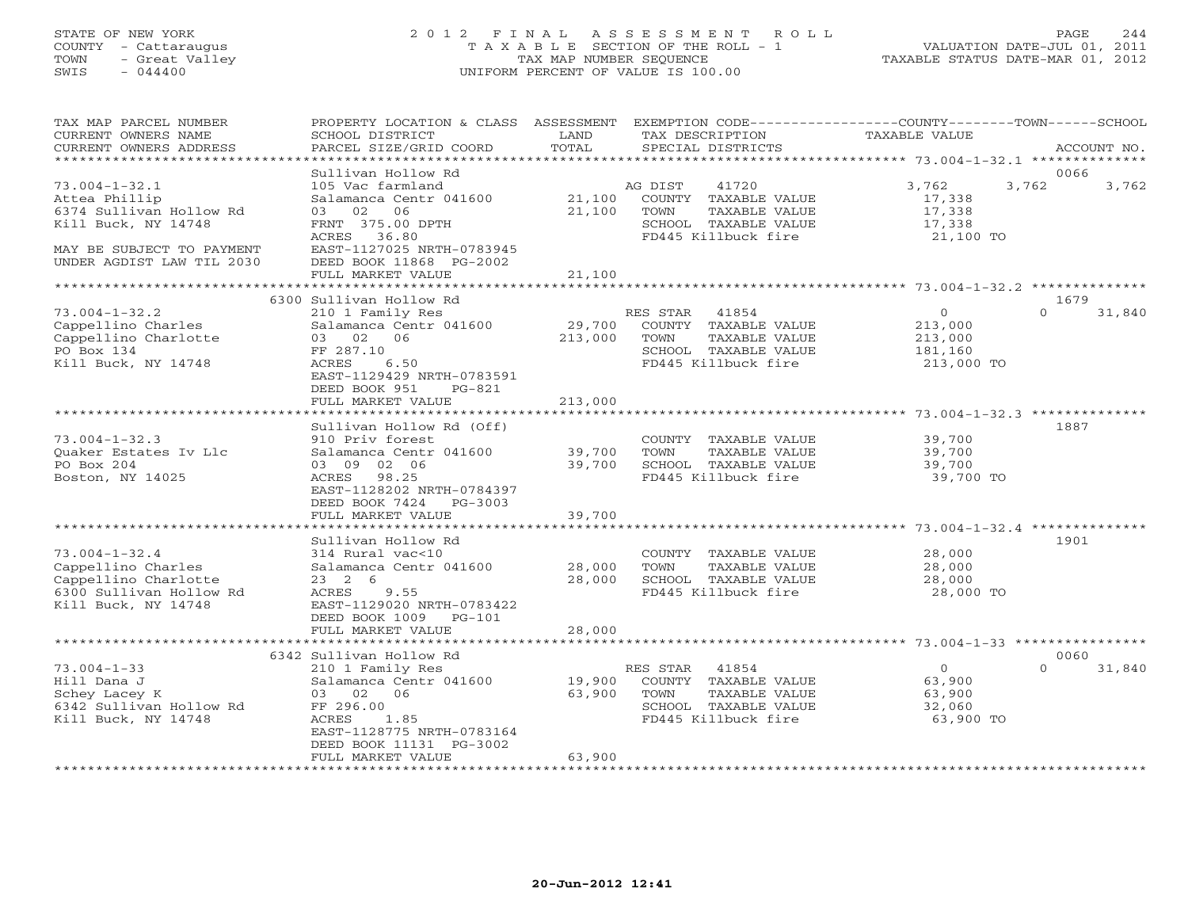STATE OF NEW YORK
COUNTY - Cattaraugus
TOWN - Great Valley
SWIS - 044400

2012 FINAL ASSESSMENT ROLL
TAXABLE SECTION OF THE ROLL - 1
TAX MAP NUMBER SEQUENCE
UNIFORM PERCENT OF VALUE IS 100.00

VALUATION DATE-JUL 01, 2011
TAXABLE STATUS DATE-MAR 01, 2012

| TAX MAP PARCEL NUMBER / CURRENT OWNERS NAME / CURRENT OWNERS ADDRESS | PROPERTY LOCATION & CLASS / SCHOOL DISTRICT / PARCEL SIZE/GRID COORD | ASSESSMENT LAND / TOTAL | EXEMPTION CODE / TAX DESCRIPTION / SPECIAL DISTRICTS | COUNTY | TOWN | SCHOOL / ACCOUNT NO. |
|---|---|---|---|---|---|---|
| **73.004-1-32.1** | Sullivan Hollow Rd | | | | | 0066 |
| Attea Phillip | 105 Vac farmland | | AG DIST 41720 | 3,762 | 3,762 | 3,762 |
| 6374 Sullivan Hollow Rd | Salamanca Centr 041600 | 21,100 | COUNTY TAXABLE VALUE | 17,338 | | |
| Kill Buck, NY 14748 | 03 02 06 | 21,100 | TOWN TAXABLE VALUE | | 17,338 | |
| | FRNT 375.00 DPTH | | SCHOOL TAXABLE VALUE | | | 17,338 |
| MAY BE SUBJECT TO PAYMENT | ACRES 36.80 | | FD445 Killbuck fire | 21,100 TO | | |
| UNDER AGDIST LAW TIL 2030 | EAST-1127025 NRTH-0783945 | | | | | |
| | DEED BOOK 11868 PG-2002 | | | | | |
| | FULL MARKET VALUE | 21,100 | | | | |
| **73.004-1-32.2** | 6300 Sullivan Hollow Rd | | | | | 1679 |
| Cappellino Charles | 210 1 Family Res | | RES STAR 41854 | 0 | 0 | 31,840 |
| Cappellino Charlotte | Salamanca Centr 041600 | 29,700 | COUNTY TAXABLE VALUE | 213,000 | | |
| PO Box 134 | 03 02 06 | 213,000 | TOWN TAXABLE VALUE | | 213,000 | |
| Kill Buck, NY 14748 | FF 287.10 | | SCHOOL TAXABLE VALUE | | | 181,160 |
| | ACRES 6.50 | | FD445 Killbuck fire | 213,000 TO | | |
| | EAST-1129429 NRTH-0783591 | | | | | |
| | DEED BOOK 951 PG-821 | | | | | |
| | FULL MARKET VALUE | 213,000 | | | | |
| **73.004-1-32.3** | Sullivan Hollow Rd (Off) | | | | | 1887 |
| Quaker Estates Iv Llc | 910 Priv forest | | COUNTY TAXABLE VALUE | 39,700 | | |
| PO Box 204 | Salamanca Centr 041600 | 39,700 | TOWN TAXABLE VALUE | | 39,700 | |
| Boston, NY 14025 | 03 09 02 06 | 39,700 | SCHOOL TAXABLE VALUE | | | 39,700 |
| | ACRES 98.25 | | FD445 Killbuck fire | 39,700 TO | | |
| | EAST-1128202 NRTH-0784397 | | | | | |
| | DEED BOOK 7424 PG-3003 | | | | | |
| | FULL MARKET VALUE | 39,700 | | | | |
| **73.004-1-32.4** | Sullivan Hollow Rd | | | | | 1901 |
| Cappellino Charles | 314 Rural vac<10 | | COUNTY TAXABLE VALUE | 28,000 | | |
| Cappellino Charlotte | Salamanca Centr 041600 | 28,000 | TOWN TAXABLE VALUE | | 28,000 | |
| 6300 Sullivan Hollow Rd | 23 2 6 | 28,000 | SCHOOL TAXABLE VALUE | | | 28,000 |
| Kill Buck, NY 14748 | ACRES 9.55 | | FD445 Killbuck fire | 28,000 TO | | |
| | EAST-1129020 NRTH-0783422 | | | | | |
| | DEED BOOK 1009 PG-101 | | | | | |
| | FULL MARKET VALUE | 28,000 | | | | |
| **73.004-1-33** | 6342 Sullivan Hollow Rd | | | | | 0060 |
| Hill Dana J | 210 1 Family Res | | RES STAR 41854 | 0 | 0 | 31,840 |
| Schey Lacey K | Salamanca Centr 041600 | 19,900 | COUNTY TAXABLE VALUE | 63,900 | | |
| 6342 Sullivan Hollow Rd | 03 02 06 | 63,900 | TOWN TAXABLE VALUE | | 63,900 | |
| Kill Buck, NY 14748 | FF 296.00 | | SCHOOL TAXABLE VALUE | | | 32,060 |
| | ACRES 1.85 | | FD445 Killbuck fire | 63,900 TO | | |
| | EAST-1128775 NRTH-0783164 | | | | | |
| | DEED BOOK 11131 PG-3002 | | | | | |
| | FULL MARKET VALUE | 63,900 | | | | |

20-Jun-2012 12:41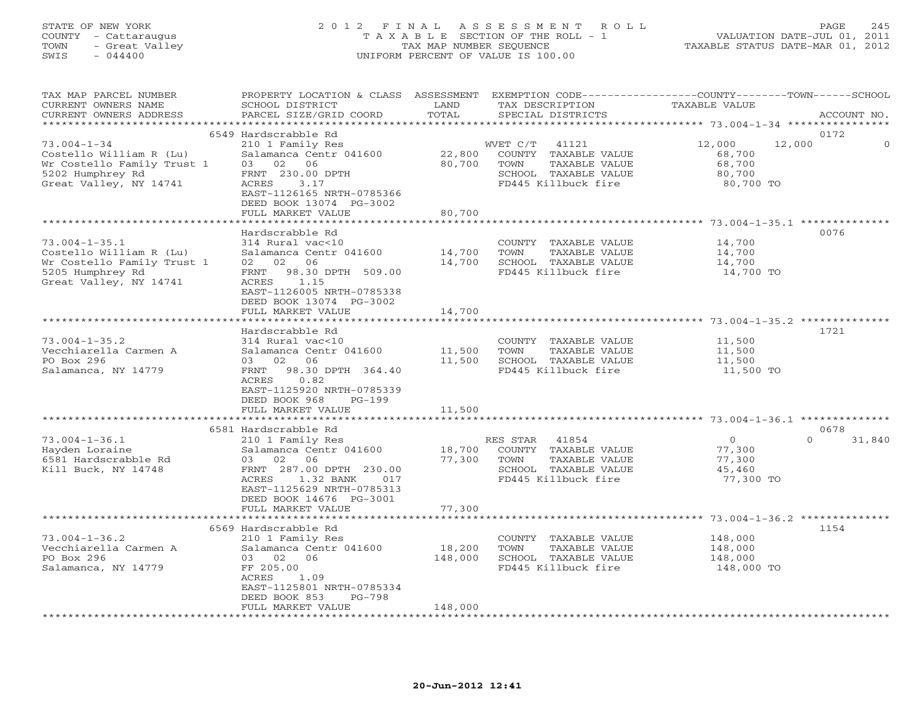STATE OF NEW YORK
COUNTY - Cattaraugus
TOWN - Great Valley
SWIS - 044400

2012 FINAL ASSESSMENT ROLL
TAXABLE SECTION OF THE ROLL - 1
TAX MAP NUMBER SEQUENCE
UNIFORM PERCENT OF VALUE IS 100.00

VALUATION DATE-JUL 01, 2011
TAXABLE STATUS DATE-MAR 01, 2012

| TAX MAP PARCEL NUMBER / CURRENT OWNERS NAME / CURRENT OWNERS ADDRESS | PROPERTY LOCATION & CLASS / SCHOOL DISTRICT / PARCEL SIZE/GRID COORD | ASSESSMENT LAND / TOTAL | EXEMPTION CODE / TAX DESCRIPTION / SPECIAL DISTRICTS | COUNTY / TAXABLE VALUE | TOWN | SCHOOL | ACCOUNT NO. |
|---|---|---|---|---|---|---|---|
| 73.004-1-34 | 6549 Hardscrabble Rd | | | | | | 0172 |
| 73.004-1-34 | 210 1 Family Res | | WVET C/T 41121 | 12,000 | 12,000 | 0 | |
| Costello William R (Lu) | Salamanca Centr 041600 | 22,800 | COUNTY TAXABLE VALUE | 68,700 | | | |
| Wr Costello Family Trust 1 | 03 02 06 | 80,700 | TOWN TAXABLE VALUE | 68,700 | | | |
| 5202 Humphrey Rd | FRNT 230.00 DPTH | | SCHOOL TAXABLE VALUE | 80,700 | | | |
| Great Valley, NY 14741 | ACRES 3.17 | | FD445 Killbuck fire | 80,700 TO | | | |
| | EAST-1126165 NRTH-0785366 | | | | | | |
| | DEED BOOK 13074 PG-3002 | | | | | | |
| | FULL MARKET VALUE | 80,700 | | | | | |
| 73.004-1-35.1 | Hardscrabble Rd | | | | | | 0076 |
| 73.004-1-35.1 | 314 Rural vac<10 | | COUNTY TAXABLE VALUE | 14,700 | | | |
| Costello William R (Lu) | Salamanca Centr 041600 | 14,700 | TOWN TAXABLE VALUE | 14,700 | | | |
| Wr Costello Family Trust 1 | 02 02 06 | 14,700 | SCHOOL TAXABLE VALUE | 14,700 | | | |
| 5205 Humphrey Rd | FRNT 98.30 DPTH 509.00 | | FD445 Killbuck fire | 14,700 TO | | | |
| Great Valley, NY 14741 | ACRES 1.15 | | | | | | |
| | EAST-1126005 NRTH-0785338 | | | | | | |
| | DEED BOOK 13074 PG-3002 | | | | | | |
| | FULL MARKET VALUE | 14,700 | | | | | |
| 73.004-1-35.2 | Hardscrabble Rd | | | | | | 1721 |
| 73.004-1-35.2 | 314 Rural vac<10 | | COUNTY TAXABLE VALUE | 11,500 | | | |
| Vecchiarella Carmen A | Salamanca Centr 041600 | 11,500 | TOWN TAXABLE VALUE | 11,500 | | | |
| PO Box 296 | 03 02 06 | 11,500 | SCHOOL TAXABLE VALUE | 11,500 | | | |
| Salamanca, NY 14779 | FRNT 98.30 DPTH 364.40 | | FD445 Killbuck fire | 11,500 TO | | | |
| | ACRES 0.82 | | | | | | |
| | EAST-1125920 NRTH-0785339 | | | | | | |
| | DEED BOOK 968 PG-199 | | | | | | |
| | FULL MARKET VALUE | 11,500 | | | | | |
| 73.004-1-36.1 | 6581 Hardscrabble Rd | | | | | | 0678 |
| 73.004-1-36.1 | 210 1 Family Res | | RES STAR 41854 | 0 | 0 | 31,840 | |
| Hayden Loraine | Salamanca Centr 041600 | 18,700 | COUNTY TAXABLE VALUE | 77,300 | | | |
| 6581 Hardscrabble Rd | 03 02 06 | 77,300 | TOWN TAXABLE VALUE | 77,300 | | | |
| Kill Buck, NY 14748 | FRNT 287.00 DPTH 230.00 | | SCHOOL TAXABLE VALUE | 45,460 | | | |
| | ACRES 1.32 BANK 017 | | FD445 Killbuck fire | 77,300 TO | | | |
| | EAST-1125629 NRTH-0785313 | | | | | | |
| | DEED BOOK 14676 PG-3001 | | | | | | |
| | FULL MARKET VALUE | 77,300 | | | | | |
| 73.004-1-36.2 | 6569 Hardscrabble Rd | | | | | | 1154 |
| 73.004-1-36.2 | 210 1 Family Res | | COUNTY TAXABLE VALUE | 148,000 | | | |
| Vecchiarella Carmen A | Salamanca Centr 041600 | 18,200 | TOWN TAXABLE VALUE | 148,000 | | | |
| PO Box 296 | 03 02 06 | 148,000 | SCHOOL TAXABLE VALUE | 148,000 | | | |
| Salamanca, NY 14779 | FF 205.00 | | FD445 Killbuck fire | 148,000 TO | | | |
| | ACRES 1.09 | | | | | | |
| | EAST-1125801 NRTH-0785334 | | | | | | |
| | DEED BOOK 853 PG-798 | | | | | | |
| | FULL MARKET VALUE | 148,000 | | | | | |

20-Jun-2012 12:41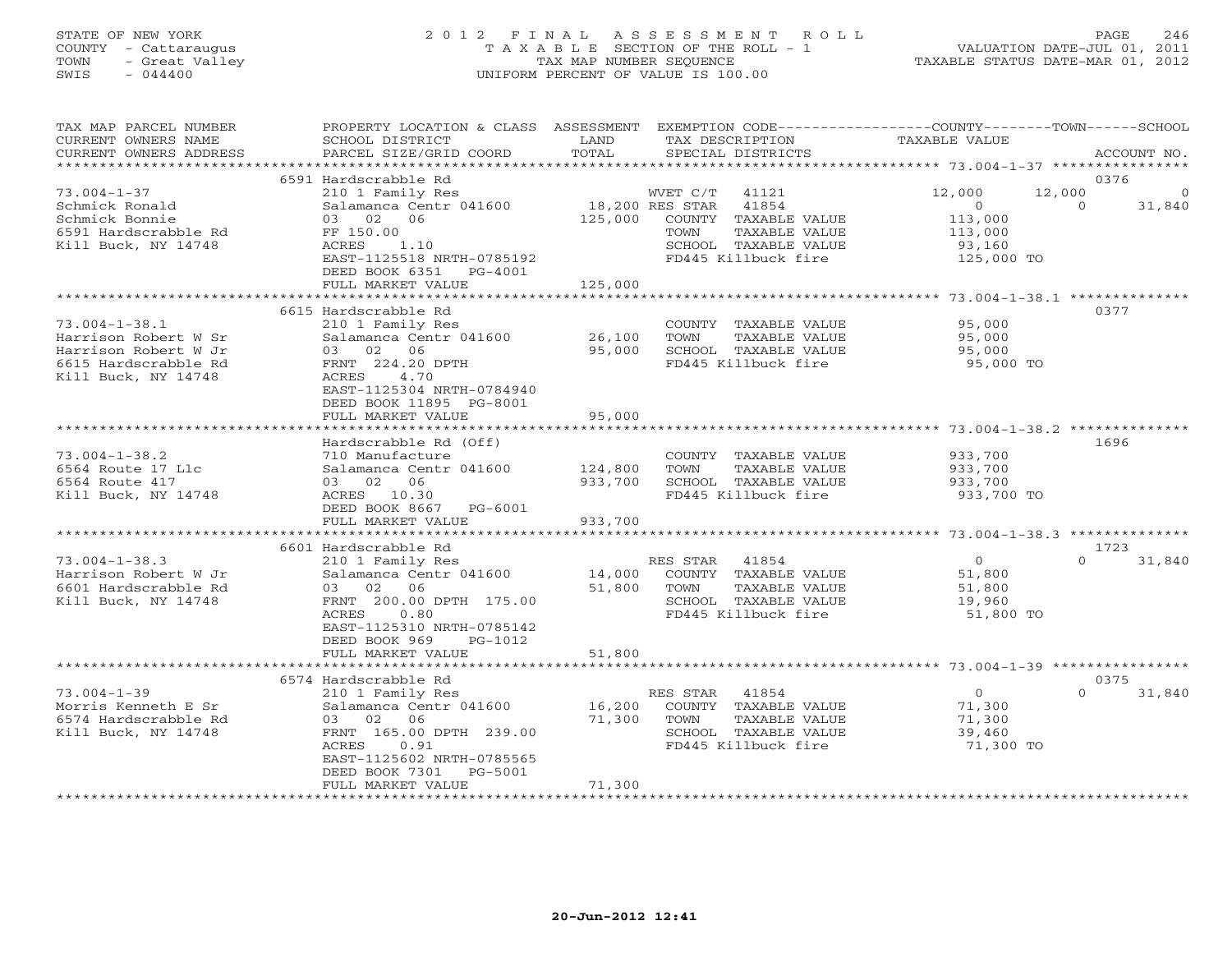STATE OF NEW YORK
COUNTY - Cattaraugus
TOWN - Great Valley
SWIS - 044400

# 2012 FINAL ASSESSMENT ROLL
TAXABLE SECTION OF THE ROLL - 1
TAX MAP NUMBER SEQUENCE
UNIFORM PERCENT OF VALUE IS 100.00

VALUATION DATE-JUL 01, 2011
TAXABLE STATUS DATE-MAR 01, 2012

| TAX MAP PARCEL NUMBER / CURRENT OWNERS NAME / CURRENT OWNERS ADDRESS | PROPERTY LOCATION & CLASS / SCHOOL DISTRICT / PARCEL SIZE/GRID COORD | ASSESSMENT LAND / TOTAL | EXEMPTION CODE / TAX DESCRIPTION / SPECIAL DISTRICTS | COUNTY TAXABLE VALUE | TOWN | SCHOOL | ACCOUNT NO. |
|---|---|---|---|---|---|---|---|
| | 6591 Hardscrabble Rd | | | | | | 0376 |
| 73.004-1-37 | 210 1 Family Res | | WVET C/T 41121 | 12,000 | 12,000 | 0 | |
| Schmick Ronald | Salamanca Centr 041600 | 18,200 | RES STAR 41854 | 0 | 0 | 31,840 | |
| Schmick Bonnie | 03 02 06 | 125,000 | COUNTY TAXABLE VALUE | 113,000 | | | |
| 6591 Hardscrabble Rd | FF 150.00 | | TOWN TAXABLE VALUE | 113,000 | | | |
| Kill Buck, NY 14748 | ACRES 1.10 | | SCHOOL TAXABLE VALUE | 93,160 | | | |
| | EAST-1125518 NRTH-0785192 | | FD445 Killbuck fire | 125,000 TO | | | |
| | DEED BOOK 6351 PG-4001 | | | | | | |
| | FULL MARKET VALUE | 125,000 | | | | | |
| | 6615 Hardscrabble Rd | | | | | | 0377 |
| 73.004-1-38.1 | 210 1 Family Res | | COUNTY TAXABLE VALUE | 95,000 | | | |
| Harrison Robert W Sr | Salamanca Centr 041600 | 26,100 | TOWN TAXABLE VALUE | 95,000 | | | |
| Harrison Robert W Jr | 03 02 06 | 95,000 | SCHOOL TAXABLE VALUE | 95,000 | | | |
| 6615 Hardscrabble Rd | FRNT 224.20 DPTH | | FD445 Killbuck fire | 95,000 TO | | | |
| Kill Buck, NY 14748 | ACRES 4.70 | | | | | | |
| | EAST-1125304 NRTH-0784940 | | | | | | |
| | DEED BOOK 11895 PG-8001 | | | | | | |
| | FULL MARKET VALUE | 95,000 | | | | | |
| | Hardscrabble Rd (Off) | | | | | | 1696 |
| 73.004-1-38.2 | 710 Manufacture | | COUNTY TAXABLE VALUE | 933,700 | | | |
| 6564 Route 17 Llc | Salamanca Centr 041600 | 124,800 | TOWN TAXABLE VALUE | 933,700 | | | |
| 6564 Route 417 | 03 02 06 | 933,700 | SCHOOL TAXABLE VALUE | 933,700 | | | |
| Kill Buck, NY 14748 | ACRES 10.30 | | FD445 Killbuck fire | 933,700 TO | | | |
| | DEED BOOK 8667 PG-6001 | | | | | | |
| | FULL MARKET VALUE | 933,700 | | | | | |
| | 6601 Hardscrabble Rd | | | | | | 1723 |
| 73.004-1-38.3 | 210 1 Family Res | | RES STAR 41854 | 0 | | 0 | 31,840 |
| Harrison Robert W Jr | Salamanca Centr 041600 | 14,000 | COUNTY TAXABLE VALUE | 51,800 | | | |
| 6601 Hardscrabble Rd | 03 02 06 | 51,800 | TOWN TAXABLE VALUE | 51,800 | | | |
| Kill Buck, NY 14748 | FRNT 200.00 DPTH 175.00 | | SCHOOL TAXABLE VALUE | 19,960 | | | |
| | ACRES 0.80 | | FD445 Killbuck fire | 51,800 TO | | | |
| | EAST-1125310 NRTH-0785142 | | | | | | |
| | DEED BOOK 969 PG-1012 | | | | | | |
| | FULL MARKET VALUE | 51,800 | | | | | |
| | 6574 Hardscrabble Rd | | | | | | 0375 |
| 73.004-1-39 | 210 1 Family Res | | RES STAR 41854 | 0 | | 0 | 31,840 |
| Morris Kenneth E Sr | Salamanca Centr 041600 | 16,200 | COUNTY TAXABLE VALUE | 71,300 | | | |
| 6574 Hardscrabble Rd | 03 02 06 | 71,300 | TOWN TAXABLE VALUE | 71,300 | | | |
| Kill Buck, NY 14748 | FRNT 165.00 DPTH 239.00 | | SCHOOL TAXABLE VALUE | 39,460 | | | |
| | ACRES 0.91 | | FD445 Killbuck fire | 71,300 TO | | | |
| | EAST-1125602 NRTH-0785565 | | | | | | |
| | DEED BOOK 7301 PG-5001 | | | | | | |
| | FULL MARKET VALUE | 71,300 | | | | | |

20-Jun-2012 12:41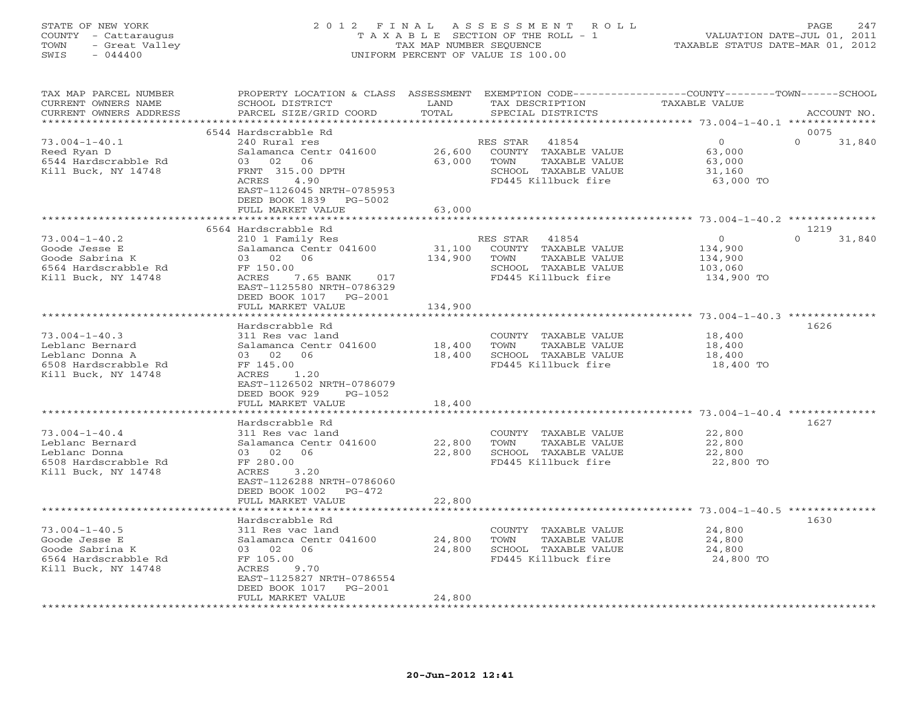STATE OF NEW YORK
COUNTY - Cattaraugus
TOWN - Great Valley
SWIS - 044400

# 2012 FINAL ASSESSMENT ROLL

TAXABLE SECTION OF THE ROLL - 1
TAX MAP NUMBER SEQUENCE
UNIFORM PERCENT OF VALUE IS 100.00

VALUATION DATE-JUL 01, 2011
TAXABLE STATUS DATE-MAR 01, 2012

| TAX MAP PARCEL NUMBER / CURRENT OWNERS NAME / CURRENT OWNERS ADDRESS | PROPERTY LOCATION & CLASS / SCHOOL DISTRICT / PARCEL SIZE/GRID COORD | ASSESSMENT LAND | TOTAL | EXEMPTION CODE / TAX DESCRIPTION / SPECIAL DISTRICTS | COUNTY TAXABLE VALUE | TOWN | SCHOOL | ACCOUNT NO. |
|---|---|---|---|---|---|---|---|---|
| **73.004-1-40.1** | 6544 Hardscrabble Rd | | | | | | | 0075 |
| Reed Ryan D | 240 Rural res | | | RES STAR 41854 | 0 | 0 | 31,840 | |
| 6544 Hardscrabble Rd | Salamanca Centr 041600 | 26,600 | | COUNTY TAXABLE VALUE | 63,000 | | | |
| Kill Buck, NY 14748 | 03 02 06 | | 63,000 | TOWN TAXABLE VALUE | 63,000 | | | |
| | FRNT 315.00 DPTH | | | SCHOOL TAXABLE VALUE | 31,160 | | | |
| | ACRES 4.90 | | | FD445 Killbuck fire | 63,000 TO | | | |
| | EAST-1126045 NRTH-0785953 | | | | | | | |
| | DEED BOOK 1839 PG-5002 | | | | | | | |
| | FULL MARKET VALUE | | 63,000 | | | | | |
| **73.004-1-40.2** | 6564 Hardscrabble Rd | | | | | | | 1219 |
| Goode Jesse E | 210 1 Family Res | | | RES STAR 41854 | 0 | 0 | 31,840 | |
| Goode Sabrina K | Salamanca Centr 041600 | 31,100 | | COUNTY TAXABLE VALUE | 134,900 | | | |
| 6564 Hardscrabble Rd | 03 02 06 | | 134,900 | TOWN TAXABLE VALUE | 134,900 | | | |
| Kill Buck, NY 14748 | FF 150.00 | | | SCHOOL TAXABLE VALUE | 103,060 | | | |
| | ACRES 7.65 BANK 017 | | | FD445 Killbuck fire | 134,900 TO | | | |
| | EAST-1125580 NRTH-0786329 | | | | | | | |
| | DEED BOOK 1017 PG-2001 | | | | | | | |
| | FULL MARKET VALUE | | 134,900 | | | | | |
| **73.004-1-40.3** | Hardscrabble Rd | | | | | | | 1626 |
| Leblanc Bernard | 311 Res vac land | | | COUNTY TAXABLE VALUE | 18,400 | | | |
| Leblanc Donna A | Salamanca Centr 041600 | 18,400 | | TOWN TAXABLE VALUE | 18,400 | | | |
| 6508 Hardscrabble Rd | 03 02 06 | | 18,400 | SCHOOL TAXABLE VALUE | 18,400 | | | |
| Kill Buck, NY 14748 | FF 145.00 | | | FD445 Killbuck fire | 18,400 TO | | | |
| | ACRES 1.20 | | | | | | | |
| | EAST-1126502 NRTH-0786079 | | | | | | | |
| | DEED BOOK 929 PG-1052 | | | | | | | |
| | FULL MARKET VALUE | | 18,400 | | | | | |
| **73.004-1-40.4** | Hardscrabble Rd | | | | | | | 1627 |
| Leblanc Bernard | 311 Res vac land | | | COUNTY TAXABLE VALUE | 22,800 | | | |
| Leblanc Donna | Salamanca Centr 041600 | 22,800 | | TOWN TAXABLE VALUE | 22,800 | | | |
| 6508 Hardscrabble Rd | 03 02 06 | | 22,800 | SCHOOL TAXABLE VALUE | 22,800 | | | |
| Kill Buck, NY 14748 | FF 280.00 | | | FD445 Killbuck fire | 22,800 TO | | | |
| | ACRES 3.20 | | | | | | | |
| | EAST-1126288 NRTH-0786060 | | | | | | | |
| | DEED BOOK 1002 PG-472 | | | | | | | |
| | FULL MARKET VALUE | | 22,800 | | | | | |
| **73.004-1-40.5** | Hardscrabble Rd | | | | | | | 1630 |
| Goode Jesse E | 311 Res vac land | | | COUNTY TAXABLE VALUE | 24,800 | | | |
| Goode Sabrina K | Salamanca Centr 041600 | 24,800 | | TOWN TAXABLE VALUE | 24,800 | | | |
| 6564 Hardscrabble Rd | 03 02 06 | | 24,800 | SCHOOL TAXABLE VALUE | 24,800 | | | |
| Kill Buck, NY 14748 | FF 105.00 | | | FD445 Killbuck fire | 24,800 TO | | | |
| | ACRES 9.70 | | | | | | | |
| | EAST-1125827 NRTH-0786554 | | | | | | | |
| | DEED BOOK 1017 PG-2001 | | | | | | | |
| | FULL MARKET VALUE | | 24,800 | | | | | |

20-Jun-2012 12:41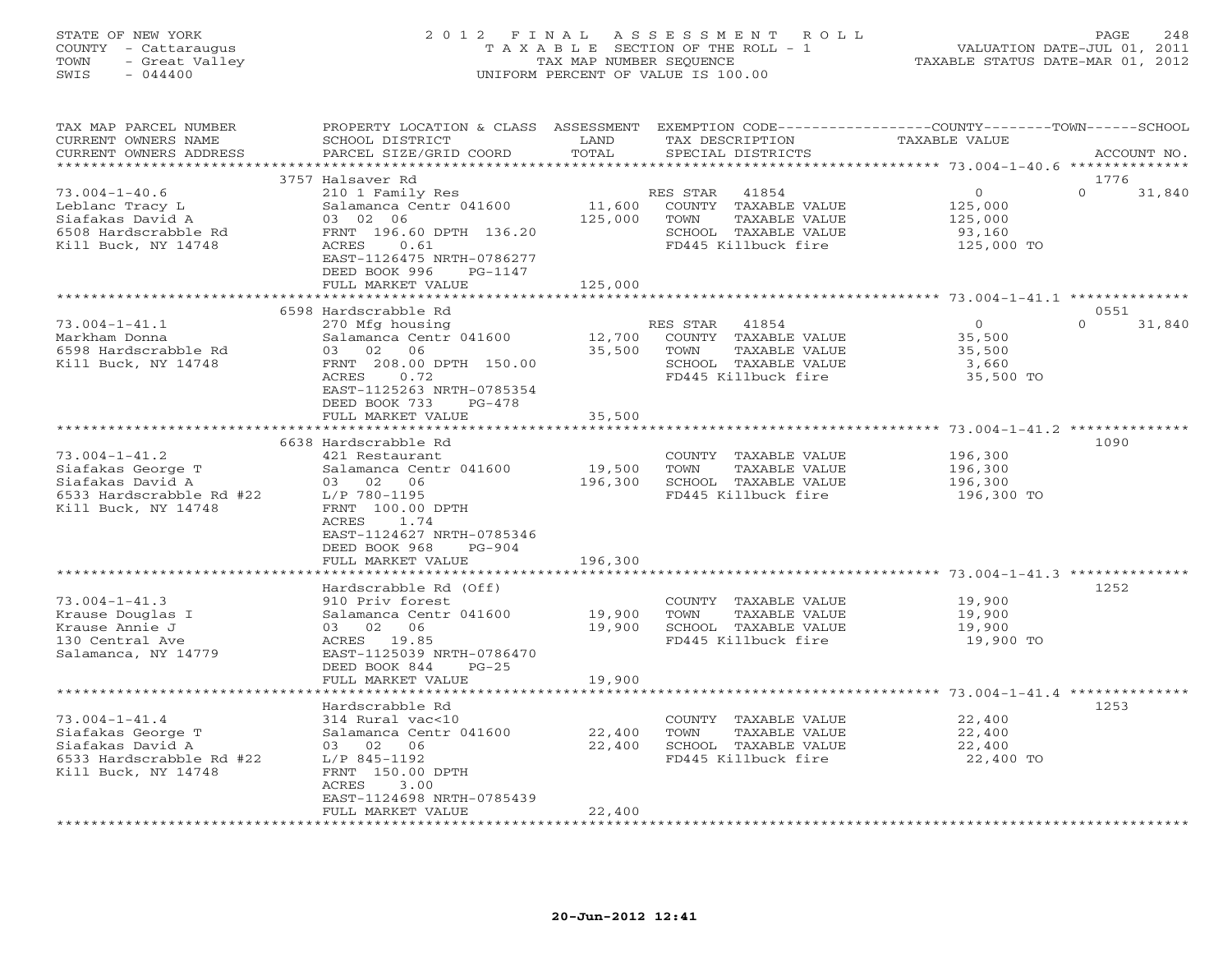STATE OF NEW YORK
COUNTY - Cattaraugus
TOWN - Great Valley
SWIS - 044400

2 0 1 2 F I N A L A S S E S S M E N T R O L L
T A X A B L E SECTION OF THE ROLL - 1
TAX MAP NUMBER SEQUENCE
UNIFORM PERCENT OF VALUE IS 100.00

VALUATION DATE-JUL 01, 2011
TAXABLE STATUS DATE-MAR 01, 2012

| TAX MAP PARCEL NUMBER / CURRENT OWNERS NAME / CURRENT OWNERS ADDRESS | PROPERTY LOCATION & CLASS / SCHOOL DISTRICT / PARCEL SIZE/GRID COORD | ASSESSMENT LAND / TOTAL | EXEMPTION CODE / TAX DESCRIPTION / SPECIAL DISTRICTS | COUNTY / TOWN / SCHOOL TAXABLE VALUE | ACCOUNT NO. |
|---|---|---|---|---|---|
| 73.004-1-40.6 | 3757 Halsaver Rd | | | | 1776 |
| Leblanc Tracy L | 210 1 Family Res | | RES STAR 41854 | 0 / 0 / 31,840 | |
| Siafakas David A | Salamanca Centr 041600 | 11,600 | COUNTY TAXABLE VALUE | 125,000 | |
| 6508 Hardscrabble Rd | 03 02 06 | 125,000 | TOWN TAXABLE VALUE | 125,000 | |
| Kill Buck, NY 14748 | FRNT 196.60 DPTH 136.20 | | SCHOOL TAXABLE VALUE | 93,160 | |
| | ACRES 0.61 | | FD445 Killbuck fire | 125,000 TO | |
| | EAST-1126475 NRTH-0786277 | | | | |
| | DEED BOOK 996 PG-1147 | | | | |
| | FULL MARKET VALUE | 125,000 | | | |
| 73.004-1-41.1 | 6598 Hardscrabble Rd | | | | 0551 |
| Markham Donna | 270 Mfg housing | | RES STAR 41854 | 0 / 0 / 31,840 | |
| 6598 Hardscrabble Rd | Salamanca Centr 041600 | 12,700 | COUNTY TAXABLE VALUE | 35,500 | |
| Kill Buck, NY 14748 | 03 02 06 | 35,500 | TOWN TAXABLE VALUE | 35,500 | |
| | FRNT 208.00 DPTH 150.00 | | SCHOOL TAXABLE VALUE | 3,660 | |
| | ACRES 0.72 | | FD445 Killbuck fire | 35,500 TO | |
| | EAST-1125263 NRTH-0785354 | | | | |
| | DEED BOOK 733 PG-478 | | | | |
| | FULL MARKET VALUE | 35,500 | | | |
| 73.004-1-41.2 | 6638 Hardscrabble Rd | | | | 1090 |
| Siafakas George T | 421 Restaurant | | COUNTY TAXABLE VALUE | 196,300 | |
| Siafakas David A | Salamanca Centr 041600 | 19,500 | TOWN TAXABLE VALUE | 196,300 | |
| 6533 Hardscrabble Rd #22 | 03 02 06 | 196,300 | SCHOOL TAXABLE VALUE | 196,300 | |
| Kill Buck, NY 14748 | L/P 780-1195 | | FD445 Killbuck fire | 196,300 TO | |
| | FRNT 100.00 DPTH | | | | |
| | ACRES 1.74 | | | | |
| | EAST-1124627 NRTH-0785346 | | | | |
| | DEED BOOK 968 PG-904 | | | | |
| | FULL MARKET VALUE | 196,300 | | | |
| 73.004-1-41.3 | Hardscrabble Rd (Off) | | | | 1252 |
| Krause Douglas I | 910 Priv forest | | COUNTY TAXABLE VALUE | 19,900 | |
| Krause Annie J | Salamanca Centr 041600 | 19,900 | TOWN TAXABLE VALUE | 19,900 | |
| 130 Central Ave | 03 02 06 | 19,900 | SCHOOL TAXABLE VALUE | 19,900 | |
| Salamanca, NY 14779 | ACRES 19.85 | | FD445 Killbuck fire | 19,900 TO | |
| | EAST-1125039 NRTH-0786470 | | | | |
| | DEED BOOK 844 PG-25 | | | | |
| | FULL MARKET VALUE | 19,900 | | | |
| 73.004-1-41.4 | Hardscrabble Rd | | | | 1253 |
| Siafakas George T | 314 Rural vac<10 | | COUNTY TAXABLE VALUE | 22,400 | |
| Siafakas David A | Salamanca Centr 041600 | 22,400 | TOWN TAXABLE VALUE | 22,400 | |
| 6533 Hardscrabble Rd #22 | 03 02 06 | 22,400 | SCHOOL TAXABLE VALUE | 22,400 | |
| Kill Buck, NY 14748 | L/P 845-1192 | | FD445 Killbuck fire | 22,400 TO | |
| | FRNT 150.00 DPTH | | | | |
| | ACRES 3.00 | | | | |
| | EAST-1124698 NRTH-0785439 | | | | |
| | FULL MARKET VALUE | 22,400 | | | |

20-Jun-2012 12:41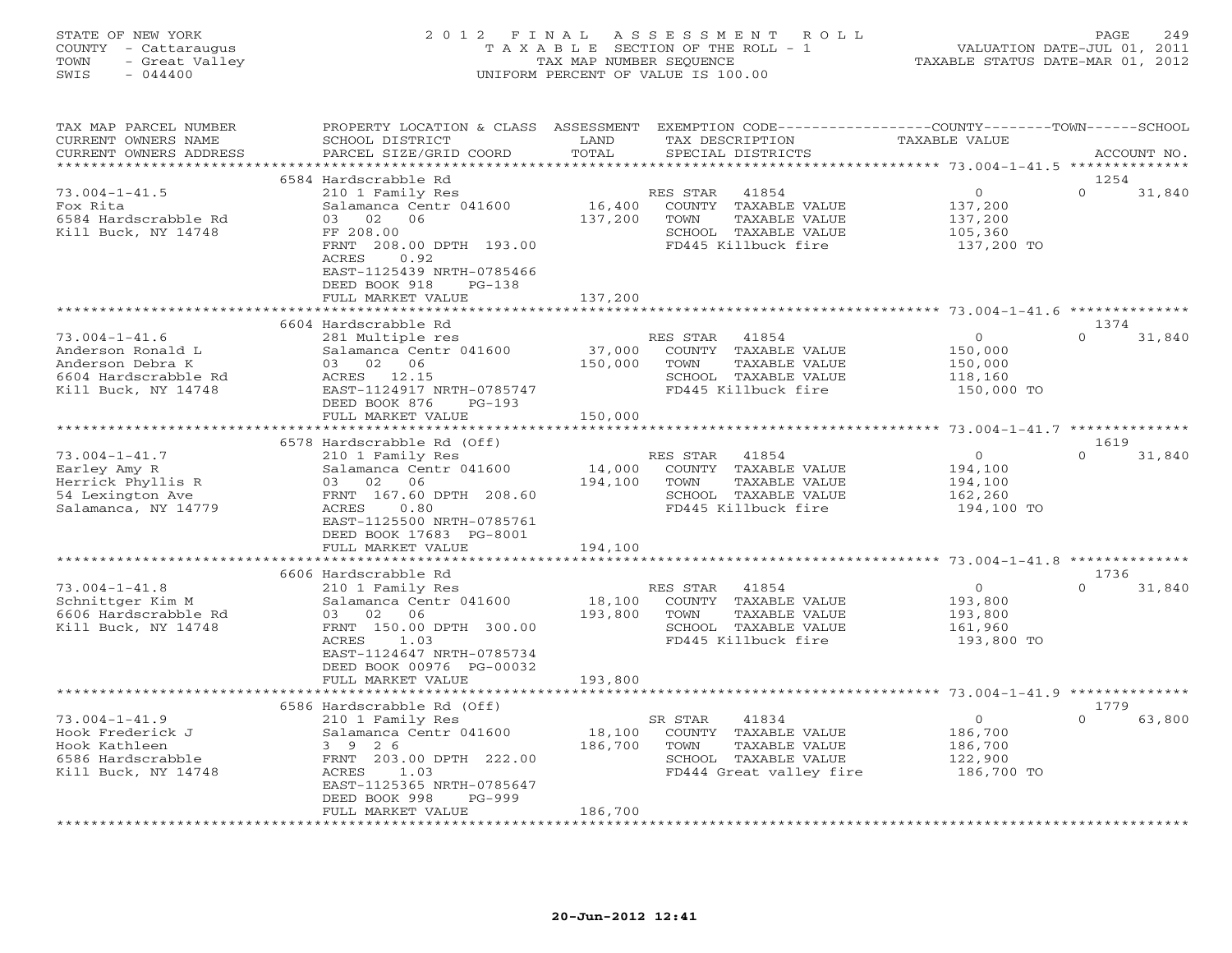STATE OF NEW YORK
COUNTY - Cattaraugus
TOWN - Great Valley
SWIS - 044400

# 2012 FINAL ASSESSMENT ROLL
TAXABLE SECTION OF THE ROLL - 1
TAX MAP NUMBER SEQUENCE
UNIFORM PERCENT OF VALUE IS 100.00

VALUATION DATE-JUL 01, 2011
TAXABLE STATUS DATE-MAR 01, 2012

| TAX MAP PARCEL NUMBER / CURRENT OWNERS NAME / CURRENT OWNERS ADDRESS | PROPERTY LOCATION & CLASS / SCHOOL DISTRICT / PARCEL SIZE/GRID COORD | ASSESSMENT LAND | TOTAL | EXEMPTION CODE / TAX DESCRIPTION / SPECIAL DISTRICTS | COUNTY / TOWN / SCHOOL TAXABLE VALUE | ACCOUNT NO. |
|---|---|---|---|---|---|---|
| 73.004-1-41.5 | 6584 Hardscrabble Rd | | | | | 1254 |
| Fox Rita | 210 1 Family Res | | | RES STAR 41854 | 0 | 0 31,840 |
| 6584 Hardscrabble Rd | Salamanca Centr 041600 | 16,400 | | COUNTY TAXABLE VALUE | 137,200 | |
| Kill Buck, NY 14748 | 03 02 06 | | 137,200 | TOWN TAXABLE VALUE | 137,200 | |
| | FF 208.00 | | | SCHOOL TAXABLE VALUE | 105,360 | |
| | FRNT 208.00 DPTH 193.00 | | | FD445 Killbuck fire | 137,200 TO | |
| | ACRES 0.92 | | | | | |
| | EAST-1125439 NRTH-0785466 | | | | | |
| | DEED BOOK 918 PG-138 | | | | | |
| | FULL MARKET VALUE | | 137,200 | | | |
| 73.004-1-41.6 | 6604 Hardscrabble Rd | | | | | 1374 |
| Anderson Ronald L | 281 Multiple res | | | RES STAR 41854 | 0 | 0 31,840 |
| Anderson Debra K | Salamanca Centr 041600 | 37,000 | | COUNTY TAXABLE VALUE | 150,000 | |
| 6604 Hardscrabble Rd | 03 02 06 | | 150,000 | TOWN TAXABLE VALUE | 150,000 | |
| Kill Buck, NY 14748 | ACRES 12.15 | | | SCHOOL TAXABLE VALUE | 118,160 | |
| | EAST-1124917 NRTH-0785747 | | | FD445 Killbuck fire | 150,000 TO | |
| | DEED BOOK 876 PG-193 | | | | | |
| | FULL MARKET VALUE | | 150,000 | | | |
| 73.004-1-41.7 | 6578 Hardscrabble Rd (Off) | | | | | 1619 |
| Earley Amy R | 210 1 Family Res | | | RES STAR 41854 | 0 | 0 31,840 |
| Herrick Phyllis R | Salamanca Centr 041600 | 14,000 | | COUNTY TAXABLE VALUE | 194,100 | |
| 54 Lexington Ave | 03 02 06 | | 194,100 | TOWN TAXABLE VALUE | 194,100 | |
| Salamanca, NY 14779 | FRNT 167.60 DPTH 208.60 | | | SCHOOL TAXABLE VALUE | 162,260 | |
| | ACRES 0.80 | | | FD445 Killbuck fire | 194,100 TO | |
| | EAST-1125500 NRTH-0785761 | | | | | |
| | DEED BOOK 17683 PG-8001 | | | | | |
| | FULL MARKET VALUE | | 194,100 | | | |
| 73.004-1-41.8 | 6606 Hardscrabble Rd | | | | | 1736 |
| Schnittger Kim M | 210 1 Family Res | | | RES STAR 41854 | 0 | 0 31,840 |
| 6606 Hardscrabble Rd | Salamanca Centr 041600 | 18,100 | | COUNTY TAXABLE VALUE | 193,800 | |
| Kill Buck, NY 14748 | 03 02 06 | | 193,800 | TOWN TAXABLE VALUE | 193,800 | |
| | FRNT 150.00 DPTH 300.00 | | | SCHOOL TAXABLE VALUE | 161,960 | |
| | ACRES 1.03 | | | FD445 Killbuck fire | 193,800 TO | |
| | EAST-1124647 NRTH-0785734 | | | | | |
| | DEED BOOK 00976 PG-00032 | | | | | |
| | FULL MARKET VALUE | | 193,800 | | | |
| 73.004-1-41.9 | 6586 Hardscrabble Rd (Off) | | | | | 1779 |
| Hook Frederick J | 210 1 Family Res | | | SR STAR 41834 | 0 | 0 63,800 |
| Hook Kathleen | Salamanca Centr 041600 | 18,100 | | COUNTY TAXABLE VALUE | 186,700 | |
| 6586 Hardscrabble | 3 9 2 6 | | 186,700 | TOWN TAXABLE VALUE | 186,700 | |
| Kill Buck, NY 14748 | FRNT 203.00 DPTH 222.00 | | | SCHOOL TAXABLE VALUE | 122,900 | |
| | ACRES 1.03 | | | FD444 Great valley fire | 186,700 TO | |
| | EAST-1125365 NRTH-0785647 | | | | | |
| | DEED BOOK 998 PG-999 | | | | | |
| | FULL MARKET VALUE | | 186,700 | | | |

20-Jun-2012 12:41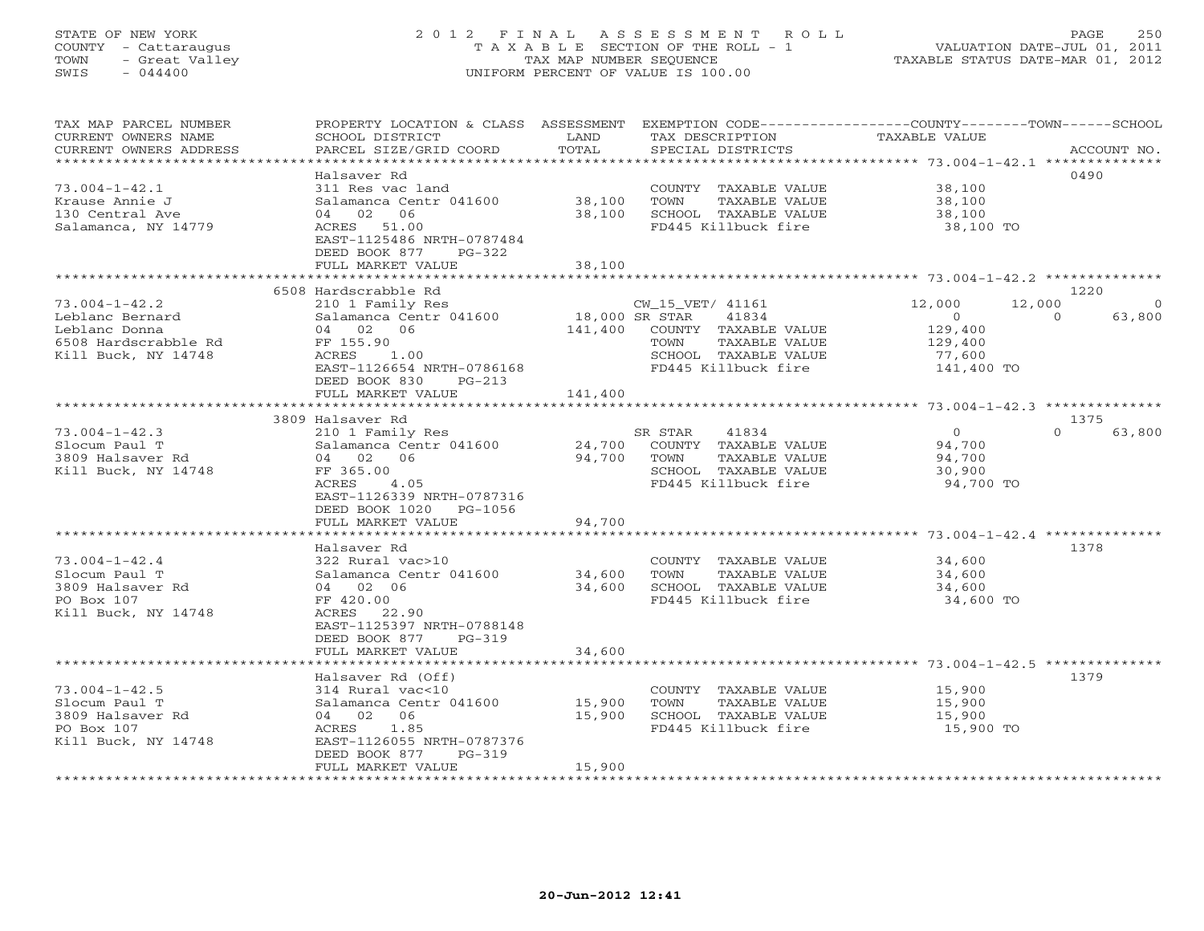STATE OF NEW YORK
COUNTY - Cattaraugus
TOWN - Great Valley
SWIS - 044400

2012 FINAL ASSESSMENT ROLL
TAXABLE SECTION OF THE ROLL - 1
TAX MAP NUMBER SEQUENCE
UNIFORM PERCENT OF VALUE IS 100.00

VALUATION DATE-JUL 01, 2011
TAXABLE STATUS DATE-MAR 01, 2012

| TAX MAP PARCEL NUMBER / CURRENT OWNERS NAME / CURRENT OWNERS ADDRESS | PROPERTY LOCATION & CLASS / SCHOOL DISTRICT / PARCEL SIZE/GRID COORD | ASSESSMENT LAND | TOTAL | EXEMPTION CODE / TAX DESCRIPTION / SPECIAL DISTRICTS | COUNTY TAXABLE VALUE | TOWN | SCHOOL | ACCOUNT NO. |
|---|---|---|---|---|---|---|---|---|
| | Halsaver Rd | | | | | | | 0490 |
| 73.004-1-42.1 | 311 Res vac land | | | COUNTY TAXABLE VALUE | 38,100 | | | |
| Krause Annie J | Salamanca Centr 041600 | 38,100 | | TOWN TAXABLE VALUE | 38,100 | | | |
| 130 Central Ave | 04 02 06 | | 38,100 | SCHOOL TAXABLE VALUE | 38,100 | | | |
| Salamanca, NY 14779 | ACRES 51.00 | | | FD445 Killbuck fire | 38,100 TO | | | |
| | EAST-1125486 NRTH-0787484 | | | | | | | |
| | DEED BOOK 877 PG-322 | | | | | | | |
| | FULL MARKET VALUE | | 38,100 | | | | | |
| | 6508 Hardscrabble Rd | | | | | | | 1220 |
| 73.004-1-42.2 | 210 1 Family Res | | | CW_15_VET/ 41161 | 12,000 | 12,000 | 0 | |
| Leblanc Bernard | Salamanca Centr 041600 | 18,000 | | SR STAR 41834 | 0 | 0 | 63,800 | |
| Leblanc Donna | 04 02 06 | | 141,400 | COUNTY TAXABLE VALUE | 129,400 | | | |
| 6508 Hardscrabble Rd | FF 155.90 | | | TOWN TAXABLE VALUE | 129,400 | | | |
| Kill Buck, NY 14748 | ACRES 1.00 | | | SCHOOL TAXABLE VALUE | 77,600 | | | |
| | EAST-1126654 NRTH-0786168 | | | FD445 Killbuck fire | 141,400 TO | | | |
| | DEED BOOK 830 PG-213 | | | | | | | |
| | FULL MARKET VALUE | | 141,400 | | | | | |
| | 3809 Halsaver Rd | | | | | | | 1375 |
| 73.004-1-42.3 | 210 1 Family Res | | | SR STAR 41834 | 0 | 0 | 63,800 | |
| Slocum Paul T | Salamanca Centr 041600 | 24,700 | | COUNTY TAXABLE VALUE | 94,700 | | | |
| 3809 Halsaver Rd | 04 02 06 | | 94,700 | TOWN TAXABLE VALUE | 94,700 | | | |
| Kill Buck, NY 14748 | FF 365.00 | | | SCHOOL TAXABLE VALUE | 30,900 | | | |
| | ACRES 4.05 | | | FD445 Killbuck fire | 94,700 TO | | | |
| | EAST-1126339 NRTH-0787316 | | | | | | | |
| | DEED BOOK 1020 PG-1056 | | | | | | | |
| | FULL MARKET VALUE | | 94,700 | | | | | |
| | Halsaver Rd | | | | | | | 1378 |
| 73.004-1-42.4 | 322 Rural vac>10 | | | COUNTY TAXABLE VALUE | 34,600 | | | |
| Slocum Paul T | Salamanca Centr 041600 | 34,600 | | TOWN TAXABLE VALUE | 34,600 | | | |
| 3809 Halsaver Rd | 04 02 06 | | 34,600 | SCHOOL TAXABLE VALUE | 34,600 | | | |
| PO Box 107 | FF 420.00 | | | FD445 Killbuck fire | 34,600 TO | | | |
| Kill Buck, NY 14748 | ACRES 22.90 | | | | | | | |
| | EAST-1125397 NRTH-0788148 | | | | | | | |
| | DEED BOOK 877 PG-319 | | | | | | | |
| | FULL MARKET VALUE | | 34,600 | | | | | |
| | Halsaver Rd (Off) | | | | | | | 1379 |
| 73.004-1-42.5 | 314 Rural vac<10 | | | COUNTY TAXABLE VALUE | 15,900 | | | |
| Slocum Paul T | Salamanca Centr 041600 | 15,900 | | TOWN TAXABLE VALUE | 15,900 | | | |
| 3809 Halsaver Rd | 04 02 06 | | 15,900 | SCHOOL TAXABLE VALUE | 15,900 | | | |
| PO Box 107 | ACRES 1.85 | | | FD445 Killbuck fire | 15,900 TO | | | |
| Kill Buck, NY 14748 | EAST-1126055 NRTH-0787376 | | | | | | | |
| | DEED BOOK 877 PG-319 | | | | | | | |
| | FULL MARKET VALUE | | 15,900 | | | | | |

20-Jun-2012 12:41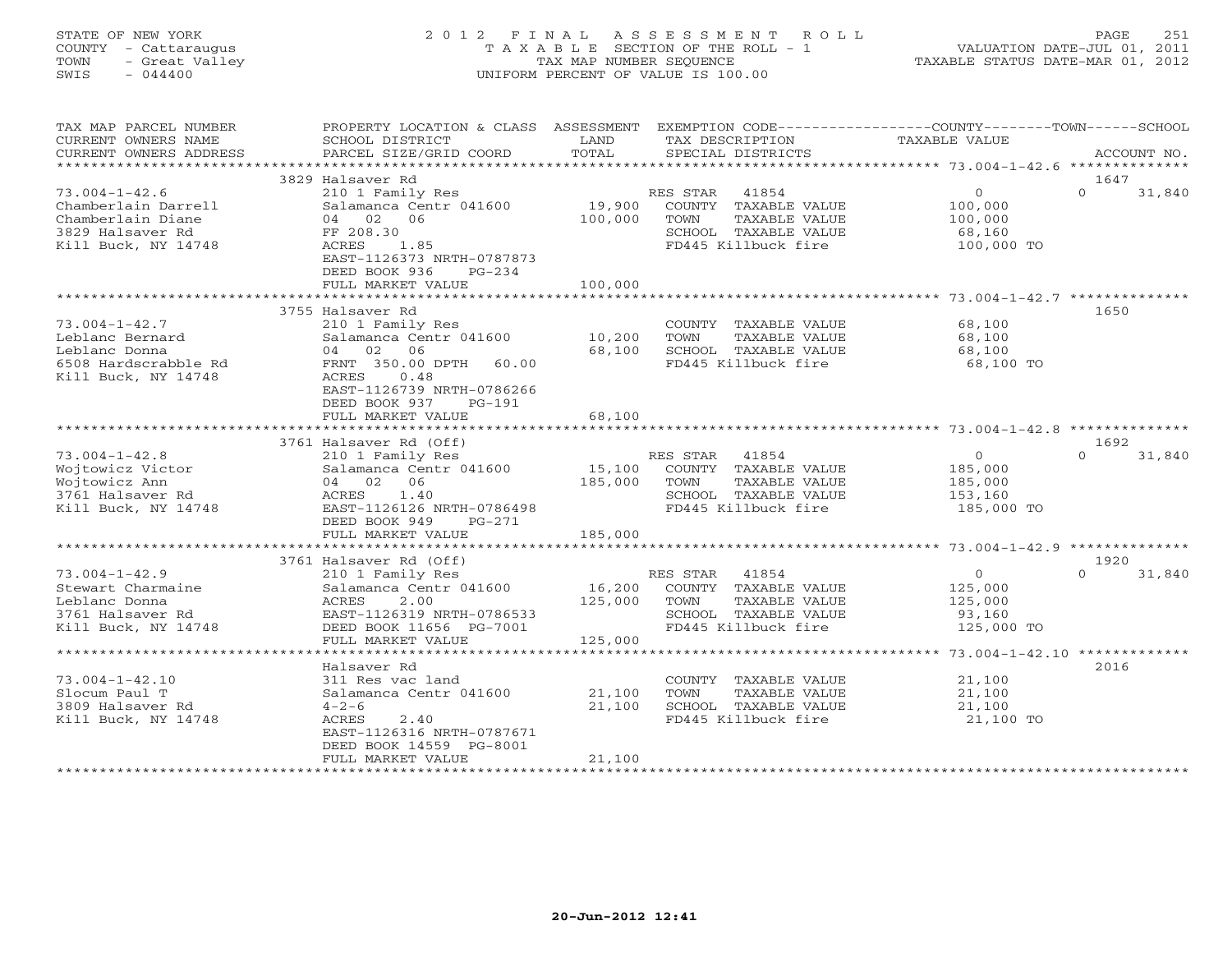STATE OF NEW YORK
COUNTY - Cattaraugus
TOWN - Great Valley
SWIS - 044400

# 2012 FINAL ASSESSMENT ROLL

TAXABLE SECTION OF THE ROLL - 1
TAX MAP NUMBER SEQUENCE
UNIFORM PERCENT OF VALUE IS 100.00

VALUATION DATE-JUL 01, 2011
TAXABLE STATUS DATE-MAR 01, 2012

| TAX MAP PARCEL NUMBER / CURRENT OWNERS NAME / CURRENT OWNERS ADDRESS | PROPERTY LOCATION & CLASS / SCHOOL DISTRICT / PARCEL SIZE/GRID COORD | ASSESSMENT LAND / TOTAL | EXEMPTION CODE / TAX DESCRIPTION / SPECIAL DISTRICTS | COUNTY / TOWN / SCHOOL TAXABLE VALUE | ACCOUNT NO. |
|---|---|---|---|---|---|
| 73.004-1-42.6 | 3829 Halsaver Rd | | | | 1647 |
| Chamberlain Darrell | 210 1 Family Res | | RES STAR 41854 | 0 | 0 31,840 |
| Chamberlain Diane | Salamanca Centr 041600 | 19,900 | COUNTY TAXABLE VALUE | 100,000 | |
| 3829 Halsaver Rd | 04 02 06 | 100,000 | TOWN TAXABLE VALUE | 100,000 | |
| Kill Buck, NY 14748 | FF 208.30 | | SCHOOL TAXABLE VALUE | 68,160 | |
| | ACRES 1.85 | | FD445 Killbuck fire | 100,000 TO | |
| | EAST-1126373 NRTH-0787873 | | | | |
| | DEED BOOK 936 PG-234 | | | | |
| | FULL MARKET VALUE | 100,000 | | | |
| 73.004-1-42.7 | 3755 Halsaver Rd | | | | 1650 |
| Leblanc Bernard | 210 1 Family Res | | COUNTY TAXABLE VALUE | 68,100 | |
| Leblanc Donna | Salamanca Centr 041600 | 10,200 | TOWN TAXABLE VALUE | 68,100 | |
| 6508 Hardscrabble Rd | 04 02 06 | 68,100 | SCHOOL TAXABLE VALUE | 68,100 | |
| Kill Buck, NY 14748 | FRNT 350.00 DPTH 60.00 | | FD445 Killbuck fire | 68,100 TO | |
| | ACRES 0.48 | | | | |
| | EAST-1126739 NRTH-0786266 | | | | |
| | DEED BOOK 937 PG-191 | | | | |
| | FULL MARKET VALUE | 68,100 | | | |
| 73.004-1-42.8 | 3761 Halsaver Rd (Off) | | | | 1692 |
| Wojtowicz Victor | 210 1 Family Res | | RES STAR 41854 | 0 | 0 31,840 |
| Wojtowicz Ann | Salamanca Centr 041600 | 15,100 | COUNTY TAXABLE VALUE | 185,000 | |
| 3761 Halsaver Rd | 04 02 06 | 185,000 | TOWN TAXABLE VALUE | 185,000 | |
| Kill Buck, NY 14748 | ACRES 1.40 | | SCHOOL TAXABLE VALUE | 153,160 | |
| | EAST-1126126 NRTH-0786498 | | FD445 Killbuck fire | 185,000 TO | |
| | DEED BOOK 949 PG-271 | | | | |
| | FULL MARKET VALUE | 185,000 | | | |
| 73.004-1-42.9 | 3761 Halsaver Rd (Off) | | | | 1920 |
| Stewart Charmaine | 210 1 Family Res | | RES STAR 41854 | 0 | 0 31,840 |
| Leblanc Donna | Salamanca Centr 041600 | 16,200 | COUNTY TAXABLE VALUE | 125,000 | |
| 3761 Halsaver Rd | ACRES 2.00 | 125,000 | TOWN TAXABLE VALUE | 125,000 | |
| Kill Buck, NY 14748 | EAST-1126319 NRTH-0786533 | | SCHOOL TAXABLE VALUE | 93,160 | |
| | DEED BOOK 11656 PG-7001 | | FD445 Killbuck fire | 125,000 TO | |
| | FULL MARKET VALUE | 125,000 | | | |
| 73.004-1-42.10 | Halsaver Rd | | | | 2016 |
| Slocum Paul T | 311 Res vac land | | COUNTY TAXABLE VALUE | 21,100 | |
| 3809 Halsaver Rd | Salamanca Centr 041600 | 21,100 | TOWN TAXABLE VALUE | 21,100 | |
| Kill Buck, NY 14748 | 4-2-6 | 21,100 | SCHOOL TAXABLE VALUE | 21,100 | |
| | ACRES 2.40 | | FD445 Killbuck fire | 21,100 TO | |
| | EAST-1126316 NRTH-0787671 | | | | |
| | DEED BOOK 14559 PG-8001 | | | | |
| | FULL MARKET VALUE | 21,100 | | | |

20-Jun-2012 12:41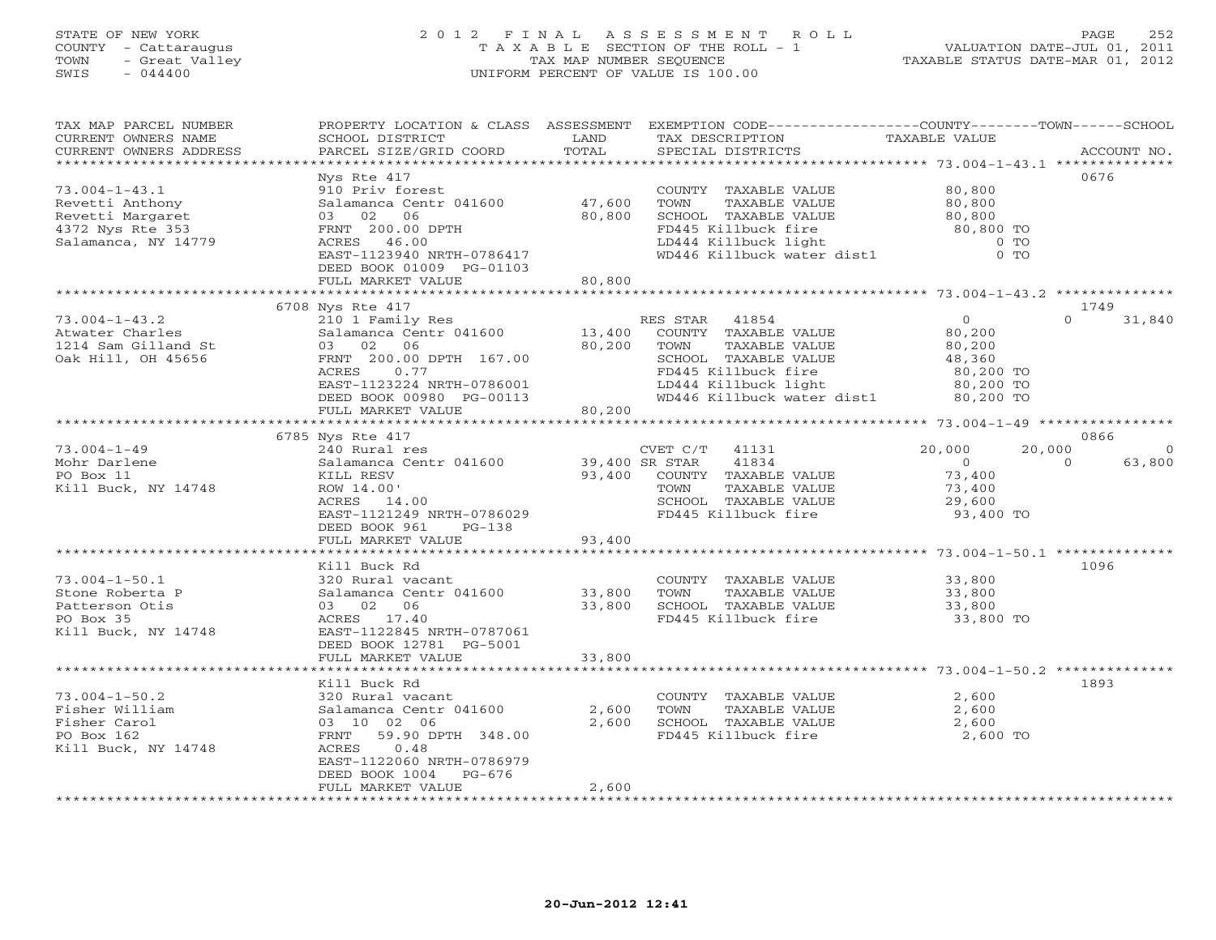STATE OF NEW YORK
COUNTY - Cattaraugus
TOWN - Great Valley
SWIS - 044400

2012 FINAL ASSESSMENT ROLL
TAXABLE SECTION OF THE ROLL - 1
TAX MAP NUMBER SEQUENCE
UNIFORM PERCENT OF VALUE IS 100.00

VALUATION DATE-JUL 01, 2011
TAXABLE STATUS DATE-MAR 01, 2012

| TAX MAP PARCEL NUMBER / CURRENT OWNERS NAME / CURRENT OWNERS ADDRESS | PROPERTY LOCATION & CLASS / SCHOOL DISTRICT / PARCEL SIZE/GRID COORD | ASSESSMENT LAND | ASSESSMENT TOTAL | EXEMPTION CODE / TAX DESCRIPTION / SPECIAL DISTRICTS | COUNTY TAXABLE VALUE | TOWN | SCHOOL | ACCOUNT NO. |
|---|---|---|---|---|---|---|---|---|
| 73.004-1-43.1 | Nys Rte 417 | | | | | | | 0676 |
| Revetti Anthony | 910 Priv forest | | | COUNTY TAXABLE VALUE | 80,800 | | | |
| Revetti Margaret | Salamanca Centr 041600 | 47,600 | | TOWN TAXABLE VALUE | 80,800 | | | |
| 4372 Nys Rte 353 | 03 02 06 | | 80,800 | SCHOOL TAXABLE VALUE | 80,800 | | | |
| Salamanca, NY 14779 | FRNT 200.00 DPTH | | | FD445 Killbuck fire | 80,800 TO | | | |
| | ACRES 46.00 | | | LD444 Killbuck light | 0 TO | | | |
| | EAST-1123940 NRTH-0786417 | | | WD446 Killbuck water dist1 | 0 TO | | | |
| | DEED BOOK 01009 PG-01103 | | | | | | | |
| | FULL MARKET VALUE | | 80,800 | | | | | |
| 73.004-1-43.2 | 6708 Nys Rte 417 | | | | | | | 1749 |
| Atwater Charles | 210 1 Family Res | | | RES STAR 41854 | 0 | 0 | 31,840 | |
| 1214 Sam Gilland St | Salamanca Centr 041600 | 13,400 | | COUNTY TAXABLE VALUE | 80,200 | | | |
| Oak Hill, OH 45656 | 03 02 06 | | 80,200 | TOWN TAXABLE VALUE | 80,200 | | | |
| | FRNT 200.00 DPTH 167.00 | | | SCHOOL TAXABLE VALUE | 48,360 | | | |
| | ACRES 0.77 | | | FD445 Killbuck fire | 80,200 TO | | | |
| | EAST-1123224 NRTH-0786001 | | | LD444 Killbuck light | 80,200 TO | | | |
| | DEED BOOK 00980 PG-00113 | | | WD446 Killbuck water dist1 | 80,200 TO | | | |
| | FULL MARKET VALUE | | 80,200 | | | | | |
| 73.004-1-49 | 6785 Nys Rte 417 | | | | | | | 0866 |
| Mohr Darlene | 240 Rural res | | | CVET C/T 41131 | 20,000 | 20,000 | 0 | |
| PO Box 11 | Salamanca Centr 041600 | 39,400 | | SR STAR 41834 | 0 | 0 | 63,800 | |
| Kill Buck, NY 14748 | KILL RESV | | 93,400 | COUNTY TAXABLE VALUE | 73,400 | | | |
| | ROW 14.00' | | | TOWN TAXABLE VALUE | 73,400 | | | |
| | ACRES 14.00 | | | SCHOOL TAXABLE VALUE | 29,600 | | | |
| | EAST-1121249 NRTH-0786029 | | | FD445 Killbuck fire | 93,400 TO | | | |
| | DEED BOOK 961 PG-138 | | | | | | | |
| | FULL MARKET VALUE | | 93,400 | | | | | |
| 73.004-1-50.1 | Kill Buck Rd | | | | | | | 1096 |
| Stone Roberta P | 320 Rural vacant | | | COUNTY TAXABLE VALUE | 33,800 | | | |
| Patterson Otis | Salamanca Centr 041600 | 33,800 | | TOWN TAXABLE VALUE | 33,800 | | | |
| PO Box 35 | 03 02 06 | | 33,800 | SCHOOL TAXABLE VALUE | 33,800 | | | |
| Kill Buck, NY 14748 | ACRES 17.40 | | | FD445 Killbuck fire | 33,800 TO | | | |
| | EAST-1122845 NRTH-0787061 | | | | | | | |
| | DEED BOOK 12781 PG-5001 | | | | | | | |
| | FULL MARKET VALUE | | 33,800 | | | | | |
| 73.004-1-50.2 | Kill Buck Rd | | | | | | | 1893 |
| Fisher William | 320 Rural vacant | | | COUNTY TAXABLE VALUE | 2,600 | | | |
| Fisher Carol | Salamanca Centr 041600 | 2,600 | | TOWN TAXABLE VALUE | 2,600 | | | |
| PO Box 162 | 03 10 02 06 | | 2,600 | SCHOOL TAXABLE VALUE | 2,600 | | | |
| Kill Buck, NY 14748 | FRNT 59.90 DPTH 348.00 | | | FD445 Killbuck fire | 2,600 TO | | | |
| | ACRES 0.48 | | | | | | | |
| | EAST-1122060 NRTH-0786979 | | | | | | | |
| | DEED BOOK 1004 PG-676 | | | | | | | |
| | FULL MARKET VALUE | | 2,600 | | | | | |

20-Jun-2012 12:41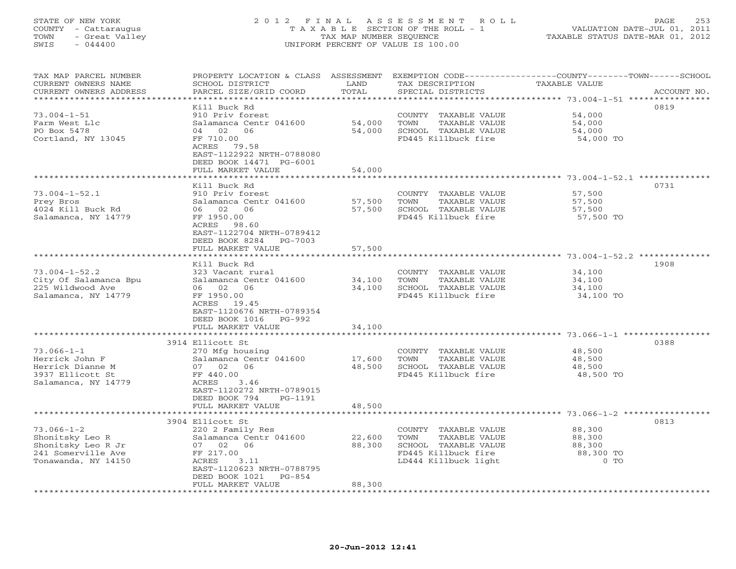STATE OF NEW YORK
COUNTY - Cattaraugus
TOWN - Great Valley
SWIS - 044400

2012 FINAL ASSESSMENT ROLL
TAXABLE SECTION OF THE ROLL - 1
TAX MAP NUMBER SEQUENCE
UNIFORM PERCENT OF VALUE IS 100.00

VALUATION DATE-JUL 01, 2011
TAXABLE STATUS DATE-MAR 01, 2012

| TAX MAP PARCEL NUMBER / CURRENT OWNERS NAME / CURRENT OWNERS ADDRESS | PROPERTY LOCATION & CLASS / SCHOOL DISTRICT / PARCEL SIZE/GRID COORD | ASSESSMENT LAND | TOTAL | EXEMPTION CODE / TAX DESCRIPTION / SPECIAL DISTRICTS | TAXABLE VALUE (COUNTY / TOWN / SCHOOL) | ACCOUNT NO. |
|---|---|---|---|---|---|---|
| **73.004-1-51** | Kill Buck Rd | | | | | 0819 |
| Farm West Llc | 910 Priv forest | | | COUNTY TAXABLE VALUE | 54,000 | |
| PO Box 5478 | Salamanca Centr 041600 | 54,000 | | TOWN TAXABLE VALUE | 54,000 | |
| Cortland, NY 13045 | 04 02 06 | | 54,000 | SCHOOL TAXABLE VALUE | 54,000 | |
| | FF 710.00 | | | FD445 Killbuck fire | 54,000 TO | |
| | ACRES 79.58 | | | | | |
| | EAST-1122922 NRTH-0788080 | | | | | |
| | DEED BOOK 14471 PG-6001 | | | | | |
| | FULL MARKET VALUE | | 54,000 | | | |
| **73.004-1-52.1** | Kill Buck Rd | | | | | 0731 |
| Prey Bros | 910 Priv forest | | | COUNTY TAXABLE VALUE | 57,500 | |
| 4024 Kill Buck Rd | Salamanca Centr 041600 | 57,500 | | TOWN TAXABLE VALUE | 57,500 | |
| Salamanca, NY 14779 | 06 02 06 | | 57,500 | SCHOOL TAXABLE VALUE | 57,500 | |
| | FF 1950.00 | | | FD445 Killbuck fire | 57,500 TO | |
| | ACRES 98.60 | | | | | |
| | EAST-1122704 NRTH-0789412 | | | | | |
| | DEED BOOK 8284 PG-7003 | | | | | |
| | FULL MARKET VALUE | | 57,500 | | | |
| **73.004-1-52.2** | Kill Buck Rd | | | | | 1908 |
| City Of Salamanca Bpu | 323 Vacant rural | | | COUNTY TAXABLE VALUE | 34,100 | |
| 225 Wildwood Ave | Salamanca Centr 041600 | 34,100 | | TOWN TAXABLE VALUE | 34,100 | |
| Salamanca, NY 14779 | 06 02 06 | | 34,100 | SCHOOL TAXABLE VALUE | 34,100 | |
| | FF 1950.00 | | | FD445 Killbuck fire | 34,100 TO | |
| | ACRES 19.45 | | | | | |
| | EAST-1120676 NRTH-0789354 | | | | | |
| | DEED BOOK 1016 PG-992 | | | | | |
| | FULL MARKET VALUE | | 34,100 | | | |
| **73.066-1-1** | 3914 Ellicott St | | | | | 0388 |
| Herrick John F | 270 Mfg housing | | | COUNTY TAXABLE VALUE | 48,500 | |
| Herrick Dianne M | Salamanca Centr 041600 | 17,600 | | TOWN TAXABLE VALUE | 48,500 | |
| 3937 Ellicott St | 07 02 06 | | 48,500 | SCHOOL TAXABLE VALUE | 48,500 | |
| Salamanca, NY 14779 | FF 440.00 | | | FD445 Killbuck fire | 48,500 TO | |
| | ACRES 3.46 | | | | | |
| | EAST-1120272 NRTH-0789015 | | | | | |
| | DEED BOOK 794 PG-1191 | | | | | |
| | FULL MARKET VALUE | | 48,500 | | | |
| **73.066-1-2** | 3904 Ellicott St | | | | | 0813 |
| Shonitsky Leo R | 220 2 Family Res | | | COUNTY TAXABLE VALUE | 88,300 | |
| Shonitsky Leo R Jr | Salamanca Centr 041600 | 22,600 | | TOWN TAXABLE VALUE | 88,300 | |
| 241 Somerville Ave | 07 02 06 | | 88,300 | SCHOOL TAXABLE VALUE | 88,300 | |
| Tonawanda, NY 14150 | FF 217.00 | | | FD445 Killbuck fire | 88,300 TO | |
| | ACRES 3.11 | | | LD444 Killbuck light | 0 TO | |
| | EAST-1120623 NRTH-0788795 | | | | | |
| | DEED BOOK 1021 PG-854 | | | | | |
| | FULL MARKET VALUE | | 88,300 | | | |

20-Jun-2012 12:41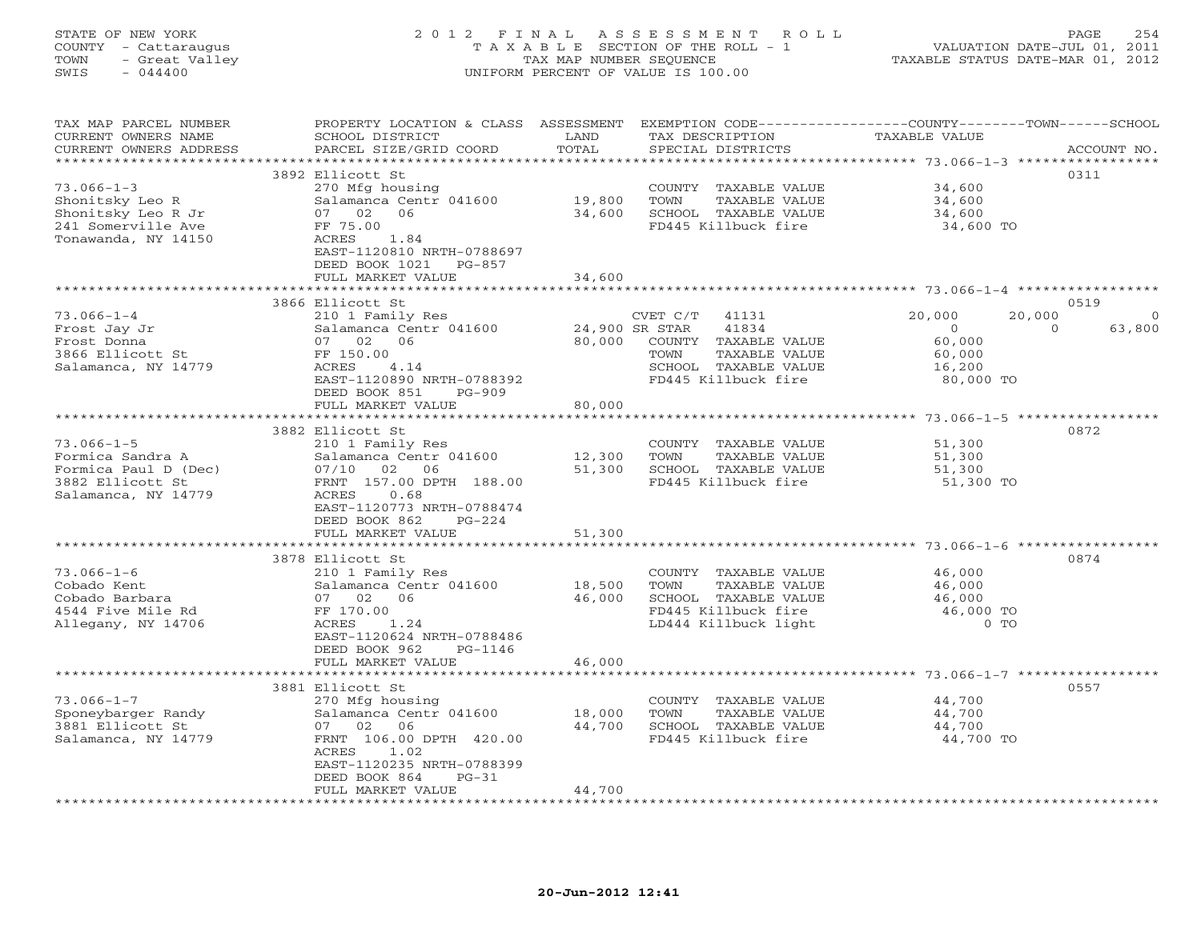STATE OF NEW YORK
COUNTY - Cattaraugus
TOWN - Great Valley
SWIS - 044400

# 2012 FINAL ASSESSMENT ROLL
TAXABLE SECTION OF THE ROLL - 1
TAX MAP NUMBER SEQUENCE
UNIFORM PERCENT OF VALUE IS 100.00

VALUATION DATE-JUL 01, 2011
TAXABLE STATUS DATE-MAR 01, 2012

| TAX MAP PARCEL NUMBER / CURRENT OWNERS NAME / CURRENT OWNERS ADDRESS | PROPERTY LOCATION & CLASS / SCHOOL DISTRICT / PARCEL SIZE/GRID COORD | ASSESSMENT LAND / TOTAL | EXEMPTION CODE / TAX DESCRIPTION / SPECIAL DISTRICTS | COUNTY TAXABLE VALUE | TOWN | SCHOOL | ACCOUNT NO. |
|---|---|---|---|---|---|---|---|
| | 3892 Ellicott St | | | | | | 0311 |
| 73.066-1-3 | 270 Mfg housing | | COUNTY TAXABLE VALUE | 34,600 | | | |
| Shonitsky Leo R | Salamanca Centr 041600 | 19,800 | TOWN TAXABLE VALUE | 34,600 | | | |
| Shonitsky Leo R Jr | 07 02 06 | 34,600 | SCHOOL TAXABLE VALUE | 34,600 | | | |
| 241 Somerville Ave | FF 75.00 | | FD445 Killbuck fire | 34,600 TO | | | |
| Tonawanda, NY 14150 | ACRES 1.84 | | | | | | |
| | EAST-1120810 NRTH-0788697 | | | | | | |
| | DEED BOOK 1021 PG-857 | | | | | | |
| | FULL MARKET VALUE | 34,600 | | | | | |
| | 3866 Ellicott St | | | | | | 0519 |
| 73.066-1-4 | 210 1 Family Res | | CVET C/T 41131 | 20,000 | 20,000 | 0 | |
| Frost Jay Jr | Salamanca Centr 041600 | 24,900 | SR STAR 41834 | 0 | 0 | 63,800 | |
| Frost Donna | 07 02 06 | 80,000 | COUNTY TAXABLE VALUE | 60,000 | | | |
| 3866 Ellicott St | FF 150.00 | | TOWN TAXABLE VALUE | 60,000 | | | |
| Salamanca, NY 14779 | ACRES 4.14 | | SCHOOL TAXABLE VALUE | 16,200 | | | |
| | EAST-1120890 NRTH-0788392 | | FD445 Killbuck fire | 80,000 TO | | | |
| | DEED BOOK 851 PG-909 | | | | | | |
| | FULL MARKET VALUE | 80,000 | | | | | |
| | 3882 Ellicott St | | | | | | 0872 |
| 73.066-1-5 | 210 1 Family Res | | COUNTY TAXABLE VALUE | 51,300 | | | |
| Formica Sandra A | Salamanca Centr 041600 | 12,300 | TOWN TAXABLE VALUE | 51,300 | | | |
| Formica Paul D (Dec) | 07/10 02 06 | 51,300 | SCHOOL TAXABLE VALUE | 51,300 | | | |
| 3882 Ellicott St | FRNT 157.00 DPTH 188.00 | | FD445 Killbuck fire | 51,300 TO | | | |
| Salamanca, NY 14779 | ACRES 0.68 | | | | | | |
| | EAST-1120773 NRTH-0788474 | | | | | | |
| | DEED BOOK 862 PG-224 | | | | | | |
| | FULL MARKET VALUE | 51,300 | | | | | |
| | 3878 Ellicott St | | | | | | 0874 |
| 73.066-1-6 | 210 1 Family Res | | COUNTY TAXABLE VALUE | 46,000 | | | |
| Cobado Kent | Salamanca Centr 041600 | 18,500 | TOWN TAXABLE VALUE | 46,000 | | | |
| Cobado Barbara | 07 02 06 | 46,000 | SCHOOL TAXABLE VALUE | 46,000 | | | |
| 4544 Five Mile Rd | FF 170.00 | | FD445 Killbuck fire | 46,000 TO | | | |
| Allegany, NY 14706 | ACRES 1.24 | | LD444 Killbuck light | 0 TO | | | |
| | EAST-1120624 NRTH-0788486 | | | | | | |
| | DEED BOOK 962 PG-1146 | | | | | | |
| | FULL MARKET VALUE | 46,000 | | | | | |
| | 3881 Ellicott St | | | | | | 0557 |
| 73.066-1-7 | 270 Mfg housing | | COUNTY TAXABLE VALUE | 44,700 | | | |
| Sponeybarger Randy | Salamanca Centr 041600 | 18,000 | TOWN TAXABLE VALUE | 44,700 | | | |
| 3881 Ellicott St | 07 02 06 | 44,700 | SCHOOL TAXABLE VALUE | 44,700 | | | |
| Salamanca, NY 14779 | FRNT 106.00 DPTH 420.00 | | FD445 Killbuck fire | 44,700 TO | | | |
| | ACRES 1.02 | | | | | | |
| | EAST-1120235 NRTH-0788399 | | | | | | |
| | DEED BOOK 864 PG-31 | | | | | | |
| | FULL MARKET VALUE | 44,700 | | | | | |

20-Jun-2012 12:41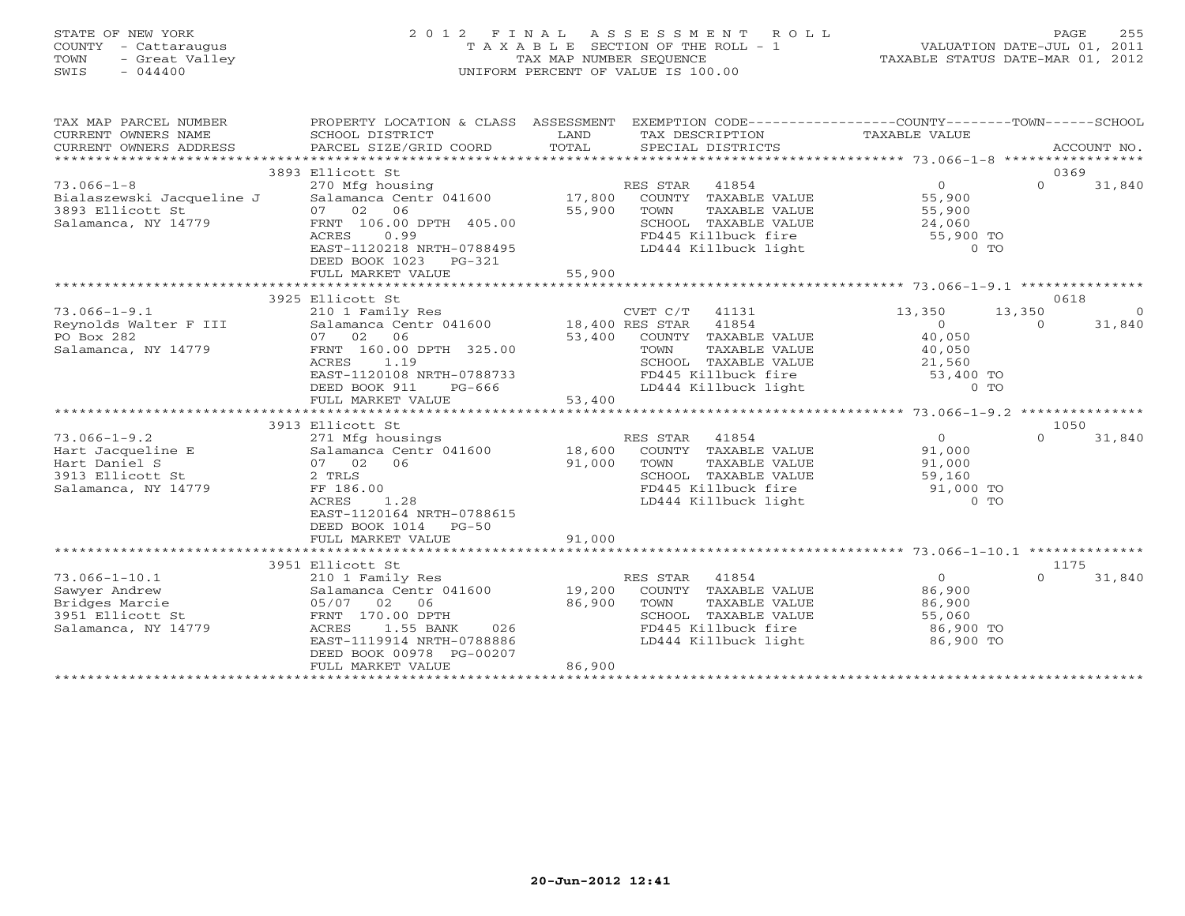STATE OF NEW YORK
COUNTY - Cattaraugus
TOWN - Great Valley
SWIS - 044400

# 2012 FINAL ASSESSMENT ROLL
TAXABLE SECTION OF THE ROLL - 1
TAX MAP NUMBER SEQUENCE
UNIFORM PERCENT OF VALUE IS 100.00

VALUATION DATE-JUL 01, 2011
TAXABLE STATUS DATE-MAR 01, 2012

| TAX MAP PARCEL NUMBER / CURRENT OWNERS NAME / CURRENT OWNERS ADDRESS | PROPERTY LOCATION & CLASS / SCHOOL DISTRICT / PARCEL SIZE/GRID COORD | ASSESSMENT LAND / TOTAL | EXEMPTION CODE / TAX DESCRIPTION / SPECIAL DISTRICTS | COUNTY TAXABLE VALUE | TOWN | SCHOOL | ACCOUNT NO. |
|---|---|---|---|---|---|---|---|
| | 3893 Ellicott St | | | | | | 0369 |
| 73.066-1-8 | 270 Mfg housing | | RES STAR 41854 | 0 | 0 | 31,840 | |
| Bialaszewski Jacqueline J | Salamanca Centr 041600 | 17,800 | COUNTY TAXABLE VALUE | 55,900 | | | |
| 3893 Ellicott St | 07 02 06 | 55,900 | TOWN TAXABLE VALUE | 55,900 | | | |
| Salamanca, NY 14779 | FRNT 106.00 DPTH 405.00 | | SCHOOL TAXABLE VALUE | 24,060 | | | |
| | ACRES 0.99 | | FD445 Killbuck fire | 55,900 TO | | | |
| | EAST-1120218 NRTH-0788495 | | LD444 Killbuck light | 0 TO | | | |
| | DEED BOOK 1023 PG-321 | | | | | | |
| | FULL MARKET VALUE | 55,900 | | | | | |
| | 3925 Ellicott St | | | | | | 0618 |
| 73.066-1-9.1 | 210 1 Family Res | | CVET C/T 41131 | 13,350 | 13,350 | 0 | |
| Reynolds Walter F III | Salamanca Centr 041600 | 18,400 | RES STAR 41854 | 0 | 0 | 31,840 | |
| PO Box 282 | 07 02 06 | 53,400 | COUNTY TAXABLE VALUE | 40,050 | | | |
| Salamanca, NY 14779 | FRNT 160.00 DPTH 325.00 | | TOWN TAXABLE VALUE | 40,050 | | | |
| | ACRES 1.19 | | SCHOOL TAXABLE VALUE | 21,560 | | | |
| | EAST-1120108 NRTH-0788733 | | FD445 Killbuck fire | 53,400 TO | | | |
| | DEED BOOK 911 PG-666 | | LD444 Killbuck light | 0 TO | | | |
| | FULL MARKET VALUE | 53,400 | | | | | |
| | 3913 Ellicott St | | | | | | 1050 |
| 73.066-1-9.2 | 271 Mfg housings | | RES STAR 41854 | 0 | 0 | 31,840 | |
| Hart Jacqueline E | Salamanca Centr 041600 | 18,600 | COUNTY TAXABLE VALUE | 91,000 | | | |
| Hart Daniel S | 07 02 06 | 91,000 | TOWN TAXABLE VALUE | 91,000 | | | |
| 3913 Ellicott St | 2 TRLS | | SCHOOL TAXABLE VALUE | 59,160 | | | |
| Salamanca, NY 14779 | FF 186.00 | | FD445 Killbuck fire | 91,000 TO | | | |
| | ACRES 1.28 | | LD444 Killbuck light | 0 TO | | | |
| | EAST-1120164 NRTH-0788615 | | | | | | |
| | DEED BOOK 1014 PG-50 | | | | | | |
| | FULL MARKET VALUE | 91,000 | | | | | |
| | 3951 Ellicott St | | | | | | 1175 |
| 73.066-1-10.1 | 210 1 Family Res | | RES STAR 41854 | 0 | 0 | 31,840 | |
| Sawyer Andrew | Salamanca Centr 041600 | 19,200 | COUNTY TAXABLE VALUE | 86,900 | | | |
| Bridges Marcie | 05/07 02 06 | 86,900 | TOWN TAXABLE VALUE | 86,900 | | | |
| 3951 Ellicott St | FRNT 170.00 DPTH | | SCHOOL TAXABLE VALUE | 55,060 | | | |
| Salamanca, NY 14779 | ACRES 1.55 BANK 026 | | FD445 Killbuck fire | 86,900 TO | | | |
| | EAST-1119914 NRTH-0788886 | | LD444 Killbuck light | 86,900 TO | | | |
| | DEED BOOK 00978 PG-00207 | | | | | | |
| | FULL MARKET VALUE | 86,900 | | | | | |

20-Jun-2012 12:41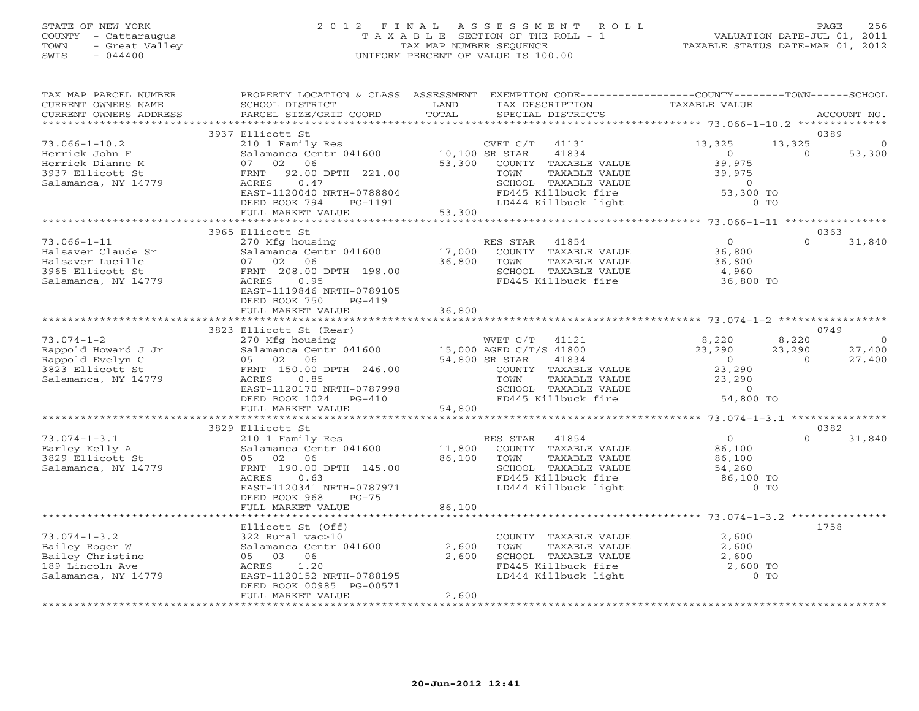STATE OF NEW YORK
COUNTY - Cattaraugus
TOWN - Great Valley
SWIS - 044400

# 2012 FINAL ASSESSMENT ROLL
TAXABLE SECTION OF THE ROLL - 1
TAX MAP NUMBER SEQUENCE
UNIFORM PERCENT OF VALUE IS 100.00

VALUATION DATE-JUL 01, 2011
TAXABLE STATUS DATE-MAR 01, 2012

| TAX MAP PARCEL NUMBER / CURRENT OWNERS NAME / CURRENT OWNERS ADDRESS | PROPERTY LOCATION & CLASS / SCHOOL DISTRICT / PARCEL SIZE/GRID COORD | ASSESSMENT LAND / TOTAL | EXEMPTION CODE / TAX DESCRIPTION / SPECIAL DISTRICTS | COUNTY TAXABLE VALUE | TOWN | SCHOOL / ACCOUNT NO. |
|---|---|---|---|---|---|---|
| | 3937 Ellicott St | | | | | 0389 |
| 73.066-1-10.2 | 210 1 Family Res | | CVET C/T 41131 | 13,325 | 13,325 | 0 |
| Herrick John F | Salamanca Centr 041600 | 10,100 | SR STAR 41834 | 0 | 0 | 53,300 |
| Herrick Dianne M | 07 02 06 | 53,300 | COUNTY TAXABLE VALUE | 39,975 | | |
| 3937 Ellicott St | FRNT 92.00 DPTH 221.00 | | TOWN TAXABLE VALUE | 39,975 | | |
| Salamanca, NY 14779 | ACRES 0.47 | | SCHOOL TAXABLE VALUE | 0 | | |
| | EAST-1120040 NRTH-0788804 | | FD445 Killbuck fire | 53,300 TO | | |
| | DEED BOOK 794 PG-1191 | | LD444 Killbuck light | 0 TO | | |
| | FULL MARKET VALUE | 53,300 | | | | |
| | 3965 Ellicott St | | | | | 0363 |
| 73.066-1-11 | 270 Mfg housing | | RES STAR 41854 | 0 | 0 | 31,840 |
| Halsaver Claude Sr | Salamanca Centr 041600 | 17,000 | COUNTY TAXABLE VALUE | 36,800 | | |
| Halsaver Lucille | 07 02 06 | 36,800 | TOWN TAXABLE VALUE | 36,800 | | |
| 3965 Ellicott St | FRNT 208.00 DPTH 198.00 | | SCHOOL TAXABLE VALUE | 4,960 | | |
| Salamanca, NY 14779 | ACRES 0.95 | | FD445 Killbuck fire | 36,800 TO | | |
| | EAST-1119846 NRTH-0789105 | | | | | |
| | DEED BOOK 750 PG-419 | | | | | |
| | FULL MARKET VALUE | 36,800 | | | | |
| | 3823 Ellicott St (Rear) | | | | | 0749 |
| 73.074-1-2 | 270 Mfg housing | | WVET C/T 41121 | 8,220 | 8,220 | 0 |
| Rappold Howard J Jr | Salamanca Centr 041600 | 15,000 | AGED C/T/S 41800 | 23,290 | 23,290 | 27,400 |
| Rappold Evelyn C | 05 02 06 | 54,800 | SR STAR 41834 | 0 | 0 | 27,400 |
| 3823 Ellicott St | FRNT 150.00 DPTH 246.00 | | COUNTY TAXABLE VALUE | 23,290 | | |
| Salamanca, NY 14779 | ACRES 0.85 | | TOWN TAXABLE VALUE | 23,290 | | |
| | EAST-1120170 NRTH-0787998 | | SCHOOL TAXABLE VALUE | 0 | | |
| | DEED BOOK 1024 PG-410 | | FD445 Killbuck fire | 54,800 TO | | |
| | FULL MARKET VALUE | 54,800 | | | | |
| | 3829 Ellicott St | | | | | 0382 |
| 73.074-1-3.1 | 210 1 Family Res | | RES STAR 41854 | 0 | 0 | 31,840 |
| Earley Kelly A | Salamanca Centr 041600 | 11,800 | COUNTY TAXABLE VALUE | 86,100 | | |
| 3829 Ellicott St | 05 02 06 | 86,100 | TOWN TAXABLE VALUE | 86,100 | | |
| Salamanca, NY 14779 | FRNT 190.00 DPTH 145.00 | | SCHOOL TAXABLE VALUE | 54,260 | | |
| | ACRES 0.63 | | FD445 Killbuck fire | 86,100 TO | | |
| | EAST-1120341 NRTH-0787971 | | LD444 Killbuck light | 0 TO | | |
| | DEED BOOK 968 PG-75 | | | | | |
| | FULL MARKET VALUE | 86,100 | | | | |
| | Ellicott St (Off) | | | | | 1758 |
| 73.074-1-3.2 | 322 Rural vac>10 | | COUNTY TAXABLE VALUE | 2,600 | | |
| Bailey Roger W | Salamanca Centr 041600 | 2,600 | TOWN TAXABLE VALUE | 2,600 | | |
| Bailey Christine | 05 03 06 | 2,600 | SCHOOL TAXABLE VALUE | 2,600 | | |
| 189 Lincoln Ave | ACRES 1.20 | | FD445 Killbuck fire | 2,600 TO | | |
| Salamanca, NY 14779 | EAST-1120152 NRTH-0788195 | | LD444 Killbuck light | 0 TO | | |
| | DEED BOOK 00985 PG-00571 | | | | | |
| | FULL MARKET VALUE | 2,600 | | | | |

20-Jun-2012 12:41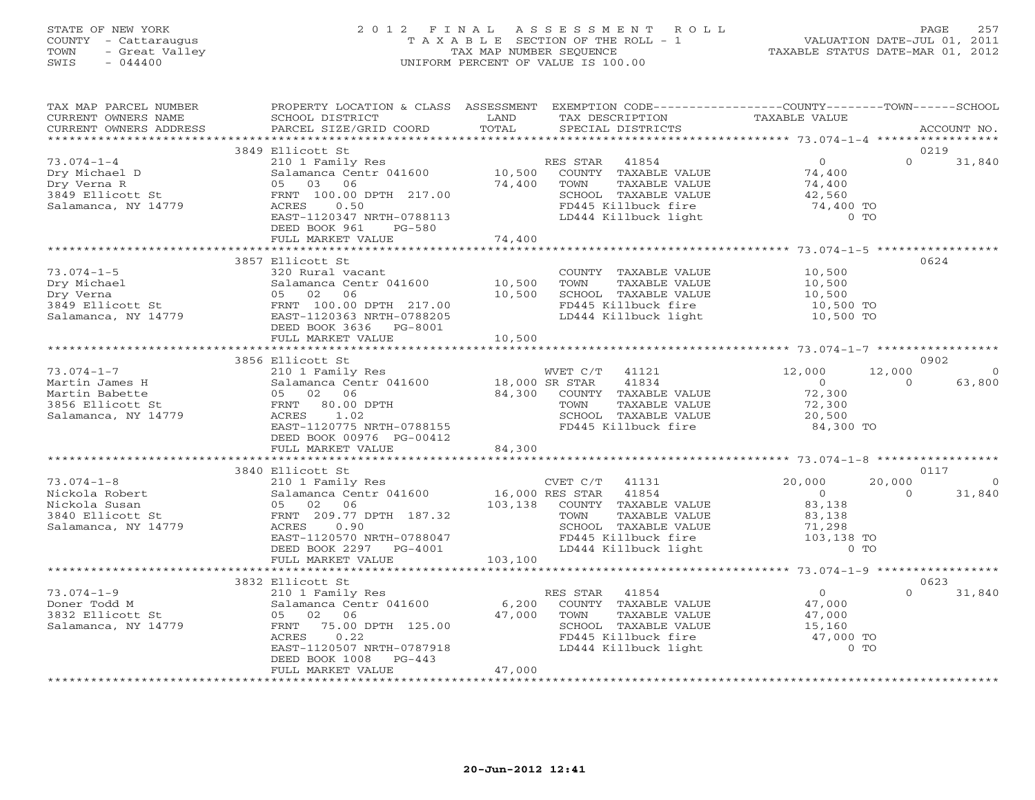STATE OF NEW YORK
COUNTY - Cattaraugus
TOWN - Great Valley
SWIS - 044400

# 2012 FINAL ASSESSMENT ROLL
TAXABLE SECTION OF THE ROLL - 1
TAX MAP NUMBER SEQUENCE
UNIFORM PERCENT OF VALUE IS 100.00

VALUATION DATE-JUL 01, 2011
TAXABLE STATUS DATE-MAR 01, 2012

| TAX MAP PARCEL NUMBER / CURRENT OWNERS NAME / CURRENT OWNERS ADDRESS | PROPERTY LOCATION & CLASS / SCHOOL DISTRICT / PARCEL SIZE/GRID COORD | ASSESSMENT LAND / TOTAL | EXEMPTION CODE / TAX DESCRIPTION / SPECIAL DISTRICTS | COUNTY TAXABLE VALUE | TOWN | SCHOOL / ACCOUNT NO. |
|---|---|---|---|---|---|---|
| | 3849 Ellicott St | | | | | 0219 |
| 73.074-1-4 | 210 1 Family Res | | RES STAR 41854 | 0 | 0 | 31,840 |
| Dry Michael D | Salamanca Centr 041600 | 10,500 | COUNTY TAXABLE VALUE | 74,400 | | |
| Dry Verna R | 05 03 06 | 74,400 | TOWN TAXABLE VALUE | 74,400 | | |
| 3849 Ellicott St | FRNT 100.00 DPTH 217.00 | | SCHOOL TAXABLE VALUE | 42,560 | | |
| Salamanca, NY 14779 | ACRES 0.50 | | FD445 Killbuck fire | 74,400 TO | | |
| | EAST-1120347 NRTH-0788113 | | LD444 Killbuck light | 0 TO | | |
| | DEED BOOK 961 PG-580 | | | | | |
| | FULL MARKET VALUE | 74,400 | | | | |
| | 3857 Ellicott St | | | | | 0624 |
| 73.074-1-5 | 320 Rural vacant | | COUNTY TAXABLE VALUE | 10,500 | | |
| Dry Michael | Salamanca Centr 041600 | 10,500 | TOWN TAXABLE VALUE | 10,500 | | |
| Dry Verna | 05 02 06 | 10,500 | SCHOOL TAXABLE VALUE | 10,500 | | |
| 3849 Ellicott St | FRNT 100.00 DPTH 217.00 | | FD445 Killbuck fire | 10,500 TO | | |
| Salamanca, NY 14779 | EAST-1120363 NRTH-0788205 | | LD444 Killbuck light | 10,500 TO | | |
| | DEED BOOK 3636 PG-8001 | | | | | |
| | FULL MARKET VALUE | 10,500 | | | | |
| | 3856 Ellicott St | | | | | 0902 |
| 73.074-1-7 | 210 1 Family Res | | WVET C/T 41121 | 12,000 | 12,000 | 0 |
| Martin James H | Salamanca Centr 041600 | 18,000 | SR STAR 41834 | 0 | 0 | 63,800 |
| Martin Babette | 05 02 06 | 84,300 | COUNTY TAXABLE VALUE | 72,300 | | |
| 3856 Ellicott St | FRNT 80.00 DPTH | | TOWN TAXABLE VALUE | 72,300 | | |
| Salamanca, NY 14779 | ACRES 1.02 | | SCHOOL TAXABLE VALUE | 20,500 | | |
| | EAST-1120775 NRTH-0788155 | | FD445 Killbuck fire | 84,300 TO | | |
| | DEED BOOK 00976 PG-00412 | | | | | |
| | FULL MARKET VALUE | 84,300 | | | | |
| | 3840 Ellicott St | | | | | 0117 |
| 73.074-1-8 | 210 1 Family Res | | CVET C/T 41131 | 20,000 | 20,000 | 0 |
| Nickola Robert | Salamanca Centr 041600 | 16,000 | RES STAR 41854 | 0 | 0 | 31,840 |
| Nickola Susan | 05 02 06 | 103,138 | COUNTY TAXABLE VALUE | 83,138 | | |
| 3840 Ellicott St | FRNT 209.77 DPTH 187.32 | | TOWN TAXABLE VALUE | 83,138 | | |
| Salamanca, NY 14779 | ACRES 0.90 | | SCHOOL TAXABLE VALUE | 71,298 | | |
| | EAST-1120570 NRTH-0788047 | | FD445 Killbuck fire | 103,138 TO | | |
| | DEED BOOK 2297 PG-4001 | | LD444 Killbuck light | 0 TO | | |
| | FULL MARKET VALUE | 103,100 | | | | |
| | 3832 Ellicott St | | | | | 0623 |
| 73.074-1-9 | 210 1 Family Res | | RES STAR 41854 | 0 | 0 | 31,840 |
| Doner Todd M | Salamanca Centr 041600 | 6,200 | COUNTY TAXABLE VALUE | 47,000 | | |
| 3832 Ellicott St | 05 02 06 | 47,000 | TOWN TAXABLE VALUE | 47,000 | | |
| Salamanca, NY 14779 | FRNT 75.00 DPTH 125.00 | | SCHOOL TAXABLE VALUE | 15,160 | | |
| | ACRES 0.22 | | FD445 Killbuck fire | 47,000 TO | | |
| | EAST-1120507 NRTH-0787918 | | LD444 Killbuck light | 0 TO | | |
| | DEED BOOK 1008 PG-443 | | | | | |
| | FULL MARKET VALUE | 47,000 | | | | |

20-Jun-2012 12:41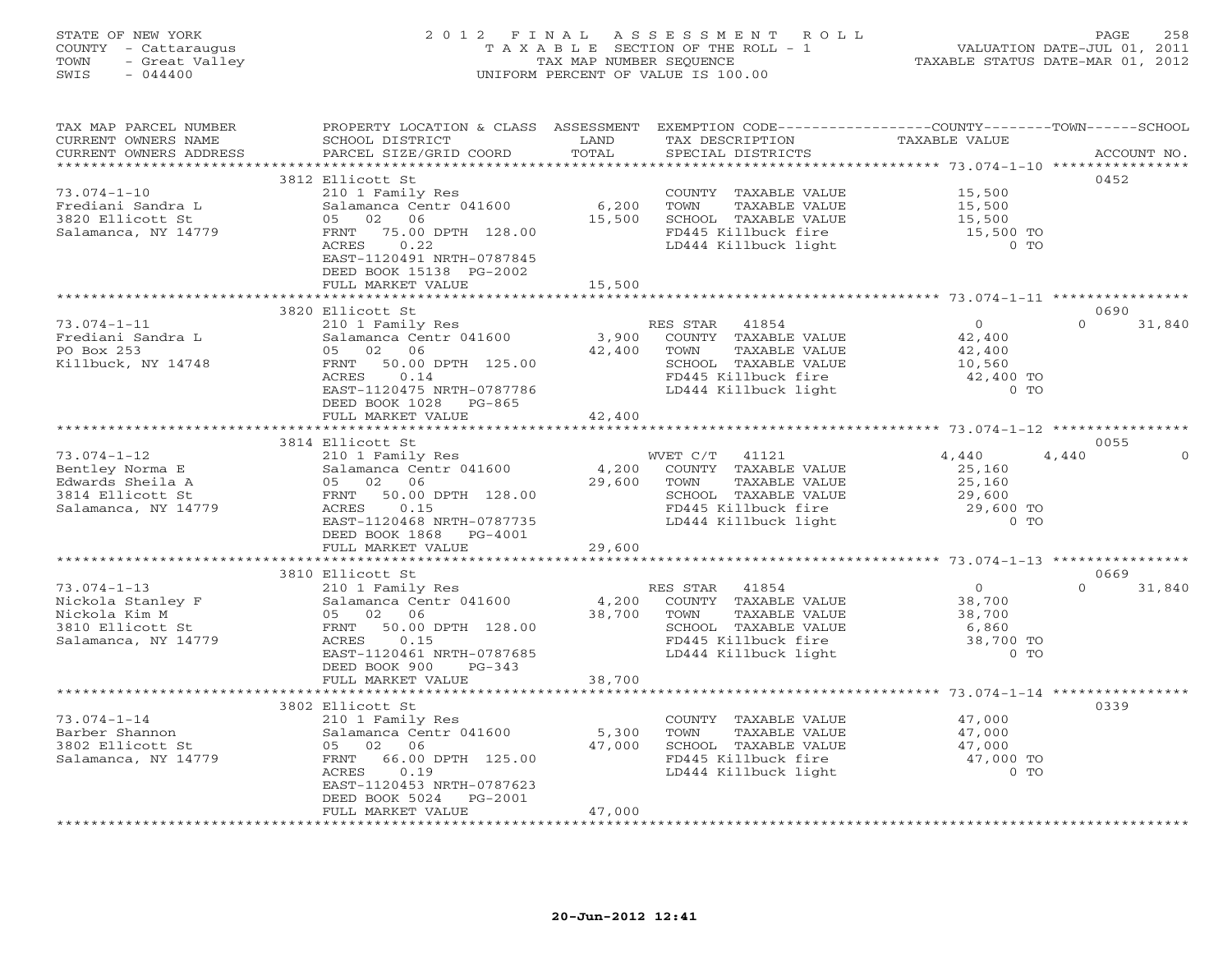STATE OF NEW YORK
COUNTY - Cattaraugus
TOWN - Great Valley
SWIS - 044400

2012 FINAL ASSESSMENT ROLL
TAXABLE SECTION OF THE ROLL - 1
TAX MAP NUMBER SEQUENCE
UNIFORM PERCENT OF VALUE IS 100.00

VALUATION DATE-JUL 01, 2011
TAXABLE STATUS DATE-MAR 01, 2012

| TAX MAP PARCEL NUMBER / CURRENT OWNERS NAME / CURRENT OWNERS ADDRESS | PROPERTY LOCATION & CLASS / SCHOOL DISTRICT / PARCEL SIZE/GRID COORD | ASSESSMENT LAND / TOTAL | EXEMPTION CODE / TAX DESCRIPTION / SPECIAL DISTRICTS | COUNTY TAXABLE VALUE | TOWN | SCHOOL | ACCOUNT NO. |
|---|---|---|---|---|---|---|---|
| | 3812 Ellicott St | | | | | | 0452 |
| 73.074-1-10 | 210 1 Family Res | | COUNTY TAXABLE VALUE | 15,500 | | | |
| Frediani Sandra L | Salamanca Centr 041600 | 6,200 | TOWN TAXABLE VALUE | 15,500 | | | |
| 3820 Ellicott St | 05 02 06 | 15,500 | SCHOOL TAXABLE VALUE | 15,500 | | | |
| Salamanca, NY 14779 | FRNT 75.00 DPTH 128.00 | | FD445 Killbuck fire | 15,500 TO | | | |
| | ACRES 0.22 | | LD444 Killbuck light | 0 TO | | | |
| | EAST-1120491 NRTH-0787845 | | | | | | |
| | DEED BOOK 15138 PG-2002 | | | | | | |
| | FULL MARKET VALUE | 15,500 | | | | | |
| | 3820 Ellicott St | | | | | | 0690 |
| 73.074-1-11 | 210 1 Family Res | | RES STAR 41854 | 0 | | 0 | 31,840 |
| Frediani Sandra L | Salamanca Centr 041600 | 3,900 | COUNTY TAXABLE VALUE | 42,400 | | | |
| PO Box 253 | 05 02 06 | 42,400 | TOWN TAXABLE VALUE | 42,400 | | | |
| Killbuck, NY 14748 | FRNT 50.00 DPTH 125.00 | | SCHOOL TAXABLE VALUE | 10,560 | | | |
| | ACRES 0.14 | | FD445 Killbuck fire | 42,400 TO | | | |
| | EAST-1120475 NRTH-0787786 | | LD444 Killbuck light | 0 TO | | | |
| | DEED BOOK 1028 PG-865 | | | | | | |
| | FULL MARKET VALUE | 42,400 | | | | | |
| | 3814 Ellicott St | | | | | | 0055 |
| 73.074-1-12 | 210 1 Family Res | | WVET C/T 41121 | 4,440 | 4,440 | | 0 |
| Bentley Norma E | Salamanca Centr 041600 | 4,200 | COUNTY TAXABLE VALUE | 25,160 | | | |
| Edwards Sheila A | 05 02 06 | 29,600 | TOWN TAXABLE VALUE | 25,160 | | | |
| 3814 Ellicott St | FRNT 50.00 DPTH 128.00 | | SCHOOL TAXABLE VALUE | 29,600 | | | |
| Salamanca, NY 14779 | ACRES 0.15 | | FD445 Killbuck fire | 29,600 TO | | | |
| | EAST-1120468 NRTH-0787735 | | LD444 Killbuck light | 0 TO | | | |
| | DEED BOOK 1868 PG-4001 | | | | | | |
| | FULL MARKET VALUE | 29,600 | | | | | |
| | 3810 Ellicott St | | | | | | 0669 |
| 73.074-1-13 | 210 1 Family Res | | RES STAR 41854 | 0 | | 0 | 31,840 |
| Nickola Stanley F | Salamanca Centr 041600 | 4,200 | COUNTY TAXABLE VALUE | 38,700 | | | |
| Nickola Kim M | 05 02 06 | 38,700 | TOWN TAXABLE VALUE | 38,700 | | | |
| 3810 Ellicott St | FRNT 50.00 DPTH 128.00 | | SCHOOL TAXABLE VALUE | 6,860 | | | |
| Salamanca, NY 14779 | ACRES 0.15 | | FD445 Killbuck fire | 38,700 TO | | | |
| | EAST-1120461 NRTH-0787685 | | LD444 Killbuck light | 0 TO | | | |
| | DEED BOOK 900 PG-343 | | | | | | |
| | FULL MARKET VALUE | 38,700 | | | | | |
| | 3802 Ellicott St | | | | | | 0339 |
| 73.074-1-14 | 210 1 Family Res | | COUNTY TAXABLE VALUE | 47,000 | | | |
| Barber Shannon | Salamanca Centr 041600 | 5,300 | TOWN TAXABLE VALUE | 47,000 | | | |
| 3802 Ellicott St | 05 02 06 | 47,000 | SCHOOL TAXABLE VALUE | 47,000 | | | |
| Salamanca, NY 14779 | FRNT 66.00 DPTH 125.00 | | FD445 Killbuck fire | 47,000 TO | | | |
| | ACRES 0.19 | | LD444 Killbuck light | 0 TO | | | |
| | EAST-1120453 NRTH-0787623 | | | | | | |
| | DEED BOOK 5024 PG-2001 | | | | | | |
| | FULL MARKET VALUE | 47,000 | | | | | |

20-Jun-2012 12:41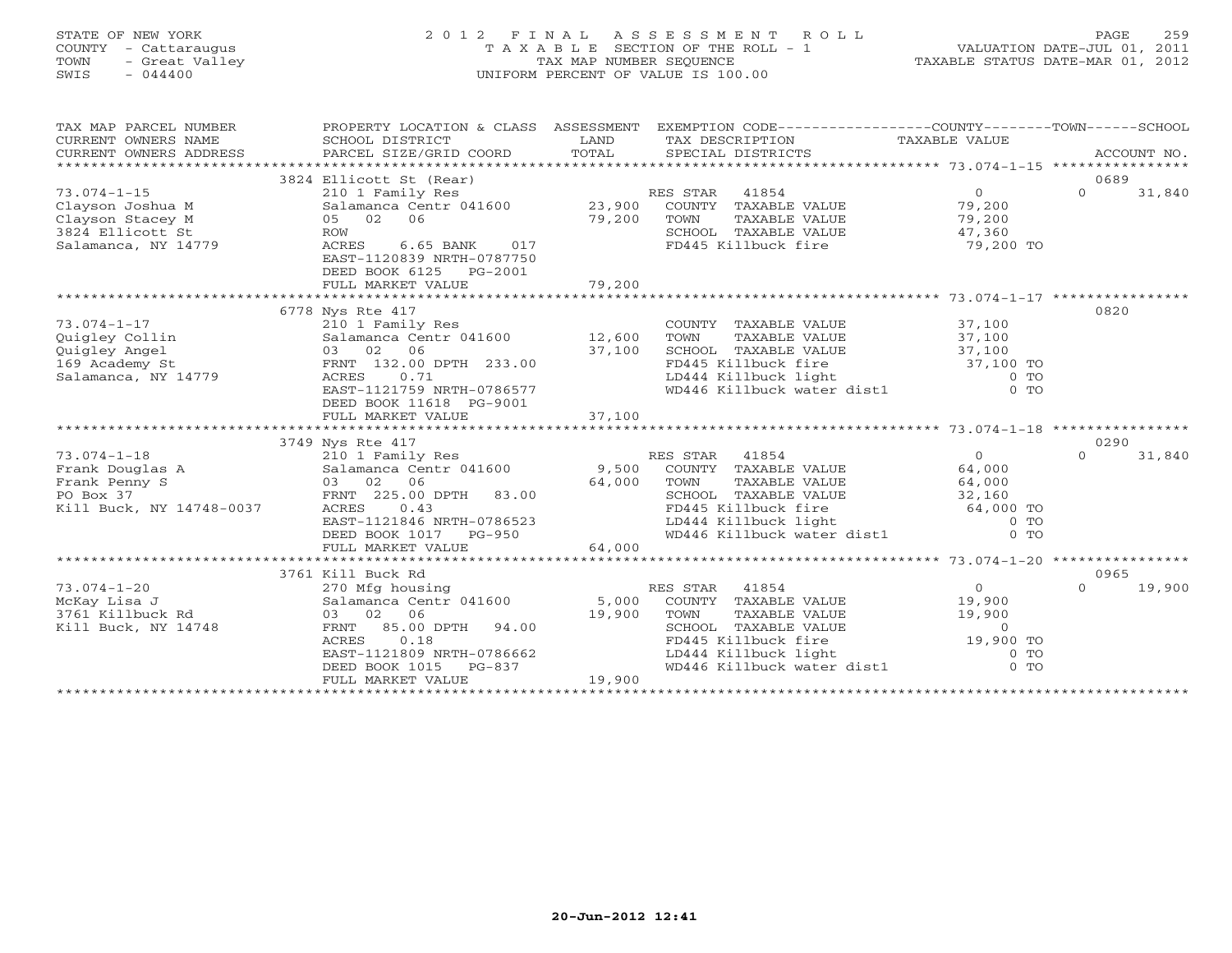STATE OF NEW YORK
COUNTY - Cattaraugus
TOWN - Great Valley
SWIS - 044400

2 0 1 2 F I N A L A S S E S S M E N T R O L L
T A X A B L E SECTION OF THE ROLL - 1
TAX MAP NUMBER SEQUENCE
UNIFORM PERCENT OF VALUE IS 100.00

VALUATION DATE-JUL 01, 2011
TAXABLE STATUS DATE-MAR 01, 2012

| TAX MAP PARCEL NUMBER / CURRENT OWNERS NAME / CURRENT OWNERS ADDRESS | PROPERTY LOCATION & CLASS / SCHOOL DISTRICT / PARCEL SIZE/GRID COORD | ASSESSMENT LAND / TOTAL | EXEMPTION CODE / TAX DESCRIPTION / SPECIAL DISTRICTS | COUNTY / TAXABLE VALUE | TOWN | SCHOOL | ACCOUNT NO. |
|---|---|---|---|---|---|---|---|
| | 3824 Ellicott St (Rear) | | | | | | 0689 |
| 73.074-1-15 | 210 1 Family Res | | RES STAR 41854 | 0 | 0 | 31,840 | |
| Clayson Joshua M | Salamanca Centr 041600 | 23,900 | COUNTY TAXABLE VALUE | 79,200 | | | |
| Clayson Stacey M | 05 02 06 | 79,200 | TOWN TAXABLE VALUE | 79,200 | | | |
| 3824 Ellicott St | ROW | | SCHOOL TAXABLE VALUE | 47,360 | | | |
| Salamanca, NY 14779 | ACRES 6.65 BANK 017 | | FD445 Killbuck fire | 79,200 TO | | | |
| | EAST-1120839 NRTH-0787750 | | | | | | |
| | DEED BOOK 6125 PG-2001 | | | | | | |
| | FULL MARKET VALUE | 79,200 | | | | | |
| | 6778 Nys Rte 417 | | | | | | 0820 |
| 73.074-1-17 | 210 1 Family Res | | COUNTY TAXABLE VALUE | 37,100 | | | |
| Quigley Collin | Salamanca Centr 041600 | 12,600 | TOWN TAXABLE VALUE | 37,100 | | | |
| Quigley Angel | 03 02 06 | 37,100 | SCHOOL TAXABLE VALUE | 37,100 | | | |
| 169 Academy St | FRNT 132.00 DPTH 233.00 | | FD445 Killbuck fire | 37,100 TO | | | |
| Salamanca, NY 14779 | ACRES 0.71 | | LD444 Killbuck light | 0 TO | | | |
| | EAST-1121759 NRTH-0786577 | | WD446 Killbuck water dist1 | 0 TO | | | |
| | DEED BOOK 11618 PG-9001 | | | | | | |
| | FULL MARKET VALUE | 37,100 | | | | | |
| | 3749 Nys Rte 417 | | | | | | 0290 |
| 73.074-1-18 | 210 1 Family Res | | RES STAR 41854 | 0 | 0 | 31,840 | |
| Frank Douglas A | Salamanca Centr 041600 | 9,500 | COUNTY TAXABLE VALUE | 64,000 | | | |
| Frank Penny S | 03 02 06 | 64,000 | TOWN TAXABLE VALUE | 64,000 | | | |
| PO Box 37 | FRNT 225.00 DPTH 83.00 | | SCHOOL TAXABLE VALUE | 32,160 | | | |
| Kill Buck, NY 14748-0037 | ACRES 0.43 | | FD445 Killbuck fire | 64,000 TO | | | |
| | EAST-1121846 NRTH-0786523 | | LD444 Killbuck light | 0 TO | | | |
| | DEED BOOK 1017 PG-950 | | WD446 Killbuck water dist1 | 0 TO | | | |
| | FULL MARKET VALUE | 64,000 | | | | | |
| | 3761 Kill Buck Rd | | | | | | 0965 |
| 73.074-1-20 | 270 Mfg housing | | RES STAR 41854 | 0 | 0 | 19,900 | |
| McKay Lisa J | Salamanca Centr 041600 | 5,000 | COUNTY TAXABLE VALUE | 19,900 | | | |
| 3761 Killbuck Rd | 03 02 06 | 19,900 | TOWN TAXABLE VALUE | 19,900 | | | |
| Kill Buck, NY 14748 | FRNT 85.00 DPTH 94.00 | | SCHOOL TAXABLE VALUE | 0 | | | |
| | ACRES 0.18 | | FD445 Killbuck fire | 19,900 TO | | | |
| | EAST-1121809 NRTH-0786662 | | LD444 Killbuck light | 0 TO | | | |
| | DEED BOOK 1015 PG-837 | | WD446 Killbuck water dist1 | 0 TO | | | |
| | FULL MARKET VALUE | 19,900 | | | | | |

20-Jun-2012 12:41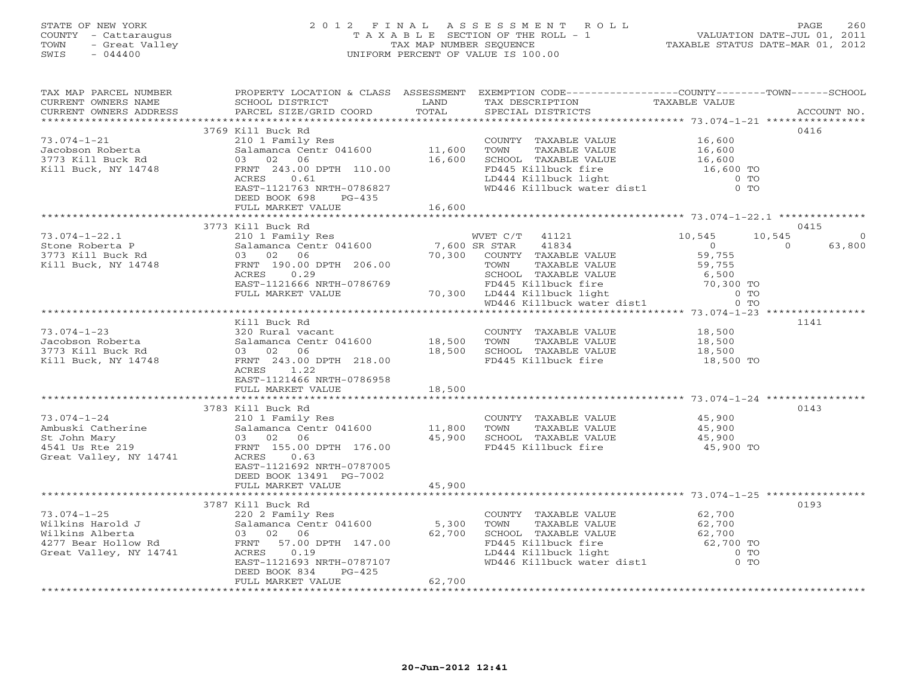STATE OF NEW YORK
COUNTY - Cattaraugus
TOWN - Great Valley
SWIS - 044400

# 2012 FINAL ASSESSMENT ROLL
TAXABLE SECTION OF THE ROLL - 1
TAX MAP NUMBER SEQUENCE
UNIFORM PERCENT OF VALUE IS 100.00

VALUATION DATE-JUL 01, 2011
TAXABLE STATUS DATE-MAR 01, 2012

| TAX MAP PARCEL NUMBER / CURRENT OWNERS NAME / CURRENT OWNERS ADDRESS | PROPERTY LOCATION & CLASS / SCHOOL DISTRICT / PARCEL SIZE/GRID COORD | ASSESSMENT LAND / TOTAL | EXEMPTION CODE / TAX DESCRIPTION / SPECIAL DISTRICTS | COUNTY TAXABLE VALUE | TOWN | SCHOOL | ACCOUNT NO. |
|---|---|---|---|---|---|---|---|
| | 3769 Kill Buck Rd | | | | | | 0416 |
| 73.074-1-21 | 210 1 Family Res | | COUNTY TAXABLE VALUE | 16,600 | | | |
| Jacobson Roberta | Salamanca Centr 041600 | 11,600 | TOWN TAXABLE VALUE | 16,600 | | | |
| 3773 Kill Buck Rd | 03 02 06 | 16,600 | SCHOOL TAXABLE VALUE | 16,600 | | | |
| Kill Buck, NY 14748 | FRNT 243.00 DPTH 110.00 | | FD445 Killbuck fire | 16,600 TO | | | |
| | ACRES 0.61 | | LD444 Killbuck light | 0 TO | | | |
| | EAST-1121763 NRTH-0786827 | | WD446 Killbuck water dist1 | 0 TO | | | |
| | DEED BOOK 698 PG-435 | | | | | | |
| | FULL MARKET VALUE | 16,600 | | | | | |
| | 3773 Kill Buck Rd | | | | | | 0415 |
| 73.074-1-22.1 | 210 1 Family Res | | WVET C/T 41121 | 10,545 | 10,545 | 0 | |
| Stone Roberta P | Salamanca Centr 041600 | 7,600 | SR STAR 41834 | 0 | 0 | 63,800 | |
| 3773 Kill Buck Rd | 03 02 06 | 70,300 | COUNTY TAXABLE VALUE | 59,755 | | | |
| Kill Buck, NY 14748 | FRNT 190.00 DPTH 206.00 | | TOWN TAXABLE VALUE | 59,755 | | | |
| | ACRES 0.29 | | SCHOOL TAXABLE VALUE | 6,500 | | | |
| | EAST-1121666 NRTH-0786769 | | FD445 Killbuck fire | 70,300 TO | | | |
| | FULL MARKET VALUE | 70,300 | LD444 Killbuck light | 0 TO | | | |
| | | | WD446 Killbuck water dist1 | 0 TO | | | |
| | Kill Buck Rd | | | | | | 1141 |
| 73.074-1-23 | 320 Rural vacant | | COUNTY TAXABLE VALUE | 18,500 | | | |
| Jacobson Roberta | Salamanca Centr 041600 | 18,500 | TOWN TAXABLE VALUE | 18,500 | | | |
| 3773 Kill Buck Rd | 03 02 06 | 18,500 | SCHOOL TAXABLE VALUE | 18,500 | | | |
| Kill Buck, NY 14748 | FRNT 243.00 DPTH 218.00 | | FD445 Killbuck fire | 18,500 TO | | | |
| | ACRES 1.22 | | | | | | |
| | EAST-1121466 NRTH-0786958 | | | | | | |
| | FULL MARKET VALUE | 18,500 | | | | | |
| | 3783 Kill Buck Rd | | | | | | 0143 |
| 73.074-1-24 | 210 1 Family Res | | COUNTY TAXABLE VALUE | 45,900 | | | |
| Ambuski Catherine | Salamanca Centr 041600 | 11,800 | TOWN TAXABLE VALUE | 45,900 | | | |
| St John Mary | 03 02 06 | 45,900 | SCHOOL TAXABLE VALUE | 45,900 | | | |
| 4541 Us Rte 219 | FRNT 155.00 DPTH 176.00 | | FD445 Killbuck fire | 45,900 TO | | | |
| Great Valley, NY 14741 | ACRES 0.63 | | | | | | |
| | EAST-1121692 NRTH-0787005 | | | | | | |
| | DEED BOOK 13491 PG-7002 | | | | | | |
| | FULL MARKET VALUE | 45,900 | | | | | |
| | 3787 Kill Buck Rd | | | | | | 0193 |
| 73.074-1-25 | 220 2 Family Res | | COUNTY TAXABLE VALUE | 62,700 | | | |
| Wilkins Harold J | Salamanca Centr 041600 | 5,300 | TOWN TAXABLE VALUE | 62,700 | | | |
| Wilkins Alberta | 03 02 06 | 62,700 | SCHOOL TAXABLE VALUE | 62,700 | | | |
| 4277 Bear Hollow Rd | FRNT 57.00 DPTH 147.00 | | FD445 Killbuck fire | 62,700 TO | | | |
| Great Valley, NY 14741 | ACRES 0.19 | | LD444 Killbuck light | 0 TO | | | |
| | EAST-1121693 NRTH-0787107 | | WD446 Killbuck water dist1 | 0 TO | | | |
| | DEED BOOK 834 PG-425 | | | | | | |
| | FULL MARKET VALUE | 62,700 | | | | | |

20-Jun-2012 12:41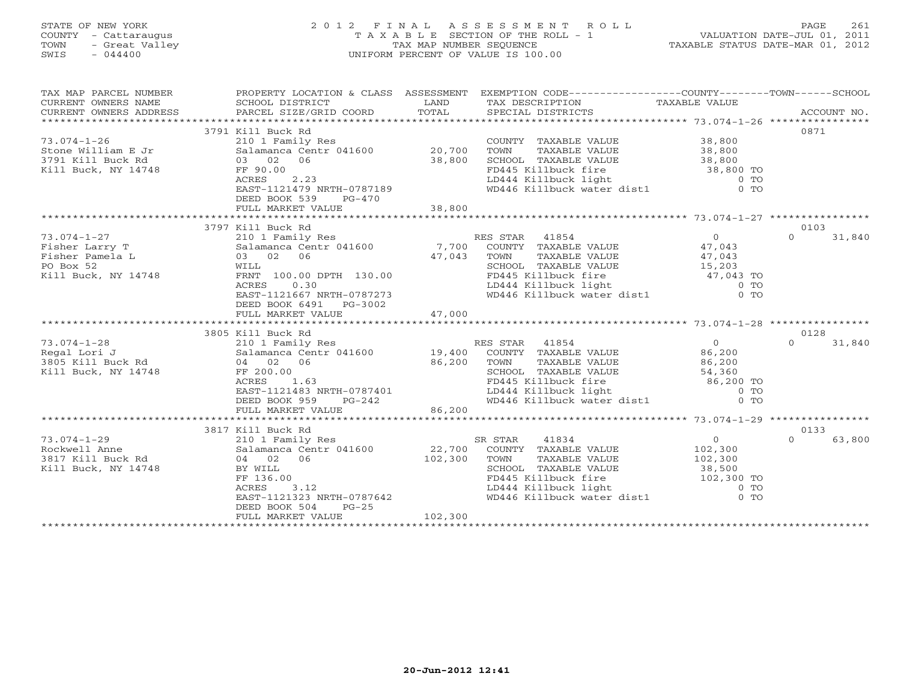STATE OF NEW YORK
COUNTY - Cattaraugus
TOWN - Great Valley
SWIS - 044400

# 2012 FINAL ASSESSMENT ROLL
TAXABLE SECTION OF THE ROLL - 1
TAX MAP NUMBER SEQUENCE
UNIFORM PERCENT OF VALUE IS 100.00

VALUATION DATE-JUL 01, 2011
TAXABLE STATUS DATE-MAR 01, 2012

| TAX MAP PARCEL NUMBER / CURRENT OWNERS NAME / CURRENT OWNERS ADDRESS | PROPERTY LOCATION & CLASS / SCHOOL DISTRICT / PARCEL SIZE/GRID COORD | ASSESSMENT LAND | TOTAL | EXEMPTION CODE / TAX DESCRIPTION / SPECIAL DISTRICTS | COUNTY TAXABLE VALUE | TOWN | SCHOOL / ACCOUNT NO. |
|---|---|---|---|---|---|---|---|
| | 3791 Kill Buck Rd | | | | | | 0871 |
| 73.074-1-26 | 210 1 Family Res | | | COUNTY TAXABLE VALUE | 38,800 | | |
| Stone William E Jr | Salamanca Centr 041600 | 20,700 | | TOWN TAXABLE VALUE | 38,800 | | |
| 3791 Kill Buck Rd | 03 02 06 | | 38,800 | SCHOOL TAXABLE VALUE | 38,800 | | |
| Kill Buck, NY 14748 | FF 90.00 | | | FD445 Killbuck fire | 38,800 TO | | |
| | ACRES 2.23 | | | LD444 Killbuck light | 0 TO | | |
| | EAST-1121479 NRTH-0787189 | | | WD446 Killbuck water dist1 | 0 TO | | |
| | DEED BOOK 539 PG-470 | | | | | | |
| | FULL MARKET VALUE | | 38,800 | | | | |
| | 3797 Kill Buck Rd | | | | | | 0103 |
| 73.074-1-27 | 210 1 Family Res | | | RES STAR 41854 | 0 | 0 | 31,840 |
| Fisher Larry T | Salamanca Centr 041600 | 7,700 | | COUNTY TAXABLE VALUE | 47,043 | | |
| Fisher Pamela L | 03 02 06 | | 47,043 | TOWN TAXABLE VALUE | 47,043 | | |
| PO Box 52 | WILL | | | SCHOOL TAXABLE VALUE | 15,203 | | |
| Kill Buck, NY 14748 | FRNT 100.00 DPTH 130.00 | | | FD445 Killbuck fire | 47,043 TO | | |
| | ACRES 0.30 | | | LD444 Killbuck light | 0 TO | | |
| | EAST-1121667 NRTH-0787273 | | | WD446 Killbuck water dist1 | 0 TO | | |
| | DEED BOOK 6491 PG-3002 | | | | | | |
| | FULL MARKET VALUE | | 47,000 | | | | |
| | 3805 Kill Buck Rd | | | | | | 0128 |
| 73.074-1-28 | 210 1 Family Res | | | RES STAR 41854 | 0 | 0 | 31,840 |
| Regal Lori J | Salamanca Centr 041600 | 19,400 | | COUNTY TAXABLE VALUE | 86,200 | | |
| 3805 Kill Buck Rd | 04 02 06 | | 86,200 | TOWN TAXABLE VALUE | 86,200 | | |
| Kill Buck, NY 14748 | FF 200.00 | | | SCHOOL TAXABLE VALUE | 54,360 | | |
| | ACRES 1.63 | | | FD445 Killbuck fire | 86,200 TO | | |
| | EAST-1121483 NRTH-0787401 | | | LD444 Killbuck light | 0 TO | | |
| | DEED BOOK 959 PG-242 | | | WD446 Killbuck water dist1 | 0 TO | | |
| | FULL MARKET VALUE | | 86,200 | | | | |
| | 3817 Kill Buck Rd | | | | | | 0133 |
| 73.074-1-29 | 210 1 Family Res | | | SR STAR 41834 | 0 | 0 | 63,800 |
| Rockwell Anne | Salamanca Centr 041600 | 22,700 | | COUNTY TAXABLE VALUE | 102,300 | | |
| 3817 Kill Buck Rd | 04 02 06 | | 102,300 | TOWN TAXABLE VALUE | 102,300 | | |
| Kill Buck, NY 14748 | BY WILL | | | SCHOOL TAXABLE VALUE | 38,500 | | |
| | FF 136.00 | | | FD445 Killbuck fire | 102,300 TO | | |
| | ACRES 3.12 | | | LD444 Killbuck light | 0 TO | | |
| | EAST-1121323 NRTH-0787642 | | | WD446 Killbuck water dist1 | 0 TO | | |
| | DEED BOOK 504 PG-25 | | | | | | |
| | FULL MARKET VALUE | | 102,300 | | | | |

20-Jun-2012 12:41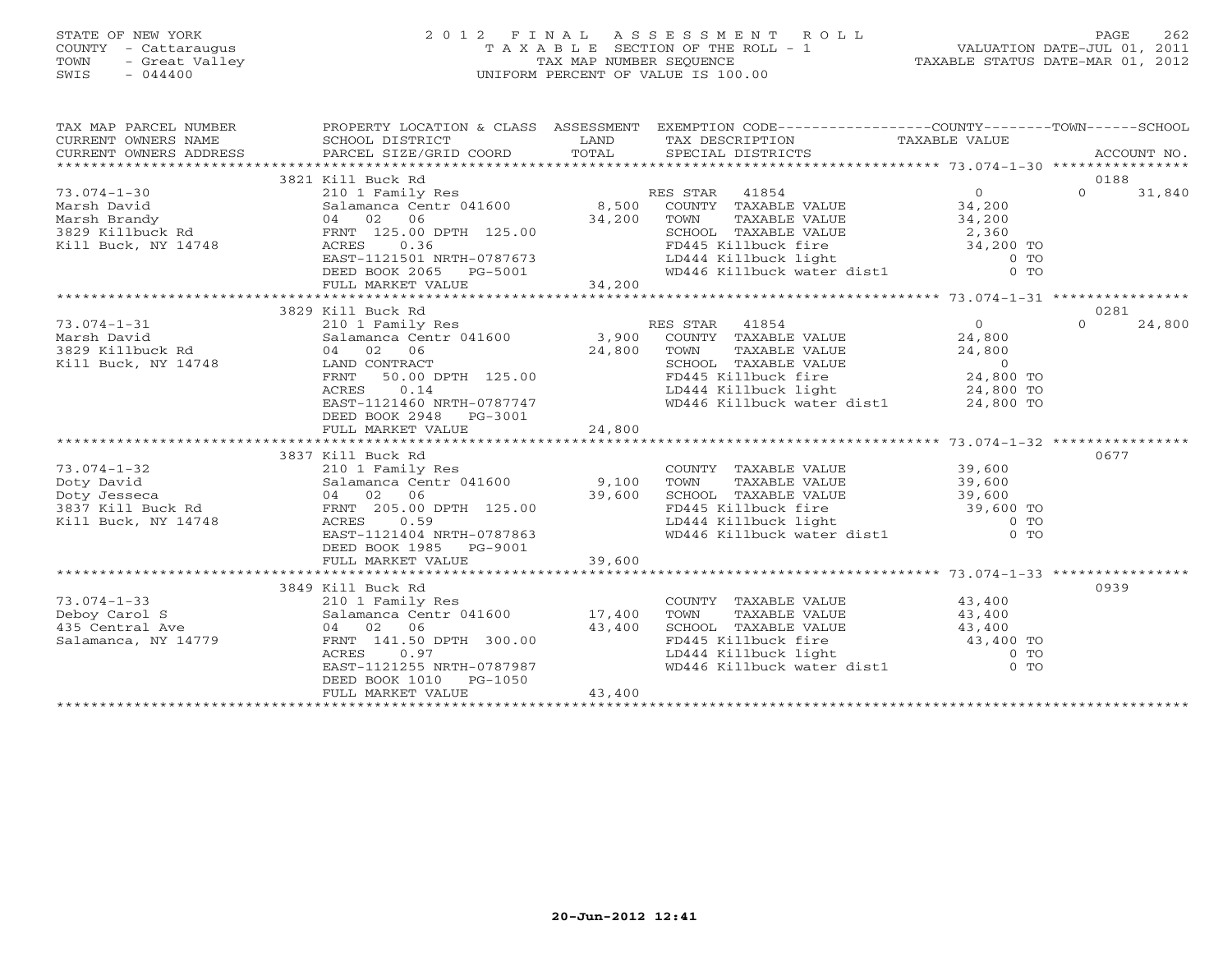STATE OF NEW YORK
COUNTY - Cattaraugus
TOWN - Great Valley
SWIS - 044400

# 2012 FINAL ASSESSMENT ROLL
TAXABLE SECTION OF THE ROLL - 1
TAX MAP NUMBER SEQUENCE
UNIFORM PERCENT OF VALUE IS 100.00

VALUATION DATE-JUL 01, 2011
TAXABLE STATUS DATE-MAR 01, 2012

| TAX MAP PARCEL NUMBER / CURRENT OWNERS NAME / CURRENT OWNERS ADDRESS | PROPERTY LOCATION & CLASS / SCHOOL DISTRICT / PARCEL SIZE/GRID COORD | ASSESSMENT LAND / TOTAL | EXEMPTION CODE / TAX DESCRIPTION / SPECIAL DISTRICTS | COUNTY TAXABLE VALUE | TOWN | SCHOOL / ACCOUNT NO. |
|---|---|---|---|---|---|---|
| | 3821 Kill Buck Rd | | | | | 0188 |
| 73.074-1-30 | 210 1 Family Res | | RES STAR 41854 | 0 | 0 | 31,840 |
| Marsh David | Salamanca Centr 041600 | 8,500 | COUNTY TAXABLE VALUE | 34,200 | | |
| Marsh Brandy | 04 02 06 | 34,200 | TOWN TAXABLE VALUE | 34,200 | | |
| 3829 Killbuck Rd | FRNT 125.00 DPTH 125.00 | | SCHOOL TAXABLE VALUE | 2,360 | | |
| Kill Buck, NY 14748 | ACRES 0.36 | | FD445 Killbuck fire | 34,200 TO | | |
| | EAST-1121501 NRTH-0787673 | | LD444 Killbuck light | 0 TO | | |
| | DEED BOOK 2065 PG-5001 | | WD446 Killbuck water dist1 | 0 TO | | |
| | FULL MARKET VALUE | 34,200 | | | | |
| | 3829 Kill Buck Rd | | | | | 0281 |
| 73.074-1-31 | 210 1 Family Res | | RES STAR 41854 | 0 | 0 | 24,800 |
| Marsh David | Salamanca Centr 041600 | 3,900 | COUNTY TAXABLE VALUE | 24,800 | | |
| 3829 Killbuck Rd | 04 02 06 | 24,800 | TOWN TAXABLE VALUE | 24,800 | | |
| Kill Buck, NY 14748 | LAND CONTRACT | | SCHOOL TAXABLE VALUE | 0 | | |
| | FRNT 50.00 DPTH 125.00 | | FD445 Killbuck fire | 24,800 TO | | |
| | ACRES 0.14 | | LD444 Killbuck light | 24,800 TO | | |
| | EAST-1121460 NRTH-0787747 | | WD446 Killbuck water dist1 | 24,800 TO | | |
| | DEED BOOK 2948 PG-3001 | | | | | |
| | FULL MARKET VALUE | 24,800 | | | | |
| | 3837 Kill Buck Rd | | | | | 0677 |
| 73.074-1-32 | 210 1 Family Res | | COUNTY TAXABLE VALUE | 39,600 | | |
| Doty David | Salamanca Centr 041600 | 9,100 | TOWN TAXABLE VALUE | 39,600 | | |
| Doty Jesseca | 04 02 06 | 39,600 | SCHOOL TAXABLE VALUE | 39,600 | | |
| 3837 Kill Buck Rd | FRNT 205.00 DPTH 125.00 | | FD445 Killbuck fire | 39,600 TO | | |
| Kill Buck, NY 14748 | ACRES 0.59 | | LD444 Killbuck light | 0 TO | | |
| | EAST-1121404 NRTH-0787863 | | WD446 Killbuck water dist1 | 0 TO | | |
| | DEED BOOK 1985 PG-9001 | | | | | |
| | FULL MARKET VALUE | 39,600 | | | | |
| | 3849 Kill Buck Rd | | | | | 0939 |
| 73.074-1-33 | 210 1 Family Res | | COUNTY TAXABLE VALUE | 43,400 | | |
| Deboy Carol S | Salamanca Centr 041600 | 17,400 | TOWN TAXABLE VALUE | 43,400 | | |
| 435 Central Ave | 04 02 06 | 43,400 | SCHOOL TAXABLE VALUE | 43,400 | | |
| Salamanca, NY 14779 | FRNT 141.50 DPTH 300.00 | | FD445 Killbuck fire | 43,400 TO | | |
| | ACRES 0.97 | | LD444 Killbuck light | 0 TO | | |
| | EAST-1121255 NRTH-0787987 | | WD446 Killbuck water dist1 | 0 TO | | |
| | DEED BOOK 1010 PG-1050 | | | | | |
| | FULL MARKET VALUE | 43,400 | | | | |

20-Jun-2012 12:41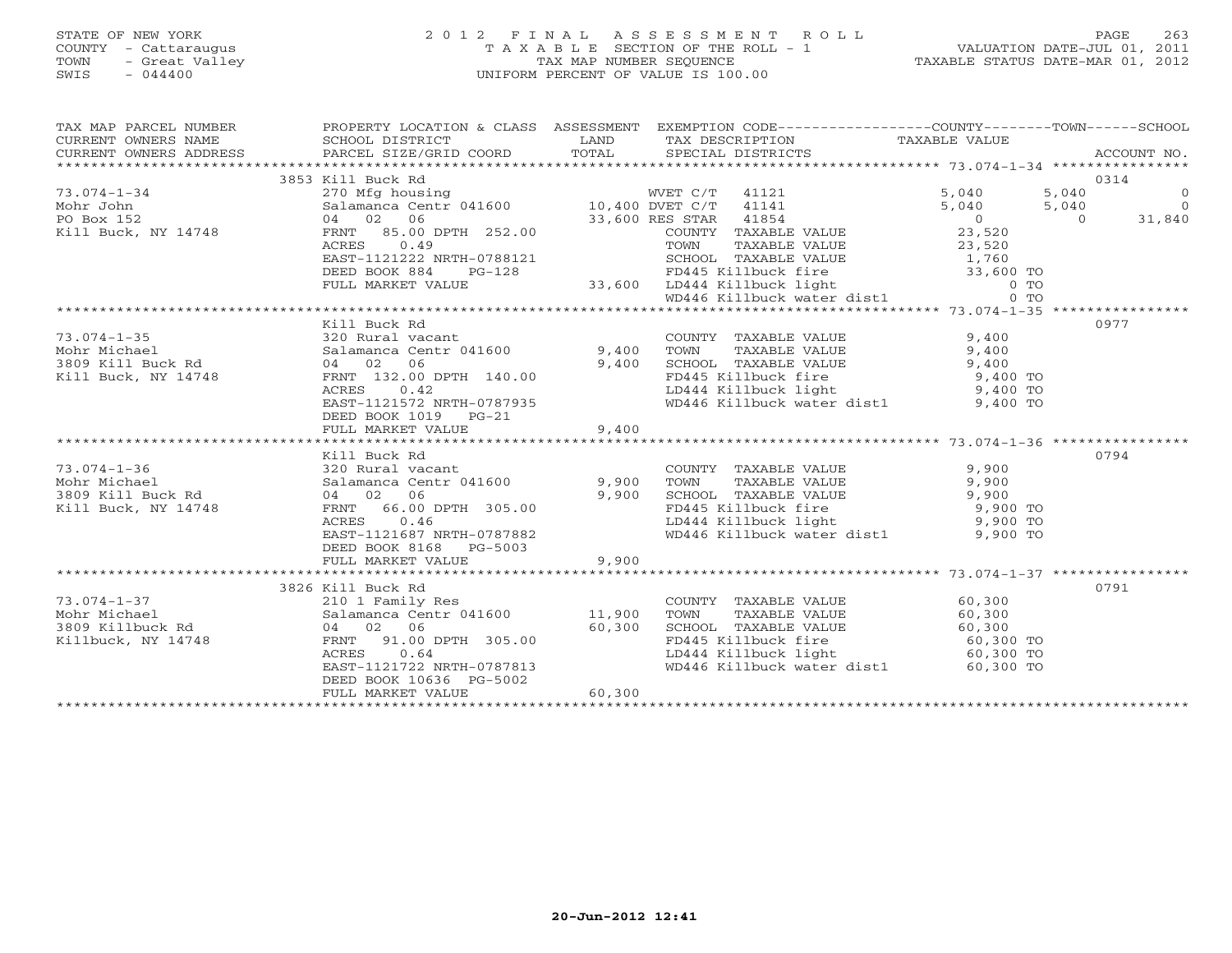STATE OF NEW YORK
COUNTY - Cattaraugus
TOWN - Great Valley
SWIS - 044400

2012 FINAL ASSESSMENT ROLL
TAXABLE SECTION OF THE ROLL - 1
TAX MAP NUMBER SEQUENCE
UNIFORM PERCENT OF VALUE IS 100.00

VALUATION DATE-JUL 01, 2011
TAXABLE STATUS DATE-MAR 01, 2012

| TAX MAP PARCEL NUMBER / CURRENT OWNERS NAME / CURRENT OWNERS ADDRESS | PROPERTY LOCATION & CLASS / SCHOOL DISTRICT / PARCEL SIZE/GRID COORD | ASSESSMENT LAND / TOTAL | EXEMPTION CODE / TAX DESCRIPTION / SPECIAL DISTRICTS | COUNTY TAXABLE VALUE | TOWN | SCHOOL | ACCOUNT NO. |
|---|---|---|---|---|---|---|---|
| | 3853 Kill Buck Rd | | | | | | 0314 |
| 73.074-1-34 | 270 Mfg housing | | WVET C/T 41121 | 5,040 | 5,040 | 0 | |
| Mohr John | Salamanca Centr 041600 | 10,400 | DVET C/T 41141 | 5,040 | 5,040 | 0 | |
| PO Box 152 | 04 02 06 | 33,600 | RES STAR 41854 | 0 | 0 | 31,840 | |
| Kill Buck, NY 14748 | FRNT 85.00 DPTH 252.00 | | COUNTY TAXABLE VALUE | 23,520 | | | |
| | ACRES 0.49 | | TOWN TAXABLE VALUE | 23,520 | | | |
| | EAST-1121222 NRTH-0788121 | | SCHOOL TAXABLE VALUE | 1,760 | | | |
| | DEED BOOK 884 PG-128 | | FD445 Killbuck fire | 33,600 TO | | | |
| | FULL MARKET VALUE | 33,600 | LD444 Killbuck light | 0 TO | | | |
| | | | WD446 Killbuck water dist1 | 0 TO | | | |
| | Kill Buck Rd | | | | | | 0977 |
| 73.074-1-35 | 320 Rural vacant | | COUNTY TAXABLE VALUE | 9,400 | | | |
| Mohr Michael | Salamanca Centr 041600 | 9,400 | TOWN TAXABLE VALUE | 9,400 | | | |
| 3809 Kill Buck Rd | 04 02 06 | 9,400 | SCHOOL TAXABLE VALUE | 9,400 | | | |
| Kill Buck, NY 14748 | FRNT 132.00 DPTH 140.00 | | FD445 Killbuck fire | 9,400 TO | | | |
| | ACRES 0.42 | | LD444 Killbuck light | 9,400 TO | | | |
| | EAST-1121572 NRTH-0787935 | | WD446 Killbuck water dist1 | 9,400 TO | | | |
| | DEED BOOK 1019 PG-21 | | | | | | |
| | FULL MARKET VALUE | 9,400 | | | | | |
| | Kill Buck Rd | | | | | | 0794 |
| 73.074-1-36 | 320 Rural vacant | | COUNTY TAXABLE VALUE | 9,900 | | | |
| Mohr Michael | Salamanca Centr 041600 | 9,900 | TOWN TAXABLE VALUE | 9,900 | | | |
| 3809 Kill Buck Rd | 04 02 06 | 9,900 | SCHOOL TAXABLE VALUE | 9,900 | | | |
| Kill Buck, NY 14748 | FRNT 66.00 DPTH 305.00 | | FD445 Killbuck fire | 9,900 TO | | | |
| | ACRES 0.46 | | LD444 Killbuck light | 9,900 TO | | | |
| | EAST-1121687 NRTH-0787882 | | WD446 Killbuck water dist1 | 9,900 TO | | | |
| | DEED BOOK 8168 PG-5003 | | | | | | |
| | FULL MARKET VALUE | 9,900 | | | | | |
| | 3826 Kill Buck Rd | | | | | | 0791 |
| 73.074-1-37 | 210 1 Family Res | | COUNTY TAXABLE VALUE | 60,300 | | | |
| Mohr Michael | Salamanca Centr 041600 | 11,900 | TOWN TAXABLE VALUE | 60,300 | | | |
| 3809 Killbuck Rd | 04 02 06 | 60,300 | SCHOOL TAXABLE VALUE | 60,300 | | | |
| Killbuck, NY 14748 | FRNT 91.00 DPTH 305.00 | | FD445 Killbuck fire | 60,300 TO | | | |
| | ACRES 0.64 | | LD444 Killbuck light | 60,300 TO | | | |
| | EAST-1121722 NRTH-0787813 | | WD446 Killbuck water dist1 | 60,300 TO | | | |
| | DEED BOOK 10636 PG-5002 | | | | | | |
| | FULL MARKET VALUE | 60,300 | | | | | |

20-Jun-2012 12:41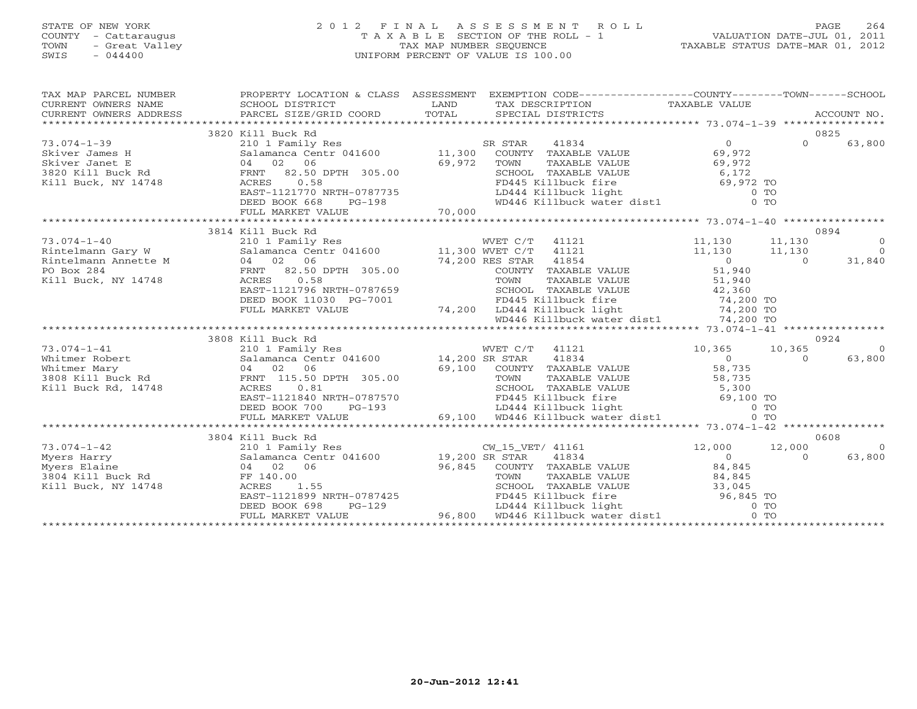STATE OF NEW YORK
COUNTY - Cattaraugus
TOWN - Great Valley
SWIS - 044400

# 2012 FINAL ASSESSMENT ROLL
TAXABLE SECTION OF THE ROLL - 1
TAX MAP NUMBER SEQUENCE
UNIFORM PERCENT OF VALUE IS 100.00

VALUATION DATE-JUL 01, 2011
TAXABLE STATUS DATE-MAR 01, 2012

```
TAX MAP PARCEL NUMBER     PROPERTY LOCATION & CLASS  ASSESSMENT  EXEMPTION CODE-----------------COUNTY--------TOWN------SCHOOL
CURRENT OWNERS NAME       SCHOOL DISTRICT               LAND      TAX DESCRIPTION                TAXABLE VALUE
CURRENT OWNERS ADDRESS    PARCEL SIZE/GRID COORD        TOTAL     SPECIAL DISTRICTS                                       ACCOUNT NO.
******************************************************************************************************* 73.074-1-39 ****************
                          3820 Kill Buck Rd                                                                              0825
73.074-1-39               210 1 Family Res                        SR STAR    41834               0           0        63,800
Skiver James H            Salamanca Centr 041600     11,300       COUNTY  TAXABLE VALUE          69,972
Skiver Janet E            04  02  06                 69,972       TOWN    TAXABLE VALUE          69,972
3820 Kill Buck Rd         FRNT  82.50 DPTH 305.00                 SCHOOL  TAXABLE VALUE           6,172
Kill Buck, NY 14748       ACRES    0.58                           FD445 Killbuck fire            69,972 TO
                          EAST-1121770 NRTH-0787735               LD444 Killbuck light                0 TO
                          DEED BOOK 668    PG-198                 WD446 Killbuck water dist1          0 TO
                          FULL MARKET VALUE          70,000
******************************************************************************************************* 73.074-1-40 ****************
                          3814 Kill Buck Rd                                                                              0894
73.074-1-40               210 1 Family Res                        WVET C/T   41121          11,130      11,130             0
Rintelmann Gary W         Salamanca Centr 041600     11,300 WVET C/T   41121                11,130      11,130             0
Rintelmann Annette M      04  02  06                 74,200 RES STAR   41854                     0           0        31,840
PO Box 284                FRNT  82.50 DPTH 305.00                 COUNTY  TAXABLE VALUE          51,940
Kill Buck, NY 14748       ACRES    0.58                           TOWN    TAXABLE VALUE          51,940
                          EAST-1121796 NRTH-0787659               SCHOOL  TAXABLE VALUE          42,360
                          DEED BOOK 11030  PG-7001                FD445 Killbuck fire            74,200 TO
                          FULL MARKET VALUE          74,200       LD444 Killbuck light           74,200 TO
                                                                  WD446 Killbuck water dist1     74,200 TO
******************************************************************************************************* 73.074-1-41 ****************
                          3808 Kill Buck Rd                                                                              0924
73.074-1-41               210 1 Family Res                        WVET C/T   41121          10,365      10,365             0
Whitmer Robert            Salamanca Centr 041600     14,200 SR STAR    41834                     0           0        63,800
Whitmer Mary              04  02  06                 69,100       COUNTY  TAXABLE VALUE          58,735
3808 Kill Buck Rd         FRNT 115.50 DPTH 305.00                 TOWN    TAXABLE VALUE          58,735
Kill Buck Rd, 14748       ACRES    0.81                           SCHOOL  TAXABLE VALUE           5,300
                          EAST-1121840 NRTH-0787570               FD445 Killbuck fire            69,100 TO
                          DEED BOOK 700    PG-193                 LD444 Killbuck light                0 TO
                          FULL MARKET VALUE          69,100       WD446 Killbuck water dist1          0 TO
******************************************************************************************************* 73.074-1-42 ****************
                          3804 Kill Buck Rd                                                                              0608
73.074-1-42               210 1 Family Res                        CW_15_VET/ 41161          12,000      12,000             0
Myers Harry               Salamanca Centr 041600     19,200 SR STAR    41834                     0           0        63,800
Myers Elaine              04  02  06                 96,845       COUNTY  TAXABLE VALUE          84,845
3804 Kill Buck Rd         FF 140.00                               TOWN    TAXABLE VALUE          84,845
Kill Buck, NY 14748       ACRES    1.55                           SCHOOL  TAXABLE VALUE          33,045
                          EAST-1121899 NRTH-0787425               FD445 Killbuck fire            96,845 TO
                          DEED BOOK 698    PG-129                 LD444 Killbuck light                0 TO
                          FULL MARKET VALUE          96,800       WD446 Killbuck water dist1          0 TO
************************************************************************************************************************************
```

20-Jun-2012 12:41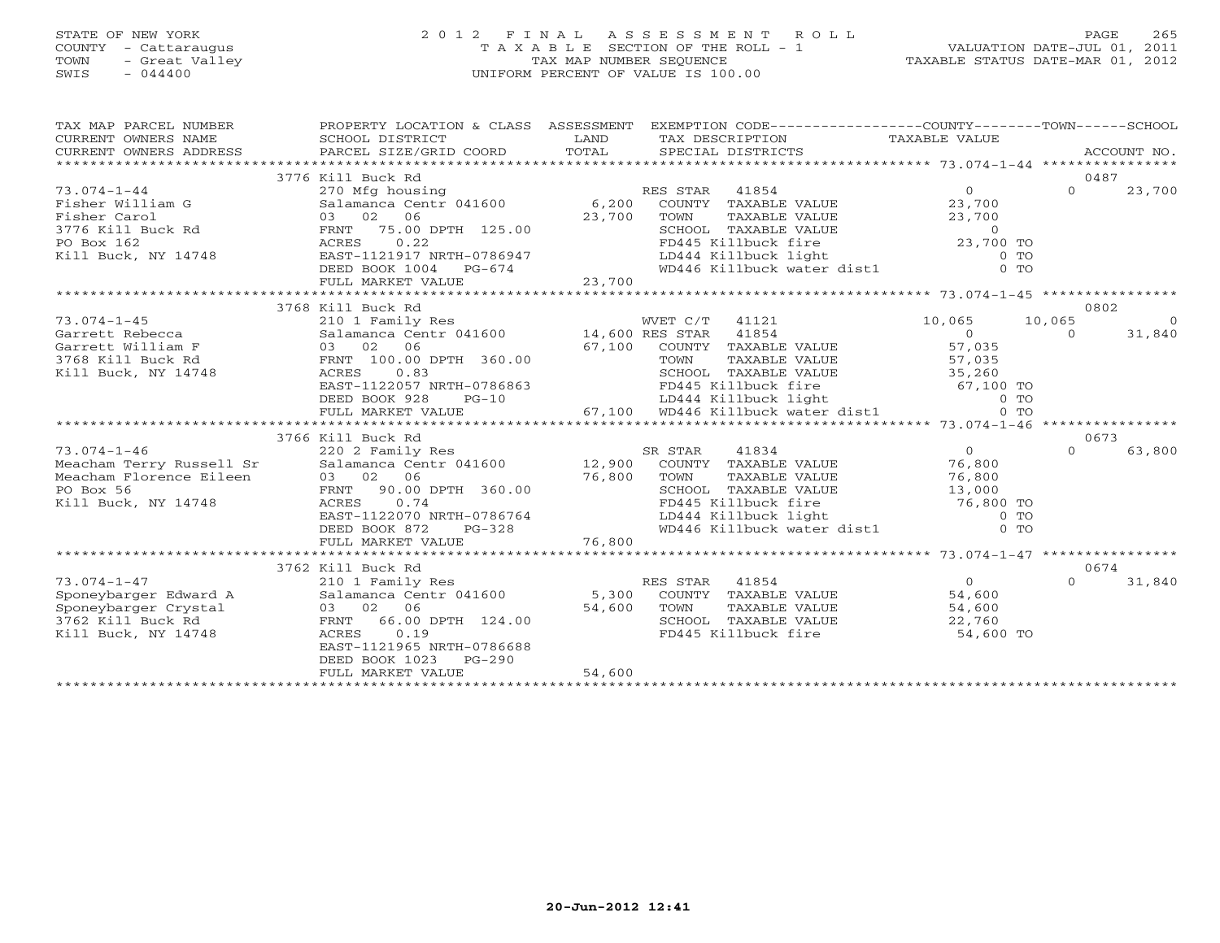STATE OF NEW YORK — 2012 FINAL ASSESSMENT ROLL — PAGE 265
COUNTY - Cattaraugus — TAXABLE SECTION OF THE ROLL - 1 — VALUATION DATE-JUL 01, 2011
TOWN - Great Valley — TAX MAP NUMBER SEQUENCE — TAXABLE STATUS DATE-MAR 01, 2012
SWIS - 044400 — UNIFORM PERCENT OF VALUE IS 100.00

| TAX MAP PARCEL NUMBER / CURRENT OWNERS NAME / CURRENT OWNERS ADDRESS | PROPERTY LOCATION & CLASS / SCHOOL DISTRICT / PARCEL SIZE/GRID COORD | ASSESSMENT LAND / TOTAL | EXEMPTION CODE / TAX DESCRIPTION / SPECIAL DISTRICTS | COUNTY TAXABLE VALUE | TOWN | SCHOOL / ACCOUNT NO. |
|---|---|---|---|---|---|---|
| 73.074-1-44 | 3776 Kill Buck Rd | | | | | 0487 |
| Fisher William G | 270 Mfg housing | | RES STAR 41854 | 0 | 0 | 23,700 |
| Fisher Carol | Salamanca Centr 041600 | 6,200 | COUNTY TAXABLE VALUE | 23,700 | | |
| 3776 Kill Buck Rd | 03 02 06 | 23,700 | TOWN TAXABLE VALUE | 23,700 | | |
| PO Box 162 | FRNT 75.00 DPTH 125.00 | | SCHOOL TAXABLE VALUE | 0 | | |
| Kill Buck, NY 14748 | ACRES 0.22 | | FD445 Killbuck fire | 23,700 TO | | |
| | EAST-1121917 NRTH-0786947 | | LD444 Killbuck light | 0 TO | | |
| | DEED BOOK 1004 PG-674 | | WD446 Killbuck water dist1 | 0 TO | | |
| | FULL MARKET VALUE | 23,700 | | | | |
| 73.074-1-45 | 3768 Kill Buck Rd | | | | | 0802 |
| Garrett Rebecca | 210 1 Family Res | | WVET C/T 41121 | 10,065 | 10,065 | 0 |
| Garrett William F | Salamanca Centr 041600 | 14,600 | RES STAR 41854 | 0 | 0 | 31,840 |
| 3768 Kill Buck Rd | 03 02 06 | 67,100 | COUNTY TAXABLE VALUE | 57,035 | | |
| Kill Buck, NY 14748 | FRNT 100.00 DPTH 360.00 | | TOWN TAXABLE VALUE | 57,035 | | |
| | ACRES 0.83 | | SCHOOL TAXABLE VALUE | 35,260 | | |
| | EAST-1122057 NRTH-0786863 | | FD445 Killbuck fire | 67,100 TO | | |
| | DEED BOOK 928 PG-10 | | LD444 Killbuck light | 0 TO | | |
| | FULL MARKET VALUE | 67,100 | WD446 Killbuck water dist1 | 0 TO | | |
| 73.074-1-46 | 3766 Kill Buck Rd | | | | | 0673 |
| Meacham Terry Russell Sr | 220 2 Family Res | | SR STAR 41834 | 0 | 0 | 63,800 |
| Meacham Florence Eileen | Salamanca Centr 041600 | 12,900 | COUNTY TAXABLE VALUE | 76,800 | | |
| PO Box 56 | 03 02 06 | 76,800 | TOWN TAXABLE VALUE | 76,800 | | |
| Kill Buck, NY 14748 | FRNT 90.00 DPTH 360.00 | | SCHOOL TAXABLE VALUE | 13,000 | | |
| | ACRES 0.74 | | FD445 Killbuck fire | 76,800 TO | | |
| | EAST-1122070 NRTH-0786764 | | LD444 Killbuck light | 0 TO | | |
| | DEED BOOK 872 PG-328 | | WD446 Killbuck water dist1 | 0 TO | | |
| | FULL MARKET VALUE | 76,800 | | | | |
| 73.074-1-47 | 3762 Kill Buck Rd | | | | | 0674 |
| Sponeybarger Edward A | 210 1 Family Res | | RES STAR 41854 | 0 | 0 | 31,840 |
| Sponeybarger Crystal | Salamanca Centr 041600 | 5,300 | COUNTY TAXABLE VALUE | 54,600 | | |
| 3762 Kill Buck Rd | 03 02 06 | 54,600 | TOWN TAXABLE VALUE | 54,600 | | |
| Kill Buck, NY 14748 | FRNT 66.00 DPTH 124.00 | | SCHOOL TAXABLE VALUE | 22,760 | | |
| | ACRES 0.19 | | FD445 Killbuck fire | 54,600 TO | | |
| | EAST-1121965 NRTH-0786688 | | | | | |
| | DEED BOOK 1023 PG-290 | | | | | |
| | FULL MARKET VALUE | 54,600 | | | | |

20-Jun-2012 12:41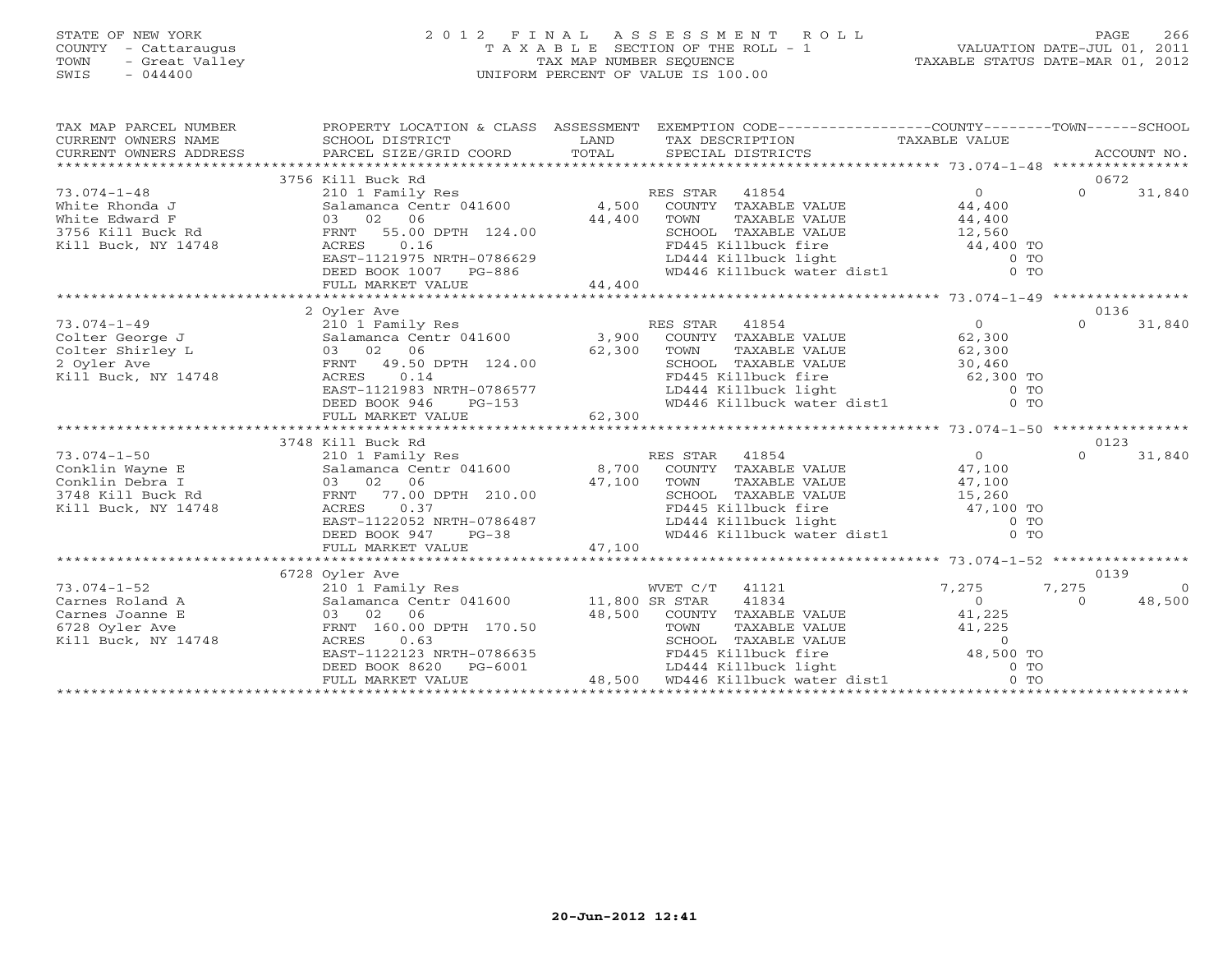STATE OF NEW YORK
COUNTY - Cattaraugus
TOWN - Great Valley
SWIS - 044400

2012 FINAL ASSESSMENT ROLL
TAXABLE SECTION OF THE ROLL - 1
TAX MAP NUMBER SEQUENCE
UNIFORM PERCENT OF VALUE IS 100.00

VALUATION DATE-JUL 01, 2011
TAXABLE STATUS DATE-MAR 01, 2012

| TAX MAP PARCEL NUMBER / CURRENT OWNERS NAME / CURRENT OWNERS ADDRESS | PROPERTY LOCATION & CLASS / SCHOOL DISTRICT / PARCEL SIZE/GRID COORD | ASSESSMENT LAND / TOTAL | EXEMPTION CODE / TAX DESCRIPTION / SPECIAL DISTRICTS | COUNTY TAXABLE VALUE | TOWN | SCHOOL / ACCOUNT NO. |
|---|---|---|---|---|---|---|
| | 3756 Kill Buck Rd | | | | | 0672 |
| 73.074-1-48 | 210 1 Family Res | | RES STAR 41854 | 0 | 0 | 31,840 |
| White Rhonda J | Salamanca Centr 041600 | 4,500 | COUNTY TAXABLE VALUE | 44,400 | | |
| White Edward F | 03 02 06 | 44,400 | TOWN TAXABLE VALUE | 44,400 | | |
| 3756 Kill Buck Rd | FRNT 55.00 DPTH 124.00 | | SCHOOL TAXABLE VALUE | 12,560 | | |
| Kill Buck, NY 14748 | ACRES 0.16 | | FD445 Killbuck fire | 44,400 TO | | |
| | EAST-1121975 NRTH-0786629 | | LD444 Killbuck light | 0 TO | | |
| | DEED BOOK 1007 PG-886 | | WD446 Killbuck water dist1 | 0 TO | | |
| | FULL MARKET VALUE | 44,400 | | | | |
| | 2 Oyler Ave | | | | | 0136 |
| 73.074-1-49 | 210 1 Family Res | | RES STAR 41854 | 0 | 0 | 31,840 |
| Colter George J | Salamanca Centr 041600 | 3,900 | COUNTY TAXABLE VALUE | 62,300 | | |
| Colter Shirley L | 03 02 06 | 62,300 | TOWN TAXABLE VALUE | 62,300 | | |
| 2 Oyler Ave | FRNT 49.50 DPTH 124.00 | | SCHOOL TAXABLE VALUE | 30,460 | | |
| Kill Buck, NY 14748 | ACRES 0.14 | | FD445 Killbuck fire | 62,300 TO | | |
| | EAST-1121983 NRTH-0786577 | | LD444 Killbuck light | 0 TO | | |
| | DEED BOOK 946 PG-153 | | WD446 Killbuck water dist1 | 0 TO | | |
| | FULL MARKET VALUE | 62,300 | | | | |
| | 3748 Kill Buck Rd | | | | | 0123 |
| 73.074-1-50 | 210 1 Family Res | | RES STAR 41854 | 0 | 0 | 31,840 |
| Conklin Wayne E | Salamanca Centr 041600 | 8,700 | COUNTY TAXABLE VALUE | 47,100 | | |
| Conklin Debra I | 03 02 06 | 47,100 | TOWN TAXABLE VALUE | 47,100 | | |
| 3748 Kill Buck Rd | FRNT 77.00 DPTH 210.00 | | SCHOOL TAXABLE VALUE | 15,260 | | |
| Kill Buck, NY 14748 | ACRES 0.37 | | FD445 Killbuck fire | 47,100 TO | | |
| | EAST-1122052 NRTH-0786487 | | LD444 Killbuck light | 0 TO | | |
| | DEED BOOK 947 PG-38 | | WD446 Killbuck water dist1 | 0 TO | | |
| | FULL MARKET VALUE | 47,100 | | | | |
| | 6728 Oyler Ave | | | | | 0139 |
| 73.074-1-52 | 210 1 Family Res | | WVET C/T 41121 | 7,275 | 7,275 | 0 |
| Carnes Roland A | Salamanca Centr 041600 | 11,800 | SR STAR 41834 | 0 | 0 | 48,500 |
| Carnes Joanne E | 03 02 06 | 48,500 | COUNTY TAXABLE VALUE | 41,225 | | |
| 6728 Oyler Ave | FRNT 160.00 DPTH 170.50 | | TOWN TAXABLE VALUE | 41,225 | | |
| Kill Buck, NY 14748 | ACRES 0.63 | | SCHOOL TAXABLE VALUE | 0 | | |
| | EAST-1122123 NRTH-0786635 | | FD445 Killbuck fire | 48,500 TO | | |
| | DEED BOOK 8620 PG-6001 | | LD444 Killbuck light | 0 TO | | |
| | FULL MARKET VALUE | 48,500 | WD446 Killbuck water dist1 | 0 TO | | |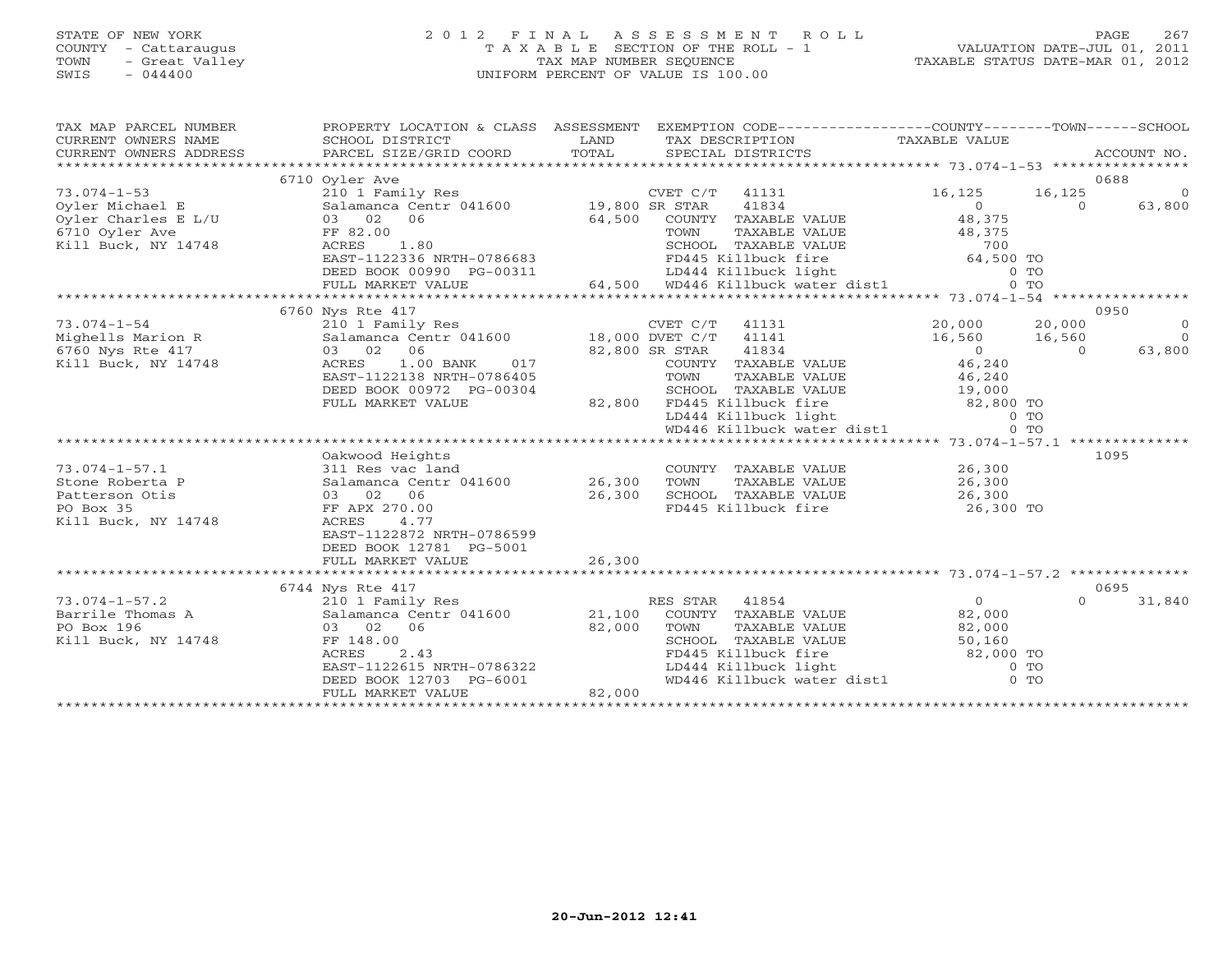STATE OF NEW YORK
COUNTY - Cattaraugus
TOWN - Great Valley
SWIS - 044400

# 2012 FINAL ASSESSMENT ROLL
TAXABLE SECTION OF THE ROLL - 1
TAX MAP NUMBER SEQUENCE
UNIFORM PERCENT OF VALUE IS 100.00

VALUATION DATE-JUL 01, 2011
TAXABLE STATUS DATE-MAR 01, 2012

| TAX MAP PARCEL NUMBER / CURRENT OWNERS NAME / CURRENT OWNERS ADDRESS | PROPERTY LOCATION & CLASS / SCHOOL DISTRICT / PARCEL SIZE/GRID COORD | ASSESSMENT LAND / TOTAL | EXEMPTION CODE / TAX DESCRIPTION / SPECIAL DISTRICTS | COUNTY TAXABLE VALUE | TOWN | SCHOOL | ACCOUNT NO. |
|---|---|---|---|---|---|---|---|
| **73.074-1-53** | 6710 Oyler Ave | | | | | | 0688 |
| | 210 1 Family Res | | CVET C/T 41131 | 16,125 | 16,125 | 0 | |
| Oyler Michael E | Salamanca Centr 041600 | 19,800 | SR STAR 41834 | 0 | 0 | 63,800 | |
| Oyler Charles E L/U | 03 02 06 | 64,500 | COUNTY TAXABLE VALUE | 48,375 | | | |
| 6710 Oyler Ave | FF 82.00 | | TOWN TAXABLE VALUE | 48,375 | | | |
| Kill Buck, NY 14748 | ACRES 1.80 | | SCHOOL TAXABLE VALUE | 700 | | | |
| | EAST-1122336 NRTH-0786683 | | FD445 Killbuck fire | 64,500 TO | | | |
| | DEED BOOK 00990 PG-00311 | | LD444 Killbuck light | 0 TO | | | |
| | FULL MARKET VALUE | 64,500 | WD446 Killbuck water dist1 | 0 TO | | | |
| **73.074-1-54** | 6760 Nys Rte 417 | | | | | | 0950 |
| | 210 1 Family Res | | CVET C/T 41131 | 20,000 | 20,000 | 0 | |
| Mighells Marion R | Salamanca Centr 041600 | 18,000 | DVET C/T 41141 | 16,560 | 16,560 | 0 | |
| 6760 Nys Rte 417 | 03 02 06 | 82,800 | SR STAR 41834 | 0 | 0 | 63,800 | |
| Kill Buck, NY 14748 | ACRES 1.00 BANK 017 | | COUNTY TAXABLE VALUE | 46,240 | | | |
| | EAST-1122138 NRTH-0786405 | | TOWN TAXABLE VALUE | 46,240 | | | |
| | DEED BOOK 00972 PG-00304 | | SCHOOL TAXABLE VALUE | 19,000 | | | |
| | FULL MARKET VALUE | 82,800 | FD445 Killbuck fire | 82,800 TO | | | |
| | | | LD444 Killbuck light | 0 TO | | | |
| | | | WD446 Killbuck water dist1 | 0 TO | | | |
| **73.074-1-57.1** | Oakwood Heights | | | | | | 1095 |
| | 311 Res vac land | | COUNTY TAXABLE VALUE | 26,300 | | | |
| Stone Roberta P | Salamanca Centr 041600 | 26,300 | TOWN TAXABLE VALUE | 26,300 | | | |
| Patterson Otis | 03 02 06 | 26,300 | SCHOOL TAXABLE VALUE | 26,300 | | | |
| PO Box 35 | FF APX 270.00 | | FD445 Killbuck fire | 26,300 TO | | | |
| Kill Buck, NY 14748 | ACRES 4.77 | | | | | | |
| | EAST-1122872 NRTH-0786599 | | | | | | |
| | DEED BOOK 12781 PG-5001 | | | | | | |
| | FULL MARKET VALUE | 26,300 | | | | | |
| **73.074-1-57.2** | 6744 Nys Rte 417 | | | | | | 0695 |
| | 210 1 Family Res | | RES STAR 41854 | 0 | | 0 | 31,840 |
| Barrile Thomas A | Salamanca Centr 041600 | 21,100 | COUNTY TAXABLE VALUE | 82,000 | | | |
| PO Box 196 | 03 02 06 | 82,000 | TOWN TAXABLE VALUE | 82,000 | | | |
| Kill Buck, NY 14748 | FF 148.00 | | SCHOOL TAXABLE VALUE | 50,160 | | | |
| | ACRES 2.43 | | FD445 Killbuck fire | 82,000 TO | | | |
| | EAST-1122615 NRTH-0786322 | | LD444 Killbuck light | 0 TO | | | |
| | DEED BOOK 12703 PG-6001 | | WD446 Killbuck water dist1 | 0 TO | | | |
| | FULL MARKET VALUE | 82,000 | | | | | |

20-Jun-2012 12:41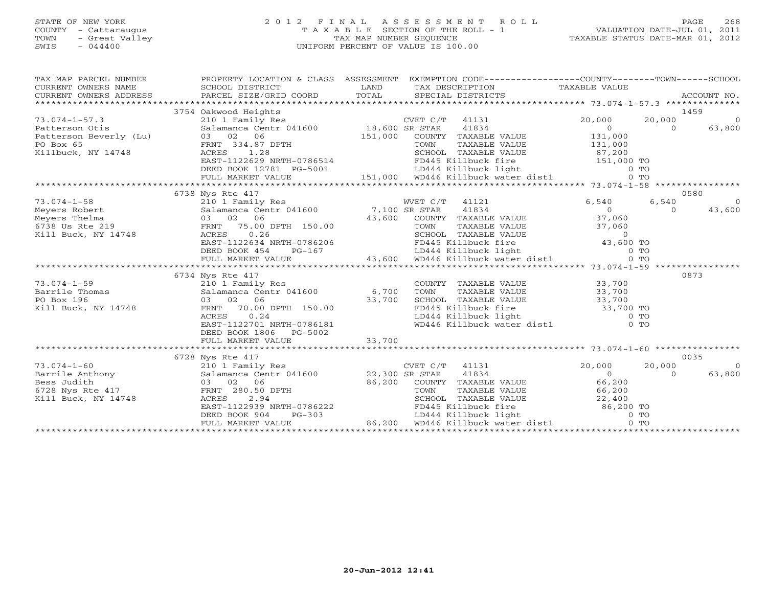STATE OF NEW YORK — 2012 FINAL ASSESSMENT ROLL
COUNTY - Cattaraugus — TAXABLE SECTION OF THE ROLL - 1 — VALUATION DATE-JUL 01, 2011
TOWN - Great Valley — TAX MAP NUMBER SEQUENCE — TAXABLE STATUS DATE-MAR 01, 2012
SWIS - 044400 — UNIFORM PERCENT OF VALUE IS 100.00

| TAX MAP PARCEL NUMBER / CURRENT OWNERS NAME / CURRENT OWNERS ADDRESS | PROPERTY LOCATION & CLASS / SCHOOL DISTRICT / PARCEL SIZE/GRID COORD | ASSESSMENT LAND / TOTAL | EXEMPTION CODE / TAX DESCRIPTION / SPECIAL DISTRICTS | COUNTY TAXABLE VALUE | TOWN | SCHOOL | ACCOUNT NO. |
|---|---|---|---|---|---|---|---|
| | 3754 Oakwood Heights | | | | | | 1459 |
| 73.074-1-57.3 | 210 1 Family Res | | CVET C/T 41131 | 20,000 | 20,000 | 0 | |
| Patterson Otis | Salamanca Centr 041600 | 18,600 | SR STAR 41834 | 0 | 0 | 63,800 | |
| Patterson Beverly (Lu) | 03 02 06 | 151,000 | COUNTY TAXABLE VALUE | 131,000 | | | |
| PO Box 65 | FRNT 334.87 DPTH | | TOWN TAXABLE VALUE | 131,000 | | | |
| Killbuck, NY 14748 | ACRES 1.28 | | SCHOOL TAXABLE VALUE | 87,200 | | | |
| | EAST-1122629 NRTH-0786514 | | FD445 Killbuck fire | 151,000 TO | | | |
| | DEED BOOK 12781 PG-5001 | | LD444 Killbuck light | 0 TO | | | |
| | FULL MARKET VALUE | 151,000 | WD446 Killbuck water dist1 | 0 TO | | | |
| | 6738 Nys Rte 417 | | | | | | 0580 |
| 73.074-1-58 | 210 1 Family Res | | WVET C/T 41121 | 6,540 | 6,540 | 0 | |
| Meyers Robert | Salamanca Centr 041600 | 7,100 | SR STAR 41834 | 0 | 0 | 43,600 | |
| Meyers Thelma | 03 02 06 | 43,600 | COUNTY TAXABLE VALUE | 37,060 | | | |
| 6738 Us Rte 219 | FRNT 75.00 DPTH 150.00 | | TOWN TAXABLE VALUE | 37,060 | | | |
| Kill Buck, NY 14748 | ACRES 0.26 | | SCHOOL TAXABLE VALUE | 0 | | | |
| | EAST-1122634 NRTH-0786206 | | FD445 Killbuck fire | 43,600 TO | | | |
| | DEED BOOK 454 PG-167 | | LD444 Killbuck light | 0 TO | | | |
| | FULL MARKET VALUE | 43,600 | WD446 Killbuck water dist1 | 0 TO | | | |
| | 6734 Nys Rte 417 | | | | | | 0873 |
| 73.074-1-59 | 210 1 Family Res | | COUNTY TAXABLE VALUE | 33,700 | | | |
| Barrile Thomas | Salamanca Centr 041600 | 6,700 | TOWN TAXABLE VALUE | 33,700 | | | |
| PO Box 196 | 03 02 06 | 33,700 | SCHOOL TAXABLE VALUE | 33,700 | | | |
| Kill Buck, NY 14748 | FRNT 70.00 DPTH 150.00 | | FD445 Killbuck fire | 33,700 TO | | | |
| | ACRES 0.24 | | LD444 Killbuck light | 0 TO | | | |
| | EAST-1122701 NRTH-0786181 | | WD446 Killbuck water dist1 | 0 TO | | | |
| | DEED BOOK 1806 PG-5002 | | | | | | |
| | FULL MARKET VALUE | 33,700 | | | | | |
| | 6728 Nys Rte 417 | | | | | | 0035 |
| 73.074-1-60 | 210 1 Family Res | | CVET C/T 41131 | 20,000 | 20,000 | 0 | |
| Barrile Anthony | Salamanca Centr 041600 | 22,300 | SR STAR 41834 | 0 | 0 | 63,800 | |
| Bess Judith | 03 02 06 | 86,200 | COUNTY TAXABLE VALUE | 66,200 | | | |
| 6728 Nys Rte 417 | FRNT 280.50 DPTH | | TOWN TAXABLE VALUE | 66,200 | | | |
| Kill Buck, NY 14748 | ACRES 2.94 | | SCHOOL TAXABLE VALUE | 22,400 | | | |
| | EAST-1122939 NRTH-0786222 | | FD445 Killbuck fire | 86,200 TO | | | |
| | DEED BOOK 904 PG-303 | | LD444 Killbuck light | 0 TO | | | |
| | FULL MARKET VALUE | 86,200 | WD446 Killbuck water dist1 | 0 TO | | | |

20-Jun-2012 12:41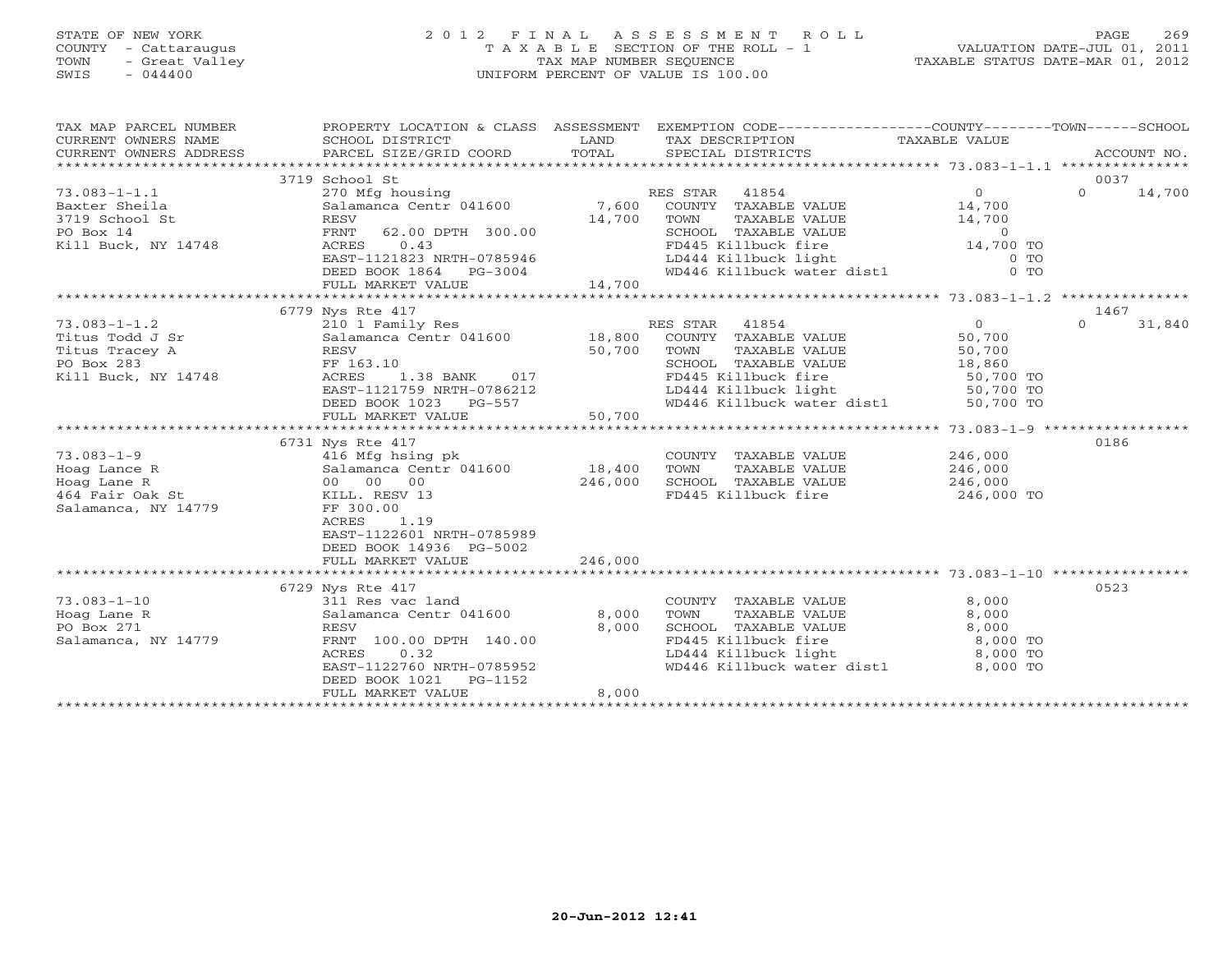STATE OF NEW YORK
COUNTY - Cattaraugus
TOWN - Great Valley
SWIS - 044400

2012 FINAL ASSESSMENT ROLL
TAXABLE SECTION OF THE ROLL - 1
TAX MAP NUMBER SEQUENCE
UNIFORM PERCENT OF VALUE IS 100.00

VALUATION DATE-JUL 01, 2011
TAXABLE STATUS DATE-MAR 01, 2012

| TAX MAP PARCEL NUMBER / CURRENT OWNERS NAME / CURRENT OWNERS ADDRESS | PROPERTY LOCATION & CLASS / SCHOOL DISTRICT / PARCEL SIZE/GRID COORD | ASSESSMENT LAND | TOTAL | EXEMPTION CODE / TAX DESCRIPTION / SPECIAL DISTRICTS | COUNTY TAXABLE VALUE | TOWN | SCHOOL / ACCOUNT NO. |
|---|---|---|---|---|---|---|---|
| **73.083-1-1.1** | 3719 School St | | | | | | 0037 |
| Baxter Sheila | 270 Mfg housing | | | RES STAR 41854 | 0 | 0 | 14,700 |
| 3719 School St | Salamanca Centr 041600 | 7,600 | | COUNTY TAXABLE VALUE | 14,700 | | |
| PO Box 14 | RESV | | 14,700 | TOWN TAXABLE VALUE | 14,700 | | |
| Kill Buck, NY 14748 | FRNT 62.00 DPTH 300.00 | | | SCHOOL TAXABLE VALUE | 0 | | |
| | ACRES 0.43 | | | FD445 Killbuck fire | 14,700 TO | | |
| | EAST-1121823 NRTH-0785946 | | | LD444 Killbuck light | 0 TO | | |
| | DEED BOOK 1864 PG-3004 | | | WD446 Killbuck water dist1 | 0 TO | | |
| | FULL MARKET VALUE | | 14,700 | | | | |
| **73.083-1-1.2** | 6779 Nys Rte 417 | | | | | | 1467 |
| Titus Todd J Sr | 210 1 Family Res | | | RES STAR 41854 | 0 | 0 | 31,840 |
| Titus Tracey A | Salamanca Centr 041600 | 18,800 | | COUNTY TAXABLE VALUE | 50,700 | | |
| PO Box 283 | RESV | | 50,700 | TOWN TAXABLE VALUE | 50,700 | | |
| Kill Buck, NY 14748 | FF 163.10 | | | SCHOOL TAXABLE VALUE | 18,860 | | |
| | ACRES 1.38 BANK 017 | | | FD445 Killbuck fire | 50,700 TO | | |
| | EAST-1121759 NRTH-0786212 | | | LD444 Killbuck light | 50,700 TO | | |
| | DEED BOOK 1023 PG-557 | | | WD446 Killbuck water dist1 | 50,700 TO | | |
| | FULL MARKET VALUE | | 50,700 | | | | |
| **73.083-1-9** | 6731 Nys Rte 417 | | | | | | 0186 |
| Hoag Lance R | 416 Mfg hsing pk | | | COUNTY TAXABLE VALUE | 246,000 | | |
| Hoag Lane R | Salamanca Centr 041600 | 18,400 | | TOWN TAXABLE VALUE | 246,000 | | |
| 464 Fair Oak St | 00 00 00 | | 246,000 | SCHOOL TAXABLE VALUE | 246,000 | | |
| Salamanca, NY 14779 | KILL. RESV 13 | | | FD445 Killbuck fire | 246,000 TO | | |
| | FF 300.00 | | | | | | |
| | ACRES 1.19 | | | | | | |
| | EAST-1122601 NRTH-0785989 | | | | | | |
| | DEED BOOK 14936 PG-5002 | | | | | | |
| | FULL MARKET VALUE | | 246,000 | | | | |
| **73.083-1-10** | 6729 Nys Rte 417 | | | | | | 0523 |
| Hoag Lane R | 311 Res vac land | | | COUNTY TAXABLE VALUE | 8,000 | | |
| PO Box 271 | Salamanca Centr 041600 | 8,000 | | TOWN TAXABLE VALUE | 8,000 | | |
| Salamanca, NY 14779 | RESV | | 8,000 | SCHOOL TAXABLE VALUE | 8,000 | | |
| | FRNT 100.00 DPTH 140.00 | | | FD445 Killbuck fire | 8,000 TO | | |
| | ACRES 0.32 | | | LD444 Killbuck light | 8,000 TO | | |
| | EAST-1122760 NRTH-0785952 | | | WD446 Killbuck water dist1 | 8,000 TO | | |
| | DEED BOOK 1021 PG-1152 | | | | | | |
| | FULL MARKET VALUE | | 8,000 | | | | |

20-Jun-2012 12:41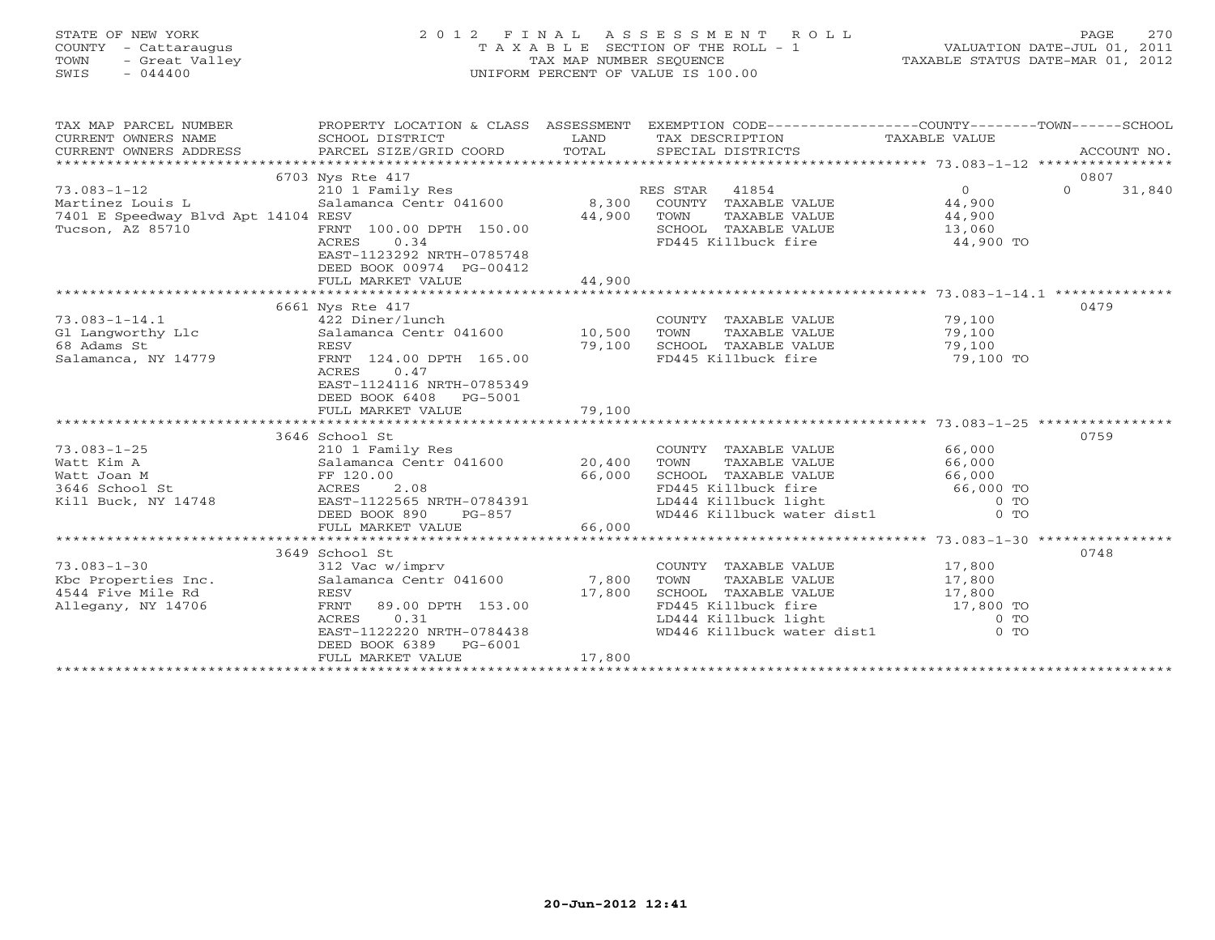STATE OF NEW YORK
COUNTY - Cattaraugus
TOWN - Great Valley
SWIS - 044400

2012 FINAL ASSESSMENT ROLL
TAXABLE SECTION OF THE ROLL - 1
TAX MAP NUMBER SEQUENCE
UNIFORM PERCENT OF VALUE IS 100.00

VALUATION DATE-JUL 01, 2011
TAXABLE STATUS DATE-MAR 01, 2012

| TAX MAP PARCEL NUMBER / CURRENT OWNERS NAME / CURRENT OWNERS ADDRESS | PROPERTY LOCATION & CLASS / SCHOOL DISTRICT / PARCEL SIZE/GRID COORD | ASSESSMENT LAND / TOTAL | EXEMPTION CODE / TAX DESCRIPTION / SPECIAL DISTRICTS | COUNTY / TOWN / SCHOOL TAXABLE VALUE | ACCOUNT NO. |
|---|---|---|---|---|---|
| | 6703 Nys Rte 417 | | | | 0807 |
| 73.083-1-12 | 210 1 Family Res | | RES STAR 41854 | 0 / 0 / 31,840 | |
| Martinez Louis L | Salamanca Centr 041600 | 8,300 | COUNTY TAXABLE VALUE | 44,900 | |
| 7401 E Speedway Blvd Apt 14104 | RESV | 44,900 | TOWN TAXABLE VALUE | 44,900 | |
| Tucson, AZ 85710 | FRNT 100.00 DPTH 150.00 | | SCHOOL TAXABLE VALUE | 13,060 | |
| | ACRES 0.34 | | FD445 Killbuck fire | 44,900 TO | |
| | EAST-1123292 NRTH-0785748 | | | | |
| | DEED BOOK 00974 PG-00412 | | | | |
| | FULL MARKET VALUE | 44,900 | | | |
| | 6661 Nys Rte 417 | | | | 0479 |
| 73.083-1-14.1 | 422 Diner/lunch | | COUNTY TAXABLE VALUE | 79,100 | |
| Gl Langworthy Llc | Salamanca Centr 041600 | 10,500 | TOWN TAXABLE VALUE | 79,100 | |
| 68 Adams St | RESV | 79,100 | SCHOOL TAXABLE VALUE | 79,100 | |
| Salamanca, NY 14779 | FRNT 124.00 DPTH 165.00 | | FD445 Killbuck fire | 79,100 TO | |
| | ACRES 0.47 | | | | |
| | EAST-1124116 NRTH-0785349 | | | | |
| | DEED BOOK 6408 PG-5001 | | | | |
| | FULL MARKET VALUE | 79,100 | | | |
| | 3646 School St | | | | 0759 |
| 73.083-1-25 | 210 1 Family Res | | COUNTY TAXABLE VALUE | 66,000 | |
| Watt Kim A | Salamanca Centr 041600 | 20,400 | TOWN TAXABLE VALUE | 66,000 | |
| Watt Joan M | FF 120.00 | 66,000 | SCHOOL TAXABLE VALUE | 66,000 | |
| 3646 School St | ACRES 2.08 | | FD445 Killbuck fire | 66,000 TO | |
| Kill Buck, NY 14748 | EAST-1122565 NRTH-0784391 | | LD444 Killbuck light | 0 TO | |
| | DEED BOOK 890 PG-857 | | WD446 Killbuck water dist1 | 0 TO | |
| | FULL MARKET VALUE | 66,000 | | | |
| | 3649 School St | | | | 0748 |
| 73.083-1-30 | 312 Vac w/imprv | | COUNTY TAXABLE VALUE | 17,800 | |
| Kbc Properties Inc. | Salamanca Centr 041600 | 7,800 | TOWN TAXABLE VALUE | 17,800 | |
| 4544 Five Mile Rd | RESV | 17,800 | SCHOOL TAXABLE VALUE | 17,800 | |
| Allegany, NY 14706 | FRNT 89.00 DPTH 153.00 | | FD445 Killbuck fire | 17,800 TO | |
| | ACRES 0.31 | | LD444 Killbuck light | 0 TO | |
| | EAST-1122220 NRTH-0784438 | | WD446 Killbuck water dist1 | 0 TO | |
| | DEED BOOK 6389 PG-6001 | | | | |
| | FULL MARKET VALUE | 17,800 | | | |

20-Jun-2012 12:41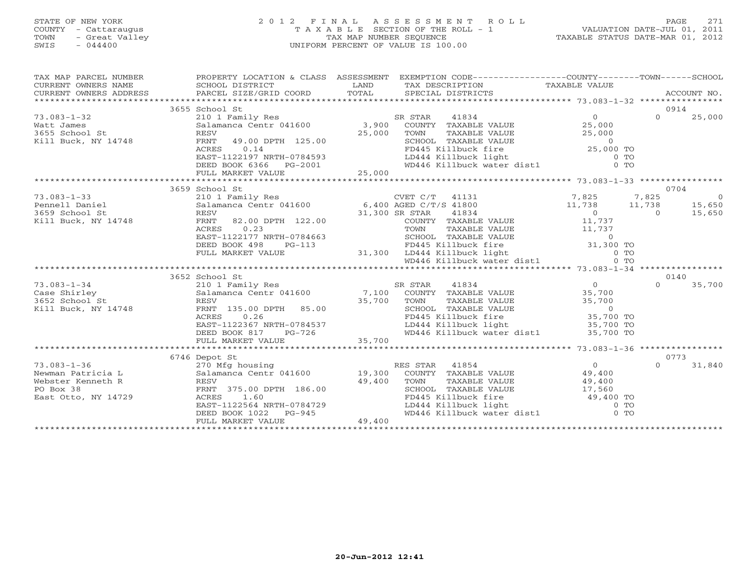STATE OF NEW YORK
COUNTY - Cattaraugus
TOWN - Great Valley
SWIS - 044400

# 2012 FINAL ASSESSMENT ROLL

TAXABLE SECTION OF THE ROLL - 1
TAX MAP NUMBER SEQUENCE
UNIFORM PERCENT OF VALUE IS 100.00

VALUATION DATE-JUL 01, 2011
TAXABLE STATUS DATE-MAR 01, 2012

| TAX MAP PARCEL NUMBER / CURRENT OWNERS NAME / CURRENT OWNERS ADDRESS | PROPERTY LOCATION & CLASS / SCHOOL DISTRICT / PARCEL SIZE/GRID COORD | ASSESSMENT LAND / TOTAL | EXEMPTION CODE / TAX DESCRIPTION / SPECIAL DISTRICTS | COUNTY TAXABLE VALUE | TOWN | SCHOOL / ACCOUNT NO. |
|---|---|---|---|---|---|---|
| | 3655 School St | | | | | 0914 |
| 73.083-1-32 | 210 1 Family Res | | SR STAR 41834 | 0 | 0 | 25,000 |
| Watt James | Salamanca Centr 041600 | 3,900 | COUNTY TAXABLE VALUE | 25,000 | | |
| 3655 School St | RESV | 25,000 | TOWN TAXABLE VALUE | 25,000 | | |
| Kill Buck, NY 14748 | FRNT 49.00 DPTH 125.00 | | SCHOOL TAXABLE VALUE | 0 | | |
| | ACRES 0.14 | | FD445 Killbuck fire | 25,000 TO | | |
| | EAST-1122197 NRTH-0784593 | | LD444 Killbuck light | 0 TO | | |
| | DEED BOOK 6366 PG-2001 | | WD446 Killbuck water dist1 | 0 TO | | |
| | FULL MARKET VALUE | 25,000 | | | | |
| | 3659 School St | | | | | 0704 |
| 73.083-1-33 | 210 1 Family Res | | CVET C/T 41131 | 7,825 | 7,825 | 0 |
| Pennell Daniel | Salamanca Centr 041600 | 6,400 | AGED C/T/S 41800 | 11,738 | 11,738 | 15,650 |
| 3659 School St | RESV | 31,300 | SR STAR 41834 | 0 | 0 | 15,650 |
| Kill Buck, NY 14748 | FRNT 82.00 DPTH 122.00 | | COUNTY TAXABLE VALUE | 11,737 | | |
| | ACRES 0.23 | | TOWN TAXABLE VALUE | 11,737 | | |
| | EAST-1122177 NRTH-0784663 | | SCHOOL TAXABLE VALUE | 0 | | |
| | DEED BOOK 498 PG-113 | | FD445 Killbuck fire | 31,300 TO | | |
| | FULL MARKET VALUE | 31,300 | LD444 Killbuck light | 0 TO | | |
| | | | WD446 Killbuck water dist1 | 0 TO | | |
| | 3652 School St | | | | | 0140 |
| 73.083-1-34 | 210 1 Family Res | | SR STAR 41834 | 0 | 0 | 35,700 |
| Case Shirley | Salamanca Centr 041600 | 7,100 | COUNTY TAXABLE VALUE | 35,700 | | |
| 3652 School St | RESV | 35,700 | TOWN TAXABLE VALUE | 35,700 | | |
| Kill Buck, NY 14748 | FRNT 135.00 DPTH 85.00 | | SCHOOL TAXABLE VALUE | 0 | | |
| | ACRES 0.26 | | FD445 Killbuck fire | 35,700 TO | | |
| | EAST-1122367 NRTH-0784537 | | LD444 Killbuck light | 35,700 TO | | |
| | DEED BOOK 817 PG-726 | | WD446 Killbuck water dist1 | 35,700 TO | | |
| | FULL MARKET VALUE | 35,700 | | | | |
| | 6746 Depot St | | | | | 0773 |
| 73.083-1-36 | 270 Mfg housing | | RES STAR 41854 | 0 | 0 | 31,840 |
| Newman Patricia L | Salamanca Centr 041600 | 19,300 | COUNTY TAXABLE VALUE | 49,400 | | |
| Webster Kenneth R | RESV | 49,400 | TOWN TAXABLE VALUE | 49,400 | | |
| PO Box 38 | FRNT 375.00 DPTH 186.00 | | SCHOOL TAXABLE VALUE | 17,560 | | |
| East Otto, NY 14729 | ACRES 1.60 | | FD445 Killbuck fire | 49,400 TO | | |
| | EAST-1122564 NRTH-0784729 | | LD444 Killbuck light | 0 TO | | |
| | DEED BOOK 1022 PG-945 | | WD446 Killbuck water dist1 | 0 TO | | |
| | FULL MARKET VALUE | 49,400 | | | | |

20-Jun-2012 12:41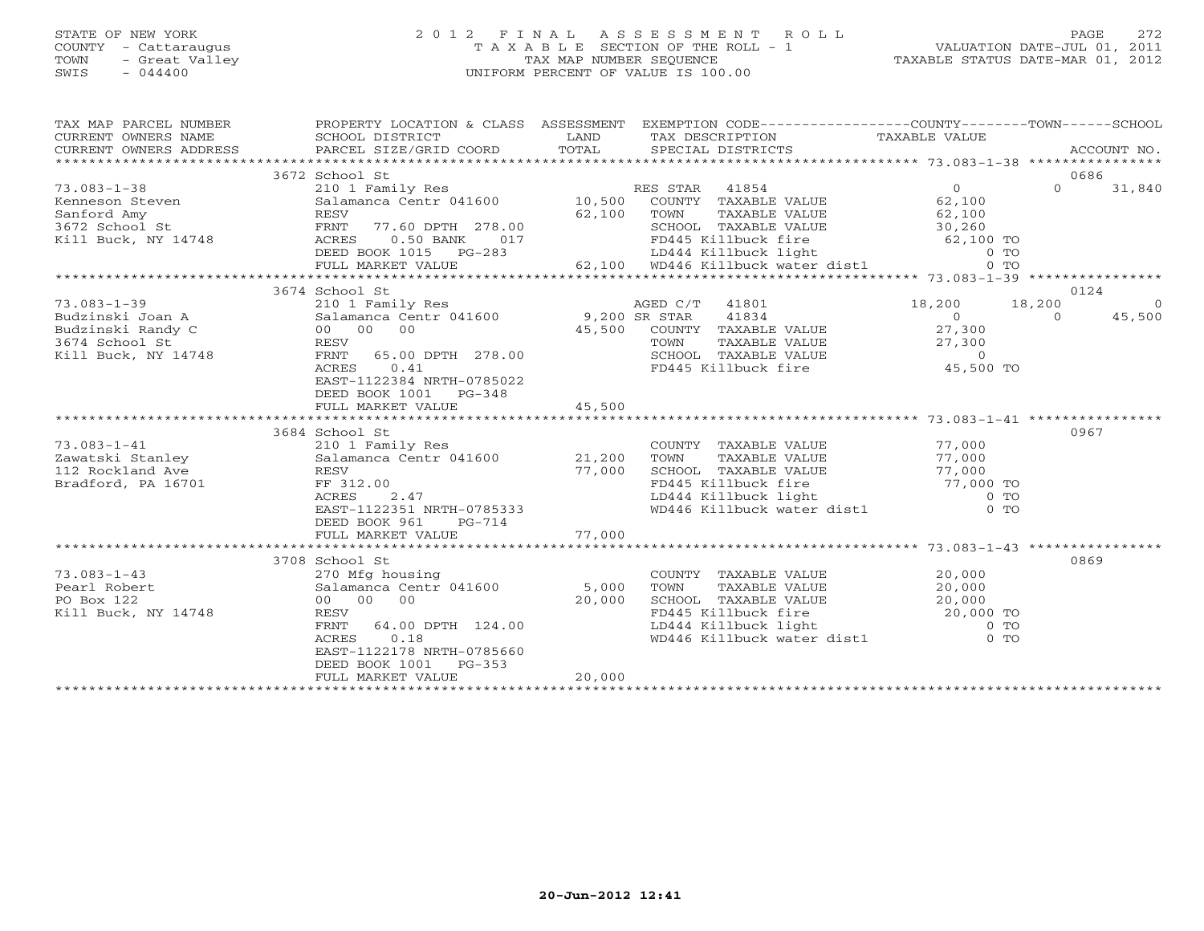STATE OF NEW YORK
COUNTY - Cattaraugus
TOWN - Great Valley
SWIS - 044400

2 0 1 2 F I N A L A S S E S S M E N T R O L L
T A X A B L E SECTION OF THE ROLL - 1
TAX MAP NUMBER SEQUENCE
UNIFORM PERCENT OF VALUE IS 100.00

VALUATION DATE-JUL 01, 2011
TAXABLE STATUS DATE-MAR 01, 2012

| TAX MAP PARCEL NUMBER / CURRENT OWNERS NAME / CURRENT OWNERS ADDRESS | PROPERTY LOCATION & CLASS / SCHOOL DISTRICT / PARCEL SIZE/GRID COORD | ASSESSMENT LAND / TOTAL | EXEMPTION CODE / TAX DESCRIPTION / SPECIAL DISTRICTS | COUNTY TAXABLE VALUE | TOWN | SCHOOL | ACCOUNT NO. |
|---|---|---|---|---|---|---|---|
| **73.083-1-38** | 3672 School St | | | | | | 0686 |
| Kenneson Steven | 210 1 Family Res | | RES STAR 41854 | 0 | 0 | 31,840 | |
| Sanford Amy | Salamanca Centr 041600 | 10,500 | COUNTY TAXABLE VALUE | 62,100 | | | |
| 3672 School St | RESV | 62,100 | TOWN TAXABLE VALUE | | 62,100 | | |
| Kill Buck, NY 14748 | FRNT 77.60 DPTH 278.00 | | SCHOOL TAXABLE VALUE | | | 30,260 | |
| | ACRES 0.50 BANK 017 | | FD445 Killbuck fire | 62,100 TO | | | |
| | DEED BOOK 1015 PG-283 | | LD444 Killbuck light | 0 TO | | | |
| | FULL MARKET VALUE | 62,100 | WD446 Killbuck water dist1 | 0 TO | | | |
| **73.083-1-39** | 3674 School St | | | | | | 0124 |
| Budzinski Joan A | 210 1 Family Res | | AGED C/T 41801 | 18,200 | 18,200 | 0 | |
| Budzinski Randy C | Salamanca Centr 041600 | 9,200 | SR STAR 41834 | 0 | 0 | 45,500 | |
| 3674 School St | 00 00 00 | 45,500 | COUNTY TAXABLE VALUE | 27,300 | | | |
| Kill Buck, NY 14748 | RESV | | TOWN TAXABLE VALUE | | 27,300 | | |
| | FRNT 65.00 DPTH 278.00 | | SCHOOL TAXABLE VALUE | | | 0 | |
| | ACRES 0.41 | | FD445 Killbuck fire | 45,500 TO | | | |
| | EAST-1122384 NRTH-0785022 | | | | | | |
| | DEED BOOK 1001 PG-348 | | | | | | |
| | FULL MARKET VALUE | 45,500 | | | | | |
| **73.083-1-41** | 3684 School St | | | | | | 0967 |
| Zawatski Stanley | 210 1 Family Res | | COUNTY TAXABLE VALUE | 77,000 | | | |
| 112 Rockland Ave | Salamanca Centr 041600 | 21,200 | TOWN TAXABLE VALUE | | 77,000 | | |
| Bradford, PA 16701 | RESV | 77,000 | SCHOOL TAXABLE VALUE | | | 77,000 | |
| | FF 312.00 | | FD445 Killbuck fire | 77,000 TO | | | |
| | ACRES 2.47 | | LD444 Killbuck light | 0 TO | | | |
| | EAST-1122351 NRTH-0785333 | | WD446 Killbuck water dist1 | 0 TO | | | |
| | DEED BOOK 961 PG-714 | | | | | | |
| | FULL MARKET VALUE | 77,000 | | | | | |
| **73.083-1-43** | 3708 School St | | | | | | 0869 |
| Pearl Robert | 270 Mfg housing | | COUNTY TAXABLE VALUE | 20,000 | | | |
| PO Box 122 | Salamanca Centr 041600 | 5,000 | TOWN TAXABLE VALUE | | 20,000 | | |
| Kill Buck, NY 14748 | 00 00 00 | 20,000 | SCHOOL TAXABLE VALUE | | | 20,000 | |
| | RESV | | FD445 Killbuck fire | 20,000 TO | | | |
| | FRNT 64.00 DPTH 124.00 | | LD444 Killbuck light | 0 TO | | | |
| | ACRES 0.18 | | WD446 Killbuck water dist1 | 0 TO | | | |
| | EAST-1122178 NRTH-0785660 | | | | | | |
| | DEED BOOK 1001 PG-353 | | | | | | |
| | FULL MARKET VALUE | 20,000 | | | | | |

20-Jun-2012 12:41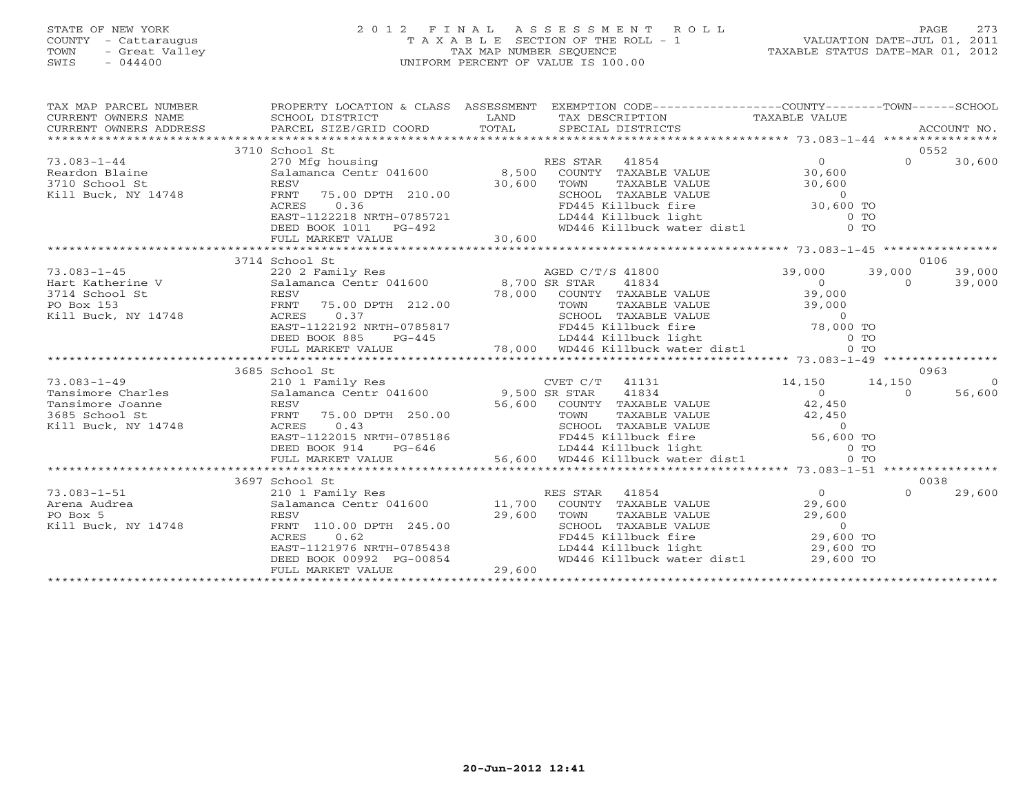STATE OF NEW YORK
COUNTY - Cattaraugus
TOWN - Great Valley
SWIS - 044400

2012 FINAL ASSESSMENT ROLL
TAXABLE SECTION OF THE ROLL - 1
TAX MAP NUMBER SEQUENCE
UNIFORM PERCENT OF VALUE IS 100.00

VALUATION DATE-JUL 01, 2011
TAXABLE STATUS DATE-MAR 01, 2012

| TAX MAP PARCEL NUMBER / CURRENT OWNERS NAME / CURRENT OWNERS ADDRESS | PROPERTY LOCATION & CLASS / SCHOOL DISTRICT / PARCEL SIZE/GRID COORD | ASSESSMENT LAND / TOTAL | EXEMPTION CODE / TAX DESCRIPTION / SPECIAL DISTRICTS | COUNTY TAXABLE VALUE | TOWN | SCHOOL / ACCOUNT NO. |
|---|---|---|---|---|---|---|
| **73.083-1-44** | 3710 School St | | | | | 0552 |
| 73.083-1-44 | 270 Mfg housing | | RES STAR 41854 | 0 | 0 | 30,600 |
| Reardon Blaine | Salamanca Centr 041600 | 8,500 | COUNTY TAXABLE VALUE | 30,600 | | |
| 3710 School St | RESV | 30,600 | TOWN TAXABLE VALUE | 30,600 | | |
| Kill Buck, NY 14748 | FRNT 75.00 DPTH 210.00 | | SCHOOL TAXABLE VALUE | 0 | | |
| | ACRES 0.36 | | FD445 Killbuck fire | 30,600 TO | | |
| | EAST-1122218 NRTH-0785721 | | LD444 Killbuck light | 0 TO | | |
| | DEED BOOK 1011 PG-492 | | WD446 Killbuck water dist1 | 0 TO | | |
| | FULL MARKET VALUE | 30,600 | | | | |
| **73.083-1-45** | 3714 School St | | | | | 0106 |
| 73.083-1-45 | 220 2 Family Res | | AGED C/T/S 41800 | 39,000 | 39,000 | 39,000 |
| Hart Katherine V | Salamanca Centr 041600 | 8,700 | SR STAR 41834 | 0 | 0 | 39,000 |
| 3714 School St | RESV | 78,000 | COUNTY TAXABLE VALUE | 39,000 | | |
| PO Box 153 | FRNT 75.00 DPTH 212.00 | | TOWN TAXABLE VALUE | 39,000 | | |
| Kill Buck, NY 14748 | ACRES 0.37 | | SCHOOL TAXABLE VALUE | 0 | | |
| | EAST-1122192 NRTH-0785817 | | FD445 Killbuck fire | 78,000 TO | | |
| | DEED BOOK 885 PG-445 | | LD444 Killbuck light | 0 TO | | |
| | FULL MARKET VALUE | 78,000 | WD446 Killbuck water dist1 | 0 TO | | |
| **73.083-1-49** | 3685 School St | | | | | 0963 |
| 73.083-1-49 | 210 1 Family Res | | CVET C/T 41131 | 14,150 | 14,150 | 0 |
| Tansimore Charles | Salamanca Centr 041600 | 9,500 | SR STAR 41834 | 0 | 0 | 56,600 |
| Tansimore Joanne | RESV | 56,600 | COUNTY TAXABLE VALUE | 42,450 | | |
| 3685 School St | FRNT 75.00 DPTH 250.00 | | TOWN TAXABLE VALUE | 42,450 | | |
| Kill Buck, NY 14748 | ACRES 0.43 | | SCHOOL TAXABLE VALUE | 0 | | |
| | EAST-1122015 NRTH-0785186 | | FD445 Killbuck fire | 56,600 TO | | |
| | DEED BOOK 914 PG-646 | | LD444 Killbuck light | 0 TO | | |
| | FULL MARKET VALUE | 56,600 | WD446 Killbuck water dist1 | 0 TO | | |
| **73.083-1-51** | 3697 School St | | | | | 0038 |
| 73.083-1-51 | 210 1 Family Res | | RES STAR 41854 | 0 | 0 | 29,600 |
| Arena Audrea | Salamanca Centr 041600 | 11,700 | COUNTY TAXABLE VALUE | 29,600 | | |
| PO Box 5 | RESV | 29,600 | TOWN TAXABLE VALUE | 29,600 | | |
| Kill Buck, NY 14748 | FRNT 110.00 DPTH 245.00 | | SCHOOL TAXABLE VALUE | 0 | | |
| | ACRES 0.62 | | FD445 Killbuck fire | 29,600 TO | | |
| | EAST-1121976 NRTH-0785438 | | LD444 Killbuck light | 29,600 TO | | |
| | DEED BOOK 00992 PG-00854 | | WD446 Killbuck water dist1 | 29,600 TO | | |
| | FULL MARKET VALUE | 29,600 | | | | |

20-Jun-2012 12:41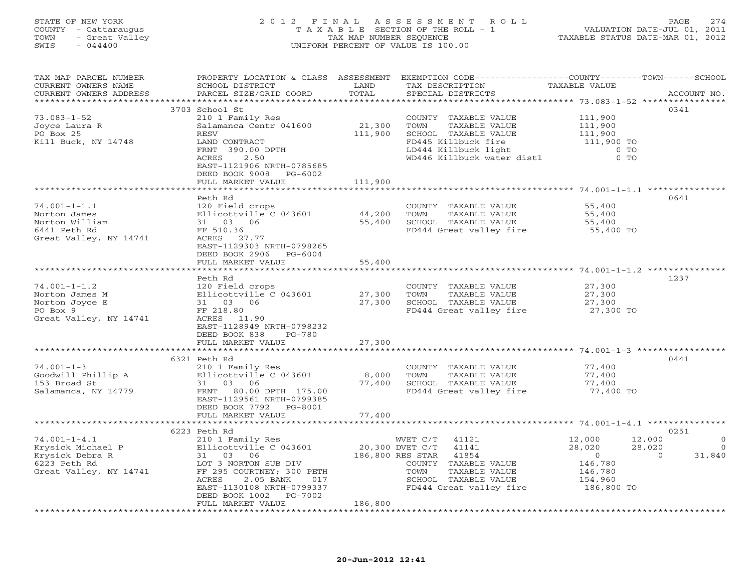STATE OF NEW YORK
COUNTY - Cattaraugus
TOWN - Great Valley
SWIS - 044400

# 2012 FINAL ASSESSMENT ROLL
TAXABLE SECTION OF THE ROLL - 1
TAX MAP NUMBER SEQUENCE
UNIFORM PERCENT OF VALUE IS 100.00

VALUATION DATE-JUL 01, 2011
TAXABLE STATUS DATE-MAR 01, 2012

| TAX MAP PARCEL NUMBER / CURRENT OWNERS NAME / CURRENT OWNERS ADDRESS | PROPERTY LOCATION & CLASS / SCHOOL DISTRICT / PARCEL SIZE/GRID COORD | ASSESSMENT LAND / TOTAL | EXEMPTION CODE / TAX DESCRIPTION / SPECIAL DISTRICTS | COUNTY TAXABLE VALUE | TOWN | SCHOOL | ACCOUNT NO. |
|---|---|---|---|---|---|---|---|
| **73.083-1-52** | 3703 School St | | | | | | 0341 |
| Joyce Laura R | 210 1 Family Res | | COUNTY TAXABLE VALUE | 111,900 | | | |
| PO Box 25 | Salamanca Centr 041600 | 21,300 | TOWN TAXABLE VALUE | 111,900 | | | |
| Kill Buck, NY 14748 | RESV | 111,900 | SCHOOL TAXABLE VALUE | 111,900 | | | |
| | LAND CONTRACT | | FD445 Killbuck fire | 111,900 TO | | | |
| | FRNT 390.00 DPTH | | LD444 Killbuck light | 0 TO | | | |
| | ACRES 2.50 | | WD446 Killbuck water dist1 | 0 TO | | | |
| | EAST-1121906 NRTH-0785685 | | | | | | |
| | DEED BOOK 9008 PG-6002 | | | | | | |
| | FULL MARKET VALUE | 111,900 | | | | | |
| **74.001-1-1.1** | Peth Rd | | | | | | 0641 |
| Norton James | 120 Field crops | | COUNTY TAXABLE VALUE | 55,400 | | | |
| Norton William | Ellicottville C 043601 | 44,200 | TOWN TAXABLE VALUE | 55,400 | | | |
| 6441 Peth Rd | 31 03 06 | 55,400 | SCHOOL TAXABLE VALUE | 55,400 | | | |
| Great Valley, NY 14741 | FF 510.36 | | FD444 Great valley fire | 55,400 TO | | | |
| | ACRES 27.77 | | | | | | |
| | EAST-1129303 NRTH-0798265 | | | | | | |
| | DEED BOOK 2906 PG-6004 | | | | | | |
| | FULL MARKET VALUE | 55,400 | | | | | |
| **74.001-1-1.2** | Peth Rd | | | | | | 1237 |
| Norton James M | 120 Field crops | | COUNTY TAXABLE VALUE | 27,300 | | | |
| Norton Joyce E | Ellicottville C 043601 | 27,300 | TOWN TAXABLE VALUE | 27,300 | | | |
| PO Box 9 | 31 03 06 | 27,300 | SCHOOL TAXABLE VALUE | 27,300 | | | |
| Great Valley, NY 14741 | FF 218.80 | | FD444 Great valley fire | 27,300 TO | | | |
| | ACRES 11.90 | | | | | | |
| | EAST-1128949 NRTH-0798232 | | | | | | |
| | DEED BOOK 838 PG-780 | | | | | | |
| | FULL MARKET VALUE | 27,300 | | | | | |
| **74.001-1-3** | 6321 Peth Rd | | | | | | 0441 |
| Goodwill Phillip A | 210 1 Family Res | | COUNTY TAXABLE VALUE | 77,400 | | | |
| 153 Broad St | Ellicottville C 043601 | 8,000 | TOWN TAXABLE VALUE | 77,400 | | | |
| Salamanca, NY 14779 | 31 03 06 | 77,400 | SCHOOL TAXABLE VALUE | 77,400 | | | |
| | FRNT 80.00 DPTH 175.00 | | FD444 Great valley fire | 77,400 TO | | | |
| | EAST-1129561 NRTH-0799385 | | | | | | |
| | DEED BOOK 7792 PG-8001 | | | | | | |
| | FULL MARKET VALUE | 77,400 | | | | | |
| **74.001-1-4.1** | 6223 Peth Rd | | | | | | 0251 |
| Krysick Michael P | 210 1 Family Res | | WVET C/T 41121 | 12,000 | 12,000 | 0 | |
| Krysick Debra R | Ellicottville C 043601 | 20,300 | DVET C/T 41141 | 28,020 | 28,020 | 0 | |
| 6223 Peth Rd | 31 03 06 | 186,800 | RES STAR 41854 | 0 | 0 | 31,840 | |
| Great Valley, NY 14741 | LOT 3 NORTON SUB DIV | | COUNTY TAXABLE VALUE | 146,780 | | | |
| | FF 295 COURTNEY; 300 PETH | | TOWN TAXABLE VALUE | 146,780 | | | |
| | ACRES 2.05 BANK 017 | | SCHOOL TAXABLE VALUE | 154,960 | | | |
| | EAST-1130108 NRTH-0799337 | | FD444 Great valley fire | 186,800 TO | | | |
| | DEED BOOK 1002 PG-7002 | | | | | | |
| | FULL MARKET VALUE | 186,800 | | | | | |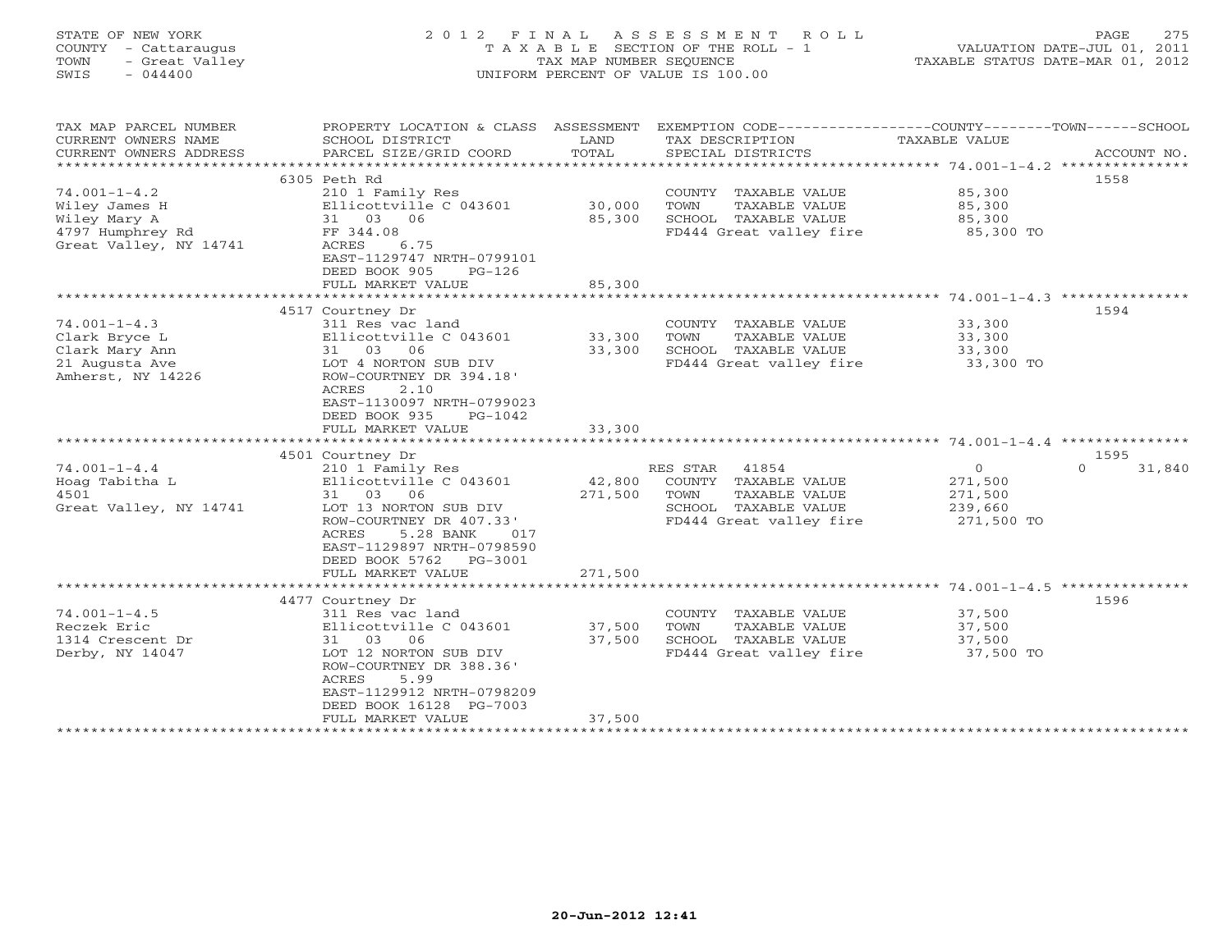STATE OF NEW YORK
COUNTY - Cattaraugus
TOWN - Great Valley
SWIS - 044400

# 2012 FINAL ASSESSMENT ROLL
TAXABLE SECTION OF THE ROLL - 1
TAX MAP NUMBER SEQUENCE
UNIFORM PERCENT OF VALUE IS 100.00

VALUATION DATE-JUL 01, 2011
TAXABLE STATUS DATE-MAR 01, 2012

| TAX MAP PARCEL NUMBER / CURRENT OWNERS NAME / CURRENT OWNERS ADDRESS | PROPERTY LOCATION & CLASS / SCHOOL DISTRICT / PARCEL SIZE/GRID COORD | ASSESSMENT LAND | ASSESSMENT TOTAL | EXEMPTION CODE / TAX DESCRIPTION / SPECIAL DISTRICTS | COUNTY TAXABLE VALUE | TOWN | SCHOOL | ACCOUNT NO. |
|---|---|---|---|---|---|---|---|---|
| 74.001-1-4.2 | 6305 Peth Rd | | | | | | | 1558 |
| | 210 1 Family Res | | | COUNTY TAXABLE VALUE | 85,300 | | | |
| Wiley James H | Ellicottville C 043601 | 30,000 | | TOWN TAXABLE VALUE | 85,300 | | | |
| Wiley Mary A | 31 03 06 | | 85,300 | SCHOOL TAXABLE VALUE | 85,300 | | | |
| 4797 Humphrey Rd | FF 344.08 | | | FD444 Great valley fire | 85,300 TO | | | |
| Great Valley, NY 14741 | ACRES 6.75 | | | | | | | |
| | EAST-1129747 NRTH-0799101 | | | | | | | |
| | DEED BOOK 905 PG-126 | | | | | | | |
| | FULL MARKET VALUE | | 85,300 | | | | | |
| 74.001-1-4.3 | 4517 Courtney Dr | | | | | | | 1594 |
| | 311 Res vac land | | | COUNTY TAXABLE VALUE | 33,300 | | | |
| Clark Bryce L | Ellicottville C 043601 | 33,300 | | TOWN TAXABLE VALUE | 33,300 | | | |
| Clark Mary Ann | 31 03 06 | | 33,300 | SCHOOL TAXABLE VALUE | 33,300 | | | |
| 21 Augusta Ave | LOT 4 NORTON SUB DIV | | | FD444 Great valley fire | 33,300 TO | | | |
| Amherst, NY 14226 | ROW-COURTNEY DR 394.18' | | | | | | | |
| | ACRES 2.10 | | | | | | | |
| | EAST-1130097 NRTH-0799023 | | | | | | | |
| | DEED BOOK 935 PG-1042 | | | | | | | |
| | FULL MARKET VALUE | | 33,300 | | | | | |
| 74.001-1-4.4 | 4501 Courtney Dr | | | | | | | 1595 |
| | 210 1 Family Res | | | RES STAR 41854 | 0 | | 0 | 31,840 |
| Hoag Tabitha L | Ellicottville C 043601 | 42,800 | | COUNTY TAXABLE VALUE | 271,500 | | | |
| 4501 | 31 03 06 | | 271,500 | TOWN TAXABLE VALUE | 271,500 | | | |
| Great Valley, NY 14741 | LOT 13 NORTON SUB DIV | | | SCHOOL TAXABLE VALUE | 239,660 | | | |
| | ROW-COURTNEY DR 407.33' | | | FD444 Great valley fire | 271,500 TO | | | |
| | ACRES 5.28 BANK 017 | | | | | | | |
| | EAST-1129897 NRTH-0798590 | | | | | | | |
| | DEED BOOK 5762 PG-3001 | | | | | | | |
| | FULL MARKET VALUE | | 271,500 | | | | | |
| 74.001-1-4.5 | 4477 Courtney Dr | | | | | | | 1596 |
| | 311 Res vac land | | | COUNTY TAXABLE VALUE | 37,500 | | | |
| Reczek Eric | Ellicottville C 043601 | 37,500 | | TOWN TAXABLE VALUE | 37,500 | | | |
| 1314 Crescent Dr | 31 03 06 | | 37,500 | SCHOOL TAXABLE VALUE | 37,500 | | | |
| Derby, NY 14047 | LOT 12 NORTON SUB DIV | | | FD444 Great valley fire | 37,500 TO | | | |
| | ROW-COURTNEY DR 388.36' | | | | | | | |
| | ACRES 5.99 | | | | | | | |
| | EAST-1129912 NRTH-0798209 | | | | | | | |
| | DEED BOOK 16128 PG-7003 | | | | | | | |
| | FULL MARKET VALUE | | 37,500 | | | | | |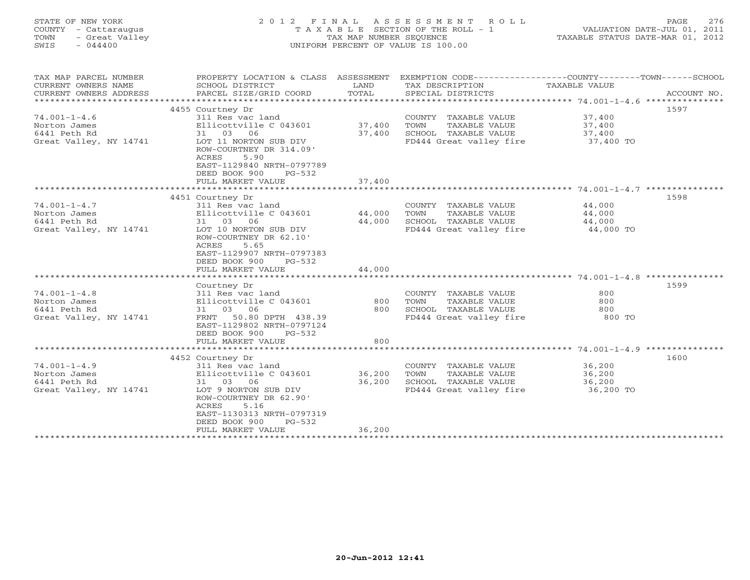STATE OF NEW YORK
COUNTY - Cattaraugus
TOWN - Great Valley
SWIS - 044400

2 0 1 2 F I N A L A S S E S S M E N T R O L L
T A X A B L E SECTION OF THE ROLL - 1
TAX MAP NUMBER SEQUENCE
UNIFORM PERCENT OF VALUE IS 100.00

VALUATION DATE-JUL 01, 2011
TAXABLE STATUS DATE-MAR 01, 2012

| TAX MAP PARCEL NUMBER / CURRENT OWNERS NAME / CURRENT OWNERS ADDRESS | PROPERTY LOCATION & CLASS / SCHOOL DISTRICT / PARCEL SIZE/GRID COORD | ASSESSMENT LAND / TOTAL | EXEMPTION CODE / TAX DESCRIPTION / SPECIAL DISTRICTS | COUNTY--TOWN--SCHOOL TAXABLE VALUE | ACCOUNT NO. |
|---|---|---|---|---|---|
| **74.001-1-4.6** | 4455 Courtney Dr | | | | 1597 |
| 74.001-1-4.6 | 311 Res vac land | | COUNTY TAXABLE VALUE | 37,400 | |
| Norton James | Ellicottville C 043601 | 37,400 | TOWN TAXABLE VALUE | 37,400 | |
| 6441 Peth Rd | 31 03 06 | 37,400 | SCHOOL TAXABLE VALUE | 37,400 | |
| Great Valley, NY 14741 | LOT 11 NORTON SUB DIV | | FD444 Great valley fire | 37,400 TO | |
| | ROW-COURTNEY DR 314.09' | | | | |
| | ACRES 5.90 | | | | |
| | EAST-1129840 NRTH-0797789 | | | | |
| | DEED BOOK 900 PG-532 | | | | |
| | FULL MARKET VALUE | 37,400 | | | |
| **74.001-1-4.7** | 4451 Courtney Dr | | | | 1598 |
| 74.001-1-4.7 | 311 Res vac land | | COUNTY TAXABLE VALUE | 44,000 | |
| Norton James | Ellicottville C 043601 | 44,000 | TOWN TAXABLE VALUE | 44,000 | |
| 6441 Peth Rd | 31 03 06 | 44,000 | SCHOOL TAXABLE VALUE | 44,000 | |
| Great Valley, NY 14741 | LOT 10 NORTON SUB DIV | | FD444 Great valley fire | 44,000 TO | |
| | ROW-COURTNEY DR 62.10' | | | | |
| | ACRES 5.65 | | | | |
| | EAST-1129907 NRTH-0797383 | | | | |
| | DEED BOOK 900 PG-532 | | | | |
| | FULL MARKET VALUE | 44,000 | | | |
| **74.001-1-4.8** | Courtney Dr | | | | 1599 |
| 74.001-1-4.8 | 311 Res vac land | | COUNTY TAXABLE VALUE | 800 | |
| Norton James | Ellicottville C 043601 | 800 | TOWN TAXABLE VALUE | 800 | |
| 6441 Peth Rd | 31 03 06 | 800 | SCHOOL TAXABLE VALUE | 800 | |
| Great Valley, NY 14741 | FRNT 50.80 DPTH 438.39 | | FD444 Great valley fire | 800 TO | |
| | EAST-1129802 NRTH-0797124 | | | | |
| | DEED BOOK 900 PG-532 | | | | |
| | FULL MARKET VALUE | 800 | | | |
| **74.001-1-4.9** | 4452 Courtney Dr | | | | 1600 |
| 74.001-1-4.9 | 311 Res vac land | | COUNTY TAXABLE VALUE | 36,200 | |
| Norton James | Ellicottville C 043601 | 36,200 | TOWN TAXABLE VALUE | 36,200 | |
| 6441 Peth Rd | 31 03 06 | 36,200 | SCHOOL TAXABLE VALUE | 36,200 | |
| Great Valley, NY 14741 | LOT 9 NORTON SUB DIV | | FD444 Great valley fire | 36,200 TO | |
| | ROW-COURTNEY DR 62.90' | | | | |
| | ACRES 5.16 | | | | |
| | EAST-1130313 NRTH-0797319 | | | | |
| | DEED BOOK 900 PG-532 | | | | |
| | FULL MARKET VALUE | 36,200 | | | |

20-Jun-2012 12:41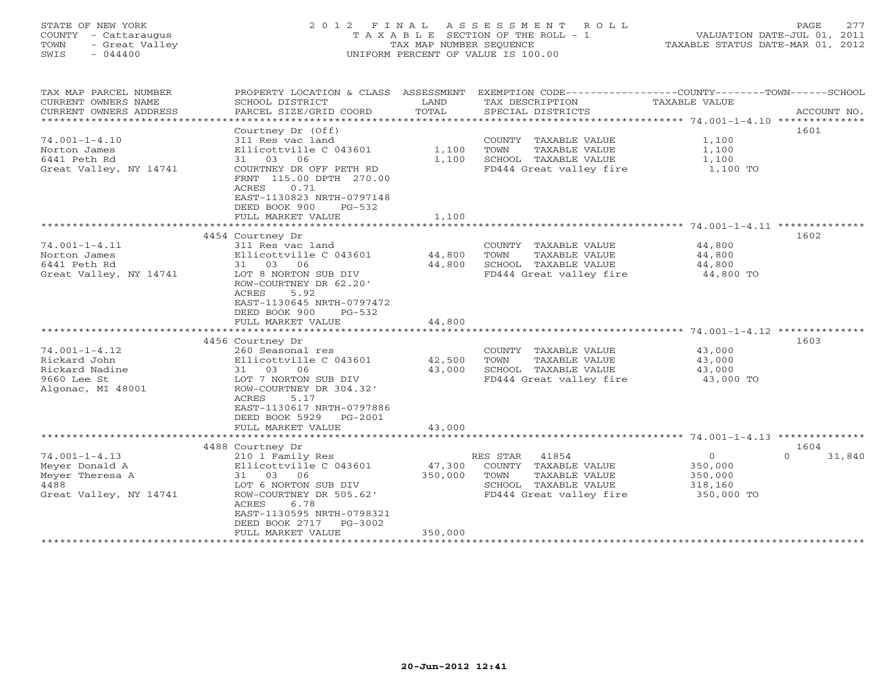STATE OF NEW YORK
COUNTY - Cattaraugus
TOWN - Great Valley
SWIS - 044400

# 2012 FINAL ASSESSMENT ROLL
TAXABLE SECTION OF THE ROLL - 1
TAX MAP NUMBER SEQUENCE
UNIFORM PERCENT OF VALUE IS 100.00

VALUATION DATE-JUL 01, 2011
TAXABLE STATUS DATE-MAR 01, 2012

| TAX MAP PARCEL NUMBER / CURRENT OWNERS NAME / CURRENT OWNERS ADDRESS | PROPERTY LOCATION & CLASS / SCHOOL DISTRICT / PARCEL SIZE/GRID COORD | ASSESSMENT LAND | TOTAL | EXEMPTION CODE / TAX DESCRIPTION / SPECIAL DISTRICTS | COUNTY TAXABLE VALUE | TOWN | SCHOOL | ACCOUNT NO. |
|---|---|---|---|---|---|---|---|---|
| **74.001-1-4.10** | Courtney Dr (Off) | | | | | | | 1601 |
| 74.001-1-4.10 | 311 Res vac land | | | COUNTY TAXABLE VALUE | 1,100 | | | |
| Norton James | Ellicottville C 043601 | 1,100 | | TOWN TAXABLE VALUE | 1,100 | | | |
| 6441 Peth Rd | 31 03 06 | | 1,100 | SCHOOL TAXABLE VALUE | 1,100 | | | |
| Great Valley, NY 14741 | COURTNEY DR OFF PETH RD | | | FD444 Great valley fire | 1,100 TO | | | |
| | FRNT 115.00 DPTH 270.00 | | | | | | | |
| | ACRES 0.71 | | | | | | | |
| | EAST-1130823 NRTH-0797148 | | | | | | | |
| | DEED BOOK 900 PG-532 | | | | | | | |
| | FULL MARKET VALUE | | 1,100 | | | | | |
| **74.001-1-4.11** | 4454 Courtney Dr | | | | | | | 1602 |
| 74.001-1-4.11 | 311 Res vac land | | | COUNTY TAXABLE VALUE | 44,800 | | | |
| Norton James | Ellicottville C 043601 | 44,800 | | TOWN TAXABLE VALUE | 44,800 | | | |
| 6441 Peth Rd | 31 03 06 | | 44,800 | SCHOOL TAXABLE VALUE | 44,800 | | | |
| Great Valley, NY 14741 | LOT 8 NORTON SUB DIV | | | FD444 Great valley fire | 44,800 TO | | | |
| | ROW-COURTNEY DR 62.20' | | | | | | | |
| | ACRES 5.92 | | | | | | | |
| | EAST-1130645 NRTH-0797472 | | | | | | | |
| | DEED BOOK 900 PG-532 | | | | | | | |
| | FULL MARKET VALUE | | 44,800 | | | | | |
| **74.001-1-4.12** | 4456 Courtney Dr | | | | | | | 1603 |
| 74.001-1-4.12 | 260 Seasonal res | | | COUNTY TAXABLE VALUE | 43,000 | | | |
| Rickard John | Ellicottville C 043601 | 42,500 | | TOWN TAXABLE VALUE | 43,000 | | | |
| Rickard Nadine | 31 03 06 | | 43,000 | SCHOOL TAXABLE VALUE | 43,000 | | | |
| 9660 Lee St | LOT 7 NORTON SUB DIV | | | FD444 Great valley fire | 43,000 TO | | | |
| Algonac, MI 48001 | ROW-COURTNEY DR 304.32' | | | | | | | |
| | ACRES 5.17 | | | | | | | |
| | EAST-1130617 NRTH-0797886 | | | | | | | |
| | DEED BOOK 5929 PG-2001 | | | | | | | |
| | FULL MARKET VALUE | | 43,000 | | | | | |
| **74.001-1-4.13** | 4488 Courtney Dr | | | | | | | 1604 |
| 74.001-1-4.13 | 210 1 Family Res | | | RES STAR 41854 | 0 | 0 | 31,840 | |
| Meyer Donald A | Ellicottville C 043601 | 47,300 | | COUNTY TAXABLE VALUE | 350,000 | | | |
| Meyer Theresa A | 31 03 06 | | 350,000 | TOWN TAXABLE VALUE | 350,000 | | | |
| 4488 | LOT 6 NORTON SUB DIV | | | SCHOOL TAXABLE VALUE | 318,160 | | | |
| Great Valley, NY 14741 | ROW-COURTNEY DR 505.62' | | | FD444 Great valley fire | 350,000 TO | | | |
| | ACRES 6.78 | | | | | | | |
| | EAST-1130595 NRTH-0798321 | | | | | | | |
| | DEED BOOK 2717 PG-3002 | | | | | | | |
| | FULL MARKET VALUE | | 350,000 | | | | | |

20-Jun-2012 12:41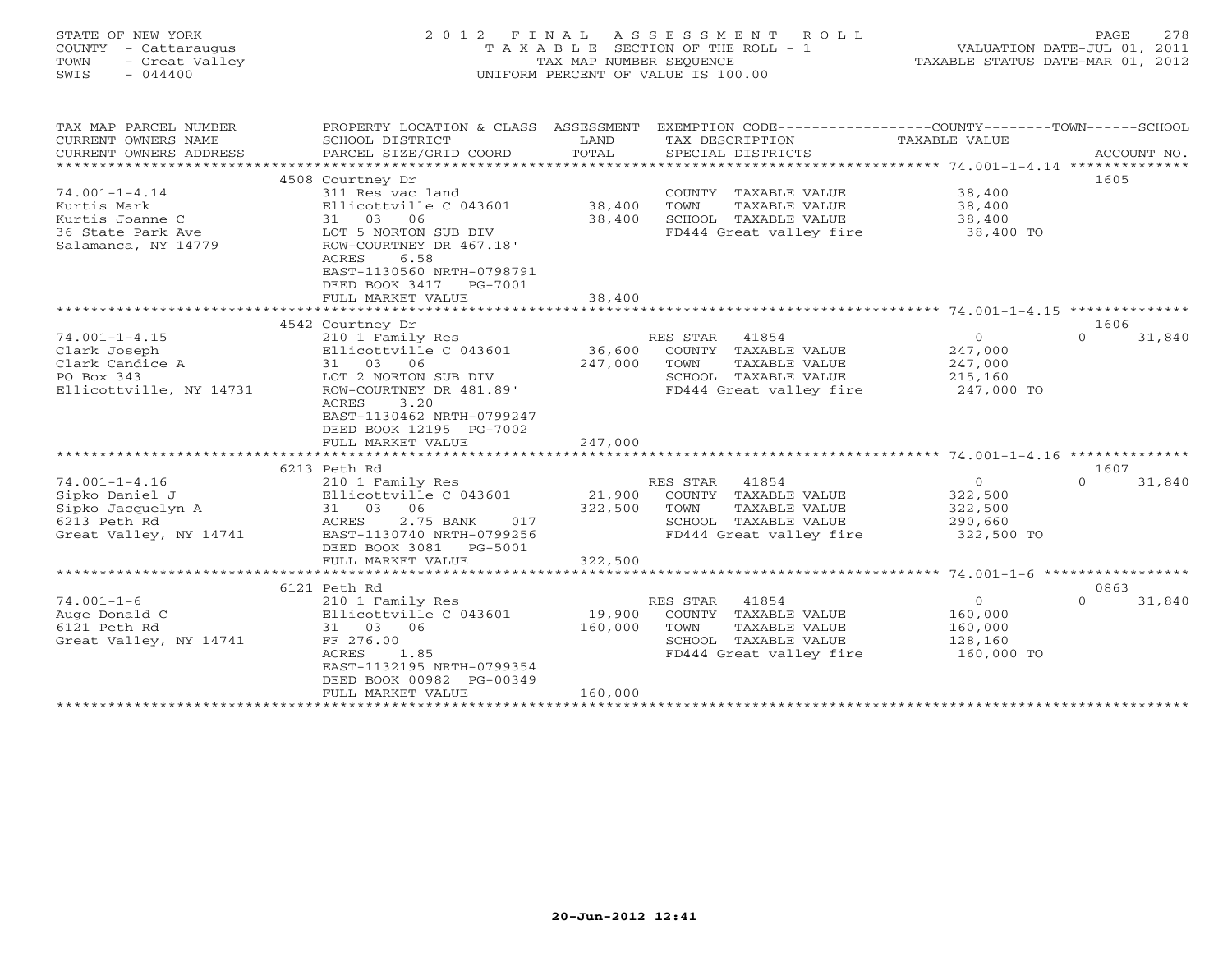STATE OF NEW YORK
COUNTY - Cattaraugus
TOWN - Great Valley
SWIS - 044400

2 0 1 2 F I N A L A S S E S S M E N T R O L L
T A X A B L E SECTION OF THE ROLL - 1
TAX MAP NUMBER SEQUENCE
UNIFORM PERCENT OF VALUE IS 100.00

VALUATION DATE-JUL 01, 2011
TAXABLE STATUS DATE-MAR 01, 2012

| TAX MAP PARCEL NUMBER / CURRENT OWNERS NAME / CURRENT OWNERS ADDRESS | PROPERTY LOCATION & CLASS / SCHOOL DISTRICT / PARCEL SIZE/GRID COORD | ASSESSMENT LAND / TOTAL | EXEMPTION CODE / TAX DESCRIPTION / SPECIAL DISTRICTS | COUNTY / TAXABLE VALUE | TOWN | SCHOOL | ACCOUNT NO. |
|---|---|---|---|---|---|---|---|
| 74.001-1-4.14 | 4508 Courtney Dr | | | | | | 1605 |
| Kurtis Mark | 311 Res vac land | | COUNTY TAXABLE VALUE | 38,400 | | | |
| Kurtis Joanne C | Ellicottville C 043601 | 38,400 | TOWN TAXABLE VALUE | 38,400 | | | |
| 36 State Park Ave | 31 03 06 | 38,400 | SCHOOL TAXABLE VALUE | 38,400 | | | |
| Salamanca, NY 14779 | LOT 5 NORTON SUB DIV | | FD444 Great valley fire | 38,400 TO | | | |
| | ROW-COURTNEY DR 467.18' | | | | | | |
| | ACRES 6.58 | | | | | | |
| | EAST-1130560 NRTH-0798791 | | | | | | |
| | DEED BOOK 3417 PG-7001 | | | | | | |
| | FULL MARKET VALUE | 38,400 | | | | | |
| 74.001-1-4.15 | 4542 Courtney Dr | | | | | | 1606 |
| Clark Joseph | 210 1 Family Res | | RES STAR 41854 | 0 | 0 | 31,840 | |
| Clark Candice A | Ellicottville C 043601 | 36,600 | COUNTY TAXABLE VALUE | 247,000 | | | |
| PO Box 343 | 31 03 06 | 247,000 | TOWN TAXABLE VALUE | 247,000 | | | |
| Ellicottville, NY 14731 | LOT 2 NORTON SUB DIV | | SCHOOL TAXABLE VALUE | 215,160 | | | |
| | ROW-COURTNEY DR 481.89' | | FD444 Great valley fire | 247,000 TO | | | |
| | ACRES 3.20 | | | | | | |
| | EAST-1130462 NRTH-0799247 | | | | | | |
| | DEED BOOK 12195 PG-7002 | | | | | | |
| | FULL MARKET VALUE | 247,000 | | | | | |
| 74.001-1-4.16 | 6213 Peth Rd | | | | | | 1607 |
| Sipko Daniel J | 210 1 Family Res | | RES STAR 41854 | 0 | 0 | 31,840 | |
| Sipko Jacquelyn A | Ellicottville C 043601 | 21,900 | COUNTY TAXABLE VALUE | 322,500 | | | |
| 6213 Peth Rd | 31 03 06 | 322,500 | TOWN TAXABLE VALUE | 322,500 | | | |
| Great Valley, NY 14741 | ACRES 2.75 BANK 017 | | SCHOOL TAXABLE VALUE | 290,660 | | | |
| | EAST-1130740 NRTH-0799256 | | FD444 Great valley fire | 322,500 TO | | | |
| | DEED BOOK 3081 PG-5001 | | | | | | |
| | FULL MARKET VALUE | 322,500 | | | | | |
| 74.001-1-6 | 6121 Peth Rd | | | | | | 0863 |
| Auge Donald C | 210 1 Family Res | | RES STAR 41854 | 0 | 0 | 31,840 | |
| 6121 Peth Rd | Ellicottville C 043601 | 19,900 | COUNTY TAXABLE VALUE | 160,000 | | | |
| Great Valley, NY 14741 | 31 03 06 | 160,000 | TOWN TAXABLE VALUE | 160,000 | | | |
| | FF 276.00 | | SCHOOL TAXABLE VALUE | 128,160 | | | |
| | ACRES 1.85 | | FD444 Great valley fire | 160,000 TO | | | |
| | EAST-1132195 NRTH-0799354 | | | | | | |
| | DEED BOOK 00982 PG-00349 | | | | | | |
| | FULL MARKET VALUE | 160,000 | | | | | |

20-Jun-2012 12:41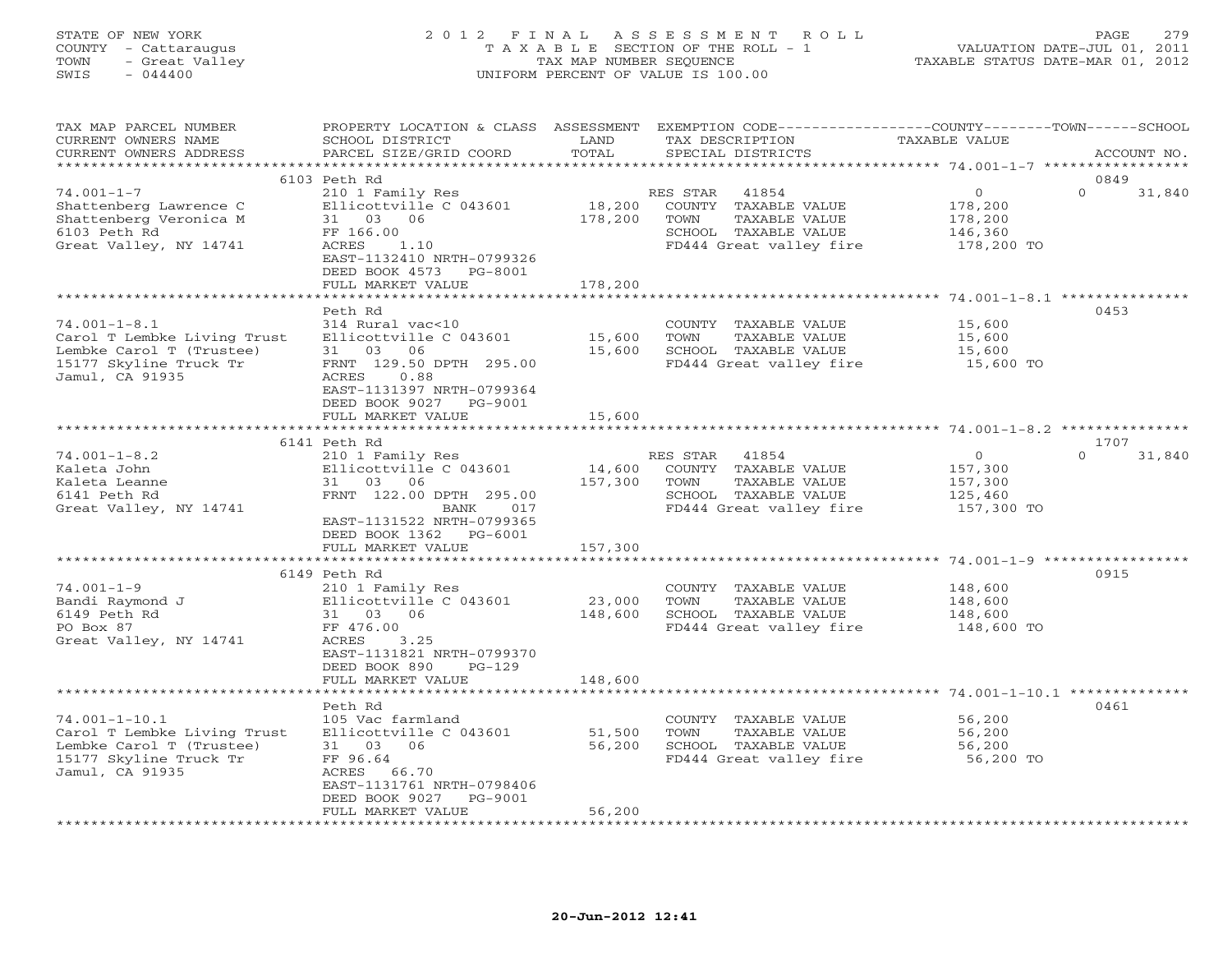STATE OF NEW YORK
COUNTY - Cattaraugus
TOWN - Great Valley
SWIS - 044400

2 0 1 2 F I N A L A S S E S S M E N T R O L L
T A X A B L E SECTION OF THE ROLL - 1
TAX MAP NUMBER SEQUENCE
UNIFORM PERCENT OF VALUE IS 100.00

VALUATION DATE-JUL 01, 2011
TAXABLE STATUS DATE-MAR 01, 2012

| TAX MAP PARCEL NUMBER / CURRENT OWNERS NAME / CURRENT OWNERS ADDRESS | PROPERTY LOCATION & CLASS / SCHOOL DISTRICT / PARCEL SIZE/GRID COORD | ASSESSMENT LAND / TOTAL | EXEMPTION CODE / TAX DESCRIPTION / SPECIAL DISTRICTS | COUNTY TAXABLE VALUE | TOWN | SCHOOL | ACCOUNT NO. |
|---|---|---|---|---|---|---|---|
| | 6103 Peth Rd | | | | | | 0849 |
| 74.001-1-7 | 210 1 Family Res | | RES STAR 41854 | 0 | 0 | 31,840 | |
| Shattenberg Lawrence C | Ellicottville C 043601 | 18,200 | COUNTY TAXABLE VALUE | 178,200 | | | |
| Shattenberg Veronica M | 31 03 06 | 178,200 | TOWN TAXABLE VALUE | 178,200 | | | |
| 6103 Peth Rd | FF 166.00 | | SCHOOL TAXABLE VALUE | 146,360 | | | |
| Great Valley, NY 14741 | ACRES 1.10 | | FD444 Great valley fire | 178,200 TO | | | |
| | EAST-1132410 NRTH-0799326 | | | | | | |
| | DEED BOOK 4573 PG-8001 | | | | | | |
| | FULL MARKET VALUE | 178,200 | | | | | |
| | Peth Rd | | | | | | 0453 |
| 74.001-1-8.1 | 314 Rural vac<10 | | COUNTY TAXABLE VALUE | 15,600 | | | |
| Carol T Lembke Living Trust | Ellicottville C 043601 | 15,600 | TOWN TAXABLE VALUE | 15,600 | | | |
| Lembke Carol T (Trustee) | 31 03 06 | 15,600 | SCHOOL TAXABLE VALUE | 15,600 | | | |
| 15177 Skyline Truck Tr | FRNT 129.50 DPTH 295.00 | | FD444 Great valley fire | 15,600 TO | | | |
| Jamul, CA 91935 | ACRES 0.88 | | | | | | |
| | EAST-1131397 NRTH-0799364 | | | | | | |
| | DEED BOOK 9027 PG-9001 | | | | | | |
| | FULL MARKET VALUE | 15,600 | | | | | |
| | 6141 Peth Rd | | | | | | 1707 |
| 74.001-1-8.2 | 210 1 Family Res | | RES STAR 41854 | 0 | 0 | 31,840 | |
| Kaleta John | Ellicottville C 043601 | 14,600 | COUNTY TAXABLE VALUE | 157,300 | | | |
| Kaleta Leanne | 31 03 06 | 157,300 | TOWN TAXABLE VALUE | 157,300 | | | |
| 6141 Peth Rd | FRNT 122.00 DPTH 295.00 | | SCHOOL TAXABLE VALUE | 125,460 | | | |
| Great Valley, NY 14741 | BANK 017 | | FD444 Great valley fire | 157,300 TO | | | |
| | EAST-1131522 NRTH-0799365 | | | | | | |
| | DEED BOOK 1362 PG-6001 | | | | | | |
| | FULL MARKET VALUE | 157,300 | | | | | |
| | 6149 Peth Rd | | | | | | 0915 |
| 74.001-1-9 | 210 1 Family Res | | COUNTY TAXABLE VALUE | 148,600 | | | |
| Bandi Raymond J | Ellicottville C 043601 | 23,000 | TOWN TAXABLE VALUE | 148,600 | | | |
| 6149 Peth Rd | 31 03 06 | 148,600 | SCHOOL TAXABLE VALUE | 148,600 | | | |
| PO Box 87 | FF 476.00 | | FD444 Great valley fire | 148,600 TO | | | |
| Great Valley, NY 14741 | ACRES 3.25 | | | | | | |
| | EAST-1131821 NRTH-0799370 | | | | | | |
| | DEED BOOK 890 PG-129 | | | | | | |
| | FULL MARKET VALUE | 148,600 | | | | | |
| | Peth Rd | | | | | | 0461 |
| 74.001-1-10.1 | 105 Vac farmland | | COUNTY TAXABLE VALUE | 56,200 | | | |
| Carol T Lembke Living Trust | Ellicottville C 043601 | 51,500 | TOWN TAXABLE VALUE | 56,200 | | | |
| Lembke Carol T (Trustee) | 31 03 06 | 56,200 | SCHOOL TAXABLE VALUE | 56,200 | | | |
| 15177 Skyline Truck Tr | FF 96.64 | | FD444 Great valley fire | 56,200 TO | | | |
| Jamul, CA 91935 | ACRES 66.70 | | | | | | |
| | EAST-1131761 NRTH-0798406 | | | | | | |
| | DEED BOOK 9027 PG-9001 | | | | | | |
| | FULL MARKET VALUE | 56,200 | | | | | |

20-Jun-2012 12:41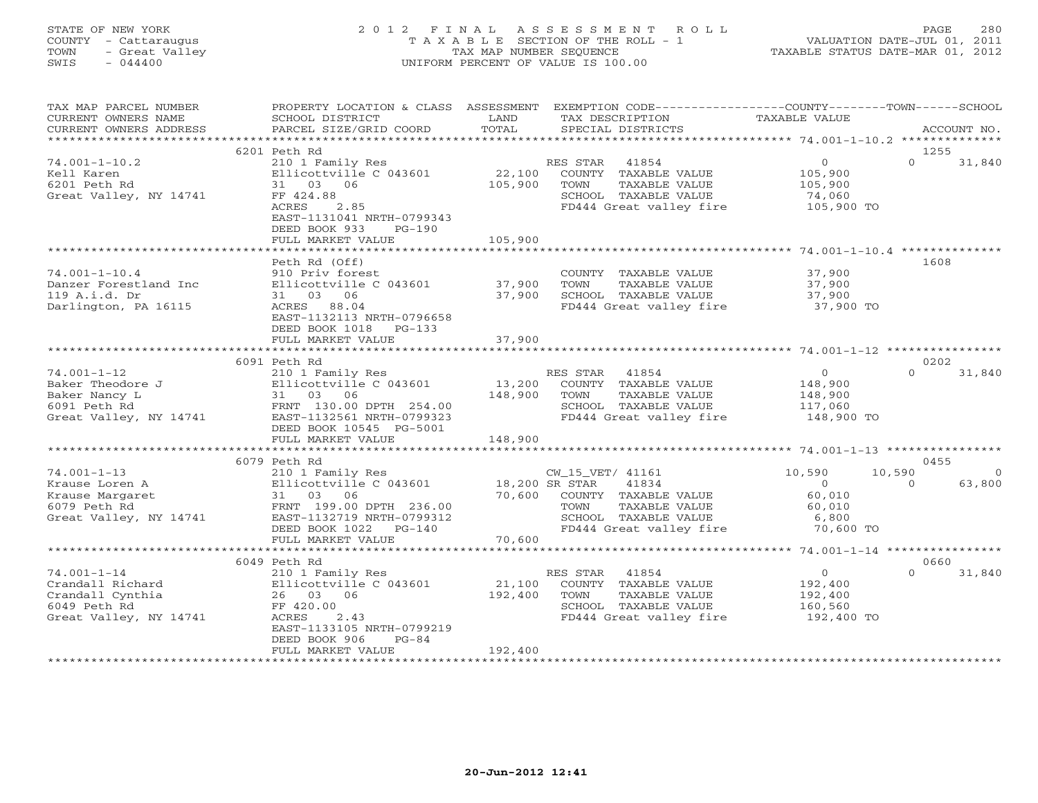STATE OF NEW YORK
COUNTY - Cattaraugus
TOWN - Great Valley
SWIS - 044400

# 2012 FINAL ASSESSMENT ROLL
TAXABLE SECTION OF THE ROLL - 1
TAX MAP NUMBER SEQUENCE
UNIFORM PERCENT OF VALUE IS 100.00

VALUATION DATE-JUL 01, 2011
TAXABLE STATUS DATE-MAR 01, 2012

| TAX MAP PARCEL NUMBER / CURRENT OWNERS NAME / CURRENT OWNERS ADDRESS | PROPERTY LOCATION & CLASS / SCHOOL DISTRICT / PARCEL SIZE/GRID COORD | ASSESSMENT LAND | TOTAL | EXEMPTION CODE / TAX DESCRIPTION / SPECIAL DISTRICTS | COUNTY TAXABLE VALUE | TOWN | SCHOOL | ACCOUNT NO. |
|---|---|---|---|---|---|---|---|---|
| **74.001-1-10.2** | 6201 Peth Rd | | | | | | | 1255 |
| Kell Karen | 210 1 Family Res | | | RES STAR 41854 | 0 | 0 | 31,840 | |
| 6201 Peth Rd | Ellicottville C 043601 | 22,100 | | COUNTY TAXABLE VALUE | 105,900 | | | |
| Great Valley, NY 14741 | 31 03 06 | | 105,900 | TOWN TAXABLE VALUE | 105,900 | | | |
| | FF 424.88 | | | SCHOOL TAXABLE VALUE | 74,060 | | | |
| | ACRES 2.85 | | | FD444 Great valley fire | 105,900 TO | | | |
| | EAST-1131041 NRTH-0799343 | | | | | | | |
| | DEED BOOK 933 PG-190 | | | | | | | |
| | FULL MARKET VALUE | | 105,900 | | | | | |
| **74.001-1-10.4** | Peth Rd (Off) | | | | | | | 1608 |
| Danzer Forestland Inc | 910 Priv forest | | | COUNTY TAXABLE VALUE | 37,900 | | | |
| 119 A.i.d. Dr | Ellicottville C 043601 | 37,900 | | TOWN TAXABLE VALUE | 37,900 | | | |
| Darlington, PA 16115 | 31 03 06 | | 37,900 | SCHOOL TAXABLE VALUE | 37,900 | | | |
| | ACRES 88.04 | | | FD444 Great valley fire | 37,900 TO | | | |
| | EAST-1132113 NRTH-0796658 | | | | | | | |
| | DEED BOOK 1018 PG-133 | | | | | | | |
| | FULL MARKET VALUE | | 37,900 | | | | | |
| **74.001-1-12** | 6091 Peth Rd | | | | | | | 0202 |
| Baker Theodore J | 210 1 Family Res | | | RES STAR 41854 | 0 | 0 | 31,840 | |
| Baker Nancy L | Ellicottville C 043601 | 13,200 | | COUNTY TAXABLE VALUE | 148,900 | | | |
| 6091 Peth Rd | 31 03 06 | | 148,900 | TOWN TAXABLE VALUE | 148,900 | | | |
| Great Valley, NY 14741 | FRNT 130.00 DPTH 254.00 | | | SCHOOL TAXABLE VALUE | 117,060 | | | |
| | EAST-1132561 NRTH-0799323 | | | FD444 Great valley fire | 148,900 TO | | | |
| | DEED BOOK 10545 PG-5001 | | | | | | | |
| | FULL MARKET VALUE | | 148,900 | | | | | |
| **74.001-1-13** | 6079 Peth Rd | | | | | | | 0455 |
| Krause Loren A | 210 1 Family Res | | | CW_15_VET/ 41161 | 10,590 | 10,590 | 0 | |
| Krause Margaret | Ellicottville C 043601 | 18,200 | | SR STAR 41834 | 0 | 0 | 63,800 | |
| 6079 Peth Rd | 31 03 06 | | 70,600 | COUNTY TAXABLE VALUE | 60,010 | | | |
| Great Valley, NY 14741 | FRNT 199.00 DPTH 236.00 | | | TOWN TAXABLE VALUE | 60,010 | | | |
| | EAST-1132719 NRTH-0799312 | | | SCHOOL TAXABLE VALUE | 6,800 | | | |
| | DEED BOOK 1022 PG-140 | | | FD444 Great valley fire | 70,600 TO | | | |
| | FULL MARKET VALUE | | 70,600 | | | | | |
| **74.001-1-14** | 6049 Peth Rd | | | | | | | 0660 |
| Crandall Richard | 210 1 Family Res | | | RES STAR 41854 | 0 | 0 | 31,840 | |
| Crandall Cynthia | Ellicottville C 043601 | 21,100 | | COUNTY TAXABLE VALUE | 192,400 | | | |
| 6049 Peth Rd | 26 03 06 | | 192,400 | TOWN TAXABLE VALUE | 192,400 | | | |
| Great Valley, NY 14741 | FF 420.00 | | | SCHOOL TAXABLE VALUE | 160,560 | | | |
| | ACRES 2.43 | | | FD444 Great valley fire | 192,400 TO | | | |
| | EAST-1133105 NRTH-0799219 | | | | | | | |
| | DEED BOOK 906 PG-84 | | | | | | | |
| | FULL MARKET VALUE | | 192,400 | | | | | |

20-Jun-2012 12:41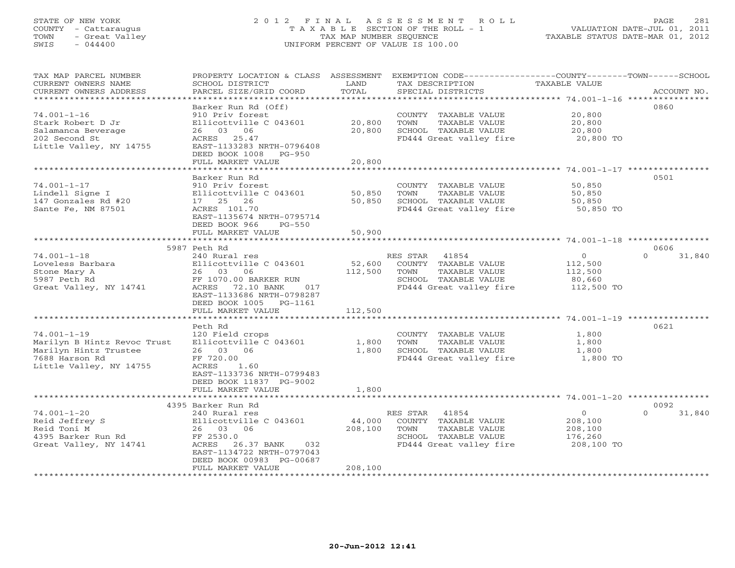STATE OF NEW YORK — COUNTY - Cattaraugus — TOWN - Great Valley — SWIS - 044400

# 2012 FINAL ASSESSMENT ROLL

TAXABLE SECTION OF THE ROLL - 1
TAX MAP NUMBER SEQUENCE
UNIFORM PERCENT OF VALUE IS 100.00

VALUATION DATE-JUL 01, 2011
TAXABLE STATUS DATE-MAR 01, 2012

| TAX MAP PARCEL NUMBER / CURRENT OWNERS NAME / CURRENT OWNERS ADDRESS | PROPERTY LOCATION & CLASS / SCHOOL DISTRICT / PARCEL SIZE/GRID COORD | ASSESSMENT LAND / TOTAL | EXEMPTION CODE / TAX DESCRIPTION / SPECIAL DISTRICTS | COUNTY / TOWN TAXABLE VALUE | SCHOOL / ACCOUNT NO. |
|---|---|---|---|---|---|
| **74.001-1-16** | Barker Run Rd (Off) | | | | 0860 |
| Stark Robert D Jr | 910 Priv forest | | COUNTY TAXABLE VALUE | 20,800 | |
| Salamanca Beverage | Ellicottville C 043601 | 20,800 | TOWN TAXABLE VALUE | 20,800 | |
| 202 Second St | 26 03 06 | 20,800 | SCHOOL TAXABLE VALUE | 20,800 | |
| Little Valley, NY 14755 | ACRES 25.47 | | FD444 Great valley fire | 20,800 TO | |
| | EAST-1133283 NRTH-0796408 | | | | |
| | DEED BOOK 1008 PG-950 | | | | |
| | FULL MARKET VALUE | 20,800 | | | |
| **74.001-1-17** | Barker Run Rd | | | | 0501 |
| Lindell Signe I | 910 Priv forest | | COUNTY TAXABLE VALUE | 50,850 | |
| 147 Gonzales Rd #20 | Ellicottville C 043601 | 50,850 | TOWN TAXABLE VALUE | 50,850 | |
| Sante Fe, NM 87501 | 17 25 26 | 50,850 | SCHOOL TAXABLE VALUE | 50,850 | |
| | ACRES 101.70 | | FD444 Great valley fire | 50,850 TO | |
| | EAST-1135674 NRTH-0795714 | | | | |
| | DEED BOOK 966 PG-550 | | | | |
| | FULL MARKET VALUE | 50,900 | | | |
| **74.001-1-18** | 5987 Peth Rd | | | | 0606 |
| Loveless Barbara | 240 Rural res | | RES STAR 41854 | 0 | 0 31,840 |
| Stone Mary A | Ellicottville C 043601 | 52,600 | COUNTY TAXABLE VALUE | 112,500 | |
| 5987 Peth Rd | 26 03 06 | 112,500 | TOWN TAXABLE VALUE | 112,500 | |
| Great Valley, NY 14741 | FF 1070.00 BARKER RUN | | SCHOOL TAXABLE VALUE | 80,660 | |
| | ACRES 72.10 BANK 017 | | FD444 Great valley fire | 112,500 TO | |
| | EAST-1133686 NRTH-0798287 | | | | |
| | DEED BOOK 1005 PG-1161 | | | | |
| | FULL MARKET VALUE | 112,500 | | | |
| **74.001-1-19** | Peth Rd | | | | 0621 |
| Marilyn B Hintz Revoc Trust | 120 Field crops | | COUNTY TAXABLE VALUE | 1,800 | |
| Marilyn Hintz Trustee | Ellicottville C 043601 | 1,800 | TOWN TAXABLE VALUE | 1,800 | |
| 7688 Harson Rd | 26 03 06 | 1,800 | SCHOOL TAXABLE VALUE | 1,800 | |
| Little Valley, NY 14755 | FF 720.00 | | FD444 Great valley fire | 1,800 TO | |
| | ACRES 1.60 | | | | |
| | EAST-1133736 NRTH-0799483 | | | | |
| | DEED BOOK 11837 PG-9002 | | | | |
| | FULL MARKET VALUE | 1,800 | | | |
| **74.001-1-20** | 4395 Barker Run Rd | | | | 0092 |
| Reid Jeffrey S | 240 Rural res | | RES STAR 41854 | 0 | 0 31,840 |
| Reid Toni M | Ellicottville C 043601 | 44,000 | COUNTY TAXABLE VALUE | 208,100 | |
| 4395 Barker Run Rd | 26 03 06 | 208,100 | TOWN TAXABLE VALUE | 208,100 | |
| Great Valley, NY 14741 | FF 2530.0 | | SCHOOL TAXABLE VALUE | 176,260 | |
| | ACRES 26.37 BANK 032 | | FD444 Great valley fire | 208,100 TO | |
| | EAST-1134722 NRTH-0797043 | | | | |
| | DEED BOOK 00983 PG-00687 | | | | |
| | FULL MARKET VALUE | 208,100 | | | |

20-Jun-2012 12:41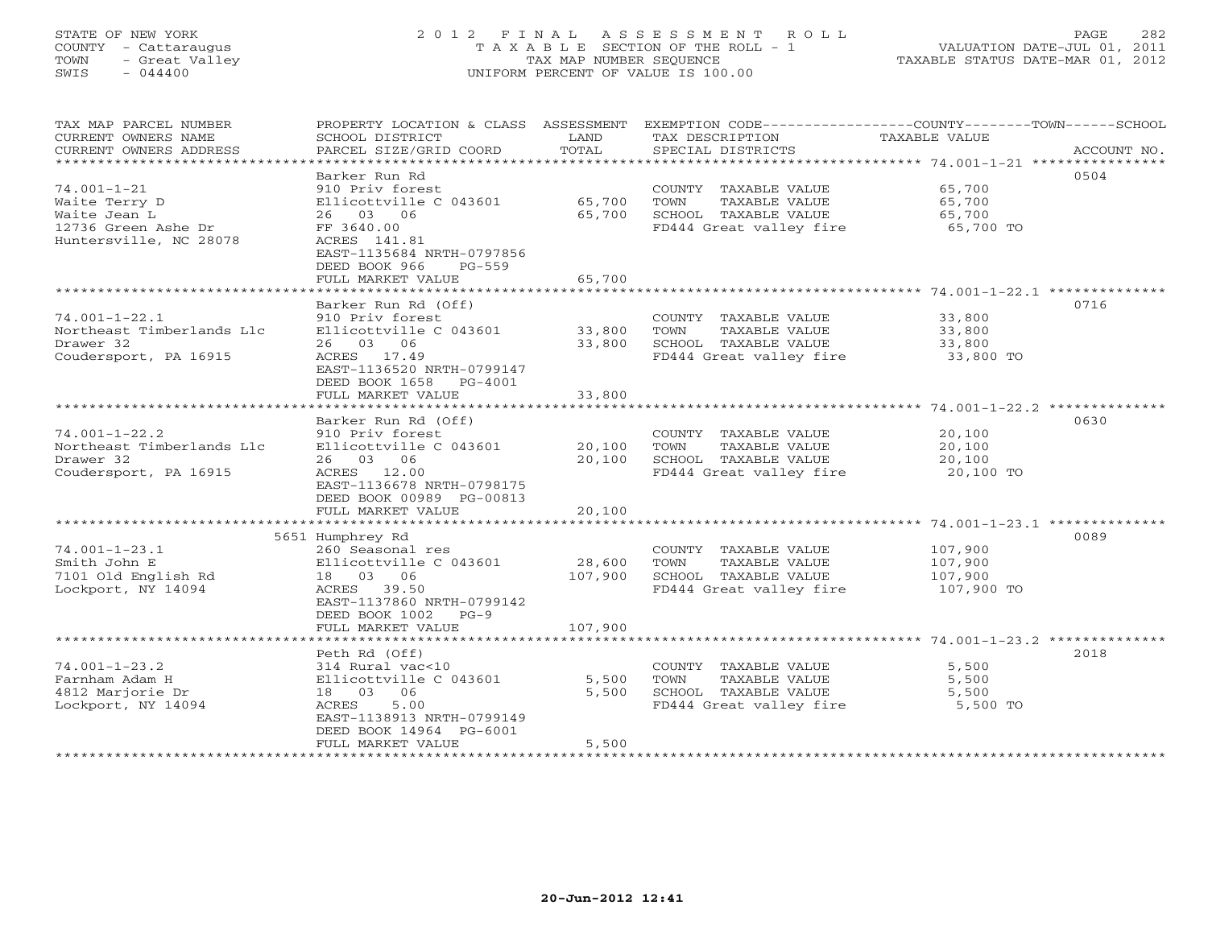STATE OF NEW YORK
COUNTY - Cattaraugus
TOWN - Great Valley
SWIS - 044400

# 2012 FINAL ASSESSMENT ROLL

TAXABLE SECTION OF THE ROLL - 1
TAX MAP NUMBER SEQUENCE
UNIFORM PERCENT OF VALUE IS 100.00

VALUATION DATE-JUL 01, 2011
TAXABLE STATUS DATE-MAR 01, 2012

| TAX MAP PARCEL NUMBER / CURRENT OWNERS NAME / CURRENT OWNERS ADDRESS | PROPERTY LOCATION & CLASS / SCHOOL DISTRICT / PARCEL SIZE/GRID COORD | ASSESSMENT LAND | ASSESSMENT TOTAL | EXEMPTION CODE / TAX DESCRIPTION / SPECIAL DISTRICTS | TAXABLE VALUE (COUNTY / TOWN / SCHOOL) | ACCOUNT NO. |
|---|---|---|---|---|---|---|
| 74.001-1-21 | Barker Run Rd | | | | | 0504 |
| Waite Terry D | 910 Priv forest | | | COUNTY TAXABLE VALUE | 65,700 | |
| Waite Jean L | Ellicottville C 043601 | 65,700 | | TOWN TAXABLE VALUE | 65,700 | |
| 12736 Green Ashe Dr | 26 03 06 | | 65,700 | SCHOOL TAXABLE VALUE | 65,700 | |
| Huntersville, NC 28078 | FF 3640.00 | | | FD444 Great valley fire | 65,700 TO | |
| | ACRES 141.81 | | | | | |
| | EAST-1135684 NRTH-0797856 | | | | | |
| | DEED BOOK 966 PG-559 | | | | | |
| | FULL MARKET VALUE | | 65,700 | | | |
| 74.001-1-22.1 | Barker Run Rd (Off) | | | | | 0716 |
| Northeast Timberlands Llc | 910 Priv forest | | | COUNTY TAXABLE VALUE | 33,800 | |
| Drawer 32 | Ellicottville C 043601 | 33,800 | | TOWN TAXABLE VALUE | 33,800 | |
| Coudersport, PA 16915 | 26 03 06 | | 33,800 | SCHOOL TAXABLE VALUE | 33,800 | |
| | ACRES 17.49 | | | FD444 Great valley fire | 33,800 TO | |
| | EAST-1136520 NRTH-0799147 | | | | | |
| | DEED BOOK 1658 PG-4001 | | | | | |
| | FULL MARKET VALUE | | 33,800 | | | |
| 74.001-1-22.2 | Barker Run Rd (Off) | | | | | 0630 |
| Northeast Timberlands Llc | 910 Priv forest | | | COUNTY TAXABLE VALUE | 20,100 | |
| Drawer 32 | Ellicottville C 043601 | 20,100 | | TOWN TAXABLE VALUE | 20,100 | |
| Coudersport, PA 16915 | 26 03 06 | | 20,100 | SCHOOL TAXABLE VALUE | 20,100 | |
| | ACRES 12.00 | | | FD444 Great valley fire | 20,100 TO | |
| | EAST-1136678 NRTH-0798175 | | | | | |
| | DEED BOOK 00989 PG-00813 | | | | | |
| | FULL MARKET VALUE | | 20,100 | | | |
| 74.001-1-23.1 | 5651 Humphrey Rd | | | | | 0089 |
| Smith John E | 260 Seasonal res | | | COUNTY TAXABLE VALUE | 107,900 | |
| 7101 Old English Rd | Ellicottville C 043601 | 28,600 | | TOWN TAXABLE VALUE | 107,900 | |
| Lockport, NY 14094 | 18 03 06 | | 107,900 | SCHOOL TAXABLE VALUE | 107,900 | |
| | ACRES 39.50 | | | FD444 Great valley fire | 107,900 TO | |
| | EAST-1137860 NRTH-0799142 | | | | | |
| | DEED BOOK 1002 PG-9 | | | | | |
| | FULL MARKET VALUE | | 107,900 | | | |
| 74.001-1-23.2 | Peth Rd (Off) | | | | | 2018 |
| Farnham Adam H | 314 Rural vac<10 | | | COUNTY TAXABLE VALUE | 5,500 | |
| 4812 Marjorie Dr | Ellicottville C 043601 | 5,500 | | TOWN TAXABLE VALUE | 5,500 | |
| Lockport, NY 14094 | 18 03 06 | | 5,500 | SCHOOL TAXABLE VALUE | 5,500 | |
| | ACRES 5.00 | | | FD444 Great valley fire | 5,500 TO | |
| | EAST-1138913 NRTH-0799149 | | | | | |
| | DEED BOOK 14964 PG-6001 | | | | | |
| | FULL MARKET VALUE | | 5,500 | | | |

20-Jun-2012 12:41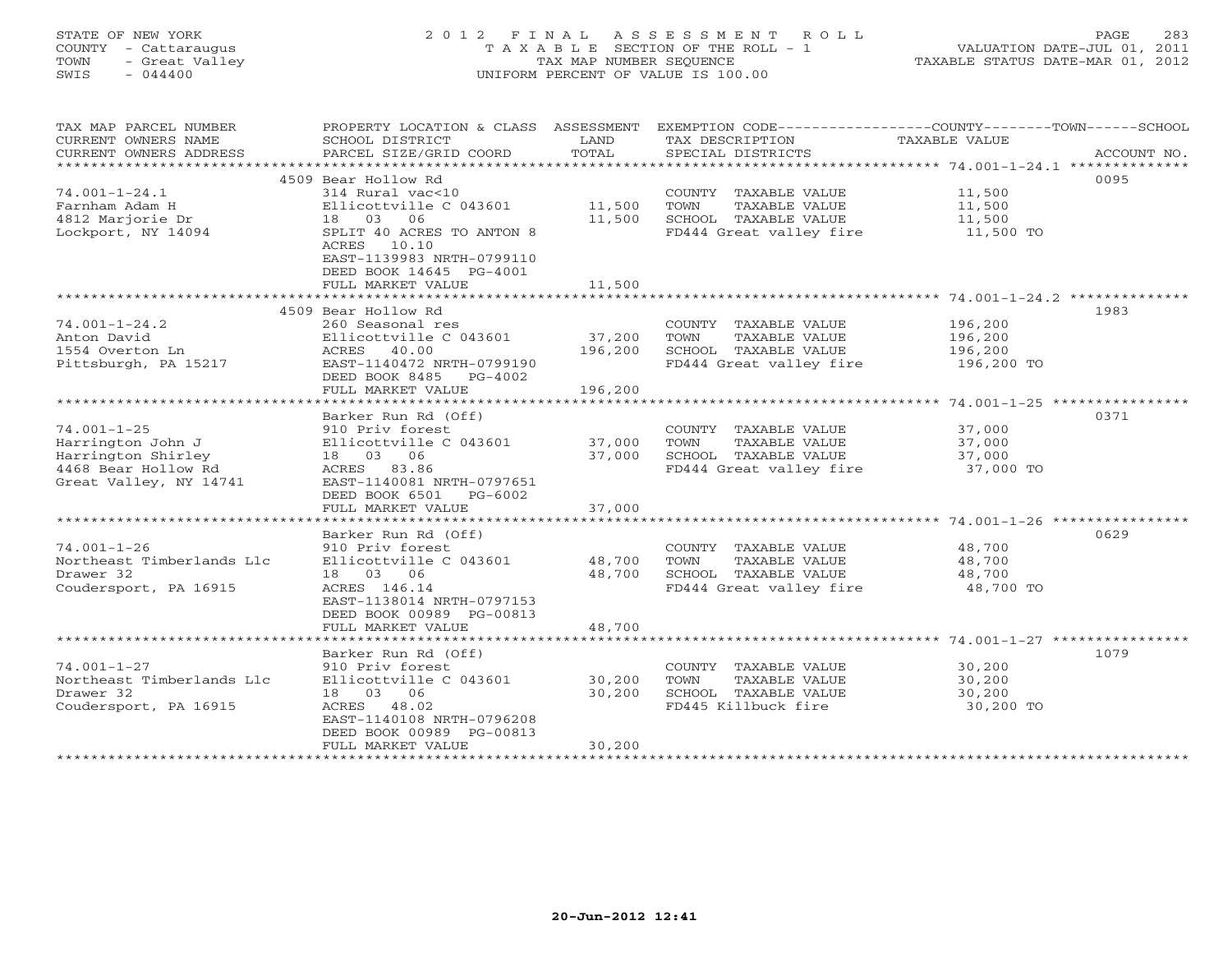STATE OF NEW YORK
COUNTY - Cattaraugus
TOWN - Great Valley
SWIS - 044400

# 2012 FINAL ASSESSMENT ROLL
TAXABLE SECTION OF THE ROLL - 1
TAX MAP NUMBER SEQUENCE
UNIFORM PERCENT OF VALUE IS 100.00

VALUATION DATE-JUL 01, 2011
TAXABLE STATUS DATE-MAR 01, 2012

| TAX MAP PARCEL NUMBER / CURRENT OWNERS NAME / CURRENT OWNERS ADDRESS | PROPERTY LOCATION & CLASS / SCHOOL DISTRICT / PARCEL SIZE/GRID COORD | ASSESSMENT LAND | TOTAL | EXEMPTION CODE / TAX DESCRIPTION / SPECIAL DISTRICTS | TAXABLE VALUE | ACCOUNT NO. |
|---|---|---|---|---|---|---|
| 74.001-1-24.1 | 4509 Bear Hollow Rd | | | | | 0095 |
| Farnham Adam H | 314 Rural vac<10 | | | COUNTY TAXABLE VALUE | 11,500 | |
| 4812 Marjorie Dr | Ellicottville C 043601 | 11,500 | | TOWN TAXABLE VALUE | 11,500 | |
| Lockport, NY 14094 | 18 03 06 | | 11,500 | SCHOOL TAXABLE VALUE | 11,500 | |
| | SPLIT 40 ACRES TO ANTON 8 | | | FD444 Great valley fire | 11,500 TO | |
| | ACRES 10.10 | | | | | |
| | EAST-1139983 NRTH-0799110 | | | | | |
| | DEED BOOK 14645 PG-4001 | | | | | |
| | FULL MARKET VALUE | | 11,500 | | | |
| 74.001-1-24.2 | 4509 Bear Hollow Rd | | | | | 1983 |
| Anton David | 260 Seasonal res | | | COUNTY TAXABLE VALUE | 196,200 | |
| 1554 Overton Ln | Ellicottville C 043601 | 37,200 | | TOWN TAXABLE VALUE | 196,200 | |
| Pittsburgh, PA 15217 | ACRES 40.00 | | 196,200 | SCHOOL TAXABLE VALUE | 196,200 | |
| | EAST-1140472 NRTH-0799190 | | | FD444 Great valley fire | 196,200 TO | |
| | DEED BOOK 8485 PG-4002 | | | | | |
| | FULL MARKET VALUE | | 196,200 | | | |
| 74.001-1-25 | Barker Run Rd (Off) | | | | | 0371 |
| Harrington John J | 910 Priv forest | | | COUNTY TAXABLE VALUE | 37,000 | |
| Harrington Shirley | Ellicottville C 043601 | 37,000 | | TOWN TAXABLE VALUE | 37,000 | |
| 4468 Bear Hollow Rd | 18 03 06 | | 37,000 | SCHOOL TAXABLE VALUE | 37,000 | |
| Great Valley, NY 14741 | ACRES 83.86 | | | FD444 Great valley fire | 37,000 TO | |
| | EAST-1140081 NRTH-0797651 | | | | | |
| | DEED BOOK 6501 PG-6002 | | | | | |
| | FULL MARKET VALUE | | 37,000 | | | |
| 74.001-1-26 | Barker Run Rd (Off) | | | | | 0629 |
| Northeast Timberlands Llc | 910 Priv forest | | | COUNTY TAXABLE VALUE | 48,700 | |
| Drawer 32 | Ellicottville C 043601 | 48,700 | | TOWN TAXABLE VALUE | 48,700 | |
| Coudersport, PA 16915 | 18 03 06 | | 48,700 | SCHOOL TAXABLE VALUE | 48,700 | |
| | ACRES 146.14 | | | FD444 Great valley fire | 48,700 TO | |
| | EAST-1138014 NRTH-0797153 | | | | | |
| | DEED BOOK 00989 PG-00813 | | | | | |
| | FULL MARKET VALUE | | 48,700 | | | |
| 74.001-1-27 | Barker Run Rd (Off) | | | | | 1079 |
| Northeast Timberlands Llc | 910 Priv forest | | | COUNTY TAXABLE VALUE | 30,200 | |
| Drawer 32 | Ellicottville C 043601 | 30,200 | | TOWN TAXABLE VALUE | 30,200 | |
| Coudersport, PA 16915 | 18 03 06 | | 30,200 | SCHOOL TAXABLE VALUE | 30,200 | |
| | ACRES 48.02 | | | FD445 Killbuck fire | 30,200 TO | |
| | EAST-1140108 NRTH-0796208 | | | | | |
| | DEED BOOK 00989 PG-00813 | | | | | |
| | FULL MARKET VALUE | | 30,200 | | | |

20-Jun-2012 12:41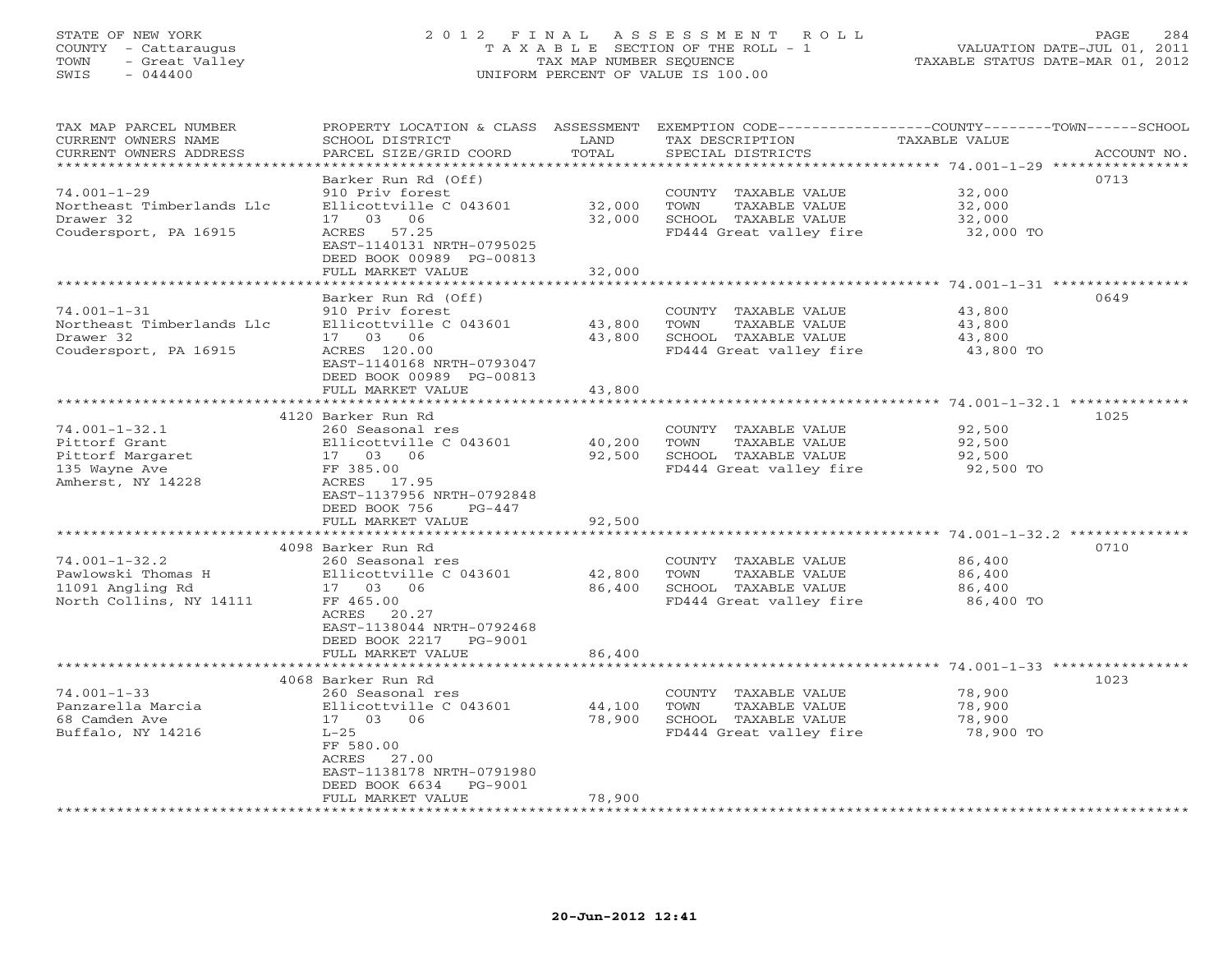STATE OF NEW YORK
COUNTY - Cattaraugus
TOWN - Great Valley
SWIS - 044400

2012 FINAL ASSESSMENT ROLL
TAXABLE SECTION OF THE ROLL - 1
TAX MAP NUMBER SEQUENCE
UNIFORM PERCENT OF VALUE IS 100.00

VALUATION DATE-JUL 01, 2011
TAXABLE STATUS DATE-MAR 01, 2012

| TAX MAP PARCEL NUMBER / CURRENT OWNERS NAME / CURRENT OWNERS ADDRESS | PROPERTY LOCATION & CLASS / SCHOOL DISTRICT / PARCEL SIZE/GRID COORD | ASSESSMENT LAND | TOTAL | EXEMPTION CODE / TAX DESCRIPTION / SPECIAL DISTRICTS | COUNTY--------TOWN------SCHOOL TAXABLE VALUE | ACCOUNT NO. |
|---|---|---|---|---|---|---|
| 74.001-1-29 | Barker Run Rd (Off) | | | | | 0713 |
| Northeast Timberlands Llc | 910 Priv forest | | | COUNTY TAXABLE VALUE | 32,000 | |
| Drawer 32 | Ellicottville C 043601 | 32,000 | | TOWN TAXABLE VALUE | 32,000 | |
| Coudersport, PA 16915 | 17 03 06 | | 32,000 | SCHOOL TAXABLE VALUE | 32,000 | |
| | ACRES 57.25 | | | FD444 Great valley fire | 32,000 TO | |
| | EAST-1140131 NRTH-0795025 | | | | | |
| | DEED BOOK 00989 PG-00813 | | | | | |
| | FULL MARKET VALUE | | 32,000 | | | |
| 74.001-1-31 | Barker Run Rd (Off) | | | | | 0649 |
| Northeast Timberlands Llc | 910 Priv forest | | | COUNTY TAXABLE VALUE | 43,800 | |
| Drawer 32 | Ellicottville C 043601 | 43,800 | | TOWN TAXABLE VALUE | 43,800 | |
| Coudersport, PA 16915 | 17 03 06 | | 43,800 | SCHOOL TAXABLE VALUE | 43,800 | |
| | ACRES 120.00 | | | FD444 Great valley fire | 43,800 TO | |
| | EAST-1140168 NRTH-0793047 | | | | | |
| | DEED BOOK 00989 PG-00813 | | | | | |
| | FULL MARKET VALUE | | 43,800 | | | |
| 74.001-1-32.1 | 4120 Barker Run Rd | | | | | 1025 |
| Pittorf Grant | 260 Seasonal res | | | COUNTY TAXABLE VALUE | 92,500 | |
| Pittorf Margaret | Ellicottville C 043601 | 40,200 | | TOWN TAXABLE VALUE | 92,500 | |
| 135 Wayne Ave | 17 03 06 | | 92,500 | SCHOOL TAXABLE VALUE | 92,500 | |
| Amherst, NY 14228 | FF 385.00 | | | FD444 Great valley fire | 92,500 TO | |
| | ACRES 17.95 | | | | | |
| | EAST-1137956 NRTH-0792848 | | | | | |
| | DEED BOOK 756 PG-447 | | | | | |
| | FULL MARKET VALUE | | 92,500 | | | |
| 74.001-1-32.2 | 4098 Barker Run Rd | | | | | 0710 |
| Pawlowski Thomas H | 260 Seasonal res | | | COUNTY TAXABLE VALUE | 86,400 | |
| 11091 Angling Rd | Ellicottville C 043601 | 42,800 | | TOWN TAXABLE VALUE | 86,400 | |
| North Collins, NY 14111 | 17 03 06 | | 86,400 | SCHOOL TAXABLE VALUE | 86,400 | |
| | FF 465.00 | | | FD444 Great valley fire | 86,400 TO | |
| | ACRES 20.27 | | | | | |
| | EAST-1138044 NRTH-0792468 | | | | | |
| | DEED BOOK 2217 PG-9001 | | | | | |
| | FULL MARKET VALUE | | 86,400 | | | |
| 74.001-1-33 | 4068 Barker Run Rd | | | | | 1023 |
| Panzarella Marcia | 260 Seasonal res | | | COUNTY TAXABLE VALUE | 78,900 | |
| 68 Camden Ave | Ellicottville C 043601 | 44,100 | | TOWN TAXABLE VALUE | 78,900 | |
| Buffalo, NY 14216 | 17 03 06 | | 78,900 | SCHOOL TAXABLE VALUE | 78,900 | |
| | L-25 | | | FD444 Great valley fire | 78,900 TO | |
| | FF 580.00 | | | | | |
| | ACRES 27.00 | | | | | |
| | EAST-1138178 NRTH-0791980 | | | | | |
| | DEED BOOK 6634 PG-9001 | | | | | |
| | FULL MARKET VALUE | | 78,900 | | | |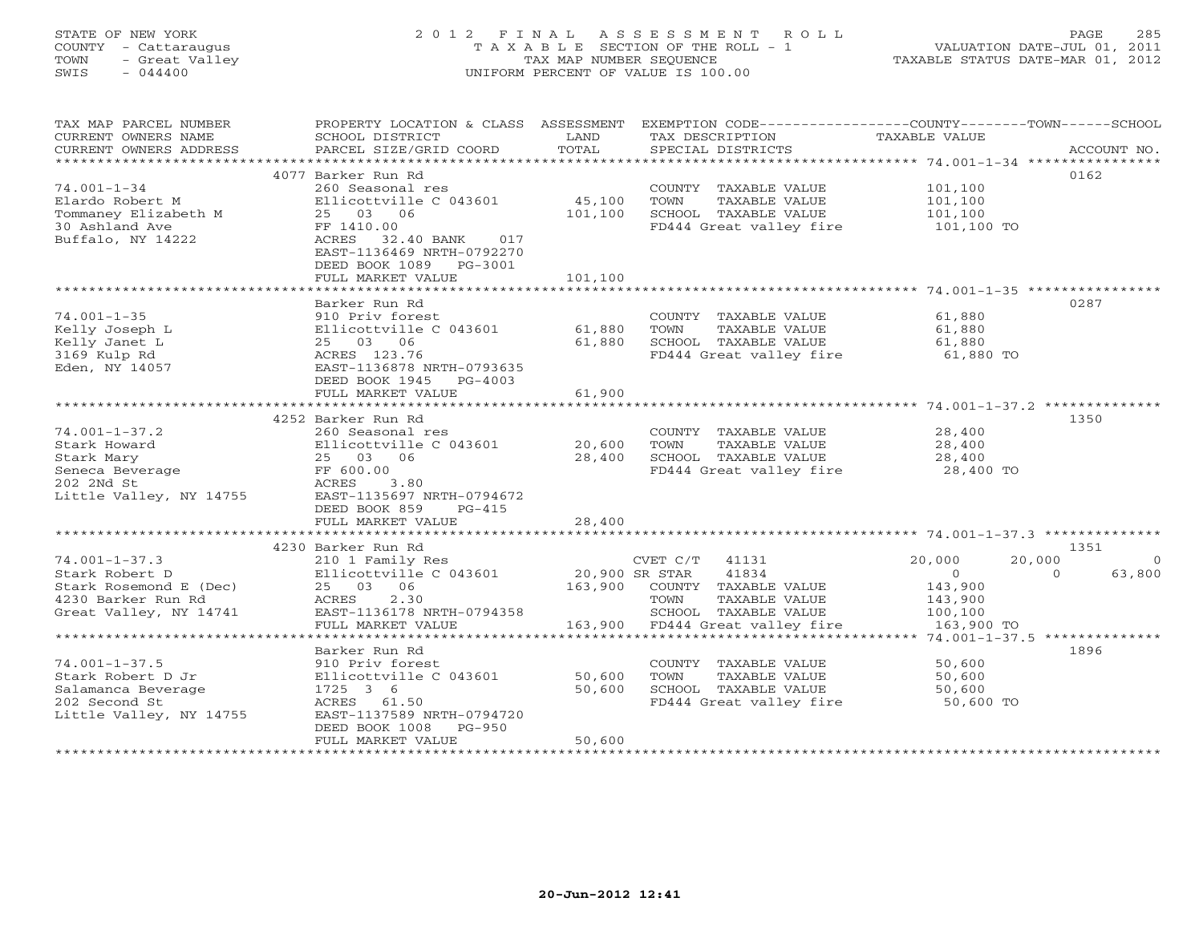STATE OF NEW YORK
COUNTY - Cattaraugus
TOWN - Great Valley
SWIS - 044400

2 0 1 2 F I N A L A S S E S S M E N T R O L L
T A X A B L E SECTION OF THE ROLL - 1
TAX MAP NUMBER SEQUENCE
UNIFORM PERCENT OF VALUE IS 100.00

VALUATION DATE-JUL 01, 2011
TAXABLE STATUS DATE-MAR 01, 2012

| TAX MAP PARCEL NUMBER / CURRENT OWNERS NAME / CURRENT OWNERS ADDRESS | PROPERTY LOCATION & CLASS / SCHOOL DISTRICT / PARCEL SIZE/GRID COORD | ASSESSMENT LAND / TOTAL | EXEMPTION CODE / TAX DESCRIPTION / SPECIAL DISTRICTS | COUNTY | TOWN | SCHOOL | ACCOUNT NO. |
|---|---|---|---|---|---|---|---|
| ******** 74.001-1-34 ******** | 4077 Barker Run Rd | | | | | | 0162 |
| 74.001-1-34 | 260 Seasonal res | | COUNTY TAXABLE VALUE | 101,100 | | | |
| Elardo Robert M | Ellicottville C 043601 | 45,100 | TOWN TAXABLE VALUE | | 101,100 | | |
| Tommaney Elizabeth M | 25 03 06 | 101,100 | SCHOOL TAXABLE VALUE | | | 101,100 | |
| 30 Ashland Ave | FF 1410.00 | | FD444 Great valley fire | 101,100 TO | | | |
| Buffalo, NY 14222 | ACRES 32.40 BANK 017 | | | | | | |
| | EAST-1136469 NRTH-0792270 | | | | | | |
| | DEED BOOK 1089 PG-3001 | | | | | | |
| | FULL MARKET VALUE | 101,100 | | | | | |
| ******** 74.001-1-35 ******** | Barker Run Rd | | | | | | 0287 |
| 74.001-1-35 | 910 Priv forest | | COUNTY TAXABLE VALUE | 61,880 | | | |
| Kelly Joseph L | Ellicottville C 043601 | 61,880 | TOWN TAXABLE VALUE | | 61,880 | | |
| Kelly Janet L | 25 03 06 | 61,880 | SCHOOL TAXABLE VALUE | | | 61,880 | |
| 3169 Kulp Rd | ACRES 123.76 | | FD444 Great valley fire | 61,880 TO | | | |
| Eden, NY 14057 | EAST-1136878 NRTH-0793635 | | | | | | |
| | DEED BOOK 1945 PG-4003 | | | | | | |
| | FULL MARKET VALUE | 61,900 | | | | | |
| ******** 74.001-1-37.2 ******** | 4252 Barker Run Rd | | | | | | 1350 |
| 74.001-1-37.2 | 260 Seasonal res | | COUNTY TAXABLE VALUE | 28,400 | | | |
| Stark Howard | Ellicottville C 043601 | 20,600 | TOWN TAXABLE VALUE | | 28,400 | | |
| Stark Mary | 25 03 06 | 28,400 | SCHOOL TAXABLE VALUE | | | 28,400 | |
| Seneca Beverage | FF 600.00 | | FD444 Great valley fire | 28,400 TO | | | |
| 202 2Nd St | ACRES 3.80 | | | | | | |
| Little Valley, NY 14755 | EAST-1135697 NRTH-0794672 | | | | | | |
| | DEED BOOK 859 PG-415 | | | | | | |
| | FULL MARKET VALUE | 28,400 | | | | | |
| ******** 74.001-1-37.3 ******** | 4230 Barker Run Rd | | | | | | 1351 |
| 74.001-1-37.3 | 210 1 Family Res | | CVET C/T 41131 | 20,000 | 20,000 | 0 | |
| Stark Robert D | Ellicottville C 043601 | 20,900 | SR STAR 41834 | 0 | 0 | 63,800 | |
| Stark Rosemond E (Dec) | 25 03 06 | 163,900 | COUNTY TAXABLE VALUE | 143,900 | | | |
| 4230 Barker Run Rd | ACRES 2.30 | | TOWN TAXABLE VALUE | | 143,900 | | |
| Great Valley, NY 14741 | EAST-1136178 NRTH-0794358 | | SCHOOL TAXABLE VALUE | | | 100,100 | |
| | FULL MARKET VALUE | 163,900 | FD444 Great valley fire | 163,900 TO | | | |
| ******** 74.001-1-37.5 ******** | Barker Run Rd | | | | | | 1896 |
| 74.001-1-37.5 | 910 Priv forest | | COUNTY TAXABLE VALUE | 50,600 | | | |
| Stark Robert D Jr | Ellicottville C 043601 | 50,600 | TOWN TAXABLE VALUE | | 50,600 | | |
| Salamanca Beverage | 1725 3 6 | 50,600 | SCHOOL TAXABLE VALUE | | | 50,600 | |
| 202 Second St | ACRES 61.50 | | FD444 Great valley fire | 50,600 TO | | | |
| Little Valley, NY 14755 | EAST-1137589 NRTH-0794720 | | | | | | |
| | DEED BOOK 1008 PG-950 | | | | | | |
| | FULL MARKET VALUE | 50,600 | | | | | |

20-Jun-2012 12:41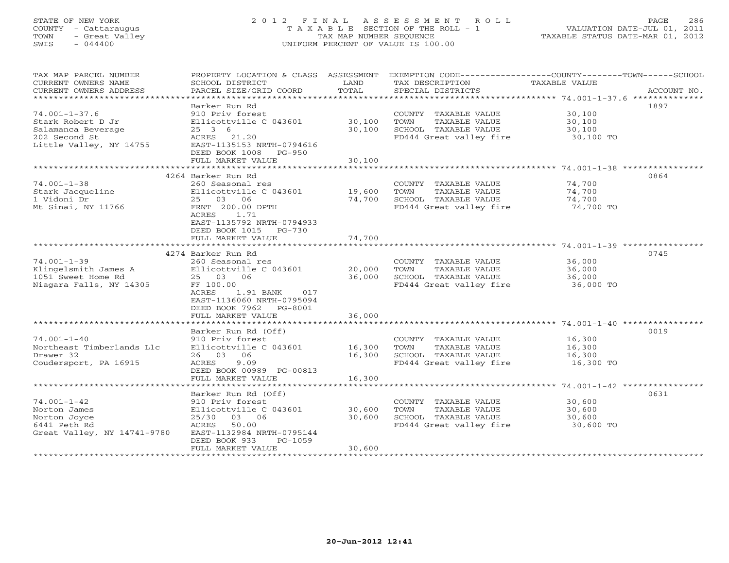STATE OF NEW YORK
COUNTY - Cattaraugus
TOWN - Great Valley
SWIS - 044400

# 2012 FINAL ASSESSMENT ROLL
TAXABLE SECTION OF THE ROLL - 1
TAX MAP NUMBER SEQUENCE
UNIFORM PERCENT OF VALUE IS 100.00

VALUATION DATE-JUL 01, 2011
TAXABLE STATUS DATE-MAR 01, 2012

| TAX MAP PARCEL NUMBER / CURRENT OWNERS NAME / CURRENT OWNERS ADDRESS | PROPERTY LOCATION & CLASS / SCHOOL DISTRICT / PARCEL SIZE/GRID COORD | ASSESSMENT LAND / TOTAL | EXEMPTION CODE / TAX DESCRIPTION / SPECIAL DISTRICTS | TAXABLE VALUE | ACCOUNT NO. |
|---|---|---|---|---|---|
| 74.001-1-37.6 | Barker Run Rd | | | | 1897 |
| | 910 Priv forest | | COUNTY TAXABLE VALUE | 30,100 | |
| Stark Robert D Jr | Ellicottville C 043601 | 30,100 | TOWN TAXABLE VALUE | 30,100 | |
| Salamanca Beverage | 25 3 6 | 30,100 | SCHOOL TAXABLE VALUE | 30,100 | |
| 202 Second St | ACRES 21.20 | | FD444 Great valley fire | 30,100 TO | |
| Little Valley, NY 14755 | EAST-1135153 NRTH-0794616 | | | | |
| | DEED BOOK 1008 PG-950 | | | | |
| | FULL MARKET VALUE | 30,100 | | | |
| 74.001-1-38 | 4264 Barker Run Rd | | | | 0864 |
| | 260 Seasonal res | | COUNTY TAXABLE VALUE | 74,700 | |
| Stark Jacqueline | Ellicottville C 043601 | 19,600 | TOWN TAXABLE VALUE | 74,700 | |
| 1 Vidoni Dr | 25 03 06 | 74,700 | SCHOOL TAXABLE VALUE | 74,700 | |
| Mt Sinai, NY 11766 | FRNT 200.00 DPTH | | FD444 Great valley fire | 74,700 TO | |
| | ACRES 1.71 | | | | |
| | EAST-1135792 NRTH-0794933 | | | | |
| | DEED BOOK 1015 PG-730 | | | | |
| | FULL MARKET VALUE | 74,700 | | | |
| 74.001-1-39 | 4274 Barker Run Rd | | | | 0745 |
| | 260 Seasonal res | | COUNTY TAXABLE VALUE | 36,000 | |
| Klingelsmith James A | Ellicottville C 043601 | 20,000 | TOWN TAXABLE VALUE | 36,000 | |
| 1051 Sweet Home Rd | 25 03 06 | 36,000 | SCHOOL TAXABLE VALUE | 36,000 | |
| Niagara Falls, NY 14305 | FF 100.00 | | FD444 Great valley fire | 36,000 TO | |
| | ACRES 1.91 BANK 017 | | | | |
| | EAST-1136060 NRTH-0795094 | | | | |
| | DEED BOOK 7962 PG-8001 | | | | |
| | FULL MARKET VALUE | 36,000 | | | |
| 74.001-1-40 | Barker Run Rd (Off) | | | | 0019 |
| | 910 Priv forest | | COUNTY TAXABLE VALUE | 16,300 | |
| Northeast Timberlands Llc | Ellicottville C 043601 | 16,300 | TOWN TAXABLE VALUE | 16,300 | |
| Drawer 32 | 26 03 06 | 16,300 | SCHOOL TAXABLE VALUE | 16,300 | |
| Coudersport, PA 16915 | ACRES 9.09 | | FD444 Great valley fire | 16,300 TO | |
| | DEED BOOK 00989 PG-00813 | | | | |
| | FULL MARKET VALUE | 16,300 | | | |
| 74.001-1-42 | Barker Run Rd (Off) | | | | 0631 |
| | 910 Priv forest | | COUNTY TAXABLE VALUE | 30,600 | |
| Norton James | Ellicottville C 043601 | 30,600 | TOWN TAXABLE VALUE | 30,600 | |
| Norton Joyce | 25/30 03 06 | 30,600 | SCHOOL TAXABLE VALUE | 30,600 | |
| 6441 Peth Rd | ACRES 50.00 | | FD444 Great valley fire | 30,600 TO | |
| Great Valley, NY 14741-9780 | EAST-1132984 NRTH-0795144 | | | | |
| | DEED BOOK 933 PG-1059 | | | | |
| | FULL MARKET VALUE | 30,600 | | | |

20-Jun-2012 12:41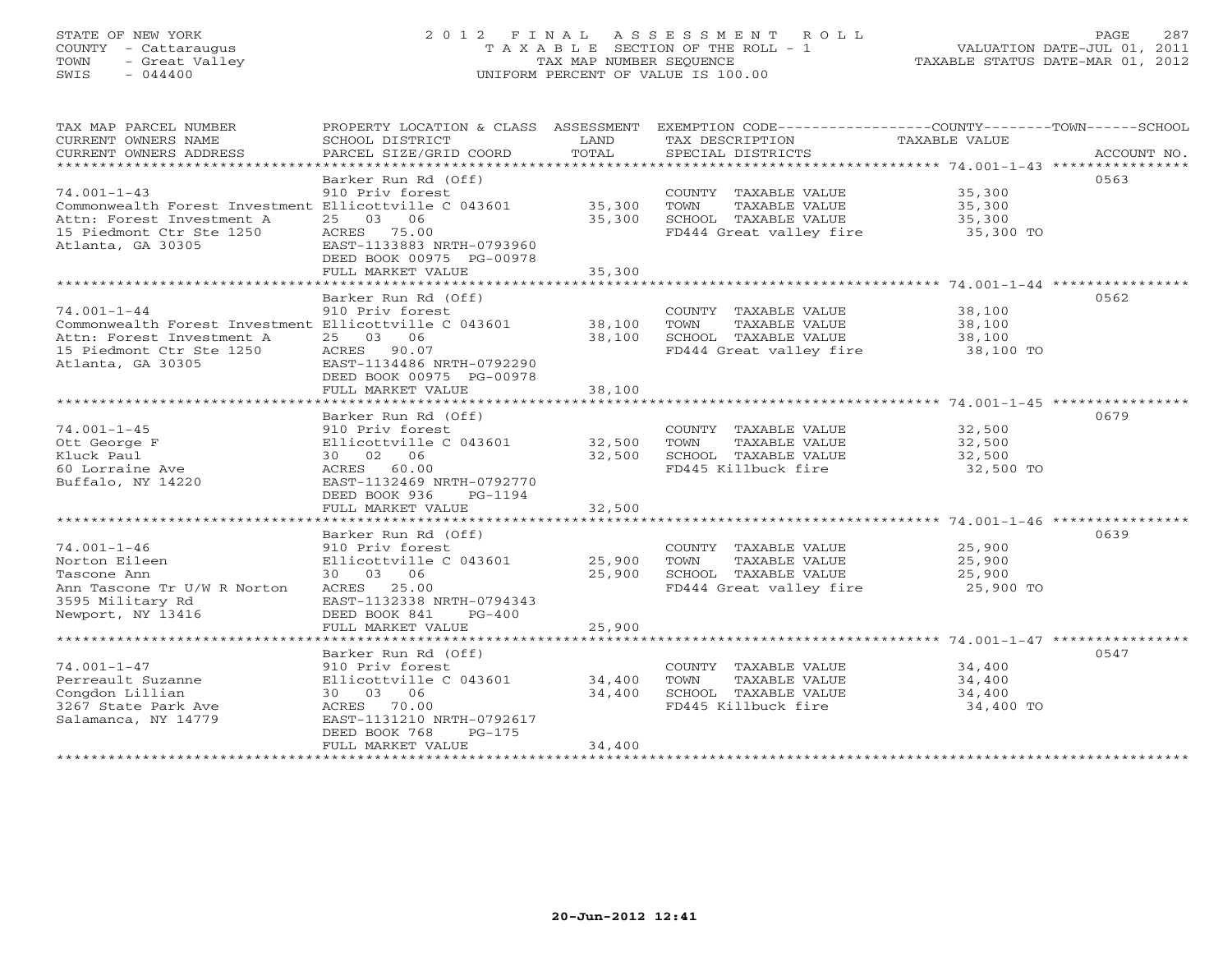STATE OF NEW YORK
COUNTY - Cattaraugus
TOWN - Great Valley
SWIS - 044400

# 2012 FINAL ASSESSMENT ROLL
TAXABLE SECTION OF THE ROLL - 1
TAX MAP NUMBER SEQUENCE
UNIFORM PERCENT OF VALUE IS 100.00

VALUATION DATE-JUL 01, 2011
TAXABLE STATUS DATE-MAR 01, 2012

| TAX MAP PARCEL NUMBER / CURRENT OWNERS NAME / CURRENT OWNERS ADDRESS | PROPERTY LOCATION & CLASS / SCHOOL DISTRICT / PARCEL SIZE/GRID COORD | ASSESSMENT LAND / TOTAL | EXEMPTION CODE / TAX DESCRIPTION / SPECIAL DISTRICTS | COUNTY--------TOWN------SCHOOL TAXABLE VALUE | ACCOUNT NO. |
|---|---|---|---|---|---|
| **74.001-1-43** | Barker Run Rd (Off) | | | | 0563 |
| 74.001-1-43 | 910 Priv forest | | COUNTY TAXABLE VALUE | 35,300 | |
| Commonwealth Forest Investment | Ellicottville C 043601 | 35,300 | TOWN TAXABLE VALUE | 35,300 | |
| Attn: Forest Investment A | 25 03 06 | 35,300 | SCHOOL TAXABLE VALUE | 35,300 | |
| 15 Piedmont Ctr Ste 1250 | ACRES 75.00 | | FD444 Great valley fire | 35,300 TO | |
| Atlanta, GA 30305 | EAST-1133883 NRTH-0793960 | | | | |
| | DEED BOOK 00975 PG-00978 | | | | |
| | FULL MARKET VALUE | 35,300 | | | |
| **74.001-1-44** | Barker Run Rd (Off) | | | | 0562 |
| 74.001-1-44 | 910 Priv forest | | COUNTY TAXABLE VALUE | 38,100 | |
| Commonwealth Forest Investment | Ellicottville C 043601 | 38,100 | TOWN TAXABLE VALUE | 38,100 | |
| Attn: Forest Investment A | 25 03 06 | 38,100 | SCHOOL TAXABLE VALUE | 38,100 | |
| 15 Piedmont Ctr Ste 1250 | ACRES 90.07 | | FD444 Great valley fire | 38,100 TO | |
| Atlanta, GA 30305 | EAST-1134486 NRTH-0792290 | | | | |
| | DEED BOOK 00975 PG-00978 | | | | |
| | FULL MARKET VALUE | 38,100 | | | |
| **74.001-1-45** | Barker Run Rd (Off) | | | | 0679 |
| 74.001-1-45 | 910 Priv forest | | COUNTY TAXABLE VALUE | 32,500 | |
| Ott George F | Ellicottville C 043601 | 32,500 | TOWN TAXABLE VALUE | 32,500 | |
| Kluck Paul | 30 02 06 | 32,500 | SCHOOL TAXABLE VALUE | 32,500 | |
| 60 Lorraine Ave | ACRES 60.00 | | FD445 Killbuck fire | 32,500 TO | |
| Buffalo, NY 14220 | EAST-1132469 NRTH-0792770 | | | | |
| | DEED BOOK 936 PG-1194 | | | | |
| | FULL MARKET VALUE | 32,500 | | | |
| **74.001-1-46** | Barker Run Rd (Off) | | | | 0639 |
| 74.001-1-46 | 910 Priv forest | | COUNTY TAXABLE VALUE | 25,900 | |
| Norton Eileen | Ellicottville C 043601 | 25,900 | TOWN TAXABLE VALUE | 25,900 | |
| Tascone Ann | 30 03 06 | 25,900 | SCHOOL TAXABLE VALUE | 25,900 | |
| Ann Tascone Tr U/W R Norton | ACRES 25.00 | | FD444 Great valley fire | 25,900 TO | |
| 3595 Military Rd | EAST-1132338 NRTH-0794343 | | | | |
| Newport, NY 13416 | DEED BOOK 841 PG-400 | | | | |
| | FULL MARKET VALUE | 25,900 | | | |
| **74.001-1-47** | Barker Run Rd (Off) | | | | 0547 |
| 74.001-1-47 | 910 Priv forest | | COUNTY TAXABLE VALUE | 34,400 | |
| Perreault Suzanne | Ellicottville C 043601 | 34,400 | TOWN TAXABLE VALUE | 34,400 | |
| Congdon Lillian | 30 03 06 | 34,400 | SCHOOL TAXABLE VALUE | 34,400 | |
| 3267 State Park Ave | ACRES 70.00 | | FD445 Killbuck fire | 34,400 TO | |
| Salamanca, NY 14779 | EAST-1131210 NRTH-0792617 | | | | |
| | DEED BOOK 768 PG-175 | | | | |
| | FULL MARKET VALUE | 34,400 | | | |

20-Jun-2012 12:41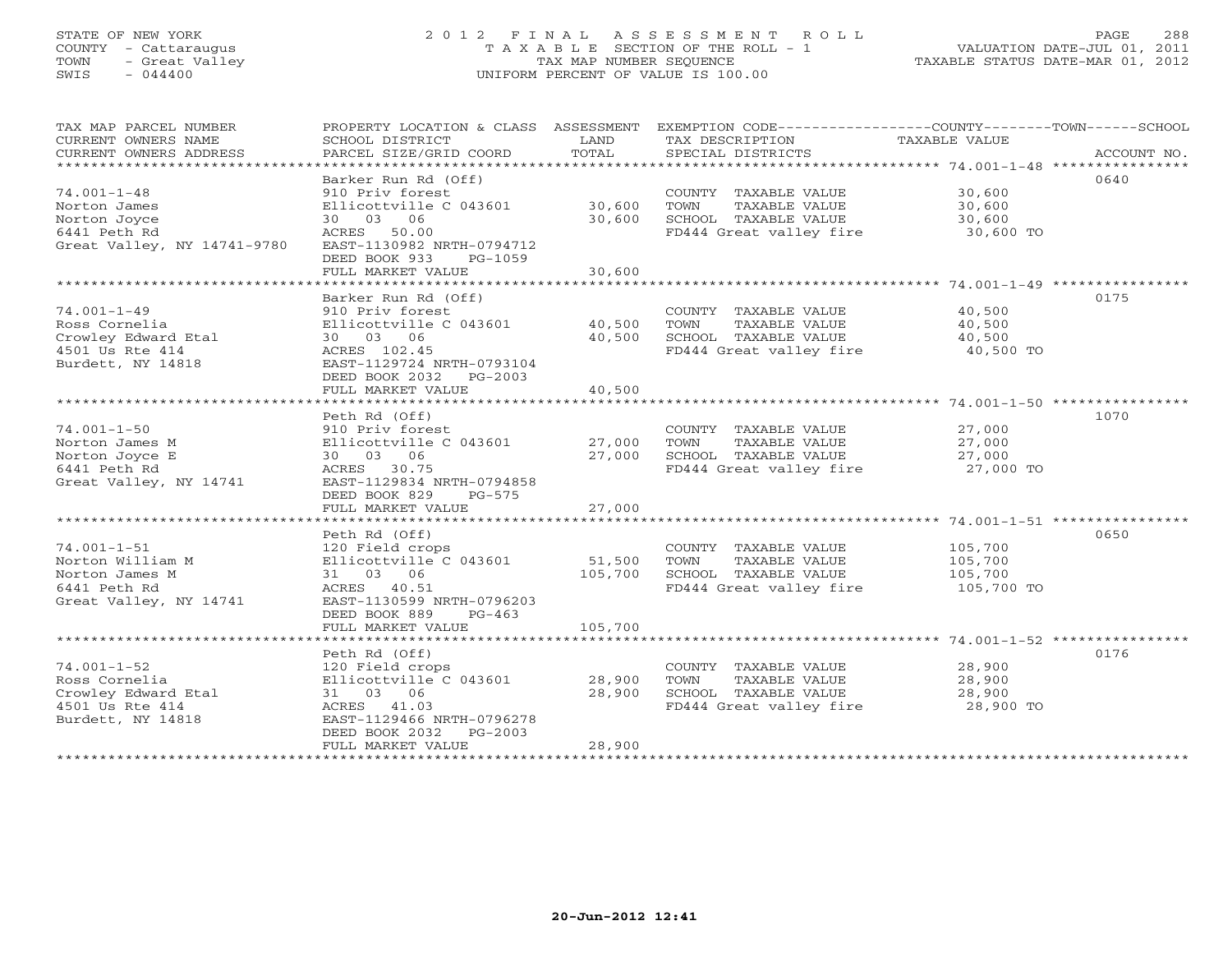STATE OF NEW YORK
COUNTY - Cattaraugus
TOWN - Great Valley
SWIS - 044400

# 2012 FINAL ASSESSMENT ROLL
TAXABLE SECTION OF THE ROLL - 1
TAX MAP NUMBER SEQUENCE
UNIFORM PERCENT OF VALUE IS 100.00

VALUATION DATE-JUL 01, 2011
TAXABLE STATUS DATE-MAR 01, 2012

| TAX MAP PARCEL NUMBER / CURRENT OWNERS NAME / CURRENT OWNERS ADDRESS | PROPERTY LOCATION & CLASS / SCHOOL DISTRICT / PARCEL SIZE/GRID COORD | ASSESSMENT LAND | TOTAL | EXEMPTION CODE / TAX DESCRIPTION / SPECIAL DISTRICTS | TAXABLE VALUE COUNTY--------TOWN------SCHOOL | ACCOUNT NO. |
|---|---|---|---|---|---|---|
| 74.001-1-48 | Barker Run Rd (Off) | | | | | 0640 |
| | 910 Priv forest | | | COUNTY TAXABLE VALUE | 30,600 | |
| Norton James | Ellicottville C 043601 | 30,600 | | TOWN TAXABLE VALUE | 30,600 | |
| Norton Joyce | 30 03 06 | | 30,600 | SCHOOL TAXABLE VALUE | 30,600 | |
| 6441 Peth Rd | ACRES 50.00 | | | FD444 Great valley fire | 30,600 TO | |
| Great Valley, NY 14741-9780 | EAST-1130982 NRTH-0794712 | | | | | |
| | DEED BOOK 933 PG-1059 | | | | | |
| | FULL MARKET VALUE | | 30,600 | | | |
| 74.001-1-49 | Barker Run Rd (Off) | | | | | 0175 |
| | 910 Priv forest | | | COUNTY TAXABLE VALUE | 40,500 | |
| Ross Cornelia | Ellicottville C 043601 | 40,500 | | TOWN TAXABLE VALUE | 40,500 | |
| Crowley Edward Etal | 30 03 06 | | 40,500 | SCHOOL TAXABLE VALUE | 40,500 | |
| 4501 Us Rte 414 | ACRES 102.45 | | | FD444 Great valley fire | 40,500 TO | |
| Burdett, NY 14818 | EAST-1129724 NRTH-0793104 | | | | | |
| | DEED BOOK 2032 PG-2003 | | | | | |
| | FULL MARKET VALUE | | 40,500 | | | |
| 74.001-1-50 | Peth Rd (Off) | | | | | 1070 |
| | 910 Priv forest | | | COUNTY TAXABLE VALUE | 27,000 | |
| Norton James M | Ellicottville C 043601 | 27,000 | | TOWN TAXABLE VALUE | 27,000 | |
| Norton Joyce E | 30 03 06 | | 27,000 | SCHOOL TAXABLE VALUE | 27,000 | |
| 6441 Peth Rd | ACRES 30.75 | | | FD444 Great valley fire | 27,000 TO | |
| Great Valley, NY 14741 | EAST-1129834 NRTH-0794858 | | | | | |
| | DEED BOOK 829 PG-575 | | | | | |
| | FULL MARKET VALUE | | 27,000 | | | |
| 74.001-1-51 | Peth Rd (Off) | | | | | 0650 |
| | 120 Field crops | | | COUNTY TAXABLE VALUE | 105,700 | |
| Norton William M | Ellicottville C 043601 | 51,500 | | TOWN TAXABLE VALUE | 105,700 | |
| Norton James M | 31 03 06 | | 105,700 | SCHOOL TAXABLE VALUE | 105,700 | |
| 6441 Peth Rd | ACRES 40.51 | | | FD444 Great valley fire | 105,700 TO | |
| Great Valley, NY 14741 | EAST-1130599 NRTH-0796203 | | | | | |
| | DEED BOOK 889 PG-463 | | | | | |
| | FULL MARKET VALUE | | 105,700 | | | |
| 74.001-1-52 | Peth Rd (Off) | | | | | 0176 |
| | 120 Field crops | | | COUNTY TAXABLE VALUE | 28,900 | |
| Ross Cornelia | Ellicottville C 043601 | 28,900 | | TOWN TAXABLE VALUE | 28,900 | |
| Crowley Edward Etal | 31 03 06 | | 28,900 | SCHOOL TAXABLE VALUE | 28,900 | |
| 4501 Us Rte 414 | ACRES 41.03 | | | FD444 Great valley fire | 28,900 TO | |
| Burdett, NY 14818 | EAST-1129466 NRTH-0796278 | | | | | |
| | DEED BOOK 2032 PG-2003 | | | | | |
| | FULL MARKET VALUE | | 28,900 | | | |

20-Jun-2012 12:41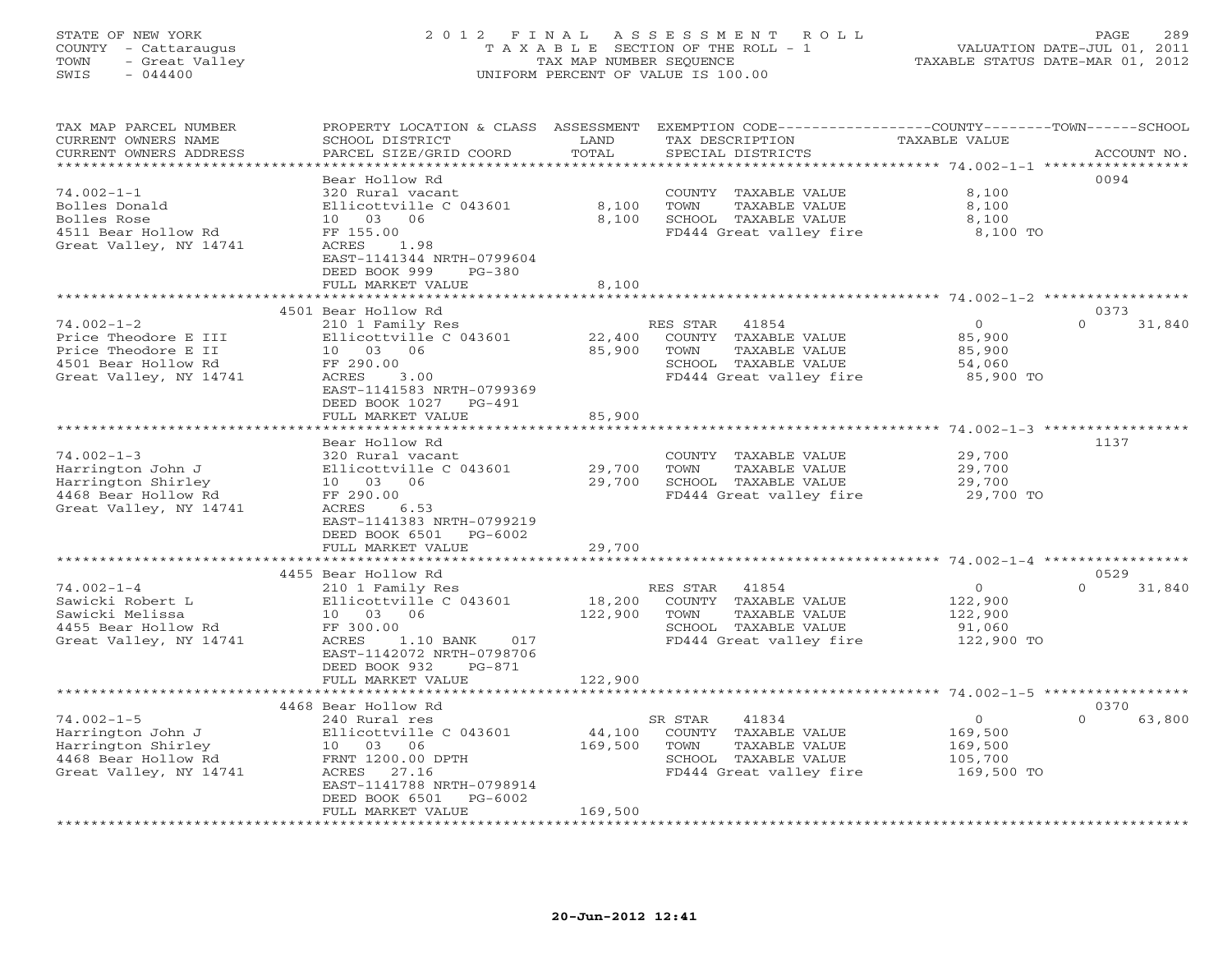STATE OF NEW YORK
COUNTY - Cattaraugus
TOWN - Great Valley
SWIS - 044400

2012 FINAL ASSESSMENT ROLL
TAXABLE SECTION OF THE ROLL - 1
TAX MAP NUMBER SEQUENCE
UNIFORM PERCENT OF VALUE IS 100.00

VALUATION DATE-JUL 01, 2011
TAXABLE STATUS DATE-MAR 01, 2012

| TAX MAP PARCEL NUMBER / CURRENT OWNERS NAME / CURRENT OWNERS ADDRESS | PROPERTY LOCATION & CLASS / SCHOOL DISTRICT / PARCEL SIZE/GRID COORD | ASSESSMENT LAND / TOTAL | EXEMPTION CODE / TAX DESCRIPTION / SPECIAL DISTRICTS | COUNTY / TOWN / TAXABLE VALUE | SCHOOL / ACCOUNT NO. |
|---|---|---|---|---|---|
| 74.002-1-1 | Bear Hollow Rd | | | | 0094 |
| | 320 Rural vacant | | COUNTY TAXABLE VALUE | 8,100 | |
| Bolles Donald | Ellicottville C 043601 | 8,100 | TOWN TAXABLE VALUE | 8,100 | |
| Bolles Rose | 10 03 06 | 8,100 | SCHOOL TAXABLE VALUE | 8,100 | |
| 4511 Bear Hollow Rd | FF 155.00 | | FD444 Great valley fire | 8,100 TO | |
| Great Valley, NY 14741 | ACRES 1.98 | | | | |
| | EAST-1141344 NRTH-0799604 | | | | |
| | DEED BOOK 999 PG-380 | | | | |
| | FULL MARKET VALUE | 8,100 | | | |
| 74.002-1-2 | 4501 Bear Hollow Rd | | | | 0373 |
| | 210 1 Family Res | | RES STAR 41854 | 0 | 0 31,840 |
| Price Theodore E III | Ellicottville C 043601 | 22,400 | COUNTY TAXABLE VALUE | 85,900 | |
| Price Theodore E II | 10 03 06 | 85,900 | TOWN TAXABLE VALUE | 85,900 | |
| 4501 Bear Hollow Rd | FF 290.00 | | SCHOOL TAXABLE VALUE | 54,060 | |
| Great Valley, NY 14741 | ACRES 3.00 | | FD444 Great valley fire | 85,900 TO | |
| | EAST-1141583 NRTH-0799369 | | | | |
| | DEED BOOK 1027 PG-491 | | | | |
| | FULL MARKET VALUE | 85,900 | | | |
| 74.002-1-3 | Bear Hollow Rd | | | | 1137 |
| | 320 Rural vacant | | COUNTY TAXABLE VALUE | 29,700 | |
| Harrington John J | Ellicottville C 043601 | 29,700 | TOWN TAXABLE VALUE | 29,700 | |
| Harrington Shirley | 10 03 06 | 29,700 | SCHOOL TAXABLE VALUE | 29,700 | |
| 4468 Bear Hollow Rd | FF 290.00 | | FD444 Great valley fire | 29,700 TO | |
| Great Valley, NY 14741 | ACRES 6.53 | | | | |
| | EAST-1141383 NRTH-0799219 | | | | |
| | DEED BOOK 6501 PG-6002 | | | | |
| | FULL MARKET VALUE | 29,700 | | | |
| 74.002-1-4 | 4455 Bear Hollow Rd | | | | 0529 |
| | 210 1 Family Res | | RES STAR 41854 | 0 | 0 31,840 |
| Sawicki Robert L | Ellicottville C 043601 | 18,200 | COUNTY TAXABLE VALUE | 122,900 | |
| Sawicki Melissa | 10 03 06 | 122,900 | TOWN TAXABLE VALUE | 122,900 | |
| 4455 Bear Hollow Rd | FF 300.00 | | SCHOOL TAXABLE VALUE | 91,060 | |
| Great Valley, NY 14741 | ACRES 1.10 BANK 017 | | FD444 Great valley fire | 122,900 TO | |
| | EAST-1142072 NRTH-0798706 | | | | |
| | DEED BOOK 932 PG-871 | | | | |
| | FULL MARKET VALUE | 122,900 | | | |
| 74.002-1-5 | 4468 Bear Hollow Rd | | | | 0370 |
| | 240 Rural res | | SR STAR 41834 | 0 | 0 63,800 |
| Harrington John J | Ellicottville C 043601 | 44,100 | COUNTY TAXABLE VALUE | 169,500 | |
| Harrington Shirley | 10 03 06 | 169,500 | TOWN TAXABLE VALUE | 169,500 | |
| 4468 Bear Hollow Rd | FRNT 1200.00 DPTH | | SCHOOL TAXABLE VALUE | 105,700 | |
| Great Valley, NY 14741 | ACRES 27.16 | | FD444 Great valley fire | 169,500 TO | |
| | EAST-1141788 NRTH-0798914 | | | | |
| | DEED BOOK 6501 PG-6002 | | | | |
| | FULL MARKET VALUE | 169,500 | | | |

20-Jun-2012 12:41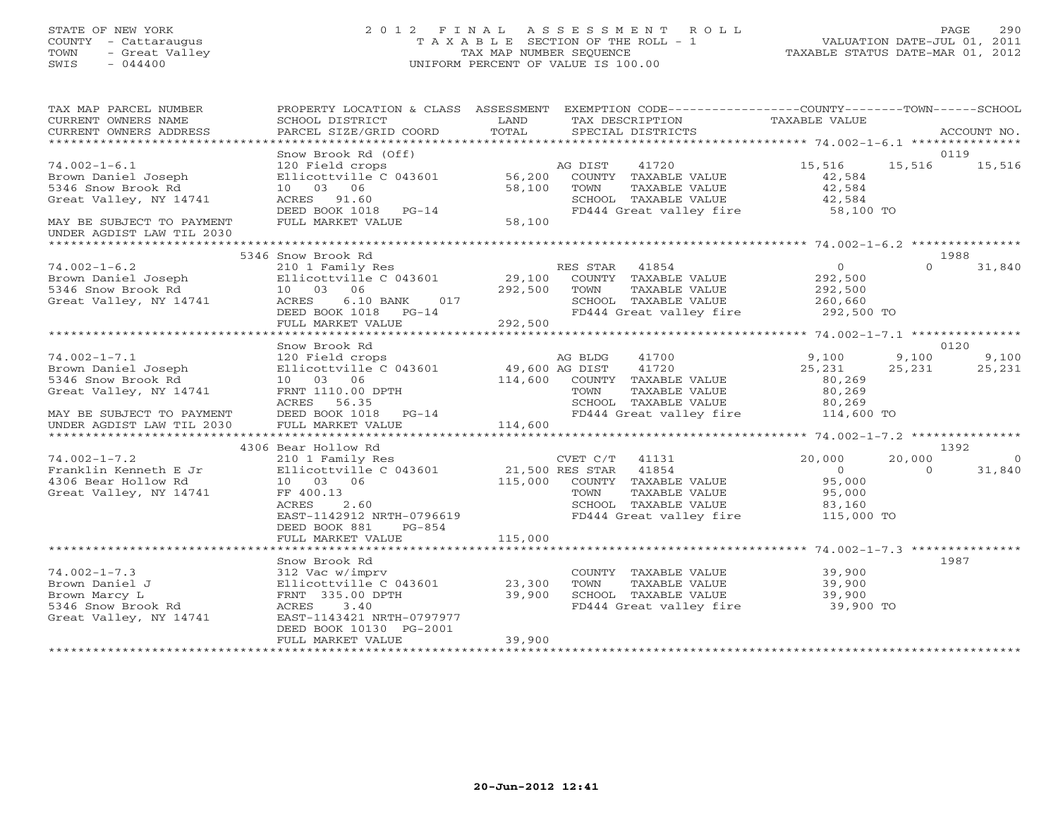STATE OF NEW YORK
COUNTY - Cattaraugus
TOWN - Great Valley
SWIS - 044400

2 0 1 2 F I N A L A S S E S S M E N T R O L L
T A X A B L E SECTION OF THE ROLL - 1
TAX MAP NUMBER SEQUENCE
UNIFORM PERCENT OF VALUE IS 100.00

VALUATION DATE-JUL 01, 2011
TAXABLE STATUS DATE-MAR 01, 2012

| TAX MAP PARCEL NUMBER / CURRENT OWNERS NAME / CURRENT OWNERS ADDRESS | PROPERTY LOCATION & CLASS / SCHOOL DISTRICT / PARCEL SIZE/GRID COORD | ASSESSMENT LAND / TOTAL | EXEMPTION CODE / TAX DESCRIPTION / SPECIAL DISTRICTS | COUNTY TAXABLE VALUE | TOWN | SCHOOL / ACCOUNT NO. |
|---|---|---|---|---|---|---|
| 74.002-1-6.1 | Snow Brook Rd (Off) | | | | | 0119 |
| Brown Daniel Joseph | 120 Field crops | | AG DIST 41720 | 15,516 | 15,516 | 15,516 |
| 5346 Snow Brook Rd | Ellicottville C 043601 | 56,200 | COUNTY TAXABLE VALUE | 42,584 | | |
| Great Valley, NY 14741 | 10 03 06 | 58,100 | TOWN TAXABLE VALUE | 42,584 | | |
| | ACRES 91.60 | | SCHOOL TAXABLE VALUE | 42,584 | | |
| | DEED BOOK 1018 PG-14 | | FD444 Great valley fire | 58,100 TO | | |
| MAY BE SUBJECT TO PAYMENT UNDER AGDIST LAW TIL 2030 | FULL MARKET VALUE | 58,100 | | | | |
| 74.002-1-6.2 | 5346 Snow Brook Rd | | | | | 1988 |
| Brown Daniel Joseph | 210 1 Family Res | | RES STAR 41854 | 0 | 0 | 31,840 |
| 5346 Snow Brook Rd | Ellicottville C 043601 | 29,100 | COUNTY TAXABLE VALUE | 292,500 | | |
| Great Valley, NY 14741 | 10 03 06 | 292,500 | TOWN TAXABLE VALUE | 292,500 | | |
| | ACRES 6.10 BANK 017 | | SCHOOL TAXABLE VALUE | 260,660 | | |
| | DEED BOOK 1018 PG-14 | | FD444 Great valley fire | 292,500 TO | | |
| | FULL MARKET VALUE | 292,500 | | | | |
| 74.002-1-7.1 | Snow Brook Rd | | | | | 0120 |
| Brown Daniel Joseph | 120 Field crops | | AG BLDG 41700 | 9,100 | 9,100 | 9,100 |
| 5346 Snow Brook Rd | Ellicottville C 043601 | 49,600 | AG DIST 41720 | 25,231 | 25,231 | 25,231 |
| Great Valley, NY 14741 | 10 03 06 | 114,600 | COUNTY TAXABLE VALUE | 80,269 | | |
| | FRNT 1110.00 DPTH | | TOWN TAXABLE VALUE | 80,269 | | |
| | ACRES 56.35 | | SCHOOL TAXABLE VALUE | 80,269 | | |
| MAY BE SUBJECT TO PAYMENT | DEED BOOK 1018 PG-14 | | FD444 Great valley fire | 114,600 TO | | |
| UNDER AGDIST LAW TIL 2030 | FULL MARKET VALUE | 114,600 | | | | |
| 74.002-1-7.2 | 4306 Bear Hollow Rd | | | | | 1392 |
| Franklin Kenneth E Jr | 210 1 Family Res | | CVET C/T 41131 | 20,000 | 20,000 | 0 |
| 4306 Bear Hollow Rd | Ellicottville C 043601 | 21,500 | RES STAR 41854 | 0 | 0 | 31,840 |
| Great Valley, NY 14741 | 10 03 06 | 115,000 | COUNTY TAXABLE VALUE | 95,000 | | |
| | FF 400.13 | | TOWN TAXABLE VALUE | 95,000 | | |
| | ACRES 2.60 | | SCHOOL TAXABLE VALUE | 83,160 | | |
| | EAST-1142912 NRTH-0796619 | | FD444 Great valley fire | 115,000 TO | | |
| | DEED BOOK 881 PG-854 | | | | | |
| | FULL MARKET VALUE | 115,000 | | | | |
| 74.002-1-7.3 | Snow Brook Rd | | | | | 1987 |
| Brown Daniel J | 312 Vac w/imprv | | COUNTY TAXABLE VALUE | 39,900 | | |
| Brown Marcy L | Ellicottville C 043601 | 23,300 | TOWN TAXABLE VALUE | 39,900 | | |
| 5346 Snow Brook Rd | FRNT 335.00 DPTH | 39,900 | SCHOOL TAXABLE VALUE | 39,900 | | |
| Great Valley, NY 14741 | ACRES 3.40 | | FD444 Great valley fire | 39,900 TO | | |
| | EAST-1143421 NRTH-0797977 | | | | | |
| | DEED BOOK 10130 PG-2001 | | | | | |
| | FULL MARKET VALUE | 39,900 | | | | |

20-Jun-2012 12:41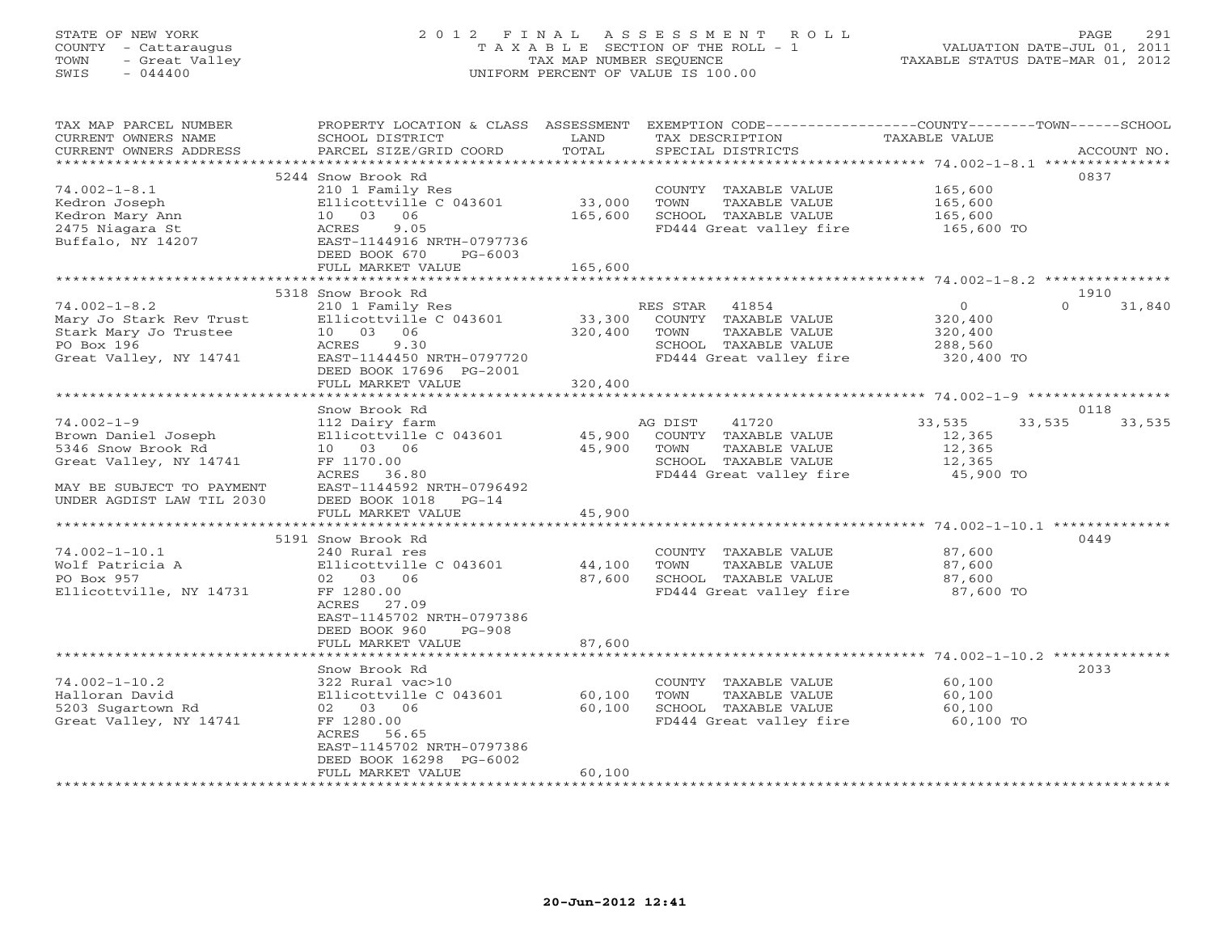STATE OF NEW YORK
COUNTY - Cattaraugus
TOWN - Great Valley
SWIS - 044400

# 2012 FINAL ASSESSMENT ROLL
TAXABLE SECTION OF THE ROLL - 1
TAX MAP NUMBER SEQUENCE
UNIFORM PERCENT OF VALUE IS 100.00

VALUATION DATE-JUL 01, 2011
TAXABLE STATUS DATE-MAR 01, 2012

| TAX MAP PARCEL NUMBER / CURRENT OWNERS NAME / CURRENT OWNERS ADDRESS | PROPERTY LOCATION & CLASS / SCHOOL DISTRICT / PARCEL SIZE/GRID COORD | ASSESSMENT LAND / TOTAL | EXEMPTION CODE / TAX DESCRIPTION / SPECIAL DISTRICTS | COUNTY | TOWN | SCHOOL / ACCOUNT NO. |
|---|---|---|---|---|---|---|
| 74.002-1-8.1 | 5244 Snow Brook Rd | | | | | 0837 |
| Kedron Joseph | 210 1 Family Res | | COUNTY TAXABLE VALUE | 165,600 | | |
| Kedron Mary Ann | Ellicottville C 043601 | 33,000 | TOWN TAXABLE VALUE | | 165,600 | |
| 2475 Niagara St | 10 03 06 | 165,600 | SCHOOL TAXABLE VALUE | | | 165,600 |
| Buffalo, NY 14207 | ACRES 9.05 | | FD444 Great valley fire | 165,600 TO | | |
| | EAST-1144916 NRTH-0797736 | | | | | |
| | DEED BOOK 670 PG-6003 | | | | | |
| | FULL MARKET VALUE | 165,600 | | | | |
| 74.002-1-8.2 | 5318 Snow Brook Rd | | | | | 1910 |
| Mary Jo Stark Rev Trust | 210 1 Family Res | | RES STAR 41854 | 0 | 0 | 31,840 |
| Stark Mary Jo Trustee | Ellicottville C 043601 | 33,300 | COUNTY TAXABLE VALUE | 320,400 | | |
| PO Box 196 | 10 03 06 | 320,400 | TOWN TAXABLE VALUE | | 320,400 | |
| Great Valley, NY 14741 | ACRES 9.30 | | SCHOOL TAXABLE VALUE | | | 288,560 |
| | EAST-1144450 NRTH-0797720 | | FD444 Great valley fire | 320,400 TO | | |
| | DEED BOOK 17696 PG-2001 | | | | | |
| | FULL MARKET VALUE | 320,400 | | | | |
| 74.002-1-9 | Snow Brook Rd | | | | | 0118 |
| Brown Daniel Joseph | 112 Dairy farm | | AG DIST 41720 | 33,535 | 33,535 | 33,535 |
| 5346 Snow Brook Rd | Ellicottville C 043601 | 45,900 | COUNTY TAXABLE VALUE | 12,365 | | |
| Great Valley, NY 14741 | 10 03 06 | 45,900 | TOWN TAXABLE VALUE | | 12,365 | |
| | FF 1170.00 | | SCHOOL TAXABLE VALUE | | | 12,365 |
| | ACRES 36.80 | | FD444 Great valley fire | 45,900 TO | | |
| MAY BE SUBJECT TO PAYMENT | EAST-1144592 NRTH-0796492 | | | | | |
| UNDER AGDIST LAW TIL 2030 | DEED BOOK 1018 PG-14 | | | | | |
| | FULL MARKET VALUE | 45,900 | | | | |
| 74.002-1-10.1 | 5191 Snow Brook Rd | | | | | 0449 |
| Wolf Patricia A | 240 Rural res | | COUNTY TAXABLE VALUE | 87,600 | | |
| PO Box 957 | Ellicottville C 043601 | 44,100 | TOWN TAXABLE VALUE | | 87,600 | |
| Ellicottville, NY 14731 | 02 03 06 | 87,600 | SCHOOL TAXABLE VALUE | | | 87,600 |
| | FF 1280.00 | | FD444 Great valley fire | 87,600 TO | | |
| | ACRES 27.09 | | | | | |
| | EAST-1145702 NRTH-0797386 | | | | | |
| | DEED BOOK 960 PG-908 | | | | | |
| | FULL MARKET VALUE | 87,600 | | | | |
| 74.002-1-10.2 | Snow Brook Rd | | | | | 2033 |
| Halloran David | 322 Rural vac>10 | | COUNTY TAXABLE VALUE | 60,100 | | |
| 5203 Sugartown Rd | Ellicottville C 043601 | 60,100 | TOWN TAXABLE VALUE | | 60,100 | |
| Great Valley, NY 14741 | 02 03 06 | 60,100 | SCHOOL TAXABLE VALUE | | | 60,100 |
| | FF 1280.00 | | FD444 Great valley fire | 60,100 TO | | |
| | ACRES 56.65 | | | | | |
| | EAST-1145702 NRTH-0797386 | | | | | |
| | DEED BOOK 16298 PG-6002 | | | | | |
| | FULL MARKET VALUE | 60,100 | | | | |

20-Jun-2012 12:41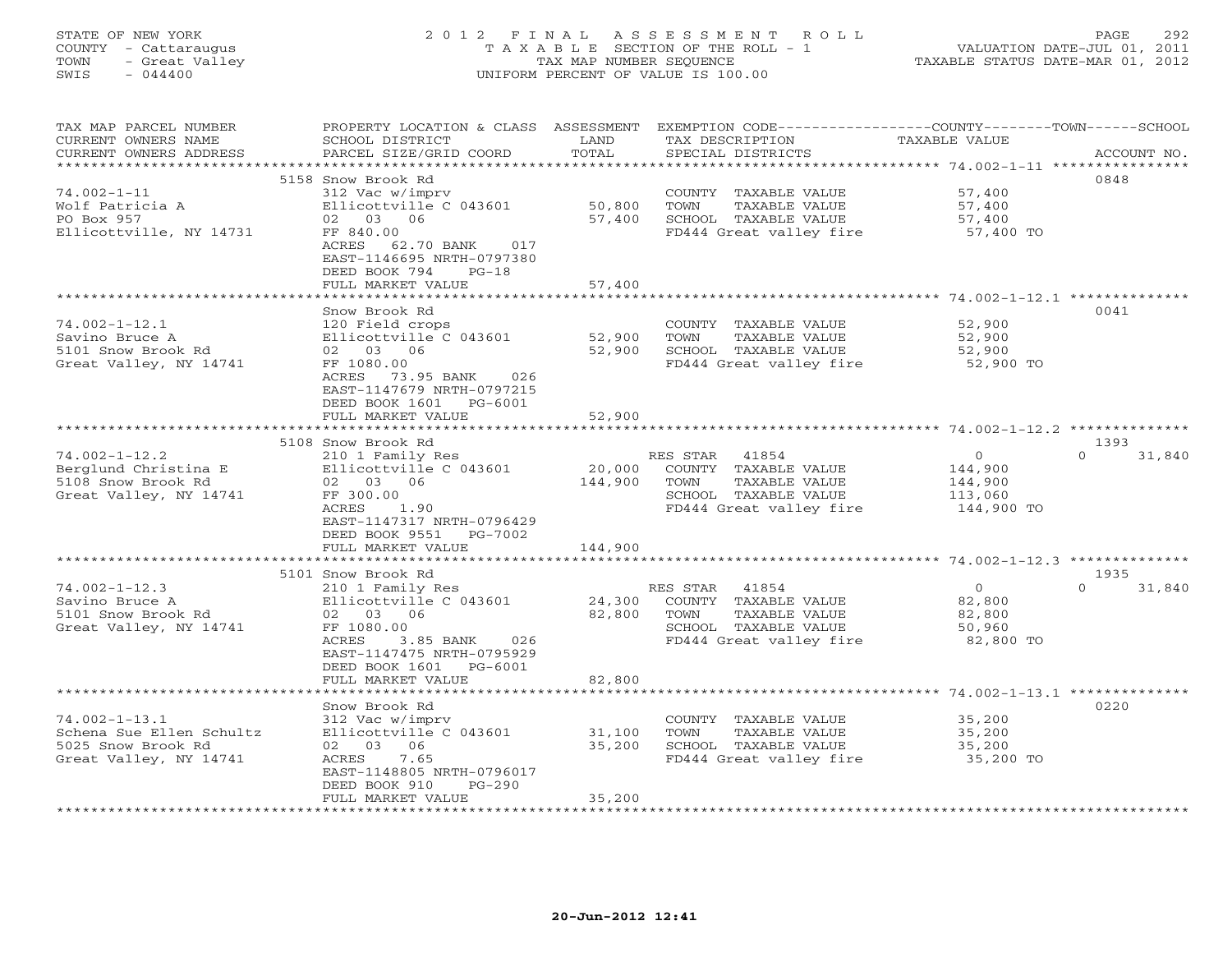STATE OF NEW YORK
COUNTY - Cattaraugus
TOWN - Great Valley
SWIS - 044400

2 0 1 2 F I N A L A S S E S S M E N T R O L L
T A X A B L E SECTION OF THE ROLL - 1
TAX MAP NUMBER SEQUENCE
UNIFORM PERCENT OF VALUE IS 100.00

VALUATION DATE-JUL 01, 2011
TAXABLE STATUS DATE-MAR 01, 2012

| TAX MAP PARCEL NUMBER / CURRENT OWNERS NAME / CURRENT OWNERS ADDRESS | PROPERTY LOCATION & CLASS / SCHOOL DISTRICT / PARCEL SIZE/GRID COORD | ASSESSMENT LAND / TOTAL | EXEMPTION CODE / TAX DESCRIPTION / SPECIAL DISTRICTS | COUNTY / TOWN / SCHOOL TAXABLE VALUE | ACCOUNT NO. |
|---|---|---|---|---|---|
| **74.002-1-11** | 5158 Snow Brook Rd | | | | 0848 |
| 74.002-1-11 | 312 Vac w/imprv | | COUNTY TAXABLE VALUE | 57,400 | |
| Wolf Patricia A | Ellicottville C 043601 | 50,800 | TOWN TAXABLE VALUE | 57,400 | |
| PO Box 957 | 02 03 06 | 57,400 | SCHOOL TAXABLE VALUE | 57,400 | |
| Ellicottville, NY 14731 | FF 840.00 | | FD444 Great valley fire | 57,400 TO | |
| | ACRES 62.70 BANK 017 | | | | |
| | EAST-1146695 NRTH-0797380 | | | | |
| | DEED BOOK 794 PG-18 | | | | |
| | FULL MARKET VALUE | 57,400 | | | |
| **74.002-1-12.1** | Snow Brook Rd | | | | 0041 |
| 74.002-1-12.1 | 120 Field crops | | COUNTY TAXABLE VALUE | 52,900 | |
| Savino Bruce A | Ellicottville C 043601 | 52,900 | TOWN TAXABLE VALUE | 52,900 | |
| 5101 Snow Brook Rd | 02 03 06 | 52,900 | SCHOOL TAXABLE VALUE | 52,900 | |
| Great Valley, NY 14741 | FF 1080.00 | | FD444 Great valley fire | 52,900 TO | |
| | ACRES 73.95 BANK 026 | | | | |
| | EAST-1147679 NRTH-0797215 | | | | |
| | DEED BOOK 1601 PG-6001 | | | | |
| | FULL MARKET VALUE | 52,900 | | | |
| **74.002-1-12.2** | 5108 Snow Brook Rd | | | | 1393 |
| 74.002-1-12.2 | 210 1 Family Res | | RES STAR 41854 | 0 / 0 / 31,840 | |
| Berglund Christina E | Ellicottville C 043601 | 20,000 | COUNTY TAXABLE VALUE | 144,900 | |
| 5108 Snow Brook Rd | 02 03 06 | 144,900 | TOWN TAXABLE VALUE | 144,900 | |
| Great Valley, NY 14741 | FF 300.00 | | SCHOOL TAXABLE VALUE | 113,060 | |
| | ACRES 1.90 | | FD444 Great valley fire | 144,900 TO | |
| | EAST-1147317 NRTH-0796429 | | | | |
| | DEED BOOK 9551 PG-7002 | | | | |
| | FULL MARKET VALUE | 144,900 | | | |
| **74.002-1-12.3** | 5101 Snow Brook Rd | | | | 1935 |
| 74.002-1-12.3 | 210 1 Family Res | | RES STAR 41854 | 0 / 0 / 31,840 | |
| Savino Bruce A | Ellicottville C 043601 | 24,300 | COUNTY TAXABLE VALUE | 82,800 | |
| 5101 Snow Brook Rd | 02 03 06 | 82,800 | TOWN TAXABLE VALUE | 82,800 | |
| Great Valley, NY 14741 | FF 1080.00 | | SCHOOL TAXABLE VALUE | 50,960 | |
| | ACRES 3.85 BANK 026 | | FD444 Great valley fire | 82,800 TO | |
| | EAST-1147475 NRTH-0795929 | | | | |
| | DEED BOOK 1601 PG-6001 | | | | |
| | FULL MARKET VALUE | 82,800 | | | |
| **74.002-1-13.1** | Snow Brook Rd | | | | 0220 |
| 74.002-1-13.1 | 312 Vac w/imprv | | COUNTY TAXABLE VALUE | 35,200 | |
| Schena Sue Ellen Schultz | Ellicottville C 043601 | 31,100 | TOWN TAXABLE VALUE | 35,200 | |
| 5025 Snow Brook Rd | 02 03 06 | 35,200 | SCHOOL TAXABLE VALUE | 35,200 | |
| Great Valley, NY 14741 | ACRES 7.65 | | FD444 Great valley fire | 35,200 TO | |
| | EAST-1148805 NRTH-0796017 | | | | |
| | DEED BOOK 910 PG-290 | | | | |
| | FULL MARKET VALUE | 35,200 | | | |

20-Jun-2012 12:41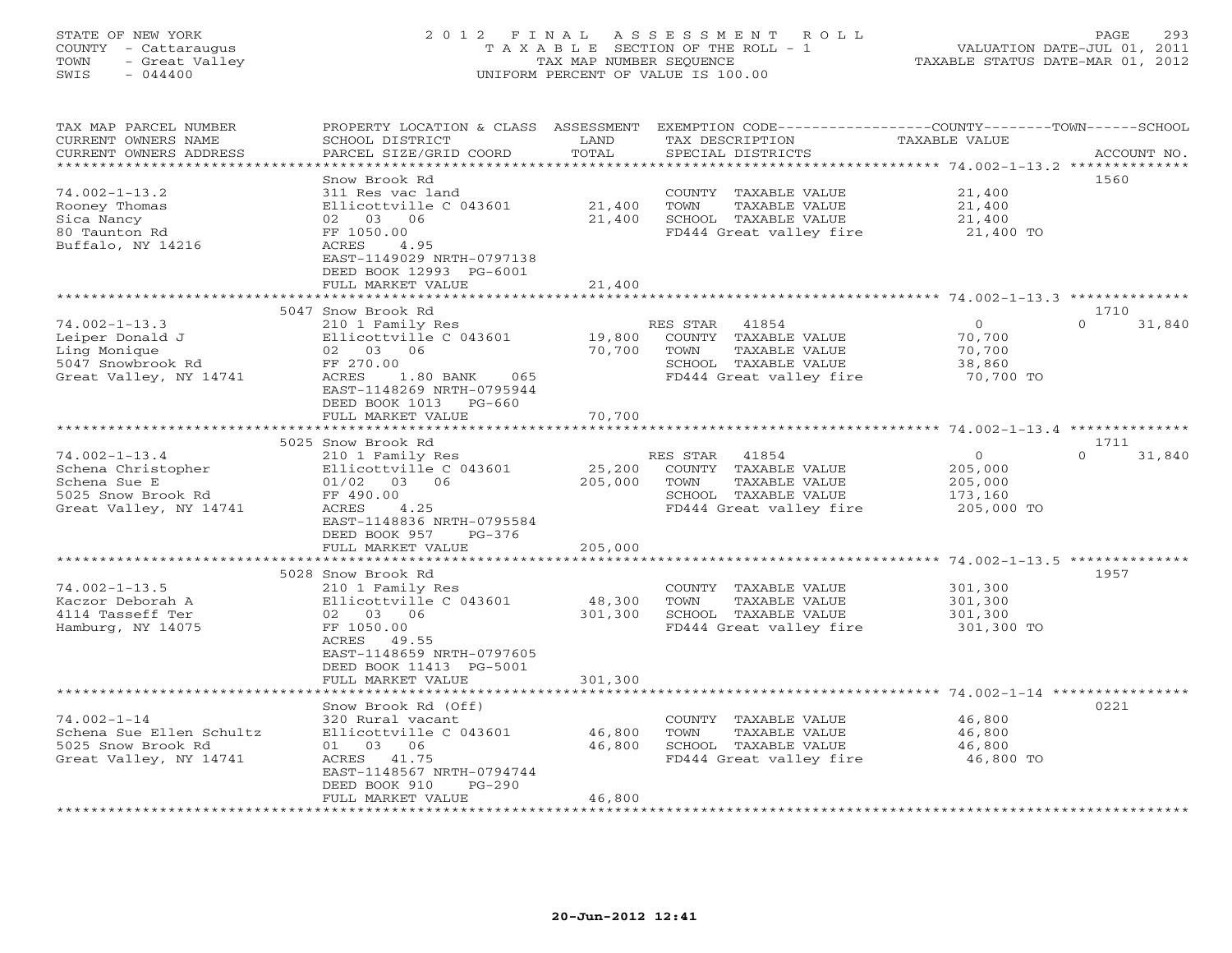STATE OF NEW YORK
COUNTY - Cattaraugus
TOWN - Great Valley
SWIS - 044400

2012 FINAL ASSESSMENT ROLL
TAXABLE SECTION OF THE ROLL - 1
TAX MAP NUMBER SEQUENCE
UNIFORM PERCENT OF VALUE IS 100.00

VALUATION DATE-JUL 01, 2011
TAXABLE STATUS DATE-MAR 01, 2012

| TAX MAP PARCEL NUMBER / CURRENT OWNERS NAME / CURRENT OWNERS ADDRESS | PROPERTY LOCATION & CLASS / SCHOOL DISTRICT / PARCEL SIZE/GRID COORD | ASSESSMENT LAND | TOTAL | EXEMPTION CODE / TAX DESCRIPTION / SPECIAL DISTRICTS | COUNTY TAXABLE VALUE | TOWN | SCHOOL | ACCOUNT NO. |
|---|---|---|---|---|---|---|---|---|
| 74.002-1-13.2 | Snow Brook Rd | | | | | | | 1560 |
| Rooney Thomas | 311 Res vac land | | | COUNTY TAXABLE VALUE | 21,400 | | | |
| Sica Nancy | Ellicottville C 043601 | 21,400 | | TOWN TAXABLE VALUE | 21,400 | | | |
| 80 Taunton Rd | 02 03 06 | | 21,400 | SCHOOL TAXABLE VALUE | 21,400 | | | |
| Buffalo, NY 14216 | FF 1050.00 | | | FD444 Great valley fire | 21,400 TO | | | |
| | ACRES 4.95 | | | | | | | |
| | EAST-1149029 NRTH-0797138 | | | | | | | |
| | DEED BOOK 12993 PG-6001 | | | | | | | |
| | FULL MARKET VALUE | | 21,400 | | | | | |
| 74.002-1-13.3 | 5047 Snow Brook Rd | | | | | | | 1710 |
| Leiper Donald J | 210 1 Family Res | | | RES STAR 41854 | 0 | | 0 | 31,840 |
| Ling Monique | Ellicottville C 043601 | 19,800 | | COUNTY TAXABLE VALUE | 70,700 | | | |
| 5047 Snowbrook Rd | 02 03 06 | | 70,700 | TOWN TAXABLE VALUE | 70,700 | | | |
| Great Valley, NY 14741 | FF 270.00 | | | SCHOOL TAXABLE VALUE | 38,860 | | | |
| | ACRES 1.80 BANK 065 | | | FD444 Great valley fire | 70,700 TO | | | |
| | EAST-1148269 NRTH-0795944 | | | | | | | |
| | DEED BOOK 1013 PG-660 | | | | | | | |
| | FULL MARKET VALUE | | 70,700 | | | | | |
| 74.002-1-13.4 | 5025 Snow Brook Rd | | | | | | | 1711 |
| Schena Christopher | 210 1 Family Res | | | RES STAR 41854 | 0 | | 0 | 31,840 |
| Schena Sue E | Ellicottville C 043601 | 25,200 | | COUNTY TAXABLE VALUE | 205,000 | | | |
| 5025 Snow Brook Rd | 01/02 03 06 | | 205,000 | TOWN TAXABLE VALUE | 205,000 | | | |
| Great Valley, NY 14741 | FF 490.00 | | | SCHOOL TAXABLE VALUE | 173,160 | | | |
| | ACRES 4.25 | | | FD444 Great valley fire | 205,000 TO | | | |
| | EAST-1148836 NRTH-0795584 | | | | | | | |
| | DEED BOOK 957 PG-376 | | | | | | | |
| | FULL MARKET VALUE | | 205,000 | | | | | |
| 74.002-1-13.5 | 5028 Snow Brook Rd | | | | | | | 1957 |
| Kaczor Deborah A | 210 1 Family Res | | | COUNTY TAXABLE VALUE | 301,300 | | | |
| 4114 Tasseff Ter | Ellicottville C 043601 | 48,300 | | TOWN TAXABLE VALUE | 301,300 | | | |
| Hamburg, NY 14075 | 02 03 06 | | 301,300 | SCHOOL TAXABLE VALUE | 301,300 | | | |
| | FF 1050.00 | | | FD444 Great valley fire | 301,300 TO | | | |
| | ACRES 49.55 | | | | | | | |
| | EAST-1148659 NRTH-0797605 | | | | | | | |
| | DEED BOOK 11413 PG-5001 | | | | | | | |
| | FULL MARKET VALUE | | 301,300 | | | | | |
| 74.002-1-14 | Snow Brook Rd (Off) | | | | | | | 0221 |
| Schena Sue Ellen Schultz | 320 Rural vacant | | | COUNTY TAXABLE VALUE | 46,800 | | | |
| 5025 Snow Brook Rd | Ellicottville C 043601 | 46,800 | | TOWN TAXABLE VALUE | 46,800 | | | |
| Great Valley, NY 14741 | 01 03 06 | | 46,800 | SCHOOL TAXABLE VALUE | 46,800 | | | |
| | ACRES 41.75 | | | FD444 Great valley fire | 46,800 TO | | | |
| | EAST-1148567 NRTH-0794744 | | | | | | | |
| | DEED BOOK 910 PG-290 | | | | | | | |
| | FULL MARKET VALUE | | 46,800 | | | | | |

20-Jun-2012 12:41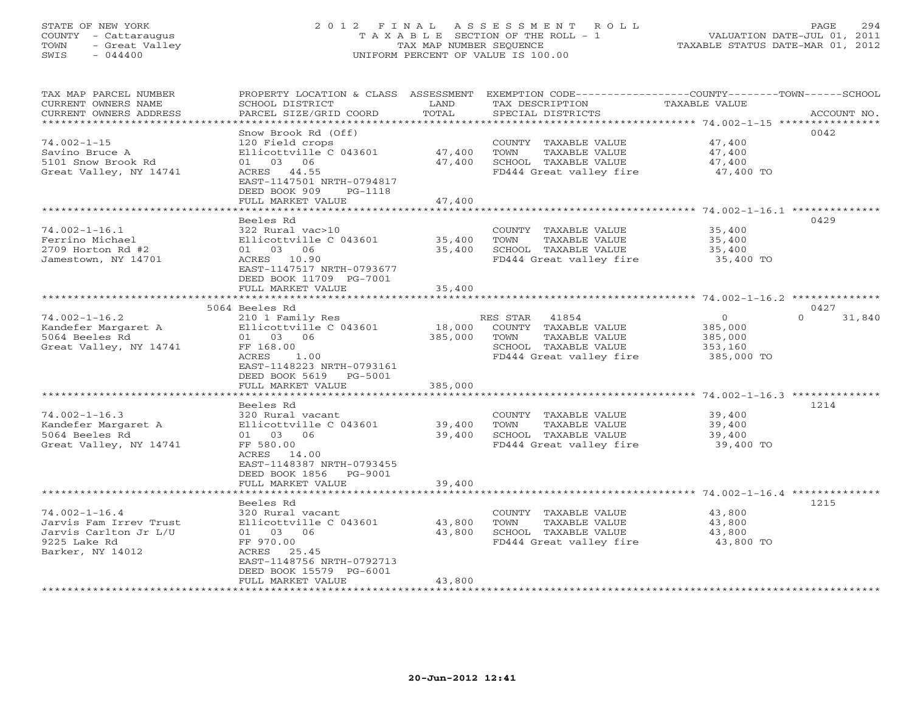STATE OF NEW YORK
COUNTY - Cattaraugus
TOWN - Great Valley
SWIS - 044400

# 2012 FINAL ASSESSMENT ROLL
TAXABLE SECTION OF THE ROLL - 1
TAX MAP NUMBER SEQUENCE
UNIFORM PERCENT OF VALUE IS 100.00

VALUATION DATE-JUL 01, 2011
TAXABLE STATUS DATE-MAR 01, 2012

| TAX MAP PARCEL NUMBER / CURRENT OWNERS NAME / CURRENT OWNERS ADDRESS | PROPERTY LOCATION & CLASS / SCHOOL DISTRICT / PARCEL SIZE/GRID COORD | ASSESSMENT LAND | TOTAL | EXEMPTION CODE / TAX DESCRIPTION / SPECIAL DISTRICTS | COUNTY / TOWN / SCHOOL TAXABLE VALUE | ACCOUNT NO. |
|---|---|---|---|---|---|---|
| | Snow Brook Rd (Off) | | | | | 0042 |
| 74.002-1-15 | 120 Field crops | | | COUNTY TAXABLE VALUE | 47,400 | |
| Savino Bruce A | Ellicottville C 043601 | 47,400 | | TOWN TAXABLE VALUE | 47,400 | |
| 5101 Snow Brook Rd | 01 03 06 | | 47,400 | SCHOOL TAXABLE VALUE | 47,400 | |
| Great Valley, NY 14741 | ACRES 44.55 | | | FD444 Great valley fire | 47,400 TO | |
| | EAST-1147501 NRTH-0794817 | | | | | |
| | DEED BOOK 909 PG-1118 | | | | | |
| | FULL MARKET VALUE | | 47,400 | | | |
| | Beeles Rd | | | | | 0429 |
| 74.002-1-16.1 | 322 Rural vac>10 | | | COUNTY TAXABLE VALUE | 35,400 | |
| Ferrino Michael | Ellicottville C 043601 | 35,400 | | TOWN TAXABLE VALUE | 35,400 | |
| 2709 Horton Rd #2 | 01 03 06 | | 35,400 | SCHOOL TAXABLE VALUE | 35,400 | |
| Jamestown, NY 14701 | ACRES 10.90 | | | FD444 Great valley fire | 35,400 TO | |
| | EAST-1147517 NRTH-0793677 | | | | | |
| | DEED BOOK 11709 PG-7001 | | | | | |
| | FULL MARKET VALUE | | 35,400 | | | |
| | 5064 Beeles Rd | | | | | 0427 |
| 74.002-1-16.2 | 210 1 Family Res | | | RES STAR 41854 | 0 / 0 / 31,840 | |
| Kandefer Margaret A | Ellicottville C 043601 | 18,000 | | COUNTY TAXABLE VALUE | 385,000 | |
| 5064 Beeles Rd | 01 03 06 | | 385,000 | TOWN TAXABLE VALUE | 385,000 | |
| Great Valley, NY 14741 | FF 168.00 | | | SCHOOL TAXABLE VALUE | 353,160 | |
| | ACRES 1.00 | | | FD444 Great valley fire | 385,000 TO | |
| | EAST-1148223 NRTH-0793161 | | | | | |
| | DEED BOOK 5619 PG-5001 | | | | | |
| | FULL MARKET VALUE | | 385,000 | | | |
| | Beeles Rd | | | | | 1214 |
| 74.002-1-16.3 | 320 Rural vacant | | | COUNTY TAXABLE VALUE | 39,400 | |
| Kandefer Margaret A | Ellicottville C 043601 | 39,400 | | TOWN TAXABLE VALUE | 39,400 | |
| 5064 Beeles Rd | 01 03 06 | | 39,400 | SCHOOL TAXABLE VALUE | 39,400 | |
| Great Valley, NY 14741 | FF 580.00 | | | FD444 Great valley fire | 39,400 TO | |
| | ACRES 14.00 | | | | | |
| | EAST-1148387 NRTH-0793455 | | | | | |
| | DEED BOOK 1856 PG-9001 | | | | | |
| | FULL MARKET VALUE | | 39,400 | | | |
| | Beeles Rd | | | | | 1215 |
| 74.002-1-16.4 | 320 Rural vacant | | | COUNTY TAXABLE VALUE | 43,800 | |
| Jarvis Fam Irrev Trust | Ellicottville C 043601 | 43,800 | | TOWN TAXABLE VALUE | 43,800 | |
| Jarvis Carlton Jr L/U | 01 03 06 | | 43,800 | SCHOOL TAXABLE VALUE | 43,800 | |
| 9225 Lake Rd | FF 970.00 | | | FD444 Great valley fire | 43,800 TO | |
| Barker, NY 14012 | ACRES 25.45 | | | | | |
| | EAST-1148756 NRTH-0792713 | | | | | |
| | DEED BOOK 15579 PG-6001 | | | | | |
| | FULL MARKET VALUE | | 43,800 | | | |

20-Jun-2012 12:41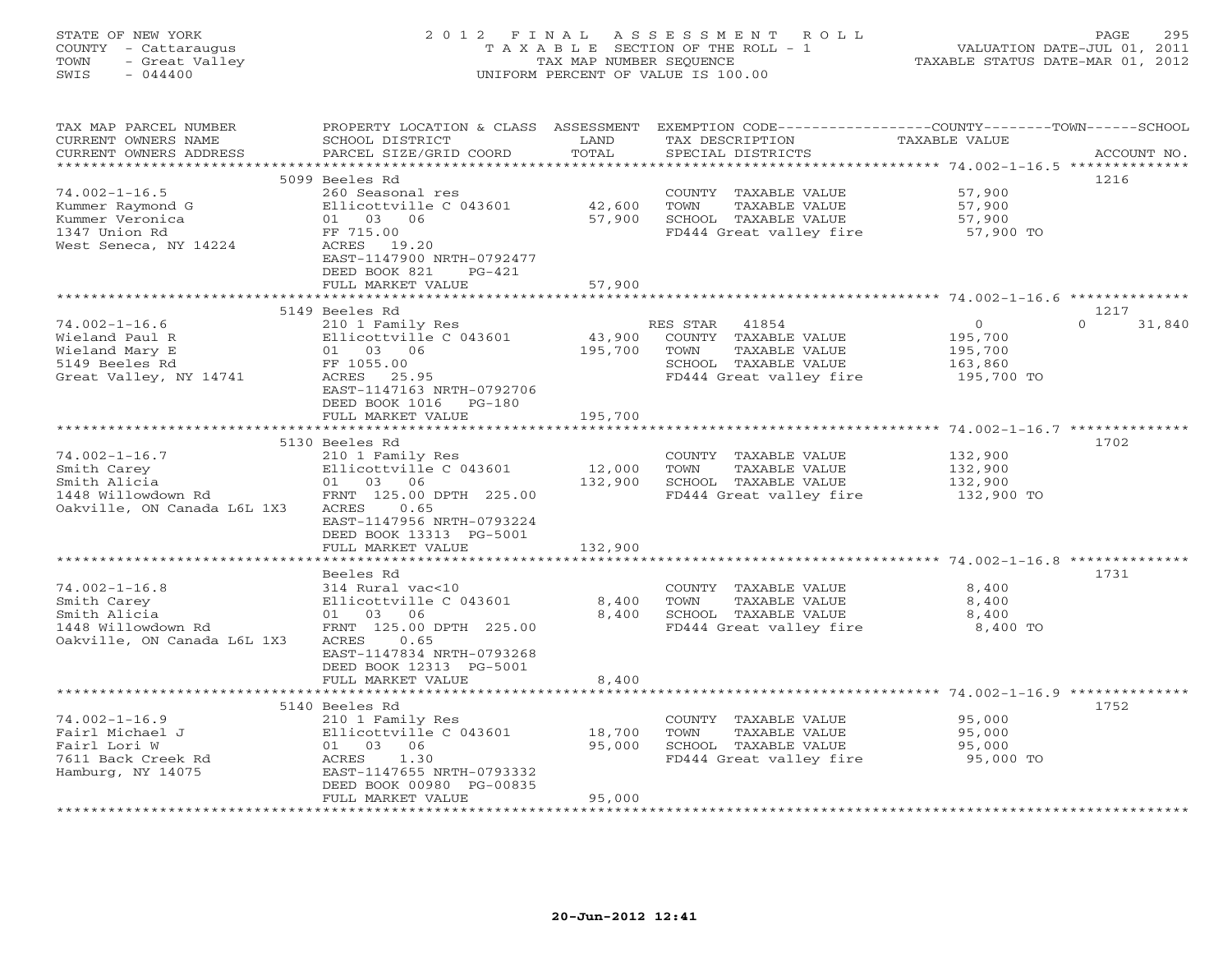STATE OF NEW YORK
COUNTY - Cattaraugus
TOWN - Great Valley
SWIS - 044400

2012 FINAL ASSESSMENT ROLL
TAXABLE SECTION OF THE ROLL - 1
TAX MAP NUMBER SEQUENCE
UNIFORM PERCENT OF VALUE IS 100.00

VALUATION DATE-JUL 01, 2011
TAXABLE STATUS DATE-MAR 01, 2012

| TAX MAP PARCEL NUMBER / CURRENT OWNERS NAME / CURRENT OWNERS ADDRESS | PROPERTY LOCATION & CLASS / SCHOOL DISTRICT / PARCEL SIZE/GRID COORD | ASSESSMENT LAND | TOTAL | EXEMPTION CODE / TAX DESCRIPTION / SPECIAL DISTRICTS | COUNTY TAXABLE VALUE | TOWN | SCHOOL | ACCOUNT NO. |
|---|---|---|---|---|---|---|---|---|
| | 5099 Beeles Rd | | | | | | | 1216 |
| 74.002-1-16.5 | 260 Seasonal res | | | COUNTY TAXABLE VALUE | 57,900 | | | |
| Kummer Raymond G | Ellicottville C 043601 | 42,600 | | TOWN TAXABLE VALUE | 57,900 | | | |
| Kummer Veronica | 01 03 06 | | 57,900 | SCHOOL TAXABLE VALUE | 57,900 | | | |
| 1347 Union Rd | FF 715.00 | | | FD444 Great valley fire | 57,900 TO | | | |
| West Seneca, NY 14224 | ACRES 19.20 | | | | | | | |
| | EAST-1147900 NRTH-0792477 | | | | | | | |
| | DEED BOOK 821 PG-421 | | | | | | | |
| | FULL MARKET VALUE | | 57,900 | | | | | |
| | 5149 Beeles Rd | | | | | | | 1217 |
| 74.002-1-16.6 | 210 1 Family Res | | | RES STAR 41854 | 0 | | 0 | 31,840 |
| Wieland Paul R | Ellicottville C 043601 | 43,900 | | COUNTY TAXABLE VALUE | 195,700 | | | |
| Wieland Mary E | 01 03 06 | | 195,700 | TOWN TAXABLE VALUE | 195,700 | | | |
| 5149 Beeles Rd | FF 1055.00 | | | SCHOOL TAXABLE VALUE | 163,860 | | | |
| Great Valley, NY 14741 | ACRES 25.95 | | | FD444 Great valley fire | 195,700 TO | | | |
| | EAST-1147163 NRTH-0792706 | | | | | | | |
| | DEED BOOK 1016 PG-180 | | | | | | | |
| | FULL MARKET VALUE | | 195,700 | | | | | |
| | 5130 Beeles Rd | | | | | | | 1702 |
| 74.002-1-16.7 | 210 1 Family Res | | | COUNTY TAXABLE VALUE | 132,900 | | | |
| Smith Carey | Ellicottville C 043601 | 12,000 | | TOWN TAXABLE VALUE | 132,900 | | | |
| Smith Alicia | 01 03 06 | | 132,900 | SCHOOL TAXABLE VALUE | 132,900 | | | |
| 1448 Willowdown Rd | FRNT 125.00 DPTH 225.00 | | | FD444 Great valley fire | 132,900 TO | | | |
| Oakville, ON Canada L6L 1X3 | ACRES 0.65 | | | | | | | |
| | EAST-1147956 NRTH-0793224 | | | | | | | |
| | DEED BOOK 13313 PG-5001 | | | | | | | |
| | FULL MARKET VALUE | | 132,900 | | | | | |
| | Beeles Rd | | | | | | | 1731 |
| 74.002-1-16.8 | 314 Rural vac<10 | | | COUNTY TAXABLE VALUE | 8,400 | | | |
| Smith Carey | Ellicottville C 043601 | 8,400 | | TOWN TAXABLE VALUE | 8,400 | | | |
| Smith Alicia | 01 03 06 | | 8,400 | SCHOOL TAXABLE VALUE | 8,400 | | | |
| 1448 Willowdown Rd | FRNT 125.00 DPTH 225.00 | | | FD444 Great valley fire | 8,400 TO | | | |
| Oakville, ON Canada L6L 1X3 | ACRES 0.65 | | | | | | | |
| | EAST-1147834 NRTH-0793268 | | | | | | | |
| | DEED BOOK 12313 PG-5001 | | | | | | | |
| | FULL MARKET VALUE | | 8,400 | | | | | |
| | 5140 Beeles Rd | | | | | | | 1752 |
| 74.002-1-16.9 | 210 1 Family Res | | | COUNTY TAXABLE VALUE | 95,000 | | | |
| Fairl Michael J | Ellicottville C 043601 | 18,700 | | TOWN TAXABLE VALUE | 95,000 | | | |
| Fairl Lori W | 01 03 06 | | 95,000 | SCHOOL TAXABLE VALUE | 95,000 | | | |
| 7611 Back Creek Rd | ACRES 1.30 | | | FD444 Great valley fire | 95,000 TO | | | |
| Hamburg, NY 14075 | EAST-1147655 NRTH-0793332 | | | | | | | |
| | DEED BOOK 00980 PG-00835 | | | | | | | |
| | FULL MARKET VALUE | | 95,000 | | | | | |

20-Jun-2012 12:41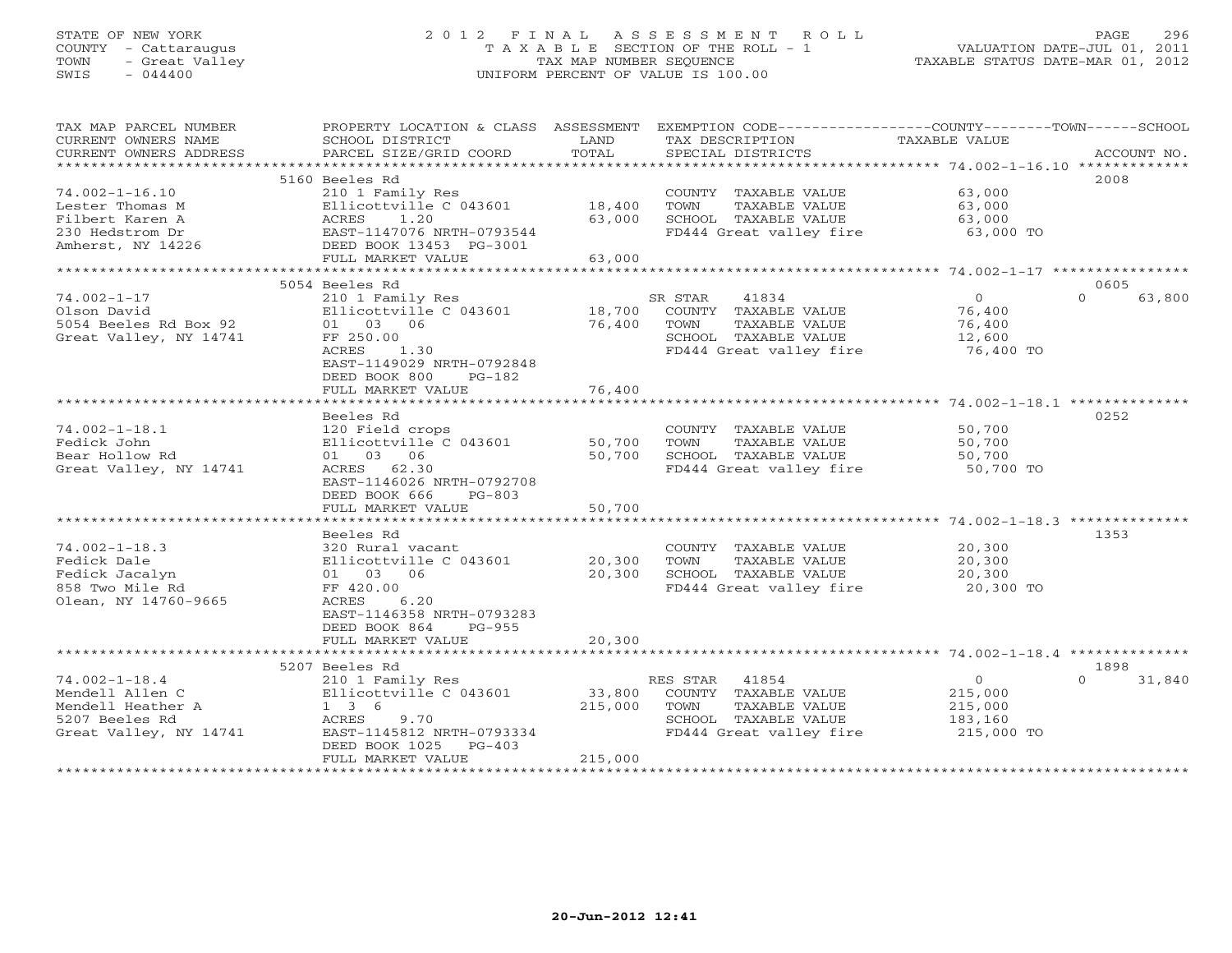STATE OF NEW YORK
COUNTY - Cattaraugus
TOWN - Great Valley
SWIS - 044400

# 2012 FINAL ASSESSMENT ROLL
TAXABLE SECTION OF THE ROLL - 1
TAX MAP NUMBER SEQUENCE
UNIFORM PERCENT OF VALUE IS 100.00

VALUATION DATE-JUL 01, 2011
TAXABLE STATUS DATE-MAR 01, 2012

| TAX MAP PARCEL NUMBER / CURRENT OWNERS NAME / CURRENT OWNERS ADDRESS | PROPERTY LOCATION & CLASS / SCHOOL DISTRICT / PARCEL SIZE/GRID COORD | ASSESSMENT LAND | TOTAL | EXEMPTION CODE / TAX DESCRIPTION / SPECIAL DISTRICTS | COUNTY / TOWN TAXABLE VALUE | SCHOOL | ACCOUNT NO. |
|---|---|---|---|---|---|---|---|
| **74.002-1-16.10** | 5160 Beeles Rd | | | | | | 2008 |
| Lester Thomas M | 210 1 Family Res | | | COUNTY TAXABLE VALUE | 63,000 | | |
| Filbert Karen A | Ellicottville C 043601 | 18,400 | | TOWN TAXABLE VALUE | 63,000 | | |
| 230 Hedstrom Dr | ACRES 1.20 | | 63,000 | SCHOOL TAXABLE VALUE | 63,000 | | |
| Amherst, NY 14226 | EAST-1147076 NRTH-0793544 | | | FD444 Great valley fire | 63,000 TO | | |
| | DEED BOOK 13453 PG-3001 | | | | | | |
| | FULL MARKET VALUE | | 63,000 | | | | |
| **74.002-1-17** | 5054 Beeles Rd | | | | | | 0605 |
| Olson David | 210 1 Family Res | | | SR STAR 41834 | 0 | 0 63,800 | |
| 5054 Beeles Rd Box 92 | Ellicottville C 043601 | 18,700 | | COUNTY TAXABLE VALUE | 76,400 | | |
| Great Valley, NY 14741 | 01 03 06 | | 76,400 | TOWN TAXABLE VALUE | 76,400 | | |
| | FF 250.00 | | | SCHOOL TAXABLE VALUE | 12,600 | | |
| | ACRES 1.30 | | | FD444 Great valley fire | 76,400 TO | | |
| | EAST-1149029 NRTH-0792848 | | | | | | |
| | DEED BOOK 800 PG-182 | | | | | | |
| | FULL MARKET VALUE | | 76,400 | | | | |
| **74.002-1-18.1** | Beeles Rd | | | | | | 0252 |
| Fedick John | 120 Field crops | | | COUNTY TAXABLE VALUE | 50,700 | | |
| Bear Hollow Rd | Ellicottville C 043601 | 50,700 | | TOWN TAXABLE VALUE | 50,700 | | |
| Great Valley, NY 14741 | 01 03 06 | | 50,700 | SCHOOL TAXABLE VALUE | 50,700 | | |
| | ACRES 62.30 | | | FD444 Great valley fire | 50,700 TO | | |
| | EAST-1146026 NRTH-0792708 | | | | | | |
| | DEED BOOK 666 PG-803 | | | | | | |
| | FULL MARKET VALUE | | 50,700 | | | | |
| **74.002-1-18.3** | Beeles Rd | | | | | | 1353 |
| Fedick Dale | 320 Rural vacant | | | COUNTY TAXABLE VALUE | 20,300 | | |
| Fedick Jacalyn | Ellicottville C 043601 | 20,300 | | TOWN TAXABLE VALUE | 20,300 | | |
| 858 Two Mile Rd | 01 03 06 | | 20,300 | SCHOOL TAXABLE VALUE | 20,300 | | |
| Olean, NY 14760-9665 | FF 420.00 | | | FD444 Great valley fire | 20,300 TO | | |
| | ACRES 6.20 | | | | | | |
| | EAST-1146358 NRTH-0793283 | | | | | | |
| | DEED BOOK 864 PG-955 | | | | | | |
| | FULL MARKET VALUE | | 20,300 | | | | |
| **74.002-1-18.4** | 5207 Beeles Rd | | | | | | 1898 |
| Mendell Allen C | 210 1 Family Res | | | RES STAR 41854 | 0 | 0 31,840 | |
| Mendell Heather A | Ellicottville C 043601 | 33,800 | | COUNTY TAXABLE VALUE | 215,000 | | |
| 5207 Beeles Rd | 1 3 6 | | 215,000 | TOWN TAXABLE VALUE | 215,000 | | |
| Great Valley, NY 14741 | ACRES 9.70 | | | SCHOOL TAXABLE VALUE | 183,160 | | |
| | EAST-1145812 NRTH-0793334 | | | FD444 Great valley fire | 215,000 TO | | |
| | DEED BOOK 1025 PG-403 | | | | | | |
| | FULL MARKET VALUE | | 215,000 | | | | |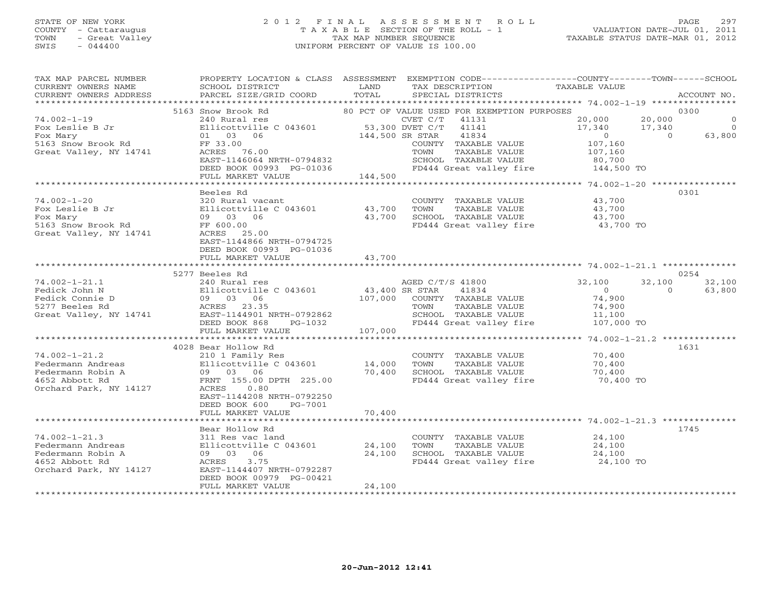STATE OF NEW YORK
COUNTY - Cattaraugus
TOWN - Great Valley
SWIS - 044400

2012 FINAL ASSESSMENT ROLL
TAXABLE SECTION OF THE ROLL - 1
TAX MAP NUMBER SEQUENCE
UNIFORM PERCENT OF VALUE IS 100.00

VALUATION DATE-JUL 01, 2011
TAXABLE STATUS DATE-MAR 01, 2012

| TAX MAP PARCEL NUMBER / CURRENT OWNERS NAME / CURRENT OWNERS ADDRESS | PROPERTY LOCATION & CLASS / SCHOOL DISTRICT / PARCEL SIZE/GRID COORD | ASSESSMENT LAND / TOTAL | EXEMPTION CODE / TAX DESCRIPTION / SPECIAL DISTRICTS | COUNTY TAXABLE VALUE | TOWN | SCHOOL | ACCOUNT NO. |
|---|---|---|---|---|---|---|---|
| 74.002-1-19 | 5163 Snow Brook Rd | | 80 PCT OF VALUE USED FOR EXEMPTION PURPOSES | | | | 0300 |
| 74.002-1-19 | 240 Rural res | | CVET C/T 41131 | 20,000 | 20,000 | 0 | |
| Fox Leslie B Jr | Ellicottville C 043601 | 53,300 | DVET C/T 41141 | 17,340 | 17,340 | 0 | |
| Fox Mary | 01 03 06 | 144,500 | SR STAR 41834 | 0 | 0 | 63,800 | |
| 5163 Snow Brook Rd | FF 33.00 | | COUNTY TAXABLE VALUE | 107,160 | | | |
| Great Valley, NY 14741 | ACRES 76.00 | | TOWN TAXABLE VALUE | 107,160 | | | |
| | EAST-1146064 NRTH-0794832 | | SCHOOL TAXABLE VALUE | 80,700 | | | |
| | DEED BOOK 00993 PG-01036 | | FD444 Great valley fire | 144,500 TO | | | |
| | FULL MARKET VALUE | 144,500 | | | | | |
| 74.002-1-20 | Beeles Rd | | | | | | 0301 |
| 74.002-1-20 | 320 Rural vacant | | COUNTY TAXABLE VALUE | 43,700 | | | |
| Fox Leslie B Jr | Ellicottville C 043601 | 43,700 | TOWN TAXABLE VALUE | 43,700 | | | |
| Fox Mary | 09 03 06 | 43,700 | SCHOOL TAXABLE VALUE | 43,700 | | | |
| 5163 Snow Brook Rd | FF 600.00 | | FD444 Great valley fire | 43,700 TO | | | |
| Great Valley, NY 14741 | ACRES 25.00 | | | | | | |
| | EAST-1144866 NRTH-0794725 | | | | | | |
| | DEED BOOK 00993 PG-01036 | | | | | | |
| | FULL MARKET VALUE | 43,700 | | | | | |
| 74.002-1-21.1 | 5277 Beeles Rd | | | | | | 0254 |
| 74.002-1-21.1 | 240 Rural res | | AGED C/T/S 41800 | 32,100 | 32,100 | 32,100 | |
| Fedick John N | Ellicottville C 043601 | 43,400 | SR STAR 41834 | 0 | 0 | 63,800 | |
| Fedick Connie D | 09 03 06 | 107,000 | COUNTY TAXABLE VALUE | 74,900 | | | |
| 5277 Beeles Rd | ACRES 23.35 | | TOWN TAXABLE VALUE | 74,900 | | | |
| Great Valley, NY 14741 | EAST-1144901 NRTH-0792862 | | SCHOOL TAXABLE VALUE | 11,100 | | | |
| | DEED BOOK 868 PG-1032 | | FD444 Great valley fire | 107,000 TO | | | |
| | FULL MARKET VALUE | 107,000 | | | | | |
| 74.002-1-21.2 | 4028 Bear Hollow Rd | | | | | | 1631 |
| 74.002-1-21.2 | 210 1 Family Res | | COUNTY TAXABLE VALUE | 70,400 | | | |
| Federmann Andreas | Ellicottville C 043601 | 14,000 | TOWN TAXABLE VALUE | 70,400 | | | |
| Federmann Robin A | 09 03 06 | 70,400 | SCHOOL TAXABLE VALUE | 70,400 | | | |
| 4652 Abbott Rd | FRNT 155.00 DPTH 225.00 | | FD444 Great valley fire | 70,400 TO | | | |
| Orchard Park, NY 14127 | ACRES 0.80 | | | | | | |
| | EAST-1144208 NRTH-0792250 | | | | | | |
| | DEED BOOK 600 PG-7001 | | | | | | |
| | FULL MARKET VALUE | 70,400 | | | | | |
| 74.002-1-21.3 | Bear Hollow Rd | | | | | | 1745 |
| 74.002-1-21.3 | 311 Res vac land | | COUNTY TAXABLE VALUE | 24,100 | | | |
| Federmann Andreas | Ellicottville C 043601 | 24,100 | TOWN TAXABLE VALUE | 24,100 | | | |
| Federmann Robin A | 09 03 06 | 24,100 | SCHOOL TAXABLE VALUE | 24,100 | | | |
| 4652 Abbott Rd | ACRES 3.75 | | FD444 Great valley fire | 24,100 TO | | | |
| Orchard Park, NY 14127 | EAST-1144407 NRTH-0792287 | | | | | | |
| | DEED BOOK 00979 PG-00421 | | | | | | |
| | FULL MARKET VALUE | 24,100 | | | | | |

20-Jun-2012 12:41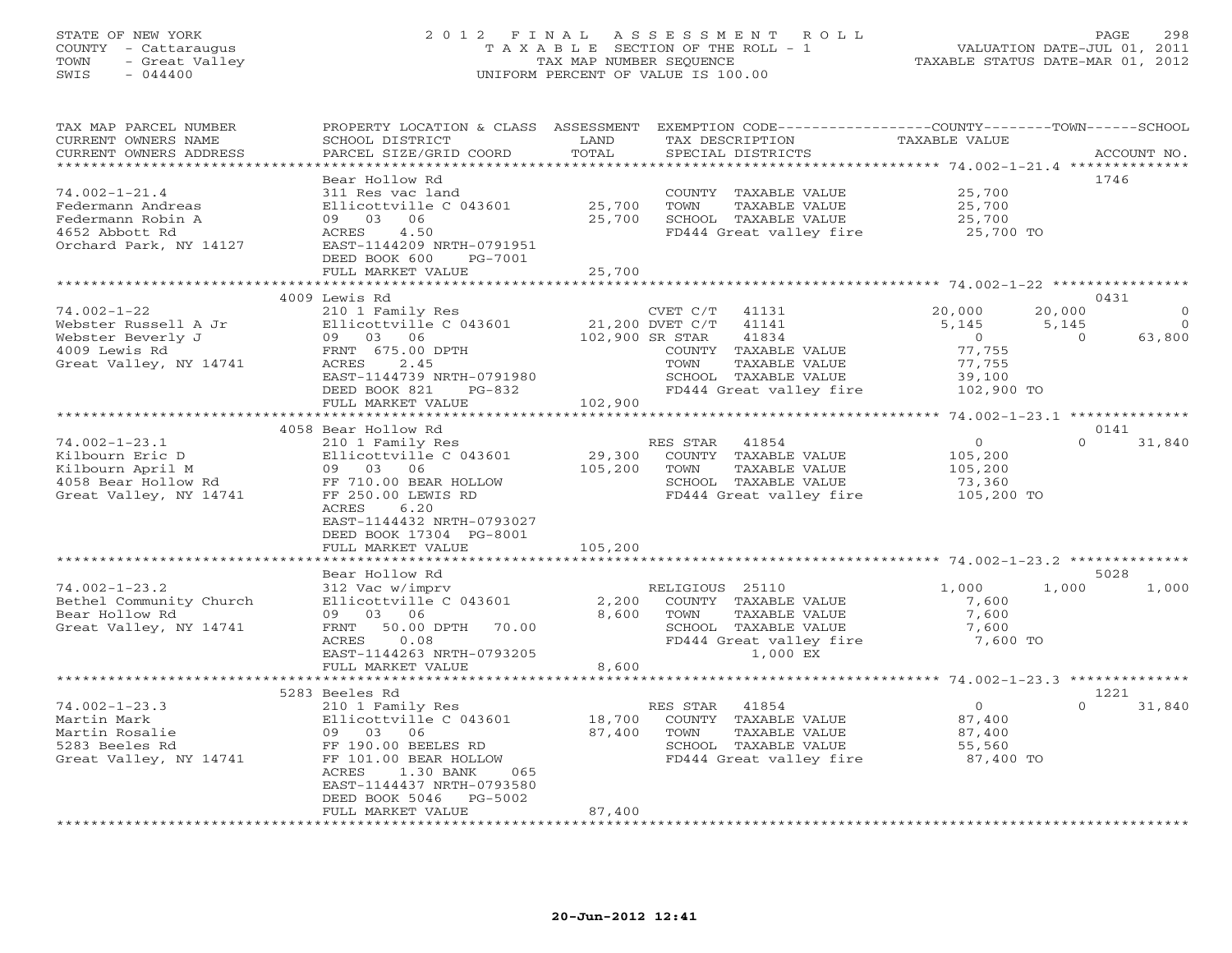STATE OF NEW YORK
COUNTY - Cattaraugus
TOWN - Great Valley
SWIS - 044400

2 0 1 2 F I N A L A S S E S S M E N T R O L L
T A X A B L E SECTION OF THE ROLL - 1
TAX MAP NUMBER SEQUENCE
UNIFORM PERCENT OF VALUE IS 100.00

VALUATION DATE-JUL 01, 2011
TAXABLE STATUS DATE-MAR 01, 2012

| TAX MAP PARCEL NUMBER / CURRENT OWNERS NAME / CURRENT OWNERS ADDRESS | PROPERTY LOCATION & CLASS / SCHOOL DISTRICT / PARCEL SIZE/GRID COORD | ASSESSMENT LAND / TOTAL | EXEMPTION CODE / TAX DESCRIPTION / SPECIAL DISTRICTS | COUNTY TAXABLE VALUE | TOWN | SCHOOL | ACCOUNT NO. |
|---|---|---|---|---|---|---|---|
| **74.002-1-21.4** | Bear Hollow Rd | | | | | | 1746 |
| Federmann Andreas | 311 Res vac land | | COUNTY TAXABLE VALUE | 25,700 | | | |
| Federmann Robin A | Ellicottville C 043601 | 25,700 | TOWN TAXABLE VALUE | 25,700 | | | |
| 4652 Abbott Rd | 09 03 06 | 25,700 | SCHOOL TAXABLE VALUE | 25,700 | | | |
| Orchard Park, NY 14127 | ACRES 4.50 | | FD444 Great valley fire | 25,700 TO | | | |
| | EAST-1144209 NRTH-0791951 | | | | | | |
| | DEED BOOK 600 PG-7001 | | | | | | |
| | FULL MARKET VALUE | 25,700 | | | | | |
| **74.002-1-22** | 4009 Lewis Rd | | | | | | 0431 |
| Webster Russell A Jr | 210 1 Family Res | | CVET C/T 41131 | 20,000 | 20,000 | 0 | |
| Webster Beverly J | Ellicottville C 043601 | 21,200 | DVET C/T 41141 | 5,145 | 5,145 | 0 | |
| 4009 Lewis Rd | 09 03 06 | 102,900 | SR STAR 41834 | 0 | 0 | 63,800 | |
| Great Valley, NY 14741 | FRNT 675.00 DPTH | | COUNTY TAXABLE VALUE | 77,755 | | | |
| | ACRES 2.45 | | TOWN TAXABLE VALUE | 77,755 | | | |
| | EAST-1144739 NRTH-0791980 | | SCHOOL TAXABLE VALUE | 39,100 | | | |
| | DEED BOOK 821 PG-832 | | FD444 Great valley fire | 102,900 TO | | | |
| | FULL MARKET VALUE | 102,900 | | | | | |
| **74.002-1-23.1** | 4058 Bear Hollow Rd | | | | | | 0141 |
| Kilbourn Eric D | 210 1 Family Res | | RES STAR 41854 | 0 | 0 | 31,840 | |
| Kilbourn April M | Ellicottville C 043601 | 29,300 | COUNTY TAXABLE VALUE | 105,200 | | | |
| 4058 Bear Hollow Rd | 09 03 06 | 105,200 | TOWN TAXABLE VALUE | 105,200 | | | |
| Great Valley, NY 14741 | FF 710.00 BEAR HOLLOW | | SCHOOL TAXABLE VALUE | 73,360 | | | |
| | FF 250.00 LEWIS RD | | FD444 Great valley fire | 105,200 TO | | | |
| | ACRES 6.20 | | | | | | |
| | EAST-1144432 NRTH-0793027 | | | | | | |
| | DEED BOOK 17304 PG-8001 | | | | | | |
| | FULL MARKET VALUE | 105,200 | | | | | |
| **74.002-1-23.2** | Bear Hollow Rd | | | | | | 5028 |
| Bethel Community Church | 312 Vac w/imprv | | RELIGIOUS 25110 | 1,000 | 1,000 | 1,000 | |
| Bear Hollow Rd | Ellicottville C 043601 | 2,200 | COUNTY TAXABLE VALUE | 7,600 | | | |
| Great Valley, NY 14741 | 09 03 06 | 8,600 | TOWN TAXABLE VALUE | 7,600 | | | |
| | FRNT 50.00 DPTH 70.00 | | SCHOOL TAXABLE VALUE | 7,600 | | | |
| | ACRES 0.08 | | FD444 Great valley fire | 7,600 TO | | | |
| | EAST-1144263 NRTH-0793205 | | 1,000 EX | | | | |
| | FULL MARKET VALUE | 8,600 | | | | | |
| **74.002-1-23.3** | 5283 Beeles Rd | | | | | | 1221 |
| Martin Mark | 210 1 Family Res | | RES STAR 41854 | 0 | 0 | 31,840 | |
| Martin Rosalie | Ellicottville C 043601 | 18,700 | COUNTY TAXABLE VALUE | 87,400 | | | |
| 5283 Beeles Rd | 09 03 06 | 87,400 | TOWN TAXABLE VALUE | 87,400 | | | |
| Great Valley, NY 14741 | FF 190.00 BEELES RD | | SCHOOL TAXABLE VALUE | 55,560 | | | |
| | FF 101.00 BEAR HOLLOW | | FD444 Great valley fire | 87,400 TO | | | |
| | ACRES 1.30 BANK 065 | | | | | | |
| | EAST-1144437 NRTH-0793580 | | | | | | |
| | DEED BOOK 5046 PG-5002 | | | | | | |
| | FULL MARKET VALUE | 87,400 | | | | | |

20-Jun-2012 12:41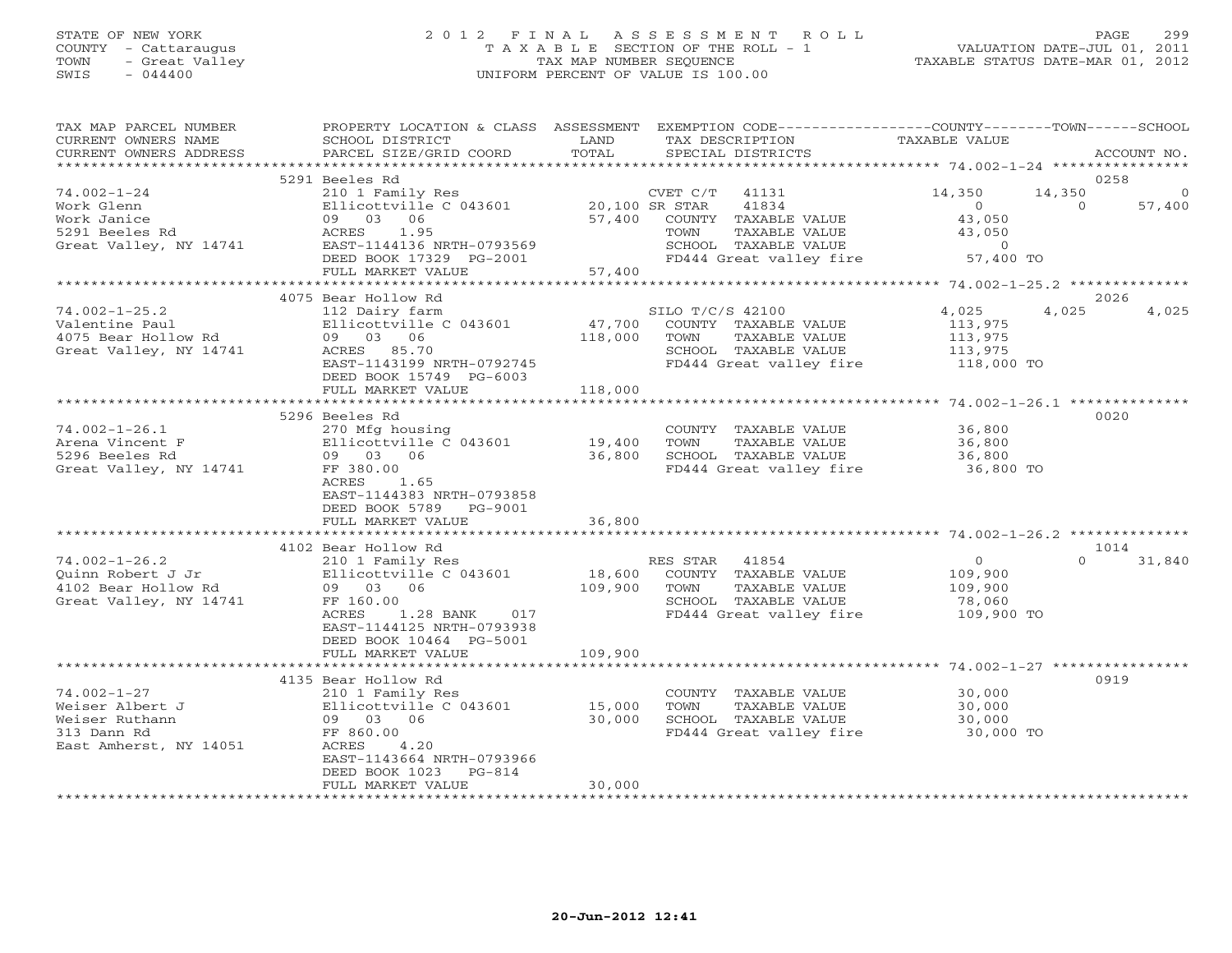STATE OF NEW YORK
COUNTY - Cattaraugus
TOWN - Great Valley
SWIS - 044400

# 2012 FINAL ASSESSMENT ROLL
TAXABLE SECTION OF THE ROLL - 1
TAX MAP NUMBER SEQUENCE
UNIFORM PERCENT OF VALUE IS 100.00

VALUATION DATE-JUL 01, 2011
TAXABLE STATUS DATE-MAR 01, 2012

| TAX MAP PARCEL NUMBER / CURRENT OWNERS NAME / CURRENT OWNERS ADDRESS | PROPERTY LOCATION & CLASS / SCHOOL DISTRICT / PARCEL SIZE/GRID COORD | ASSESSMENT LAND | TOTAL | EXEMPTION CODE / TAX DESCRIPTION / SPECIAL DISTRICTS | COUNTY TAXABLE VALUE | TOWN | SCHOOL | ACCOUNT NO. |
|---|---|---|---|---|---|---|---|---|
| | 5291 Beeles Rd | | | | | | | 0258 |
| 74.002-1-24 | 210 1 Family Res | | | CVET C/T 41131 | 14,350 | 14,350 | 0 | |
| Work Glenn | Ellicottville C 043601 | 20,100 | | SR STAR 41834 | 0 | 0 | 57,400 | |
| Work Janice | 09 03 06 | | 57,400 | COUNTY TAXABLE VALUE | 43,050 | | | |
| 5291 Beeles Rd | ACRES 1.95 | | | TOWN TAXABLE VALUE | 43,050 | | | |
| Great Valley, NY 14741 | EAST-1144136 NRTH-0793569 | | | SCHOOL TAXABLE VALUE | 0 | | | |
| | DEED BOOK 17329 PG-2001 | | | FD444 Great valley fire | 57,400 TO | | | |
| | FULL MARKET VALUE | | 57,400 | | | | | |
| | 4075 Bear Hollow Rd | | | | | | | 2026 |
| 74.002-1-25.2 | 112 Dairy farm | | | SILO T/C/S 42100 | 4,025 | 4,025 | 4,025 | |
| Valentine Paul | Ellicottville C 043601 | 47,700 | | COUNTY TAXABLE VALUE | 113,975 | | | |
| 4075 Bear Hollow Rd | 09 03 06 | | 118,000 | TOWN TAXABLE VALUE | 113,975 | | | |
| Great Valley, NY 14741 | ACRES 85.70 | | | SCHOOL TAXABLE VALUE | 113,975 | | | |
| | EAST-1143199 NRTH-0792745 | | | FD444 Great valley fire | 118,000 TO | | | |
| | DEED BOOK 15749 PG-6003 | | | | | | | |
| | FULL MARKET VALUE | | 118,000 | | | | | |
| | 5296 Beeles Rd | | | | | | | 0020 |
| 74.002-1-26.1 | 270 Mfg housing | | | COUNTY TAXABLE VALUE | 36,800 | | | |
| Arena Vincent F | Ellicottville C 043601 | 19,400 | | TOWN TAXABLE VALUE | 36,800 | | | |
| 5296 Beeles Rd | 09 03 06 | | 36,800 | SCHOOL TAXABLE VALUE | 36,800 | | | |
| Great Valley, NY 14741 | FF 380.00 | | | FD444 Great valley fire | 36,800 TO | | | |
| | ACRES 1.65 | | | | | | | |
| | EAST-1144383 NRTH-0793858 | | | | | | | |
| | DEED BOOK 5789 PG-9001 | | | | | | | |
| | FULL MARKET VALUE | | 36,800 | | | | | |
| | 4102 Bear Hollow Rd | | | | | | | 1014 |
| 74.002-1-26.2 | 210 1 Family Res | | | RES STAR 41854 | 0 | 0 | 31,840 | |
| Quinn Robert J Jr | Ellicottville C 043601 | 18,600 | | COUNTY TAXABLE VALUE | 109,900 | | | |
| 4102 Bear Hollow Rd | 09 03 06 | | 109,900 | TOWN TAXABLE VALUE | 109,900 | | | |
| Great Valley, NY 14741 | FF 160.00 | | | SCHOOL TAXABLE VALUE | 78,060 | | | |
| | ACRES 1.28 BANK 017 | | | FD444 Great valley fire | 109,900 TO | | | |
| | EAST-1144125 NRTH-0793938 | | | | | | | |
| | DEED BOOK 10464 PG-5001 | | | | | | | |
| | FULL MARKET VALUE | | 109,900 | | | | | |
| | 4135 Bear Hollow Rd | | | | | | | 0919 |
| 74.002-1-27 | 210 1 Family Res | | | COUNTY TAXABLE VALUE | 30,000 | | | |
| Weiser Albert J | Ellicottville C 043601 | 15,000 | | TOWN TAXABLE VALUE | 30,000 | | | |
| Weiser Ruthann | 09 03 06 | | 30,000 | SCHOOL TAXABLE VALUE | 30,000 | | | |
| 313 Dann Rd | FF 860.00 | | | FD444 Great valley fire | 30,000 TO | | | |
| East Amherst, NY 14051 | ACRES 4.20 | | | | | | | |
| | EAST-1143664 NRTH-0793966 | | | | | | | |
| | DEED BOOK 1023 PG-814 | | | | | | | |
| | FULL MARKET VALUE | | 30,000 | | | | | |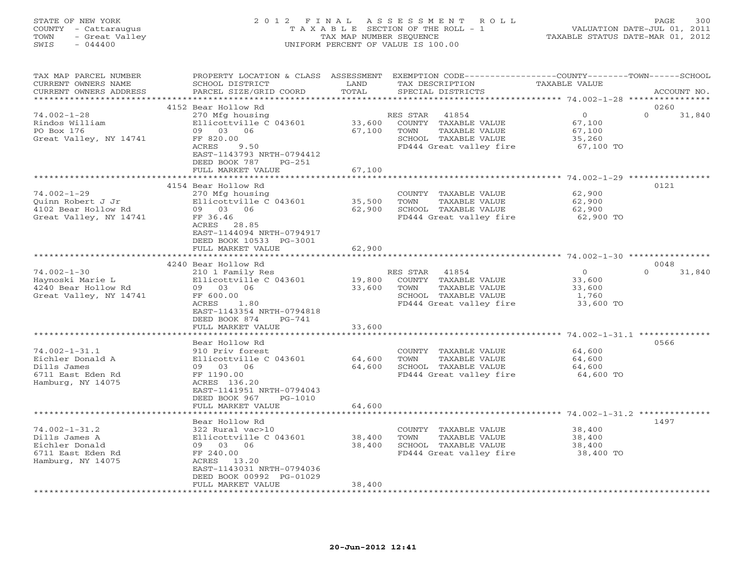STATE OF NEW YORK
COUNTY - Cattaraugus
TOWN - Great Valley
SWIS - 044400

2012 FINAL ASSESSMENT ROLL
TAXABLE SECTION OF THE ROLL - 1
TAX MAP NUMBER SEQUENCE
UNIFORM PERCENT OF VALUE IS 100.00

VALUATION DATE-JUL 01, 2011
TAXABLE STATUS DATE-MAR 01, 2012

| TAX MAP PARCEL NUMBER / CURRENT OWNERS NAME / CURRENT OWNERS ADDRESS | PROPERTY LOCATION & CLASS / SCHOOL DISTRICT / PARCEL SIZE/GRID COORD | ASSESSMENT LAND / TOTAL | EXEMPTION CODE / TAX DESCRIPTION / SPECIAL DISTRICTS | COUNTY TAXABLE VALUE | TOWN | SCHOOL / ACCOUNT NO. |
|---|---|---|---|---|---|---|
| 74.002-1-28 | 4152 Bear Hollow Rd | | | | | 0260 |
| Rindos William | 270 Mfg housing | | RES STAR 41854 | 0 | 0 | 31,840 |
| PO Box 176 | Ellicottville C 043601 | 33,600 | COUNTY TAXABLE VALUE | 67,100 | | |
| Great Valley, NY 14741 | 09 03 06 | 67,100 | TOWN TAXABLE VALUE | 67,100 | | |
| | FF 820.00 | | SCHOOL TAXABLE VALUE | 35,260 | | |
| | ACRES 9.50 | | FD444 Great valley fire | 67,100 TO | | |
| | EAST-1143793 NRTH-0794412 | | | | | |
| | DEED BOOK 787 PG-251 | | | | | |
| | FULL MARKET VALUE | 67,100 | | | | |
| 74.002-1-29 | 4154 Bear Hollow Rd | | | | | 0121 |
| Quinn Robert J Jr | 270 Mfg housing | | COUNTY TAXABLE VALUE | 62,900 | | |
| 4102 Bear Hollow Rd | Ellicottville C 043601 | 35,500 | TOWN TAXABLE VALUE | 62,900 | | |
| Great Valley, NY 14741 | 09 03 06 | 62,900 | SCHOOL TAXABLE VALUE | 62,900 | | |
| | FF 36.46 | | FD444 Great valley fire | 62,900 TO | | |
| | ACRES 28.85 | | | | | |
| | EAST-1144094 NRTH-0794917 | | | | | |
| | DEED BOOK 10533 PG-3001 | | | | | |
| | FULL MARKET VALUE | 62,900 | | | | |
| 74.002-1-30 | 4240 Bear Hollow Rd | | | | | 0048 |
| Haynoski Marie L | 210 1 Family Res | | RES STAR 41854 | 0 | 0 | 31,840 |
| 4240 Bear Hollow Rd | Ellicottville C 043601 | 19,800 | COUNTY TAXABLE VALUE | 33,600 | | |
| Great Valley, NY 14741 | 09 03 06 | 33,600 | TOWN TAXABLE VALUE | 33,600 | | |
| | FF 600.00 | | SCHOOL TAXABLE VALUE | 1,760 | | |
| | ACRES 1.80 | | FD444 Great valley fire | 33,600 TO | | |
| | EAST-1143354 NRTH-0794818 | | | | | |
| | DEED BOOK 874 PG-741 | | | | | |
| | FULL MARKET VALUE | 33,600 | | | | |
| 74.002-1-31.1 | Bear Hollow Rd | | | | | 0566 |
| Eichler Donald A | 910 Priv forest | | COUNTY TAXABLE VALUE | 64,600 | | |
| Dills James | Ellicottville C 043601 | 64,600 | TOWN TAXABLE VALUE | 64,600 | | |
| 6711 East Eden Rd | 09 03 06 | 64,600 | SCHOOL TAXABLE VALUE | 64,600 | | |
| Hamburg, NY 14075 | FF 1190.00 | | FD444 Great valley fire | 64,600 TO | | |
| | ACRES 136.20 | | | | | |
| | EAST-1141951 NRTH-0794043 | | | | | |
| | DEED BOOK 967 PG-1010 | | | | | |
| | FULL MARKET VALUE | 64,600 | | | | |
| 74.002-1-31.2 | Bear Hollow Rd | | | | | 1497 |
| Dills James A | 322 Rural vac>10 | | COUNTY TAXABLE VALUE | 38,400 | | |
| Eichler Donald | Ellicottville C 043601 | 38,400 | TOWN TAXABLE VALUE | 38,400 | | |
| 6711 East Eden Rd | 09 03 06 | 38,400 | SCHOOL TAXABLE VALUE | 38,400 | | |
| Hamburg, NY 14075 | FF 240.00 | | FD444 Great valley fire | 38,400 TO | | |
| | ACRES 13.20 | | | | | |
| | EAST-1143031 NRTH-0794036 | | | | | |
| | DEED BOOK 00992 PG-01029 | | | | | |
| | FULL MARKET VALUE | 38,400 | | | | |

20-Jun-2012 12:41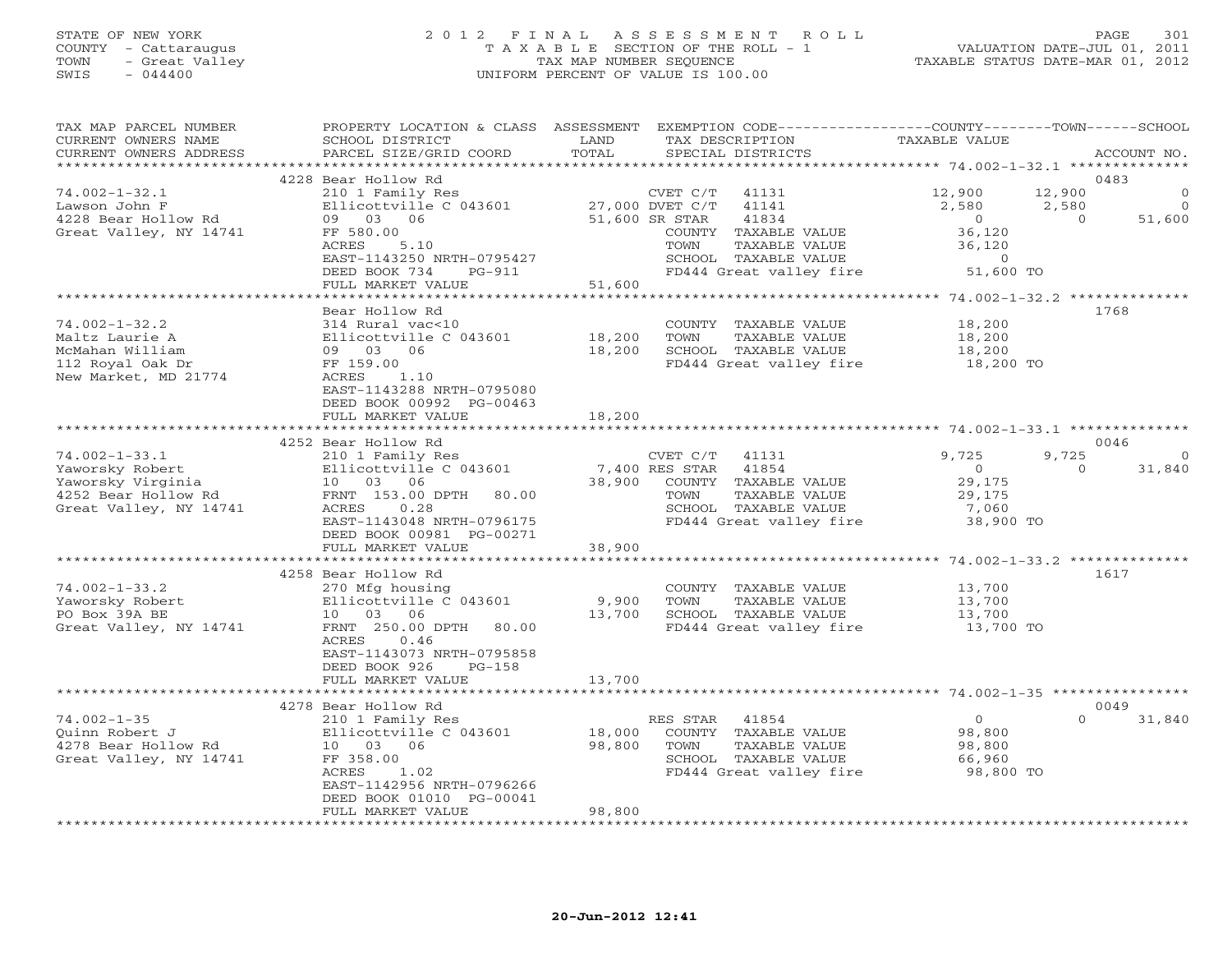STATE OF NEW YORK
COUNTY - Cattaraugus
TOWN - Great Valley
SWIS - 044400

# 2012 FINAL ASSESSMENT ROLL
TAXABLE SECTION OF THE ROLL - 1
TAX MAP NUMBER SEQUENCE
UNIFORM PERCENT OF VALUE IS 100.00

VALUATION DATE-JUL 01, 2011
TAXABLE STATUS DATE-MAR 01, 2012

| TAX MAP PARCEL NUMBER / CURRENT OWNERS NAME / CURRENT OWNERS ADDRESS | PROPERTY LOCATION & CLASS / SCHOOL DISTRICT / PARCEL SIZE/GRID COORD | ASSESSMENT LAND / TOTAL | EXEMPTION CODE / TAX DESCRIPTION / SPECIAL DISTRICTS | COUNTY TAXABLE VALUE | TOWN | SCHOOL | ACCOUNT NO. |
|---|---|---|---|---|---|---|---|
| 74.002-1-32.1 | 4228 Bear Hollow Rd | | | | | | 0483 |
| | 210 1 Family Res | | CVET C/T 41131 | 12,900 | 12,900 | 0 | |
| Lawson John F | Ellicottville C 043601 | 27,000 | DVET C/T 41141 | 2,580 | 2,580 | 0 | |
| 4228 Bear Hollow Rd | 09 03 06 | 51,600 | SR STAR 41834 | 0 | 0 | 51,600 | |
| Great Valley, NY 14741 | FF 580.00 | | COUNTY TAXABLE VALUE | 36,120 | | | |
| | ACRES 5.10 | | TOWN TAXABLE VALUE | 36,120 | | | |
| | EAST-1143250 NRTH-0795427 | | SCHOOL TAXABLE VALUE | 0 | | | |
| | DEED BOOK 734 PG-911 | | FD444 Great valley fire | 51,600 TO | | | |
| | FULL MARKET VALUE | 51,600 | | | | | |
| 74.002-1-32.2 | Bear Hollow Rd | | | | | | 1768 |
| | 314 Rural vac<10 | | COUNTY TAXABLE VALUE | 18,200 | | | |
| Maltz Laurie A | Ellicottville C 043601 | 18,200 | TOWN TAXABLE VALUE | 18,200 | | | |
| McMahan William | 09 03 06 | 18,200 | SCHOOL TAXABLE VALUE | 18,200 | | | |
| 112 Royal Oak Dr | FF 159.00 | | FD444 Great valley fire | 18,200 TO | | | |
| New Market, MD 21774 | ACRES 1.10 | | | | | | |
| | EAST-1143288 NRTH-0795080 | | | | | | |
| | DEED BOOK 00992 PG-00463 | | | | | | |
| | FULL MARKET VALUE | 18,200 | | | | | |
| 74.002-1-33.1 | 4252 Bear Hollow Rd | | | | | | 0046 |
| | 210 1 Family Res | | CVET C/T 41131 | 9,725 | 9,725 | 0 | |
| Yaworsky Robert | Ellicottville C 043601 | 7,400 | RES STAR 41854 | 0 | 0 | 31,840 | |
| Yaworsky Virginia | 10 03 06 | 38,900 | COUNTY TAXABLE VALUE | 29,175 | | | |
| 4252 Bear Hollow Rd | FRNT 153.00 DPTH 80.00 | | TOWN TAXABLE VALUE | 29,175 | | | |
| Great Valley, NY 14741 | ACRES 0.28 | | SCHOOL TAXABLE VALUE | 7,060 | | | |
| | EAST-1143048 NRTH-0796175 | | FD444 Great valley fire | 38,900 TO | | | |
| | DEED BOOK 00981 PG-00271 | | | | | | |
| | FULL MARKET VALUE | 38,900 | | | | | |
| 74.002-1-33.2 | 4258 Bear Hollow Rd | | | | | | 1617 |
| | 270 Mfg housing | | COUNTY TAXABLE VALUE | 13,700 | | | |
| Yaworsky Robert | Ellicottville C 043601 | 9,900 | TOWN TAXABLE VALUE | 13,700 | | | |
| PO Box 39A BE | 10 03 06 | 13,700 | SCHOOL TAXABLE VALUE | 13,700 | | | |
| Great Valley, NY 14741 | FRNT 250.00 DPTH 80.00 | | FD444 Great valley fire | 13,700 TO | | | |
| | ACRES 0.46 | | | | | | |
| | EAST-1143073 NRTH-0795858 | | | | | | |
| | DEED BOOK 926 PG-158 | | | | | | |
| | FULL MARKET VALUE | 13,700 | | | | | |
| 74.002-1-35 | 4278 Bear Hollow Rd | | | | | | 0049 |
| | 210 1 Family Res | | RES STAR 41854 | 0 | 0 | 31,840 | |
| Quinn Robert J | Ellicottville C 043601 | 18,000 | COUNTY TAXABLE VALUE | 98,800 | | | |
| 4278 Bear Hollow Rd | 10 03 06 | 98,800 | TOWN TAXABLE VALUE | 98,800 | | | |
| Great Valley, NY 14741 | FF 358.00 | | SCHOOL TAXABLE VALUE | 66,960 | | | |
| | ACRES 1.02 | | FD444 Great valley fire | 98,800 TO | | | |
| | EAST-1142956 NRTH-0796266 | | | | | | |
| | DEED BOOK 01010 PG-00041 | | | | | | |
| | FULL MARKET VALUE | 98,800 | | | | | |

20-Jun-2012 12:41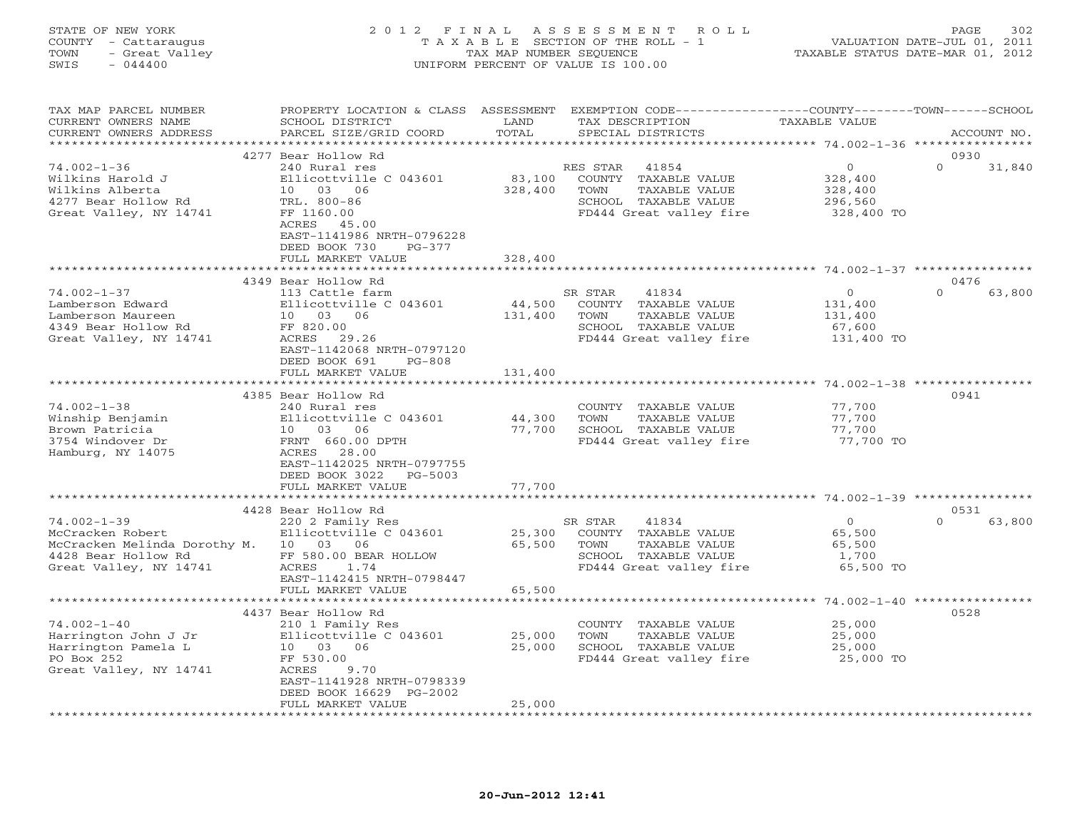STATE OF NEW YORK
COUNTY - Cattaraugus
TOWN - Great Valley
SWIS - 044400

# 2012 FINAL ASSESSMENT ROLL
TAXABLE SECTION OF THE ROLL - 1
TAX MAP NUMBER SEQUENCE
UNIFORM PERCENT OF VALUE IS 100.00

VALUATION DATE-JUL 01, 2011
TAXABLE STATUS DATE-MAR 01, 2012

| TAX MAP PARCEL NUMBER / CURRENT OWNERS NAME / CURRENT OWNERS ADDRESS | PROPERTY LOCATION & CLASS / SCHOOL DISTRICT / PARCEL SIZE/GRID COORD | ASSESSMENT LAND | TOTAL | EXEMPTION CODE / TAX DESCRIPTION / SPECIAL DISTRICTS | COUNTY / TOWN / SCHOOL TAXABLE VALUE | ACCOUNT NO. |
|---|---|---|---|---|---|---|
| 74.002-1-36 | 4277 Bear Hollow Rd | | | | | 0930 |
| | 240 Rural res | | | RES STAR 41854 | 0 | 0 31,840 |
| Wilkins Harold J | Ellicottville C 043601 | 83,100 | | COUNTY TAXABLE VALUE | 328,400 | |
| Wilkins Alberta | 10 03 06 | | 328,400 | TOWN TAXABLE VALUE | 328,400 | |
| 4277 Bear Hollow Rd | TRL. 800-86 | | | SCHOOL TAXABLE VALUE | 296,560 | |
| Great Valley, NY 14741 | FF 1160.00 | | | FD444 Great valley fire | 328,400 TO | |
| | ACRES 45.00 | | | | | |
| | EAST-1141986 NRTH-0796228 | | | | | |
| | DEED BOOK 730 PG-377 | | | | | |
| | FULL MARKET VALUE | | 328,400 | | | |
| 74.002-1-37 | 4349 Bear Hollow Rd | | | | | 0476 |
| | 113 Cattle farm | | | SR STAR 41834 | 0 | 0 63,800 |
| Lamberson Edward | Ellicottville C 043601 | 44,500 | | COUNTY TAXABLE VALUE | 131,400 | |
| Lamberson Maureen | 10 03 06 | | 131,400 | TOWN TAXABLE VALUE | 131,400 | |
| 4349 Bear Hollow Rd | FF 820.00 | | | SCHOOL TAXABLE VALUE | 67,600 | |
| Great Valley, NY 14741 | ACRES 29.26 | | | FD444 Great valley fire | 131,400 TO | |
| | EAST-1142068 NRTH-0797120 | | | | | |
| | DEED BOOK 691 PG-808 | | | | | |
| | FULL MARKET VALUE | | 131,400 | | | |
| 74.002-1-38 | 4385 Bear Hollow Rd | | | | | 0941 |
| | 240 Rural res | | | COUNTY TAXABLE VALUE | 77,700 | |
| Winship Benjamin | Ellicottville C 043601 | 44,300 | | TOWN TAXABLE VALUE | 77,700 | |
| Brown Patricia | 10 03 06 | | 77,700 | SCHOOL TAXABLE VALUE | 77,700 | |
| 3754 Windover Dr | FRNT 660.00 DPTH | | | FD444 Great valley fire | 77,700 TO | |
| Hamburg, NY 14075 | ACRES 28.00 | | | | | |
| | EAST-1142025 NRTH-0797755 | | | | | |
| | DEED BOOK 3022 PG-5003 | | | | | |
| | FULL MARKET VALUE | | 77,700 | | | |
| 74.002-1-39 | 4428 Bear Hollow Rd | | | | | 0531 |
| | 220 2 Family Res | | | SR STAR 41834 | 0 | 0 63,800 |
| McCracken Robert | Ellicottville C 043601 | 25,300 | | COUNTY TAXABLE VALUE | 65,500 | |
| McCracken Melinda Dorothy M. | 10 03 06 | | 65,500 | TOWN TAXABLE VALUE | 65,500 | |
| 4428 Bear Hollow Rd | FF 580.00 BEAR HOLLOW | | | SCHOOL TAXABLE VALUE | 1,700 | |
| Great Valley, NY 14741 | ACRES 1.74 | | | FD444 Great valley fire | 65,500 TO | |
| | EAST-1142415 NRTH-0798447 | | | | | |
| | FULL MARKET VALUE | | 65,500 | | | |
| 74.002-1-40 | 4437 Bear Hollow Rd | | | | | 0528 |
| | 210 1 Family Res | | | COUNTY TAXABLE VALUE | 25,000 | |
| Harrington John J Jr | Ellicottville C 043601 | 25,000 | | TOWN TAXABLE VALUE | 25,000 | |
| Harrington Pamela L | 10 03 06 | | 25,000 | SCHOOL TAXABLE VALUE | 25,000 | |
| PO Box 252 | FF 530.00 | | | FD444 Great valley fire | 25,000 TO | |
| Great Valley, NY 14741 | ACRES 9.70 | | | | | |
| | EAST-1141928 NRTH-0798339 | | | | | |
| | DEED BOOK 16629 PG-2002 | | | | | |
| | FULL MARKET VALUE | | 25,000 | | | |

20-Jun-2012 12:41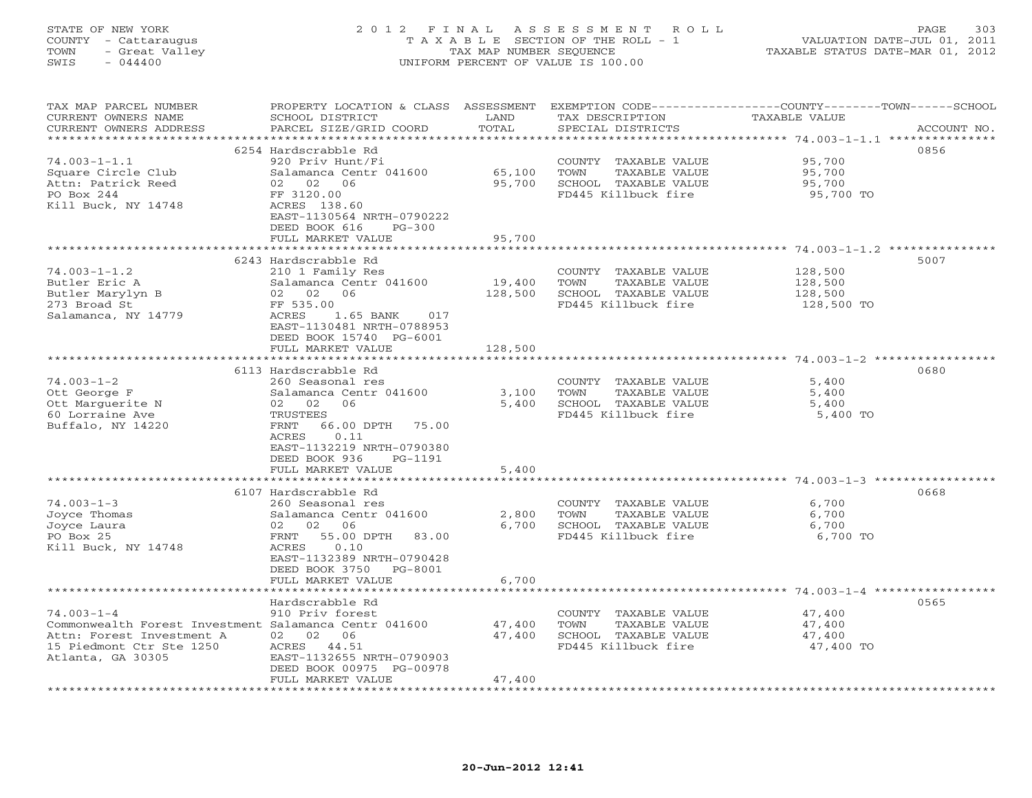STATE OF NEW YORK
COUNTY - Cattaraugus
TOWN - Great Valley
SWIS - 044400

# 2012 FINAL ASSESSMENT ROLL
TAXABLE SECTION OF THE ROLL - 1
TAX MAP NUMBER SEQUENCE
UNIFORM PERCENT OF VALUE IS 100.00

VALUATION DATE-JUL 01, 2011
TAXABLE STATUS DATE-MAR 01, 2012

| TAX MAP PARCEL NUMBER / CURRENT OWNERS NAME / CURRENT OWNERS ADDRESS | PROPERTY LOCATION & CLASS / SCHOOL DISTRICT / PARCEL SIZE/GRID COORD | ASSESSMENT LAND / TOTAL | EXEMPTION CODE / TAX DESCRIPTION / SPECIAL DISTRICTS | COUNTY--------TOWN------SCHOOL TAXABLE VALUE | ACCOUNT NO. |
|---|---|---|---|---|---|
| **74.003-1-1.1** | 6254 Hardscrabble Rd | | | | 0856 |
| | 920 Priv Hunt/Fi | | COUNTY TAXABLE VALUE | 95,700 | |
| Square Circle Club | Salamanca Centr 041600 | 65,100 | TOWN TAXABLE VALUE | 95,700 | |
| Attn: Patrick Reed | 02 02 06 | 95,700 | SCHOOL TAXABLE VALUE | 95,700 | |
| PO Box 244 | FF 3120.00 | | FD445 Killbuck fire | 95,700 TO | |
| Kill Buck, NY 14748 | ACRES 138.60 | | | | |
| | EAST-1130564 NRTH-0790222 | | | | |
| | DEED BOOK 616 PG-300 | | | | |
| | FULL MARKET VALUE | 95,700 | | | |
| **74.003-1-1.2** | 6243 Hardscrabble Rd | | | | 5007 |
| | 210 1 Family Res | | COUNTY TAXABLE VALUE | 128,500 | |
| Butler Eric A | Salamanca Centr 041600 | 19,400 | TOWN TAXABLE VALUE | 128,500 | |
| Butler Marylyn B | 02 02 06 | 128,500 | SCHOOL TAXABLE VALUE | 128,500 | |
| 273 Broad St | FF 535.00 | | FD445 Killbuck fire | 128,500 TO | |
| Salamanca, NY 14779 | ACRES 1.65 BANK 017 | | | | |
| | EAST-1130481 NRTH-0788953 | | | | |
| | DEED BOOK 15740 PG-6001 | | | | |
| | FULL MARKET VALUE | 128,500 | | | |
| **74.003-1-2** | 6113 Hardscrabble Rd | | | | 0680 |
| | 260 Seasonal res | | COUNTY TAXABLE VALUE | 5,400 | |
| Ott George F | Salamanca Centr 041600 | 3,100 | TOWN TAXABLE VALUE | 5,400 | |
| Ott Marguerite N | 02 02 06 | 5,400 | SCHOOL TAXABLE VALUE | 5,400 | |
| 60 Lorraine Ave | TRUSTEES | | FD445 Killbuck fire | 5,400 TO | |
| Buffalo, NY 14220 | FRNT 66.00 DPTH 75.00 | | | | |
| | ACRES 0.11 | | | | |
| | EAST-1132219 NRTH-0790380 | | | | |
| | DEED BOOK 936 PG-1191 | | | | |
| | FULL MARKET VALUE | 5,400 | | | |
| **74.003-1-3** | 6107 Hardscrabble Rd | | | | 0668 |
| | 260 Seasonal res | | COUNTY TAXABLE VALUE | 6,700 | |
| Joyce Thomas | Salamanca Centr 041600 | 2,800 | TOWN TAXABLE VALUE | 6,700 | |
| Joyce Laura | 02 02 06 | 6,700 | SCHOOL TAXABLE VALUE | 6,700 | |
| PO Box 25 | FRNT 55.00 DPTH 83.00 | | FD445 Killbuck fire | 6,700 TO | |
| Kill Buck, NY 14748 | ACRES 0.10 | | | | |
| | EAST-1132389 NRTH-0790428 | | | | |
| | DEED BOOK 3750 PG-8001 | | | | |
| | FULL MARKET VALUE | 6,700 | | | |
| **74.003-1-4** | Hardscrabble Rd | | | | 0565 |
| | 910 Priv forest | | COUNTY TAXABLE VALUE | 47,400 | |
| Commonwealth Forest Investment | Salamanca Centr 041600 | 47,400 | TOWN TAXABLE VALUE | 47,400 | |
| Attn: Forest Investment A | 02 02 06 | 47,400 | SCHOOL TAXABLE VALUE | 47,400 | |
| 15 Piedmont Ctr Ste 1250 | ACRES 44.51 | | FD445 Killbuck fire | 47,400 TO | |
| Atlanta, GA 30305 | EAST-1132655 NRTH-0790903 | | | | |
| | DEED BOOK 00975 PG-00978 | | | | |
| | FULL MARKET VALUE | 47,400 | | | |

20-Jun-2012 12:41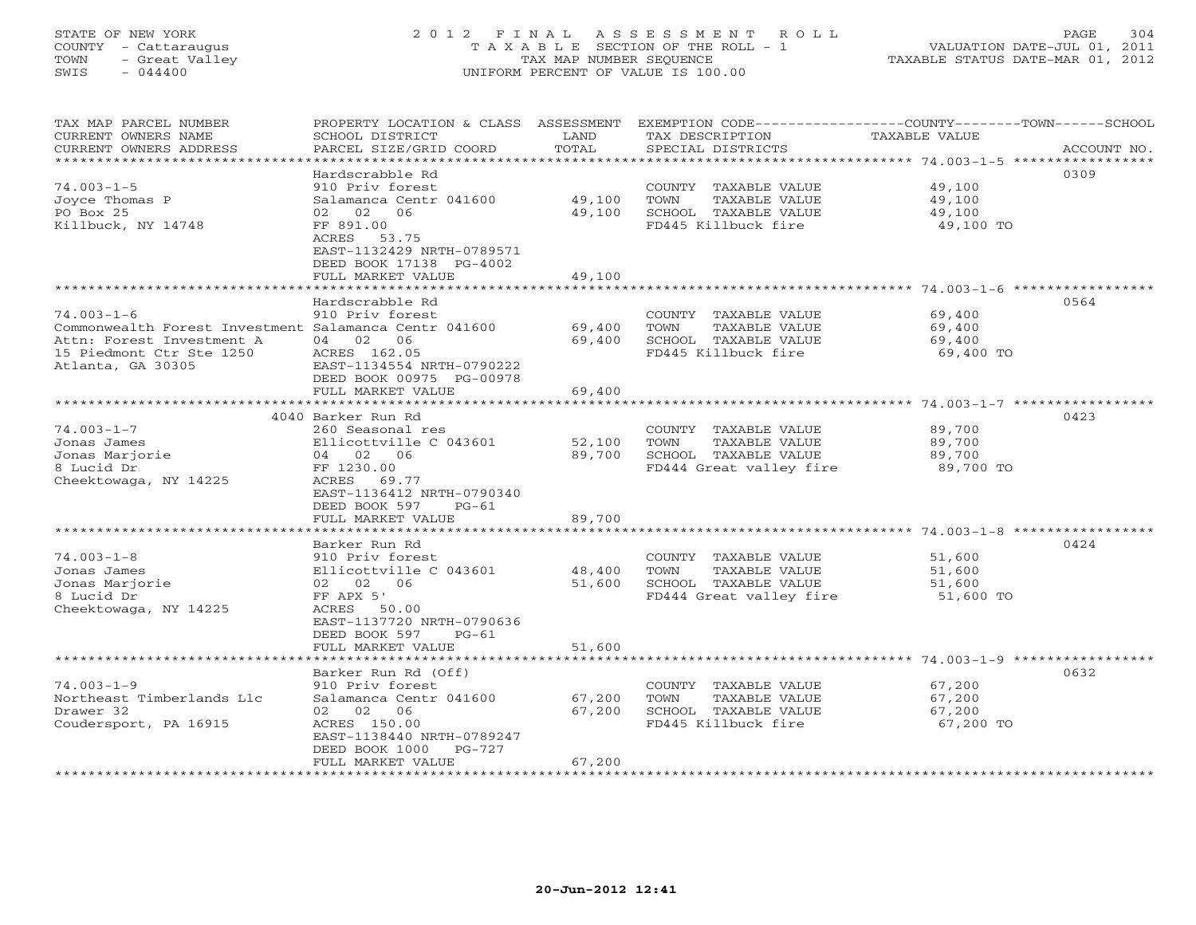STATE OF NEW YORK
COUNTY - Cattaraugus
TOWN - Great Valley
SWIS - 044400

# 2012 FINAL ASSESSMENT ROLL
TAXABLE SECTION OF THE ROLL - 1
TAX MAP NUMBER SEQUENCE
UNIFORM PERCENT OF VALUE IS 100.00

VALUATION DATE-JUL 01, 2011
TAXABLE STATUS DATE-MAR 01, 2012

| TAX MAP PARCEL NUMBER / CURRENT OWNERS NAME / CURRENT OWNERS ADDRESS | PROPERTY LOCATION & CLASS / SCHOOL DISTRICT / PARCEL SIZE/GRID COORD | ASSESSMENT LAND / TOTAL | EXEMPTION CODE / TAX DESCRIPTION / SPECIAL DISTRICTS | COUNTY--TOWN--SCHOOL TAXABLE VALUE | ACCOUNT NO. |
|---|---|---|---|---|---|
| 74.003-1-5 | Hardscrabble Rd | | | | 0309 |
| 74.003-1-5 | 910 Priv forest | | COUNTY TAXABLE VALUE | 49,100 | |
| Joyce Thomas P | Salamanca Centr 041600 | 49,100 | TOWN TAXABLE VALUE | 49,100 | |
| PO Box 25 | 02 02 06 | 49,100 | SCHOOL TAXABLE VALUE | 49,100 | |
| Killbuck, NY 14748 | FF 891.00 | | FD445 Killbuck fire | 49,100 TO | |
| | ACRES 53.75 | | | | |
| | EAST-1132429 NRTH-0789571 | | | | |
| | DEED BOOK 17138 PG-4002 | | | | |
| | FULL MARKET VALUE | 49,100 | | | |
| 74.003-1-6 | Hardscrabble Rd | | | | 0564 |
| 74.003-1-6 | 910 Priv forest | | COUNTY TAXABLE VALUE | 69,400 | |
| Commonwealth Forest Investment | Salamanca Centr 041600 | 69,400 | TOWN TAXABLE VALUE | 69,400 | |
| Attn: Forest Investment A | 04 02 06 | 69,400 | SCHOOL TAXABLE VALUE | 69,400 | |
| 15 Piedmont Ctr Ste 1250 | ACRES 162.05 | | FD445 Killbuck fire | 69,400 TO | |
| Atlanta, GA 30305 | EAST-1134554 NRTH-0790222 | | | | |
| | DEED BOOK 00975 PG-00978 | | | | |
| | FULL MARKET VALUE | 69,400 | | | |
| 74.003-1-7 | 4040 Barker Run Rd | | | | 0423 |
| 74.003-1-7 | 260 Seasonal res | | COUNTY TAXABLE VALUE | 89,700 | |
| Jonas James | Ellicottville C 043601 | 52,100 | TOWN TAXABLE VALUE | 89,700 | |
| Jonas Marjorie | 04 02 06 | 89,700 | SCHOOL TAXABLE VALUE | 89,700 | |
| 8 Lucid Dr | FF 1230.00 | | FD444 Great valley fire | 89,700 TO | |
| Cheektowaga, NY 14225 | ACRES 69.77 | | | | |
| | EAST-1136412 NRTH-0790340 | | | | |
| | DEED BOOK 597 PG-61 | | | | |
| | FULL MARKET VALUE | 89,700 | | | |
| 74.003-1-8 | Barker Run Rd | | | | 0424 |
| 74.003-1-8 | 910 Priv forest | | COUNTY TAXABLE VALUE | 51,600 | |
| Jonas James | Ellicottville C 043601 | 48,400 | TOWN TAXABLE VALUE | 51,600 | |
| Jonas Marjorie | 02 02 06 | 51,600 | SCHOOL TAXABLE VALUE | 51,600 | |
| 8 Lucid Dr | FF APX 5' | | FD444 Great valley fire | 51,600 TO | |
| Cheektowaga, NY 14225 | ACRES 50.00 | | | | |
| | EAST-1137720 NRTH-0790636 | | | | |
| | DEED BOOK 597 PG-61 | | | | |
| | FULL MARKET VALUE | 51,600 | | | |
| 74.003-1-9 | Barker Run Rd (Off) | | | | 0632 |
| 74.003-1-9 | 910 Priv forest | | COUNTY TAXABLE VALUE | 67,200 | |
| Northeast Timberlands Llc | Salamanca Centr 041600 | 67,200 | TOWN TAXABLE VALUE | 67,200 | |
| Drawer 32 | 02 02 06 | 67,200 | SCHOOL TAXABLE VALUE | 67,200 | |
| Coudersport, PA 16915 | ACRES 150.00 | | FD445 Killbuck fire | 67,200 TO | |
| | EAST-1138440 NRTH-0789247 | | | | |
| | DEED BOOK 1000 PG-727 | | | | |
| | FULL MARKET VALUE | 67,200 | | | |

20-Jun-2012 12:41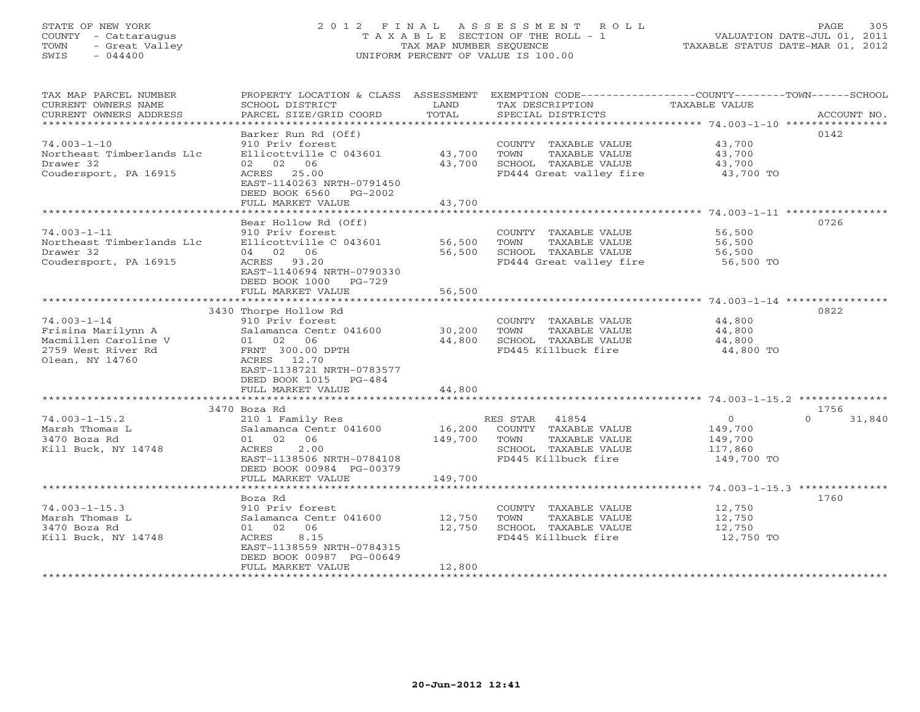STATE OF NEW YORK | 2 0 1 2 F I N A L A S S E S S M E N T R O L L | VALUATION DATE-JUL 01, 2011
COUNTY - Cattaraugus | T A X A B L E SECTION OF THE ROLL - 1 | TAXABLE STATUS DATE-MAR 01, 2012
TOWN - Great Valley | TAX MAP NUMBER SEQUENCE
SWIS - 044400 | UNIFORM PERCENT OF VALUE IS 100.00

| TAX MAP PARCEL NUMBER / CURRENT OWNERS NAME / CURRENT OWNERS ADDRESS | PROPERTY LOCATION & CLASS / SCHOOL DISTRICT / PARCEL SIZE/GRID COORD | ASSESSMENT LAND | TOTAL | EXEMPTION CODE / TAX DESCRIPTION / SPECIAL DISTRICTS | COUNTY--------TOWN------SCHOOL TAXABLE VALUE | ACCOUNT NO. |
|---|---|---|---|---|---|---|
| | Barker Run Rd (Off) | | | | | 0142 |
| 74.003-1-10 | 910 Priv forest | | | COUNTY TAXABLE VALUE | 43,700 | |
| Northeast Timberlands Llc | Ellicottville C 043601 | 43,700 | | TOWN TAXABLE VALUE | 43,700 | |
| Drawer 32 | 02 02 06 | | 43,700 | SCHOOL TAXABLE VALUE | 43,700 | |
| Coudersport, PA 16915 | ACRES 25.00 | | | FD444 Great valley fire | 43,700 TO | |
| | EAST-1140263 NRTH-0791450 | | | | | |
| | DEED BOOK 6560 PG-2002 | | | | | |
| | FULL MARKET VALUE | | 43,700 | | | |
| | Bear Hollow Rd (Off) | | | | | 0726 |
| 74.003-1-11 | 910 Priv forest | | | COUNTY TAXABLE VALUE | 56,500 | |
| Northeast Timberlands Llc | Ellicottville C 043601 | 56,500 | | TOWN TAXABLE VALUE | 56,500 | |
| Drawer 32 | 04 02 06 | | 56,500 | SCHOOL TAXABLE VALUE | 56,500 | |
| Coudersport, PA 16915 | ACRES 93.20 | | | FD444 Great valley fire | 56,500 TO | |
| | EAST-1140694 NRTH-0790330 | | | | | |
| | DEED BOOK 1000 PG-729 | | | | | |
| | FULL MARKET VALUE | | 56,500 | | | |
| | 3430 Thorpe Hollow Rd | | | | | 0822 |
| 74.003-1-14 | 910 Priv forest | | | COUNTY TAXABLE VALUE | 44,800 | |
| Frisina Marilynn A | Salamanca Centr 041600 | 30,200 | | TOWN TAXABLE VALUE | 44,800 | |
| Macmillen Caroline V | 01 02 06 | | 44,800 | SCHOOL TAXABLE VALUE | 44,800 | |
| 2759 West River Rd | FRNT 300.00 DPTH | | | FD445 Killbuck fire | 44,800 TO | |
| Olean, NY 14760 | ACRES 12.70 | | | | | |
| | EAST-1138721 NRTH-0783577 | | | | | |
| | DEED BOOK 1015 PG-484 | | | | | |
| | FULL MARKET VALUE | | 44,800 | | | |
| | 3470 Boza Rd | | | | | 1756 |
| 74.003-1-15.2 | 210 1 Family Res | | | RES STAR 41854 | 0 0 31,840 | |
| Marsh Thomas L | Salamanca Centr 041600 | 16,200 | | COUNTY TAXABLE VALUE | 149,700 | |
| 3470 Boza Rd | 01 02 06 | | 149,700 | TOWN TAXABLE VALUE | 149,700 | |
| Kill Buck, NY 14748 | ACRES 2.00 | | | SCHOOL TAXABLE VALUE | 117,860 | |
| | EAST-1138506 NRTH-0784108 | | | FD445 Killbuck fire | 149,700 TO | |
| | DEED BOOK 00984 PG-00379 | | | | | |
| | FULL MARKET VALUE | | 149,700 | | | |
| | Boza Rd | | | | | 1760 |
| 74.003-1-15.3 | 910 Priv forest | | | COUNTY TAXABLE VALUE | 12,750 | |
| Marsh Thomas L | Salamanca Centr 041600 | 12,750 | | TOWN TAXABLE VALUE | 12,750 | |
| 3470 Boza Rd | 01 02 06 | | 12,750 | SCHOOL TAXABLE VALUE | 12,750 | |
| Kill Buck, NY 14748 | ACRES 8.15 | | | FD445 Killbuck fire | 12,750 TO | |
| | EAST-1138559 NRTH-0784315 | | | | | |
| | DEED BOOK 00987 PG-00649 | | | | | |
| | FULL MARKET VALUE | | 12,800 | | | |

20-Jun-2012 12:41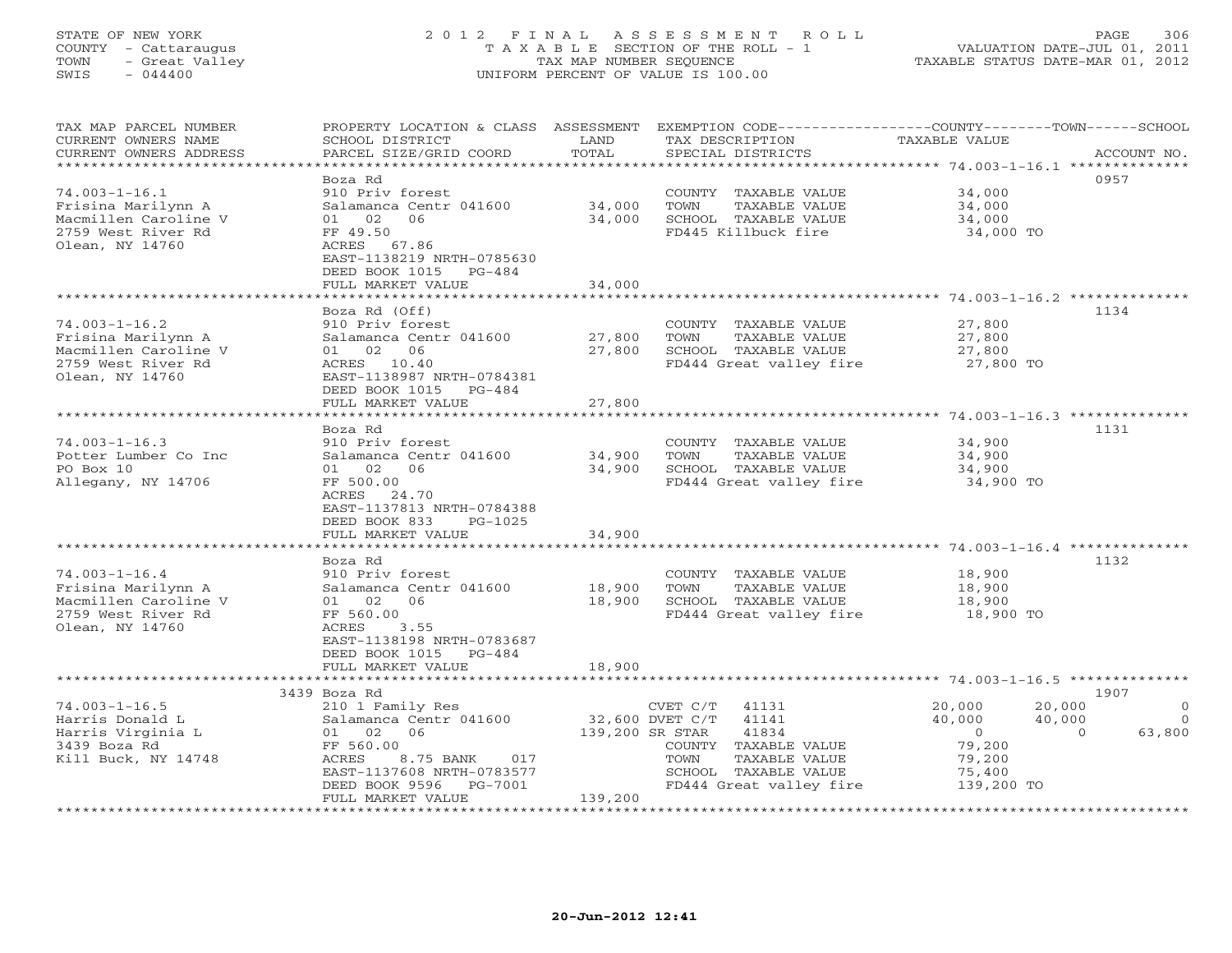STATE OF NEW YORK
COUNTY - Cattaraugus
TOWN - Great Valley
SWIS - 044400

# 2012 FINAL ASSESSMENT ROLL
TAXABLE SECTION OF THE ROLL - 1
TAX MAP NUMBER SEQUENCE
UNIFORM PERCENT OF VALUE IS 100.00

VALUATION DATE-JUL 01, 2011
TAXABLE STATUS DATE-MAR 01, 2012

| TAX MAP PARCEL NUMBER / CURRENT OWNERS NAME / CURRENT OWNERS ADDRESS | PROPERTY LOCATION & CLASS / SCHOOL DISTRICT / PARCEL SIZE/GRID COORD | ASSESSMENT LAND / TOTAL | EXEMPTION CODE / TAX DESCRIPTION / SPECIAL DISTRICTS | COUNTY | TOWN | SCHOOL | ACCOUNT NO. |
|---|---|---|---|---|---|---|---|
| 74.003-1-16.1 | Boza Rd | | | | | | 0957 |
| | 910 Priv forest | | COUNTY TAXABLE VALUE | 34,000 | | | |
| Frisina Marilynn A | Salamanca Centr 041600 | 34,000 | TOWN TAXABLE VALUE | | 34,000 | | |
| Macmillen Caroline V | 01 02 06 | 34,000 | SCHOOL TAXABLE VALUE | | | 34,000 | |
| 2759 West River Rd | FF 49.50 | | FD445 Killbuck fire | 34,000 TO | | | |
| Olean, NY 14760 | ACRES 67.86 | | | | | | |
| | EAST-1138219 NRTH-0785630 | | | | | | |
| | DEED BOOK 1015 PG-484 | | | | | | |
| | FULL MARKET VALUE | 34,000 | | | | | |
| 74.003-1-16.2 | Boza Rd (Off) | | | | | | 1134 |
| | 910 Priv forest | | COUNTY TAXABLE VALUE | 27,800 | | | |
| Frisina Marilynn A | Salamanca Centr 041600 | 27,800 | TOWN TAXABLE VALUE | | 27,800 | | |
| Macmillen Caroline V | 01 02 06 | 27,800 | SCHOOL TAXABLE VALUE | | | 27,800 | |
| 2759 West River Rd | ACRES 10.40 | | FD444 Great valley fire | 27,800 TO | | | |
| Olean, NY 14760 | EAST-1138987 NRTH-0784381 | | | | | | |
| | DEED BOOK 1015 PG-484 | | | | | | |
| | FULL MARKET VALUE | 27,800 | | | | | |
| 74.003-1-16.3 | Boza Rd | | | | | | 1131 |
| | 910 Priv forest | | COUNTY TAXABLE VALUE | 34,900 | | | |
| Potter Lumber Co Inc | Salamanca Centr 041600 | 34,900 | TOWN TAXABLE VALUE | | 34,900 | | |
| PO Box 10 | 01 02 06 | 34,900 | SCHOOL TAXABLE VALUE | | | 34,900 | |
| Allegany, NY 14706 | FF 500.00 | | FD444 Great valley fire | 34,900 TO | | | |
| | ACRES 24.70 | | | | | | |
| | EAST-1137813 NRTH-0784388 | | | | | | |
| | DEED BOOK 833 PG-1025 | | | | | | |
| | FULL MARKET VALUE | 34,900 | | | | | |
| 74.003-1-16.4 | Boza Rd | | | | | | 1132 |
| | 910 Priv forest | | COUNTY TAXABLE VALUE | 18,900 | | | |
| Frisina Marilynn A | Salamanca Centr 041600 | 18,900 | TOWN TAXABLE VALUE | | 18,900 | | |
| Macmillen Caroline V | 01 02 06 | 18,900 | SCHOOL TAXABLE VALUE | | | 18,900 | |
| 2759 West River Rd | FF 560.00 | | FD444 Great valley fire | 18,900 TO | | | |
| Olean, NY 14760 | ACRES 3.55 | | | | | | |
| | EAST-1138198 NRTH-0783687 | | | | | | |
| | DEED BOOK 1015 PG-484 | | | | | | |
| | FULL MARKET VALUE | 18,900 | | | | | |
| 74.003-1-16.5 | 3439 Boza Rd | | | | | | 1907 |
| | 210 1 Family Res | | CVET C/T 41131 | 20,000 | 20,000 | 0 | |
| Harris Donald L | Salamanca Centr 041600 | 32,600 | DVET C/T 41141 | 40,000 | 40,000 | 0 | |
| Harris Virginia L | 01 02 06 | 139,200 | SR STAR 41834 | 0 | 0 | 63,800 | |
| 3439 Boza Rd | FF 560.00 | | COUNTY TAXABLE VALUE | 79,200 | | | |
| Kill Buck, NY 14748 | ACRES 8.75 BANK 017 | | TOWN TAXABLE VALUE | | 79,200 | | |
| | EAST-1137608 NRTH-0783577 | | SCHOOL TAXABLE VALUE | | | 75,400 | |
| | DEED BOOK 9596 PG-7001 | | FD444 Great valley fire | 139,200 TO | | | |
| | FULL MARKET VALUE | 139,200 | | | | | |

20-Jun-2012 12:41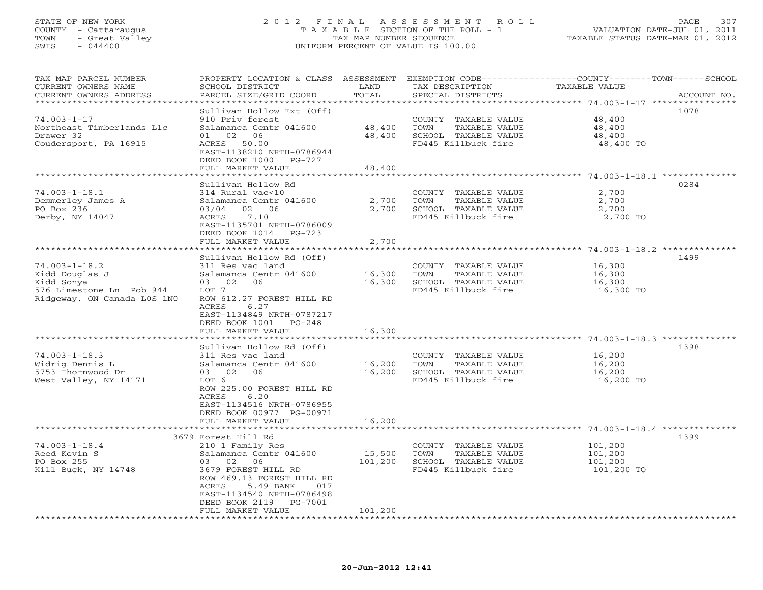STATE OF NEW YORK
COUNTY - Cattaraugus
TOWN - Great Valley
SWIS - 044400

2 0 1 2 F I N A L A S S E S S M E N T R O L L
T A X A B L E SECTION OF THE ROLL - 1
TAX MAP NUMBER SEQUENCE
UNIFORM PERCENT OF VALUE IS 100.00

VALUATION DATE-JUL 01, 2011
TAXABLE STATUS DATE-MAR 01, 2012

| TAX MAP PARCEL NUMBER / CURRENT OWNERS NAME / CURRENT OWNERS ADDRESS | PROPERTY LOCATION & CLASS / SCHOOL DISTRICT / PARCEL SIZE/GRID COORD | ASSESSMENT LAND / TOTAL | EXEMPTION CODE / TAX DESCRIPTION / SPECIAL DISTRICTS | TAXABLE VALUE (COUNTY / TOWN / SCHOOL) | ACCOUNT NO. |
|---|---|---|---|---|---|
| 74.003-1-17 | Sullivan Hollow Ext (Off) | | | | 1078 |
| | 910 Priv forest | | COUNTY TAXABLE VALUE | 48,400 | |
| Northeast Timberlands Llc | Salamanca Centr 041600 | 48,400 | TOWN TAXABLE VALUE | 48,400 | |
| Drawer 32 | 01 02 06 | 48,400 | SCHOOL TAXABLE VALUE | 48,400 | |
| Coudersport, PA 16915 | ACRES 50.00 | | FD445 Killbuck fire | 48,400 TO | |
| | EAST-1138210 NRTH-0786944 | | | | |
| | DEED BOOK 1000 PG-727 | | | | |
| | FULL MARKET VALUE | 48,400 | | | |
| 74.003-1-18.1 | Sullivan Hollow Rd | | | | 0284 |
| | 314 Rural vac<10 | | COUNTY TAXABLE VALUE | 2,700 | |
| Demmerley James A | Salamanca Centr 041600 | 2,700 | TOWN TAXABLE VALUE | 2,700 | |
| PO Box 236 | 03/04 02 06 | 2,700 | SCHOOL TAXABLE VALUE | 2,700 | |
| Derby, NY 14047 | ACRES 7.10 | | FD445 Killbuck fire | 2,700 TO | |
| | EAST-1135701 NRTH-0786009 | | | | |
| | DEED BOOK 1014 PG-723 | | | | |
| | FULL MARKET VALUE | 2,700 | | | |
| 74.003-1-18.2 | Sullivan Hollow Rd (Off) | | | | 1499 |
| | 311 Res vac land | | COUNTY TAXABLE VALUE | 16,300 | |
| Kidd Douglas J | Salamanca Centr 041600 | 16,300 | TOWN TAXABLE VALUE | 16,300 | |
| Kidd Sonya | 03 02 06 | 16,300 | SCHOOL TAXABLE VALUE | 16,300 | |
| 576 Limestone Ln Pob 944 | LOT 7 | | FD445 Killbuck fire | 16,300 TO | |
| Ridgeway, ON Canada L0S 1N0 | ROW 612.27 FOREST HILL RD | | | | |
| | ACRES 6.27 | | | | |
| | EAST-1134849 NRTH-0787217 | | | | |
| | DEED BOOK 1001 PG-248 | | | | |
| | FULL MARKET VALUE | 16,300 | | | |
| 74.003-1-18.3 | Sullivan Hollow Rd (Off) | | | | 1398 |
| | 311 Res vac land | | COUNTY TAXABLE VALUE | 16,200 | |
| Widrig Dennis L | Salamanca Centr 041600 | 16,200 | TOWN TAXABLE VALUE | 16,200 | |
| 5753 Thornwood Dr | 03 02 06 | 16,200 | SCHOOL TAXABLE VALUE | 16,200 | |
| West Valley, NY 14171 | LOT 6 | | FD445 Killbuck fire | 16,200 TO | |
| | ROW 225.00 FOREST HILL RD | | | | |
| | ACRES 6.20 | | | | |
| | EAST-1134516 NRTH-0786955 | | | | |
| | DEED BOOK 00977 PG-00971 | | | | |
| | FULL MARKET VALUE | 16,200 | | | |
| 74.003-1-18.4 | 3679 Forest Hill Rd | | | | 1399 |
| | 210 1 Family Res | | COUNTY TAXABLE VALUE | 101,200 | |
| Reed Kevin S | Salamanca Centr 041600 | 15,500 | TOWN TAXABLE VALUE | 101,200 | |
| PO Box 255 | 03 02 06 | 101,200 | SCHOOL TAXABLE VALUE | 101,200 | |
| Kill Buck, NY 14748 | 3679 FOREST HILL RD | | FD445 Killbuck fire | 101,200 TO | |
| | ROW 469.13 FOREST HILL RD | | | | |
| | ACRES 5.49 BANK 017 | | | | |
| | EAST-1134540 NRTH-0786498 | | | | |
| | DEED BOOK 2119 PG-7001 | | | | |
| | FULL MARKET VALUE | 101,200 | | | |

20-Jun-2012 12:41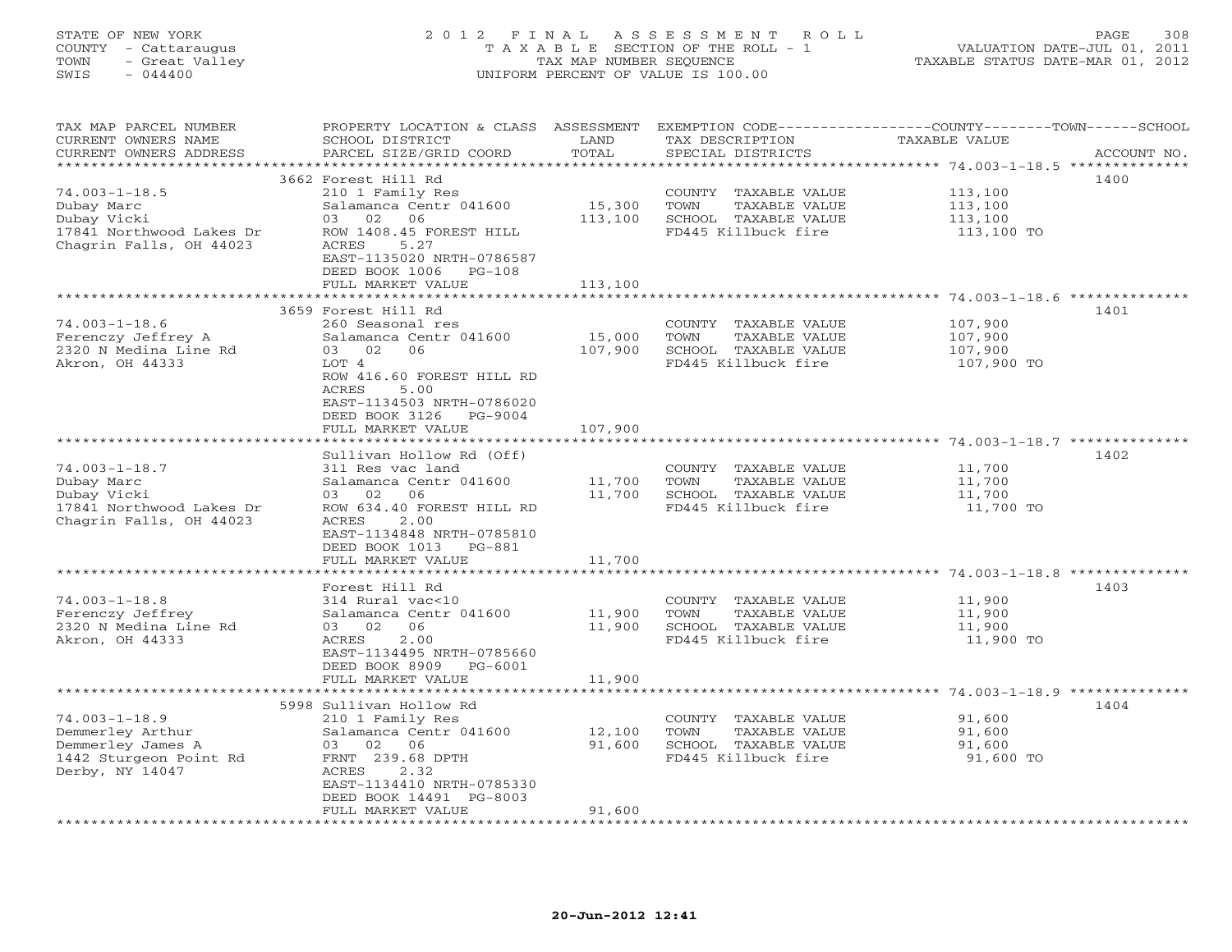STATE OF NEW YORK
COUNTY - Cattaraugus
TOWN - Great Valley
SWIS - 044400

# 2012 FINAL ASSESSMENT ROLL
TAXABLE SECTION OF THE ROLL - 1
TAX MAP NUMBER SEQUENCE
UNIFORM PERCENT OF VALUE IS 100.00

VALUATION DATE-JUL 01, 2011
TAXABLE STATUS DATE-MAR 01, 2012

| TAX MAP PARCEL NUMBER / CURRENT OWNERS NAME / CURRENT OWNERS ADDRESS | PROPERTY LOCATION & CLASS / SCHOOL DISTRICT / PARCEL SIZE/GRID COORD | ASSESSMENT LAND | TOTAL | EXEMPTION CODE / TAX DESCRIPTION / SPECIAL DISTRICTS | TAXABLE VALUE (COUNTY / TOWN / SCHOOL) | ACCOUNT NO. |
|---|---|---|---|---|---|---|
| 74.003-1-18.5 | 3662 Forest Hill Rd | | | | | 1400 |
| 74.003-1-18.5 | 210 1 Family Res | | | COUNTY TAXABLE VALUE | 113,100 | |
| Dubay Marc | Salamanca Centr 041600 | 15,300 | | TOWN TAXABLE VALUE | 113,100 | |
| Dubay Vicki | 03 02 06 | | 113,100 | SCHOOL TAXABLE VALUE | 113,100 | |
| 17841 Northwood Lakes Dr | ROW 1408.45 FOREST HILL | | | FD445 Killbuck fire | 113,100 TO | |
| Chagrin Falls, OH 44023 | ACRES 5.27 | | | | | |
| | EAST-1135020 NRTH-0786587 | | | | | |
| | DEED BOOK 1006 PG-108 | | | | | |
| | FULL MARKET VALUE | | 113,100 | | | |
| 74.003-1-18.6 | 3659 Forest Hill Rd | | | | | 1401 |
| 74.003-1-18.6 | 260 Seasonal res | | | COUNTY TAXABLE VALUE | 107,900 | |
| Ferenczy Jeffrey A | Salamanca Centr 041600 | 15,000 | | TOWN TAXABLE VALUE | 107,900 | |
| 2320 N Medina Line Rd | 03 02 06 | | 107,900 | SCHOOL TAXABLE VALUE | 107,900 | |
| Akron, OH 44333 | LOT 4 | | | FD445 Killbuck fire | 107,900 TO | |
| | ROW 416.60 FOREST HILL RD | | | | | |
| | ACRES 5.00 | | | | | |
| | EAST-1134503 NRTH-0786020 | | | | | |
| | DEED BOOK 3126 PG-9004 | | | | | |
| | FULL MARKET VALUE | | 107,900 | | | |
| 74.003-1-18.7 | Sullivan Hollow Rd (Off) | | | | | 1402 |
| 74.003-1-18.7 | 311 Res vac land | | | COUNTY TAXABLE VALUE | 11,700 | |
| Dubay Marc | Salamanca Centr 041600 | 11,700 | | TOWN TAXABLE VALUE | 11,700 | |
| Dubay Vicki | 03 02 06 | | 11,700 | SCHOOL TAXABLE VALUE | 11,700 | |
| 17841 Northwood Lakes Dr | ROW 634.40 FOREST HILL RD | | | FD445 Killbuck fire | 11,700 TO | |
| Chagrin Falls, OH 44023 | ACRES 2.00 | | | | | |
| | EAST-1134848 NRTH-0785810 | | | | | |
| | DEED BOOK 1013 PG-881 | | | | | |
| | FULL MARKET VALUE | | 11,700 | | | |
| 74.003-1-18.8 | Forest Hill Rd | | | | | 1403 |
| 74.003-1-18.8 | 314 Rural vac<10 | | | COUNTY TAXABLE VALUE | 11,900 | |
| Ferenczy Jeffrey | Salamanca Centr 041600 | 11,900 | | TOWN TAXABLE VALUE | 11,900 | |
| 2320 N Medina Line Rd | 03 02 06 | | 11,900 | SCHOOL TAXABLE VALUE | 11,900 | |
| Akron, OH 44333 | ACRES 2.00 | | | FD445 Killbuck fire | 11,900 TO | |
| | EAST-1134495 NRTH-0785660 | | | | | |
| | DEED BOOK 8909 PG-6001 | | | | | |
| | FULL MARKET VALUE | | 11,900 | | | |
| 74.003-1-18.9 | 5998 Sullivan Hollow Rd | | | | | 1404 |
| 74.003-1-18.9 | 210 1 Family Res | | | COUNTY TAXABLE VALUE | 91,600 | |
| Demmerley Arthur | Salamanca Centr 041600 | 12,100 | | TOWN TAXABLE VALUE | 91,600 | |
| Demmerley James A | 03 02 06 | | 91,600 | SCHOOL TAXABLE VALUE | 91,600 | |
| 1442 Sturgeon Point Rd | FRNT 239.68 DPTH | | | FD445 Killbuck fire | 91,600 TO | |
| Derby, NY 14047 | ACRES 2.32 | | | | | |
| | EAST-1134410 NRTH-0785330 | | | | | |
| | DEED BOOK 14491 PG-8003 | | | | | |
| | FULL MARKET VALUE | | 91,600 | | | |

20-Jun-2012 12:41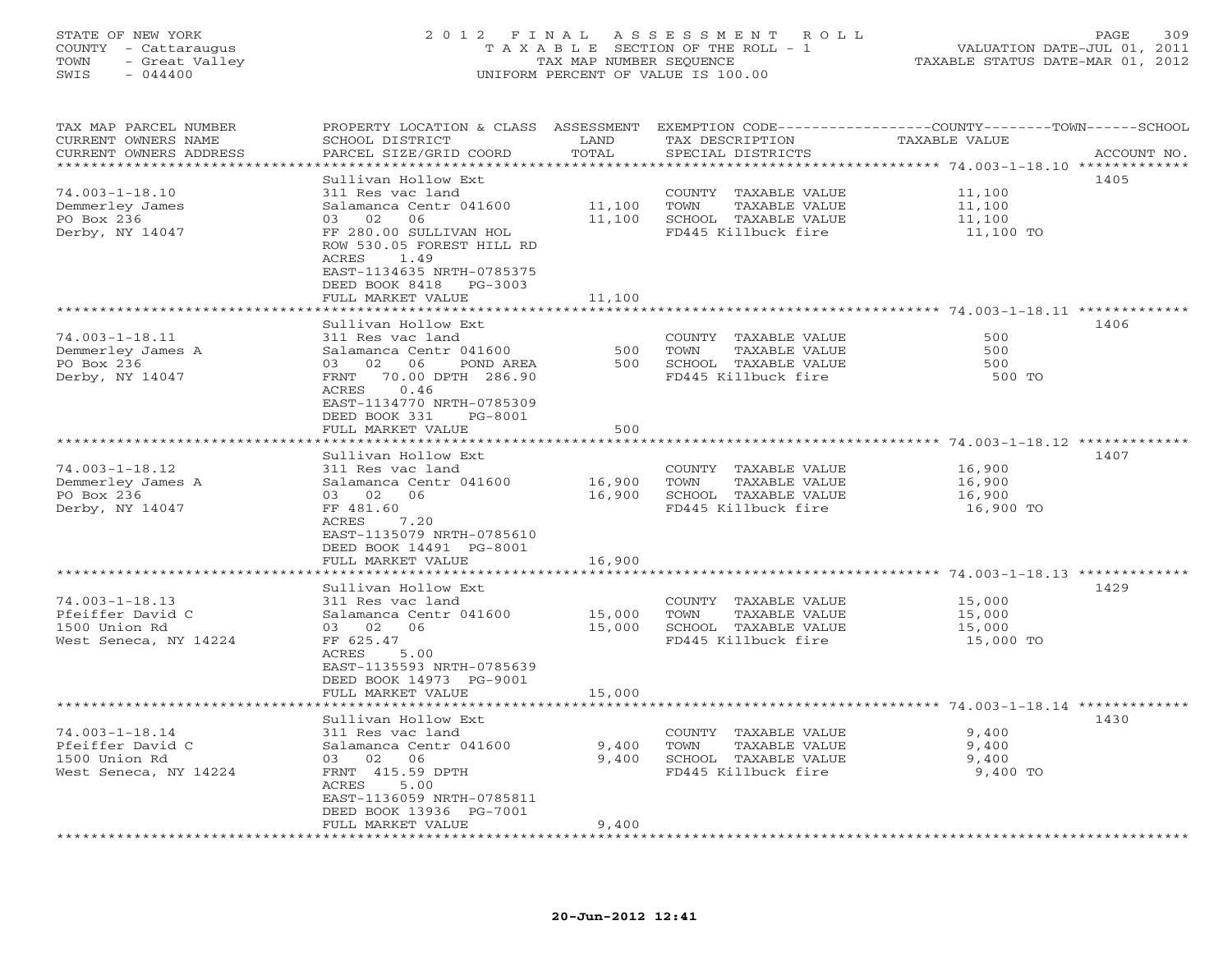STATE OF NEW YORK
COUNTY - Cattaraugus
TOWN - Great Valley
SWIS - 044400

2012 FINAL ASSESSMENT ROLL
TAXABLE SECTION OF THE ROLL - 1
TAX MAP NUMBER SEQUENCE
UNIFORM PERCENT OF VALUE IS 100.00

VALUATION DATE-JUL 01, 2011
TAXABLE STATUS DATE-MAR 01, 2012

| TAX MAP PARCEL NUMBER / CURRENT OWNERS NAME / CURRENT OWNERS ADDRESS | PROPERTY LOCATION & CLASS / SCHOOL DISTRICT / PARCEL SIZE/GRID COORD | ASSESSMENT LAND | TOTAL | EXEMPTION CODE / TAX DESCRIPTION / SPECIAL DISTRICTS | TAXABLE VALUE (COUNTY/TOWN/SCHOOL) | ACCOUNT NO. |
|---|---|---|---|---|---|---|
| 74.003-1-18.10 | Sullivan Hollow Ext | | | | | 1405 |
| 74.003-1-18.10 | 311 Res vac land | | | COUNTY TAXABLE VALUE | 11,100 | |
| Demmerley James | Salamanca Centr 041600 | 11,100 | | TOWN TAXABLE VALUE | 11,100 | |
| PO Box 236 | 03 02 06 | | 11,100 | SCHOOL TAXABLE VALUE | 11,100 | |
| Derby, NY 14047 | FF 280.00 SULLIVAN HOL | | | FD445 Killbuck fire | 11,100 TO | |
| | ROW 530.05 FOREST HILL RD | | | | | |
| | ACRES 1.49 | | | | | |
| | EAST-1134635 NRTH-0785375 | | | | | |
| | DEED BOOK 8418 PG-3003 | | | | | |
| | FULL MARKET VALUE | | 11,100 | | | |
| 74.003-1-18.11 | Sullivan Hollow Ext | | | | | 1406 |
| 74.003-1-18.11 | 311 Res vac land | | | COUNTY TAXABLE VALUE | 500 | |
| Demmerley James A | Salamanca Centr 041600 | 500 | | TOWN TAXABLE VALUE | 500 | |
| PO Box 236 | 03 02 06 POND AREA | | 500 | SCHOOL TAXABLE VALUE | 500 | |
| Derby, NY 14047 | FRNT 70.00 DPTH 286.90 | | | FD445 Killbuck fire | 500 TO | |
| | ACRES 0.46 | | | | | |
| | EAST-1134770 NRTH-0785309 | | | | | |
| | DEED BOOK 331 PG-8001 | | | | | |
| | FULL MARKET VALUE | | 500 | | | |
| 74.003-1-18.12 | Sullivan Hollow Ext | | | | | 1407 |
| 74.003-1-18.12 | 311 Res vac land | | | COUNTY TAXABLE VALUE | 16,900 | |
| Demmerley James A | Salamanca Centr 041600 | 16,900 | | TOWN TAXABLE VALUE | 16,900 | |
| PO Box 236 | 03 02 06 | | 16,900 | SCHOOL TAXABLE VALUE | 16,900 | |
| Derby, NY 14047 | FF 481.60 | | | FD445 Killbuck fire | 16,900 TO | |
| | ACRES 7.20 | | | | | |
| | EAST-1135079 NRTH-0785610 | | | | | |
| | DEED BOOK 14491 PG-8001 | | | | | |
| | FULL MARKET VALUE | | 16,900 | | | |
| 74.003-1-18.13 | Sullivan Hollow Ext | | | | | 1429 |
| 74.003-1-18.13 | 311 Res vac land | | | COUNTY TAXABLE VALUE | 15,000 | |
| Pfeiffer David C | Salamanca Centr 041600 | 15,000 | | TOWN TAXABLE VALUE | 15,000 | |
| 1500 Union Rd | 03 02 06 | | 15,000 | SCHOOL TAXABLE VALUE | 15,000 | |
| West Seneca, NY 14224 | FF 625.47 | | | FD445 Killbuck fire | 15,000 TO | |
| | ACRES 5.00 | | | | | |
| | EAST-1135593 NRTH-0785639 | | | | | |
| | DEED BOOK 14973 PG-9001 | | | | | |
| | FULL MARKET VALUE | | 15,000 | | | |
| 74.003-1-18.14 | Sullivan Hollow Ext | | | | | 1430 |
| 74.003-1-18.14 | 311 Res vac land | | | COUNTY TAXABLE VALUE | 9,400 | |
| Pfeiffer David C | Salamanca Centr 041600 | 9,400 | | TOWN TAXABLE VALUE | 9,400 | |
| 1500 Union Rd | 03 02 06 | | 9,400 | SCHOOL TAXABLE VALUE | 9,400 | |
| West Seneca, NY 14224 | FRNT 415.59 DPTH | | | FD445 Killbuck fire | 9,400 TO | |
| | ACRES 5.00 | | | | | |
| | EAST-1136059 NRTH-0785811 | | | | | |
| | DEED BOOK 13936 PG-7001 | | | | | |
| | FULL MARKET VALUE | | 9,400 | | | |

20-Jun-2012 12:41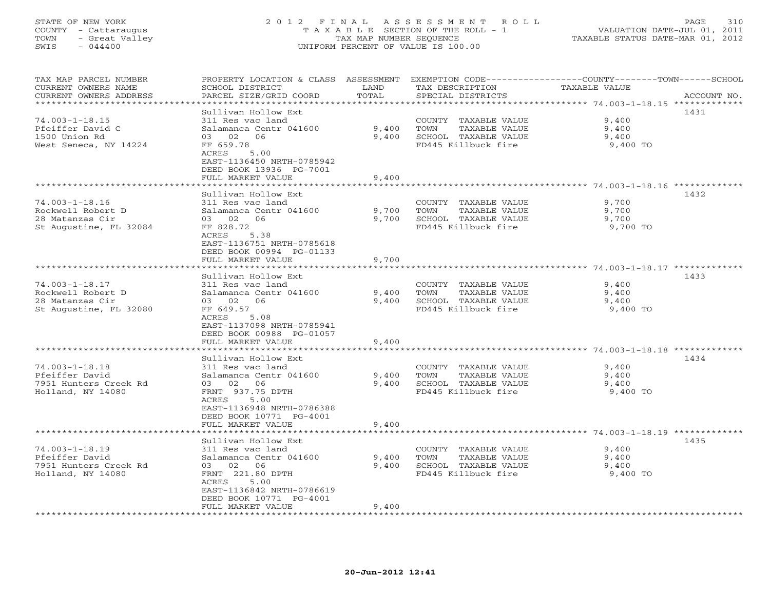STATE OF NEW YORK
COUNTY - Cattaraugus
TOWN - Great Valley
SWIS - 044400

2012 FINAL ASSESSMENT ROLL
TAXABLE SECTION OF THE ROLL - 1
TAX MAP NUMBER SEQUENCE
UNIFORM PERCENT OF VALUE IS 100.00

VALUATION DATE-JUL 01, 2011
TAXABLE STATUS DATE-MAR 01, 2012

| TAX MAP PARCEL NUMBER / CURRENT OWNERS NAME / CURRENT OWNERS ADDRESS | PROPERTY LOCATION & CLASS / SCHOOL DISTRICT / PARCEL SIZE/GRID COORD | ASSESSMENT LAND | TOTAL | EXEMPTION CODE / TAX DESCRIPTION / SPECIAL DISTRICTS | COUNTY--------TOWN------SCHOOL TAXABLE VALUE | ACCOUNT NO. |
|---|---|---|---|---|---|---|
| 74.003-1-18.15 | Sullivan Hollow Ext | | | | | 1431 |
| 74.003-1-18.15 | 311 Res vac land | | | COUNTY TAXABLE VALUE | 9,400 | |
| Pfeiffer David C | Salamanca Centr 041600 | 9,400 | | TOWN TAXABLE VALUE | 9,400 | |
| 1500 Union Rd | 03 02 06 | | 9,400 | SCHOOL TAXABLE VALUE | 9,400 | |
| West Seneca, NY 14224 | FF 659.78 | | | FD445 Killbuck fire | 9,400 TO | |
| | ACRES 5.00 | | | | | |
| | EAST-1136450 NRTH-0785942 | | | | | |
| | DEED BOOK 13936 PG-7001 | | | | | |
| | FULL MARKET VALUE | | 9,400 | | | |
| 74.003-1-18.16 | Sullivan Hollow Ext | | | | | 1432 |
| 74.003-1-18.16 | 311 Res vac land | | | COUNTY TAXABLE VALUE | 9,700 | |
| Rockwell Robert D | Salamanca Centr 041600 | 9,700 | | TOWN TAXABLE VALUE | 9,700 | |
| 28 Matanzas Cir | 03 02 06 | | 9,700 | SCHOOL TAXABLE VALUE | 9,700 | |
| St Augustine, FL 32084 | FF 828.72 | | | FD445 Killbuck fire | 9,700 TO | |
| | ACRES 5.38 | | | | | |
| | EAST-1136751 NRTH-0785618 | | | | | |
| | DEED BOOK 00994 PG-01133 | | | | | |
| | FULL MARKET VALUE | | 9,700 | | | |
| 74.003-1-18.17 | Sullivan Hollow Ext | | | | | 1433 |
| 74.003-1-18.17 | 311 Res vac land | | | COUNTY TAXABLE VALUE | 9,400 | |
| Rockwell Robert D | Salamanca Centr 041600 | 9,400 | | TOWN TAXABLE VALUE | 9,400 | |
| 28 Matanzas Cir | 03 02 06 | | 9,400 | SCHOOL TAXABLE VALUE | 9,400 | |
| St Augustine, FL 32080 | FF 649.57 | | | FD445 Killbuck fire | 9,400 TO | |
| | ACRES 5.08 | | | | | |
| | EAST-1137098 NRTH-0785941 | | | | | |
| | DEED BOOK 00988 PG-01057 | | | | | |
| | FULL MARKET VALUE | | 9,400 | | | |
| 74.003-1-18.18 | Sullivan Hollow Ext | | | | | 1434 |
| 74.003-1-18.18 | 311 Res vac land | | | COUNTY TAXABLE VALUE | 9,400 | |
| Pfeiffer David | Salamanca Centr 041600 | 9,400 | | TOWN TAXABLE VALUE | 9,400 | |
| 7951 Hunters Creek Rd | 03 02 06 | | 9,400 | SCHOOL TAXABLE VALUE | 9,400 | |
| Holland, NY 14080 | FRNT 937.75 DPTH | | | FD445 Killbuck fire | 9,400 TO | |
| | ACRES 5.00 | | | | | |
| | EAST-1136948 NRTH-0786388 | | | | | |
| | DEED BOOK 10771 PG-4001 | | | | | |
| | FULL MARKET VALUE | | 9,400 | | | |
| 74.003-1-18.19 | Sullivan Hollow Ext | | | | | 1435 |
| 74.003-1-18.19 | 311 Res vac land | | | COUNTY TAXABLE VALUE | 9,400 | |
| Pfeiffer David | Salamanca Centr 041600 | 9,400 | | TOWN TAXABLE VALUE | 9,400 | |
| 7951 Hunters Creek Rd | 03 02 06 | | 9,400 | SCHOOL TAXABLE VALUE | 9,400 | |
| Holland, NY 14080 | FRNT 221.80 DPTH | | | FD445 Killbuck fire | 9,400 TO | |
| | ACRES 5.00 | | | | | |
| | EAST-1136842 NRTH-0786619 | | | | | |
| | DEED BOOK 10771 PG-4001 | | | | | |
| | FULL MARKET VALUE | | 9,400 | | | |

20-Jun-2012 12:41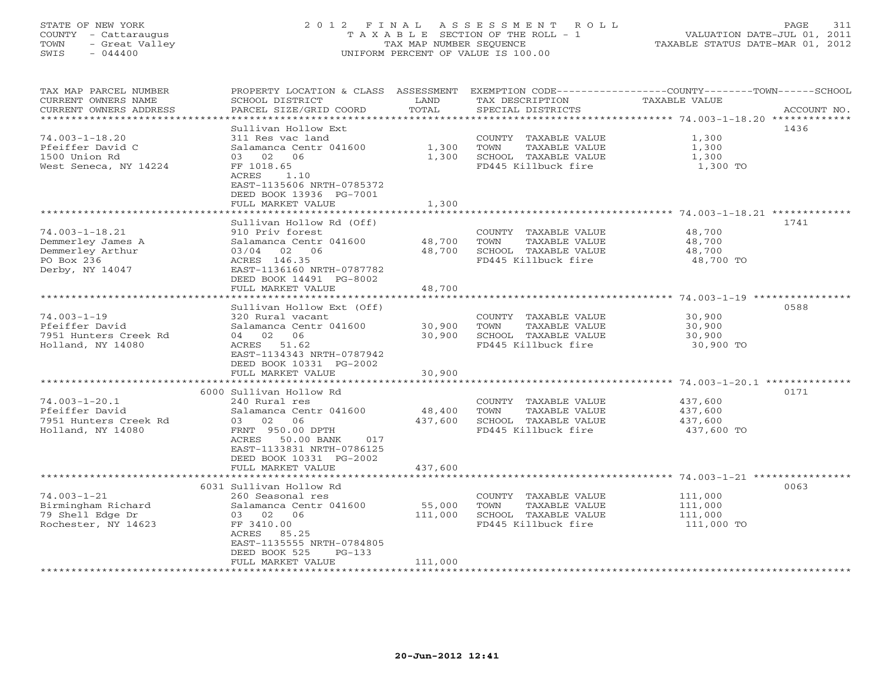STATE OF NEW YORK
COUNTY - Cattaraugus
TOWN - Great Valley
SWIS - 044400

2012 FINAL ASSESSMENT ROLL
TAXABLE SECTION OF THE ROLL - 1
TAX MAP NUMBER SEQUENCE
UNIFORM PERCENT OF VALUE IS 100.00

VALUATION DATE-JUL 01, 2011
TAXABLE STATUS DATE-MAR 01, 2012

| TAX MAP PARCEL NUMBER / CURRENT OWNERS NAME / CURRENT OWNERS ADDRESS | PROPERTY LOCATION & CLASS / SCHOOL DISTRICT / PARCEL SIZE/GRID COORD | ASSESSMENT LAND / TOTAL | EXEMPTION CODE / TAX DESCRIPTION / SPECIAL DISTRICTS | COUNTY--------TOWN------SCHOOL TAXABLE VALUE | ACCOUNT NO. |
|---|---|---|---|---|---|
| 74.003-1-18.20 | Sullivan Hollow Ext | | | | 1436 |
| 74.003-1-18.20 | 311 Res vac land | | COUNTY TAXABLE VALUE | 1,300 | |
| Pfeiffer David C | Salamanca Centr 041600 | 1,300 | TOWN TAXABLE VALUE | 1,300 | |
| 1500 Union Rd | 03 02 06 | 1,300 | SCHOOL TAXABLE VALUE | 1,300 | |
| West Seneca, NY 14224 | FF 1018.65 | | FD445 Killbuck fire | 1,300 TO | |
| | ACRES 1.10 | | | | |
| | EAST-1135606 NRTH-0785372 | | | | |
| | DEED BOOK 13936 PG-7001 | | | | |
| | FULL MARKET VALUE | 1,300 | | | |
| 74.003-1-18.21 | Sullivan Hollow Rd (Off) | | | | 1741 |
| 74.003-1-18.21 | 910 Priv forest | | COUNTY TAXABLE VALUE | 48,700 | |
| Demmerley James A | Salamanca Centr 041600 | 48,700 | TOWN TAXABLE VALUE | 48,700 | |
| Demmerley Arthur | 03/04 02 06 | 48,700 | SCHOOL TAXABLE VALUE | 48,700 | |
| PO Box 236 | ACRES 146.35 | | FD445 Killbuck fire | 48,700 TO | |
| Derby, NY 14047 | EAST-1136160 NRTH-0787782 | | | | |
| | DEED BOOK 14491 PG-8002 | | | | |
| | FULL MARKET VALUE | 48,700 | | | |
| 74.003-1-19 | Sullivan Hollow Ext (Off) | | | | 0588 |
| 74.003-1-19 | 320 Rural vacant | | COUNTY TAXABLE VALUE | 30,900 | |
| Pfeiffer David | Salamanca Centr 041600 | 30,900 | TOWN TAXABLE VALUE | 30,900 | |
| 7951 Hunters Creek Rd | 04 02 06 | 30,900 | SCHOOL TAXABLE VALUE | 30,900 | |
| Holland, NY 14080 | ACRES 51.62 | | FD445 Killbuck fire | 30,900 TO | |
| | EAST-1134343 NRTH-0787942 | | | | |
| | DEED BOOK 10331 PG-2002 | | | | |
| | FULL MARKET VALUE | 30,900 | | | |
| 74.003-1-20.1 | 6000 Sullivan Hollow Rd | | | | 0171 |
| 74.003-1-20.1 | 240 Rural res | | COUNTY TAXABLE VALUE | 437,600 | |
| Pfeiffer David | Salamanca Centr 041600 | 48,400 | TOWN TAXABLE VALUE | 437,600 | |
| 7951 Hunters Creek Rd | 03 02 06 | 437,600 | SCHOOL TAXABLE VALUE | 437,600 | |
| Holland, NY 14080 | FRNT 950.00 DPTH | | FD445 Killbuck fire | 437,600 TO | |
| | ACRES 50.00 BANK 017 | | | | |
| | EAST-1133831 NRTH-0786125 | | | | |
| | DEED BOOK 10331 PG-2002 | | | | |
| | FULL MARKET VALUE | 437,600 | | | |
| 74.003-1-21 | 6031 Sullivan Hollow Rd | | | | 0063 |
| 74.003-1-21 | 260 Seasonal res | | COUNTY TAXABLE VALUE | 111,000 | |
| Birmingham Richard | Salamanca Centr 041600 | 55,000 | TOWN TAXABLE VALUE | 111,000 | |
| 79 Shell Edge Dr | 03 02 06 | 111,000 | SCHOOL TAXABLE VALUE | 111,000 | |
| Rochester, NY 14623 | FF 3410.00 | | FD445 Killbuck fire | 111,000 TO | |
| | ACRES 85.25 | | | | |
| | EAST-1135555 NRTH-0784805 | | | | |
| | DEED BOOK 525 PG-133 | | | | |
| | FULL MARKET VALUE | 111,000 | | | |

20-Jun-2012 12:41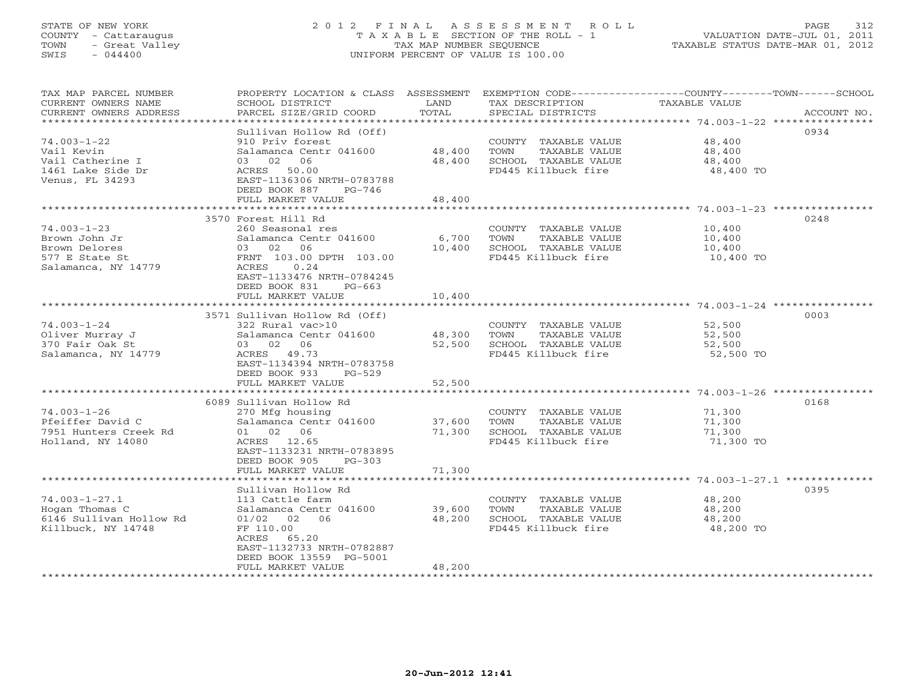STATE OF NEW YORK
COUNTY - Cattaraugus
TOWN - Great Valley
SWIS - 044400

# 2012 FINAL ASSESSMENT ROLL

TAXABLE SECTION OF THE ROLL - 1
TAX MAP NUMBER SEQUENCE
UNIFORM PERCENT OF VALUE IS 100.00

VALUATION DATE-JUL 01, 2011
TAXABLE STATUS DATE-MAR 01, 2012

| TAX MAP PARCEL NUMBER / CURRENT OWNERS NAME / CURRENT OWNERS ADDRESS | PROPERTY LOCATION & CLASS / SCHOOL DISTRICT / PARCEL SIZE/GRID COORD | ASSESSMENT LAND | TOTAL | EXEMPTION CODE / TAX DESCRIPTION / SPECIAL DISTRICTS | TAXABLE VALUE (COUNTY / TOWN / SCHOOL) | ACCOUNT NO. |
|---|---|---|---|---|---|---|
| 74.003-1-22 | Sullivan Hollow Rd (Off) | | | | | 0934 |
| Vail Kevin | 910 Priv forest | | | COUNTY TAXABLE VALUE | 48,400 | |
| Vail Catherine I | Salamanca Centr 041600 | 48,400 | | TOWN TAXABLE VALUE | 48,400 | |
| 1461 Lake Side Dr | 03 02 06 | | 48,400 | SCHOOL TAXABLE VALUE | 48,400 | |
| Venus, FL 34293 | ACRES 50.00 | | | FD445 Killbuck fire | 48,400 TO | |
| | EAST-1136306 NRTH-0783788 | | | | | |
| | DEED BOOK 887 PG-746 | | | | | |
| | FULL MARKET VALUE | | 48,400 | | | |
| 74.003-1-23 | 3570 Forest Hill Rd | | | | | 0248 |
| Brown John Jr | 260 Seasonal res | | | COUNTY TAXABLE VALUE | 10,400 | |
| Brown Delores | Salamanca Centr 041600 | 6,700 | | TOWN TAXABLE VALUE | 10,400 | |
| 577 E State St | 03 02 06 | | 10,400 | SCHOOL TAXABLE VALUE | 10,400 | |
| Salamanca, NY 14779 | FRNT 103.00 DPTH 103.00 | | | FD445 Killbuck fire | 10,400 TO | |
| | ACRES 0.24 | | | | | |
| | EAST-1133476 NRTH-0784245 | | | | | |
| | DEED BOOK 831 PG-663 | | | | | |
| | FULL MARKET VALUE | | 10,400 | | | |
| 74.003-1-24 | 3571 Sullivan Hollow Rd (Off) | | | | | 0003 |
| Oliver Murray J | 322 Rural vac>10 | | | COUNTY TAXABLE VALUE | 52,500 | |
| 370 Fair Oak St | Salamanca Centr 041600 | 48,300 | | TOWN TAXABLE VALUE | 52,500 | |
| Salamanca, NY 14779 | 03 02 06 | | 52,500 | SCHOOL TAXABLE VALUE | 52,500 | |
| | ACRES 49.73 | | | FD445 Killbuck fire | 52,500 TO | |
| | EAST-1134394 NRTH-0783758 | | | | | |
| | DEED BOOK 933 PG-529 | | | | | |
| | FULL MARKET VALUE | | 52,500 | | | |
| 74.003-1-26 | 6089 Sullivan Hollow Rd | | | | | 0168 |
| Pfeiffer David C | 270 Mfg housing | | | COUNTY TAXABLE VALUE | 71,300 | |
| 7951 Hunters Creek Rd | Salamanca Centr 041600 | 37,600 | | TOWN TAXABLE VALUE | 71,300 | |
| Holland, NY 14080 | 01 02 06 | | 71,300 | SCHOOL TAXABLE VALUE | 71,300 | |
| | ACRES 12.65 | | | FD445 Killbuck fire | 71,300 TO | |
| | EAST-1133231 NRTH-0783895 | | | | | |
| | DEED BOOK 905 PG-303 | | | | | |
| | FULL MARKET VALUE | | 71,300 | | | |
| 74.003-1-27.1 | Sullivan Hollow Rd | | | | | 0395 |
| Hogan Thomas C | 113 Cattle farm | | | COUNTY TAXABLE VALUE | 48,200 | |
| 6146 Sullivan Hollow Rd | Salamanca Centr 041600 | 39,600 | | TOWN TAXABLE VALUE | 48,200 | |
| Killbuck, NY 14748 | 01/02 02 06 | | 48,200 | SCHOOL TAXABLE VALUE | 48,200 | |
| | FF 110.00 | | | FD445 Killbuck fire | 48,200 TO | |
| | ACRES 65.20 | | | | | |
| | EAST-1132733 NRTH-0782887 | | | | | |
| | DEED BOOK 13559 PG-5001 | | | | | |
| | FULL MARKET VALUE | | 48,200 | | | |

20-Jun-2012 12:41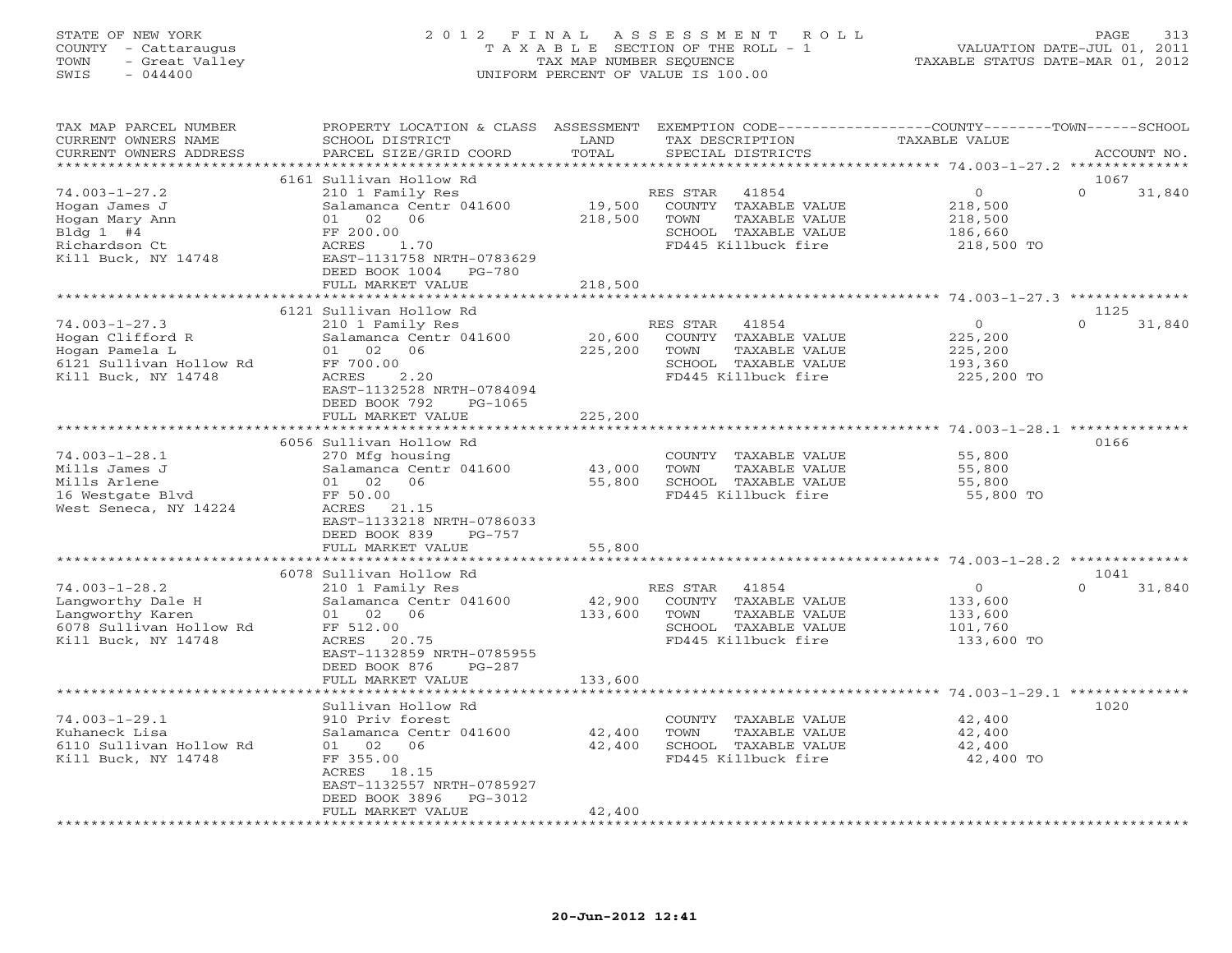STATE OF NEW YORK
COUNTY - Cattaraugus
TOWN - Great Valley
SWIS - 044400

# 2012 FINAL ASSESSMENT ROLL
TAXABLE SECTION OF THE ROLL - 1
TAX MAP NUMBER SEQUENCE
UNIFORM PERCENT OF VALUE IS 100.00

VALUATION DATE-JUL 01, 2011
TAXABLE STATUS DATE-MAR 01, 2012

| TAX MAP PARCEL NUMBER / CURRENT OWNERS NAME / CURRENT OWNERS ADDRESS | PROPERTY LOCATION & CLASS / SCHOOL DISTRICT / PARCEL SIZE/GRID COORD | ASSESSMENT LAND / TOTAL | EXEMPTION CODE / TAX DESCRIPTION / SPECIAL DISTRICTS | COUNTY / TOWN / TAXABLE VALUE | SCHOOL / ACCOUNT NO. |
|---|---|---|---|---|---|
| **74.003-1-27.2** | 6161 Sullivan Hollow Rd | | | | 1067 |
| | 210 1 Family Res | | RES STAR 41854 | 0 | 0 31,840 |
| Hogan James J | Salamanca Centr 041600 | 19,500 | COUNTY TAXABLE VALUE | 218,500 | |
| Hogan Mary Ann | 01 02 06 | 218,500 | TOWN TAXABLE VALUE | 218,500 | |
| Bldg 1 #4 | FF 200.00 | | SCHOOL TAXABLE VALUE | 186,660 | |
| Richardson Ct | ACRES 1.70 | | FD445 Killbuck fire | 218,500 TO | |
| Kill Buck, NY 14748 | EAST-1131758 NRTH-0783629 | | | | |
| | DEED BOOK 1004 PG-780 | | | | |
| | FULL MARKET VALUE | 218,500 | | | |
| **74.003-1-27.3** | 6121 Sullivan Hollow Rd | | | | 1125 |
| | 210 1 Family Res | | RES STAR 41854 | 0 | 0 31,840 |
| Hogan Clifford R | Salamanca Centr 041600 | 20,600 | COUNTY TAXABLE VALUE | 225,200 | |
| Hogan Pamela L | 01 02 06 | 225,200 | TOWN TAXABLE VALUE | 225,200 | |
| 6121 Sullivan Hollow Rd | FF 700.00 | | SCHOOL TAXABLE VALUE | 193,360 | |
| Kill Buck, NY 14748 | ACRES 2.20 | | FD445 Killbuck fire | 225,200 TO | |
| | EAST-1132528 NRTH-0784094 | | | | |
| | DEED BOOK 792 PG-1065 | | | | |
| | FULL MARKET VALUE | 225,200 | | | |
| **74.003-1-28.1** | 6056 Sullivan Hollow Rd | | | | 0166 |
| | 270 Mfg housing | | COUNTY TAXABLE VALUE | 55,800 | |
| Mills James J | Salamanca Centr 041600 | 43,000 | TOWN TAXABLE VALUE | 55,800 | |
| Mills Arlene | 01 02 06 | 55,800 | SCHOOL TAXABLE VALUE | 55,800 | |
| 16 Westgate Blvd | FF 50.00 | | FD445 Killbuck fire | 55,800 TO | |
| West Seneca, NY 14224 | ACRES 21.15 | | | | |
| | EAST-1133218 NRTH-0786033 | | | | |
| | DEED BOOK 839 PG-757 | | | | |
| | FULL MARKET VALUE | 55,800 | | | |
| **74.003-1-28.2** | 6078 Sullivan Hollow Rd | | | | 1041 |
| | 210 1 Family Res | | RES STAR 41854 | 0 | 0 31,840 |
| Langworthy Dale H | Salamanca Centr 041600 | 42,900 | COUNTY TAXABLE VALUE | 133,600 | |
| Langworthy Karen | 01 02 06 | 133,600 | TOWN TAXABLE VALUE | 133,600 | |
| 6078 Sullivan Hollow Rd | FF 512.00 | | SCHOOL TAXABLE VALUE | 101,760 | |
| Kill Buck, NY 14748 | ACRES 20.75 | | FD445 Killbuck fire | 133,600 TO | |
| | EAST-1132859 NRTH-0785955 | | | | |
| | DEED BOOK 876 PG-287 | | | | |
| | FULL MARKET VALUE | 133,600 | | | |
| **74.003-1-29.1** | Sullivan Hollow Rd | | | | 1020 |
| | 910 Priv forest | | COUNTY TAXABLE VALUE | 42,400 | |
| Kuhaneck Lisa | Salamanca Centr 041600 | 42,400 | TOWN TAXABLE VALUE | 42,400 | |
| 6110 Sullivan Hollow Rd | 01 02 06 | 42,400 | SCHOOL TAXABLE VALUE | 42,400 | |
| Kill Buck, NY 14748 | FF 355.00 | | FD445 Killbuck fire | 42,400 TO | |
| | ACRES 18.15 | | | | |
| | EAST-1132557 NRTH-0785927 | | | | |
| | DEED BOOK 3896 PG-3012 | | | | |
| | FULL MARKET VALUE | 42,400 | | | |

20-Jun-2012 12:41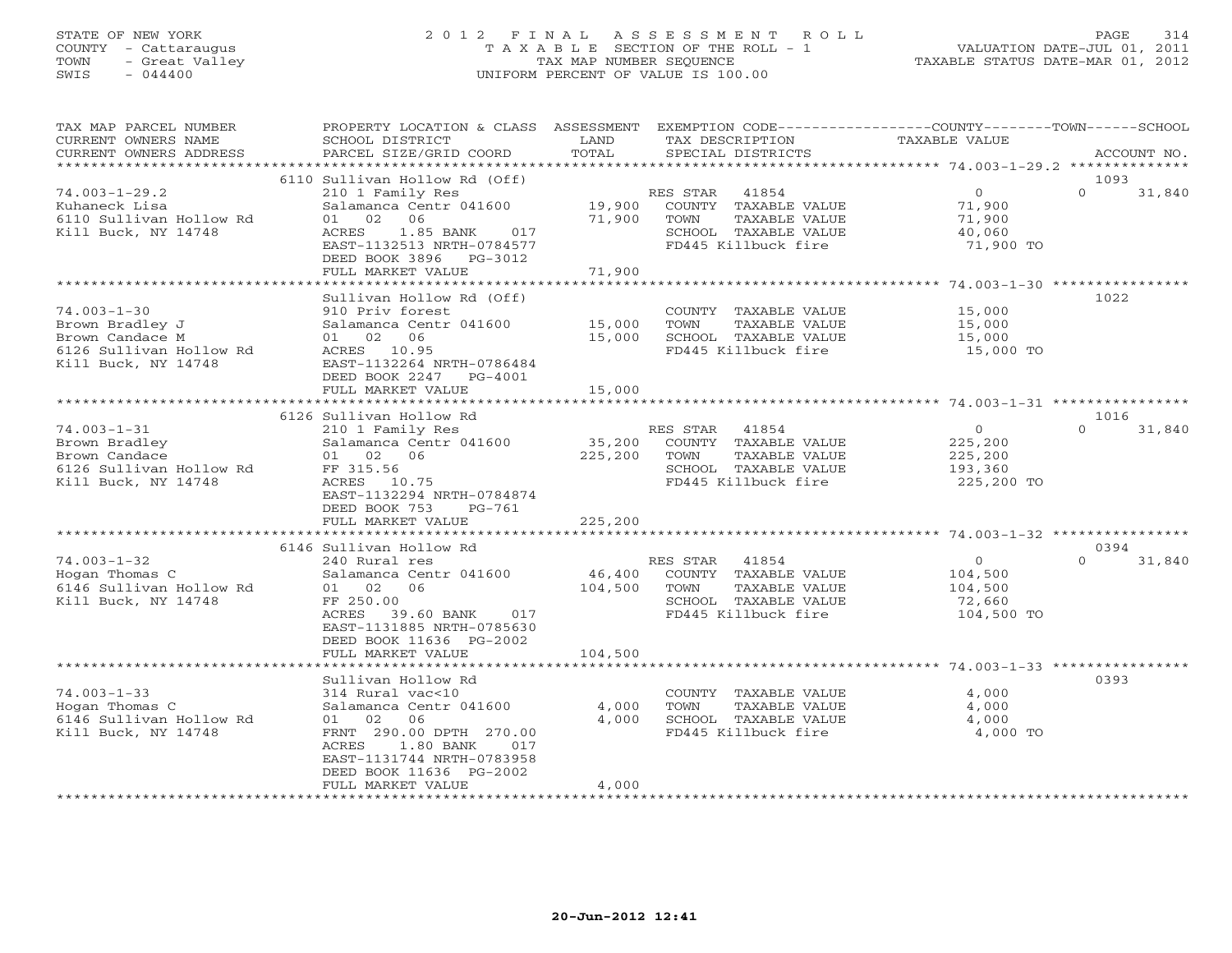STATE OF NEW YORK
COUNTY - Cattaraugus
TOWN - Great Valley
SWIS - 044400

2012 FINAL ASSESSMENT ROLL
TAXABLE SECTION OF THE ROLL - 1
TAX MAP NUMBER SEQUENCE
UNIFORM PERCENT OF VALUE IS 100.00

VALUATION DATE-JUL 01, 2011
TAXABLE STATUS DATE-MAR 01, 2012

| TAX MAP PARCEL NUMBER / CURRENT OWNERS NAME / CURRENT OWNERS ADDRESS | PROPERTY LOCATION & CLASS / SCHOOL DISTRICT / PARCEL SIZE/GRID COORD | ASSESSMENT LAND | TOTAL | EXEMPTION CODE / TAX DESCRIPTION / SPECIAL DISTRICTS | COUNTY/TOWN TAXABLE VALUE | SCHOOL / ACCOUNT NO. |
|---|---|---|---|---|---|---|
| | 6110 Sullivan Hollow Rd (Off) | | | | | 1093 |
| 74.003-1-29.2 | 210 1 Family Res | | | RES STAR 41854 | 0 | 0 31,840 |
| Kuhaneck Lisa | Salamanca Centr 041600 | 19,900 | | COUNTY TAXABLE VALUE | 71,900 | |
| 6110 Sullivan Hollow Rd | 01 02 06 | | 71,900 | TOWN TAXABLE VALUE | 71,900 | |
| Kill Buck, NY 14748 | ACRES 1.85 BANK 017 | | | SCHOOL TAXABLE VALUE | 40,060 | |
| | EAST-1132513 NRTH-0784577 | | | FD445 Killbuck fire | 71,900 TO | |
| | DEED BOOK 3896 PG-3012 | | | | | |
| | FULL MARKET VALUE | | 71,900 | | | |
| | Sullivan Hollow Rd (Off) | | | | | 1022 |
| 74.003-1-30 | 910 Priv forest | | | COUNTY TAXABLE VALUE | 15,000 | |
| Brown Bradley J | Salamanca Centr 041600 | 15,000 | | TOWN TAXABLE VALUE | 15,000 | |
| Brown Candace M | 01 02 06 | | 15,000 | SCHOOL TAXABLE VALUE | 15,000 | |
| 6126 Sullivan Hollow Rd | ACRES 10.95 | | | FD445 Killbuck fire | 15,000 TO | |
| Kill Buck, NY 14748 | EAST-1132264 NRTH-0786484 | | | | | |
| | DEED BOOK 2247 PG-4001 | | | | | |
| | FULL MARKET VALUE | | 15,000 | | | |
| | 6126 Sullivan Hollow Rd | | | | | 1016 |
| 74.003-1-31 | 210 1 Family Res | | | RES STAR 41854 | 0 | 0 31,840 |
| Brown Bradley | Salamanca Centr 041600 | 35,200 | | COUNTY TAXABLE VALUE | 225,200 | |
| Brown Candace | 01 02 06 | | 225,200 | TOWN TAXABLE VALUE | 225,200 | |
| 6126 Sullivan Hollow Rd | FF 315.56 | | | SCHOOL TAXABLE VALUE | 193,360 | |
| Kill Buck, NY 14748 | ACRES 10.75 | | | FD445 Killbuck fire | 225,200 TO | |
| | EAST-1132294 NRTH-0784874 | | | | | |
| | DEED BOOK 753 PG-761 | | | | | |
| | FULL MARKET VALUE | | 225,200 | | | |
| | 6146 Sullivan Hollow Rd | | | | | 0394 |
| 74.003-1-32 | 240 Rural res | | | RES STAR 41854 | 0 | 0 31,840 |
| Hogan Thomas C | Salamanca Centr 041600 | 46,400 | | COUNTY TAXABLE VALUE | 104,500 | |
| 6146 Sullivan Hollow Rd | 01 02 06 | | 104,500 | TOWN TAXABLE VALUE | 104,500 | |
| Kill Buck, NY 14748 | FF 250.00 | | | SCHOOL TAXABLE VALUE | 72,660 | |
| | ACRES 39.60 BANK 017 | | | FD445 Killbuck fire | 104,500 TO | |
| | EAST-1131885 NRTH-0785630 | | | | | |
| | DEED BOOK 11636 PG-2002 | | | | | |
| | FULL MARKET VALUE | | 104,500 | | | |
| | Sullivan Hollow Rd | | | | | 0393 |
| 74.003-1-33 | 314 Rural vac<10 | | | COUNTY TAXABLE VALUE | 4,000 | |
| Hogan Thomas C | Salamanca Centr 041600 | 4,000 | | TOWN TAXABLE VALUE | 4,000 | |
| 6146 Sullivan Hollow Rd | 01 02 06 | | 4,000 | SCHOOL TAXABLE VALUE | 4,000 | |
| Kill Buck, NY 14748 | FRNT 290.00 DPTH 270.00 | | | FD445 Killbuck fire | 4,000 TO | |
| | ACRES 1.80 BANK 017 | | | | | |
| | EAST-1131744 NRTH-0783958 | | | | | |
| | DEED BOOK 11636 PG-2002 | | | | | |
| | FULL MARKET VALUE | | 4,000 | | | |

20-Jun-2012 12:41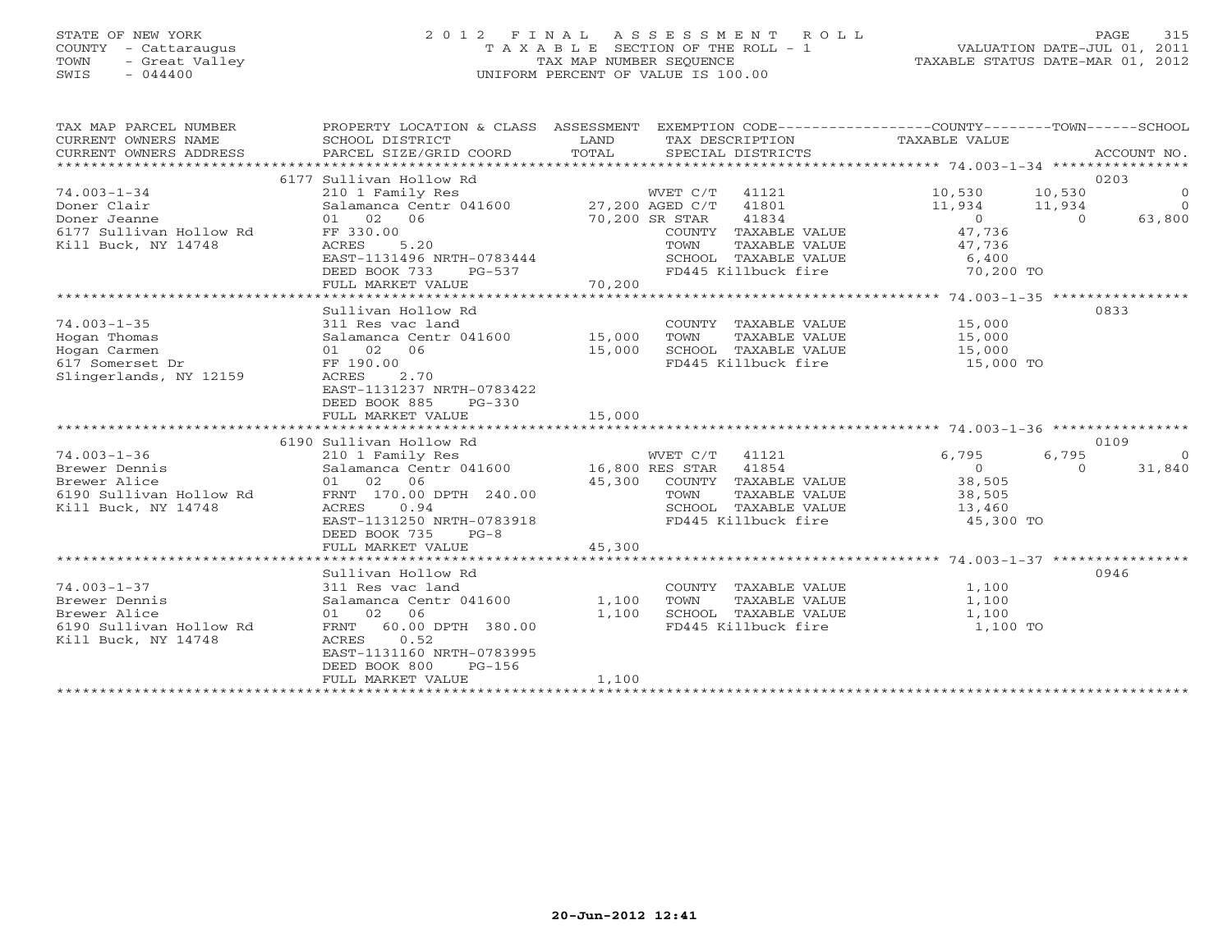STATE OF NEW YORK
COUNTY - Cattaraugus
TOWN - Great Valley
SWIS - 044400

2012 FINAL ASSESSMENT ROLL
TAXABLE SECTION OF THE ROLL - 1
TAX MAP NUMBER SEQUENCE
UNIFORM PERCENT OF VALUE IS 100.00

VALUATION DATE-JUL 01, 2011
TAXABLE STATUS DATE-MAR 01, 2012

| TAX MAP PARCEL NUMBER / CURRENT OWNERS NAME / CURRENT OWNERS ADDRESS | PROPERTY LOCATION & CLASS / SCHOOL DISTRICT / PARCEL SIZE/GRID COORD | ASSESSMENT LAND | TOTAL | EXEMPTION CODE / TAX DESCRIPTION / SPECIAL DISTRICTS | COUNTY TAXABLE VALUE | TOWN | SCHOOL | ACCOUNT NO. |
|---|---|---|---|---|---|---|---|---|
| | 6177 Sullivan Hollow Rd | | | | | | | 0203 |
| 74.003-1-34 | 210 1 Family Res | | | WVET C/T 41121 | 10,530 | 10,530 | 0 | |
| Doner Clair | Salamanca Centr 041600 | 27,200 | | AGED C/T 41801 | 11,934 | 11,934 | 0 | |
| Doner Jeanne | 01 02 06 | | 70,200 | SR STAR 41834 | 0 | 0 | 63,800 | |
| 6177 Sullivan Hollow Rd | FF 330.00 | | | COUNTY TAXABLE VALUE | 47,736 | | | |
| Kill Buck, NY 14748 | ACRES 5.20 | | | TOWN TAXABLE VALUE | 47,736 | | | |
| | EAST-1131496 NRTH-0783444 | | | SCHOOL TAXABLE VALUE | 6,400 | | | |
| | DEED BOOK 733 PG-537 | | | FD445 Killbuck fire | 70,200 TO | | | |
| | FULL MARKET VALUE | | 70,200 | | | | | |
| | Sullivan Hollow Rd | | | | | | | 0833 |
| 74.003-1-35 | 311 Res vac land | | | COUNTY TAXABLE VALUE | 15,000 | | | |
| Hogan Thomas | Salamanca Centr 041600 | 15,000 | | TOWN TAXABLE VALUE | 15,000 | | | |
| Hogan Carmen | 01 02 06 | | 15,000 | SCHOOL TAXABLE VALUE | 15,000 | | | |
| 617 Somerset Dr | FF 190.00 | | | FD445 Killbuck fire | 15,000 TO | | | |
| Slingerlands, NY 12159 | ACRES 2.70 | | | | | | | |
| | EAST-1131237 NRTH-0783422 | | | | | | | |
| | DEED BOOK 885 PG-330 | | | | | | | |
| | FULL MARKET VALUE | | 15,000 | | | | | |
| | 6190 Sullivan Hollow Rd | | | | | | | 0109 |
| 74.003-1-36 | 210 1 Family Res | | | WVET C/T 41121 | 6,795 | 6,795 | 0 | |
| Brewer Dennis | Salamanca Centr 041600 | 16,800 | | RES STAR 41854 | 0 | 0 | 31,840 | |
| Brewer Alice | 01 02 06 | | 45,300 | COUNTY TAXABLE VALUE | 38,505 | | | |
| 6190 Sullivan Hollow Rd | FRNT 170.00 DPTH 240.00 | | | TOWN TAXABLE VALUE | 38,505 | | | |
| Kill Buck, NY 14748 | ACRES 0.94 | | | SCHOOL TAXABLE VALUE | 13,460 | | | |
| | EAST-1131250 NRTH-0783918 | | | FD445 Killbuck fire | 45,300 TO | | | |
| | DEED BOOK 735 PG-8 | | | | | | | |
| | FULL MARKET VALUE | | 45,300 | | | | | |
| | Sullivan Hollow Rd | | | | | | | 0946 |
| 74.003-1-37 | 311 Res vac land | | | COUNTY TAXABLE VALUE | 1,100 | | | |
| Brewer Dennis | Salamanca Centr 041600 | 1,100 | | TOWN TAXABLE VALUE | 1,100 | | | |
| Brewer Alice | 01 02 06 | | 1,100 | SCHOOL TAXABLE VALUE | 1,100 | | | |
| 6190 Sullivan Hollow Rd | FRNT 60.00 DPTH 380.00 | | | FD445 Killbuck fire | 1,100 TO | | | |
| Kill Buck, NY 14748 | ACRES 0.52 | | | | | | | |
| | EAST-1131160 NRTH-0783995 | | | | | | | |
| | DEED BOOK 800 PG-156 | | | | | | | |
| | FULL MARKET VALUE | | 1,100 | | | | | |

20-Jun-2012 12:41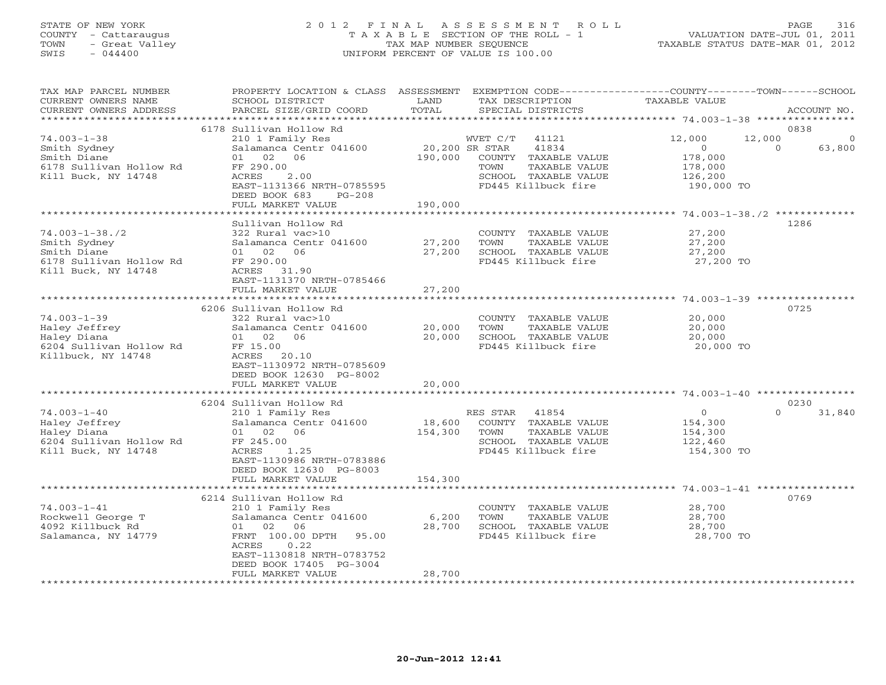STATE OF NEW YORK
COUNTY - Cattaraugus
TOWN - Great Valley
SWIS - 044400

2012 FINAL ASSESSMENT ROLL
TAXABLE SECTION OF THE ROLL - 1
TAX MAP NUMBER SEQUENCE
UNIFORM PERCENT OF VALUE IS 100.00

VALUATION DATE-JUL 01, 2011
TAXABLE STATUS DATE-MAR 01, 2012

| TAX MAP PARCEL NUMBER / CURRENT OWNERS NAME / CURRENT OWNERS ADDRESS | PROPERTY LOCATION & CLASS / SCHOOL DISTRICT / PARCEL SIZE/GRID COORD | ASSESSMENT LAND | ASSESSMENT TOTAL | EXEMPTION CODE / TAX DESCRIPTION / SPECIAL DISTRICTS | COUNTY TAXABLE VALUE | TOWN | SCHOOL | ACCOUNT NO. |
|---|---|---|---|---|---|---|---|---|
| 74.003-1-38 | 6178 Sullivan Hollow Rd | | | | | | | 0838 |
| Smith Sydney | 210 1 Family Res | | | WVET C/T 41121 | 12,000 | 12,000 | 0 | |
| Smith Diane | Salamanca Centr 041600 | 20,200 | | SR STAR 41834 | 0 | 0 | 63,800 | |
| 6178 Sullivan Hollow Rd | 01 02 06 | | 190,000 | COUNTY TAXABLE VALUE | 178,000 | | | |
| Kill Buck, NY 14748 | FF 290.00 | | | TOWN TAXABLE VALUE | 178,000 | | | |
| | ACRES 2.00 | | | SCHOOL TAXABLE VALUE | 126,200 | | | |
| | EAST-1131366 NRTH-0785595 | | | FD445 Killbuck fire | 190,000 TO | | | |
| | DEED BOOK 683 PG-208 | | | | | | | |
| | FULL MARKET VALUE | | 190,000 | | | | | |
| 74.003-1-38./2 | Sullivan Hollow Rd | | | | | | | 1286 |
| Smith Sydney | 322 Rural vac>10 | | | COUNTY TAXABLE VALUE | 27,200 | | | |
| Smith Diane | Salamanca Centr 041600 | 27,200 | | TOWN TAXABLE VALUE | 27,200 | | | |
| 6178 Sullivan Hollow Rd | 01 02 06 | | 27,200 | SCHOOL TAXABLE VALUE | 27,200 | | | |
| Kill Buck, NY 14748 | FF 290.00 | | | FD445 Killbuck fire | 27,200 TO | | | |
| | ACRES 31.90 | | | | | | | |
| | EAST-1131370 NRTH-0785466 | | | | | | | |
| | FULL MARKET VALUE | | 27,200 | | | | | |
| 74.003-1-39 | 6206 Sullivan Hollow Rd | | | | | | | 0725 |
| Haley Jeffrey | 322 Rural vac>10 | | | COUNTY TAXABLE VALUE | 20,000 | | | |
| Haley Diana | Salamanca Centr 041600 | 20,000 | | TOWN TAXABLE VALUE | 20,000 | | | |
| 6204 Sullivan Hollow Rd | 01 02 06 | | 20,000 | SCHOOL TAXABLE VALUE | 20,000 | | | |
| Killbuck, NY 14748 | FF 15.00 | | | FD445 Killbuck fire | 20,000 TO | | | |
| | ACRES 20.10 | | | | | | | |
| | EAST-1130972 NRTH-0785609 | | | | | | | |
| | DEED BOOK 12630 PG-8002 | | | | | | | |
| | FULL MARKET VALUE | | 20,000 | | | | | |
| 74.003-1-40 | 6204 Sullivan Hollow Rd | | | | | | | 0230 |
| Haley Jeffrey | 210 1 Family Res | | | RES STAR 41854 | 0 | 0 | 31,840 | |
| Haley Diana | Salamanca Centr 041600 | 18,600 | | COUNTY TAXABLE VALUE | 154,300 | | | |
| 6204 Sullivan Hollow Rd | 01 02 06 | | 154,300 | TOWN TAXABLE VALUE | 154,300 | | | |
| Kill Buck, NY 14748 | FF 245.00 | | | SCHOOL TAXABLE VALUE | 122,460 | | | |
| | ACRES 1.25 | | | FD445 Killbuck fire | 154,300 TO | | | |
| | EAST-1130986 NRTH-0783886 | | | | | | | |
| | DEED BOOK 12630 PG-8003 | | | | | | | |
| | FULL MARKET VALUE | | 154,300 | | | | | |
| 74.003-1-41 | 6214 Sullivan Hollow Rd | | | | | | | 0769 |
| Rockwell George T | 210 1 Family Res | | | COUNTY TAXABLE VALUE | 28,700 | | | |
| 4092 Killbuck Rd | Salamanca Centr 041600 | 6,200 | | TOWN TAXABLE VALUE | 28,700 | | | |
| Salamanca, NY 14779 | 01 02 06 | | 28,700 | SCHOOL TAXABLE VALUE | 28,700 | | | |
| | FRNT 100.00 DPTH 95.00 | | | FD445 Killbuck fire | 28,700 TO | | | |
| | ACRES 0.22 | | | | | | | |
| | EAST-1130818 NRTH-0783752 | | | | | | | |
| | DEED BOOK 17405 PG-3004 | | | | | | | |
| | FULL MARKET VALUE | | 28,700 | | | | | |

20-Jun-2012 12:41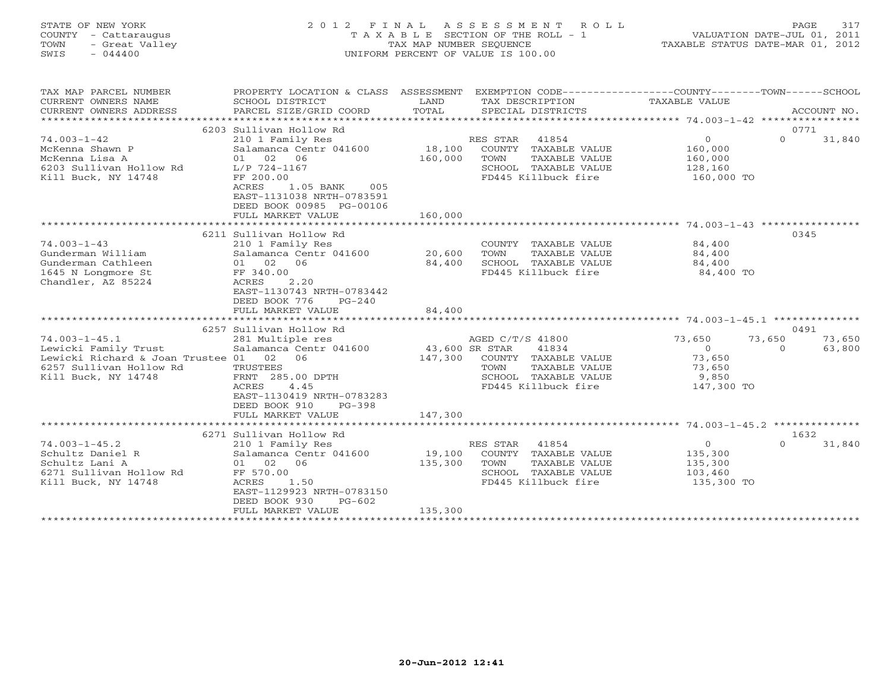STATE OF NEW YORK
COUNTY - Cattaraugus
TOWN - Great Valley
SWIS - 044400

2012 FINAL ASSESSMENT ROLL
TAXABLE SECTION OF THE ROLL - 1
TAX MAP NUMBER SEQUENCE
UNIFORM PERCENT OF VALUE IS 100.00

VALUATION DATE-JUL 01, 2011
TAXABLE STATUS DATE-MAR 01, 2012

| TAX MAP PARCEL NUMBER / CURRENT OWNERS NAME / CURRENT OWNERS ADDRESS | PROPERTY LOCATION & CLASS / SCHOOL DISTRICT / PARCEL SIZE/GRID COORD | ASSESSMENT LAND / TOTAL | EXEMPTION CODE / TAX DESCRIPTION / SPECIAL DISTRICTS | COUNTY TAXABLE VALUE | TOWN | SCHOOL / ACCOUNT NO. |
|---|---|---|---|---|---|---|
| | 6203 Sullivan Hollow Rd | | | | | 0771 |
| 74.003-1-42 | 210 1 Family Res | | RES STAR 41854 | 0 | 0 | 31,840 |
| McKenna Shawn P | Salamanca Centr 041600 | 18,100 | COUNTY TAXABLE VALUE | 160,000 | | |
| McKenna Lisa A | 01 02 06 | 160,000 | TOWN TAXABLE VALUE | 160,000 | | |
| 6203 Sullivan Hollow Rd | L/P 724-1167 | | SCHOOL TAXABLE VALUE | 128,160 | | |
| Kill Buck, NY 14748 | FF 200.00 | | FD445 Killbuck fire | 160,000 TO | | |
| | ACRES 1.05 BANK 005 | | | | | |
| | EAST-1131038 NRTH-0783591 | | | | | |
| | DEED BOOK 00985 PG-00106 | | | | | |
| | FULL MARKET VALUE | 160,000 | | | | |
| | 6211 Sullivan Hollow Rd | | | | | 0345 |
| 74.003-1-43 | 210 1 Family Res | | COUNTY TAXABLE VALUE | 84,400 | | |
| Gunderman William | Salamanca Centr 041600 | 20,600 | TOWN TAXABLE VALUE | 84,400 | | |
| Gunderman Cathleen | 01 02 06 | 84,400 | SCHOOL TAXABLE VALUE | 84,400 | | |
| 1645 N Longmore St | FF 340.00 | | FD445 Killbuck fire | 84,400 TO | | |
| Chandler, AZ 85224 | ACRES 2.20 | | | | | |
| | EAST-1130743 NRTH-0783442 | | | | | |
| | DEED BOOK 776 PG-240 | | | | | |
| | FULL MARKET VALUE | 84,400 | | | | |
| | 6257 Sullivan Hollow Rd | | | | | 0491 |
| 74.003-1-45.1 | 281 Multiple res | | AGED C/T/S 41800 | 73,650 | 73,650 | 73,650 |
| Lewicki Family Trust | Salamanca Centr 041600 | 43,600 | SR STAR 41834 | 0 | 0 | 63,800 |
| Lewicki Richard & Joan Trustee | 01 02 06 | 147,300 | COUNTY TAXABLE VALUE | 73,650 | | |
| 6257 Sullivan Hollow Rd | TRUSTEES | | TOWN TAXABLE VALUE | 73,650 | | |
| Kill Buck, NY 14748 | FRNT 285.00 DPTH | | SCHOOL TAXABLE VALUE | 9,850 | | |
| | ACRES 4.45 | | FD445 Killbuck fire | 147,300 TO | | |
| | EAST-1130419 NRTH-0783283 | | | | | |
| | DEED BOOK 910 PG-398 | | | | | |
| | FULL MARKET VALUE | 147,300 | | | | |
| | 6271 Sullivan Hollow Rd | | | | | 1632 |
| 74.003-1-45.2 | 210 1 Family Res | | RES STAR 41854 | 0 | 0 | 31,840 |
| Schultz Daniel R | Salamanca Centr 041600 | 19,100 | COUNTY TAXABLE VALUE | 135,300 | | |
| Schultz Lani A | 01 02 06 | 135,300 | TOWN TAXABLE VALUE | 135,300 | | |
| 6271 Sullivan Hollow Rd | FF 570.00 | | SCHOOL TAXABLE VALUE | 103,460 | | |
| Kill Buck, NY 14748 | ACRES 1.50 | | FD445 Killbuck fire | 135,300 TO | | |
| | EAST-1129923 NRTH-0783150 | | | | | |
| | DEED BOOK 930 PG-602 | | | | | |
| | FULL MARKET VALUE | 135,300 | | | | |

20-Jun-2012 12:41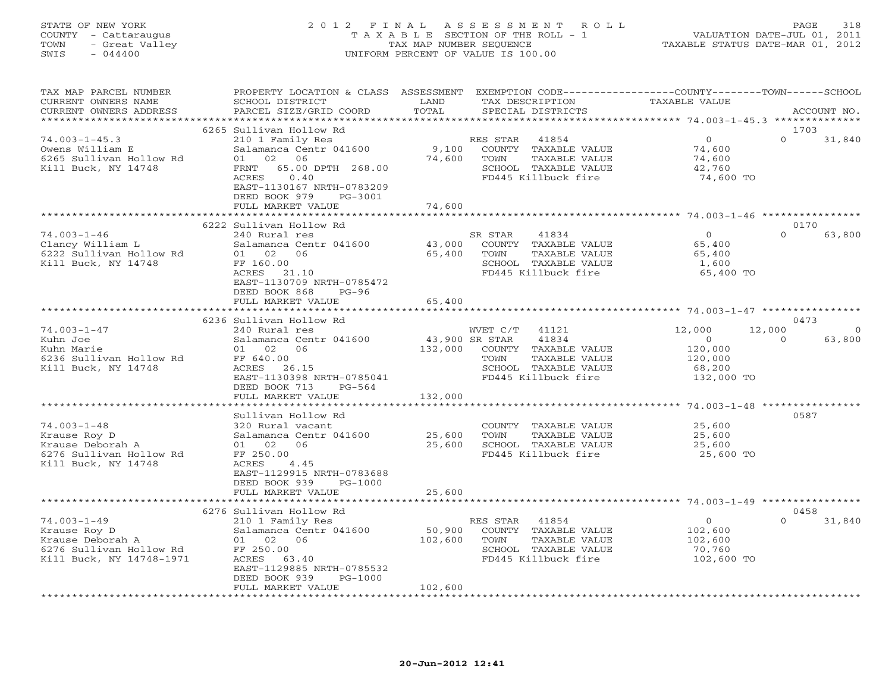STATE OF NEW YORK
COUNTY - Cattaraugus
TOWN - Great Valley
SWIS - 044400

# 2012 FINAL ASSESSMENT ROLL
TAXABLE SECTION OF THE ROLL - 1
TAX MAP NUMBER SEQUENCE
UNIFORM PERCENT OF VALUE IS 100.00

VALUATION DATE-JUL 01, 2011
TAXABLE STATUS DATE-MAR 01, 2012

| TAX MAP PARCEL NUMBER / CURRENT OWNERS NAME / CURRENT OWNERS ADDRESS | PROPERTY LOCATION & CLASS / SCHOOL DISTRICT / PARCEL SIZE/GRID COORD | ASSESSMENT LAND / TOTAL | EXEMPTION CODE / TAX DESCRIPTION / SPECIAL DISTRICTS | COUNTY TAXABLE VALUE | TOWN | SCHOOL / ACCOUNT NO. |
|---|---|---|---|---|---|---|
| | 6265 Sullivan Hollow Rd | | | | | 1703 |
| 74.003-1-45.3 | 210 1 Family Res | | RES STAR 41854 | 0 | 0 | 31,840 |
| Owens William E | Salamanca Centr 041600 | 9,100 | COUNTY TAXABLE VALUE | 74,600 | | |
| 6265 Sullivan Hollow Rd | 01 02 06 | 74,600 | TOWN TAXABLE VALUE | 74,600 | | |
| Kill Buck, NY 14748 | FRNT 65.00 DPTH 268.00 | | SCHOOL TAXABLE VALUE | 42,760 | | |
| | ACRES 0.40 | | FD445 Killbuck fire | 74,600 TO | | |
| | EAST-1130167 NRTH-0783209 | | | | | |
| | DEED BOOK 979 PG-3001 | | | | | |
| | FULL MARKET VALUE | 74,600 | | | | |
| | 6222 Sullivan Hollow Rd | | | | | 0170 |
| 74.003-1-46 | 240 Rural res | | SR STAR 41834 | 0 | 0 | 63,800 |
| Clancy William L | Salamanca Centr 041600 | 43,000 | COUNTY TAXABLE VALUE | 65,400 | | |
| 6222 Sullivan Hollow Rd | 01 02 06 | 65,400 | TOWN TAXABLE VALUE | 65,400 | | |
| Kill Buck, NY 14748 | FF 160.00 | | SCHOOL TAXABLE VALUE | 1,600 | | |
| | ACRES 21.10 | | FD445 Killbuck fire | 65,400 TO | | |
| | EAST-1130709 NRTH-0785472 | | | | | |
| | DEED BOOK 868 PG-96 | | | | | |
| | FULL MARKET VALUE | 65,400 | | | | |
| | 6236 Sullivan Hollow Rd | | | | | 0473 |
| 74.003-1-47 | 240 Rural res | | WVET C/T 41121 | 12,000 | 12,000 | 0 |
| Kuhn Joe | Salamanca Centr 041600 | 43,900 | SR STAR 41834 | 0 | 0 | 63,800 |
| Kuhn Marie | 01 02 06 | 132,000 | COUNTY TAXABLE VALUE | 120,000 | | |
| 6236 Sullivan Hollow Rd | FF 640.00 | | TOWN TAXABLE VALUE | 120,000 | | |
| Kill Buck, NY 14748 | ACRES 26.15 | | SCHOOL TAXABLE VALUE | 68,200 | | |
| | EAST-1130398 NRTH-0785041 | | FD445 Killbuck fire | 132,000 TO | | |
| | DEED BOOK 713 PG-564 | | | | | |
| | FULL MARKET VALUE | 132,000 | | | | |
| | Sullivan Hollow Rd | | | | | 0587 |
| 74.003-1-48 | 320 Rural vacant | | COUNTY TAXABLE VALUE | 25,600 | | |
| Krause Roy D | Salamanca Centr 041600 | 25,600 | TOWN TAXABLE VALUE | 25,600 | | |
| Krause Deborah A | 01 02 06 | 25,600 | SCHOOL TAXABLE VALUE | 25,600 | | |
| 6276 Sullivan Hollow Rd | FF 250.00 | | FD445 Killbuck fire | 25,600 TO | | |
| Kill Buck, NY 14748 | ACRES 4.45 | | | | | |
| | EAST-1129915 NRTH-0783688 | | | | | |
| | DEED BOOK 939 PG-1000 | | | | | |
| | FULL MARKET VALUE | 25,600 | | | | |
| | 6276 Sullivan Hollow Rd | | | | | 0458 |
| 74.003-1-49 | 210 1 Family Res | | RES STAR 41854 | 0 | 0 | 31,840 |
| Krause Roy D | Salamanca Centr 041600 | 50,900 | COUNTY TAXABLE VALUE | 102,600 | | |
| Krause Deborah A | 01 02 06 | 102,600 | TOWN TAXABLE VALUE | 102,600 | | |
| 6276 Sullivan Hollow Rd | FF 250.00 | | SCHOOL TAXABLE VALUE | 70,760 | | |
| Kill Buck, NY 14748-1971 | ACRES 63.40 | | FD445 Killbuck fire | 102,600 TO | | |
| | EAST-1129885 NRTH-0785532 | | | | | |
| | DEED BOOK 939 PG-1000 | | | | | |
| | FULL MARKET VALUE | 102,600 | | | | |

20-Jun-2012 12:41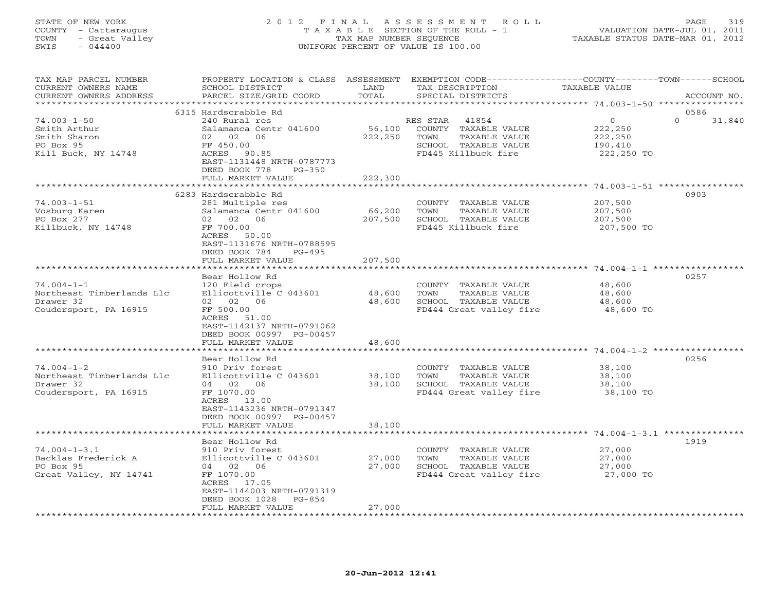STATE OF NEW YORK
COUNTY - Cattaraugus
TOWN - Great Valley
SWIS - 044400

2012 FINAL ASSESSMENT ROLL
TAXABLE SECTION OF THE ROLL - 1
TAX MAP NUMBER SEQUENCE
UNIFORM PERCENT OF VALUE IS 100.00

VALUATION DATE-JUL 01, 2011
TAXABLE STATUS DATE-MAR 01, 2012

| TAX MAP PARCEL NUMBER / CURRENT OWNERS NAME / CURRENT OWNERS ADDRESS | PROPERTY LOCATION & CLASS / SCHOOL DISTRICT / PARCEL SIZE/GRID COORD | ASSESSMENT LAND / TOTAL | EXEMPTION CODE / TAX DESCRIPTION / SPECIAL DISTRICTS | COUNTY / TOWN / SCHOOL TAXABLE VALUE | ACCOUNT NO. |
|---|---|---|---|---|---|
| | 6315 Hardscrabble Rd | | | | 0586 |
| 74.003-1-50 | 240 Rural res | | RES STAR 41854 | 0 | 0 31,840 |
| Smith Arthur | Salamanca Centr 041600 | 56,100 | COUNTY TAXABLE VALUE | 222,250 | |
| Smith Sharon | 02 02 06 | 222,250 | TOWN TAXABLE VALUE | 222,250 | |
| PO Box 95 | FF 450.00 | | SCHOOL TAXABLE VALUE | 190,410 | |
| Kill Buck, NY 14748 | ACRES 90.85 | | FD445 Killbuck fire | 222,250 TO | |
| | EAST-1131448 NRTH-0787773 | | | | |
| | DEED BOOK 778 PG-350 | | | | |
| | FULL MARKET VALUE | 222,300 | | | |
| | 6283 Hardscrabble Rd | | | | 0903 |
| 74.003-1-51 | 281 Multiple res | | COUNTY TAXABLE VALUE | 207,500 | |
| Vosburg Karen | Salamanca Centr 041600 | 66,200 | TOWN TAXABLE VALUE | 207,500 | |
| PO Box 277 | 02 02 06 | 207,500 | SCHOOL TAXABLE VALUE | 207,500 | |
| Killbuck, NY 14748 | FF 700.00 | | FD445 Killbuck fire | 207,500 TO | |
| | ACRES 50.00 | | | | |
| | EAST-1131676 NRTH-0788595 | | | | |
| | DEED BOOK 784 PG-495 | | | | |
| | FULL MARKET VALUE | 207,500 | | | |
| | Bear Hollow Rd | | | | 0257 |
| 74.004-1-1 | 120 Field crops | | COUNTY TAXABLE VALUE | 48,600 | |
| Northeast Timberlands Llc | Ellicottville C 043601 | 48,600 | TOWN TAXABLE VALUE | 48,600 | |
| Drawer 32 | 02 02 06 | 48,600 | SCHOOL TAXABLE VALUE | 48,600 | |
| Coudersport, PA 16915 | FF 500.00 | | FD444 Great valley fire | 48,600 TO | |
| | ACRES 51.00 | | | | |
| | EAST-1142137 NRTH-0791062 | | | | |
| | DEED BOOK 00997 PG-00457 | | | | |
| | FULL MARKET VALUE | 48,600 | | | |
| | Bear Hollow Rd | | | | 0256 |
| 74.004-1-2 | 910 Priv forest | | COUNTY TAXABLE VALUE | 38,100 | |
| Northeast Timberlands Llc | Ellicottville C 043601 | 38,100 | TOWN TAXABLE VALUE | 38,100 | |
| Drawer 32 | 04 02 06 | 38,100 | SCHOOL TAXABLE VALUE | 38,100 | |
| Coudersport, PA 16915 | FF 1070.00 | | FD444 Great valley fire | 38,100 TO | |
| | ACRES 13.00 | | | | |
| | EAST-1143236 NRTH-0791347 | | | | |
| | DEED BOOK 00997 PG-00457 | | | | |
| | FULL MARKET VALUE | 38,100 | | | |
| | Bear Hollow Rd | | | | 1919 |
| 74.004-1-3.1 | 910 Priv forest | | COUNTY TAXABLE VALUE | 27,000 | |
| Backlas Frederick A | Ellicottville C 043601 | 27,000 | TOWN TAXABLE VALUE | 27,000 | |
| PO Box 95 | 04 02 06 | 27,000 | SCHOOL TAXABLE VALUE | 27,000 | |
| Great Valley, NY 14741 | FF 1070.00 | | FD444 Great valley fire | 27,000 TO | |
| | ACRES 17.05 | | | | |
| | EAST-1144003 NRTH-0791319 | | | | |
| | DEED BOOK 1028 PG-854 | | | | |
| | FULL MARKET VALUE | 27,000 | | | |

20-Jun-2012 12:41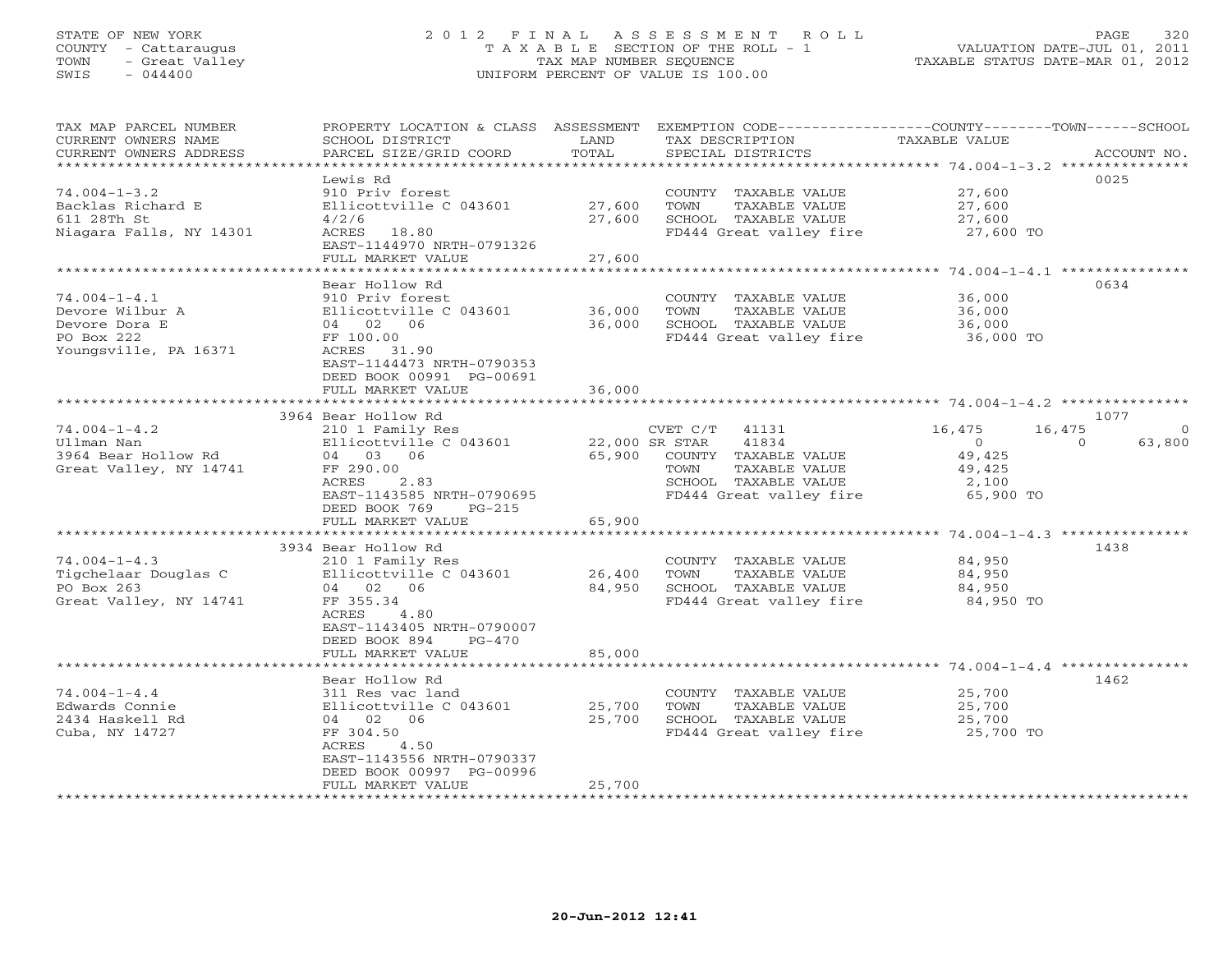STATE OF NEW YORK
COUNTY - Cattaraugus
TOWN - Great Valley
SWIS - 044400

2012 FINAL ASSESSMENT ROLL
TAXABLE SECTION OF THE ROLL - 1
TAX MAP NUMBER SEQUENCE
UNIFORM PERCENT OF VALUE IS 100.00

VALUATION DATE-JUL 01, 2011
TAXABLE STATUS DATE-MAR 01, 2012

| TAX MAP PARCEL NUMBER / CURRENT OWNERS NAME / CURRENT OWNERS ADDRESS | PROPERTY LOCATION & CLASS / SCHOOL DISTRICT / PARCEL SIZE/GRID COORD | ASSESSMENT LAND | ASSESSMENT TOTAL | EXEMPTION CODE / TAX DESCRIPTION / SPECIAL DISTRICTS | COUNTY TAXABLE VALUE | TOWN | SCHOOL | ACCOUNT NO. |
|---|---|---|---|---|---|---|---|---|
| **74.004-1-3.2** | Lewis Rd | | | | | | | 0025 |
| Backlas Richard E | 910 Priv forest | | | COUNTY TAXABLE VALUE | 27,600 | | | |
| 611 28Th St | Ellicottville C 043601 | 27,600 | | TOWN TAXABLE VALUE | 27,600 | | | |
| Niagara Falls, NY 14301 | 4/2/6 | | 27,600 | SCHOOL TAXABLE VALUE | 27,600 | | | |
| | ACRES 18.80 | | | FD444 Great valley fire | 27,600 TO | | | |
| | EAST-1144970 NRTH-0791326 | | | | | | | |
| | FULL MARKET VALUE | | 27,600 | | | | | |
| **74.004-1-4.1** | Bear Hollow Rd | | | | | | | 0634 |
| Devore Wilbur A | 910 Priv forest | | | COUNTY TAXABLE VALUE | 36,000 | | | |
| Devore Dora E | Ellicottville C 043601 | 36,000 | | TOWN TAXABLE VALUE | 36,000 | | | |
| PO Box 222 | 04 02 06 | | 36,000 | SCHOOL TAXABLE VALUE | 36,000 | | | |
| Youngsville, PA 16371 | FF 100.00 | | | FD444 Great valley fire | 36,000 TO | | | |
| | ACRES 31.90 | | | | | | | |
| | EAST-1144473 NRTH-0790353 | | | | | | | |
| | DEED BOOK 00991 PG-00691 | | | | | | | |
| | FULL MARKET VALUE | | 36,000 | | | | | |
| **74.004-1-4.2** | 3964 Bear Hollow Rd | | | | | | | 1077 |
| Ullman Nan | 210 1 Family Res | | | CVET C/T 41131 | 16,475 | 16,475 | 0 | |
| 3964 Bear Hollow Rd | Ellicottville C 043601 | 22,000 | | SR STAR 41834 | 0 | 0 | 63,800 | |
| Great Valley, NY 14741 | 04 03 06 | | 65,900 | COUNTY TAXABLE VALUE | 49,425 | | | |
| | FF 290.00 | | | TOWN TAXABLE VALUE | 49,425 | | | |
| | ACRES 2.83 | | | SCHOOL TAXABLE VALUE | 2,100 | | | |
| | EAST-1143585 NRTH-0790695 | | | FD444 Great valley fire | 65,900 TO | | | |
| | DEED BOOK 769 PG-215 | | | | | | | |
| | FULL MARKET VALUE | | 65,900 | | | | | |
| **74.004-1-4.3** | 3934 Bear Hollow Rd | | | | | | | 1438 |
| Tigchelaar Douglas C | 210 1 Family Res | | | COUNTY TAXABLE VALUE | 84,950 | | | |
| PO Box 263 | Ellicottville C 043601 | 26,400 | | TOWN TAXABLE VALUE | 84,950 | | | |
| Great Valley, NY 14741 | 04 02 06 | | 84,950 | SCHOOL TAXABLE VALUE | 84,950 | | | |
| | FF 355.34 | | | FD444 Great valley fire | 84,950 TO | | | |
| | ACRES 4.80 | | | | | | | |
| | EAST-1143405 NRTH-0790007 | | | | | | | |
| | DEED BOOK 894 PG-470 | | | | | | | |
| | FULL MARKET VALUE | | 85,000 | | | | | |
| **74.004-1-4.4** | Bear Hollow Rd | | | | | | | 1462 |
| Edwards Connie | 311 Res vac land | | | COUNTY TAXABLE VALUE | 25,700 | | | |
| 2434 Haskell Rd | Ellicottville C 043601 | 25,700 | | TOWN TAXABLE VALUE | 25,700 | | | |
| Cuba, NY 14727 | 04 02 06 | | 25,700 | SCHOOL TAXABLE VALUE | 25,700 | | | |
| | FF 304.50 | | | FD444 Great valley fire | 25,700 TO | | | |
| | ACRES 4.50 | | | | | | | |
| | EAST-1143556 NRTH-0790337 | | | | | | | |
| | DEED BOOK 00997 PG-00996 | | | | | | | |
| | FULL MARKET VALUE | | 25,700 | | | | | |

20-Jun-2012 12:41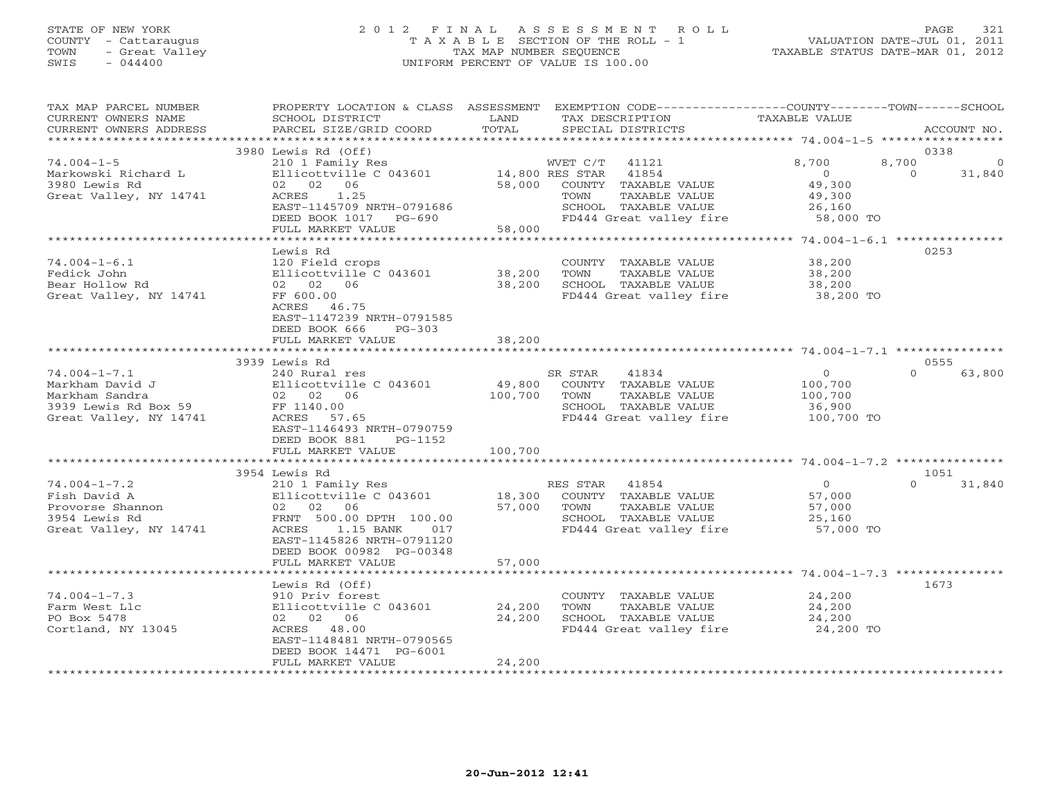STATE OF NEW YORK
COUNTY - Cattaraugus
TOWN - Great Valley
SWIS - 044400

2012 FINAL ASSESSMENT ROLL
TAXABLE SECTION OF THE ROLL - 1
TAX MAP NUMBER SEQUENCE
UNIFORM PERCENT OF VALUE IS 100.00

VALUATION DATE-JUL 01, 2011
TAXABLE STATUS DATE-MAR 01, 2012

| TAX MAP PARCEL NUMBER / CURRENT OWNERS NAME / CURRENT OWNERS ADDRESS | PROPERTY LOCATION & CLASS / SCHOOL DISTRICT / PARCEL SIZE/GRID COORD | ASSESSMENT LAND / TOTAL | EXEMPTION CODE / TAX DESCRIPTION / SPECIAL DISTRICTS | COUNTY | TOWN | SCHOOL | ACCOUNT NO. |
|---|---|---|---|---|---|---|---|
| 74.004-1-5 | 3980 Lewis Rd (Off) | | | | | | 0338 |
| | 210 1 Family Res | | WVET C/T 41121 | 8,700 | 8,700 | 0 | |
| Markowski Richard L | Ellicottville C 043601 | 14,800 | RES STAR 41854 | 0 | 0 | 31,840 | |
| 3980 Lewis Rd | 02 02 06 | 58,000 | COUNTY TAXABLE VALUE | 49,300 | | | |
| Great Valley, NY 14741 | ACRES 1.25 | | TOWN TAXABLE VALUE | | 49,300 | | |
| | EAST-1145709 NRTH-0791686 | | SCHOOL TAXABLE VALUE | | | 26,160 | |
| | DEED BOOK 1017 PG-690 | | FD444 Great valley fire | 58,000 TO | | | |
| | FULL MARKET VALUE | 58,000 | | | | | |
| 74.004-1-6.1 | Lewis Rd | | | | | | 0253 |
| | 120 Field crops | | COUNTY TAXABLE VALUE | 38,200 | | | |
| Fedick John | Ellicottville C 043601 | 38,200 | TOWN TAXABLE VALUE | | 38,200 | | |
| Bear Hollow Rd | 02 02 06 | 38,200 | SCHOOL TAXABLE VALUE | | | 38,200 | |
| Great Valley, NY 14741 | FF 600.00 | | FD444 Great valley fire | 38,200 TO | | | |
| | ACRES 46.75 | | | | | | |
| | EAST-1147239 NRTH-0791585 | | | | | | |
| | DEED BOOK 666 PG-303 | | | | | | |
| | FULL MARKET VALUE | 38,200 | | | | | |
| 74.004-1-7.1 | 3939 Lewis Rd | | | | | | 0555 |
| | 240 Rural res | | SR STAR 41834 | 0 | 0 | 63,800 | |
| Markham David J | Ellicottville C 043601 | 49,800 | COUNTY TAXABLE VALUE | 100,700 | | | |
| Markham Sandra | 02 02 06 | 100,700 | TOWN TAXABLE VALUE | | 100,700 | | |
| 3939 Lewis Rd Box 59 | FF 1140.00 | | SCHOOL TAXABLE VALUE | | | 36,900 | |
| Great Valley, NY 14741 | ACRES 57.65 | | FD444 Great valley fire | 100,700 TO | | | |
| | EAST-1146493 NRTH-0790759 | | | | | | |
| | DEED BOOK 881 PG-1152 | | | | | | |
| | FULL MARKET VALUE | 100,700 | | | | | |
| 74.004-1-7.2 | 3954 Lewis Rd | | | | | | 1051 |
| | 210 1 Family Res | | RES STAR 41854 | 0 | 0 | 31,840 | |
| Fish David A | Ellicottville C 043601 | 18,300 | COUNTY TAXABLE VALUE | 57,000 | | | |
| Provorse Shannon | 02 02 06 | 57,000 | TOWN TAXABLE VALUE | | 57,000 | | |
| 3954 Lewis Rd | FRNT 500.00 DPTH 100.00 | | SCHOOL TAXABLE VALUE | | | 25,160 | |
| Great Valley, NY 14741 | ACRES 1.15 BANK 017 | | FD444 Great valley fire | 57,000 TO | | | |
| | EAST-1145826 NRTH-0791120 | | | | | | |
| | DEED BOOK 00982 PG-00348 | | | | | | |
| | FULL MARKET VALUE | 57,000 | | | | | |
| 74.004-1-7.3 | Lewis Rd (Off) | | | | | | 1673 |
| | 910 Priv forest | | COUNTY TAXABLE VALUE | 24,200 | | | |
| Farm West Llc | Ellicottville C 043601 | 24,200 | TOWN TAXABLE VALUE | | 24,200 | | |
| PO Box 5478 | 02 02 06 | 24,200 | SCHOOL TAXABLE VALUE | | | 24,200 | |
| Cortland, NY 13045 | ACRES 48.00 | | FD444 Great valley fire | 24,200 TO | | | |
| | EAST-1148481 NRTH-0790565 | | | | | | |
| | DEED BOOK 14471 PG-6001 | | | | | | |
| | FULL MARKET VALUE | 24,200 | | | | | |

20-Jun-2012 12:41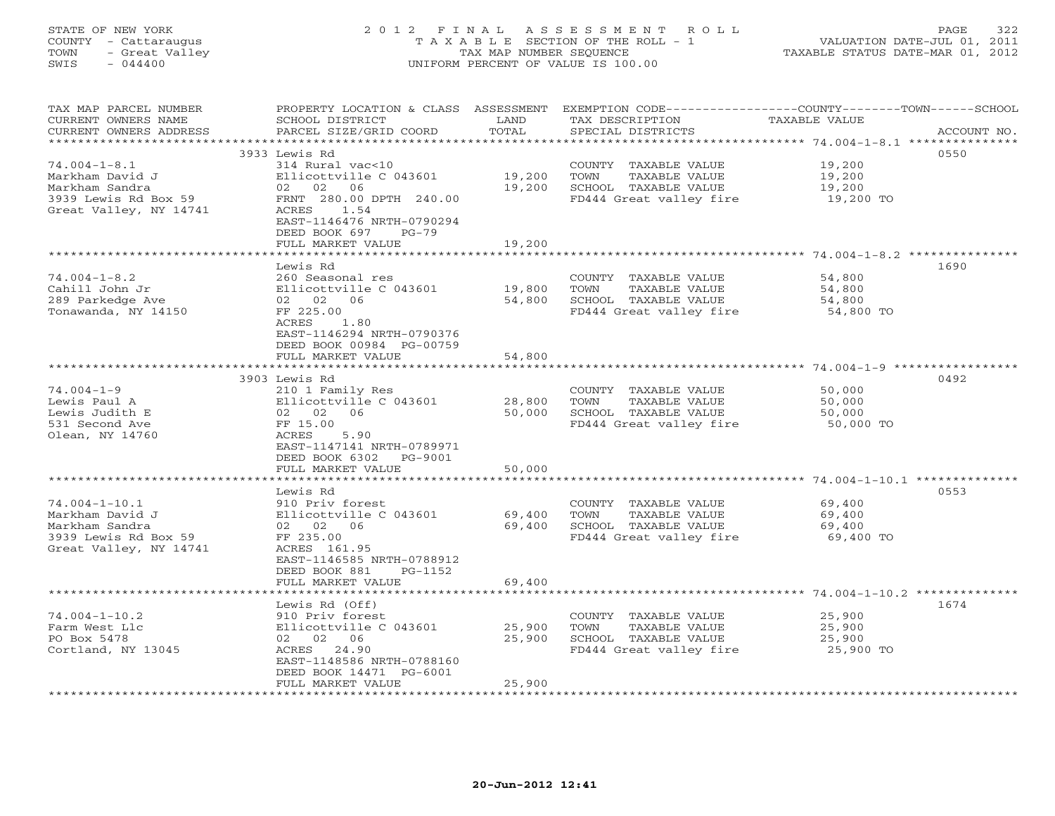STATE OF NEW YORK
COUNTY - Cattaraugus
TOWN - Great Valley
SWIS - 044400

2012 FINAL ASSESSMENT ROLL
TAXABLE SECTION OF THE ROLL - 1
TAX MAP NUMBER SEQUENCE
UNIFORM PERCENT OF VALUE IS 100.00

VALUATION DATE-JUL 01, 2011
TAXABLE STATUS DATE-MAR 01, 2012

| TAX MAP PARCEL NUMBER / CURRENT OWNERS NAME / CURRENT OWNERS ADDRESS | PROPERTY LOCATION & CLASS / SCHOOL DISTRICT / PARCEL SIZE/GRID COORD | ASSESSMENT LAND | TOTAL | EXEMPTION CODE / TAX DESCRIPTION / SPECIAL DISTRICTS | TAXABLE VALUE (COUNTY / TOWN / SCHOOL) | ACCOUNT NO. |
|---|---|---|---|---|---|---|
| 74.004-1-8.1 | 3933 Lewis Rd | | | | | 0550 |
| Markham David J | 314 Rural vac<10 | | | COUNTY TAXABLE VALUE | 19,200 | |
| Markham Sandra | Ellicottville C 043601 | 19,200 | | TOWN TAXABLE VALUE | 19,200 | |
| 3939 Lewis Rd Box 59 | 02 02 06 | | 19,200 | SCHOOL TAXABLE VALUE | 19,200 | |
| Great Valley, NY 14741 | FRNT 280.00 DPTH 240.00 | | | FD444 Great valley fire | 19,200 TO | |
| | ACRES 1.54 | | | | | |
| | EAST-1146476 NRTH-0790294 | | | | | |
| | DEED BOOK 697 PG-79 | | | | | |
| | FULL MARKET VALUE | | 19,200 | | | |
| 74.004-1-8.2 | Lewis Rd | | | | | 1690 |
| Cahill John Jr | 260 Seasonal res | | | COUNTY TAXABLE VALUE | 54,800 | |
| 289 Parkedge Ave | Ellicottville C 043601 | 19,800 | | TOWN TAXABLE VALUE | 54,800 | |
| Tonawanda, NY 14150 | 02 02 06 | | 54,800 | SCHOOL TAXABLE VALUE | 54,800 | |
| | FF 225.00 | | | FD444 Great valley fire | 54,800 TO | |
| | ACRES 1.80 | | | | | |
| | EAST-1146294 NRTH-0790376 | | | | | |
| | DEED BOOK 00984 PG-00759 | | | | | |
| | FULL MARKET VALUE | | 54,800 | | | |
| 74.004-1-9 | 3903 Lewis Rd | | | | | 0492 |
| Lewis Paul A | 210 1 Family Res | | | COUNTY TAXABLE VALUE | 50,000 | |
| Lewis Judith E | Ellicottville C 043601 | 28,800 | | TOWN TAXABLE VALUE | 50,000 | |
| 531 Second Ave | 02 02 06 | | 50,000 | SCHOOL TAXABLE VALUE | 50,000 | |
| Olean, NY 14760 | FF 15.00 | | | FD444 Great valley fire | 50,000 TO | |
| | ACRES 5.90 | | | | | |
| | EAST-1147141 NRTH-0789971 | | | | | |
| | DEED BOOK 6302 PG-9001 | | | | | |
| | FULL MARKET VALUE | | 50,000 | | | |
| 74.004-1-10.1 | Lewis Rd | | | | | 0553 |
| Markham David J | 910 Priv forest | | | COUNTY TAXABLE VALUE | 69,400 | |
| Markham Sandra | Ellicottville C 043601 | 69,400 | | TOWN TAXABLE VALUE | 69,400 | |
| 3939 Lewis Rd Box 59 | 02 02 06 | | 69,400 | SCHOOL TAXABLE VALUE | 69,400 | |
| Great Valley, NY 14741 | FF 235.00 | | | FD444 Great valley fire | 69,400 TO | |
| | ACRES 161.95 | | | | | |
| | EAST-1146585 NRTH-0788912 | | | | | |
| | DEED BOOK 881 PG-1152 | | | | | |
| | FULL MARKET VALUE | | 69,400 | | | |
| 74.004-1-10.2 | Lewis Rd (Off) | | | | | 1674 |
| Farm West Llc | 910 Priv forest | | | COUNTY TAXABLE VALUE | 25,900 | |
| PO Box 5478 | Ellicottville C 043601 | 25,900 | | TOWN TAXABLE VALUE | 25,900 | |
| Cortland, NY 13045 | 02 02 06 | | 25,900 | SCHOOL TAXABLE VALUE | 25,900 | |
| | ACRES 24.90 | | | FD444 Great valley fire | 25,900 TO | |
| | EAST-1148586 NRTH-0788160 | | | | | |
| | DEED BOOK 14471 PG-6001 | | | | | |
| | FULL MARKET VALUE | | 25,900 | | | |

20-Jun-2012 12:41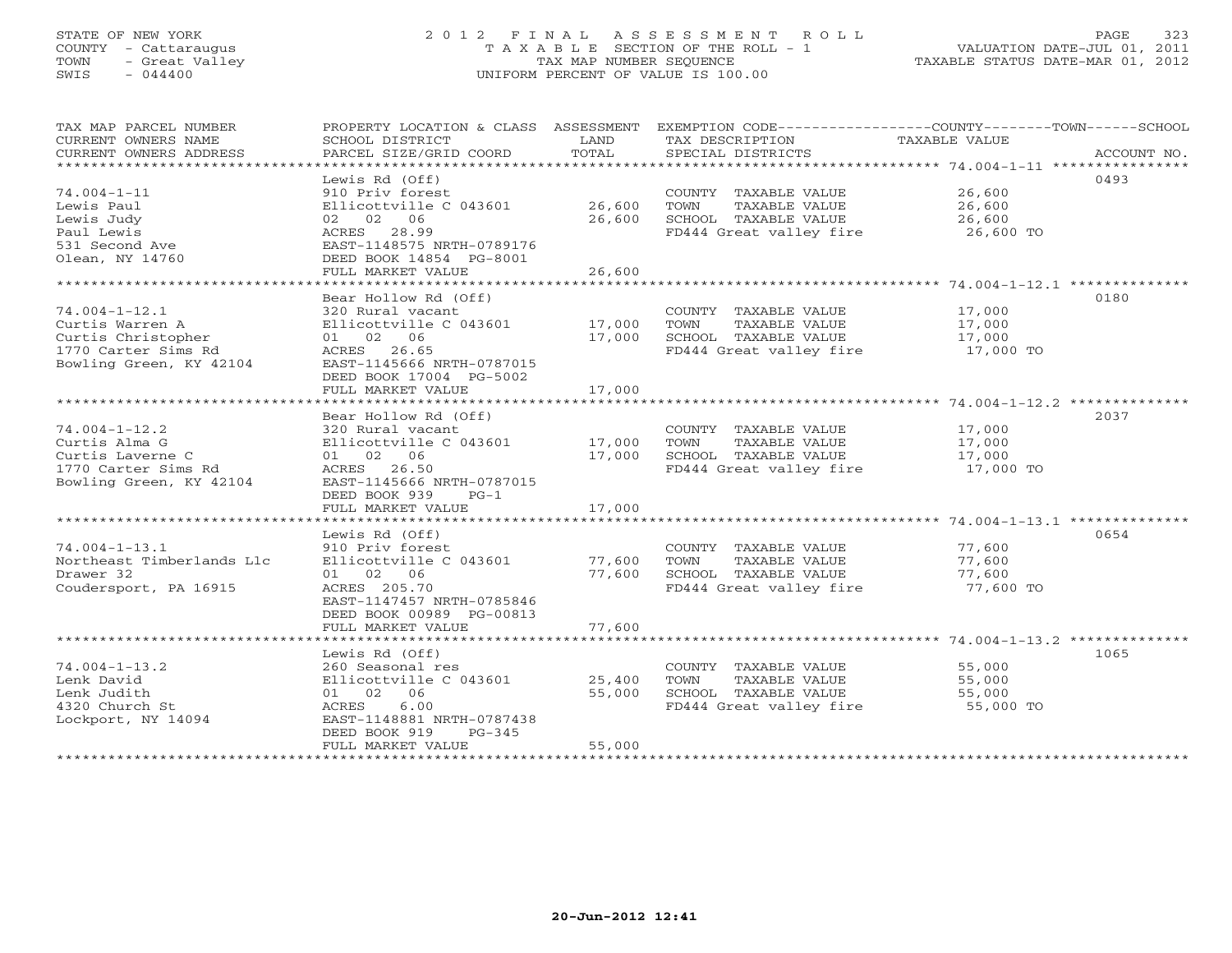STATE OF NEW YORK
COUNTY - Cattaraugus
TOWN - Great Valley
SWIS - 044400

2 0 1 2 F I N A L A S S E S S M E N T R O L L
T A X A B L E SECTION OF THE ROLL - 1
TAX MAP NUMBER SEQUENCE
UNIFORM PERCENT OF VALUE IS 100.00

VALUATION DATE-JUL 01, 2011
TAXABLE STATUS DATE-MAR 01, 2012

| TAX MAP PARCEL NUMBER / CURRENT OWNERS NAME / CURRENT OWNERS ADDRESS | PROPERTY LOCATION & CLASS / SCHOOL DISTRICT / PARCEL SIZE/GRID COORD | ASSESSMENT LAND / TOTAL | EXEMPTION CODE / TAX DESCRIPTION / SPECIAL DISTRICTS | COUNTY--------TOWN------SCHOOL TAXABLE VALUE | ACCOUNT NO. |
|---|---|---|---|---|---|
| 74.004-1-11 | Lewis Rd (Off) | | | | 0493 |
| | 910 Priv forest | | COUNTY TAXABLE VALUE | 26,600 | |
| Lewis Paul | Ellicottville C 043601 | 26,600 | TOWN TAXABLE VALUE | 26,600 | |
| Lewis Judy | 02 02 06 | 26,600 | SCHOOL TAXABLE VALUE | 26,600 | |
| Paul Lewis | ACRES 28.99 | | FD444 Great valley fire | 26,600 TO | |
| 531 Second Ave | EAST-1148575 NRTH-0789176 | | | | |
| Olean, NY 14760 | DEED BOOK 14854 PG-8001 | | | | |
| | FULL MARKET VALUE | 26,600 | | | |
| 74.004-1-12.1 | Bear Hollow Rd (Off) | | | | 0180 |
| | 320 Rural vacant | | COUNTY TAXABLE VALUE | 17,000 | |
| Curtis Warren A | Ellicottville C 043601 | 17,000 | TOWN TAXABLE VALUE | 17,000 | |
| Curtis Christopher | 01 02 06 | 17,000 | SCHOOL TAXABLE VALUE | 17,000 | |
| 1770 Carter Sims Rd | ACRES 26.65 | | FD444 Great valley fire | 17,000 TO | |
| Bowling Green, KY 42104 | EAST-1145666 NRTH-0787015 | | | | |
| | DEED BOOK 17004 PG-5002 | | | | |
| | FULL MARKET VALUE | 17,000 | | | |
| 74.004-1-12.2 | Bear Hollow Rd (Off) | | | | 2037 |
| | 320 Rural vacant | | COUNTY TAXABLE VALUE | 17,000 | |
| Curtis Alma G | Ellicottville C 043601 | 17,000 | TOWN TAXABLE VALUE | 17,000 | |
| Curtis Laverne C | 01 02 06 | 17,000 | SCHOOL TAXABLE VALUE | 17,000 | |
| 1770 Carter Sims Rd | ACRES 26.50 | | FD444 Great valley fire | 17,000 TO | |
| Bowling Green, KY 42104 | EAST-1145666 NRTH-0787015 | | | | |
| | DEED BOOK 939 PG-1 | | | | |
| | FULL MARKET VALUE | 17,000 | | | |
| 74.004-1-13.1 | Lewis Rd (Off) | | | | 0654 |
| | 910 Priv forest | | COUNTY TAXABLE VALUE | 77,600 | |
| Northeast Timberlands Llc | Ellicottville C 043601 | 77,600 | TOWN TAXABLE VALUE | 77,600 | |
| Drawer 32 | 01 02 06 | 77,600 | SCHOOL TAXABLE VALUE | 77,600 | |
| Coudersport, PA 16915 | ACRES 205.70 | | FD444 Great valley fire | 77,600 TO | |
| | EAST-1147457 NRTH-0785846 | | | | |
| | DEED BOOK 00989 PG-00813 | | | | |
| | FULL MARKET VALUE | 77,600 | | | |
| 74.004-1-13.2 | Lewis Rd (Off) | | | | 1065 |
| | 260 Seasonal res | | COUNTY TAXABLE VALUE | 55,000 | |
| Lenk David | Ellicottville C 043601 | 25,400 | TOWN TAXABLE VALUE | 55,000 | |
| Lenk Judith | 01 02 06 | 55,000 | SCHOOL TAXABLE VALUE | 55,000 | |
| 4320 Church St | ACRES 6.00 | | FD444 Great valley fire | 55,000 TO | |
| Lockport, NY 14094 | EAST-1148881 NRTH-0787438 | | | | |
| | DEED BOOK 919 PG-345 | | | | |
| | FULL MARKET VALUE | 55,000 | | | |

20-Jun-2012 12:41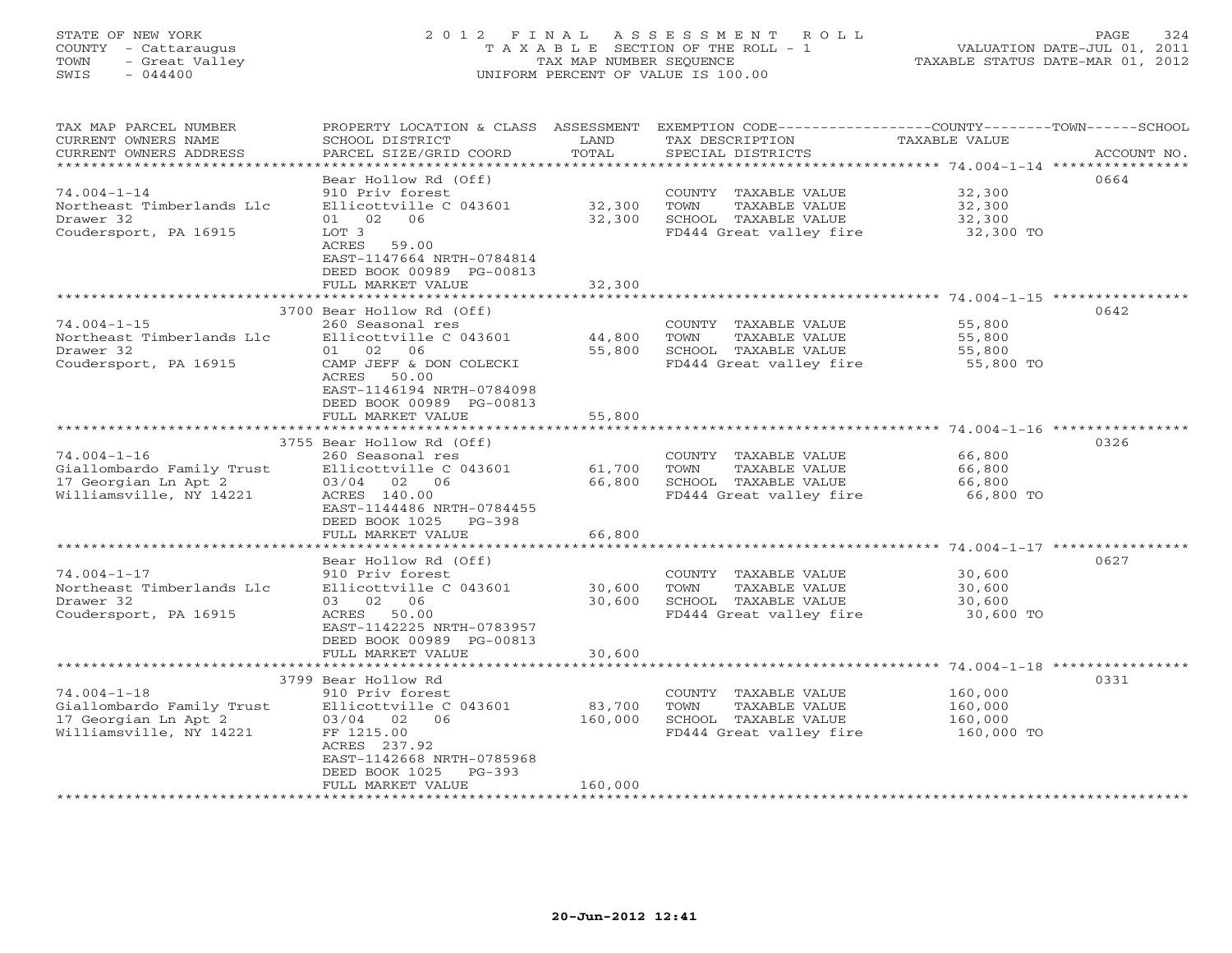STATE OF NEW YORK
COUNTY - Cattaraugus
TOWN - Great Valley
SWIS - 044400

2 0 1 2 F I N A L A S S E S S M E N T R O L L
T A X A B L E SECTION OF THE ROLL - 1
TAX MAP NUMBER SEQUENCE
UNIFORM PERCENT OF VALUE IS 100.00

VALUATION DATE-JUL 01, 2011
TAXABLE STATUS DATE-MAR 01, 2012

| TAX MAP PARCEL NUMBER / CURRENT OWNERS NAME / CURRENT OWNERS ADDRESS | PROPERTY LOCATION & CLASS / SCHOOL DISTRICT / PARCEL SIZE/GRID COORD | ASSESSMENT LAND | TOTAL | EXEMPTION CODE / TAX DESCRIPTION / SPECIAL DISTRICTS | COUNTY--------TOWN------SCHOOL TAXABLE VALUE | ACCOUNT NO. |
|---|---|---|---|---|---|---|
| 74.004-1-14 | Bear Hollow Rd (Off) | | | | | 0664 |
| Northeast Timberlands Llc | 910 Priv forest | | | COUNTY TAXABLE VALUE | 32,300 | |
| Drawer 32 | Ellicottville C 043601 | 32,300 | | TOWN TAXABLE VALUE | 32,300 | |
| Coudersport, PA 16915 | 01 02 06 | | 32,300 | SCHOOL TAXABLE VALUE | 32,300 | |
| | LOT 3 | | | FD444 Great valley fire | 32,300 TO | |
| | ACRES 59.00 | | | | | |
| | EAST-1147664 NRTH-0784814 | | | | | |
| | DEED BOOK 00989 PG-00813 | | | | | |
| | FULL MARKET VALUE | | 32,300 | | | |
| 74.004-1-15 | 3700 Bear Hollow Rd (Off) | | | | | 0642 |
| Northeast Timberlands Llc | 260 Seasonal res | | | COUNTY TAXABLE VALUE | 55,800 | |
| Drawer 32 | Ellicottville C 043601 | 44,800 | | TOWN TAXABLE VALUE | 55,800 | |
| Coudersport, PA 16915 | 01 02 06 | | 55,800 | SCHOOL TAXABLE VALUE | 55,800 | |
| | CAMP JEFF & DON COLECKI | | | FD444 Great valley fire | 55,800 TO | |
| | ACRES 50.00 | | | | | |
| | EAST-1146194 NRTH-0784098 | | | | | |
| | DEED BOOK 00989 PG-00813 | | | | | |
| | FULL MARKET VALUE | | 55,800 | | | |
| 74.004-1-16 | 3755 Bear Hollow Rd (Off) | | | | | 0326 |
| Giallombardo Family Trust | 260 Seasonal res | | | COUNTY TAXABLE VALUE | 66,800 | |
| 17 Georgian Ln Apt 2 | Ellicottville C 043601 | 61,700 | | TOWN TAXABLE VALUE | 66,800 | |
| Williamsville, NY 14221 | 03/04 02 06 | | 66,800 | SCHOOL TAXABLE VALUE | 66,800 | |
| | ACRES 140.00 | | | FD444 Great valley fire | 66,800 TO | |
| | EAST-1144486 NRTH-0784455 | | | | | |
| | DEED BOOK 1025 PG-398 | | | | | |
| | FULL MARKET VALUE | | 66,800 | | | |
| 74.004-1-17 | Bear Hollow Rd (Off) | | | | | 0627 |
| Northeast Timberlands Llc | 910 Priv forest | | | COUNTY TAXABLE VALUE | 30,600 | |
| Drawer 32 | Ellicottville C 043601 | 30,600 | | TOWN TAXABLE VALUE | 30,600 | |
| Coudersport, PA 16915 | 03 02 06 | | 30,600 | SCHOOL TAXABLE VALUE | 30,600 | |
| | ACRES 50.00 | | | FD444 Great valley fire | 30,600 TO | |
| | EAST-1142225 NRTH-0783957 | | | | | |
| | DEED BOOK 00989 PG-00813 | | | | | |
| | FULL MARKET VALUE | | 30,600 | | | |
| 74.004-1-18 | 3799 Bear Hollow Rd | | | | | 0331 |
| Giallombardo Family Trust | 910 Priv forest | | | COUNTY TAXABLE VALUE | 160,000 | |
| 17 Georgian Ln Apt 2 | Ellicottville C 043601 | 83,700 | | TOWN TAXABLE VALUE | 160,000 | |
| Williamsville, NY 14221 | 03/04 02 06 | | 160,000 | SCHOOL TAXABLE VALUE | 160,000 | |
| | FF 1215.00 | | | FD444 Great valley fire | 160,000 TO | |
| | ACRES 237.92 | | | | | |
| | EAST-1142668 NRTH-0785968 | | | | | |
| | DEED BOOK 1025 PG-393 | | | | | |
| | FULL MARKET VALUE | | 160,000 | | | |

20-Jun-2012 12:41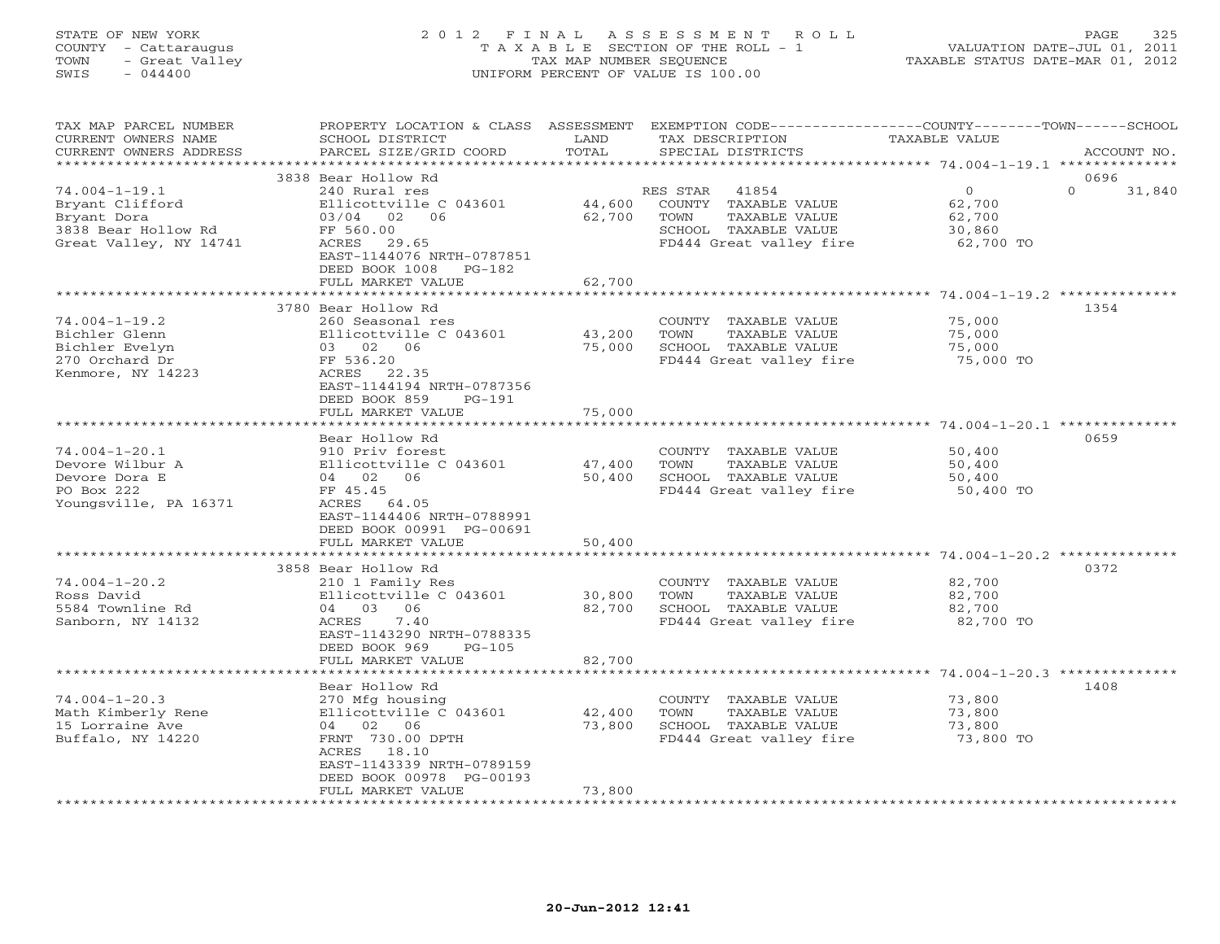STATE OF NEW YORK
COUNTY - Cattaraugus
TOWN - Great Valley
SWIS - 044400

2012 FINAL ASSESSMENT ROLL
TAXABLE SECTION OF THE ROLL - 1
TAX MAP NUMBER SEQUENCE
UNIFORM PERCENT OF VALUE IS 100.00

VALUATION DATE-JUL 01, 2011
TAXABLE STATUS DATE-MAR 01, 2012

| TAX MAP PARCEL NUMBER / CURRENT OWNERS NAME / CURRENT OWNERS ADDRESS | PROPERTY LOCATION & CLASS / SCHOOL DISTRICT / PARCEL SIZE/GRID COORD | ASSESSMENT LAND / TOTAL | EXEMPTION CODE / TAX DESCRIPTION / SPECIAL DISTRICTS | COUNTY / TAXABLE VALUE | TOWN | SCHOOL / ACCOUNT NO. |
|---|---|---|---|---|---|---|
| **74.004-1-19.1** | 3838 Bear Hollow Rd | | | | | 0696 |
| 74.004-1-19.1 | 240 Rural res | | RES STAR 41854 | 0 | 0 | 31,840 |
| Bryant Clifford | Ellicottville C 043601 | 44,600 | COUNTY TAXABLE VALUE | 62,700 | | |
| Bryant Dora | 03/04 02 06 | 62,700 | TOWN TAXABLE VALUE | 62,700 | | |
| 3838 Bear Hollow Rd | FF 560.00 | | SCHOOL TAXABLE VALUE | 30,860 | | |
| Great Valley, NY 14741 | ACRES 29.65 | | FD444 Great valley fire | 62,700 TO | | |
| | EAST-1144076 NRTH-0787851 | | | | | |
| | DEED BOOK 1008 PG-182 | | | | | |
| | FULL MARKET VALUE | 62,700 | | | | |
| **74.004-1-19.2** | 3780 Bear Hollow Rd | | | | | 1354 |
| 74.004-1-19.2 | 260 Seasonal res | | COUNTY TAXABLE VALUE | 75,000 | | |
| Bichler Glenn | Ellicottville C 043601 | 43,200 | TOWN TAXABLE VALUE | 75,000 | | |
| Bichler Evelyn | 03 02 06 | 75,000 | SCHOOL TAXABLE VALUE | 75,000 | | |
| 270 Orchard Dr | FF 536.20 | | FD444 Great valley fire | 75,000 TO | | |
| Kenmore, NY 14223 | ACRES 22.35 | | | | | |
| | EAST-1144194 NRTH-0787356 | | | | | |
| | DEED BOOK 859 PG-191 | | | | | |
| | FULL MARKET VALUE | 75,000 | | | | |
| **74.004-1-20.1** | Bear Hollow Rd | | | | | 0659 |
| 74.004-1-20.1 | 910 Priv forest | | COUNTY TAXABLE VALUE | 50,400 | | |
| Devore Wilbur A | Ellicottville C 043601 | 47,400 | TOWN TAXABLE VALUE | 50,400 | | |
| Devore Dora E | 04 02 06 | 50,400 | SCHOOL TAXABLE VALUE | 50,400 | | |
| PO Box 222 | FF 45.45 | | FD444 Great valley fire | 50,400 TO | | |
| Youngsville, PA 16371 | ACRES 64.05 | | | | | |
| | EAST-1144406 NRTH-0788991 | | | | | |
| | DEED BOOK 00991 PG-00691 | | | | | |
| | FULL MARKET VALUE | 50,400 | | | | |
| **74.004-1-20.2** | 3858 Bear Hollow Rd | | | | | 0372 |
| 74.004-1-20.2 | 210 1 Family Res | | COUNTY TAXABLE VALUE | 82,700 | | |
| Ross David | Ellicottville C 043601 | 30,800 | TOWN TAXABLE VALUE | 82,700 | | |
| 5584 Townline Rd | 04 03 06 | 82,700 | SCHOOL TAXABLE VALUE | 82,700 | | |
| Sanborn, NY 14132 | ACRES 7.40 | | FD444 Great valley fire | 82,700 TO | | |
| | EAST-1143290 NRTH-0788335 | | | | | |
| | DEED BOOK 969 PG-105 | | | | | |
| | FULL MARKET VALUE | 82,700 | | | | |
| **74.004-1-20.3** | Bear Hollow Rd | | | | | 1408 |
| 74.004-1-20.3 | 270 Mfg housing | | COUNTY TAXABLE VALUE | 73,800 | | |
| Math Kimberly Rene | Ellicottville C 043601 | 42,400 | TOWN TAXABLE VALUE | 73,800 | | |
| 15 Lorraine Ave | 04 02 06 | 73,800 | SCHOOL TAXABLE VALUE | 73,800 | | |
| Buffalo, NY 14220 | FRNT 730.00 DPTH | | FD444 Great valley fire | 73,800 TO | | |
| | ACRES 18.10 | | | | | |
| | EAST-1143339 NRTH-0789159 | | | | | |
| | DEED BOOK 00978 PG-00193 | | | | | |
| | FULL MARKET VALUE | 73,800 | | | | |

20-Jun-2012 12:41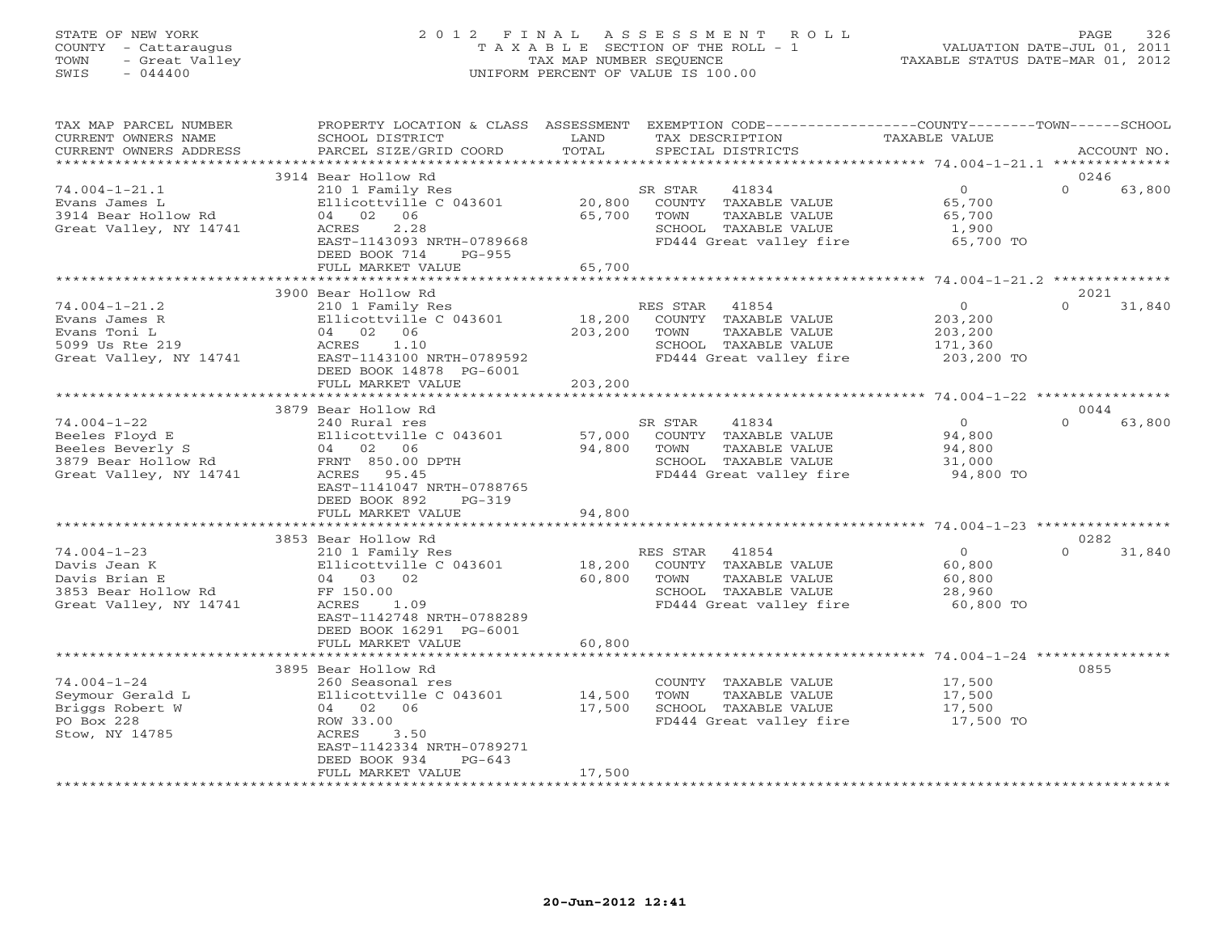STATE OF NEW YORK
COUNTY - Cattaraugus
TOWN - Great Valley
SWIS - 044400

# 2012 FINAL ASSESSMENT ROLL

TAXABLE SECTION OF THE ROLL - 1
TAX MAP NUMBER SEQUENCE
UNIFORM PERCENT OF VALUE IS 100.00

VALUATION DATE-JUL 01, 2011
TAXABLE STATUS DATE-MAR 01, 2012

| TAX MAP PARCEL NUMBER / CURRENT OWNERS NAME / CURRENT OWNERS ADDRESS | PROPERTY LOCATION & CLASS / SCHOOL DISTRICT / PARCEL SIZE/GRID COORD | ASSESSMENT LAND | TOTAL | EXEMPTION CODE / TAX DESCRIPTION / SPECIAL DISTRICTS | COUNTY TAXABLE VALUE | TOWN | SCHOOL / ACCOUNT NO. |
|---|---|---|---|---|---|---|---|
| | 3914 Bear Hollow Rd | | | | | | 0246 |
| 74.004-1-21.1 | 210 1 Family Res | | | SR STAR 41834 | 0 | 0 | 63,800 |
| Evans James L | Ellicottville C 043601 | 20,800 | | COUNTY TAXABLE VALUE | 65,700 | | |
| 3914 Bear Hollow Rd | 04 02 06 | | 65,700 | TOWN TAXABLE VALUE | 65,700 | | |
| Great Valley, NY 14741 | ACRES 2.28 | | | SCHOOL TAXABLE VALUE | 1,900 | | |
| | EAST-1143093 NRTH-0789668 | | | FD444 Great valley fire | 65,700 TO | | |
| | DEED BOOK 714 PG-955 | | | | | | |
| | FULL MARKET VALUE | | 65,700 | | | | |
| | 3900 Bear Hollow Rd | | | | | | 2021 |
| 74.004-1-21.2 | 210 1 Family Res | | | RES STAR 41854 | 0 | 0 | 31,840 |
| Evans James R | Ellicottville C 043601 | 18,200 | | COUNTY TAXABLE VALUE | 203,200 | | |
| Evans Toni L | 04 02 06 | | 203,200 | TOWN TAXABLE VALUE | 203,200 | | |
| 5099 Us Rte 219 | ACRES 1.10 | | | SCHOOL TAXABLE VALUE | 171,360 | | |
| Great Valley, NY 14741 | EAST-1143100 NRTH-0789592 | | | FD444 Great valley fire | 203,200 TO | | |
| | DEED BOOK 14878 PG-6001 | | | | | | |
| | FULL MARKET VALUE | | 203,200 | | | | |
| | 3879 Bear Hollow Rd | | | | | | 0044 |
| 74.004-1-22 | 240 Rural res | | | SR STAR 41834 | 0 | 0 | 63,800 |
| Beeles Floyd E | Ellicottville C 043601 | 57,000 | | COUNTY TAXABLE VALUE | 94,800 | | |
| Beeles Beverly S | 04 02 06 | | 94,800 | TOWN TAXABLE VALUE | 94,800 | | |
| 3879 Bear Hollow Rd | FRNT 850.00 DPTH | | | SCHOOL TAXABLE VALUE | 31,000 | | |
| Great Valley, NY 14741 | ACRES 95.45 | | | FD444 Great valley fire | 94,800 TO | | |
| | EAST-1141047 NRTH-0788765 | | | | | | |
| | DEED BOOK 892 PG-319 | | | | | | |
| | FULL MARKET VALUE | | 94,800 | | | | |
| | 3853 Bear Hollow Rd | | | | | | 0282 |
| 74.004-1-23 | 210 1 Family Res | | | RES STAR 41854 | 0 | 0 | 31,840 |
| Davis Jean K | Ellicottville C 043601 | 18,200 | | COUNTY TAXABLE VALUE | 60,800 | | |
| Davis Brian E | 04 03 02 | | 60,800 | TOWN TAXABLE VALUE | 60,800 | | |
| 3853 Bear Hollow Rd | FF 150.00 | | | SCHOOL TAXABLE VALUE | 28,960 | | |
| Great Valley, NY 14741 | ACRES 1.09 | | | FD444 Great valley fire | 60,800 TO | | |
| | EAST-1142748 NRTH-0788289 | | | | | | |
| | DEED BOOK 16291 PG-6001 | | | | | | |
| | FULL MARKET VALUE | | 60,800 | | | | |
| | 3895 Bear Hollow Rd | | | | | | 0855 |
| 74.004-1-24 | 260 Seasonal res | | | COUNTY TAXABLE VALUE | 17,500 | | |
| Seymour Gerald L | Ellicottville C 043601 | 14,500 | | TOWN TAXABLE VALUE | 17,500 | | |
| Briggs Robert W | 04 02 06 | | 17,500 | SCHOOL TAXABLE VALUE | 17,500 | | |
| PO Box 228 | ROW 33.00 | | | FD444 Great valley fire | 17,500 TO | | |
| Stow, NY 14785 | ACRES 3.50 | | | | | | |
| | EAST-1142334 NRTH-0789271 | | | | | | |
| | DEED BOOK 934 PG-643 | | | | | | |
| | FULL MARKET VALUE | | 17,500 | | | | |

20-Jun-2012 12:41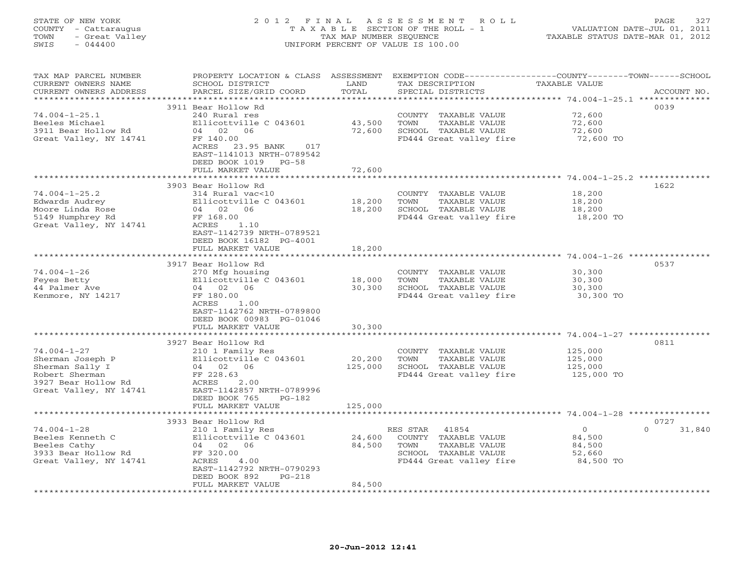STATE OF NEW YORK
COUNTY - Cattaraugus
TOWN - Great Valley
SWIS - 044400

# 2012 FINAL ASSESSMENT ROLL

TAXABLE SECTION OF THE ROLL - 1
TAX MAP NUMBER SEQUENCE
UNIFORM PERCENT OF VALUE IS 100.00

VALUATION DATE-JUL 01, 2011
TAXABLE STATUS DATE-MAR 01, 2012

| TAX MAP PARCEL NUMBER / CURRENT OWNERS NAME / CURRENT OWNERS ADDRESS | PROPERTY LOCATION & CLASS / SCHOOL DISTRICT / PARCEL SIZE/GRID COORD | ASSESSMENT LAND / TOTAL | EXEMPTION CODE / TAX DESCRIPTION / SPECIAL DISTRICTS | COUNTY | TOWN | SCHOOL | ACCOUNT NO. |
|---|---|---|---|---|---|---|---|
| 74.004-1-25.1 | 3911 Bear Hollow Rd | | | | | | 0039 |
| Beeles Michael | 240 Rural res | | COUNTY TAXABLE VALUE | 72,600 | | | |
| 3911 Bear Hollow Rd | Ellicottville C 043601 | 43,500 | TOWN TAXABLE VALUE | | 72,600 | | |
| Great Valley, NY 14741 | 04 02 06 | 72,600 | SCHOOL TAXABLE VALUE | | | 72,600 | |
| | FF 140.00 | | FD444 Great valley fire | 72,600 TO | | | |
| | ACRES 23.95 BANK 017 | | | | | | |
| | EAST-1141013 NRTH-0789542 | | | | | | |
| | DEED BOOK 1019 PG-58 | | | | | | |
| | FULL MARKET VALUE | 72,600 | | | | | |
| 74.004-1-25.2 | 3903 Bear Hollow Rd | | | | | | 1622 |
| Edwards Audrey | 314 Rural vac<10 | | COUNTY TAXABLE VALUE | 18,200 | | | |
| Moore Linda Rose | Ellicottville C 043601 | 18,200 | TOWN TAXABLE VALUE | | 18,200 | | |
| 5149 Humphrey Rd | 04 02 06 | 18,200 | SCHOOL TAXABLE VALUE | | | 18,200 | |
| Great Valley, NY 14741 | FF 168.00 | | FD444 Great valley fire | 18,200 TO | | | |
| | ACRES 1.10 | | | | | | |
| | EAST-1142739 NRTH-0789521 | | | | | | |
| | DEED BOOK 16182 PG-4001 | | | | | | |
| | FULL MARKET VALUE | 18,200 | | | | | |
| 74.004-1-26 | 3917 Bear Hollow Rd | | | | | | 0537 |
| Feyes Betty | 270 Mfg housing | | COUNTY TAXABLE VALUE | 30,300 | | | |
| 44 Palmer Ave | Ellicottville C 043601 | 18,000 | TOWN TAXABLE VALUE | | 30,300 | | |
| Kenmore, NY 14217 | 04 02 06 | 30,300 | SCHOOL TAXABLE VALUE | | | 30,300 | |
| | FF 180.00 | | FD444 Great valley fire | 30,300 TO | | | |
| | ACRES 1.00 | | | | | | |
| | EAST-1142762 NRTH-0789800 | | | | | | |
| | DEED BOOK 00983 PG-01046 | | | | | | |
| | FULL MARKET VALUE | 30,300 | | | | | |
| 74.004-1-27 | 3927 Bear Hollow Rd | | | | | | 0811 |
| Sherman Joseph P | 210 1 Family Res | | COUNTY TAXABLE VALUE | 125,000 | | | |
| Sherman Sally I | Ellicottville C 043601 | 20,200 | TOWN TAXABLE VALUE | | 125,000 | | |
| Robert Sherman | 04 02 06 | 125,000 | SCHOOL TAXABLE VALUE | | | 125,000 | |
| 3927 Bear Hollow Rd | FF 228.63 | | FD444 Great valley fire | 125,000 TO | | | |
| Great Valley, NY 14741 | ACRES 2.00 | | | | | | |
| | EAST-1142857 NRTH-0789996 | | | | | | |
| | DEED BOOK 765 PG-182 | | | | | | |
| | FULL MARKET VALUE | 125,000 | | | | | |
| 74.004-1-28 | 3933 Bear Hollow Rd | | | | | | 0727 |
| Beeles Kenneth C | 210 1 Family Res | | RES STAR 41854 | 0 | 0 | 31,840 | |
| Beeles Cathy | Ellicottville C 043601 | 24,600 | COUNTY TAXABLE VALUE | 84,500 | | | |
| 3933 Bear Hollow Rd | 04 02 06 | 84,500 | TOWN TAXABLE VALUE | | 84,500 | | |
| Great Valley, NY 14741 | FF 320.00 | | SCHOOL TAXABLE VALUE | | | 52,660 | |
| | ACRES 4.00 | | FD444 Great valley fire | 84,500 TO | | | |
| | EAST-1142792 NRTH-0790293 | | | | | | |
| | DEED BOOK 892 PG-218 | | | | | | |
| | FULL MARKET VALUE | 84,500 | | | | | |

20-Jun-2012 12:41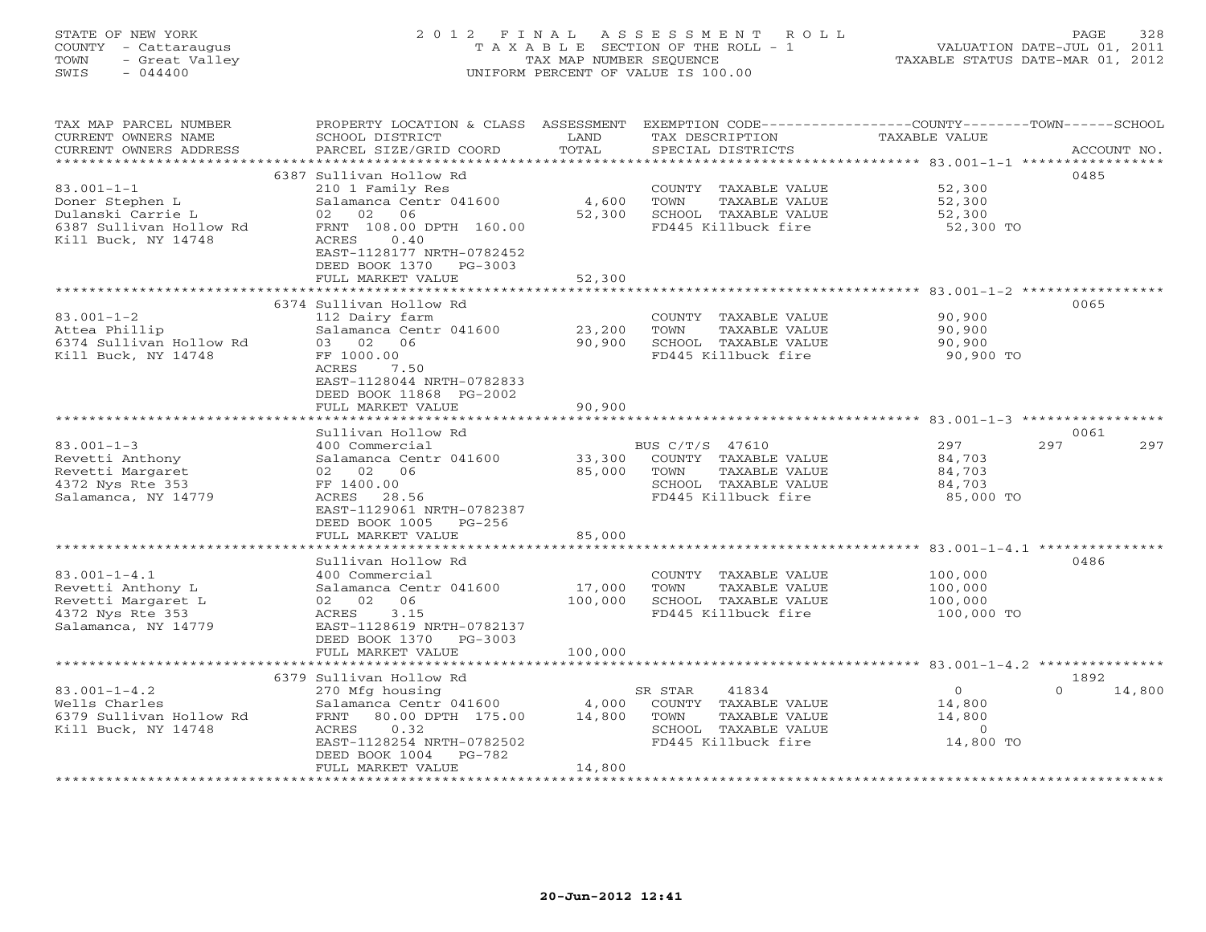STATE OF NEW YORK
COUNTY - Cattaraugus
TOWN - Great Valley
SWIS - 044400

# 2012 FINAL ASSESSMENT ROLL
TAXABLE SECTION OF THE ROLL - 1
TAX MAP NUMBER SEQUENCE
UNIFORM PERCENT OF VALUE IS 100.00

VALUATION DATE-JUL 01, 2011
TAXABLE STATUS DATE-MAR 01, 2012

| TAX MAP PARCEL NUMBER / CURRENT OWNERS NAME / CURRENT OWNERS ADDRESS | PROPERTY LOCATION & CLASS / SCHOOL DISTRICT / PARCEL SIZE/GRID COORD | ASSESSMENT LAND | TOTAL | EXEMPTION CODE / TAX DESCRIPTION / SPECIAL DISTRICTS | COUNTY TAXABLE VALUE | TOWN | SCHOOL | ACCOUNT NO. |
|---|---|---|---|---|---|---|---|---|
| 83.001-1-1 | 6387 Sullivan Hollow Rd | | | | | | | 0485 |
| Doner Stephen L | 210 1 Family Res | | | COUNTY TAXABLE VALUE | 52,300 | | | |
| Dulanski Carrie L | Salamanca Centr 041600 | 4,600 | | TOWN TAXABLE VALUE | 52,300 | | | |
| 6387 Sullivan Hollow Rd | 02 02 06 | | 52,300 | SCHOOL TAXABLE VALUE | 52,300 | | | |
| Kill Buck, NY 14748 | FRNT 108.00 DPTH 160.00 | | | FD445 Killbuck fire | 52,300 TO | | | |
| | ACRES 0.40 | | | | | | | |
| | EAST-1128177 NRTH-0782452 | | | | | | | |
| | DEED BOOK 1370 PG-3003 | | | | | | | |
| | FULL MARKET VALUE | | 52,300 | | | | | |
| 83.001-1-2 | 6374 Sullivan Hollow Rd | | | | | | | 0065 |
| Attea Phillip | 112 Dairy farm | | | COUNTY TAXABLE VALUE | 90,900 | | | |
| 6374 Sullivan Hollow Rd | Salamanca Centr 041600 | 23,200 | | TOWN TAXABLE VALUE | 90,900 | | | |
| Kill Buck, NY 14748 | 03 02 06 | | 90,900 | SCHOOL TAXABLE VALUE | 90,900 | | | |
| | FF 1000.00 | | | FD445 Killbuck fire | 90,900 TO | | | |
| | ACRES 7.50 | | | | | | | |
| | EAST-1128044 NRTH-0782833 | | | | | | | |
| | DEED BOOK 11868 PG-2002 | | | | | | | |
| | FULL MARKET VALUE | | 90,900 | | | | | |
| 83.001-1-3 | Sullivan Hollow Rd | | | | | | | 0061 |
| Revetti Anthony | 400 Commercial | | | BUS C/T/S 47610 | 297 | 297 | 297 | |
| Revetti Margaret | Salamanca Centr 041600 | 33,300 | | COUNTY TAXABLE VALUE | 84,703 | | | |
| 4372 Nys Rte 353 | 02 02 06 | | 85,000 | TOWN TAXABLE VALUE | 84,703 | | | |
| Salamanca, NY 14779 | FF 1400.00 | | | SCHOOL TAXABLE VALUE | 84,703 | | | |
| | ACRES 28.56 | | | FD445 Killbuck fire | 85,000 TO | | | |
| | EAST-1129061 NRTH-0782387 | | | | | | | |
| | DEED BOOK 1005 PG-256 | | | | | | | |
| | FULL MARKET VALUE | | 85,000 | | | | | |
| 83.001-1-4.1 | Sullivan Hollow Rd | | | | | | | 0486 |
| Revetti Anthony L | 400 Commercial | | | COUNTY TAXABLE VALUE | 100,000 | | | |
| Revetti Margaret L | Salamanca Centr 041600 | 17,000 | | TOWN TAXABLE VALUE | 100,000 | | | |
| 4372 Nys Rte 353 | 02 02 06 | | 100,000 | SCHOOL TAXABLE VALUE | 100,000 | | | |
| Salamanca, NY 14779 | ACRES 3.15 | | | FD445 Killbuck fire | 100,000 TO | | | |
| | EAST-1128619 NRTH-0782137 | | | | | | | |
| | DEED BOOK 1370 PG-3003 | | | | | | | |
| | FULL MARKET VALUE | | 100,000 | | | | | |
| 83.001-1-4.2 | 6379 Sullivan Hollow Rd | | | | | | | 1892 |
| Wells Charles | 270 Mfg housing | | | SR STAR 41834 | 0 | 0 | 14,800 | |
| 6379 Sullivan Hollow Rd | Salamanca Centr 041600 | 4,000 | | COUNTY TAXABLE VALUE | 14,800 | | | |
| Kill Buck, NY 14748 | FRNT 80.00 DPTH 175.00 | | 14,800 | TOWN TAXABLE VALUE | 14,800 | | | |
| | ACRES 0.32 | | | SCHOOL TAXABLE VALUE | 0 | | | |
| | EAST-1128254 NRTH-0782502 | | | FD445 Killbuck fire | 14,800 TO | | | |
| | DEED BOOK 1004 PG-782 | | | | | | | |
| | FULL MARKET VALUE | | 14,800 | | | | | |

20-Jun-2012 12:41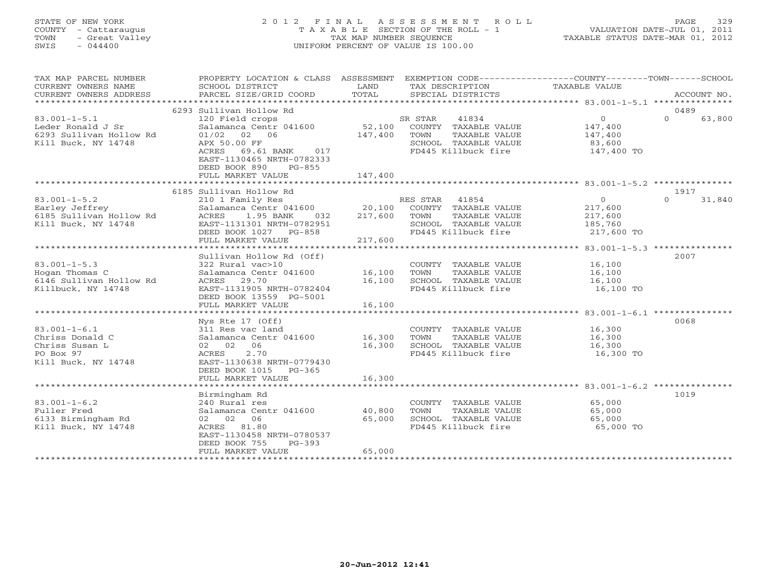STATE OF NEW YORK
COUNTY - Cattaraugus
TOWN - Great Valley
SWIS - 044400

# 2012 FINAL ASSESSMENT ROLL
TAXABLE SECTION OF THE ROLL - 1
TAX MAP NUMBER SEQUENCE
UNIFORM PERCENT OF VALUE IS 100.00

VALUATION DATE-JUL 01, 2011
TAXABLE STATUS DATE-MAR 01, 2012

| TAX MAP PARCEL NUMBER / CURRENT OWNERS NAME / CURRENT OWNERS ADDRESS | PROPERTY LOCATION & CLASS / SCHOOL DISTRICT / PARCEL SIZE/GRID COORD | ASSESSMENT LAND | TOTAL | EXEMPTION CODE / TAX DESCRIPTION / SPECIAL DISTRICTS | COUNTY / TOWN TAXABLE VALUE | SCHOOL | ACCOUNT NO. |
|---|---|---|---|---|---|---|---|
| 83.001-1-5.1 | 6293 Sullivan Hollow Rd | | | | | | 0489 |
| | 120 Field crops | | | SR STAR 41834 | 0 | 0 63,800 | |
| Leder Ronald J Sr | Salamanca Centr 041600 | 52,100 | | COUNTY TAXABLE VALUE | 147,400 | | |
| 6293 Sullivan Hollow Rd | 01/02 02 06 | | 147,400 | TOWN TAXABLE VALUE | 147,400 | | |
| Kill Buck, NY 14748 | APX 50.00 FF | | | SCHOOL TAXABLE VALUE | 83,600 | | |
| | ACRES 69.61 BANK 017 | | | FD445 Killbuck fire | 147,400 TO | | |
| | EAST-1130465 NRTH-0782333 | | | | | | |
| | DEED BOOK 890 PG-855 | | | | | | |
| | FULL MARKET VALUE | | 147,400 | | | | |
| 83.001-1-5.2 | 6185 Sullivan Hollow Rd | | | | | | 1917 |
| | 210 1 Family Res | | | RES STAR 41854 | 0 | 0 31,840 | |
| Earley Jeffrey | Salamanca Centr 041600 | 20,100 | | COUNTY TAXABLE VALUE | 217,600 | | |
| 6185 Sullivan Hollow Rd | ACRES 1.95 BANK 032 | | 217,600 | TOWN TAXABLE VALUE | 217,600 | | |
| Kill Buck, NY 14748 | EAST-1131301 NRTH-0782951 | | | SCHOOL TAXABLE VALUE | 185,760 | | |
| | DEED BOOK 1027 PG-858 | | | FD445 Killbuck fire | 217,600 TO | | |
| | FULL MARKET VALUE | | 217,600 | | | | |
| 83.001-1-5.3 | Sullivan Hollow Rd (Off) | | | | | | 2007 |
| | 322 Rural vac>10 | | | COUNTY TAXABLE VALUE | 16,100 | | |
| Hogan Thomas C | Salamanca Centr 041600 | 16,100 | | TOWN TAXABLE VALUE | 16,100 | | |
| 6146 Sullivan Hollow Rd | ACRES 29.70 | | 16,100 | SCHOOL TAXABLE VALUE | 16,100 | | |
| Killbuck, NY 14748 | EAST-1131905 NRTH-0782404 | | | FD445 Killbuck fire | 16,100 TO | | |
| | DEED BOOK 13559 PG-5001 | | | | | | |
| | FULL MARKET VALUE | | 16,100 | | | | |
| 83.001-1-6.1 | Nys Rte 17 (Off) | | | | | | 0068 |
| | 311 Res vac land | | | COUNTY TAXABLE VALUE | 16,300 | | |
| Chriss Donald C | Salamanca Centr 041600 | 16,300 | | TOWN TAXABLE VALUE | 16,300 | | |
| Chriss Susan L | 02 02 06 | | 16,300 | SCHOOL TAXABLE VALUE | 16,300 | | |
| PO Box 97 | ACRES 2.70 | | | FD445 Killbuck fire | 16,300 TO | | |
| Kill Buck, NY 14748 | EAST-1130638 NRTH-0779430 | | | | | | |
| | DEED BOOK 1015 PG-365 | | | | | | |
| | FULL MARKET VALUE | | 16,300 | | | | |
| 83.001-1-6.2 | Birmingham Rd | | | | | | 1019 |
| | 240 Rural res | | | COUNTY TAXABLE VALUE | 65,000 | | |
| Fuller Fred | Salamanca Centr 041600 | 40,800 | | TOWN TAXABLE VALUE | 65,000 | | |
| 6133 Birmingham Rd | 02 02 06 | | 65,000 | SCHOOL TAXABLE VALUE | 65,000 | | |
| Kill Buck, NY 14748 | ACRES 81.80 | | | FD445 Killbuck fire | 65,000 TO | | |
| | EAST-1130458 NRTH-0780537 | | | | | | |
| | DEED BOOK 755 PG-393 | | | | | | |
| | FULL MARKET VALUE | | 65,000 | | | | |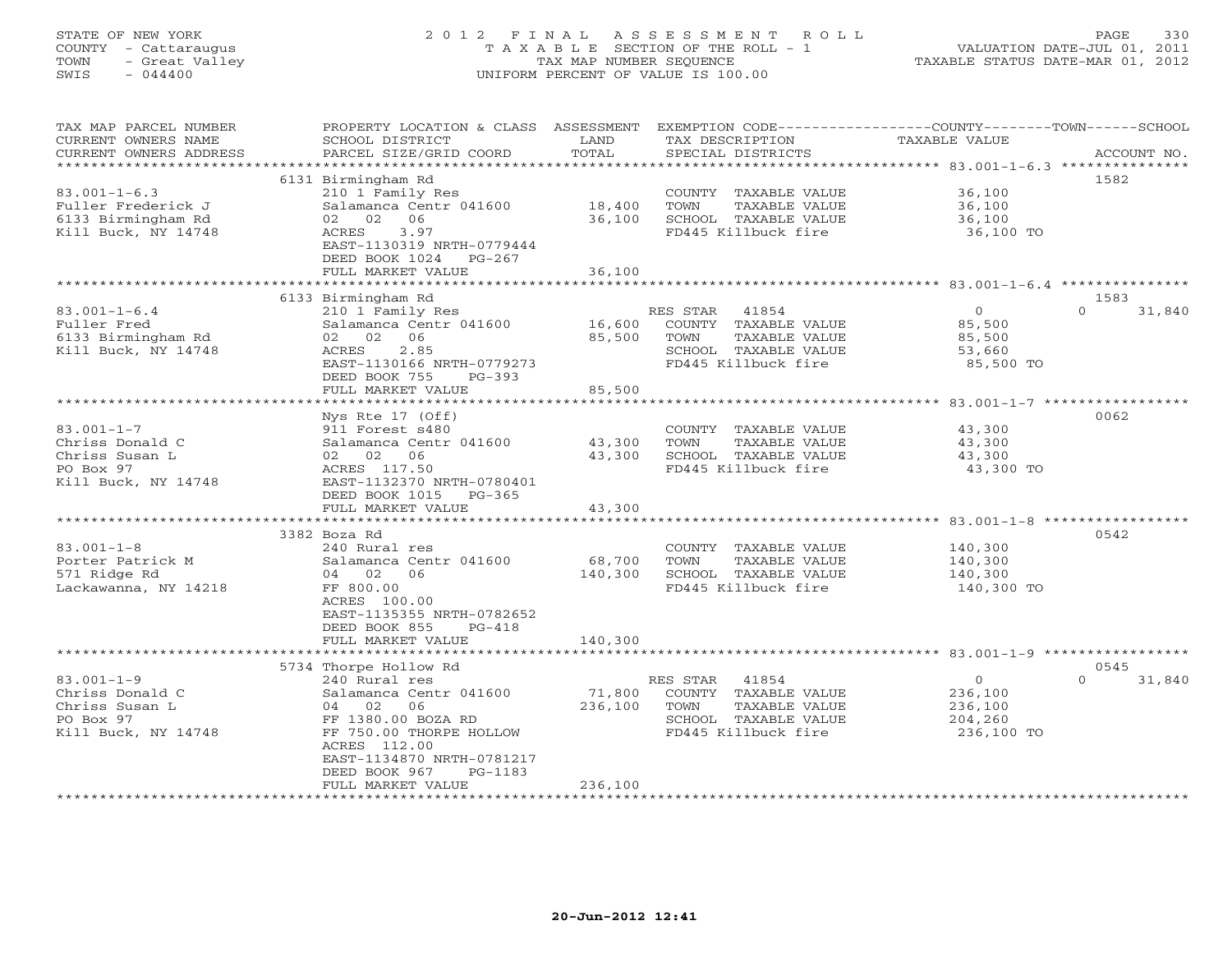STATE OF NEW YORK — 2012 FINAL ASSESSMENT ROLL — TAXABLE SECTION OF THE ROLL - 1
COUNTY - Cattaraugus — TAX MAP NUMBER SEQUENCE — VALUATION DATE-JUL 01, 2011
TOWN - Great Valley — UNIFORM PERCENT OF VALUE IS 100.00 — TAXABLE STATUS DATE-MAR 01, 2012
SWIS - 044400

| TAX MAP PARCEL NUMBER / CURRENT OWNERS NAME / CURRENT OWNERS ADDRESS | PROPERTY LOCATION & CLASS / SCHOOL DISTRICT / PARCEL SIZE/GRID COORD | ASSESSMENT LAND | ASSESSMENT TOTAL | EXEMPTION CODE / TAX DESCRIPTION / SPECIAL DISTRICTS | COUNTY TAXABLE VALUE | TOWN | SCHOOL | ACCOUNT NO. |
|---|---|---|---|---|---|---|---|---|
| **83.001-1-6.3** | 6131 Birmingham Rd | | | | | | | 1582 |
| | 210 1 Family Res | | | COUNTY TAXABLE VALUE | 36,100 | | | |
| Fuller Frederick J | Salamanca Centr 041600 | 18,400 | | TOWN TAXABLE VALUE | 36,100 | | | |
| 6133 Birmingham Rd | 02 02 06 | | 36,100 | SCHOOL TAXABLE VALUE | 36,100 | | | |
| Kill Buck, NY 14748 | ACRES 3.97 | | | FD445 Killbuck fire | 36,100 TO | | | |
| | EAST-1130319 NRTH-0779444 | | | | | | | |
| | DEED BOOK 1024 PG-267 | | | | | | | |
| | FULL MARKET VALUE | | 36,100 | | | | | |
| **83.001-1-6.4** | 6133 Birmingham Rd | | | | | | | 1583 |
| | 210 1 Family Res | | | RES STAR 41854 | 0 | | 0 | 31,840 |
| Fuller Fred | Salamanca Centr 041600 | 16,600 | | COUNTY TAXABLE VALUE | 85,500 | | | |
| 6133 Birmingham Rd | 02 02 06 | | 85,500 | TOWN TAXABLE VALUE | 85,500 | | | |
| Kill Buck, NY 14748 | ACRES 2.85 | | | SCHOOL TAXABLE VALUE | 53,660 | | | |
| | EAST-1130166 NRTH-0779273 | | | FD445 Killbuck fire | 85,500 TO | | | |
| | DEED BOOK 755 PG-393 | | | | | | | |
| | FULL MARKET VALUE | | 85,500 | | | | | |
| **83.001-1-7** | Nys Rte 17 (Off) | | | | | | | 0062 |
| | 911 Forest s480 | | | COUNTY TAXABLE VALUE | 43,300 | | | |
| Chriss Donald C | Salamanca Centr 041600 | 43,300 | | TOWN TAXABLE VALUE | 43,300 | | | |
| Chriss Susan L | 02 02 06 | | 43,300 | SCHOOL TAXABLE VALUE | 43,300 | | | |
| PO Box 97 | ACRES 117.50 | | | FD445 Killbuck fire | 43,300 TO | | | |
| Kill Buck, NY 14748 | EAST-1132370 NRTH-0780401 | | | | | | | |
| | DEED BOOK 1015 PG-365 | | | | | | | |
| | FULL MARKET VALUE | | 43,300 | | | | | |
| **83.001-1-8** | 3382 Boza Rd | | | | | | | 0542 |
| | 240 Rural res | | | COUNTY TAXABLE VALUE | 140,300 | | | |
| Porter Patrick M | Salamanca Centr 041600 | 68,700 | | TOWN TAXABLE VALUE | 140,300 | | | |
| 571 Ridge Rd | 04 02 06 | | 140,300 | SCHOOL TAXABLE VALUE | 140,300 | | | |
| Lackawanna, NY 14218 | FF 800.00 | | | FD445 Killbuck fire | 140,300 TO | | | |
| | ACRES 100.00 | | | | | | | |
| | EAST-1135355 NRTH-0782652 | | | | | | | |
| | DEED BOOK 855 PG-418 | | | | | | | |
| | FULL MARKET VALUE | | 140,300 | | | | | |
| **83.001-1-9** | 5734 Thorpe Hollow Rd | | | | | | | 0545 |
| | 240 Rural res | | | RES STAR 41854 | 0 | | 0 | 31,840 |
| Chriss Donald C | Salamanca Centr 041600 | 71,800 | | COUNTY TAXABLE VALUE | 236,100 | | | |
| Chriss Susan L | 04 02 06 | | 236,100 | TOWN TAXABLE VALUE | 236,100 | | | |
| PO Box 97 | FF 1380.00 BOZA RD | | | SCHOOL TAXABLE VALUE | 204,260 | | | |
| Kill Buck, NY 14748 | FF 750.00 THORPE HOLLOW | | | FD445 Killbuck fire | 236,100 TO | | | |
| | ACRES 112.00 | | | | | | | |
| | EAST-1134870 NRTH-0781217 | | | | | | | |
| | DEED BOOK 967 PG-1183 | | | | | | | |
| | FULL MARKET VALUE | | 236,100 | | | | | |

20-Jun-2012 12:41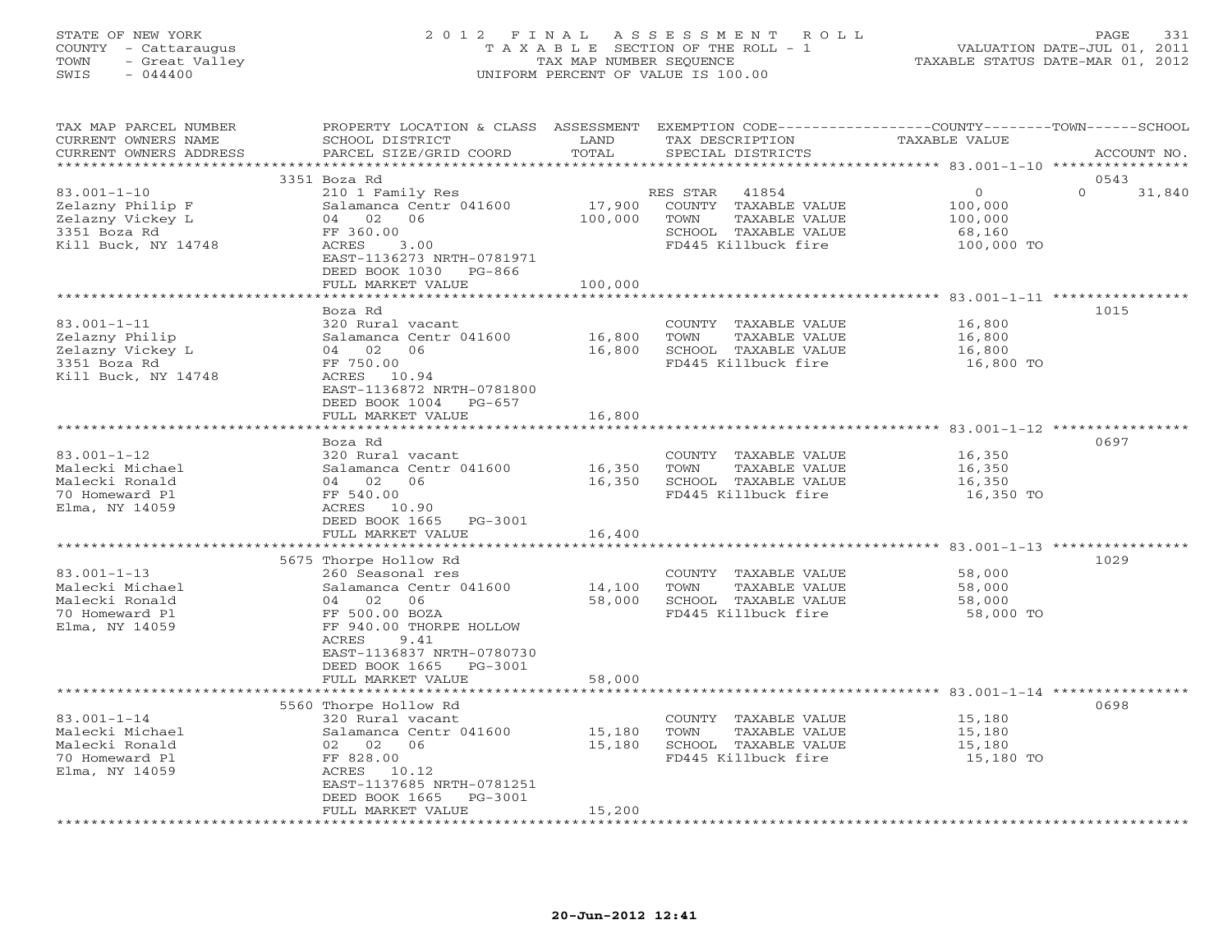STATE OF NEW YORK
COUNTY - Cattaraugus
TOWN - Great Valley
SWIS - 044400

# 2012 FINAL ASSESSMENT ROLL
TAXABLE SECTION OF THE ROLL - 1
TAX MAP NUMBER SEQUENCE
UNIFORM PERCENT OF VALUE IS 100.00

VALUATION DATE-JUL 01, 2011
TAXABLE STATUS DATE-MAR 01, 2012

| TAX MAP PARCEL NUMBER / CURRENT OWNERS NAME / CURRENT OWNERS ADDRESS | PROPERTY LOCATION & CLASS / SCHOOL DISTRICT / PARCEL SIZE/GRID COORD | ASSESSMENT LAND / TOTAL | EXEMPTION CODE / TAX DESCRIPTION / SPECIAL DISTRICTS | COUNTY / TOWN / SCHOOL TAXABLE VALUE | ACCOUNT NO. |
|---|---|---|---|---|---|
| | 3351 Boza Rd | | | | 0543 |
| 83.001-1-10 | 210 1 Family Res | | RES STAR 41854 | 0 | 0 31,840 |
| Zelazny Philip F | Salamanca Centr 041600 | 17,900 | COUNTY TAXABLE VALUE | 100,000 | |
| Zelazny Vickey L | 04 02 06 | 100,000 | TOWN TAXABLE VALUE | 100,000 | |
| 3351 Boza Rd | FF 360.00 | | SCHOOL TAXABLE VALUE | 68,160 | |
| Kill Buck, NY 14748 | ACRES 3.00 | | FD445 Killbuck fire | 100,000 TO | |
| | EAST-1136273 NRTH-0781971 | | | | |
| | DEED BOOK 1030 PG-866 | | | | |
| | FULL MARKET VALUE | 100,000 | | | |
| | Boza Rd | | | | 1015 |
| 83.001-1-11 | 320 Rural vacant | | COUNTY TAXABLE VALUE | 16,800 | |
| Zelazny Philip | Salamanca Centr 041600 | 16,800 | TOWN TAXABLE VALUE | 16,800 | |
| Zelazny Vickey L | 04 02 06 | 16,800 | SCHOOL TAXABLE VALUE | 16,800 | |
| 3351 Boza Rd | FF 750.00 | | FD445 Killbuck fire | 16,800 TO | |
| Kill Buck, NY 14748 | ACRES 10.94 | | | | |
| | EAST-1136872 NRTH-0781800 | | | | |
| | DEED BOOK 1004 PG-657 | | | | |
| | FULL MARKET VALUE | 16,800 | | | |
| | Boza Rd | | | | 0697 |
| 83.001-1-12 | 320 Rural vacant | | COUNTY TAXABLE VALUE | 16,350 | |
| Malecki Michael | Salamanca Centr 041600 | 16,350 | TOWN TAXABLE VALUE | 16,350 | |
| Malecki Ronald | 04 02 06 | 16,350 | SCHOOL TAXABLE VALUE | 16,350 | |
| 70 Homeward Pl | FF 540.00 | | FD445 Killbuck fire | 16,350 TO | |
| Elma, NY 14059 | ACRES 10.90 | | | | |
| | DEED BOOK 1665 PG-3001 | | | | |
| | FULL MARKET VALUE | 16,400 | | | |
| | 5675 Thorpe Hollow Rd | | | | 1029 |
| 83.001-1-13 | 260 Seasonal res | | COUNTY TAXABLE VALUE | 58,000 | |
| Malecki Michael | Salamanca Centr 041600 | 14,100 | TOWN TAXABLE VALUE | 58,000 | |
| Malecki Ronald | 04 02 06 | 58,000 | SCHOOL TAXABLE VALUE | 58,000 | |
| 70 Homeward Pl | FF 500.00 BOZA | | FD445 Killbuck fire | 58,000 TO | |
| Elma, NY 14059 | FF 940.00 THORPE HOLLOW | | | | |
| | ACRES 9.41 | | | | |
| | EAST-1136837 NRTH-0780730 | | | | |
| | DEED BOOK 1665 PG-3001 | | | | |
| | FULL MARKET VALUE | 58,000 | | | |
| | 5560 Thorpe Hollow Rd | | | | 0698 |
| 83.001-1-14 | 320 Rural vacant | | COUNTY TAXABLE VALUE | 15,180 | |
| Malecki Michael | Salamanca Centr 041600 | 15,180 | TOWN TAXABLE VALUE | 15,180 | |
| Malecki Ronald | 02 02 06 | 15,180 | SCHOOL TAXABLE VALUE | 15,180 | |
| 70 Homeward Pl | FF 828.00 | | FD445 Killbuck fire | 15,180 TO | |
| Elma, NY 14059 | ACRES 10.12 | | | | |
| | EAST-1137685 NRTH-0781251 | | | | |
| | DEED BOOK 1665 PG-3001 | | | | |
| | FULL MARKET VALUE | 15,200 | | | |

20-Jun-2012 12:41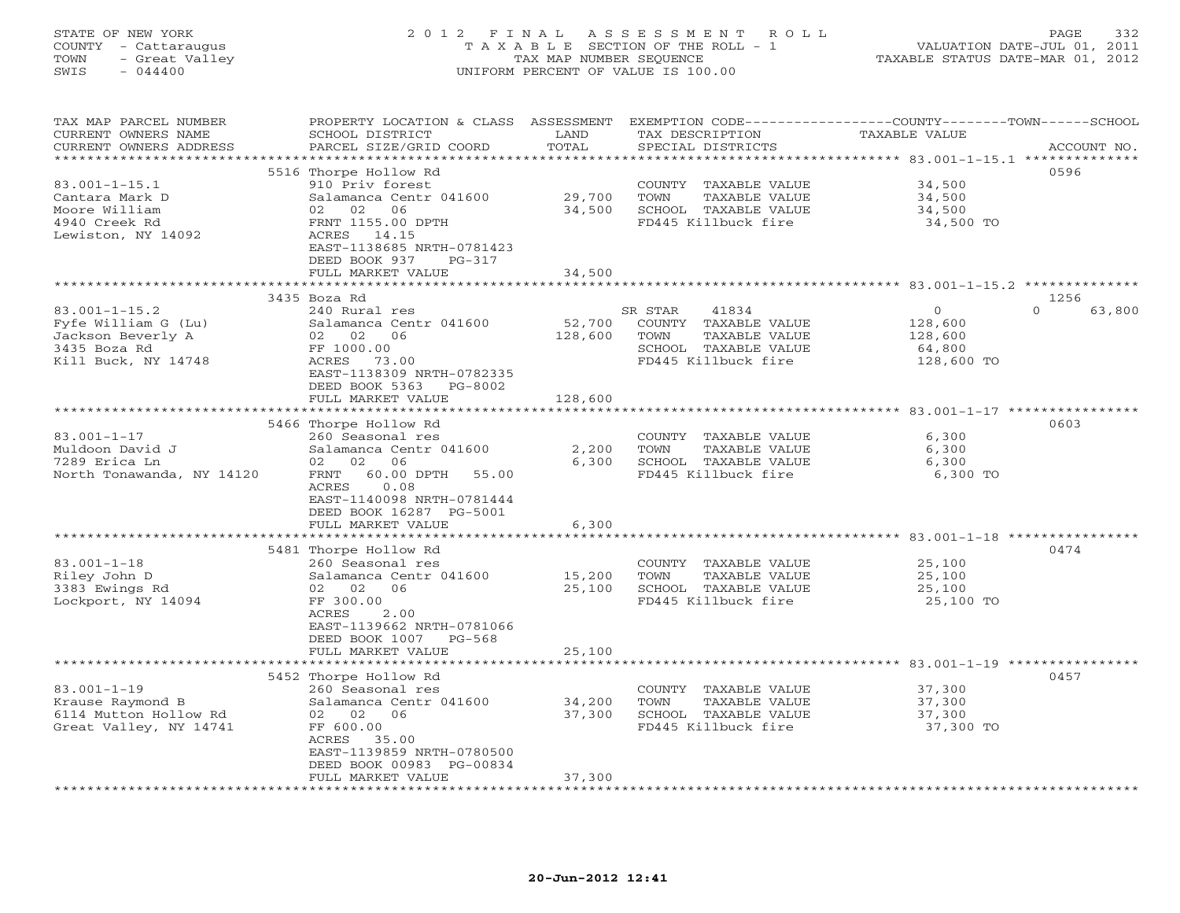STATE OF NEW YORK
COUNTY - Cattaraugus
TOWN - Great Valley
SWIS - 044400

2012 FINAL ASSESSMENT ROLL
TAXABLE SECTION OF THE ROLL - 1
TAX MAP NUMBER SEQUENCE
UNIFORM PERCENT OF VALUE IS 100.00

VALUATION DATE-JUL 01, 2011
TAXABLE STATUS DATE-MAR 01, 2012

| TAX MAP PARCEL NUMBER / CURRENT OWNERS NAME / CURRENT OWNERS ADDRESS | PROPERTY LOCATION & CLASS / SCHOOL DISTRICT / PARCEL SIZE/GRID COORD | ASSESSMENT LAND | TOTAL | EXEMPTION CODE / TAX DESCRIPTION / SPECIAL DISTRICTS | COUNTY TAXABLE VALUE | TOWN | SCHOOL / ACCOUNT NO. |
|---|---|---|---|---|---|---|---|
| | 5516 Thorpe Hollow Rd | | | | | | 0596 |
| 83.001-1-15.1 | 910 Priv forest | | | COUNTY TAXABLE VALUE | 34,500 | | |
| Cantara Mark D | Salamanca Centr 041600 | 29,700 | | TOWN TAXABLE VALUE | 34,500 | | |
| Moore William | 02 02 06 | | 34,500 | SCHOOL TAXABLE VALUE | 34,500 | | |
| 4940 Creek Rd | FRNT 1155.00 DPTH | | | FD445 Killbuck fire | 34,500 TO | | |
| Lewiston, NY 14092 | ACRES 14.15 | | | | | | |
| | EAST-1138685 NRTH-0781423 | | | | | | |
| | DEED BOOK 937 PG-317 | | | | | | |
| | FULL MARKET VALUE | | 34,500 | | | | |
| | 3435 Boza Rd | | | | | | 1256 |
| 83.001-1-15.2 | 240 Rural res | | | SR STAR 41834 | 0 | 0 | 63,800 |
| Fyfe William G (Lu) | Salamanca Centr 041600 | 52,700 | | COUNTY TAXABLE VALUE | 128,600 | | |
| Jackson Beverly A | 02 02 06 | | 128,600 | TOWN TAXABLE VALUE | 128,600 | | |
| 3435 Boza Rd | FF 1000.00 | | | SCHOOL TAXABLE VALUE | 64,800 | | |
| Kill Buck, NY 14748 | ACRES 73.00 | | | FD445 Killbuck fire | 128,600 TO | | |
| | EAST-1138309 NRTH-0782335 | | | | | | |
| | DEED BOOK 5363 PG-8002 | | | | | | |
| | FULL MARKET VALUE | | 128,600 | | | | |
| | 5466 Thorpe Hollow Rd | | | | | | 0603 |
| 83.001-1-17 | 260 Seasonal res | | | COUNTY TAXABLE VALUE | 6,300 | | |
| Muldoon David J | Salamanca Centr 041600 | 2,200 | | TOWN TAXABLE VALUE | 6,300 | | |
| 7289 Erica Ln | 02 02 06 | | 6,300 | SCHOOL TAXABLE VALUE | 6,300 | | |
| North Tonawanda, NY 14120 | FRNT 60.00 DPTH 55.00 | | | FD445 Killbuck fire | 6,300 TO | | |
| | ACRES 0.08 | | | | | | |
| | EAST-1140098 NRTH-0781444 | | | | | | |
| | DEED BOOK 16287 PG-5001 | | | | | | |
| | FULL MARKET VALUE | | 6,300 | | | | |
| | 5481 Thorpe Hollow Rd | | | | | | 0474 |
| 83.001-1-18 | 260 Seasonal res | | | COUNTY TAXABLE VALUE | 25,100 | | |
| Riley John D | Salamanca Centr 041600 | 15,200 | | TOWN TAXABLE VALUE | 25,100 | | |
| 3383 Ewings Rd | 02 02 06 | | 25,100 | SCHOOL TAXABLE VALUE | 25,100 | | |
| Lockport, NY 14094 | FF 300.00 | | | FD445 Killbuck fire | 25,100 TO | | |
| | ACRES 2.00 | | | | | | |
| | EAST-1139662 NRTH-0781066 | | | | | | |
| | DEED BOOK 1007 PG-568 | | | | | | |
| | FULL MARKET VALUE | | 25,100 | | | | |
| | 5452 Thorpe Hollow Rd | | | | | | 0457 |
| 83.001-1-19 | 260 Seasonal res | | | COUNTY TAXABLE VALUE | 37,300 | | |
| Krause Raymond B | Salamanca Centr 041600 | 34,200 | | TOWN TAXABLE VALUE | 37,300 | | |
| 6114 Mutton Hollow Rd | 02 02 06 | | 37,300 | SCHOOL TAXABLE VALUE | 37,300 | | |
| Great Valley, NY 14741 | FF 600.00 | | | FD445 Killbuck fire | 37,300 TO | | |
| | ACRES 35.00 | | | | | | |
| | EAST-1139859 NRTH-0780500 | | | | | | |
| | DEED BOOK 00983 PG-00834 | | | | | | |
| | FULL MARKET VALUE | | 37,300 | | | | |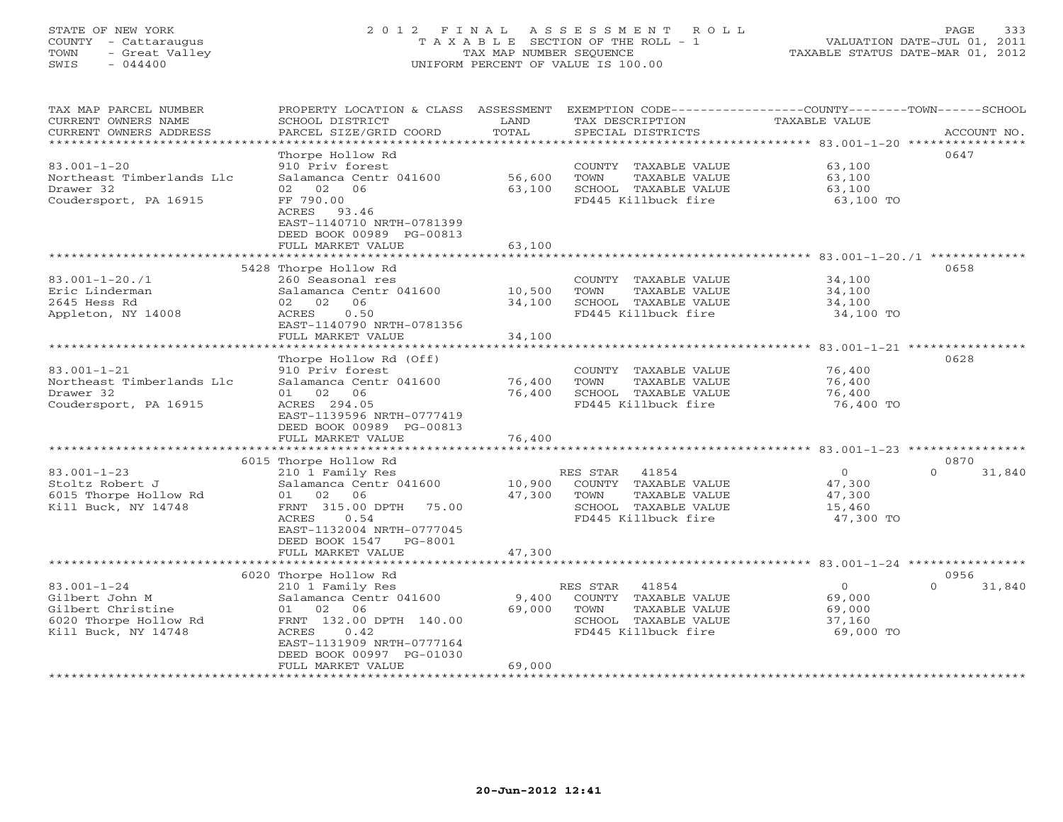STATE OF NEW YORK
COUNTY - Cattaraugus
TOWN - Great Valley
SWIS - 044400

2 0 1 2 F I N A L A S S E S S M E N T R O L L
T A X A B L E SECTION OF THE ROLL - 1
TAX MAP NUMBER SEQUENCE
UNIFORM PERCENT OF VALUE IS 100.00

VALUATION DATE-JUL 01, 2011
TAXABLE STATUS DATE-MAR 01, 2012

| TAX MAP PARCEL NUMBER / CURRENT OWNERS NAME / CURRENT OWNERS ADDRESS | PROPERTY LOCATION & CLASS / SCHOOL DISTRICT / PARCEL SIZE/GRID COORD | ASSESSMENT LAND / TOTAL | EXEMPTION CODE / TAX DESCRIPTION / SPECIAL DISTRICTS | COUNTY TAXABLE VALUE | TOWN | SCHOOL | ACCOUNT NO. |
|---|---|---|---|---|---|---|---|
| 83.001-1-20 | Thorpe Hollow Rd | | | | | | 0647 |
| Northeast Timberlands Llc | 910 Priv forest | | COUNTY TAXABLE VALUE | 63,100 | | | |
| Drawer 32 | Salamanca Centr 041600 | 56,600 | TOWN TAXABLE VALUE | 63,100 | | | |
| Coudersport, PA 16915 | 02 02 06 | 63,100 | SCHOOL TAXABLE VALUE | 63,100 | | | |
| | FF 790.00 | | FD445 Killbuck fire | 63,100 TO | | | |
| | ACRES 93.46 | | | | | | |
| | EAST-1140710 NRTH-0781399 | | | | | | |
| | DEED BOOK 00989 PG-00813 | | | | | | |
| | FULL MARKET VALUE | 63,100 | | | | | |
| 83.001-1-20./1 | 5428 Thorpe Hollow Rd | | | | | | 0658 |
| Eric Linderman | 260 Seasonal res | | COUNTY TAXABLE VALUE | 34,100 | | | |
| 2645 Hess Rd | Salamanca Centr 041600 | 10,500 | TOWN TAXABLE VALUE | 34,100 | | | |
| Appleton, NY 14008 | 02 02 06 | 34,100 | SCHOOL TAXABLE VALUE | 34,100 | | | |
| | ACRES 0.50 | | FD445 Killbuck fire | 34,100 TO | | | |
| | EAST-1140790 NRTH-0781356 | | | | | | |
| | FULL MARKET VALUE | 34,100 | | | | | |
| 83.001-1-21 | Thorpe Hollow Rd (Off) | | | | | | 0628 |
| Northeast Timberlands Llc | 910 Priv forest | | COUNTY TAXABLE VALUE | 76,400 | | | |
| Drawer 32 | Salamanca Centr 041600 | 76,400 | TOWN TAXABLE VALUE | 76,400 | | | |
| Coudersport, PA 16915 | 01 02 06 | 76,400 | SCHOOL TAXABLE VALUE | 76,400 | | | |
| | ACRES 294.05 | | FD445 Killbuck fire | 76,400 TO | | | |
| | EAST-1139596 NRTH-0777419 | | | | | | |
| | DEED BOOK 00989 PG-00813 | | | | | | |
| | FULL MARKET VALUE | 76,400 | | | | | |
| 83.001-1-23 | 6015 Thorpe Hollow Rd | | | | | | 0870 |
| Stoltz Robert J | 210 1 Family Res | | RES STAR 41854 | 0 | | 0 | 31,840 |
| 6015 Thorpe Hollow Rd | Salamanca Centr 041600 | 10,900 | COUNTY TAXABLE VALUE | 47,300 | | | |
| Kill Buck, NY 14748 | 01 02 06 | 47,300 | TOWN TAXABLE VALUE | 47,300 | | | |
| | FRNT 315.00 DPTH 75.00 | | SCHOOL TAXABLE VALUE | 15,460 | | | |
| | ACRES 0.54 | | FD445 Killbuck fire | 47,300 TO | | | |
| | EAST-1132004 NRTH-0777045 | | | | | | |
| | DEED BOOK 1547 PG-8001 | | | | | | |
| | FULL MARKET VALUE | 47,300 | | | | | |
| 83.001-1-24 | 6020 Thorpe Hollow Rd | | | | | | 0956 |
| Gilbert John M | 210 1 Family Res | | RES STAR 41854 | 0 | | 0 | 31,840 |
| Gilbert Christine | Salamanca Centr 041600 | 9,400 | COUNTY TAXABLE VALUE | 69,000 | | | |
| 6020 Thorpe Hollow Rd | 01 02 06 | 69,000 | TOWN TAXABLE VALUE | 69,000 | | | |
| Kill Buck, NY 14748 | FRNT 132.00 DPTH 140.00 | | SCHOOL TAXABLE VALUE | 37,160 | | | |
| | ACRES 0.42 | | FD445 Killbuck fire | 69,000 TO | | | |
| | EAST-1131909 NRTH-0777164 | | | | | | |
| | DEED BOOK 00997 PG-01030 | | | | | | |
| | FULL MARKET VALUE | 69,000 | | | | | |

20-Jun-2012 12:41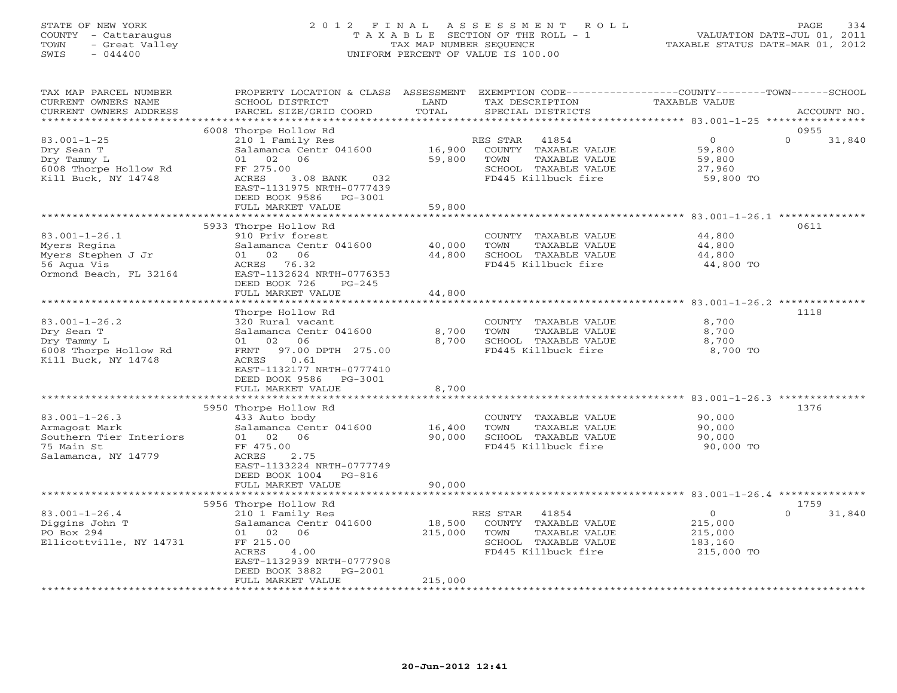STATE OF NEW YORK
COUNTY - Cattaraugus
TOWN - Great Valley
SWIS - 044400

# 2012 FINAL ASSESSMENT ROLL

TAXABLE SECTION OF THE ROLL - 1
TAX MAP NUMBER SEQUENCE
UNIFORM PERCENT OF VALUE IS 100.00

VALUATION DATE-JUL 01, 2011
TAXABLE STATUS DATE-MAR 01, 2012

| TAX MAP PARCEL NUMBER / CURRENT OWNERS NAME / CURRENT OWNERS ADDRESS | PROPERTY LOCATION & CLASS / SCHOOL DISTRICT / PARCEL SIZE/GRID COORD | ASSESSMENT LAND | TOTAL | EXEMPTION CODE / TAX DESCRIPTION / SPECIAL DISTRICTS | COUNTY TAXABLE VALUE | TOWN | SCHOOL | ACCOUNT NO. |
|---|---|---|---|---|---|---|---|---|
| 83.001-1-25 | 6008 Thorpe Hollow Rd | | | | | | | 0955 |
| Dry Sean T | 210 1 Family Res | | | RES STAR 41854 | 0 | 0 | 31,840 | |
| Dry Tammy L | Salamanca Centr 041600 | 16,900 | | COUNTY TAXABLE VALUE | 59,800 | | | |
| 6008 Thorpe Hollow Rd | 01 02 06 | | 59,800 | TOWN TAXABLE VALUE | 59,800 | | | |
| Kill Buck, NY 14748 | FF 275.00 | | | SCHOOL TAXABLE VALUE | 27,960 | | | |
| | ACRES 3.08 BANK 032 | | | FD445 Killbuck fire | 59,800 TO | | | |
| | EAST-1131975 NRTH-0777439 | | | | | | | |
| | DEED BOOK 9586 PG-3001 | | | | | | | |
| | FULL MARKET VALUE | | 59,800 | | | | | |
| 83.001-1-26.1 | 5933 Thorpe Hollow Rd | | | | | | | 0611 |
| Myers Regina | 910 Priv forest | | | COUNTY TAXABLE VALUE | 44,800 | | | |
| Myers Stephen J Jr | Salamanca Centr 041600 | 40,000 | | TOWN TAXABLE VALUE | 44,800 | | | |
| 56 Aqua Vis | 01 02 06 | | 44,800 | SCHOOL TAXABLE VALUE | 44,800 | | | |
| Ormond Beach, FL 32164 | ACRES 76.32 | | | FD445 Killbuck fire | 44,800 TO | | | |
| | EAST-1132624 NRTH-0776353 | | | | | | | |
| | DEED BOOK 726 PG-245 | | | | | | | |
| | FULL MARKET VALUE | | 44,800 | | | | | |
| 83.001-1-26.2 | Thorpe Hollow Rd | | | | | | | 1118 |
| Dry Sean T | 320 Rural vacant | | | COUNTY TAXABLE VALUE | 8,700 | | | |
| Dry Tammy L | Salamanca Centr 041600 | 8,700 | | TOWN TAXABLE VALUE | 8,700 | | | |
| 6008 Thorpe Hollow Rd | 01 02 06 | | 8,700 | SCHOOL TAXABLE VALUE | 8,700 | | | |
| Kill Buck, NY 14748 | FRNT 97.00 DPTH 275.00 | | | FD445 Killbuck fire | 8,700 TO | | | |
| | ACRES 0.61 | | | | | | | |
| | EAST-1132177 NRTH-0777410 | | | | | | | |
| | DEED BOOK 9586 PG-3001 | | | | | | | |
| | FULL MARKET VALUE | | 8,700 | | | | | |
| 83.001-1-26.3 | 5950 Thorpe Hollow Rd | | | | | | | 1376 |
| Armagost Mark | 433 Auto body | | | COUNTY TAXABLE VALUE | 90,000 | | | |
| Southern Tier Interiors | Salamanca Centr 041600 | 16,400 | | TOWN TAXABLE VALUE | 90,000 | | | |
| 75 Main St | 01 02 06 | | 90,000 | SCHOOL TAXABLE VALUE | 90,000 | | | |
| Salamanca, NY 14779 | FF 475.00 | | | FD445 Killbuck fire | 90,000 TO | | | |
| | ACRES 2.75 | | | | | | | |
| | EAST-1133224 NRTH-0777749 | | | | | | | |
| | DEED BOOK 1004 PG-816 | | | | | | | |
| | FULL MARKET VALUE | | 90,000 | | | | | |
| 83.001-1-26.4 | 5956 Thorpe Hollow Rd | | | | | | | 1759 |
| Diggins John T | 210 1 Family Res | | | RES STAR 41854 | 0 | 0 | 31,840 | |
| PO Box 294 | Salamanca Centr 041600 | 18,500 | | COUNTY TAXABLE VALUE | 215,000 | | | |
| Ellicottville, NY 14731 | 01 02 06 | | 215,000 | TOWN TAXABLE VALUE | 215,000 | | | |
| | FF 215.00 | | | SCHOOL TAXABLE VALUE | 183,160 | | | |
| | ACRES 4.00 | | | FD445 Killbuck fire | 215,000 TO | | | |
| | EAST-1132939 NRTH-0777908 | | | | | | | |
| | DEED BOOK 3882 PG-2001 | | | | | | | |
| | FULL MARKET VALUE | | 215,000 | | | | | |

20-Jun-2012 12:41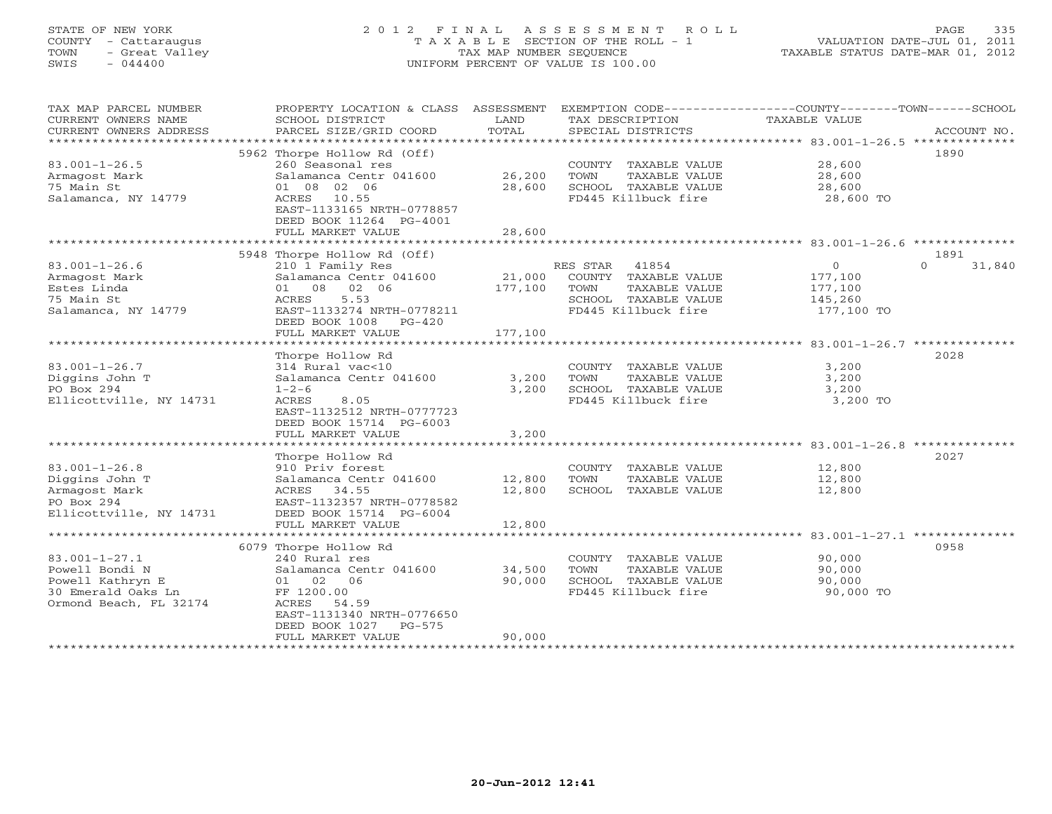STATE OF NEW YORK
COUNTY - Cattaraugus
TOWN - Great Valley
SWIS - 044400

2012 FINAL ASSESSMENT ROLL
TAXABLE SECTION OF THE ROLL - 1
TAX MAP NUMBER SEQUENCE
UNIFORM PERCENT OF VALUE IS 100.00

VALUATION DATE-JUL 01, 2011
TAXABLE STATUS DATE-MAR 01, 2012

| TAX MAP PARCEL NUMBER / CURRENT OWNERS NAME / CURRENT OWNERS ADDRESS | PROPERTY LOCATION & CLASS / SCHOOL DISTRICT / PARCEL SIZE/GRID COORD | ASSESSMENT LAND / TOTAL | EXEMPTION CODE / TAX DESCRIPTION / SPECIAL DISTRICTS | COUNTY / TOWN / SCHOOL TAXABLE VALUE | ACCOUNT NO. |
|---|---|---|---|---|---|
| 83.001-1-26.5 | 5962 Thorpe Hollow Rd (Off) | | | | 1890 |
| Armagost Mark | 260 Seasonal res | | COUNTY TAXABLE VALUE | 28,600 | |
| 75 Main St | Salamanca Centr 041600 | 26,200 | TOWN TAXABLE VALUE | 28,600 | |
| Salamanca, NY 14779 | 01 08 02 06 | 28,600 | SCHOOL TAXABLE VALUE | 28,600 | |
| | ACRES 10.55 | | FD445 Killbuck fire | 28,600 TO | |
| | EAST-1133165 NRTH-0778857 | | | | |
| | DEED BOOK 11264 PG-4001 | | | | |
| | FULL MARKET VALUE | 28,600 | | | |
| 83.001-1-26.6 | 5948 Thorpe Hollow Rd (Off) | | | | 1891 |
| Armagost Mark | 210 1 Family Res | | RES STAR 41854 | 0 / 0 / 31,840 | |
| Estes Linda | Salamanca Centr 041600 | 21,000 | COUNTY TAXABLE VALUE | 177,100 | |
| 75 Main St | 01 08 02 06 | 177,100 | TOWN TAXABLE VALUE | 177,100 | |
| Salamanca, NY 14779 | ACRES 5.53 | | SCHOOL TAXABLE VALUE | 145,260 | |
| | EAST-1133274 NRTH-0778211 | | FD445 Killbuck fire | 177,100 TO | |
| | DEED BOOK 1008 PG-420 | | | | |
| | FULL MARKET VALUE | 177,100 | | | |
| 83.001-1-26.7 | Thorpe Hollow Rd | | | | 2028 |
| Diggins John T | 314 Rural vac<10 | | COUNTY TAXABLE VALUE | 3,200 | |
| PO Box 294 | Salamanca Centr 041600 | 3,200 | TOWN TAXABLE VALUE | 3,200 | |
| Ellicottville, NY 14731 | 1-2-6 | 3,200 | SCHOOL TAXABLE VALUE | 3,200 | |
| | ACRES 8.05 | | FD445 Killbuck fire | 3,200 TO | |
| | EAST-1132512 NRTH-0777723 | | | | |
| | DEED BOOK 15714 PG-6003 | | | | |
| | FULL MARKET VALUE | 3,200 | | | |
| 83.001-1-26.8 | Thorpe Hollow Rd | | | | 2027 |
| Diggins John T | 910 Priv forest | | COUNTY TAXABLE VALUE | 12,800 | |
| Armagost Mark | Salamanca Centr 041600 | 12,800 | TOWN TAXABLE VALUE | 12,800 | |
| PO Box 294 | ACRES 34.55 | 12,800 | SCHOOL TAXABLE VALUE | 12,800 | |
| Ellicottville, NY 14731 | EAST-1132357 NRTH-0778582 | | | | |
| | DEED BOOK 15714 PG-6004 | | | | |
| | FULL MARKET VALUE | 12,800 | | | |
| 83.001-1-27.1 | 6079 Thorpe Hollow Rd | | | | 0958 |
| Powell Bondi N | 240 Rural res | | COUNTY TAXABLE VALUE | 90,000 | |
| Powell Kathryn E | Salamanca Centr 041600 | 34,500 | TOWN TAXABLE VALUE | 90,000 | |
| 30 Emerald Oaks Ln | 01 02 06 | 90,000 | SCHOOL TAXABLE VALUE | 90,000 | |
| Ormond Beach, FL 32174 | FF 1200.00 | | FD445 Killbuck fire | 90,000 TO | |
| | ACRES 54.59 | | | | |
| | EAST-1131340 NRTH-0776650 | | | | |
| | DEED BOOK 1027 PG-575 | | | | |
| | FULL MARKET VALUE | 90,000 | | | |

20-Jun-2012 12:41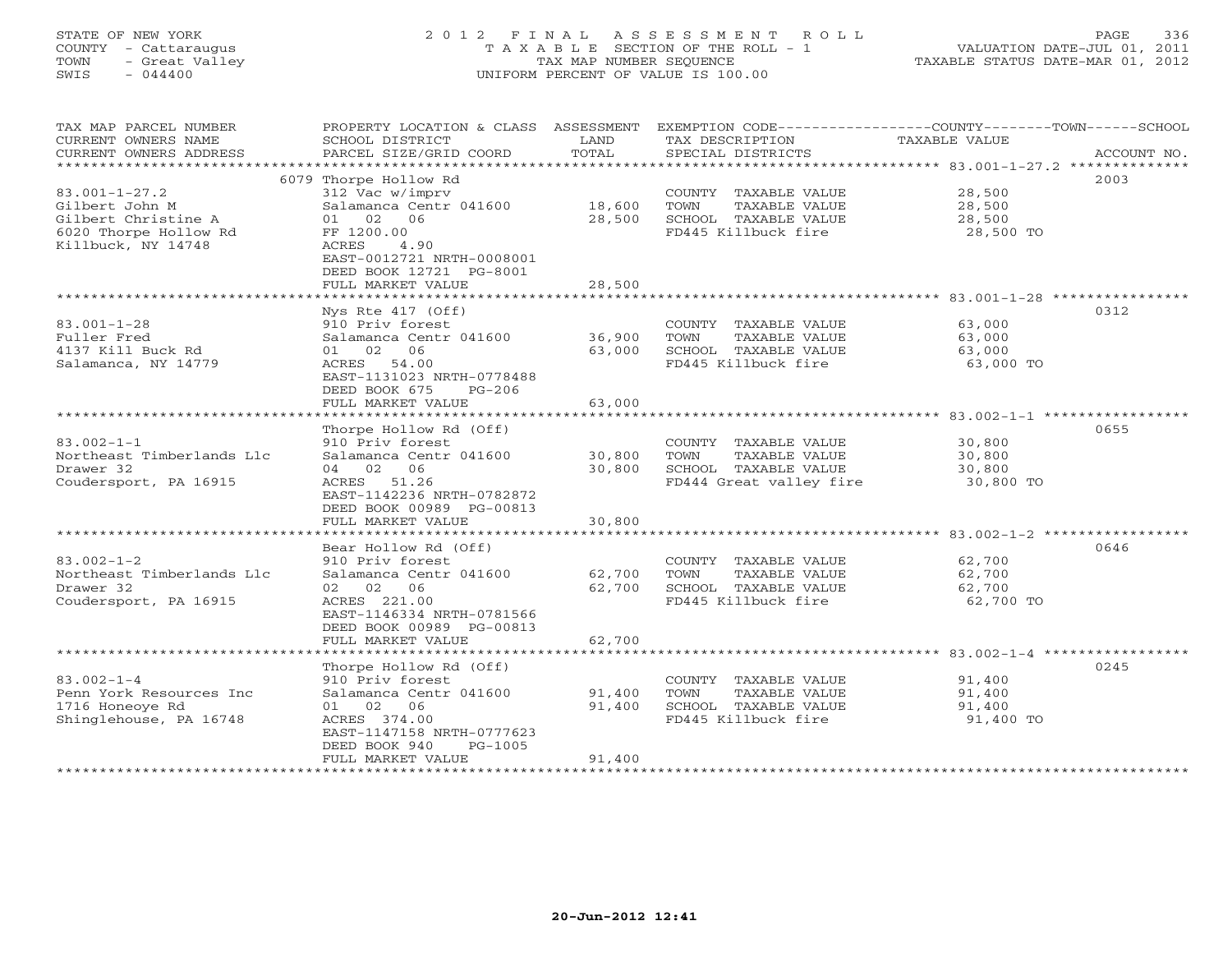STATE OF NEW YORK
COUNTY - Cattaraugus
TOWN - Great Valley
SWIS - 044400

2012 FINAL ASSESSMENT ROLL
TAXABLE SECTION OF THE ROLL - 1
TAX MAP NUMBER SEQUENCE
UNIFORM PERCENT OF VALUE IS 100.00

VALUATION DATE-JUL 01, 2011
TAXABLE STATUS DATE-MAR 01, 2012

| TAX MAP PARCEL NUMBER / CURRENT OWNERS NAME / CURRENT OWNERS ADDRESS | PROPERTY LOCATION & CLASS / SCHOOL DISTRICT / PARCEL SIZE/GRID COORD | ASSESSMENT LAND | ASSESSMENT TOTAL | EXEMPTION CODE / TAX DESCRIPTION / SPECIAL DISTRICTS | TAXABLE VALUE (COUNTY / TOWN / SCHOOL) | ACCOUNT NO. |
|---|---|---|---|---|---|---|
| 83.001-1-27.2 | 6079 Thorpe Hollow Rd | | | | | 2003 |
| Gilbert John M | 312 Vac w/imprv | | | COUNTY TAXABLE VALUE | 28,500 | |
| Gilbert Christine A | Salamanca Centr 041600 | 18,600 | | TOWN TAXABLE VALUE | 28,500 | |
| 6020 Thorpe Hollow Rd | 01 02 06 | | 28,500 | SCHOOL TAXABLE VALUE | 28,500 | |
| Killbuck, NY 14748 | FF 1200.00 | | | FD445 Killbuck fire | 28,500 TO | |
| | ACRES 4.90 | | | | | |
| | EAST-0012721 NRTH-0008001 | | | | | |
| | DEED BOOK 12721 PG-8001 | | | | | |
| | FULL MARKET VALUE | | 28,500 | | | |
| 83.001-1-28 | Nys Rte 417 (Off) | | | | | 0312 |
| Fuller Fred | 910 Priv forest | | | COUNTY TAXABLE VALUE | 63,000 | |
| 4137 Kill Buck Rd | Salamanca Centr 041600 | 36,900 | | TOWN TAXABLE VALUE | 63,000 | |
| Salamanca, NY 14779 | 01 02 06 | | 63,000 | SCHOOL TAXABLE VALUE | 63,000 | |
| | ACRES 54.00 | | | FD445 Killbuck fire | 63,000 TO | |
| | EAST-1131023 NRTH-0778488 | | | | | |
| | DEED BOOK 675 PG-206 | | | | | |
| | FULL MARKET VALUE | | 63,000 | | | |
| 83.002-1-1 | Thorpe Hollow Rd (Off) | | | | | 0655 |
| Northeast Timberlands Llc | 910 Priv forest | | | COUNTY TAXABLE VALUE | 30,800 | |
| Drawer 32 | Salamanca Centr 041600 | 30,800 | | TOWN TAXABLE VALUE | 30,800 | |
| Coudersport, PA 16915 | 04 02 06 | | 30,800 | SCHOOL TAXABLE VALUE | 30,800 | |
| | ACRES 51.26 | | | FD444 Great valley fire | 30,800 TO | |
| | EAST-1142236 NRTH-0782872 | | | | | |
| | DEED BOOK 00989 PG-00813 | | | | | |
| | FULL MARKET VALUE | | 30,800 | | | |
| 83.002-1-2 | Bear Hollow Rd (Off) | | | | | 0646 |
| Northeast Timberlands Llc | 910 Priv forest | | | COUNTY TAXABLE VALUE | 62,700 | |
| Drawer 32 | Salamanca Centr 041600 | 62,700 | | TOWN TAXABLE VALUE | 62,700 | |
| Coudersport, PA 16915 | 02 02 06 | | 62,700 | SCHOOL TAXABLE VALUE | 62,700 | |
| | ACRES 221.00 | | | FD445 Killbuck fire | 62,700 TO | |
| | EAST-1146334 NRTH-0781566 | | | | | |
| | DEED BOOK 00989 PG-00813 | | | | | |
| | FULL MARKET VALUE | | 62,700 | | | |
| 83.002-1-4 | Thorpe Hollow Rd (Off) | | | | | 0245 |
| Penn York Resources Inc | 910 Priv forest | | | COUNTY TAXABLE VALUE | 91,400 | |
| 1716 Honeoye Rd | Salamanca Centr 041600 | 91,400 | | TOWN TAXABLE VALUE | 91,400 | |
| Shinglehouse, PA 16748 | 01 02 06 | | 91,400 | SCHOOL TAXABLE VALUE | 91,400 | |
| | ACRES 374.00 | | | FD445 Killbuck fire | 91,400 TO | |
| | EAST-1147158 NRTH-0777623 | | | | | |
| | DEED BOOK 940 PG-1005 | | | | | |
| | FULL MARKET VALUE | | 91,400 | | | |

20-Jun-2012 12:41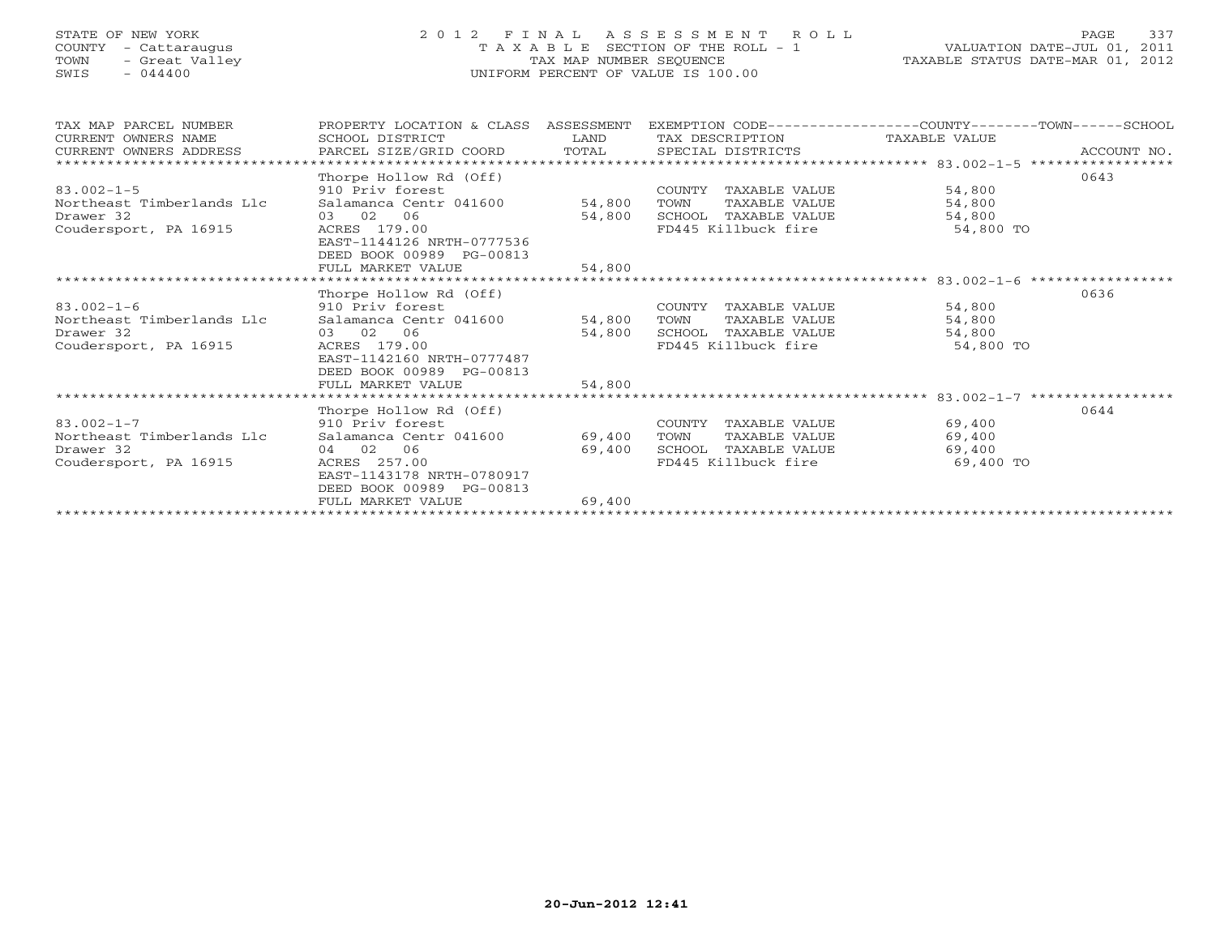STATE OF NEW YORK
COUNTY - Cattaraugus
TOWN - Great Valley
SWIS - 044400

# 2012 FINAL ASSESSMENT ROLL
TAXABLE SECTION OF THE ROLL - 1
TAX MAP NUMBER SEQUENCE
UNIFORM PERCENT OF VALUE IS 100.00

VALUATION DATE-JUL 01, 2011
TAXABLE STATUS DATE-MAR 01, 2012

| TAX MAP PARCEL NUMBER / CURRENT OWNERS NAME / CURRENT OWNERS ADDRESS | PROPERTY LOCATION & CLASS / SCHOOL DISTRICT / PARCEL SIZE/GRID COORD | ASSESSMENT LAND | ASSESSMENT TOTAL | EXEMPTION CODE / TAX DESCRIPTION / SPECIAL DISTRICTS | TAXABLE VALUE (COUNTY / TOWN / SCHOOL) | ACCOUNT NO. |
|---|---|---|---|---|---|---|
| 83.002-1-5 | Thorpe Hollow Rd (Off) | | | | | 0643 |
| | 910 Priv forest | | | COUNTY TAXABLE VALUE | 54,800 | |
| Northeast Timberlands Llc | Salamanca Centr 041600 | 54,800 | | TOWN TAXABLE VALUE | 54,800 | |
| Drawer 32 | 03 02 06 | | 54,800 | SCHOOL TAXABLE VALUE | 54,800 | |
| Coudersport, PA 16915 | ACRES 179.00 | | | FD445 Killbuck fire | 54,800 TO | |
| | EAST-1144126 NRTH-0777536 | | | | | |
| | DEED BOOK 00989 PG-00813 | | | | | |
| | FULL MARKET VALUE | | 54,800 | | | |
| 83.002-1-6 | Thorpe Hollow Rd (Off) | | | | | 0636 |
| | 910 Priv forest | | | COUNTY TAXABLE VALUE | 54,800 | |
| Northeast Timberlands Llc | Salamanca Centr 041600 | 54,800 | | TOWN TAXABLE VALUE | 54,800 | |
| Drawer 32 | 03 02 06 | | 54,800 | SCHOOL TAXABLE VALUE | 54,800 | |
| Coudersport, PA 16915 | ACRES 179.00 | | | FD445 Killbuck fire | 54,800 TO | |
| | EAST-1142160 NRTH-0777487 | | | | | |
| | DEED BOOK 00989 PG-00813 | | | | | |
| | FULL MARKET VALUE | | 54,800 | | | |
| 83.002-1-7 | Thorpe Hollow Rd (Off) | | | | | 0644 |
| | 910 Priv forest | | | COUNTY TAXABLE VALUE | 69,400 | |
| Northeast Timberlands Llc | Salamanca Centr 041600 | 69,400 | | TOWN TAXABLE VALUE | 69,400 | |
| Drawer 32 | 04 02 06 | | 69,400 | SCHOOL TAXABLE VALUE | 69,400 | |
| Coudersport, PA 16915 | ACRES 257.00 | | | FD445 Killbuck fire | 69,400 TO | |
| | EAST-1143178 NRTH-0780917 | | | | | |
| | DEED BOOK 00989 PG-00813 | | | | | |
| | FULL MARKET VALUE | | 69,400 | | | |

20-Jun-2012 12:41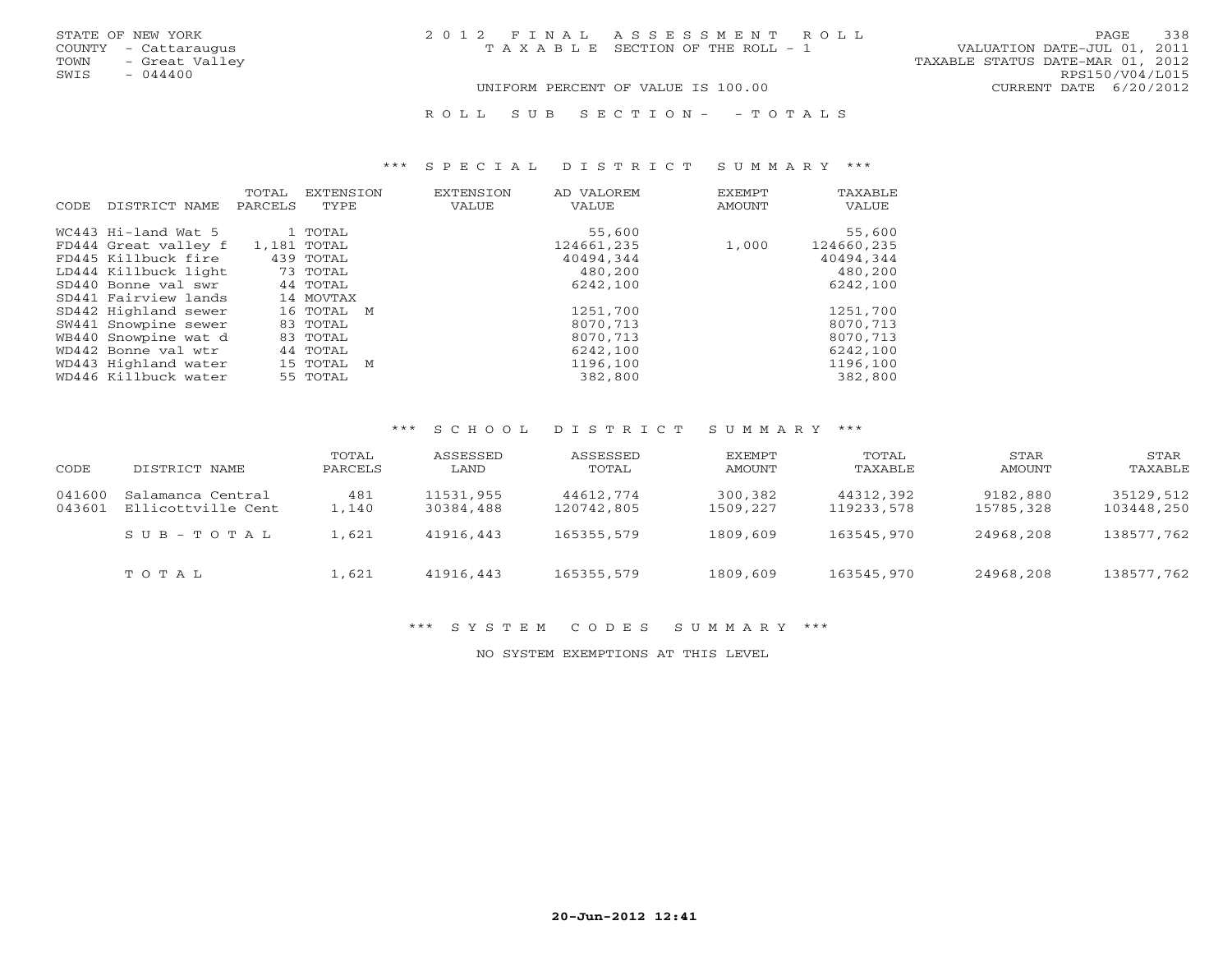STATE OF NEW YORK
COUNTY - Cattaraugus
TOWN - Great Valley
SWIS - 044400

2012 FINAL ASSESSMENT ROLL
TAXABLE SECTION OF THE ROLL - 1
UNIFORM PERCENT OF VALUE IS 100.00

VALUATION DATE-JUL 01, 2011
TAXABLE STATUS DATE-MAR 01, 2012
RPS150/V04/L015
CURRENT DATE 6/20/2012

ROLL SUB SECTION- - TOTALS

### *** SPECIAL DISTRICT SUMMARY ***

| CODE | DISTRICT NAME | TOTAL PARCELS | EXTENSION TYPE | EXTENSION VALUE | AD VALOREM VALUE | EXEMPT AMOUNT | TAXABLE VALUE |
|---|---|---|---|---|---|---|---|
| WC443 | Hi-land Wat 5 | 1 | TOTAL | | 55,600 | | 55,600 |
| FD444 | Great valley f | 1,181 | TOTAL | | 124661,235 | 1,000 | 124660,235 |
| FD445 | Killbuck fire | 439 | TOTAL | | 40494,344 | | 40494,344 |
| LD444 | Killbuck light | 73 | TOTAL | | 480,200 | | 480,200 |
| SD440 | Bonne val swr | 44 | TOTAL | | 6242,100 | | 6242,100 |
| SD441 | Fairview lands | 14 | MOVTAX | | | | |
| SD442 | Highland sewer | 16 | TOTAL M | | 1251,700 | | 1251,700 |
| SW441 | Snowpine sewer | 83 | TOTAL | | 8070,713 | | 8070,713 |
| WB440 | Snowpine wat d | 83 | TOTAL | | 8070,713 | | 8070,713 |
| WD442 | Bonne val wtr | 44 | TOTAL | | 6242,100 | | 6242,100 |
| WD443 | Highland water | 15 | TOTAL M | | 1196,100 | | 1196,100 |
| WD446 | Killbuck water | 55 | TOTAL | | 382,800 | | 382,800 |

### *** SCHOOL DISTRICT SUMMARY ***

| CODE | DISTRICT NAME | TOTAL PARCELS | ASSESSED LAND | ASSESSED TOTAL | EXEMPT AMOUNT | TOTAL TAXABLE | STAR AMOUNT | STAR TAXABLE |
|---|---|---|---|---|---|---|---|---|
| 041600 | Salamanca Central | 481 | 11531,955 | 44612,774 | 300,382 | 44312,392 | 9182,880 | 35129,512 |
| 043601 | Ellicottville Cent | 1,140 | 30384,488 | 120742,805 | 1509,227 | 119233,578 | 15785,328 | 103448,250 |
| | SUB-TOTAL | 1,621 | 41916,443 | 165355,579 | 1809,609 | 163545,970 | 24968,208 | 138577,762 |
| | TOTAL | 1,621 | 41916,443 | 165355,579 | 1809,609 | 163545,970 | 24968,208 | 138577,762 |

### *** SYSTEM CODES SUMMARY ***

NO SYSTEM EXEMPTIONS AT THIS LEVEL

20-Jun-2012 12:41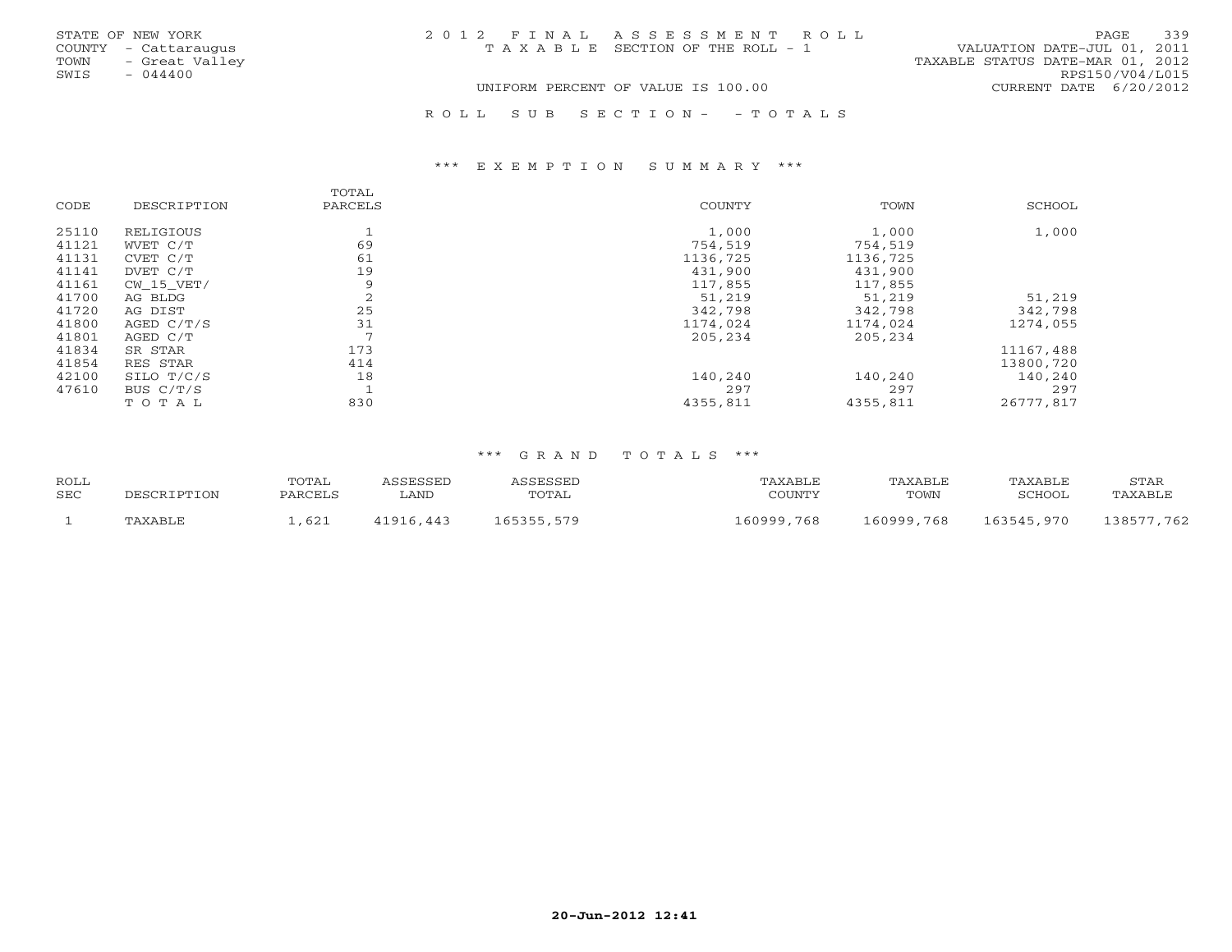STATE OF NEW YORK
COUNTY - Cattaraugus
TOWN - Great Valley
SWIS - 044400

# 2012 FINAL ASSESSMENT ROLL

TAXABLE SECTION OF THE ROLL - 1

UNIFORM PERCENT OF VALUE IS 100.00

VALUATION DATE-JUL 01, 2011
TAXABLE STATUS DATE-MAR 01, 2012
RPS150/V04/L015
CURRENT DATE 6/20/2012

## ROLL SUB SECTION- - TOTALS

### *** EXEMPTION SUMMARY ***

| CODE | DESCRIPTION | TOTAL PARCELS | COUNTY | TOWN | SCHOOL |
|---|---|---|---|---|---|
| 25110 | RELIGIOUS | 1 | 1,000 | 1,000 | 1,000 |
| 41121 | WVET C/T | 69 | 754,519 | 754,519 | |
| 41131 | CVET C/T | 61 | 1136,725 | 1136,725 | |
| 41141 | DVET C/T | 19 | 431,900 | 431,900 | |
| 41161 | CW_15_VET/ | 9 | 117,855 | 117,855 | |
| 41700 | AG BLDG | 2 | 51,219 | 51,219 | 51,219 |
| 41720 | AG DIST | 25 | 342,798 | 342,798 | 342,798 |
| 41800 | AGED C/T/S | 31 | 1174,024 | 1174,024 | 1274,055 |
| 41801 | AGED C/T | 7 | 205,234 | 205,234 | |
| 41834 | SR STAR | 173 | | | 11167,488 |
| 41854 | RES STAR | 414 | | | 13800,720 |
| 42100 | SILO T/C/S | 18 | 140,240 | 140,240 | 140,240 |
| 47610 | BUS C/T/S | 1 | 297 | 297 | 297 |
| | TOTAL | 830 | 4355,811 | 4355,811 | 26777,817 |

### *** GRAND TOTALS ***

| ROLL SEC | DESCRIPTION | TOTAL PARCELS | ASSESSED LAND | ASSESSED TOTAL | TAXABLE COUNTY | TAXABLE TOWN | TAXABLE SCHOOL | STAR TAXABLE |
|---|---|---|---|---|---|---|---|---|
| 1 | TAXABLE | 1,621 | 41916,443 | 165355,579 | 160999,768 | 160999,768 | 163545,970 | 138577,762 |

20-Jun-2012 12:41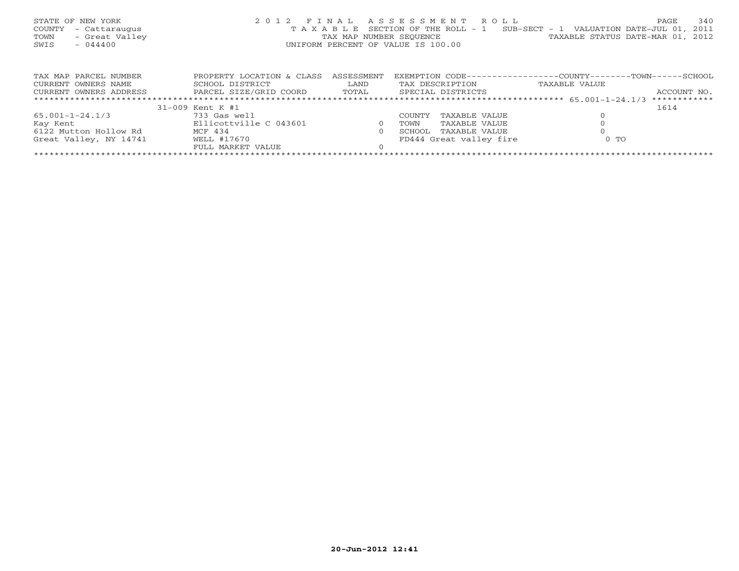STATE OF NEW YORK
COUNTY - Cattaraugus
TOWN - Great Valley
SWIS - 044400

2 0 1 2 F I N A L A S S E S S M E N T R O L L
T A X A B L E SECTION OF THE ROLL - 1 SUB-SECT - 1 VALUATION DATE-JUL 01, 2011
TAX MAP NUMBER SEQUENCE TAXABLE STATUS DATE-MAR 01, 2012
UNIFORM PERCENT OF VALUE IS 100.00

| TAX MAP PARCEL NUMBER<br>CURRENT OWNERS NAME<br>CURRENT OWNERS ADDRESS | PROPERTY LOCATION & CLASS<br>SCHOOL DISTRICT<br>PARCEL SIZE/GRID COORD | ASSESSMENT<br>LAND<br>TOTAL | EXEMPTION CODE------------------COUNTY--------TOWN------SCHOOL<br>TAX DESCRIPTION<br>SPECIAL DISTRICTS | TAXABLE VALUE | ACCOUNT NO. |
|---|---|---|---|---|---|
| ****************************** | ****************************** | ********** | ****************************** 65.001-1-24.1/3 | | ************ |
| | 31-009 Kent K #1 | | | | 1614 |
| 65.001-1-24.1/3 | 733 Gas well | | COUNTY TAXABLE VALUE | 0 | |
| Kay Kent | Ellicottville C 043601 | 0 | TOWN TAXABLE VALUE | 0 | |
| 6122 Mutton Hollow Rd | MCF 434 | 0 | SCHOOL TAXABLE VALUE | 0 | |
| Great Valley, NY 14741 | WELL #17670 | | FD444 Great valley fire | 0 TO | |
| | FULL MARKET VALUE | 0 | | | |

20-Jun-2012 12:41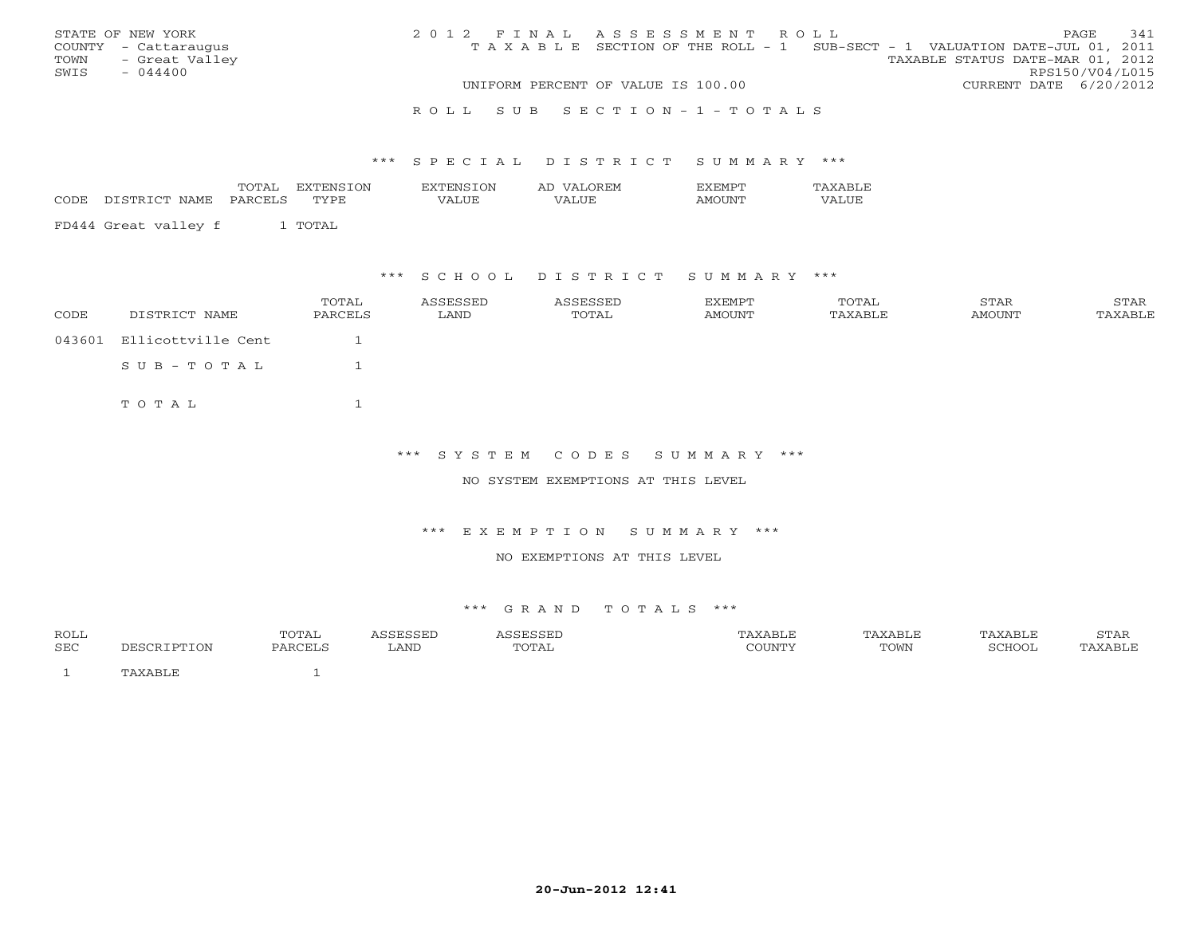STATE OF NEW YORK
COUNTY - Cattaraugus
TOWN - Great Valley
SWIS - 044400

2012 FINAL ASSESSMENT ROLL
TAXABLE SECTION OF THE ROLL - 1 SUB-SECT - 1 VALUATION DATE-JUL 01, 2011
TAXABLE STATUS DATE-MAR 01, 2012
RPS150/V04/L015
UNIFORM PERCENT OF VALUE IS 100.00
CURRENT DATE 6/20/2012

ROLL SUB SECTION-1-TOTALS

*** SPECIAL DISTRICT SUMMARY ***

| CODE DISTRICT NAME | TOTAL PARCELS | EXTENSION TYPE | EXTENSION VALUE | AD VALOREM VALUE | EXEMPT AMOUNT | TAXABLE VALUE |
|---|---|---|---|---|---|---|
| FD444 Great valley f | 1 | TOTAL | | | | |

*** SCHOOL DISTRICT SUMMARY ***

| CODE | DISTRICT NAME | TOTAL PARCELS | ASSESSED LAND | ASSESSED TOTAL | EXEMPT AMOUNT | TOTAL TAXABLE | STAR AMOUNT | STAR TAXABLE |
|---|---|---|---|---|---|---|---|---|
| 043601 | Ellicottville Cent | 1 | | | | | | |
| | SUB-TOTAL | 1 | | | | | | |
| | TOTAL | 1 | | | | | | |

*** SYSTEM CODES SUMMARY ***

NO SYSTEM EXEMPTIONS AT THIS LEVEL

*** EXEMPTION SUMMARY ***

NO EXEMPTIONS AT THIS LEVEL

*** GRAND TOTALS ***

| ROLL SEC | DESCRIPTION | TOTAL PARCELS | ASSESSED LAND | ASSESSED TOTAL | TAXABLE COUNTY | TAXABLE TOWN | TAXABLE SCHOOL | STAR TAXABLE |
|---|---|---|---|---|---|---|---|---|
| 1 | TAXABLE | 1 | | | | | | |

20-Jun-2012 12:41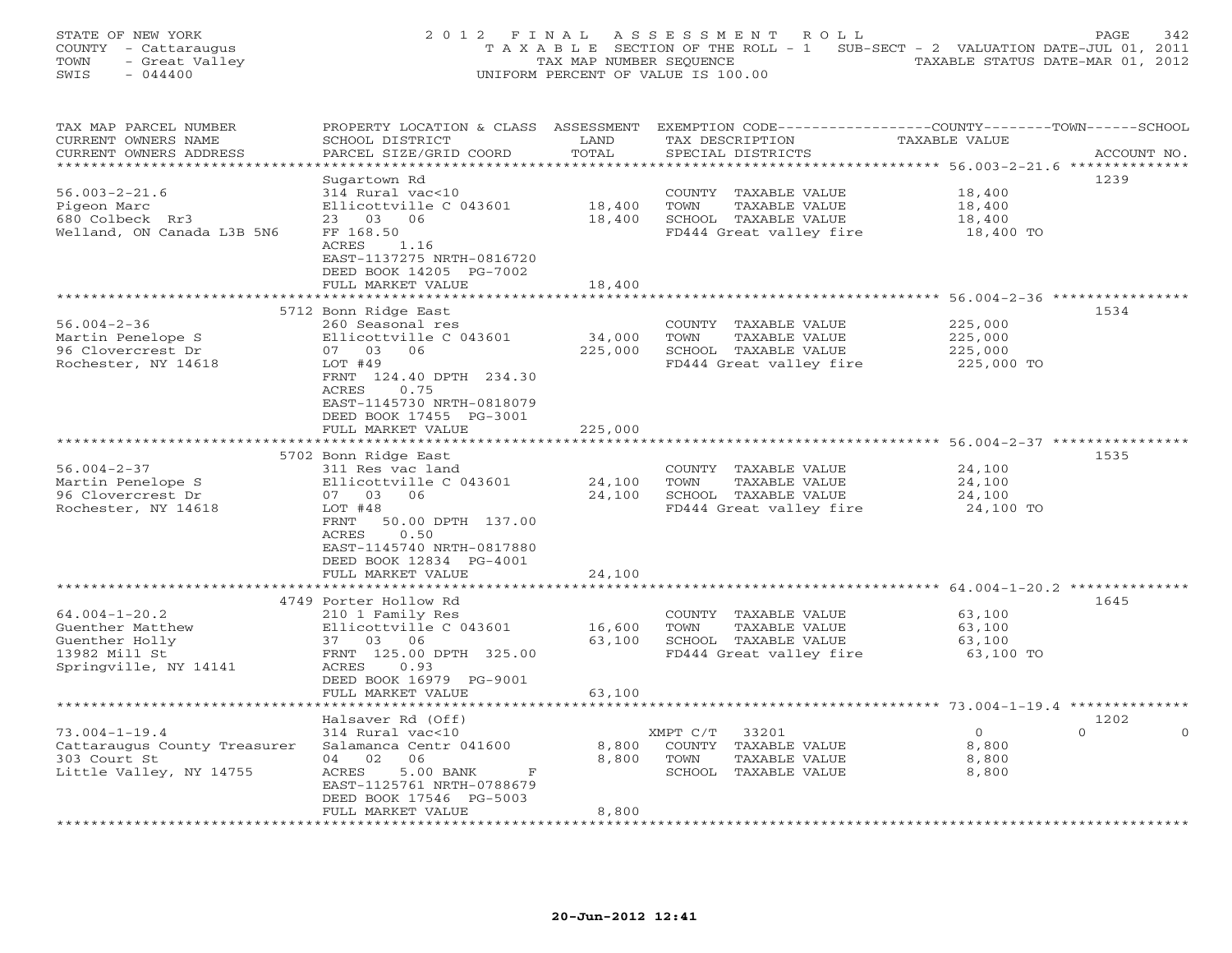STATE OF NEW YORK
COUNTY - Cattaraugus
TOWN - Great Valley
SWIS - 044400

2012 FINAL ASSESSMENT ROLL
TAXABLE SECTION OF THE ROLL - 1 SUB-SECT - 2 VALUATION DATE-JUL 01, 2011
TAX MAP NUMBER SEQUENCE TAXABLE STATUS DATE-MAR 01, 2012
UNIFORM PERCENT OF VALUE IS 100.00

| TAX MAP PARCEL NUMBER / CURRENT OWNERS NAME / CURRENT OWNERS ADDRESS | PROPERTY LOCATION & CLASS / SCHOOL DISTRICT / PARCEL SIZE/GRID COORD | ASSESSMENT LAND | TOTAL | EXEMPTION CODE / TAX DESCRIPTION / SPECIAL DISTRICTS | COUNTY / TOWN / SCHOOL TAXABLE VALUE | ACCOUNT NO. |
|---|---|---|---|---|---|---|
| 56.003-2-21.6 | Sugartown Rd | | | | | 1239 |
| 56.003-2-21.6 | 314 Rural vac<10 | | | COUNTY TAXABLE VALUE | 18,400 | |
| Pigeon Marc | Ellicottville C 043601 | 18,400 | | TOWN TAXABLE VALUE | 18,400 | |
| 680 Colbeck Rr3 | 23 03 06 | | 18,400 | SCHOOL TAXABLE VALUE | 18,400 | |
| Welland, ON Canada L3B 5N6 | FF 168.50 | | | FD444 Great valley fire | 18,400 TO | |
| | ACRES 1.16 | | | | | |
| | EAST-1137275 NRTH-0816720 | | | | | |
| | DEED BOOK 14205 PG-7002 | | | | | |
| | FULL MARKET VALUE | | 18,400 | | | |
| 56.004-2-36 | 5712 Bonn Ridge East | | | | | 1534 |
| 56.004-2-36 | 260 Seasonal res | | | COUNTY TAXABLE VALUE | 225,000 | |
| Martin Penelope S | Ellicottville C 043601 | 34,000 | | TOWN TAXABLE VALUE | 225,000 | |
| 96 Clovercrest Dr | 07 03 06 | | 225,000 | SCHOOL TAXABLE VALUE | 225,000 | |
| Rochester, NY 14618 | LOT #49 | | | FD444 Great valley fire | 225,000 TO | |
| | FRNT 124.40 DPTH 234.30 | | | | | |
| | ACRES 0.75 | | | | | |
| | EAST-1145730 NRTH-0818079 | | | | | |
| | DEED BOOK 17455 PG-3001 | | | | | |
| | FULL MARKET VALUE | | 225,000 | | | |
| 56.004-2-37 | 5702 Bonn Ridge East | | | | | 1535 |
| 56.004-2-37 | 311 Res vac land | | | COUNTY TAXABLE VALUE | 24,100 | |
| Martin Penelope S | Ellicottville C 043601 | 24,100 | | TOWN TAXABLE VALUE | 24,100 | |
| 96 Clovercrest Dr | 07 03 06 | | 24,100 | SCHOOL TAXABLE VALUE | 24,100 | |
| Rochester, NY 14618 | LOT #48 | | | FD444 Great valley fire | 24,100 TO | |
| | FRNT 50.00 DPTH 137.00 | | | | | |
| | ACRES 0.50 | | | | | |
| | EAST-1145740 NRTH-0817880 | | | | | |
| | DEED BOOK 12834 PG-4001 | | | | | |
| | FULL MARKET VALUE | | 24,100 | | | |
| 64.004-1-20.2 | 4749 Porter Hollow Rd | | | | | 1645 |
| 64.004-1-20.2 | 210 1 Family Res | | | COUNTY TAXABLE VALUE | 63,100 | |
| Guenther Matthew | Ellicottville C 043601 | 16,600 | | TOWN TAXABLE VALUE | 63,100 | |
| Guenther Holly | 37 03 06 | | 63,100 | SCHOOL TAXABLE VALUE | 63,100 | |
| 13982 Mill St | FRNT 125.00 DPTH 325.00 | | | FD444 Great valley fire | 63,100 TO | |
| Springville, NY 14141 | ACRES 0.93 | | | | | |
| | DEED BOOK 16979 PG-9001 | | | | | |
| | FULL MARKET VALUE | | 63,100 | | | |
| 73.004-1-19.4 | Halsaver Rd (Off) | | | | | 1202 |
| 73.004-1-19.4 | 314 Rural vac<10 | | | XMPT C/T 33201 | 0 0 0 | |
| Cattaraugus County Treasurer | Salamanca Centr 041600 | 8,800 | | COUNTY TAXABLE VALUE | 8,800 | |
| 303 Court St | 04 02 06 | | 8,800 | TOWN TAXABLE VALUE | 8,800 | |
| Little Valley, NY 14755 | ACRES 5.00 BANK F | | | SCHOOL TAXABLE VALUE | 8,800 | |
| | EAST-1125761 NRTH-0788679 | | | | | |
| | DEED BOOK 17546 PG-5003 | | | | | |
| | FULL MARKET VALUE | | 8,800 | | | |

20-Jun-2012 12:41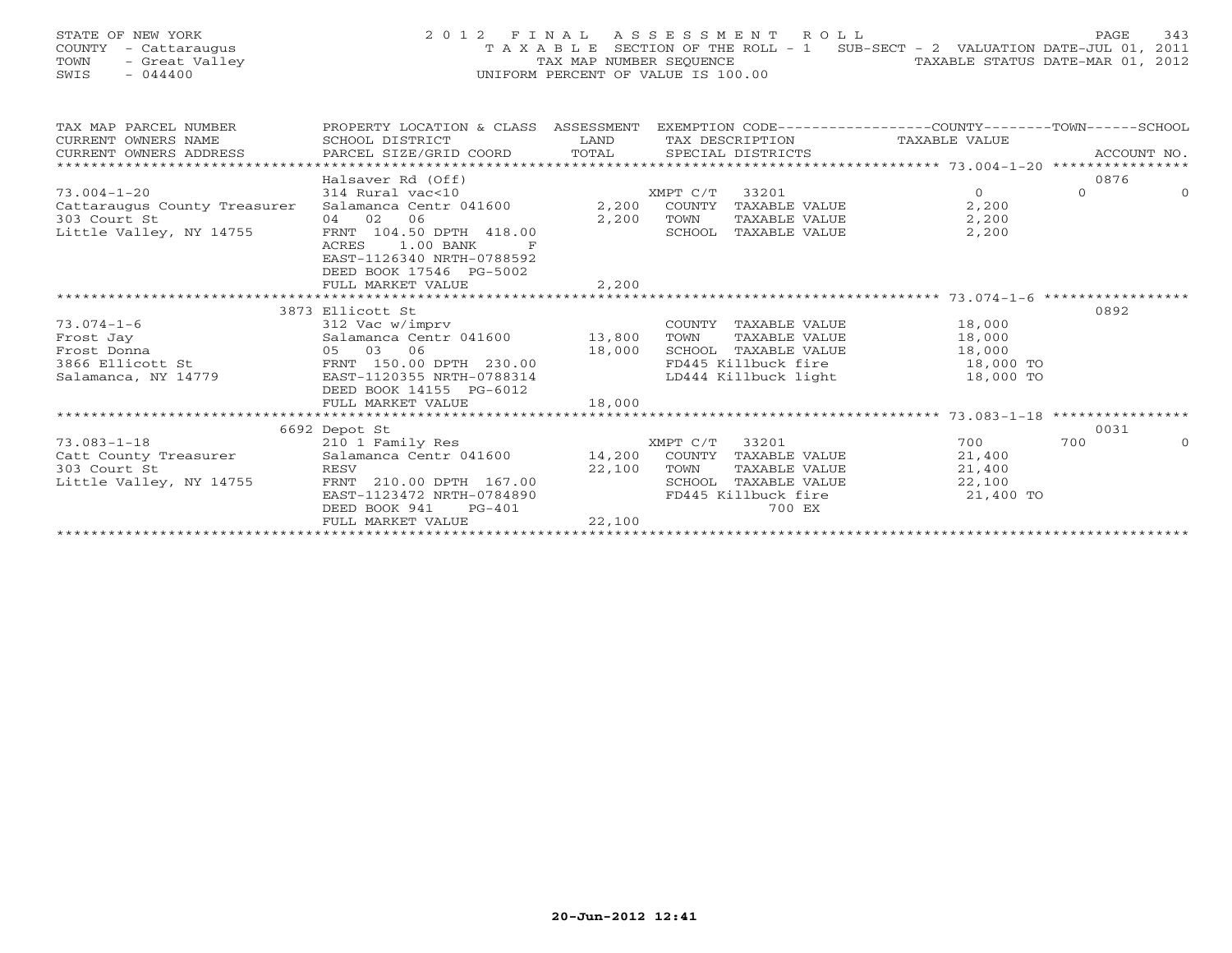STATE OF NEW YORK
COUNTY - Cattaraugus
TOWN - Great Valley
SWIS - 044400

2012 FINAL ASSESSMENT ROLL
TAXABLE SECTION OF THE ROLL - 1 SUB-SECT - 2 VALUATION DATE-JUL 01, 2011
TAX MAP NUMBER SEQUENCE TAXABLE STATUS DATE-MAR 01, 2012
UNIFORM PERCENT OF VALUE IS 100.00

| TAX MAP PARCEL NUMBER / CURRENT OWNERS NAME / CURRENT OWNERS ADDRESS | PROPERTY LOCATION & CLASS / SCHOOL DISTRICT / PARCEL SIZE/GRID COORD | ASSESSMENT LAND | TOTAL | EXEMPTION CODE / TAX DESCRIPTION / SPECIAL DISTRICTS | COUNTY TAXABLE VALUE | TOWN | SCHOOL | ACCOUNT NO. |
|---|---|---|---|---|---|---|---|---|
| | Halsaver Rd (Off) | | | | | | | 0876 |
| 73.004-1-20 | 314 Rural vac<10 | | | XMPT C/T 33201 | 0 | 0 | 0 | |
| Cattaraugus County Treasurer | Salamanca Centr 041600 | 2,200 | | COUNTY TAXABLE VALUE | 2,200 | | | |
| 303 Court St | 04 02 06 | | 2,200 | TOWN TAXABLE VALUE | 2,200 | | | |
| Little Valley, NY 14755 | FRNT 104.50 DPTH 418.00 | | | SCHOOL TAXABLE VALUE | 2,200 | | | |
| | ACRES 1.00 BANK F | | | | | | | |
| | EAST-1126340 NRTH-0788592 | | | | | | | |
| | DEED BOOK 17546 PG-5002 | | | | | | | |
| | FULL MARKET VALUE | | 2,200 | | | | | |
| | 3873 Ellicott St | | | | | | | 0892 |
| 73.074-1-6 | 312 Vac w/imprv | | | COUNTY TAXABLE VALUE | 18,000 | | | |
| Frost Jay | Salamanca Centr 041600 | 13,800 | | TOWN TAXABLE VALUE | 18,000 | | | |
| Frost Donna | 05 03 06 | | 18,000 | SCHOOL TAXABLE VALUE | 18,000 | | | |
| 3866 Ellicott St | FRNT 150.00 DPTH 230.00 | | | FD445 Killbuck fire | 18,000 TO | | | |
| Salamanca, NY 14779 | EAST-1120355 NRTH-0788314 | | | LD444 Killbuck light | 18,000 TO | | | |
| | DEED BOOK 14155 PG-6012 | | | | | | | |
| | FULL MARKET VALUE | | 18,000 | | | | | |
| | 6692 Depot St | | | | | | | 0031 |
| 73.083-1-18 | 210 1 Family Res | | | XMPT C/T 33201 | 700 | 700 | 0 | |
| Catt County Treasurer | Salamanca Centr 041600 | 14,200 | | COUNTY TAXABLE VALUE | 21,400 | | | |
| 303 Court St | RESV | | 22,100 | TOWN TAXABLE VALUE | 21,400 | | | |
| Little Valley, NY 14755 | FRNT 210.00 DPTH 167.00 | | | SCHOOL TAXABLE VALUE | 22,100 | | | |
| | EAST-1123472 NRTH-0784890 | | | FD445 Killbuck fire | 21,400 TO | | | |
| | DEED BOOK 941 PG-401 | | | 700 EX | | | | |
| | FULL MARKET VALUE | | 22,100 | | | | | |

20-Jun-2012 12:41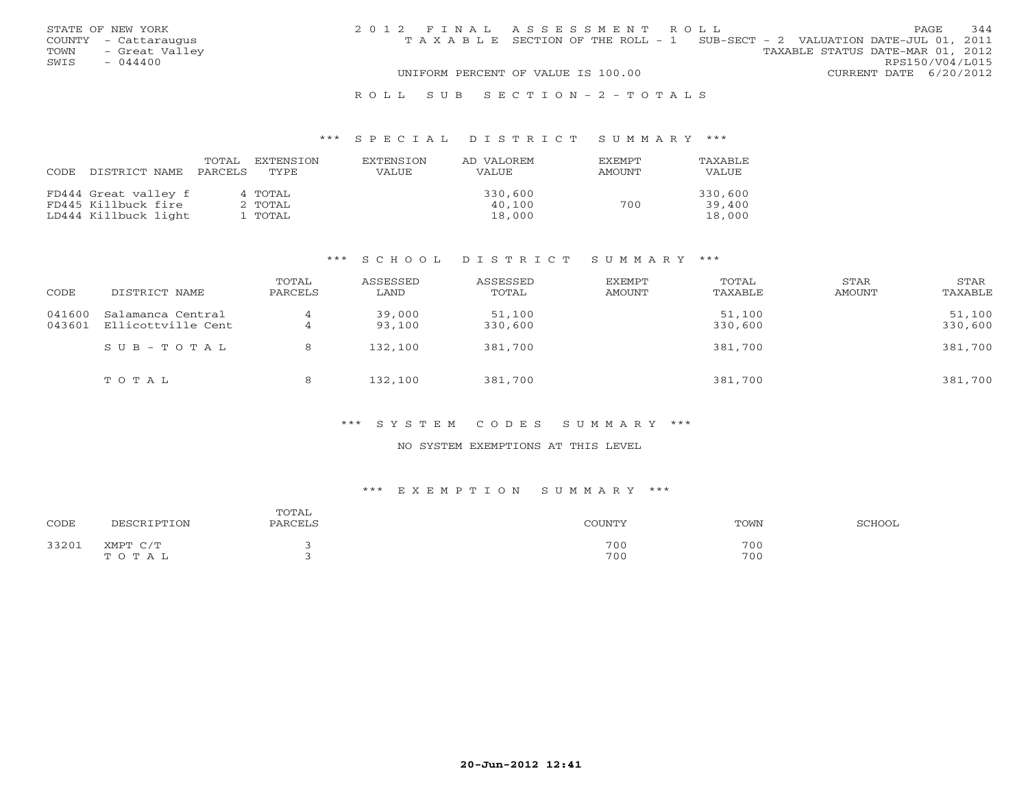STATE OF NEW YORK
COUNTY - Cattaraugus
TOWN - Great Valley
SWIS - 044400

2012 FINAL ASSESSMENT ROLL
TAXABLE SECTION OF THE ROLL - 1 SUB-SECT - 2 VALUATION DATE-JUL 01, 2011
TAXABLE STATUS DATE-MAR 01, 2012
RPS150/V04/L015
UNIFORM PERCENT OF VALUE IS 100.00 CURRENT DATE 6/20/2012

ROLL SUB SECTION - 2 - TOTALS

### *** SPECIAL DISTRICT SUMMARY ***

| CODE DISTRICT NAME | TOTAL PARCELS | EXTENSION TYPE | EXTENSION VALUE | AD VALOREM VALUE | EXEMPT AMOUNT | TAXABLE VALUE |
|---|---|---|---|---|---|---|
| FD444 Great valley f | 4 | TOTAL | | 330,600 | | 330,600 |
| FD445 Killbuck fire | 2 | TOTAL | | 40,100 | 700 | 39,400 |
| LD444 Killbuck light | 1 | TOTAL | | 18,000 | | 18,000 |

### *** SCHOOL DISTRICT SUMMARY ***

| CODE | DISTRICT NAME | TOTAL PARCELS | ASSESSED LAND | ASSESSED TOTAL | EXEMPT AMOUNT | TOTAL TAXABLE | STAR AMOUNT | STAR TAXABLE |
|---|---|---|---|---|---|---|---|---|
| 041600 | Salamanca Central | 4 | 39,000 | 51,100 | | 51,100 | | 51,100 |
| 043601 | Ellicottville Cent | 4 | 93,100 | 330,600 | | 330,600 | | 330,600 |
| | SUB-TOTAL | 8 | 132,100 | 381,700 | | 381,700 | | 381,700 |
| | TOTAL | 8 | 132,100 | 381,700 | | 381,700 | | 381,700 |

### *** SYSTEM CODES SUMMARY ***

NO SYSTEM EXEMPTIONS AT THIS LEVEL

### *** EXEMPTION SUMMARY ***

| CODE | DESCRIPTION | TOTAL PARCELS | COUNTY | TOWN | SCHOOL |
|---|---|---|---|---|---|
| 33201 | XMPT C/T | 3 | 700 | 700 | |
| | TOTAL | 3 | 700 | 700 | |

20-Jun-2012 12:41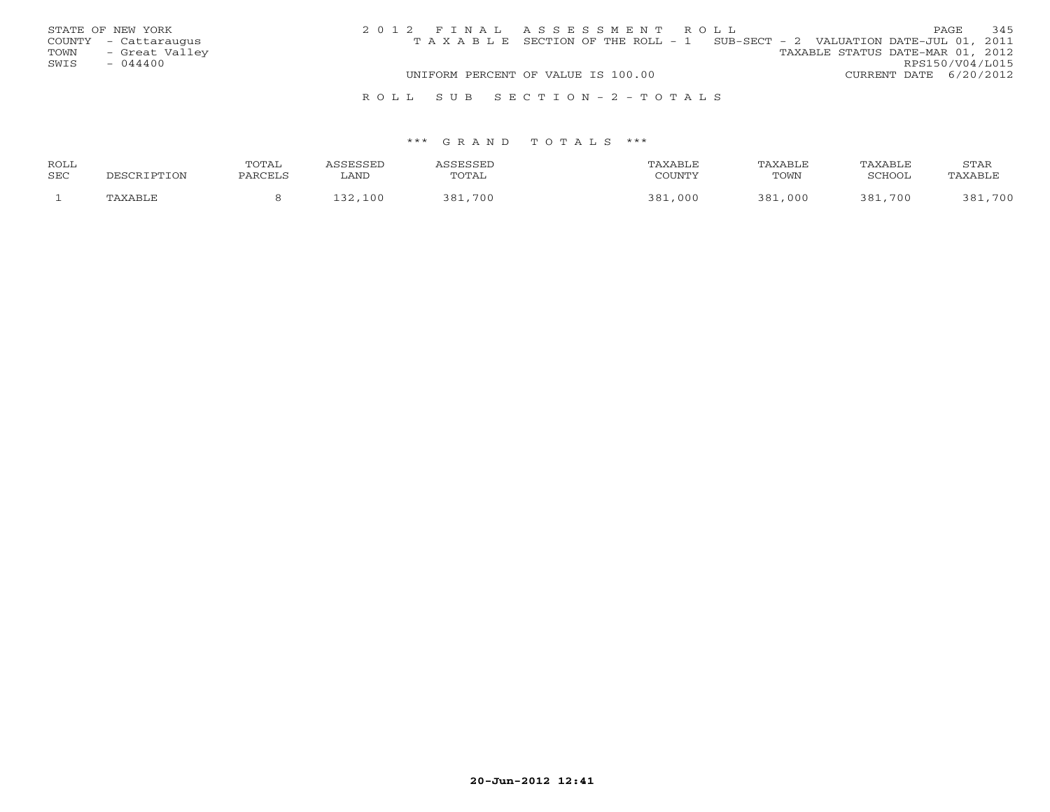STATE OF NEW YORK
COUNTY - Cattaraugus
TOWN - Great Valley
SWIS - 044400

2 0 1 2 F I N A L A S S E S S M E N T R O L L
T A X A B L E SECTION OF THE ROLL - 1 SUB-SECT - 2 VALUATION DATE-JUL 01, 2011
TAXABLE STATUS DATE-MAR 01, 2012
RPS150/V04/L015
UNIFORM PERCENT OF VALUE IS 100.00
CURRENT DATE 6/20/2012

R O L L S U B S E C T I O N - 2 - T O T A L S

*** G R A N D T O T A L S ***

| ROLL SEC | DESCRIPTION | TOTAL PARCELS | ASSESSED LAND | ASSESSED TOTAL | TAXABLE COUNTY | TAXABLE TOWN | TAXABLE SCHOOL | STAR TAXABLE |
|---|---|---|---|---|---|---|---|---|
| 1 | TAXABLE | 8 | 132,100 | 381,700 | 381,000 | 381,000 | 381,700 | 381,700 |

20-Jun-2012 12:41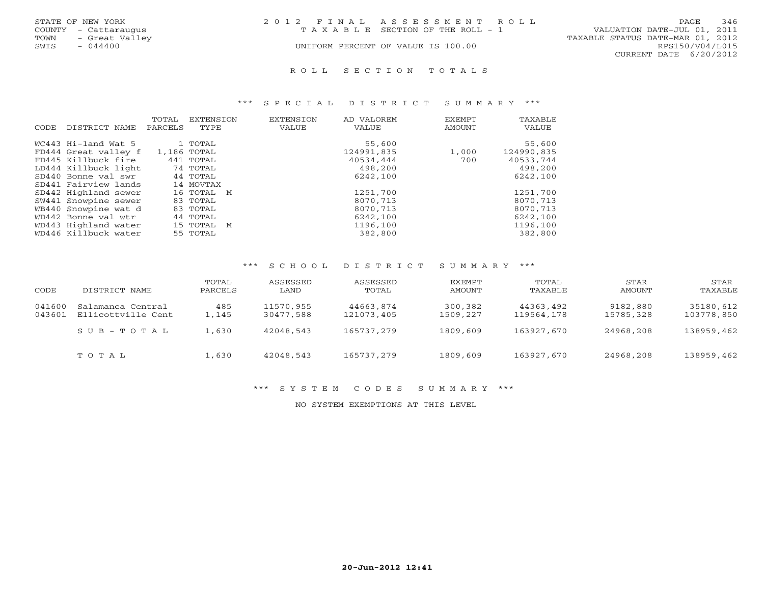STATE OF NEW YORK
COUNTY - Cattaraugus
TOWN - Great Valley
SWIS - 044400

2012 FINAL ASSESSMENT ROLL
TAXABLE SECTION OF THE ROLL - 1
UNIFORM PERCENT OF VALUE IS 100.00

VALUATION DATE-JUL 01, 2011
TAXABLE STATUS DATE-MAR 01, 2012
RPS150/V04/L015
CURRENT DATE 6/20/2012

## ROLL SECTION TOTALS

### *** SPECIAL DISTRICT SUMMARY ***

| CODE | DISTRICT NAME | TOTAL PARCELS | EXTENSION TYPE | EXTENSION VALUE | AD VALOREM VALUE | EXEMPT AMOUNT | TAXABLE VALUE |
|---|---|---|---|---|---|---|---|
| WC443 | Hi-land Wat 5 | 1 | TOTAL | | 55,600 | | 55,600 |
| FD444 | Great valley f | 1,186 | TOTAL | | 124991,835 | 1,000 | 124990,835 |
| FD445 | Killbuck fire | 441 | TOTAL | | 40534,444 | 700 | 40533,744 |
| LD444 | Killbuck light | 74 | TOTAL | | 498,200 | | 498,200 |
| SD440 | Bonne val swr | 44 | TOTAL | | 6242,100 | | 6242,100 |
| SD441 | Fairview lands | 14 | MOVTAX | | | | |
| SD442 | Highland sewer | 16 | TOTAL M | | 1251,700 | | 1251,700 |
| SW441 | Snowpine sewer | 83 | TOTAL | | 8070,713 | | 8070,713 |
| WB440 | Snowpine wat d | 83 | TOTAL | | 8070,713 | | 8070,713 |
| WD442 | Bonne val wtr | 44 | TOTAL | | 6242,100 | | 6242,100 |
| WD443 | Highland water | 15 | TOTAL M | | 1196,100 | | 1196,100 |
| WD446 | Killbuck water | 55 | TOTAL | | 382,800 | | 382,800 |

### *** SCHOOL DISTRICT SUMMARY ***

| CODE | DISTRICT NAME | TOTAL PARCELS | ASSESSED LAND | ASSESSED TOTAL | EXEMPT AMOUNT | TOTAL TAXABLE | STAR AMOUNT | STAR TAXABLE |
|---|---|---|---|---|---|---|---|---|
| 041600 | Salamanca Central | 485 | 11570,955 | 44663,874 | 300,382 | 44363,492 | 9182,880 | 35180,612 |
| 043601 | Ellicottville Cent | 1,145 | 30477,588 | 121073,405 | 1509,227 | 119564,178 | 15785,328 | 103778,850 |
| | SUB-TOTAL | 1,630 | 42048,543 | 165737,279 | 1809,609 | 163927,670 | 24968,208 | 138959,462 |
| | TOTAL | 1,630 | 42048,543 | 165737,279 | 1809,609 | 163927,670 | 24968,208 | 138959,462 |

### *** SYSTEM CODES SUMMARY ***

NO SYSTEM EXEMPTIONS AT THIS LEVEL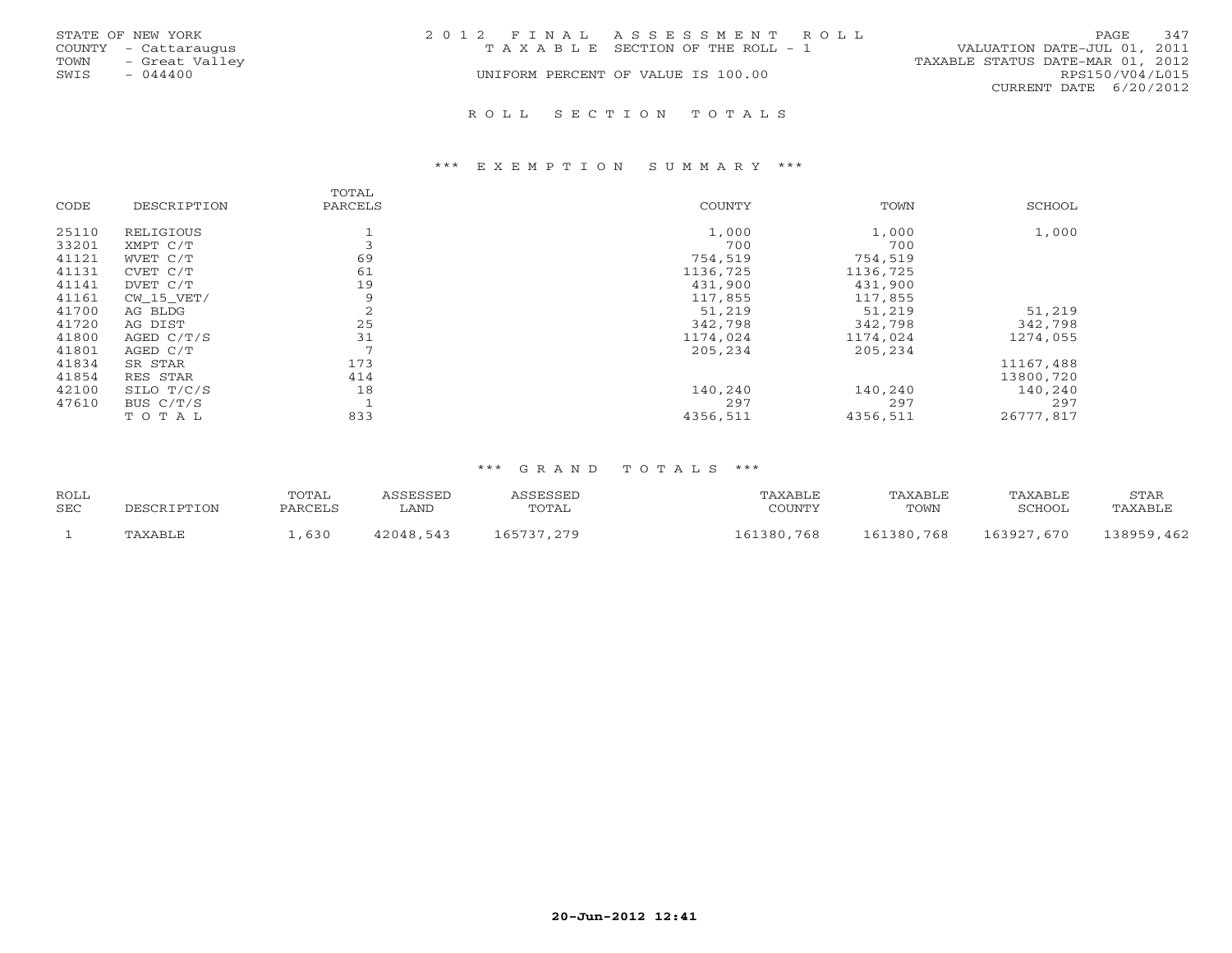STATE OF NEW YORK
COUNTY - Cattaraugus
TOWN - Great Valley
SWIS - 044400

2012 FINAL ASSESSMENT ROLL
TAXABLE SECTION OF THE ROLL - 1
UNIFORM PERCENT OF VALUE IS 100.00

VALUATION DATE-JUL 01, 2011
TAXABLE STATUS DATE-MAR 01, 2012
RPS150/V04/L015
CURRENT DATE 6/20/2012

## ROLL SECTION TOTALS

### *** EXEMPTION SUMMARY ***

| CODE | DESCRIPTION | TOTAL PARCELS | COUNTY | TOWN | SCHOOL |
|---|---|---|---|---|---|
| 25110 | RELIGIOUS | 1 | 1,000 | 1,000 | 1,000 |
| 33201 | XMPT C/T | 3 | 700 | 700 | |
| 41121 | WVET C/T | 69 | 754,519 | 754,519 | |
| 41131 | CVET C/T | 61 | 1136,725 | 1136,725 | |
| 41141 | DVET C/T | 19 | 431,900 | 431,900 | |
| 41161 | CW_15_VET/ | 9 | 117,855 | 117,855 | |
| 41700 | AG BLDG | 2 | 51,219 | 51,219 | 51,219 |
| 41720 | AG DIST | 25 | 342,798 | 342,798 | 342,798 |
| 41800 | AGED C/T/S | 31 | 1174,024 | 1174,024 | 1274,055 |
| 41801 | AGED C/T | 7 | 205,234 | 205,234 | |
| 41834 | SR STAR | 173 | | | 11167,488 |
| 41854 | RES STAR | 414 | | | 13800,720 |
| 42100 | SILO T/C/S | 18 | 140,240 | 140,240 | 140,240 |
| 47610 | BUS C/T/S | 1 | 297 | 297 | 297 |
| | TOTAL | 833 | 4356,511 | 4356,511 | 26777,817 |

### *** GRAND TOTALS ***

| ROLL SEC | DESCRIPTION | TOTAL PARCELS | ASSESSED LAND | ASSESSED TOTAL | TAXABLE COUNTY | TAXABLE TOWN | TAXABLE SCHOOL | STAR TAXABLE |
|---|---|---|---|---|---|---|---|---|
| 1 | TAXABLE | 1,630 | 42048,543 | 165737,279 | 161380,768 | 161380,768 | 163927,670 | 138959,462 |

20-Jun-2012 12:41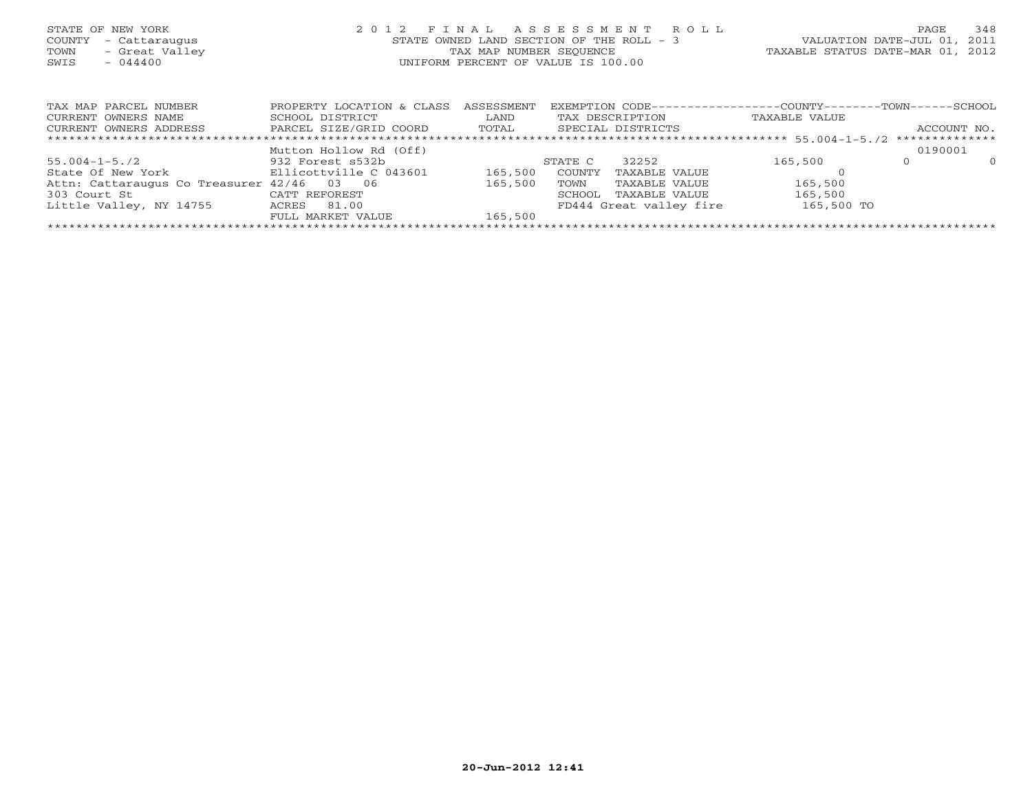STATE OF NEW YORK
COUNTY - Cattaraugus
TOWN - Great Valley
SWIS - 044400

2 0 1 2 F I N A L A S S E S S M E N T R O L L
STATE OWNED LAND SECTION OF THE ROLL - 3
TAX MAP NUMBER SEQUENCE
UNIFORM PERCENT OF VALUE IS 100.00

VALUATION DATE-JUL 01, 2011
TAXABLE STATUS DATE-MAR 01, 2012

| TAX MAP PARCEL NUMBER / CURRENT OWNERS NAME / CURRENT OWNERS ADDRESS | PROPERTY LOCATION & CLASS / SCHOOL DISTRICT / PARCEL SIZE/GRID COORD | ASSESSMENT LAND / TOTAL | EXEMPTION CODE / TAX DESCRIPTION / SPECIAL DISTRICTS | COUNTY TAXABLE VALUE | TOWN | SCHOOL / ACCOUNT NO. |
|---|---|---|---|---|---|---|
| 55.004-1-5./2 | Mutton Hollow Rd (Off) | | | | | 0190001 |
| 55.004-1-5./2 | 932 Forest s532b | | STATE C 32252 | 165,500 | 0 | 0 |
| State Of New York | Ellicottville C 043601 | 165,500 | COUNTY TAXABLE VALUE | 0 | | |
| Attn: Cattaraugus Co Treasurer | 42/46 03 06 | 165,500 | TOWN TAXABLE VALUE | 165,500 | | |
| 303 Court St | CATT REFOREST | | SCHOOL TAXABLE VALUE | 165,500 | | |
| Little Valley, NY 14755 | ACRES 81.00 | | FD444 Great valley fire | 165,500 TO | | |
| | FULL MARKET VALUE | 165,500 | | | | |

20-Jun-2012 12:41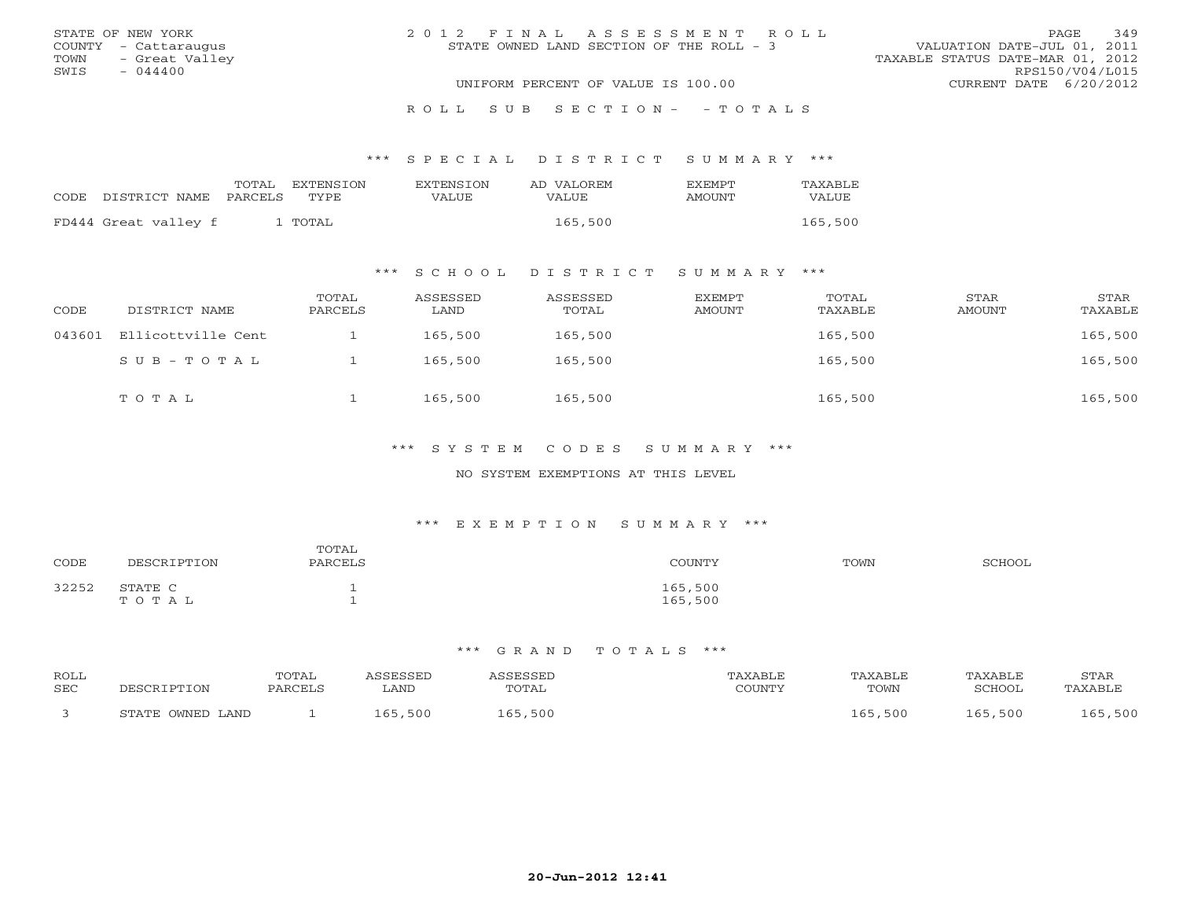STATE OF NEW YORK
COUNTY - Cattaraugus
TOWN - Great Valley
SWIS - 044400

2 0 1 2 F I N A L A S S E S S M E N T R O L L
STATE OWNED LAND SECTION OF THE ROLL - 3

UNIFORM PERCENT OF VALUE IS 100.00

VALUATION DATE-JUL 01, 2011
TAXABLE STATUS DATE-MAR 01, 2012
RPS150/V04/L015
CURRENT DATE 6/20/2012

R O L L S U B S E C T I O N - - T O T A L S

### *** S P E C I A L D I S T R I C T S U M M A R Y ***

| CODE DISTRICT NAME | TOTAL PARCELS | EXTENSION TYPE | EXTENSION VALUE | AD VALOREM VALUE | EXEMPT AMOUNT | TAXABLE VALUE |
|---|---|---|---|---|---|---|
| FD444 Great valley f | 1 | TOTAL | | 165,500 | | 165,500 |

### *** S C H O O L D I S T R I C T S U M M A R Y ***

| CODE | DISTRICT NAME | TOTAL PARCELS | ASSESSED LAND | ASSESSED TOTAL | EXEMPT AMOUNT | TOTAL TAXABLE | STAR AMOUNT | STAR TAXABLE |
|---|---|---|---|---|---|---|---|---|
| 043601 | Ellicottville Cent | 1 | 165,500 | 165,500 | | 165,500 | | 165,500 |
| | S U B - T O T A L | 1 | 165,500 | 165,500 | | 165,500 | | 165,500 |
| | T O T A L | 1 | 165,500 | 165,500 | | 165,500 | | 165,500 |

### *** S Y S T E M C O D E S S U M M A R Y ***

NO SYSTEM EXEMPTIONS AT THIS LEVEL

### *** E X E M P T I O N S U M M A R Y ***

| CODE | DESCRIPTION | TOTAL PARCELS | COUNTY | TOWN | SCHOOL |
|---|---|---|---|---|---|
| 32252 | STATE C | 1 | 165,500 | | |
| | T O T A L | 1 | 165,500 | | |

### *** G R A N D T O T A L S ***

| ROLL SEC | DESCRIPTION | TOTAL PARCELS | ASSESSED LAND | ASSESSED TOTAL | TAXABLE COUNTY | TAXABLE TOWN | TAXABLE SCHOOL | STAR TAXABLE |
|---|---|---|---|---|---|---|---|---|
| 3 | STATE OWNED LAND | 1 | 165,500 | 165,500 | | 165,500 | 165,500 | 165,500 |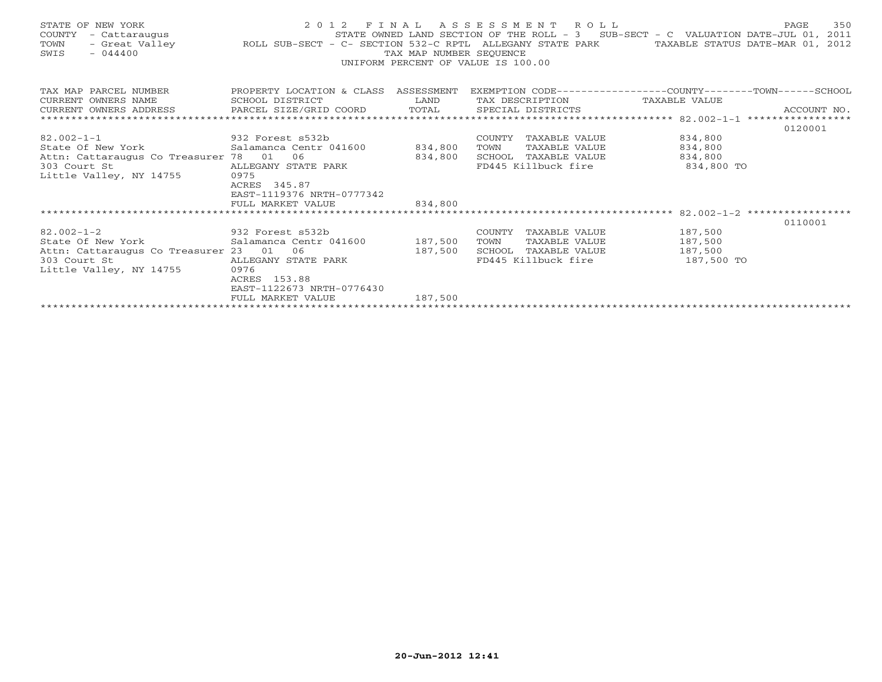STATE OF NEW YORK — 2012 FINAL ASSESSMENT ROLL
COUNTY - Cattaraugus — STATE OWNED LAND SECTION OF THE ROLL - 3 SUB-SECT - C VALUATION DATE-JUL 01, 2011
TOWN - Great Valley — ROLL SUB-SECT - C- SECTION 532-C RPTL ALLEGANY STATE PARK — TAXABLE STATUS DATE-MAR 01, 2012
SWIS - 044400 — TAX MAP NUMBER SEQUENCE
UNIFORM PERCENT OF VALUE IS 100.00

| TAX MAP PARCEL NUMBER / CURRENT OWNERS NAME / CURRENT OWNERS ADDRESS | PROPERTY LOCATION & CLASS / SCHOOL DISTRICT / PARCEL SIZE/GRID COORD | ASSESSMENT LAND / TOTAL | EXEMPTION CODE / TAX DESCRIPTION / SPECIAL DISTRICTS | TAXABLE VALUE (COUNTY / TOWN / SCHOOL) | ACCOUNT NO. |
|---|---|---|---|---|---|
| 82.002-1-1 | 932 Forest s532b | | COUNTY TAXABLE VALUE | 834,800 | 0120001 |
| State Of New York | Salamanca Centr 041600 | 834,800 | TOWN TAXABLE VALUE | 834,800 | |
| Attn: Cattaraugus Co Treasurer | 78 01 06 | 834,800 | SCHOOL TAXABLE VALUE | 834,800 | |
| 303 Court St | ALLEGANY STATE PARK | | FD445 Killbuck fire | 834,800 TO | |
| Little Valley, NY 14755 | 0975 | | | | |
| | ACRES 345.87 | | | | |
| | EAST-1119376 NRTH-0777342 | | | | |
| | FULL MARKET VALUE | 834,800 | | | |
| 82.002-1-2 | 932 Forest s532b | | COUNTY TAXABLE VALUE | 187,500 | 0110001 |
| State Of New York | Salamanca Centr 041600 | 187,500 | TOWN TAXABLE VALUE | 187,500 | |
| Attn: Cattaraugus Co Treasurer | 23 01 06 | 187,500 | SCHOOL TAXABLE VALUE | 187,500 | |
| 303 Court St | ALLEGANY STATE PARK | | FD445 Killbuck fire | 187,500 TO | |
| Little Valley, NY 14755 | 0976 | | | | |
| | ACRES 153.88 | | | | |
| | EAST-1122673 NRTH-0776430 | | | | |
| | FULL MARKET VALUE | 187,500 | | | |

20-Jun-2012 12:41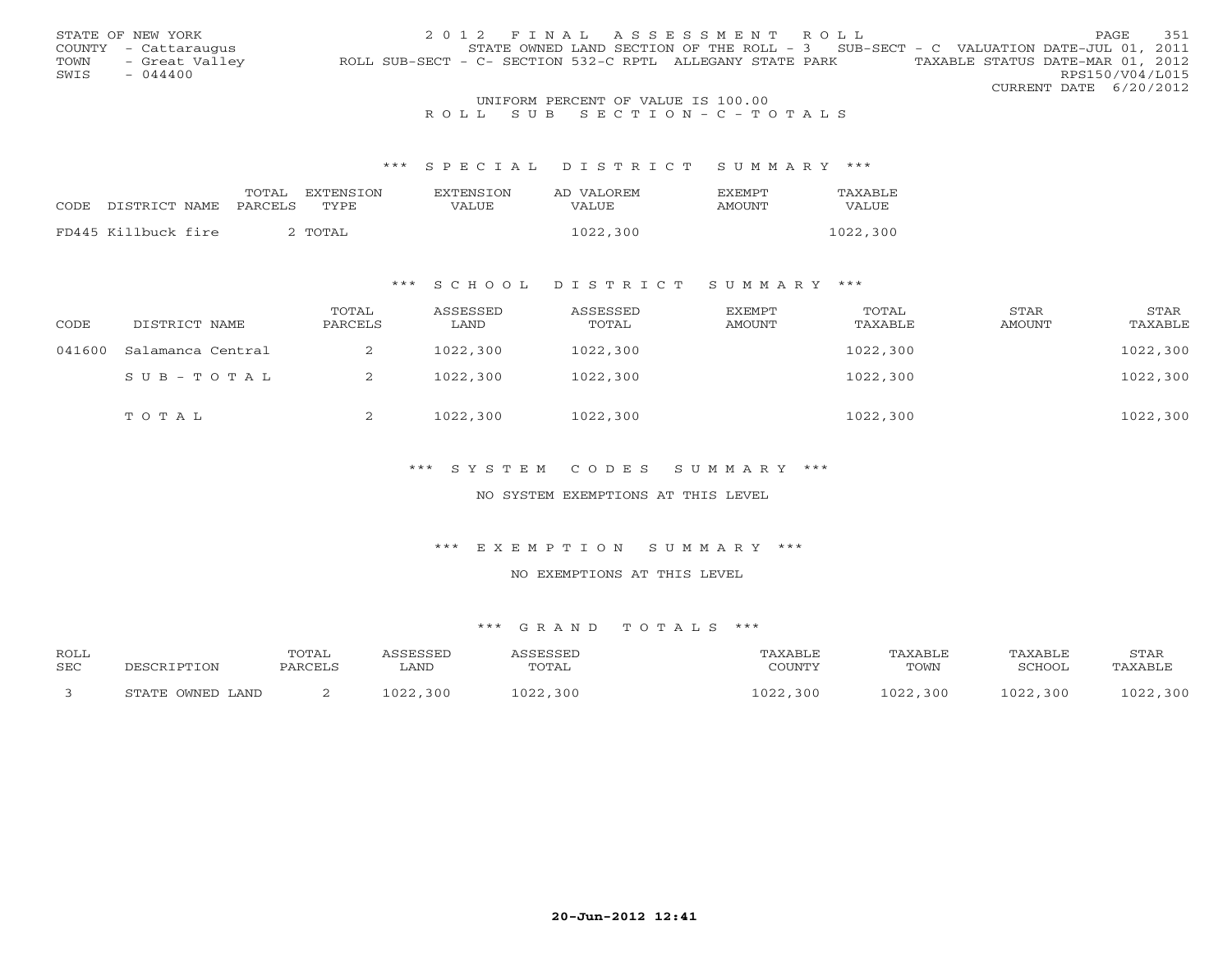STATE OF NEW YORK
COUNTY - Cattaraugus
TOWN - Great Valley
SWIS - 044400

2012 FINAL ASSESSMENT ROLL
STATE OWNED LAND SECTION OF THE ROLL - 3 SUB-SECT - C VALUATION DATE-JUL 01, 2011
ROLL SUB-SECT - C- SECTION 532-C RPTL ALLEGANY STATE PARK TAXABLE STATUS DATE-MAR 01, 2012
RPS150/V04/L015
CURRENT DATE 6/20/2012

UNIFORM PERCENT OF VALUE IS 100.00

ROLL SUB SECTION-C-TOTALS

### *** SPECIAL DISTRICT SUMMARY ***

| CODE DISTRICT NAME | TOTAL PARCELS | EXTENSION TYPE | EXTENSION VALUE | AD VALOREM VALUE | EXEMPT AMOUNT | TAXABLE VALUE |
|---|---|---|---|---|---|---|
| FD445 Killbuck fire | 2 | TOTAL | | 1022,300 | | 1022,300 |

### *** SCHOOL DISTRICT SUMMARY ***

| CODE | DISTRICT NAME | TOTAL PARCELS | ASSESSED LAND | ASSESSED TOTAL | EXEMPT AMOUNT | TOTAL TAXABLE | STAR AMOUNT | STAR TAXABLE |
|---|---|---|---|---|---|---|---|---|
| 041600 | Salamanca Central | 2 | 1022,300 | 1022,300 | | 1022,300 | | 1022,300 |
| | SUB-TOTAL | 2 | 1022,300 | 1022,300 | | 1022,300 | | 1022,300 |
| | TOTAL | 2 | 1022,300 | 1022,300 | | 1022,300 | | 1022,300 |

### *** SYSTEM CODES SUMMARY ***

NO SYSTEM EXEMPTIONS AT THIS LEVEL

### *** EXEMPTION SUMMARY ***

NO EXEMPTIONS AT THIS LEVEL

### *** GRAND TOTALS ***

| ROLL SEC | DESCRIPTION | TOTAL PARCELS | ASSESSED LAND | ASSESSED TOTAL | TAXABLE COUNTY | TAXABLE TOWN | TAXABLE SCHOOL | STAR TAXABLE |
|---|---|---|---|---|---|---|---|---|
| 3 | STATE OWNED LAND | 2 | 1022,300 | 1022,300 | 1022,300 | 1022,300 | 1022,300 | 1022,300 |

20-Jun-2012 12:41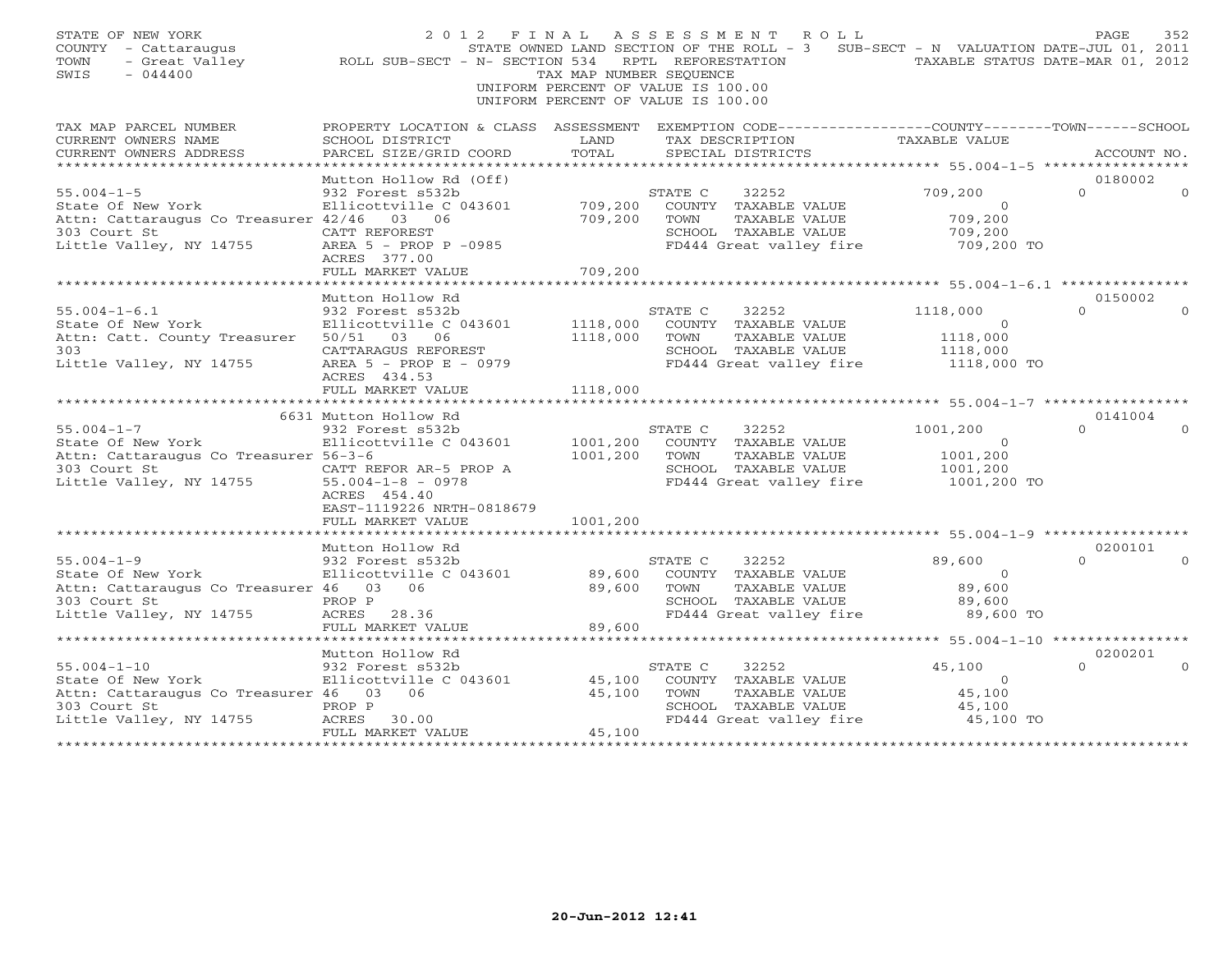STATE OF NEW YORK
COUNTY - Cattaraugus
TOWN - Great Valley
SWIS - 044400

2012 FINAL ASSESSMENT ROLL
STATE OWNED LAND SECTION OF THE ROLL - 3 SUB-SECT - N VALUATION DATE-JUL 01, 2011
ROLL SUB-SECT - N- SECTION 534 RPTL REFORESTATION TAXABLE STATUS DATE-MAR 01, 2012
TAX MAP NUMBER SEQUENCE
UNIFORM PERCENT OF VALUE IS 100.00
UNIFORM PERCENT OF VALUE IS 100.00

| TAX MAP PARCEL NUMBER / CURRENT OWNERS NAME / CURRENT OWNERS ADDRESS | PROPERTY LOCATION & CLASS / SCHOOL DISTRICT / PARCEL SIZE/GRID COORD | ASSESSMENT LAND / TOTAL | EXEMPTION CODE / TAX DESCRIPTION / SPECIAL DISTRICTS | COUNTY TAXABLE VALUE | TOWN | SCHOOL / ACCOUNT NO. |
|---|---|---|---|---|---|---|
| 55.004-1-5 | Mutton Hollow Rd (Off) | | | | | 0180002 |
| 55.004-1-5 | 932 Forest s532b | | STATE C 32252 | 709,200 | 0 | 0 |
| State Of New York | Ellicottville C 043601 | 709,200 | COUNTY TAXABLE VALUE | 0 | | |
| Attn: Cattaraugus Co Treasurer | 42/46 03 06 | 709,200 | TOWN TAXABLE VALUE | 709,200 | | |
| 303 Court St | CATT REFOREST | | SCHOOL TAXABLE VALUE | 709,200 | | |
| Little Valley, NY 14755 | AREA 5 - PROP P -0985 | | FD444 Great valley fire | 709,200 TO | | |
| | ACRES 377.00 | | | | | |
| | FULL MARKET VALUE | 709,200 | | | | |
| 55.004-1-6.1 | Mutton Hollow Rd | | | | | 0150002 |
| 55.004-1-6.1 | 932 Forest s532b | | STATE C 32252 | 1118,000 | 0 | 0 |
| State Of New York | Ellicottville C 043601 | 1118,000 | COUNTY TAXABLE VALUE | 0 | | |
| Attn: Catt. County Treasurer | 50/51 03 06 | 1118,000 | TOWN TAXABLE VALUE | 1118,000 | | |
| 303 | CATTARAGUS REFOREST | | SCHOOL TAXABLE VALUE | 1118,000 | | |
| Little Valley, NY 14755 | AREA 5 - PROP E - 0979 | | FD444 Great valley fire | 1118,000 TO | | |
| | ACRES 434.53 | | | | | |
| | FULL MARKET VALUE | 1118,000 | | | | |
| 55.004-1-7 | 6631 Mutton Hollow Rd | | | | | 0141004 |
| 55.004-1-7 | 932 Forest s532b | | STATE C 32252 | 1001,200 | 0 | 0 |
| State Of New York | Ellicottville C 043601 | 1001,200 | COUNTY TAXABLE VALUE | 0 | | |
| Attn: Cattaraugus Co Treasurer | 56-3-6 | 1001,200 | TOWN TAXABLE VALUE | 1001,200 | | |
| 303 Court St | CATT REFOR AR-5 PROP A | | SCHOOL TAXABLE VALUE | 1001,200 | | |
| Little Valley, NY 14755 | 55.004-1-8 - 0978 | | FD444 Great valley fire | 1001,200 TO | | |
| | ACRES 454.40 | | | | | |
| | EAST-1119226 NRTH-0818679 | | | | | |
| | FULL MARKET VALUE | 1001,200 | | | | |
| 55.004-1-9 | Mutton Hollow Rd | | | | | 0200101 |
| 55.004-1-9 | 932 Forest s532b | | STATE C 32252 | 89,600 | 0 | 0 |
| State Of New York | Ellicottville C 043601 | 89,600 | COUNTY TAXABLE VALUE | 0 | | |
| Attn: Cattaraugus Co Treasurer | 46 03 06 | 89,600 | TOWN TAXABLE VALUE | 89,600 | | |
| 303 Court St | PROP P | | SCHOOL TAXABLE VALUE | 89,600 | | |
| Little Valley, NY 14755 | ACRES 28.36 | | FD444 Great valley fire | 89,600 TO | | |
| | FULL MARKET VALUE | 89,600 | | | | |
| 55.004-1-10 | Mutton Hollow Rd | | | | | 0200201 |
| 55.004-1-10 | 932 Forest s532b | | STATE C 32252 | 45,100 | 0 | 0 |
| State Of New York | Ellicottville C 043601 | 45,100 | COUNTY TAXABLE VALUE | 0 | | |
| Attn: Cattaraugus Co Treasurer | 46 03 06 | 45,100 | TOWN TAXABLE VALUE | 45,100 | | |
| 303 Court St | PROP P | | SCHOOL TAXABLE VALUE | 45,100 | | |
| Little Valley, NY 14755 | ACRES 30.00 | | FD444 Great valley fire | 45,100 TO | | |
| | FULL MARKET VALUE | 45,100 | | | | |

20-Jun-2012 12:41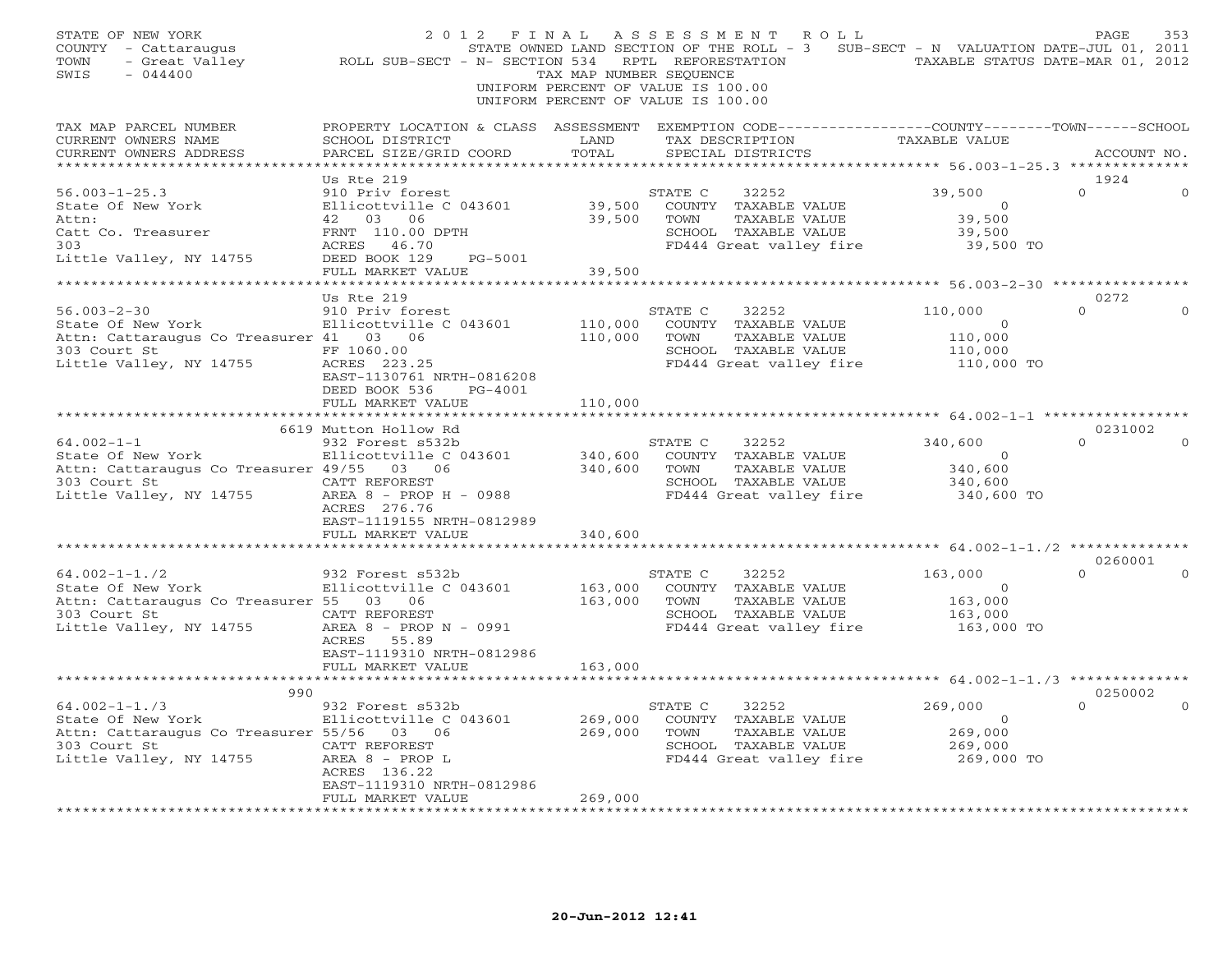STATE OF NEW YORK
COUNTY - Cattaraugus
TOWN - Great Valley
SWIS - 044400

# 2012 FINAL ASSESSMENT ROLL

STATE OWNED LAND SECTION OF THE ROLL - 3 SUB-SECT - N VALUATION DATE-JUL 01, 2011
ROLL SUB-SECT - N- SECTION 534 RPTL REFORESTATION TAXABLE STATUS DATE-MAR 01, 2012
TAX MAP NUMBER SEQUENCE
UNIFORM PERCENT OF VALUE IS 100.00
UNIFORM PERCENT OF VALUE IS 100.00

| TAX MAP PARCEL NUMBER / CURRENT OWNERS NAME / CURRENT OWNERS ADDRESS | PROPERTY LOCATION & CLASS / SCHOOL DISTRICT / PARCEL SIZE/GRID COORD | ASSESSMENT LAND / TOTAL | EXEMPTION CODE / TAX DESCRIPTION / SPECIAL DISTRICTS | COUNTY / TAXABLE VALUE | TOWN | SCHOOL / ACCOUNT NO. |
|---|---|---|---|---|---|---|
| **56.003-1-25.3** | Us Rte 219 | | | | | 1924 |
| 56.003-1-25.3 | 910 Priv forest | | STATE C 32252 | 39,500 | 0 | 0 |
| State Of New York | Ellicottville C 043601 | 39,500 | COUNTY TAXABLE VALUE | 0 | | |
| Attn: | 42 03 06 | 39,500 | TOWN TAXABLE VALUE | 39,500 | | |
| Catt Co. Treasurer | FRNT 110.00 DPTH | | SCHOOL TAXABLE VALUE | 39,500 | | |
| 303 | ACRES 46.70 | | FD444 Great valley fire | 39,500 TO | | |
| Little Valley, NY 14755 | DEED BOOK 129 PG-5001 | | | | | |
| | FULL MARKET VALUE | 39,500 | | | | |
| **56.003-2-30** | Us Rte 219 | | | | | 0272 |
| 56.003-2-30 | 910 Priv forest | | STATE C 32252 | 110,000 | 0 | 0 |
| State Of New York | Ellicottville C 043601 | 110,000 | COUNTY TAXABLE VALUE | 0 | | |
| Attn: Cattaraugus Co Treasurer | 41 03 06 | 110,000 | TOWN TAXABLE VALUE | 110,000 | | |
| 303 Court St | FF 1060.00 | | SCHOOL TAXABLE VALUE | 110,000 | | |
| Little Valley, NY 14755 | ACRES 223.25 | | FD444 Great valley fire | 110,000 TO | | |
| | EAST-1130761 NRTH-0816208 | | | | | |
| | DEED BOOK 536 PG-4001 | | | | | |
| | FULL MARKET VALUE | 110,000 | | | | |
| **64.002-1-1** | 6619 Mutton Hollow Rd | | | | | 0231002 |
| 64.002-1-1 | 932 Forest s532b | | STATE C 32252 | 340,600 | 0 | 0 |
| State Of New York | Ellicottville C 043601 | 340,600 | COUNTY TAXABLE VALUE | 0 | | |
| Attn: Cattaraugus Co Treasurer | 49/55 03 06 | 340,600 | TOWN TAXABLE VALUE | 340,600 | | |
| 303 Court St | CATT REFOREST | | SCHOOL TAXABLE VALUE | 340,600 | | |
| Little Valley, NY 14755 | AREA 8 - PROP H - 0988 | | FD444 Great valley fire | 340,600 TO | | |
| | ACRES 276.76 | | | | | |
| | EAST-1119155 NRTH-0812989 | | | | | |
| | FULL MARKET VALUE | 340,600 | | | | |
| **64.002-1-1./2** | | | | | | 0260001 |
| 64.002-1-1./2 | 932 Forest s532b | | STATE C 32252 | 163,000 | 0 | 0 |
| State Of New York | Ellicottville C 043601 | 163,000 | COUNTY TAXABLE VALUE | 0 | | |
| Attn: Cattaraugus Co Treasurer | 55 03 06 | 163,000 | TOWN TAXABLE VALUE | 163,000 | | |
| 303 Court St | CATT REFOREST | | SCHOOL TAXABLE VALUE | 163,000 | | |
| Little Valley, NY 14755 | AREA 8 - PROP N - 0991 | | FD444 Great valley fire | 163,000 TO | | |
| | ACRES 55.89 | | | | | |
| | EAST-1119310 NRTH-0812986 | | | | | |
| | FULL MARKET VALUE | 163,000 | | | | |
| **64.002-1-1./3** | 990 | | | | | 0250002 |
| 64.002-1-1./3 | 932 Forest s532b | | STATE C 32252 | 269,000 | 0 | 0 |
| State Of New York | Ellicottville C 043601 | 269,000 | COUNTY TAXABLE VALUE | 0 | | |
| Attn: Cattaraugus Co Treasurer | 55/56 03 06 | 269,000 | TOWN TAXABLE VALUE | 269,000 | | |
| 303 Court St | CATT REFOREST | | SCHOOL TAXABLE VALUE | 269,000 | | |
| Little Valley, NY 14755 | AREA 8 - PROP L | | FD444 Great valley fire | 269,000 TO | | |
| | ACRES 136.22 | | | | | |
| | EAST-1119310 NRTH-0812986 | | | | | |
| | FULL MARKET VALUE | 269,000 | | | | |

20-Jun-2012 12:41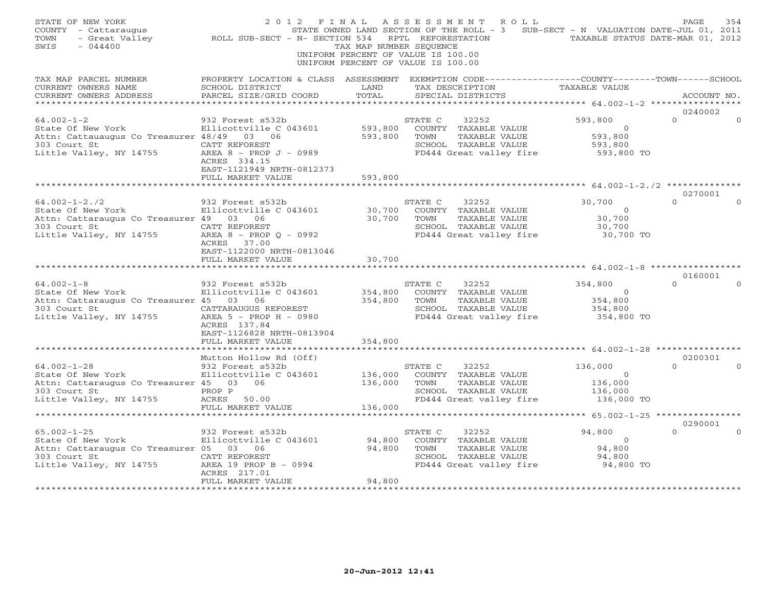STATE OF NEW YORK 2 0 1 2 F I N A L A S S E S S M E N T R O L L
COUNTY - Cattaraugus STATE OWNED LAND SECTION OF THE ROLL - 3 SUB-SECT - N VALUATION DATE-JUL 01, 2011
TOWN - Great Valley ROLL SUB-SECT - N- SECTION 534 RPTL REFORESTATION TAXABLE STATUS DATE-MAR 01, 2012
SWIS - 044400 TAX MAP NUMBER SEQUENCE
UNIFORM PERCENT OF VALUE IS 100.00
UNIFORM PERCENT OF VALUE IS 100.00

| TAX MAP PARCEL NUMBER / CURRENT OWNERS NAME / CURRENT OWNERS ADDRESS | PROPERTY LOCATION & CLASS / SCHOOL DISTRICT / PARCEL SIZE/GRID COORD | ASSESSMENT LAND / TOTAL | EXEMPTION CODE / TAX DESCRIPTION / SPECIAL DISTRICTS | COUNTY | TOWN | SCHOOL / TAXABLE VALUE | ACCOUNT NO. |
|---|---|---|---|---|---|---|---|
| 64.002-1-2 | 932 Forest s532b | | STATE C 32252 | 593,800 | 0 | 0 | 0240002 |
| State Of New York | Ellicottville C 043601 | 593,800 | COUNTY TAXABLE VALUE | 0 | | | |
| Attn: Cattauaugus Co Treasurer | 48/49 03 06 | 593,800 | TOWN TAXABLE VALUE | | 593,800 | | |
| 303 Court St | CATT REFOREST | | SCHOOL TAXABLE VALUE | | | 593,800 | |
| Little Valley, NY 14755 | AREA 8 - PROP J - 0989 | | FD444 Great valley fire | | | 593,800 TO | |
| | ACRES 334.15 | | | | | | |
| | EAST-1121949 NRTH-0812373 | | | | | | |
| | FULL MARKET VALUE | 593,800 | | | | | |
| 64.002-1-2./2 | 932 Forest s532b | | STATE C 32252 | 30,700 | 0 | 0 | 0270001 |
| State Of New York | Ellicottville C 043601 | 30,700 | COUNTY TAXABLE VALUE | 0 | | | |
| Attn: Cattaraugus Co Treasurer | 49 03 06 | 30,700 | TOWN TAXABLE VALUE | | 30,700 | | |
| 303 Court St | CATT REFOREST | | SCHOOL TAXABLE VALUE | | | 30,700 | |
| Little Valley, NY 14755 | AREA 8 - PROP Q - 0992 | | FD444 Great valley fire | | | 30,700 TO | |
| | ACRES 37.00 | | | | | | |
| | EAST-1122000 NRTH-0813046 | | | | | | |
| | FULL MARKET VALUE | 30,700 | | | | | |
| 64.002-1-8 | 932 Forest s532b | | STATE C 32252 | 354,800 | 0 | 0 | 0160001 |
| State Of New York | Ellicottville C 043601 | 354,800 | COUNTY TAXABLE VALUE | 0 | | | |
| Attn: Cattaraugus Co Treasurer | 45 03 06 | 354,800 | TOWN TAXABLE VALUE | | 354,800 | | |
| 303 Court St | CATTARAUGUS REFOREST | | SCHOOL TAXABLE VALUE | | | 354,800 | |
| Little Valley, NY 14755 | AREA 5 - PROP H - 0980 | | FD444 Great valley fire | | | 354,800 TO | |
| | ACRES 137.84 | | | | | | |
| | EAST-1126828 NRTH-0813904 | | | | | | |
| | FULL MARKET VALUE | 354,800 | | | | | |
| | Mutton Hollow Rd (Off) | | | | | | 0200301 |
| 64.002-1-28 | 932 Forest s532b | | STATE C 32252 | 136,000 | 0 | 0 | |
| State Of New York | Ellicottville C 043601 | 136,000 | COUNTY TAXABLE VALUE | 0 | | | |
| Attn: Cattaraugus Co Treasurer | 45 03 06 | 136,000 | TOWN TAXABLE VALUE | | 136,000 | | |
| 303 Court St | PROP P | | SCHOOL TAXABLE VALUE | | | 136,000 | |
| Little Valley, NY 14755 | ACRES 50.00 | | FD444 Great valley fire | | | 136,000 TO | |
| | FULL MARKET VALUE | 136,000 | | | | | |
| 65.002-1-25 | 932 Forest s532b | | STATE C 32252 | 94,800 | 0 | 0 | 0290001 |
| State Of New York | Ellicottville C 043601 | 94,800 | COUNTY TAXABLE VALUE | 0 | | | |
| Attn: Cattaraugus Co Treasurer | 05 03 06 | 94,800 | TOWN TAXABLE VALUE | | 94,800 | | |
| 303 Court St | CATT REFOREST | | SCHOOL TAXABLE VALUE | | | 94,800 | |
| Little Valley, NY 14755 | AREA 19 PROP B - 0994 | | FD444 Great valley fire | | | 94,800 TO | |
| | ACRES 217.01 | | | | | | |
| | FULL MARKET VALUE | 94,800 | | | | | |

20-Jun-2012 12:41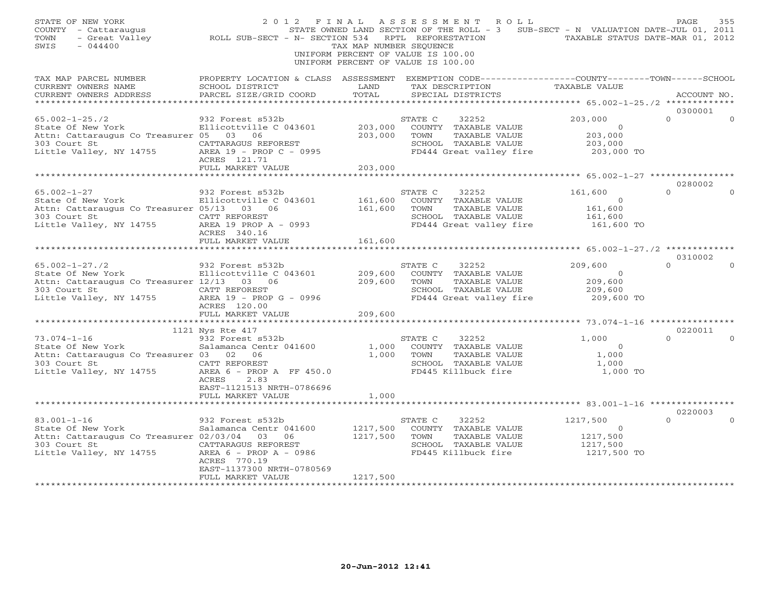STATE OF NEW YORK
COUNTY - Cattaraugus
TOWN - Great Valley
SWIS - 044400

2012 FINAL ASSESSMENT ROLL
STATE OWNED LAND SECTION OF THE ROLL - 3 SUB-SECT - N VALUATION DATE-JUL 01, 2011
ROLL SUB-SECT - N- SECTION 534 RPTL REFORESTATION TAXABLE STATUS DATE-MAR 01, 2012
TAX MAP NUMBER SEQUENCE
UNIFORM PERCENT OF VALUE IS 100.00
UNIFORM PERCENT OF VALUE IS 100.00

| TAX MAP PARCEL NUMBER / CURRENT OWNERS NAME / CURRENT OWNERS ADDRESS | PROPERTY LOCATION & CLASS / SCHOOL DISTRICT / PARCEL SIZE/GRID COORD | ASSESSMENT LAND / TOTAL | EXEMPTION CODE / TAX DESCRIPTION / SPECIAL DISTRICTS | COUNTY TAXABLE VALUE | TOWN | SCHOOL / ACCOUNT NO. |
|---|---|---|---|---|---|---|
| 65.002-1-25./2 | 932 Forest s532b | | STATE C 32252 | 203,000 | 0 | 0 (0300001) |
| State Of New York | Ellicottville C 043601 | 203,000 | COUNTY TAXABLE VALUE | 0 | | |
| Attn: Cattaraugus Co Treasurer | 05 03 06 | 203,000 | TOWN TAXABLE VALUE | 203,000 | | |
| 303 Court St | CATTARAGUS REFOREST | | SCHOOL TAXABLE VALUE | 203,000 | | |
| Little Valley, NY 14755 | AREA 19 - PROP C - 0995 | | FD444 Great valley fire | 203,000 TO | | |
| | ACRES 121.71 | | | | | |
| | FULL MARKET VALUE | 203,000 | | | | |
| 65.002-1-27 | 932 Forest s532b | | STATE C 32252 | 161,600 | 0 | 0 (0280002) |
| State Of New York | Ellicottville C 043601 | 161,600 | COUNTY TAXABLE VALUE | 0 | | |
| Attn: Cattaraugus Co Treasurer | 05/13 03 06 | 161,600 | TOWN TAXABLE VALUE | 161,600 | | |
| 303 Court St | CATT REFOREST | | SCHOOL TAXABLE VALUE | 161,600 | | |
| Little Valley, NY 14755 | AREA 19 PROP A - 0993 | | FD444 Great valley fire | 161,600 TO | | |
| | ACRES 340.16 | | | | | |
| | FULL MARKET VALUE | 161,600 | | | | |
| 65.002-1-27./2 | 932 Forest s532b | | STATE C 32252 | 209,600 | 0 | 0 (0310002) |
| State Of New York | Ellicottville C 043601 | 209,600 | COUNTY TAXABLE VALUE | 0 | | |
| Attn: Cattaraugus Co Treasurer | 12/13 03 06 | 209,600 | TOWN TAXABLE VALUE | 209,600 | | |
| 303 Court St | CATT REFOREST | | SCHOOL TAXABLE VALUE | 209,600 | | |
| Little Valley, NY 14755 | AREA 19 - PROP G - 0996 | | FD444 Great valley fire | 209,600 TO | | |
| | ACRES 120.00 | | | | | |
| | FULL MARKET VALUE | 209,600 | | | | |
| | 1121 Nys Rte 417 | | | | | (0220011) |
| 73.074-1-16 | 932 Forest s532b | | STATE C 32252 | 1,000 | 0 | 0 |
| State Of New York | Salamanca Centr 041600 | 1,000 | COUNTY TAXABLE VALUE | 0 | | |
| Attn: Cattaraugus Co Treasurer | 03 02 06 | 1,000 | TOWN TAXABLE VALUE | 1,000 | | |
| 303 Court St | CATT REFOREST | | SCHOOL TAXABLE VALUE | 1,000 | | |
| Little Valley, NY 14755 | AREA 6 - PROP A FF 450.0 | | FD445 Killbuck fire | 1,000 TO | | |
| | ACRES 2.83 | | | | | |
| | EAST-1121513 NRTH-0786696 | | | | | |
| | FULL MARKET VALUE | 1,000 | | | | |
| 83.001-1-16 | 932 Forest s532b | | STATE C 32252 | 1217,500 | 0 | 0 (0220003) |
| State Of New York | Salamanca Centr 041600 | 1217,500 | COUNTY TAXABLE VALUE | 0 | | |
| Attn: Cattaraugus Co Treasurer | 02/03/04 03 06 | 1217,500 | TOWN TAXABLE VALUE | 1217,500 | | |
| 303 Court St | CATTARAGUS REFOREST | | SCHOOL TAXABLE VALUE | 1217,500 | | |
| Little Valley, NY 14755 | AREA 6 - PROP A - 0986 | | FD445 Killbuck fire | 1217,500 TO | | |
| | ACRES 770.19 | | | | | |
| | EAST-1137300 NRTH-0780569 | | | | | |
| | FULL MARKET VALUE | 1217,500 | | | | |

20-Jun-2012 12:41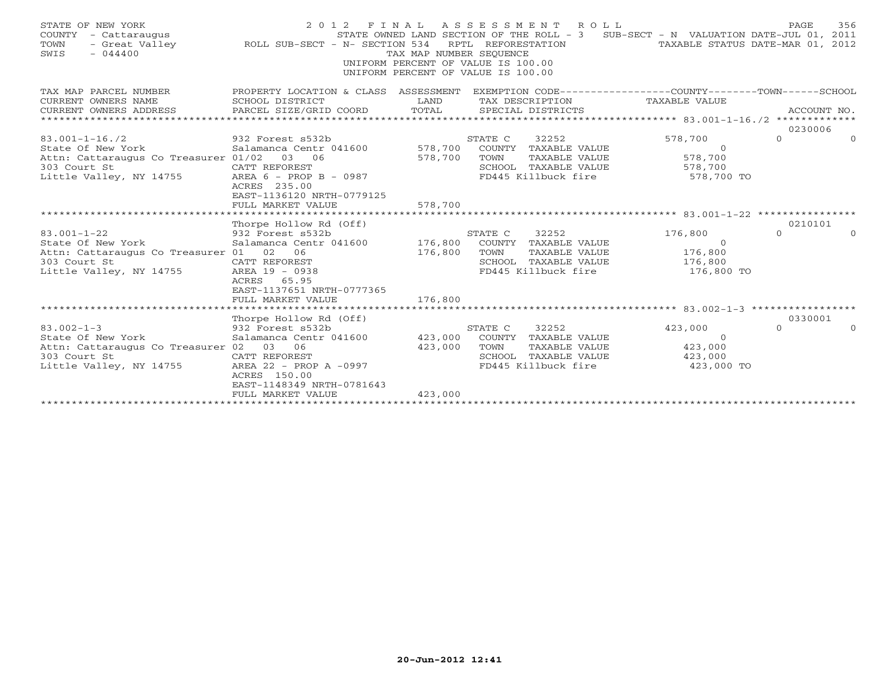STATE OF NEW YORK
COUNTY - Cattaraugus
TOWN - Great Valley
SWIS - 044400

2012 FINAL ASSESSMENT ROLL
STATE OWNED LAND SECTION OF THE ROLL - 3 SUB-SECT - N VALUATION DATE-JUL 01, 2011
ROLL SUB-SECT - N- SECTION 534 RPTL REFORESTATION TAXABLE STATUS DATE-MAR 01, 2012
TAX MAP NUMBER SEQUENCE
UNIFORM PERCENT OF VALUE IS 100.00
UNIFORM PERCENT OF VALUE IS 100.00

| TAX MAP PARCEL NUMBER / CURRENT OWNERS NAME / CURRENT OWNERS ADDRESS | PROPERTY LOCATION & CLASS / SCHOOL DISTRICT / PARCEL SIZE/GRID COORD | ASSESSMENT LAND / TOTAL | EXEMPTION CODE / TAX DESCRIPTION / SPECIAL DISTRICTS | COUNTY TAXABLE VALUE | TOWN | SCHOOL / ACCOUNT NO. |
|---|---|---|---|---|---|---|
| **83.001-1-16./2** | | | | | | 0230006 |
| 83.001-1-16./2 | 932 Forest s532b | | STATE C 32252 | 578,700 | 0 | 0 |
| State Of New York | Salamanca Centr 041600 | 578,700 | COUNTY TAXABLE VALUE | 0 | | |
| Attn: Cattaraugus Co Treasurer | 01/02 03 06 | 578,700 | TOWN TAXABLE VALUE | 578,700 | | |
| 303 Court St | CATT REFOREST | | SCHOOL TAXABLE VALUE | 578,700 | | |
| Little Valley, NY 14755 | AREA 6 - PROP B - 0987 | | FD445 Killbuck fire | 578,700 TO | | |
| | ACRES 235.00 | | | | | |
| | EAST-1136120 NRTH-0779125 | | | | | |
| | FULL MARKET VALUE | 578,700 | | | | |
| **83.001-1-22** | Thorpe Hollow Rd (Off) | | | | | 0210101 |
| 83.001-1-22 | 932 Forest s532b | | STATE C 32252 | 176,800 | 0 | 0 |
| State Of New York | Salamanca Centr 041600 | 176,800 | COUNTY TAXABLE VALUE | 0 | | |
| Attn: Cattaraugus Co Treasurer | 01 02 06 | 176,800 | TOWN TAXABLE VALUE | 176,800 | | |
| 303 Court St | CATT REFOREST | | SCHOOL TAXABLE VALUE | 176,800 | | |
| Little Valley, NY 14755 | AREA 19 - 0938 | | FD445 Killbuck fire | 176,800 TO | | |
| | ACRES 65.95 | | | | | |
| | EAST-1137651 NRTH-0777365 | | | | | |
| | FULL MARKET VALUE | 176,800 | | | | |
| **83.002-1-3** | Thorpe Hollow Rd (Off) | | | | | 0330001 |
| 83.002-1-3 | 932 Forest s532b | | STATE C 32252 | 423,000 | 0 | 0 |
| State Of New York | Salamanca Centr 041600 | 423,000 | COUNTY TAXABLE VALUE | 0 | | |
| Attn: Cattaraugus Co Treasurer | 02 03 06 | 423,000 | TOWN TAXABLE VALUE | 423,000 | | |
| 303 Court St | CATT REFOREST | | SCHOOL TAXABLE VALUE | 423,000 | | |
| Little Valley, NY 14755 | AREA 22 - PROP A -0997 | | FD445 Killbuck fire | 423,000 TO | | |
| | ACRES 150.00 | | | | | |
| | EAST-1148349 NRTH-0781643 | | | | | |
| | FULL MARKET VALUE | 423,000 | | | | |

20-Jun-2012 12:41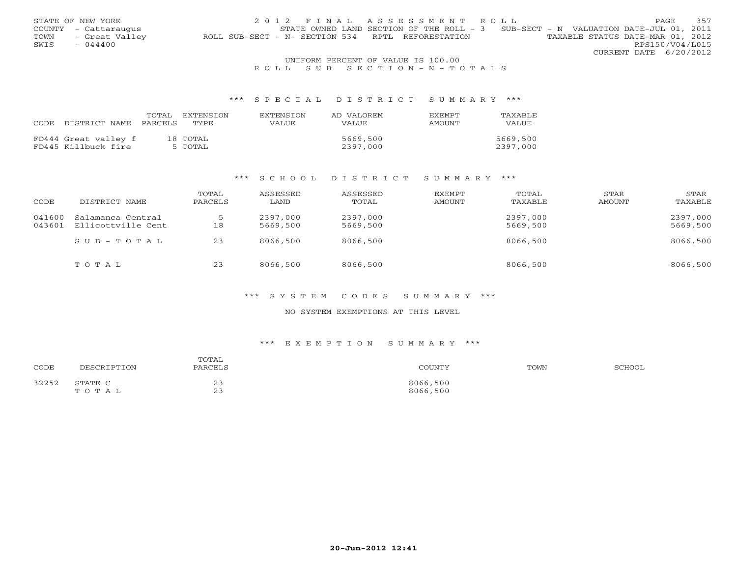STATE OF NEW YORK
COUNTY - Cattaraugus
TOWN - Great Valley
SWIS - 044400

2012 FINAL ASSESSMENT ROLL

STATE OWNED LAND SECTION OF THE ROLL - 3 SUB-SECT - N VALUATION DATE-JUL 01, 2011

ROLL SUB-SECT - N- SECTION 534 RPTL REFORESTATION TAXABLE STATUS DATE-MAR 01, 2012

RPS150/V04/L015

CURRENT DATE 6/20/2012

UNIFORM PERCENT OF VALUE IS 100.00

ROLL SUB SECTION-N-TOTALS

### *** SPECIAL DISTRICT SUMMARY ***

| CODE | DISTRICT NAME | TOTAL PARCELS | EXTENSION TYPE | EXTENSION VALUE | AD VALOREM VALUE | EXEMPT AMOUNT | TAXABLE VALUE |
|---|---|---|---|---|---|---|---|
| FD444 | Great valley f | 18 | TOTAL | | 5669,500 | | 5669,500 |
| FD445 | Killbuck fire | 5 | TOTAL | | 2397,000 | | 2397,000 |

### *** SCHOOL DISTRICT SUMMARY ***

| CODE | DISTRICT NAME | TOTAL PARCELS | ASSESSED LAND | ASSESSED TOTAL | EXEMPT AMOUNT | TOTAL TAXABLE | STAR AMOUNT | STAR TAXABLE |
|---|---|---|---|---|---|---|---|---|
| 041600 | Salamanca Central | 5 | 2397,000 | 2397,000 | | 2397,000 | | 2397,000 |
| 043601 | Ellicottville Cent | 18 | 5669,500 | 5669,500 | | 5669,500 | | 5669,500 |
| | SUB-TOTAL | 23 | 8066,500 | 8066,500 | | 8066,500 | | 8066,500 |
| | TOTAL | 23 | 8066,500 | 8066,500 | | 8066,500 | | 8066,500 |

### *** SYSTEM CODES SUMMARY ***

NO SYSTEM EXEMPTIONS AT THIS LEVEL

### *** EXEMPTION SUMMARY ***

| CODE | DESCRIPTION | TOTAL PARCELS | COUNTY | TOWN | SCHOOL |
|---|---|---|---|---|---|
| 32252 | STATE C | 23 | 8066,500 | | |
| | TOTAL | 23 | 8066,500 | | |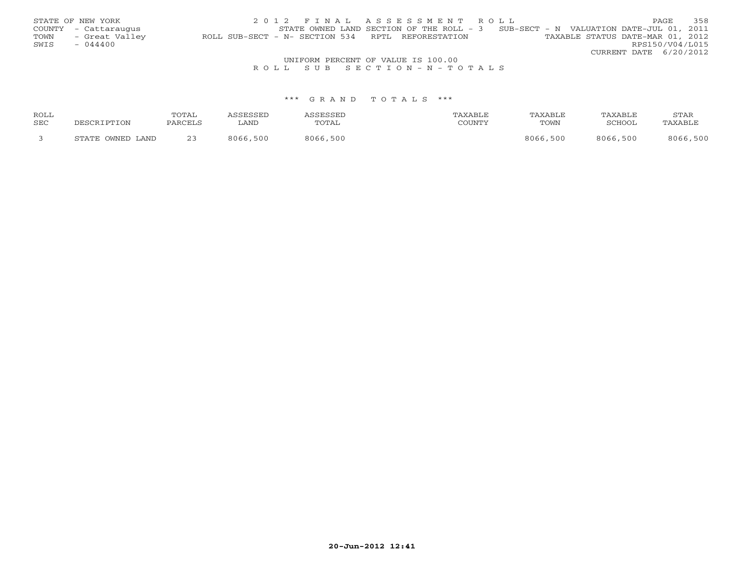STATE OF NEW YORK
COUNTY - Cattaraugus
TOWN - Great Valley
SWIS - 044400

2 0 1 2 F I N A L A S S E S S M E N T R O L L
STATE OWNED LAND SECTION OF THE ROLL - 3 SUB-SECT - N VALUATION DATE-JUL 01, 2011
ROLL SUB-SECT - N- SECTION 534 RPTL REFORESTATION TAXABLE STATUS DATE-MAR 01, 2012
RPS150/V04/L015
CURRENT DATE 6/20/2012

UNIFORM PERCENT OF VALUE IS 100.00

R O L L S U B S E C T I O N - N - T O T A L S

*** G R A N D T O T A L S ***

| ROLL SEC | DESCRIPTION | TOTAL PARCELS | ASSESSED LAND | ASSESSED TOTAL | TAXABLE COUNTY | TAXABLE TOWN | TAXABLE SCHOOL | STAR TAXABLE |
|---|---|---|---|---|---|---|---|---|
| 3 | STATE OWNED LAND | 23 | 8066,500 | 8066,500 | | 8066,500 | 8066,500 | 8066,500 |

20-Jun-2012 12:41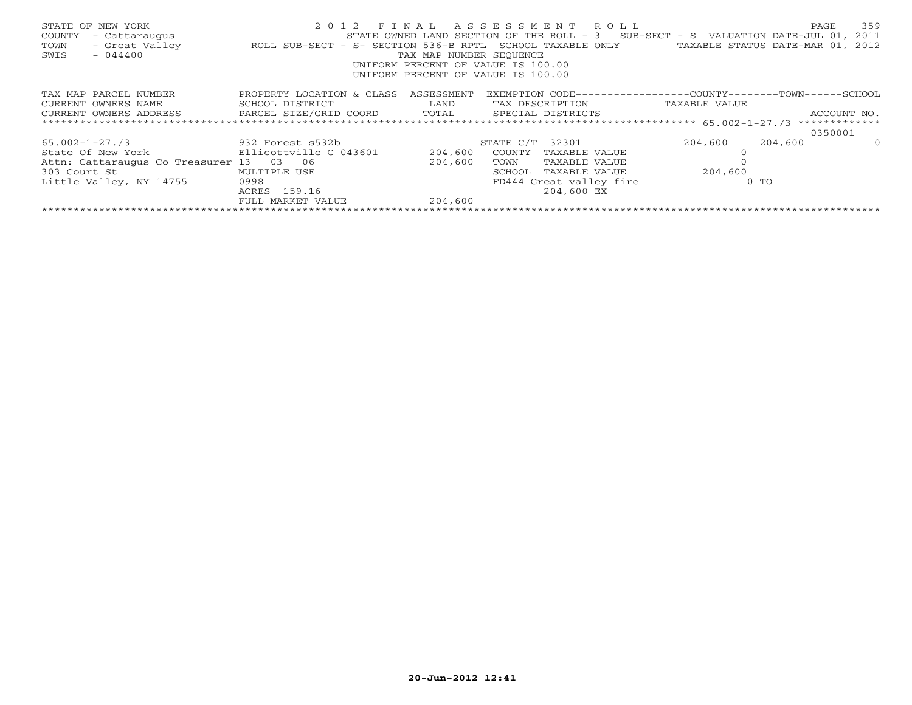STATE OF NEW YORK
COUNTY - Cattaraugus
TOWN - Great Valley
SWIS - 044400

2012 FINAL ASSESSMENT ROLL
STATE OWNED LAND SECTION OF THE ROLL - 3 SUB-SECT - S VALUATION DATE-JUL 01, 2011
ROLL SUB-SECT - S- SECTION 536-B RPTL SCHOOL TAXABLE ONLY TAXABLE STATUS DATE-MAR 01, 2012
TAX MAP NUMBER SEQUENCE
UNIFORM PERCENT OF VALUE IS 100.00
UNIFORM PERCENT OF VALUE IS 100.00

| TAX MAP PARCEL NUMBER / CURRENT OWNERS NAME / CURRENT OWNERS ADDRESS | PROPERTY LOCATION & CLASS / SCHOOL DISTRICT / PARCEL SIZE/GRID COORD | ASSESSMENT LAND / TOTAL | EXEMPTION CODE / TAX DESCRIPTION / SPECIAL DISTRICTS | COUNTY TAXABLE VALUE | TOWN | SCHOOL / ACCOUNT NO. |
|---|---|---|---|---|---|---|
| 65.002-1-27./3 | | | | | | 0350001 |
| 65.002-1-27./3 | 932 Forest s532b | | STATE C/T 32301 | 204,600 | 204,600 | 0 |
| State Of New York | Ellicottville C 043601 | 204,600 | COUNTY TAXABLE VALUE | 0 | | |
| Attn: Cattaraugus Co Treasurer | 13 03 06 | 204,600 | TOWN TAXABLE VALUE | 0 | | |
| 303 Court St | MULTIPLE USE | | SCHOOL TAXABLE VALUE | 204,600 | | |
| Little Valley, NY 14755 | 0998 | | FD444 Great valley fire | | 0 TO | |
| | ACRES 159.16 | | 204,600 EX | | | |
| | FULL MARKET VALUE | 204,600 | | | | |

20-Jun-2012 12:41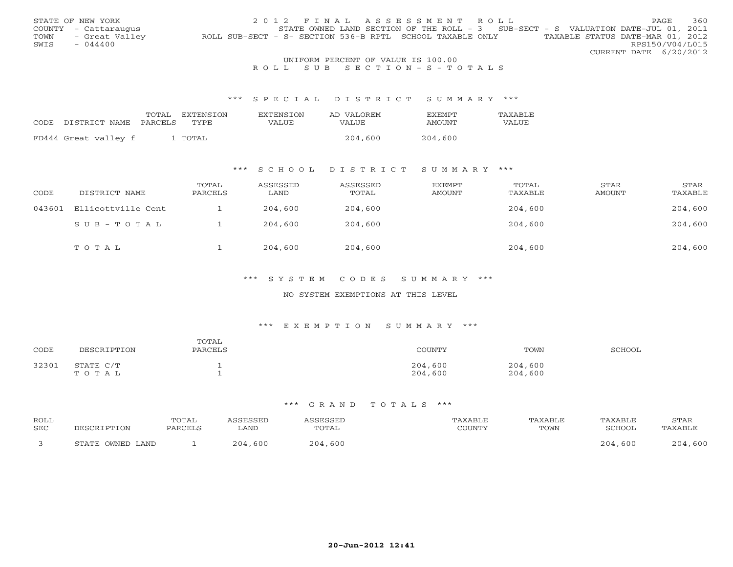STATE OF NEW YORK 2 0 1 2 F I N A L A S S E S S M E N T R O L L
COUNTY - Cattaraugus STATE OWNED LAND SECTION OF THE ROLL - 3 SUB-SECT - S VALUATION DATE-JUL 01, 2011
TOWN - Great Valley ROLL SUB-SECT - S- SECTION 536-B RPTL SCHOOL TAXABLE ONLY TAXABLE STATUS DATE-MAR 01, 2012
SWIS - 044400 RPS150/V04/L015
CURRENT DATE 6/20/2012

UNIFORM PERCENT OF VALUE IS 100.00

R O L L S U B S E C T I O N - S - T O T A L S

## \*\*\* S P E C I A L D I S T R I C T S U M M A R Y \*\*\*

| CODE | DISTRICT NAME | TOTAL PARCELS | EXTENSION TYPE | EXTENSION VALUE | AD VALOREM VALUE | EXEMPT AMOUNT | TAXABLE VALUE |
|---|---|---|---|---|---|---|---|
| FD444 | Great valley f | 1 | TOTAL | | 204,600 | 204,600 | |

## \*\*\* S C H O O L D I S T R I C T S U M M A R Y \*\*\*

| CODE | DISTRICT NAME | TOTAL PARCELS | ASSESSED LAND | ASSESSED TOTAL | EXEMPT AMOUNT | TOTAL TAXABLE | STAR AMOUNT | STAR TAXABLE |
|---|---|---|---|---|---|---|---|---|
| 043601 | Ellicottville Cent | 1 | 204,600 | 204,600 | | 204,600 | | 204,600 |
| | S U B - T O T A L | 1 | 204,600 | 204,600 | | 204,600 | | 204,600 |
| | T O T A L | 1 | 204,600 | 204,600 | | 204,600 | | 204,600 |

## \*\*\* S Y S T E M C O D E S S U M M A R Y \*\*\*

NO SYSTEM EXEMPTIONS AT THIS LEVEL

## \*\*\* E X E M P T I O N S U M M A R Y \*\*\*

| CODE | DESCRIPTION | TOTAL PARCELS | COUNTY | TOWN | SCHOOL |
|---|---|---|---|---|---|
| 32301 | STATE C/T | 1 | 204,600 | 204,600 | |
| | T O T A L | 1 | 204,600 | 204,600 | |

## \*\*\* G R A N D T O T A L S \*\*\*

| ROLL SEC | DESCRIPTION | TOTAL PARCELS | ASSESSED LAND | ASSESSED TOTAL | TAXABLE COUNTY | TAXABLE TOWN | TAXABLE SCHOOL | STAR TAXABLE |
|---|---|---|---|---|---|---|---|---|
| 3 | STATE OWNED LAND | 1 | 204,600 | 204,600 | | | 204,600 | 204,600 |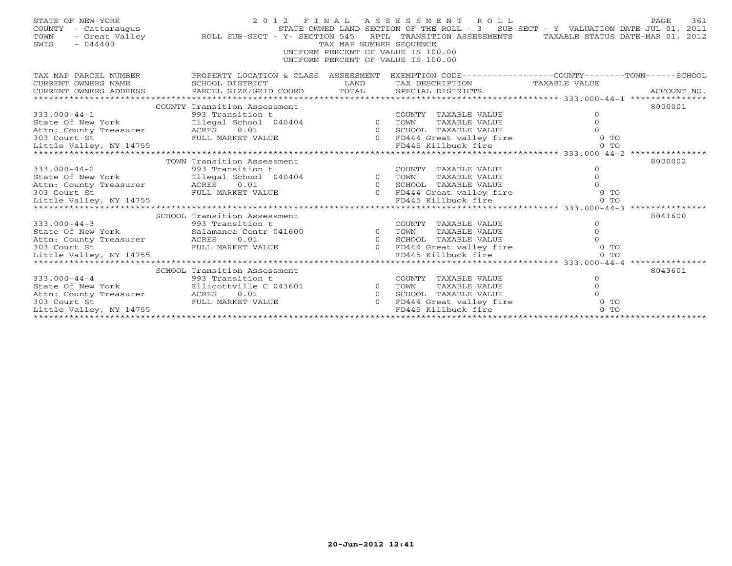STATE OF NEW YORK
COUNTY - Cattaraugus
TOWN - Great Valley
SWIS - 044400

# 2012 FINAL ASSESSMENT ROLL

STATE OWNED LAND SECTION OF THE ROLL - 3 SUB-SECT - Y VALUATION DATE-JUL 01, 2011
ROLL SUB-SECT - Y- SECTION 545 RPTL TRANSITION ASSESSMENTS TAXABLE STATUS DATE-MAR 01, 2012
TAX MAP NUMBER SEQUENCE
UNIFORM PERCENT OF VALUE IS 100.00
UNIFORM PERCENT OF VALUE IS 100.00

| TAX MAP PARCEL NUMBER / CURRENT OWNERS NAME / CURRENT OWNERS ADDRESS | PROPERTY LOCATION & CLASS / SCHOOL DISTRICT / PARCEL SIZE/GRID COORD | ASSESSMENT LAND | TOTAL | EXEMPTION CODE / TAX DESCRIPTION / SPECIAL DISTRICTS | TAXABLE VALUE (COUNTY--TOWN--SCHOOL) | ACCOUNT NO. |
|---|---|---|---|---|---|---|
| 333.000-44-1 | COUNTY Transition Assessment | | | | | 8000001 |
| | 993 Transition t | | | COUNTY TAXABLE VALUE | 0 | |
| State Of New York | Illegal School 040404 | 0 | | TOWN TAXABLE VALUE | 0 | |
| Attn: County Treasurer | ACRES 0.01 | | 0 | SCHOOL TAXABLE VALUE | 0 | |
| 303 Court St | FULL MARKET VALUE | | 0 | FD444 Great valley fire | 0 TO | |
| Little Valley, NY 14755 | | | | FD445 Killbuck fire | 0 TO | |
| 333.000-44-2 | TOWN Transition Assessment | | | | | 8000002 |
| | 993 Transition t | | | COUNTY TAXABLE VALUE | 0 | |
| State Of New York | Illegal School 040404 | 0 | | TOWN TAXABLE VALUE | 0 | |
| Attn: County Treasurer | ACRES 0.01 | | 0 | SCHOOL TAXABLE VALUE | 0 | |
| 303 Court St | FULL MARKET VALUE | | 0 | FD444 Great valley fire | 0 TO | |
| Little Valley, NY 14755 | | | | FD445 Killbuck fire | 0 TO | |
| 333.000-44-3 | SCHOOL Transition Assessment | | | | | 8041600 |
| | 993 Transition t | | | COUNTY TAXABLE VALUE | 0 | |
| State Of New York | Salamanca Centr 041600 | 0 | | TOWN TAXABLE VALUE | 0 | |
| Attn: County Treasurer | ACRES 0.01 | | 0 | SCHOOL TAXABLE VALUE | 0 | |
| 303 Court St | FULL MARKET VALUE | | 0 | FD444 Great valley fire | 0 TO | |
| Little Valley, NY 14755 | | | | FD445 Killbuck fire | 0 TO | |
| 333.000-44-4 | SCHOOL Transition Assessment | | | | | 8043601 |
| | 993 Transition t | | | COUNTY TAXABLE VALUE | 0 | |
| State Of New York | Ellicottville C 043601 | 0 | | TOWN TAXABLE VALUE | 0 | |
| Attn: County Treasurer | ACRES 0.01 | | 0 | SCHOOL TAXABLE VALUE | 0 | |
| 303 Court St | FULL MARKET VALUE | | 0 | FD444 Great valley fire | 0 TO | |
| Little Valley, NY 14755 | | | | FD445 Killbuck fire | 0 TO | |

20-Jun-2012 12:41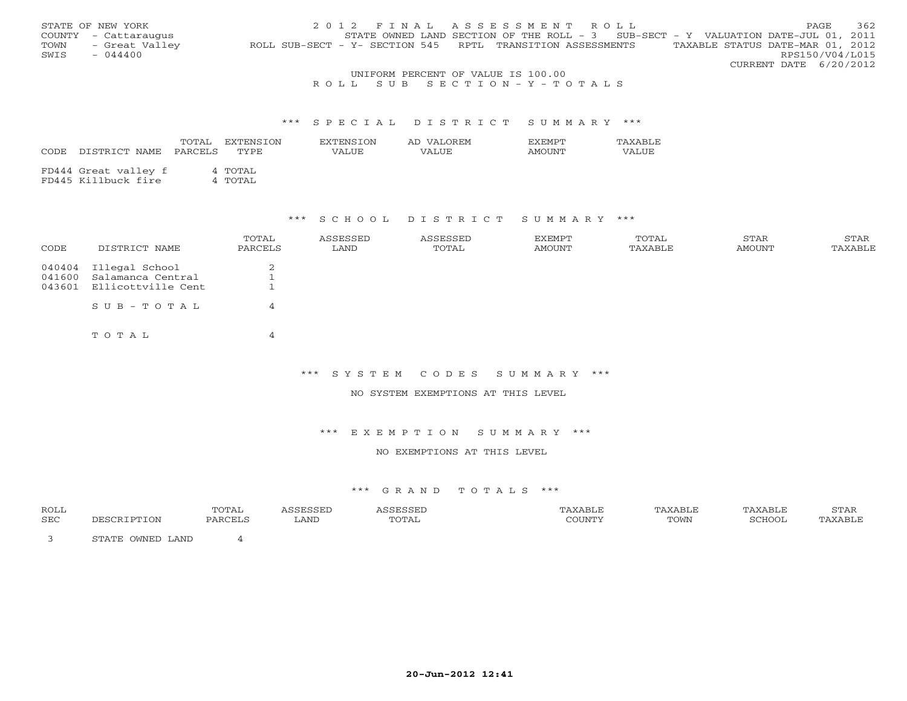STATE OF NEW YORK
COUNTY - Cattaraugus
TOWN - Great Valley
SWIS - 044400

2 0 1 2 F I N A L A S S E S S M E N T R O L L
STATE OWNED LAND SECTION OF THE ROLL - 3 SUB-SECT - Y VALUATION DATE-JUL 01, 2011
ROLL SUB-SECT - Y- SECTION 545 RPTL TRANSITION ASSESSMENTS TAXABLE STATUS DATE-MAR 01, 2012
RPS150/V04/L015
CURRENT DATE 6/20/2012

UNIFORM PERCENT OF VALUE IS 100.00

R O L L S U B S E C T I O N - Y - T O T A L S

## *** S P E C I A L D I S T R I C T S U M M A R Y ***

| CODE | DISTRICT NAME | TOTAL PARCELS | EXTENSION TYPE | EXTENSION VALUE | AD VALOREM VALUE | EXEMPT AMOUNT | TAXABLE VALUE |
|---|---|---|---|---|---|---|---|
| FD444 | Great valley f | 4 | TOTAL | | | | |
| FD445 | Killbuck fire | 4 | TOTAL | | | | |

## *** S C H O O L D I S T R I C T S U M M A R Y ***

| CODE | DISTRICT NAME | TOTAL PARCELS | ASSESSED LAND | ASSESSED TOTAL | EXEMPT AMOUNT | TOTAL TAXABLE | STAR AMOUNT | STAR TAXABLE |
|---|---|---|---|---|---|---|---|---|
| 040404 | Illegal School | 2 | | | | | | |
| 041600 | Salamanca Central | 1 | | | | | | |
| 043601 | Ellicottville Cent | 1 | | | | | | |
| | S U B - T O T A L | 4 | | | | | | |
| | T O T A L | 4 | | | | | | |

## *** S Y S T E M C O D E S S U M M A R Y ***

NO SYSTEM EXEMPTIONS AT THIS LEVEL

## *** E X E M P T I O N S U M M A R Y ***

NO EXEMPTIONS AT THIS LEVEL

## *** G R A N D T O T A L S ***

| ROLL SEC | DESCRIPTION | TOTAL PARCELS | ASSESSED LAND | ASSESSED TOTAL | TAXABLE COUNTY | TAXABLE TOWN | TAXABLE SCHOOL | STAR TAXABLE |
|---|---|---|---|---|---|---|---|---|
| 3 | STATE OWNED LAND | 4 | | | | | | |

20-Jun-2012 12:41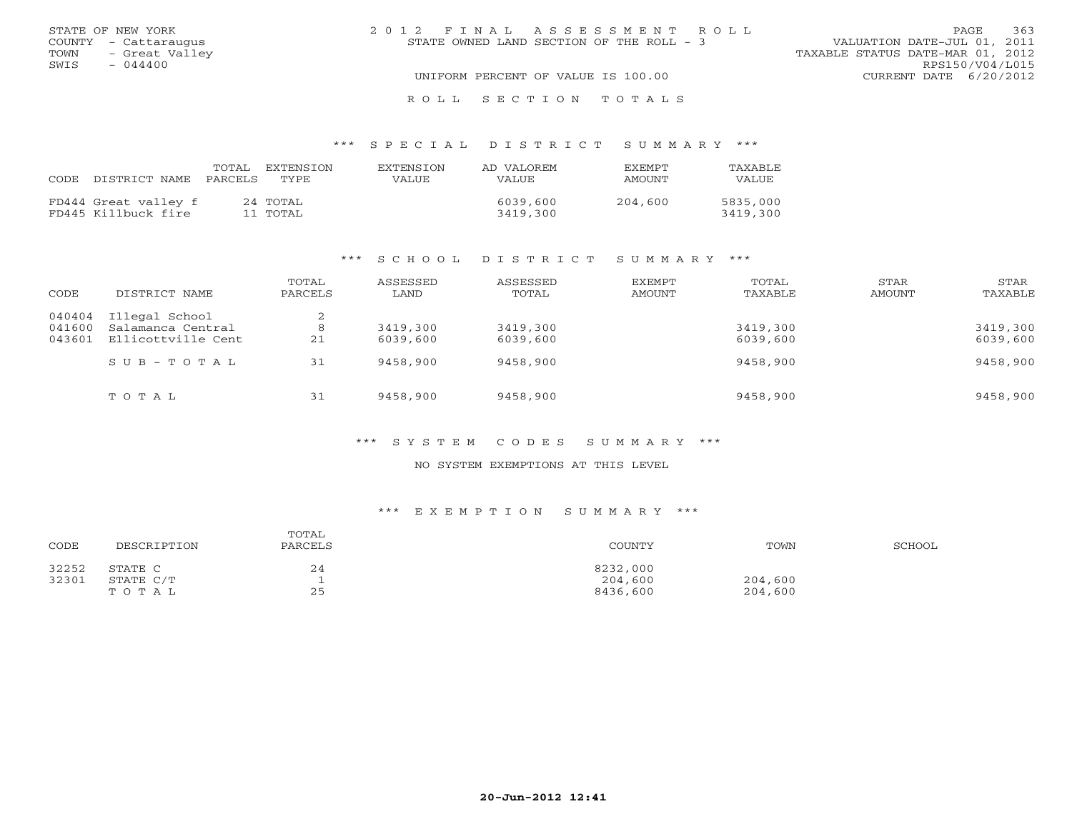STATE OF NEW YORK
COUNTY - Cattaraugus
TOWN - Great Valley
SWIS - 044400

2012 FINAL ASSESSMENT ROLL
STATE OWNED LAND SECTION OF THE ROLL - 3
UNIFORM PERCENT OF VALUE IS 100.00

VALUATION DATE-JUL 01, 2011
TAXABLE STATUS DATE-MAR 01, 2012
RPS150/V04/L015
CURRENT DATE 6/20/2012

## ROLL SECTION TOTALS

### *** SPECIAL DISTRICT SUMMARY ***

| CODE DISTRICT NAME | TOTAL PARCELS | EXTENSION TYPE | EXTENSION VALUE | AD VALOREM VALUE | EXEMPT AMOUNT | TAXABLE VALUE |
|---|---|---|---|---|---|---|
| FD444 Great valley f | 24 | TOTAL | | 6039,600 | 204,600 | 5835,000 |
| FD445 Killbuck fire | 11 | TOTAL | | 3419,300 | | 3419,300 |

### *** SCHOOL DISTRICT SUMMARY ***

| CODE | DISTRICT NAME | TOTAL PARCELS | ASSESSED LAND | ASSESSED TOTAL | EXEMPT AMOUNT | TOTAL TAXABLE | STAR AMOUNT | STAR TAXABLE |
|---|---|---|---|---|---|---|---|---|
| 040404 | Illegal School | 2 | | | | | | |
| 041600 | Salamanca Central | 8 | 3419,300 | 3419,300 | | 3419,300 | | 3419,300 |
| 043601 | Ellicottville Cent | 21 | 6039,600 | 6039,600 | | 6039,600 | | 6039,600 |
| | SUB-TOTAL | 31 | 9458,900 | 9458,900 | | 9458,900 | | 9458,900 |
| | TOTAL | 31 | 9458,900 | 9458,900 | | 9458,900 | | 9458,900 |

### *** SYSTEM CODES SUMMARY ***

NO SYSTEM EXEMPTIONS AT THIS LEVEL

### *** EXEMPTION SUMMARY ***

| CODE | DESCRIPTION | TOTAL PARCELS | COUNTY | TOWN | SCHOOL |
|---|---|---|---|---|---|
| 32252 | STATE C | 24 | 8232,000 | | |
| 32301 | STATE C/T | 1 | 204,600 | 204,600 | |
| | TOTAL | 25 | 8436,600 | 204,600 | |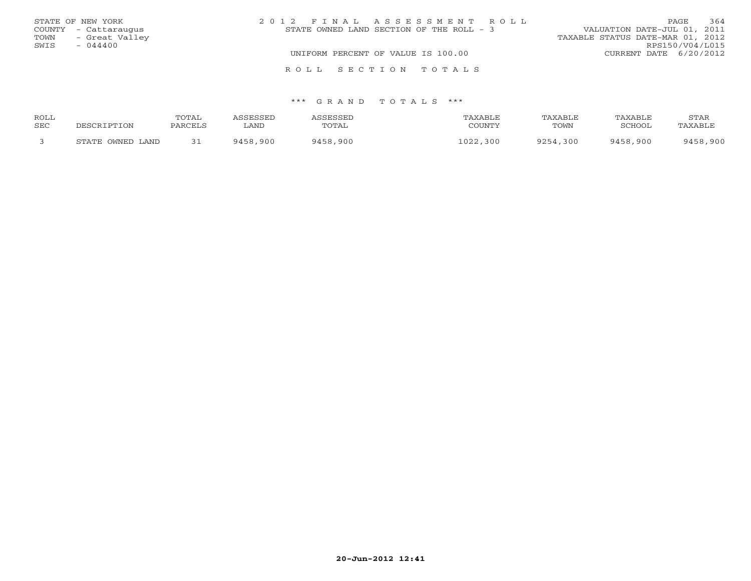STATE OF NEW YORK
COUNTY - Cattaraugus
TOWN - Great Valley
SWIS - 044400

2 0 1 2 F I N A L A S S E S S M E N T R O L L
STATE OWNED LAND SECTION OF THE ROLL - 3
UNIFORM PERCENT OF VALUE IS 100.00

VALUATION DATE-JUL 01, 2011
TAXABLE STATUS DATE-MAR 01, 2012
RPS150/V04/L015
CURRENT DATE 6/20/2012

R O L L S E C T I O N T O T A L S

*** G R A N D T O T A L S ***

| ROLL SEC | DESCRIPTION | TOTAL PARCELS | ASSESSED LAND | ASSESSED TOTAL | TAXABLE COUNTY | TAXABLE TOWN | TAXABLE SCHOOL | STAR TAXABLE |
|---|---|---|---|---|---|---|---|---|
| 3 | STATE OWNED LAND | 31 | 9458,900 | 9458,900 | 1022,300 | 9254,300 | 9458,900 | 9458,900 |

20-Jun-2012 12:41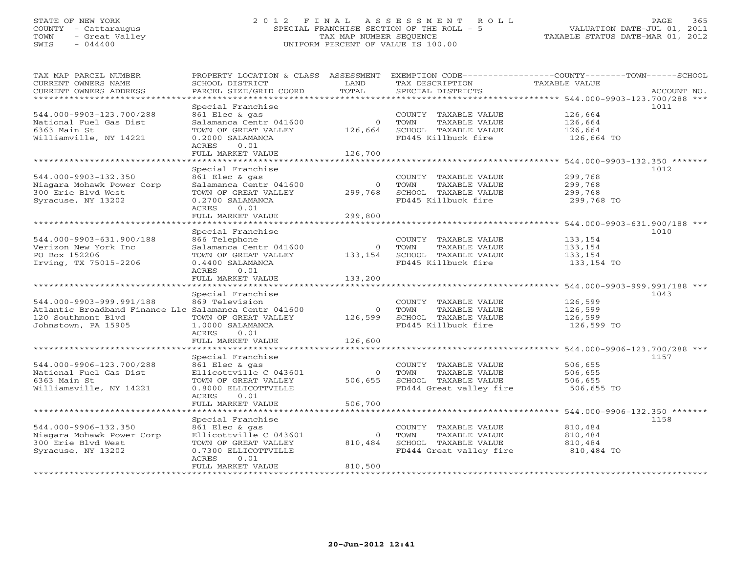STATE OF NEW YORK
COUNTY - Cattaraugus
TOWN - Great Valley
SWIS - 044400

# 2012 FINAL ASSESSMENT ROLL
SPECIAL FRANCHISE SECTION OF THE ROLL - 5
TAX MAP NUMBER SEQUENCE
UNIFORM PERCENT OF VALUE IS 100.00

VALUATION DATE-JUL 01, 2011
TAXABLE STATUS DATE-MAR 01, 2012

| TAX MAP PARCEL NUMBER / CURRENT OWNERS NAME / CURRENT OWNERS ADDRESS | PROPERTY LOCATION & CLASS / SCHOOL DISTRICT / PARCEL SIZE/GRID COORD | ASSESSMENT LAND | TOTAL | EXEMPTION CODE / TAX DESCRIPTION / SPECIAL DISTRICTS | TAXABLE VALUE | ACCOUNT NO. |
|---|---|---|---|---|---|---|
| **544.000-9903-123.700/288** | Special Franchise | | | | | 1011 |
| 544.000-9903-123.700/288 | 861 Elec & gas | | | COUNTY TAXABLE VALUE | 126,664 | |
| National Fuel Gas Dist | Salamanca Centr 041600 | 0 | | TOWN TAXABLE VALUE | 126,664 | |
| 6363 Main St | TOWN OF GREAT VALLEY | | 126,664 | SCHOOL TAXABLE VALUE | 126,664 | |
| Williamville, NY 14221 | 0.2000 SALAMANCA | | | FD445 Killbuck fire | 126,664 TO | |
| | ACRES 0.01 | | | | | |
| | FULL MARKET VALUE | | 126,700 | | | |
| **544.000-9903-132.350** | Special Franchise | | | | | 1012 |
| 544.000-9903-132.350 | 861 Elec & gas | | | COUNTY TAXABLE VALUE | 299,768 | |
| Niagara Mohawk Power Corp | Salamanca Centr 041600 | 0 | | TOWN TAXABLE VALUE | 299,768 | |
| 300 Erie Blvd West | TOWN OF GREAT VALLEY | | 299,768 | SCHOOL TAXABLE VALUE | 299,768 | |
| Syracuse, NY 13202 | 0.2700 SALAMANCA | | | FD445 Killbuck fire | 299,768 TO | |
| | ACRES 0.01 | | | | | |
| | FULL MARKET VALUE | | 299,800 | | | |
| **544.000-9903-631.900/188** | Special Franchise | | | | | 1010 |
| 544.000-9903-631.900/188 | 866 Telephone | | | COUNTY TAXABLE VALUE | 133,154 | |
| Verizon New York Inc | Salamanca Centr 041600 | 0 | | TOWN TAXABLE VALUE | 133,154 | |
| PO Box 152206 | TOWN OF GREAT VALLEY | | 133,154 | SCHOOL TAXABLE VALUE | 133,154 | |
| Irving, TX 75015-2206 | 0.4400 SALAMANCA | | | FD445 Killbuck fire | 133,154 TO | |
| | ACRES 0.01 | | | | | |
| | FULL MARKET VALUE | | 133,200 | | | |
| **544.000-9903-999.991/188** | Special Franchise | | | | | 1043 |
| 544.000-9903-999.991/188 | 869 Television | | | COUNTY TAXABLE VALUE | 126,599 | |
| Atlantic Broadband Finance Llc | Salamanca Centr 041600 | 0 | | TOWN TAXABLE VALUE | 126,599 | |
| 120 Southmont Blvd | TOWN OF GREAT VALLEY | | 126,599 | SCHOOL TAXABLE VALUE | 126,599 | |
| Johnstown, PA 15905 | 1.0000 SALAMANCA | | | FD445 Killbuck fire | 126,599 TO | |
| | ACRES 0.01 | | | | | |
| | FULL MARKET VALUE | | 126,600 | | | |
| **544.000-9906-123.700/288** | Special Franchise | | | | | 1157 |
| 544.000-9906-123.700/288 | 861 Elec & gas | | | COUNTY TAXABLE VALUE | 506,655 | |
| National Fuel Gas Dist | Ellicottville C 043601 | 0 | | TOWN TAXABLE VALUE | 506,655 | |
| 6363 Main St | TOWN OF GREAT VALLEY | | 506,655 | SCHOOL TAXABLE VALUE | 506,655 | |
| Williamsville, NY 14221 | 0.8000 ELLICOTTVILLE | | | FD444 Great valley fire | 506,655 TO | |
| | ACRES 0.01 | | | | | |
| | FULL MARKET VALUE | | 506,700 | | | |
| **544.000-9906-132.350** | Special Franchise | | | | | 1158 |
| 544.000-9906-132.350 | 861 Elec & gas | | | COUNTY TAXABLE VALUE | 810,484 | |
| Niagara Mohawk Power Corp | Ellicottville C 043601 | 0 | | TOWN TAXABLE VALUE | 810,484 | |
| 300 Erie Blvd West | TOWN OF GREAT VALLEY | | 810,484 | SCHOOL TAXABLE VALUE | 810,484 | |
| Syracuse, NY 13202 | 0.7300 ELLICOTTVILLE | | | FD444 Great valley fire | 810,484 TO | |
| | ACRES 0.01 | | | | | |
| | FULL MARKET VALUE | | 810,500 | | | |

20-Jun-2012 12:41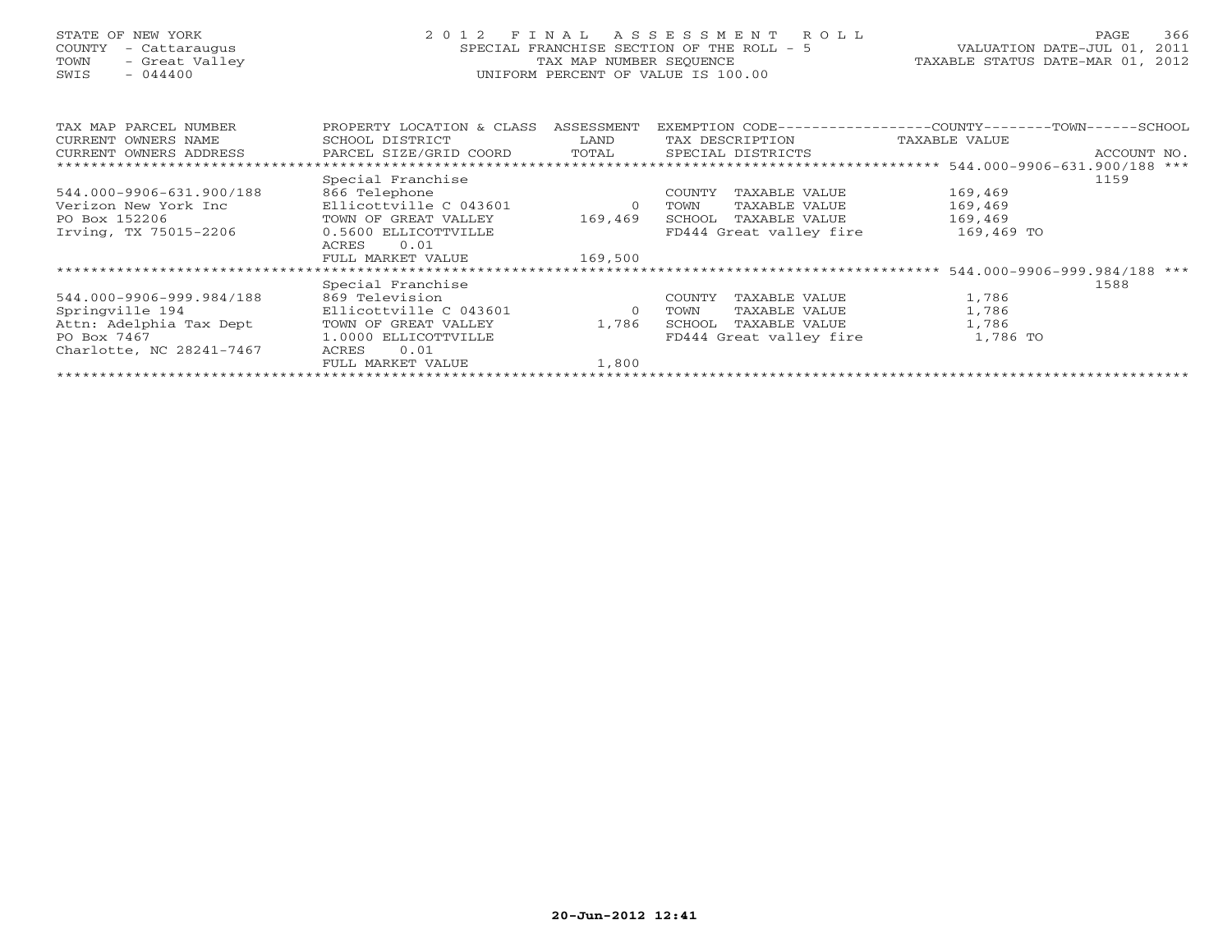STATE OF NEW YORK
COUNTY - Cattaraugus
TOWN - Great Valley
SWIS - 044400

2012 FINAL ASSESSMENT ROLL
SPECIAL FRANCHISE SECTION OF THE ROLL - 5
TAX MAP NUMBER SEQUENCE
UNIFORM PERCENT OF VALUE IS 100.00

VALUATION DATE-JUL 01, 2011
TAXABLE STATUS DATE-MAR 01, 2012

| TAX MAP PARCEL NUMBER / CURRENT OWNERS NAME / CURRENT OWNERS ADDRESS | PROPERTY LOCATION & CLASS / SCHOOL DISTRICT / PARCEL SIZE/GRID COORD | ASSESSMENT LAND / TOTAL | EXEMPTION CODE / TAX DESCRIPTION / SPECIAL DISTRICTS | TAXABLE VALUE (COUNTY--TOWN--SCHOOL) | ACCOUNT NO. |
|---|---|---|---|---|---|
| 544.000-9906-631.900/188 | Special Franchise | | | | 1159 |
| 544.000-9906-631.900/188 | 866 Telephone | | COUNTY TAXABLE VALUE | 169,469 | |
| Verizon New York Inc | Ellicottville C 043601 | 0 | TOWN TAXABLE VALUE | 169,469 | |
| PO Box 152206 | TOWN OF GREAT VALLEY | 169,469 | SCHOOL TAXABLE VALUE | 169,469 | |
| Irving, TX 75015-2206 | 0.5600 ELLICOTTVILLE | | FD444 Great valley fire | 169,469 TO | |
| | ACRES 0.01 | | | | |
| | FULL MARKET VALUE | 169,500 | | | |
| 544.000-9906-999.984/188 | Special Franchise | | | | 1588 |
| 544.000-9906-999.984/188 | 869 Television | | COUNTY TAXABLE VALUE | 1,786 | |
| Springville 194 | Ellicottville C 043601 | 0 | TOWN TAXABLE VALUE | 1,786 | |
| Attn: Adelphia Tax Dept | TOWN OF GREAT VALLEY | 1,786 | SCHOOL TAXABLE VALUE | 1,786 | |
| PO Box 7467 | 1.0000 ELLICOTTVILLE | | FD444 Great valley fire | 1,786 TO | |
| Charlotte, NC 28241-7467 | ACRES 0.01 | | | | |
| | FULL MARKET VALUE | 1,800 | | | |

20-Jun-2012 12:41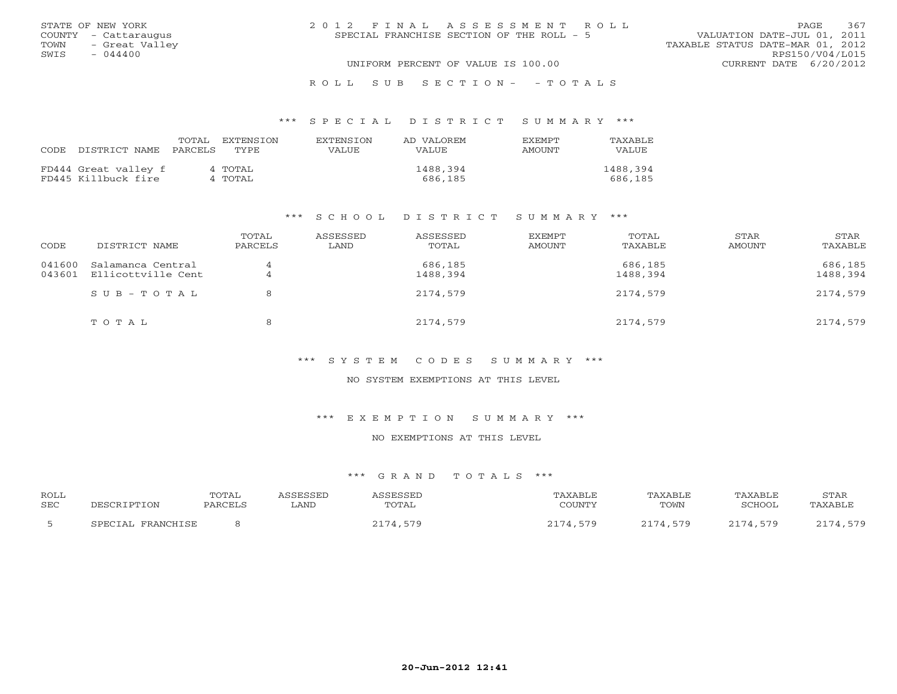STATE OF NEW YORK
COUNTY - Cattaraugus
TOWN - Great Valley
SWIS - 044400

# 2012 FINAL ASSESSMENT ROLL
SPECIAL FRANCHISE SECTION OF THE ROLL - 5

UNIFORM PERCENT OF VALUE IS 100.00

VALUATION DATE-JUL 01, 2011
TAXABLE STATUS DATE-MAR 01, 2012
RPS150/V04/L015
CURRENT DATE 6/20/2012

## ROLL SUB SECTION- - TOTALS

### *** SPECIAL DISTRICT SUMMARY ***

| CODE DISTRICT NAME | TOTAL PARCELS | EXTENSION TYPE | EXTENSION VALUE | AD VALOREM VALUE | EXEMPT AMOUNT | TAXABLE VALUE |
|---|---|---|---|---|---|---|
| FD444 Great valley f | 4 | TOTAL | | 1488,394 | | 1488,394 |
| FD445 Killbuck fire | 4 | TOTAL | | 686,185 | | 686,185 |

### *** SCHOOL DISTRICT SUMMARY ***

| CODE | DISTRICT NAME | TOTAL PARCELS | ASSESSED LAND | ASSESSED TOTAL | EXEMPT AMOUNT | TOTAL TAXABLE | STAR AMOUNT | STAR TAXABLE |
|---|---|---|---|---|---|---|---|---|
| 041600 | Salamanca Central | 4 | | 686,185 | | 686,185 | | 686,185 |
| 043601 | Ellicottville Cent | 4 | | 1488,394 | | 1488,394 | | 1488,394 |
| | SUB-TOTAL | 8 | | 2174,579 | | 2174,579 | | 2174,579 |
| | TOTAL | 8 | | 2174,579 | | 2174,579 | | 2174,579 |

### *** SYSTEM CODES SUMMARY ***

NO SYSTEM EXEMPTIONS AT THIS LEVEL

### *** EXEMPTION SUMMARY ***

NO EXEMPTIONS AT THIS LEVEL

### *** GRAND TOTALS ***

| ROLL SEC | DESCRIPTION | TOTAL PARCELS | ASSESSED LAND | ASSESSED TOTAL | TAXABLE COUNTY | TAXABLE TOWN | TAXABLE SCHOOL | STAR TAXABLE |
|---|---|---|---|---|---|---|---|---|
| 5 | SPECIAL FRANCHISE | 8 | | 2174,579 | 2174,579 | 2174,579 | 2174,579 | 2174,579 |

20-Jun-2012 12:41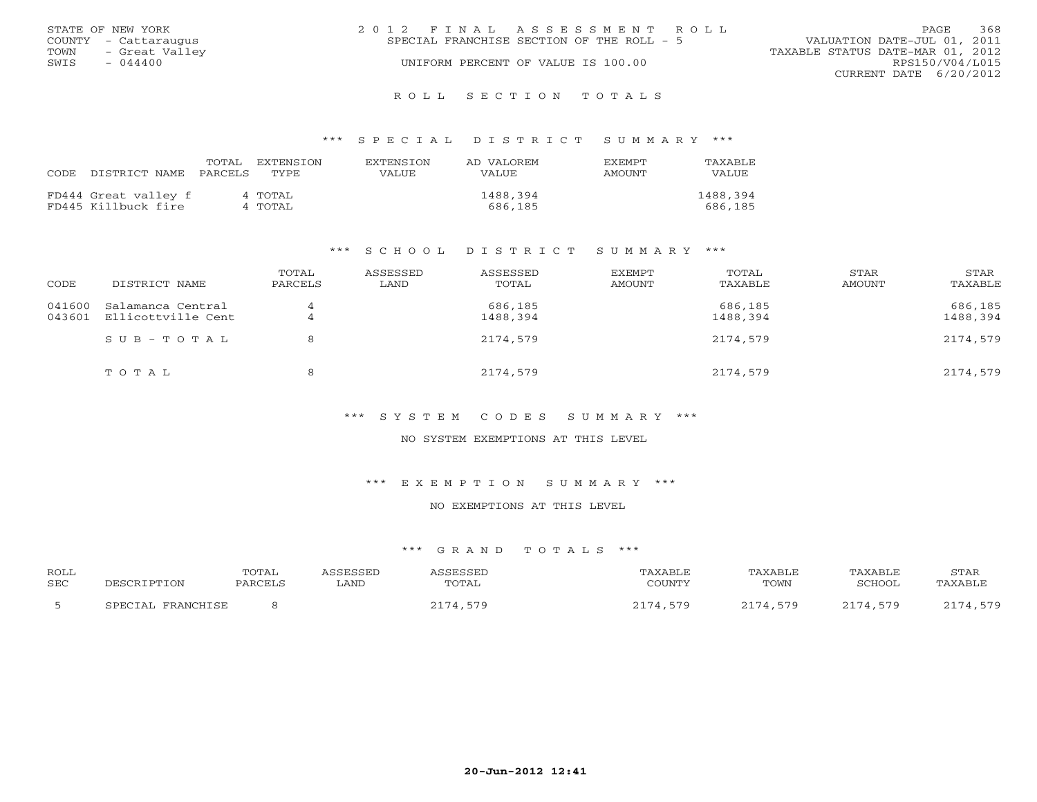STATE OF NEW YORK
COUNTY - Cattaraugus
TOWN - Great Valley
SWIS - 044400

2012 FINAL ASSESSMENT ROLL
SPECIAL FRANCHISE SECTION OF THE ROLL - 5
UNIFORM PERCENT OF VALUE IS 100.00

VALUATION DATE-JUL 01, 2011
TAXABLE STATUS DATE-MAR 01, 2012
RPS150/V04/L015
CURRENT DATE 6/20/2012

## ROLL SECTION TOTALS

### *** SPECIAL DISTRICT SUMMARY ***

| CODE DISTRICT NAME | TOTAL PARCELS | EXTENSION TYPE | EXTENSION VALUE | AD VALOREM VALUE | EXEMPT AMOUNT | TAXABLE VALUE |
|---|---|---|---|---|---|---|
| FD444 Great valley f | 4 | TOTAL | | 1488,394 | | 1488,394 |
| FD445 Killbuck fire | 4 | TOTAL | | 686,185 | | 686,185 |

### *** SCHOOL DISTRICT SUMMARY ***

| CODE | DISTRICT NAME | TOTAL PARCELS | ASSESSED LAND | ASSESSED TOTAL | EXEMPT AMOUNT | TOTAL TAXABLE | STAR AMOUNT | STAR TAXABLE |
|---|---|---|---|---|---|---|---|---|
| 041600 | Salamanca Central | 4 | | 686,185 | | 686,185 | | 686,185 |
| 043601 | Ellicottville Cent | 4 | | 1488,394 | | 1488,394 | | 1488,394 |
| | SUB-TOTAL | 8 | | 2174,579 | | 2174,579 | | 2174,579 |
| | TOTAL | 8 | | 2174,579 | | 2174,579 | | 2174,579 |

### *** SYSTEM CODES SUMMARY ***

NO SYSTEM EXEMPTIONS AT THIS LEVEL

### *** EXEMPTION SUMMARY ***

NO EXEMPTIONS AT THIS LEVEL

### *** GRAND TOTALS ***

| ROLL SEC | DESCRIPTION | TOTAL PARCELS | ASSESSED LAND | ASSESSED TOTAL | TAXABLE COUNTY | TAXABLE TOWN | TAXABLE SCHOOL | STAR TAXABLE |
|---|---|---|---|---|---|---|---|---|
| 5 | SPECIAL FRANCHISE | 8 | | 2174,579 | 2174,579 | 2174,579 | 2174,579 | 2174,579 |

20-Jun-2012 12:41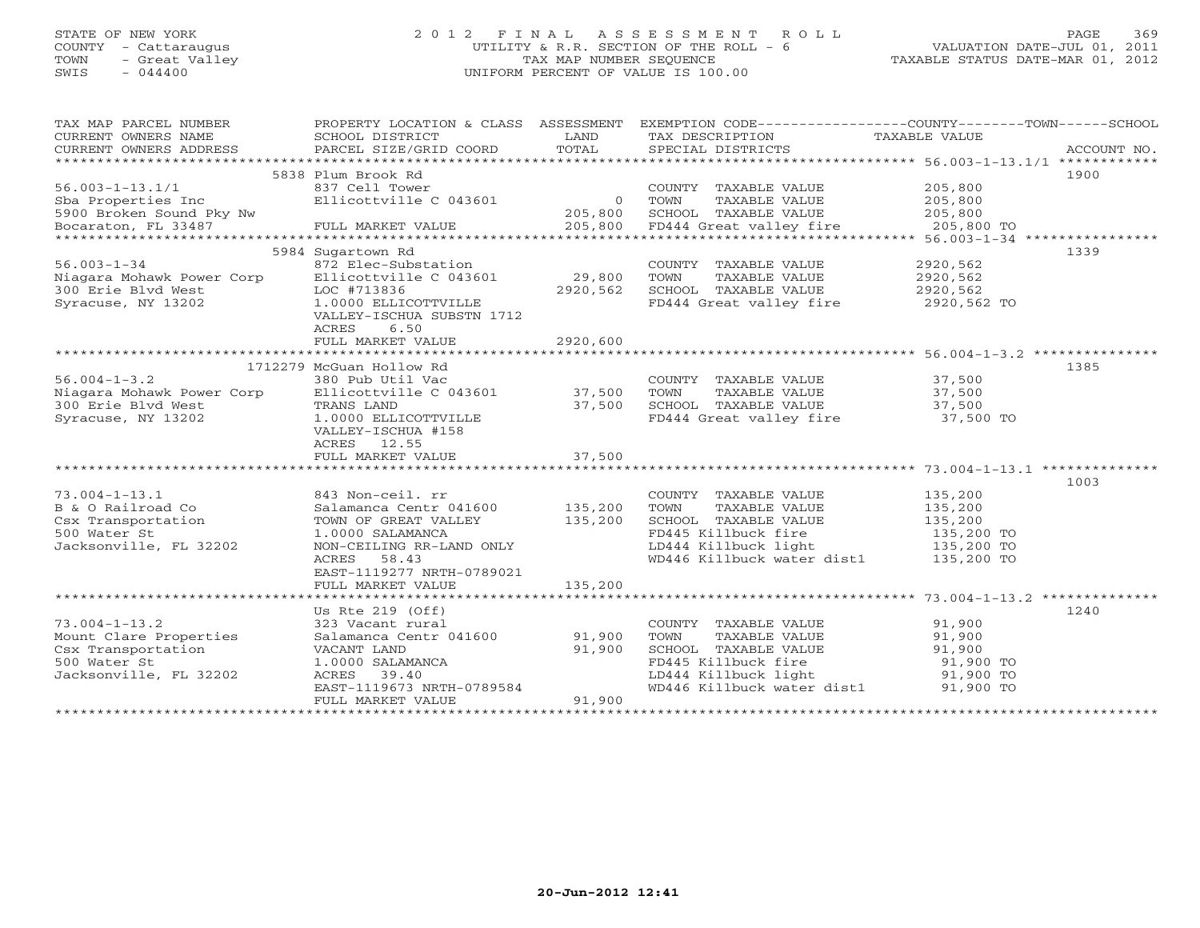STATE OF NEW YORK
COUNTY - Cattaraugus
TOWN - Great Valley
SWIS - 044400

2012 FINAL ASSESSMENT ROLL
UTILITY & R.R. SECTION OF THE ROLL - 6
TAX MAP NUMBER SEQUENCE
UNIFORM PERCENT OF VALUE IS 100.00

VALUATION DATE-JUL 01, 2011
TAXABLE STATUS DATE-MAR 01, 2012

| TAX MAP PARCEL NUMBER / CURRENT OWNERS NAME / CURRENT OWNERS ADDRESS | PROPERTY LOCATION & CLASS / SCHOOL DISTRICT / PARCEL SIZE/GRID COORD | ASSESSMENT LAND | TOTAL | EXEMPTION CODE / TAX DESCRIPTION / SPECIAL DISTRICTS | TAXABLE VALUE (COUNTY--------TOWN------SCHOOL) | ACCOUNT NO. |
|---|---|---|---|---|---|---|
| 56.003-1-13.1/1 | 5838 Plum Brook Rd | | | | | 1900 |
| 56.003-1-13.1/1 | 837 Cell Tower | | | COUNTY TAXABLE VALUE | 205,800 | |
| Sba Properties Inc | Ellicottville C 043601 | 0 | | TOWN TAXABLE VALUE | 205,800 | |
| 5900 Broken Sound Pky Nw | | | 205,800 | SCHOOL TAXABLE VALUE | 205,800 | |
| Bocaraton, FL 33487 | FULL MARKET VALUE | | 205,800 | FD444 Great valley fire | 205,800 TO | |
| 56.003-1-34 | 5984 Sugartown Rd | | | | | 1339 |
| 56.003-1-34 | 872 Elec-Substation | | | COUNTY TAXABLE VALUE | 2920,562 | |
| Niagara Mohawk Power Corp | Ellicottville C 043601 | 29,800 | | TOWN TAXABLE VALUE | 2920,562 | |
| 300 Erie Blvd West | LOC #713836 | | 2920,562 | SCHOOL TAXABLE VALUE | 2920,562 | |
| Syracuse, NY 13202 | 1.0000 ELLICOTTVILLE | | | FD444 Great valley fire | 2920,562 TO | |
| | VALLEY-ISCHUA SUBSTN 1712 | | | | | |
| | ACRES 6.50 | | | | | |
| | FULL MARKET VALUE | | 2920,600 | | | |
| 56.004-1-3.2 | 1712279 McGuan Hollow Rd | | | | | 1385 |
| 56.004-1-3.2 | 380 Pub Util Vac | | | COUNTY TAXABLE VALUE | 37,500 | |
| Niagara Mohawk Power Corp | Ellicottville C 043601 | 37,500 | | TOWN TAXABLE VALUE | 37,500 | |
| 300 Erie Blvd West | TRANS LAND | | 37,500 | SCHOOL TAXABLE VALUE | 37,500 | |
| Syracuse, NY 13202 | 1.0000 ELLICOTTVILLE | | | FD444 Great valley fire | 37,500 TO | |
| | VALLEY-ISCHUA #158 | | | | | |
| | ACRES 12.55 | | | | | |
| | FULL MARKET VALUE | | 37,500 | | | |
| 73.004-1-13.1 | | | | | | 1003 |
| 73.004-1-13.1 | 843 Non-ceil. rr | | | COUNTY TAXABLE VALUE | 135,200 | |
| B & O Railroad Co | Salamanca Centr 041600 | 135,200 | | TOWN TAXABLE VALUE | 135,200 | |
| Csx Transportation | TOWN OF GREAT VALLEY | | 135,200 | SCHOOL TAXABLE VALUE | 135,200 | |
| 500 Water St | 1.0000 SALAMANCA | | | FD445 Killbuck fire | 135,200 TO | |
| Jacksonville, FL 32202 | NON-CEILING RR-LAND ONLY | | | LD444 Killbuck light | 135,200 TO | |
| | ACRES 58.43 | | | WD446 Killbuck water dist1 | 135,200 TO | |
| | EAST-1119277 NRTH-0789021 | | | | | |
| | FULL MARKET VALUE | | 135,200 | | | |
| 73.004-1-13.2 | Us Rte 219 (Off) | | | | | 1240 |
| 73.004-1-13.2 | 323 Vacant rural | | | COUNTY TAXABLE VALUE | 91,900 | |
| Mount Clare Properties | Salamanca Centr 041600 | 91,900 | | TOWN TAXABLE VALUE | 91,900 | |
| Csx Transportation | VACANT LAND | | 91,900 | SCHOOL TAXABLE VALUE | 91,900 | |
| 500 Water St | 1.0000 SALAMANCA | | | FD445 Killbuck fire | 91,900 TO | |
| Jacksonville, FL 32202 | ACRES 39.40 | | | LD444 Killbuck light | 91,900 TO | |
| | EAST-1119673 NRTH-0789584 | | | WD446 Killbuck water dist1 | 91,900 TO | |
| | FULL MARKET VALUE | | 91,900 | | | |

20-Jun-2012 12:41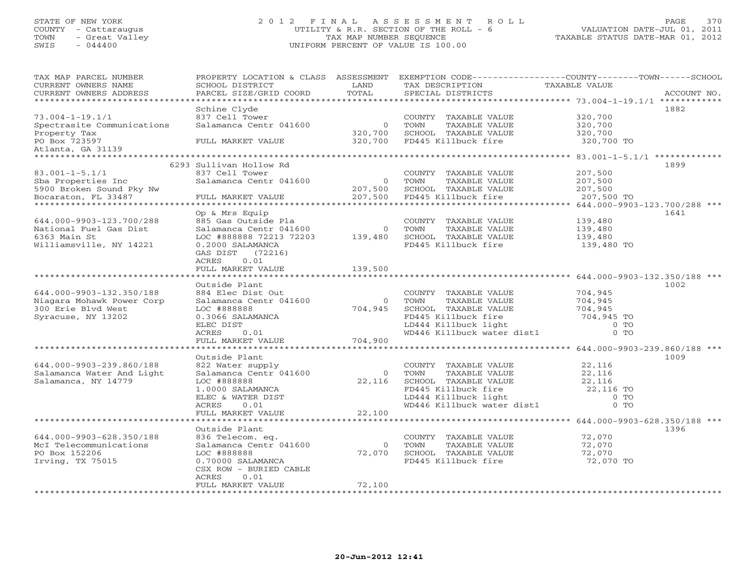STATE OF NEW YORK
COUNTY - Cattaraugus
TOWN - Great Valley
SWIS - 044400

# 2012 FINAL ASSESSMENT ROLL
UTILITY & R.R. SECTION OF THE ROLL - 6
TAX MAP NUMBER SEQUENCE
UNIFORM PERCENT OF VALUE IS 100.00

VALUATION DATE-JUL 01, 2011
TAXABLE STATUS DATE-MAR 01, 2012

| TAX MAP PARCEL NUMBER / CURRENT OWNERS NAME / CURRENT OWNERS ADDRESS | PROPERTY LOCATION & CLASS / SCHOOL DISTRICT / PARCEL SIZE/GRID COORD | ASSESSMENT LAND / TOTAL | EXEMPTION CODE / TAX DESCRIPTION / SPECIAL DISTRICTS | COUNTY--------TOWN------SCHOOL TAXABLE VALUE | ACCOUNT NO. |
|---|---|---|---|---|---|
| 73.004-1-19.1/1 | Schine Clyde | | | | 1882 |
| | 837 Cell Tower | | COUNTY TAXABLE VALUE | 320,700 | |
| Spectrasite Communications | Salamanca Centr 041600 | 0 | TOWN TAXABLE VALUE | 320,700 | |
| Property Tax | | 320,700 | SCHOOL TAXABLE VALUE | 320,700 | |
| PO Box 723597 | FULL MARKET VALUE | 320,700 | FD445 Killbuck fire | 320,700 TO | |
| Atlanta, GA 31139 | | | | | |
| 83.001-1-5.1/1 | 6293 Sullivan Hollow Rd | | | | 1899 |
| | 837 Cell Tower | | COUNTY TAXABLE VALUE | 207,500 | |
| Sba Properties Inc | Salamanca Centr 041600 | 0 | TOWN TAXABLE VALUE | 207,500 | |
| 5900 Broken Sound Pky Nw | | 207,500 | SCHOOL TAXABLE VALUE | 207,500 | |
| Bocaraton, FL 33487 | FULL MARKET VALUE | 207,500 | FD445 Killbuck fire | 207,500 TO | |
| 644.000-9903-123.700/288 | Op & Mrs Equip | | | | 1641 |
| | 885 Gas Outside Pla | | COUNTY TAXABLE VALUE | 139,480 | |
| National Fuel Gas Dist | Salamanca Centr 041600 | 0 | TOWN TAXABLE VALUE | 139,480 | |
| 6363 Main St | LOC #888888 72213 72203 | 139,480 | SCHOOL TAXABLE VALUE | 139,480 | |
| Williamsville, NY 14221 | 0.2000 SALAMANCA | | FD445 Killbuck fire | 139,480 TO | |
| | GAS DIST (72216) | | | | |
| | ACRES 0.01 | | | | |
| | FULL MARKET VALUE | 139,500 | | | |
| 644.000-9903-132.350/188 | Outside Plant | | | | 1002 |
| | 884 Elec Dist Out | | COUNTY TAXABLE VALUE | 704,945 | |
| Niagara Mohawk Power Corp | Salamanca Centr 041600 | 0 | TOWN TAXABLE VALUE | 704,945 | |
| 300 Erie Blvd West | LOC #888888 | 704,945 | SCHOOL TAXABLE VALUE | 704,945 | |
| Syracuse, NY 13202 | 0.3066 SALAMANCA | | FD445 Killbuck fire | 704,945 TO | |
| | ELEC DIST | | LD444 Killbuck light | 0 TO | |
| | ACRES 0.01 | | WD446 Killbuck water dist1 | 0 TO | |
| | FULL MARKET VALUE | 704,900 | | | |
| 644.000-9903-239.860/188 | Outside Plant | | | | 1009 |
| | 822 Water supply | | COUNTY TAXABLE VALUE | 22,116 | |
| Salamanca Water And Light | Salamanca Centr 041600 | 0 | TOWN TAXABLE VALUE | 22,116 | |
| Salamanca, NY 14779 | LOC #888888 | 22,116 | SCHOOL TAXABLE VALUE | 22,116 | |
| | 1.0000 SALAMANCA | | FD445 Killbuck fire | 22,116 TO | |
| | ELEC & WATER DIST | | LD444 Killbuck light | 0 TO | |
| | ACRES 0.01 | | WD446 Killbuck water dist1 | 0 TO | |
| | FULL MARKET VALUE | 22,100 | | | |
| 644.000-9903-628.350/188 | Outside Plant | | | | 1396 |
| | 836 Telecom. eq. | | COUNTY TAXABLE VALUE | 72,070 | |
| McI Telecommunications | Salamanca Centr 041600 | 0 | TOWN TAXABLE VALUE | 72,070 | |
| PO Box 152206 | LOC #888888 | 72,070 | SCHOOL TAXABLE VALUE | 72,070 | |
| Irving, TX 75015 | 0.70000 SALAMANCA | | FD445 Killbuck fire | 72,070 TO | |
| | CSX ROW - BURIED CABLE | | | | |
| | ACRES 0.01 | | | | |
| | FULL MARKET VALUE | 72,100 | | | |

20-Jun-2012 12:41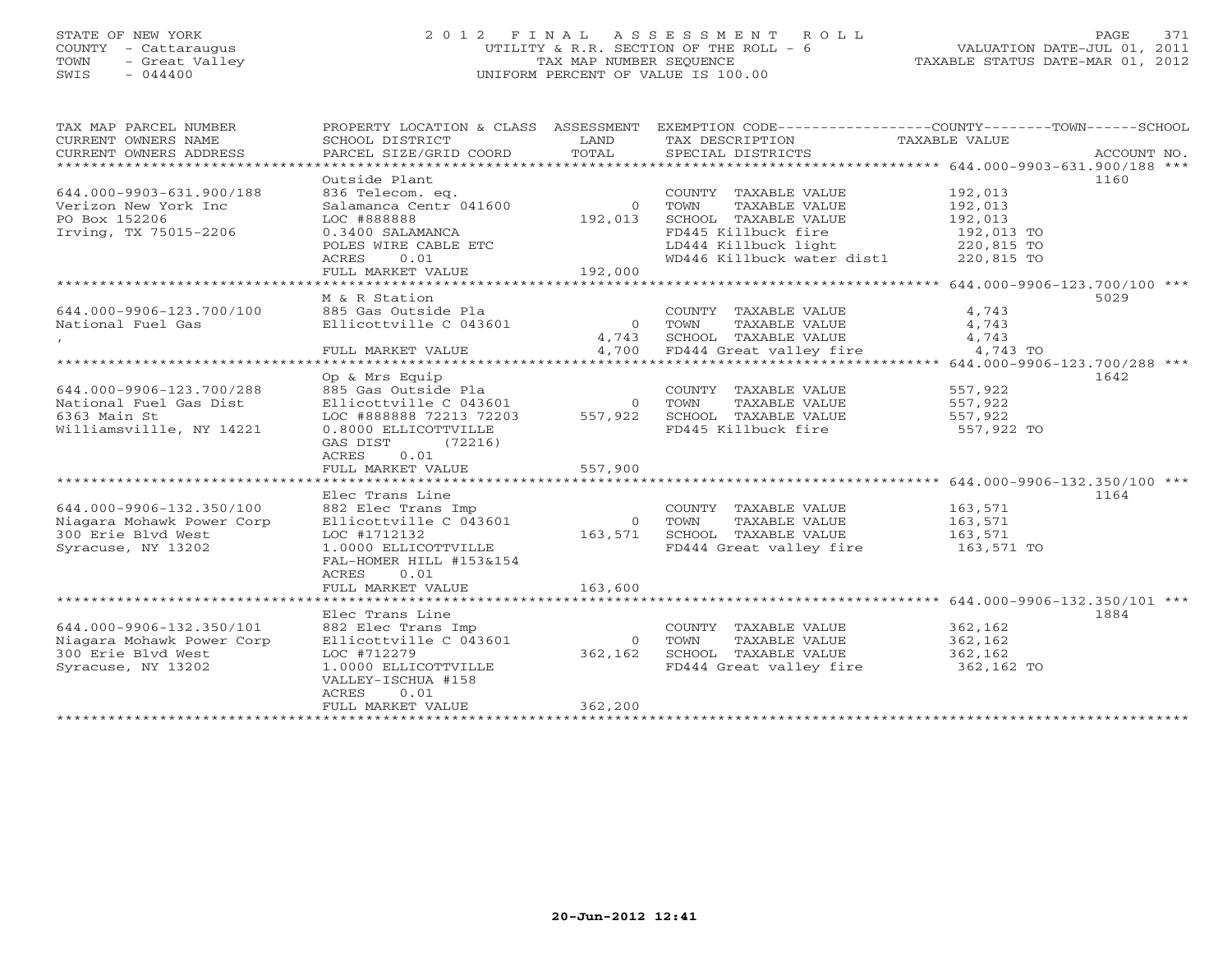STATE OF NEW YORK
COUNTY - Cattaraugus
TOWN - Great Valley
SWIS - 044400

2012 FINAL ASSESSMENT ROLL
UTILITY & R.R. SECTION OF THE ROLL - 6
TAX MAP NUMBER SEQUENCE
UNIFORM PERCENT OF VALUE IS 100.00

VALUATION DATE-JUL 01, 2011
TAXABLE STATUS DATE-MAR 01, 2012

| TAX MAP PARCEL NUMBER / CURRENT OWNERS NAME / CURRENT OWNERS ADDRESS | PROPERTY LOCATION & CLASS / SCHOOL DISTRICT / PARCEL SIZE/GRID COORD | ASSESSMENT LAND / TOTAL | EXEMPTION CODE / TAX DESCRIPTION / SPECIAL DISTRICTS | COUNTY--------TOWN------SCHOOL TAXABLE VALUE | ACCOUNT NO. |
|---|---|---|---|---|---|
| ******* 644.000-9903-631.900/188 *** | | | | | |
| | Outside Plant | | | | 1160 |
| 644.000-9903-631.900/188 | 836 Telecom. eq. | | COUNTY TAXABLE VALUE | 192,013 | |
| Verizon New York Inc | Salamanca Centr 041600 | 0 | TOWN TAXABLE VALUE | 192,013 | |
| PO Box 152206 | LOC #888888 | 192,013 | SCHOOL TAXABLE VALUE | 192,013 | |
| Irving, TX 75015-2206 | 0.3400 SALAMANCA | | FD445 Killbuck fire | 192,013 TO | |
| | POLES WIRE CABLE ETC | | LD444 Killbuck light | 220,815 TO | |
| | ACRES 0.01 | | WD446 Killbuck water dist1 | 220,815 TO | |
| | FULL MARKET VALUE | 192,000 | | | |
| ******* 644.000-9906-123.700/100 *** | | | | | |
| | M & R Station | | | | 5029 |
| 644.000-9906-123.700/100 | 885 Gas Outside Pla | | COUNTY TAXABLE VALUE | 4,743 | |
| National Fuel Gas | Ellicottville C 043601 | 0 | TOWN TAXABLE VALUE | 4,743 | |
| , | | 4,743 | SCHOOL TAXABLE VALUE | 4,743 | |
| | FULL MARKET VALUE | 4,700 | FD444 Great valley fire | 4,743 TO | |
| ******* 644.000-9906-123.700/288 *** | | | | | |
| | Op & Mrs Equip | | | | 1642 |
| 644.000-9906-123.700/288 | 885 Gas Outside Pla | | COUNTY TAXABLE VALUE | 557,922 | |
| National Fuel Gas Dist | Ellicottville C 043601 | 0 | TOWN TAXABLE VALUE | 557,922 | |
| 6363 Main St | LOC #888888 72213 72203 | 557,922 | SCHOOL TAXABLE VALUE | 557,922 | |
| Williamsvillle, NY 14221 | 0.8000 ELLICOTTVILLE | | FD445 Killbuck fire | 557,922 TO | |
| | GAS DIST (72216) | | | | |
| | ACRES 0.01 | | | | |
| | FULL MARKET VALUE | 557,900 | | | |
| ******* 644.000-9906-132.350/100 *** | | | | | |
| | Elec Trans Line | | | | 1164 |
| 644.000-9906-132.350/100 | 882 Elec Trans Imp | | COUNTY TAXABLE VALUE | 163,571 | |
| Niagara Mohawk Power Corp | Ellicottville C 043601 | 0 | TOWN TAXABLE VALUE | 163,571 | |
| 300 Erie Blvd West | LOC #1712132 | 163,571 | SCHOOL TAXABLE VALUE | 163,571 | |
| Syracuse, NY 13202 | 1.0000 ELLICOTTVILLE | | FD444 Great valley fire | 163,571 TO | |
| | FAL-HOMER HILL #153&154 | | | | |
| | ACRES 0.01 | | | | |
| | FULL MARKET VALUE | 163,600 | | | |
| ******* 644.000-9906-132.350/101 *** | | | | | |
| | Elec Trans Line | | | | 1884 |
| 644.000-9906-132.350/101 | 882 Elec Trans Imp | | COUNTY TAXABLE VALUE | 362,162 | |
| Niagara Mohawk Power Corp | Ellicottville C 043601 | 0 | TOWN TAXABLE VALUE | 362,162 | |
| 300 Erie Blvd West | LOC #712279 | 362,162 | SCHOOL TAXABLE VALUE | 362,162 | |
| Syracuse, NY 13202 | 1.0000 ELLICOTTVILLE | | FD444 Great valley fire | 362,162 TO | |
| | VALLEY-ISCHUA #158 | | | | |
| | ACRES 0.01 | | | | |
| | FULL MARKET VALUE | 362,200 | | | |

20-Jun-2012 12:41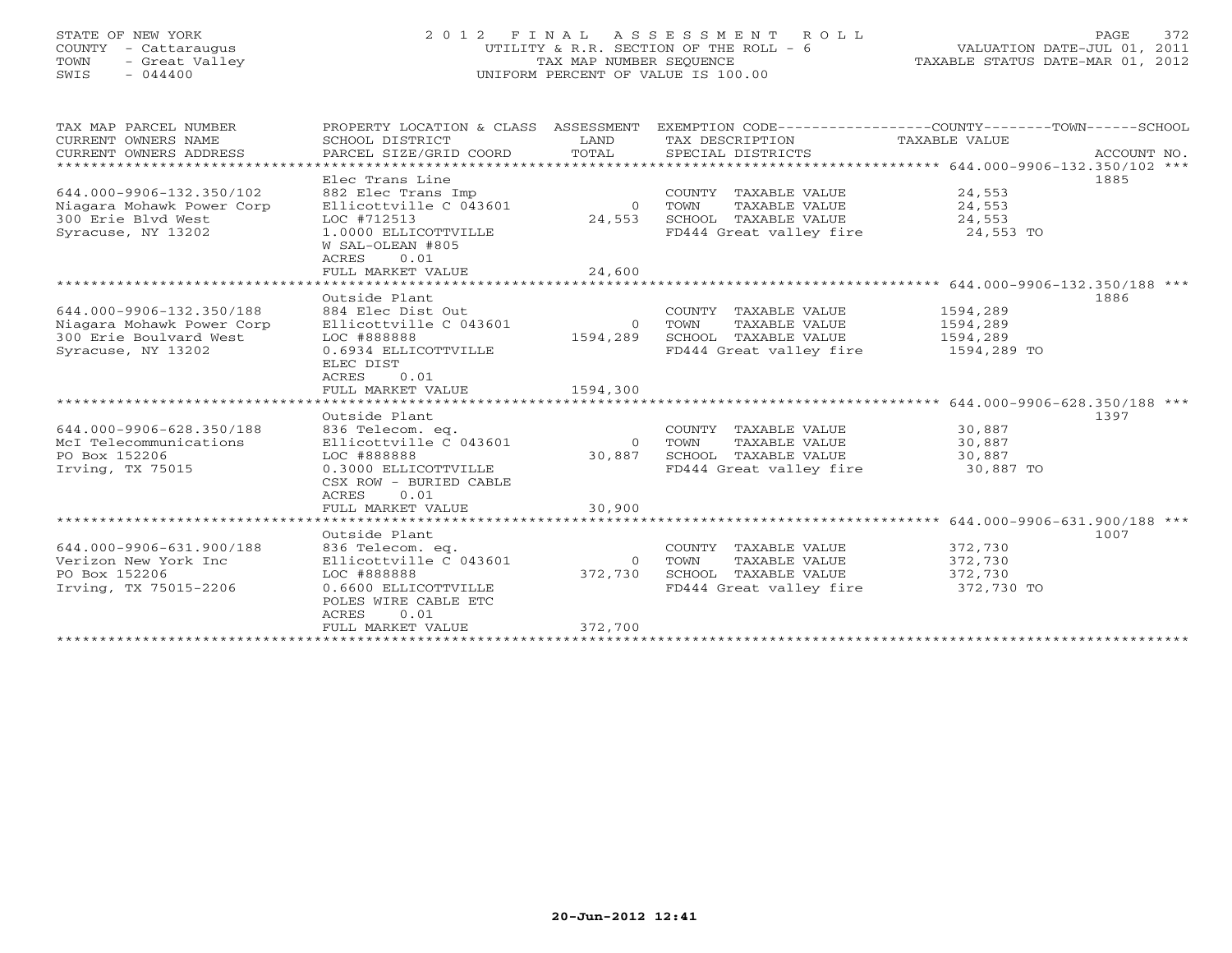STATE OF NEW YORK
COUNTY - Cattaraugus
TOWN - Great Valley
SWIS - 044400

2012 FINAL ASSESSMENT ROLL
UTILITY & R.R. SECTION OF THE ROLL - 6
TAX MAP NUMBER SEQUENCE
UNIFORM PERCENT OF VALUE IS 100.00

VALUATION DATE-JUL 01, 2011
TAXABLE STATUS DATE-MAR 01, 2012

| TAX MAP PARCEL NUMBER / CURRENT OWNERS NAME / CURRENT OWNERS ADDRESS | PROPERTY LOCATION & CLASS / SCHOOL DISTRICT / PARCEL SIZE/GRID COORD | ASSESSMENT LAND / TOTAL | EXEMPTION CODE / TAX DESCRIPTION / SPECIAL DISTRICTS | COUNTY / TOWN / SCHOOL TAXABLE VALUE | ACCOUNT NO. |
|---|---|---|---|---|---|
| **644.000-9906-132.350/102** | Elec Trans Line | | | | 1885 |
| 644.000-9906-132.350/102 | 882 Elec Trans Imp | | COUNTY TAXABLE VALUE | 24,553 | |
| Niagara Mohawk Power Corp | Ellicottville C 043601 | 0 | TOWN TAXABLE VALUE | 24,553 | |
| 300 Erie Blvd West | LOC #712513 | 24,553 | SCHOOL TAXABLE VALUE | 24,553 | |
| Syracuse, NY 13202 | 1.0000 ELLICOTTVILLE | | FD444 Great valley fire | 24,553 TO | |
| | W SAL-OLEAN #805 | | | | |
| | ACRES 0.01 | | | | |
| | FULL MARKET VALUE | 24,600 | | | |
| **644.000-9906-132.350/188** | Outside Plant | | | | 1886 |
| 644.000-9906-132.350/188 | 884 Elec Dist Out | | COUNTY TAXABLE VALUE | 1594,289 | |
| Niagara Mohawk Power Corp | Ellicottville C 043601 | 0 | TOWN TAXABLE VALUE | 1594,289 | |
| 300 Erie Boulvard West | LOC #888888 | 1594,289 | SCHOOL TAXABLE VALUE | 1594,289 | |
| Syracuse, NY 13202 | 0.6934 ELLICOTTVILLE | | FD444 Great valley fire | 1594,289 TO | |
| | ELEC DIST | | | | |
| | ACRES 0.01 | | | | |
| | FULL MARKET VALUE | 1594,300 | | | |
| **644.000-9906-628.350/188** | Outside Plant | | | | 1397 |
| 644.000-9906-628.350/188 | 836 Telecom. eq. | | COUNTY TAXABLE VALUE | 30,887 | |
| McI Telecommunications | Ellicottville C 043601 | 0 | TOWN TAXABLE VALUE | 30,887 | |
| PO Box 152206 | LOC #888888 | 30,887 | SCHOOL TAXABLE VALUE | 30,887 | |
| Irving, TX 75015 | 0.3000 ELLICOTTVILLE | | FD444 Great valley fire | 30,887 TO | |
| | CSX ROW - BURIED CABLE | | | | |
| | ACRES 0.01 | | | | |
| | FULL MARKET VALUE | 30,900 | | | |
| **644.000-9906-631.900/188** | Outside Plant | | | | 1007 |
| 644.000-9906-631.900/188 | 836 Telecom. eq. | | COUNTY TAXABLE VALUE | 372,730 | |
| Verizon New York Inc | Ellicottville C 043601 | 0 | TOWN TAXABLE VALUE | 372,730 | |
| PO Box 152206 | LOC #888888 | 372,730 | SCHOOL TAXABLE VALUE | 372,730 | |
| Irving, TX 75015-2206 | 0.6600 ELLICOTTVILLE | | FD444 Great valley fire | 372,730 TO | |
| | POLES WIRE CABLE ETC | | | | |
| | ACRES 0.01 | | | | |
| | FULL MARKET VALUE | 372,700 | | | |

20-Jun-2012 12:41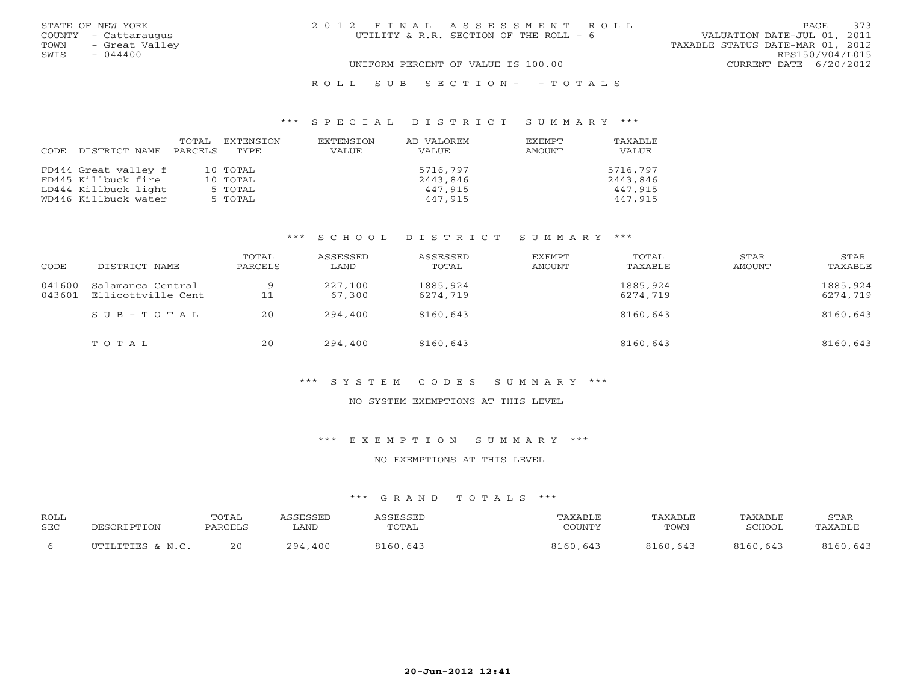STATE OF NEW YORK
COUNTY - Cattaraugus
TOWN - Great Valley
SWIS - 044400

# 2012 FINAL ASSESSMENT ROLL
UTILITY & R.R. SECTION OF THE ROLL - 6

UNIFORM PERCENT OF VALUE IS 100.00

VALUATION DATE-JUL 01, 2011
TAXABLE STATUS DATE-MAR 01, 2012
RPS150/V04/L015
CURRENT DATE 6/20/2012

ROLL SUB SECTION- - TOTALS

## *** SPECIAL DISTRICT SUMMARY ***

| CODE DISTRICT NAME | TOTAL PARCELS | EXTENSION TYPE | EXTENSION VALUE | AD VALOREM VALUE | EXEMPT AMOUNT | TAXABLE VALUE |
|---|---|---|---|---|---|---|
| FD444 Great valley f | 10 | TOTAL | | 5716,797 | | 5716,797 |
| FD445 Killbuck fire | 10 | TOTAL | | 2443,846 | | 2443,846 |
| LD444 Killbuck light | 5 | TOTAL | | 447,915 | | 447,915 |
| WD446 Killbuck water | 5 | TOTAL | | 447,915 | | 447,915 |

## *** SCHOOL DISTRICT SUMMARY ***

| CODE | DISTRICT NAME | TOTAL PARCELS | ASSESSED LAND | ASSESSED TOTAL | EXEMPT AMOUNT | TOTAL TAXABLE | STAR AMOUNT | STAR TAXABLE |
|---|---|---|---|---|---|---|---|---|
| 041600 | Salamanca Central | 9 | 227,100 | 1885,924 | | 1885,924 | | 1885,924 |
| 043601 | Ellicottville Cent | 11 | 67,300 | 6274,719 | | 6274,719 | | 6274,719 |
| | SUB-TOTAL | 20 | 294,400 | 8160,643 | | 8160,643 | | 8160,643 |
| | TOTAL | 20 | 294,400 | 8160,643 | | 8160,643 | | 8160,643 |

## *** SYSTEM CODES SUMMARY ***

NO SYSTEM EXEMPTIONS AT THIS LEVEL

## *** EXEMPTION SUMMARY ***

NO EXEMPTIONS AT THIS LEVEL

## *** GRAND TOTALS ***

| ROLL SEC | DESCRIPTION | TOTAL PARCELS | ASSESSED LAND | ASSESSED TOTAL | TAXABLE COUNTY | TAXABLE TOWN | TAXABLE SCHOOL | STAR TAXABLE |
|---|---|---|---|---|---|---|---|---|
| 6 | UTILITIES & N.C. | 20 | 294,400 | 8160,643 | 8160,643 | 8160,643 | 8160,643 | 8160,643 |

20-Jun-2012 12:41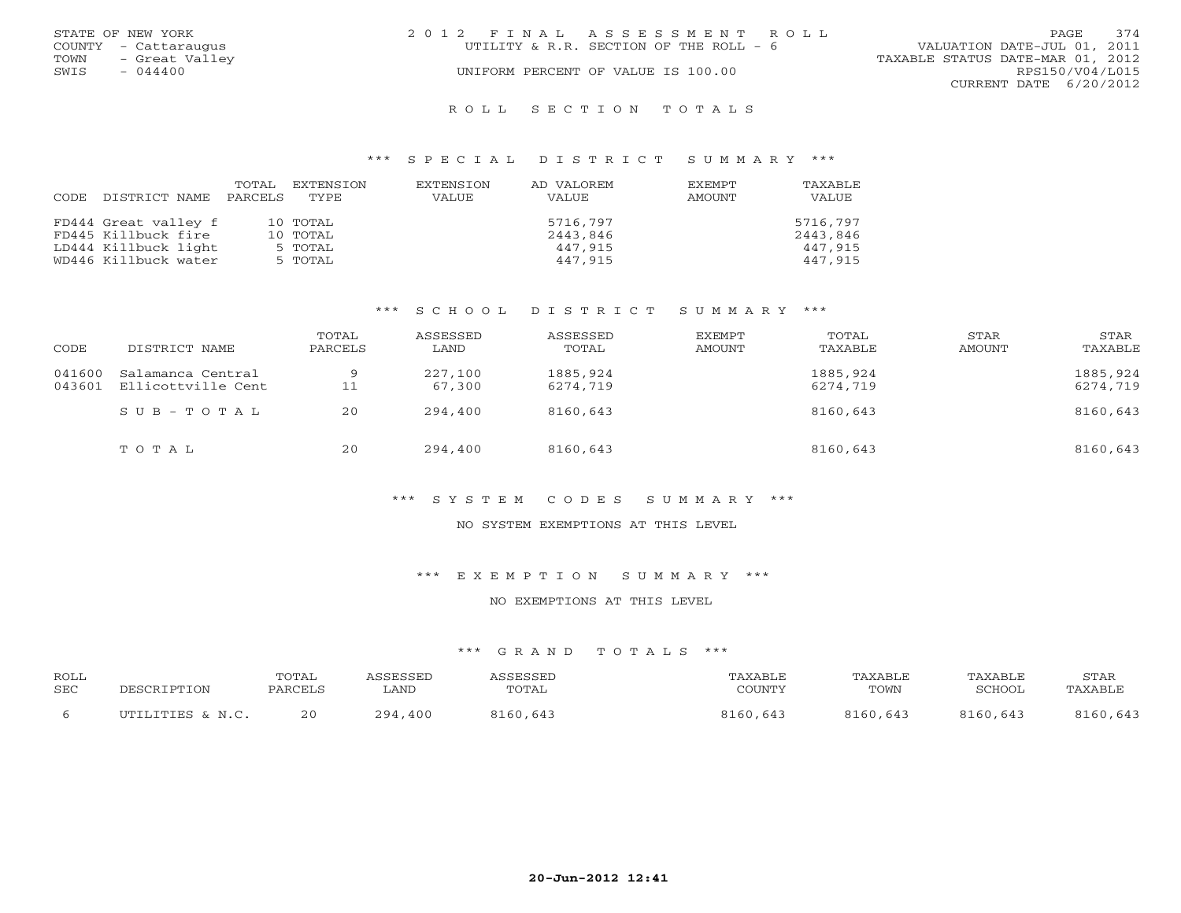STATE OF NEW YORK
COUNTY - Cattaraugus
TOWN - Great Valley
SWIS - 044400

2012 FINAL ASSESSMENT ROLL
UTILITY & R.R. SECTION OF THE ROLL - 6
UNIFORM PERCENT OF VALUE IS 100.00

VALUATION DATE-JUL 01, 2011
TAXABLE STATUS DATE-MAR 01, 2012
RPS150/V04/L015
CURRENT DATE 6/20/2012

# ROLL SECTION TOTALS

## *** SPECIAL DISTRICT SUMMARY ***

| CODE | DISTRICT NAME | TOTAL PARCELS | EXTENSION TYPE | EXTENSION VALUE | AD VALOREM VALUE | EXEMPT AMOUNT | TAXABLE VALUE |
|---|---|---|---|---|---|---|---|
| FD444 | Great valley f | 10 | TOTAL | | 5716,797 | | 5716,797 |
| FD445 | Killbuck fire | 10 | TOTAL | | 2443,846 | | 2443,846 |
| LD444 | Killbuck light | 5 | TOTAL | | 447,915 | | 447,915 |
| WD446 | Killbuck water | 5 | TOTAL | | 447,915 | | 447,915 |

## *** SCHOOL DISTRICT SUMMARY ***

| CODE | DISTRICT NAME | TOTAL PARCELS | ASSESSED LAND | ASSESSED TOTAL | EXEMPT AMOUNT | TOTAL TAXABLE | STAR AMOUNT | STAR TAXABLE |
|---|---|---|---|---|---|---|---|---|
| 041600 | Salamanca Central | 9 | 227,100 | 1885,924 | | 1885,924 | | 1885,924 |
| 043601 | Ellicottville Cent | 11 | 67,300 | 6274,719 | | 6274,719 | | 6274,719 |
| | SUB-TOTAL | 20 | 294,400 | 8160,643 | | 8160,643 | | 8160,643 |
| | TOTAL | 20 | 294,400 | 8160,643 | | 8160,643 | | 8160,643 |

## *** SYSTEM CODES SUMMARY ***

NO SYSTEM EXEMPTIONS AT THIS LEVEL

## *** EXEMPTION SUMMARY ***

NO EXEMPTIONS AT THIS LEVEL

## *** GRAND TOTALS ***

| ROLL SEC | DESCRIPTION | TOTAL PARCELS | ASSESSED LAND | ASSESSED TOTAL | TAXABLE COUNTY | TAXABLE TOWN | TAXABLE SCHOOL | STAR TAXABLE |
|---|---|---|---|---|---|---|---|---|
| 6 | UTILITIES & N.C. | 20 | 294,400 | 8160,643 | 8160,643 | 8160,643 | 8160,643 | 8160,643 |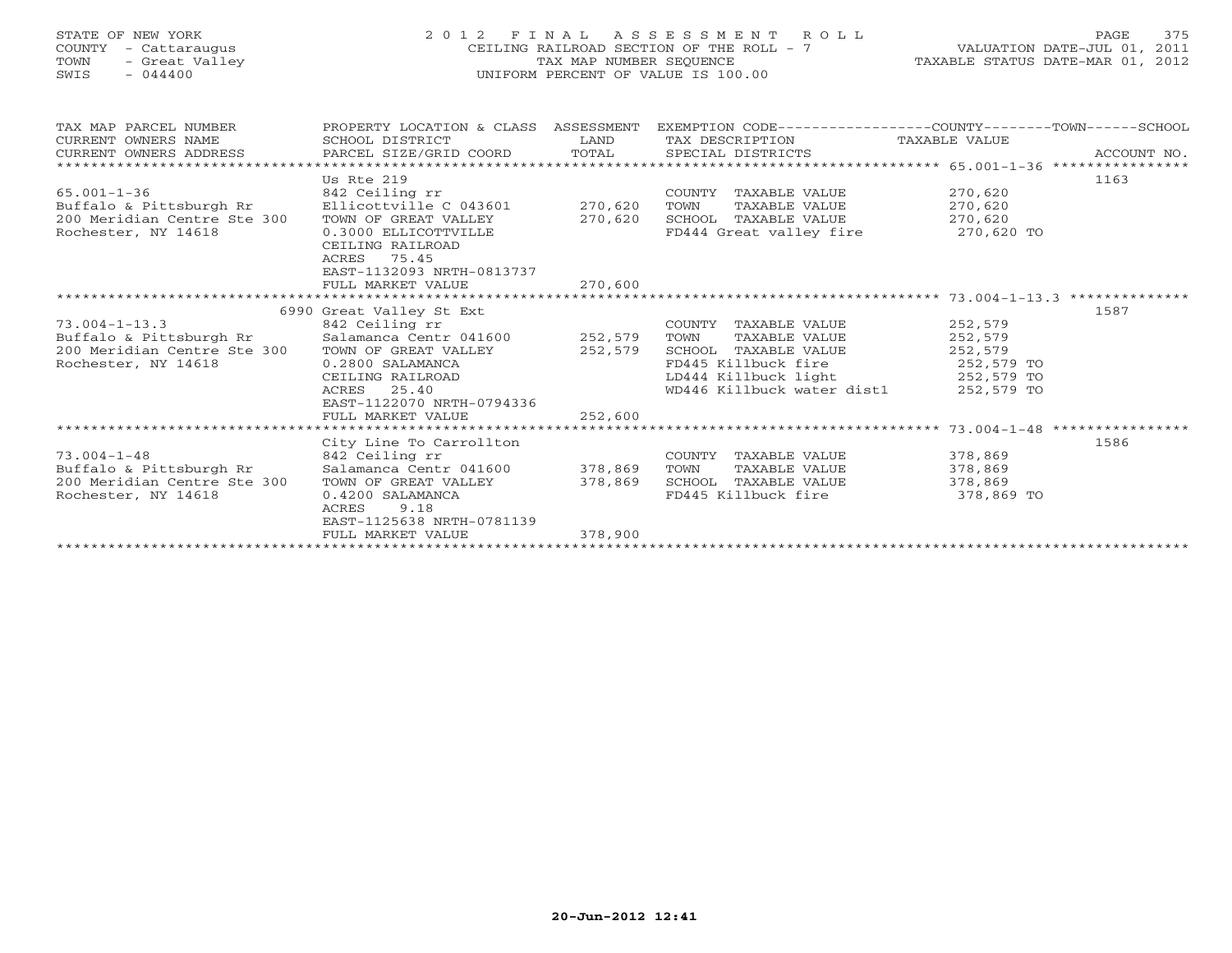STATE OF NEW YORK
COUNTY - Cattaraugus
TOWN - Great Valley
SWIS - 044400

# 2012 FINAL ASSESSMENT ROLL

CEILING RAILROAD SECTION OF THE ROLL - 7
TAX MAP NUMBER SEQUENCE
UNIFORM PERCENT OF VALUE IS 100.00

VALUATION DATE-JUL 01, 2011
TAXABLE STATUS DATE-MAR 01, 2012

| TAX MAP PARCEL NUMBER / CURRENT OWNERS NAME / CURRENT OWNERS ADDRESS | PROPERTY LOCATION & CLASS / SCHOOL DISTRICT / PARCEL SIZE/GRID COORD | ASSESSMENT LAND / TOTAL | EXEMPTION CODE / TAX DESCRIPTION / SPECIAL DISTRICTS | TAXABLE VALUE (COUNTY / TOWN / SCHOOL) | ACCOUNT NO. |
|---|---|---|---|---|---|
| 65.001-1-36 | Us Rte 219 | | | | 1163 |
| 65.001-1-36 | 842 Ceiling rr | | COUNTY TAXABLE VALUE | 270,620 | |
| Buffalo & Pittsburgh Rr | Ellicottville C 043601 | 270,620 | TOWN TAXABLE VALUE | 270,620 | |
| 200 Meridian Centre Ste 300 | TOWN OF GREAT VALLEY | 270,620 | SCHOOL TAXABLE VALUE | 270,620 | |
| Rochester, NY 14618 | 0.3000 ELLICOTTVILLE | | FD444 Great valley fire | 270,620 TO | |
| | CEILING RAILROAD | | | | |
| | ACRES 75.45 | | | | |
| | EAST-1132093 NRTH-0813737 | | | | |
| | FULL MARKET VALUE | 270,600 | | | |
| 73.004-1-13.3 | 6990 Great Valley St Ext | | | | 1587 |
| 73.004-1-13.3 | 842 Ceiling rr | | COUNTY TAXABLE VALUE | 252,579 | |
| Buffalo & Pittsburgh Rr | Salamanca Centr 041600 | 252,579 | TOWN TAXABLE VALUE | 252,579 | |
| 200 Meridian Centre Ste 300 | TOWN OF GREAT VALLEY | 252,579 | SCHOOL TAXABLE VALUE | 252,579 | |
| Rochester, NY 14618 | 0.2800 SALAMANCA | | FD445 Killbuck fire | 252,579 TO | |
| | CEILING RAILROAD | | LD444 Killbuck light | 252,579 TO | |
| | ACRES 25.40 | | WD446 Killbuck water dist1 | 252,579 TO | |
| | EAST-1122070 NRTH-0794336 | | | | |
| | FULL MARKET VALUE | 252,600 | | | |
| 73.004-1-48 | City Line To Carrollton | | | | 1586 |
| 73.004-1-48 | 842 Ceiling rr | | COUNTY TAXABLE VALUE | 378,869 | |
| Buffalo & Pittsburgh Rr | Salamanca Centr 041600 | 378,869 | TOWN TAXABLE VALUE | 378,869 | |
| 200 Meridian Centre Ste 300 | TOWN OF GREAT VALLEY | 378,869 | SCHOOL TAXABLE VALUE | 378,869 | |
| Rochester, NY 14618 | 0.4200 SALAMANCA | | FD445 Killbuck fire | 378,869 TO | |
| | ACRES 9.18 | | | | |
| | EAST-1125638 NRTH-0781139 | | | | |
| | FULL MARKET VALUE | 378,900 | | | |

20-Jun-2012 12:41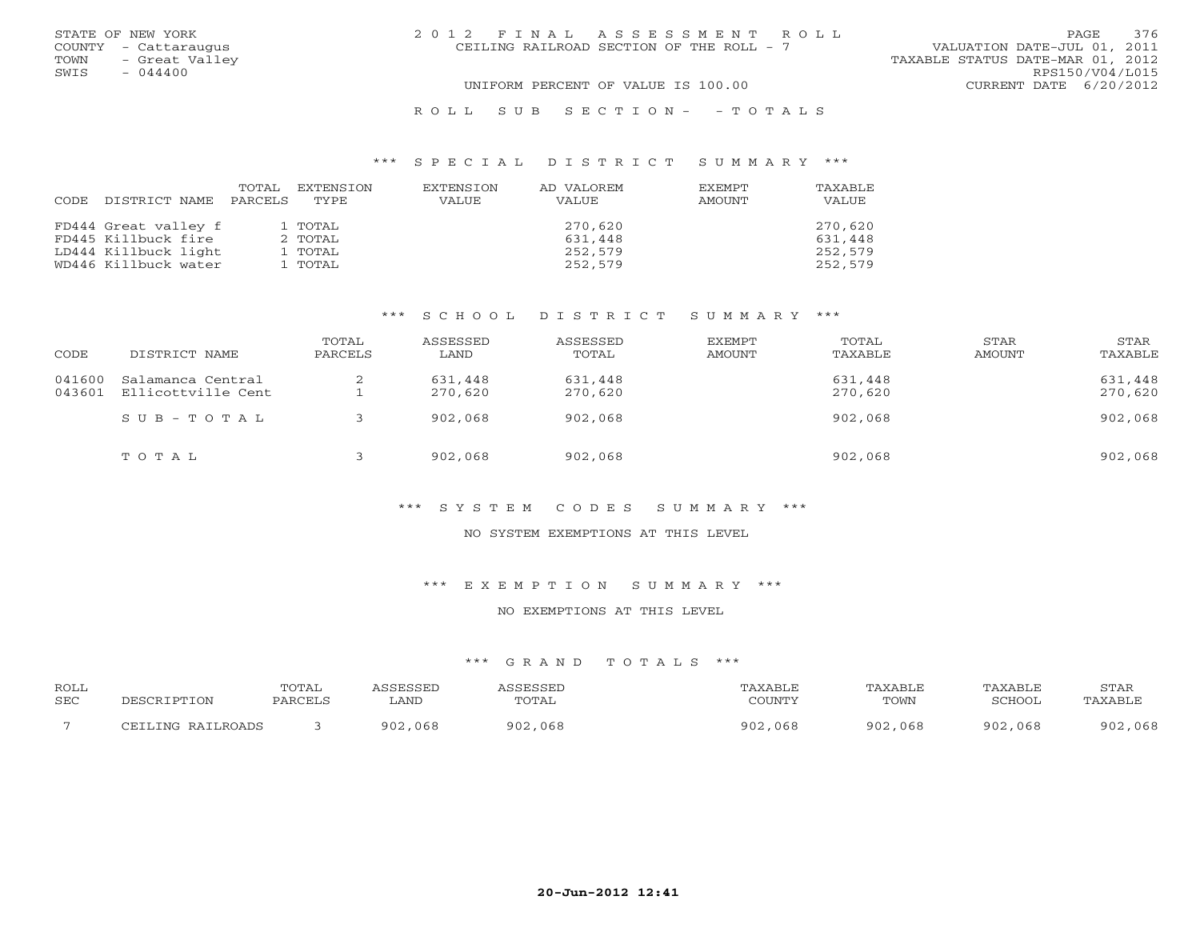STATE OF NEW YORK
COUNTY - Cattaraugus
TOWN - Great Valley
SWIS - 044400

2012 FINAL ASSESSMENT ROLL
CEILING RAILROAD SECTION OF THE ROLL - 7

UNIFORM PERCENT OF VALUE IS 100.00

VALUATION DATE-JUL 01, 2011
TAXABLE STATUS DATE-MAR 01, 2012
RPS150/V04/L015
CURRENT DATE 6/20/2012

ROLL SUB SECTION- - TOTALS

### *** SPECIAL DISTRICT SUMMARY ***

| CODE | DISTRICT NAME | TOTAL PARCELS | EXTENSION TYPE | EXTENSION VALUE | AD VALOREM VALUE | EXEMPT AMOUNT | TAXABLE VALUE |
|---|---|---|---|---|---|---|---|
| FD444 | Great valley f | 1 | TOTAL | | 270,620 | | 270,620 |
| FD445 | Killbuck fire | 2 | TOTAL | | 631,448 | | 631,448 |
| LD444 | Killbuck light | 1 | TOTAL | | 252,579 | | 252,579 |
| WD446 | Killbuck water | 1 | TOTAL | | 252,579 | | 252,579 |

### *** SCHOOL DISTRICT SUMMARY ***

| CODE | DISTRICT NAME | TOTAL PARCELS | ASSESSED LAND | ASSESSED TOTAL | EXEMPT AMOUNT | TOTAL TAXABLE | STAR AMOUNT | STAR TAXABLE |
|---|---|---|---|---|---|---|---|---|
| 041600 | Salamanca Central | 2 | 631,448 | 631,448 | | 631,448 | | 631,448 |
| 043601 | Ellicottville Cent | 1 | 270,620 | 270,620 | | 270,620 | | 270,620 |
| | SUB-TOTAL | 3 | 902,068 | 902,068 | | 902,068 | | 902,068 |
| | TOTAL | 3 | 902,068 | 902,068 | | 902,068 | | 902,068 |

### *** SYSTEM CODES SUMMARY ***

NO SYSTEM EXEMPTIONS AT THIS LEVEL

### *** EXEMPTION SUMMARY ***

NO EXEMPTIONS AT THIS LEVEL

### *** GRAND TOTALS ***

| ROLL SEC | DESCRIPTION | TOTAL PARCELS | ASSESSED LAND | ASSESSED TOTAL | TAXABLE COUNTY | TAXABLE TOWN | TAXABLE SCHOOL | STAR TAXABLE |
|---|---|---|---|---|---|---|---|---|
| 7 | CEILING RAILROADS | 3 | 902,068 | 902,068 | 902,068 | 902,068 | 902,068 | 902,068 |

20-Jun-2012 12:41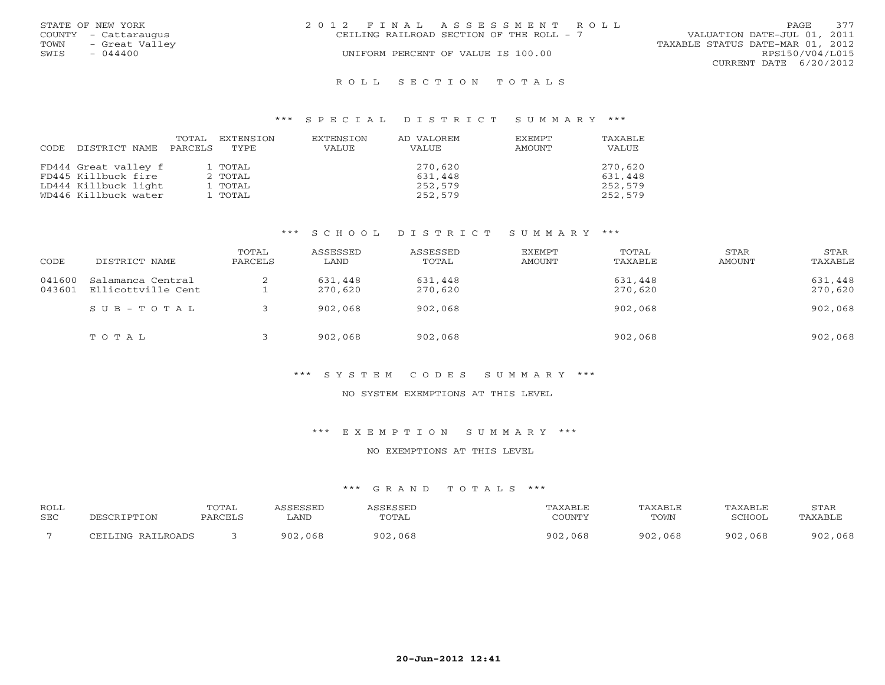STATE OF NEW YORK
COUNTY - Cattaraugus
TOWN - Great Valley
SWIS - 044400

2012 FINAL ASSESSMENT ROLL
CEILING RAILROAD SECTION OF THE ROLL - 7
UNIFORM PERCENT OF VALUE IS 100.00

VALUATION DATE-JUL 01, 2011
TAXABLE STATUS DATE-MAR 01, 2012
RPS150/V04/L015
CURRENT DATE 6/20/2012

## ROLL SECTION TOTALS

### *** SPECIAL DISTRICT SUMMARY ***

| CODE | DISTRICT NAME | TOTAL PARCELS | EXTENSION TYPE | EXTENSION VALUE | AD VALOREM VALUE | EXEMPT AMOUNT | TAXABLE VALUE |
|---|---|---|---|---|---|---|---|
| FD444 | Great valley f | 1 | TOTAL | | 270,620 | | 270,620 |
| FD445 | Killbuck fire | 2 | TOTAL | | 631,448 | | 631,448 |
| LD444 | Killbuck light | 1 | TOTAL | | 252,579 | | 252,579 |
| WD446 | Killbuck water | 1 | TOTAL | | 252,579 | | 252,579 |

### *** SCHOOL DISTRICT SUMMARY ***

| CODE | DISTRICT NAME | TOTAL PARCELS | ASSESSED LAND | ASSESSED TOTAL | EXEMPT AMOUNT | TOTAL TAXABLE | STAR AMOUNT | STAR TAXABLE |
|---|---|---|---|---|---|---|---|---|
| 041600 | Salamanca Central | 2 | 631,448 | 631,448 | | 631,448 | | 631,448 |
| 043601 | Ellicottville Cent | 1 | 270,620 | 270,620 | | 270,620 | | 270,620 |
| | SUB-TOTAL | 3 | 902,068 | 902,068 | | 902,068 | | 902,068 |
| | TOTAL | 3 | 902,068 | 902,068 | | 902,068 | | 902,068 |

### *** SYSTEM CODES SUMMARY ***

NO SYSTEM EXEMPTIONS AT THIS LEVEL

### *** EXEMPTION SUMMARY ***

NO EXEMPTIONS AT THIS LEVEL

### *** GRAND TOTALS ***

| ROLL SEC | DESCRIPTION | TOTAL PARCELS | ASSESSED LAND | ASSESSED TOTAL | TAXABLE COUNTY | TAXABLE TOWN | TAXABLE SCHOOL | STAR TAXABLE |
|---|---|---|---|---|---|---|---|---|
| 7 | CEILING RAILROADS | 3 | 902,068 | 902,068 | 902,068 | 902,068 | 902,068 | 902,068 |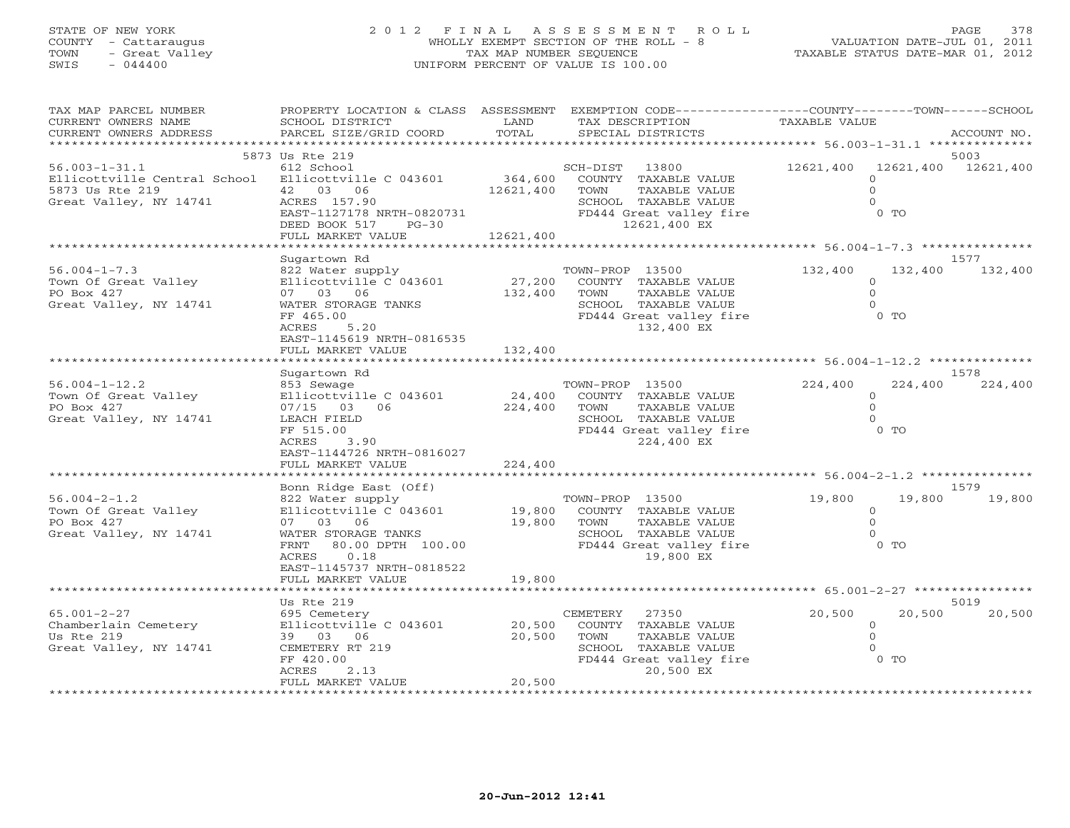STATE OF NEW YORK
COUNTY - Cattaraugus
TOWN - Great Valley
SWIS - 044400

# 2012 FINAL ASSESSMENT ROLL

WHOLLY EXEMPT SECTION OF THE ROLL - 8
TAX MAP NUMBER SEQUENCE
UNIFORM PERCENT OF VALUE IS 100.00

VALUATION DATE-JUL 01, 2011
TAXABLE STATUS DATE-MAR 01, 2012

| TAX MAP PARCEL NUMBER / CURRENT OWNERS NAME / CURRENT OWNERS ADDRESS | PROPERTY LOCATION & CLASS / SCHOOL DISTRICT / PARCEL SIZE/GRID COORD | ASSESSMENT LAND / TOTAL | EXEMPTION CODE / TAX DESCRIPTION / SPECIAL DISTRICTS | COUNTY TAXABLE VALUE | TOWN | SCHOOL / ACCOUNT NO. |
|---|---|---|---|---|---|---|
| 56.003-1-31.1 | 5873 Us Rte 219 | | | | | 5003 |
| Ellicottville Central School | 612 School | | SCH-DIST 13800 | 12621,400 | 12621,400 | 12621,400 |
| 5873 Us Rte 219 | Ellicottville C 043601 | 364,600 | COUNTY TAXABLE VALUE | 0 | | |
| Great Valley, NY 14741 | 42 03 06 | 12621,400 | TOWN TAXABLE VALUE | 0 | | |
| | ACRES 157.90 | | SCHOOL TAXABLE VALUE | 0 | | |
| | EAST-1127178 NRTH-0820731 | | FD444 Great valley fire | 0 TO | | |
| | DEED BOOK 517 PG-30 | | 12621,400 EX | | | |
| | FULL MARKET VALUE | 12621,400 | | | | |
| 56.004-1-7.3 | Sugartown Rd | | | | | 1577 |
| Town Of Great Valley | 822 Water supply | | TOWN-PROP 13500 | 132,400 | 132,400 | 132,400 |
| PO Box 427 | Ellicottville C 043601 | 27,200 | COUNTY TAXABLE VALUE | 0 | | |
| Great Valley, NY 14741 | 07 03 06 | 132,400 | TOWN TAXABLE VALUE | 0 | | |
| | WATER STORAGE TANKS | | SCHOOL TAXABLE VALUE | 0 | | |
| | FF 465.00 | | FD444 Great valley fire | 0 TO | | |
| | ACRES 5.20 | | 132,400 EX | | | |
| | EAST-1145619 NRTH-0816535 | | | | | |
| | FULL MARKET VALUE | 132,400 | | | | |
| 56.004-1-12.2 | Sugartown Rd | | | | | 1578 |
| Town Of Great Valley | 853 Sewage | | TOWN-PROP 13500 | 224,400 | 224,400 | 224,400 |
| PO Box 427 | Ellicottville C 043601 | 24,400 | COUNTY TAXABLE VALUE | 0 | | |
| Great Valley, NY 14741 | 07/15 03 06 | 224,400 | TOWN TAXABLE VALUE | 0 | | |
| | LEACH FIELD | | SCHOOL TAXABLE VALUE | 0 | | |
| | FF 515.00 | | FD444 Great valley fire | 0 TO | | |
| | ACRES 3.90 | | 224,400 EX | | | |
| | EAST-1144726 NRTH-0816027 | | | | | |
| | FULL MARKET VALUE | 224,400 | | | | |
| 56.004-2-1.2 | Bonn Ridge East (Off) | | | | | 1579 |
| Town Of Great Valley | 822 Water supply | | TOWN-PROP 13500 | 19,800 | 19,800 | 19,800 |
| PO Box 427 | Ellicottville C 043601 | 19,800 | COUNTY TAXABLE VALUE | 0 | | |
| Great Valley, NY 14741 | 07 03 06 | 19,800 | TOWN TAXABLE VALUE | 0 | | |
| | WATER STORAGE TANKS | | SCHOOL TAXABLE VALUE | 0 | | |
| | FRNT 80.00 DPTH 100.00 | | FD444 Great valley fire | 0 TO | | |
| | ACRES 0.18 | | 19,800 EX | | | |
| | EAST-1145737 NRTH-0818522 | | | | | |
| | FULL MARKET VALUE | 19,800 | | | | |
| 65.001-2-27 | Us Rte 219 | | | | | 5019 |
| Chamberlain Cemetery | 695 Cemetery | | CEMETERY 27350 | 20,500 | 20,500 | 20,500 |
| Us Rte 219 | Ellicottville C 043601 | 20,500 | COUNTY TAXABLE VALUE | 0 | | |
| Great Valley, NY 14741 | 39 03 06 | 20,500 | TOWN TAXABLE VALUE | 0 | | |
| | CEMETERY RT 219 | | SCHOOL TAXABLE VALUE | 0 | | |
| | FF 420.00 | | FD444 Great valley fire | 0 TO | | |
| | ACRES 2.13 | | 20,500 EX | | | |
| | FULL MARKET VALUE | 20,500 | | | | |

20-Jun-2012 12:41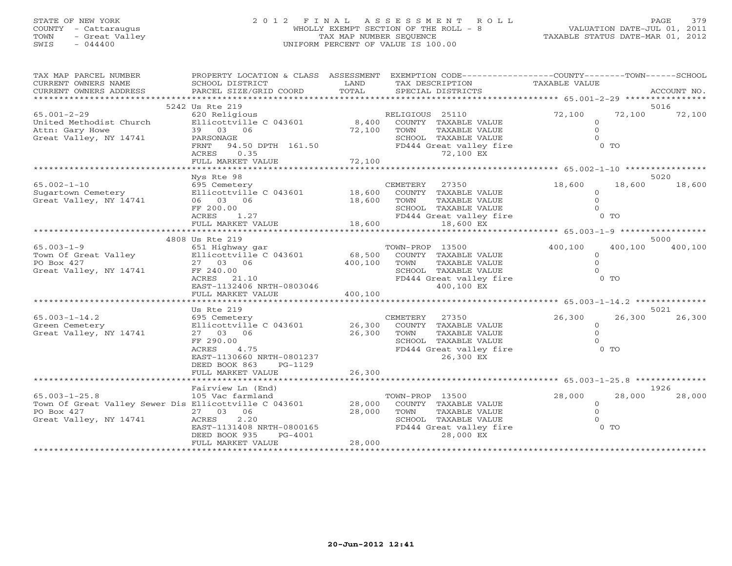STATE OF NEW YORK
COUNTY - Cattaraugus
TOWN - Great Valley
SWIS - 044400

# 2012 FINAL ASSESSMENT ROLL

WHOLLY EXEMPT SECTION OF THE ROLL - 8
TAX MAP NUMBER SEQUENCE
UNIFORM PERCENT OF VALUE IS 100.00

VALUATION DATE-JUL 01, 2011
TAXABLE STATUS DATE-MAR 01, 2012

| TAX MAP PARCEL NUMBER / CURRENT OWNERS NAME / CURRENT OWNERS ADDRESS | PROPERTY LOCATION & CLASS / SCHOOL DISTRICT / PARCEL SIZE/GRID COORD | ASSESSMENT LAND / TOTAL | EXEMPTION CODE / TAX DESCRIPTION / SPECIAL DISTRICTS | COUNTY TAXABLE VALUE | TOWN | SCHOOL / ACCOUNT NO. |
|---|---|---|---|---|---|---|
| | 5242 Us Rte 219 | | | | | 5016 |
| 65.001-2-29 | 620 Religious | | RELIGIOUS 25110 | 72,100 | 72,100 | 72,100 |
| United Methodist Church | Ellicottville C 043601 | 8,400 | COUNTY TAXABLE VALUE | 0 | | |
| Attn: Gary Howe | 39 03 06 | 72,100 | TOWN TAXABLE VALUE | 0 | | |
| Great Valley, NY 14741 | PARSONAGE | | SCHOOL TAXABLE VALUE | 0 | | |
| | FRNT 94.50 DPTH 161.50 | | FD444 Great valley fire | 0 TO | | |
| | ACRES 0.35 | | 72,100 EX | | | |
| | FULL MARKET VALUE | 72,100 | | | | |
| | Nys Rte 98 | | | | | 5020 |
| 65.002-1-10 | 695 Cemetery | | CEMETERY 27350 | 18,600 | 18,600 | 18,600 |
| Sugartown Cemetery | Ellicottville C 043601 | 18,600 | COUNTY TAXABLE VALUE | 0 | | |
| Great Valley, NY 14741 | 06 03 06 | 18,600 | TOWN TAXABLE VALUE | 0 | | |
| | FF 200.00 | | SCHOOL TAXABLE VALUE | 0 | | |
| | ACRES 1.27 | | FD444 Great valley fire | 0 TO | | |
| | FULL MARKET VALUE | 18,600 | 18,600 EX | | | |
| | 4808 Us Rte 219 | | | | | 5000 |
| 65.003-1-9 | 651 Highway gar | | TOWN-PROP 13500 | 400,100 | 400,100 | 400,100 |
| Town Of Great Valley | Ellicottville C 043601 | 68,500 | COUNTY TAXABLE VALUE | 0 | | |
| PO Box 427 | 27 03 06 | 400,100 | TOWN TAXABLE VALUE | 0 | | |
| Great Valley, NY 14741 | FF 240.00 | | SCHOOL TAXABLE VALUE | 0 | | |
| | ACRES 21.10 | | FD444 Great valley fire | 0 TO | | |
| | EAST-1132406 NRTH-0803046 | | 400,100 EX | | | |
| | FULL MARKET VALUE | 400,100 | | | | |
| | Us Rte 219 | | | | | 5021 |
| 65.003-1-14.2 | 695 Cemetery | | CEMETERY 27350 | 26,300 | 26,300 | 26,300 |
| Green Cemetery | Ellicottville C 043601 | 26,300 | COUNTY TAXABLE VALUE | 0 | | |
| Great Valley, NY 14741 | 27 03 06 | 26,300 | TOWN TAXABLE VALUE | 0 | | |
| | FF 290.00 | | SCHOOL TAXABLE VALUE | 0 | | |
| | ACRES 4.75 | | FD444 Great valley fire | 0 TO | | |
| | EAST-1130660 NRTH-0801237 | | 26,300 EX | | | |
| | DEED BOOK 863 PG-1129 | | | | | |
| | FULL MARKET VALUE | 26,300 | | | | |
| | Fairview Ln (End) | | | | | 1926 |
| 65.003-1-25.8 | 105 Vac farmland | | TOWN-PROP 13500 | 28,000 | 28,000 | 28,000 |
| Town Of Great Valley Sewer Dis | Ellicottville C 043601 | 28,000 | COUNTY TAXABLE VALUE | 0 | | |
| PO Box 427 | 27 03 06 | 28,000 | TOWN TAXABLE VALUE | 0 | | |
| Great Valley, NY 14741 | ACRES 2.20 | | SCHOOL TAXABLE VALUE | 0 | | |
| | EAST-1131408 NRTH-0800165 | | FD444 Great valley fire | 0 TO | | |
| | DEED BOOK 935 PG-4001 | | 28,000 EX | | | |
| | FULL MARKET VALUE | 28,000 | | | | |

20-Jun-2012 12:41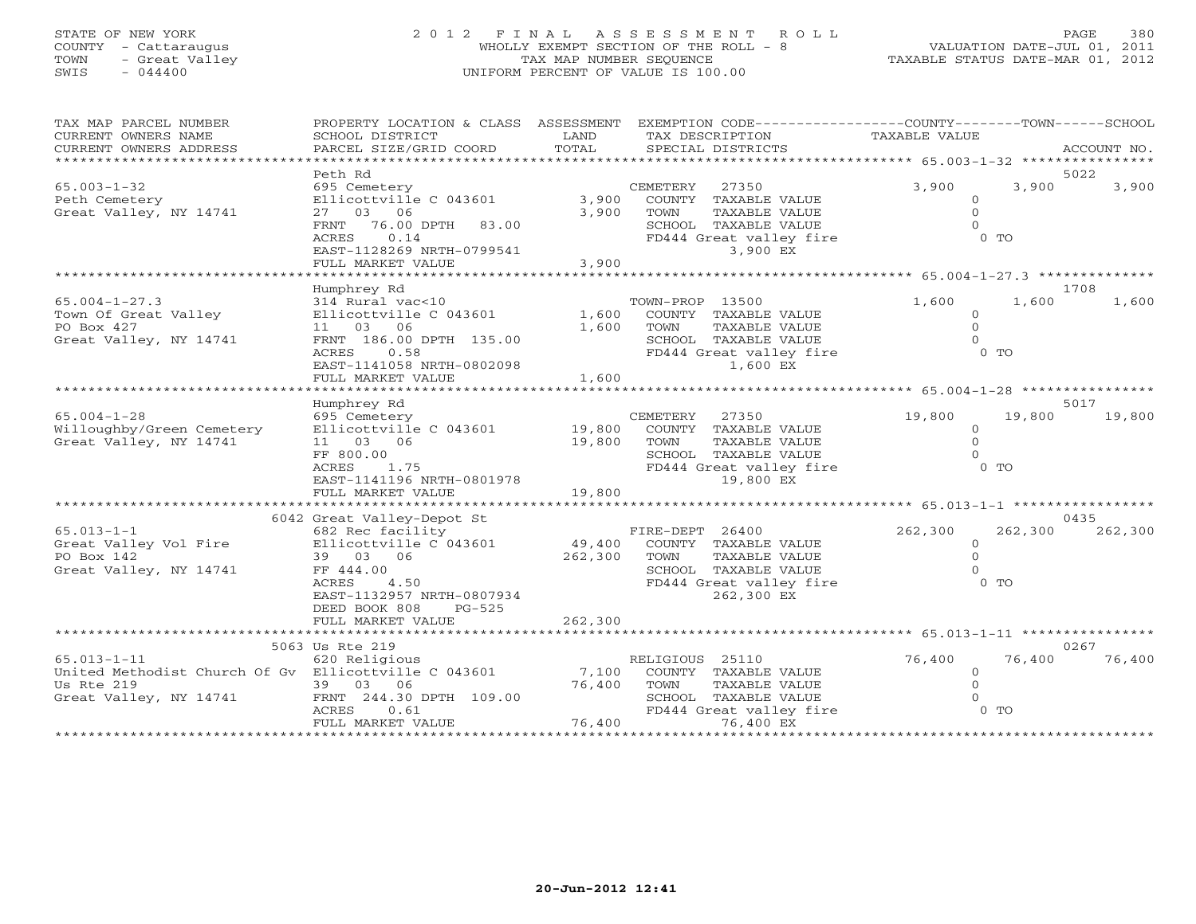STATE OF NEW YORK
COUNTY - Cattaraugus
TOWN - Great Valley
SWIS - 044400

# 2012 FINAL ASSESSMENT ROLL

WHOLLY EXEMPT SECTION OF THE ROLL - 8
TAX MAP NUMBER SEQUENCE
UNIFORM PERCENT OF VALUE IS 100.00

VALUATION DATE-JUL 01, 2011
TAXABLE STATUS DATE-MAR 01, 2012

| TAX MAP PARCEL NUMBER / CURRENT OWNERS NAME / CURRENT OWNERS ADDRESS | PROPERTY LOCATION & CLASS / SCHOOL DISTRICT / PARCEL SIZE/GRID COORD | ASSESSMENT LAND / TOTAL | EXEMPTION CODE / TAX DESCRIPTION / SPECIAL DISTRICTS | COUNTY TAXABLE VALUE | TOWN | SCHOOL | ACCOUNT NO. |
|---|---|---|---|---|---|---|---|
| **65.003-1-32** | Peth Rd | | | | | | 5022 |
| Peth Cemetery | 695 Cemetery | | CEMETERY 27350 | 3,900 | 3,900 | 3,900 | |
| Great Valley, NY 14741 | Ellicottville C 043601 | 3,900 | COUNTY TAXABLE VALUE | 0 | | | |
| | 27 03 06 | 3,900 | TOWN TAXABLE VALUE | 0 | | | |
| | FRNT 76.00 DPTH 83.00 | | SCHOOL TAXABLE VALUE | 0 | | | |
| | ACRES 0.14 | | FD444 Great valley fire | 0 TO | | | |
| | EAST-1128269 NRTH-0799541 | | 3,900 EX | | | | |
| | FULL MARKET VALUE | 3,900 | | | | | |
| **65.004-1-27.3** | Humphrey Rd | | | | | | 1708 |
| Town Of Great Valley | 314 Rural vac<10 | | TOWN-PROP 13500 | 1,600 | 1,600 | 1,600 | |
| PO Box 427 | Ellicottville C 043601 | 1,600 | COUNTY TAXABLE VALUE | 0 | | | |
| Great Valley, NY 14741 | 11 03 06 | 1,600 | TOWN TAXABLE VALUE | 0 | | | |
| | FRNT 186.00 DPTH 135.00 | | SCHOOL TAXABLE VALUE | 0 | | | |
| | ACRES 0.58 | | FD444 Great valley fire | 0 TO | | | |
| | EAST-1141058 NRTH-0802098 | | 1,600 EX | | | | |
| | FULL MARKET VALUE | 1,600 | | | | | |
| **65.004-1-28** | Humphrey Rd | | | | | | 5017 |
| Willoughby/Green Cemetery | 695 Cemetery | | CEMETERY 27350 | 19,800 | 19,800 | 19,800 | |
| Great Valley, NY 14741 | Ellicottville C 043601 | 19,800 | COUNTY TAXABLE VALUE | 0 | | | |
| | 11 03 06 | 19,800 | TOWN TAXABLE VALUE | 0 | | | |
| | FF 800.00 | | SCHOOL TAXABLE VALUE | 0 | | | |
| | ACRES 1.75 | | FD444 Great valley fire | 0 TO | | | |
| | EAST-1141196 NRTH-0801978 | | 19,800 EX | | | | |
| | FULL MARKET VALUE | 19,800 | | | | | |
| **65.013-1-1** | 6042 Great Valley-Depot St | | | | | | 0435 |
| Great Valley Vol Fire | 682 Rec facility | | FIRE-DEPT 26400 | 262,300 | 262,300 | 262,300 | |
| PO Box 142 | Ellicottville C 043601 | 49,400 | COUNTY TAXABLE VALUE | 0 | | | |
| Great Valley, NY 14741 | 39 03 06 | 262,300 | TOWN TAXABLE VALUE | 0 | | | |
| | FF 444.00 | | SCHOOL TAXABLE VALUE | 0 | | | |
| | ACRES 4.50 | | FD444 Great valley fire | 0 TO | | | |
| | EAST-1132957 NRTH-0807934 | | 262,300 EX | | | | |
| | DEED BOOK 808 PG-525 | | | | | | |
| | FULL MARKET VALUE | 262,300 | | | | | |
| **65.013-1-11** | 5063 Us Rte 219 | | | | | | 0267 |
| United Methodist Church Of Gv | 620 Religious | | RELIGIOUS 25110 | 76,400 | 76,400 | 76,400 | |
| Us Rte 219 | Ellicottville C 043601 | 7,100 | COUNTY TAXABLE VALUE | 0 | | | |
| Great Valley, NY 14741 | 39 03 06 | 76,400 | TOWN TAXABLE VALUE | 0 | | | |
| | FRNT 244.30 DPTH 109.00 | | SCHOOL TAXABLE VALUE | 0 | | | |
| | ACRES 0.61 | | FD444 Great valley fire | 0 TO | | | |
| | FULL MARKET VALUE | 76,400 | 76,400 EX | | | | |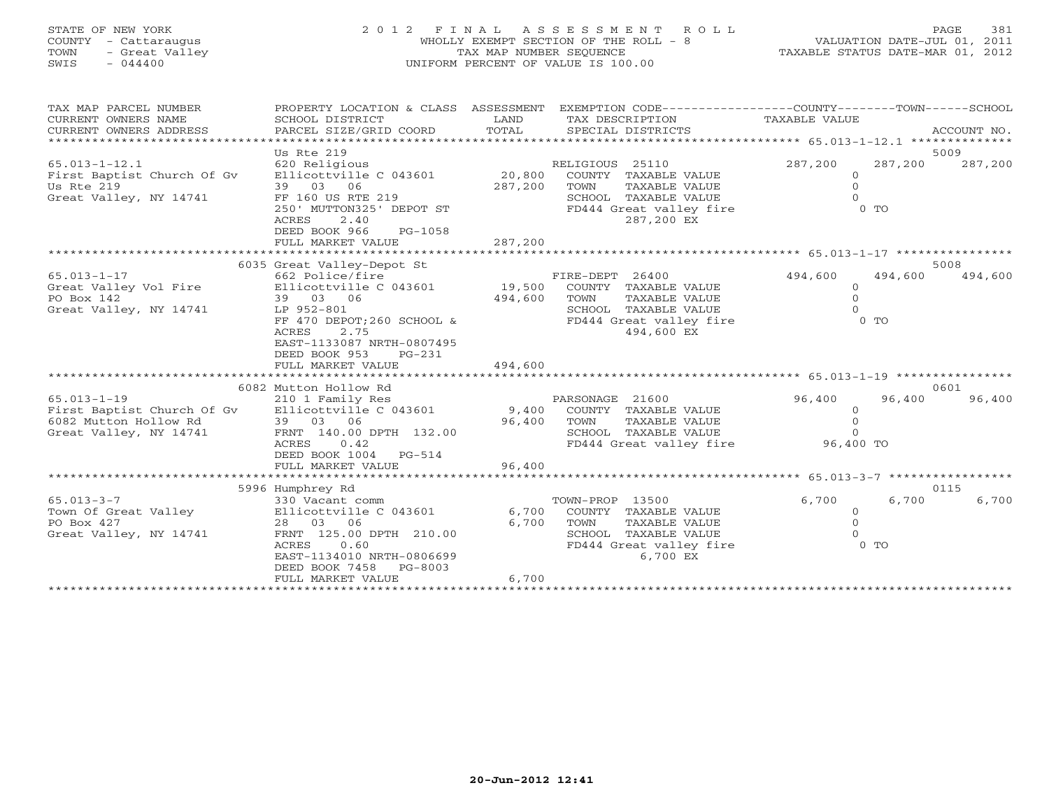STATE OF NEW YORK
COUNTY - Cattaraugus
TOWN - Great Valley
SWIS - 044400

2 0 1 2 F I N A L A S S E S S M E N T R O L L
WHOLLY EXEMPT SECTION OF THE ROLL - 8
TAX MAP NUMBER SEQUENCE
UNIFORM PERCENT OF VALUE IS 100.00

VALUATION DATE-JUL 01, 2011
TAXABLE STATUS DATE-MAR 01, 2012

| TAX MAP PARCEL NUMBER / CURRENT OWNERS NAME / CURRENT OWNERS ADDRESS | PROPERTY LOCATION & CLASS / SCHOOL DISTRICT / PARCEL SIZE/GRID COORD | ASSESSMENT LAND / TOTAL | EXEMPTION CODE / TAX DESCRIPTION / SPECIAL DISTRICTS | COUNTY TAXABLE VALUE | TOWN | SCHOOL | ACCOUNT NO. |
|---|---|---|---|---|---|---|---|
| 65.013-1-12.1 | Us Rte 219 | | | | | | 5009 |
| | 620 Religious | | RELIGIOUS 25110 | 287,200 | 287,200 | 287,200 | |
| First Baptist Church Of Gv | Ellicottville C 043601 | 20,800 | COUNTY TAXABLE VALUE | 0 | | | |
| Us Rte 219 | 39 03 06 | 287,200 | TOWN TAXABLE VALUE | 0 | | | |
| Great Valley, NY 14741 | FF 160 US RTE 219 | | SCHOOL TAXABLE VALUE | 0 | | | |
| | 250' MUTTON325' DEPOT ST | | FD444 Great valley fire | 0 TO | | | |
| | ACRES 2.40 | | 287,200 EX | | | | |
| | DEED BOOK 966 PG-1058 | | | | | | |
| | FULL MARKET VALUE | 287,200 | | | | | |
| 65.013-1-17 | 6035 Great Valley-Depot St | | | | | | 5008 |
| | 662 Police/fire | | FIRE-DEPT 26400 | 494,600 | 494,600 | 494,600 | |
| Great Valley Vol Fire | Ellicottville C 043601 | 19,500 | COUNTY TAXABLE VALUE | 0 | | | |
| PO Box 142 | 39 03 06 | 494,600 | TOWN TAXABLE VALUE | 0 | | | |
| Great Valley, NY 14741 | LP 952-801 | | SCHOOL TAXABLE VALUE | 0 | | | |
| | FF 470 DEPOT;260 SCHOOL & | | FD444 Great valley fire | 0 TO | | | |
| | ACRES 2.75 | | 494,600 EX | | | | |
| | EAST-1133087 NRTH-0807495 | | | | | | |
| | DEED BOOK 953 PG-231 | | | | | | |
| | FULL MARKET VALUE | 494,600 | | | | | |
| 65.013-1-19 | 6082 Mutton Hollow Rd | | | | | | 0601 |
| | 210 1 Family Res | | PARSONAGE 21600 | 96,400 | 96,400 | 96,400 | |
| First Baptist Church Of Gv | Ellicottville C 043601 | 9,400 | COUNTY TAXABLE VALUE | 0 | | | |
| 6082 Mutton Hollow Rd | 39 03 06 | 96,400 | TOWN TAXABLE VALUE | 0 | | | |
| Great Valley, NY 14741 | FRNT 140.00 DPTH 132.00 | | SCHOOL TAXABLE VALUE | 0 | | | |
| | ACRES 0.42 | | FD444 Great valley fire | 96,400 TO | | | |
| | DEED BOOK 1004 PG-514 | | | | | | |
| | FULL MARKET VALUE | 96,400 | | | | | |
| 65.013-3-7 | 5996 Humphrey Rd | | | | | | 0115 |
| | 330 Vacant comm | | TOWN-PROP 13500 | 6,700 | 6,700 | 6,700 | |
| Town Of Great Valley | Ellicottville C 043601 | 6,700 | COUNTY TAXABLE VALUE | 0 | | | |
| PO Box 427 | 28 03 06 | 6,700 | TOWN TAXABLE VALUE | 0 | | | |
| Great Valley, NY 14741 | FRNT 125.00 DPTH 210.00 | | SCHOOL TAXABLE VALUE | 0 | | | |
| | ACRES 0.60 | | FD444 Great valley fire | 0 TO | | | |
| | EAST-1134010 NRTH-0806699 | | 6,700 EX | | | | |
| | DEED BOOK 7458 PG-8003 | | | | | | |
| | FULL MARKET VALUE | 6,700 | | | | | |

20-Jun-2012 12:41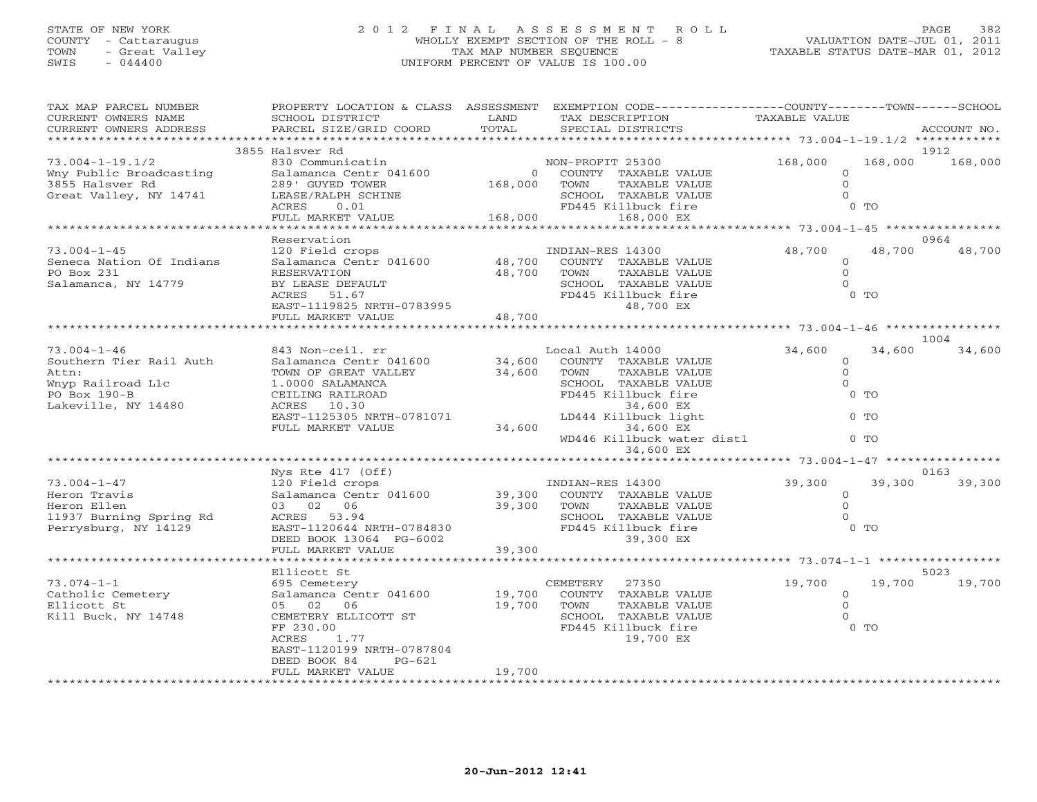STATE OF NEW YORK
COUNTY - Cattaraugus
TOWN - Great Valley
SWIS - 044400

# 2012 FINAL ASSESSMENT ROLL
WHOLLY EXEMPT SECTION OF THE ROLL - 8
TAX MAP NUMBER SEQUENCE
UNIFORM PERCENT OF VALUE IS 100.00

VALUATION DATE-JUL 01, 2011
TAXABLE STATUS DATE-MAR 01, 2012

| TAX MAP PARCEL NUMBER / CURRENT OWNERS NAME / CURRENT OWNERS ADDRESS | PROPERTY LOCATION & CLASS / SCHOOL DISTRICT / PARCEL SIZE/GRID COORD | ASSESSMENT LAND / TOTAL | EXEMPTION CODE / TAX DESCRIPTION / SPECIAL DISTRICTS | COUNTY TAXABLE VALUE | TOWN | SCHOOL / ACCOUNT NO. |
|---|---|---|---|---|---|---|
| **73.004-1-19.1/2** | 3855 Halsver Rd | | | | | 1912 |
| 73.004-1-19.1/2 | 830 Communicatin | | NON-PROFIT 25300 | 168,000 | 168,000 | 168,000 |
| Wny Public Broadcasting | Salamanca Centr 041600 | 0 | COUNTY TAXABLE VALUE | 0 | | |
| 3855 Halsver Rd | 289' GUYED TOWER | 168,000 | TOWN TAXABLE VALUE | 0 | | |
| Great Valley, NY 14741 | LEASE/RALPH SCHINE | | SCHOOL TAXABLE VALUE | 0 | | |
| | ACRES 0.01 | | FD445 Killbuck fire | 0 TO | | |
| | FULL MARKET VALUE | 168,000 | 168,000 EX | | | |
| **73.004-1-45** | Reservation | | | | | 0964 |
| 73.004-1-45 | 120 Field crops | | INDIAN-RES 14300 | 48,700 | 48,700 | 48,700 |
| Seneca Nation Of Indians | Salamanca Centr 041600 | 48,700 | COUNTY TAXABLE VALUE | 0 | | |
| PO Box 231 | RESERVATION | 48,700 | TOWN TAXABLE VALUE | 0 | | |
| Salamanca, NY 14779 | BY LEASE DEFAULT | | SCHOOL TAXABLE VALUE | 0 | | |
| | ACRES 51.67 | | FD445 Killbuck fire | 0 TO | | |
| | EAST-1119825 NRTH-0783995 | | 48,700 EX | | | |
| | FULL MARKET VALUE | 48,700 | | | | |
| **73.004-1-46** | | | | | | 1004 |
| 73.004-1-46 | 843 Non-ceil. rr | | Local Auth 14000 | 34,600 | 34,600 | 34,600 |
| Southern Tier Rail Auth | Salamanca Centr 041600 | 34,600 | COUNTY TAXABLE VALUE | 0 | | |
| Attn: | TOWN OF GREAT VALLEY | 34,600 | TOWN TAXABLE VALUE | 0 | | |
| Wnyp Railroad Llc | 1.0000 SALAMANCA | | SCHOOL TAXABLE VALUE | 0 | | |
| PO Box 190-B | CEILING RAILROAD | | FD445 Killbuck fire | 0 TO | | |
| Lakeville, NY 14480 | ACRES 10.30 | | 34,600 EX | | | |
| | EAST-1125305 NRTH-0781071 | | LD444 Killbuck light | 0 TO | | |
| | FULL MARKET VALUE | 34,600 | 34,600 EX | | | |
| | | | WD446 Killbuck water dist1 | 0 TO | | |
| | | | 34,600 EX | | | |
| **73.004-1-47** | Nys Rte 417 (Off) | | | | | 0163 |
| 73.004-1-47 | 120 Field crops | | INDIAN-RES 14300 | 39,300 | 39,300 | 39,300 |
| Heron Travis | Salamanca Centr 041600 | 39,300 | COUNTY TAXABLE VALUE | 0 | | |
| Heron Ellen | 03 02 06 | 39,300 | TOWN TAXABLE VALUE | 0 | | |
| 11937 Burning Spring Rd | ACRES 53.94 | | SCHOOL TAXABLE VALUE | 0 | | |
| Perrysburg, NY 14129 | EAST-1120644 NRTH-0784830 | | FD445 Killbuck fire | 0 TO | | |
| | DEED BOOK 13064 PG-6002 | | 39,300 EX | | | |
| | FULL MARKET VALUE | 39,300 | | | | |
| **73.074-1-1** | Ellicott St | | | | | 5023 |
| 73.074-1-1 | 695 Cemetery | | CEMETERY 27350 | 19,700 | 19,700 | 19,700 |
| Catholic Cemetery | Salamanca Centr 041600 | 19,700 | COUNTY TAXABLE VALUE | 0 | | |
| Ellicott St | 05 02 06 | 19,700 | TOWN TAXABLE VALUE | 0 | | |
| Kill Buck, NY 14748 | CEMETERY ELLICOTT ST | | SCHOOL TAXABLE VALUE | 0 | | |
| | FF 230.00 | | FD445 Killbuck fire | 0 TO | | |
| | ACRES 1.77 | | 19,700 EX | | | |
| | EAST-1120199 NRTH-0787804 | | | | | |
| | DEED BOOK 84 PG-621 | | | | | |
| | FULL MARKET VALUE | 19,700 | | | | |

20-Jun-2012 12:41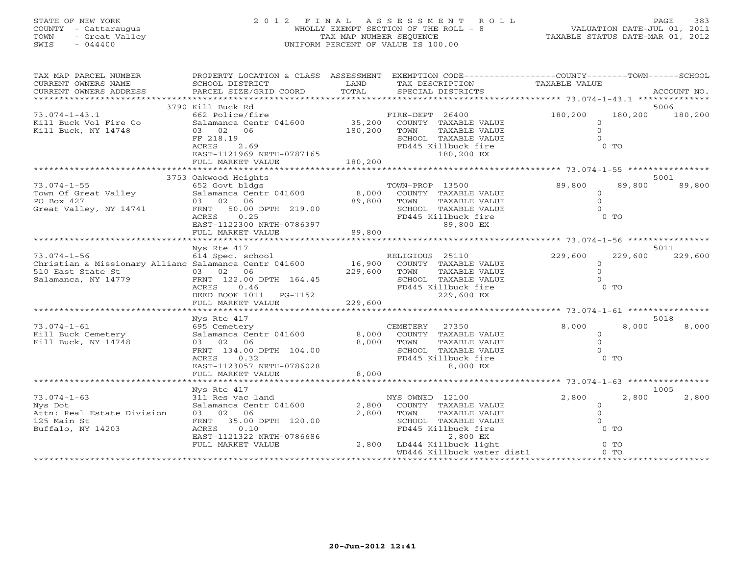STATE OF NEW YORK
COUNTY - Cattaraugus
TOWN - Great Valley
SWIS - 044400

2 0 1 2 F I N A L A S S E S S M E N T R O L L
WHOLLY EXEMPT SECTION OF THE ROLL - 8
TAX MAP NUMBER SEQUENCE
UNIFORM PERCENT OF VALUE IS 100.00

VALUATION DATE-JUL 01, 2011
TAXABLE STATUS DATE-MAR 01, 2012

| TAX MAP PARCEL NUMBER / CURRENT OWNERS NAME / CURRENT OWNERS ADDRESS | PROPERTY LOCATION & CLASS / SCHOOL DISTRICT / PARCEL SIZE/GRID COORD | ASSESSMENT LAND / TOTAL | EXEMPTION CODE / TAX DESCRIPTION / SPECIAL DISTRICTS | COUNTY TAXABLE VALUE | TOWN | SCHOOL / ACCOUNT NO. |
|---|---|---|---|---|---|---|
| | 3790 Kill Buck Rd | | | | | 5006 |
| 73.074-1-43.1 | 662 Police/fire | | FIRE-DEPT 26400 | 180,200 | 180,200 | 180,200 |
| Kill Buck Vol Fire Co | Salamanca Centr 041600 | 35,200 | COUNTY TAXABLE VALUE | 0 | | |
| Kill Buck, NY 14748 | 03 02 06 | 180,200 | TOWN TAXABLE VALUE | 0 | | |
| | FF 218.19 | | SCHOOL TAXABLE VALUE | 0 | | |
| | ACRES 2.69 | | FD445 Killbuck fire | 0 TO | | |
| | EAST-1121969 NRTH-0787165 | | 180,200 EX | | | |
| | FULL MARKET VALUE | 180,200 | | | | |
| | 3753 Oakwood Heights | | | | | 5001 |
| 73.074-1-55 | 652 Govt bldgs | | TOWN-PROP 13500 | 89,800 | 89,800 | 89,800 |
| Town Of Great Valley | Salamanca Centr 041600 | 8,000 | COUNTY TAXABLE VALUE | 0 | | |
| PO Box 427 | 03 02 06 | 89,800 | TOWN TAXABLE VALUE | 0 | | |
| Great Valley, NY 14741 | FRNT 50.00 DPTH 219.00 | | SCHOOL TAXABLE VALUE | 0 | | |
| | ACRES 0.25 | | FD445 Killbuck fire | 0 TO | | |
| | EAST-1122300 NRTH-0786397 | | 89,800 EX | | | |
| | FULL MARKET VALUE | 89,800 | | | | |
| | Nys Rte 417 | | | | | 5011 |
| 73.074-1-56 | 614 Spec. school | | RELIGIOUS 25110 | 229,600 | 229,600 | 229,600 |
| Christian & Missionary Allianc | Salamanca Centr 041600 | 16,900 | COUNTY TAXABLE VALUE | 0 | | |
| 510 East State St | 03 02 06 | 229,600 | TOWN TAXABLE VALUE | 0 | | |
| Salamanca, NY 14779 | FRNT 122.00 DPTH 164.45 | | SCHOOL TAXABLE VALUE | 0 | | |
| | ACRES 0.46 | | FD445 Killbuck fire | 0 TO | | |
| | DEED BOOK 1011 PG-1152 | | 229,600 EX | | | |
| | FULL MARKET VALUE | 229,600 | | | | |
| | Nys Rte 417 | | | | | 5018 |
| 73.074-1-61 | 695 Cemetery | | CEMETERY 27350 | 8,000 | 8,000 | 8,000 |
| Kill Buck Cemetery | Salamanca Centr 041600 | 8,000 | COUNTY TAXABLE VALUE | 0 | | |
| Kill Buck, NY 14748 | 03 02 06 | 8,000 | TOWN TAXABLE VALUE | 0 | | |
| | FRNT 134.00 DPTH 104.00 | | SCHOOL TAXABLE VALUE | 0 | | |
| | ACRES 0.32 | | FD445 Killbuck fire | 0 TO | | |
| | EAST-1123057 NRTH-0786028 | | 8,000 EX | | | |
| | FULL MARKET VALUE | 8,000 | | | | |
| | Nys Rte 417 | | | | | 1005 |
| 73.074-1-63 | 311 Res vac land | | NYS OWNED 12100 | 2,800 | 2,800 | 2,800 |
| Nys Dot | Salamanca Centr 041600 | 2,800 | COUNTY TAXABLE VALUE | 0 | | |
| Attn: Real Estate Division | 03 02 06 | 2,800 | TOWN TAXABLE VALUE | 0 | | |
| 125 Main St | FRNT 35.00 DPTH 120.00 | | SCHOOL TAXABLE VALUE | 0 | | |
| Buffalo, NY 14203 | ACRES 0.10 | | FD445 Killbuck fire | 0 TO | | |
| | EAST-1121322 NRTH-0786686 | | 2,800 EX | | | |
| | FULL MARKET VALUE | 2,800 | LD444 Killbuck light | 0 TO | | |
| | | | WD446 Killbuck water dist1 | 0 TO | | |

20-Jun-2012 12:41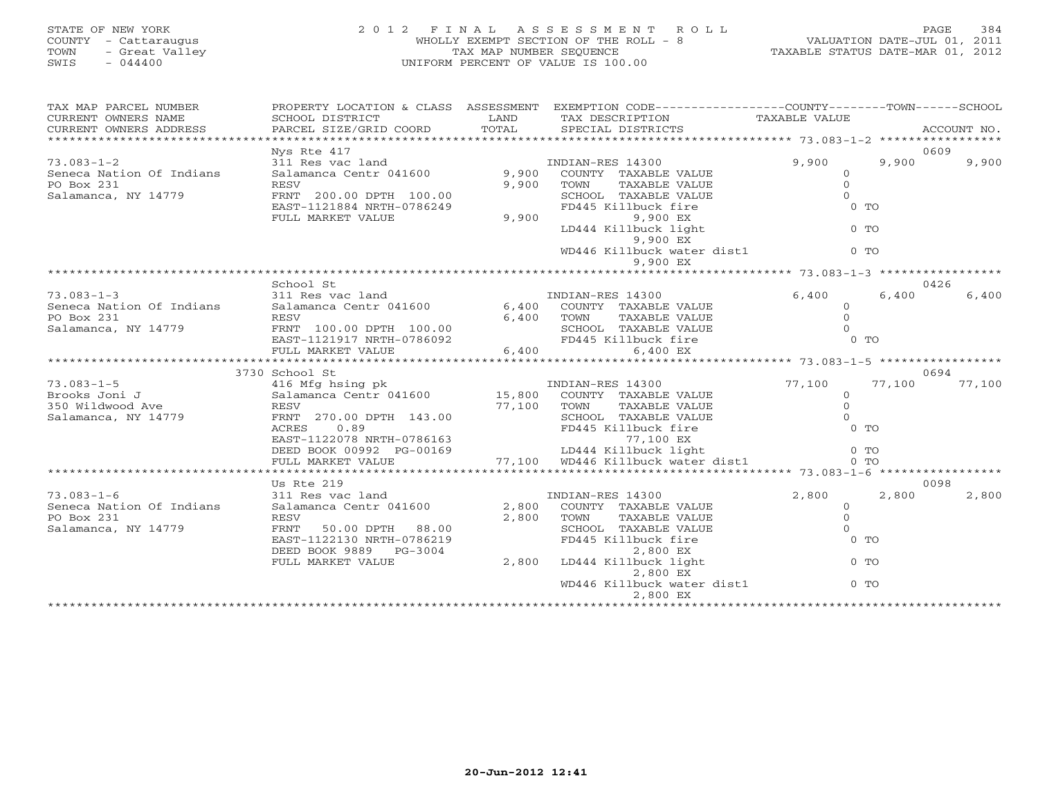STATE OF NEW YORK
COUNTY - Cattaraugus
TOWN - Great Valley
SWIS - 044400

# 2012 FINAL ASSESSMENT ROLL

WHOLLY EXEMPT SECTION OF THE ROLL - 8
TAX MAP NUMBER SEQUENCE
UNIFORM PERCENT OF VALUE IS 100.00

VALUATION DATE-JUL 01, 2011
TAXABLE STATUS DATE-MAR 01, 2012

| TAX MAP PARCEL NUMBER / CURRENT OWNERS NAME / CURRENT OWNERS ADDRESS | PROPERTY LOCATION & CLASS / SCHOOL DISTRICT / PARCEL SIZE/GRID COORD | ASSESSMENT LAND / TOTAL | EXEMPTION CODE / TAX DESCRIPTION / SPECIAL DISTRICTS | COUNTY TAXABLE VALUE | TOWN | SCHOOL / ACCOUNT NO. |
|---|---|---|---|---|---|---|
| 73.083-1-2 | Nys Rte 417 | | | | | 0609 |
| | 311 Res vac land | | INDIAN-RES 14300 | 9,900 | 9,900 | 9,900 |
| Seneca Nation Of Indians | Salamanca Centr 041600 | 9,900 | COUNTY TAXABLE VALUE | 0 | | |
| PO Box 231 | RESV | 9,900 | TOWN TAXABLE VALUE | 0 | | |
| Salamanca, NY 14779 | FRNT 200.00 DPTH 100.00 | | SCHOOL TAXABLE VALUE | 0 | | |
| | EAST-1121884 NRTH-0786249 | | FD445 Killbuck fire | 0 TO | | |
| | FULL MARKET VALUE | 9,900 | 9,900 EX | | | |
| | | | LD444 Killbuck light | 0 TO | | |
| | | | 9,900 EX | | | |
| | | | WD446 Killbuck water dist1 | 0 TO | | |
| | | | 9,900 EX | | | |
| 73.083-1-3 | School St | | | | | 0426 |
| | 311 Res vac land | | INDIAN-RES 14300 | 6,400 | 6,400 | 6,400 |
| Seneca Nation Of Indians | Salamanca Centr 041600 | 6,400 | COUNTY TAXABLE VALUE | 0 | | |
| PO Box 231 | RESV | 6,400 | TOWN TAXABLE VALUE | 0 | | |
| Salamanca, NY 14779 | FRNT 100.00 DPTH 100.00 | | SCHOOL TAXABLE VALUE | 0 | | |
| | EAST-1121917 NRTH-0786092 | | FD445 Killbuck fire | 0 TO | | |
| | FULL MARKET VALUE | 6,400 | 6,400 EX | | | |
| 73.083-1-5 | 3730 School St | | | | | 0694 |
| | 416 Mfg hsing pk | | INDIAN-RES 14300 | 77,100 | 77,100 | 77,100 |
| Brooks Joni J | Salamanca Centr 041600 | 15,800 | COUNTY TAXABLE VALUE | 0 | | |
| 350 Wildwood Ave | RESV | 77,100 | TOWN TAXABLE VALUE | 0 | | |
| Salamanca, NY 14779 | FRNT 270.00 DPTH 143.00 | | SCHOOL TAXABLE VALUE | 0 | | |
| | ACRES 0.89 | | FD445 Killbuck fire | 0 TO | | |
| | EAST-1122078 NRTH-0786163 | | 77,100 EX | | | |
| | DEED BOOK 00992 PG-00169 | | LD444 Killbuck light | 0 TO | | |
| | FULL MARKET VALUE | 77,100 | WD446 Killbuck water dist1 | 0 TO | | |
| 73.083-1-6 | Us Rte 219 | | | | | 0098 |
| | 311 Res vac land | | INDIAN-RES 14300 | 2,800 | 2,800 | 2,800 |
| Seneca Nation Of Indians | Salamanca Centr 041600 | 2,800 | COUNTY TAXABLE VALUE | 0 | | |
| PO Box 231 | RESV | 2,800 | TOWN TAXABLE VALUE | 0 | | |
| Salamanca, NY 14779 | FRNT 50.00 DPTH 88.00 | | SCHOOL TAXABLE VALUE | 0 | | |
| | EAST-1122130 NRTH-0786219 | | FD445 Killbuck fire | 0 TO | | |
| | DEED BOOK 9889 PG-3004 | | 2,800 EX | | | |
| | FULL MARKET VALUE | 2,800 | LD444 Killbuck light | 0 TO | | |
| | | | 2,800 EX | | | |
| | | | WD446 Killbuck water dist1 | 0 TO | | |
| | | | 2,800 EX | | | |

20-Jun-2012 12:41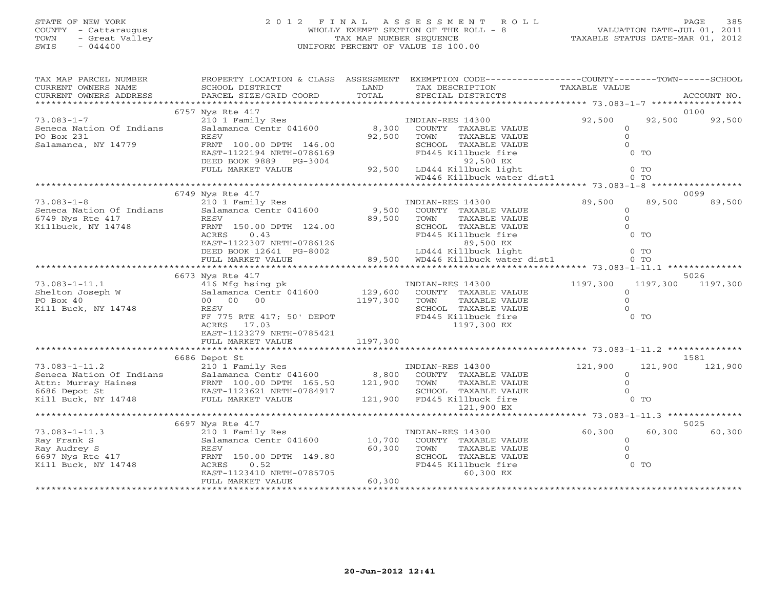STATE OF NEW YORK
COUNTY - Cattaraugus
TOWN - Great Valley
SWIS - 044400

# 2012 FINAL ASSESSMENT ROLL

WHOLLY EXEMPT SECTION OF THE ROLL - 8
TAX MAP NUMBER SEQUENCE
UNIFORM PERCENT OF VALUE IS 100.00

VALUATION DATE-JUL 01, 2011
TAXABLE STATUS DATE-MAR 01, 2012

| TAX MAP PARCEL NUMBER / CURRENT OWNERS NAME / CURRENT OWNERS ADDRESS | PROPERTY LOCATION & CLASS / SCHOOL DISTRICT / PARCEL SIZE/GRID COORD | ASSESSMENT LAND / TOTAL | EXEMPTION CODE / TAX DESCRIPTION / SPECIAL DISTRICTS | COUNTY TAXABLE VALUE | TOWN | SCHOOL | ACCOUNT NO. |
|---|---|---|---|---|---|---|---|
| 73.083-1-7 | 6757 Nys Rte 417 | | | | | | 0100 |
| Seneca Nation Of Indians | 210 1 Family Res | | INDIAN-RES 14300 | 92,500 | 92,500 | 92,500 | |
| PO Box 231 | Salamanca Centr 041600 | 8,300 | COUNTY TAXABLE VALUE | 0 | | | |
| Salamanca, NY 14779 | RESV | 92,500 | TOWN TAXABLE VALUE | 0 | | | |
| | FRNT 100.00 DPTH 146.00 | | SCHOOL TAXABLE VALUE | 0 | | | |
| | EAST-1122194 NRTH-0786169 | | FD445 Killbuck fire 92,500 EX | 0 TO | | | |
| | DEED BOOK 9889 PG-3004 | | | | | | |
| | FULL MARKET VALUE | 92,500 | LD444 Killbuck light | 0 TO | | | |
| | | | WD446 Killbuck water dist1 | 0 TO | | | |
| 73.083-1-8 | 6749 Nys Rte 417 | | | | | | 0099 |
| Seneca Nation Of Indians | 210 1 Family Res | | INDIAN-RES 14300 | 89,500 | 89,500 | 89,500 | |
| 6749 Nys Rte 417 | Salamanca Centr 041600 | 9,500 | COUNTY TAXABLE VALUE | 0 | | | |
| Killbuck, NY 14748 | RESV | 89,500 | TOWN TAXABLE VALUE | 0 | | | |
| | FRNT 150.00 DPTH 124.00 | | SCHOOL TAXABLE VALUE | 0 | | | |
| | ACRES 0.43 | | FD445 Killbuck fire 89,500 EX | 0 TO | | | |
| | EAST-1122307 NRTH-0786126 | | | | | | |
| | DEED BOOK 12641 PG-8002 | | LD444 Killbuck light | 0 TO | | | |
| | FULL MARKET VALUE | 89,500 | WD446 Killbuck water dist1 | 0 TO | | | |
| 73.083-1-11.1 | 6673 Nys Rte 417 | | | | | | 5026 |
| Shelton Joseph W | 416 Mfg hsing pk | | INDIAN-RES 14300 | 1197,300 | 1197,300 | 1197,300 | |
| PO Box 40 | Salamanca Centr 041600 | 129,600 | COUNTY TAXABLE VALUE | 0 | | | |
| Kill Buck, NY 14748 | 00 00 00 | 1197,300 | TOWN TAXABLE VALUE | 0 | | | |
| | RESV | | SCHOOL TAXABLE VALUE | 0 | | | |
| | FF 775 RTE 417; 50' DEPOT | | FD445 Killbuck fire 1197,300 EX | 0 TO | | | |
| | ACRES 17.03 | | | | | | |
| | EAST-1123279 NRTH-0785421 | | | | | | |
| | FULL MARKET VALUE | 1197,300 | | | | | |
| 73.083-1-11.2 | 6686 Depot St | | | | | | 1581 |
| Seneca Nation Of Indians | 210 1 Family Res | | INDIAN-RES 14300 | 121,900 | 121,900 | 121,900 | |
| Attn: Murray Haines | Salamanca Centr 041600 | 8,800 | COUNTY TAXABLE VALUE | 0 | | | |
| 6686 Depot St | FRNT 100.00 DPTH 165.50 | 121,900 | TOWN TAXABLE VALUE | 0 | | | |
| Kill Buck, NY 14748 | EAST-1123621 NRTH-0784917 | | SCHOOL TAXABLE VALUE | 0 | | | |
| | FULL MARKET VALUE | 121,900 | FD445 Killbuck fire 121,900 EX | 0 TO | | | |
| 73.083-1-11.3 | 6697 Nys Rte 417 | | | | | | 5025 |
| Ray Frank S | 210 1 Family Res | | INDIAN-RES 14300 | 60,300 | 60,300 | 60,300 | |
| Ray Audrey S | Salamanca Centr 041600 | 10,700 | COUNTY TAXABLE VALUE | 0 | | | |
| 6697 Nys Rte 417 | RESV | 60,300 | TOWN TAXABLE VALUE | 0 | | | |
| Kill Buck, NY 14748 | FRNT 150.00 DPTH 149.80 | | SCHOOL TAXABLE VALUE | 0 | | | |
| | ACRES 0.52 | | FD445 Killbuck fire 60,300 EX | 0 TO | | | |
| | EAST-1123410 NRTH-0785705 | | | | | | |
| | FULL MARKET VALUE | 60,300 | | | | | |

20-Jun-2012 12:41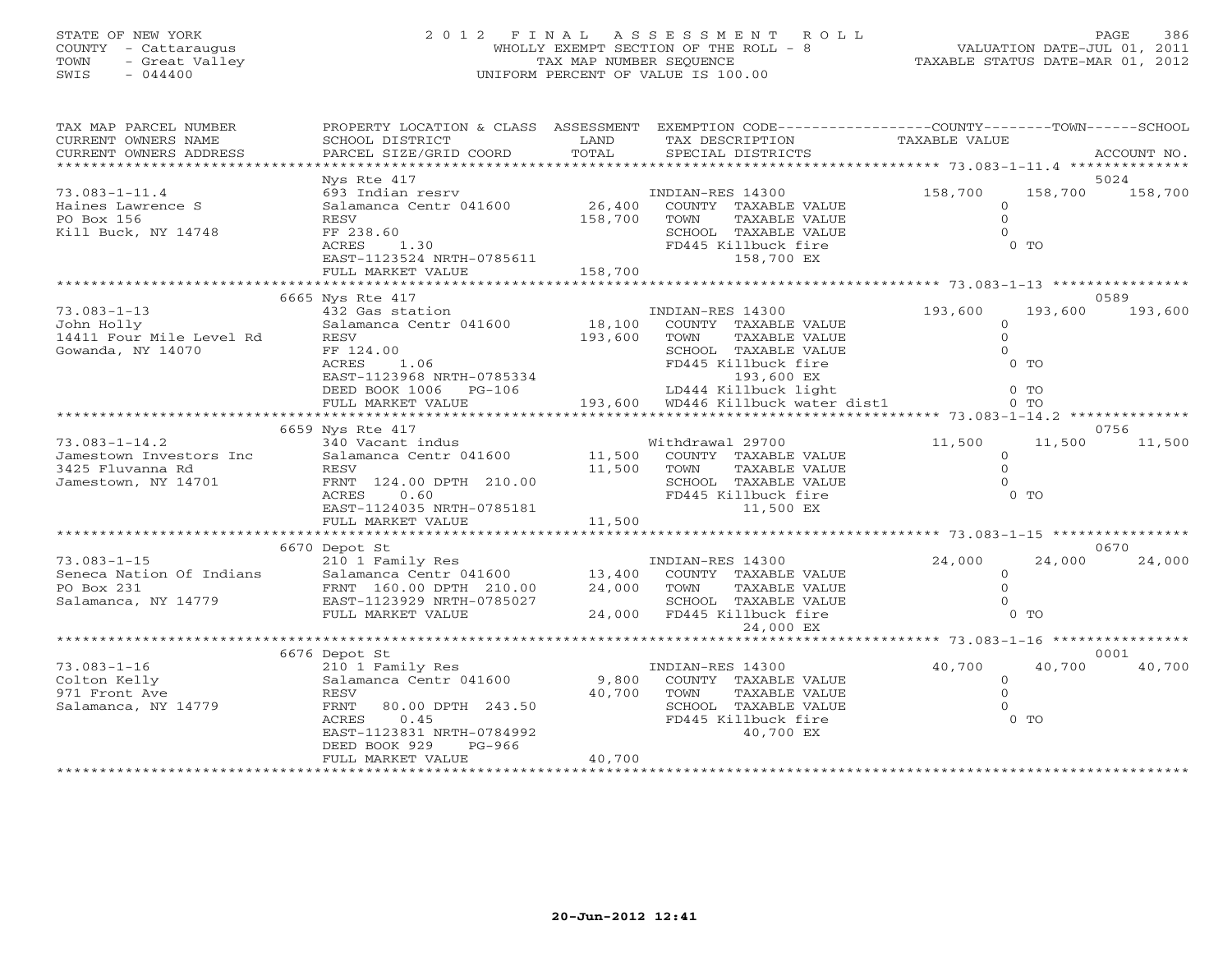STATE OF NEW YORK
COUNTY - Cattaraugus
TOWN - Great Valley
SWIS - 044400

# 2012 FINAL ASSESSMENT ROLL

WHOLLY EXEMPT SECTION OF THE ROLL - 8
TAX MAP NUMBER SEQUENCE
UNIFORM PERCENT OF VALUE IS 100.00

VALUATION DATE-JUL 01, 2011
TAXABLE STATUS DATE-MAR 01, 2012

| TAX MAP PARCEL NUMBER / CURRENT OWNERS NAME / CURRENT OWNERS ADDRESS | PROPERTY LOCATION & CLASS / SCHOOL DISTRICT / PARCEL SIZE/GRID COORD | ASSESSMENT LAND / TOTAL | EXEMPTION CODE / TAX DESCRIPTION / SPECIAL DISTRICTS | COUNTY TAXABLE VALUE | TOWN | SCHOOL / ACCOUNT NO. |
|---|---|---|---|---|---|---|
| 73.083-1-11.4 | Nys Rte 417 | | | | | 5024 |
| 73.083-1-11.4 | 693 Indian resrv | | INDIAN-RES 14300 | 158,700 | 158,700 | 158,700 |
| Haines Lawrence S | Salamanca Centr 041600 | 26,400 | COUNTY TAXABLE VALUE | 0 | | |
| PO Box 156 | RESV | 158,700 | TOWN TAXABLE VALUE | 0 | | |
| Kill Buck, NY 14748 | FF 238.60 | | SCHOOL TAXABLE VALUE | 0 | | |
| | ACRES 1.30 | | FD445 Killbuck fire | 0 TO | | |
| | EAST-1123524 NRTH-0785611 | | 158,700 EX | | | |
| | FULL MARKET VALUE | 158,700 | | | | |
| 73.083-1-13 | 6665 Nys Rte 417 | | | | | 0589 |
| 73.083-1-13 | 432 Gas station | | INDIAN-RES 14300 | 193,600 | 193,600 | 193,600 |
| John Holly | Salamanca Centr 041600 | 18,100 | COUNTY TAXABLE VALUE | 0 | | |
| 14411 Four Mile Level Rd | RESV | 193,600 | TOWN TAXABLE VALUE | 0 | | |
| Gowanda, NY 14070 | FF 124.00 | | SCHOOL TAXABLE VALUE | 0 | | |
| | ACRES 1.06 | | FD445 Killbuck fire | 0 TO | | |
| | EAST-1123968 NRTH-0785334 | | 193,600 EX | | | |
| | DEED BOOK 1006 PG-106 | | LD444 Killbuck light | 0 TO | | |
| | FULL MARKET VALUE | 193,600 | WD446 Killbuck water dist1 | 0 TO | | |
| 73.083-1-14.2 | 6659 Nys Rte 417 | | | | | 0756 |
| 73.083-1-14.2 | 340 Vacant indus | | Withdrawal 29700 | 11,500 | 11,500 | 11,500 |
| Jamestown Investors Inc | Salamanca Centr 041600 | 11,500 | COUNTY TAXABLE VALUE | 0 | | |
| 3425 Fluvanna Rd | RESV | 11,500 | TOWN TAXABLE VALUE | 0 | | |
| Jamestown, NY 14701 | FRNT 124.00 DPTH 210.00 | | SCHOOL TAXABLE VALUE | 0 | | |
| | ACRES 0.60 | | FD445 Killbuck fire | 0 TO | | |
| | EAST-1124035 NRTH-0785181 | | 11,500 EX | | | |
| | FULL MARKET VALUE | 11,500 | | | | |
| 73.083-1-15 | 6670 Depot St | | | | | 0670 |
| 73.083-1-15 | 210 1 Family Res | | INDIAN-RES 14300 | 24,000 | 24,000 | 24,000 |
| Seneca Nation Of Indians | Salamanca Centr 041600 | 13,400 | COUNTY TAXABLE VALUE | 0 | | |
| PO Box 231 | FRNT 160.00 DPTH 210.00 | 24,000 | TOWN TAXABLE VALUE | 0 | | |
| Salamanca, NY 14779 | EAST-1123929 NRTH-0785027 | | SCHOOL TAXABLE VALUE | 0 | | |
| | FULL MARKET VALUE | 24,000 | FD445 Killbuck fire | 0 TO | | |
| | | | 24,000 EX | | | |
| 73.083-1-16 | 6676 Depot St | | | | | 0001 |
| 73.083-1-16 | 210 1 Family Res | | INDIAN-RES 14300 | 40,700 | 40,700 | 40,700 |
| Colton Kelly | Salamanca Centr 041600 | 9,800 | COUNTY TAXABLE VALUE | 0 | | |
| 971 Front Ave | RESV | 40,700 | TOWN TAXABLE VALUE | 0 | | |
| Salamanca, NY 14779 | FRNT 80.00 DPTH 243.50 | | SCHOOL TAXABLE VALUE | 0 | | |
| | ACRES 0.45 | | FD445 Killbuck fire | 0 TO | | |
| | EAST-1123831 NRTH-0784992 | | 40,700 EX | | | |
| | DEED BOOK 929 PG-966 | | | | | |
| | FULL MARKET VALUE | 40,700 | | | | |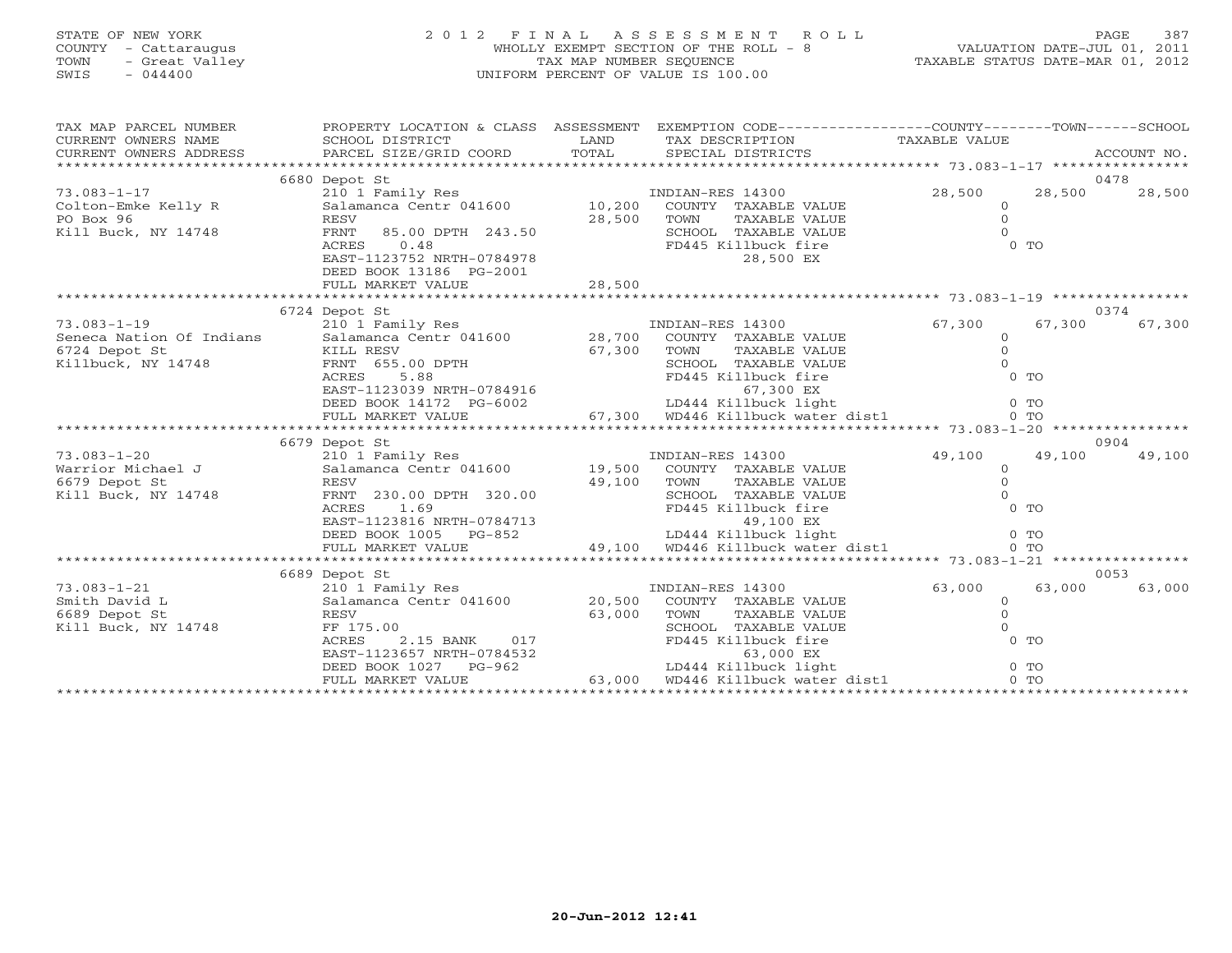STATE OF NEW YORK
COUNTY - Cattaraugus
TOWN - Great Valley
SWIS - 044400

2012 FINAL ASSESSMENT ROLL
WHOLLY EXEMPT SECTION OF THE ROLL - 8
TAX MAP NUMBER SEQUENCE
UNIFORM PERCENT OF VALUE IS 100.00

VALUATION DATE-JUL 01, 2011
TAXABLE STATUS DATE-MAR 01, 2012

```
TAX MAP PARCEL NUMBER          PROPERTY LOCATION & CLASS  ASSESSMENT  EXEMPTION CODE------------------COUNTY--------TOWN------SCHOOL
CURRENT OWNERS NAME            SCHOOL DISTRICT              LAND      TAX DESCRIPTION                TAXABLE VALUE
CURRENT OWNERS ADDRESS         PARCEL SIZE/GRID COORD       TOTAL     SPECIAL DISTRICTS                                  ACCOUNT NO.
*********************************************************************************************************** 73.083-1-17 ****************
                               6680 Depot St                                                                              0478
73.083-1-17                    210 1 Family Res                       INDIAN-RES 14300               28,500     28,500     28,500
Colton-Emke Kelly R            Salamanca Centr 041600       10,200    COUNTY  TAXABLE VALUE               0
PO Box 96                      RESV                         28,500    TOWN    TAXABLE VALUE               0
Kill Buck, NY 14748            FRNT  85.00 DPTH 243.50                SCHOOL  TAXABLE VALUE               0
                               ACRES    0.48                          FD445 Killbuck fire                 0 TO
                               EAST-1123752 NRTH-0784978                    28,500 EX
                               DEED BOOK 13186  PG-2001
                               FULL MARKET VALUE            28,500
*********************************************************************************************************** 73.083-1-19 ****************
                               6724 Depot St                                                                              0374
73.083-1-19                    210 1 Family Res                       INDIAN-RES 14300               67,300     67,300     67,300
Seneca Nation Of Indians       Salamanca Centr 041600       28,700    COUNTY  TAXABLE VALUE               0
6724 Depot St                  KILL RESV                    67,300    TOWN    TAXABLE VALUE               0
Killbuck, NY 14748             FRNT 655.00 DPTH                       SCHOOL  TAXABLE VALUE               0
                               ACRES    5.88                          FD445 Killbuck fire                 0 TO
                               EAST-1123039 NRTH-0784916                    67,300 EX
                               DEED BOOK 14172  PG-6002               LD444 Killbuck light                0 TO
                               FULL MARKET VALUE            67,300    WD446 Killbuck water dist1          0 TO
*********************************************************************************************************** 73.083-1-20 ****************
                               6679 Depot St                                                                              0904
73.083-1-20                    210 1 Family Res                       INDIAN-RES 14300               49,100     49,100     49,100
Warrior Michael J              Salamanca Centr 041600       19,500    COUNTY  TAXABLE VALUE               0
6679 Depot St                  RESV                         49,100    TOWN    TAXABLE VALUE               0
Kill Buck, NY 14748            FRNT 230.00 DPTH 320.00                SCHOOL  TAXABLE VALUE               0
                               ACRES    1.69                          FD445 Killbuck fire                 0 TO
                               EAST-1123816 NRTH-0784713                    49,100 EX
                               DEED BOOK 1005   PG-852                LD444 Killbuck light                0 TO
                               FULL MARKET VALUE            49,100    WD446 Killbuck water dist1          0 TO
*********************************************************************************************************** 73.083-1-21 ****************
                               6689 Depot St                                                                              0053
73.083-1-21                    210 1 Family Res                       INDIAN-RES 14300               63,000     63,000     63,000
Smith David L                  Salamanca Centr 041600       20,500    COUNTY  TAXABLE VALUE               0
6689 Depot St                  RESV                         63,000    TOWN    TAXABLE VALUE               0
Kill Buck, NY 14748            FF 175.00                              SCHOOL  TAXABLE VALUE               0
                               ACRES    2.15 BANK    017              FD445 Killbuck fire                 0 TO
                               EAST-1123657 NRTH-0784532                    63,000 EX
                               DEED BOOK 1027   PG-962                LD444 Killbuck light                0 TO
                               FULL MARKET VALUE            63,000    WD446 Killbuck water dist1          0 TO
****************************************************************************************************************************************
```

20-Jun-2012 12:41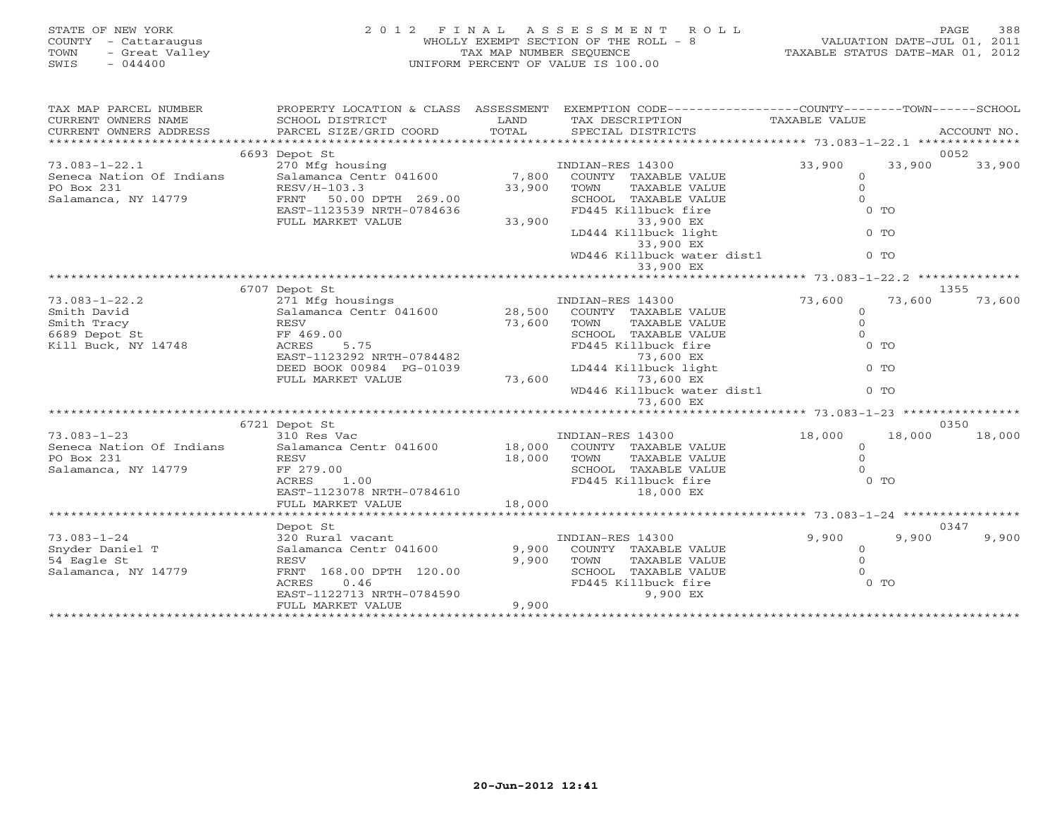STATE OF NEW YORK
COUNTY - Cattaraugus
TOWN - Great Valley
SWIS - 044400

# 2012 FINAL ASSESSMENT ROLL
WHOLLY EXEMPT SECTION OF THE ROLL - 8
TAX MAP NUMBER SEQUENCE
UNIFORM PERCENT OF VALUE IS 100.00

VALUATION DATE-JUL 01, 2011
TAXABLE STATUS DATE-MAR 01, 2012

| TAX MAP PARCEL NUMBER / CURRENT OWNERS NAME / CURRENT OWNERS ADDRESS | PROPERTY LOCATION & CLASS / SCHOOL DISTRICT / PARCEL SIZE/GRID COORD | ASSESSMENT LAND / TOTAL | EXEMPTION CODE / TAX DESCRIPTION / SPECIAL DISTRICTS | COUNTY TAXABLE VALUE | TOWN | SCHOOL / ACCOUNT NO. |
|---|---|---|---|---|---|---|
| | 6693 Depot St | | | | | 0052 |
| 73.083-1-22.1 | 270 Mfg housing | | INDIAN-RES 14300 | 33,900 | 33,900 | 33,900 |
| Seneca Nation Of Indians | Salamanca Centr 041600 | 7,800 | COUNTY TAXABLE VALUE | 0 | | |
| PO Box 231 | RESV/H-103.3 | 33,900 | TOWN TAXABLE VALUE | 0 | | |
| Salamanca, NY 14779 | FRNT 50.00 DPTH 269.00 | | SCHOOL TAXABLE VALUE | 0 | | |
| | EAST-1123539 NRTH-0784636 | | FD445 Killbuck fire 33,900 EX | 0 TO | | |
| | FULL MARKET VALUE | 33,900 | LD444 Killbuck light 33,900 EX | 0 TO | | |
| | | | WD446 Killbuck water dist1 33,900 EX | 0 TO | | |
| | 6707 Depot St | | | | | 1355 |
| 73.083-1-22.2 | 271 Mfg housings | | INDIAN-RES 14300 | 73,600 | 73,600 | 73,600 |
| Smith David | Salamanca Centr 041600 | 28,500 | COUNTY TAXABLE VALUE | 0 | | |
| Smith Tracy | RESV | 73,600 | TOWN TAXABLE VALUE | 0 | | |
| 6689 Depot St | FF 469.00 | | SCHOOL TAXABLE VALUE | 0 | | |
| Kill Buck, NY 14748 | ACRES 5.75 | | FD445 Killbuck fire 73,600 EX | 0 TO | | |
| | EAST-1123292 NRTH-0784482 | | | | | |
| | DEED BOOK 00984 PG-01039 | | LD444 Killbuck light 73,600 EX | 0 TO | | |
| | FULL MARKET VALUE | 73,600 | WD446 Killbuck water dist1 73,600 EX | 0 TO | | |
| | 6721 Depot St | | | | | 0350 |
| 73.083-1-23 | 310 Res Vac | | INDIAN-RES 14300 | 18,000 | 18,000 | 18,000 |
| Seneca Nation Of Indians | Salamanca Centr 041600 | 18,000 | COUNTY TAXABLE VALUE | 0 | | |
| PO Box 231 | RESV | 18,000 | TOWN TAXABLE VALUE | 0 | | |
| Salamanca, NY 14779 | FF 279.00 | | SCHOOL TAXABLE VALUE | 0 | | |
| | ACRES 1.00 | | FD445 Killbuck fire 18,000 EX | 0 TO | | |
| | EAST-1123078 NRTH-0784610 | | | | | |
| | FULL MARKET VALUE | 18,000 | | | | |
| | Depot St | | | | | 0347 |
| 73.083-1-24 | 320 Rural vacant | | INDIAN-RES 14300 | 9,900 | 9,900 | 9,900 |
| Snyder Daniel T | Salamanca Centr 041600 | 9,900 | COUNTY TAXABLE VALUE | 0 | | |
| 54 Eagle St | RESV | 9,900 | TOWN TAXABLE VALUE | 0 | | |
| Salamanca, NY 14779 | FRNT 168.00 DPTH 120.00 | | SCHOOL TAXABLE VALUE | 0 | | |
| | ACRES 0.46 | | FD445 Killbuck fire 9,900 EX | 0 TO | | |
| | EAST-1122713 NRTH-0784590 | | | | | |
| | FULL MARKET VALUE | 9,900 | | | | |

20-Jun-2012 12:41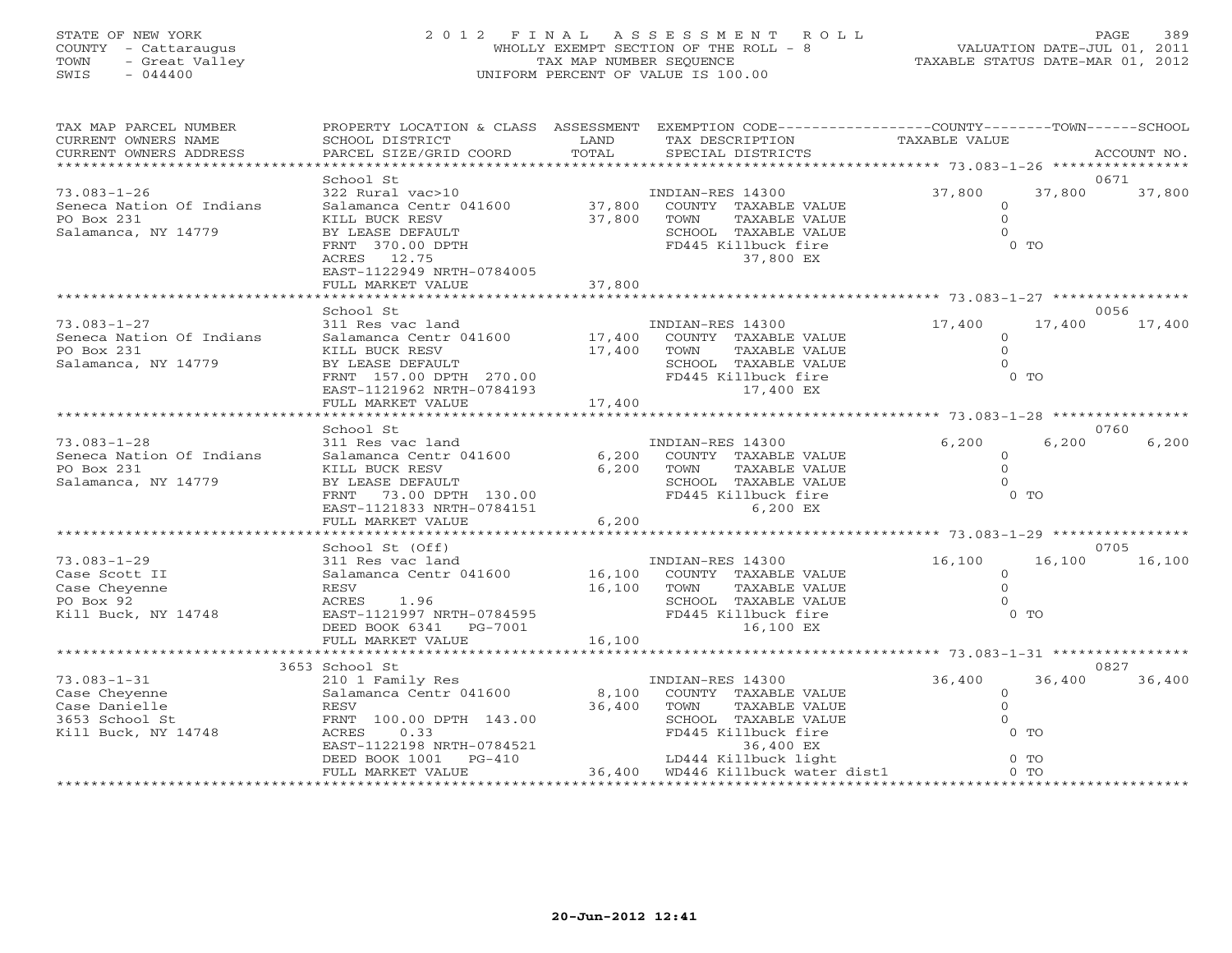STATE OF NEW YORK
COUNTY - Cattaraugus
TOWN - Great Valley
SWIS - 044400

# 2012 FINAL ASSESSMENT ROLL
WHOLLY EXEMPT SECTION OF THE ROLL - 8
TAX MAP NUMBER SEQUENCE
UNIFORM PERCENT OF VALUE IS 100.00

VALUATION DATE-JUL 01, 2011
TAXABLE STATUS DATE-MAR 01, 2012

| TAX MAP PARCEL NUMBER / CURRENT OWNERS NAME / CURRENT OWNERS ADDRESS | PROPERTY LOCATION & CLASS / SCHOOL DISTRICT / PARCEL SIZE/GRID COORD | ASSESSMENT LAND / TOTAL | EXEMPTION CODE / TAX DESCRIPTION / SPECIAL DISTRICTS | COUNTY TAXABLE VALUE | TOWN | SCHOOL / ACCOUNT NO. |
|---|---|---|---|---|---|---|
| | School St | | | | | 0671 |
| 73.083-1-26 | 322 Rural vac>10 | | INDIAN-RES 14300 | 37,800 | 37,800 | 37,800 |
| Seneca Nation Of Indians | Salamanca Centr 041600 | 37,800 | COUNTY TAXABLE VALUE | 0 | | |
| PO Box 231 | KILL BUCK RESV | 37,800 | TOWN TAXABLE VALUE | 0 | | |
| Salamanca, NY 14779 | BY LEASE DEFAULT | | SCHOOL TAXABLE VALUE | 0 | | |
| | FRNT 370.00 DPTH | | FD445 Killbuck fire | 0 TO | | |
| | ACRES 12.75 | | 37,800 EX | | | |
| | EAST-1122949 NRTH-0784005 | | | | | |
| | FULL MARKET VALUE | 37,800 | | | | |
| | School St | | | | | 0056 |
| 73.083-1-27 | 311 Res vac land | | INDIAN-RES 14300 | 17,400 | 17,400 | 17,400 |
| Seneca Nation Of Indians | Salamanca Centr 041600 | 17,400 | COUNTY TAXABLE VALUE | 0 | | |
| PO Box 231 | KILL BUCK RESV | 17,400 | TOWN TAXABLE VALUE | 0 | | |
| Salamanca, NY 14779 | BY LEASE DEFAULT | | SCHOOL TAXABLE VALUE | 0 | | |
| | FRNT 157.00 DPTH 270.00 | | FD445 Killbuck fire | 0 TO | | |
| | EAST-1121962 NRTH-0784193 | | 17,400 EX | | | |
| | FULL MARKET VALUE | 17,400 | | | | |
| | School St | | | | | 0760 |
| 73.083-1-28 | 311 Res vac land | | INDIAN-RES 14300 | 6,200 | 6,200 | 6,200 |
| Seneca Nation Of Indians | Salamanca Centr 041600 | 6,200 | COUNTY TAXABLE VALUE | 0 | | |
| PO Box 231 | KILL BUCK RESV | 6,200 | TOWN TAXABLE VALUE | 0 | | |
| Salamanca, NY 14779 | BY LEASE DEFAULT | | SCHOOL TAXABLE VALUE | 0 | | |
| | FRNT 73.00 DPTH 130.00 | | FD445 Killbuck fire | 0 TO | | |
| | EAST-1121833 NRTH-0784151 | | 6,200 EX | | | |
| | FULL MARKET VALUE | 6,200 | | | | |
| | School St (Off) | | | | | 0705 |
| 73.083-1-29 | 311 Res vac land | | INDIAN-RES 14300 | 16,100 | 16,100 | 16,100 |
| Case Scott II | Salamanca Centr 041600 | 16,100 | COUNTY TAXABLE VALUE | 0 | | |
| Case Cheyenne | RESV | 16,100 | TOWN TAXABLE VALUE | 0 | | |
| PO Box 92 | ACRES 1.96 | | SCHOOL TAXABLE VALUE | 0 | | |
| Kill Buck, NY 14748 | EAST-1121997 NRTH-0784595 | | FD445 Killbuck fire | 0 TO | | |
| | DEED BOOK 6341 PG-7001 | | 16,100 EX | | | |
| | FULL MARKET VALUE | 16,100 | | | | |
| | 3653 School St | | | | | 0827 |
| 73.083-1-31 | 210 1 Family Res | | INDIAN-RES 14300 | 36,400 | 36,400 | 36,400 |
| Case Cheyenne | Salamanca Centr 041600 | 8,100 | COUNTY TAXABLE VALUE | 0 | | |
| Case Danielle | RESV | 36,400 | TOWN TAXABLE VALUE | 0 | | |
| 3653 School St | FRNT 100.00 DPTH 143.00 | | SCHOOL TAXABLE VALUE | 0 | | |
| Kill Buck, NY 14748 | ACRES 0.33 | | FD445 Killbuck fire | 0 TO | | |
| | EAST-1122198 NRTH-0784521 | | 36,400 EX | | | |
| | DEED BOOK 1001 PG-410 | | LD444 Killbuck light | 0 TO | | |
| | FULL MARKET VALUE | 36,400 | WD446 Killbuck water dist1 | 0 TO | | |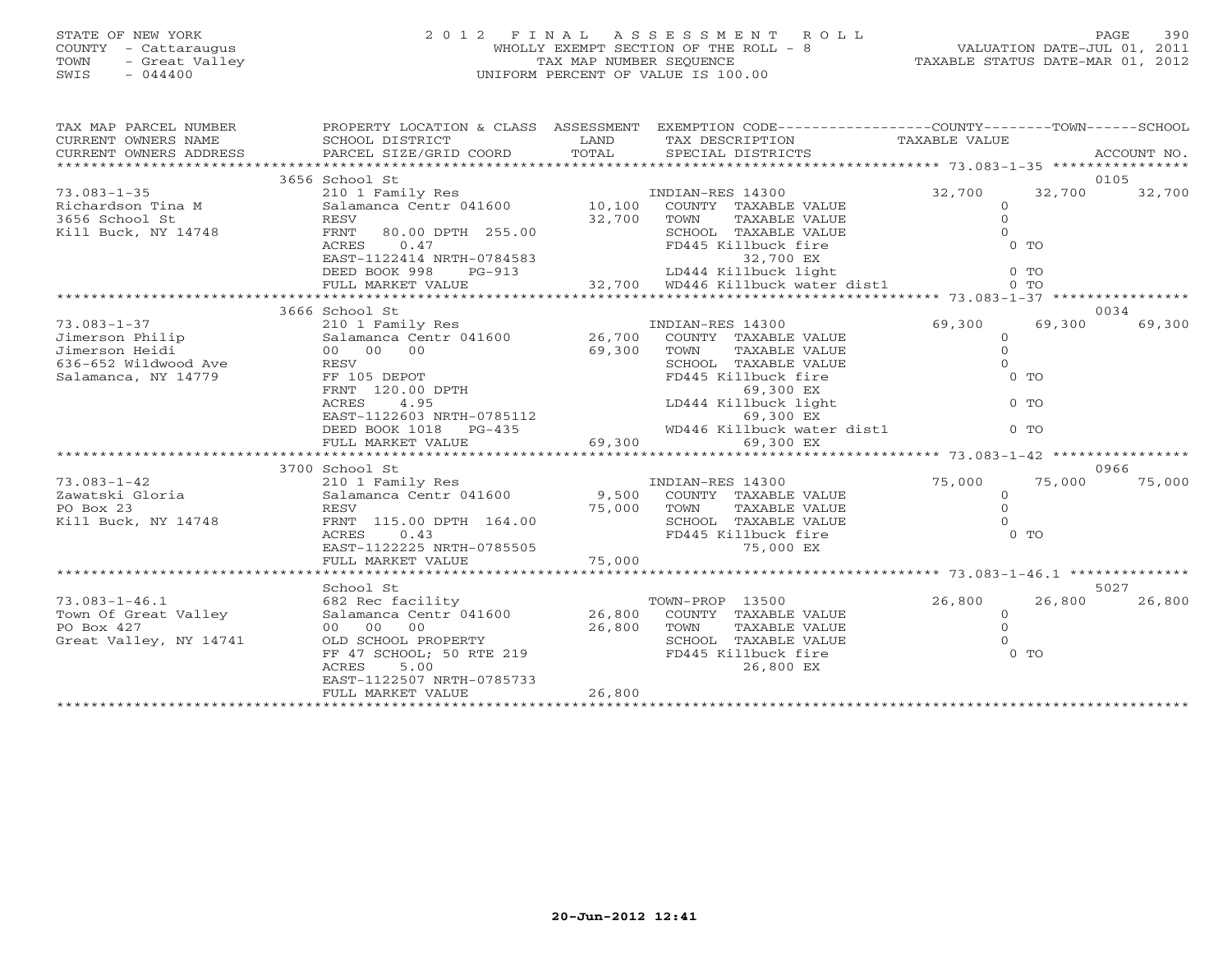STATE OF NEW YORK
COUNTY - Cattaraugus
TOWN - Great Valley
SWIS - 044400

2012 FINAL ASSESSMENT ROLL
WHOLLY EXEMPT SECTION OF THE ROLL - 8
TAX MAP NUMBER SEQUENCE
UNIFORM PERCENT OF VALUE IS 100.00

VALUATION DATE-JUL 01, 2011
TAXABLE STATUS DATE-MAR 01, 2012

| TAX MAP PARCEL NUMBER / CURRENT OWNERS NAME / CURRENT OWNERS ADDRESS | PROPERTY LOCATION & CLASS / SCHOOL DISTRICT / PARCEL SIZE/GRID COORD | ASSESSMENT LAND | TOTAL | EXEMPTION CODE / TAX DESCRIPTION / SPECIAL DISTRICTS | COUNTY TAXABLE VALUE | TOWN | SCHOOL / ACCOUNT NO. |
|---|---|---|---|---|---|---|---|
| 73.083-1-35 | 3656 School St | | | | | | 0105 |
| Richardson Tina M | 210 1 Family Res | | | INDIAN-RES 14300 | 32,700 | 32,700 | 32,700 |
| 3656 School St | Salamanca Centr 041600 | 10,100 | | COUNTY TAXABLE VALUE | 0 | | |
| Kill Buck, NY 14748 | RESV | | 32,700 | TOWN TAXABLE VALUE | 0 | | |
| | FRNT 80.00 DPTH 255.00 | | | SCHOOL TAXABLE VALUE | 0 | | |
| | ACRES 0.47 | | | FD445 Killbuck fire | 0 TO | | |
| | EAST-1122414 NRTH-0784583 | | | 32,700 EX | | | |
| | DEED BOOK 998 PG-913 | | | LD444 Killbuck light | 0 TO | | |
| | FULL MARKET VALUE | | 32,700 | WD446 Killbuck water dist1 | 0 TO | | |
| 73.083-1-37 | 3666 School St | | | | | | 0034 |
| Jimerson Philip | 210 1 Family Res | | | INDIAN-RES 14300 | 69,300 | 69,300 | 69,300 |
| Jimerson Heidi | Salamanca Centr 041600 | 26,700 | | COUNTY TAXABLE VALUE | 0 | | |
| 636-652 Wildwood Ave | 00 00 00 | | 69,300 | TOWN TAXABLE VALUE | 0 | | |
| Salamanca, NY 14779 | RESV | | | SCHOOL TAXABLE VALUE | 0 | | |
| | FF 105 DEPOT | | | FD445 Killbuck fire | 0 TO | | |
| | FRNT 120.00 DPTH | | | 69,300 EX | | | |
| | ACRES 4.95 | | | LD444 Killbuck light | 0 TO | | |
| | EAST-1122603 NRTH-0785112 | | | 69,300 EX | | | |
| | DEED BOOK 1018 PG-435 | | | WD446 Killbuck water dist1 | 0 TO | | |
| | FULL MARKET VALUE | | 69,300 | 69,300 EX | | | |
| 73.083-1-42 | 3700 School St | | | | | | 0966 |
| Zawatski Gloria | 210 1 Family Res | | | INDIAN-RES 14300 | 75,000 | 75,000 | 75,000 |
| PO Box 23 | Salamanca Centr 041600 | 9,500 | | COUNTY TAXABLE VALUE | 0 | | |
| Kill Buck, NY 14748 | RESV | | 75,000 | TOWN TAXABLE VALUE | 0 | | |
| | FRNT 115.00 DPTH 164.00 | | | SCHOOL TAXABLE VALUE | 0 | | |
| | ACRES 0.43 | | | FD445 Killbuck fire | 0 TO | | |
| | EAST-1122225 NRTH-0785505 | | | 75,000 EX | | | |
| | FULL MARKET VALUE | | 75,000 | | | | |
| 73.083-1-46.1 | School St | | | | | | 5027 |
| Town Of Great Valley | 682 Rec facility | | | TOWN-PROP 13500 | 26,800 | 26,800 | 26,800 |
| PO Box 427 | Salamanca Centr 041600 | 26,800 | | COUNTY TAXABLE VALUE | 0 | | |
| Great Valley, NY 14741 | 00 00 00 | | 26,800 | TOWN TAXABLE VALUE | 0 | | |
| | OLD SCHOOL PROPERTY | | | SCHOOL TAXABLE VALUE | 0 | | |
| | FF 47 SCHOOL; 50 RTE 219 | | | FD445 Killbuck fire | 0 TO | | |
| | ACRES 5.00 | | | 26,800 EX | | | |
| | EAST-1122507 NRTH-0785733 | | | | | | |
| | FULL MARKET VALUE | | 26,800 | | | | |

20-Jun-2012 12:41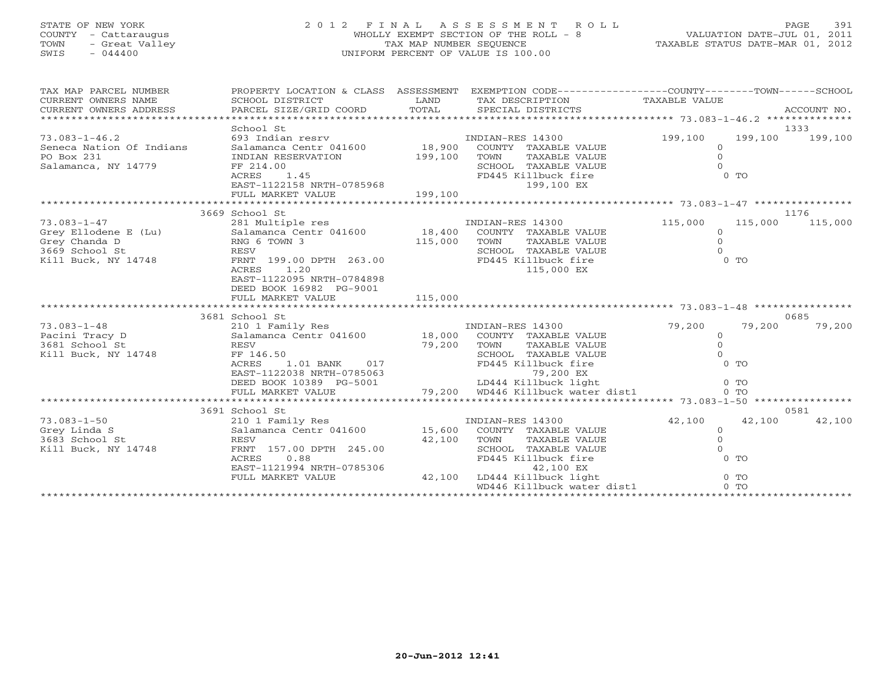STATE OF NEW YORK
COUNTY - Cattaraugus
TOWN - Great Valley
SWIS - 044400

2 0 1 2 F I N A L A S S E S S M E N T R O L L
WHOLLY EXEMPT SECTION OF THE ROLL - 8
TAX MAP NUMBER SEQUENCE
UNIFORM PERCENT OF VALUE IS 100.00

VALUATION DATE-JUL 01, 2011
TAXABLE STATUS DATE-MAR 01, 2012

| TAX MAP PARCEL NUMBER / CURRENT OWNERS NAME / CURRENT OWNERS ADDRESS | PROPERTY LOCATION & CLASS / SCHOOL DISTRICT / PARCEL SIZE/GRID COORD | ASSESSMENT LAND / TOTAL | EXEMPTION CODE / TAX DESCRIPTION / SPECIAL DISTRICTS | COUNTY TAXABLE VALUE | TOWN | SCHOOL / ACCOUNT NO. |
|---|---|---|---|---|---|---|
| **73.083-1-46.2** | School St | | | | | 1333 |
| 73.083-1-46.2 | 693 Indian resrv | | INDIAN-RES 14300 | 199,100 | 199,100 | 199,100 |
| Seneca Nation Of Indians | Salamanca Centr 041600 | 18,900 | COUNTY TAXABLE VALUE | 0 | | |
| PO Box 231 | INDIAN RESERVATION | 199,100 | TOWN TAXABLE VALUE | 0 | | |
| Salamanca, NY 14779 | FF 214.00 | | SCHOOL TAXABLE VALUE | 0 | | |
| | ACRES 1.45 | | FD445 Killbuck fire | | 0 TO | |
| | EAST-1122158 NRTH-0785968 | | 199,100 EX | | | |
| | FULL MARKET VALUE | 199,100 | | | | |
| **73.083-1-47** | 3669 School St | | | | | 1176 |
| 73.083-1-47 | 281 Multiple res | | INDIAN-RES 14300 | 115,000 | 115,000 | 115,000 |
| Grey Ellodene E (Lu) | Salamanca Centr 041600 | 18,400 | COUNTY TAXABLE VALUE | 0 | | |
| Grey Chanda D | RNG 6 TOWN 3 | 115,000 | TOWN TAXABLE VALUE | 0 | | |
| 3669 School St | RESV | | SCHOOL TAXABLE VALUE | 0 | | |
| Kill Buck, NY 14748 | FRNT 199.00 DPTH 263.00 | | FD445 Killbuck fire | | 0 TO | |
| | ACRES 1.20 | | 115,000 EX | | | |
| | EAST-1122095 NRTH-0784898 | | | | | |
| | DEED BOOK 16982 PG-9001 | | | | | |
| | FULL MARKET VALUE | 115,000 | | | | |
| **73.083-1-48** | 3681 School St | | | | | 0685 |
| 73.083-1-48 | 210 1 Family Res | | INDIAN-RES 14300 | 79,200 | 79,200 | 79,200 |
| Pacini Tracy D | Salamanca Centr 041600 | 18,000 | COUNTY TAXABLE VALUE | 0 | | |
| 3681 School St | RESV | 79,200 | TOWN TAXABLE VALUE | 0 | | |
| Kill Buck, NY 14748 | FF 146.50 | | SCHOOL TAXABLE VALUE | 0 | | |
| | ACRES 1.01 BANK 017 | | FD445 Killbuck fire | | 0 TO | |
| | EAST-1122038 NRTH-0785063 | | 79,200 EX | | | |
| | DEED BOOK 10389 PG-5001 | | LD444 Killbuck light | | 0 TO | |
| | FULL MARKET VALUE | 79,200 | WD446 Killbuck water dist1 | | 0 TO | |
| **73.083-1-50** | 3691 School St | | | | | 0581 |
| 73.083-1-50 | 210 1 Family Res | | INDIAN-RES 14300 | 42,100 | 42,100 | 42,100 |
| Grey Linda S | Salamanca Centr 041600 | 15,600 | COUNTY TAXABLE VALUE | 0 | | |
| 3683 School St | RESV | 42,100 | TOWN TAXABLE VALUE | 0 | | |
| Kill Buck, NY 14748 | FRNT 157.00 DPTH 245.00 | | SCHOOL TAXABLE VALUE | 0 | | |
| | ACRES 0.88 | | FD445 Killbuck fire | | 0 TO | |
| | EAST-1121994 NRTH-0785306 | | 42,100 EX | | | |
| | FULL MARKET VALUE | 42,100 | LD444 Killbuck light | | 0 TO | |
| | | | WD446 Killbuck water dist1 | | 0 TO | |

20-Jun-2012 12:41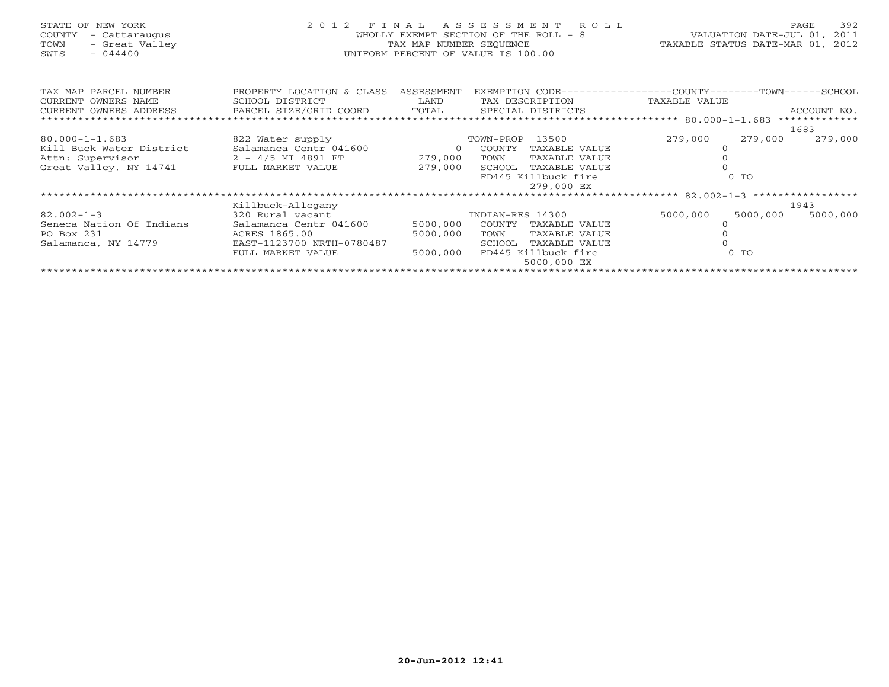STATE OF NEW YORK
COUNTY - Cattaraugus
TOWN - Great Valley
SWIS - 044400

# 2012 FINAL ASSESSMENT ROLL

WHOLLY EXEMPT SECTION OF THE ROLL - 8
TAX MAP NUMBER SEQUENCE
UNIFORM PERCENT OF VALUE IS 100.00

VALUATION DATE-JUL 01, 2011
TAXABLE STATUS DATE-MAR 01, 2012

| TAX MAP PARCEL NUMBER / CURRENT OWNERS NAME / CURRENT OWNERS ADDRESS | PROPERTY LOCATION & CLASS / SCHOOL DISTRICT / PARCEL SIZE/GRID COORD | ASSESSMENT LAND / TOTAL | EXEMPTION CODE / TAX DESCRIPTION / SPECIAL DISTRICTS | COUNTY TAXABLE VALUE | TOWN | SCHOOL / ACCOUNT NO. |
|---|---|---|---|---|---|---|
| 80.000-1-1.683 | | | | | | 1683 |
| 80.000-1-1.683 | 822 Water supply | | TOWN-PROP 13500 | 279,000 | 279,000 | 279,000 |
| Kill Buck Water District | Salamanca Centr 041600 | 0 | COUNTY TAXABLE VALUE | 0 | | |
| Attn: Supervisor | 2 - 4/5 MI 4891 FT | 279,000 | TOWN TAXABLE VALUE | 0 | | |
| Great Valley, NY 14741 | FULL MARKET VALUE | 279,000 | SCHOOL TAXABLE VALUE | 0 | | |
| | | | FD445 Killbuck fire 279,000 EX | 0 TO | | |
| 82.002-1-3 | Killbuck-Allegany | | | | | 1943 |
| 82.002-1-3 | 320 Rural vacant | | INDIAN-RES 14300 | 5000,000 | 5000,000 | 5000,000 |
| Seneca Nation Of Indians | Salamanca Centr 041600 | 5000,000 | COUNTY TAXABLE VALUE | 0 | | |
| PO Box 231 | ACRES 1865.00 | 5000,000 | TOWN TAXABLE VALUE | 0 | | |
| Salamanca, NY 14779 | EAST-1123700 NRTH-0780487 | | SCHOOL TAXABLE VALUE | 0 | | |
| | FULL MARKET VALUE | 5000,000 | FD445 Killbuck fire 5000,000 EX | 0 TO | | |

20-Jun-2012 12:41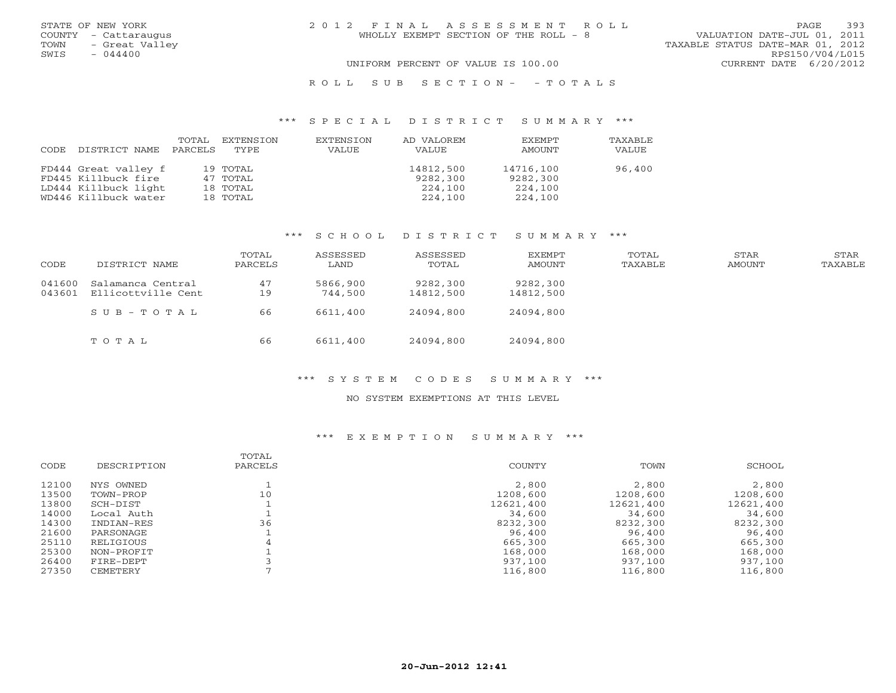STATE OF NEW YORK
COUNTY - Cattaraugus
TOWN - Great Valley
SWIS - 044400

2012 FINAL ASSESSMENT ROLL
WHOLLY EXEMPT SECTION OF THE ROLL - 8

VALUATION DATE-JUL 01, 2011
TAXABLE STATUS DATE-MAR 01, 2012
RPS150/V04/L015
CURRENT DATE 6/20/2012

UNIFORM PERCENT OF VALUE IS 100.00

ROLL SUB SECTION- - TOTALS

### *** SPECIAL DISTRICT SUMMARY ***

| CODE | DISTRICT NAME | TOTAL PARCELS | EXTENSION TYPE | EXTENSION VALUE | AD VALOREM VALUE | EXEMPT AMOUNT | TAXABLE VALUE |
|---|---|---|---|---|---|---|---|
| FD444 | Great valley f | 19 | TOTAL | | 14812,500 | 14716,100 | 96,400 |
| FD445 | Killbuck fire | 47 | TOTAL | | 9282,300 | 9282,300 | |
| LD444 | Killbuck light | 18 | TOTAL | | 224,100 | 224,100 | |
| WD446 | Killbuck water | 18 | TOTAL | | 224,100 | 224,100 | |

### *** SCHOOL DISTRICT SUMMARY ***

| CODE | DISTRICT NAME | TOTAL PARCELS | ASSESSED LAND | ASSESSED TOTAL | EXEMPT AMOUNT | TOTAL TAXABLE | STAR AMOUNT | STAR TAXABLE |
|---|---|---|---|---|---|---|---|---|
| 041600 | Salamanca Central | 47 | 5866,900 | 9282,300 | 9282,300 | | | |
| 043601 | Ellicottville Cent | 19 | 744,500 | 14812,500 | 14812,500 | | | |
| | SUB-TOTAL | 66 | 6611,400 | 24094,800 | 24094,800 | | | |
| | TOTAL | 66 | 6611,400 | 24094,800 | 24094,800 | | | |

### *** SYSTEM CODES SUMMARY ***

NO SYSTEM EXEMPTIONS AT THIS LEVEL

### *** EXEMPTION SUMMARY ***

| CODE | DESCRIPTION | TOTAL PARCELS | COUNTY | TOWN | SCHOOL |
|---|---|---|---|---|---|
| 12100 | NYS OWNED | 1 | 2,800 | 2,800 | 2,800 |
| 13500 | TOWN-PROP | 10 | 1208,600 | 1208,600 | 1208,600 |
| 13800 | SCH-DIST | 1 | 12621,400 | 12621,400 | 12621,400 |
| 14000 | Local Auth | 1 | 34,600 | 34,600 | 34,600 |
| 14300 | INDIAN-RES | 36 | 8232,300 | 8232,300 | 8232,300 |
| 21600 | PARSONAGE | 1 | 96,400 | 96,400 | 96,400 |
| 25110 | RELIGIOUS | 4 | 665,300 | 665,300 | 665,300 |
| 25300 | NON-PROFIT | 1 | 168,000 | 168,000 | 168,000 |
| 26400 | FIRE-DEPT | 3 | 937,100 | 937,100 | 937,100 |
| 27350 | CEMETERY | 7 | 116,800 | 116,800 | 116,800 |

20-Jun-2012 12:41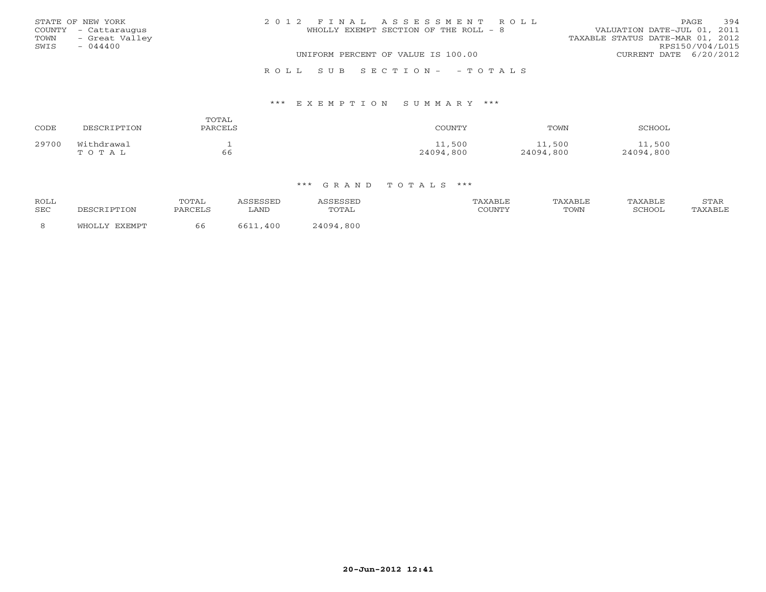STATE OF NEW YORK
COUNTY - Cattaraugus
TOWN - Great Valley
SWIS - 044400

# 2012 FINAL ASSESSMENT ROLL

WHOLLY EXEMPT SECTION OF THE ROLL - 8

UNIFORM PERCENT OF VALUE IS 100.00

VALUATION DATE-JUL 01, 2011
TAXABLE STATUS DATE-MAR 01, 2012
RPS150/V04/L015
CURRENT DATE 6/20/2012

ROLL SUB SECTION- - TOTALS

## *** EXEMPTION SUMMARY ***

| CODE | DESCRIPTION | TOTAL PARCELS | COUNTY | TOWN | SCHOOL |
|---|---|---|---|---|---|
| 29700 | Withdrawal | 1 | 11,500 | 11,500 | 11,500 |
| | TOTAL | 66 | 24094,800 | 24094,800 | 24094,800 |

## *** GRAND TOTALS ***

| ROLL SEC | DESCRIPTION | TOTAL PARCELS | ASSESSED LAND | ASSESSED TOTAL | TAXABLE COUNTY | TAXABLE TOWN | TAXABLE SCHOOL | STAR TAXABLE |
|---|---|---|---|---|---|---|---|---|
| 8 | WHOLLY EXEMPT | 66 | 6611,400 | 24094,800 | | | | |

20-Jun-2012 12:41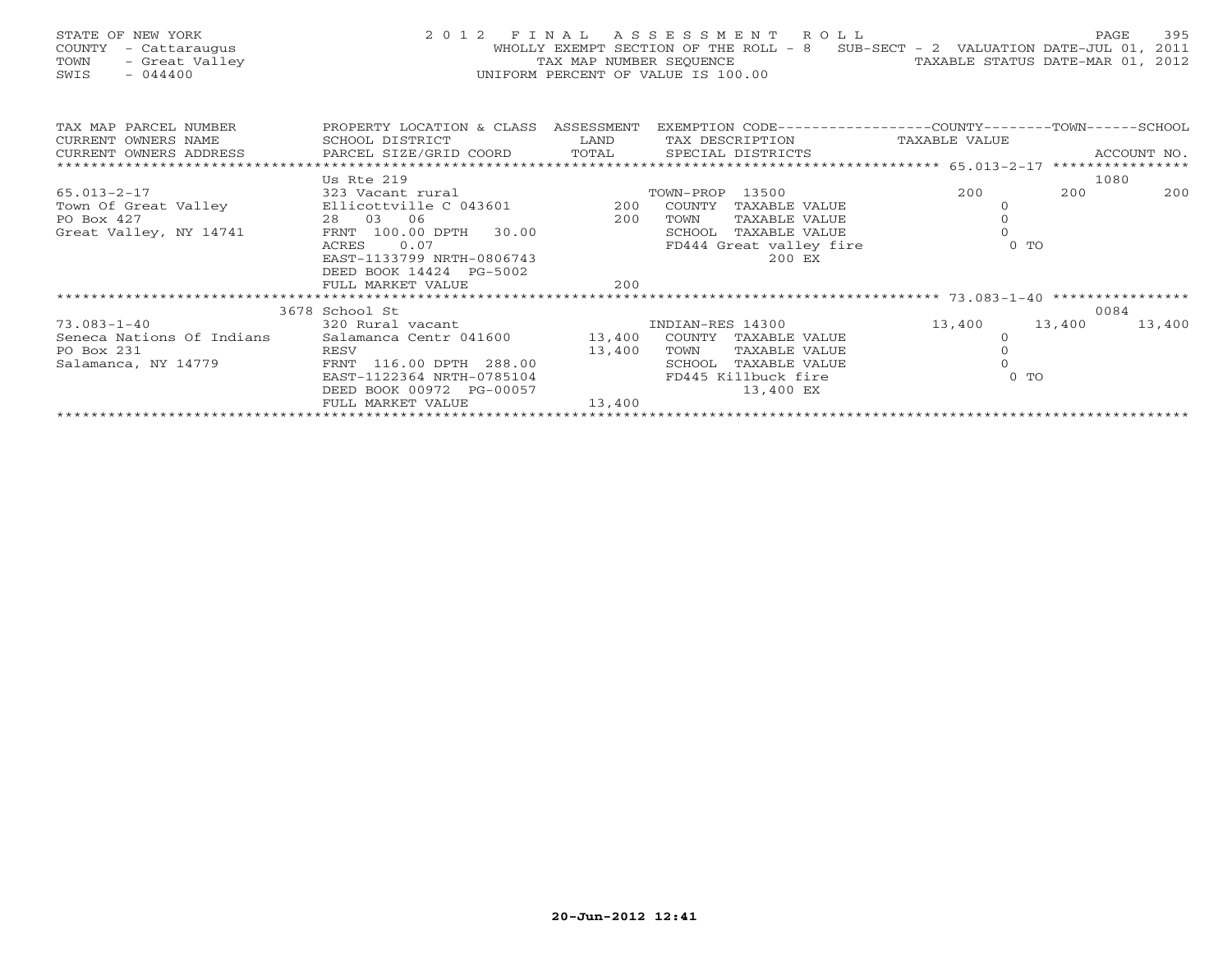STATE OF NEW YORK
COUNTY - Cattaraugus
TOWN - Great Valley
SWIS - 044400

2012 FINAL ASSESSMENT ROLL
WHOLLY EXEMPT SECTION OF THE ROLL - 8 SUB-SECT - 2 VALUATION DATE-JUL 01, 2011
TAX MAP NUMBER SEQUENCE TAXABLE STATUS DATE-MAR 01, 2012
UNIFORM PERCENT OF VALUE IS 100.00

| TAX MAP PARCEL NUMBER / CURRENT OWNERS NAME / CURRENT OWNERS ADDRESS | PROPERTY LOCATION & CLASS / SCHOOL DISTRICT / PARCEL SIZE/GRID COORD | ASSESSMENT LAND | TOTAL | EXEMPTION CODE / TAX DESCRIPTION / SPECIAL DISTRICTS | COUNTY TAXABLE VALUE | TOWN | SCHOOL | ACCOUNT NO. |
|---|---|---|---|---|---|---|---|---|
| 65.013-2-17 | Us Rte 219 | | | | | | | 1080 |
| 65.013-2-17 | 323 Vacant rural | | | TOWN-PROP 13500 | 200 | 200 | 200 | |
| Town Of Great Valley | Ellicottville C 043601 | 200 | | COUNTY TAXABLE VALUE | 0 | | | |
| PO Box 427 | 28 03 06 | | 200 | TOWN TAXABLE VALUE | 0 | | | |
| Great Valley, NY 14741 | FRNT 100.00 DPTH 30.00 | | | SCHOOL TAXABLE VALUE | 0 | | | |
| | ACRES 0.07 | | | FD444 Great valley fire | 0 TO | | | |
| | EAST-1133799 NRTH-0806743 | | | 200 EX | | | | |
| | DEED BOOK 14424 PG-5002 | | | | | | | |
| | FULL MARKET VALUE | | 200 | | | | | |
| 73.083-1-40 | 3678 School St | | | | | | | 0084 |
| 73.083-1-40 | 320 Rural vacant | | | INDIAN-RES 14300 | 13,400 | 13,400 | 13,400 | |
| Seneca Nations Of Indians | Salamanca Centr 041600 | 13,400 | | COUNTY TAXABLE VALUE | 0 | | | |
| PO Box 231 | RESV | | 13,400 | TOWN TAXABLE VALUE | 0 | | | |
| Salamanca, NY 14779 | FRNT 116.00 DPTH 288.00 | | | SCHOOL TAXABLE VALUE | 0 | | | |
| | EAST-1122364 NRTH-0785104 | | | FD445 Killbuck fire | 0 TO | | | |
| | DEED BOOK 00972 PG-00057 | | | 13,400 EX | | | | |
| | FULL MARKET VALUE | | 13,400 | | | | | |

20-Jun-2012 12:41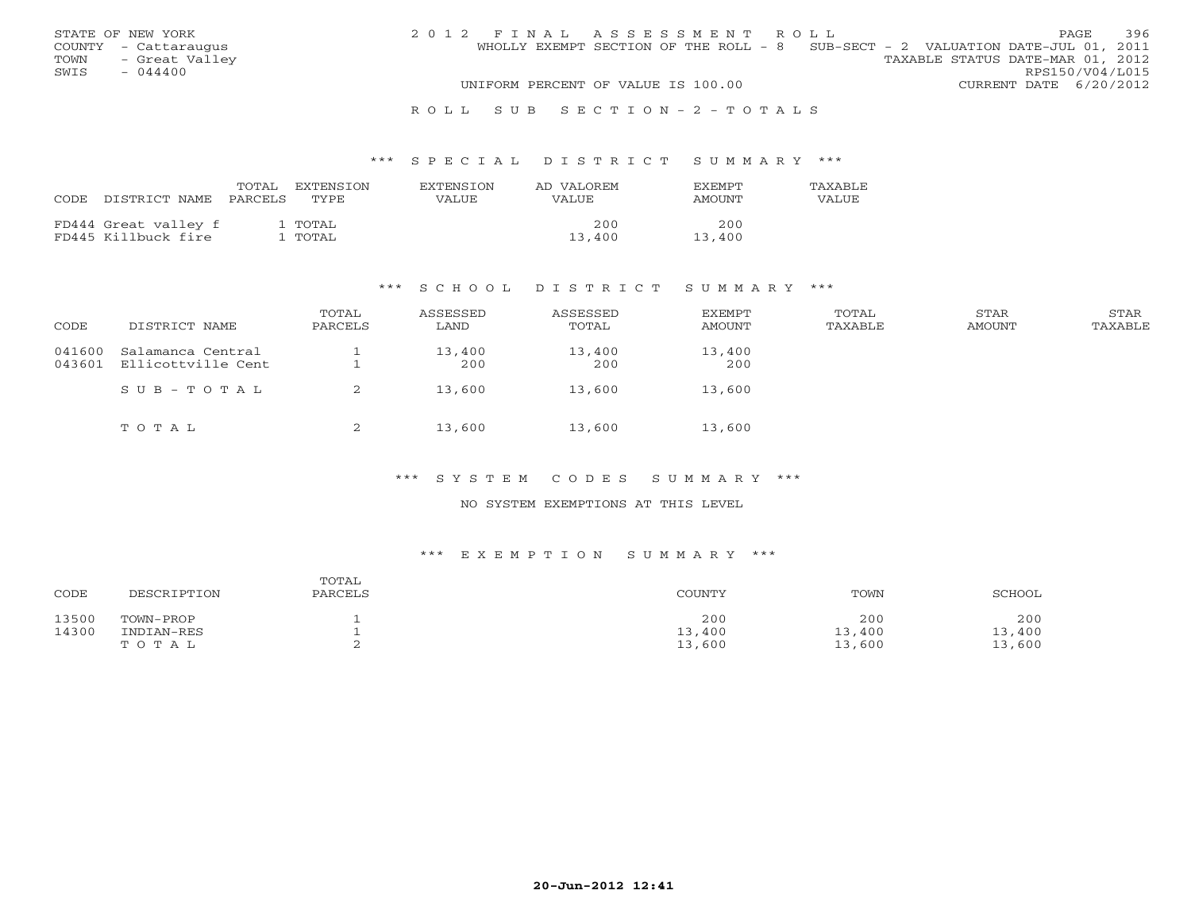STATE OF NEW YORK
COUNTY - Cattaraugus
TOWN - Great Valley
SWIS - 044400

2012 FINAL ASSESSMENT ROLL
WHOLLY EXEMPT SECTION OF THE ROLL - 8 SUB-SECT - 2 VALUATION DATE-JUL 01, 2011
TAXABLE STATUS DATE-MAR 01, 2012
RPS150/V04/L015
UNIFORM PERCENT OF VALUE IS 100.00
CURRENT DATE 6/20/2012

## ROLL SUB SECTION - 2 - TOTALS

### *** SPECIAL DISTRICT SUMMARY ***

| CODE DISTRICT NAME | TOTAL PARCELS | EXTENSION TYPE | EXTENSION VALUE | AD VALOREM VALUE | EXEMPT AMOUNT | TAXABLE VALUE |
|---|---|---|---|---|---|---|
| FD444 Great valley f | 1 | TOTAL | | 200 | 200 | |
| FD445 Killbuck fire | 1 | TOTAL | | 13,400 | 13,400 | |

### *** SCHOOL DISTRICT SUMMARY ***

| CODE | DISTRICT NAME | TOTAL PARCELS | ASSESSED LAND | ASSESSED TOTAL | EXEMPT AMOUNT | TOTAL TAXABLE | STAR AMOUNT | STAR TAXABLE |
|---|---|---|---|---|---|---|---|---|
| 041600 | Salamanca Central | 1 | 13,400 | 13,400 | 13,400 | | | |
| 043601 | Ellicottville Cent | 1 | 200 | 200 | 200 | | | |
| | SUB-TOTAL | 2 | 13,600 | 13,600 | 13,600 | | | |
| | TOTAL | 2 | 13,600 | 13,600 | 13,600 | | | |

### *** SYSTEM CODES SUMMARY ***

NO SYSTEM EXEMPTIONS AT THIS LEVEL

### *** EXEMPTION SUMMARY ***

| CODE | DESCRIPTION | TOTAL PARCELS | COUNTY | TOWN | SCHOOL |
|---|---|---|---|---|---|
| 13500 | TOWN-PROP | 1 | 200 | 200 | 200 |
| 14300 | INDIAN-RES | 1 | 13,400 | 13,400 | 13,400 |
| | TOTAL | 2 | 13,600 | 13,600 | 13,600 |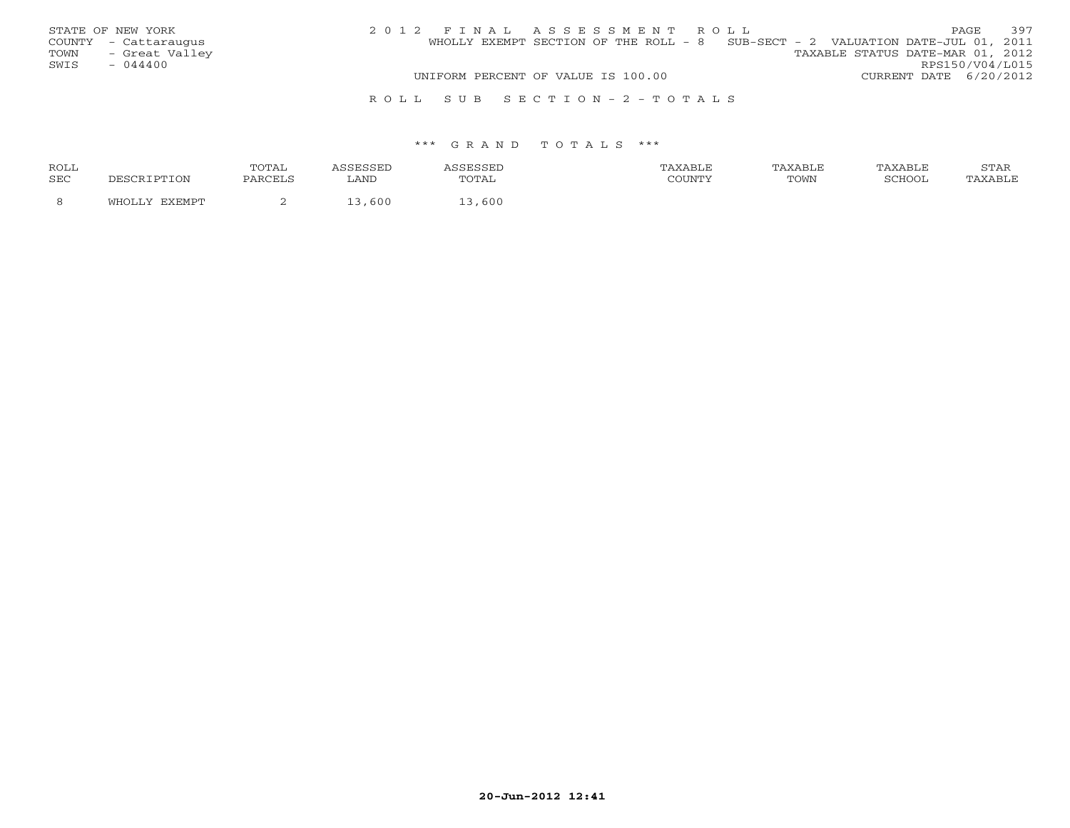STATE OF NEW YORK
COUNTY - Cattaraugus
TOWN - Great Valley
SWIS - 044400

2 0 1 2 F I N A L A S S E S S M E N T R O L L

WHOLLY EXEMPT SECTION OF THE ROLL - 8 SUB-SECT - 2 VALUATION DATE-JUL 01, 2011

TAXABLE STATUS DATE-MAR 01, 2012

RPS150/V04/L015

UNIFORM PERCENT OF VALUE IS 100.00 CURRENT DATE 6/20/2012

R O L L S U B S E C T I O N - 2 - T O T A L S

*** G R A N D T O T A L S ***

| ROLL SEC | DESCRIPTION | TOTAL PARCELS | ASSESSED LAND | ASSESSED TOTAL | TAXABLE COUNTY | TAXABLE TOWN | TAXABLE SCHOOL | STAR TAXABLE |
|---|---|---|---|---|---|---|---|---|
| 8 | WHOLLY EXEMPT | 2 | 13,600 | 13,600 | | | | |

20-Jun-2012 12:41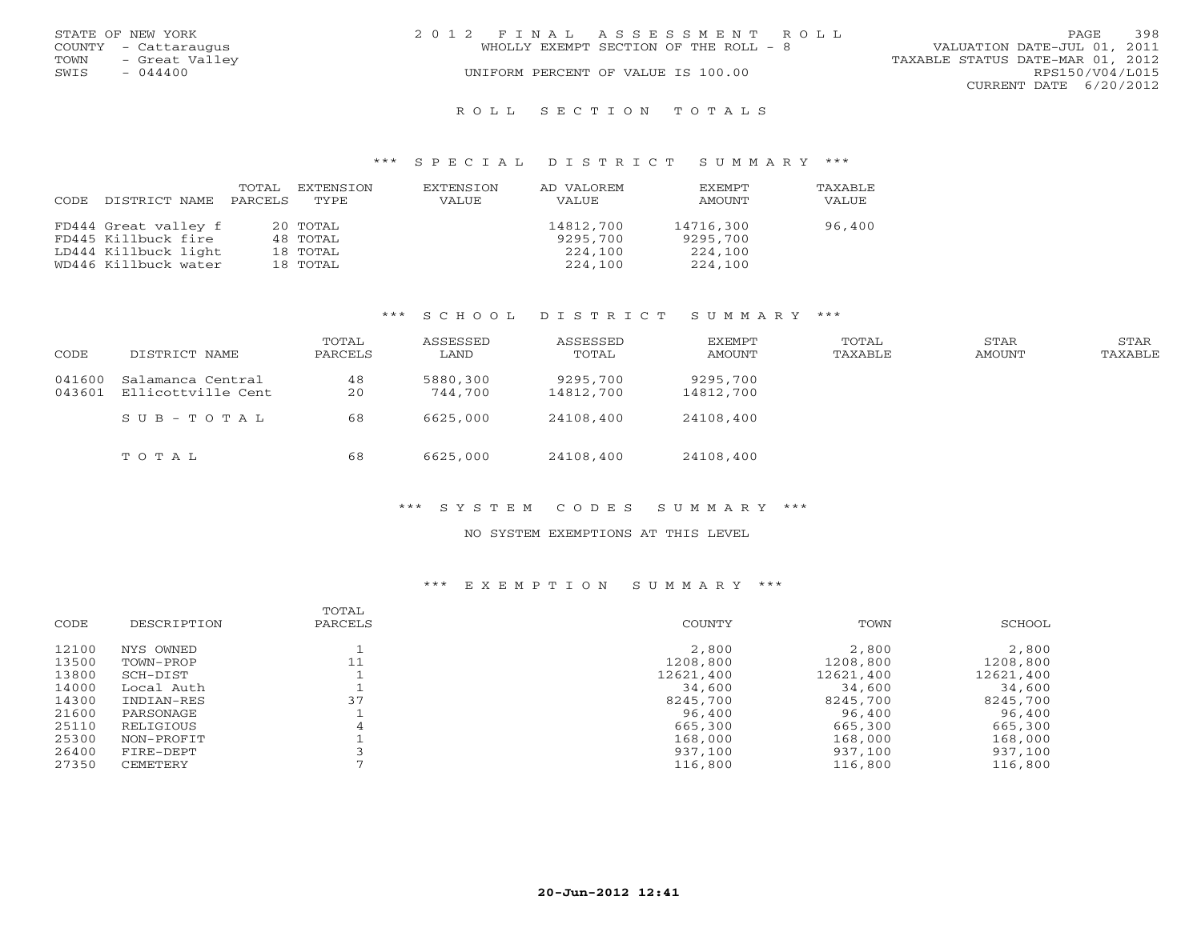STATE OF NEW YORK
COUNTY - Cattaraugus
TOWN - Great Valley
SWIS - 044400

2 0 1 2 F I N A L A S S E S S M E N T R O L L
WHOLLY EXEMPT SECTION OF THE ROLL - 8
UNIFORM PERCENT OF VALUE IS 100.00

VALUATION DATE-JUL 01, 2011
TAXABLE STATUS DATE-MAR 01, 2012
RPS150/V04/L015
CURRENT DATE 6/20/2012

## R O L L S E C T I O N T O T A L S

### *** S P E C I A L D I S T R I C T S U M M A R Y ***

| CODE DISTRICT NAME | TOTAL PARCELS | EXTENSION TYPE | EXTENSION VALUE | AD VALOREM VALUE | EXEMPT AMOUNT | TAXABLE VALUE |
|---|---|---|---|---|---|---|
| FD444 Great valley f | 20 | TOTAL | | 14812,700 | 14716,300 | 96,400 |
| FD445 Killbuck fire | 48 | TOTAL | | 9295,700 | 9295,700 | |
| LD444 Killbuck light | 18 | TOTAL | | 224,100 | 224,100 | |
| WD446 Killbuck water | 18 | TOTAL | | 224,100 | 224,100 | |

### *** S C H O O L D I S T R I C T S U M M A R Y ***

| CODE | DISTRICT NAME | TOTAL PARCELS | ASSESSED LAND | ASSESSED TOTAL | EXEMPT AMOUNT | TOTAL TAXABLE | STAR AMOUNT | STAR TAXABLE |
|---|---|---|---|---|---|---|---|---|
| 041600 | Salamanca Central | 48 | 5880,300 | 9295,700 | 9295,700 | | | |
| 043601 | Ellicottville Cent | 20 | 744,700 | 14812,700 | 14812,700 | | | |
| | S U B - T O T A L | 68 | 6625,000 | 24108,400 | 24108,400 | | | |
| | T O T A L | 68 | 6625,000 | 24108,400 | 24108,400 | | | |

### *** S Y S T E M C O D E S S U M M A R Y ***

NO SYSTEM EXEMPTIONS AT THIS LEVEL

### *** E X E M P T I O N S U M M A R Y ***

| CODE | DESCRIPTION | TOTAL PARCELS | COUNTY | TOWN | SCHOOL |
|---|---|---|---|---|---|
| 12100 | NYS OWNED | 1 | 2,800 | 2,800 | 2,800 |
| 13500 | TOWN-PROP | 11 | 1208,800 | 1208,800 | 1208,800 |
| 13800 | SCH-DIST | 1 | 12621,400 | 12621,400 | 12621,400 |
| 14000 | Local Auth | 1 | 34,600 | 34,600 | 34,600 |
| 14300 | INDIAN-RES | 37 | 8245,700 | 8245,700 | 8245,700 |
| 21600 | PARSONAGE | 1 | 96,400 | 96,400 | 96,400 |
| 25110 | RELIGIOUS | 4 | 665,300 | 665,300 | 665,300 |
| 25300 | NON-PROFIT | 1 | 168,000 | 168,000 | 168,000 |
| 26400 | FIRE-DEPT | 3 | 937,100 | 937,100 | 937,100 |
| 27350 | CEMETERY | 7 | 116,800 | 116,800 | 116,800 |

20-Jun-2012 12:41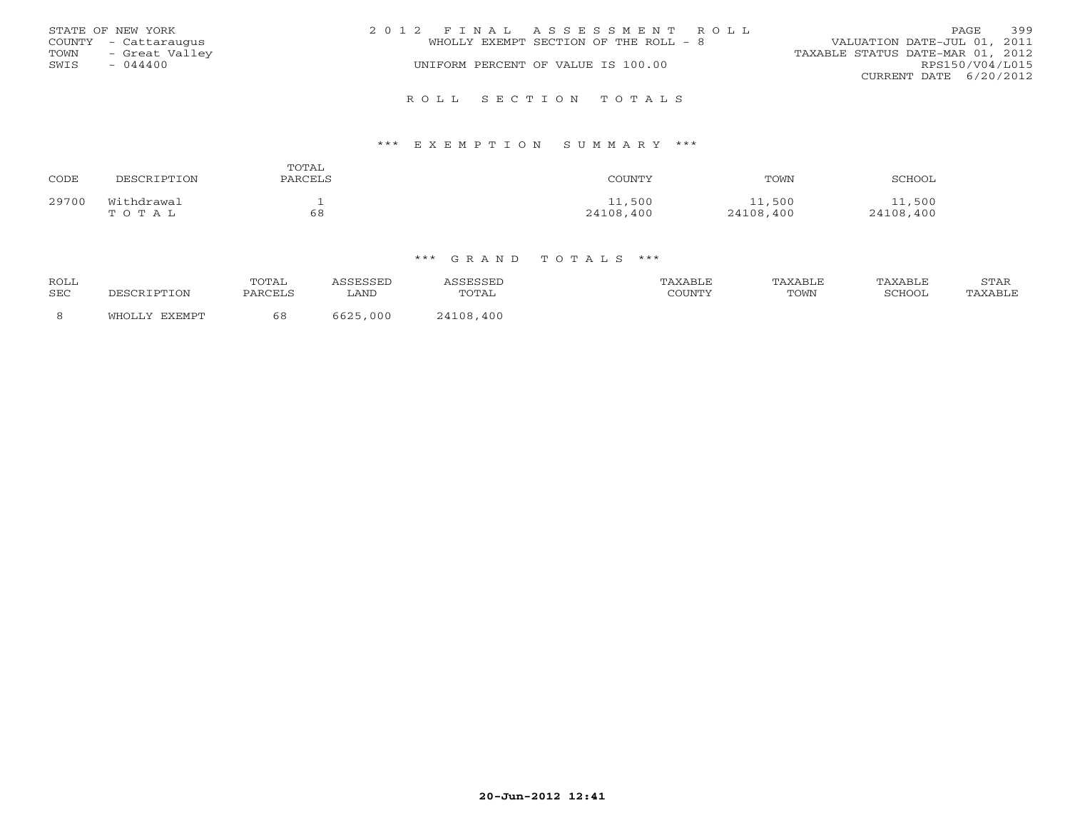STATE OF NEW YORK
COUNTY - Cattaraugus
TOWN - Great Valley
SWIS - 044400

2012 FINAL ASSESSMENT ROLL
WHOLLY EXEMPT SECTION OF THE ROLL - 8
UNIFORM PERCENT OF VALUE IS 100.00

VALUATION DATE-JUL 01, 2011
TAXABLE STATUS DATE-MAR 01, 2012
RPS150/V04/L015
CURRENT DATE 6/20/2012

## ROLL SECTION TOTALS

### *** EXEMPTION SUMMARY ***

| CODE | DESCRIPTION | TOTAL PARCELS | COUNTY | TOWN | SCHOOL |
|---|---|---|---|---|---|
| 29700 | Withdrawal | 1 | 11,500 | 11,500 | 11,500 |
| | TOTAL | 68 | 24108,400 | 24108,400 | 24108,400 |

### *** GRAND TOTALS ***

| ROLL SEC | DESCRIPTION | TOTAL PARCELS | ASSESSED LAND | ASSESSED TOTAL | TAXABLE COUNTY | TAXABLE TOWN | TAXABLE SCHOOL | STAR TAXABLE |
|---|---|---|---|---|---|---|---|---|
| 8 | WHOLLY EXEMPT | 68 | 6625,000 | 24108,400 | | | | |

20-Jun-2012 12:41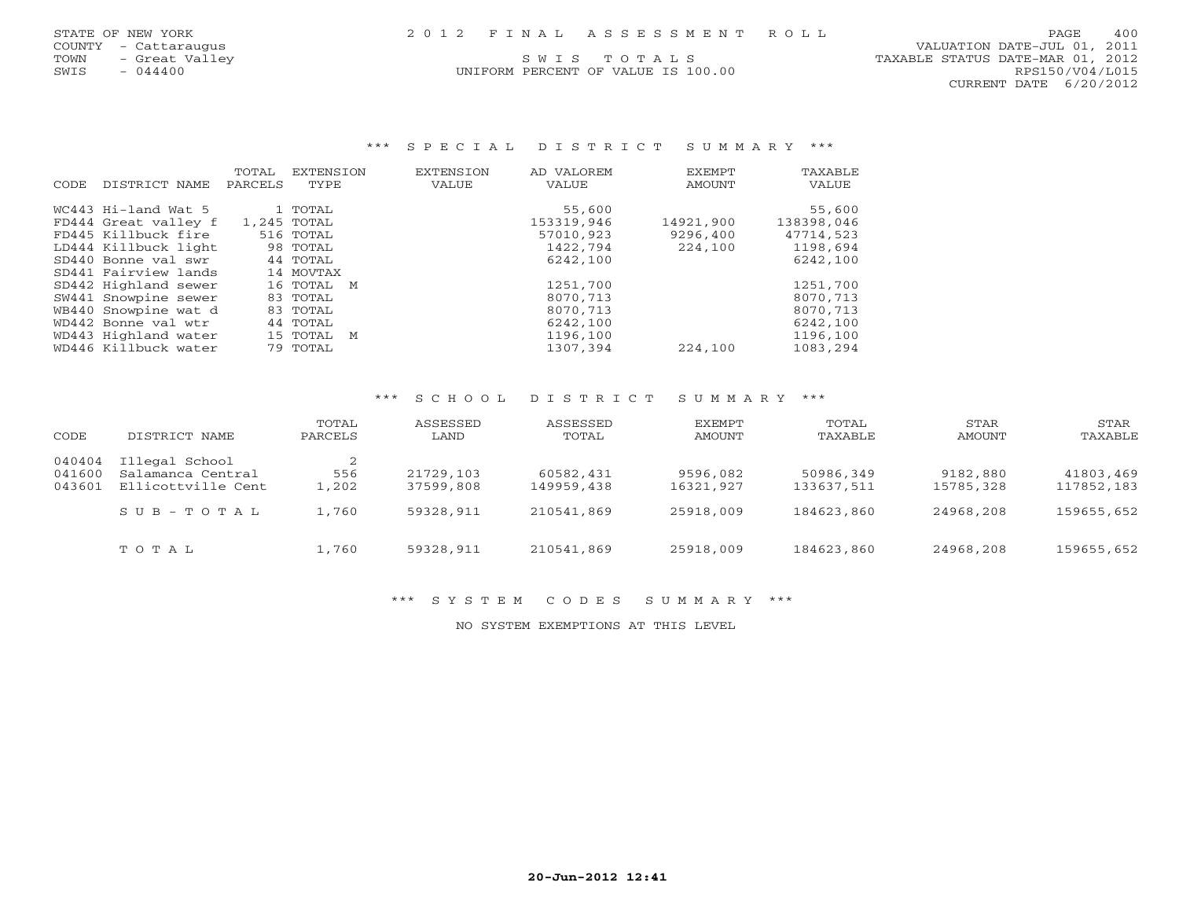STATE OF NEW YORK
COUNTY - Cattaraugus
TOWN - Great Valley
SWIS - 044400

# 2012 FINAL ASSESSMENT ROLL

SWIS TOTALS
UNIFORM PERCENT OF VALUE IS 100.00

VALUATION DATE-JUL 01, 2011
TAXABLE STATUS DATE-MAR 01, 2012
RPS150/V04/L015
CURRENT DATE 6/20/2012

## *** SPECIAL DISTRICT SUMMARY ***

| CODE | DISTRICT NAME | TOTAL PARCELS | EXTENSION TYPE | EXTENSION VALUE | AD VALOREM VALUE | EXEMPT AMOUNT | TAXABLE VALUE |
|---|---|---|---|---|---|---|---|
| WC443 | Hi-land Wat 5 | 1 | TOTAL | | 55,600 | | 55,600 |
| FD444 | Great valley f | 1,245 | TOTAL | | 153319,946 | 14921,900 | 138398,046 |
| FD445 | Killbuck fire | 516 | TOTAL | | 57010,923 | 9296,400 | 47714,523 |
| LD444 | Killbuck light | 98 | TOTAL | | 1422,794 | 224,100 | 1198,694 |
| SD440 | Bonne val swr | 44 | TOTAL | | 6242,100 | | 6242,100 |
| SD441 | Fairview lands | 14 | MOVTAX | | | | |
| SD442 | Highland sewer | 16 | TOTAL M | | 1251,700 | | 1251,700 |
| SW441 | Snowpine sewer | 83 | TOTAL | | 8070,713 | | 8070,713 |
| WB440 | Snowpine wat d | 83 | TOTAL | | 8070,713 | | 8070,713 |
| WD442 | Bonne val wtr | 44 | TOTAL | | 6242,100 | | 6242,100 |
| WD443 | Highland water | 15 | TOTAL M | | 1196,100 | | 1196,100 |
| WD446 | Killbuck water | 79 | TOTAL | | 1307,394 | 224,100 | 1083,294 |

## *** SCHOOL DISTRICT SUMMARY ***

| CODE | DISTRICT NAME | TOTAL PARCELS | ASSESSED LAND | ASSESSED TOTAL | EXEMPT AMOUNT | TOTAL TAXABLE | STAR AMOUNT | STAR TAXABLE |
|---|---|---|---|---|---|---|---|---|
| 040404 | Illegal School | 2 | | | | | | |
| 041600 | Salamanca Central | 556 | 21729,103 | 60582,431 | 9596,082 | 50986,349 | 9182,880 | 41803,469 |
| 043601 | Ellicottville Cent | 1,202 | 37599,808 | 149959,438 | 16321,927 | 133637,511 | 15785,328 | 117852,183 |
| | SUB-TOTAL | 1,760 | 59328,911 | 210541,869 | 25918,009 | 184623,860 | 24968,208 | 159655,652 |
| | TOTAL | 1,760 | 59328,911 | 210541,869 | 25918,009 | 184623,860 | 24968,208 | 159655,652 |

## *** SYSTEM CODES SUMMARY ***

NO SYSTEM EXEMPTIONS AT THIS LEVEL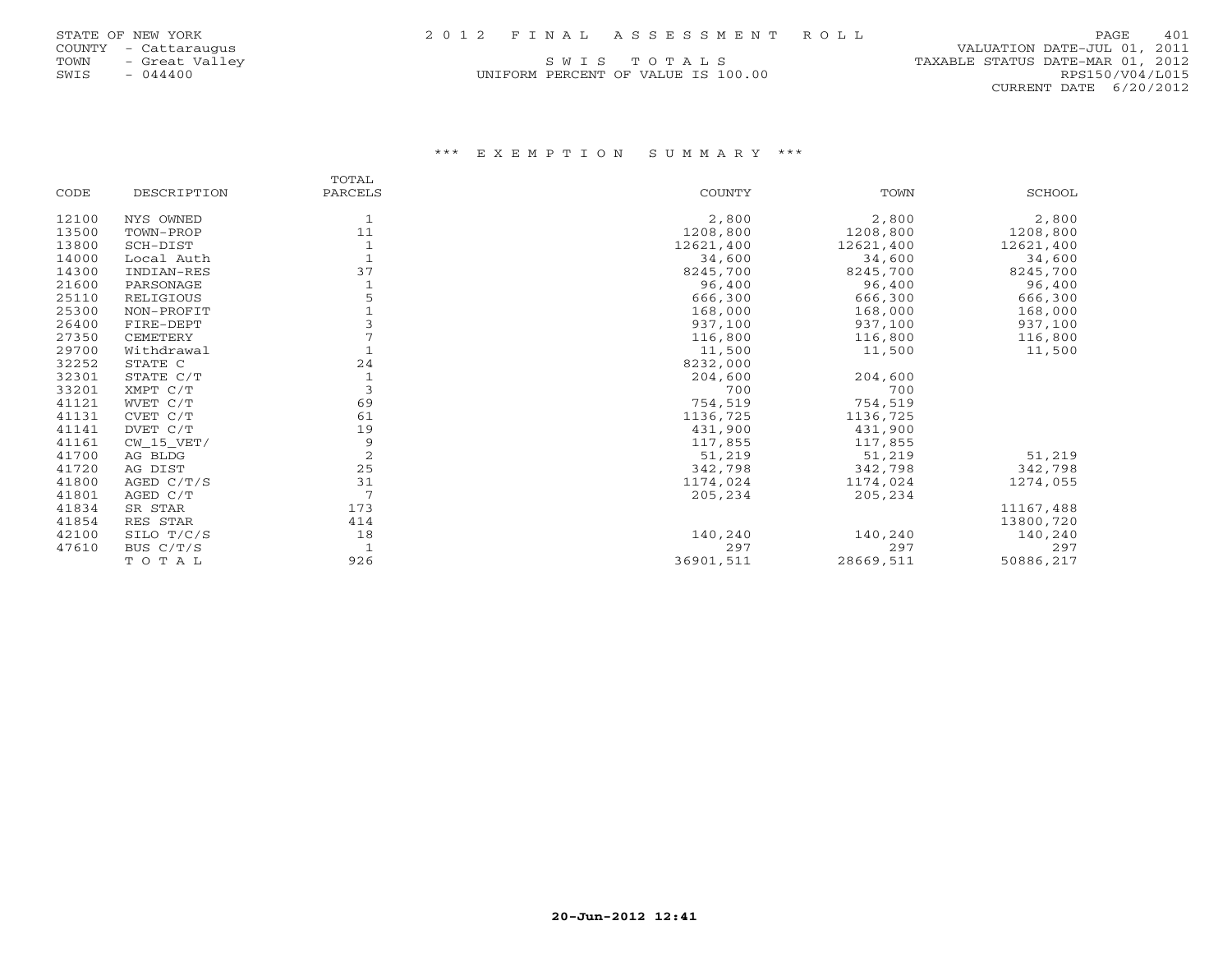STATE OF NEW YORK
COUNTY - Cattaraugus
TOWN - Great Valley
SWIS - 044400

2012 FINAL ASSESSMENT ROLL

SWIS TOTALS

UNIFORM PERCENT OF VALUE IS 100.00

VALUATION DATE-JUL 01, 2011
TAXABLE STATUS DATE-MAR 01, 2012
RPS150/V04/L015
CURRENT DATE 6/20/2012

## *** EXEMPTION SUMMARY ***

| CODE | DESCRIPTION | TOTAL PARCELS | COUNTY | TOWN | SCHOOL |
|---|---|---|---|---|---|
| 12100 | NYS OWNED | 1 | 2,800 | 2,800 | 2,800 |
| 13500 | TOWN-PROP | 11 | 1208,800 | 1208,800 | 1208,800 |
| 13800 | SCH-DIST | 1 | 12621,400 | 12621,400 | 12621,400 |
| 14000 | Local Auth | 1 | 34,600 | 34,600 | 34,600 |
| 14300 | INDIAN-RES | 37 | 8245,700 | 8245,700 | 8245,700 |
| 21600 | PARSONAGE | 1 | 96,400 | 96,400 | 96,400 |
| 25110 | RELIGIOUS | 5 | 666,300 | 666,300 | 666,300 |
| 25300 | NON-PROFIT | 1 | 168,000 | 168,000 | 168,000 |
| 26400 | FIRE-DEPT | 3 | 937,100 | 937,100 | 937,100 |
| 27350 | CEMETERY | 7 | 116,800 | 116,800 | 116,800 |
| 29700 | Withdrawal | 1 | 11,500 | 11,500 | 11,500 |
| 32252 | STATE C | 24 | 8232,000 | | |
| 32301 | STATE C/T | 1 | 204,600 | 204,600 | |
| 33201 | XMPT C/T | 3 | 700 | 700 | |
| 41121 | WVET C/T | 69 | 754,519 | 754,519 | |
| 41131 | CVET C/T | 61 | 1136,725 | 1136,725 | |
| 41141 | DVET C/T | 19 | 431,900 | 431,900 | |
| 41161 | CW_15_VET/ | 9 | 117,855 | 117,855 | |
| 41700 | AG BLDG | 2 | 51,219 | 51,219 | 51,219 |
| 41720 | AG DIST | 25 | 342,798 | 342,798 | 342,798 |
| 41800 | AGED C/T/S | 31 | 1174,024 | 1174,024 | 1274,055 |
| 41801 | AGED C/T | 7 | 205,234 | 205,234 | |
| 41834 | SR STAR | 173 | | | 11167,488 |
| 41854 | RES STAR | 414 | | | 13800,720 |
| 42100 | SILO T/C/S | 18 | 140,240 | 140,240 | 140,240 |
| 47610 | BUS C/T/S | 1 | 297 | 297 | 297 |
| | TOTAL | 926 | 36901,511 | 28669,511 | 50886,217 |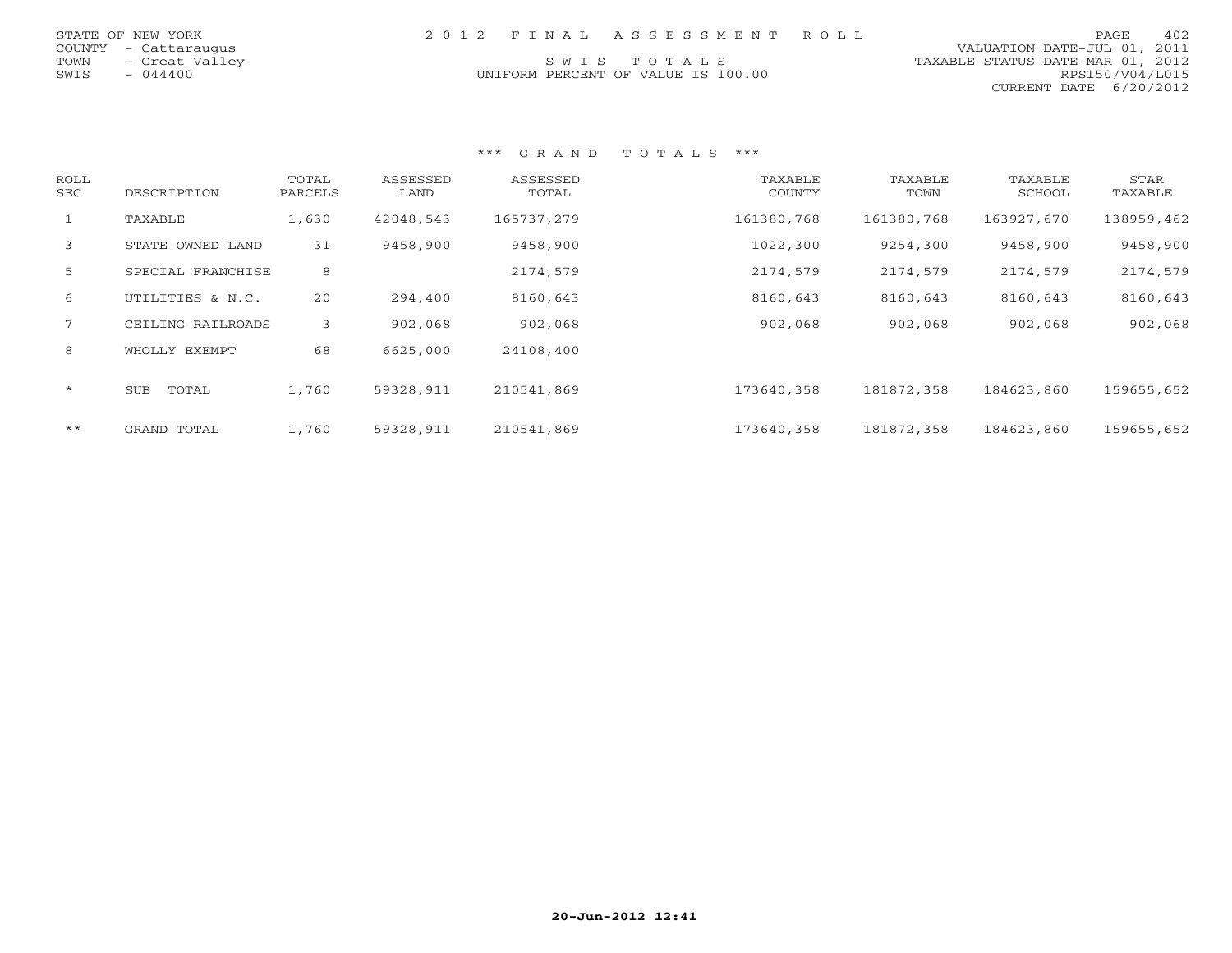STATE OF NEW YORK
COUNTY - Cattaraugus
TOWN - Great Valley
SWIS - 044400

2012 FINAL ASSESSMENT ROLL

SWIS TOTALS
UNIFORM PERCENT OF VALUE IS 100.00

VALUATION DATE-JUL 01, 2011
TAXABLE STATUS DATE-MAR 01, 2012
RPS150/V04/L015
CURRENT DATE 6/20/2012

*** GRAND TOTALS ***

| ROLL SEC | DESCRIPTION | TOTAL PARCELS | ASSESSED LAND | ASSESSED TOTAL | TAXABLE COUNTY | TAXABLE TOWN | TAXABLE SCHOOL | STAR TAXABLE |
|---|---|---|---|---|---|---|---|---|
| 1 | TAXABLE | 1,630 | 42048,543 | 165737,279 | 161380,768 | 161380,768 | 163927,670 | 138959,462 |
| 3 | STATE OWNED LAND | 31 | 9458,900 | 9458,900 | 1022,300 | 9254,300 | 9458,900 | 9458,900 |
| 5 | SPECIAL FRANCHISE | 8 | | 2174,579 | 2174,579 | 2174,579 | 2174,579 | 2174,579 |
| 6 | UTILITIES & N.C. | 20 | 294,400 | 8160,643 | 8160,643 | 8160,643 | 8160,643 | 8160,643 |
| 7 | CEILING RAILROADS | 3 | 902,068 | 902,068 | 902,068 | 902,068 | 902,068 | 902,068 |
| 8 | WHOLLY EXEMPT | 68 | 6625,000 | 24108,400 | | | | |
| * | SUB TOTAL | 1,760 | 59328,911 | 210541,869 | 173640,358 | 181872,358 | 184623,860 | 159655,652 |
| ** | GRAND TOTAL | 1,760 | 59328,911 | 210541,869 | 173640,358 | 181872,358 | 184623,860 | 159655,652 |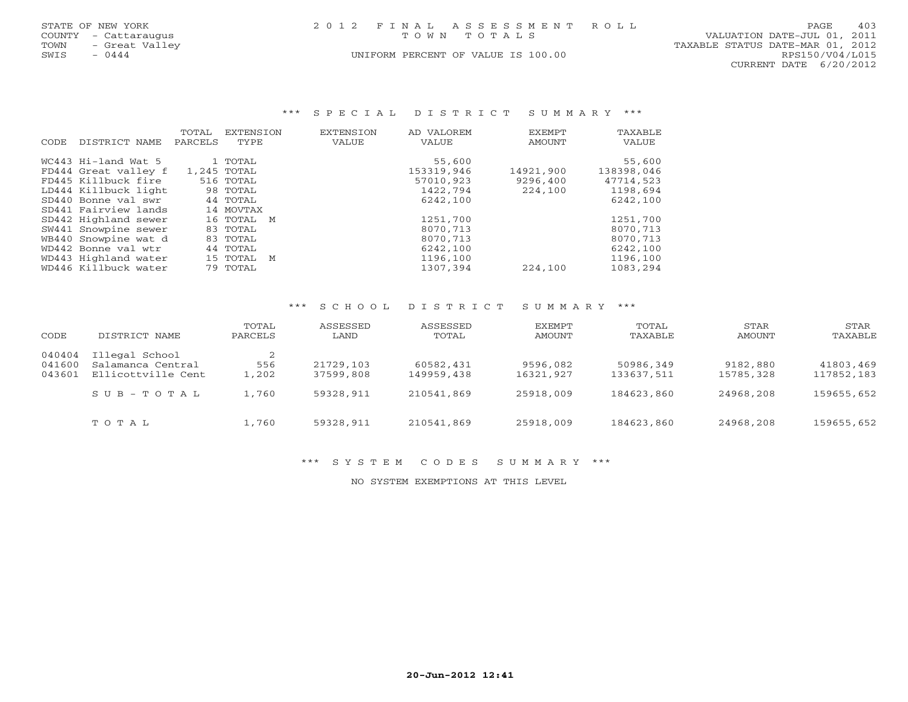STATE OF NEW YORK
COUNTY - Cattaraugus
TOWN - Great Valley
SWIS - 0444

2012 FINAL ASSESSMENT ROLL
TOWN TOTALS
UNIFORM PERCENT OF VALUE IS 100.00

VALUATION DATE-JUL 01, 2011
TAXABLE STATUS DATE-MAR 01, 2012
RPS150/V04/L015
CURRENT DATE 6/20/2012

## *** SPECIAL DISTRICT SUMMARY ***

| CODE | DISTRICT NAME | TOTAL PARCELS | EXTENSION TYPE | EXTENSION VALUE | AD VALOREM VALUE | EXEMPT AMOUNT | TAXABLE VALUE |
|---|---|---|---|---|---|---|---|
| WC443 | Hi-land Wat 5 | 1 | TOTAL | | 55,600 | | 55,600 |
| FD444 | Great valley f | 1,245 | TOTAL | | 153319,946 | 14921,900 | 138398,046 |
| FD445 | Killbuck fire | 516 | TOTAL | | 57010,923 | 9296,400 | 47714,523 |
| LD444 | Killbuck light | 98 | TOTAL | | 1422,794 | 224,100 | 1198,694 |
| SD440 | Bonne val swr | 44 | TOTAL | | 6242,100 | | 6242,100 |
| SD441 | Fairview lands | 14 | MOVTAX | | | | |
| SD442 | Highland sewer | 16 | TOTAL M | | 1251,700 | | 1251,700 |
| SW441 | Snowpine sewer | 83 | TOTAL | | 8070,713 | | 8070,713 |
| WB440 | Snowpine wat d | 83 | TOTAL | | 8070,713 | | 8070,713 |
| WD442 | Bonne val wtr | 44 | TOTAL | | 6242,100 | | 6242,100 |
| WD443 | Highland water | 15 | TOTAL M | | 1196,100 | | 1196,100 |
| WD446 | Killbuck water | 79 | TOTAL | | 1307,394 | 224,100 | 1083,294 |

## *** SCHOOL DISTRICT SUMMARY ***

| CODE | DISTRICT NAME | TOTAL PARCELS | ASSESSED LAND | ASSESSED TOTAL | EXEMPT AMOUNT | TOTAL TAXABLE | STAR AMOUNT | STAR TAXABLE |
|---|---|---|---|---|---|---|---|---|
| 040404 | Illegal School | 2 | | | | | | |
| 041600 | Salamanca Central | 556 | 21729,103 | 60582,431 | 9596,082 | 50986,349 | 9182,880 | 41803,469 |
| 043601 | Ellicottville Cent | 1,202 | 37599,808 | 149959,438 | 16321,927 | 133637,511 | 15785,328 | 117852,183 |
| | SUB-TOTAL | 1,760 | 59328,911 | 210541,869 | 25918,009 | 184623,860 | 24968,208 | 159655,652 |
| | TOTAL | 1,760 | 59328,911 | 210541,869 | 25918,009 | 184623,860 | 24968,208 | 159655,652 |

## *** SYSTEM CODES SUMMARY ***

NO SYSTEM EXEMPTIONS AT THIS LEVEL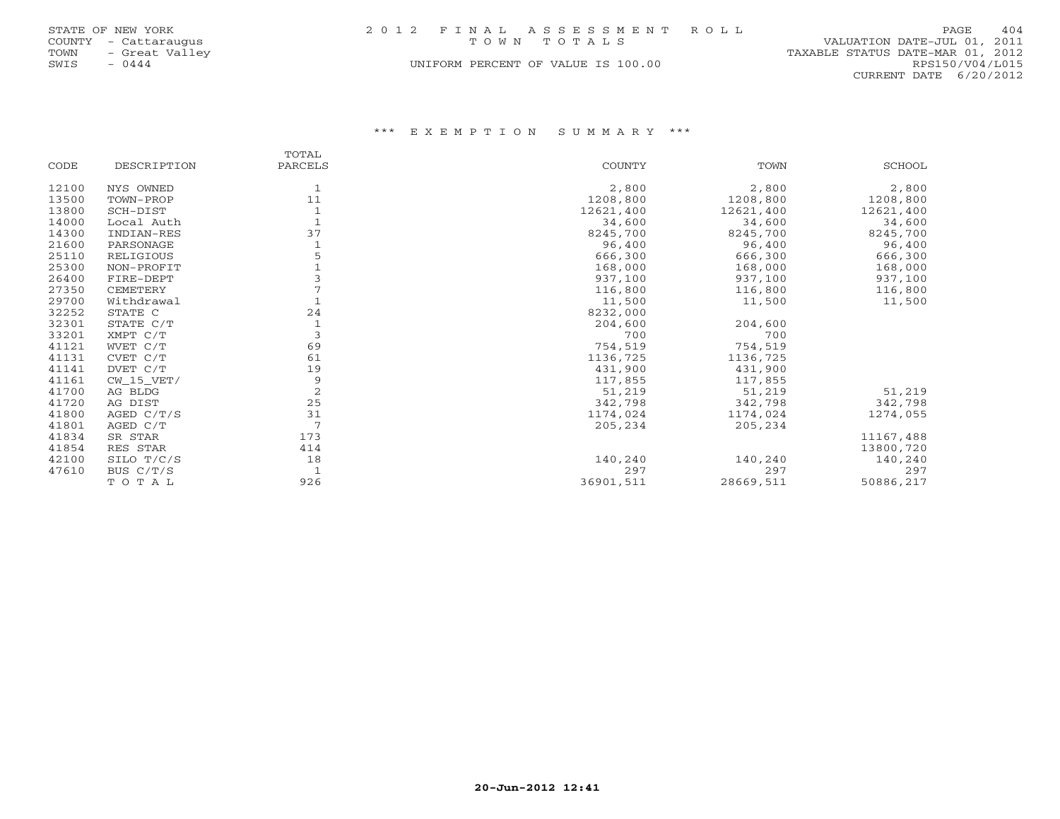STATE OF NEW YORK
COUNTY - Cattaraugus
TOWN - Great Valley
SWIS - 0444

2 0 1 2 F I N A L A S S E S S M E N T R O L L
T O W N T O T A L S
UNIFORM PERCENT OF VALUE IS 100.00

VALUATION DATE-JUL 01, 2011
TAXABLE STATUS DATE-MAR 01, 2012
RPS150/V04/L015
CURRENT DATE 6/20/2012

### \*\*\* E X E M P T I O N S U M M A R Y \*\*\*

| CODE | DESCRIPTION | TOTAL PARCELS | COUNTY | TOWN | SCHOOL |
|---|---|---|---|---|---|
| 12100 | NYS OWNED | 1 | 2,800 | 2,800 | 2,800 |
| 13500 | TOWN-PROP | 11 | 1208,800 | 1208,800 | 1208,800 |
| 13800 | SCH-DIST | 1 | 12621,400 | 12621,400 | 12621,400 |
| 14000 | Local Auth | 1 | 34,600 | 34,600 | 34,600 |
| 14300 | INDIAN-RES | 37 | 8245,700 | 8245,700 | 8245,700 |
| 21600 | PARSONAGE | 1 | 96,400 | 96,400 | 96,400 |
| 25110 | RELIGIOUS | 5 | 666,300 | 666,300 | 666,300 |
| 25300 | NON-PROFIT | 1 | 168,000 | 168,000 | 168,000 |
| 26400 | FIRE-DEPT | 3 | 937,100 | 937,100 | 937,100 |
| 27350 | CEMETERY | 7 | 116,800 | 116,800 | 116,800 |
| 29700 | Withdrawal | 1 | 11,500 | 11,500 | 11,500 |
| 32252 | STATE C | 24 | 8232,000 | | |
| 32301 | STATE C/T | 1 | 204,600 | 204,600 | |
| 33201 | XMPT C/T | 3 | 700 | 700 | |
| 41121 | WVET C/T | 69 | 754,519 | 754,519 | |
| 41131 | CVET C/T | 61 | 1136,725 | 1136,725 | |
| 41141 | DVET C/T | 19 | 431,900 | 431,900 | |
| 41161 | CW_15_VET/ | 9 | 117,855 | 117,855 | |
| 41700 | AG BLDG | 2 | 51,219 | 51,219 | 51,219 |
| 41720 | AG DIST | 25 | 342,798 | 342,798 | 342,798 |
| 41800 | AGED C/T/S | 31 | 1174,024 | 1174,024 | 1274,055 |
| 41801 | AGED C/T | 7 | 205,234 | 205,234 | |
| 41834 | SR STAR | 173 | | | 11167,488 |
| 41854 | RES STAR | 414 | | | 13800,720 |
| 42100 | SILO T/C/S | 18 | 140,240 | 140,240 | 140,240 |
| 47610 | BUS C/T/S | 1 | 297 | 297 | 297 |
| | T O T A L | 926 | 36901,511 | 28669,511 | 50886,217 |

20-Jun-2012 12:41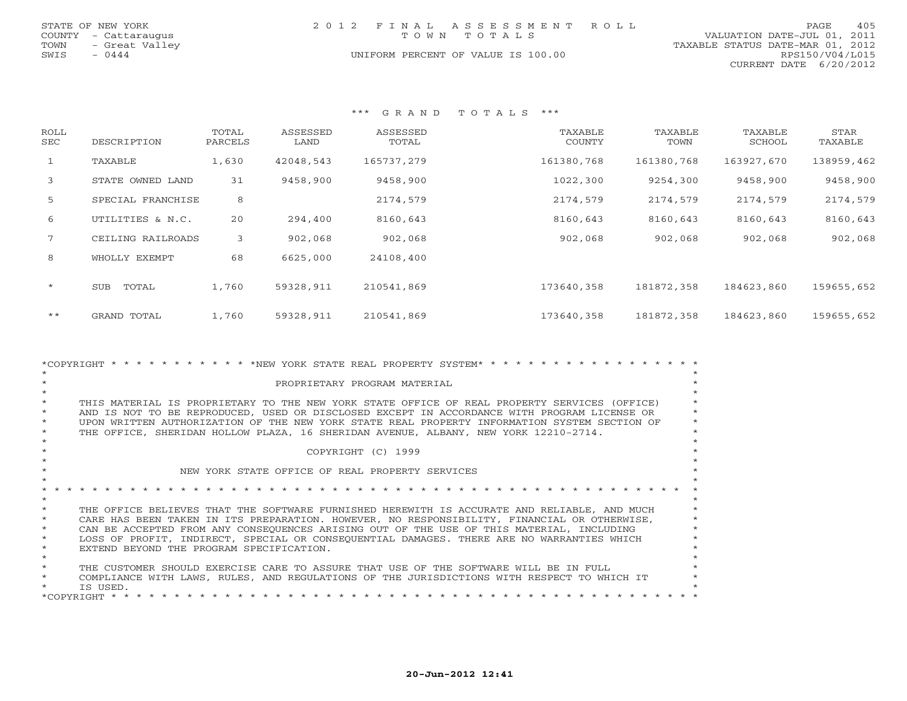STATE OF NEW YORK
COUNTY - Cattaraugus
TOWN - Great Valley
SWIS - 0444

2012 FINAL ASSESSMENT ROLL
TOWN TOTALS
UNIFORM PERCENT OF VALUE IS 100.00

VALUATION DATE-JUL 01, 2011
TAXABLE STATUS DATE-MAR 01, 2012
RPS150/V04/L015
CURRENT DATE 6/20/2012

## *** GRAND TOTALS ***

| ROLL SEC | DESCRIPTION | TOTAL PARCELS | ASSESSED LAND | ASSESSED TOTAL | TAXABLE COUNTY | TAXABLE TOWN | TAXABLE SCHOOL | STAR TAXABLE |
|---|---|---|---|---|---|---|---|---|
| 1 | TAXABLE | 1,630 | 42048,543 | 165737,279 | 161380,768 | 161380,768 | 163927,670 | 138959,462 |
| 3 | STATE OWNED LAND | 31 | 9458,900 | 9458,900 | 1022,300 | 9254,300 | 9458,900 | 9458,900 |
| 5 | SPECIAL FRANCHISE | 8 | | 2174,579 | 2174,579 | 2174,579 | 2174,579 | 2174,579 |
| 6 | UTILITIES & N.C. | 20 | 294,400 | 8160,643 | 8160,643 | 8160,643 | 8160,643 | 8160,643 |
| 7 | CEILING RAILROADS | 3 | 902,068 | 902,068 | 902,068 | 902,068 | 902,068 | 902,068 |
| 8 | WHOLLY EXEMPT | 68 | 6625,000 | 24108,400 | | | | |
| * | SUB TOTAL | 1,760 | 59328,911 | 210541,869 | 173640,358 | 181872,358 | 184623,860 | 159655,652 |
| ** | GRAND TOTAL | 1,760 | 59328,911 | 210541,869 | 173640,358 | 181872,358 | 184623,860 | 159655,652 |

*COPYRIGHT * * * * * * * * * * * *NEW YORK STATE REAL PROPERTY SYSTEM* * * * * * * * * * * * * * * * * * *

PROPRIETARY PROGRAM MATERIAL

THIS MATERIAL IS PROPRIETARY TO THE NEW YORK STATE OFFICE OF REAL PROPERTY SERVICES (OFFICE) AND IS NOT TO BE REPRODUCED, USED OR DISCLOSED EXCEPT IN ACCORDANCE WITH PROGRAM LICENSE OR UPON WRITTEN AUTHORIZATION OF THE NEW YORK STATE REAL PROPERTY INFORMATION SYSTEM SECTION OF THE OFFICE, SHERIDAN HOLLOW PLAZA, 16 SHERIDAN AVENUE, ALBANY, NEW YORK 12210-2714.

COPYRIGHT (C) 1999

NEW YORK STATE OFFICE OF REAL PROPERTY SERVICES

THE OFFICE BELIEVES THAT THE SOFTWARE FURNISHED HEREWITH IS ACCURATE AND RELIABLE, AND MUCH CARE HAS BEEN TAKEN IN ITS PREPARATION. HOWEVER, NO RESPONSIBILITY, FINANCIAL OR OTHERWISE, CAN BE ACCEPTED FROM ANY CONSEQUENCES ARISING OUT OF THE USE OF THIS MATERIAL, INCLUDING LOSS OF PROFIT, INDIRECT, SPECIAL OR CONSEQUENTIAL DAMAGES. THERE ARE NO WARRANTIES WHICH EXTEND BEYOND THE PROGRAM SPECIFICATION.

THE CUSTOMER SHOULD EXERCISE CARE TO ASSURE THAT USE OF THE SOFTWARE WILL BE IN FULL COMPLIANCE WITH LAWS, RULES, AND REGULATIONS OF THE JURISDICTIONS WITH RESPECT TO WHICH IT IS USED.

*COPYRIGHT * * * * * * * * * * * * * * * * * * * * * * * * * * * * * * * * * * * * * * * * * * * * * *

20-Jun-2012 12:41